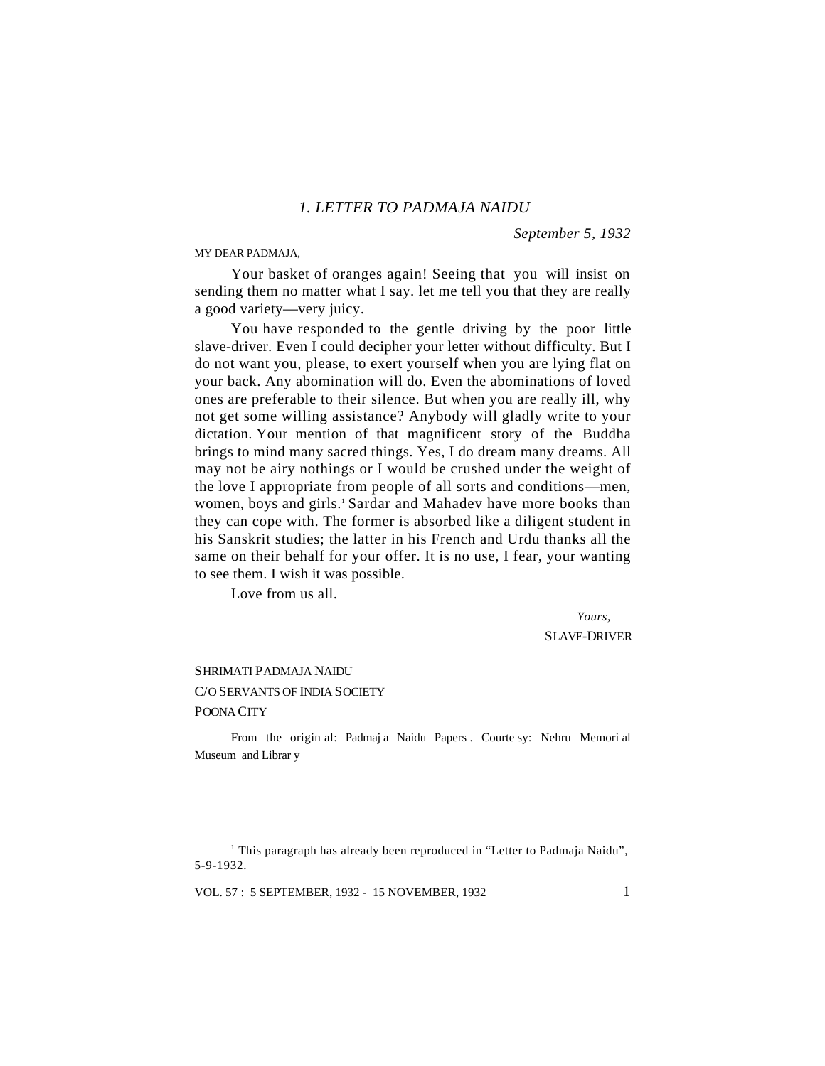# *1. LETTER TO PADMAJA NAIDU*

*September 5, 1932*

MY DEAR PADMAJA,

Your basket of oranges again! Seeing that you will insist on sending them no matter what I say. let me tell you that they are really a good variety—very juicy.

You have responded to the gentle driving by the poor little slave-driver. Even I could decipher your letter without difficulty. But I do not want you, please, to exert yourself when you are lying flat on your back. Any abomination will do. Even the abominations of loved ones are preferable to their silence. But when you are really ill, why not get some willing assistance? Anybody will gladly write to your dictation. Your mention of that magnificent story of the Buddha brings to mind many sacred things. Yes, I do dream many dreams. All may not be airy nothings or I would be crushed under the weight of the love I appropriate from people of all sorts and conditions—men, women, boys and girls.[1] Sardar and Mahadev have more books than they can cope with. The former is absorbed like a diligent student in his Sanskrit studies; the latter in his French and Urdu thanks all the same on their behalf for your offer. It is no use, I fear, your wanting to see them. I wish it was possible.

Love from us all.

*Yours,*
SLAVE-DRIVER

SHRIMATI PADMAJA NAIDU
C/O SERVANTS OF INDIA SOCIETY
POONA CITY

From the original: Padmaja Naidu Papers. Courtesy: Nehru Memorial Museum and Library

[1] This paragraph has already been reproduced in "Letter to Padmaja Naidu", 5-9-1932.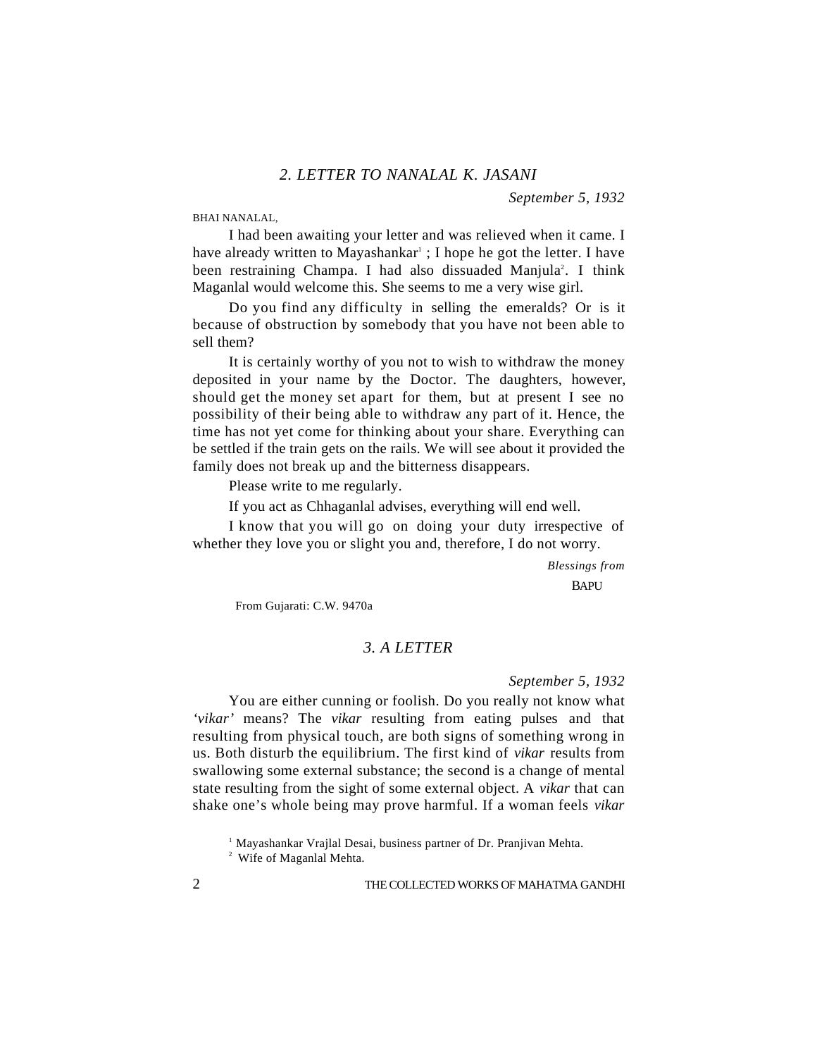## *2. LETTER TO NANALAL K. JASANI*

*September 5, 1932*

BHAI NANALAL,

I had been awaiting your letter and was relieved when it came. I have already written to Mayashankar[1] ; I hope he got the letter. I have been restraining Champa. I had also dissuaded Manjula[2]. I think Maganlal would welcome this. She seems to me a very wise girl.

Do you find any difficulty in selling the emeralds? Or is it because of obstruction by somebody that you have not been able to sell them?

It is certainly worthy of you not to wish to withdraw the money deposited in your name by the Doctor. The daughters, however, should get the money set apart for them, but at present I see no possibility of their being able to withdraw any part of it. Hence, the time has not yet come for thinking about your share. Everything can be settled if the train gets on the rails. We will see about it provided the family does not break up and the bitterness disappears.

Please write to me regularly.

If you act as Chhaganlal advises, everything will end well.

I know that you will go on doing your duty irrespective of whether they love you or slight you and, therefore, I do not worry.

*Blessings from*

BAPU

From Gujarati: C.W. 9470a

## *3. A LETTER*

*September 5, 1932*

You are either cunning or foolish. Do you really not know what *'vikar'* means? The *vikar* resulting from eating pulses and that resulting from physical touch, are both signs of something wrong in us. Both disturb the equilibrium. The first kind of *vikar* results from swallowing some external substance; the second is a change of mental state resulting from the sight of some external object. A *vikar* that can shake one's whole being may prove harmful. If a woman feels *vikar*

[1] Mayashankar Vrajlal Desai, business partner of Dr. Pranjivan Mehta.

[2] Wife of Maganlal Mehta.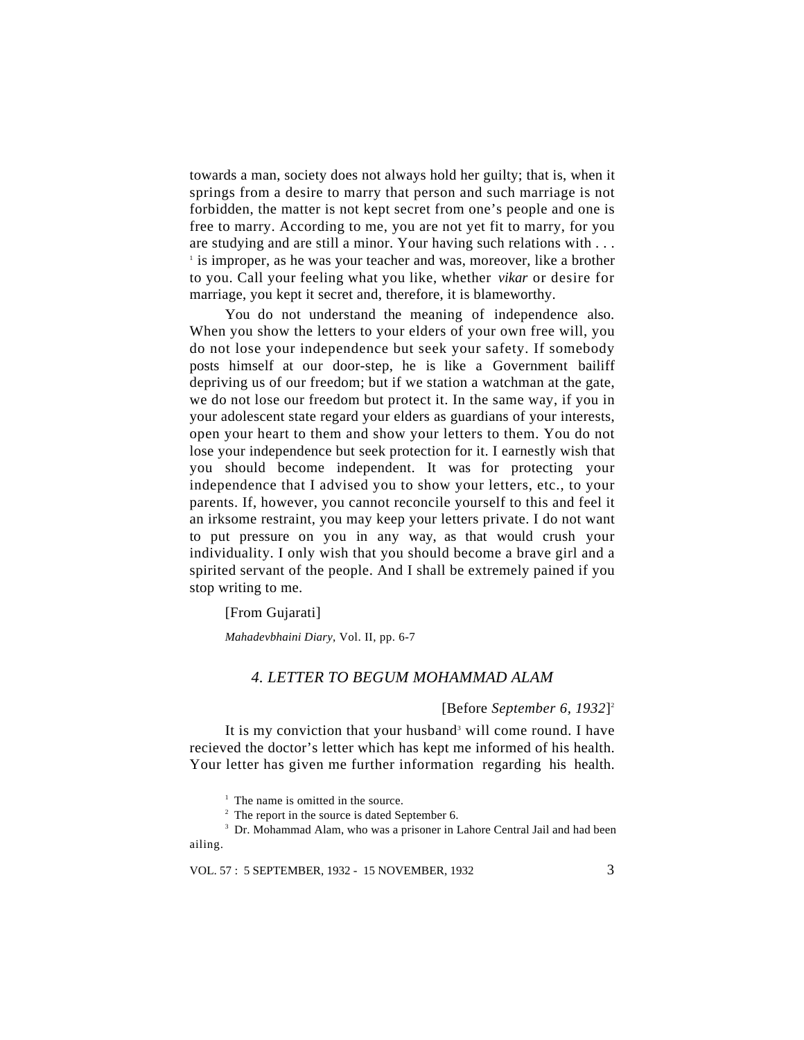towards a man, society does not always hold her guilty; that is, when it springs from a desire to marry that person and such marriage is not forbidden, the matter is not kept secret from one's people and one is free to marry. According to me, you are not yet fit to marry, for you are studying and are still a minor. Your having such relations with . . . [1] is improper, as he was your teacher and was, moreover, like a brother to you. Call your feeling what you like, whether *vikar* or desire for marriage, you kept it secret and, therefore, it is blameworthy.

You do not understand the meaning of independence also. When you show the letters to your elders of your own free will, you do not lose your independence but seek your safety. If somebody posts himself at our door-step, he is like a Government bailiff depriving us of our freedom; but if we station a watchman at the gate, we do not lose our freedom but protect it. In the same way, if you in your adolescent state regard your elders as guardians of your interests, open your heart to them and show your letters to them. You do not lose your independence but seek protection for it. I earnestly wish that you should become independent. It was for protecting your independence that I advised you to show your letters, etc., to your parents. If, however, you cannot reconcile yourself to this and feel it an irksome restraint, you may keep your letters private. I do not want to put pressure on you in any way, as that would crush your individuality. I only wish that you should become a brave girl and a spirited servant of the people. And I shall be extremely pained if you stop writing to me.

[From Gujarati]

*Mahadevbhaini Diary*, Vol. II, pp. 6-7

## *4. LETTER TO BEGUM MOHAMMAD ALAM*

[Before *September 6, 1932*][2]

It is my conviction that your husband[3] will come round. I have recieved the doctor's letter which has kept me informed of his health. Your letter has given me further information regarding his health.

---

[1] The name is omitted in the source.

[2] The report in the source is dated September 6.

[3] Dr. Mohammad Alam, who was a prisoner in Lahore Central Jail and had been ailing.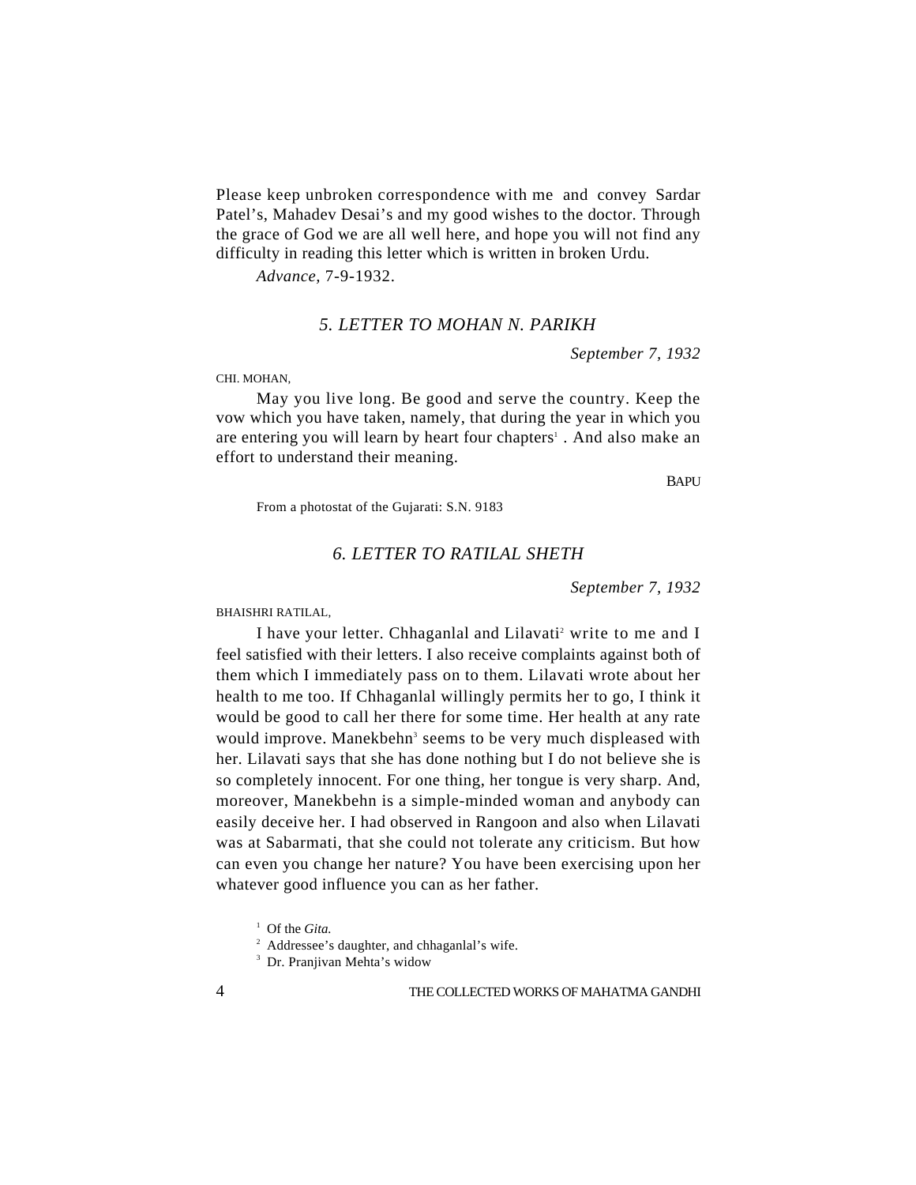Please keep unbroken correspondence with me and convey Sardar Patel's, Mahadev Desai's and my good wishes to the doctor. Through the grace of God we are all well here, and hope you will not find any difficulty in reading this letter which is written in broken Urdu.

*Advance,* 7-9-1932.

### *5. LETTER TO MOHAN N. PARIKH*

*September 7, 1932*

CHI. MOHAN,

May you live long. Be good and serve the country. Keep the vow which you have taken, namely, that during the year in which you are entering you will learn by heart four chapters[1] . And also make an effort to understand their meaning.

BAPU

From a photostat of the Gujarati: S.N. 9183

### *6. LETTER TO RATILAL SHETH*

*September 7, 1932*

BHAISHRI RATILAL,

I have your letter. Chhaganlal and Lilavati[2] write to me and I feel satisfied with their letters. I also receive complaints against both of them which I immediately pass on to them. Lilavati wrote about her health to me too. If Chhaganlal willingly permits her to go, I think it would be good to call her there for some time. Her health at any rate would improve. Manekbehn[3] seems to be very much displeased with her. Lilavati says that she has done nothing but I do not believe she is so completely innocent. For one thing, her tongue is very sharp. And, moreover, Manekbehn is a simple-minded woman and anybody can easily deceive her. I had observed in Rangoon and also when Lilavati was at Sabarmati, that she could not tolerate any criticism. But how can even you change her nature? You have been exercising upon her whatever good influence you can as her father.

[1] Of the *Gita.*

[2] Addressee's daughter, and chhaganlal's wife.

[3] Dr. Pranjivan Mehta's widow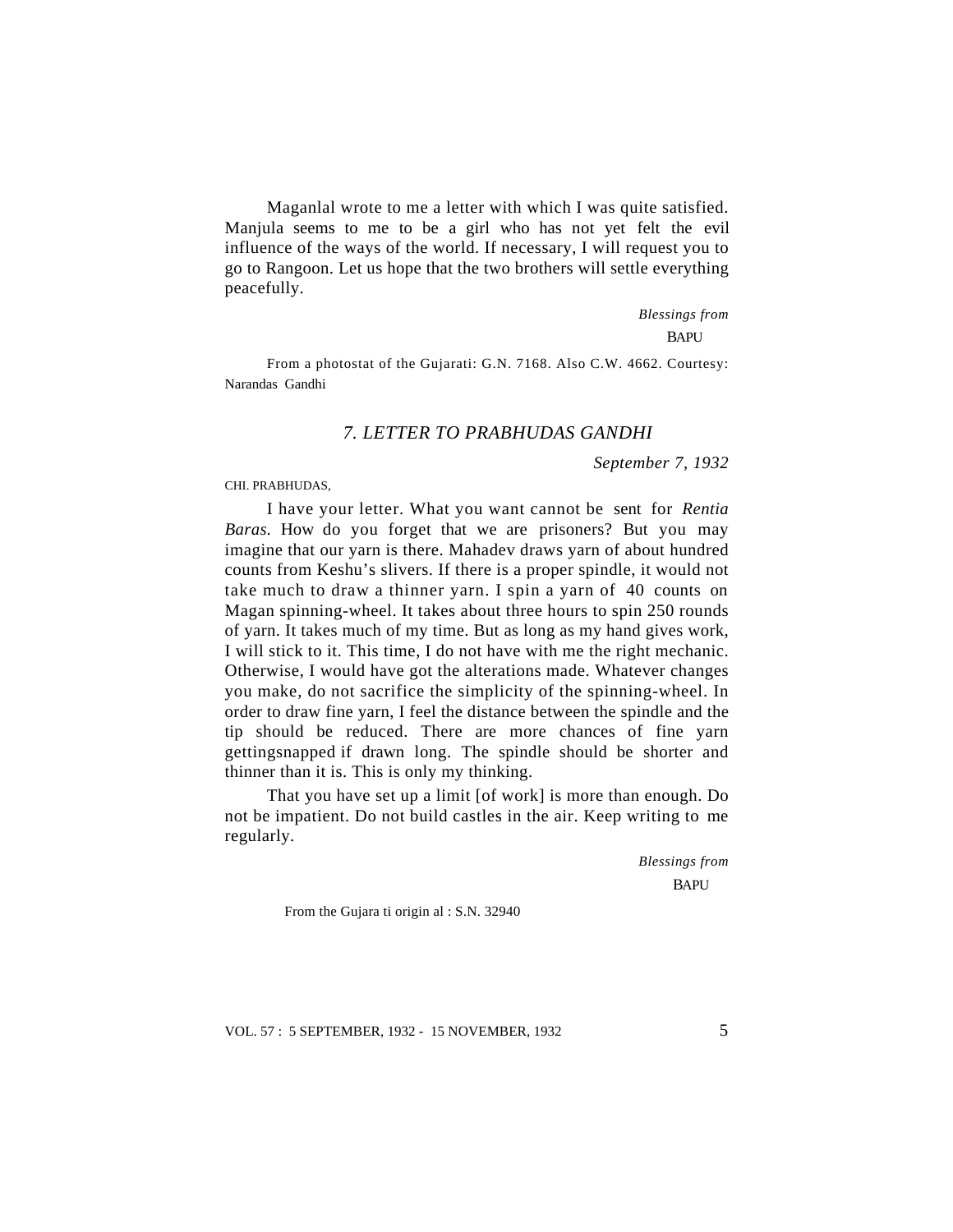Maganlal wrote to me a letter with which I was quite satisfied. Manjula seems to me to be a girl who has not yet felt the evil influence of the ways of the world. If necessary, I will request you to go to Rangoon. Let us hope that the two brothers will settle everything peacefully.

*Blessings from*

BAPU

From a photostat of the Gujarati: G.N. 7168. Also C.W. 4662. Courtesy: Narandas Gandhi

## *7. LETTER TO PRABHUDAS GANDHI*

*September 7, 1932*

CHI. PRABHUDAS,

I have your letter. What you want cannot be sent for *Rentia Baras.* How do you forget that we are prisoners? But you may imagine that our yarn is there. Mahadev draws yarn of about hundred counts from Keshu's slivers. If there is a proper spindle, it would not take much to draw a thinner yarn. I spin a yarn of 40 counts on Magan spinning-wheel. It takes about three hours to spin 250 rounds of yarn. It takes much of my time. But as long as my hand gives work, I will stick to it. This time, I do not have with me the right mechanic. Otherwise, I would have got the alterations made. Whatever changes you make, do not sacrifice the simplicity of the spinning-wheel. In order to draw fine yarn, I feel the distance between the spindle and the tip should be reduced. There are more chances of fine yarn gettingsnapped if drawn long. The spindle should be shorter and thinner than it is. This is only my thinking.

That you have set up a limit [of work] is more than enough. Do not be impatient. Do not build castles in the air. Keep writing to me regularly.

*Blessings from*

BAPU

From the Gujara ti origin al : S.N. 32940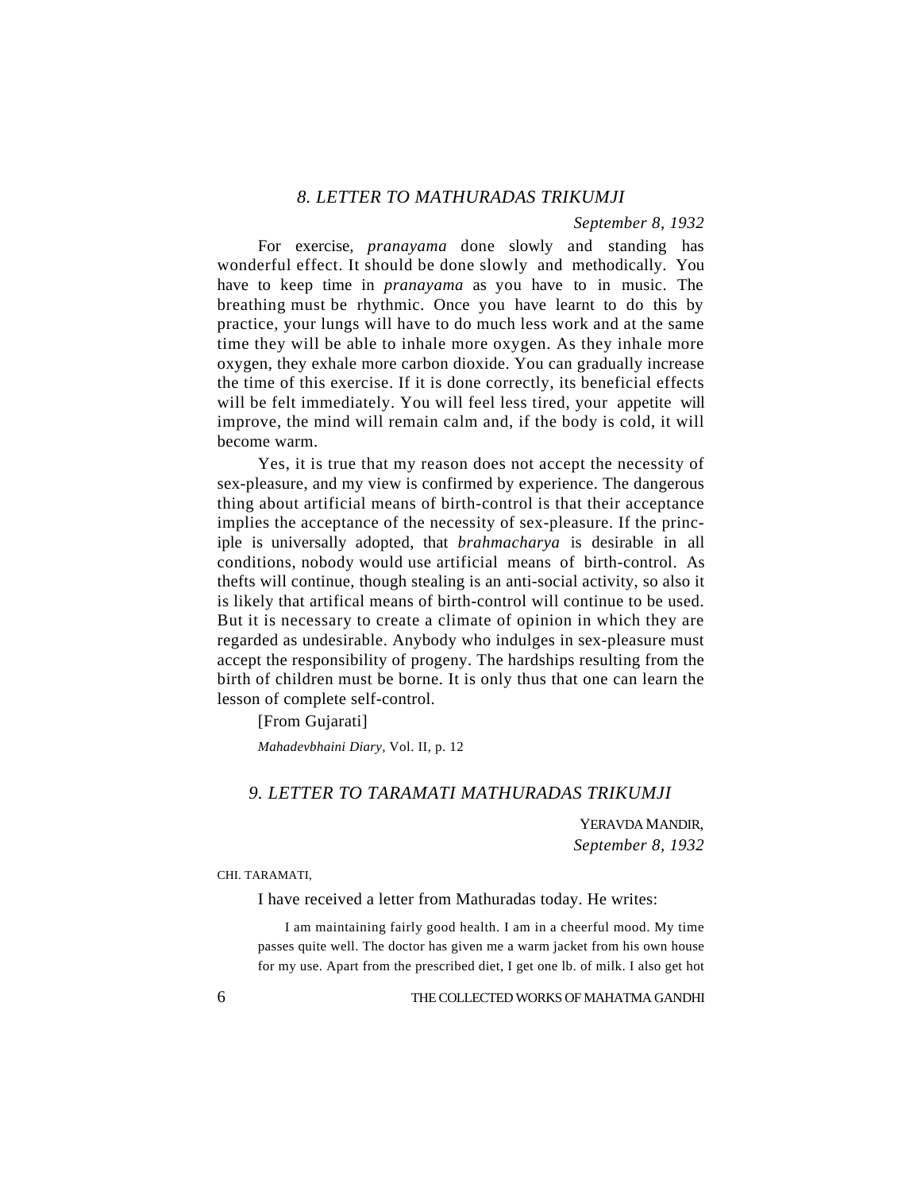## *8. LETTER TO MATHURADAS TRIKUMJI*

*September 8, 1932*

For exercise, *pranayama* done slowly and standing has wonderful effect. It should be done slowly and methodically. You have to keep time in *pranayama* as you have to in music. The breathing must be rhythmic. Once you have learnt to do this by practice, your lungs will have to do much less work and at the same time they will be able to inhale more oxygen. As they inhale more oxygen, they exhale more carbon dioxide. You can gradually increase the time of this exercise. If it is done correctly, its beneficial effects will be felt immediately. You will feel less tired, your appetite will improve, the mind will remain calm and, if the body is cold, it will become warm.

Yes, it is true that my reason does not accept the necessity of sex-pleasure, and my view is confirmed by experience. The dangerous thing about artificial means of birth-control is that their acceptance implies the acceptance of the necessity of sex-pleasure. If the principle is universally adopted, that *brahmacharya* is desirable in all conditions, nobody would use artificial means of birth-control. As thefts will continue, though stealing is an anti-social activity, so also it is likely that artifical means of birth-control will continue to be used. But it is necessary to create a climate of opinion in which they are regarded as undesirable. Anybody who indulges in sex-pleasure must accept the responsibility of progeny. The hardships resulting from the birth of children must be borne. It is only thus that one can learn the lesson of complete self-control.

[From Gujarati]

*Mahadevbhaini Diary,* Vol. II, p. 12

## *9. LETTER TO TARAMATI MATHURADAS TRIKUMJI*

YERAVDA MANDIR,
*September 8, 1932*

CHI. TARAMATI,

I have received a letter from Mathuradas today. He writes:

> I am maintaining fairly good health. I am in a cheerful mood. My time passes quite well. The doctor has given me a warm jacket from his own house for my use. Apart from the prescribed diet, I get one lb. of milk. I also get hot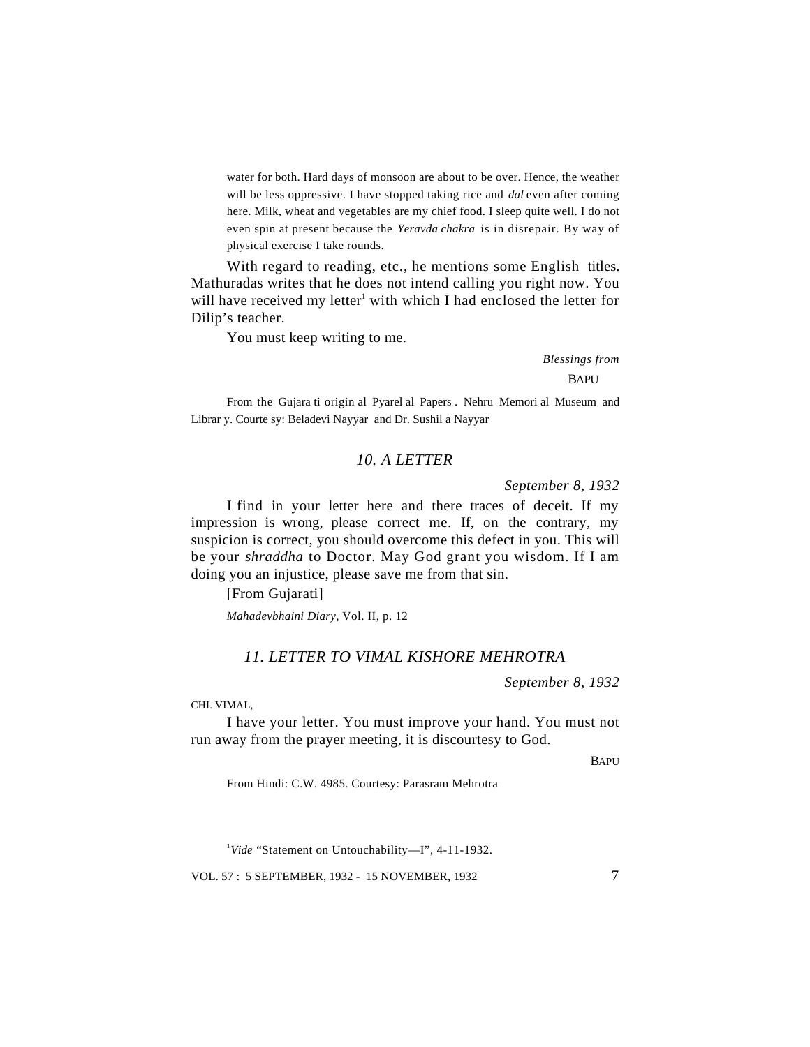water for both. Hard days of monsoon are about to be over. Hence, the weather will be less oppressive. I have stopped taking rice and *dal* even after coming here. Milk, wheat and vegetables are my chief food. I sleep quite well. I do not even spin at present because the *Yeravda chakra* is in disrepair. By way of physical exercise I take rounds.

With regard to reading, etc., he mentions some English titles. Mathuradas writes that he does not intend calling you right now. You will have received my letter[1] with which I had enclosed the letter for Dilip's teacher.

You must keep writing to me.

*Blessings from*
BAPU

From the Gujarati original Pyarelal Papers. Nehru Memorial Museum and Library. Courtesy: Beladevi Nayyar and Dr. Sushila Nayyar

## *10. A LETTER*

*September 8, 1932*

I find in your letter here and there traces of deceit. If my impression is wrong, please correct me. If, on the contrary, my suspicion is correct, you should overcome this defect in you. This will be your *shraddha* to Doctor. May God grant you wisdom. If I am doing you an injustice, please save me from that sin.

[From Gujarati]

*Mahadevbhaini Diary*, Vol. II, p. 12

## *11. LETTER TO VIMAL KISHORE MEHROTRA*

*September 8, 1932*

CHI. VIMAL,

I have your letter. You must improve your hand. You must not run away from the prayer meeting, it is discourtesy to God.

BAPU

From Hindi: C.W. 4985. Courtesy: Parasram Mehrotra

[1] *Vide* "Statement on Untouchability—I", 4-11-1932.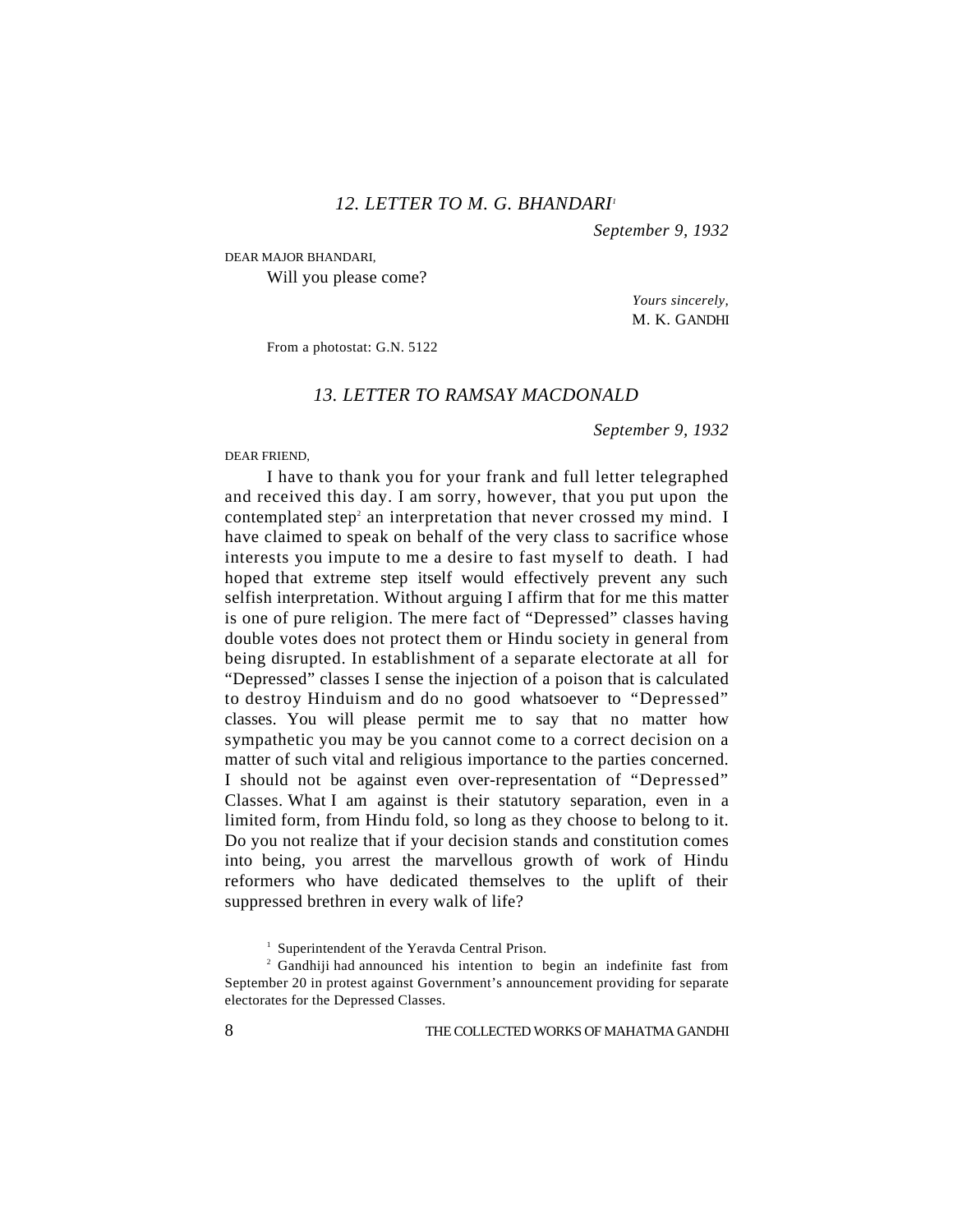## *12. LETTER TO M. G. BHANDARI*[1]

*September 9, 1932*

DEAR MAJOR BHANDARI,

Will you please come?

*Yours sincerely,*
M. K. GANDHI

From a photostat: G.N. 5122

## *13. LETTER TO RAMSAY MACDONALD*

*September 9, 1932*

DEAR FRIEND,

I have to thank you for your frank and full letter telegraphed and received this day. I am sorry, however, that you put upon the contemplated step[2] an interpretation that never crossed my mind. I have claimed to speak on behalf of the very class to sacrifice whose interests you impute to me a desire to fast myself to death. I had hoped that extreme step itself would effectively prevent any such selfish interpretation. Without arguing I affirm that for me this matter is one of pure religion. The mere fact of "Depressed" classes having double votes does not protect them or Hindu society in general from being disrupted. In establishment of a separate electorate at all for "Depressed" classes I sense the injection of a poison that is calculated to destroy Hinduism and do no good whatsoever to "Depressed" classes. You will please permit me to say that no matter how sympathetic you may be you cannot come to a correct decision on a matter of such vital and religious importance to the parties concerned. I should not be against even over-representation of "Depressed" Classes. What I am against is their statutory separation, even in a limited form, from Hindu fold, so long as they choose to belong to it. Do you not realize that if your decision stands and constitution comes into being, you arrest the marvellous growth of work of Hindu reformers who have dedicated themselves to the uplift of their suppressed brethren in every walk of life?

---

[1] Superintendent of the Yeravda Central Prison.

[2] Gandhiji had announced his intention to begin an indefinite fast from September 20 in protest against Government's announcement providing for separate electorates for the Depressed Classes.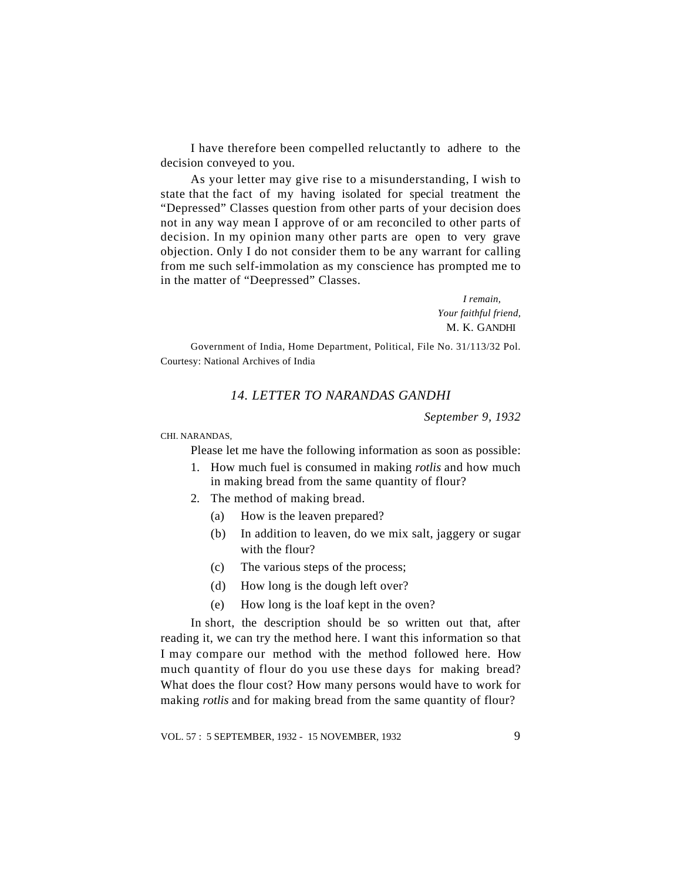I have therefore been compelled reluctantly to adhere to the decision conveyed to you.

As your letter may give rise to a misunderstanding, I wish to state that the fact of my having isolated for special treatment the "Depressed" Classes question from other parts of your decision does not in any way mean I approve of or am reconciled to other parts of decision. In my opinion many other parts are open to very grave objection. Only I do not consider them to be any warrant for calling from me such self-immolation as my conscience has prompted me to in the matter of "Deepressed" Classes.

*I remain,*
*Your faithful friend,*
M. K. GANDHI

Government of India, Home Department, Political, File No. 31/113/32 Pol. Courtesy: National Archives of India

## *14. LETTER TO NARANDAS GANDHI*

*September 9, 1932*

CHI. NARANDAS,

Please let me have the following information as soon as possible:

1. How much fuel is consumed in making *rotlis* and how much in making bread from the same quantity of flour?
2. The method of making bread.
   - (a) How is the leaven prepared?
   - (b) In addition to leaven, do we mix salt, jaggery or sugar with the flour?
   - (c) The various steps of the process;
   - (d) How long is the dough left over?
   - (e) How long is the loaf kept in the oven?

In short, the description should be so written out that, after reading it, we can try the method here. I want this information so that I may compare our method with the method followed here. How much quantity of flour do you use these days for making bread? What does the flour cost? How many persons would have to work for making *rotlis* and for making bread from the same quantity of flour?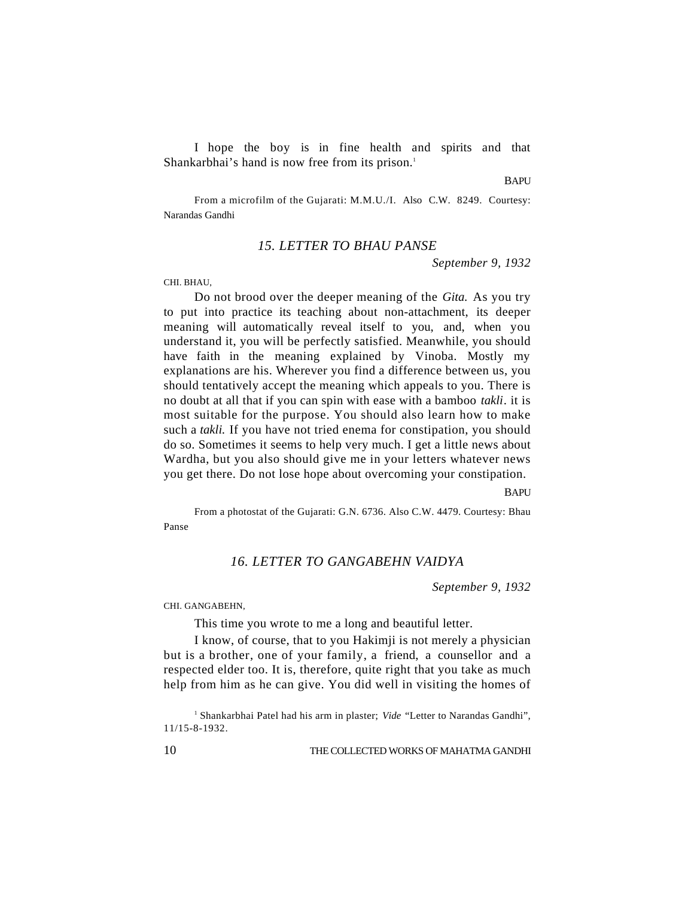I hope the boy is in fine health and spirits and that Shankarbhai's hand is now free from its prison.[1]

BAPU

From a microfilm of the Gujarati: M.M.U./I. Also C.W. 8249. Courtesy: Narandas Gandhi

### *15. LETTER TO BHAU PANSE*

*September 9, 1932*

CHI. BHAU,

Do not brood over the deeper meaning of the *Gita.* As you try to put into practice its teaching about non-attachment, its deeper meaning will automatically reveal itself to you, and, when you understand it, you will be perfectly satisfied. Meanwhile, you should have faith in the meaning explained by Vinoba. Mostly my explanations are his. Wherever you find a difference between us, you should tentatively accept the meaning which appeals to you. There is no doubt at all that if you can spin with ease with a bamboo *takli*. it is most suitable for the purpose. You should also learn how to make such a *takli.* If you have not tried enema for constipation, you should do so. Sometimes it seems to help very much. I get a little news about Wardha, but you also should give me in your letters whatever news you get there. Do not lose hope about overcoming your constipation.

BAPU

From a photostat of the Gujarati: G.N. 6736. Also C.W. 4479. Courtesy: Bhau Panse

### *16. LETTER TO GANGABEHN VAIDYA*

*September 9, 1932*

CHI. GANGABEHN,

This time you wrote to me a long and beautiful letter.

I know, of course, that to you Hakimji is not merely a physician but is a brother, one of your family, a friend, a counsellor and a respected elder too. It is, therefore, quite right that you take as much help from him as he can give. You did well in visiting the homes of

---

[1] Shankarbhai Patel had his arm in plaster; *Vide* "Letter to Narandas Gandhi", 11/15-8-1932.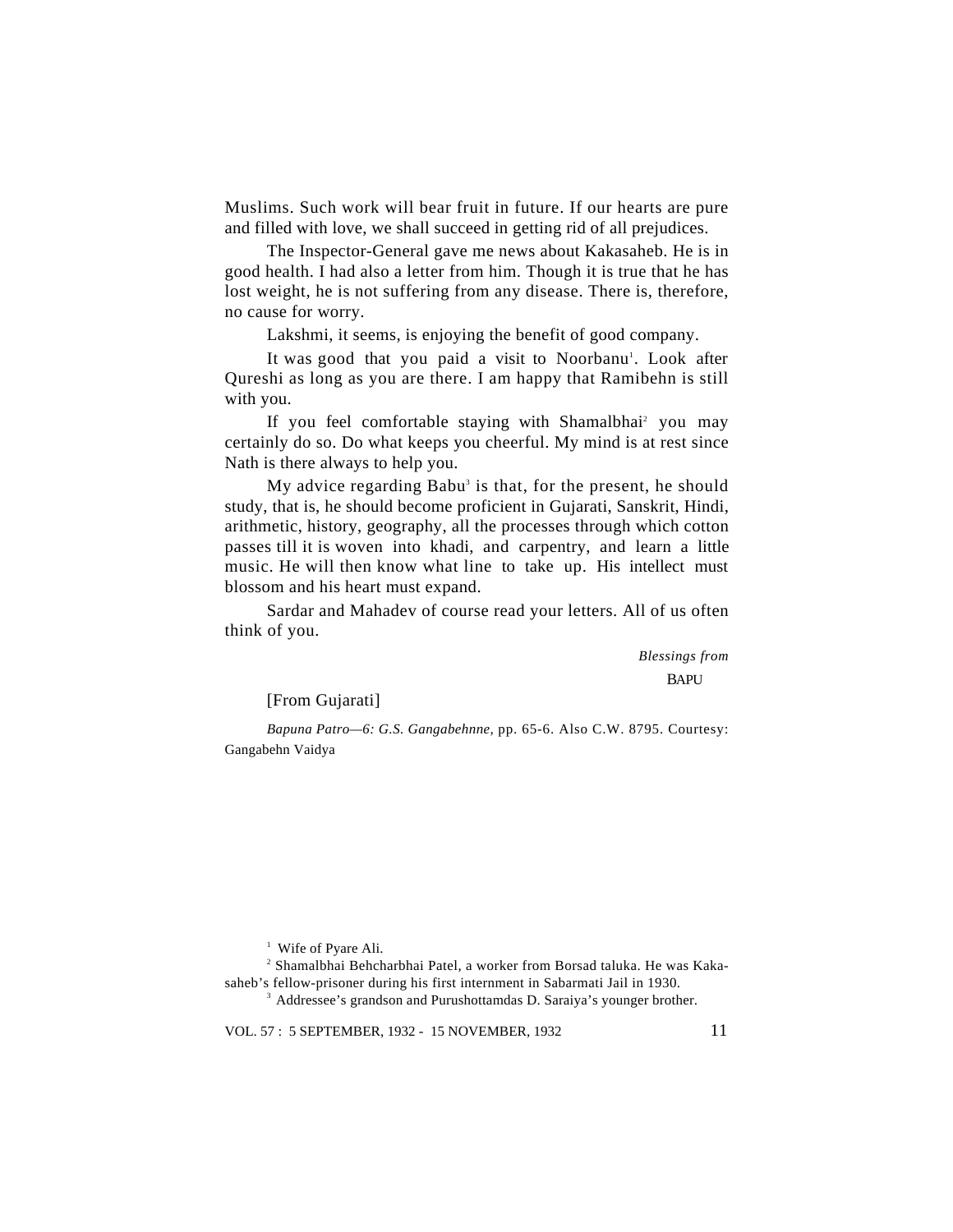Muslims. Such work will bear fruit in future. If our hearts are pure and filled with love, we shall succeed in getting rid of all prejudices.

The Inspector-General gave me news about Kakasaheb. He is in good health. I had also a letter from him. Though it is true that he has lost weight, he is not suffering from any disease. There is, therefore, no cause for worry.

Lakshmi, it seems, is enjoying the benefit of good company.

It was good that you paid a visit to Noorbanu[1]. Look after Qureshi as long as you are there. I am happy that Ramibehn is still with you.

If you feel comfortable staying with Shamalbhai[2] you may certainly do so. Do what keeps you cheerful. My mind is at rest since Nath is there always to help you.

My advice regarding Babu[3] is that, for the present, he should study, that is, he should become proficient in Gujarati, Sanskrit, Hindi, arithmetic, history, geography, all the processes through which cotton passes till it is woven into khadi, and carpentry, and learn a little music. He will then know what line to take up. His intellect must blossom and his heart must expand.

Sardar and Mahadev of course read your letters. All of us often think of you.

*Blessings from*

BAPU

[From Gujarati]

*Bapuna Patro—6: G.S. Gangabehnne,* pp. 65-6. Also C.W. 8795. Courtesy: Gangabehn Vaidya

---

[1] Wife of Pyare Ali.

[2] Shamalbhai Behcharbhai Patel, a worker from Borsad taluka. He was Kakasaheb's fellow-prisoner during his first internment in Sabarmati Jail in 1930.

[3] Addressee's grandson and Purushottamdas D. Saraiya's younger brother.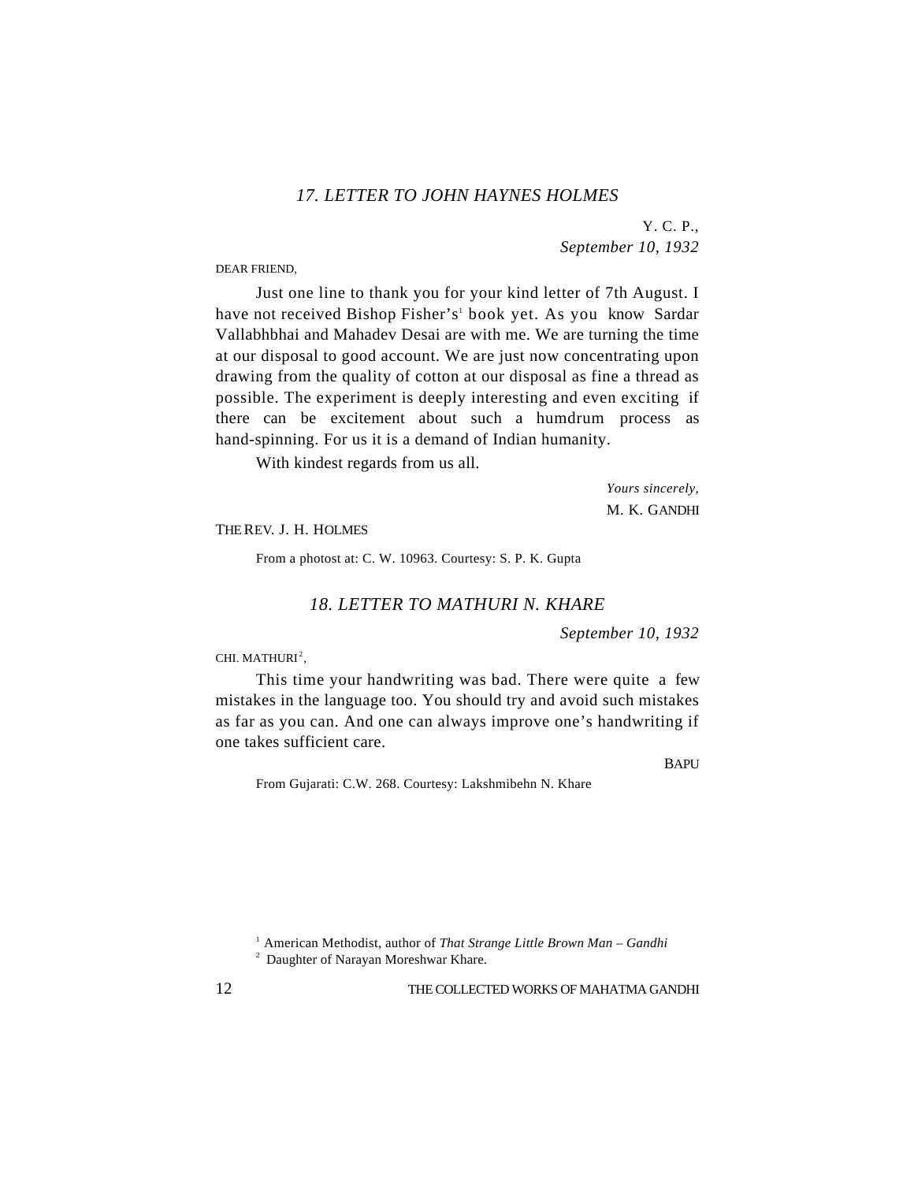## *17. LETTER TO JOHN HAYNES HOLMES*

Y. C. P.,
*September 10, 1932*

DEAR FRIEND,

Just one line to thank you for your kind letter of 7th August. I have not received Bishop Fisher's[1] book yet. As you know Sardar Vallabhbhai and Mahadev Desai are with me. We are turning the time at our disposal to good account. We are just now concentrating upon drawing from the quality of cotton at our disposal as fine a thread as possible. The experiment is deeply interesting and even exciting if there can be excitement about such a humdrum process as hand-spinning. For us it is a demand of Indian humanity.

With kindest regards from us all.

*Yours sincerely,*
M. K. GANDHI

THE REV. J. H. HOLMES

From a photost at: C. W. 10963. Courtesy: S. P. K. Gupta

## *18. LETTER TO MATHURI N. KHARE*

*September 10, 1932*

CHI. MATHURI[2],

This time your handwriting was bad. There were quite a few mistakes in the language too. You should try and avoid such mistakes as far as you can. And one can always improve one's handwriting if one takes sufficient care.

BAPU

From Gujarati: C.W. 268. Courtesy: Lakshmibehn N. Khare

[1] American Methodist, author of *That Strange Little Brown Man – Gandhi*

[2] Daughter of Narayan Moreshwar Khare.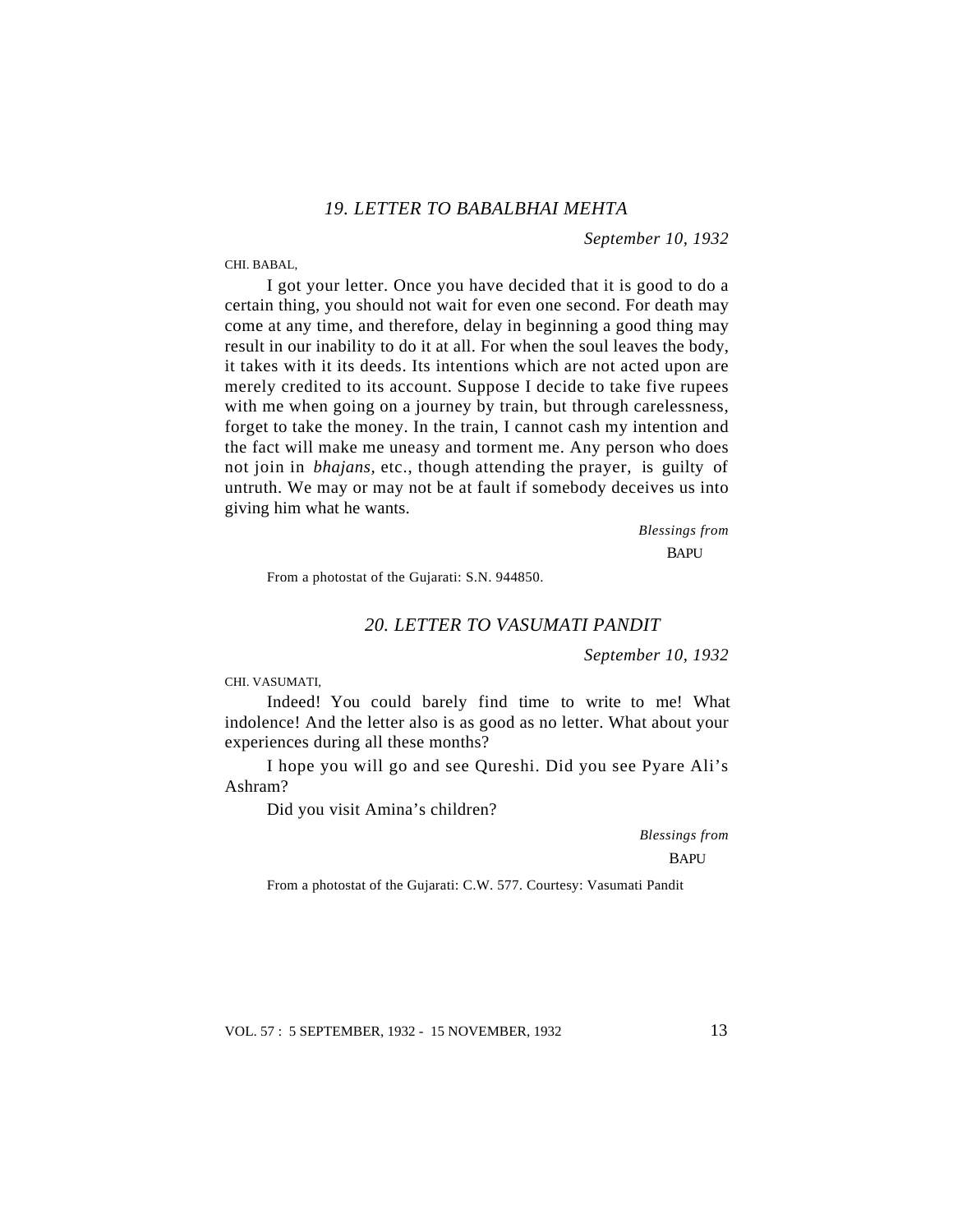## *19. LETTER TO BABALBHAI MEHTA*

*September 10, 1932*

CHI. BABAL,

I got your letter. Once you have decided that it is good to do a certain thing, you should not wait for even one second. For death may come at any time, and therefore, delay in beginning a good thing may result in our inability to do it at all. For when the soul leaves the body, it takes with it its deeds. Its intentions which are not acted upon are merely credited to its account. Suppose I decide to take five rupees with me when going on a journey by train, but through carelessness, forget to take the money. In the train, I cannot cash my intention and the fact will make me uneasy and torment me. Any person who does not join in *bhajans*, etc., though attending the prayer, is guilty of untruth. We may or may not be at fault if somebody deceives us into giving him what he wants.

*Blessings from*

BAPU

From a photostat of the Gujarati: S.N. 944850.

## *20. LETTER TO VASUMATI PANDIT*

*September 10, 1932*

CHI. VASUMATI,

Indeed! You could barely find time to write to me! What indolence! And the letter also is as good as no letter. What about your experiences during all these months?

I hope you will go and see Qureshi. Did you see Pyare Ali's Ashram?

Did you visit Amina's children?

*Blessings from*

BAPU

From a photostat of the Gujarati: C.W. 577. Courtesy: Vasumati Pandit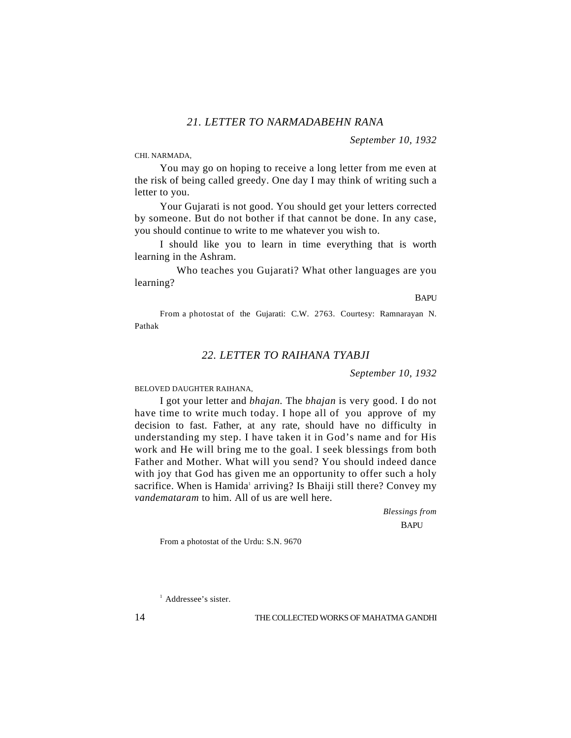## *21. LETTER TO NARMADABEHN RANA*

*September 10, 1932*

CHI. NARMADA,

You may go on hoping to receive a long letter from me even at the risk of being called greedy. One day I may think of writing such a letter to you.

Your Gujarati is not good. You should get your letters corrected by someone. But do not bother if that cannot be done. In any case, you should continue to write to me whatever you wish to.

I should like you to learn in time everything that is worth learning in the Ashram.

Who teaches you Gujarati? What other languages are you learning?

BAPU

From a photostat of the Gujarati: C.W. 2763. Courtesy: Ramnarayan N. Pathak

## *22. LETTER TO RAIHANA TYABJI*

*September 10, 1932*

BELOVED DAUGHTER RAIHANA,

I got your letter and *bhajan.* The *bhajan* is very good. I do not have time to write much today. I hope all of you approve of my decision to fast. Father, at any rate, should have no difficulty in understanding my step. I have taken it in God's name and for His work and He will bring me to the goal. I seek blessings from both Father and Mother. What will you send? You should indeed dance with joy that God has given me an opportunity to offer such a holy sacrifice. When is Hamida[1] arriving? Is Bhaiji still there? Convey my *vandemataram* to him. All of us are well here.

*Blessings from*

BAPU

From a photostat of the Urdu: S.N. 9670

[1] Addressee's sister.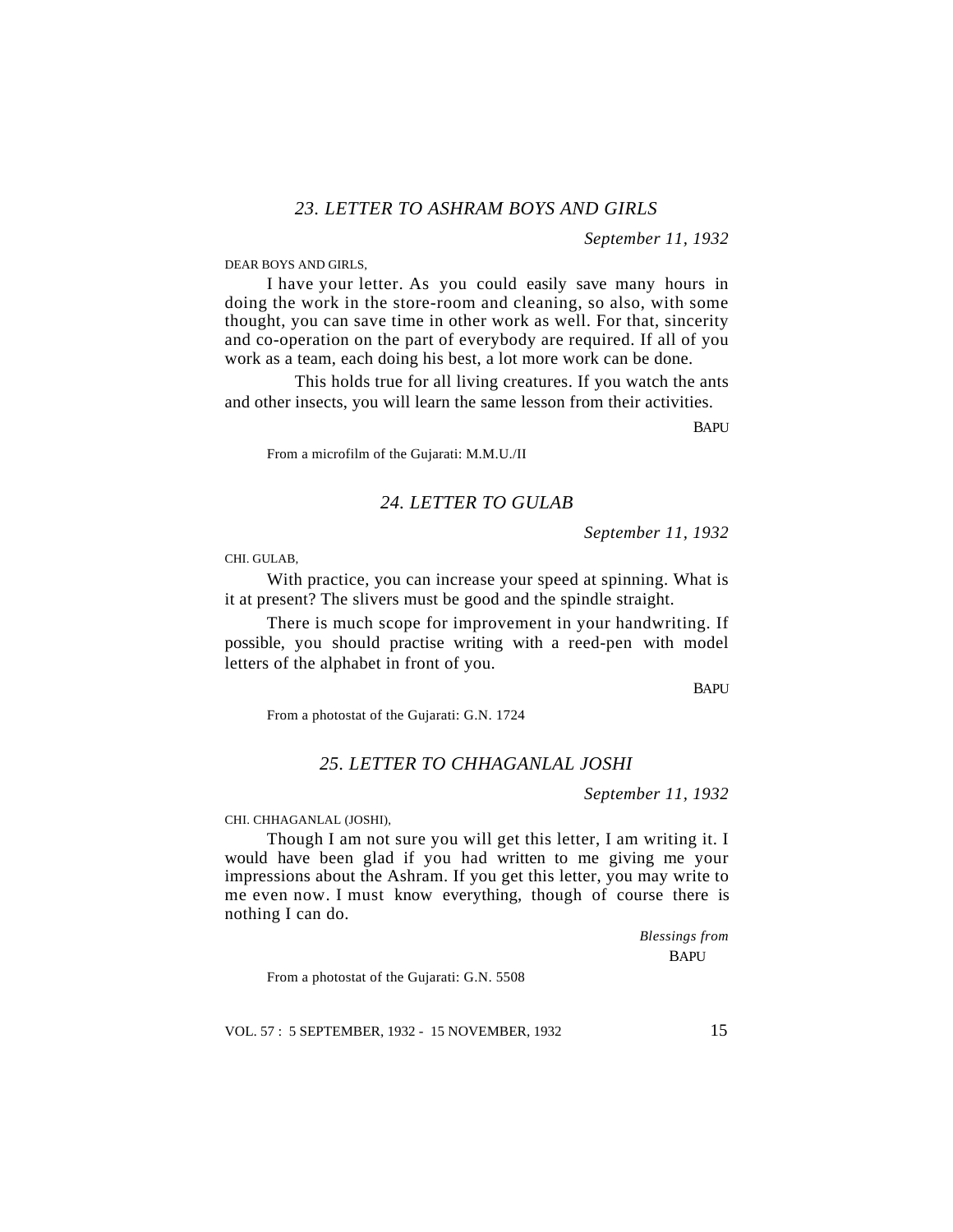## *23. LETTER TO ASHRAM BOYS AND GIRLS*

*September 11, 1932*

DEAR BOYS AND GIRLS,

I have your letter. As you could easily save many hours in doing the work in the store-room and cleaning, so also, with some thought, you can save time in other work as well. For that, sincerity and co-operation on the part of everybody are required. If all of you work as a team, each doing his best, a lot more work can be done.

This holds true for all living creatures. If you watch the ants and other insects, you will learn the same lesson from their activities.

BAPU

From a microfilm of the Gujarati: M.M.U./II

## *24. LETTER TO GULAB*

*September 11, 1932*

CHI. GULAB,

With practice, you can increase your speed at spinning. What is it at present? The slivers must be good and the spindle straight.

There is much scope for improvement in your handwriting. If possible, you should practise writing with a reed-pen with model letters of the alphabet in front of you.

BAPU

From a photostat of the Gujarati: G.N. 1724

## *25. LETTER TO CHHAGANLAL JOSHI*

*September 11, 1932*

CHI. CHHAGANLAL (JOSHI),

Though I am not sure you will get this letter, I am writing it. I would have been glad if you had written to me giving me your impressions about the Ashram. If you get this letter, you may write to me even now. I must know everything, though of course there is nothing I can do.

*Blessings from*
BAPU

From a photostat of the Gujarati: G.N. 5508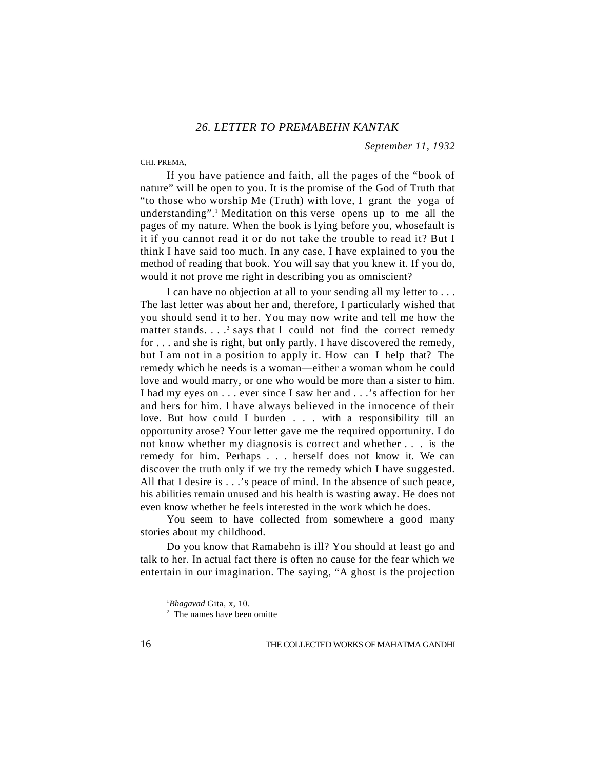## *26. LETTER TO PREMABEHN KANTAK*

*September 11, 1932*

CHI. PREMA,

If you have patience and faith, all the pages of the "book of nature" will be open to you. It is the promise of the God of Truth that "to those who worship Me (Truth) with love, I grant the yoga of understanding".[1] Meditation on this verse opens up to me all the pages of my nature. When the book is lying before you, whosefault is it if you cannot read it or do not take the trouble to read it? But I think I have said too much. In any case, I have explained to you the method of reading that book. You will say that you knew it. If you do, would it not prove me right in describing you as omniscient?

I can have no objection at all to your sending all my letter to . . . The last letter was about her and, therefore, I particularly wished that you should send it to her. You may now write and tell me how the matter stands. . . .[2] says that I could not find the correct remedy for . . . and she is right, but only partly. I have discovered the remedy, but I am not in a position to apply it. How can I help that? The remedy which he needs is a woman—either a woman whom he could love and would marry, or one who would be more than a sister to him. I had my eyes on . . . ever since I saw her and . . .'s affection for her and hers for him. I have always believed in the innocence of their love. But how could I burden . . . with a responsibility till an opportunity arose? Your letter gave me the required opportunity. I do not know whether my diagnosis is correct and whether . . . is the remedy for him. Perhaps . . . herself does not know it. We can discover the truth only if we try the remedy which I have suggested. All that I desire is . . .'s peace of mind. In the absence of such peace, his abilities remain unused and his health is wasting away. He does not even know whether he feels interested in the work which he does.

You seem to have collected from somewhere a good many stories about my childhood.

Do you know that Ramabehn is ill? You should at least go and talk to her. In actual fact there is often no cause for the fear which we entertain in our imagination. The saying, "A ghost is the projection

[1] *Bhagavad* Gita, x, 10.

[2] The names have been omitte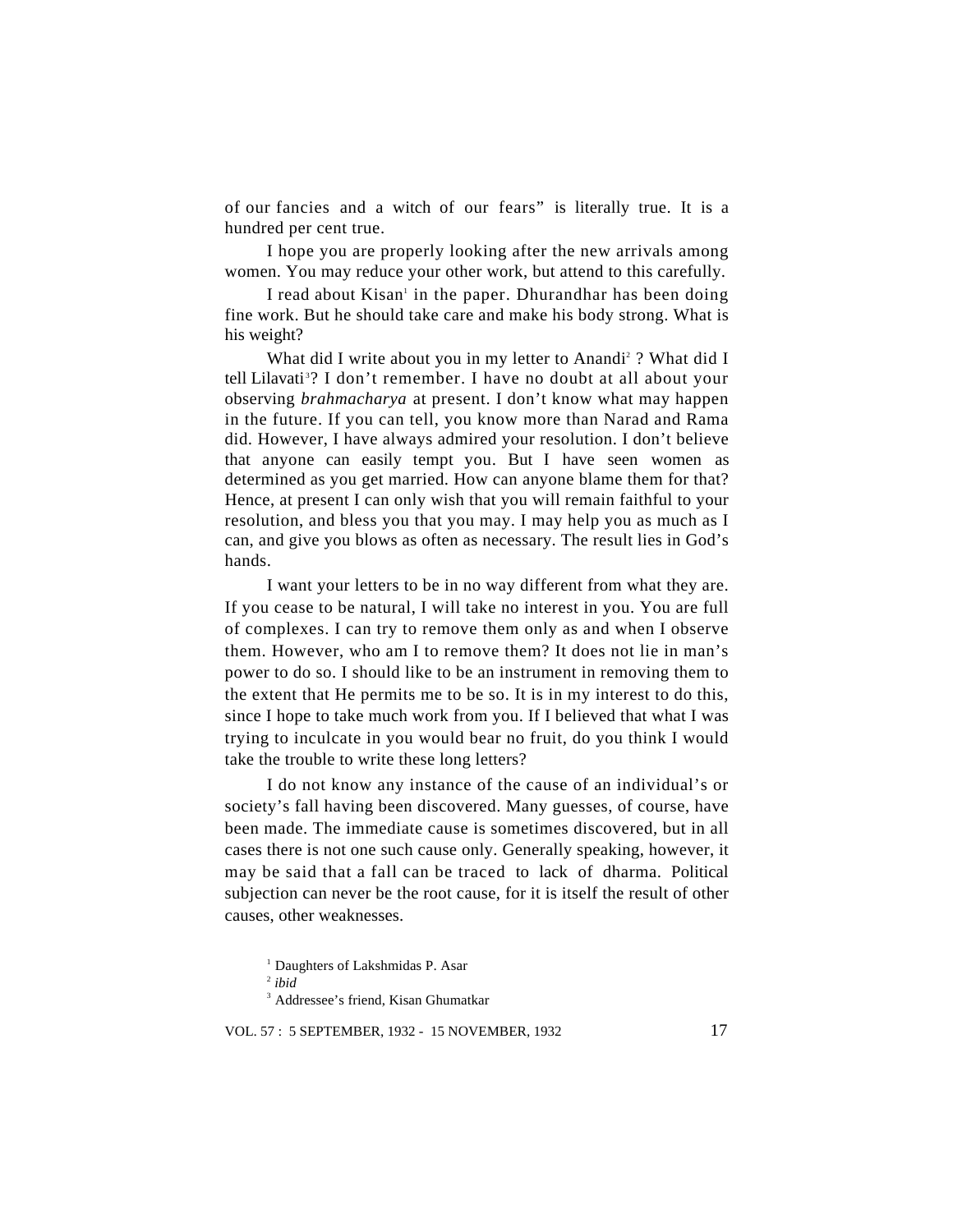of our fancies and a witch of our fears" is literally true. It is a hundred per cent true.

I hope you are properly looking after the new arrivals among women. You may reduce your other work, but attend to this carefully.

I read about Kisan[1] in the paper. Dhurandhar has been doing fine work. But he should take care and make his body strong. What is his weight?

What did I write about you in my letter to Anandi[2] ? What did I tell Lilavati[3]? I don't remember. I have no doubt at all about your observing *brahmacharya* at present. I don't know what may happen in the future. If you can tell, you know more than Narad and Rama did. However, I have always admired your resolution. I don't believe that anyone can easily tempt you. But I have seen women as determined as you get married. How can anyone blame them for that? Hence, at present I can only wish that you will remain faithful to your resolution, and bless you that you may. I may help you as much as I can, and give you blows as often as necessary. The result lies in God's hands.

I want your letters to be in no way different from what they are. If you cease to be natural, I will take no interest in you. You are full of complexes. I can try to remove them only as and when I observe them. However, who am I to remove them? It does not lie in man's power to do so. I should like to be an instrument in removing them to the extent that He permits me to be so. It is in my interest to do this, since I hope to take much work from you. If I believed that what I was trying to inculcate in you would bear no fruit, do you think I would take the trouble to write these long letters?

I do not know any instance of the cause of an individual's or society's fall having been discovered. Many guesses, of course, have been made. The immediate cause is sometimes discovered, but in all cases there is not one such cause only. Generally speaking, however, it may be said that a fall can be traced to lack of dharma. Political subjection can never be the root cause, for it is itself the result of other causes, other weaknesses.

[1] Daughters of Lakshmidas P. Asar

[2] *ibid*

[3] Addressee's friend, Kisan Ghumatkar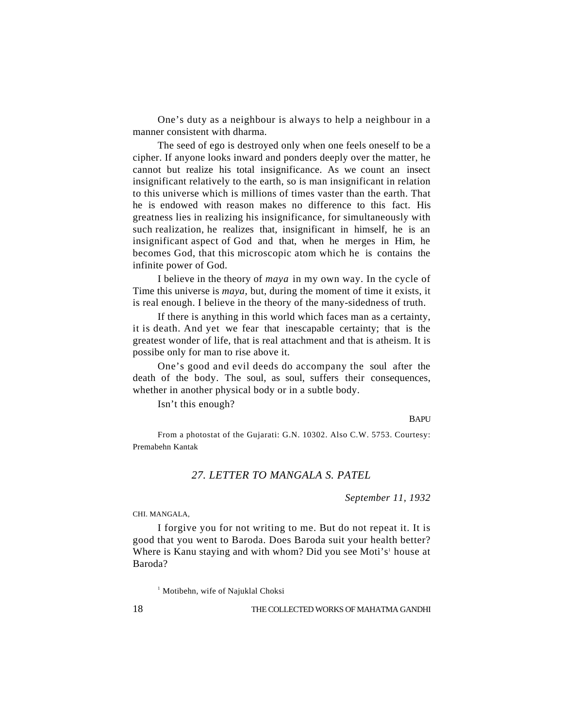One's duty as a neighbour is always to help a neighbour in a manner consistent with dharma.

The seed of ego is destroyed only when one feels oneself to be a cipher. If anyone looks inward and ponders deeply over the matter, he cannot but realize his total insignificance. As we count an insect insignificant relatively to the earth, so is man insignificant in relation to this universe which is millions of times vaster than the earth. That he is endowed with reason makes no difference to this fact. His greatness lies in realizing his insignificance, for simultaneously with such realization, he realizes that, insignificant in himself, he is an insignificant aspect of God and that, when he merges in Him, he becomes God, that this microscopic atom which he is contains the infinite power of God.

I believe in the theory of *maya* in my own way. In the cycle of Time this universe is *maya,* but, during the moment of time it exists, it is real enough. I believe in the theory of the many-sidedness of truth.

If there is anything in this world which faces man as a certainty, it is death. And yet we fear that inescapable certainty; that is the greatest wonder of life, that is real attachment and that is atheism. It is possibe only for man to rise above it.

One's good and evil deeds do accompany the soul after the death of the body. The soul, as soul, suffers their consequences, whether in another physical body or in a subtle body.

Isn't this enough?

BAPU

From a photostat of the Gujarati: G.N. 10302. Also C.W. 5753. Courtesy: Premabehn Kantak

## *27. LETTER TO MANGALA S. PATEL*

*September 11, 1932*

CHI. MANGALA,

I forgive you for not writing to me. But do not repeat it. It is good that you went to Baroda. Does Baroda suit your health better? Where is Kanu staying and with whom? Did you see Moti's[1] house at Baroda?

[1] Motibehn, wife of Najuklal Choksi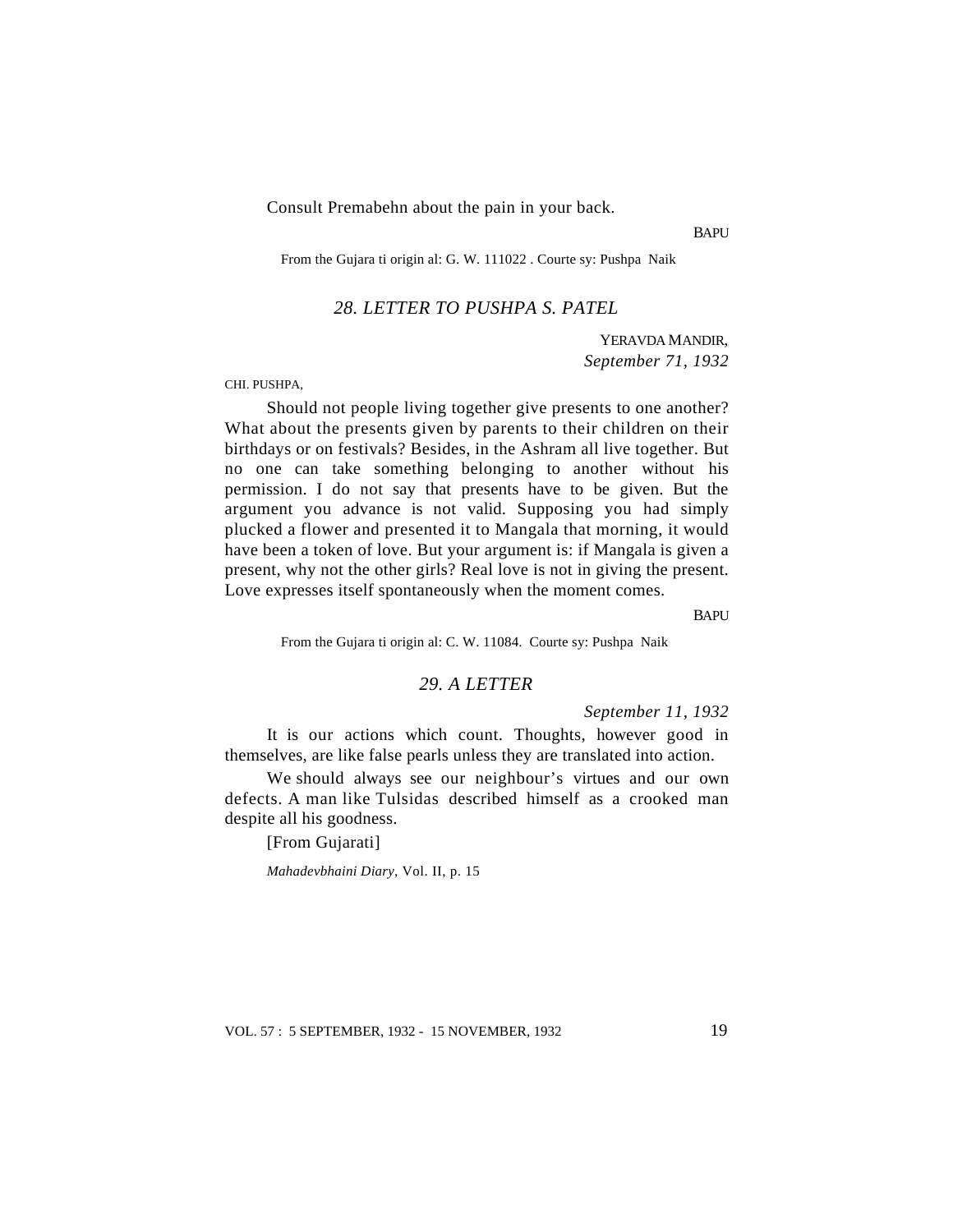Consult Premabehn about the pain in your back.

BAPU

From the Gujarati original: G. W. 111022 . Courtesy: Pushpa Naik

## *28. LETTER TO PUSHPA S. PATEL*

YERAVDA MANDIR,
*September 71, 1932*

CHI. PUSHPA,

Should not people living together give presents to one another? What about the presents given by parents to their children on their birthdays or on festivals? Besides, in the Ashram all live together. But no one can take something belonging to another without his permission. I do not say that presents have to be given. But the argument you advance is not valid. Supposing you had simply plucked a flower and presented it to Mangala that morning, it would have been a token of love. But your argument is: if Mangala is given a present, why not the other girls? Real love is not in giving the present. Love expresses itself spontaneously when the moment comes.

BAPU

From the Gujarati original: C. W. 11084. Courtesy: Pushpa Naik

## *29. A LETTER*

*September 11, 1932*

It is our actions which count. Thoughts, however good in themselves, are like false pearls unless they are translated into action.

We should always see our neighbour's virtues and our own defects. A man like Tulsidas described himself as a crooked man despite all his goodness.

[From Gujarati]

*Mahadevbhaini Diary*, Vol. II, p. 15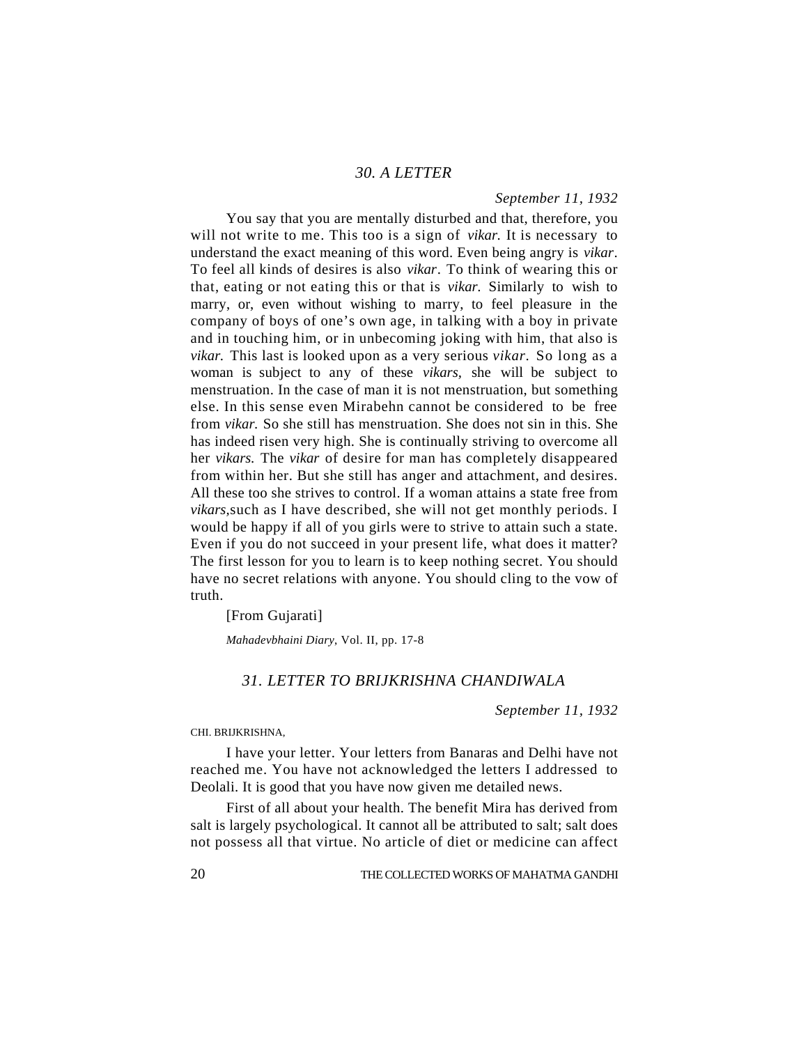## *30. A LETTER*

*September 11, 1932*

You say that you are mentally disturbed and that, therefore, you will not write to me. This too is a sign of *vikar.* It is necessary to understand the exact meaning of this word. Even being angry is *vikar*. To feel all kinds of desires is also *vikar*. To think of wearing this or that, eating or not eating this or that is *vikar.* Similarly to wish to marry, or, even without wishing to marry, to feel pleasure in the company of boys of one's own age, in talking with a boy in private and in touching him, or in unbecoming joking with him, that also is *vikar.* This last is looked upon as a very serious *vikar*. So long as a woman is subject to any of these *vikars,* she will be subject to menstruation. In the case of man it is not menstruation, but something else. In this sense even Mirabehn cannot be considered to be free from *vikar.* So she still has menstruation. She does not sin in this. She has indeed risen very high. She is continually striving to overcome all her *vikars.* The *vikar* of desire for man has completely disappeared from within her. But she still has anger and attachment, and desires. All these too she strives to control. If a woman attains a state free from *vikars,*such as I have described, she will not get monthly periods. I would be happy if all of you girls were to strive to attain such a state. Even if you do not succeed in your present life, what does it matter? The first lesson for you to learn is to keep nothing secret. You should have no secret relations with anyone. You should cling to the vow of truth.

[From Gujarati]

*Mahadevbhaini Diary*, Vol. II, pp. 17-8

## *31. LETTER TO BRIJKRISHNA CHANDIWALA*

*September 11, 1932*

CHI. BRIJKRISHNA,

I have your letter. Your letters from Banaras and Delhi have not reached me. You have not acknowledged the letters I addressed to Deolali. It is good that you have now given me detailed news.

First of all about your health. The benefit Mira has derived from salt is largely psychological. It cannot all be attributed to salt; salt does not possess all that virtue. No article of diet or medicine can affect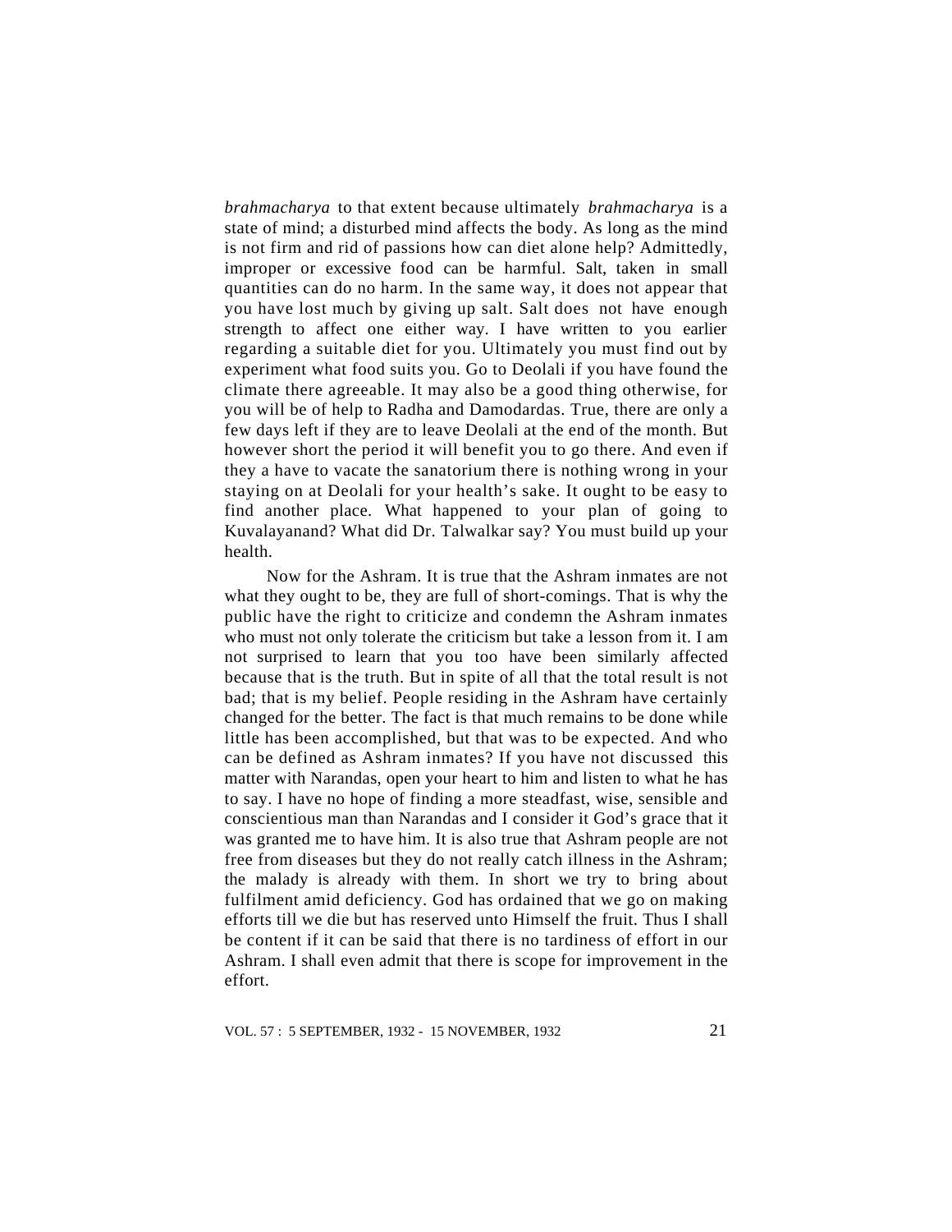*brahmacharya* to that extent because ultimately *brahmacharya* is a state of mind; a disturbed mind affects the body. As long as the mind is not firm and rid of passions how can diet alone help? Admittedly, improper or excessive food can be harmful. Salt, taken in small quantities can do no harm. In the same way, it does not appear that you have lost much by giving up salt. Salt does not have enough strength to affect one either way. I have written to you earlier regarding a suitable diet for you. Ultimately you must find out by experiment what food suits you. Go to Deolali if you have found the climate there agreeable. It may also be a good thing otherwise, for you will be of help to Radha and Damodardas. True, there are only a few days left if they are to leave Deolali at the end of the month. But however short the period it will benefit you to go there. And even if they a have to vacate the sanatorium there is nothing wrong in your staying on at Deolali for your health's sake. It ought to be easy to find another place. What happened to your plan of going to Kuvalayanand? What did Dr. Talwalkar say? You must build up your health.

Now for the Ashram. It is true that the Ashram inmates are not what they ought to be, they are full of short-comings. That is why the public have the right to criticize and condemn the Ashram inmates who must not only tolerate the criticism but take a lesson from it. I am not surprised to learn that you too have been similarly affected because that is the truth. But in spite of all that the total result is not bad; that is my belief. People residing in the Ashram have certainly changed for the better. The fact is that much remains to be done while little has been accomplished, but that was to be expected. And who can be defined as Ashram inmates? If you have not discussed this matter with Narandas, open your heart to him and listen to what he has to say. I have no hope of finding a more steadfast, wise, sensible and conscientious man than Narandas and I consider it God's grace that it was granted me to have him. It is also true that Ashram people are not free from diseases but they do not really catch illness in the Ashram; the malady is already with them. In short we try to bring about fulfilment amid deficiency. God has ordained that we go on making efforts till we die but has reserved unto Himself the fruit. Thus I shall be content if it can be said that there is no tardiness of effort in our Ashram. I shall even admit that there is scope for improvement in the effort.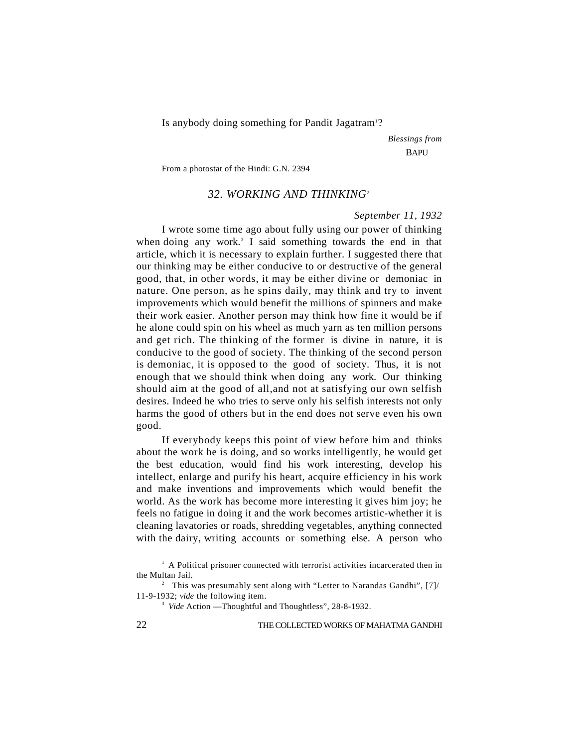Is anybody doing something for Pandit Jagatram[1]?

*Blessings from*
BAPU

From a photostat of the Hindi: G.N. 2394

### *32. WORKING AND THINKING*[2]

*September 11, 1932*

I wrote some time ago about fully using our power of thinking when doing any work.[3] I said something towards the end in that article, which it is necessary to explain further. I suggested there that our thinking may be either conducive to or destructive of the general good, that, in other words, it may be either divine or demoniac in nature. One person, as he spins daily, may think and try to invent improvements which would benefit the millions of spinners and make their work easier. Another person may think how fine it would be if he alone could spin on his wheel as much yarn as ten million persons and get rich. The thinking of the former is divine in nature, it is conducive to the good of society. The thinking of the second person is demoniac, it is opposed to the good of society. Thus, it is not enough that we should think when doing any work. Our thinking should aim at the good of all,and not at satisfying our own selfish desires. Indeed he who tries to serve only his selfish interests not only harms the good of others but in the end does not serve even his own good.

If everybody keeps this point of view before him and thinks about the work he is doing, and so works intelligently, he would get the best education, would find his work interesting, develop his intellect, enlarge and purify his heart, acquire efficiency in his work and make inventions and improvements which would benefit the world. As the work has become more interesting it gives him joy; he feels no fatigue in doing it and the work becomes artistic-whether it is cleaning lavatories or roads, shredding vegetables, anything connected with the dairy, writing accounts or something else. A person who

[1] A Political prisoner connected with terrorist activities incarcerated then in the Multan Jail.

[2] This was presumably sent along with "Letter to Narandas Gandhi", [7]/ 11-9-1932; *vide* the following item.

[3] *Vide* Action —Thoughtful and Thoughtless", 28-8-1932.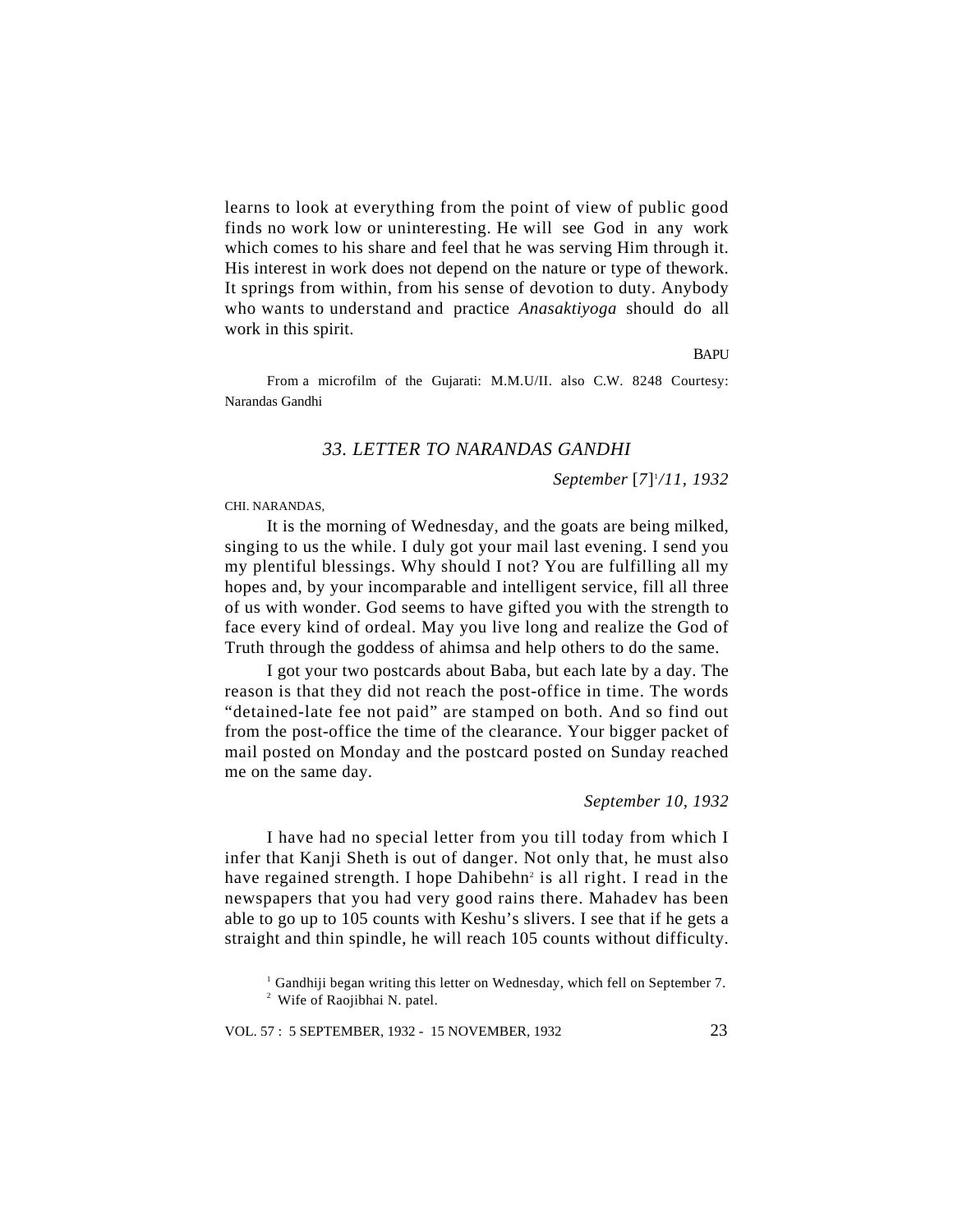learns to look at everything from the point of view of public good finds no work low or uninteresting. He will see God in any work which comes to his share and feel that he was serving Him through it. His interest in work does not depend on the nature or type of thework. It springs from within, from his sense of devotion to duty. Anybody who wants to understand and practice *Anasaktiyoga* should do all work in this spirit.

BAPU

From a microfilm of the Gujarati: M.M.U/II. also C.W. 8248 Courtesy: Narandas Gandhi

## *33. LETTER TO NARANDAS GANDHI*

*September* [*7*][1]*/11, 1932*

CHI. NARANDAS,

It is the morning of Wednesday, and the goats are being milked, singing to us the while. I duly got your mail last evening. I send you my plentiful blessings. Why should I not? You are fulfilling all my hopes and, by your incomparable and intelligent service, fill all three of us with wonder. God seems to have gifted you with the strength to face every kind of ordeal. May you live long and realize the God of Truth through the goddess of ahimsa and help others to do the same.

I got your two postcards about Baba, but each late by a day. The reason is that they did not reach the post-office in time. The words "detained-late fee not paid" are stamped on both. And so find out from the post-office the time of the clearance. Your bigger packet of mail posted on Monday and the postcard posted on Sunday reached me on the same day.

*September 10, 1932*

I have had no special letter from you till today from which I infer that Kanji Sheth is out of danger. Not only that, he must also have regained strength. I hope Dahibehn[2] is all right. I read in the newspapers that you had very good rains there. Mahadev has been able to go up to 105 counts with Keshu's slivers. I see that if he gets a straight and thin spindle, he will reach 105 counts without difficulty.

[1] Gandhiji began writing this letter on Wednesday, which fell on September 7.

[2] Wife of Raojibhai N. patel.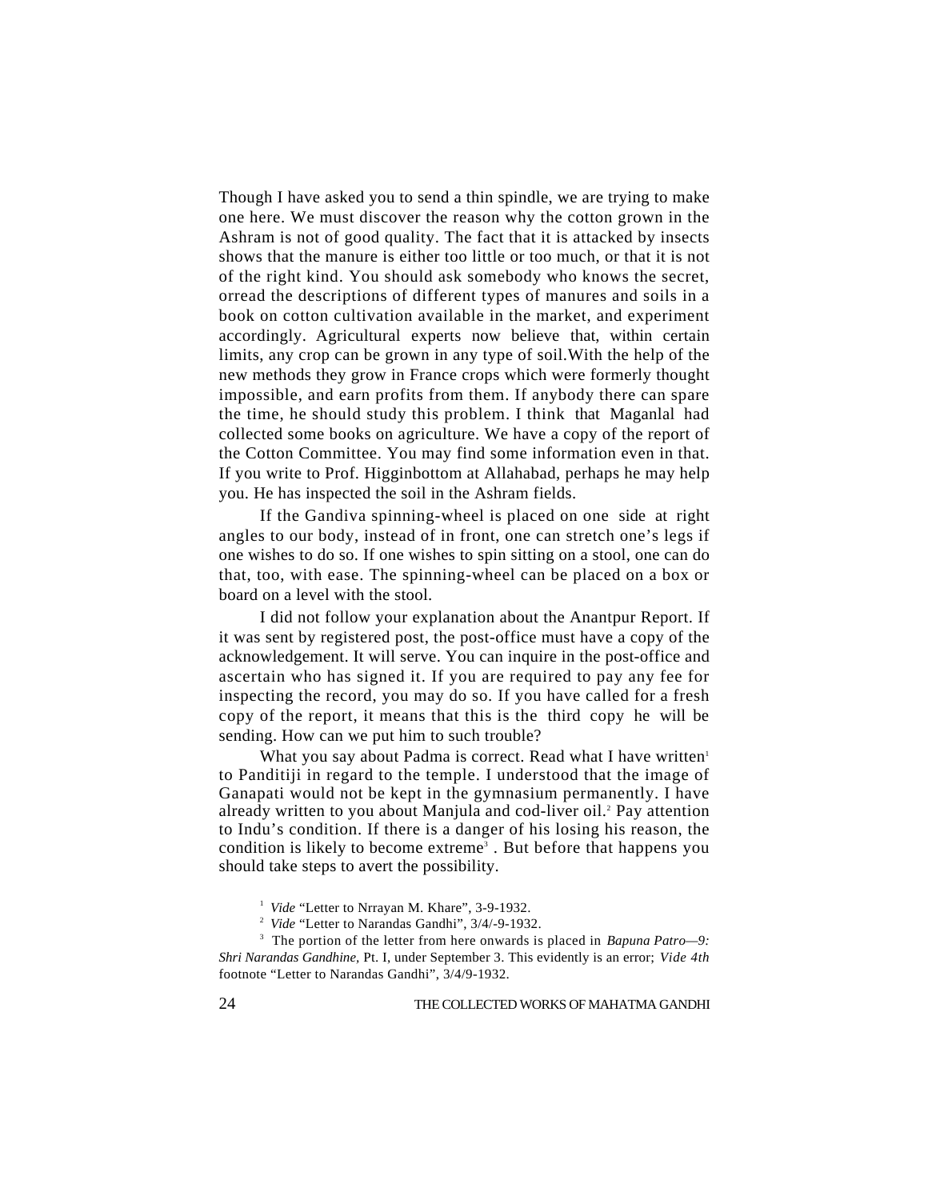Though I have asked you to send a thin spindle, we are trying to make one here. We must discover the reason why the cotton grown in the Ashram is not of good quality. The fact that it is attacked by insects shows that the manure is either too little or too much, or that it is not of the right kind. You should ask somebody who knows the secret, orread the descriptions of different types of manures and soils in a book on cotton cultivation available in the market, and experiment accordingly. Agricultural experts now believe that, within certain limits, any crop can be grown in any type of soil.With the help of the new methods they grow in France crops which were formerly thought impossible, and earn profits from them. If anybody there can spare the time, he should study this problem. I think that Maganlal had collected some books on agriculture. We have a copy of the report of the Cotton Committee. You may find some information even in that. If you write to Prof. Higginbottom at Allahabad, perhaps he may help you. He has inspected the soil in the Ashram fields.

If the Gandiva spinning-wheel is placed on one side at right angles to our body, instead of in front, one can stretch one's legs if one wishes to do so. If one wishes to spin sitting on a stool, one can do that, too, with ease. The spinning-wheel can be placed on a box or board on a level with the stool.

I did not follow your explanation about the Anantpur Report. If it was sent by registered post, the post-office must have a copy of the acknowledgement. It will serve. You can inquire in the post-office and ascertain who has signed it. If you are required to pay any fee for inspecting the record, you may do so. If you have called for a fresh copy of the report, it means that this is the third copy he will be sending. How can we put him to such trouble?

What you say about Padma is correct. Read what I have written[1] to Panditiji in regard to the temple. I understood that the image of Ganapati would not be kept in the gymnasium permanently. I have already written to you about Manjula and cod-liver oil.[2] Pay attention to Indu's condition. If there is a danger of his losing his reason, the condition is likely to become extreme[3] . But before that happens you should take steps to avert the possibility.

[1] *Vide* "Letter to Nrrayan M. Khare", 3-9-1932.

[2] *Vide* "Letter to Narandas Gandhi", 3/4/-9-1932.

[3] The portion of the letter from here onwards is placed in *Bapuna Patro—9: Shri Narandas Gandhine*, Pt. I, under September 3. This evidently is an error; *Vide 4th* footnote "Letter to Narandas Gandhi", 3/4/9-1932.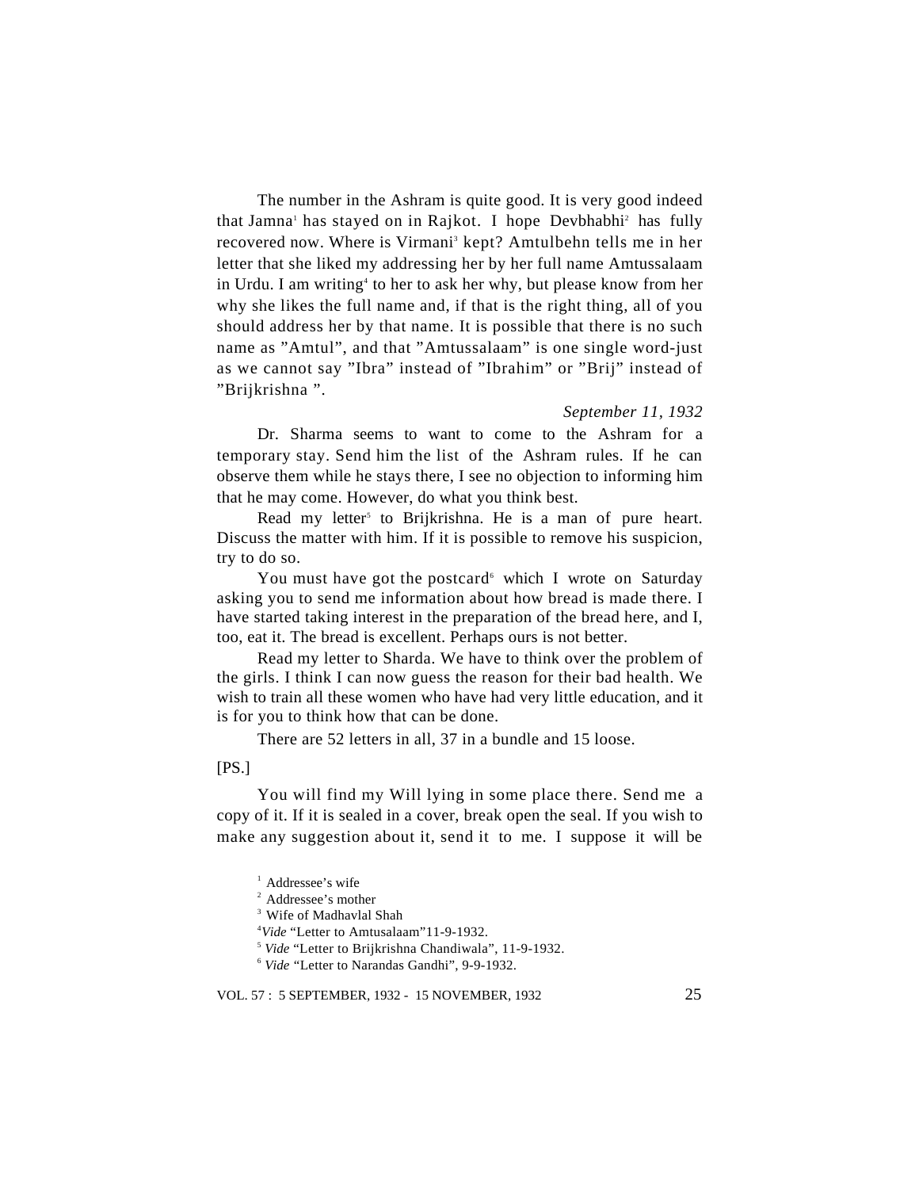The number in the Ashram is quite good. It is very good indeed that Jamna[1] has stayed on in Rajkot. I hope Devbhabhi[2] has fully recovered now. Where is Virmani[3] kept? Amtulbehn tells me in her letter that she liked my addressing her by her full name Amtussalaam in Urdu. I am writing[4] to her to ask her why, but please know from her why she likes the full name and, if that is the right thing, all of you should address her by that name. It is possible that there is no such name as "Amtul", and that "Amtussalaam" is one single word-just as we cannot say "Ibra" instead of "Ibrahim" or "Brij" instead of "Brijkrishna ".

*September 11, 1932*

Dr. Sharma seems to want to come to the Ashram for a temporary stay. Send him the list of the Ashram rules. If he can observe them while he stays there, I see no objection to informing him that he may come. However, do what you think best.

Read my letter[5] to Brijkrishna. He is a man of pure heart. Discuss the matter with him. If it is possible to remove his suspicion, try to do so.

You must have got the postcard[6] which I wrote on Saturday asking you to send me information about how bread is made there. I have started taking interest in the preparation of the bread here, and I, too, eat it. The bread is excellent. Perhaps ours is not better.

Read my letter to Sharda. We have to think over the problem of the girls. I think I can now guess the reason for their bad health. We wish to train all these women who have had very little education, and it is for you to think how that can be done.

There are 52 letters in all, 37 in a bundle and 15 loose.

[PS.]

You will find my Will lying in some place there. Send me a copy of it. If it is sealed in a cover, break open the seal. If you wish to make any suggestion about it, send it to me. I suppose it will be

[1] Addressee's wife

[2] Addressee's mother

[3] Wife of Madhavlal Shah

[4] *Vide* "Letter to Amtusalaam"11-9-1932.

[5] *Vide* "Letter to Brijkrishna Chandiwala", 11-9-1932.

[6] *Vide* "Letter to Narandas Gandhi", 9-9-1932.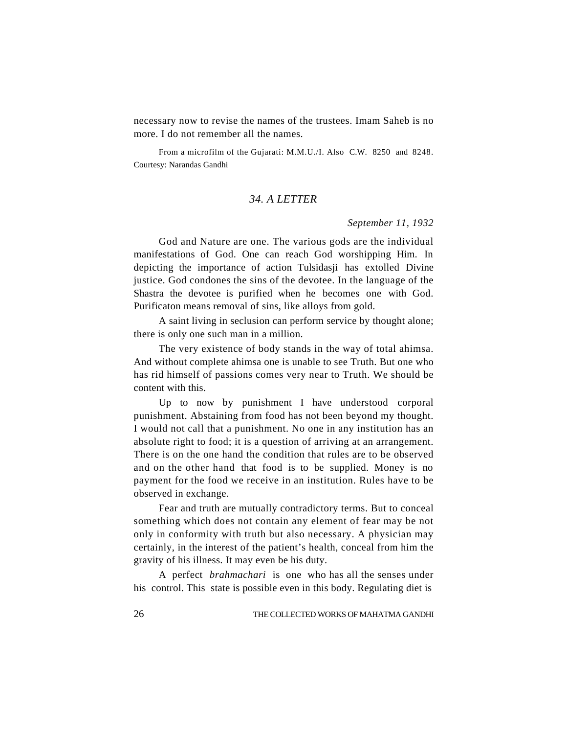necessary now to revise the names of the trustees. Imam Saheb is no more. I do not remember all the names.

From a microfilm of the Gujarati: M.M.U./I. Also C.W. 8250 and 8248. Courtesy: Narandas Gandhi

## *34. A LETTER*

*September 11, 1932*

God and Nature are one. The various gods are the individual manifestations of God. One can reach God worshipping Him. In depicting the importance of action Tulsidasji has extolled Divine justice. God condones the sins of the devotee. In the language of the Shastra the devotee is purified when he becomes one with God. Purificaton means removal of sins, like alloys from gold.

A saint living in seclusion can perform service by thought alone; there is only one such man in a million.

The very existence of body stands in the way of total ahimsa. And without complete ahimsa one is unable to see Truth. But one who has rid himself of passions comes very near to Truth. We should be content with this.

Up to now by punishment I have understood corporal punishment. Abstaining from food has not been beyond my thought. I would not call that a punishment. No one in any institution has an absolute right to food; it is a question of arriving at an arrangement. There is on the one hand the condition that rules are to be observed and on the other hand that food is to be supplied. Money is no payment for the food we receive in an institution. Rules have to be observed in exchange.

Fear and truth are mutually contradictory terms. But to conceal something which does not contain any element of fear may be not only in conformity with truth but also necessary. A physician may certainly, in the interest of the patient's health, conceal from him the gravity of his illness. It may even be his duty.

A perfect *brahmachari* is one who has all the senses under his control. This state is possible even in this body. Regulating diet is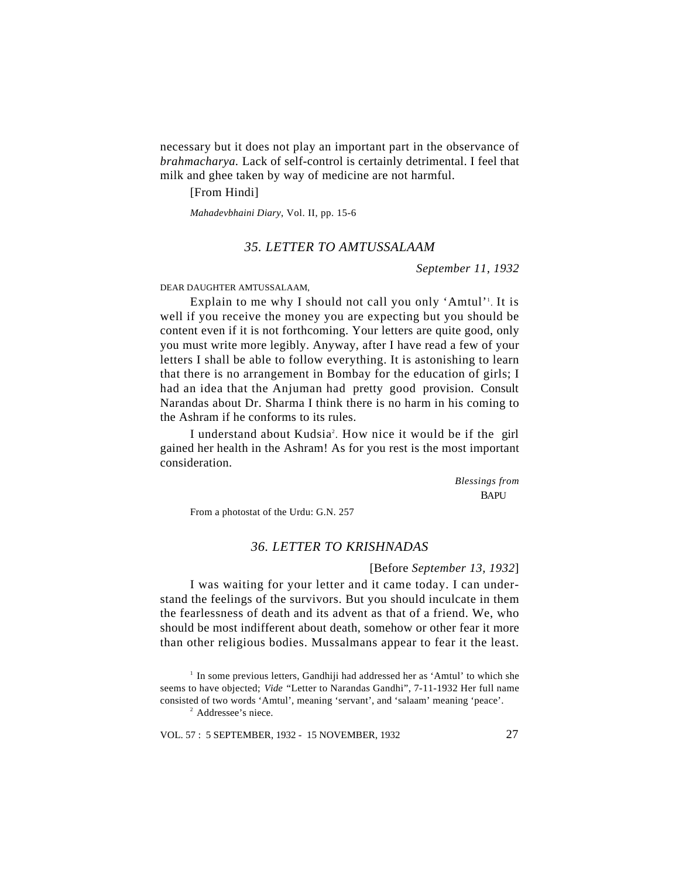necessary but it does not play an important part in the observance of *brahmacharya.* Lack of self-control is certainly detrimental. I feel that milk and ghee taken by way of medicine are not harmful.

[From Hindi]

*Mahadevbhaini Diary*, Vol. II, pp. 15-6

## *35. LETTER TO AMTUSSALAAM*

*September 11, 1932*

DEAR DAUGHTER AMTUSSALAAM,

Explain to me why I should not call you only 'Amtul'[1]. It is well if you receive the money you are expecting but you should be content even if it is not forthcoming. Your letters are quite good, only you must write more legibly. Anyway, after I have read a few of your letters I shall be able to follow everything. It is astonishing to learn that there is no arrangement in Bombay for the education of girls; I had an idea that the Anjuman had pretty good provision. Consult Narandas about Dr. Sharma I think there is no harm in his coming to the Ashram if he conforms to its rules.

I understand about Kudsia[2]. How nice it would be if the girl gained her health in the Ashram! As for you rest is the most important consideration.

*Blessings from*
BAPU

From a photostat of the Urdu: G.N. 257

## *36. LETTER TO KRISHNADAS*

[Before *September 13, 1932*]

I was waiting for your letter and it came today. I can understand the feelings of the survivors. But you should inculcate in them the fearlessness of death and its advent as that of a friend. We, who should be most indifferent about death, somehow or other fear it more than other religious bodies. Mussalmans appear to fear it the least.

[1] In some previous letters, Gandhiji had addressed her as 'Amtul' to which she seems to have objected; *Vide* "Letter to Narandas Gandhi", 7-11-1932 Her full name consisted of two words 'Amtul', meaning 'servant', and 'salaam' meaning 'peace'.

[2] Addressee's niece.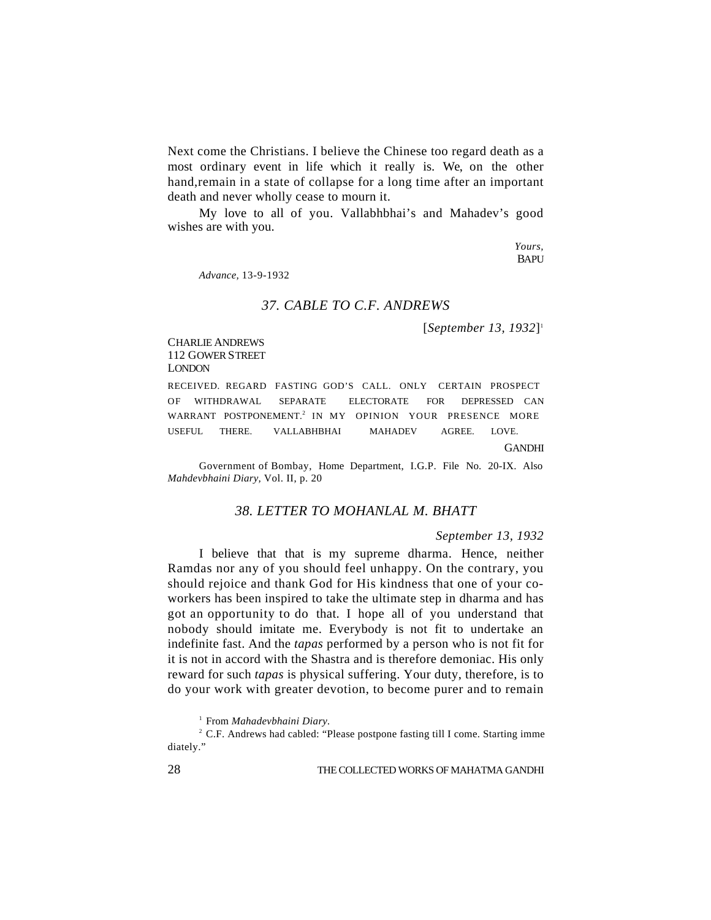Next come the Christians. I believe the Chinese too regard death as a most ordinary event in life which it really is. We, on the other hand,remain in a state of collapse for a long time after an important death and never wholly cease to mourn it.

My love to all of you. Vallabhbhai's and Mahadev's good wishes are with you.

*Yours,*
BAPU

*Advance,* 13-9-1932

### *37. CABLE TO C.F. ANDREWS*

[*September 13, 1932*][1]

CHARLIE ANDREWS
112 GOWER STREET
LONDON

RECEIVED. REGARD FASTING GOD'S CALL. ONLY CERTAIN PROSPECT OF WITHDRAWAL SEPARATE ELECTORATE FOR DEPRESSED CAN WARRANT POSTPONEMENT.[2] IN MY OPINION YOUR PRESENCE MORE USEFUL THERE. VALLABHBHAI MAHADEV AGREE. LOVE.

GANDHI

Government of Bombay, Home Department, I.G.P. File No. 20-IX. Also *Mahdevbhaini Diary,* Vol. II, p. 20

### *38. LETTER TO MOHANLAL M. BHATT*

*September 13, 1932*

I believe that that is my supreme dharma. Hence, neither Ramdas nor any of you should feel unhappy. On the contrary, you should rejoice and thank God for His kindness that one of your co-workers has been inspired to take the ultimate step in dharma and has got an opportunity to do that. I hope all of you understand that nobody should imitate me. Everybody is not fit to undertake an indefinite fast. And the *tapas* performed by a person who is not fit for it is not in accord with the Shastra and is therefore demoniac. His only reward for such *tapas* is physical suffering. Your duty, therefore, is to do your work with greater devotion, to become purer and to remain

[1] From *Mahadevbhaini Diary.*

[2] C.F. Andrews had cabled: "Please postpone fasting till I come. Starting immediately."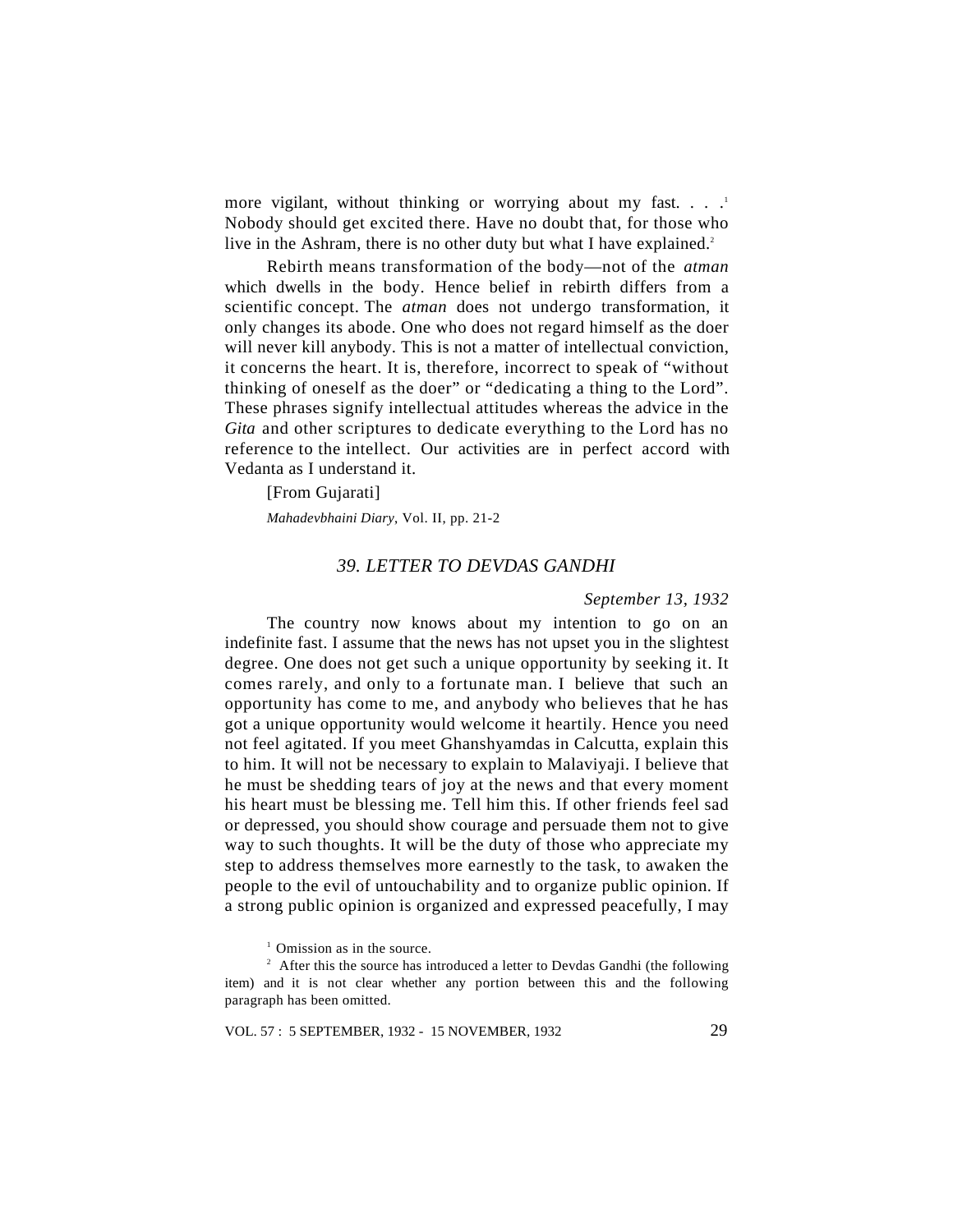more vigilant, without thinking or worrying about my fast. . . .[1] Nobody should get excited there. Have no doubt that, for those who live in the Ashram, there is no other duty but what I have explained.[2]

Rebirth means transformation of the body—not of the *atman* which dwells in the body. Hence belief in rebirth differs from a scientific concept. The *atman* does not undergo transformation, it only changes its abode. One who does not regard himself as the doer will never kill anybody. This is not a matter of intellectual conviction, it concerns the heart. It is, therefore, incorrect to speak of "without thinking of oneself as the doer" or "dedicating a thing to the Lord". These phrases signify intellectual attitudes whereas the advice in the *Gita* and other scriptures to dedicate everything to the Lord has no reference to the intellect. Our activities are in perfect accord with Vedanta as I understand it.

[From Gujarati]

*Mahadevbhaini Diary*, Vol. II, pp. 21-2

## *39. LETTER TO DEVDAS GANDHI*

*September 13, 1932*

The country now knows about my intention to go on an indefinite fast. I assume that the news has not upset you in the slightest degree. One does not get such a unique opportunity by seeking it. It comes rarely, and only to a fortunate man. I believe that such an opportunity has come to me, and anybody who believes that he has got a unique opportunity would welcome it heartily. Hence you need not feel agitated. If you meet Ghanshyamdas in Calcutta, explain this to him. It will not be necessary to explain to Malaviyaji. I believe that he must be shedding tears of joy at the news and that every moment his heart must be blessing me. Tell him this. If other friends feel sad or depressed, you should show courage and persuade them not to give way to such thoughts. It will be the duty of those who appreciate my step to address themselves more earnestly to the task, to awaken the people to the evil of untouchability and to organize public opinion. If a strong public opinion is organized and expressed peacefully, I may

[1] Omission as in the source.

[2] After this the source has introduced a letter to Devdas Gandhi (the following item) and it is not clear whether any portion between this and the following paragraph has been omitted.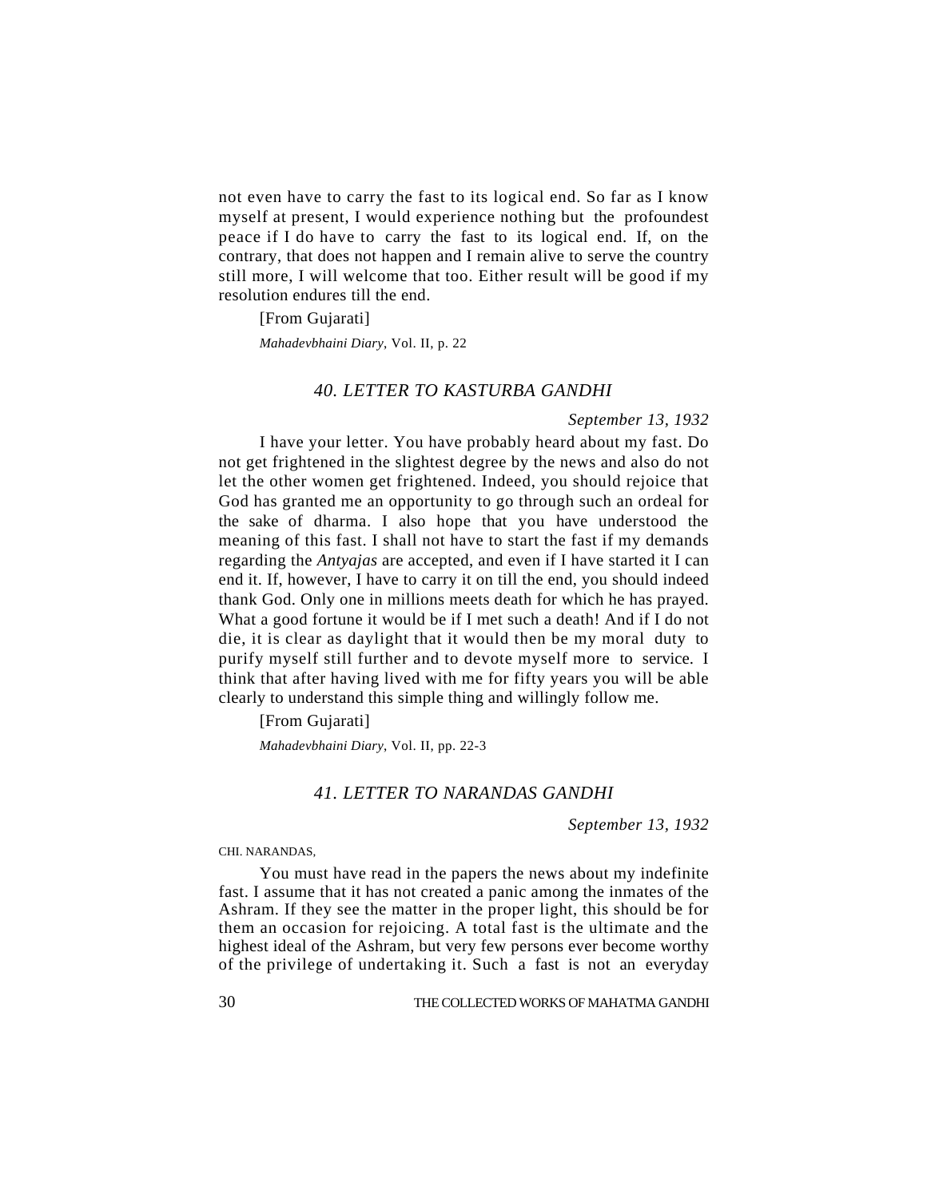not even have to carry the fast to its logical end. So far as I know myself at present, I would experience nothing but the profoundest peace if I do have to carry the fast to its logical end. If, on the contrary, that does not happen and I remain alive to serve the country still more, I will welcome that too. Either result will be good if my resolution endures till the end.

[From Gujarati]

*Mahadevbhaini Diary*, Vol. II, p. 22

## *40. LETTER TO KASTURBA GANDHI*

*September 13, 1932*

I have your letter. You have probably heard about my fast. Do not get frightened in the slightest degree by the news and also do not let the other women get frightened. Indeed, you should rejoice that God has granted me an opportunity to go through such an ordeal for the sake of dharma. I also hope that you have understood the meaning of this fast. I shall not have to start the fast if my demands regarding the *Antyajas* are accepted, and even if I have started it I can end it. If, however, I have to carry it on till the end, you should indeed thank God. Only one in millions meets death for which he has prayed. What a good fortune it would be if I met such a death! And if I do not die, it is clear as daylight that it would then be my moral duty to purify myself still further and to devote myself more to service. I think that after having lived with me for fifty years you will be able clearly to understand this simple thing and willingly follow me.

[From Gujarati]

*Mahadevbhaini Diary*, Vol. II, pp. 22-3

## *41. LETTER TO NARANDAS GANDHI*

*September 13, 1932*

CHI. NARANDAS,

You must have read in the papers the news about my indefinite fast. I assume that it has not created a panic among the inmates of the Ashram. If they see the matter in the proper light, this should be for them an occasion for rejoicing. A total fast is the ultimate and the highest ideal of the Ashram, but very few persons ever become worthy of the privilege of undertaking it. Such a fast is not an everyday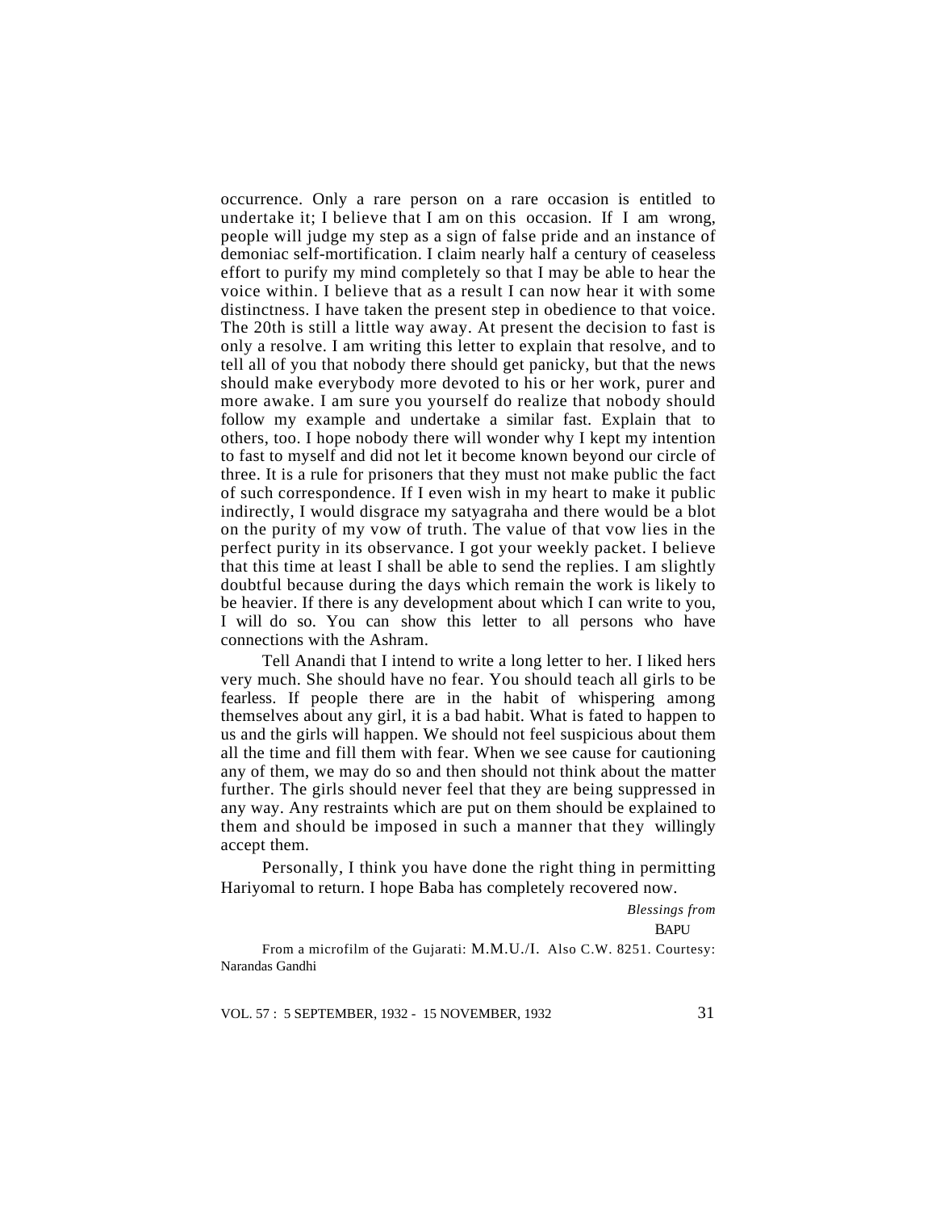occurrence. Only a rare person on a rare occasion is entitled to undertake it; I believe that I am on this occasion. If I am wrong, people will judge my step as a sign of false pride and an instance of demoniac self-mortification. I claim nearly half a century of ceaseless effort to purify my mind completely so that I may be able to hear the voice within. I believe that as a result I can now hear it with some distinctness. I have taken the present step in obedience to that voice. The 20th is still a little way away. At present the decision to fast is only a resolve. I am writing this letter to explain that resolve, and to tell all of you that nobody there should get panicky, but that the news should make everybody more devoted to his or her work, purer and more awake. I am sure you yourself do realize that nobody should follow my example and undertake a similar fast. Explain that to others, too. I hope nobody there will wonder why I kept my intention to fast to myself and did not let it become known beyond our circle of three. It is a rule for prisoners that they must not make public the fact of such correspondence. If I even wish in my heart to make it public indirectly, I would disgrace my satyagraha and there would be a blot on the purity of my vow of truth. The value of that vow lies in the perfect purity in its observance. I got your weekly packet. I believe that this time at least I shall be able to send the replies. I am slightly doubtful because during the days which remain the work is likely to be heavier. If there is any development about which I can write to you, I will do so. You can show this letter to all persons who have connections with the Ashram.

Tell Anandi that I intend to write a long letter to her. I liked hers very much. She should have no fear. You should teach all girls to be fearless. If people there are in the habit of whispering among themselves about any girl, it is a bad habit. What is fated to happen to us and the girls will happen. We should not feel suspicious about them all the time and fill them with fear. When we see cause for cautioning any of them, we may do so and then should not think about the matter further. The girls should never feel that they are being suppressed in any way. Any restraints which are put on them should be explained to them and should be imposed in such a manner that they willingly accept them.

Personally, I think you have done the right thing in permitting Hariyomal to return. I hope Baba has completely recovered now.

*Blessings from*

BAPU

From a microfilm of the Gujarati: M.M.U./I. Also C.W. 8251. Courtesy: Narandas Gandhi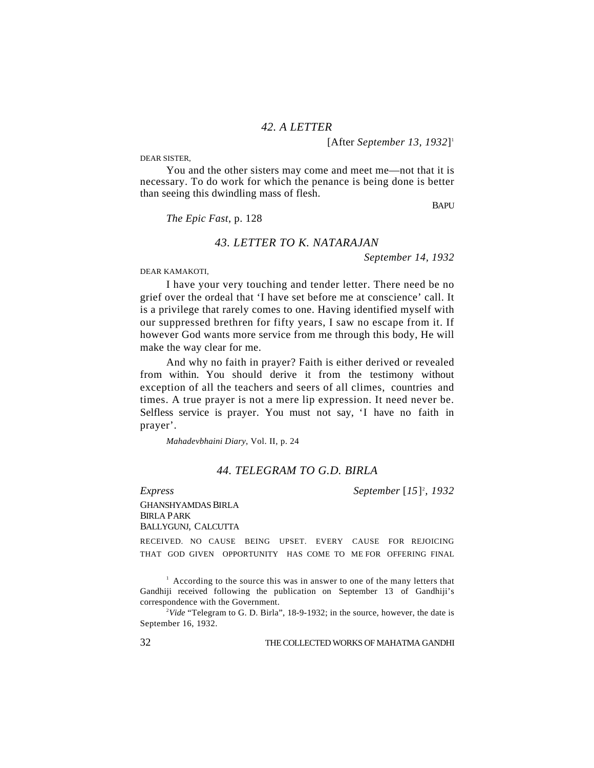### *42. A LETTER*

[After *September 13, 1932*][1]

DEAR SISTER,

You and the other sisters may come and meet me—not that it is necessary. To do work for which the penance is being done is better than seeing this dwindling mass of flesh.

BAPU

*The Epic Fast*, p. 128

### *43. LETTER TO K. NATARAJAN*

*September 14, 1932*

DEAR KAMAKOTI,

I have your very touching and tender letter. There need be no grief over the ordeal that 'I have set before me at conscience' call. It is a privilege that rarely comes to one. Having identified myself with our suppressed brethren for fifty years, I saw no escape from it. If however God wants more service from me through this body, He will make the way clear for me.

And why no faith in prayer? Faith is either derived or revealed from within. You should derive it from the testimony without exception of all the teachers and seers of all climes, countries and times. A true prayer is not a mere lip expression. It need never be. Selfless service is prayer. You must not say, 'I have no faith in prayer'.

*Mahadevbhaini Diary*, Vol. II, p. 24

### *44. TELEGRAM TO G.D. BIRLA*

*Express* *September* [*15*][2]*, 1932*

GHANSHYAMDAS BIRLA
BIRLA PARK
BALLYGUNJ, CALCUTTA

RECEIVED. NO CAUSE BEING UPSET. EVERY CAUSE FOR REJOICING THAT GOD GIVEN OPPORTUNITY HAS COME TO ME FOR OFFERING FINAL

---

[1] According to the source this was in answer to one of the many letters that Gandhiji received following the publication on September 13 of Gandhiji's correspondence with the Government.

[2] *Vide* "Telegram to G. D. Birla", 18-9-1932; in the source, however, the date is September 16, 1932.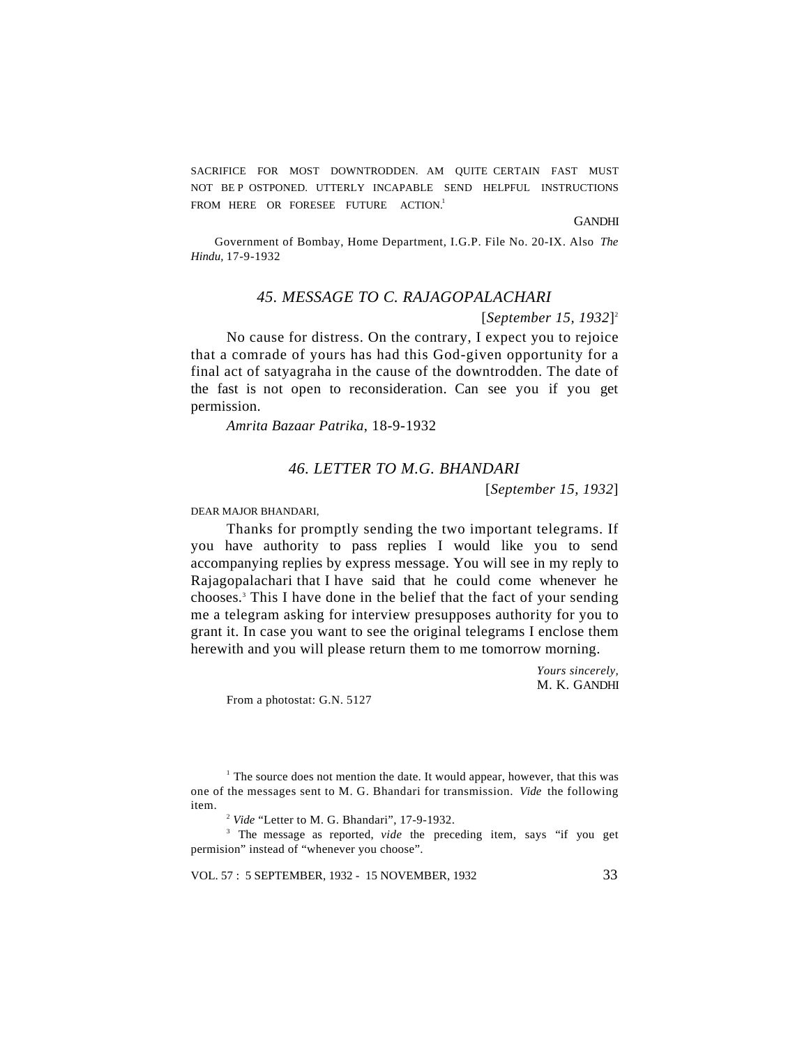SACRIFICE FOR MOST DOWNTRODDEN. AM QUITE CERTAIN FAST MUST NOT BE POSTPONED. UTTERLY INCAPABLE SEND HELPFUL INSTRUCTIONS FROM HERE OR FORESEE FUTURE ACTION.[1]

GANDHI

Government of Bombay, Home Department, I.G.P. File No. 20-IX. Also *The Hindu*, 17-9-1932

## *45. MESSAGE TO C. RAJAGOPALACHARI*

[*September 15, 1932*][2]

No cause for distress. On the contrary, I expect you to rejoice that a comrade of yours has had this God-given opportunity for a final act of satyagraha in the cause of the downtrodden. The date of the fast is not open to reconsideration. Can see you if you get permission.

*Amrita Bazaar Patrika*, 18-9-1932

## *46. LETTER TO M.G. BHANDARI*

[*September 15, 1932*]

DEAR MAJOR BHANDARI,

Thanks for promptly sending the two important telegrams. If you have authority to pass replies I would like you to send accompanying replies by express message. You will see in my reply to Rajagopalachari that I have said that he could come whenever he chooses.[3] This I have done in the belief that the fact of your sending me a telegram asking for interview presupposes authority for you to grant it. In case you want to see the original telegrams I enclose them herewith and you will please return them to me tomorrow morning.

*Yours sincerely,*
M. K. GANDHI

From a photostat: G.N. 5127

---

[1] The source does not mention the date. It would appear, however, that this was one of the messages sent to M. G. Bhandari for transmission. *Vide* the following item.

[2] *Vide* "Letter to M. G. Bhandari", 17-9-1932.

[3] The message as reported, *vide* the preceding item, says "if you get permision" instead of "whenever you choose".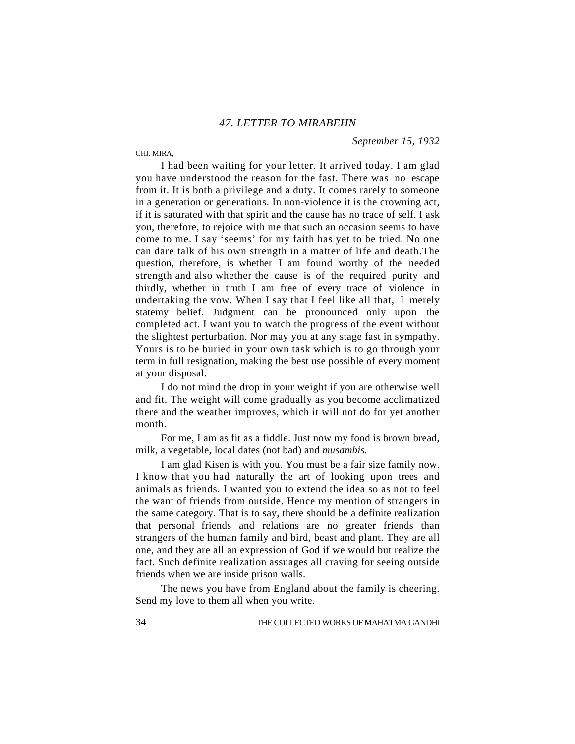## *47. LETTER TO MIRABEHN*

*September 15, 1932*

CHI. MIRA,

I had been waiting for your letter. It arrived today. I am glad you have understood the reason for the fast. There was no escape from it. It is both a privilege and a duty. It comes rarely to someone in a generation or generations. In non-violence it is the crowning act, if it is saturated with that spirit and the cause has no trace of self. I ask you, therefore, to rejoice with me that such an occasion seems to have come to me. I say 'seems' for my faith has yet to be tried. No one can dare talk of his own strength in a matter of life and death.The question, therefore, is whether I am found worthy of the needed strength and also whether the cause is of the required purity and thirdly, whether in truth I am free of every trace of violence in undertaking the vow. When I say that I feel like all that, I merely statemy belief. Judgment can be pronounced only upon the completed act. I want you to watch the progress of the event without the slightest perturbation. Nor may you at any stage fast in sympathy. Yours is to be buried in your own task which is to go through your term in full resignation, making the best use possible of every moment at your disposal.

I do not mind the drop in your weight if you are otherwise well and fit. The weight will come gradually as you become acclimatized there and the weather improves, which it will not do for yet another month.

For me, I am as fit as a fiddle. Just now my food is brown bread, milk, a vegetable, local dates (not bad) and *musambis.*

I am glad Kisen is with you. You must be a fair size family now. I know that you had naturally the art of looking upon trees and animals as friends. I wanted you to extend the idea so as not to feel the want of friends from outside. Hence my mention of strangers in the same category. That is to say, there should be a definite realization that personal friends and relations are no greater friends than strangers of the human family and bird, beast and plant. They are all one, and they are all an expression of God if we would but realize the fact. Such definite realization assuages all craving for seeing outside friends when we are inside prison walls.

The news you have from England about the family is cheering. Send my love to them all when you write.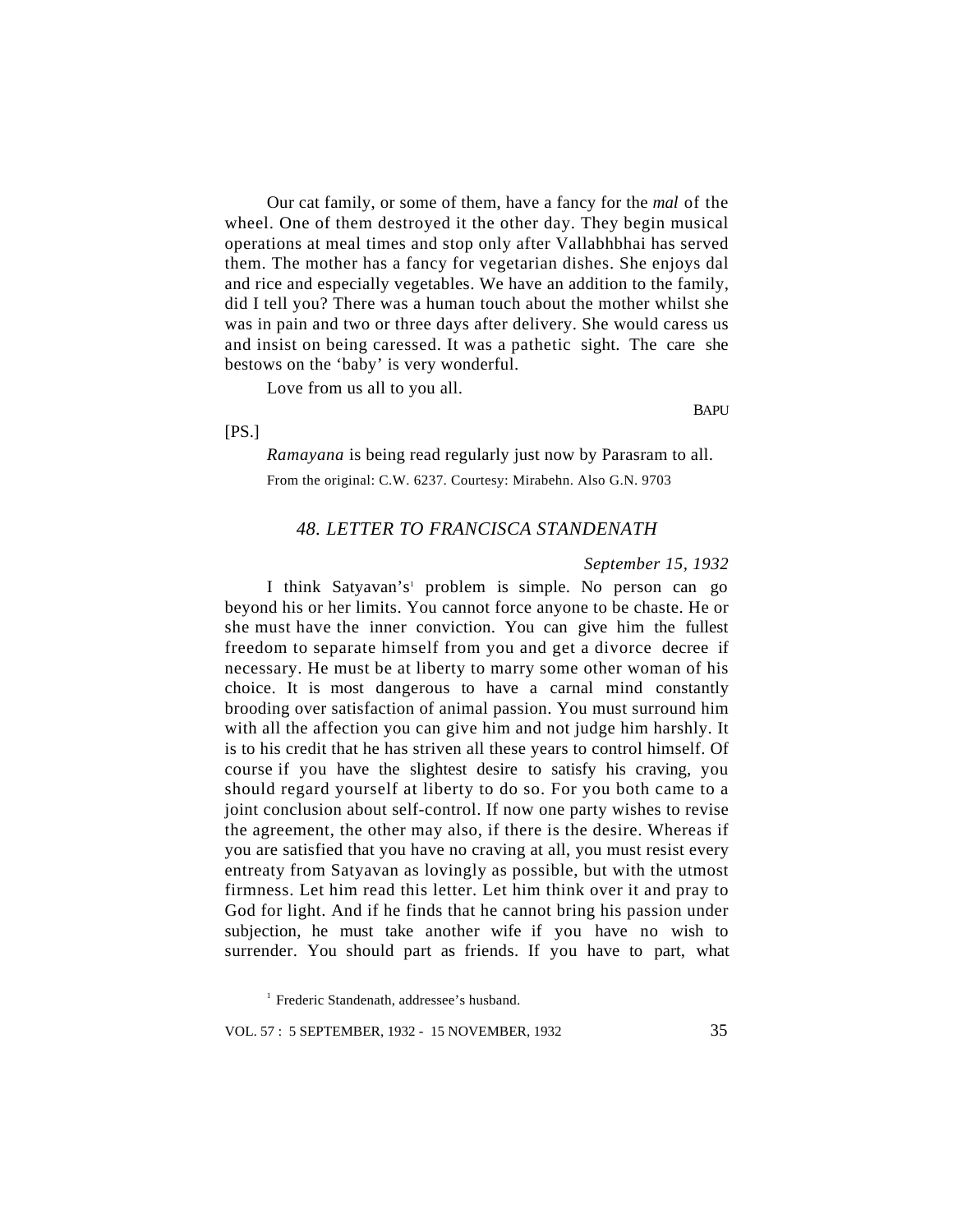Our cat family, or some of them, have a fancy for the *mal* of the wheel. One of them destroyed it the other day. They begin musical operations at meal times and stop only after Vallabhbhai has served them. The mother has a fancy for vegetarian dishes. She enjoys dal and rice and especially vegetables. We have an addition to the family, did I tell you? There was a human touch about the mother whilst she was in pain and two or three days after delivery. She would caress us and insist on being caressed. It was a pathetic sight. The care she bestows on the 'baby' is very wonderful.

Love from us all to you all.

BAPU

[PS.]

*Ramayana* is being read regularly just now by Parasram to all.

From the original: C.W. 6237. Courtesy: Mirabehn. Also G.N. 9703

## 48. LETTER TO FRANCISCA STANDENATH

*September 15, 1932*

I think Satyavan's[1] problem is simple. No person can go beyond his or her limits. You cannot force anyone to be chaste. He or she must have the inner conviction. You can give him the fullest freedom to separate himself from you and get a divorce decree if necessary. He must be at liberty to marry some other woman of his choice. It is most dangerous to have a carnal mind constantly brooding over satisfaction of animal passion. You must surround him with all the affection you can give him and not judge him harshly. It is to his credit that he has striven all these years to control himself. Of course if you have the slightest desire to satisfy his craving, you should regard yourself at liberty to do so. For you both came to a joint conclusion about self-control. If now one party wishes to revise the agreement, the other may also, if there is the desire. Whereas if you are satisfied that you have no craving at all, you must resist every entreaty from Satyavan as lovingly as possible, but with the utmost firmness. Let him read this letter. Let him think over it and pray to God for light. And if he finds that he cannot bring his passion under subjection, he must take another wife if you have no wish to surrender. You should part as friends. If you have to part, what

[1] Frederic Standenath, addressee's husband.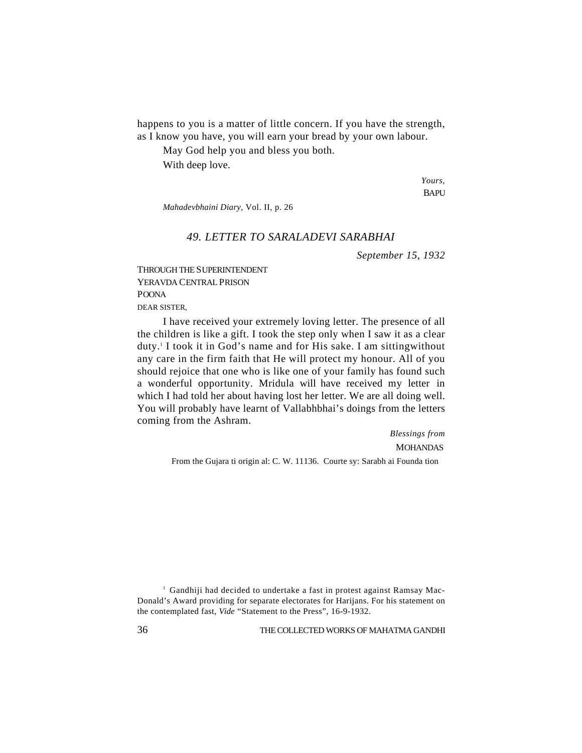happens to you is a matter of little concern. If you have the strength, as I know you have, you will earn your bread by your own labour.

May God help you and bless you both.

With deep love.

*Yours,*
BAPU

*Mahadevbhaini Diary*, Vol. II, p. 26

## *49. LETTER TO SARALADEVI SARABHAI*

*September 15, 1932*

THROUGH THE SUPERINTENDENT
YERAVDA CENTRAL PRISON
POONA

DEAR SISTER,

I have received your extremely loving letter. The presence of all the children is like a gift. I took the step only when I saw it as a clear duty.[1] I took it in God's name and for His sake. I am sittingwithout any care in the firm faith that He will protect my honour. All of you should rejoice that one who is like one of your family has found such a wonderful opportunity. Mridula will have received my letter in which I had told her about having lost her letter. We are all doing well. You will probably have learnt of Vallabhbhai's doings from the letters coming from the Ashram.

*Blessings from*
MOHANDAS

From the Gujarati original: C. W. 11136. Courtesy: Sarabhai Foundation

[1] Gandhiji had decided to undertake a fast in protest against Ramsay MacDonald's Award providing for separate electorates for Harijans. For his statement on the contemplated fast, *Vide* "Statement to the Press", 16-9-1932.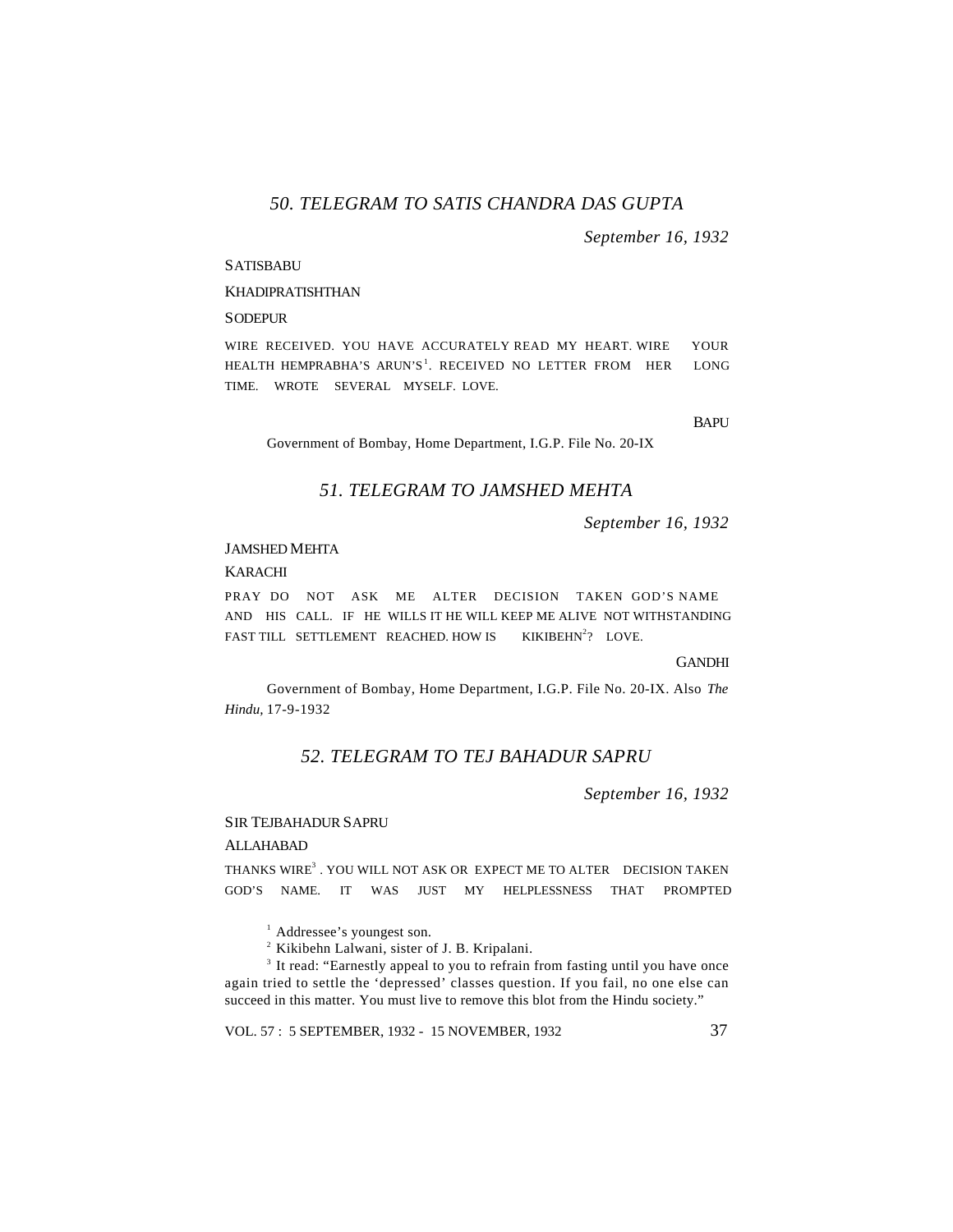## *50. TELEGRAM TO SATIS CHANDRA DAS GUPTA*

*September 16, 1932*

SATISBABU

KHADIPRATISHTHAN

SODEPUR

WIRE RECEIVED. YOU HAVE ACCURATELY READ MY HEART. WIRE YOUR HEALTH HEMPRABHA'S ARUN'S[1]. RECEIVED NO LETTER FROM HER LONG TIME. WROTE SEVERAL MYSELF. LOVE.

BAPU

Government of Bombay, Home Department, I.G.P. File No. 20-IX

## *51. TELEGRAM TO JAMSHED MEHTA*

*September 16, 1932*

JAMSHED MEHTA

KARACHI

PRAY DO NOT ASK ME ALTER DECISION TAKEN GOD'S NAME AND HIS CALL. IF HE WILLS IT HE WILL KEEP ME ALIVE NOT WITHSTANDING FAST TILL SETTLEMENT REACHED. HOW IS KIKIBEHN[2]? LOVE.

GANDHI

Government of Bombay, Home Department, I.G.P. File No. 20-IX. Also *The Hindu*, 17-9-1932

## *52. TELEGRAM TO TEJ BAHADUR SAPRU*

*September 16, 1932*

SIR TEJBAHADUR SAPRU

ALLAHABAD

THANKS WIRE[3]. YOU WILL NOT ASK OR EXPECT ME TO ALTER DECISION TAKEN GOD'S NAME. IT WAS JUST MY HELPLESSNESS THAT PROMPTED

[1] Addressee's youngest son.

[2] Kikibehn Lalwani, sister of J. B. Kripalani.

[3] It read: "Earnestly appeal to you to refrain from fasting until you have once again tried to settle the 'depressed' classes question. If you fail, no one else can succeed in this matter. You must live to remove this blot from the Hindu society."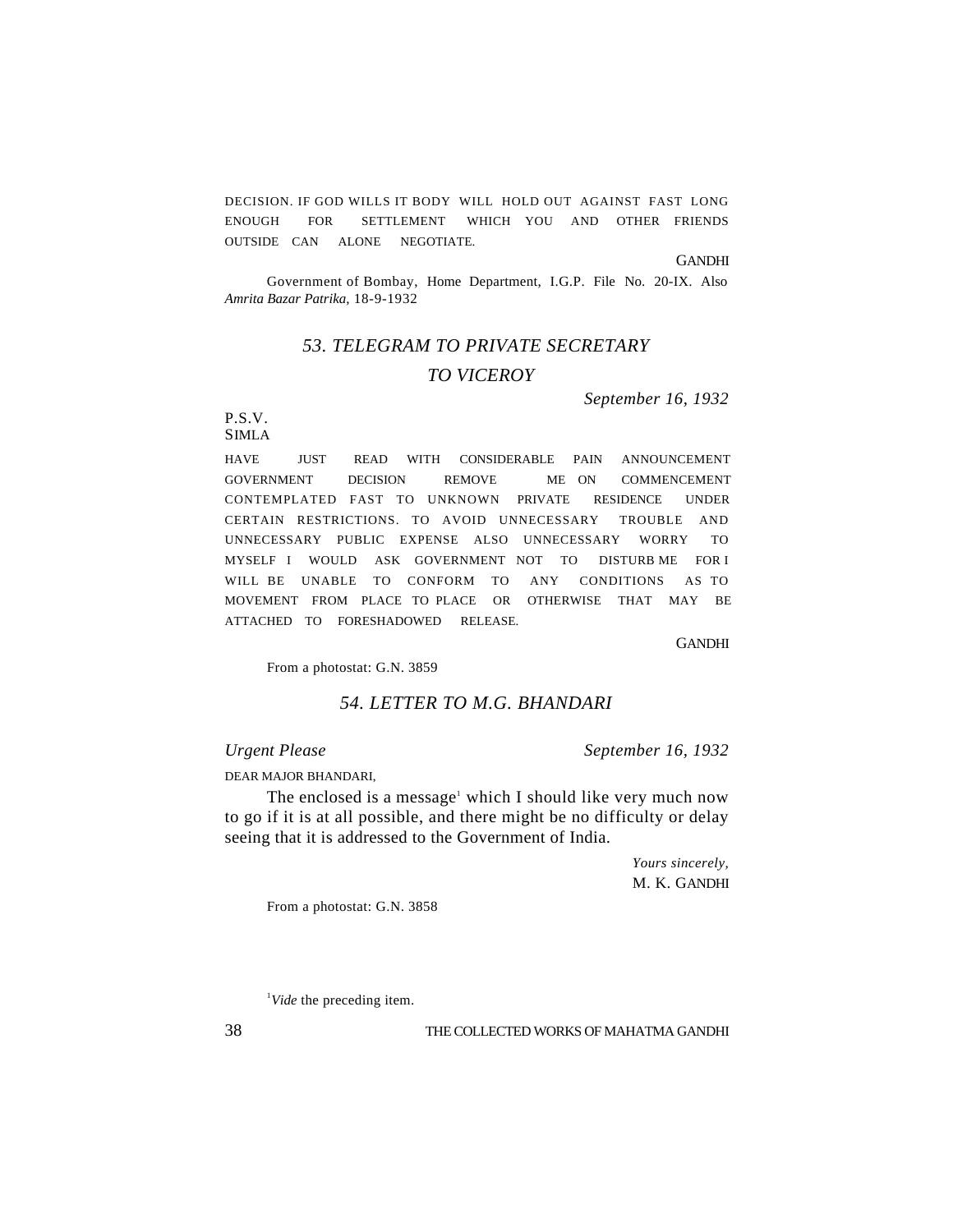DECISION. IF GOD WILLS IT BODY WILL HOLD OUT AGAINST FAST LONG ENOUGH FOR SETTLEMENT WHICH YOU AND OTHER FRIENDS OUTSIDE CAN ALONE NEGOTIATE.

GANDHI

Government of Bombay, Home Department, I.G.P. File No. 20-IX. Also *Amrita Bazar Patrika*, 18-9-1932

## *53. TELEGRAM TO PRIVATE SECRETARY TO VICEROY*

*September 16, 1932*

P.S.V.
SIMLA

HAVE JUST READ WITH CONSIDERABLE PAIN ANNOUNCEMENT GOVERNMENT DECISION REMOVE ME ON COMMENCEMENT CONTEMPLATED FAST TO UNKNOWN PRIVATE RESIDENCE UNDER CERTAIN RESTRICTIONS. TO AVOID UNNECESSARY TROUBLE AND UNNECESSARY PUBLIC EXPENSE ALSO UNNECESSARY WORRY TO MYSELF I WOULD ASK GOVERNMENT NOT TO DISTURB ME FOR I WILL BE UNABLE TO CONFORM TO ANY CONDITIONS AS TO MOVEMENT FROM PLACE TO PLACE OR OTHERWISE THAT MAY BE ATTACHED TO FORESHADOWED RELEASE.

GANDHI

From a photostat: G.N. 3859

## *54. LETTER TO M.G. BHANDARI*

*Urgent Please* *September 16, 1932*

DEAR MAJOR BHANDARI,

The enclosed is a message[1] which I should like very much now to go if it is at all possible, and there might be no difficulty or delay seeing that it is addressed to the Government of India.

*Yours sincerely,*
M. K. GANDHI

From a photostat: G.N. 3858

[1] *Vide* the preceding item.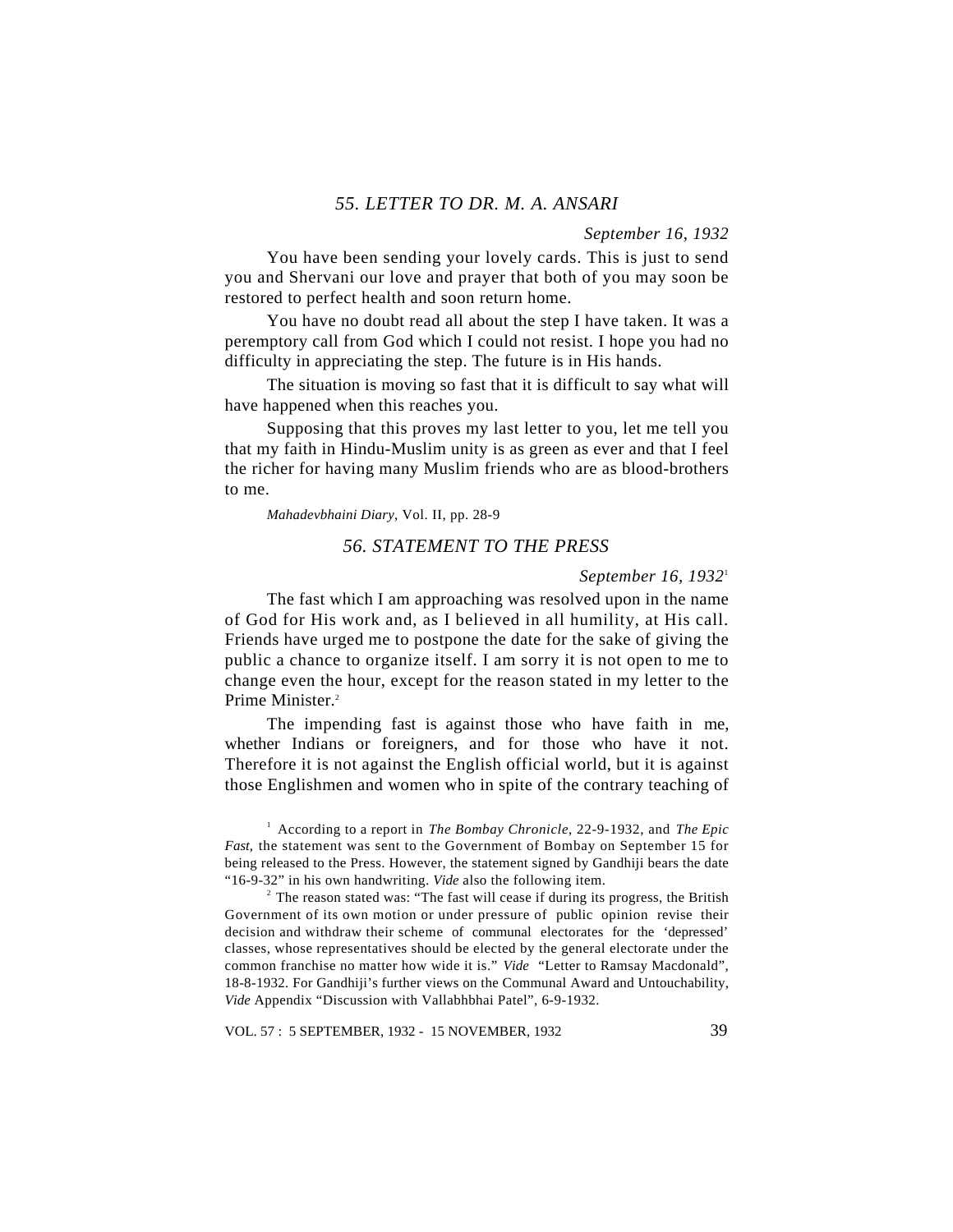## *55. LETTER TO DR. M. A. ANSARI*

*September 16, 1932*

You have been sending your lovely cards. This is just to send you and Shervani our love and prayer that both of you may soon be restored to perfect health and soon return home.

You have no doubt read all about the step I have taken. It was a peremptory call from God which I could not resist. I hope you had no difficulty in appreciating the step. The future is in His hands.

The situation is moving so fast that it is difficult to say what will have happened when this reaches you.

Supposing that this proves my last letter to you, let me tell you that my faith in Hindu-Muslim unity is as green as ever and that I feel the richer for having many Muslim friends who are as blood-brothers to me.

*Mahadevbhaini Diary*, Vol. II, pp. 28-9

## *56. STATEMENT TO THE PRESS*

*September 16, 1932*[1]

The fast which I am approaching was resolved upon in the name of God for His work and, as I believed in all humility, at His call. Friends have urged me to postpone the date for the sake of giving the public a chance to organize itself. I am sorry it is not open to me to change even the hour, except for the reason stated in my letter to the Prime Minister.[2]

The impending fast is against those who have faith in me, whether Indians or foreigners, and for those who have it not. Therefore it is not against the English official world, but it is against those Englishmen and women who in spite of the contrary teaching of

---

[1] According to a report in *The Bombay Chronicle*, 22-9-1932, and *The Epic Fast*, the statement was sent to the Government of Bombay on September 15 for being released to the Press. However, the statement signed by Gandhiji bears the date "16-9-32" in his own handwriting. *Vide* also the following item.

[2] The reason stated was: "The fast will cease if during its progress, the British Government of its own motion or under pressure of public opinion revise their decision and withdraw their scheme of communal electorates for the 'depressed' classes, whose representatives should be elected by the general electorate under the common franchise no matter how wide it is." *Vide* "Letter to Ramsay Macdonald", 18-8-1932. For Gandhiji's further views on the Communal Award and Untouchability, *Vide* Appendix "Discussion with Vallabhbhai Patel", 6-9-1932.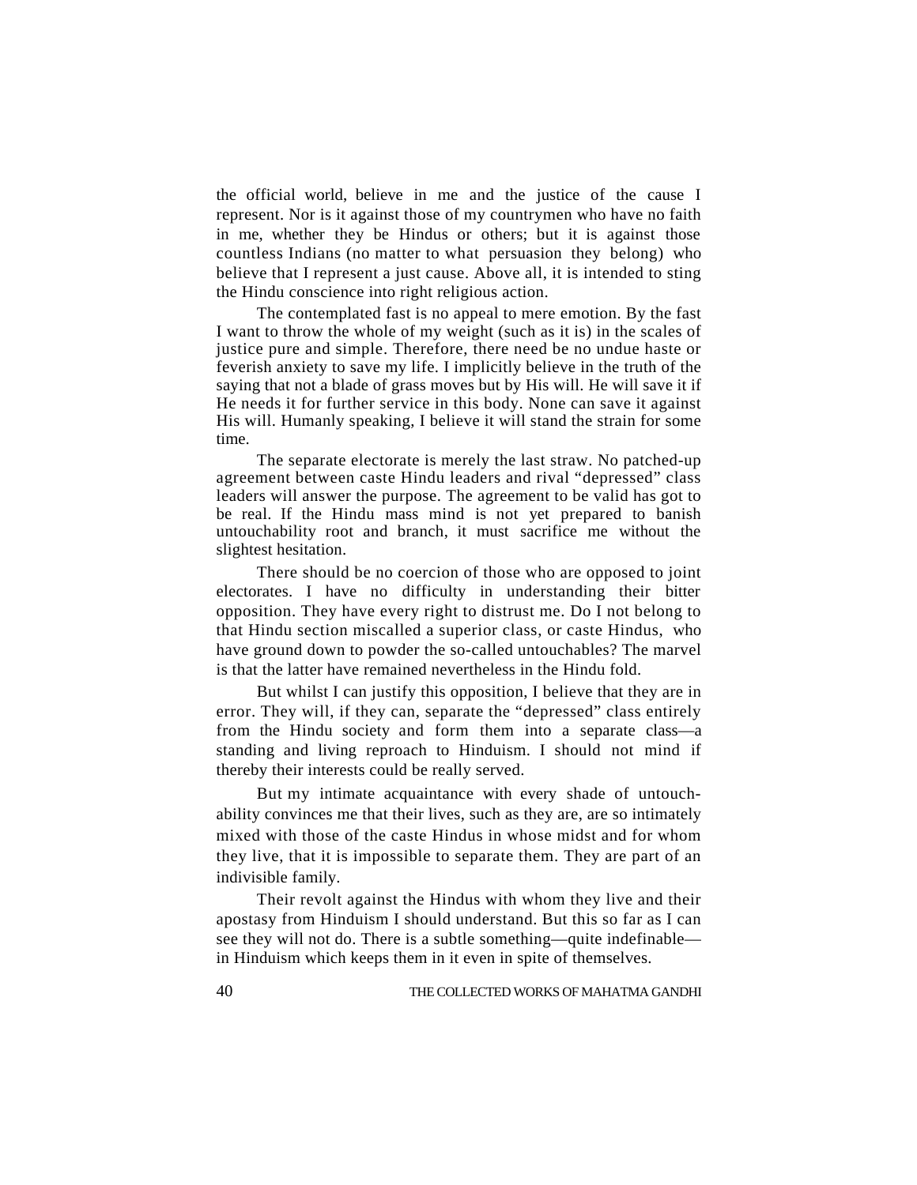the official world, believe in me and the justice of the cause I represent. Nor is it against those of my countrymen who have no faith in me, whether they be Hindus or others; but it is against those countless Indians (no matter to what persuasion they belong) who believe that I represent a just cause. Above all, it is intended to sting the Hindu conscience into right religious action.

The contemplated fast is no appeal to mere emotion. By the fast I want to throw the whole of my weight (such as it is) in the scales of justice pure and simple. Therefore, there need be no undue haste or feverish anxiety to save my life. I implicitly believe in the truth of the saying that not a blade of grass moves but by His will. He will save it if He needs it for further service in this body. None can save it against His will. Humanly speaking, I believe it will stand the strain for some time.

The separate electorate is merely the last straw. No patched-up agreement between caste Hindu leaders and rival "depressed" class leaders will answer the purpose. The agreement to be valid has got to be real. If the Hindu mass mind is not yet prepared to banish untouchability root and branch, it must sacrifice me without the slightest hesitation.

There should be no coercion of those who are opposed to joint electorates. I have no difficulty in understanding their bitter opposition. They have every right to distrust me. Do I not belong to that Hindu section miscalled a superior class, or caste Hindus, who have ground down to powder the so-called untouchables? The marvel is that the latter have remained nevertheless in the Hindu fold.

But whilst I can justify this opposition, I believe that they are in error. They will, if they can, separate the "depressed" class entirely from the Hindu society and form them into a separate class—a standing and living reproach to Hinduism. I should not mind if thereby their interests could be really served.

But my intimate acquaintance with every shade of untouchability convinces me that their lives, such as they are, are so intimately mixed with those of the caste Hindus in whose midst and for whom they live, that it is impossible to separate them. They are part of an indivisible family.

Their revolt against the Hindus with whom they live and their apostasy from Hinduism I should understand. But this so far as I can see they will not do. There is a subtle something—quite indefinable—in Hinduism which keeps them in it even in spite of themselves.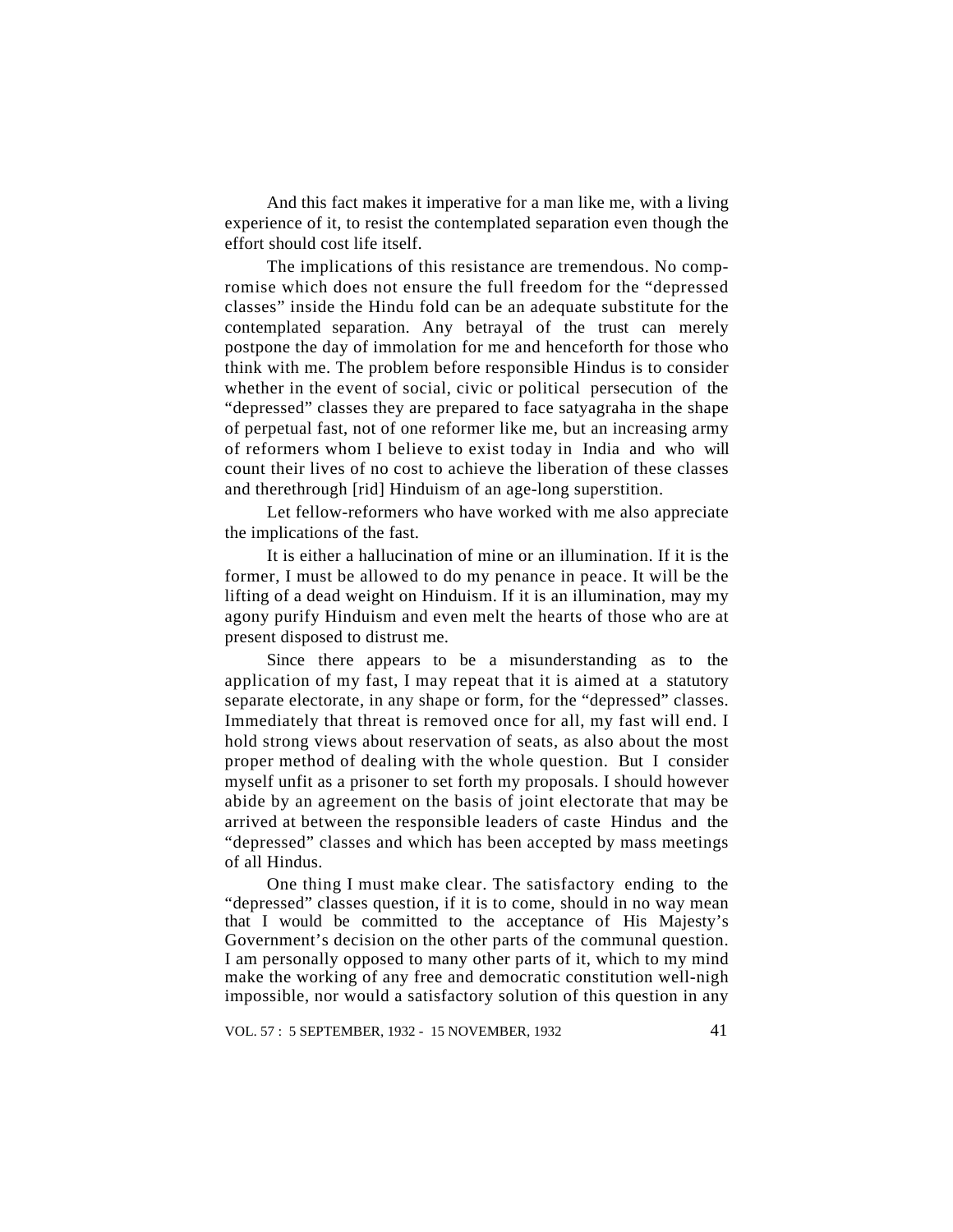And this fact makes it imperative for a man like me, with a living experience of it, to resist the contemplated separation even though the effort should cost life itself.

The implications of this resistance are tremendous. No compromise which does not ensure the full freedom for the "depressed classes" inside the Hindu fold can be an adequate substitute for the contemplated separation. Any betrayal of the trust can merely postpone the day of immolation for me and henceforth for those who think with me. The problem before responsible Hindus is to consider whether in the event of social, civic or political persecution of the "depressed" classes they are prepared to face satyagraha in the shape of perpetual fast, not of one reformer like me, but an increasing army of reformers whom I believe to exist today in India and who will count their lives of no cost to achieve the liberation of these classes and therethrough [rid] Hinduism of an age-long superstition.

Let fellow-reformers who have worked with me also appreciate the implications of the fast.

It is either a hallucination of mine or an illumination. If it is the former, I must be allowed to do my penance in peace. It will be the lifting of a dead weight on Hinduism. If it is an illumination, may my agony purify Hinduism and even melt the hearts of those who are at present disposed to distrust me.

Since there appears to be a misunderstanding as to the application of my fast, I may repeat that it is aimed at a statutory separate electorate, in any shape or form, for the "depressed" classes. Immediately that threat is removed once for all, my fast will end. I hold strong views about reservation of seats, as also about the most proper method of dealing with the whole question. But I consider myself unfit as a prisoner to set forth my proposals. I should however abide by an agreement on the basis of joint electorate that may be arrived at between the responsible leaders of caste Hindus and the "depressed" classes and which has been accepted by mass meetings of all Hindus.

One thing I must make clear. The satisfactory ending to the "depressed" classes question, if it is to come, should in no way mean that I would be committed to the acceptance of His Majesty's Government's decision on the other parts of the communal question. I am personally opposed to many other parts of it, which to my mind make the working of any free and democratic constitution well-nigh impossible, nor would a satisfactory solution of this question in any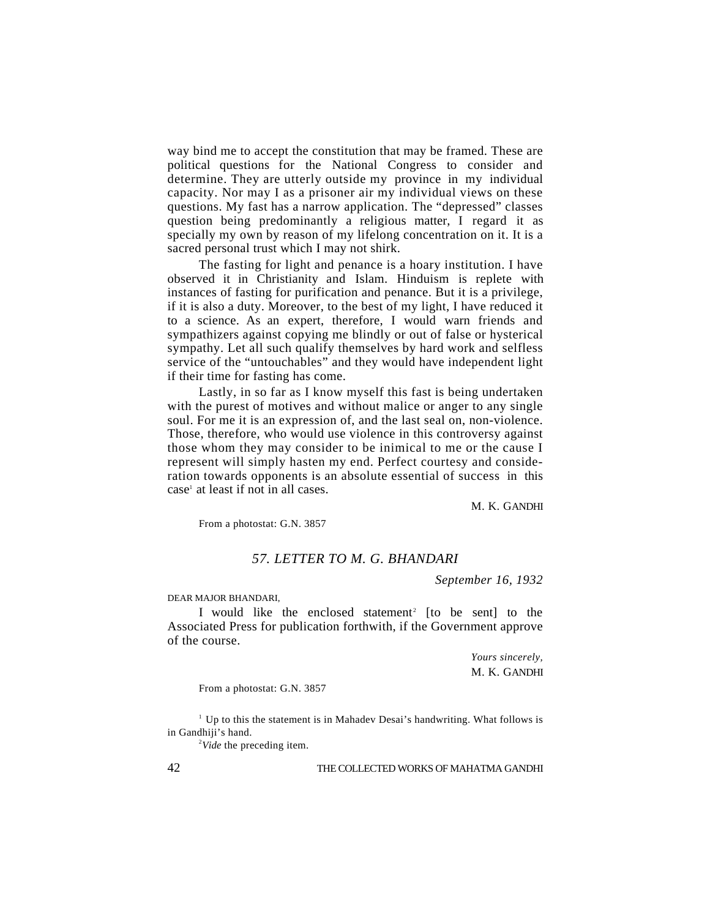way bind me to accept the constitution that may be framed. These are political questions for the National Congress to consider and determine. They are utterly outside my province in my individual capacity. Nor may I as a prisoner air my individual views on these questions. My fast has a narrow application. The "depressed" classes question being predominantly a religious matter, I regard it as specially my own by reason of my lifelong concentration on it. It is a sacred personal trust which I may not shirk.

The fasting for light and penance is a hoary institution. I have observed it in Christianity and Islam. Hinduism is replete with instances of fasting for purification and penance. But it is a privilege, if it is also a duty. Moreover, to the best of my light, I have reduced it to a science. As an expert, therefore, I would warn friends and sympathizers against copying me blindly or out of false or hysterical sympathy. Let all such qualify themselves by hard work and selfless service of the "untouchables" and they would have independent light if their time for fasting has come.

Lastly, in so far as I know myself this fast is being undertaken with the purest of motives and without malice or anger to any single soul. For me it is an expression of, and the last seal on, non-violence. Those, therefore, who would use violence in this controversy against those whom they may consider to be inimical to me or the cause I represent will simply hasten my end. Perfect courtesy and consideration towards opponents is an absolute essential of success in this case[1] at least if not in all cases.

M. K. GANDHI

From a photostat: G.N. 3857

### 57. LETTER TO M. G. BHANDARI

*September 16, 1932*

DEAR MAJOR BHANDARI,

I would like the enclosed statement[2] [to be sent] to the Associated Press for publication forthwith, if the Government approve of the course.

*Yours sincerely,*
M. K. GANDHI

From a photostat: G.N. 3857

[1] Up to this the statement is in Mahadev Desai's handwriting. What follows is in Gandhiji's hand.

[2] *Vide* the preceding item.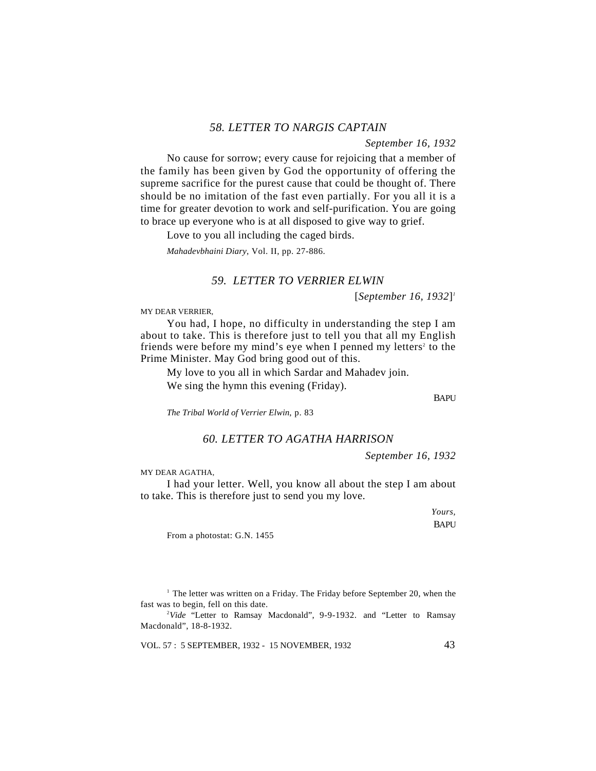### *58. LETTER TO NARGIS CAPTAIN*

*September 16, 1932*

No cause for sorrow; every cause for rejoicing that a member of the family has been given by God the opportunity of offering the supreme sacrifice for the purest cause that could be thought of. There should be no imitation of the fast even partially. For you all it is a time for greater devotion to work and self-purification. You are going to brace up everyone who is at all disposed to give way to grief.

Love to you all including the caged birds.

*Mahadevbhaini Diary*, Vol. II, pp. 27-886.

### *59. LETTER TO VERRIER ELWIN*

[*September 16, 1932*][1]

MY DEAR VERRIER,

You had, I hope, no difficulty in understanding the step I am about to take. This is therefore just to tell you that all my English friends were before my mind's eye when I penned my letters[2] to the Prime Minister. May God bring good out of this.

My love to you all in which Sardar and Mahadev join.

We sing the hymn this evening (Friday).

BAPU

*The Tribal World of Verrier Elwin*, p. 83

### *60. LETTER TO AGATHA HARRISON*

*September 16, 1932*

MY DEAR AGATHA,

I had your letter. Well, you know all about the step I am about to take. This is therefore just to send you my love.

*Yours,*

BAPU

From a photostat: G.N. 1455

---

[1] The letter was written on a Friday. The Friday before September 20, when the fast was to begin, fell on this date.

[2] *Vide* "Letter to Ramsay Macdonald", 9-9-1932. and "Letter to Ramsay Macdonald", 18-8-1932.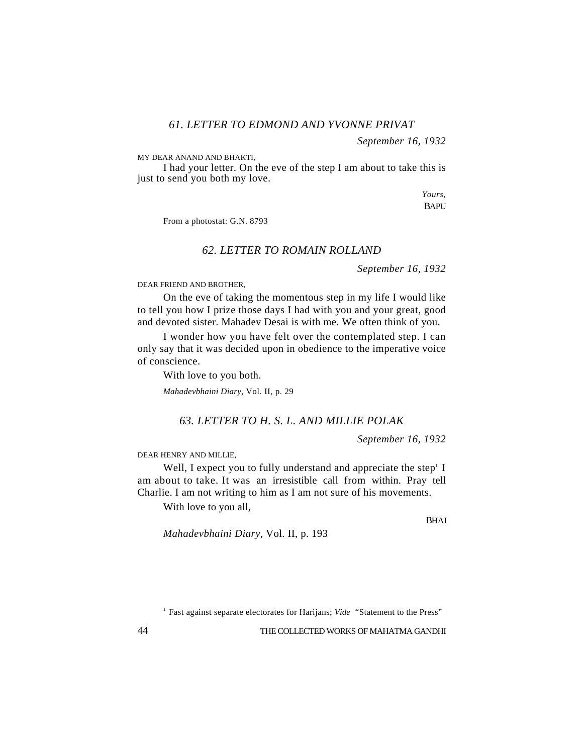### *61. LETTER TO EDMOND AND YVONNE PRIVAT*

*September 16, 1932*

MY DEAR ANAND AND BHAKTI,

I had your letter. On the eve of the step I am about to take this is just to send you both my love.

*Yours,*
BAPU

From a photostat: G.N. 8793

### *62. LETTER TO ROMAIN ROLLAND*

*September 16, 1932*

DEAR FRIEND AND BROTHER,

On the eve of taking the momentous step in my life I would like to tell you how I prize those days I had with you and your great, good and devoted sister. Mahadev Desai is with me. We often think of you.

I wonder how you have felt over the contemplated step. I can only say that it was decided upon in obedience to the imperative voice of conscience.

With love to you both.

*Mahadevbhaini Diary*, Vol. II, p. 29

### *63. LETTER TO H. S. L. AND MILLIE POLAK*

*September 16, 1932*

DEAR HENRY AND MILLIE,

Well, I expect you to fully understand and appreciate the step[1] I am about to take. It was an irresistible call from within. Pray tell Charlie. I am not writing to him as I am not sure of his movements.

With love to you all,

BHAI

*Mahadevbhaini Diary*, Vol. II, p. 193

[1] Fast against separate electorates for Harijans; *Vide* "Statement to the Press"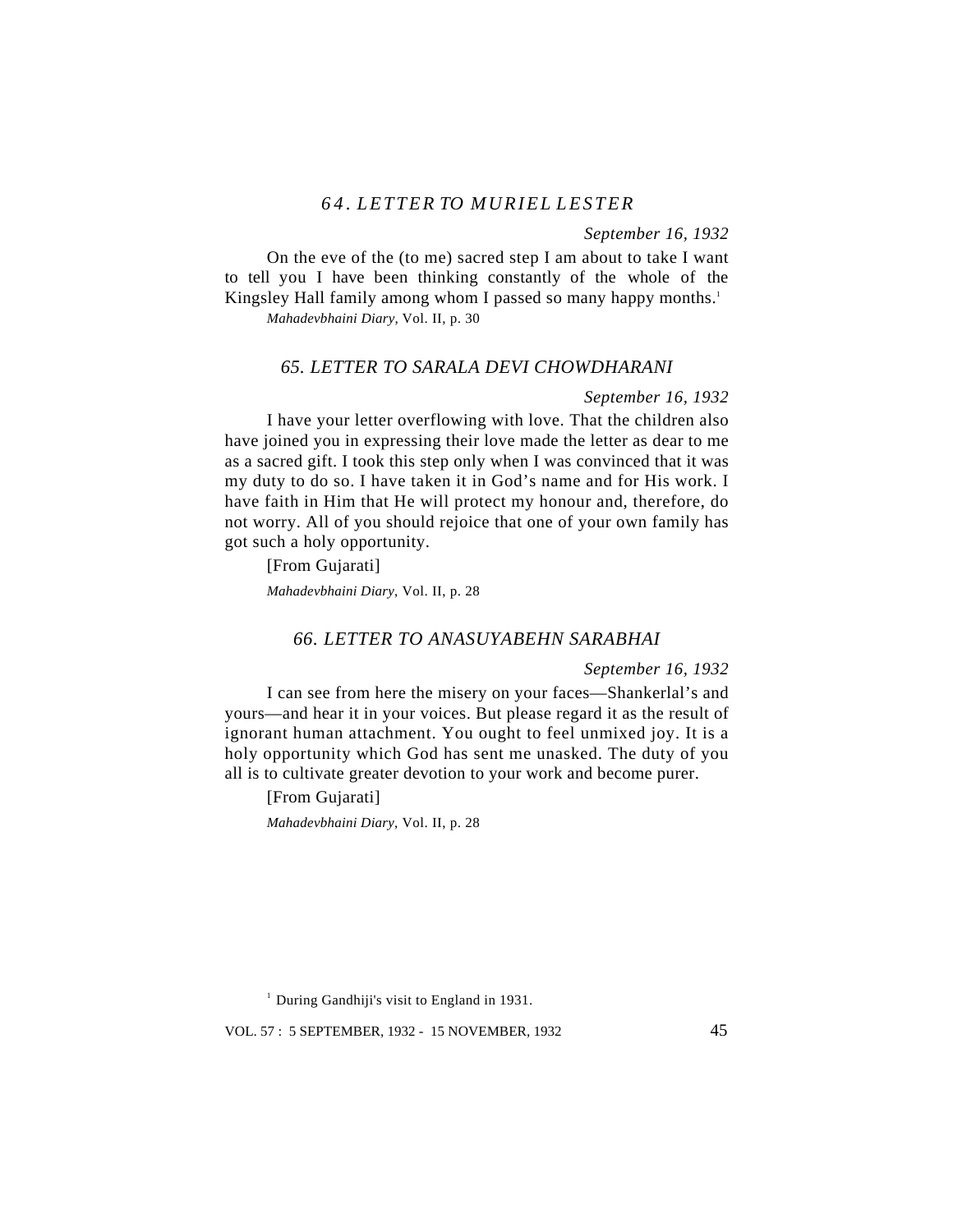### 64. LETTER TO MURIEL LESTER

*September 16, 1932*

On the eve of the (to me) sacred step I am about to take I want to tell you I have been thinking constantly of the whole of the Kingsley Hall family among whom I passed so many happy months.[1]

*Mahadevbhaini Diary*, Vol. II, p. 30

### 65. LETTER TO SARALA DEVI CHOWDHARANI

*September 16, 1932*

I have your letter overflowing with love. That the children also have joined you in expressing their love made the letter as dear to me as a sacred gift. I took this step only when I was convinced that it was my duty to do so. I have taken it in God's name and for His work. I have faith in Him that He will protect my honour and, therefore, do not worry. All of you should rejoice that one of your own family has got such a holy opportunity.

[From Gujarati]

*Mahadevbhaini Diary*, Vol. II, p. 28

### 66. LETTER TO ANASUYABEHN SARABHAI

*September 16, 1932*

I can see from here the misery on your faces—Shankerlal's and yours—and hear it in your voices. But please regard it as the result of ignorant human attachment. You ought to feel unmixed joy. It is a holy opportunity which God has sent me unasked. The duty of you all is to cultivate greater devotion to your work and become purer.

[From Gujarati]

*Mahadevbhaini Diary*, Vol. II, p. 28

---

[1] During Gandhiji's visit to England in 1931.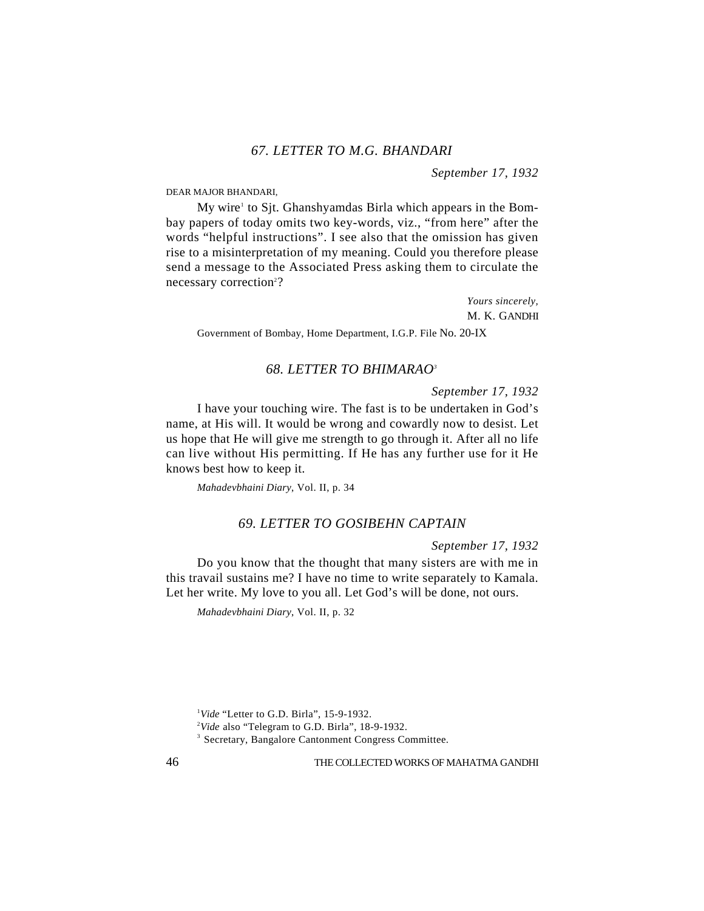### *67. LETTER TO M.G. BHANDARI*

*September 17, 1932*

DEAR MAJOR BHANDARI,

My wire[1] to Sjt. Ghanshyamdas Birla which appears in the Bombay papers of today omits two key-words, viz., "from here" after the words "helpful instructions". I see also that the omission has given rise to a misinterpretation of my meaning. Could you therefore please send a message to the Associated Press asking them to circulate the necessary correction[2]?

*Yours sincerely,*
M. K. GANDHI

Government of Bombay, Home Department, I.G.P. File No. 20-IX

### *68. LETTER TO BHIMARAO*[3]

*September 17, 1932*

I have your touching wire. The fast is to be undertaken in God's name, at His will. It would be wrong and cowardly now to desist. Let us hope that He will give me strength to go through it. After all no life can live without His permitting. If He has any further use for it He knows best how to keep it.

*Mahadevbhaini Diary*, Vol. II, p. 34

### *69. LETTER TO GOSIBEHN CAPTAIN*

*September 17, 1932*

Do you know that the thought that many sisters are with me in this travail sustains me? I have no time to write separately to Kamala. Let her write. My love to you all. Let God's will be done, not ours.

*Mahadevbhaini Diary*, Vol. II, p. 32

---

[1] *Vide* "Letter to G.D. Birla", 15-9-1932.

[2] *Vide* also "Telegram to G.D. Birla", 18-9-1932.

[3] Secretary, Bangalore Cantonment Congress Committee.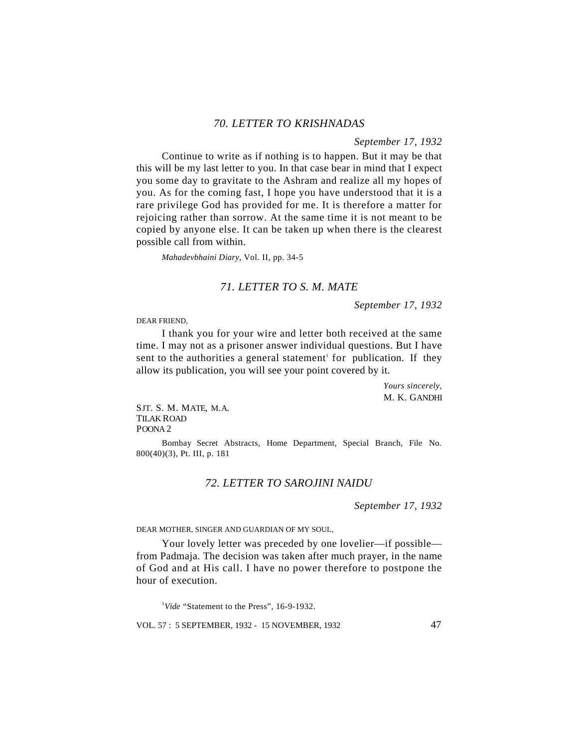### *70. LETTER TO KRISHNADAS*

*September 17, 1932*

Continue to write as if nothing is to happen. But it may be that this will be my last letter to you. In that case bear in mind that I expect you some day to gravitate to the Ashram and realize all my hopes of you. As for the coming fast, I hope you have understood that it is a rare privilege God has provided for me. It is therefore a matter for rejoicing rather than sorrow. At the same time it is not meant to be copied by anyone else. It can be taken up when there is the clearest possible call from within.

*Mahadevbhaini Diary*, Vol. II, pp. 34-5

### *71. LETTER TO S. M. MATE*

*September 17, 1932*

DEAR FRIEND,

I thank you for your wire and letter both received at the same time. I may not as a prisoner answer individual questions. But I have sent to the authorities a general statement[1] for publication. If they allow its publication, you will see your point covered by it.

*Yours sincerely,*
M. K. GANDHI

SJT. S. M. MATE, M.A.
TILAK ROAD
POONA 2

Bombay Secret Abstracts, Home Department, Special Branch, File No. 800(40)(3), Pt. III, p. 181

### *72. LETTER TO SAROJINI NAIDU*

*September 17, 1932*

DEAR MOTHER, SINGER AND GUARDIAN OF MY SOUL,

Your lovely letter was preceded by one lovelier—if possible—from Padmaja. The decision was taken after much prayer, in the name of God and at His call. I have no power therefore to postpone the hour of execution.

[1] *Vide* "Statement to the Press", 16-9-1932.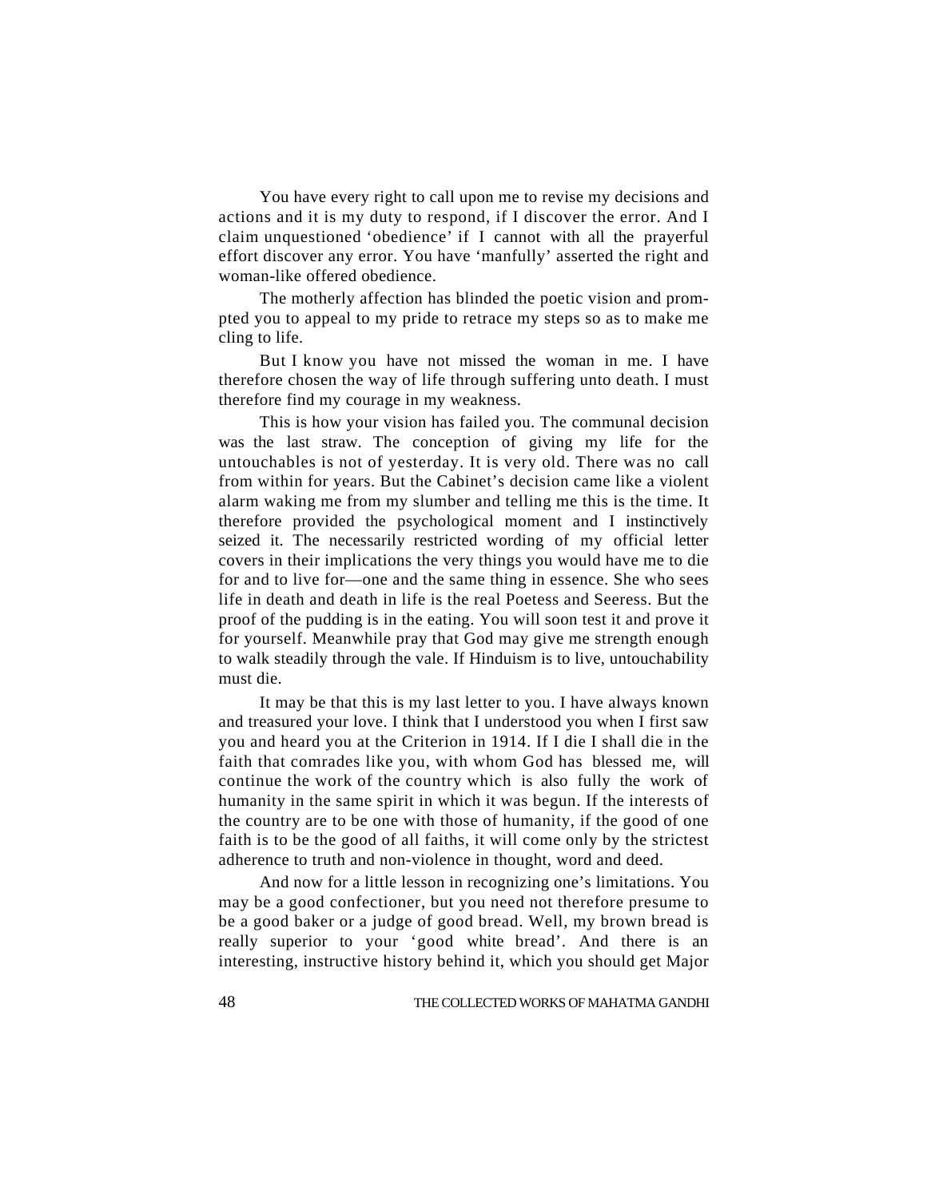You have every right to call upon me to revise my decisions and actions and it is my duty to respond, if I discover the error. And I claim unquestioned 'obedience' if I cannot with all the prayerful effort discover any error. You have 'manfully' asserted the right and woman-like offered obedience.

The motherly affection has blinded the poetic vision and prompted you to appeal to my pride to retrace my steps so as to make me cling to life.

But I know you have not missed the woman in me. I have therefore chosen the way of life through suffering unto death. I must therefore find my courage in my weakness.

This is how your vision has failed you. The communal decision was the last straw. The conception of giving my life for the untouchables is not of yesterday. It is very old. There was no call from within for years. But the Cabinet's decision came like a violent alarm waking me from my slumber and telling me this is the time. It therefore provided the psychological moment and I instinctively seized it. The necessarily restricted wording of my official letter covers in their implications the very things you would have me to die for and to live for—one and the same thing in essence. She who sees life in death and death in life is the real Poetess and Seeress. But the proof of the pudding is in the eating. You will soon test it and prove it for yourself. Meanwhile pray that God may give me strength enough to walk steadily through the vale. If Hinduism is to live, untouchability must die.

It may be that this is my last letter to you. I have always known and treasured your love. I think that I understood you when I first saw you and heard you at the Criterion in 1914. If I die I shall die in the faith that comrades like you, with whom God has blessed me, will continue the work of the country which is also fully the work of humanity in the same spirit in which it was begun. If the interests of the country are to be one with those of humanity, if the good of one faith is to be the good of all faiths, it will come only by the strictest adherence to truth and non-violence in thought, word and deed.

And now for a little lesson in recognizing one's limitations. You may be a good confectioner, but you need not therefore presume to be a good baker or a judge of good bread. Well, my brown bread is really superior to your 'good white bread'. And there is an interesting, instructive history behind it, which you should get Major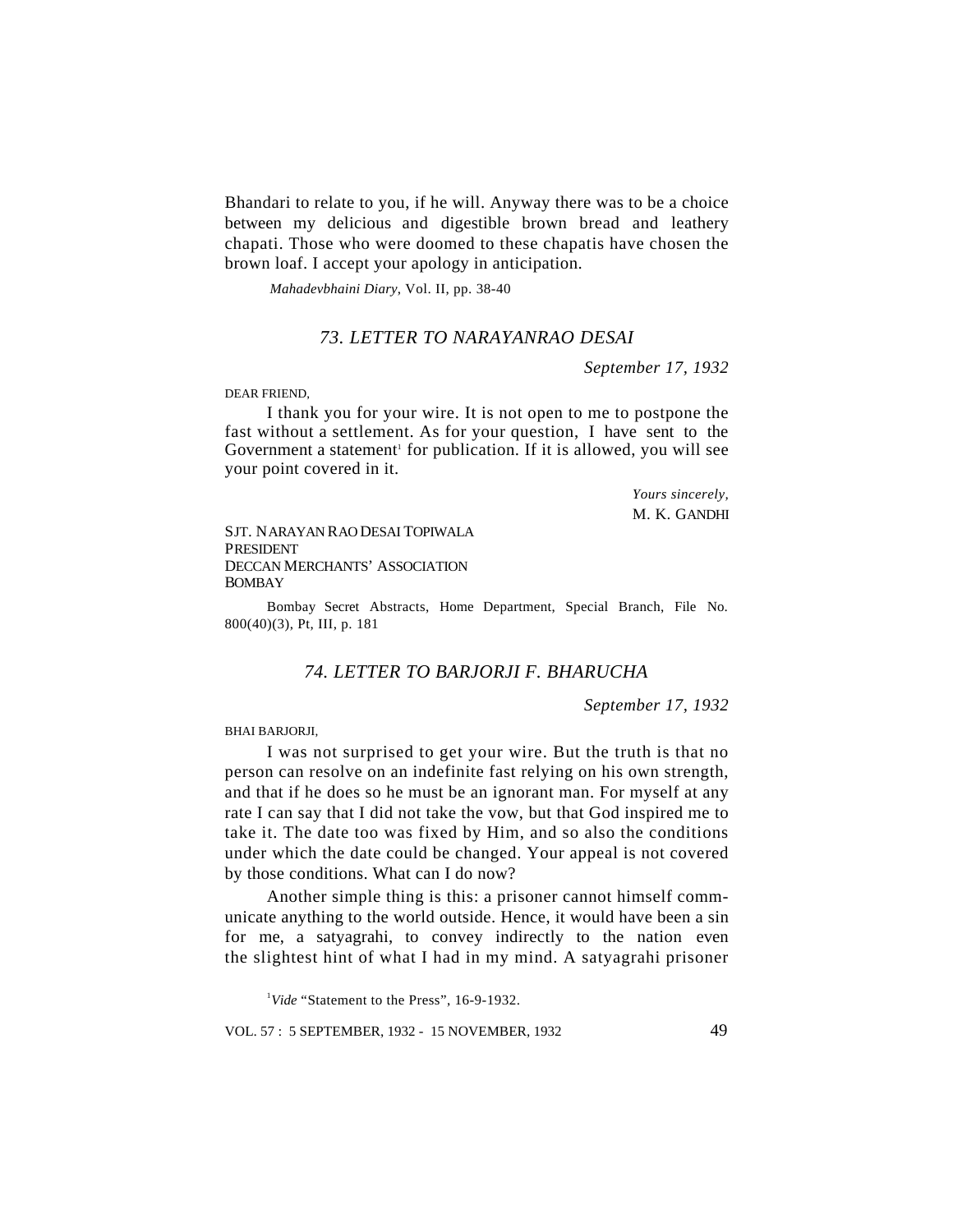Bhandari to relate to you, if he will. Anyway there was to be a choice between my delicious and digestible brown bread and leathery chapati. Those who were doomed to these chapatis have chosen the brown loaf. I accept your apology in anticipation.

*Mahadevbhaini Diary*, Vol. II, pp. 38-40

## *73. LETTER TO NARAYANRAO DESAI*

*September 17, 1932*

DEAR FRIEND,

I thank you for your wire. It is not open to me to postpone the fast without a settlement. As for your question, I have sent to the Government a statement[1] for publication. If it is allowed, you will see your point covered in it.

*Yours sincerely,*
M. K. GANDHI

SJT. NARAYAN RAO DESAI TOPIWALA
PRESIDENT
DECCAN MERCHANTS' ASSOCIATION
BOMBAY

Bombay Secret Abstracts, Home Department, Special Branch, File No. 800(40)(3), Pt, III, p. 181

## *74. LETTER TO BARJORJI F. BHARUCHA*

*September 17, 1932*

BHAI BARJORJI,

I was not surprised to get your wire. But the truth is that no person can resolve on an indefinite fast relying on his own strength, and that if he does so he must be an ignorant man. For myself at any rate I can say that I did not take the vow, but that God inspired me to take it. The date too was fixed by Him, and so also the conditions under which the date could be changed. Your appeal is not covered by those conditions. What can I do now?

Another simple thing is this: a prisoner cannot himself communicate anything to the world outside. Hence, it would have been a sin for me, a satyagrahi, to convey indirectly to the nation even the slightest hint of what I had in my mind. A satyagrahi prisoner

[1] *Vide* "Statement to the Press", 16-9-1932.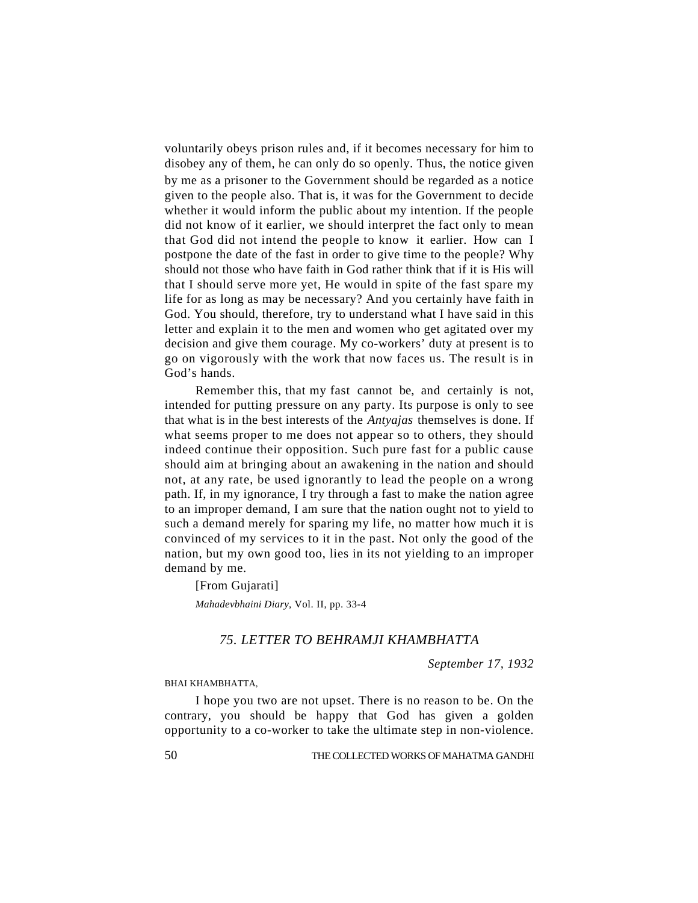voluntarily obeys prison rules and, if it becomes necessary for him to disobey any of them, he can only do so openly. Thus, the notice given by me as a prisoner to the Government should be regarded as a notice given to the people also. That is, it was for the Government to decide whether it would inform the public about my intention. If the people did not know of it earlier, we should interpret the fact only to mean that God did not intend the people to know it earlier. How can I postpone the date of the fast in order to give time to the people? Why should not those who have faith in God rather think that if it is His will that I should serve more yet, He would in spite of the fast spare my life for as long as may be necessary? And you certainly have faith in God. You should, therefore, try to understand what I have said in this letter and explain it to the men and women who get agitated over my decision and give them courage. My co-workers' duty at present is to go on vigorously with the work that now faces us. The result is in God's hands.

Remember this, that my fast cannot be, and certainly is not, intended for putting pressure on any party. Its purpose is only to see that what is in the best interests of the *Antyajas* themselves is done. If what seems proper to me does not appear so to others, they should indeed continue their opposition. Such pure fast for a public cause should aim at bringing about an awakening in the nation and should not, at any rate, be used ignorantly to lead the people on a wrong path. If, in my ignorance, I try through a fast to make the nation agree to an improper demand, I am sure that the nation ought not to yield to such a demand merely for sparing my life, no matter how much it is convinced of my services to it in the past. Not only the good of the nation, but my own good too, lies in its not yielding to an improper demand by me.

[From Gujarati]

*Mahadevbhaini Diary*, Vol. II, pp. 33-4

## *75. LETTER TO BEHRAMJI KHAMBHATTA*

*September 17, 1932*

BHAI KHAMBHATTA,

I hope you two are not upset. There is no reason to be. On the contrary, you should be happy that God has given a golden opportunity to a co-worker to take the ultimate step in non-violence.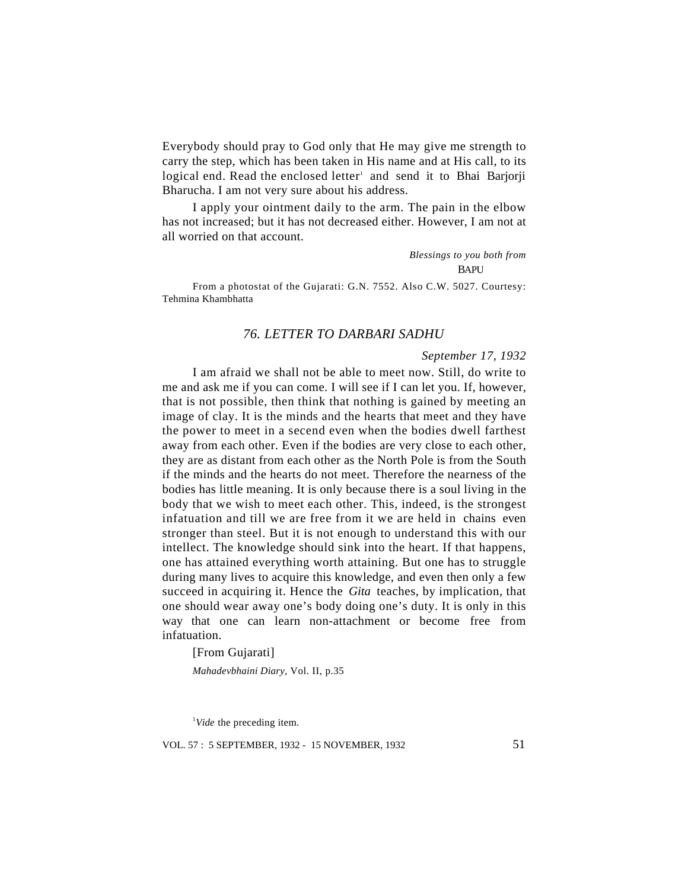Everybody should pray to God only that He may give me strength to carry the step, which has been taken in His name and at His call, to its logical end. Read the enclosed letter[1] and send it to Bhai Barjorji Bharucha. I am not very sure about his address.

I apply your ointment daily to the arm. The pain in the elbow has not increased; but it has not decreased either. However, I am not at all worried on that account.

*Blessings to you both from*
BAPU

From a photostat of the Gujarati: G.N. 7552. Also C.W. 5027. Courtesy: Tehmina Khambhatta

### *76. LETTER TO DARBARI SADHU*

*September 17, 1932*

I am afraid we shall not be able to meet now. Still, do write to me and ask me if you can come. I will see if I can let you. If, however, that is not possible, then think that nothing is gained by meeting an image of clay. It is the minds and the hearts that meet and they have the power to meet in a secend even when the bodies dwell farthest away from each other. Even if the bodies are very close to each other, they are as distant from each other as the North Pole is from the South if the minds and the hearts do not meet. Therefore the nearness of the bodies has little meaning. It is only because there is a soul living in the body that we wish to meet each other. This, indeed, is the strongest infatuation and till we are free from it we are held in chains even stronger than steel. But it is not enough to understand this with our intellect. The knowledge should sink into the heart. If that happens, one has attained everything worth attaining. But one has to struggle during many lives to acquire this knowledge, and even then only a few succeed in acquiring it. Hence the *Gita* teaches, by implication, that one should wear away one's body doing one's duty. It is only in this way that one can learn non-attachment or become free from infatuation.

[From Gujarati]

*Mahadevbhaini Diary*, Vol. II, p.35

[1] *Vide* the preceding item.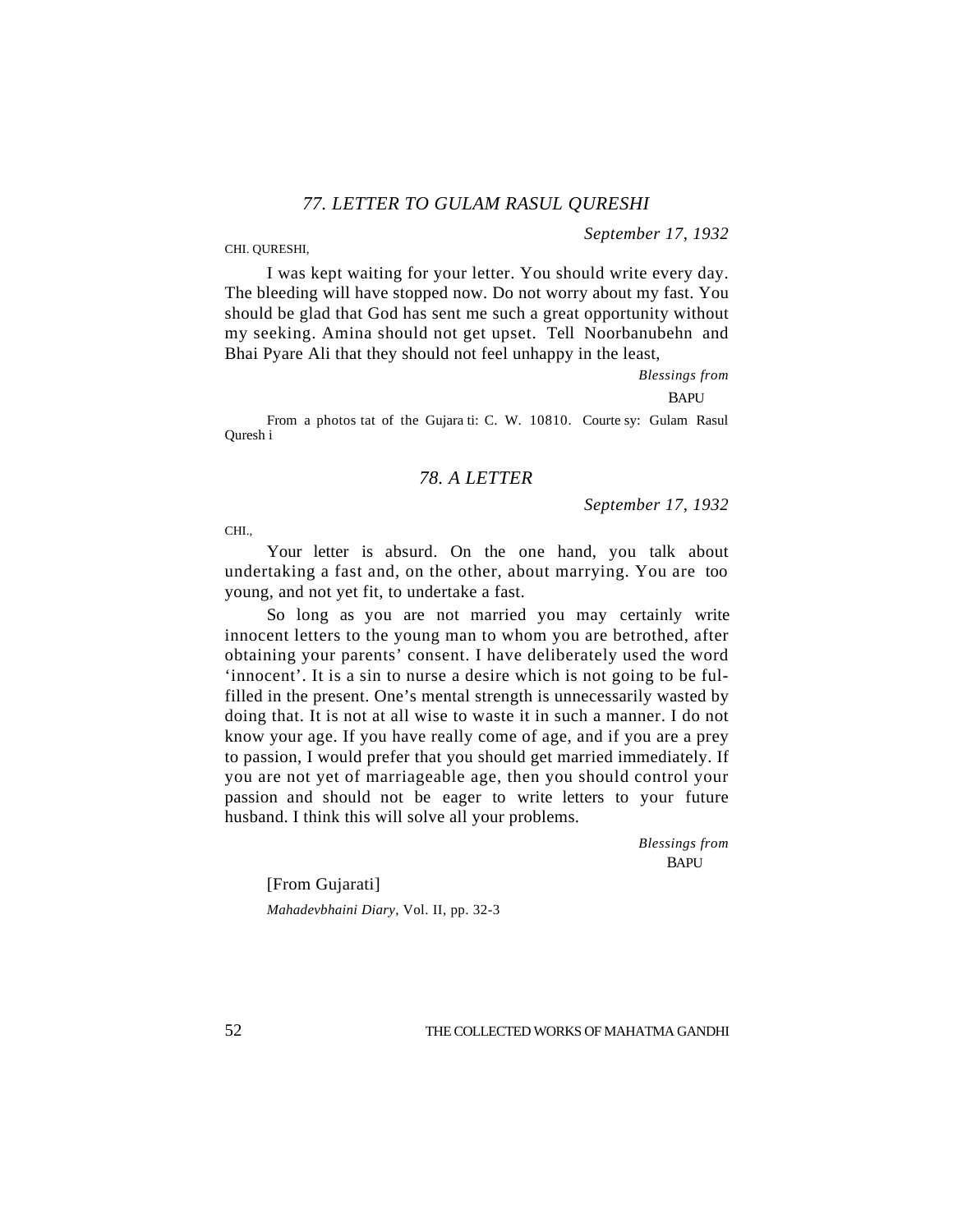## *77. LETTER TO GULAM RASUL QURESHI*

*September 17, 1932*

CHI. QURESHI,

I was kept waiting for your letter. You should write every day. The bleeding will have stopped now. Do not worry about my fast. You should be glad that God has sent me such a great opportunity without my seeking. Amina should not get upset. Tell Noorbanubehn and Bhai Pyare Ali that they should not feel unhappy in the least,

*Blessings from*

BAPU

From a photostat of the Gujarati: C. W. 10810. Courtesy: Gulam Rasul Qureshi

## *78. A LETTER*

*September 17, 1932*

CHI.,

Your letter is absurd. On the one hand, you talk about undertaking a fast and, on the other, about marrying. You are too young, and not yet fit, to undertake a fast.

So long as you are not married you may certainly write innocent letters to the young man to whom you are betrothed, after obtaining your parents' consent. I have deliberately used the word 'innocent'. It is a sin to nurse a desire which is not going to be fulfilled in the present. One's mental strength is unnecessarily wasted by doing that. It is not at all wise to waste it in such a manner. I do not know your age. If you have really come of age, and if you are a prey to passion, I would prefer that you should get married immediately. If you are not yet of marriageable age, then you should control your passion and should not be eager to write letters to your future husband. I think this will solve all your problems.

*Blessings from*

BAPU

[From Gujarati]

*Mahadevbhaini Diary,* Vol. II, pp. 32-3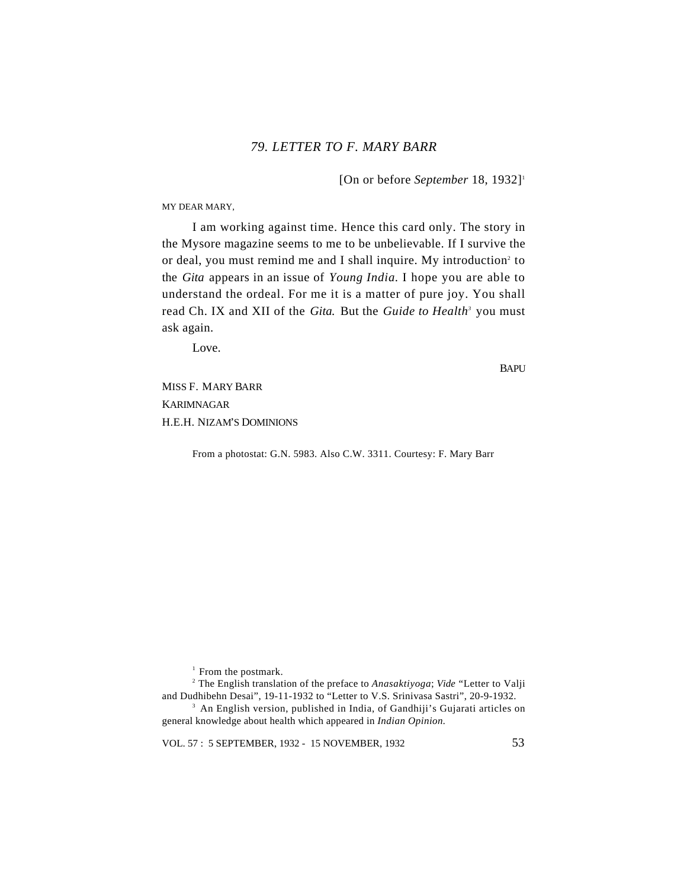## *79. LETTER TO F. MARY BARR*

[On or before *September* 18, 1932][1]

MY DEAR MARY,

I am working against time. Hence this card only. The story in the Mysore magazine seems to me to be unbelievable. If I survive the or deal, you must remind me and I shall inquire. My introduction[2] to the *Gita* appears in an issue of *Young India*. I hope you are able to understand the ordeal. For me it is a matter of pure joy. You shall read Ch. IX and XII of the *Gita.* But the *Guide to Health*[3] you must ask again.

Love.

BAPU

MISS F. MARY BARR
KARIMNAGAR
H.E.H. NIZAM'S DOMINIONS

From a photostat: G.N. 5983. Also C.W. 3311. Courtesy: F. Mary Barr

---

[1] From the postmark.

[2] The English translation of the preface to *Anasaktiyoga*; *Vide* "Letter to Valji and Dudhibehn Desai", 19-11-1932 to "Letter to V.S. Srinivasa Sastri", 20-9-1932.

[3] An English version, published in India, of Gandhiji's Gujarati articles on general knowledge about health which appeared in *Indian Opinion*.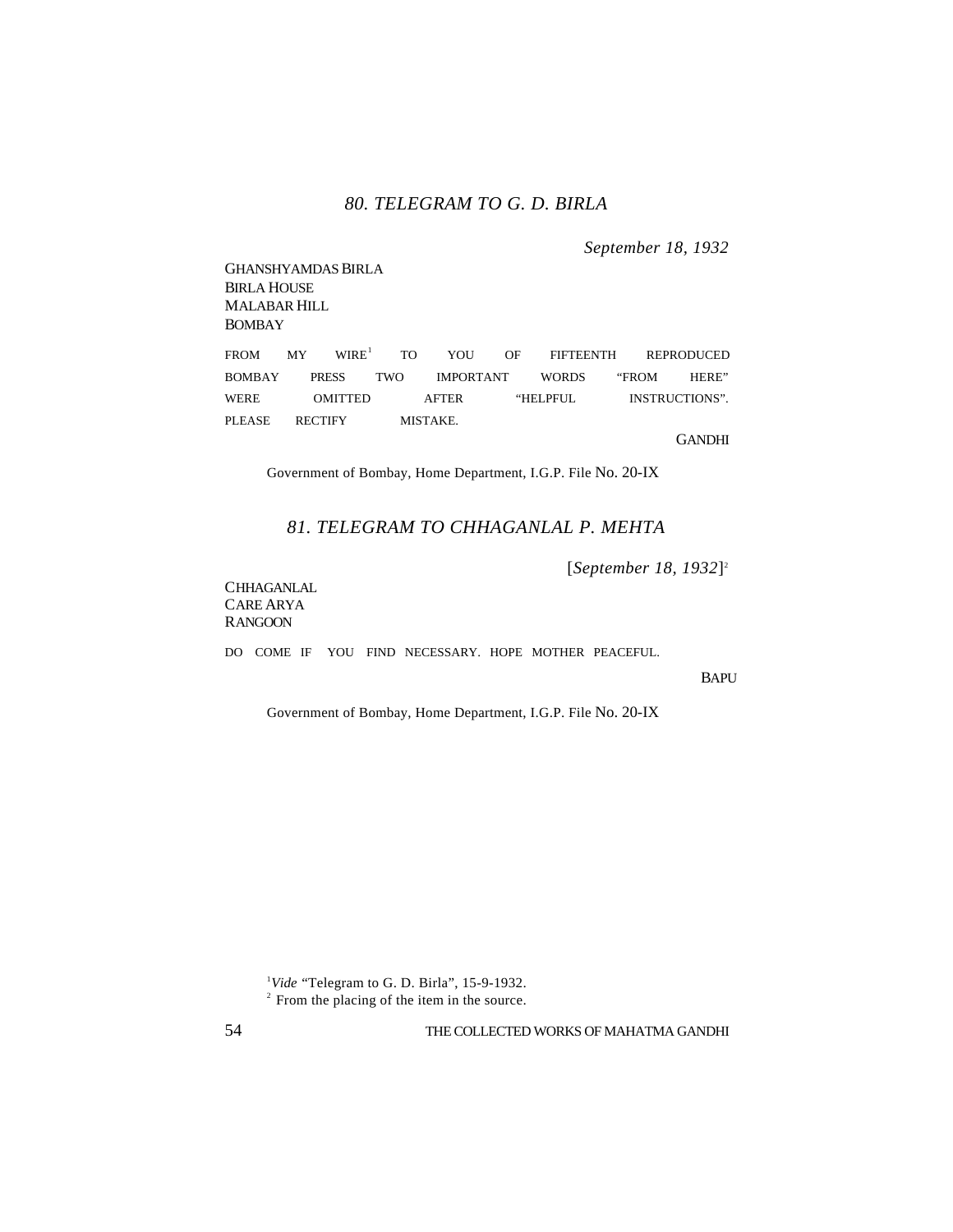## *80. TELEGRAM TO G. D. BIRLA*

*September 18, 1932*

GHANSHYAMDAS BIRLA
BIRLA HOUSE
MALABAR HILL
BOMBAY

FROM MY WIRE[1] TO YOU OF FIFTEENTH REPRODUCED BOMBAY PRESS TWO IMPORTANT WORDS "FROM HERE" WERE OMITTED AFTER "HELPFUL INSTRUCTIONS". PLEASE RECTIFY MISTAKE.

GANDHI

Government of Bombay, Home Department, I.G.P. File No. 20-IX

## *81. TELEGRAM TO CHHAGANLAL P. MEHTA*

[*September 18, 1932*][2]

CHHAGANLAL
CARE ARYA
RANGOON

DO COME IF YOU FIND NECESSARY. HOPE MOTHER PEACEFUL.

BAPU

Government of Bombay, Home Department, I.G.P. File No. 20-IX

[1] *Vide* "Telegram to G. D. Birla", 15-9-1932.
[2] From the placing of the item in the source.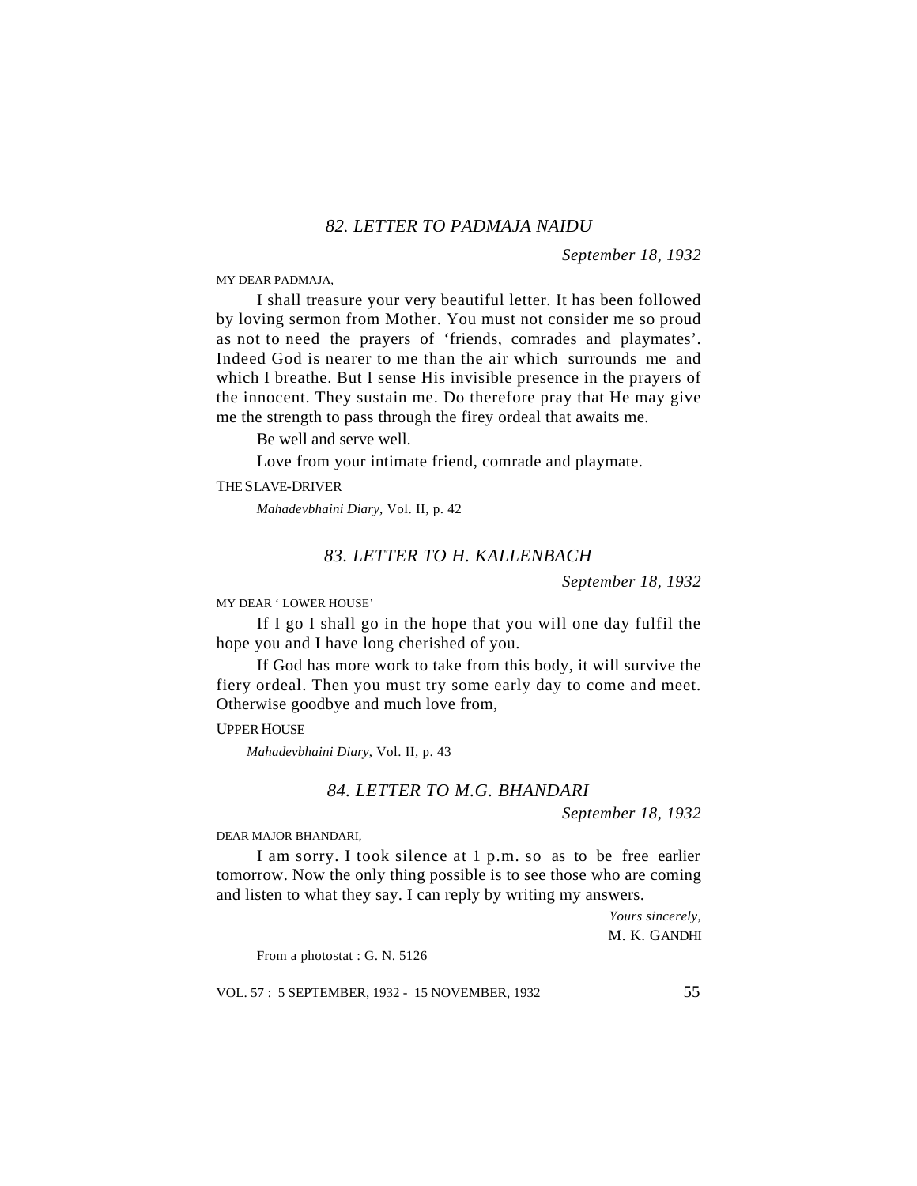## *82. LETTER TO PADMAJA NAIDU*

*September 18, 1932*

MY DEAR PADMAJA,

I shall treasure your very beautiful letter. It has been followed by loving sermon from Mother. You must not consider me so proud as not to need the prayers of 'friends, comrades and playmates'. Indeed God is nearer to me than the air which surrounds me and which I breathe. But I sense His invisible presence in the prayers of the innocent. They sustain me. Do therefore pray that He may give me the strength to pass through the firey ordeal that awaits me.

Be well and serve well.

Love from your intimate friend, comrade and playmate.

THE SLAVE-DRIVER

*Mahadevbhaini Diary*, Vol. II, p. 42

## *83. LETTER TO H. KALLENBACH*

*September 18, 1932*

MY DEAR ' LOWER HOUSE'

If I go I shall go in the hope that you will one day fulfil the hope you and I have long cherished of you.

If God has more work to take from this body, it will survive the fiery ordeal. Then you must try some early day to come and meet. Otherwise goodbye and much love from,

UPPER HOUSE

*Mahadevbhaini Diary*, Vol. II, p. 43

## *84. LETTER TO M.G. BHANDARI*

*September 18, 1932*

DEAR MAJOR BHANDARI,

I am sorry. I took silence at 1 p.m. so as to be free earlier tomorrow. Now the only thing possible is to see those who are coming and listen to what they say. I can reply by writing my answers.

*Yours sincerely,*
M. K. GANDHI

From a photostat : G. N. 5126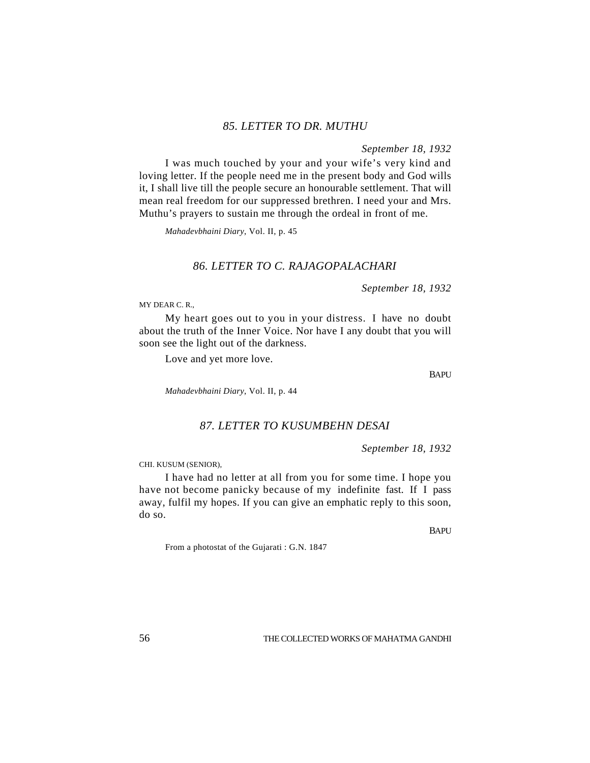## *85. LETTER TO DR. MUTHU*

*September 18, 1932*

I was much touched by your and your wife's very kind and loving letter. If the people need me in the present body and God wills it, I shall live till the people secure an honourable settlement. That will mean real freedom for our suppressed brethren. I need your and Mrs. Muthu's prayers to sustain me through the ordeal in front of me.

*Mahadevbhaini Diary*, Vol. II, p. 45

## *86. LETTER TO C. RAJAGOPALACHARI*

*September 18, 1932*

MY DEAR C. R.,

My heart goes out to you in your distress. I have no doubt about the truth of the Inner Voice. Nor have I any doubt that you will soon see the light out of the darkness.

Love and yet more love.

BAPU

*Mahadevbhaini Diary*, Vol. II, p. 44

## *87. LETTER TO KUSUMBEHN DESAI*

*September 18, 1932*

CHI. KUSUM (SENIOR),

I have had no letter at all from you for some time. I hope you have not become panicky because of my indefinite fast. If I pass away, fulfil my hopes. If you can give an emphatic reply to this soon, do so.

BAPU

From a photostat of the Gujarati : G.N. 1847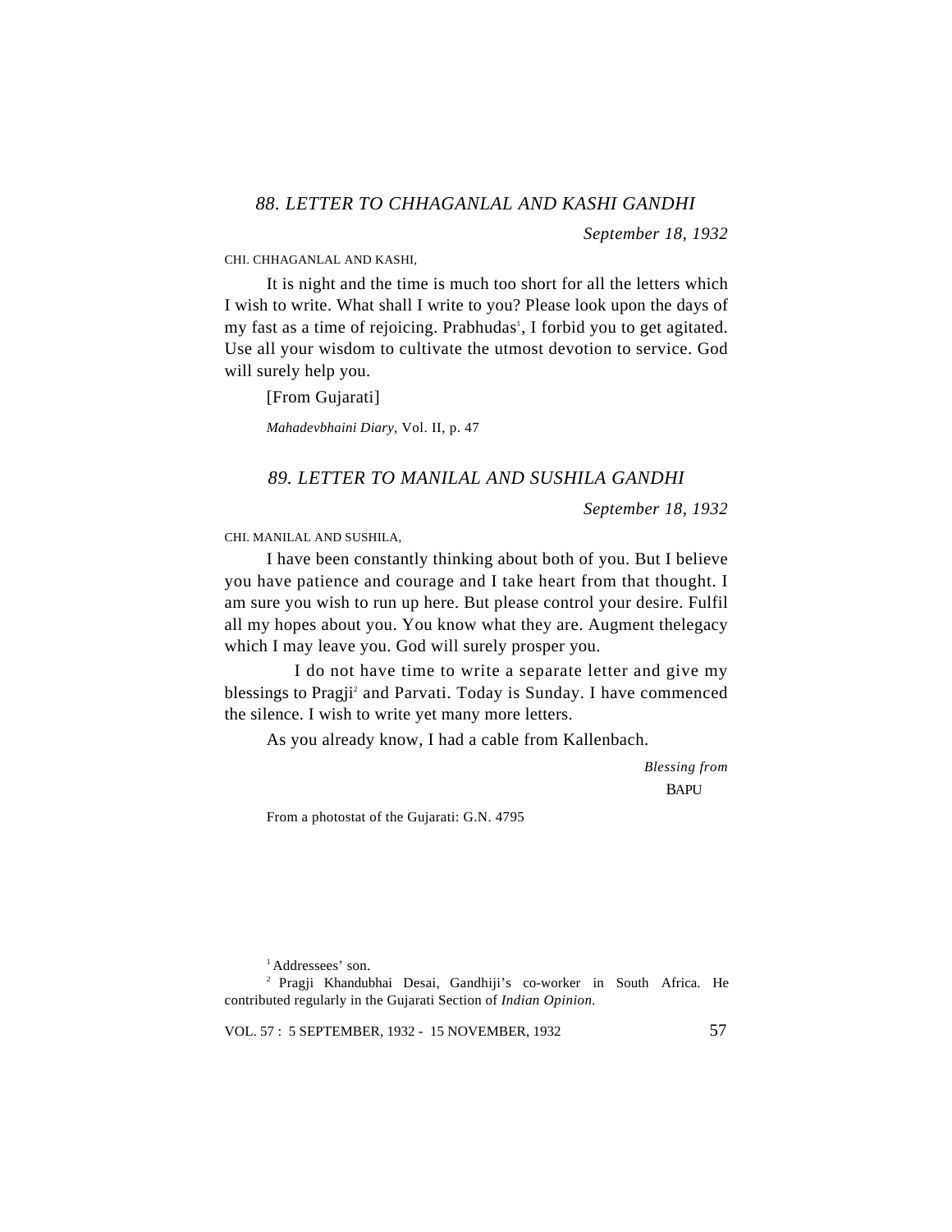## *88. LETTER TO CHHAGANLAL AND KASHI GANDHI*

*September 18, 1932*

CHI. CHHAGANLAL AND KASHI,

It is night and the time is much too short for all the letters which I wish to write. What shall I write to you? Please look upon the days of my fast as a time of rejoicing. Prabhudas[1], I forbid you to get agitated. Use all your wisdom to cultivate the utmost devotion to service. God will surely help you.

[From Gujarati]

*Mahadevbhaini Diary*, Vol. II, p. 47

## *89. LETTER TO MANILAL AND SUSHILA GANDHI*

*September 18, 1932*

CHI. MANILAL AND SUSHILA,

I have been constantly thinking about both of you. But I believe you have patience and courage and I take heart from that thought. I am sure you wish to run up here. But please control your desire. Fulfil all my hopes about you. You know what they are. Augment thelegacy which I may leave you. God will surely prosper you.

I do not have time to write a separate letter and give my blessings to Pragji[2] and Parvati. Today is Sunday. I have commenced the silence. I wish to write yet many more letters.

As you already know, I had a cable from Kallenbach.

*Blessing from*

BAPU

From a photostat of the Gujarati: G.N. 4795

[1] Addressees' son.

[2] Pragji Khandubhai Desai, Gandhiji's co-worker in South Africa. He contributed regularly in the Gujarati Section of *Indian Opinion*.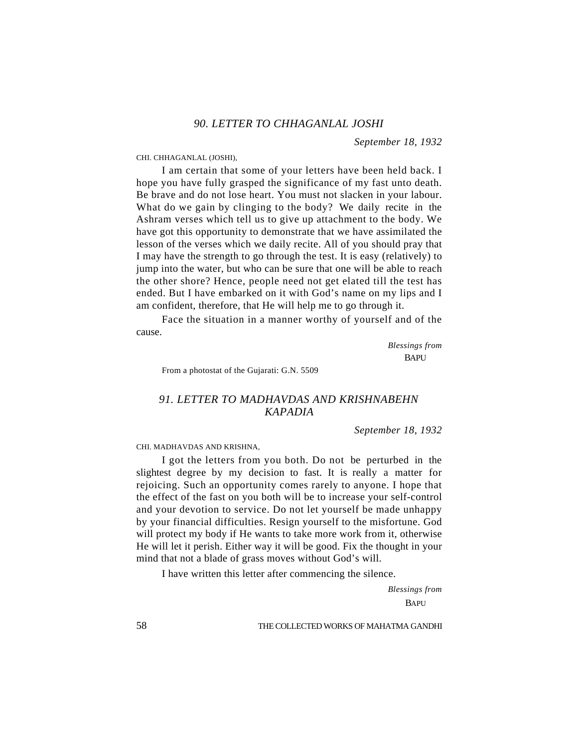## *90. LETTER TO CHHAGANLAL JOSHI*

*September 18, 1932*

CHI. CHHAGANLAL (JOSHI),

I am certain that some of your letters have been held back. I hope you have fully grasped the significance of my fast unto death. Be brave and do not lose heart. You must not slacken in your labour. What do we gain by clinging to the body? We daily recite in the Ashram verses which tell us to give up attachment to the body. We have got this opportunity to demonstrate that we have assimilated the lesson of the verses which we daily recite. All of you should pray that I may have the strength to go through the test. It is easy (relatively) to jump into the water, but who can be sure that one will be able to reach the other shore? Hence, people need not get elated till the test has ended. But I have embarked on it with God's name on my lips and I am confident, therefore, that He will help me to go through it.

Face the situation in a manner worthy of yourself and of the cause.

*Blessings from*
BAPU

From a photostat of the Gujarati: G.N. 5509

## *91. LETTER TO MADHAVDAS AND KRISHNABEHN KAPADIA*

*September 18, 1932*

CHI. MADHAVDAS AND KRISHNA,

I got the letters from you both. Do not be perturbed in the slightest degree by my decision to fast. It is really a matter for rejoicing. Such an opportunity comes rarely to anyone. I hope that the effect of the fast on you both will be to increase your self-control and your devotion to service. Do not let yourself be made unhappy by your financial difficulties. Resign yourself to the misfortune. God will protect my body if He wants to take more work from it, otherwise He will let it perish. Either way it will be good. Fix the thought in your mind that not a blade of grass moves without God's will.

I have written this letter after commencing the silence.

*Blessings from*
BAPU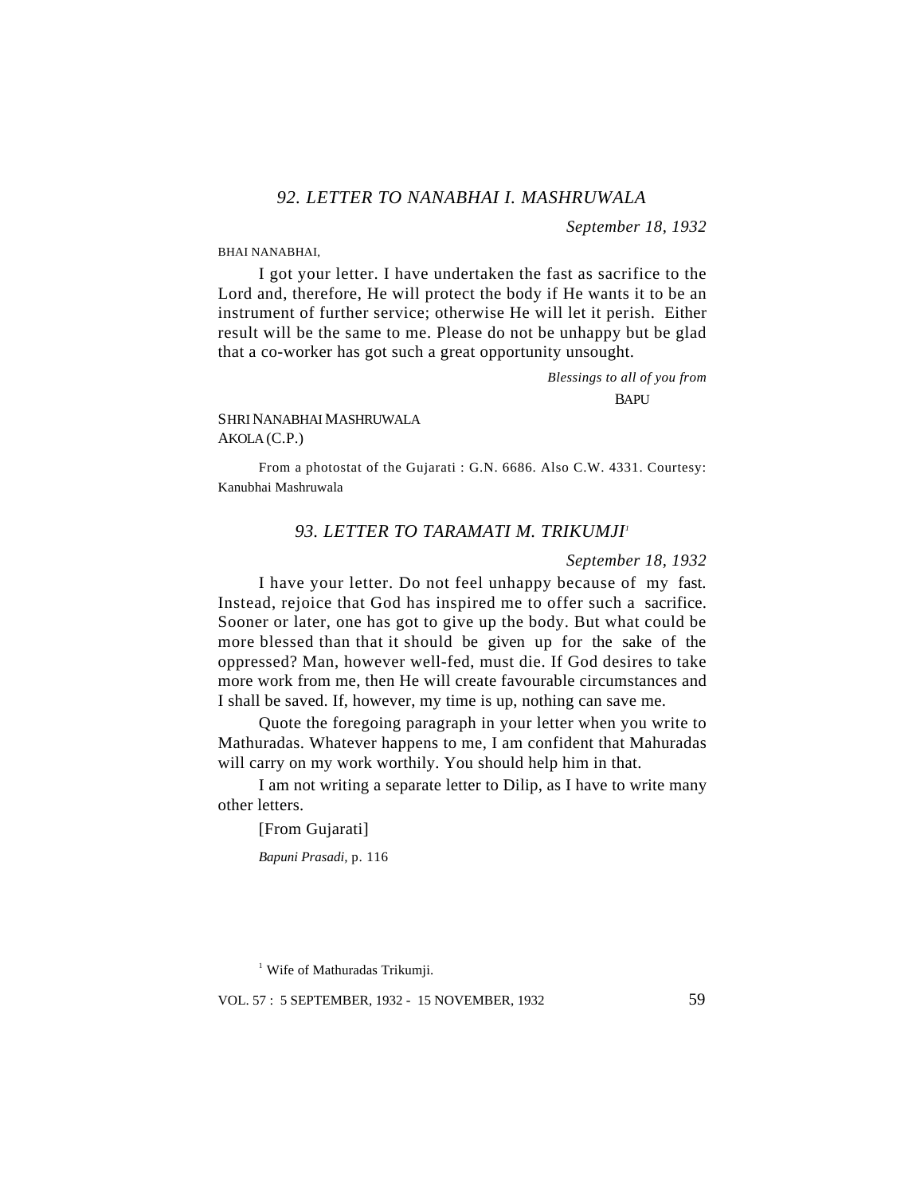## *92. LETTER TO NANABHAI I. MASHRUWALA*

*September 18, 1932*

BHAI NANABHAI,

I got your letter. I have undertaken the fast as sacrifice to the Lord and, therefore, He will protect the body if He wants it to be an instrument of further service; otherwise He will let it perish. Either result will be the same to me. Please do not be unhappy but be glad that a co-worker has got such a great opportunity unsought.

*Blessings to all of you from*

BAPU

SHRI NANABHAI MASHRUWALA
AKOLA (C.P.)

From a photostat of the Gujarati : G.N. 6686. Also C.W. 4331. Courtesy: Kanubhai Mashruwala

## *93. LETTER TO TARAMATI M. TRIKUMJI*[1]

*September 18, 1932*

I have your letter. Do not feel unhappy because of my fast. Instead, rejoice that God has inspired me to offer such a sacrifice. Sooner or later, one has got to give up the body. But what could be more blessed than that it should be given up for the sake of the oppressed? Man, however well-fed, must die. If God desires to take more work from me, then He will create favourable circumstances and I shall be saved. If, however, my time is up, nothing can save me.

Quote the foregoing paragraph in your letter when you write to Mathuradas. Whatever happens to me, I am confident that Mahuradas will carry on my work worthily. You should help him in that.

I am not writing a separate letter to Dilip, as I have to write many other letters.

[From Gujarati]

*Bapuni Prasadi*, p. 116

[1] Wife of Mathuradas Trikumji.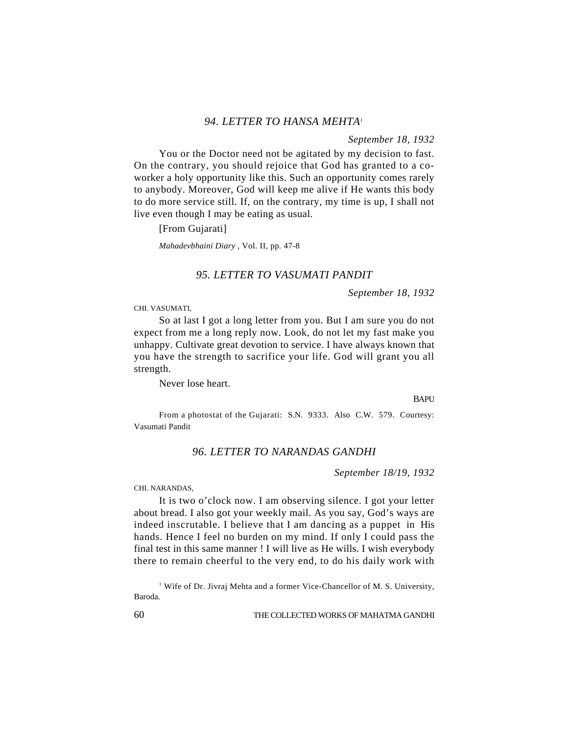### *94. LETTER TO HANSA MEHTA*[1]

*September 18, 1932*

You or the Doctor need not be agitated by my decision to fast. On the contrary, you should rejoice that God has granted to a co-worker a holy opportunity like this. Such an opportunity comes rarely to anybody. Moreover, God will keep me alive if He wants this body to do more service still. If, on the contrary, my time is up, I shall not live even though I may be eating as usual.

[From Gujarati]

*Mahadevbhaini Diary* , Vol. II, pp. 47-8

### *95. LETTER TO VASUMATI PANDIT*

*September 18, 1932*

CHI. VASUMATI,

So at last I got a long letter from you. But I am sure you do not expect from me a long reply now. Look, do not let my fast make you unhappy. Cultivate great devotion to service. I have always known that you have the strength to sacrifice your life. God will grant you all strength.

Never lose heart.

BAPU

From a photostat of the Gujarati: S.N. 9333. Also C.W. 579. Courtesy: Vasumati Pandit

### *96. LETTER TO NARANDAS GANDHI*

*September 18/19, 1932*

CHI. NARANDAS,

It is two o'clock now. I am observing silence. I got your letter about bread. I also got your weekly mail. As you say, God's ways are indeed inscrutable. I believe that I am dancing as a puppet in His hands. Hence I feel no burden on my mind. If only I could pass the final test in this same manner ! I will live as He wills. I wish everybody there to remain cheerful to the very end, to do his daily work with

[1] Wife of Dr. Jivraj Mehta and a former Vice-Chancellor of M. S. University, Baroda.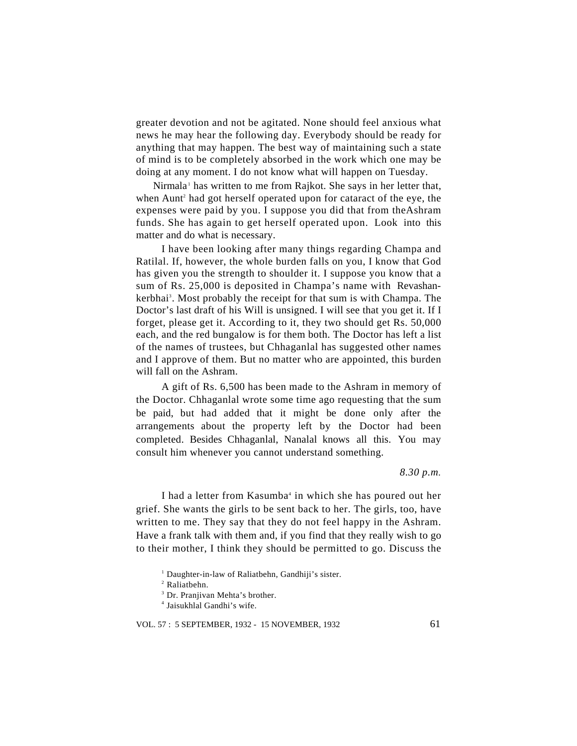greater devotion and not be agitated. None should feel anxious what news he may hear the following day. Everybody should be ready for anything that may happen. The best way of maintaining such a state of mind is to be completely absorbed in the work which one may be doing at any moment. I do not know what will happen on Tuesday.

Nirmala[1] has written to me from Rajkot. She says in her letter that, when Aunt[2] had got herself operated upon for cataract of the eye, the expenses were paid by you. I suppose you did that from theAshram funds. She has again to get herself operated upon. Look into this matter and do what is necessary.

I have been looking after many things regarding Champa and Ratilal. If, however, the whole burden falls on you, I know that God has given you the strength to shoulder it. I suppose you know that a sum of Rs. 25,000 is deposited in Champa's name with Revashankerbhai[3]. Most probably the receipt for that sum is with Champa. The Doctor's last draft of his Will is unsigned. I will see that you get it. If I forget, please get it. According to it, they two should get Rs. 50,000 each, and the red bungalow is for them both. The Doctor has left a list of the names of trustees, but Chhaganlal has suggested other names and I approve of them. But no matter who are appointed, this burden will fall on the Ashram.

A gift of Rs. 6,500 has been made to the Ashram in memory of the Doctor. Chhaganlal wrote some time ago requesting that the sum be paid, but had added that it might be done only after the arrangements about the property left by the Doctor had been completed. Besides Chhaganlal, Nanalal knows all this. You may consult him whenever you cannot understand something.

*8.30 p.m.*

I had a letter from Kasumba[4] in which she has poured out her grief. She wants the girls to be sent back to her. The girls, too, have written to me. They say that they do not feel happy in the Ashram. Have a frank talk with them and, if you find that they really wish to go to their mother, I think they should be permitted to go. Discuss the

[1] Daughter-in-law of Raliatbehn, Gandhiji's sister.

[2] Raliatbehn.

[3] Dr. Pranjivan Mehta's brother.

[4] Jaisukhlal Gandhi's wife.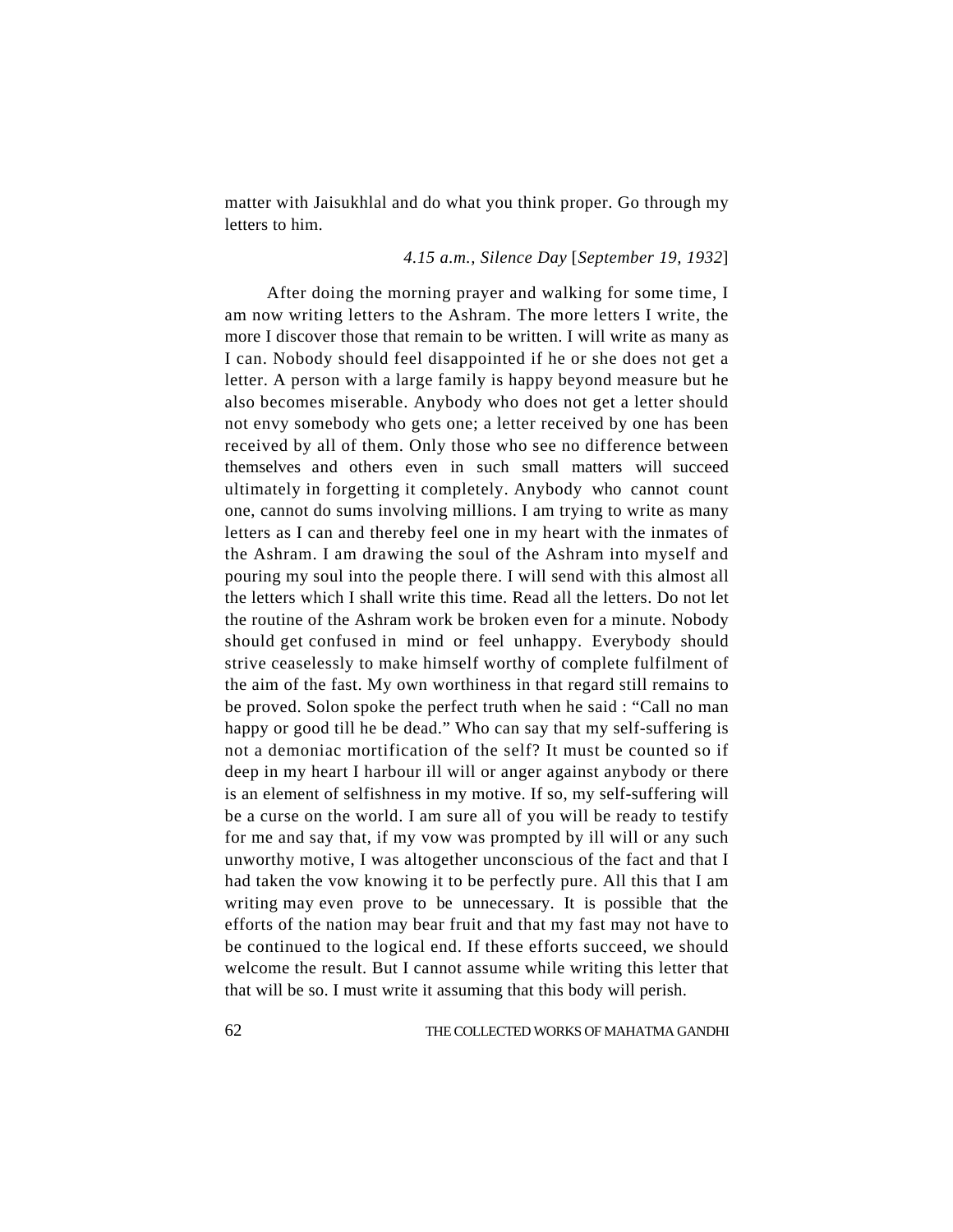matter with Jaisukhlal and do what you think proper. Go through my letters to him.

*4.15 a.m., Silence Day* [*September 19, 1932*]

After doing the morning prayer and walking for some time, I am now writing letters to the Ashram. The more letters I write, the more I discover those that remain to be written. I will write as many as I can. Nobody should feel disappointed if he or she does not get a letter. A person with a large family is happy beyond measure but he also becomes miserable. Anybody who does not get a letter should not envy somebody who gets one; a letter received by one has been received by all of them. Only those who see no difference between themselves and others even in such small matters will succeed ultimately in forgetting it completely. Anybody who cannot count one, cannot do sums involving millions. I am trying to write as many letters as I can and thereby feel one in my heart with the inmates of the Ashram. I am drawing the soul of the Ashram into myself and pouring my soul into the people there. I will send with this almost all the letters which I shall write this time. Read all the letters. Do not let the routine of the Ashram work be broken even for a minute. Nobody should get confused in mind or feel unhappy. Everybody should strive ceaselessly to make himself worthy of complete fulfilment of the aim of the fast. My own worthiness in that regard still remains to be proved. Solon spoke the perfect truth when he said : "Call no man happy or good till he be dead." Who can say that my self-suffering is not a demoniac mortification of the self? It must be counted so if deep in my heart I harbour ill will or anger against anybody or there is an element of selfishness in my motive. If so, my self-suffering will be a curse on the world. I am sure all of you will be ready to testify for me and say that, if my vow was prompted by ill will or any such unworthy motive, I was altogether unconscious of the fact and that I had taken the vow knowing it to be perfectly pure. All this that I am writing may even prove to be unnecessary. It is possible that the efforts of the nation may bear fruit and that my fast may not have to be continued to the logical end. If these efforts succeed, we should welcome the result. But I cannot assume while writing this letter that that will be so. I must write it assuming that this body will perish.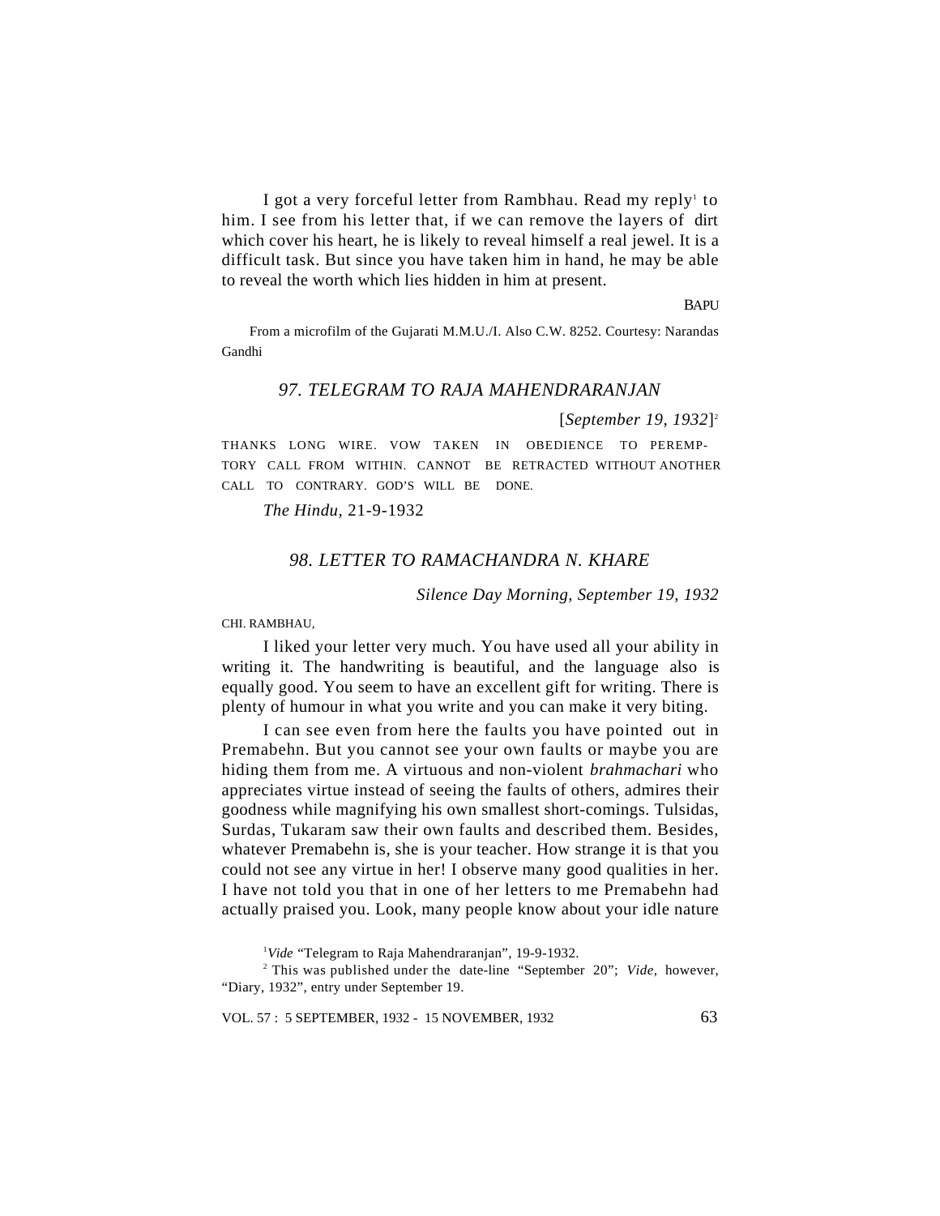I got a very forceful letter from Rambhau. Read my reply[1] to him. I see from his letter that, if we can remove the layers of dirt which cover his heart, he is likely to reveal himself a real jewel. It is a difficult task. But since you have taken him in hand, he may be able to reveal the worth which lies hidden in him at present.

BAPU

From a microfilm of the Gujarati M.M.U./I. Also C.W. 8252. Courtesy: Narandas Gandhi

### *97. TELEGRAM TO RAJA MAHENDRARANJAN*

[*September 19, 1932*][2]

THANKS LONG WIRE. VOW TAKEN IN OBEDIENCE TO PEREMPTORY CALL FROM WITHIN. CANNOT BE RETRACTED WITHOUT ANOTHER CALL TO CONTRARY. GOD'S WILL BE DONE.

*The Hindu*, 21-9-1932

### *98. LETTER TO RAMACHANDRA N. KHARE*

*Silence Day Morning, September 19, 1932*

CHI. RAMBHAU,

I liked your letter very much. You have used all your ability in writing it. The handwriting is beautiful, and the language also is equally good. You seem to have an excellent gift for writing. There is plenty of humour in what you write and you can make it very biting.

I can see even from here the faults you have pointed out in Premabehn. But you cannot see your own faults or maybe you are hiding them from me. A virtuous and non-violent *brahmachari* who appreciates virtue instead of seeing the faults of others, admires their goodness while magnifying his own smallest short-comings. Tulsidas, Surdas, Tukaram saw their own faults and described them. Besides, whatever Premabehn is, she is your teacher. How strange it is that you could not see any virtue in her! I observe many good qualities in her. I have not told you that in one of her letters to me Premabehn had actually praised you. Look, many people know about your idle nature

---

[1] *Vide* "Telegram to Raja Mahendraranjan", 19-9-1932.

[2] This was published under the date-line "September 20"; *Vide*, however, "Diary, 1932", entry under September 19.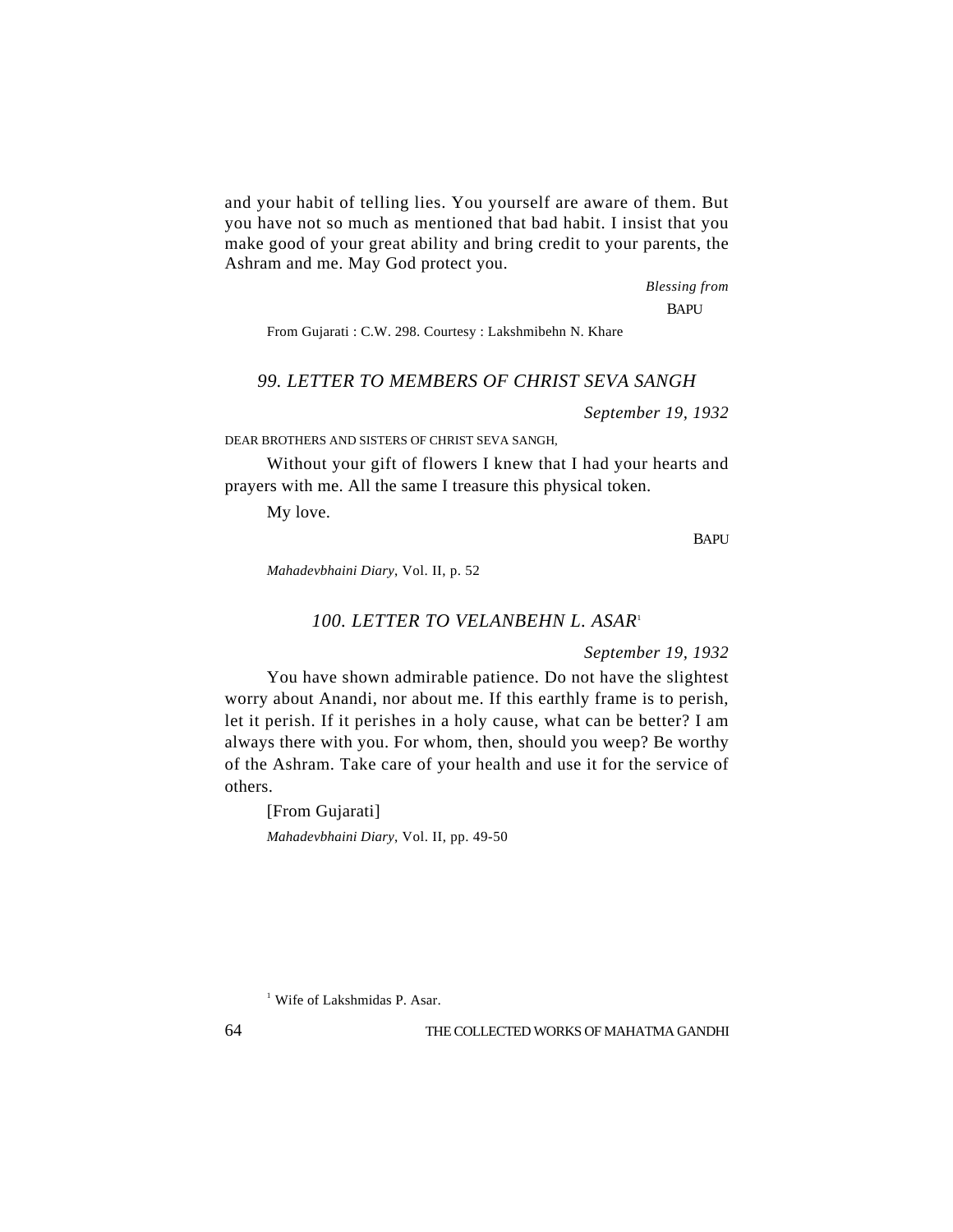and your habit of telling lies. You yourself are aware of them. But you have not so much as mentioned that bad habit. I insist that you make good of your great ability and bring credit to your parents, the Ashram and me. May God protect you.

*Blessing from*

BAPU

From Gujarati : C.W. 298. Courtesy : Lakshmibehn N. Khare

### *99. LETTER TO MEMBERS OF CHRIST SEVA SANGH*

*September 19, 1932*

DEAR BROTHERS AND SISTERS OF CHRIST SEVA SANGH,

Without your gift of flowers I knew that I had your hearts and prayers with me. All the same I treasure this physical token.

My love.

BAPU

*Mahadevbhaini Diary*, Vol. II, p. 52

### *100. LETTER TO VELANBEHN L. ASAR*[1]

*September 19, 1932*

You have shown admirable patience. Do not have the slightest worry about Anandi, nor about me. If this earthly frame is to perish, let it perish. If it perishes in a holy cause, what can be better? I am always there with you. For whom, then, should you weep? Be worthy of the Ashram. Take care of your health and use it for the service of others.

[From Gujarati]

*Mahadevbhaini Diary*, Vol. II, pp. 49-50

[1] Wife of Lakshmidas P. Asar.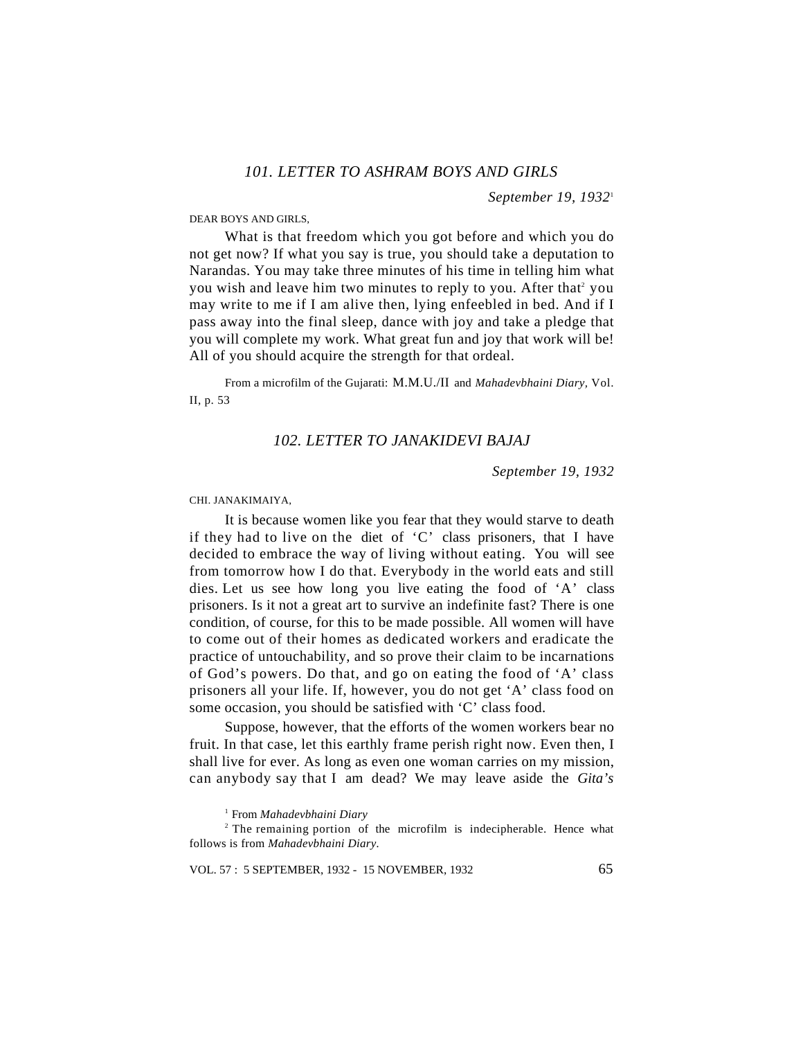### *101. LETTER TO ASHRAM BOYS AND GIRLS*

*September 19, 1932*[1]

DEAR BOYS AND GIRLS,

What is that freedom which you got before and which you do not get now? If what you say is true, you should take a deputation to Narandas. You may take three minutes of his time in telling him what you wish and leave him two minutes to reply to you. After that[2] you may write to me if I am alive then, lying enfeebled in bed. And if I pass away into the final sleep, dance with joy and take a pledge that you will complete my work. What great fun and joy that work will be! All of you should acquire the strength for that ordeal.

From a microfilm of the Gujarati: M.M.U./II and *Mahadevbhaini Diary,* Vol. II, p. 53

### *102. LETTER TO JANAKIDEVI BAJAJ*

*September 19, 1932*

CHI. JANAKIMAIYA,

It is because women like you fear that they would starve to death if they had to live on the diet of 'C' class prisoners, that I have decided to embrace the way of living without eating. You will see from tomorrow how I do that. Everybody in the world eats and still dies. Let us see how long you live eating the food of 'A' class prisoners. Is it not a great art to survive an indefinite fast? There is one condition, of course, for this to be made possible. All women will have to come out of their homes as dedicated workers and eradicate the practice of untouchability, and so prove their claim to be incarnations of God's powers. Do that, and go on eating the food of 'A' class prisoners all your life. If, however, you do not get 'A' class food on some occasion, you should be satisfied with 'C' class food.

Suppose, however, that the efforts of the women workers bear no fruit. In that case, let this earthly frame perish right now. Even then, I shall live for ever. As long as even one woman carries on my mission, can anybody say that I am dead? We may leave aside the *Gita's*

[1] From *Mahadevbhaini Diary*

[2] The remaining portion of the microfilm is indecipherable. Hence what follows is from *Mahadevbhaini Diary*.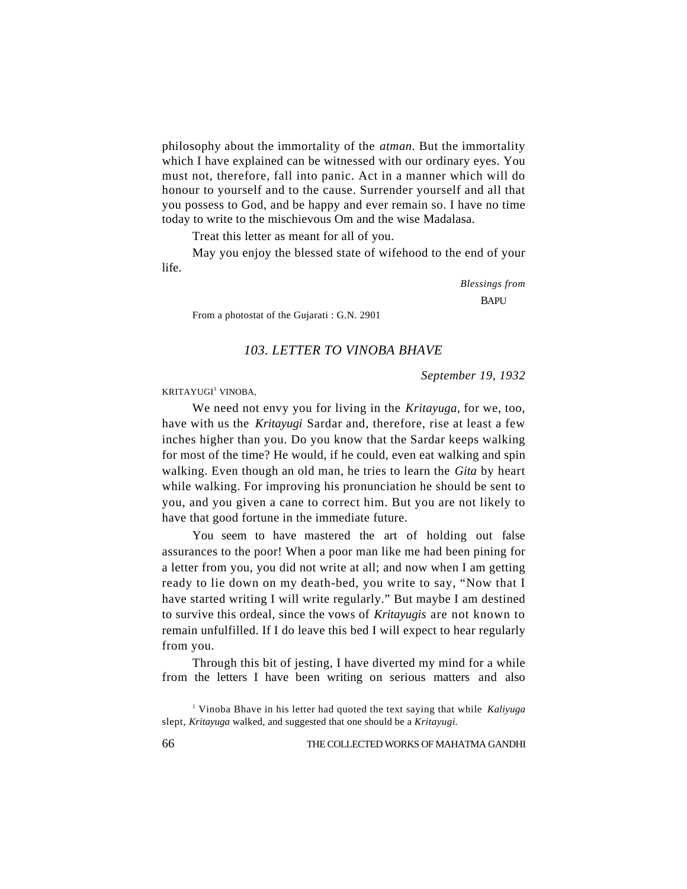philosophy about the immortality of the *atman.* But the immortality which I have explained can be witnessed with our ordinary eyes. You must not, therefore, fall into panic. Act in a manner which will do honour to yourself and to the cause. Surrender yourself and all that you possess to God, and be happy and ever remain so. I have no time today to write to the mischievous Om and the wise Madalasa.

Treat this letter as meant for all of you.

May you enjoy the blessed state of wifehood to the end of your life.

*Blessings from*

BAPU

From a photostat of the Gujarati : G.N. 2901

## *103. LETTER TO VINOBA BHAVE*

*September 19, 1932*

KRITAYUGI[1] VINOBA,

We need not envy you for living in the *Kritayuga*, for we, too, have with us the *Kritayugi* Sardar and, therefore, rise at least a few inches higher than you. Do you know that the Sardar keeps walking for most of the time? He would, if he could, even eat walking and spin walking. Even though an old man, he tries to learn the *Gita* by heart while walking. For improving his pronunciation he should be sent to you, and you given a cane to correct him. But you are not likely to have that good fortune in the immediate future.

You seem to have mastered the art of holding out false assurances to the poor! When a poor man like me had been pining for a letter from you, you did not write at all; and now when I am getting ready to lie down on my death-bed, you write to say, "Now that I have started writing I will write regularly." But maybe I am destined to survive this ordeal, since the vows of *Kritayugis* are not known to remain unfulfilled. If I do leave this bed I will expect to hear regularly from you.

Through this bit of jesting, I have diverted my mind for a while from the letters I have been writing on serious matters and also

[1] Vinoba Bhave in his letter had quoted the text saying that while *Kaliyuga* slept, *Kritayuga* walked, and suggested that one should be a *Kritayugi.*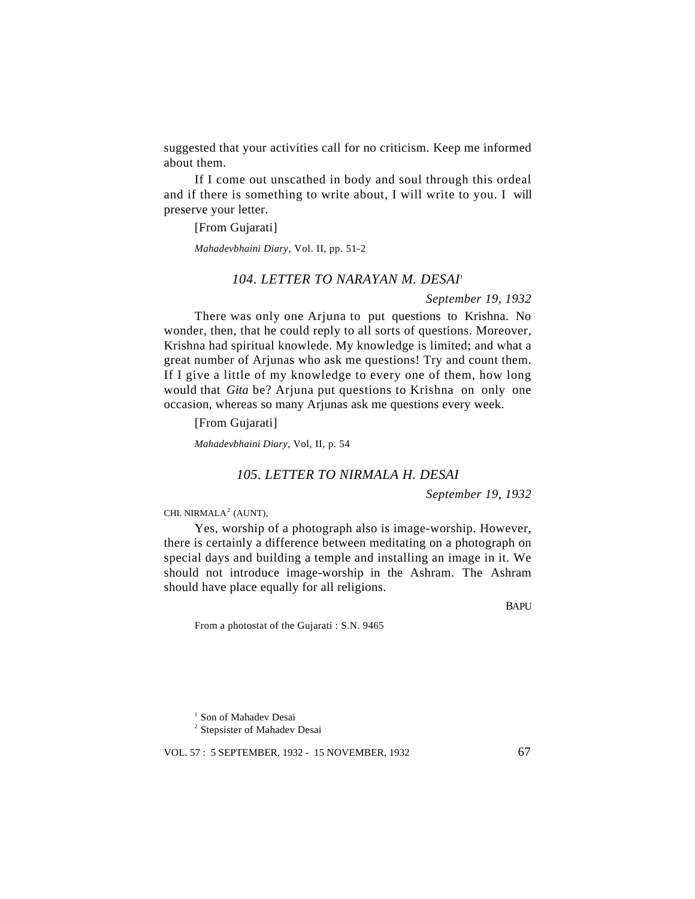suggested that your activities call for no criticism. Keep me informed about them.

If I come out unscathed in body and soul through this ordeal and if there is something to write about, I will write to you. I will preserve your letter.

[From Gujarati]

*Mahadevbhaini Diary*, Vol. II, pp. 51-2

### *104. LETTER TO NARAYAN M. DESAI*[1]

*September 19, 1932*

There was only one Arjuna to put questions to Krishna. No wonder, then, that he could reply to all sorts of questions. Moreover, Krishna had spiritual knowlede. My knowledge is limited; and what a great number of Arjunas who ask me questions! Try and count them. If I give a little of my knowledge to every one of them, how long would that *Gita* be? Arjuna put questions to Krishna on only one occasion, whereas so many Arjunas ask me questions every week.

[From Gujarati]

*Mahadevbhaini Diary*, Vol, II, p. 54

### *105. LETTER TO NIRMALA H. DESAI*

*September 19, 1932*

CHI. NIRMALA[2] (AUNT),

Yes, worship of a photograph also is image-worship. However, there is certainly a difference between meditating on a photograph on special days and building a temple and installing an image in it. We should not introduce image-worship in the Ashram. The Ashram should have place equally for all religions.

BAPU

From a photostat of the Gujarati : S.N. 9465

[1] Son of Mahadev Desai

[2] Stepsister of Mahadev Desai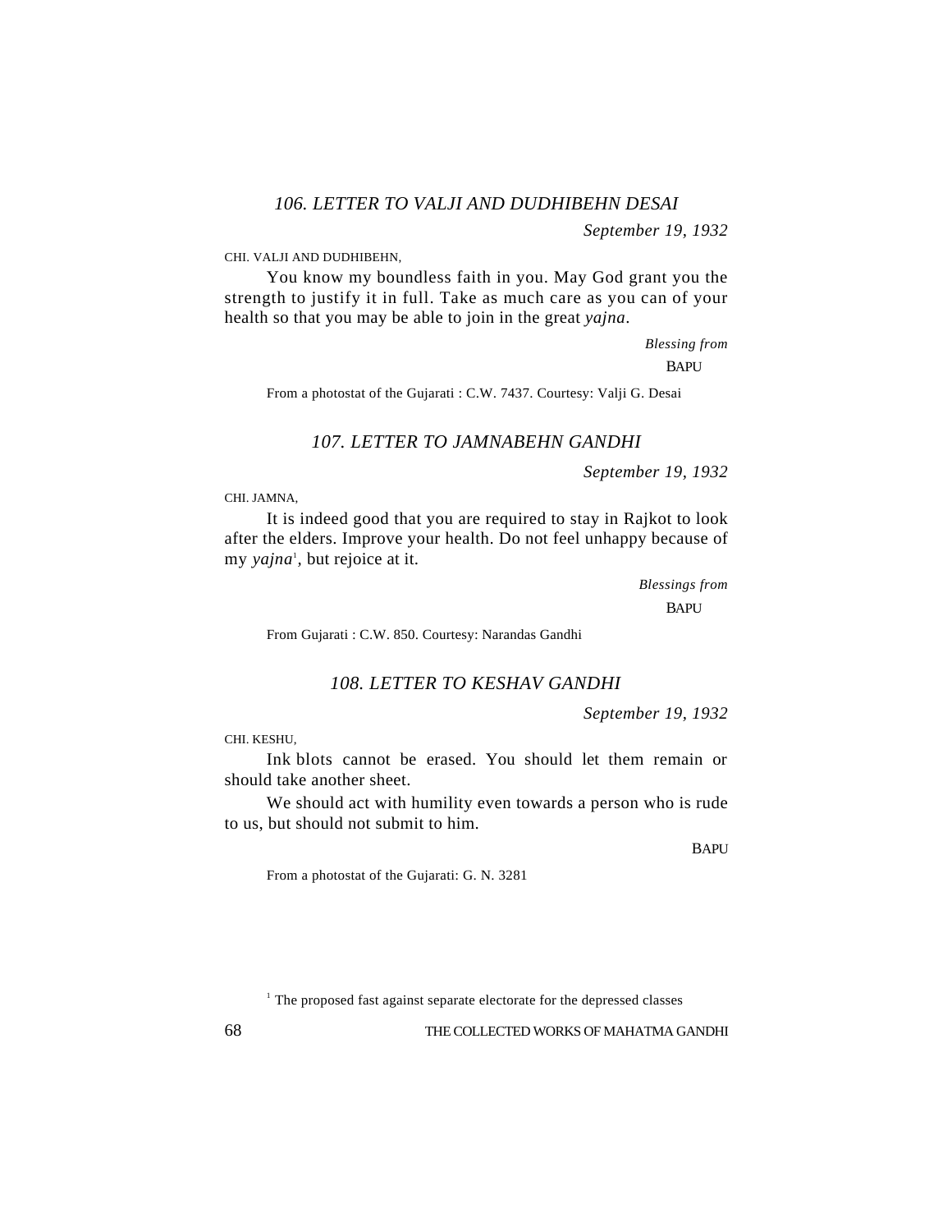### *106. LETTER TO VALJI AND DUDHIBEHN DESAI*

*September 19, 1932*

CHI. VALJI AND DUDHIBEHN,

You know my boundless faith in you. May God grant you the strength to justify it in full. Take as much care as you can of your health so that you may be able to join in the great *yajna*.

*Blessing from*

BAPU

From a photostat of the Gujarati : C.W. 7437. Courtesy: Valji G. Desai

### *107. LETTER TO JAMNABEHN GANDHI*

*September 19, 1932*

CHI. JAMNA,

It is indeed good that you are required to stay in Rajkot to look after the elders. Improve your health. Do not feel unhappy because of my *yajna*[1], but rejoice at it.

*Blessings from*

BAPU

From Gujarati : C.W. 850. Courtesy: Narandas Gandhi

### *108. LETTER TO KESHAV GANDHI*

*September 19, 1932*

CHI. KESHU,

Ink blots cannot be erased. You should let them remain or should take another sheet.

We should act with humility even towards a person who is rude to us, but should not submit to him.

BAPU

From a photostat of the Gujarati: G. N. 3281

[1] The proposed fast against separate electorate for the depressed classes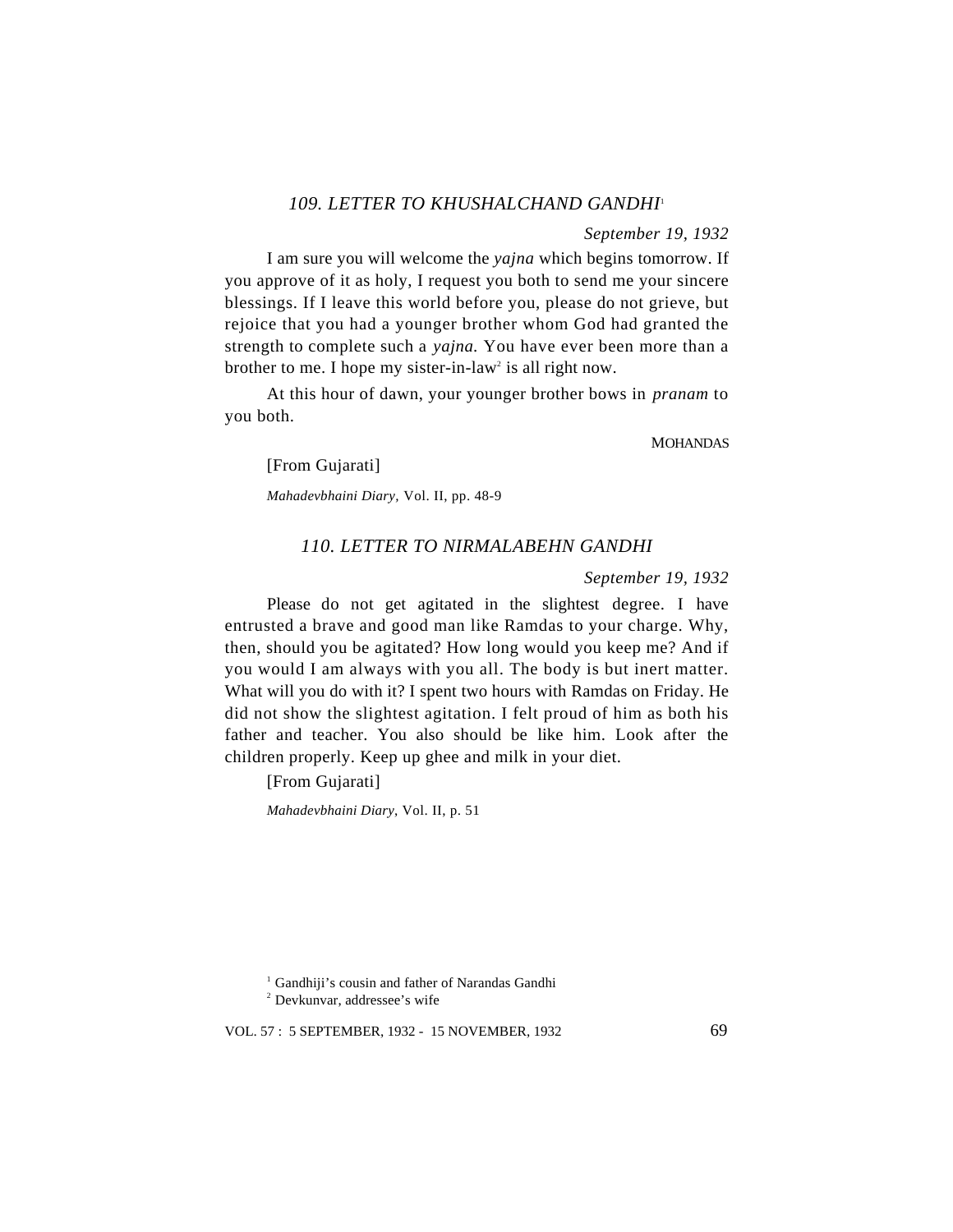## *109. LETTER TO KHUSHALCHAND GANDHI*[1]

*September 19, 1932*

I am sure you will welcome the *yajna* which begins tomorrow. If you approve of it as holy, I request you both to send me your sincere blessings. If I leave this world before you, please do not grieve, but rejoice that you had a younger brother whom God had granted the strength to complete such a *yajna.* You have ever been more than a brother to me. I hope my sister-in-law[2] is all right now.

At this hour of dawn, your younger brother bows in *pranam* to you both.

MOHANDAS

[From Gujarati]

*Mahadevbhaini Diary,* Vol. II, pp. 48-9

## *110. LETTER TO NIRMALABEHN GANDHI*

*September 19, 1932*

Please do not get agitated in the slightest degree. I have entrusted a brave and good man like Ramdas to your charge. Why, then, should you be agitated? How long would you keep me? And if you would I am always with you all. The body is but inert matter. What will you do with it? I spent two hours with Ramdas on Friday. He did not show the slightest agitation. I felt proud of him as both his father and teacher. You also should be like him. Look after the children properly. Keep up ghee and milk in your diet.

[From Gujarati]

*Mahadevbhaini Diary,* Vol. II, p. 51

[1] Gandhiji's cousin and father of Narandas Gandhi

[2] Devkunvar, addressee's wife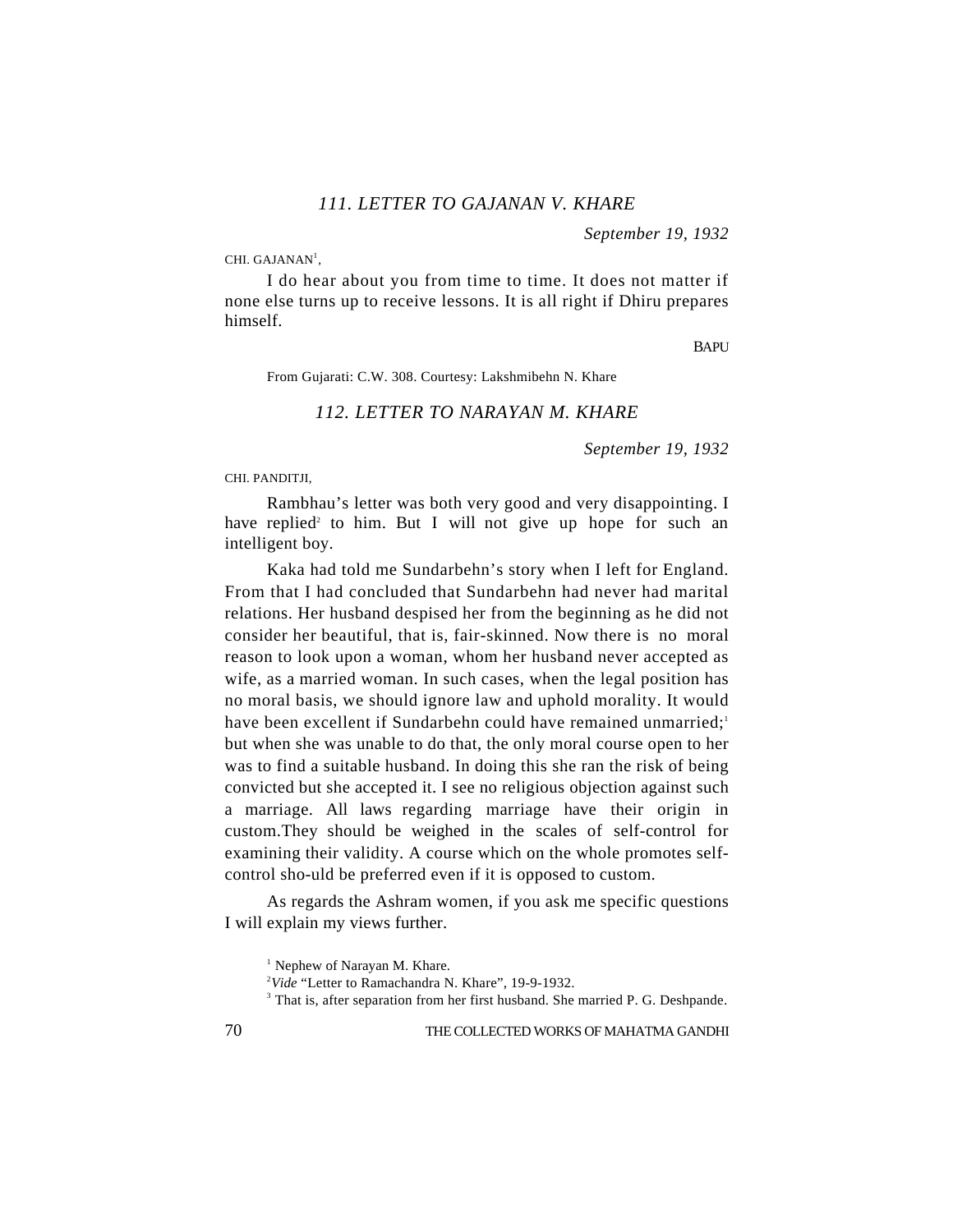## *111. LETTER TO GAJANAN V. KHARE*

*September 19, 1932*

CHI. GAJANAN[1],

I do hear about you from time to time. It does not matter if none else turns up to receive lessons. It is all right if Dhiru prepares himself.

BAPU

From Gujarati: C.W. 308. Courtesy: Lakshmibehn N. Khare

## *112. LETTER TO NARAYAN M. KHARE*

*September 19, 1932*

CHI. PANDITJI,

Rambhau's letter was both very good and very disappointing. I have replied[2] to him. But I will not give up hope for such an intelligent boy.

Kaka had told me Sundarbehn's story when I left for England. From that I had concluded that Sundarbehn had never had marital relations. Her husband despised her from the beginning as he did not consider her beautiful, that is, fair-skinned. Now there is no moral reason to look upon a woman, whom her husband never accepted as wife, as a married woman. In such cases, when the legal position has no moral basis, we should ignore law and uphold morality. It would have been excellent if Sundarbehn could have remained unmarried;[1] but when she was unable to do that, the only moral course open to her was to find a suitable husband. In doing this she ran the risk of being convicted but she accepted it. I see no religious objection against such a marriage. All laws regarding marriage have their origin in custom.They should be weighed in the scales of self-control for examining their validity. A course which on the whole promotes self-control sho-uld be preferred even if it is opposed to custom.

As regards the Ashram women, if you ask me specific questions I will explain my views further.

[1] Nephew of Narayan M. Khare.

[2] *Vide* "Letter to Ramachandra N. Khare", 19-9-1932.

[3] That is, after separation from her first husband. She married P. G. Deshpande.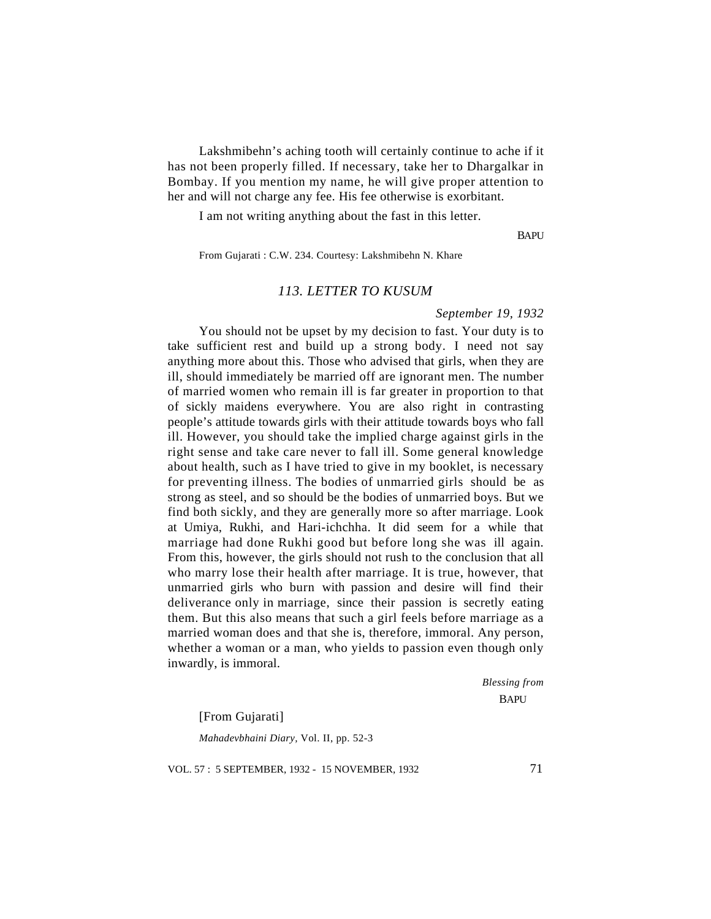Lakshmibehn's aching tooth will certainly continue to ache if it has not been properly filled. If necessary, take her to Dhargalkar in Bombay. If you mention my name, he will give proper attention to her and will not charge any fee. His fee otherwise is exorbitant.

I am not writing anything about the fast in this letter.

BAPU

From Gujarati : C.W. 234. Courtesy: Lakshmibehn N. Khare

## *113. LETTER TO KUSUM*

*September 19, 1932*

You should not be upset by my decision to fast. Your duty is to take sufficient rest and build up a strong body. I need not say anything more about this. Those who advised that girls, when they are ill, should immediately be married off are ignorant men. The number of married women who remain ill is far greater in proportion to that of sickly maidens everywhere. You are also right in contrasting people's attitude towards girls with their attitude towards boys who fall ill. However, you should take the implied charge against girls in the right sense and take care never to fall ill. Some general knowledge about health, such as I have tried to give in my booklet, is necessary for preventing illness. The bodies of unmarried girls should be as strong as steel, and so should be the bodies of unmarried boys. But we find both sickly, and they are generally more so after marriage. Look at Umiya, Rukhi, and Hari-ichchha. It did seem for a while that marriage had done Rukhi good but before long she was ill again. From this, however, the girls should not rush to the conclusion that all who marry lose their health after marriage. It is true, however, that unmarried girls who burn with passion and desire will find their deliverance only in marriage, since their passion is secretly eating them. But this also means that such a girl feels before marriage as a married woman does and that she is, therefore, immoral. Any person, whether a woman or a man, who yields to passion even though only inwardly, is immoral.

*Blessing from*
BAPU

[From Gujarati]

*Mahadevbhaini Diary,* Vol. II, pp. 52-3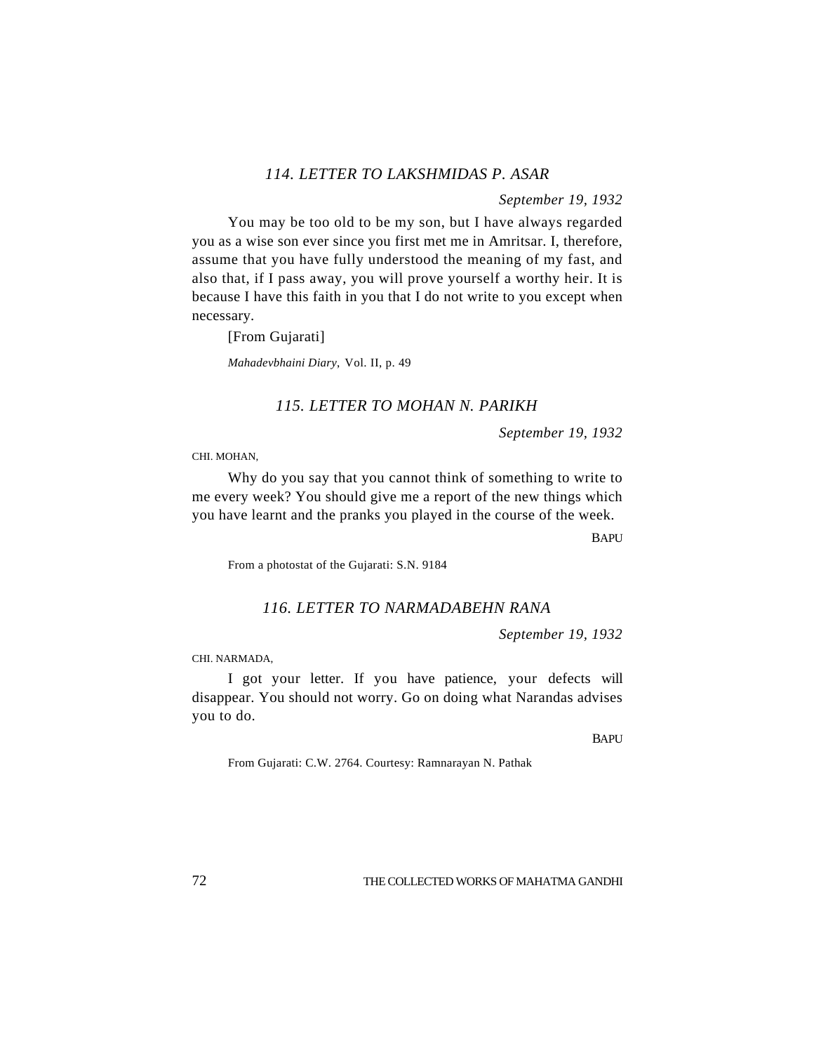## *114. LETTER TO LAKSHMIDAS P. ASAR*

*September 19, 1932*

You may be too old to be my son, but I have always regarded you as a wise son ever since you first met me in Amritsar. I, therefore, assume that you have fully understood the meaning of my fast, and also that, if I pass away, you will prove yourself a worthy heir. It is because I have this faith in you that I do not write to you except when necessary.

[From Gujarati]

*Mahadevbhaini Diary*, Vol. II, p. 49

## *115. LETTER TO MOHAN N. PARIKH*

*September 19, 1932*

CHI. MOHAN,

Why do you say that you cannot think of something to write to me every week? You should give me a report of the new things which you have learnt and the pranks you played in the course of the week.

BAPU

From a photostat of the Gujarati: S.N. 9184

## *116. LETTER TO NARMADABEHN RANA*

*September 19, 1932*

CHI. NARMADA,

I got your letter. If you have patience, your defects will disappear. You should not worry. Go on doing what Narandas advises you to do.

BAPU

From Gujarati: C.W. 2764. Courtesy: Ramnarayan N. Pathak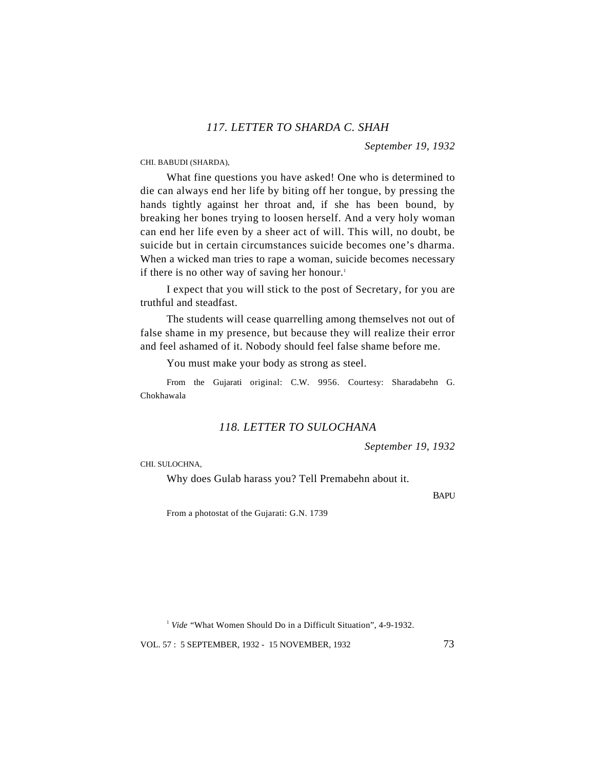## *117. LETTER TO SHARDA C. SHAH*

*September 19, 1932*

CHI. BABUDI (SHARDA),

What fine questions you have asked! One who is determined to die can always end her life by biting off her tongue, by pressing the hands tightly against her throat and, if she has been bound, by breaking her bones trying to loosen herself. And a very holy woman can end her life even by a sheer act of will. This will, no doubt, be suicide but in certain circumstances suicide becomes one's dharma. When a wicked man tries to rape a woman, suicide becomes necessary if there is no other way of saving her honour.[1]

I expect that you will stick to the post of Secretary, for you are truthful and steadfast.

The students will cease quarrelling among themselves not out of false shame in my presence, but because they will realize their error and feel ashamed of it. Nobody should feel false shame before me.

You must make your body as strong as steel.

From the Gujarati original: C.W. 9956. Courtesy: Sharadabehn G. Chokhawala

## *118. LETTER TO SULOCHANA*

*September 19, 1932*

CHI. SULOCHNA,

Why does Gulab harass you? Tell Premabehn about it.

BAPU

From a photostat of the Gujarati: G.N. 1739

[1] *Vide* "What Women Should Do in a Difficult Situation", 4-9-1932.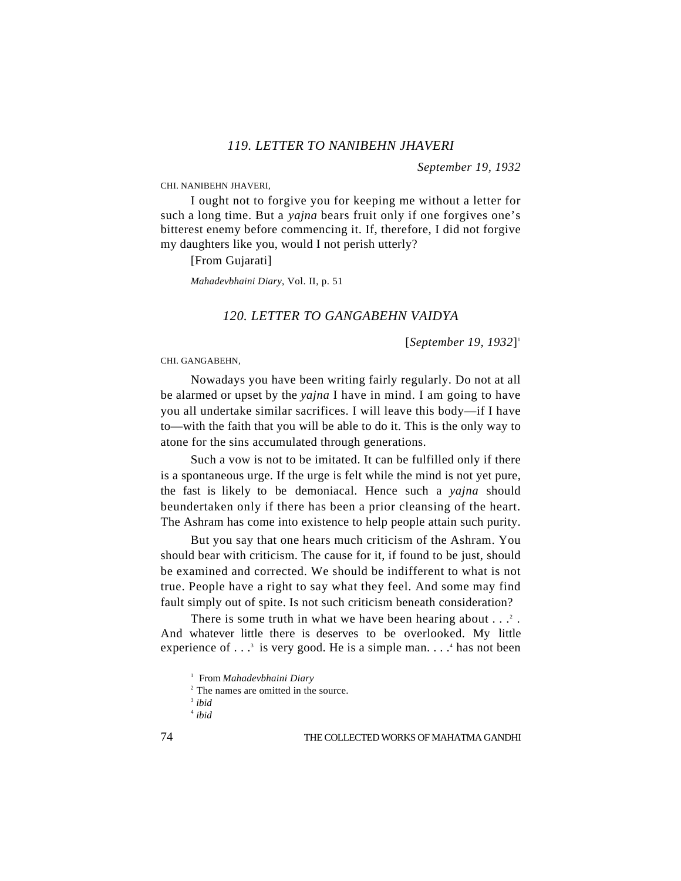### *119. LETTER TO NANIBEHN JHAVERI*

*September 19, 1932*

CHI. NANIBEHN JHAVERI,

I ought not to forgive you for keeping me without a letter for such a long time. But a *yajna* bears fruit only if one forgives one's bitterest enemy before commencing it. If, therefore, I did not forgive my daughters like you, would I not perish utterly?

[From Gujarati]

*Mahadevbhaini Diary*, Vol. II, p. 51

### *120. LETTER TO GANGABEHN VAIDYA*

[*September 19, 1932*][1]

CHI. GANGABEHN,

Nowadays you have been writing fairly regularly. Do not at all be alarmed or upset by the *yajna* I have in mind. I am going to have you all undertake similar sacrifices. I will leave this body—if I have to—with the faith that you will be able to do it. This is the only way to atone for the sins accumulated through generations.

Such a vow is not to be imitated. It can be fulfilled only if there is a spontaneous urge. If the urge is felt while the mind is not yet pure, the fast is likely to be demoniacal. Hence such a *yajna* should beundertaken only if there has been a prior cleansing of the heart. The Ashram has come into existence to help people attain such purity.

But you say that one hears much criticism of the Ashram. You should bear with criticism. The cause for it, if found to be just, should be examined and corrected. We should be indifferent to what is not true. People have a right to say what they feel. And some may find fault simply out of spite. Is not such criticism beneath consideration?

There is some truth in what we have been hearing about . . .[2] . And whatever little there is deserves to be overlooked. My little experience of . . .[3] is very good. He is a simple man. . . .[4] has not been

---

[1] From *Mahadevbhaini Diary*

[2] The names are omitted in the source.

[3] *ibid*

[4] *ibid*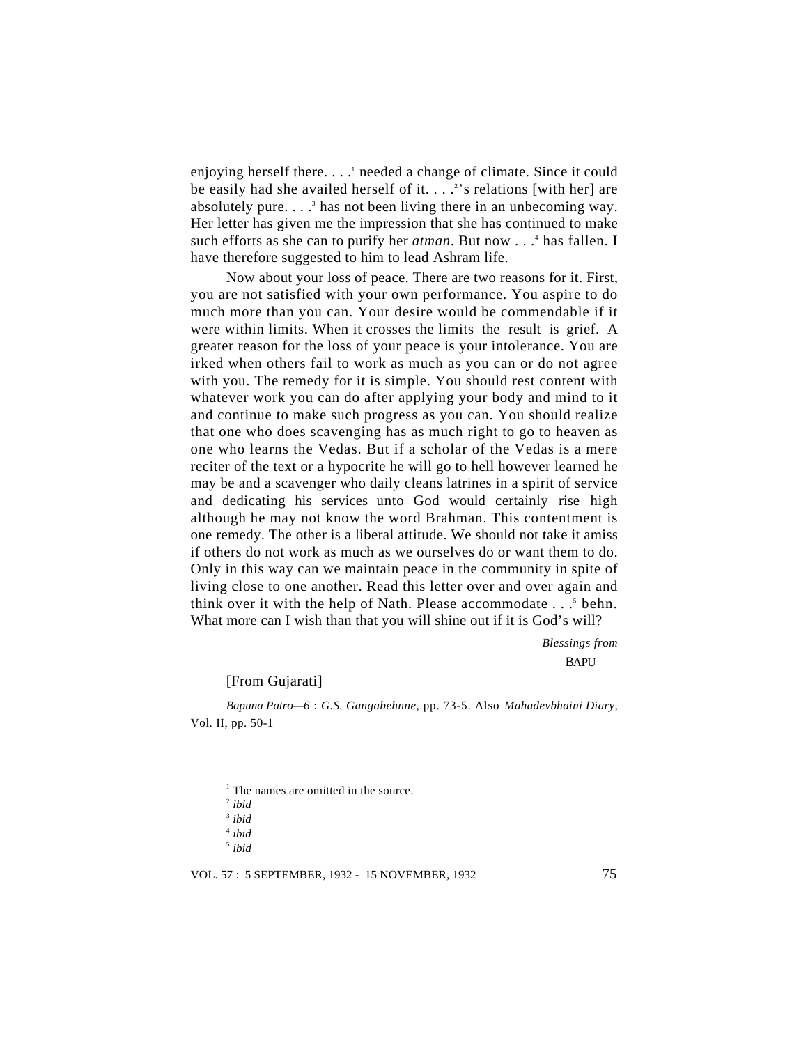enjoying herself there. . . .[1] needed a change of climate. Since it could be easily had she availed herself of it. . . .[2]'s relations [with her] are absolutely pure. . . .[3] has not been living there in an unbecoming way. Her letter has given me the impression that she has continued to make such efforts as she can to purify her *atman*. But now . . .[4] has fallen. I have therefore suggested to him to lead Ashram life.

Now about your loss of peace. There are two reasons for it. First, you are not satisfied with your own performance. You aspire to do much more than you can. Your desire would be commendable if it were within limits. When it crosses the limits the result is grief. A greater reason for the loss of your peace is your intolerance. You are irked when others fail to work as much as you can or do not agree with you. The remedy for it is simple. You should rest content with whatever work you can do after applying your body and mind to it and continue to make such progress as you can. You should realize that one who does scavenging has as much right to go to heaven as one who learns the Vedas. But if a scholar of the Vedas is a mere reciter of the text or a hypocrite he will go to hell however learned he may be and a scavenger who daily cleans latrines in a spirit of service and dedicating his services unto God would certainly rise high although he may not know the word Brahman. This contentment is one remedy. The other is a liberal attitude. We should not take it amiss if others do not work as much as we ourselves do or want them to do. Only in this way can we maintain peace in the community in spite of living close to one another. Read this letter over and over again and think over it with the help of Nath. Please accommodate . . .[5] behn. What more can I wish than that you will shine out if it is God's will?

*Blessings from*
BAPU

[From Gujarati]

*Bapuna Patro—6* : *G.S. Gangabehnne*, pp. 73-5. Also *Mahadevbhaini Diary*, Vol. II, pp. 50-1

[1] The names are omitted in the source.
[2] *ibid*
[3] *ibid*
[4] *ibid*
[5] *ibid*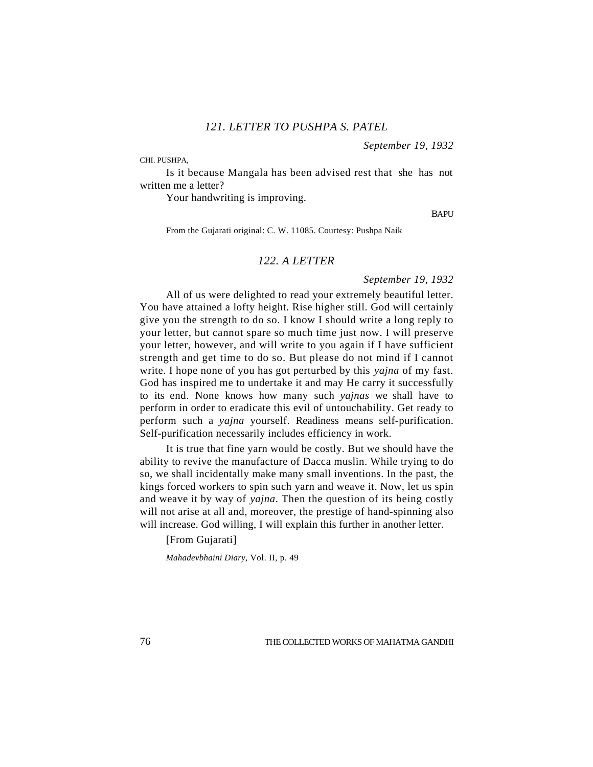## *121. LETTER TO PUSHPA S. PATEL*

*September 19, 1932*

CHI. PUSHPA,

Is it because Mangala has been advised rest that she has not written me a letter?

Your handwriting is improving.

BAPU

From the Gujarati original: C. W. 11085. Courtesy: Pushpa Naik

## *122. A LETTER*

*September 19, 1932*

All of us were delighted to read your extremely beautiful letter. You have attained a lofty height. Rise higher still. God will certainly give you the strength to do so. I know I should write a long reply to your letter, but cannot spare so much time just now. I will preserve your letter, however, and will write to you again if I have sufficient strength and get time to do so. But please do not mind if I cannot write. I hope none of you has got perturbed by this *yajna* of my fast. God has inspired me to undertake it and may He carry it successfully to its end. None knows how many such *yajnas* we shall have to perform in order to eradicate this evil of untouchability. Get ready to perform such a *yajna* yourself. Readiness means self-purification. Self-purification necessarily includes efficiency in work.

It is true that fine yarn would be costly. But we should have the ability to revive the manufacture of Dacca muslin. While trying to do so, we shall incidentally make many small inventions. In the past, the kings forced workers to spin such yarn and weave it. Now, let us spin and weave it by way of *yajna*. Then the question of its being costly will not arise at all and, moreover, the prestige of hand-spinning also will increase. God willing, I will explain this further in another letter.

[From Gujarati]

*Mahadevbhaini Diary*, Vol. II, p. 49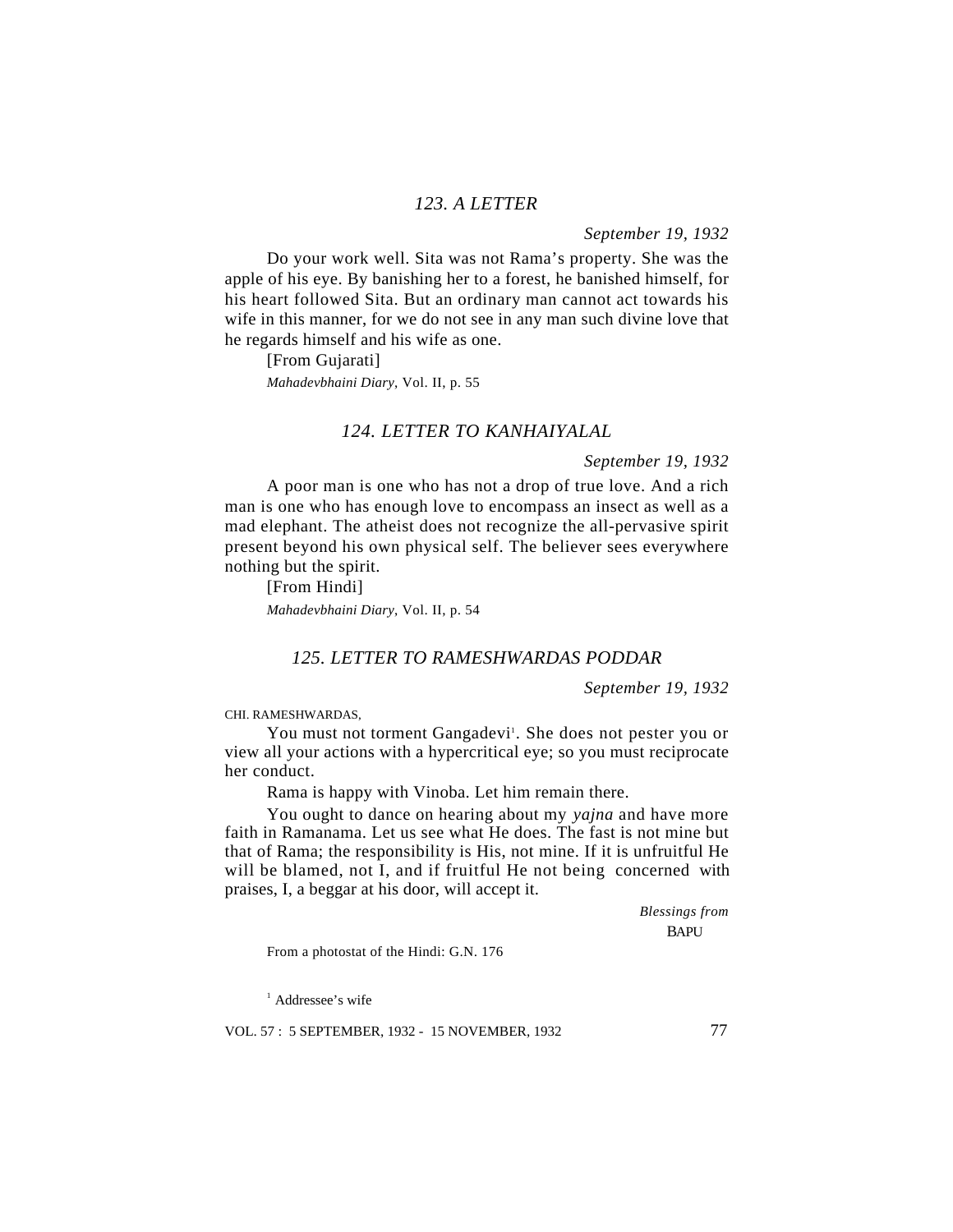## *123. A LETTER*

*September 19, 1932*

Do your work well. Sita was not Rama's property. She was the apple of his eye. By banishing her to a forest, he banished himself, for his heart followed Sita. But an ordinary man cannot act towards his wife in this manner, for we do not see in any man such divine love that he regards himself and his wife as one.

[From Gujarati]

*Mahadevbhaini Diary*, Vol. II, p. 55

## *124. LETTER TO KANHAIYALAL*

*September 19, 1932*

A poor man is one who has not a drop of true love. And a rich man is one who has enough love to encompass an insect as well as a mad elephant. The atheist does not recognize the all-pervasive spirit present beyond his own physical self. The believer sees everywhere nothing but the spirit.

[From Hindi]

*Mahadevbhaini Diary*, Vol. II, p. 54

## *125. LETTER TO RAMESHWARDAS PODDAR*

*September 19, 1932*

CHI. RAMESHWARDAS,

You must not torment Gangadevi[1]. She does not pester you or view all your actions with a hypercritical eye; so you must reciprocate her conduct.

Rama is happy with Vinoba. Let him remain there.

You ought to dance on hearing about my *yajna* and have more faith in Ramanama. Let us see what He does. The fast is not mine but that of Rama; the responsibility is His, not mine. If it is unfruitful He will be blamed, not I, and if fruitful He not being concerned with praises, I, a beggar at his door, will accept it.

*Blessings from*
BAPU

From a photostat of the Hindi: G.N. 176

[1] Addressee's wife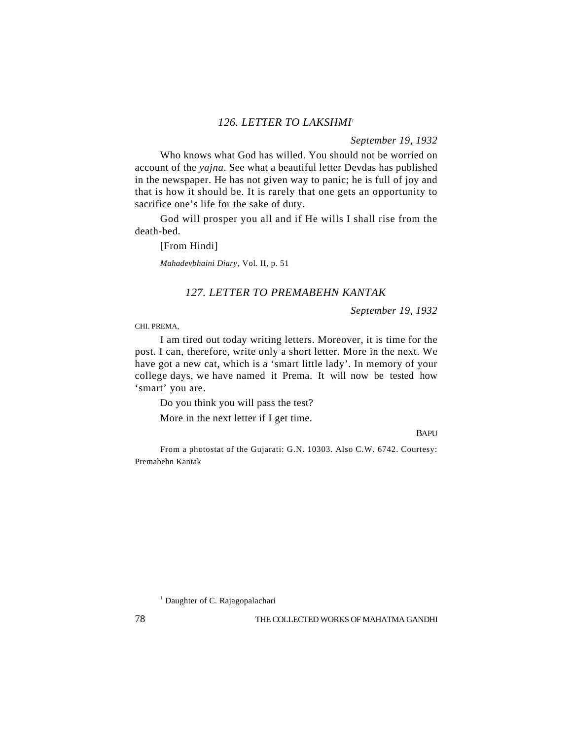### *126. LETTER TO LAKSHMI*[1]

*September 19, 1932*

Who knows what God has willed. You should not be worried on account of the *yajna*. See what a beautiful letter Devdas has published in the newspaper. He has not given way to panic; he is full of joy and that is how it should be. It is rarely that one gets an opportunity to sacrifice one's life for the sake of duty.

God will prosper you all and if He wills I shall rise from the death-bed.

[From Hindi]

*Mahadevbhaini Diary,* Vol. II, p. 51

### *127. LETTER TO PREMABEHN KANTAK*

*September 19, 1932*

CHI. PREMA,

I am tired out today writing letters. Moreover, it is time for the post. I can, therefore, write only a short letter. More in the next. We have got a new cat, which is a 'smart little lady'. In memory of your college days, we have named it Prema. It will now be tested how 'smart' you are.

Do you think you will pass the test?

More in the next letter if I get time.

BAPU

From a photostat of the Gujarati: G.N. 10303. Also C.W. 6742. Courtesy: Premabehn Kantak

---

[1] Daughter of C. Rajagopalachari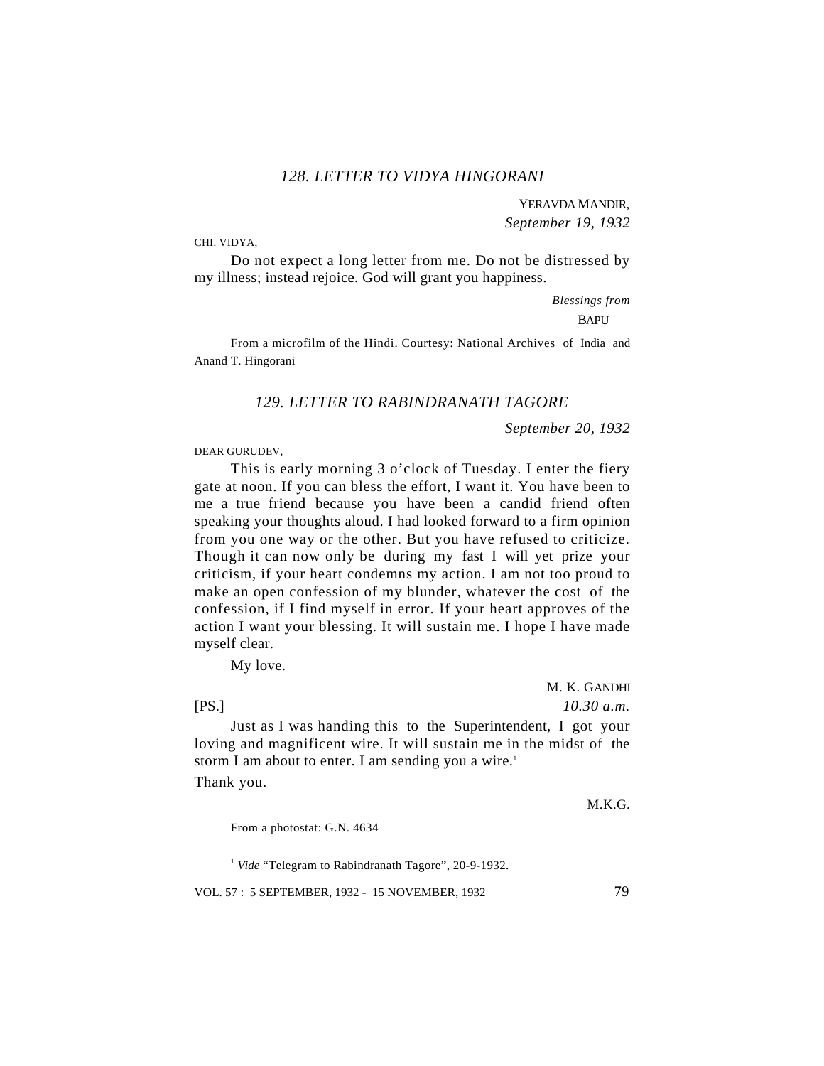## *128. LETTER TO VIDYA HINGORANI*

YERAVDA MANDIR,
*September 19, 1932*

CHI. VIDYA,

Do not expect a long letter from me. Do not be distressed by my illness; instead rejoice. God will grant you happiness.

*Blessings from*
BAPU

From a microfilm of the Hindi. Courtesy: National Archives of India and Anand T. Hingorani

## *129. LETTER TO RABINDRANATH TAGORE*

*September 20, 1932*

DEAR GURUDEV,

This is early morning 3 o'clock of Tuesday. I enter the fiery gate at noon. If you can bless the effort, I want it. You have been to me a true friend because you have been a candid friend often speaking your thoughts aloud. I had looked forward to a firm opinion from you one way or the other. But you have refused to criticize. Though it can now only be during my fast I will yet prize your criticism, if your heart condemns my action. I am not too proud to make an open confession of my blunder, whatever the cost of the confession, if I find myself in error. If your heart approves of the action I want your blessing. It will sustain me. I hope I have made myself clear.

My love.

M. K. GANDHI

[PS.] *10.30 a.m.*

Just as I was handing this to the Superintendent, I got your loving and magnificent wire. It will sustain me in the midst of the storm I am about to enter. I am sending you a wire.[1]

Thank you.

M.K.G.

From a photostat: G.N. 4634

[1] *Vide* "Telegram to Rabindranath Tagore", 20-9-1932.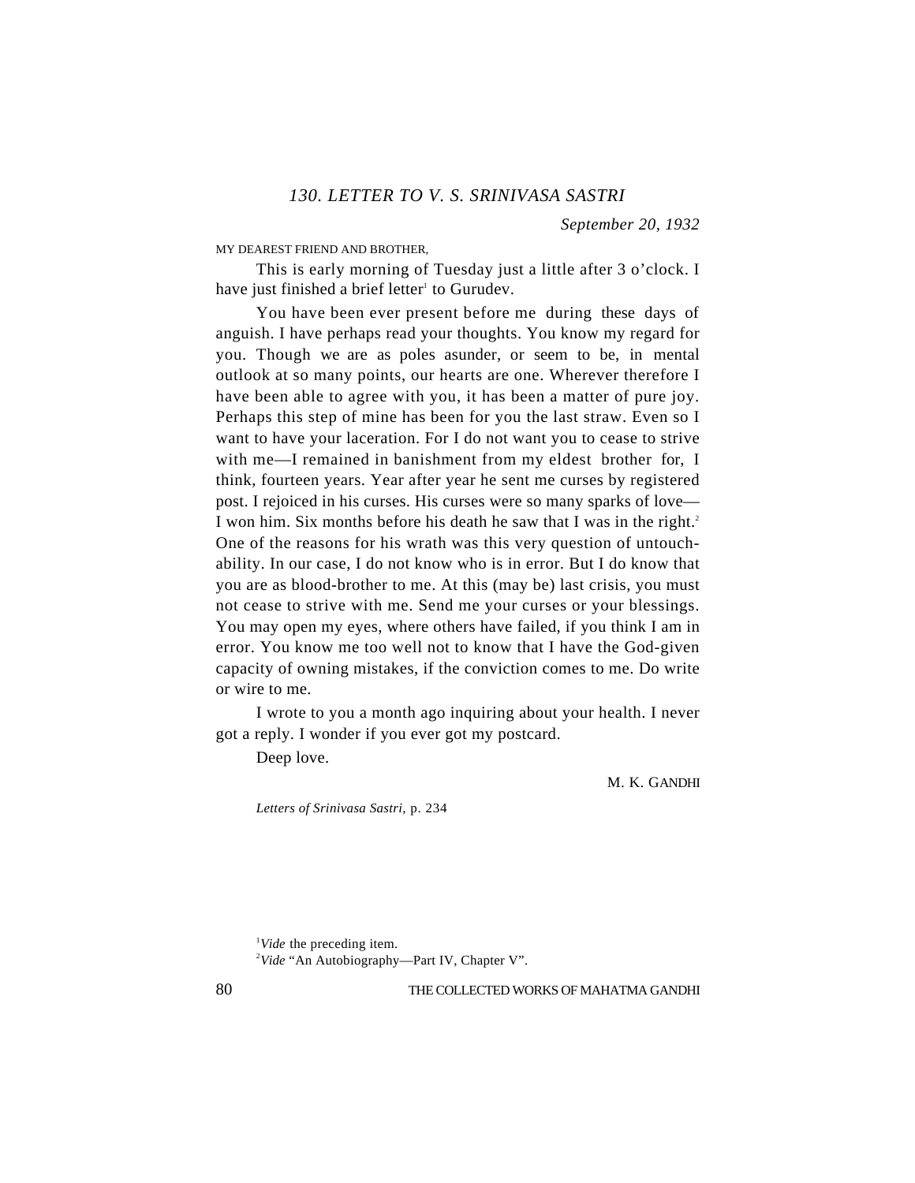## *130. LETTER TO V. S. SRINIVASA SASTRI*

*September 20, 1932*

MY DEAREST FRIEND AND BROTHER,

This is early morning of Tuesday just a little after 3 o'clock. I have just finished a brief letter[1] to Gurudev.

You have been ever present before me during these days of anguish. I have perhaps read your thoughts. You know my regard for you. Though we are as poles asunder, or seem to be, in mental outlook at so many points, our hearts are one. Wherever therefore I have been able to agree with you, it has been a matter of pure joy. Perhaps this step of mine has been for you the last straw. Even so I want to have your laceration. For I do not want you to cease to strive with me—I remained in banishment from my eldest brother for, I think, fourteen years. Year after year he sent me curses by registered post. I rejoiced in his curses. His curses were so many sparks of love—I won him. Six months before his death he saw that I was in the right.[2] One of the reasons for his wrath was this very question of untouchability. In our case, I do not know who is in error. But I do know that you are as blood-brother to me. At this (may be) last crisis, you must not cease to strive with me. Send me your curses or your blessings. You may open my eyes, where others have failed, if you think I am in error. You know me too well not to know that I have the God-given capacity of owning mistakes, if the conviction comes to me. Do write or wire to me.

I wrote to you a month ago inquiring about your health. I never got a reply. I wonder if you ever got my postcard.

Deep love.

M. K. GANDHI

*Letters of Srinivasa Sastri*, p. 234

---

[1] *Vide* the preceding item.

[2] *Vide* "An Autobiography—Part IV, Chapter V".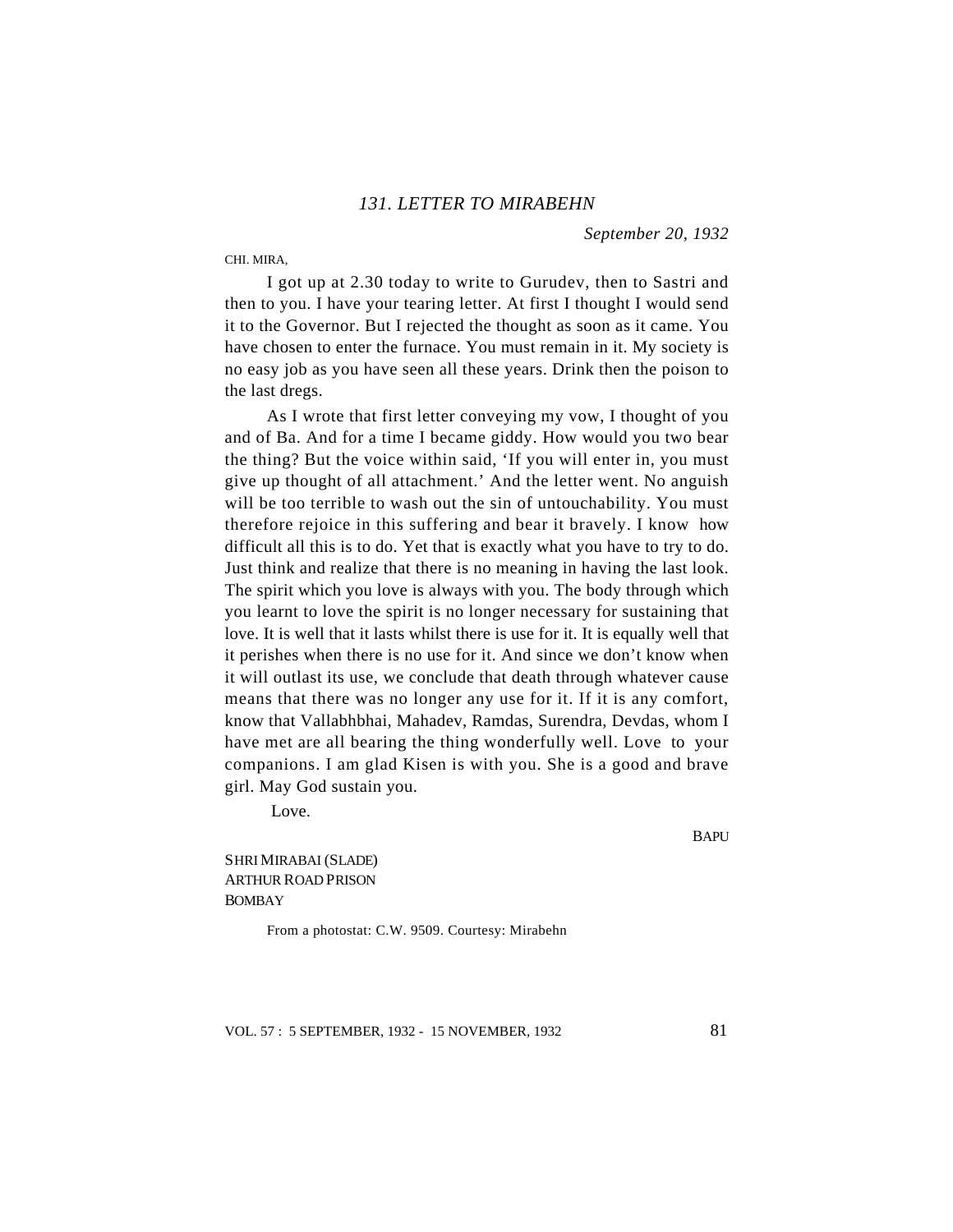## *131. LETTER TO MIRABEHN*

*September 20, 1932*

CHI. MIRA,

I got up at 2.30 today to write to Gurudev, then to Sastri and then to you. I have your tearing letter. At first I thought I would send it to the Governor. But I rejected the thought as soon as it came. You have chosen to enter the furnace. You must remain in it. My society is no easy job as you have seen all these years. Drink then the poison to the last dregs.

As I wrote that first letter conveying my vow, I thought of you and of Ba. And for a time I became giddy. How would you two bear the thing? But the voice within said, 'If you will enter in, you must give up thought of all attachment.' And the letter went. No anguish will be too terrible to wash out the sin of untouchability. You must therefore rejoice in this suffering and bear it bravely. I know how difficult all this is to do. Yet that is exactly what you have to try to do. Just think and realize that there is no meaning in having the last look. The spirit which you love is always with you. The body through which you learnt to love the spirit is no longer necessary for sustaining that love. It is well that it lasts whilst there is use for it. It is equally well that it perishes when there is no use for it. And since we don't know when it will outlast its use, we conclude that death through whatever cause means that there was no longer any use for it. If it is any comfort, know that Vallabhbhai, Mahadev, Ramdas, Surendra, Devdas, whom I have met are all bearing the thing wonderfully well. Love to your companions. I am glad Kisen is with you. She is a good and brave girl. May God sustain you.

Love.

BAPU

SHRI MIRABAI (SLADE)
ARTHUR ROAD PRISON
BOMBAY

From a photostat: C.W. 9509. Courtesy: Mirabehn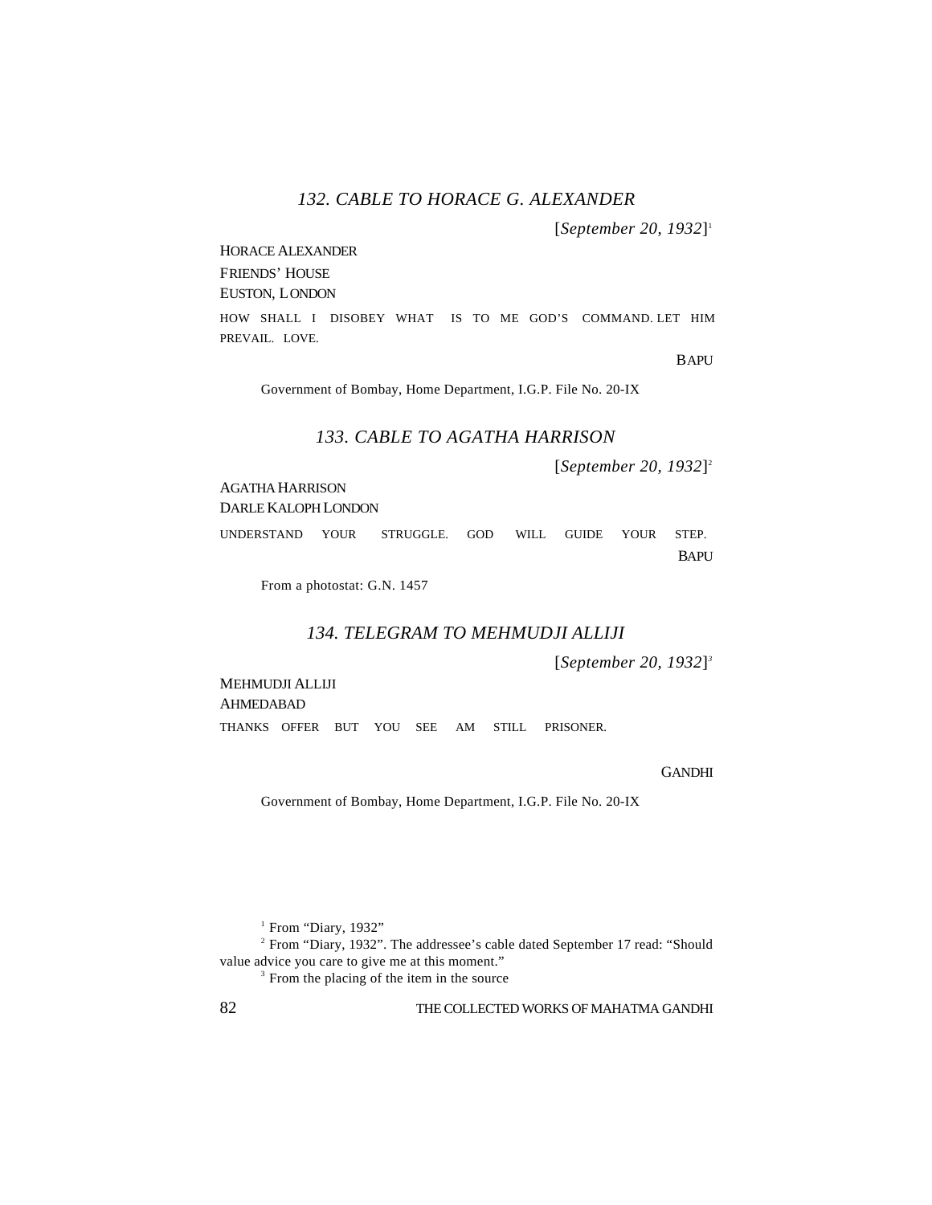### *132. CABLE TO HORACE G. ALEXANDER*

[*September 20, 1932*][1]

HORACE ALEXANDER
FRIENDS' HOUSE
EUSTON, LONDON

HOW SHALL I DISOBEY WHAT IS TO ME GOD'S COMMAND. LET HIM PREVAIL. LOVE.

BAPU

Government of Bombay, Home Department, I.G.P. File No. 20-IX

### *133. CABLE TO AGATHA HARRISON*

[*September 20, 1932*][2]

AGATHA HARRISON
DARLE KALOPH LONDON

UNDERSTAND YOUR STRUGGLE. GOD WILL GUIDE YOUR STEP.

BAPU

From a photostat: G.N. 1457

### *134. TELEGRAM TO MEHMUDJI ALLIJI*

[*September 20, 1932*][3]

MEHMUDJI ALLIJI
AHMEDABAD

THANKS OFFER BUT YOU SEE AM STILL PRISONER.

GANDHI

Government of Bombay, Home Department, I.G.P. File No. 20-IX

---

[1] From "Diary, 1932"

[2] From "Diary, 1932". The addressee's cable dated September 17 read: "Should value advice you care to give me at this moment."

[3] From the placing of the item in the source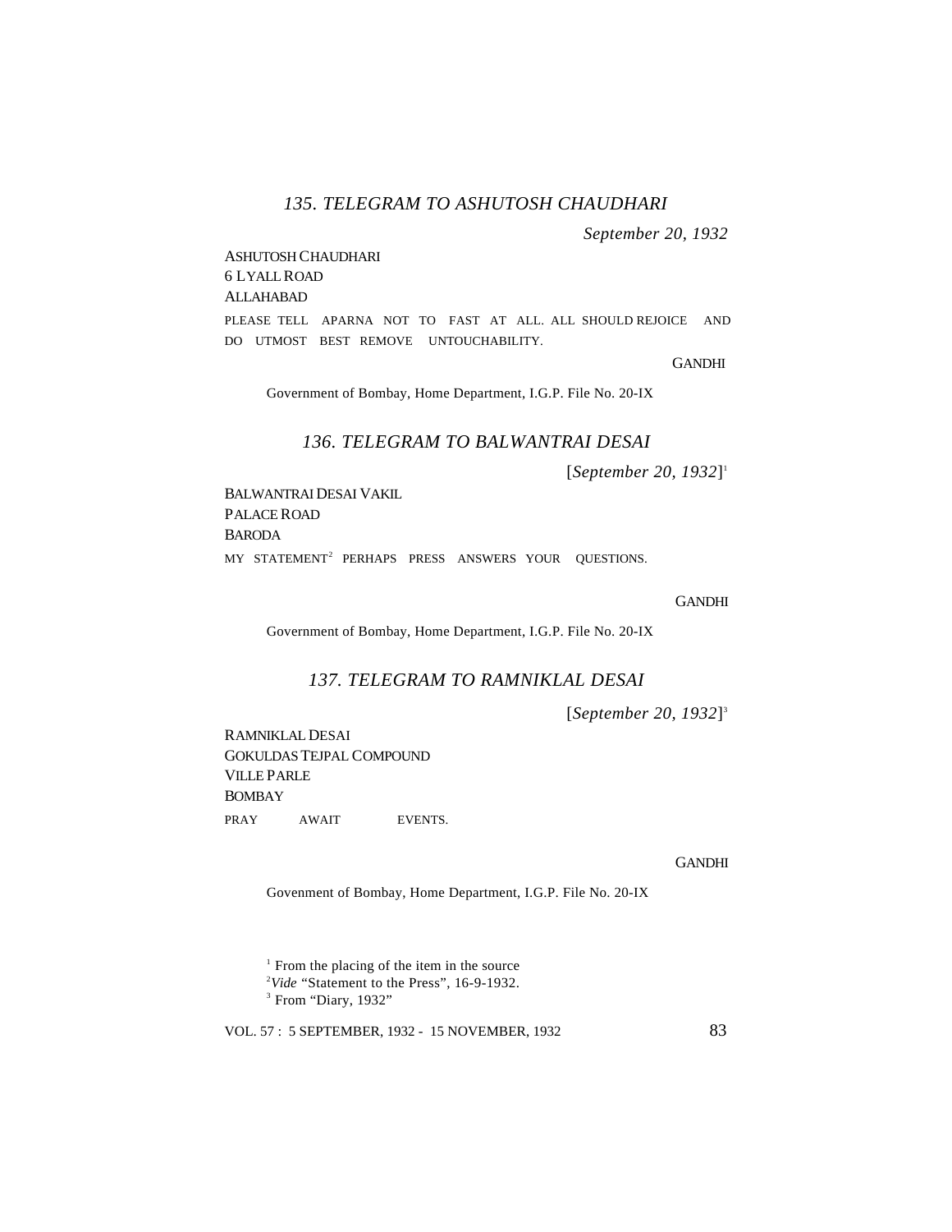### *135. TELEGRAM TO ASHUTOSH CHAUDHARI*

*September 20, 1932*

ASHUTOSH CHAUDHARI
6 LYALL ROAD
ALLAHABAD

PLEASE TELL APARNA NOT TO FAST AT ALL. ALL SHOULD REJOICE AND DO UTMOST BEST REMOVE UNTOUCHABILITY.

GANDHI

Government of Bombay, Home Department, I.G.P. File No. 20-IX

### *136. TELEGRAM TO BALWANTRAI DESAI*

[*September 20, 1932*][1]

BALWANTRAI DESAI VAKIL
PALACE ROAD
BARODA

MY STATEMENT[2] PERHAPS PRESS ANSWERS YOUR QUESTIONS.

GANDHI

Government of Bombay, Home Department, I.G.P. File No. 20-IX

### *137. TELEGRAM TO RAMNIKLAL DESAI*

[*September 20, 1932*][3]

RAMNIKLAL DESAI
GOKULDAS TEJPAL COMPOUND
VILLE PARLE
BOMBAY

PRAY AWAIT EVENTS.

GANDHI

Govenment of Bombay, Home Department, I.G.P. File No. 20-IX

[1] From the placing of the item in the source
[2] *Vide* "Statement to the Press", 16-9-1932.
[3] From "Diary, 1932"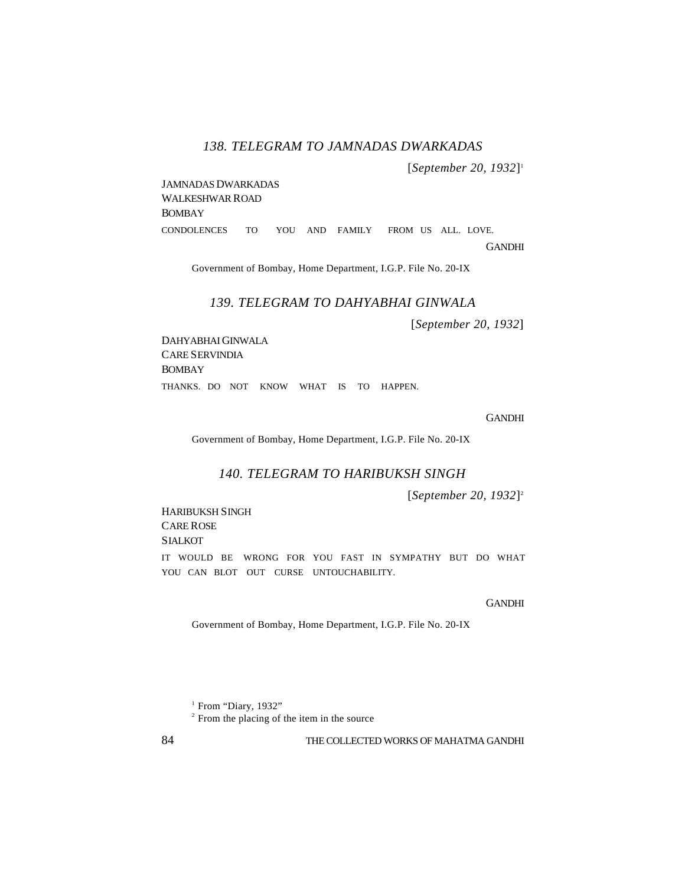### *138. TELEGRAM TO JAMNADAS DWARKADAS*

[*September 20, 1932*][1]

JAMNADAS DWARKADAS
WALKESHWAR ROAD
BOMBAY

CONDOLENCES TO YOU AND FAMILY FROM US ALL. LOVE.

GANDHI

Government of Bombay, Home Department, I.G.P. File No. 20-IX

### *139. TELEGRAM TO DAHYABHAI GINWALA*

[*September 20, 1932*]

DAHYABHAI GINWALA
CARE SERVINDIA
BOMBAY

THANKS. DO NOT KNOW WHAT IS TO HAPPEN.

GANDHI

Government of Bombay, Home Department, I.G.P. File No. 20-IX

### *140. TELEGRAM TO HARIBUKSH SINGH*

[*September 20, 1932*][2]

HARIBUKSH SINGH
CARE ROSE
SIALKOT

IT WOULD BE WRONG FOR YOU FAST IN SYMPATHY BUT DO WHAT YOU CAN BLOT OUT CURSE UNTOUCHABILITY.

GANDHI

Government of Bombay, Home Department, I.G.P. File No. 20-IX

[1] From "Diary, 1932"
[2] From the placing of the item in the source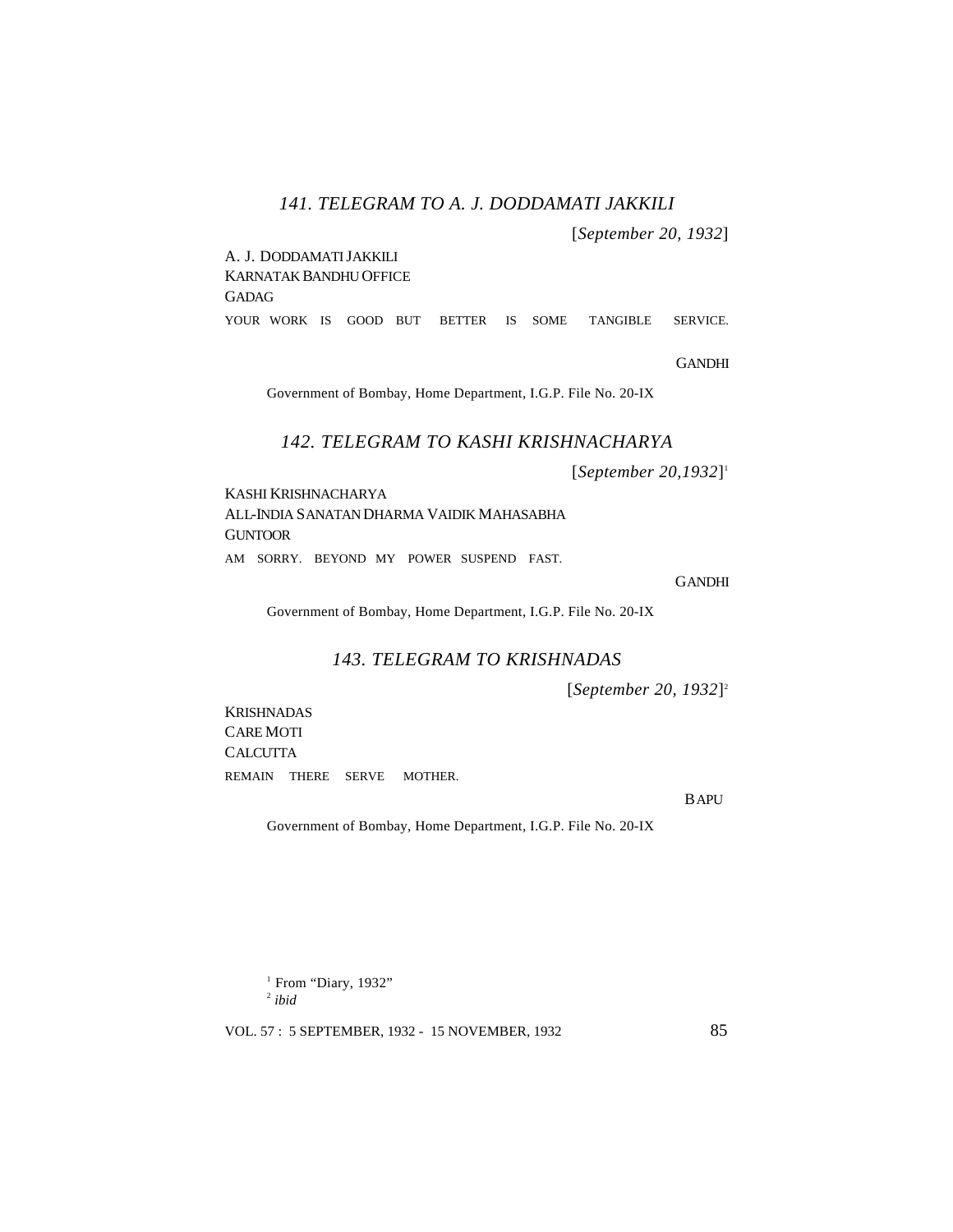### *141. TELEGRAM TO A. J. DODDAMATI JAKKILI*

[*September 20, 1932*]

A. J. DODDAMATI JAKKILI
KARNATAK BANDHU OFFICE
GADAG

YOUR WORK IS GOOD BUT BETTER IS SOME TANGIBLE SERVICE.

GANDHI

Government of Bombay, Home Department, I.G.P. File No. 20-IX

### *142. TELEGRAM TO KASHI KRISHNACHARYA*

[*September 20,1932*][1]

KASHI KRISHNACHARYA
ALL-INDIA SANATAN DHARMA VAIDIK MAHASABHA
GUNTOOR

AM SORRY. BEYOND MY POWER SUSPEND FAST.

GANDHI

Government of Bombay, Home Department, I.G.P. File No. 20-IX

### *143. TELEGRAM TO KRISHNADAS*

[*September 20, 1932*][2]

KRISHNADAS
CARE MOTI
CALCUTTA

REMAIN THERE SERVE MOTHER.

BAPU

Government of Bombay, Home Department, I.G.P. File No. 20-IX

[1] From "Diary, 1932"
[2] *ibid*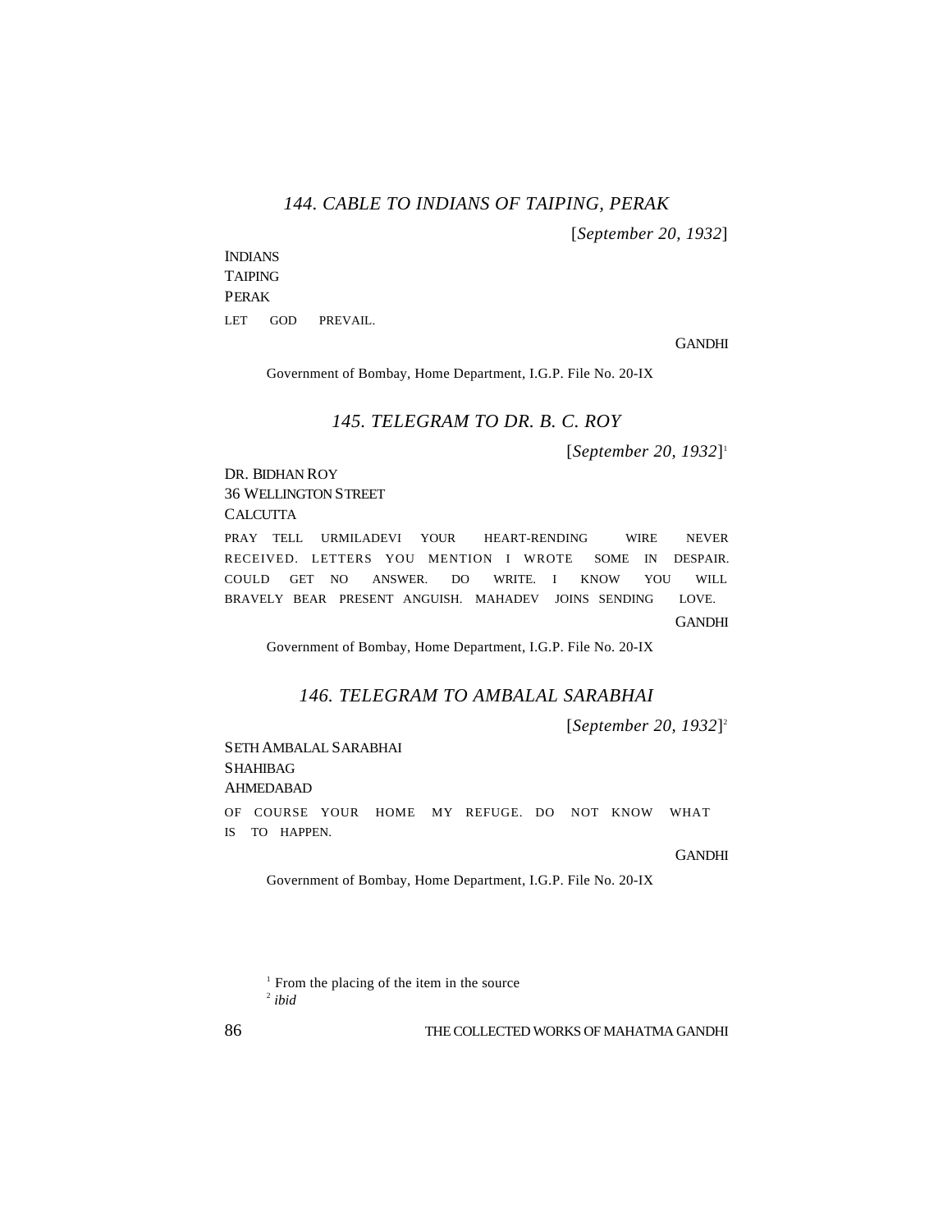## *144. CABLE TO INDIANS OF TAIPING, PERAK*

[*September 20, 1932*]

INDIANS
TAIPING
PERAK

LET GOD PREVAIL.

GANDHI

Government of Bombay, Home Department, I.G.P. File No. 20-IX

## *145. TELEGRAM TO DR. B. C. ROY*

[*September 20, 1932*][1]

DR. BIDHAN ROY
36 WELLINGTON STREET
CALCUTTA

PRAY TELL URMILADEVI YOUR HEART-RENDING WIRE NEVER RECEIVED. LETTERS YOU MENTION I WROTE SOME IN DESPAIR. COULD GET NO ANSWER. DO WRITE. I KNOW YOU WILL BRAVELY BEAR PRESENT ANGUISH. MAHADEV JOINS SENDING LOVE.

GANDHI

Government of Bombay, Home Department, I.G.P. File No. 20-IX

## *146. TELEGRAM TO AMBALAL SARABHAI*

[*September 20, 1932*][2]

SETH AMBALAL SARABHAI
SHAHIBAG
AHMEDABAD

OF COURSE YOUR HOME MY REFUGE. DO NOT KNOW WHAT IS TO HAPPEN.

GANDHI

Government of Bombay, Home Department, I.G.P. File No. 20-IX

[1] From the placing of the item in the source
[2] *ibid*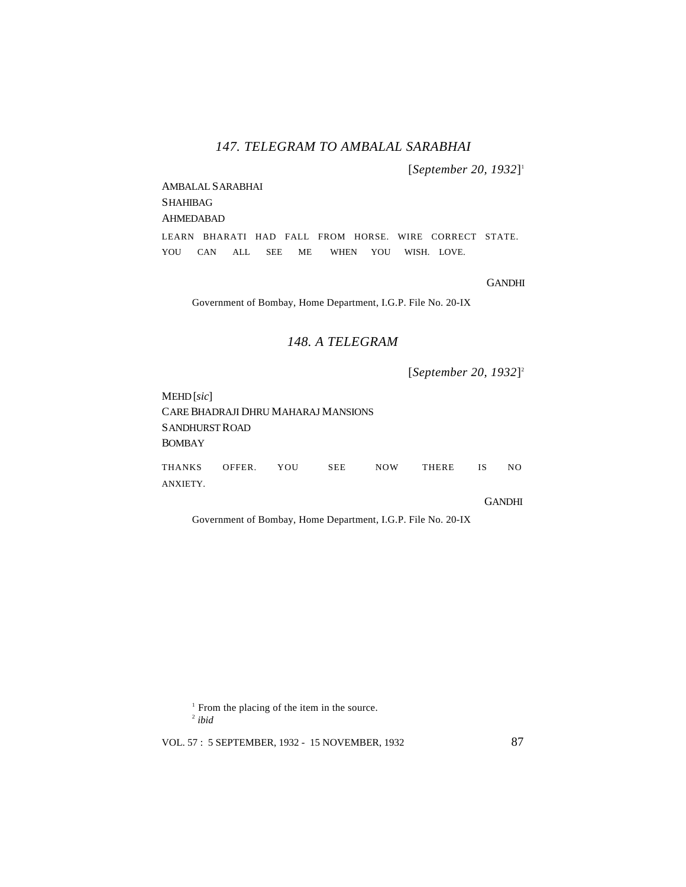## *147. TELEGRAM TO AMBALAL SARABHAI*

[*September 20, 1932*][1]

AMBALAL SARABHAI
SHAHIBAG
AHMEDABAD

LEARN BHARATI HAD FALL FROM HORSE. WIRE CORRECT STATE. YOU CAN ALL SEE ME WHEN YOU WISH. LOVE.

GANDHI

Government of Bombay, Home Department, I.G.P. File No. 20-IX

## *148. A TELEGRAM*

[*September 20, 1932*][2]

MEHD [*sic*]
CARE BHADRAJI DHRU MAHARAJ MANSIONS
SANDHURST ROAD
BOMBAY

THANKS OFFER. YOU SEE NOW THERE IS NO ANXIETY.

GANDHI

Government of Bombay, Home Department, I.G.P. File No. 20-IX

[1] From the placing of the item in the source.
[2] *ibid*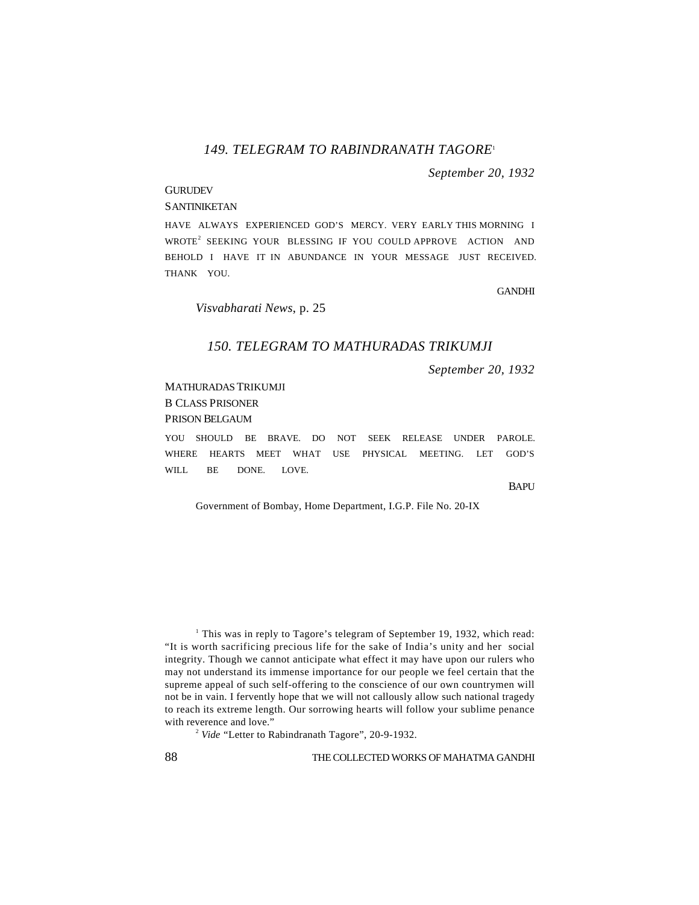### *149. TELEGRAM TO RABINDRANATH TAGORE*[1]

*September 20, 1932*

GURUDEV

SANTINIKETAN

HAVE ALWAYS EXPERIENCED GOD'S MERCY. VERY EARLY THIS MORNING I WROTE[2] SEEKING YOUR BLESSING IF YOU COULD APPROVE ACTION AND BEHOLD I HAVE IT IN ABUNDANCE IN YOUR MESSAGE JUST RECEIVED. THANK YOU.

GANDHI

*Visvabharati News*, p. 25

### *150. TELEGRAM TO MATHURADAS TRIKUMJI*

*September 20, 1932*

MATHURADAS TRIKUMJI

B CLASS PRISONER

PRISON BELGAUM

YOU SHOULD BE BRAVE. DO NOT SEEK RELEASE UNDER PAROLE. WHERE HEARTS MEET WHAT USE PHYSICAL MEETING. LET GOD'S WILL BE DONE. LOVE.

BAPU

Government of Bombay, Home Department, I.G.P. File No. 20-IX

---

[1] This was in reply to Tagore's telegram of September 19, 1932, which read: "It is worth sacrificing precious life for the sake of India's unity and her social integrity. Though we cannot anticipate what effect it may have upon our rulers who may not understand its immense importance for our people we feel certain that the supreme appeal of such self-offering to the conscience of our own countrymen will not be in vain. I fervently hope that we will not callously allow such national tragedy to reach its extreme length. Our sorrowing hearts will follow your sublime penance with reverence and love."

[2] *Vide* "Letter to Rabindranath Tagore", 20-9-1932.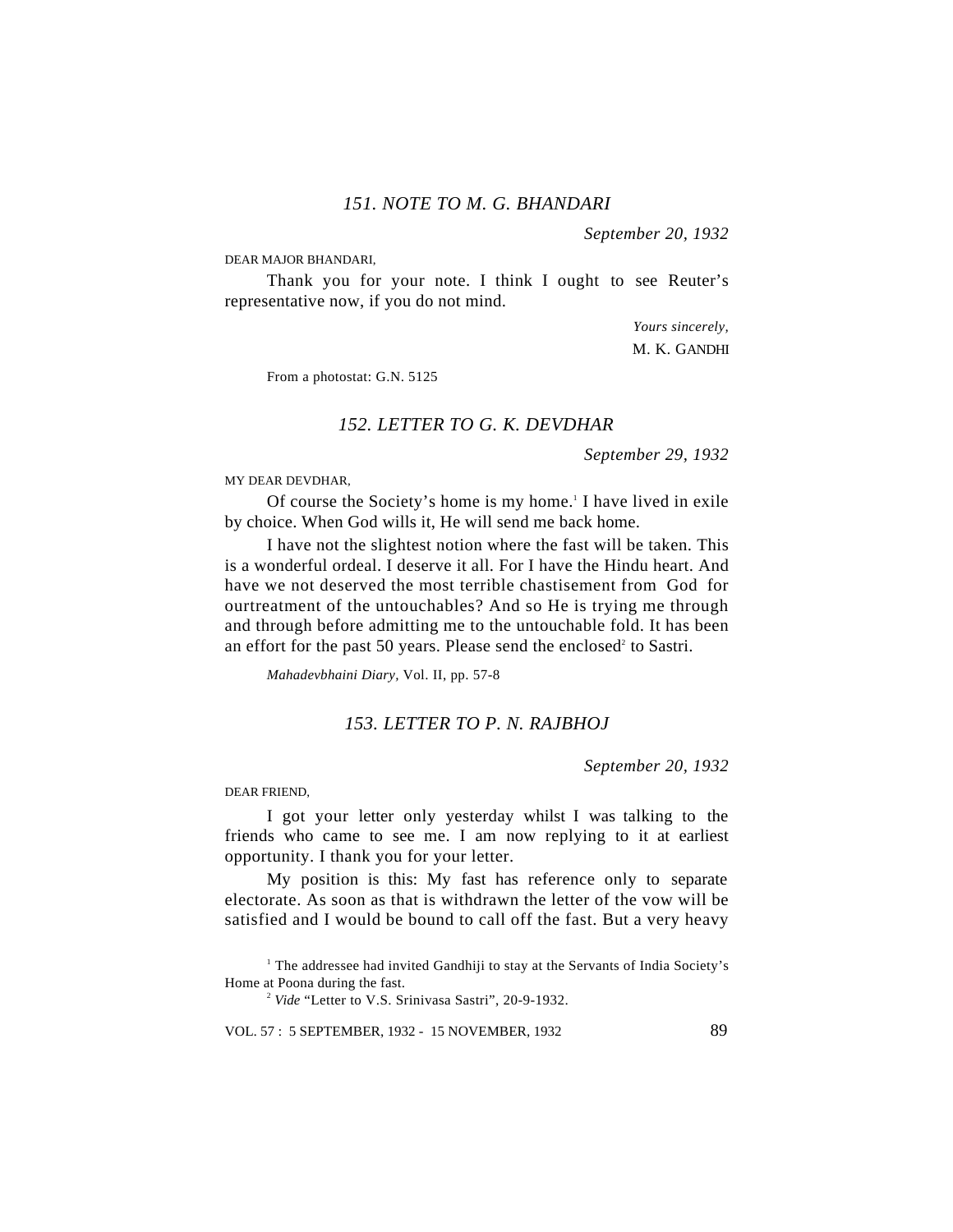### *151. NOTE TO M. G. BHANDARI*

*September 20, 1932*

DEAR MAJOR BHANDARI,

Thank you for your note. I think I ought to see Reuter's representative now, if you do not mind.

*Yours sincerely,*
M. K. GANDHI

From a photostat: G.N. 5125

### *152. LETTER TO G. K. DEVDHAR*

*September 29, 1932*

MY DEAR DEVDHAR,

Of course the Society's home is my home.[1] I have lived in exile by choice. When God wills it, He will send me back home.

I have not the slightest notion where the fast will be taken. This is a wonderful ordeal. I deserve it all. For I have the Hindu heart. And have we not deserved the most terrible chastisement from God for ourtreatment of the untouchables? And so He is trying me through and through before admitting me to the untouchable fold. It has been an effort for the past 50 years. Please send the enclosed[2] to Sastri.

*Mahadevbhaini Diary*, Vol. II, pp. 57-8

### *153. LETTER TO P. N. RAJBHOJ*

*September 20, 1932*

DEAR FRIEND,

I got your letter only yesterday whilst I was talking to the friends who came to see me. I am now replying to it at earliest opportunity. I thank you for your letter.

My position is this: My fast has reference only to separate electorate. As soon as that is withdrawn the letter of the vow will be satisfied and I would be bound to call off the fast. But a very heavy

[1] The addressee had invited Gandhiji to stay at the Servants of India Society's Home at Poona during the fast.

[2] *Vide* "Letter to V.S. Srinivasa Sastri", 20-9-1932.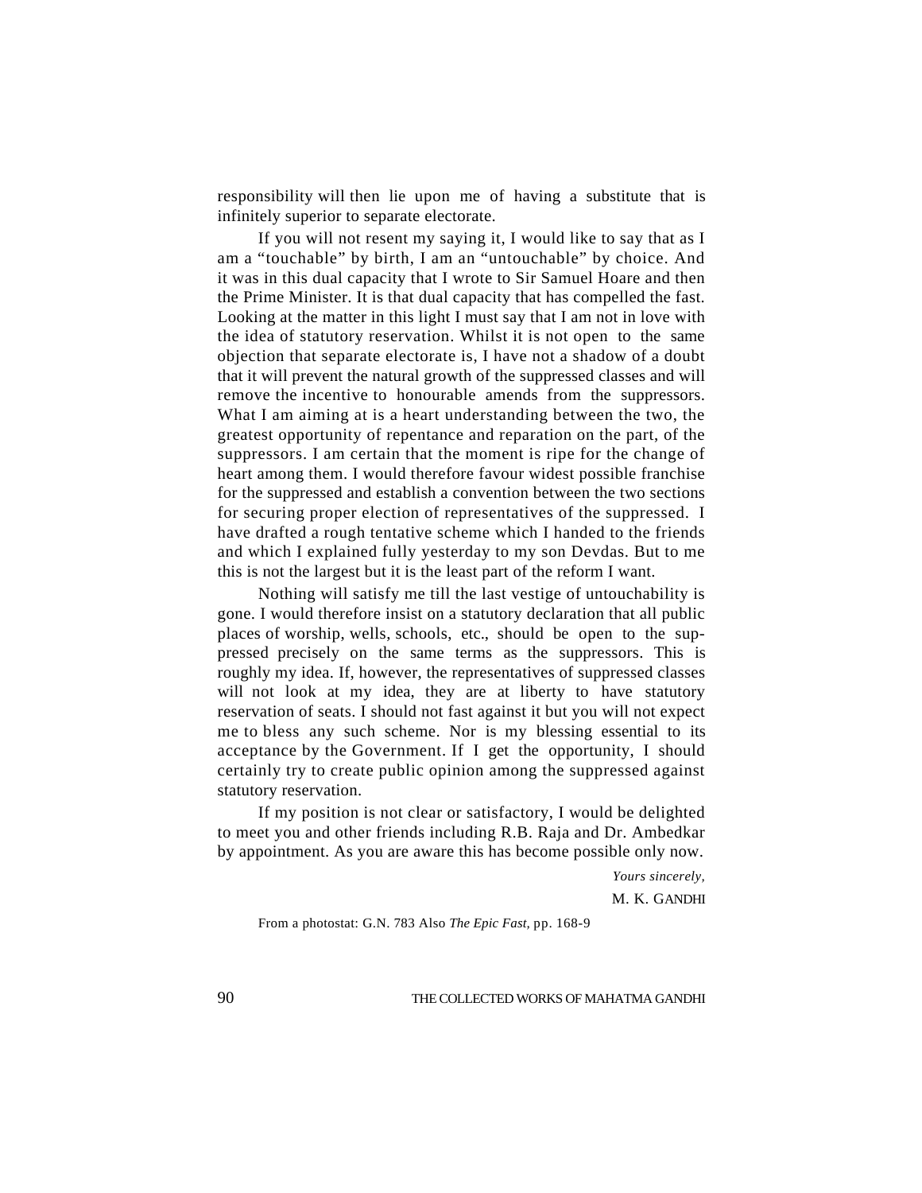responsibility will then lie upon me of having a substitute that is infinitely superior to separate electorate.

If you will not resent my saying it, I would like to say that as I am a "touchable" by birth, I am an "untouchable" by choice. And it was in this dual capacity that I wrote to Sir Samuel Hoare and then the Prime Minister. It is that dual capacity that has compelled the fast. Looking at the matter in this light I must say that I am not in love with the idea of statutory reservation. Whilst it is not open to the same objection that separate electorate is, I have not a shadow of a doubt that it will prevent the natural growth of the suppressed classes and will remove the incentive to honourable amends from the suppressors. What I am aiming at is a heart understanding between the two, the greatest opportunity of repentance and reparation on the part, of the suppressors. I am certain that the moment is ripe for the change of heart among them. I would therefore favour widest possible franchise for the suppressed and establish a convention between the two sections for securing proper election of representatives of the suppressed. I have drafted a rough tentative scheme which I handed to the friends and which I explained fully yesterday to my son Devdas. But to me this is not the largest but it is the least part of the reform I want.

Nothing will satisfy me till the last vestige of untouchability is gone. I would therefore insist on a statutory declaration that all public places of worship, wells, schools, etc., should be open to the suppressed precisely on the same terms as the suppressors. This is roughly my idea. If, however, the representatives of suppressed classes will not look at my idea, they are at liberty to have statutory reservation of seats. I should not fast against it but you will not expect me to bless any such scheme. Nor is my blessing essential to its acceptance by the Government. If I get the opportunity, I should certainly try to create public opinion among the suppressed against statutory reservation.

If my position is not clear or satisfactory, I would be delighted to meet you and other friends including R.B. Raja and Dr. Ambedkar by appointment. As you are aware this has become possible only now.

*Yours sincerely,*

M. K. GANDHI

From a photostat: G.N. 783 Also *The Epic Fast,* pp. 168-9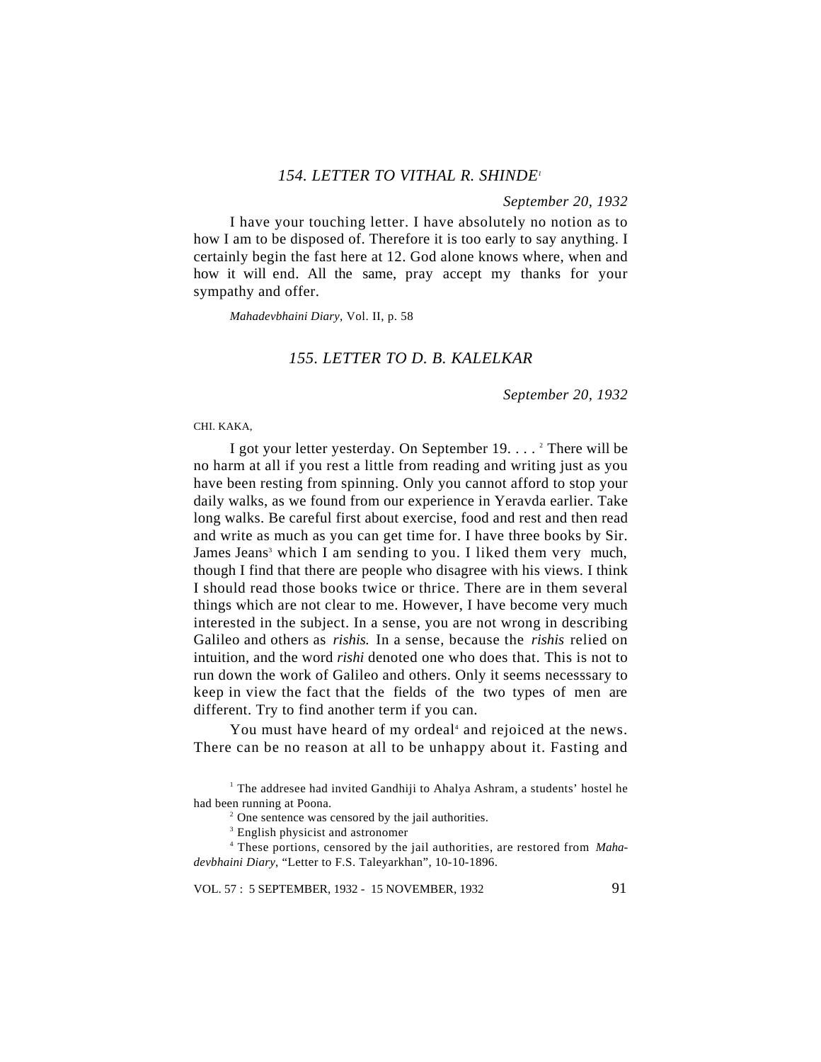## *154. LETTER TO VITHAL R. SHINDE*[1]

*September 20, 1932*

I have your touching letter. I have absolutely no notion as to how I am to be disposed of. Therefore it is too early to say anything. I certainly begin the fast here at 12. God alone knows where, when and how it will end. All the same, pray accept my thanks for your sympathy and offer.

*Mahadevbhaini Diary*, Vol. II, p. 58

## *155. LETTER TO D. B. KALELKAR*

*September 20, 1932*

CHI. KAKA,

I got your letter yesterday. On September 19. . . . [2] There will be no harm at all if you rest a little from reading and writing just as you have been resting from spinning. Only you cannot afford to stop your daily walks, as we found from our experience in Yeravda earlier. Take long walks. Be careful first about exercise, food and rest and then read and write as much as you can get time for. I have three books by Sir. James Jeans[3] which I am sending to you. I liked them very much, though I find that there are people who disagree with his views. I think I should read those books twice or thrice. There are in them several things which are not clear to me. However, I have become very much interested in the subject. In a sense, you are not wrong in describing Galileo and others as *rishis.* In a sense, because the *rishis* relied on intuition, and the word *rishi* denoted one who does that. This is not to run down the work of Galileo and others. Only it seems necesssary to keep in view the fact that the fields of the two types of men are different. Try to find another term if you can.

You must have heard of my ordeal[4] and rejoiced at the news. There can be no reason at all to be unhappy about it. Fasting and

---

[1] The addresee had invited Gandhiji to Ahalya Ashram, a students' hostel he had been running at Poona.

[2] One sentence was censored by the jail authorities.

[3] English physicist and astronomer

[4] These portions, censored by the jail authorities, are restored from *Mahadevbhaini Diary*, "Letter to F.S. Taleyarkhan", 10-10-1896.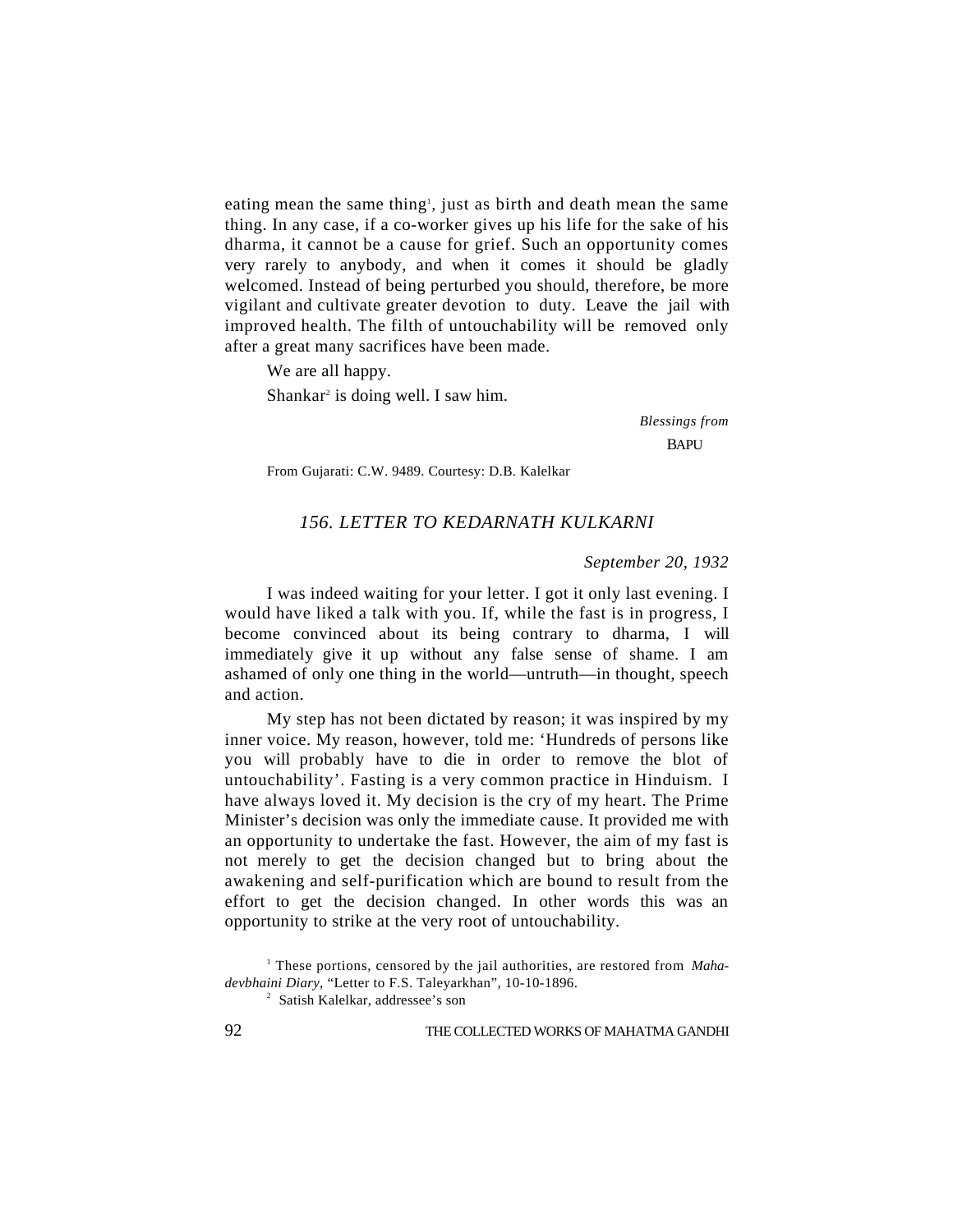eating mean the same thing[1], just as birth and death mean the same thing. In any case, if a co-worker gives up his life for the sake of his dharma, it cannot be a cause for grief. Such an opportunity comes very rarely to anybody, and when it comes it should be gladly welcomed. Instead of being perturbed you should, therefore, be more vigilant and cultivate greater devotion to duty. Leave the jail with improved health. The filth of untouchability will be removed only after a great many sacrifices have been made.

We are all happy.

Shankar[2] is doing well. I saw him.

*Blessings from*

BAPU

From Gujarati: C.W. 9489. Courtesy: D.B. Kalelkar

## *156. LETTER TO KEDARNATH KULKARNI*

*September 20, 1932*

I was indeed waiting for your letter. I got it only last evening. I would have liked a talk with you. If, while the fast is in progress, I become convinced about its being contrary to dharma, I will immediately give it up without any false sense of shame. I am ashamed of only one thing in the world—untruth—in thought, speech and action.

My step has not been dictated by reason; it was inspired by my inner voice. My reason, however, told me: 'Hundreds of persons like you will probably have to die in order to remove the blot of untouchability'. Fasting is a very common practice in Hinduism. I have always loved it. My decision is the cry of my heart. The Prime Minister's decision was only the immediate cause. It provided me with an opportunity to undertake the fast. However, the aim of my fast is not merely to get the decision changed but to bring about the awakening and self-purification which are bound to result from the effort to get the decision changed. In other words this was an opportunity to strike at the very root of untouchability.

[1] These portions, censored by the jail authorities, are restored from *Mahadevbhaini Diary*, "Letter to F.S. Taleyarkhan", 10-10-1896.

[2] Satish Kalelkar, addressee's son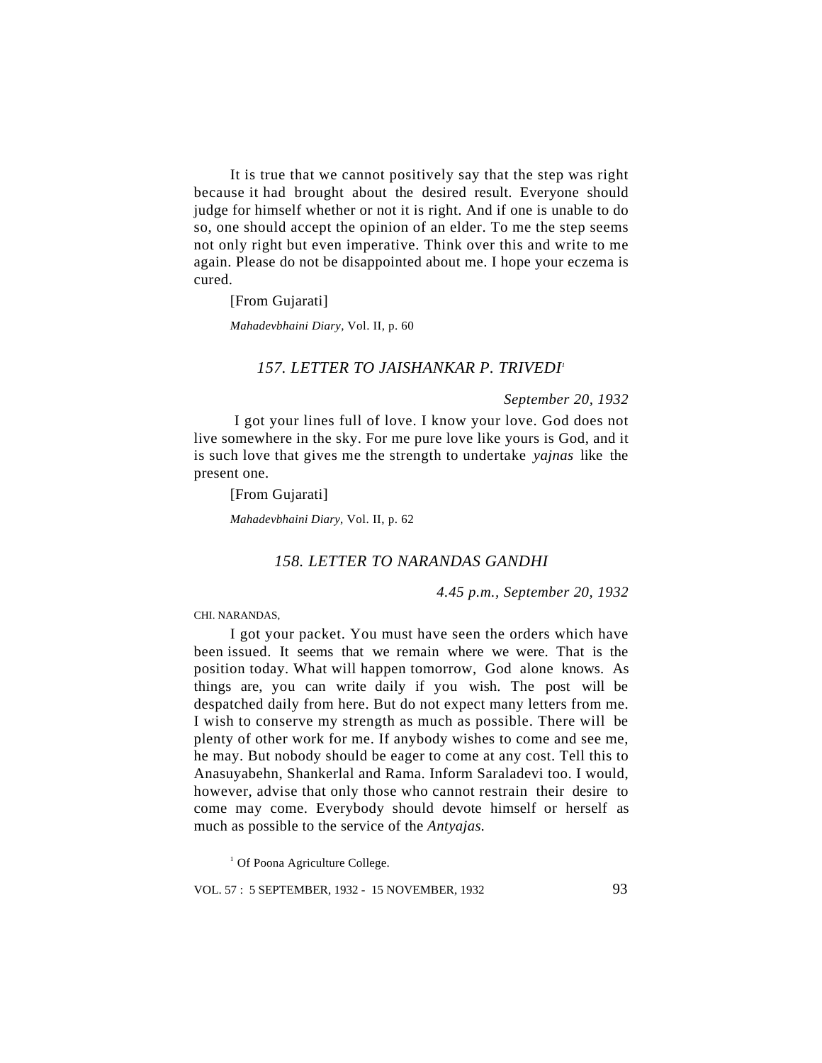It is true that we cannot positively say that the step was right because it had brought about the desired result. Everyone should judge for himself whether or not it is right. And if one is unable to do so, one should accept the opinion of an elder. To me the step seems not only right but even imperative. Think over this and write to me again. Please do not be disappointed about me. I hope your eczema is cured.

[From Gujarati]

*Mahadevbhaini Diary,* Vol. II, p. 60

### *157. LETTER TO JAISHANKAR P. TRIVEDI*[1]

*September 20, 1932*

I got your lines full of love. I know your love. God does not live somewhere in the sky. For me pure love like yours is God, and it is such love that gives me the strength to undertake *yajnas* like the present one.

[From Gujarati]

*Mahadevbhaini Diary,* Vol. II, p. 62

### *158. LETTER TO NARANDAS GANDHI*

*4.45 p.m., September 20, 1932*

CHI. NARANDAS,

I got your packet. You must have seen the orders which have been issued. It seems that we remain where we were. That is the position today. What will happen tomorrow, God alone knows. As things are, you can write daily if you wish. The post will be despatched daily from here. But do not expect many letters from me. I wish to conserve my strength as much as possible. There will be plenty of other work for me. If anybody wishes to come and see me, he may. But nobody should be eager to come at any cost. Tell this to Anasuyabehn, Shankerlal and Rama. Inform Saraladevi too. I would, however, advise that only those who cannot restrain their desire to come may come. Everybody should devote himself or herself as much as possible to the service of the *Antyajas.*

[1] Of Poona Agriculture College.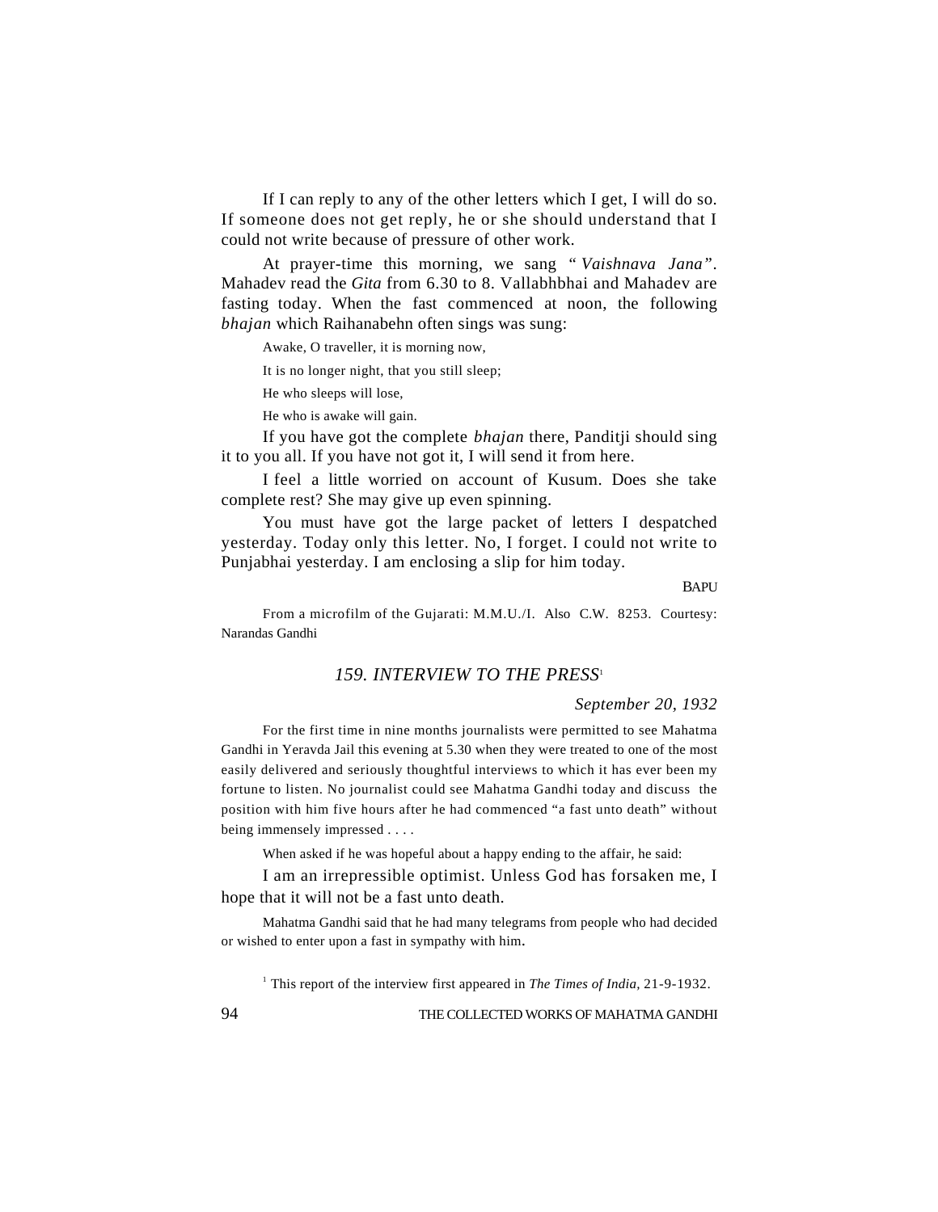If I can reply to any of the other letters which I get, I will do so. If someone does not get reply, he or she should understand that I could not write because of pressure of other work.

At prayer-time this morning, we sang "*Vaishnava Jana*". Mahadev read the *Gita* from 6.30 to 8. Vallabhbhai and Mahadev are fasting today. When the fast commenced at noon, the following *bhajan* which Raihanabehn often sings was sung:

> Awake, O traveller, it is morning now,
>
> It is no longer night, that you still sleep;
>
> He who sleeps will lose,
>
> He who is awake will gain.

If you have got the complete *bhajan* there, Panditji should sing it to you all. If you have not got it, I will send it from here.

I feel a little worried on account of Kusum. Does she take complete rest? She may give up even spinning.

You must have got the large packet of letters I despatched yesterday. Today only this letter. No, I forget. I could not write to Punjabhai yesterday. I am enclosing a slip for him today.

BAPU

From a microfilm of the Gujarati: M.M.U./I. Also C.W. 8253. Courtesy: Narandas Gandhi

## *159. INTERVIEW TO THE PRESS*[1]

*September 20, 1932*

For the first time in nine months journalists were permitted to see Mahatma Gandhi in Yeravda Jail this evening at 5.30 when they were treated to one of the most easily delivered and seriously thoughtful interviews to which it has ever been my fortune to listen. No journalist could see Mahatma Gandhi today and discuss the position with him five hours after he had commenced "a fast unto death" without being immensely impressed . . . .

When asked if he was hopeful about a happy ending to the affair, he said:

I am an irrepressible optimist. Unless God has forsaken me, I hope that it will not be a fast unto death.

Mahatma Gandhi said that he had many telegrams from people who had decided or wished to enter upon a fast in sympathy with him.

[1] This report of the interview first appeared in *The Times of India*, 21-9-1932.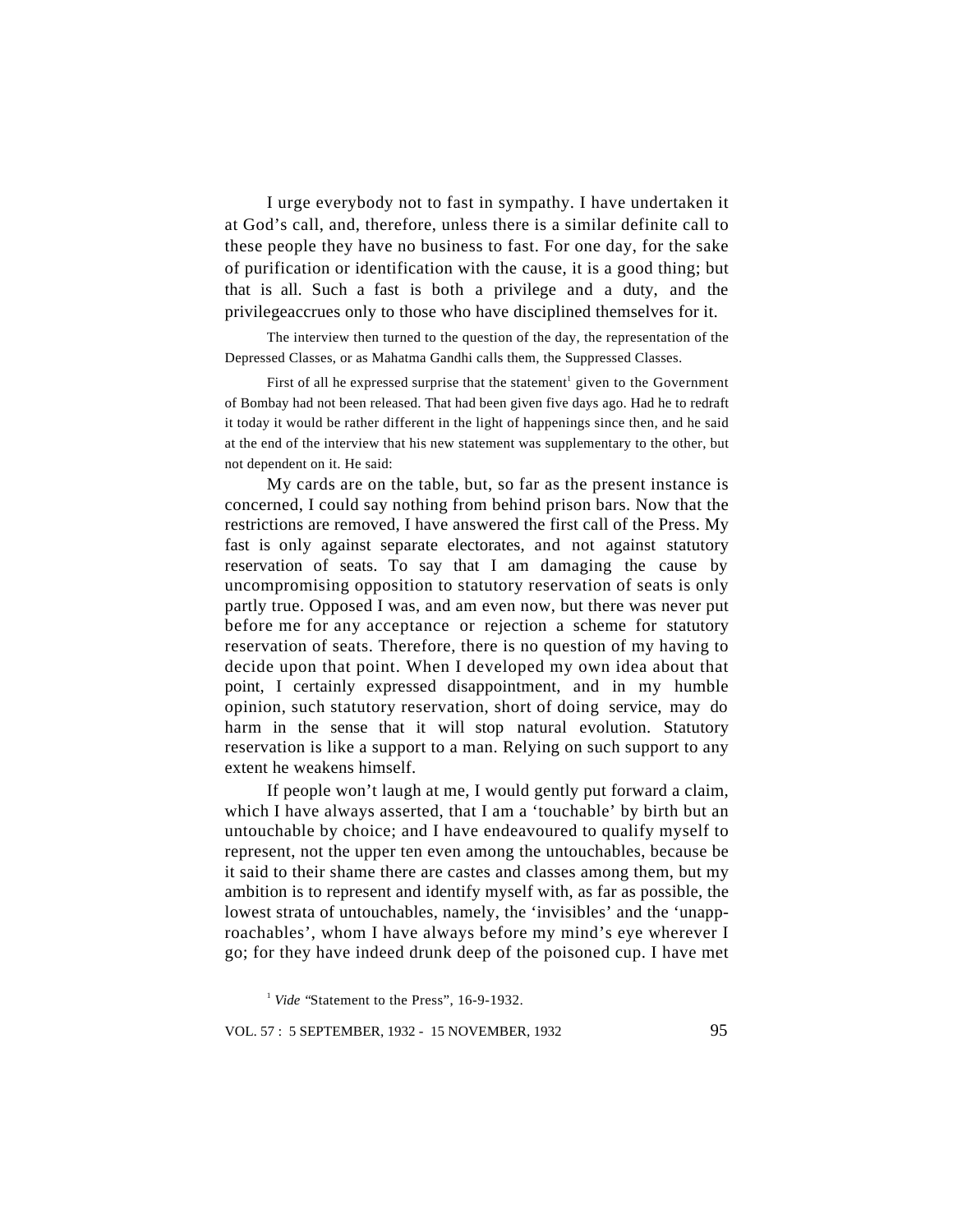I urge everybody not to fast in sympathy. I have undertaken it at God's call, and, therefore, unless there is a similar definite call to these people they have no business to fast. For one day, for the sake of purification or identification with the cause, it is a good thing; but that is all. Such a fast is both a privilege and a duty, and the privilegeaccrues only to those who have disciplined themselves for it.

The interview then turned to the question of the day, the representation of the Depressed Classes, or as Mahatma Gandhi calls them, the Suppressed Classes.

First of all he expressed surprise that the statement[1] given to the Government of Bombay had not been released. That had been given five days ago. Had he to redraft it today it would be rather different in the light of happenings since then, and he said at the end of the interview that his new statement was supplementary to the other, but not dependent on it. He said:

My cards are on the table, but, so far as the present instance is concerned, I could say nothing from behind prison bars. Now that the restrictions are removed, I have answered the first call of the Press. My fast is only against separate electorates, and not against statutory reservation of seats. To say that I am damaging the cause by uncompromising opposition to statutory reservation of seats is only partly true. Opposed I was, and am even now, but there was never put before me for any acceptance or rejection a scheme for statutory reservation of seats. Therefore, there is no question of my having to decide upon that point. When I developed my own idea about that point, I certainly expressed disappointment, and in my humble opinion, such statutory reservation, short of doing service, may do harm in the sense that it will stop natural evolution. Statutory reservation is like a support to a man. Relying on such support to any extent he weakens himself.

If people won't laugh at me, I would gently put forward a claim, which I have always asserted, that I am a 'touchable' by birth but an untouchable by choice; and I have endeavoured to qualify myself to represent, not the upper ten even among the untouchables, because be it said to their shame there are castes and classes among them, but my ambition is to represent and identify myself with, as far as possible, the lowest strata of untouchables, namely, the 'invisibles' and the 'unapproachables', whom I have always before my mind's eye wherever I go; for they have indeed drunk deep of the poisoned cup. I have met

[1] *Vide* "Statement to the Press", 16-9-1932.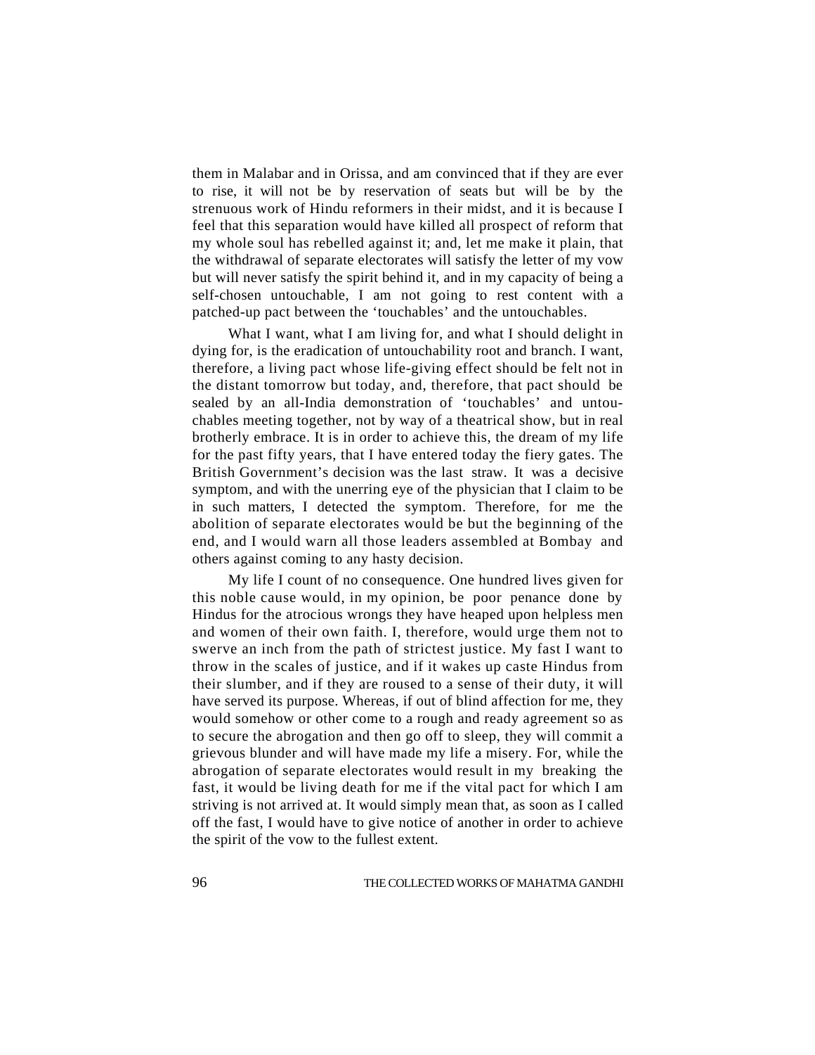them in Malabar and in Orissa, and am convinced that if they are ever to rise, it will not be by reservation of seats but will be by the strenuous work of Hindu reformers in their midst, and it is because I feel that this separation would have killed all prospect of reform that my whole soul has rebelled against it; and, let me make it plain, that the withdrawal of separate electorates will satisfy the letter of my vow but will never satisfy the spirit behind it, and in my capacity of being a self-chosen untouchable, I am not going to rest content with a patched-up pact between the 'touchables' and the untouchables.

What I want, what I am living for, and what I should delight in dying for, is the eradication of untouchability root and branch. I want, therefore, a living pact whose life-giving effect should be felt not in the distant tomorrow but today, and, therefore, that pact should be sealed by an all-India demonstration of 'touchables' and untouchables meeting together, not by way of a theatrical show, but in real brotherly embrace. It is in order to achieve this, the dream of my life for the past fifty years, that I have entered today the fiery gates. The British Government's decision was the last straw. It was a decisive symptom, and with the unerring eye of the physician that I claim to be in such matters, I detected the symptom. Therefore, for me the abolition of separate electorates would be but the beginning of the end, and I would warn all those leaders assembled at Bombay and others against coming to any hasty decision.

My life I count of no consequence. One hundred lives given for this noble cause would, in my opinion, be poor penance done by Hindus for the atrocious wrongs they have heaped upon helpless men and women of their own faith. I, therefore, would urge them not to swerve an inch from the path of strictest justice. My fast I want to throw in the scales of justice, and if it wakes up caste Hindus from their slumber, and if they are roused to a sense of their duty, it will have served its purpose. Whereas, if out of blind affection for me, they would somehow or other come to a rough and ready agreement so as to secure the abrogation and then go off to sleep, they will commit a grievous blunder and will have made my life a misery. For, while the abrogation of separate electorates would result in my breaking the fast, it would be living death for me if the vital pact for which I am striving is not arrived at. It would simply mean that, as soon as I called off the fast, I would have to give notice of another in order to achieve the spirit of the vow to the fullest extent.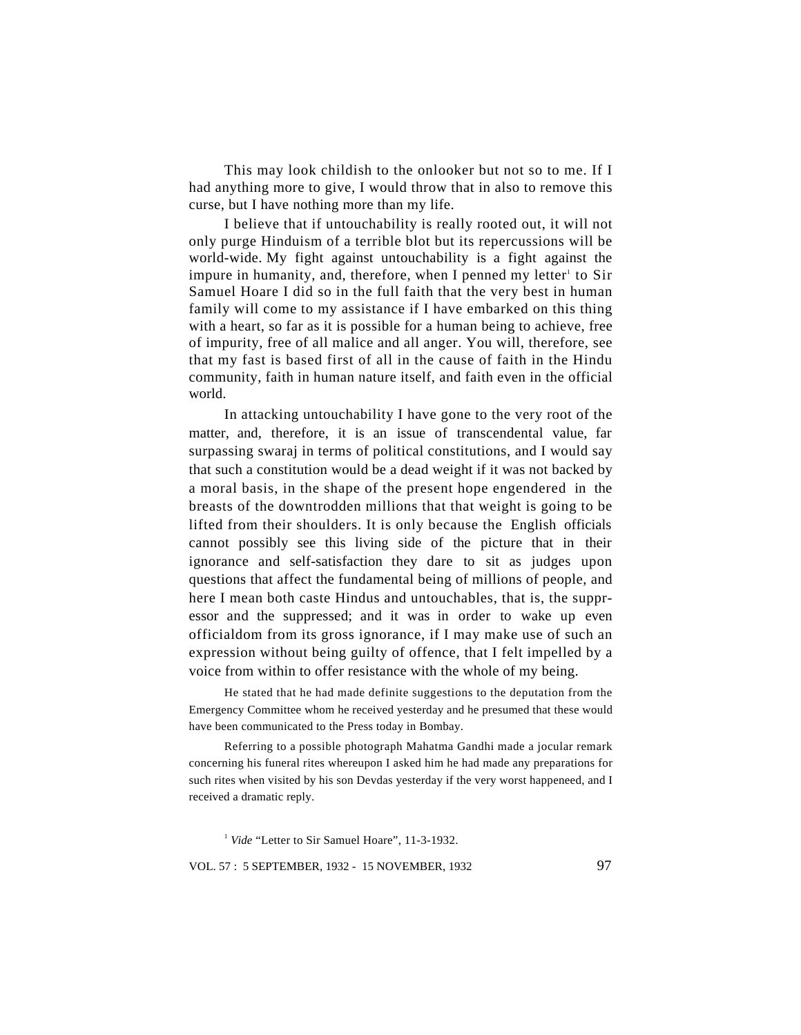This may look childish to the onlooker but not so to me. If I had anything more to give, I would throw that in also to remove this curse, but I have nothing more than my life.

I believe that if untouchability is really rooted out, it will not only purge Hinduism of a terrible blot but its repercussions will be world-wide. My fight against untouchability is a fight against the impure in humanity, and, therefore, when I penned my letter[1] to Sir Samuel Hoare I did so in the full faith that the very best in human family will come to my assistance if I have embarked on this thing with a heart, so far as it is possible for a human being to achieve, free of impurity, free of all malice and all anger. You will, therefore, see that my fast is based first of all in the cause of faith in the Hindu community, faith in human nature itself, and faith even in the official world.

In attacking untouchability I have gone to the very root of the matter, and, therefore, it is an issue of transcendental value, far surpassing swaraj in terms of political constitutions, and I would say that such a constitution would be a dead weight if it was not backed by a moral basis, in the shape of the present hope engendered in the breasts of the downtrodden millions that that weight is going to be lifted from their shoulders. It is only because the English officials cannot possibly see this living side of the picture that in their ignorance and self-satisfaction they dare to sit as judges upon questions that affect the fundamental being of millions of people, and here I mean both caste Hindus and untouchables, that is, the suppressor and the suppressed; and it was in order to wake up even officialdom from its gross ignorance, if I may make use of such an expression without being guilty of offence, that I felt impelled by a voice from within to offer resistance with the whole of my being.

He stated that he had made definite suggestions to the deputation from the Emergency Committee whom he received yesterday and he presumed that these would have been communicated to the Press today in Bombay.

Referring to a possible photograph Mahatma Gandhi made a jocular remark concerning his funeral rites whereupon I asked him he had made any preparations for such rites when visited by his son Devdas yesterday if the very worst happeneed, and I received a dramatic reply.

[1] *Vide* "Letter to Sir Samuel Hoare", 11-3-1932.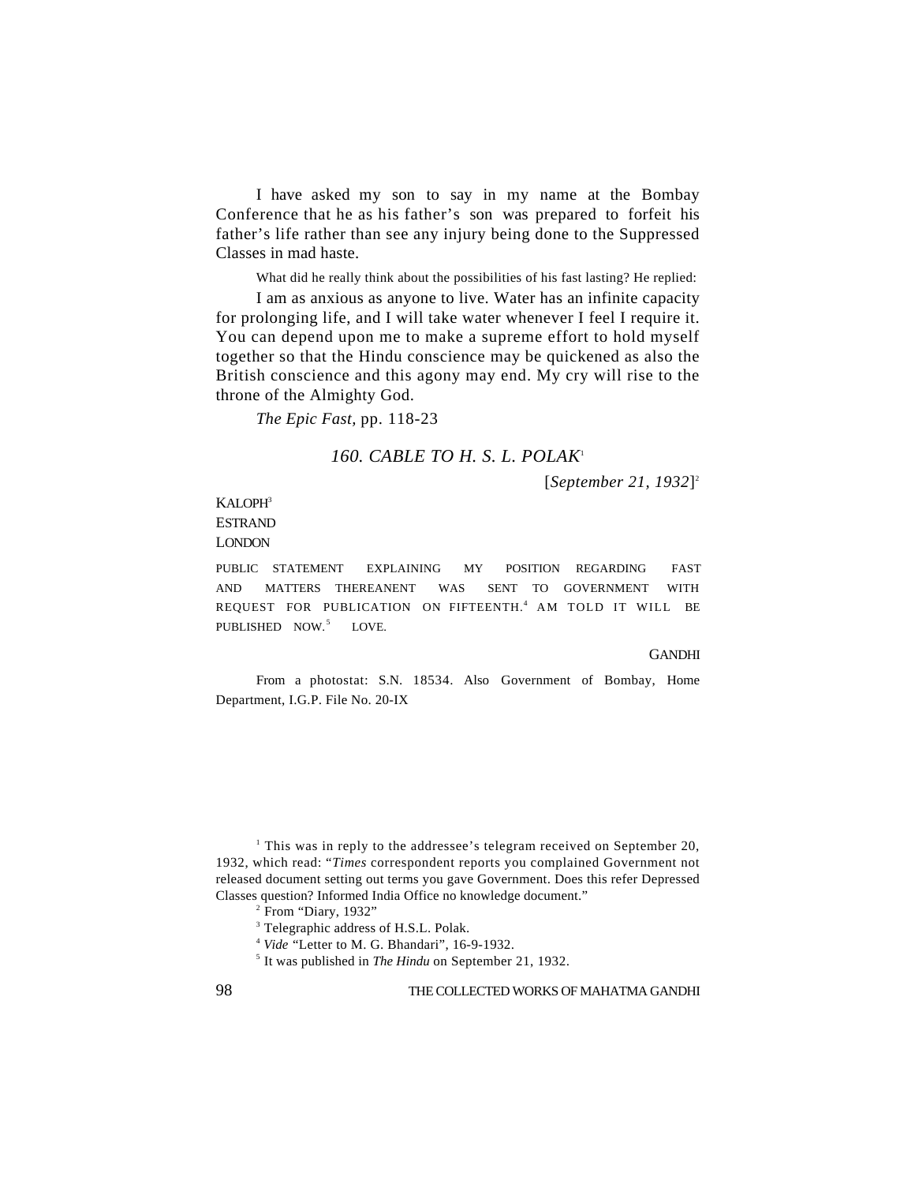I have asked my son to say in my name at the Bombay Conference that he as his father's son was prepared to forfeit his father's life rather than see any injury being done to the Suppressed Classes in mad haste.

What did he really think about the possibilities of his fast lasting? He replied:

I am as anxious as anyone to live. Water has an infinite capacity for prolonging life, and I will take water whenever I feel I require it. You can depend upon me to make a supreme effort to hold myself together so that the Hindu conscience may be quickened as also the British conscience and this agony may end. My cry will rise to the throne of the Almighty God.

*The Epic Fast*, pp. 118-23

### *160. CABLE TO H. S. L. POLAK*[1]

[*September 21, 1932*][2]

KALOPH[3]
ESTRAND
LONDON

PUBLIC STATEMENT EXPLAINING MY POSITION REGARDING FAST AND MATTERS THEREANENT WAS SENT TO GOVERNMENT WITH REQUEST FOR PUBLICATION ON FIFTEENTH.[4] AM TOLD IT WILL BE PUBLISHED NOW.[5] LOVE.

GANDHI

From a photostat: S.N. 18534. Also Government of Bombay, Home Department, I.G.P. File No. 20-IX

[1] This was in reply to the addressee's telegram received on September 20, 1932, which read: "*Times* correspondent reports you complained Government not released document setting out terms you gave Government. Does this refer Depressed Classes question? Informed India Office no knowledge document."

[2] From "Diary, 1932"

[3] Telegraphic address of H.S.L. Polak.

[4] *Vide* "Letter to M. G. Bhandari", 16-9-1932.

[5] It was published in *The Hindu* on September 21, 1932.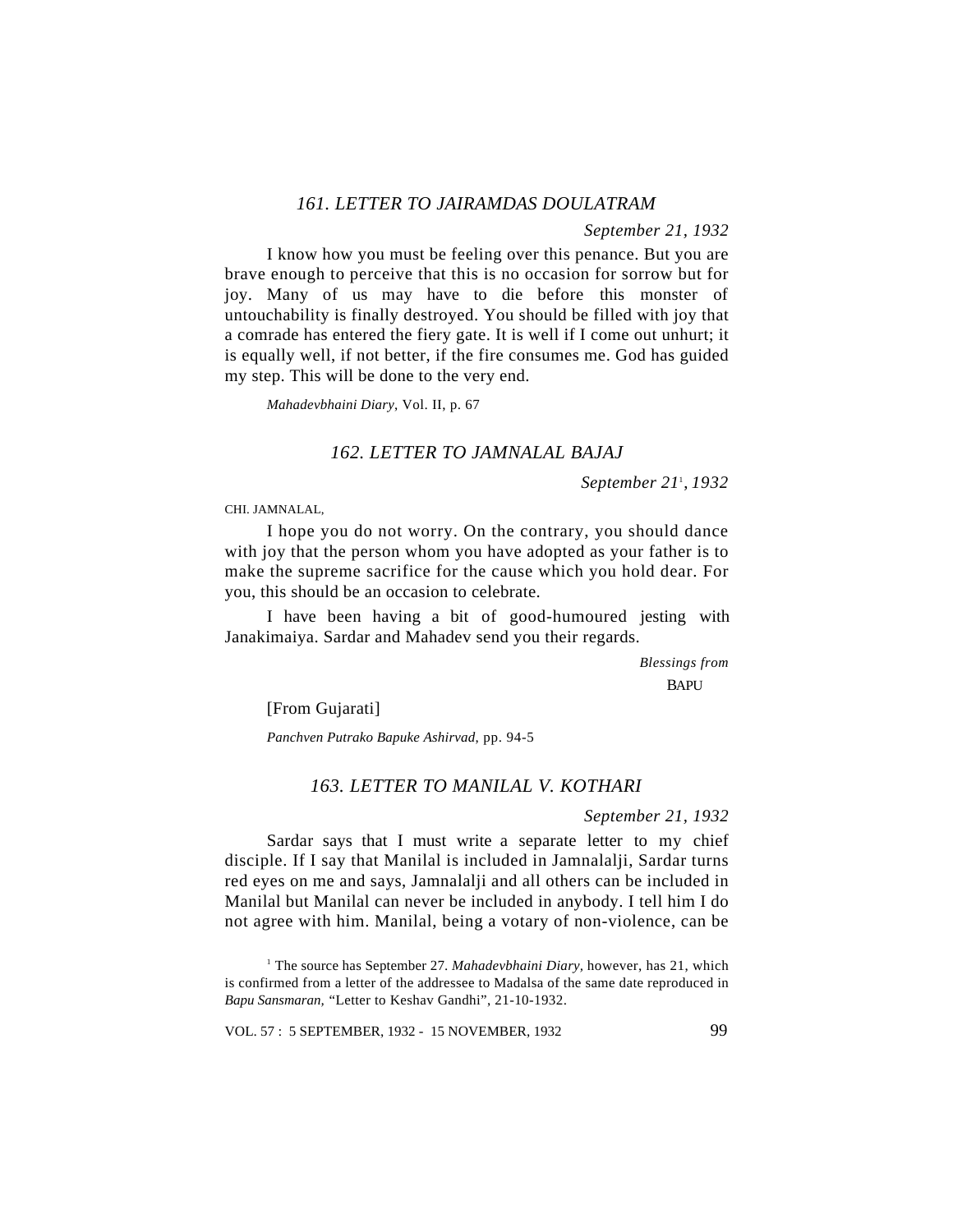### *161. LETTER TO JAIRAMDAS DOULATRAM*

*September 21, 1932*

I know how you must be feeling over this penance. But you are brave enough to perceive that this is no occasion for sorrow but for joy. Many of us may have to die before this monster of untouchability is finally destroyed. You should be filled with joy that a comrade has entered the fiery gate. It is well if I come out unhurt; it is equally well, if not better, if the fire consumes me. God has guided my step. This will be done to the very end.

*Mahadevbhaini Diary*, Vol. II, p. 67

### *162. LETTER TO JAMNALAL BAJAJ*

*September 21*[1]*, 1932*

CHI. JAMNALAL,

I hope you do not worry. On the contrary, you should dance with joy that the person whom you have adopted as your father is to make the supreme sacrifice for the cause which you hold dear. For you, this should be an occasion to celebrate.

I have been having a bit of good-humoured jesting with Janakimaiya. Sardar and Mahadev send you their regards.

*Blessings from*
BAPU

[From Gujarati]

*Panchven Putrako Bapuke Ashirvad*, pp. 94-5

### *163. LETTER TO MANILAL V. KOTHARI*

*September 21, 1932*

Sardar says that I must write a separate letter to my chief disciple. If I say that Manilal is included in Jamnalalji, Sardar turns red eyes on me and says, Jamnalalji and all others can be included in Manilal but Manilal can never be included in anybody. I tell him I do not agree with him. Manilal, being a votary of non-violence, can be

---

[1] The source has September 27. *Mahadevbhaini Diary,* however, has 21, which is confirmed from a letter of the addressee to Madalsa of the same date reproduced in *Bapu Sansmaran,* "Letter to Keshav Gandhi", 21-10-1932.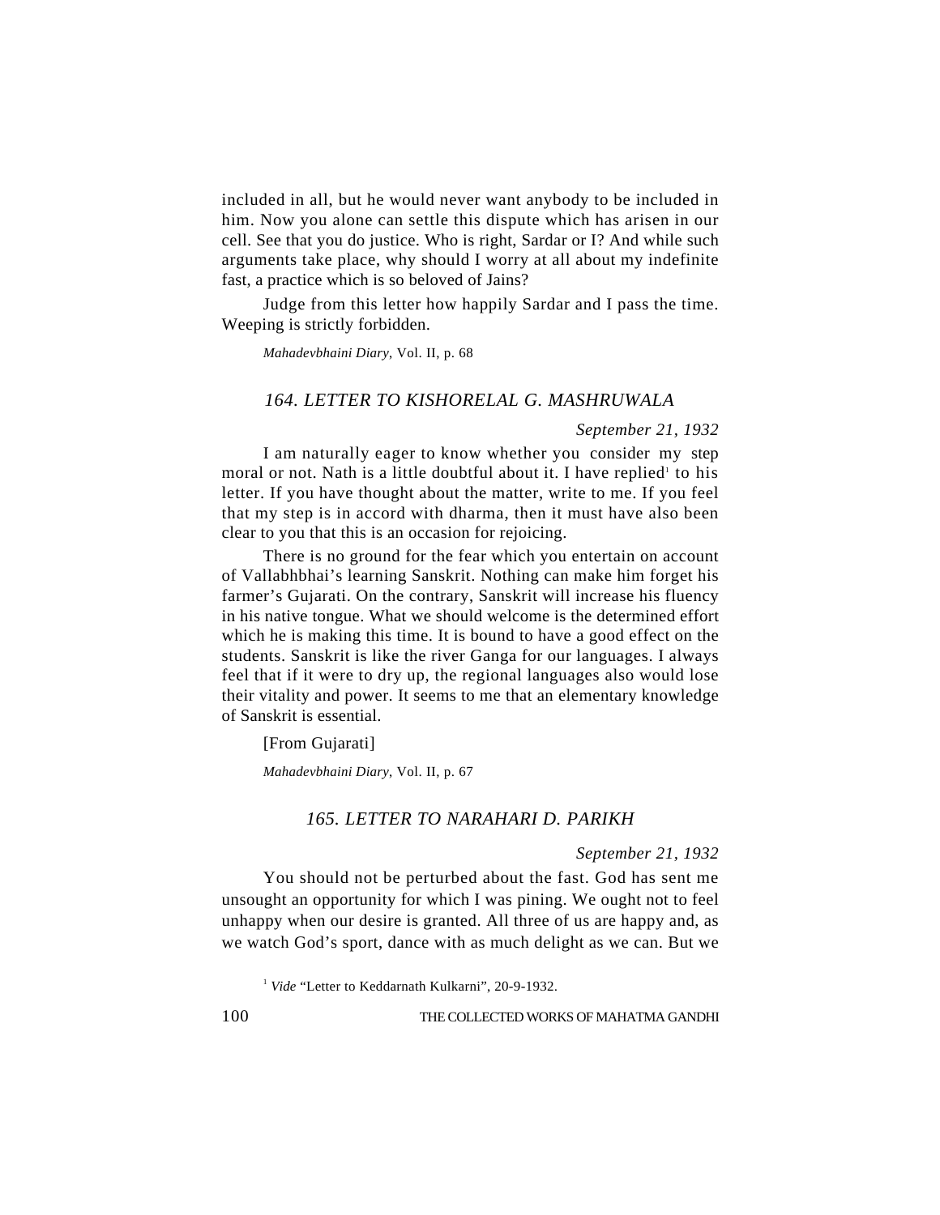included in all, but he would never want anybody to be included in him. Now you alone can settle this dispute which has arisen in our cell. See that you do justice. Who is right, Sardar or I? And while such arguments take place, why should I worry at all about my indefinite fast, a practice which is so beloved of Jains?

Judge from this letter how happily Sardar and I pass the time. Weeping is strictly forbidden.

*Mahadevbhaini Diary*, Vol. II, p. 68

### 164. LETTER TO KISHORELAL G. MASHRUWALA

*September 21, 1932*

I am naturally eager to know whether you consider my step moral or not. Nath is a little doubtful about it. I have replied[1] to his letter. If you have thought about the matter, write to me. If you feel that my step is in accord with dharma, then it must have also been clear to you that this is an occasion for rejoicing.

There is no ground for the fear which you entertain on account of Vallabhbhai's learning Sanskrit. Nothing can make him forget his farmer's Gujarati. On the contrary, Sanskrit will increase his fluency in his native tongue. What we should welcome is the determined effort which he is making this time. It is bound to have a good effect on the students. Sanskrit is like the river Ganga for our languages. I always feel that if it were to dry up, the regional languages also would lose their vitality and power. It seems to me that an elementary knowledge of Sanskrit is essential.

[From Gujarati]

*Mahadevbhaini Diary*, Vol. II, p. 67

### 165. LETTER TO NARAHARI D. PARIKH

*September 21, 1932*

You should not be perturbed about the fast. God has sent me unsought an opportunity for which I was pining. We ought not to feel unhappy when our desire is granted. All three of us are happy and, as we watch God's sport, dance with as much delight as we can. But we

[1] *Vide* "Letter to Keddarnath Kulkarni", 20-9-1932.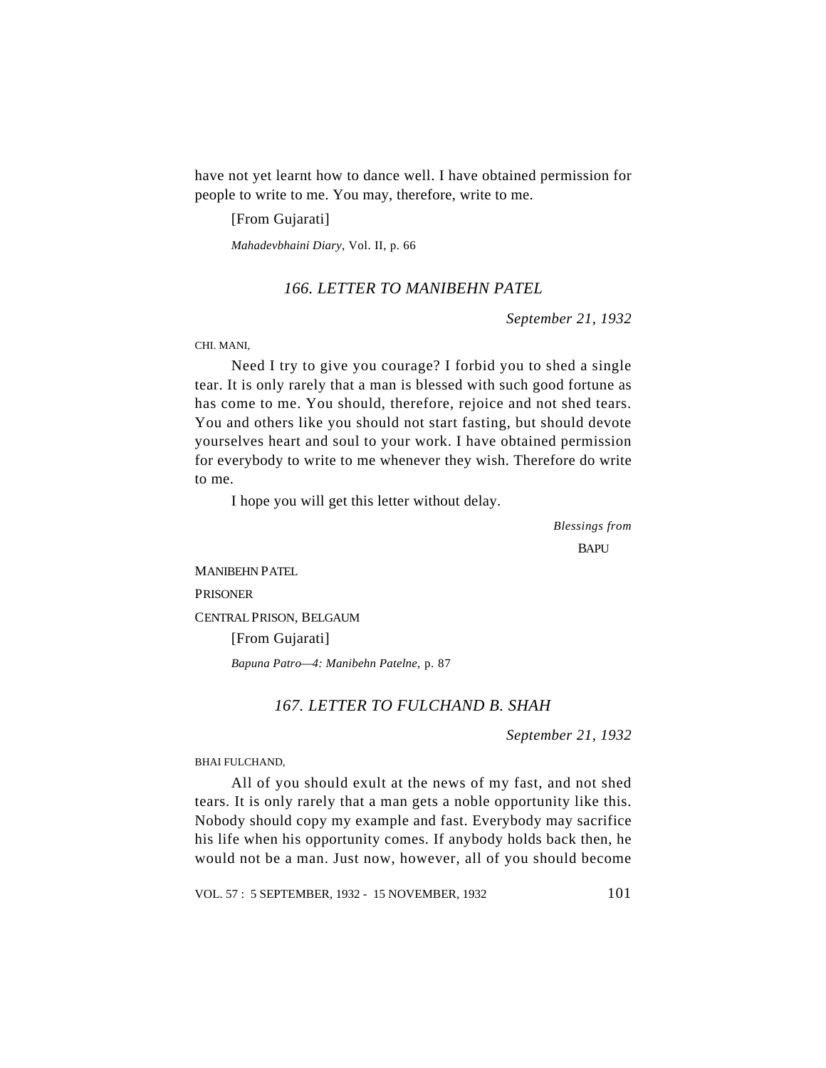have not yet learnt how to dance well. I have obtained permission for people to write to me. You may, therefore, write to me.

[From Gujarati]

*Mahadevbhaini Diary*, Vol. II, p. 66

### *166. LETTER TO MANIBEHN PATEL*

*September 21, 1932*

CHI. MANI,

Need I try to give you courage? I forbid you to shed a single tear. It is only rarely that a man is blessed with such good fortune as has come to me. You should, therefore, rejoice and not shed tears. You and others like you should not start fasting, but should devote yourselves heart and soul to your work. I have obtained permission for everybody to write to me whenever they wish. Therefore do write to me.

I hope you will get this letter without delay.

*Blessings from*

BAPU

MANIBEHN PATEL

PRISONER

CENTRAL PRISON, BELGAUM

[From Gujarati]

*Bapuna Patro—4: Manibehn Patelne*, p. 87

### *167. LETTER TO FULCHAND B. SHAH*

*September 21, 1932*

BHAI FULCHAND,

All of you should exult at the news of my fast, and not shed tears. It is only rarely that a man gets a noble opportunity like this. Nobody should copy my example and fast. Everybody may sacrifice his life when his opportunity comes. If anybody holds back then, he would not be a man. Just now, however, all of you should become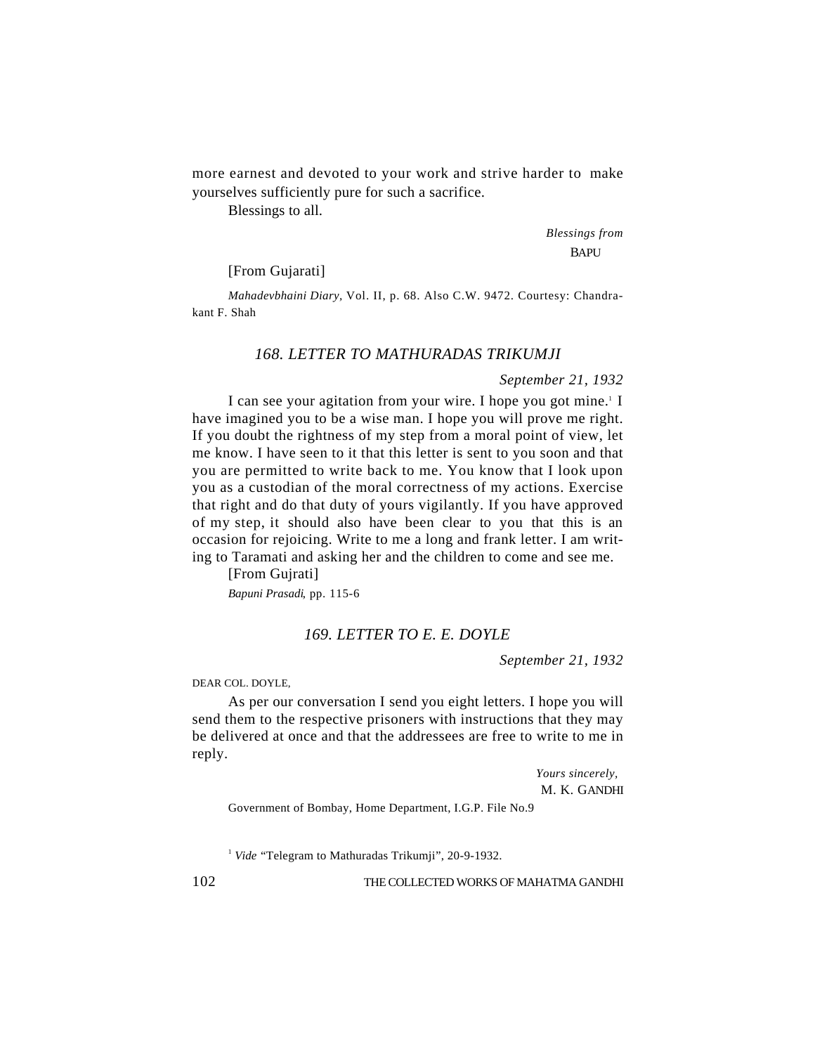more earnest and devoted to your work and strive harder to make yourselves sufficiently pure for such a sacrifice.

Blessings to all.

*Blessings from*
BAPU

[From Gujarati]

*Mahadevbhaini Diary,* Vol. II, p. 68. Also C.W. 9472. Courtesy: Chandrakant F. Shah

## *168. LETTER TO MATHURADAS TRIKUMJI*

*September 21, 1932*

I can see your agitation from your wire. I hope you got mine.[1] I have imagined you to be a wise man. I hope you will prove me right. If you doubt the rightness of my step from a moral point of view, let me know. I have seen to it that this letter is sent to you soon and that you are permitted to write back to me. You know that I look upon you as a custodian of the moral correctness of my actions. Exercise that right and do that duty of yours vigilantly. If you have approved of my step, it should also have been clear to you that this is an occasion for rejoicing. Write to me a long and frank letter. I am writing to Taramati and asking her and the children to come and see me.

[From Gujrati]

*Bapuni Prasadi*, pp. 115-6

## *169. LETTER TO E. E. DOYLE*

*September 21, 1932*

DEAR COL. DOYLE,

As per our conversation I send you eight letters. I hope you will send them to the respective prisoners with instructions that they may be delivered at once and that the addressees are free to write to me in reply.

*Yours sincerely,*
M. K. GANDHI

Government of Bombay, Home Department, I.G.P. File No.9

[1] *Vide* "Telegram to Mathuradas Trikumji", 20-9-1932.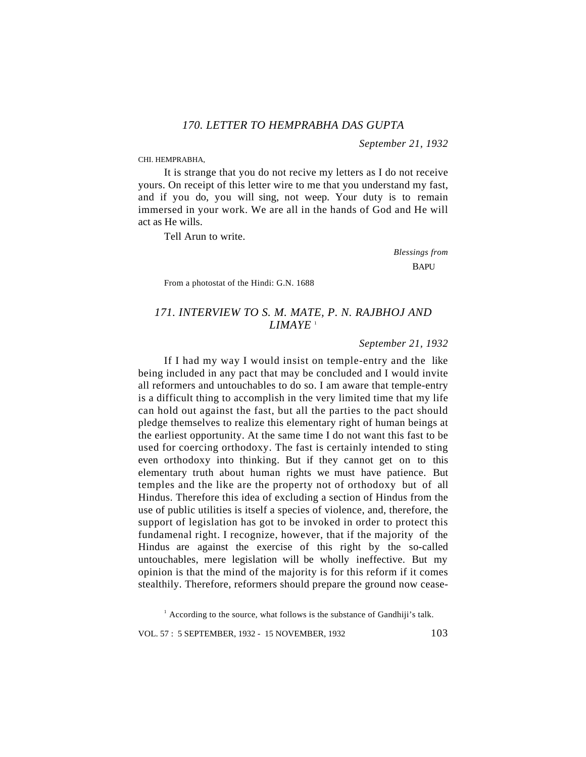## 170. LETTER TO HEMPRABHA DAS GUPTA

*September 21, 1932*

CHI. HEMPRABHA,

It is strange that you do not recive my letters as I do not receive yours. On receipt of this letter wire to me that you understand my fast, and if you do, you will sing, not weep. Your duty is to remain immersed in your work. We are all in the hands of God and He will act as He wills.

Tell Arun to write.

*Blessings from*
BAPU

From a photostat of the Hindi: G.N. 1688

## 171. INTERVIEW TO S. M. MATE, P. N. RAJBHOJ AND LIMAYE [1]

*September 21, 1932*

If I had my way I would insist on temple-entry and the like being included in any pact that may be concluded and I would invite all reformers and untouchables to do so. I am aware that temple-entry is a difficult thing to accomplish in the very limited time that my life can hold out against the fast, but all the parties to the pact should pledge themselves to realize this elementary right of human beings at the earliest opportunity. At the same time I do not want this fast to be used for coercing orthodoxy. The fast is certainly intended to sting even orthodoxy into thinking. But if they cannot get on to this elementary truth about human rights we must have patience. But temples and the like are the property not of orthodoxy but of all Hindus. Therefore this idea of excluding a section of Hindus from the use of public utilities is itself a species of violence, and, therefore, the support of legislation has got to be invoked in order to protect this fundamenal right. I recognize, however, that if the majority of the Hindus are against the exercise of this right by the so-called untouchables, mere legislation will be wholly ineffective. But my opinion is that the mind of the majority is for this reform if it comes stealthily. Therefore, reformers should prepare the ground now cease-

[1] According to the source, what follows is the substance of Gandhiji's talk.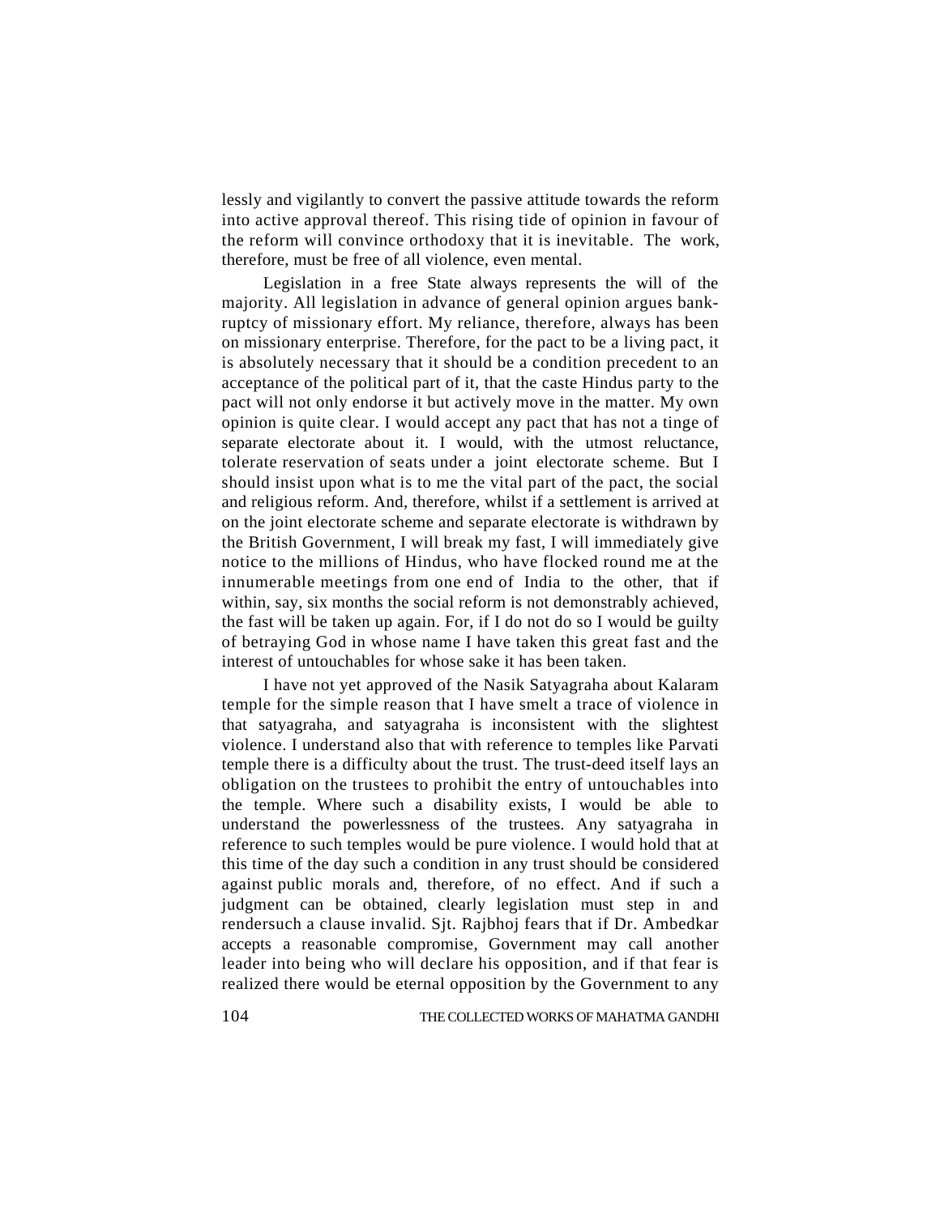lessly and vigilantly to convert the passive attitude towards the reform into active approval thereof. This rising tide of opinion in favour of the reform will convince orthodoxy that it is inevitable. The work, therefore, must be free of all violence, even mental.

Legislation in a free State always represents the will of the majority. All legislation in advance of general opinion argues bankruptcy of missionary effort. My reliance, therefore, always has been on missionary enterprise. Therefore, for the pact to be a living pact, it is absolutely necessary that it should be a condition precedent to an acceptance of the political part of it, that the caste Hindus party to the pact will not only endorse it but actively move in the matter. My own opinion is quite clear. I would accept any pact that has not a tinge of separate electorate about it. I would, with the utmost reluctance, tolerate reservation of seats under a joint electorate scheme. But I should insist upon what is to me the vital part of the pact, the social and religious reform. And, therefore, whilst if a settlement is arrived at on the joint electorate scheme and separate electorate is withdrawn by the British Government, I will break my fast, I will immediately give notice to the millions of Hindus, who have flocked round me at the innumerable meetings from one end of India to the other, that if within, say, six months the social reform is not demonstrably achieved, the fast will be taken up again. For, if I do not do so I would be guilty of betraying God in whose name I have taken this great fast and the interest of untouchables for whose sake it has been taken.

I have not yet approved of the Nasik Satyagraha about Kalaram temple for the simple reason that I have smelt a trace of violence in that satyagraha, and satyagraha is inconsistent with the slightest violence. I understand also that with reference to temples like Parvati temple there is a difficulty about the trust. The trust-deed itself lays an obligation on the trustees to prohibit the entry of untouchables into the temple. Where such a disability exists, I would be able to understand the powerlessness of the trustees. Any satyagraha in reference to such temples would be pure violence. I would hold that at this time of the day such a condition in any trust should be considered against public morals and, therefore, of no effect. And if such a judgment can be obtained, clearly legislation must step in and rendersuch a clause invalid. Sjt. Rajbhoj fears that if Dr. Ambedkar accepts a reasonable compromise, Government may call another leader into being who will declare his opposition, and if that fear is realized there would be eternal opposition by the Government to any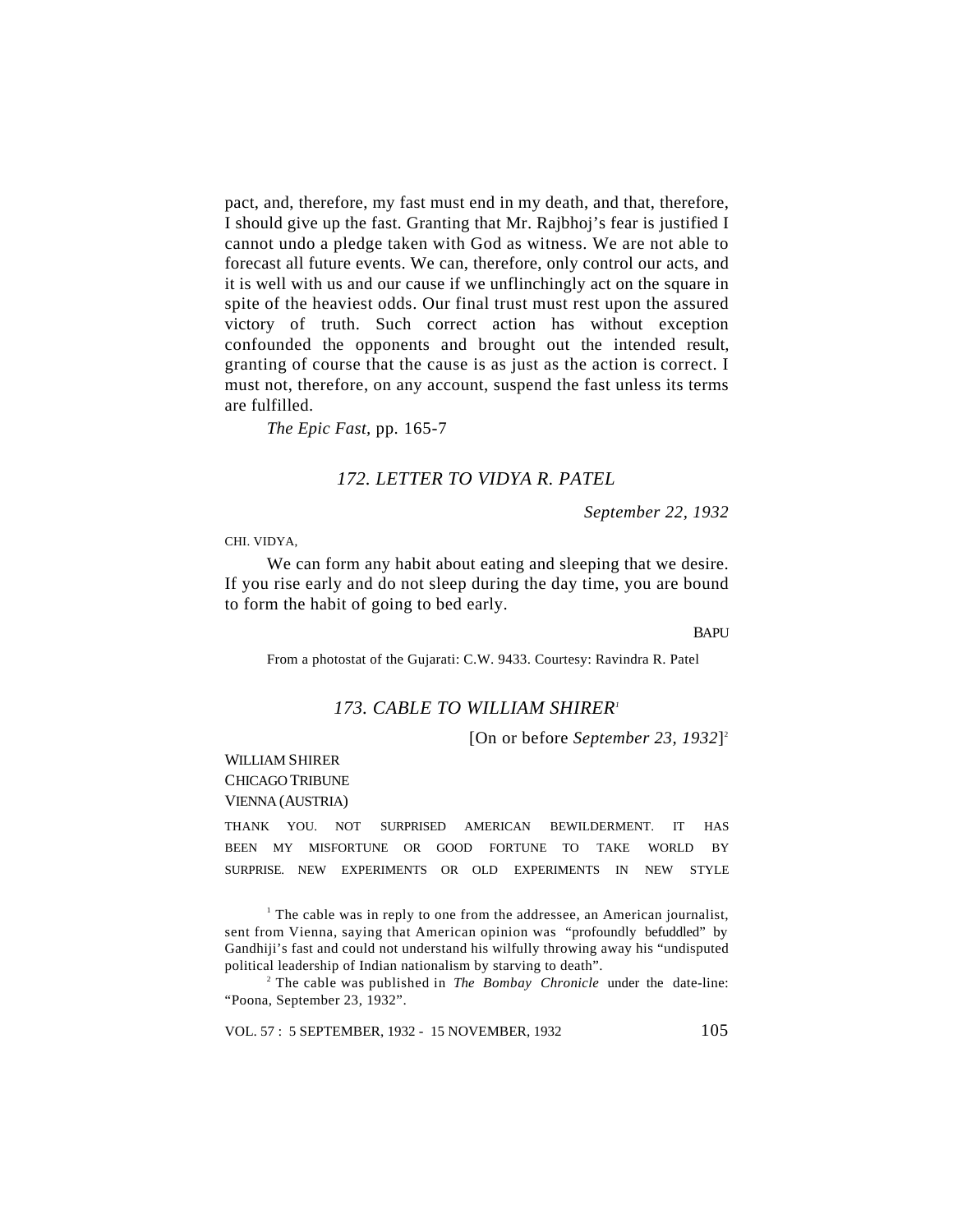pact, and, therefore, my fast must end in my death, and that, therefore, I should give up the fast. Granting that Mr. Rajbhoj's fear is justified I cannot undo a pledge taken with God as witness. We are not able to forecast all future events. We can, therefore, only control our acts, and it is well with us and our cause if we unflinchingly act on the square in spite of the heaviest odds. Our final trust must rest upon the assured victory of truth. Such correct action has without exception confounded the opponents and brought out the intended result, granting of course that the cause is as just as the action is correct. I must not, therefore, on any account, suspend the fast unless its terms are fulfilled.

*The Epic Fast,* pp. 165-7

### *172. LETTER TO VIDYA R. PATEL*

*September 22, 1932*

CHI. VIDYA,

We can form any habit about eating and sleeping that we desire. If you rise early and do not sleep during the day time, you are bound to form the habit of going to bed early.

BAPU

From a photostat of the Gujarati: C.W. 9433. Courtesy: Ravindra R. Patel

### *173. CABLE TO WILLIAM SHIRER*[1]

[On or before *September 23, 1932*][2]

WILLIAM SHIRER
CHICAGO TRIBUNE
VIENNA (AUSTRIA)

THANK YOU. NOT SURPRISED AMERICAN BEWILDERMENT. IT HAS BEEN MY MISFORTUNE OR GOOD FORTUNE TO TAKE WORLD BY SURPRISE. NEW EXPERIMENTS OR OLD EXPERIMENTS IN NEW STYLE

---

[1] The cable was in reply to one from the addressee, an American journalist, sent from Vienna, saying that American opinion was "profoundly befuddled" by Gandhiji's fast and could not understand his wilfully throwing away his "undisputed political leadership of Indian nationalism by starving to death".

[2] The cable was published in *The Bombay Chronicle* under the date-line: "Poona, September 23, 1932".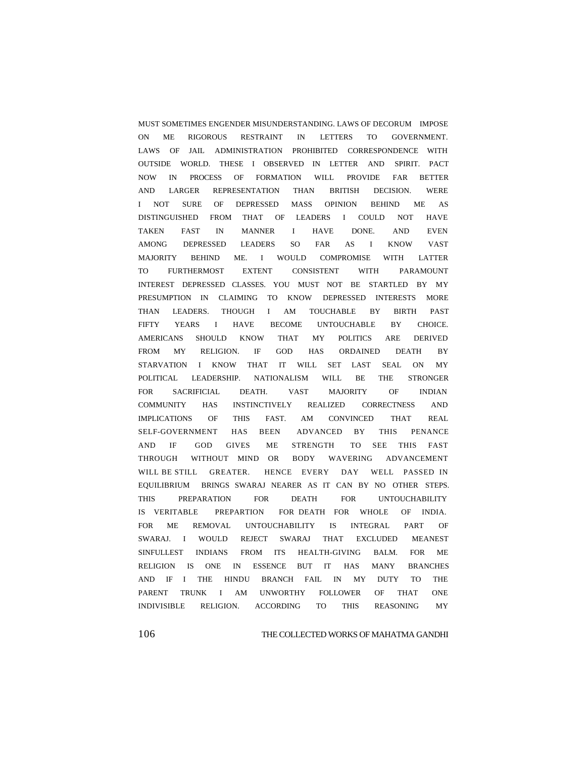MUST SOMETIMES ENGENDER MISUNDERSTANDING. LAWS OF DECORUM IMPOSE ON ME RIGOROUS RESTRAINT IN LETTERS TO GOVERNMENT. LAWS OF JAIL ADMINISTRATION PROHIBITED CORRESPONDENCE WITH OUTSIDE WORLD. THESE I OBSERVED IN LETTER AND SPIRIT. PACT NOW IN PROCESS OF FORMATION WILL PROVIDE FAR BETTER AND LARGER REPRESENTATION THAN BRITISH DECISION. WERE I NOT SURE OF DEPRESSED MASS OPINION BEHIND ME AS DISTINGUISHED FROM THAT OF LEADERS I COULD NOT HAVE TAKEN FAST IN MANNER I HAVE DONE. AND EVEN AMONG DEPRESSED LEADERS SO FAR AS I KNOW VAST MAJORITY BEHIND ME. I WOULD COMPROMISE WITH LATTER TO FURTHERMOST EXTENT CONSISTENT WITH PARAMOUNT INTEREST DEPRESSED CLASSES. YOU MUST NOT BE STARTLED BY MY PRESUMPTION IN CLAIMING TO KNOW DEPRESSED INTERESTS MORE THAN LEADERS. THOUGH I AM TOUCHABLE BY BIRTH PAST FIFTY YEARS I HAVE BECOME UNTOUCHABLE BY CHOICE. AMERICANS SHOULD KNOW THAT MY POLITICS ARE DERIVED FROM MY RELIGION. IF GOD HAS ORDAINED DEATH BY STARVATION I KNOW THAT IT WILL SET LAST SEAL ON MY POLITICAL LEADERSHIP. NATIONALISM WILL BE THE STRONGER FOR SACRIFICIAL DEATH. VAST MAJORITY OF INDIAN COMMUNITY HAS INSTINCTIVELY REALIZED CORRECTNESS AND IMPLICATIONS OF THIS FAST. AM CONVINCED THAT REAL SELF-GOVERNMENT HAS BEEN ADVANCED BY THIS PENANCE AND IF GOD GIVES ME STRENGTH TO SEE THIS FAST THROUGH WITHOUT MIND OR BODY WAVERING ADVANCEMENT WILL BE STILL GREATER. HENCE EVERY DAY WELL PASSED IN EQUILIBRIUM BRINGS SWARAJ NEARER AS IT CAN BY NO OTHER STEPS. THIS PREPARATION FOR DEATH FOR UNTOUCHABILITY IS VERITABLE PREPARTION FOR DEATH FOR WHOLE OF INDIA. FOR ME REMOVAL UNTOUCHABILITY IS INTEGRAL PART OF SWARAJ. I WOULD REJECT SWARAJ THAT EXCLUDED MEANEST SINFULLEST INDIANS FROM ITS HEALTH-GIVING BALM. FOR ME RELIGION IS ONE IN ESSENCE BUT IT HAS MANY BRANCHES AND IF I THE HINDU BRANCH FAIL IN MY DUTY TO THE PARENT TRUNK I AM UNWORTHY FOLLOWER OF THAT ONE INDIVISIBLE RELIGION. ACCORDING TO THIS REASONING MY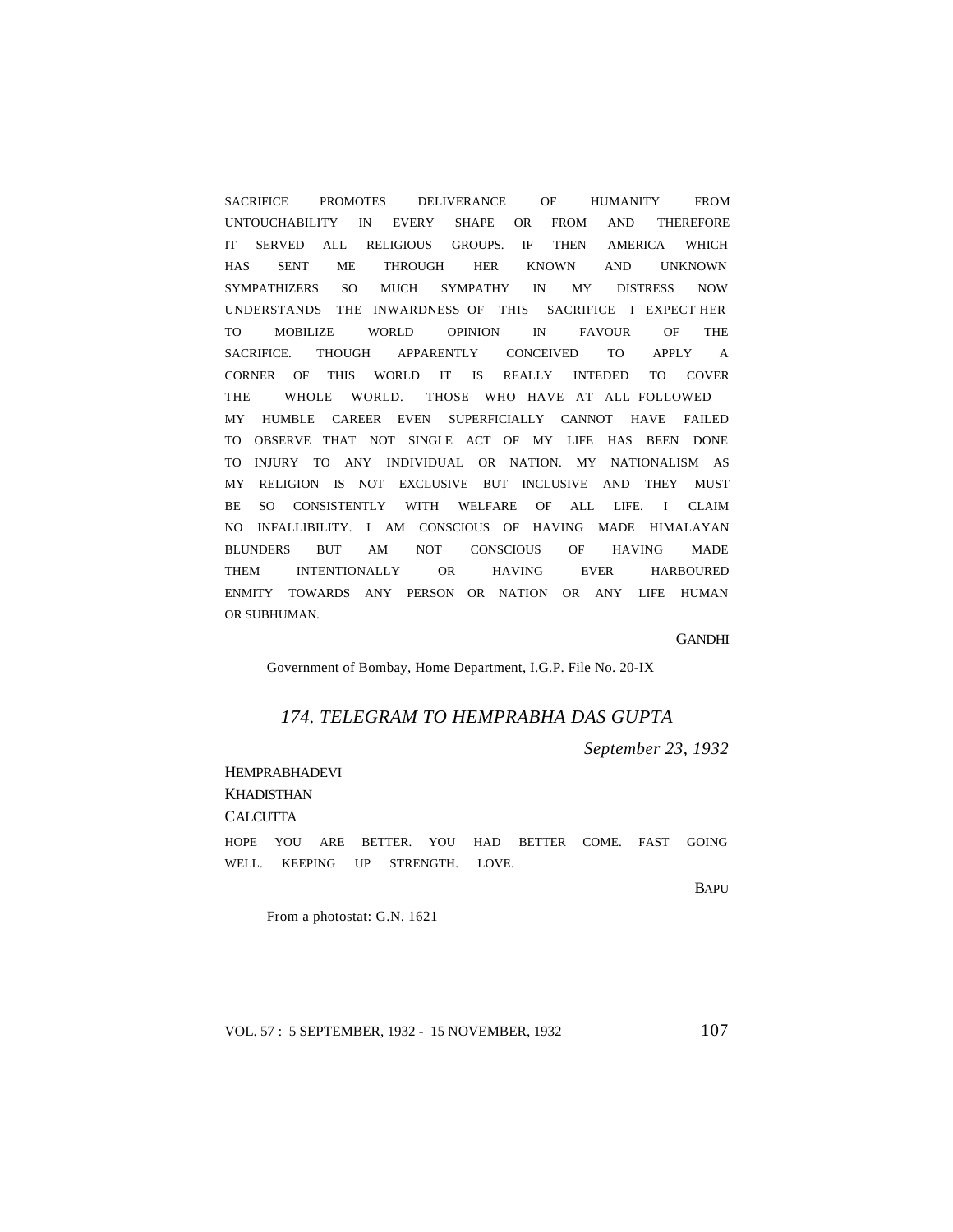SACRIFICE PROMOTES DELIVERANCE OF HUMANITY FROM UNTOUCHABILITY IN EVERY SHAPE OR FROM AND THEREFORE IT SERVED ALL RELIGIOUS GROUPS. IF THEN AMERICA WHICH HAS SENT ME THROUGH HER KNOWN AND UNKNOWN SYMPATHIZERS SO MUCH SYMPATHY IN MY DISTRESS NOW UNDERSTANDS THE INWARDNESS OF THIS SACRIFICE I EXPECT HER TO MOBILIZE WORLD OPINION IN FAVOUR OF THE SACRIFICE. THOUGH APPARENTLY CONCEIVED TO APPLY A CORNER OF THIS WORLD IT IS REALLY INTEDED TO COVER THE WHOLE WORLD. THOSE WHO HAVE AT ALL FOLLOWED MY HUMBLE CAREER EVEN SUPERFICIALLY CANNOT HAVE FAILED TO OBSERVE THAT NOT SINGLE ACT OF MY LIFE HAS BEEN DONE TO INJURY TO ANY INDIVIDUAL OR NATION. MY NATIONALISM AS MY RELIGION IS NOT EXCLUSIVE BUT INCLUSIVE AND THEY MUST BE SO CONSISTENTLY WITH WELFARE OF ALL LIFE. I CLAIM NO INFALLIBILITY. I AM CONSCIOUS OF HAVING MADE HIMALAYAN BLUNDERS BUT AM NOT CONSCIOUS OF HAVING MADE THEM INTENTIONALLY OR HAVING EVER HARBOURED ENMITY TOWARDS ANY PERSON OR NATION OR ANY LIFE HUMAN OR SUBHUMAN.

GANDHI

Government of Bombay, Home Department, I.G.P. File No. 20-IX

## *174. TELEGRAM TO HEMPRABHA DAS GUPTA*

*September 23, 1932*

HEMPRABHADEVI
KHADISTHAN
CALCUTTA

HOPE YOU ARE BETTER. YOU HAD BETTER COME. FAST GOING WELL. KEEPING UP STRENGTH. LOVE.

BAPU

From a photostat: G.N. 1621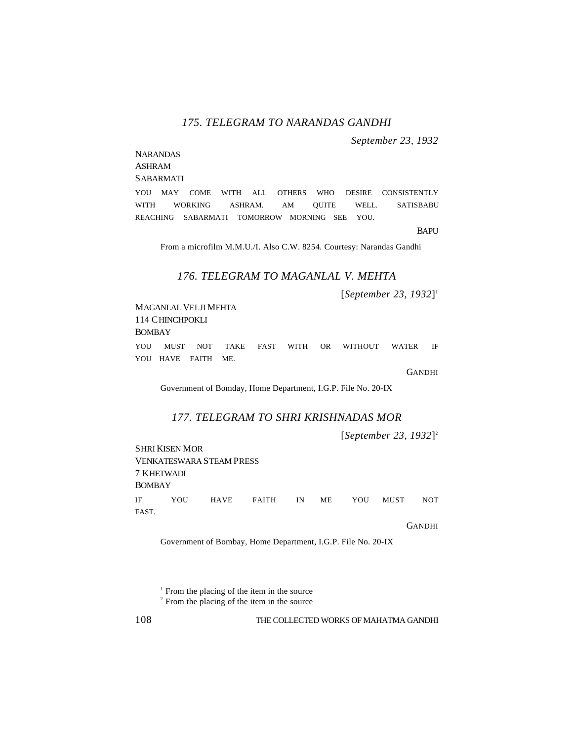## *175. TELEGRAM TO NARANDAS GANDHI*

*September 23, 1932*

NARANDAS
ASHRAM
SABARMATI

YOU MAY COME WITH ALL OTHERS WHO DESIRE CONSISTENTLY WITH WORKING ASHRAM. AM QUITE WELL. SATISBABU REACHING SABARMATI TOMORROW MORNING SEE YOU.

BAPU

From a microfilm M.M.U./I. Also C.W. 8254. Courtesy: Narandas Gandhi

## *176. TELEGRAM TO MAGANLAL V. MEHTA*

[*September 23, 1932*][1]

MAGANLAL VELJI MEHTA
114 CHINCHPOKLI
BOMBAY

YOU MUST NOT TAKE FAST WITH OR WITHOUT WATER IF YOU HAVE FAITH ME.

GANDHI

Government of Bomday, Home Department, I.G.P. File No. 20-IX

## *177. TELEGRAM TO SHRI KRISHNADAS MOR*

[*September 23, 1932*][2]

SHRI KISEN MOR
VENKATESWARA STEAM PRESS
7 KHETWADI
BOMBAY

IF YOU HAVE FAITH IN ME YOU MUST NOT FAST.

GANDHI

Government of Bombay, Home Department, I.G.P. File No. 20-IX

[1] From the placing of the item in the source
[2] From the placing of the item in the source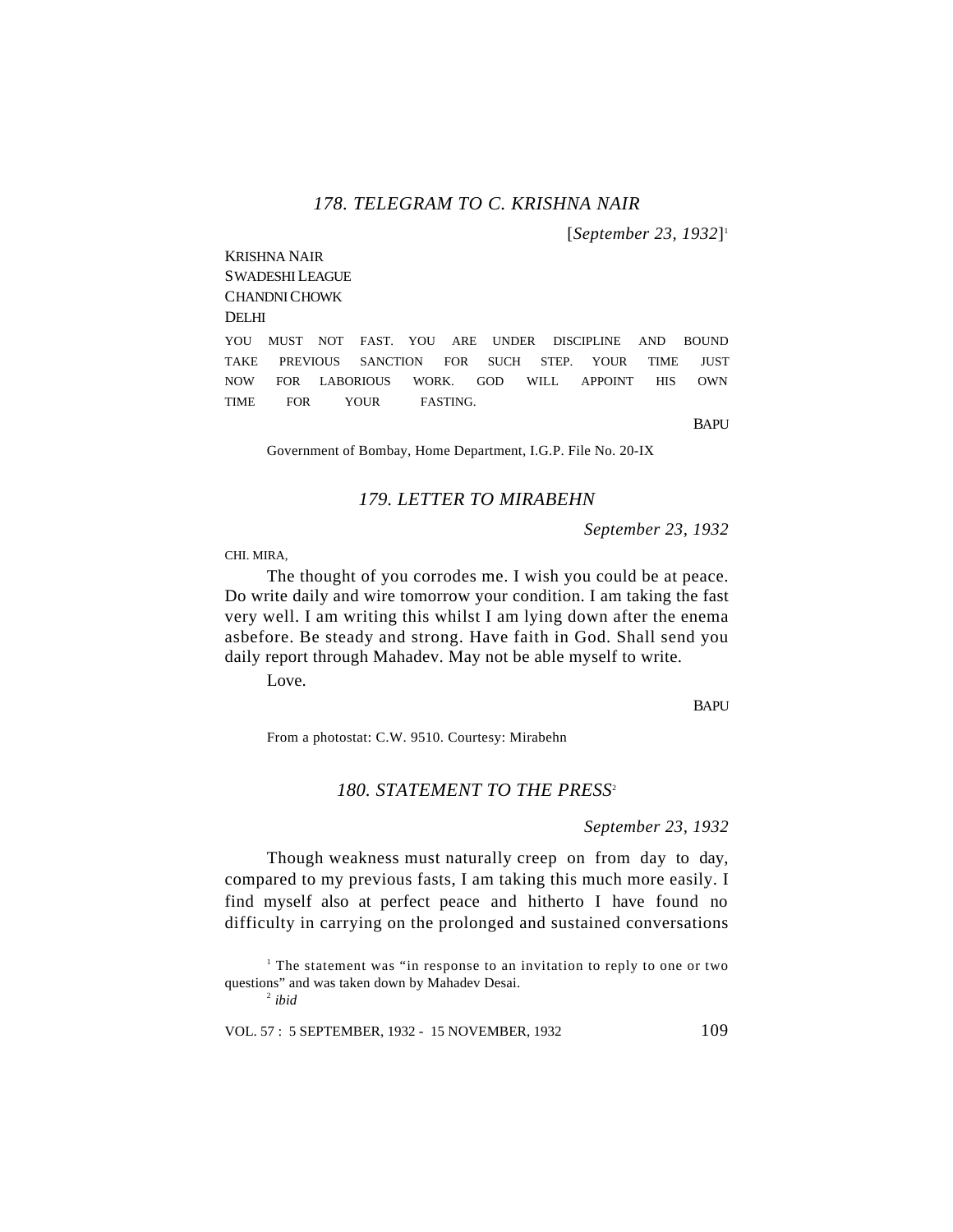## *178. TELEGRAM TO C. KRISHNA NAIR*

[*September 23, 1932*][1]

KRISHNA NAIR
SWADESHI LEAGUE
CHANDNI CHOWK
DELHI

YOU MUST NOT FAST. YOU ARE UNDER DISCIPLINE AND BOUND TAKE PREVIOUS SANCTION FOR SUCH STEP. YOUR TIME JUST NOW FOR LABORIOUS WORK. GOD WILL APPOINT HIS OWN TIME FOR YOUR FASTING.

BAPU

Government of Bombay, Home Department, I.G.P. File No. 20-IX

## *179. LETTER TO MIRABEHN*

*September 23, 1932*

CHI. MIRA,

The thought of you corrodes me. I wish you could be at peace. Do write daily and wire tomorrow your condition. I am taking the fast very well. I am writing this whilst I am lying down after the enema asbefore. Be steady and strong. Have faith in God. Shall send you daily report through Mahadev. May not be able myself to write.

Love.

BAPU

From a photostat: C.W. 9510. Courtesy: Mirabehn

## *180. STATEMENT TO THE PRESS*[2]

*September 23, 1932*

Though weakness must naturally creep on from day to day, compared to my previous fasts, I am taking this much more easily. I find myself also at perfect peace and hitherto I have found no difficulty in carrying on the prolonged and sustained conversations

---

[1] The statement was "in response to an invitation to reply to one or two questions" and was taken down by Mahadev Desai.

[2] *ibid*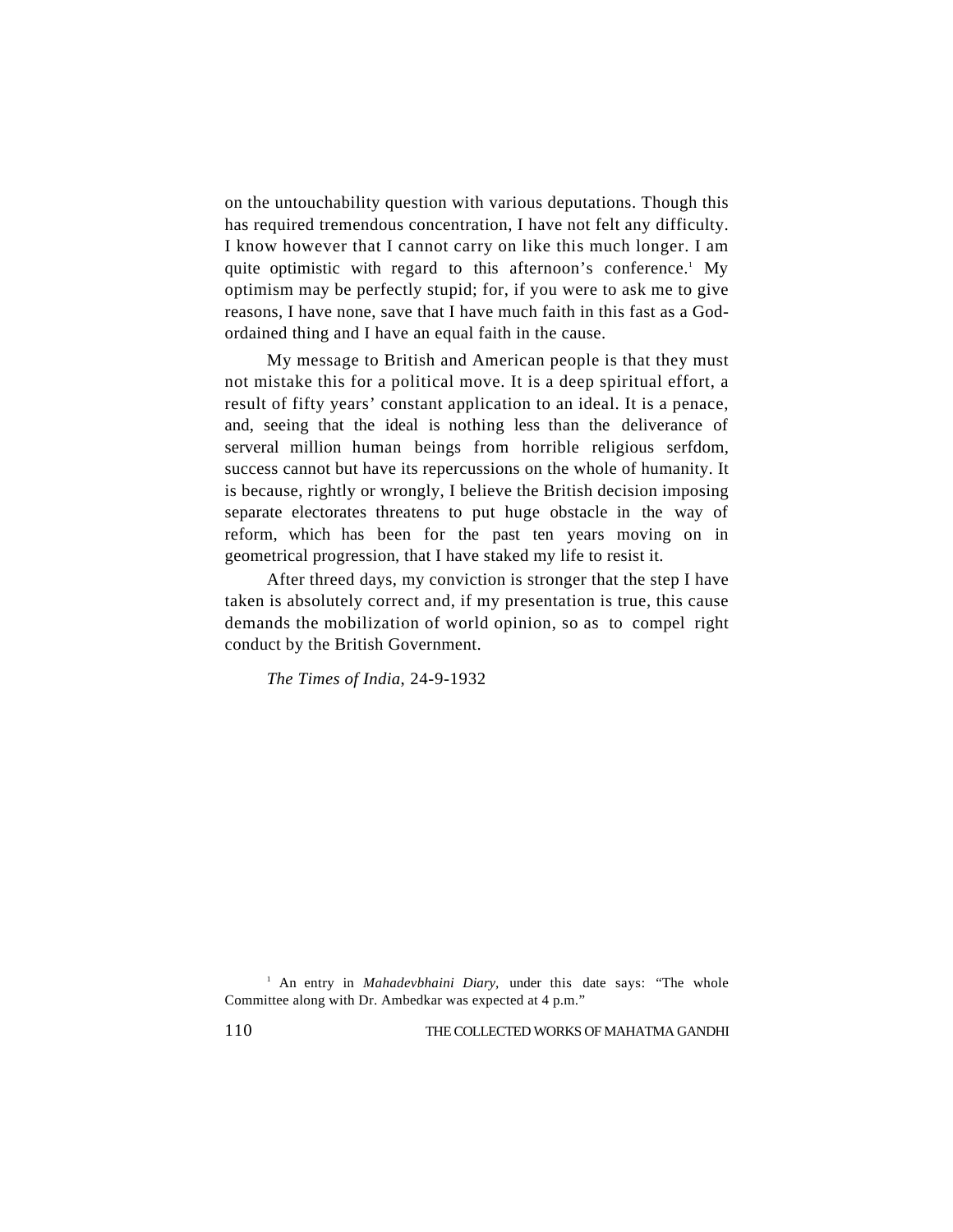on the untouchability question with various deputations. Though this has required tremendous concentration, I have not felt any difficulty. I know however that I cannot carry on like this much longer. I am quite optimistic with regard to this afternoon's conference.[1] My optimism may be perfectly stupid; for, if you were to ask me to give reasons, I have none, save that I have much faith in this fast as a God-ordained thing and I have an equal faith in the cause.

My message to British and American people is that they must not mistake this for a political move. It is a deep spiritual effort, a result of fifty years' constant application to an ideal. It is a penace, and, seeing that the ideal is nothing less than the deliverance of serveral million human beings from horrible religious serfdom, success cannot but have its repercussions on the whole of humanity. It is because, rightly or wrongly, I believe the British decision imposing separate electorates threatens to put huge obstacle in the way of reform, which has been for the past ten years moving on in geometrical progression, that I have staked my life to resist it.

After threed days, my conviction is stronger that the step I have taken is absolutely correct and, if my presentation is true, this cause demands the mobilization of world opinion, so as to compel right conduct by the British Government.

*The Times of India*, 24-9-1932

[1] An entry in *Mahadevbhaini Diary,* under this date says: "The whole Committee along with Dr. Ambedkar was expected at 4 p.m."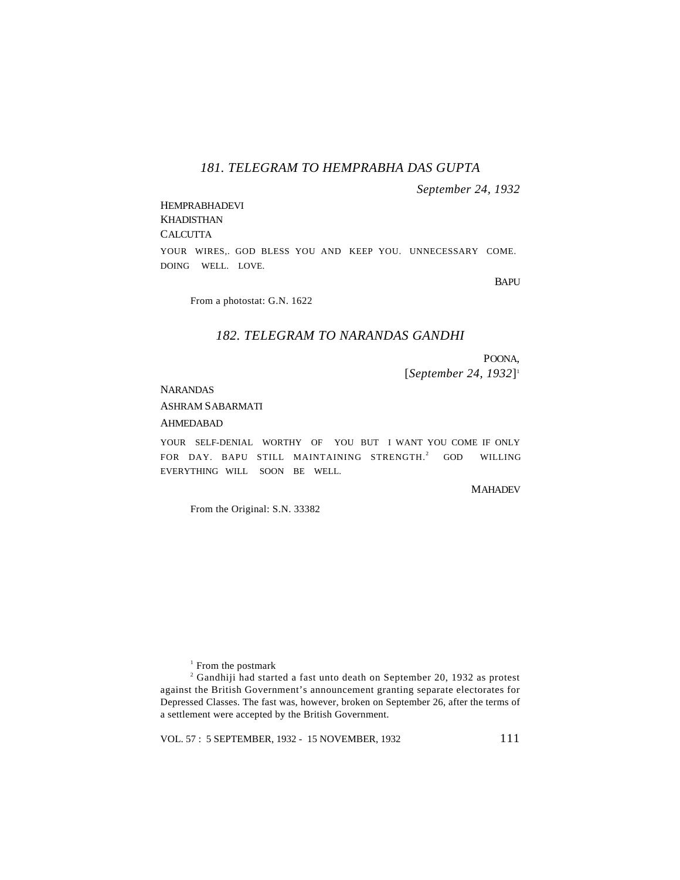### *181. TELEGRAM TO HEMPRABHA DAS GUPTA*

*September 24, 1932*

HEMPRABHADEVI
KHADISTHAN
CALCUTTA

YOUR WIRES,. GOD BLESS YOU AND KEEP YOU. UNNECESSARY COME. DOING WELL. LOVE.

BAPU

From a photostat: G.N. 1622

### *182. TELEGRAM TO NARANDAS GANDHI*

POONA,
[*September 24, 1932*][1]

NARANDAS
ASHRAM SABARMATI
AHMEDABAD

YOUR SELF-DENIAL WORTHY OF YOU BUT I WANT YOU COME IF ONLY FOR DAY. BAPU STILL MAINTAINING STRENGTH.[2] GOD WILLING EVERYTHING WILL SOON BE WELL.

MAHADEV

From the Original: S.N. 33382

---

[1] From the postmark

[2] Gandhiji had started a fast unto death on September 20, 1932 as protest against the British Government's announcement granting separate electorates for Depressed Classes. The fast was, however, broken on September 26, after the terms of a settlement were accepted by the British Government.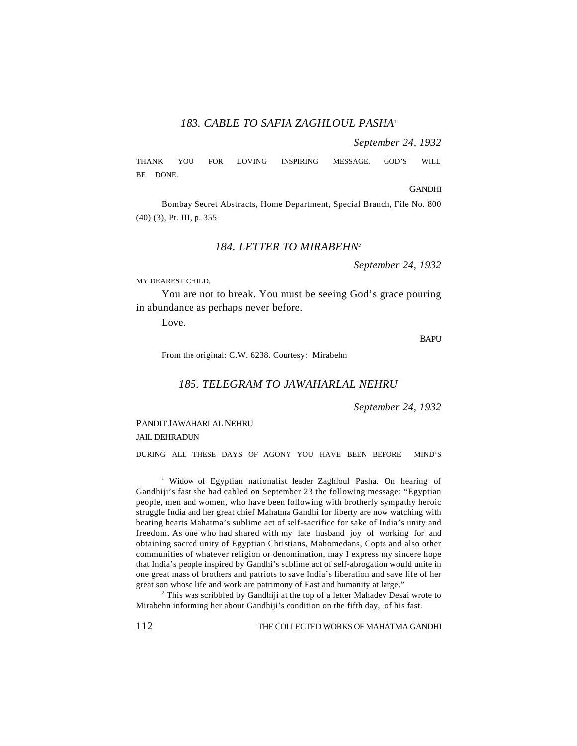### *183. CABLE TO SAFIA ZAGHLOUL PASHA*[1]

*September 24, 1932*

THANK YOU FOR LOVING INSPIRING MESSAGE. GOD'S WILL BE DONE.

GANDHI

Bombay Secret Abstracts, Home Department, Special Branch, File No. 800 (40) (3), Pt. III, p. 355

### *184. LETTER TO MIRABEHN*[2]

*September 24, 1932*

MY DEAREST CHILD,

You are not to break. You must be seeing God's grace pouring in abundance as perhaps never before.

Love.

BAPU

From the original: C.W. 6238. Courtesy: Mirabehn

### *185. TELEGRAM TO JAWAHARLAL NEHRU*

*September 24, 1932*

PANDIT JAWAHARLAL NEHRU
JAIL DEHRADUN

DURING ALL THESE DAYS OF AGONY YOU HAVE BEEN BEFORE MIND'S

---

[1] Widow of Egyptian nationalist leader Zaghloul Pasha. On hearing of Gandhiji's fast she had cabled on September 23 the following message: "Egyptian people, men and women, who have been following with brotherly sympathy heroic struggle India and her great chief Mahatma Gandhi for liberty are now watching with beating hearts Mahatma's sublime act of self-sacrifice for sake of India's unity and freedom. As one who had shared with my late husband joy of working for and obtaining sacred unity of Egyptian Christians, Mahomedans, Copts and also other communities of whatever religion or denomination, may I express my sincere hope that India's people inspired by Gandhi's sublime act of self-abrogation would unite in one great mass of brothers and patriots to save India's liberation and save life of her great son whose life and work are patrimony of East and humanity at large."

[2] This was scribbled by Gandhiji at the top of a letter Mahadev Desai wrote to Mirabehn informing her about Gandhiji's condition on the fifth day, of his fast.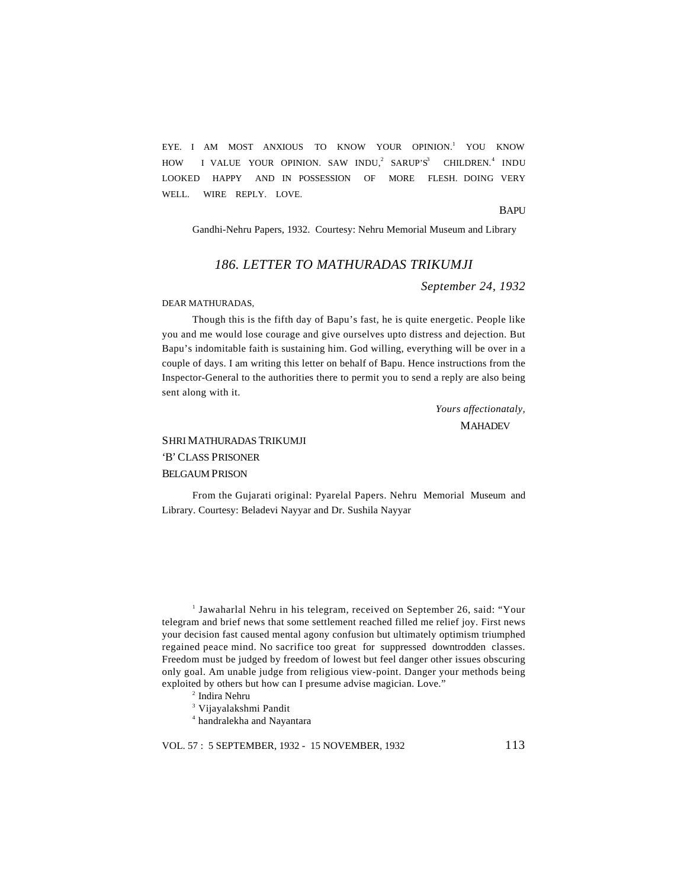EYE. I AM MOST ANXIOUS TO KNOW YOUR OPINION.[1] YOU KNOW HOW I VALUE YOUR OPINION. SAW INDU,[2] SARUP'S[3] CHILDREN.[4] INDU LOOKED HAPPY AND IN POSSESSION OF MORE FLESH. DOING VERY WELL. WIRE REPLY. LOVE.

BAPU

Gandhi-Nehru Papers, 1932. Courtesy: Nehru Memorial Museum and Library

## *186. LETTER TO MATHURADAS TRIKUMJI*

*September 24, 1932*

DEAR MATHURADAS,

Though this is the fifth day of Bapu's fast, he is quite energetic. People like you and me would lose courage and give ourselves upto distress and dejection. But Bapu's indomitable faith is sustaining him. God willing, everything will be over in a couple of days. I am writing this letter on behalf of Bapu. Hence instructions from the Inspector-General to the authorities there to permit you to send a reply are also being sent along with it.

*Yours affectionataly,*

MAHADEV

SHRI MATHURADAS TRIKUMJI
'B' CLASS PRISONER
BELGAUM PRISON

From the Gujarati original: Pyarelal Papers. Nehru Memorial Museum and Library. Courtesy: Beladevi Nayyar and Dr. Sushila Nayyar

---

[1] Jawaharlal Nehru in his telegram, received on September 26, said: "Your telegram and brief news that some settlement reached filled me relief joy. First news your decision fast caused mental agony confusion but ultimately optimism triumphed regained peace mind. No sacrifice too great for suppressed downtrodden classes. Freedom must be judged by freedom of lowest but feel danger other issues obscuring only goal. Am unable judge from religious view-point. Danger your methods being exploited by others but how can I presume advise magician. Love."

[2] Indira Nehru

[3] Vijayalakshmi Pandit

[4] handralekha and Nayantara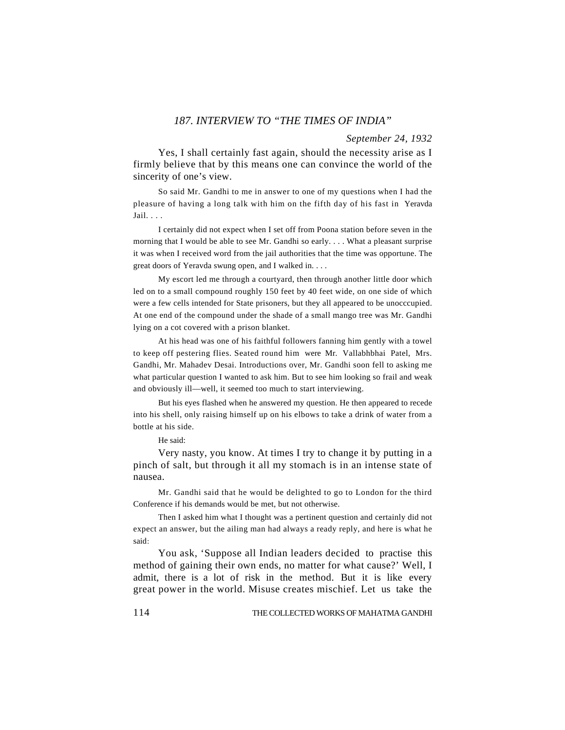## *187. INTERVIEW TO "THE TIMES OF INDIA"*

*September 24, 1932*

Yes, I shall certainly fast again, should the necessity arise as I firmly believe that by this means one can convince the world of the sincerity of one's view.

So said Mr. Gandhi to me in answer to one of my questions when I had the pleasure of having a long talk with him on the fifth day of his fast in Yeravda Jail. . . .

I certainly did not expect when I set off from Poona station before seven in the morning that I would be able to see Mr. Gandhi so early. . . . What a pleasant surprise it was when I received word from the jail authorities that the time was opportune. The great doors of Yeravda swung open, and I walked in. . . .

My escort led me through a courtyard, then through another little door which led on to a small compound roughly 150 feet by 40 feet wide, on one side of which were a few cells intended for State prisoners, but they all appeared to be unocccupied. At one end of the compound under the shade of a small mango tree was Mr. Gandhi lying on a cot covered with a prison blanket.

At his head was one of his faithful followers fanning him gently with a towel to keep off pestering flies. Seated round him were Mr. Vallabhbhai Patel, Mrs. Gandhi, Mr. Mahadev Desai. Introductions over, Mr. Gandhi soon fell to asking me what particular question I wanted to ask him. But to see him looking so frail and weak and obviously ill—well, it seemed too much to start interviewing.

But his eyes flashed when he answered my question. He then appeared to recede into his shell, only raising himself up on his elbows to take a drink of water from a bottle at his side.

He said:

Very nasty, you know. At times I try to change it by putting in a pinch of salt, but through it all my stomach is in an intense state of nausea.

Mr. Gandhi said that he would be delighted to go to London for the third Conference if his demands would be met, but not otherwise.

Then I asked him what I thought was a pertinent question and certainly did not expect an answer, but the ailing man had always a ready reply, and here is what he said:

You ask, 'Suppose all Indian leaders decided to practise this method of gaining their own ends, no matter for what cause?' Well, I admit, there is a lot of risk in the method. But it is like every great power in the world. Misuse creates mischief. Let us take the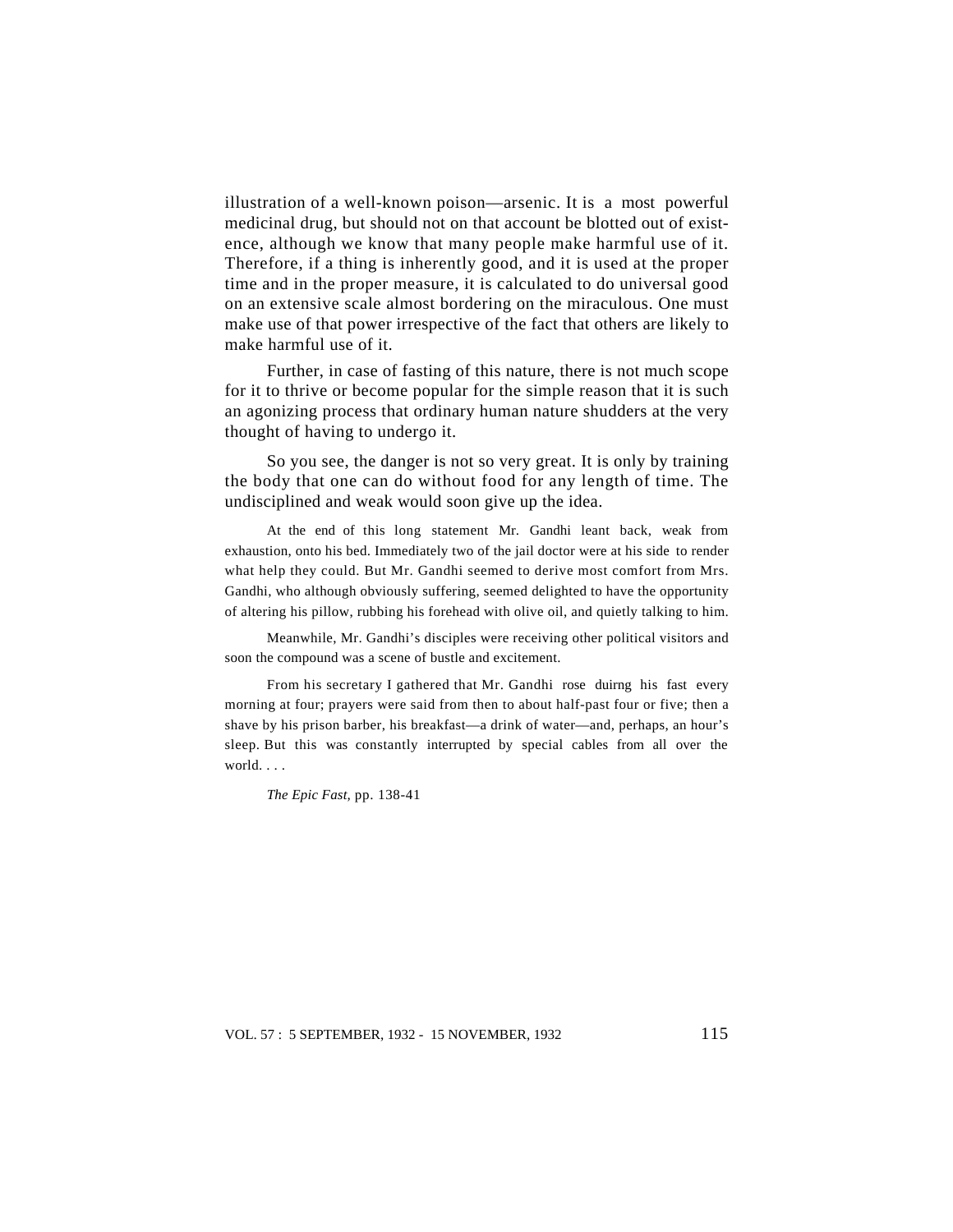illustration of a well-known poison—arsenic. It is a most powerful medicinal drug, but should not on that account be blotted out of existence, although we know that many people make harmful use of it. Therefore, if a thing is inherently good, and it is used at the proper time and in the proper measure, it is calculated to do universal good on an extensive scale almost bordering on the miraculous. One must make use of that power irrespective of the fact that others are likely to make harmful use of it.

Further, in case of fasting of this nature, there is not much scope for it to thrive or become popular for the simple reason that it is such an agonizing process that ordinary human nature shudders at the very thought of having to undergo it.

So you see, the danger is not so very great. It is only by training the body that one can do without food for any length of time. The undisciplined and weak would soon give up the idea.

At the end of this long statement Mr. Gandhi leant back, weak from exhaustion, onto his bed. Immediately two of the jail doctor were at his side to render what help they could. But Mr. Gandhi seemed to derive most comfort from Mrs. Gandhi, who although obviously suffering, seemed delighted to have the opportunity of altering his pillow, rubbing his forehead with olive oil, and quietly talking to him.

Meanwhile, Mr. Gandhi's disciples were receiving other political visitors and soon the compound was a scene of bustle and excitement.

From his secretary I gathered that Mr. Gandhi rose duirng his fast every morning at four; prayers were said from then to about half-past four or five; then a shave by his prison barber, his breakfast—a drink of water—and, perhaps, an hour's sleep. But this was constantly interrupted by special cables from all over the world. . . .

*The Epic Fast*, pp. 138-41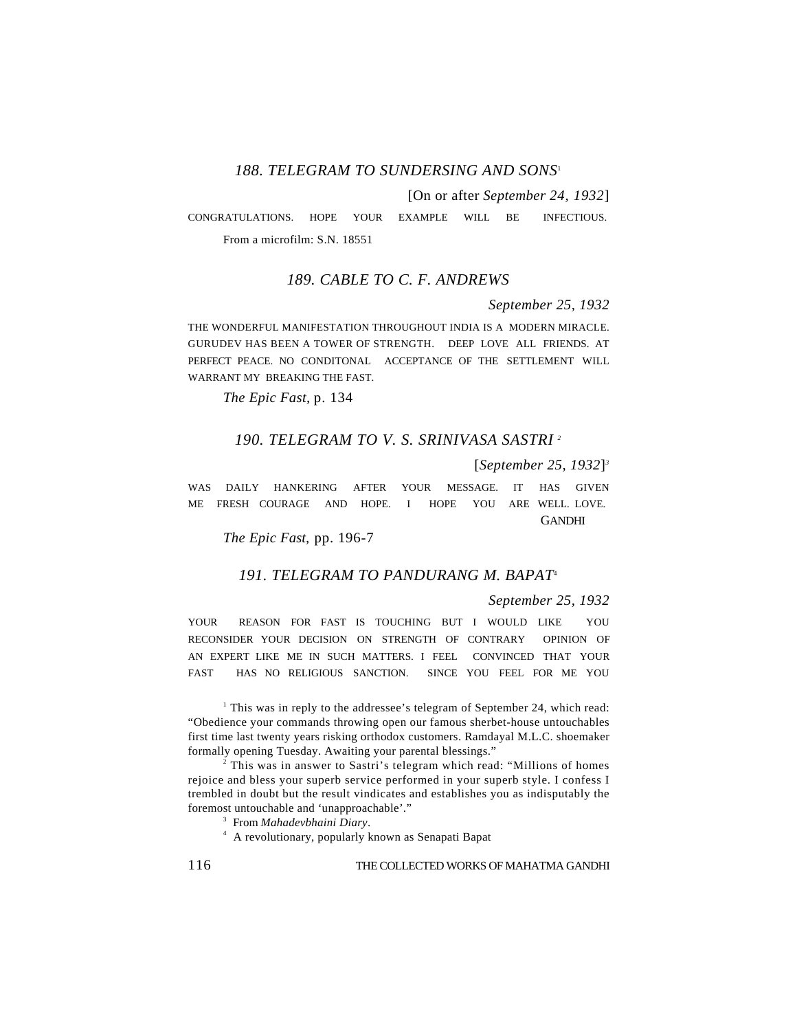### *188. TELEGRAM TO SUNDERSING AND SONS*[1]

[On or after *September 24, 1932*]

CONGRATULATIONS. HOPE YOUR EXAMPLE WILL BE INFECTIOUS.

From a microfilm: S.N. 18551

### *189. CABLE TO C. F. ANDREWS*

*September 25, 1932*

THE WONDERFUL MANIFESTATION THROUGHOUT INDIA IS A MODERN MIRACLE. GURUDEV HAS BEEN A TOWER OF STRENGTH. DEEP LOVE ALL FRIENDS. AT PERFECT PEACE. NO CONDITONAL ACCEPTANCE OF THE SETTLEMENT WILL WARRANT MY BREAKING THE FAST.

*The Epic Fast*, p. 134

### *190. TELEGRAM TO V. S. SRINIVASA SASTRI* [2]

[*September 25, 1932*][3]

WAS DAILY HANKERING AFTER YOUR MESSAGE. IT HAS GIVEN ME FRESH COURAGE AND HOPE. I HOPE YOU ARE WELL. LOVE.

GANDHI

*The Epic Fast*, pp. 196-7

### *191. TELEGRAM TO PANDURANG M. BAPAT*[4]

*September 25, 1932*

YOUR REASON FOR FAST IS TOUCHING BUT I WOULD LIKE YOU RECONSIDER YOUR DECISION ON STRENGTH OF CONTRARY OPINION OF AN EXPERT LIKE ME IN SUCH MATTERS. I FEEL CONVINCED THAT YOUR FAST HAS NO RELIGIOUS SANCTION. SINCE YOU FEEL FOR ME YOU

---

[1] This was in reply to the addressee's telegram of September 24, which read: "Obedience your commands throwing open our famous sherbet-house untouchables first time last twenty years risking orthodox customers. Ramdayal M.L.C. shoemaker formally opening Tuesday. Awaiting your parental blessings."

[2] This was in answer to Sastri's telegram which read: "Millions of homes rejoice and bless your superb service performed in your superb style. I confess I trembled in doubt but the result vindicates and establishes you as indisputably the foremost untouchable and 'unapproachable'."

[3] From *Mahadevbhaini Diary*.

[4] A revolutionary, popularly known as Senapati Bapat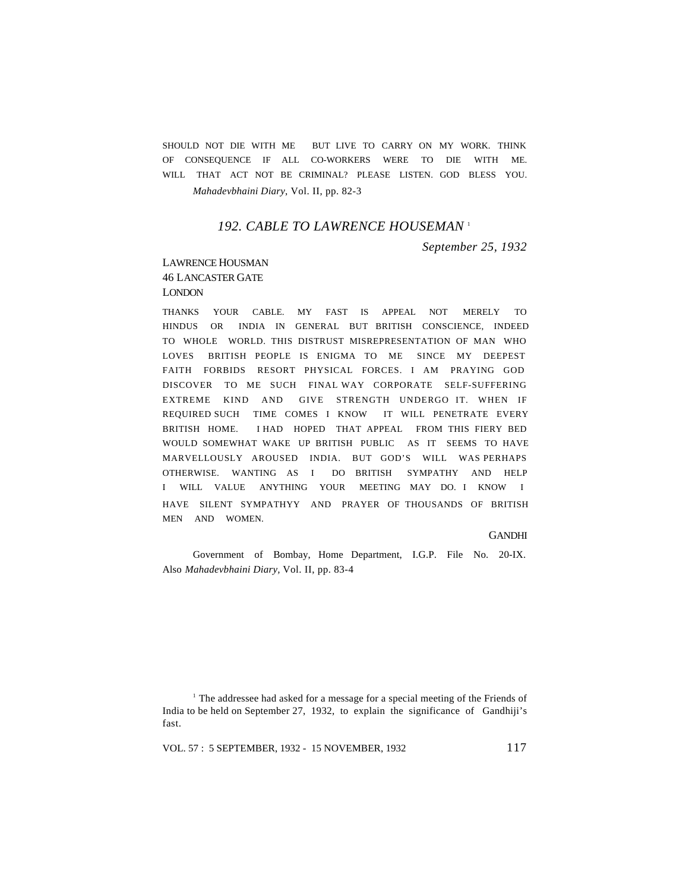SHOULD NOT DIE WITH ME BUT LIVE TO CARRY ON MY WORK. THINK OF CONSEQUENCE IF ALL CO-WORKERS WERE TO DIE WITH ME. WILL THAT ACT NOT BE CRIMINAL? PLEASE LISTEN. GOD BLESS YOU.

*Mahadevbhaini Diary*, Vol. II, pp. 82-3

## *192. CABLE TO LAWRENCE HOUSEMAN* [1]

*September 25, 1932*

LAWRENCE HOUSMAN
46 LANCASTER GATE
LONDON

THANKS YOUR CABLE. MY FAST IS APPEAL NOT MERELY TO HINDUS OR INDIA IN GENERAL BUT BRITISH CONSCIENCE, INDEED TO WHOLE WORLD. THIS DISTRUST MISREPRESENTATION OF MAN WHO LOVES BRITISH PEOPLE IS ENIGMA TO ME SINCE MY DEEPEST FAITH FORBIDS RESORT PHYSICAL FORCES. I AM PRAYING GOD DISCOVER TO ME SUCH FINAL WAY CORPORATE SELF-SUFFERING EXTREME KIND AND GIVE STRENGTH UNDERGO IT. WHEN IF REQUIRED SUCH TIME COMES I KNOW IT WILL PENETRATE EVERY BRITISH HOME. I HAD HOPED THAT APPEAL FROM THIS FIERY BED WOULD SOMEWHAT WAKE UP BRITISH PUBLIC AS IT SEEMS TO HAVE MARVELLOUSLY AROUSED INDIA. BUT GOD'S WILL WAS PERHAPS OTHERWISE. WANTING AS I DO BRITISH SYMPATHY AND HELP I WILL VALUE ANYTHING YOUR MEETING MAY DO. I KNOW I HAVE SILENT SYMPATHYY AND PRAYER OF THOUSANDS OF BRITISH MEN AND WOMEN.

GANDHI

Government of Bombay, Home Department, I.G.P. File No. 20-IX. Also *Mahadevbhaini Diary*, Vol. II, pp. 83-4

[1] The addressee had asked for a message for a special meeting of the Friends of India to be held on September 27, 1932, to explain the significance of Gandhiji's fast.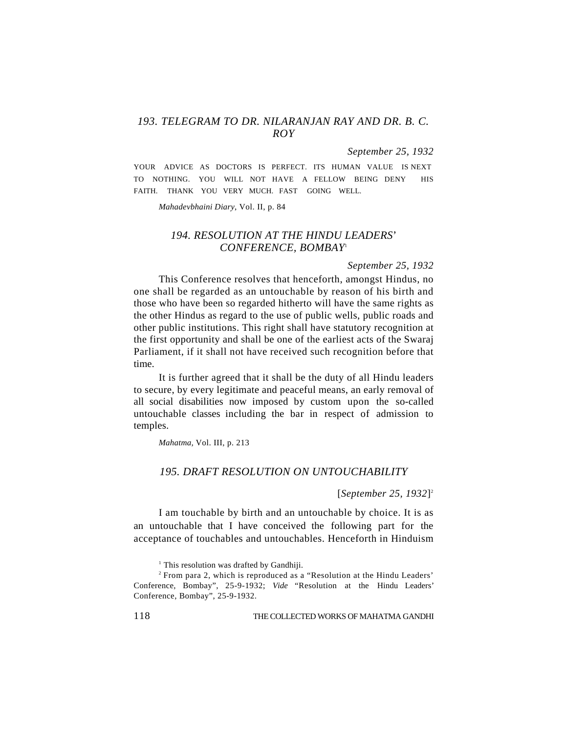## *193. TELEGRAM TO DR. NILARANJAN RAY AND DR. B. C. ROY*

*September 25, 1932*

YOUR ADVICE AS DOCTORS IS PERFECT. ITS HUMAN VALUE IS NEXT TO NOTHING. YOU WILL NOT HAVE A FELLOW BEING DENY HIS FAITH. THANK YOU VERY MUCH. FAST GOING WELL.

*Mahadevbhaini Diary*, Vol. II, p. 84

## *194. RESOLUTION AT THE HINDU LEADERS' CONFERENCE, BOMBAY*[1]

*September 25, 1932*

This Conference resolves that henceforth, amongst Hindus, no one shall be regarded as an untouchable by reason of his birth and those who have been so regarded hitherto will have the same rights as the other Hindus as regard to the use of public wells, public roads and other public institutions. This right shall have statutory recognition at the first opportunity and shall be one of the earliest acts of the Swaraj Parliament, if it shall not have received such recognition before that time.

It is further agreed that it shall be the duty of all Hindu leaders to secure, by every legitimate and peaceful means, an early removal of all social disabilities now imposed by custom upon the so-called untouchable classes including the bar in respect of admission to temples.

*Mahatma*, Vol. III, p. 213

## *195. DRAFT RESOLUTION ON UNTOUCHABILITY*

[*September 25, 1932*][2]

I am touchable by birth and an untouchable by choice. It is as an untouchable that I have conceived the following part for the acceptance of touchables and untouchables. Henceforth in Hinduism

---

[1] This resolution was drafted by Gandhiji.

[2] From para 2, which is reproduced as a "Resolution at the Hindu Leaders' Conference, Bombay", 25-9-1932; *Vide* "Resolution at the Hindu Leaders' Conference, Bombay", 25-9-1932.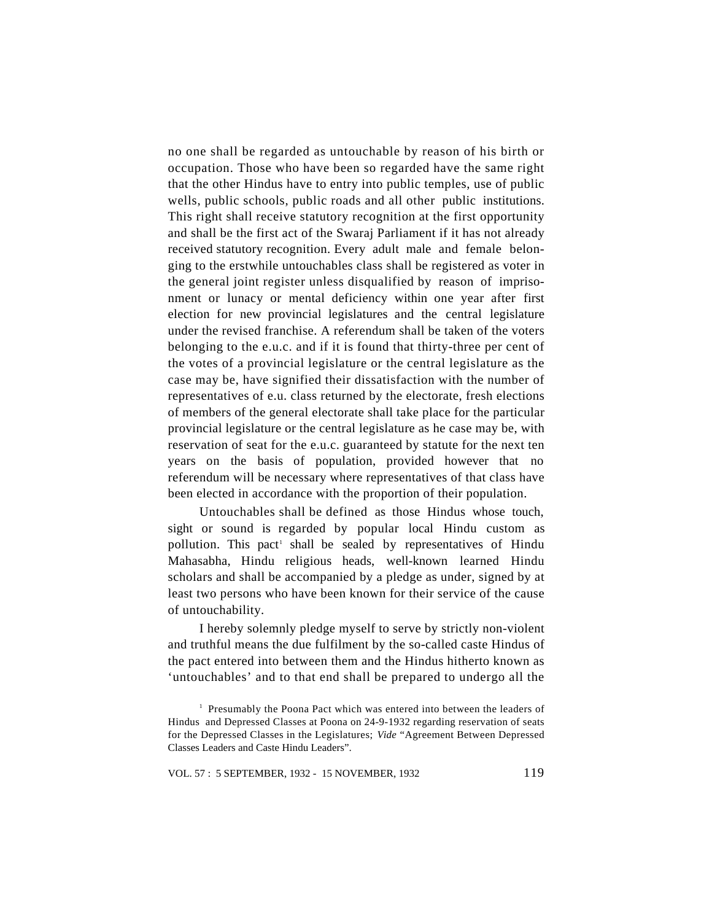no one shall be regarded as untouchable by reason of his birth or occupation. Those who have been so regarded have the same right that the other Hindus have to entry into public temples, use of public wells, public schools, public roads and all other public institutions. This right shall receive statutory recognition at the first opportunity and shall be the first act of the Swaraj Parliament if it has not already received statutory recognition. Every adult male and female belonging to the erstwhile untouchables class shall be registered as voter in the general joint register unless disqualified by reason of imprisonment or lunacy or mental deficiency within one year after first election for new provincial legislatures and the central legislature under the revised franchise. A referendum shall be taken of the voters belonging to the e.u.c. and if it is found that thirty-three per cent of the votes of a provincial legislature or the central legislature as the case may be, have signified their dissatisfaction with the number of representatives of e.u. class returned by the electorate, fresh elections of members of the general electorate shall take place for the particular provincial legislature or the central legislature as he case may be, with reservation of seat for the e.u.c. guaranteed by statute for the next ten years on the basis of population, provided however that no referendum will be necessary where representatives of that class have been elected in accordance with the proportion of their population.

Untouchables shall be defined as those Hindus whose touch, sight or sound is regarded by popular local Hindu custom as pollution. This pact[1] shall be sealed by representatives of Hindu Mahasabha, Hindu religious heads, well-known learned Hindu scholars and shall be accompanied by a pledge as under, signed by at least two persons who have been known for their service of the cause of untouchability.

I hereby solemnly pledge myself to serve by strictly non-violent and truthful means the due fulfilment by the so-called caste Hindus of the pact entered into between them and the Hindus hitherto known as 'untouchables' and to that end shall be prepared to undergo all the

[1] Presumably the Poona Pact which was entered into between the leaders of Hindus and Depressed Classes at Poona on 24-9-1932 regarding reservation of seats for the Depressed Classes in the Legislatures; *Vide* "Agreement Between Depressed Classes Leaders and Caste Hindu Leaders".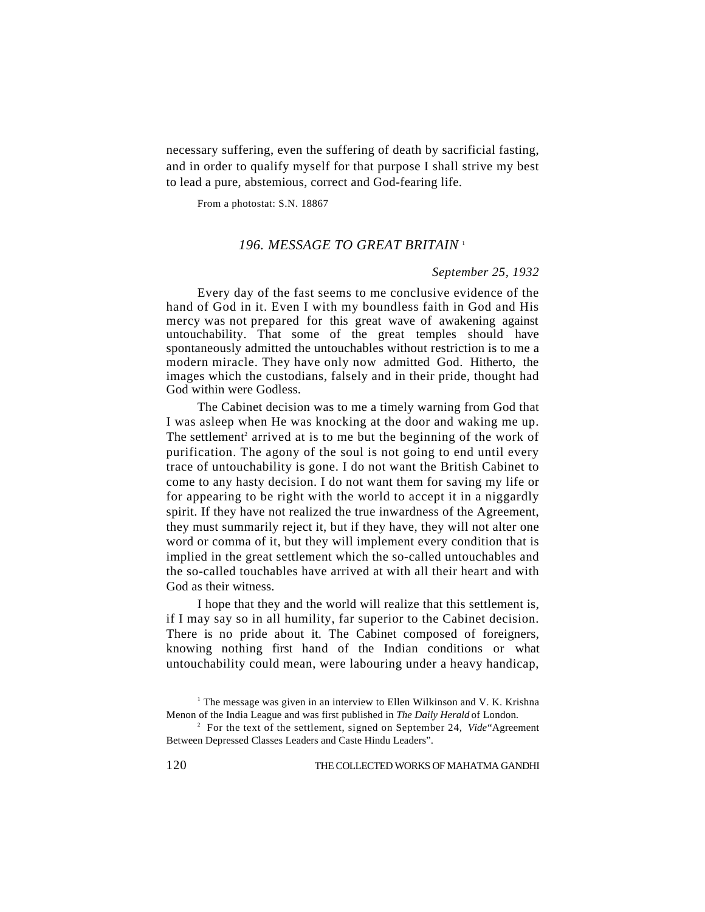necessary suffering, even the suffering of death by sacrificial fasting, and in order to qualify myself for that purpose I shall strive my best to lead a pure, abstemious, correct and God-fearing life.

From a photostat: S.N. 18867

### *196. MESSAGE TO GREAT BRITAIN*[1]

*September 25, 1932*

Every day of the fast seems to me conclusive evidence of the hand of God in it. Even I with my boundless faith in God and His mercy was not prepared for this great wave of awakening against untouchability. That some of the great temples should have spontaneously admitted the untouchables without restriction is to me a modern miracle. They have only now admitted God. Hitherto, the images which the custodians, falsely and in their pride, thought had God within were Godless.

The Cabinet decision was to me a timely warning from God that I was asleep when He was knocking at the door and waking me up. The settlement[2] arrived at is to me but the beginning of the work of purification. The agony of the soul is not going to end until every trace of untouchability is gone. I do not want the British Cabinet to come to any hasty decision. I do not want them for saving my life or for appearing to be right with the world to accept it in a niggardly spirit. If they have not realized the true inwardness of the Agreement, they must summarily reject it, but if they have, they will not alter one word or comma of it, but they will implement every condition that is implied in the great settlement which the so-called untouchables and the so-called touchables have arrived at with all their heart and with God as their witness.

I hope that they and the world will realize that this settlement is, if I may say so in all humility, far superior to the Cabinet decision. There is no pride about it. The Cabinet composed of foreigners, knowing nothing first hand of the Indian conditions or what untouchability could mean, were labouring under a heavy handicap,

[1] The message was given in an interview to Ellen Wilkinson and V. K. Krishna Menon of the India League and was first published in *The Daily Herald* of London.

[2] For the text of the settlement, signed on September 24, *Vide*"Agreement Between Depressed Classes Leaders and Caste Hindu Leaders".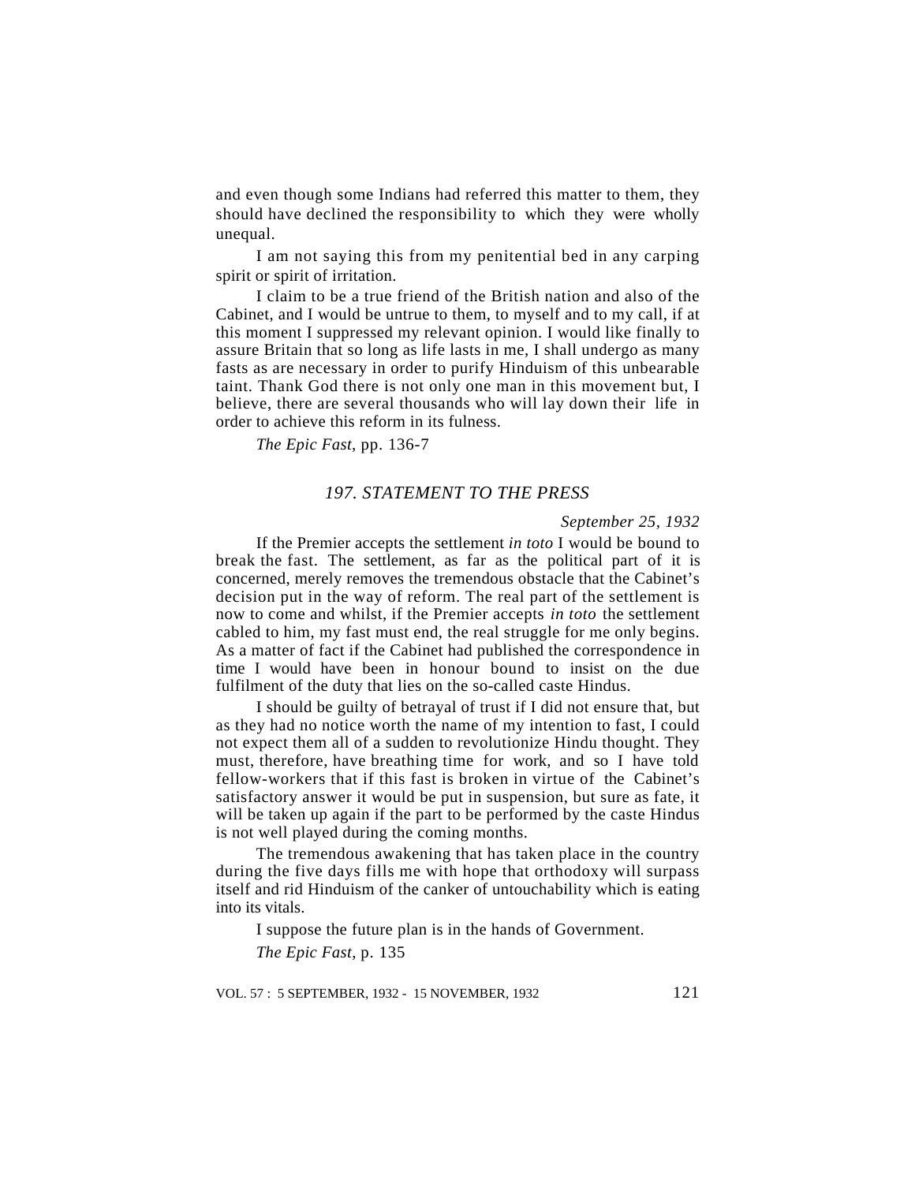and even though some Indians had referred this matter to them, they should have declined the responsibility to which they were wholly unequal.

I am not saying this from my penitential bed in any carping spirit or spirit of irritation.

I claim to be a true friend of the British nation and also of the Cabinet, and I would be untrue to them, to myself and to my call, if at this moment I suppressed my relevant opinion. I would like finally to assure Britain that so long as life lasts in me, I shall undergo as many fasts as are necessary in order to purify Hinduism of this unbearable taint. Thank God there is not only one man in this movement but, I believe, there are several thousands who will lay down their life in order to achieve this reform in its fulness.

*The Epic Fast*, pp. 136-7

## *197. STATEMENT TO THE PRESS*

*September 25, 1932*

If the Premier accepts the settlement *in toto* I would be bound to break the fast. The settlement, as far as the political part of it is concerned, merely removes the tremendous obstacle that the Cabinet's decision put in the way of reform. The real part of the settlement is now to come and whilst, if the Premier accepts *in toto* the settlement cabled to him, my fast must end, the real struggle for me only begins. As a matter of fact if the Cabinet had published the correspondence in time I would have been in honour bound to insist on the due fulfilment of the duty that lies on the so-called caste Hindus.

I should be guilty of betrayal of trust if I did not ensure that, but as they had no notice worth the name of my intention to fast, I could not expect them all of a sudden to revolutionize Hindu thought. They must, therefore, have breathing time for work, and so I have told fellow-workers that if this fast is broken in virtue of the Cabinet's satisfactory answer it would be put in suspension, but sure as fate, it will be taken up again if the part to be performed by the caste Hindus is not well played during the coming months.

The tremendous awakening that has taken place in the country during the five days fills me with hope that orthodoxy will surpass itself and rid Hinduism of the canker of untouchability which is eating into its vitals.

I suppose the future plan is in the hands of Government.

*The Epic Fast*, p. 135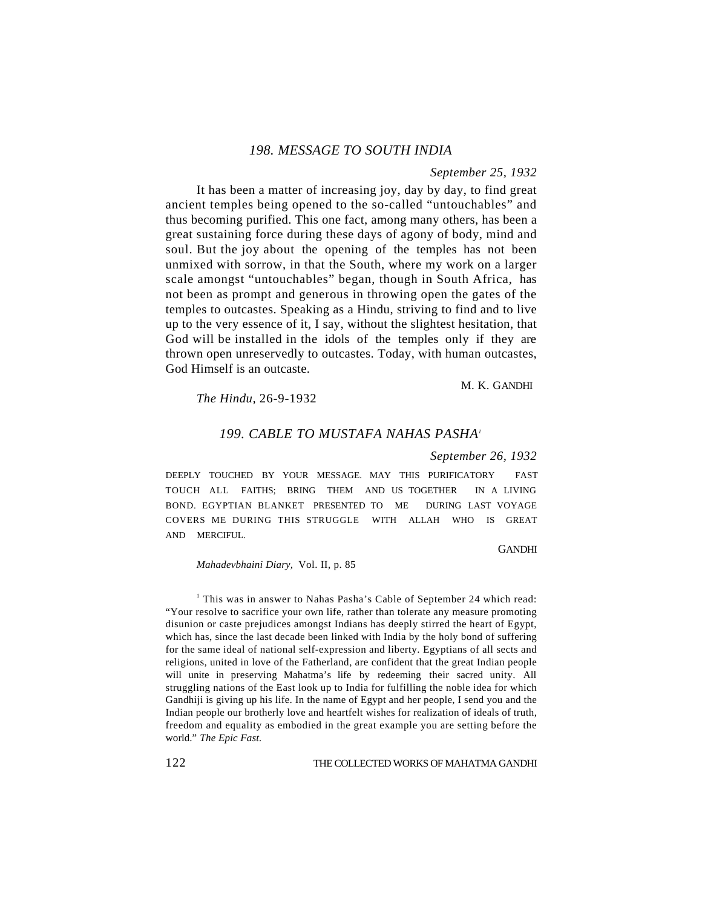## *198. MESSAGE TO SOUTH INDIA*

*September 25, 1932*

It has been a matter of increasing joy, day by day, to find great ancient temples being opened to the so-called "untouchables" and thus becoming purified. This one fact, among many others, has been a great sustaining force during these days of agony of body, mind and soul. But the joy about the opening of the temples has not been unmixed with sorrow, in that the South, where my work on a larger scale amongst "untouchables" began, though in South Africa, has not been as prompt and generous in throwing open the gates of the temples to outcastes. Speaking as a Hindu, striving to find and to live up to the very essence of it, I say, without the slightest hesitation, that God will be installed in the idols of the temples only if they are thrown open unreservedly to outcastes. Today, with human outcastes, God Himself is an outcaste.

M. K. GANDHI

*The Hindu,* 26-9-1932

## *199. CABLE TO MUSTAFA NAHAS PASHA*[1]

*September 26, 1932*

DEEPLY TOUCHED BY YOUR MESSAGE. MAY THIS PURIFICATORY FAST TOUCH ALL FAITHS; BRING THEM AND US TOGETHER IN A LIVING BOND. EGYPTIAN BLANKET PRESENTED TO ME DURING LAST VOYAGE COVERS ME DURING THIS STRUGGLE WITH ALLAH WHO IS GREAT AND MERCIFUL.

GANDHI

*Mahadevbhaini Diary,* Vol. II, p. 85

[1] This was in answer to Nahas Pasha's Cable of September 24 which read: "Your resolve to sacrifice your own life, rather than tolerate any measure promoting disunion or caste prejudices amongst Indians has deeply stirred the heart of Egypt, which has, since the last decade been linked with India by the holy bond of suffering for the same ideal of national self-expression and liberty. Egyptians of all sects and religions, united in love of the Fatherland, are confident that the great Indian people will unite in preserving Mahatma's life by redeeming their sacred unity. All struggling nations of the East look up to India for fulfilling the noble idea for which Gandhiji is giving up his life. In the name of Egypt and her people, I send you and the Indian people our brotherly love and heartfelt wishes for realization of ideals of truth, freedom and equality as embodied in the great example you are setting before the world." *The Epic Fast.*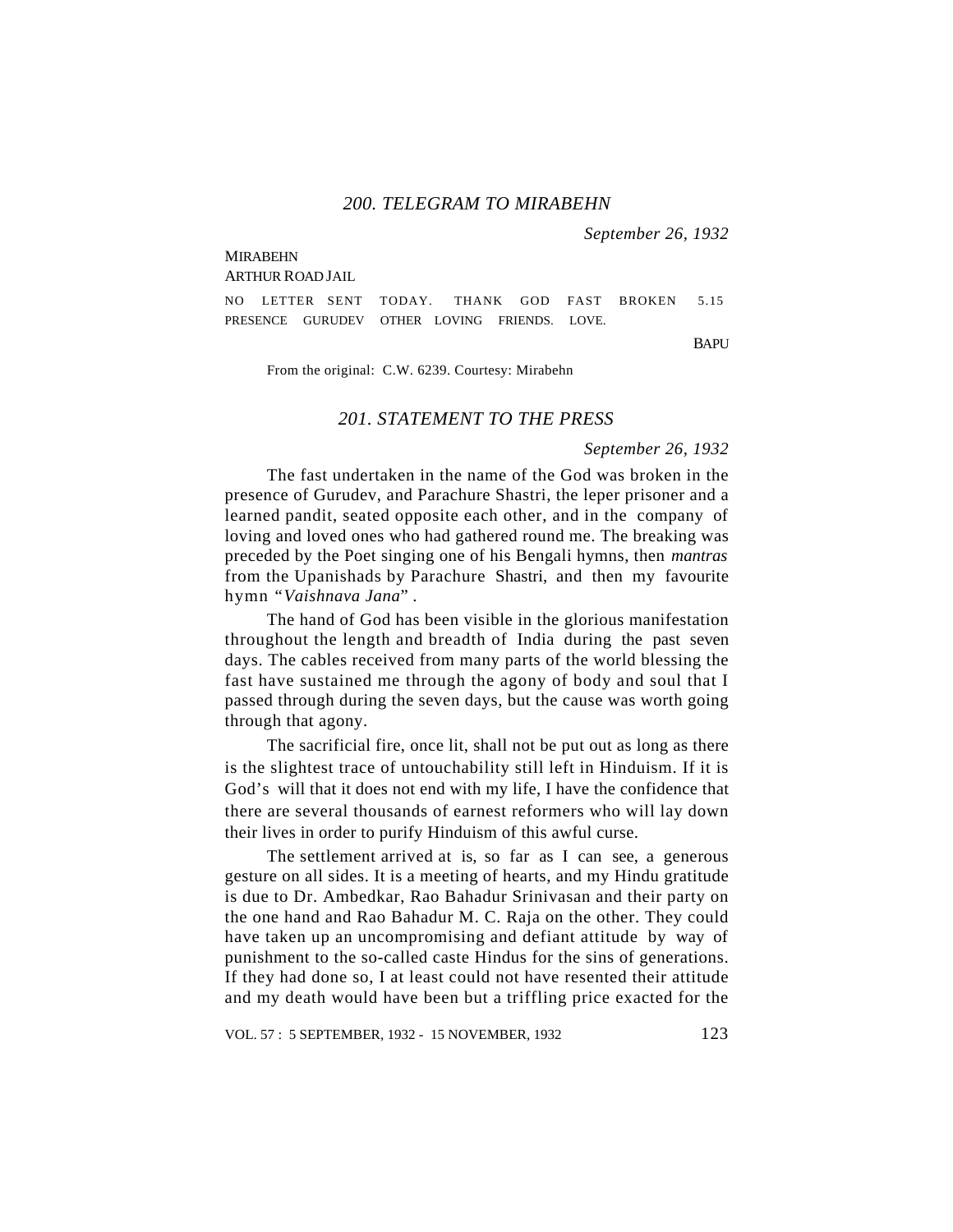### *200. TELEGRAM TO MIRABEHN*

*September 26, 1932*

MIRABEHN
ARTHUR ROAD JAIL

NO LETTER SENT TODAY. THANK GOD FAST BROKEN 5.15 PRESENCE GURUDEV OTHER LOVING FRIENDS. LOVE.

BAPU

From the original: C.W. 6239. Courtesy: Mirabehn

### *201. STATEMENT TO THE PRESS*

*September 26, 1932*

The fast undertaken in the name of the God was broken in the presence of Gurudev, and Parachure Shastri, the leper prisoner and a learned pandit, seated opposite each other, and in the company of loving and loved ones who had gathered round me. The breaking was preceded by the Poet singing one of his Bengali hymns, then *mantras* from the Upanishads by Parachure Shastri, and then my favourite hymn "*Vaishnava Jana*" .

The hand of God has been visible in the glorious manifestation throughout the length and breadth of India during the past seven days. The cables received from many parts of the world blessing the fast have sustained me through the agony of body and soul that I passed through during the seven days, but the cause was worth going through that agony.

The sacrificial fire, once lit, shall not be put out as long as there is the slightest trace of untouchability still left in Hinduism. If it is God's will that it does not end with my life, I have the confidence that there are several thousands of earnest reformers who will lay down their lives in order to purify Hinduism of this awful curse.

The settlement arrived at is, so far as I can see, a generous gesture on all sides. It is a meeting of hearts, and my Hindu gratitude is due to Dr. Ambedkar, Rao Bahadur Srinivasan and their party on the one hand and Rao Bahadur M. C. Raja on the other. They could have taken up an uncompromising and defiant attitude by way of punishment to the so-called caste Hindus for the sins of generations. If they had done so, I at least could not have resented their attitude and my death would have been but a triffling price exacted for the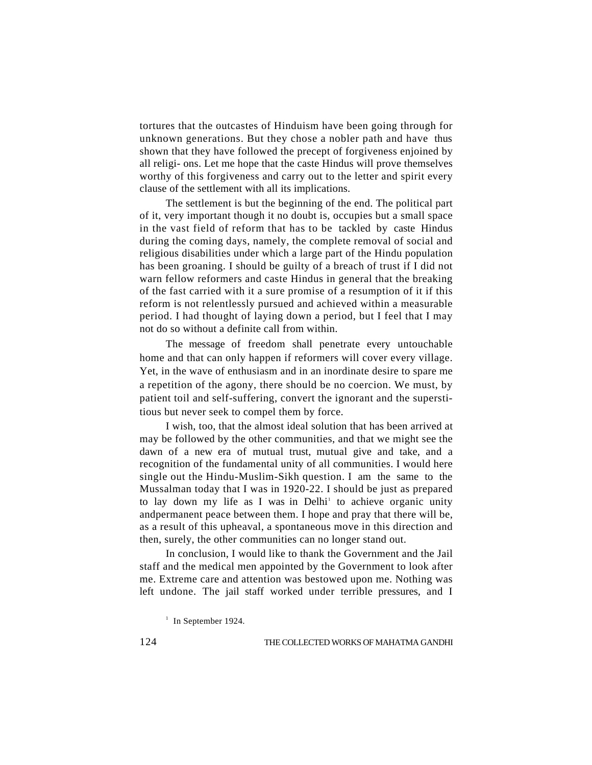tortures that the outcastes of Hinduism have been going through for unknown generations. But they chose a nobler path and have thus shown that they have followed the precept of forgiveness enjoined by all religi- ons. Let me hope that the caste Hindus will prove themselves worthy of this forgiveness and carry out to the letter and spirit every clause of the settlement with all its implications.

The settlement is but the beginning of the end. The political part of it, very important though it no doubt is, occupies but a small space in the vast field of reform that has to be tackled by caste Hindus during the coming days, namely, the complete removal of social and religious disabilities under which a large part of the Hindu population has been groaning. I should be guilty of a breach of trust if I did not warn fellow reformers and caste Hindus in general that the breaking of the fast carried with it a sure promise of a resumption of it if this reform is not relentlessly pursued and achieved within a measurable period. I had thought of laying down a period, but I feel that I may not do so without a definite call from within.

The message of freedom shall penetrate every untouchable home and that can only happen if reformers will cover every village. Yet, in the wave of enthusiasm and in an inordinate desire to spare me a repetition of the agony, there should be no coercion. We must, by patient toil and self-suffering, convert the ignorant and the superstitious but never seek to compel them by force.

I wish, too, that the almost ideal solution that has been arrived at may be followed by the other communities, and that we might see the dawn of a new era of mutual trust, mutual give and take, and a recognition of the fundamental unity of all communities. I would here single out the Hindu-Muslim-Sikh question. I am the same to the Mussalman today that I was in 1920-22. I should be just as prepared to lay down my life as I was in Delhi[1] to achieve organic unity andpermanent peace between them. I hope and pray that there will be, as a result of this upheaval, a spontaneous move in this direction and then, surely, the other communities can no longer stand out.

In conclusion, I would like to thank the Government and the Jail staff and the medical men appointed by the Government to look after me. Extreme care and attention was bestowed upon me. Nothing was left undone. The jail staff worked under terrible pressures, and I

[1] In September 1924.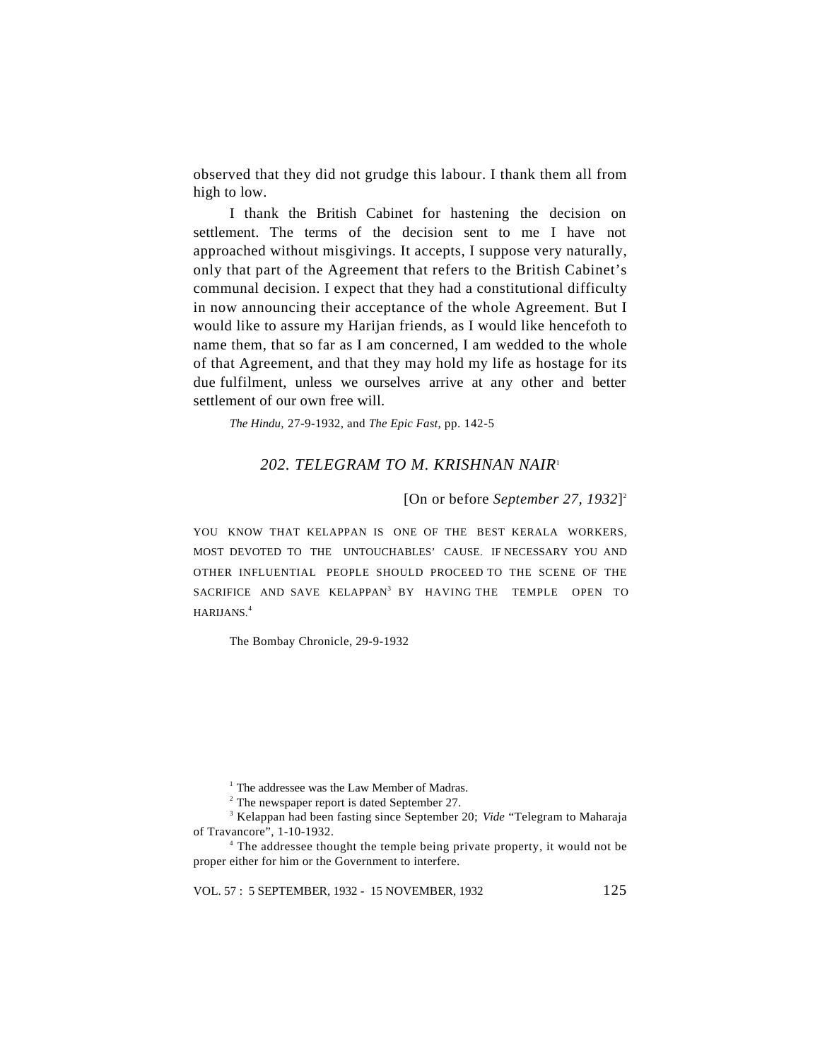observed that they did not grudge this labour. I thank them all from high to low.

I thank the British Cabinet for hastening the decision on settlement. The terms of the decision sent to me I have not approached without misgivings. It accepts, I suppose very naturally, only that part of the Agreement that refers to the British Cabinet's communal decision. I expect that they had a constitutional difficulty in now announcing their acceptance of the whole Agreement. But I would like to assure my Harijan friends, as I would like hencefoth to name them, that so far as I am concerned, I am wedded to the whole of that Agreement, and that they may hold my life as hostage for its due fulfilment, unless we ourselves arrive at any other and better settlement of our own free will.

*The Hindu,* 27-9-1932, and *The Epic Fast,* pp. 142-5

### *202. TELEGRAM TO M. KRISHNAN NAIR*[1]

[On or before *September 27, 1932*][2]

YOU KNOW THAT KELAPPAN IS ONE OF THE BEST KERALA WORKERS, MOST DEVOTED TO THE UNTOUCHABLES' CAUSE. IF NECESSARY YOU AND OTHER INFLUENTIAL PEOPLE SHOULD PROCEED TO THE SCENE OF THE SACRIFICE AND SAVE KELAPPAN[3] BY HAVING THE TEMPLE OPEN TO HARIJANS.[4]

The Bombay Chronicle, 29-9-1932

[1] The addressee was the Law Member of Madras.

[2] The newspaper report is dated September 27.

[3] Kelappan had been fasting since September 20; *Vide* "Telegram to Maharaja of Travancore", 1-10-1932.

[4] The addressee thought the temple being private property, it would not be proper either for him or the Government to interfere.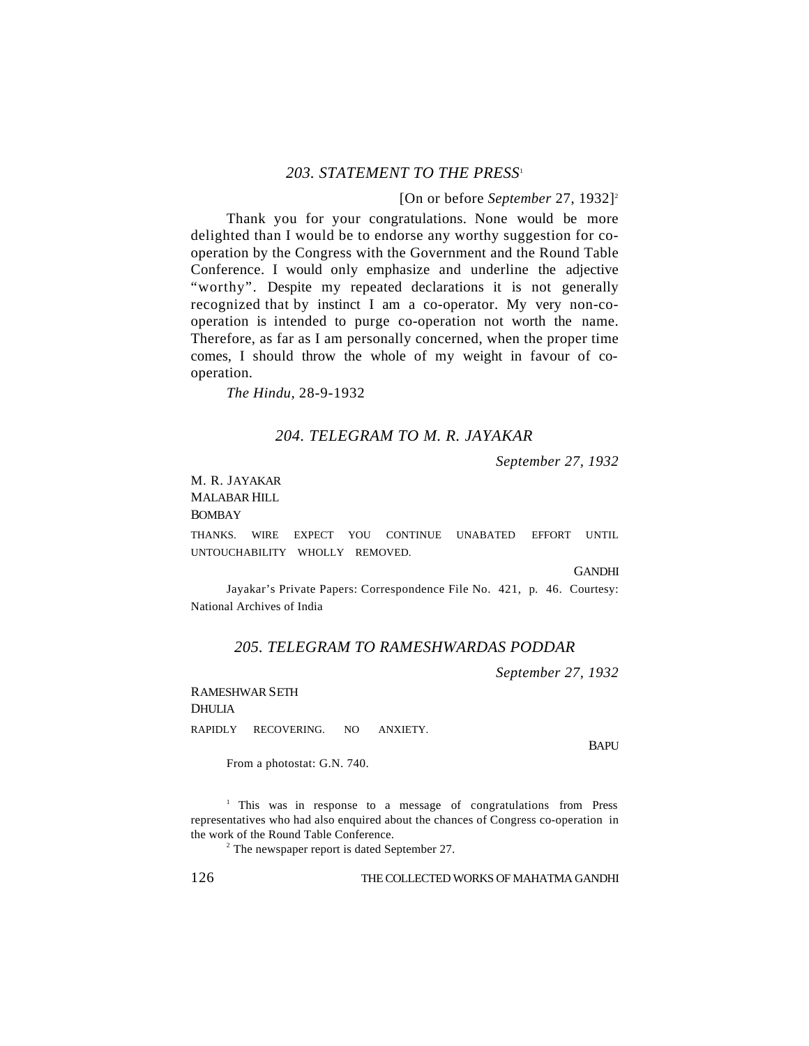### *203. STATEMENT TO THE PRESS*[1]

[On or before *September* 27, 1932][2]

Thank you for your congratulations. None would be more delighted than I would be to endorse any worthy suggestion for co-operation by the Congress with the Government and the Round Table Conference. I would only emphasize and underline the adjective "worthy". Despite my repeated declarations it is not generally recognized that by instinct I am a co-operator. My very non-co-operation is intended to purge co-operation not worth the name. Therefore, as far as I am personally concerned, when the proper time comes, I should throw the whole of my weight in favour of co-operation.

*The Hindu*, 28-9-1932

### *204. TELEGRAM TO M. R. JAYAKAR*

*September 27, 1932*

M. R. JAYAKAR
MALABAR HILL
BOMBAY

THANKS. WIRE EXPECT YOU CONTINUE UNABATED EFFORT UNTIL UNTOUCHABILITY WHOLLY REMOVED.

GANDHI

Jayakar's Private Papers: Correspondence File No. 421, p. 46. Courtesy: National Archives of India

### *205. TELEGRAM TO RAMESHWARDAS PODDAR*

*September 27, 1932*

RAMESHWAR SETH
DHULIA

RAPIDLY RECOVERING. NO ANXIETY.

BAPU

From a photostat: G.N. 740.

---

[1] This was in response to a message of congratulations from Press representatives who had also enquired about the chances of Congress co-operation in the work of the Round Table Conference.

[2] The newspaper report is dated September 27.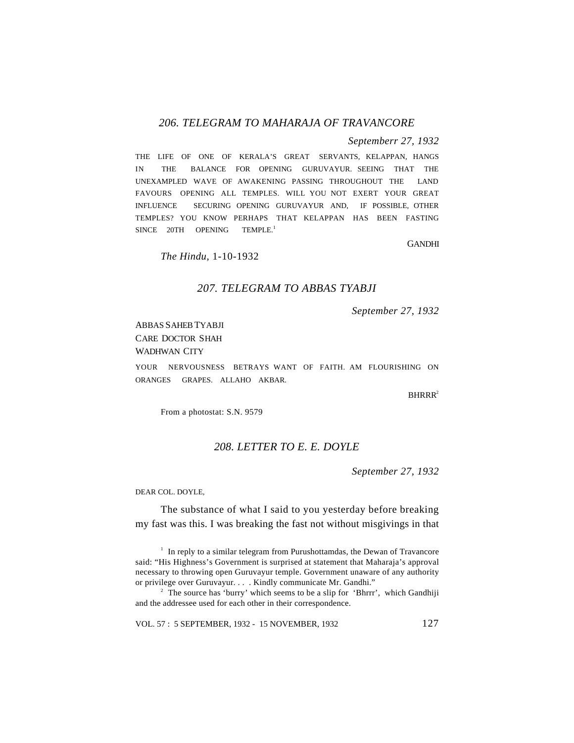### *206. TELEGRAM TO MAHARAJA OF TRAVANCORE*

*Septemberr 27, 1932*

THE LIFE OF ONE OF KERALA'S GREAT SERVANTS, KELAPPAN, HANGS IN THE BALANCE FOR OPENING GURUVAYUR. SEEING THAT THE UNEXAMPLED WAVE OF AWAKENING PASSING THROUGHOUT THE LAND FAVOURS OPENING ALL TEMPLES. WILL YOU NOT EXERT YOUR GREAT INFLUENCE SECURING OPENING GURUVAYUR AND, IF POSSIBLE, OTHER TEMPLES? YOU KNOW PERHAPS THAT KELAPPAN HAS BEEN FASTING SINCE 20TH OPENING TEMPLE.[1]

GANDHI

*The Hindu,* 1-10-1932

### *207. TELEGRAM TO ABBAS TYABJI*

*September 27, 1932*

ABBAS SAHEB TYABJI
CARE DOCTOR SHAH
WADHWAN CITY

YOUR NERVOUSNESS BETRAYS WANT OF FAITH. AM FLOURISHING ON ORANGES GRAPES. ALLAHO AKBAR.

BHRRR[2]

From a photostat: S.N. 9579

### *208. LETTER TO E. E. DOYLE*

*September 27, 1932*

DEAR COL. DOYLE,

The substance of what I said to you yesterday before breaking my fast was this. I was breaking the fast not without misgivings in that

---

[1] In reply to a similar telegram from Purushottamdas, the Dewan of Travancore said: "His Highness's Government is surprised at statement that Maharaja's approval necessary to throwing open Guruvayur temple. Government unaware of any authority or privilege over Guruvayur. . . . Kindly communicate Mr. Gandhi."

[2] The source has 'burry' which seems to be a slip for 'Bhrrr', which Gandhiji and the addressee used for each other in their correspondence.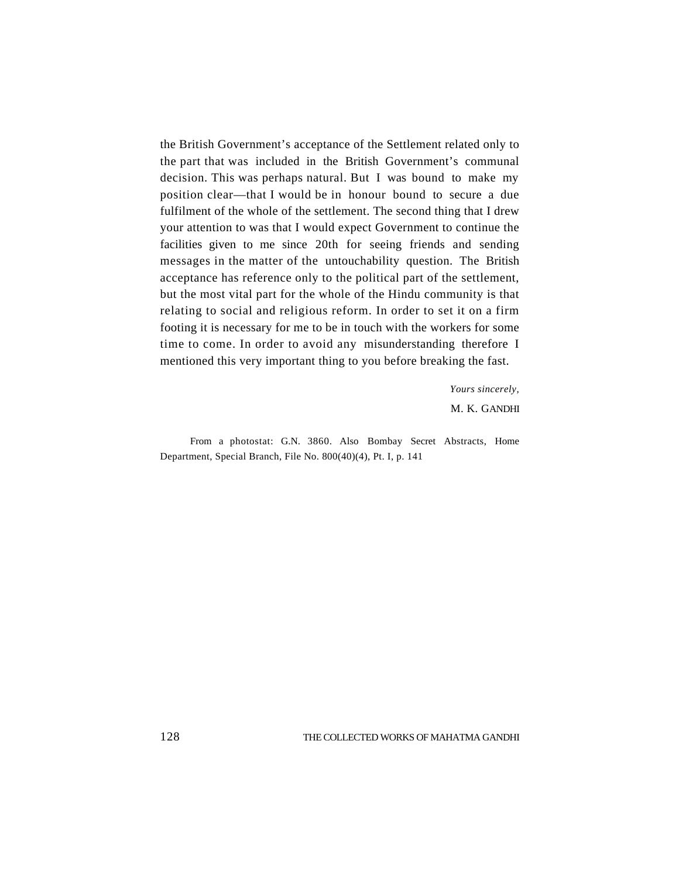the British Government's acceptance of the Settlement related only to the part that was included in the British Government's communal decision. This was perhaps natural. But I was bound to make my position clear—that I would be in honour bound to secure a due fulfilment of the whole of the settlement. The second thing that I drew your attention to was that I would expect Government to continue the facilities given to me since 20th for seeing friends and sending messages in the matter of the untouchability question. The British acceptance has reference only to the political part of the settlement, but the most vital part for the whole of the Hindu community is that relating to social and religious reform. In order to set it on a firm footing it is necessary for me to be in touch with the workers for some time to come. In order to avoid any misunderstanding therefore I mentioned this very important thing to you before breaking the fast.

*Yours sincerely,*

M. K. GANDHI

From a photostat: G.N. 3860. Also Bombay Secret Abstracts, Home Department, Special Branch, File No. 800(40)(4), Pt. I, p. 141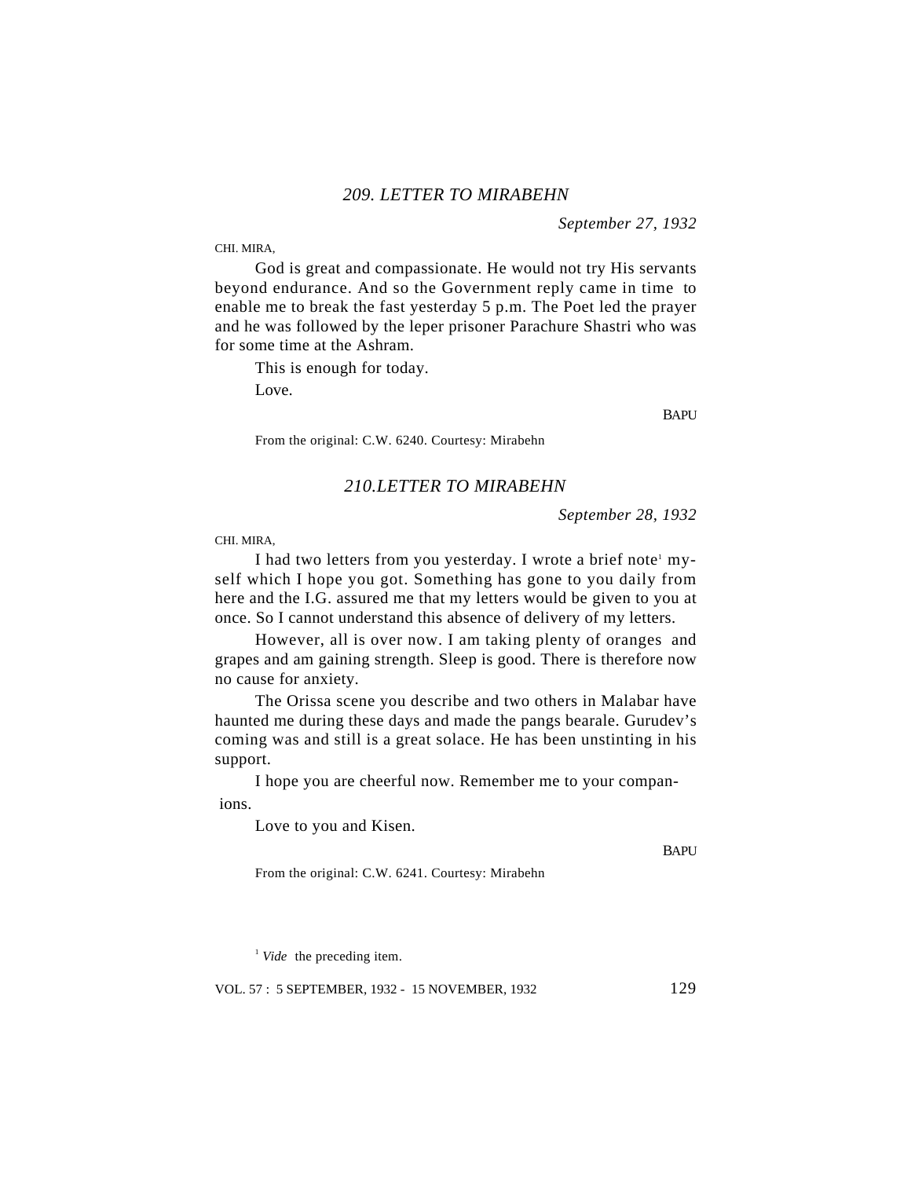## *209. LETTER TO MIRABEHN*

*September 27, 1932*

CHI. MIRA,

God is great and compassionate. He would not try His servants beyond endurance. And so the Government reply came in time to enable me to break the fast yesterday 5 p.m. The Poet led the prayer and he was followed by the leper prisoner Parachure Shastri who was for some time at the Ashram.

This is enough for today.

Love.

BAPU

From the original: C.W. 6240. Courtesy: Mirabehn

## *210.LETTER TO MIRABEHN*

*September 28, 1932*

CHI. MIRA,

I had two letters from you yesterday. I wrote a brief note[1] myself which I hope you got. Something has gone to you daily from here and the I.G. assured me that my letters would be given to you at once. So I cannot understand this absence of delivery of my letters.

However, all is over now. I am taking plenty of oranges and grapes and am gaining strength. Sleep is good. There is therefore now no cause for anxiety.

The Orissa scene you describe and two others in Malabar have haunted me during these days and made the pangs bearale. Gurudev's coming was and still is a great solace. He has been unstinting in his support.

I hope you are cheerful now. Remember me to your companions.

Love to you and Kisen.

BAPU

From the original: C.W. 6241. Courtesy: Mirabehn

[1] *Vide* the preceding item.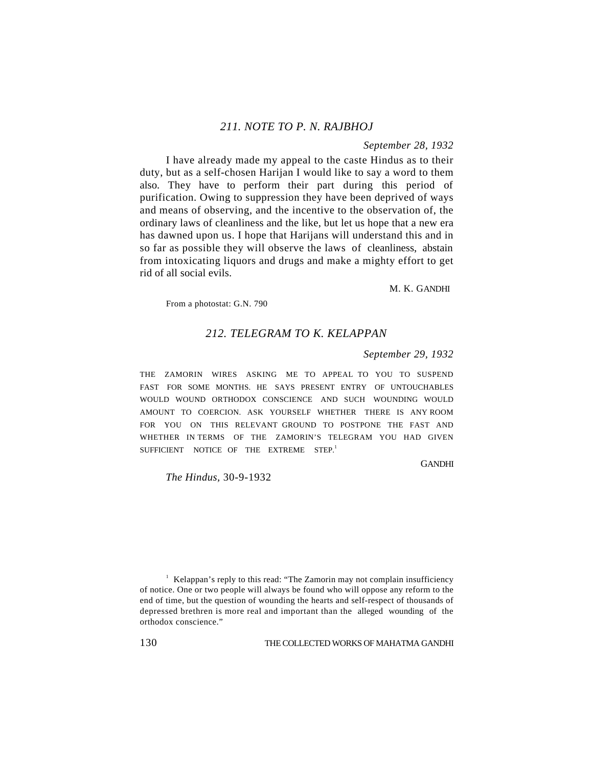## *211. NOTE TO P. N. RAJBHOJ*

*September 28, 1932*

I have already made my appeal to the caste Hindus as to their duty, but as a self-chosen Harijan I would like to say a word to them also. They have to perform their part during this period of purification. Owing to suppression they have been deprived of ways and means of observing, and the incentive to the observation of, the ordinary laws of cleanliness and the like, but let us hope that a new era has dawned upon us. I hope that Harijans will understand this and in so far as possible they will observe the laws of cleanliness, abstain from intoxicating liquors and drugs and make a mighty effort to get rid of all social evils.

M. K. GANDHI

From a photostat: G.N. 790

## *212. TELEGRAM TO K. KELAPPAN*

*September 29, 1932*

THE ZAMORIN WIRES ASKING ME TO APPEAL TO YOU TO SUSPEND FAST FOR SOME MONTHS. HE SAYS PRESENT ENTRY OF UNTOUCHABLES WOULD WOUND ORTHODOX CONSCIENCE AND SUCH WOUNDING WOULD AMOUNT TO COERCION. ASK YOURSELF WHETHER THERE IS ANY ROOM FOR YOU ON THIS RELEVANT GROUND TO POSTPONE THE FAST AND WHETHER IN TERMS OF THE ZAMORIN'S TELEGRAM YOU HAD GIVEN SUFFICIENT NOTICE OF THE EXTREME STEP.[1]

GANDHI

*The Hindus,* 30-9-1932

[1] Kelappan's reply to this read: "The Zamorin may not complain insufficiency of notice. One or two people will always be found who will oppose any reform to the end of time, but the question of wounding the hearts and self-respect of thousands of depressed brethren is more real and important than the alleged wounding of the orthodox conscience."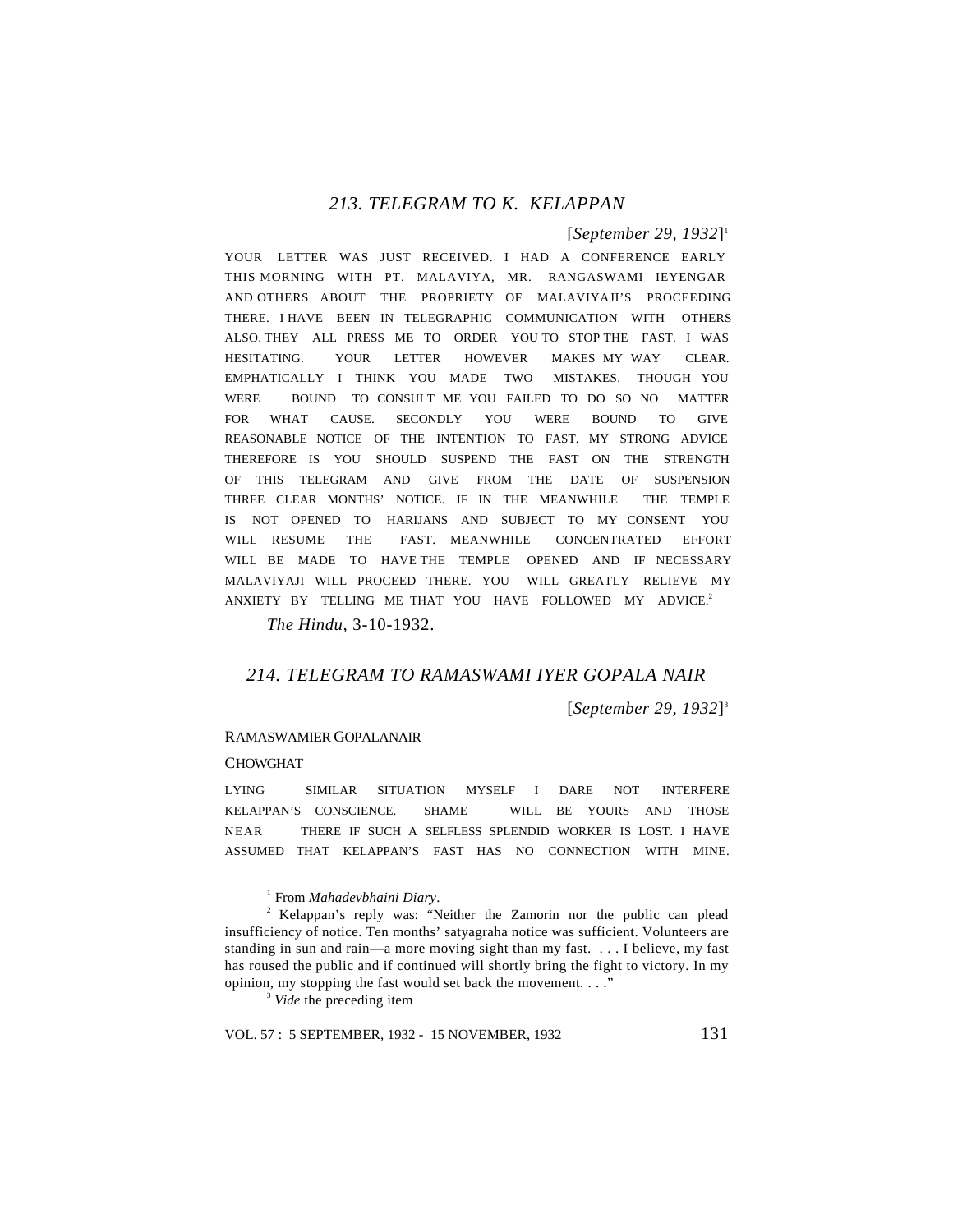## *213. TELEGRAM TO K. KELAPPAN*

[*September 29, 1932*][1]

YOUR LETTER WAS JUST RECEIVED. I HAD A CONFERENCE EARLY THIS MORNING WITH PT. MALAVIYA, MR. RANGASWAMI IEYENGAR AND OTHERS ABOUT THE PROPRIETY OF MALAVIYAJI'S PROCEEDING THERE. I HAVE BEEN IN TELEGRAPHIC COMMUNICATION WITH OTHERS ALSO. THEY ALL PRESS ME TO ORDER YOU TO STOP THE FAST. I WAS HESITATING. YOUR LETTER HOWEVER MAKES MY WAY CLEAR. EMPHATICALLY I THINK YOU MADE TWO MISTAKES. THOUGH YOU WERE BOUND TO CONSULT ME YOU FAILED TO DO SO NO MATTER FOR WHAT CAUSE. SECONDLY YOU WERE BOUND TO GIVE REASONABLE NOTICE OF THE INTENTION TO FAST. MY STRONG ADVICE THEREFORE IS YOU SHOULD SUSPEND THE FAST ON THE STRENGTH OF THIS TELEGRAM AND GIVE FROM THE DATE OF SUSPENSION THREE CLEAR MONTHS' NOTICE. IF IN THE MEANWHILE THE TEMPLE IS NOT OPENED TO HARIJANS AND SUBJECT TO MY CONSENT YOU WILL RESUME THE FAST. MEANWHILE CONCENTRATED EFFORT WILL BE MADE TO HAVE THE TEMPLE OPENED AND IF NECESSARY MALAVIYAJI WILL PROCEED THERE. YOU WILL GREATLY RELIEVE MY ANXIETY BY TELLING ME THAT YOU HAVE FOLLOWED MY ADVICE.[2]

*The Hindu*, 3-10-1932.

## *214. TELEGRAM TO RAMASWAMI IYER GOPALA NAIR*

[*September 29, 1932*][3]

RAMASWAMIER GOPALANAIR

CHOWGHAT

LYING SIMILAR SITUATION MYSELF I DARE NOT INTERFERE KELAPPAN'S CONSCIENCE. SHAME WILL BE YOURS AND THOSE NEAR THERE IF SUCH A SELFLESS SPLENDID WORKER IS LOST. I HAVE ASSUMED THAT KELAPPAN'S FAST HAS NO CONNECTION WITH MINE.

---

[1] From *Mahadevbhaini Diary*.

[2] Kelappan's reply was: "Neither the Zamorin nor the public can plead insufficiency of notice. Ten months' satyagraha notice was sufficient. Volunteers are standing in sun and rain—a more moving sight than my fast. . . . I believe, my fast has roused the public and if continued will shortly bring the fight to victory. In my opinion, my stopping the fast would set back the movement. . . ."

[3] *Vide* the preceding item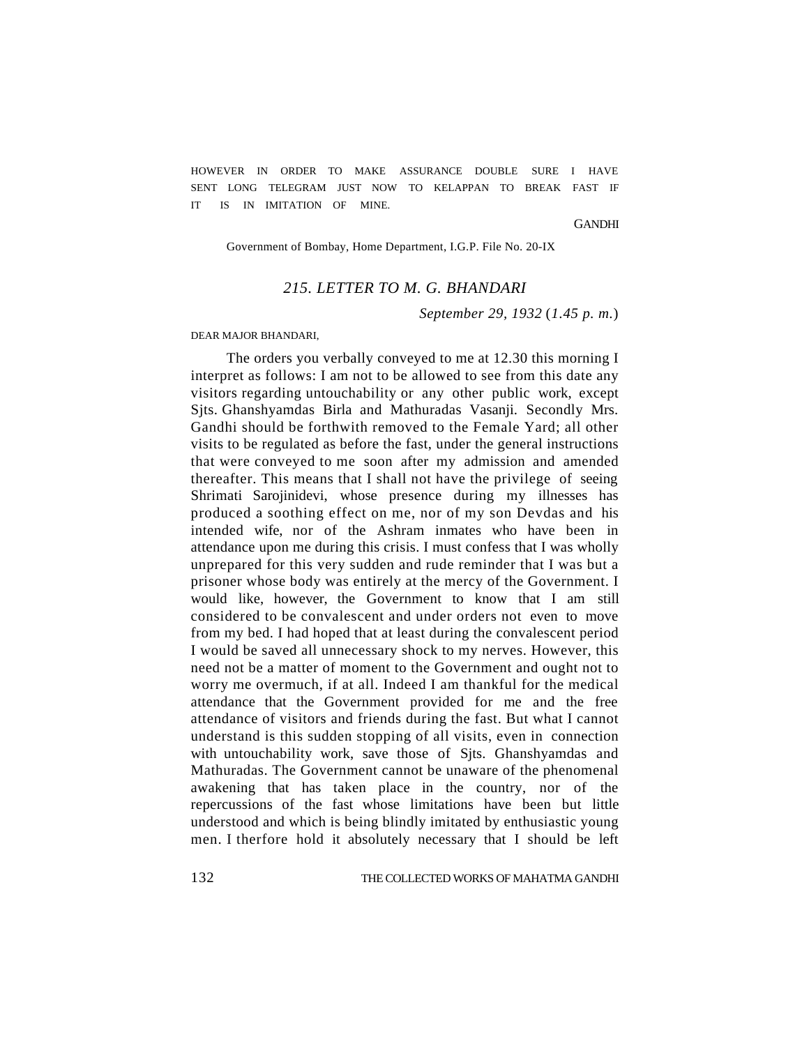HOWEVER IN ORDER TO MAKE ASSURANCE DOUBLE SURE I HAVE SENT LONG TELEGRAM JUST NOW TO KELAPPAN TO BREAK FAST IF IT IS IN IMITATION OF MINE.

GANDHI

Government of Bombay, Home Department, I.G.P. File No. 20-IX

## *215. LETTER TO M. G. BHANDARI*

*September 29, 1932* (*1.45 p. m.*)

DEAR MAJOR BHANDARI,

The orders you verbally conveyed to me at 12.30 this morning I interpret as follows: I am not to be allowed to see from this date any visitors regarding untouchability or any other public work, except Sjts. Ghanshyamdas Birla and Mathuradas Vasanji. Secondly Mrs. Gandhi should be forthwith removed to the Female Yard; all other visits to be regulated as before the fast, under the general instructions that were conveyed to me soon after my admission and amended thereafter. This means that I shall not have the privilege of seeing Shrimati Sarojinidevi, whose presence during my illnesses has produced a soothing effect on me, nor of my son Devdas and his intended wife, nor of the Ashram inmates who have been in attendance upon me during this crisis. I must confess that I was wholly unprepared for this very sudden and rude reminder that I was but a prisoner whose body was entirely at the mercy of the Government. I would like, however, the Government to know that I am still considered to be convalescent and under orders not even to move from my bed. I had hoped that at least during the convalescent period I would be saved all unnecessary shock to my nerves. However, this need not be a matter of moment to the Government and ought not to worry me overmuch, if at all. Indeed I am thankful for the medical attendance that the Government provided for me and the free attendance of visitors and friends during the fast. But what I cannot understand is this sudden stopping of all visits, even in connection with untouchability work, save those of Sjts. Ghanshyamdas and Mathuradas. The Government cannot be unaware of the phenomenal awakening that has taken place in the country, nor of the repercussions of the fast whose limitations have been but little understood and which is being blindly imitated by enthusiastic young men. I therfore hold it absolutely necessary that I should be left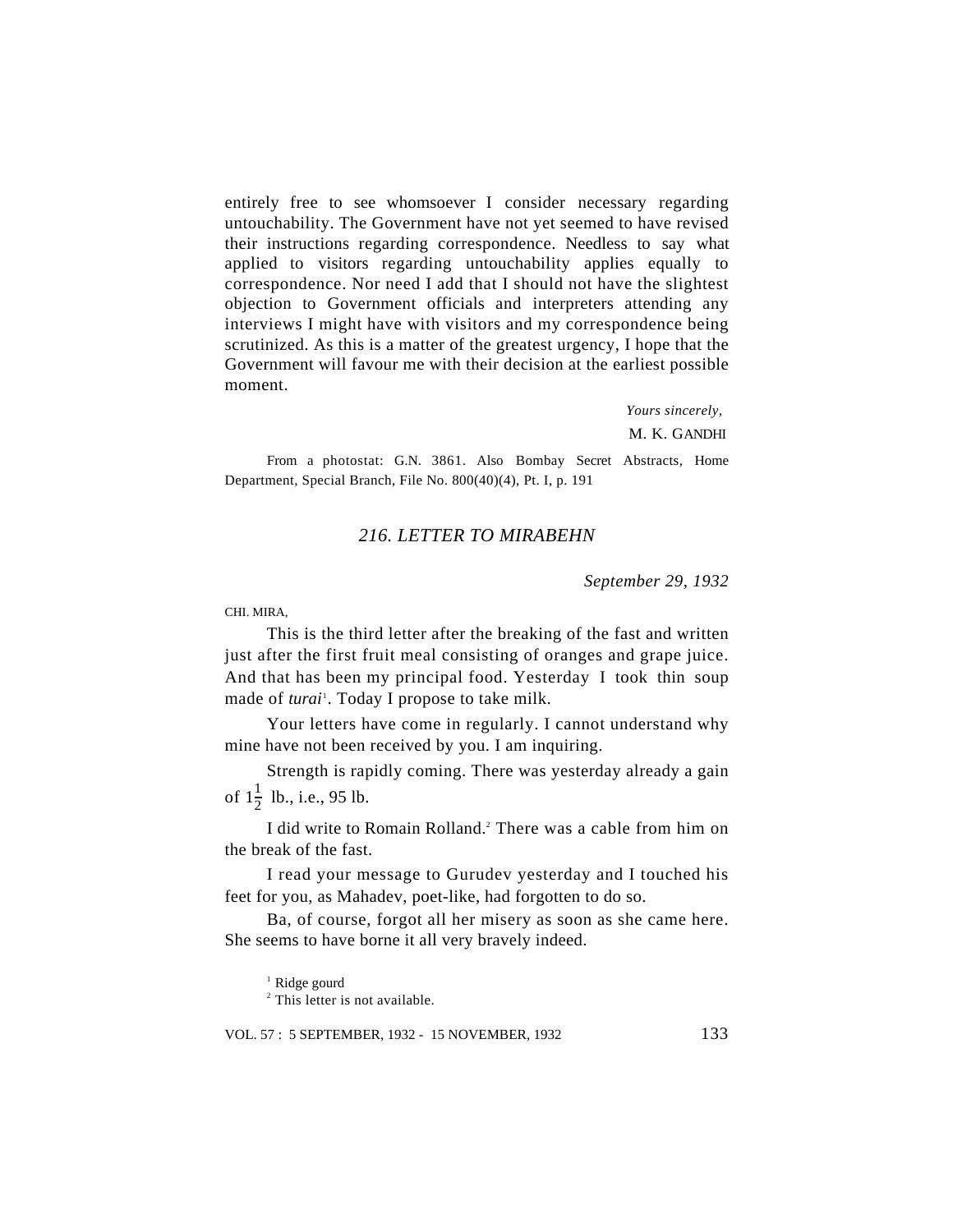entirely free to see whomsoever I consider necessary regarding untouchability. The Government have not yet seemed to have revised their instructions regarding correspondence. Needless to say what applied to visitors regarding untouchability applies equally to correspondence. Nor need I add that I should not have the slightest objection to Government officials and interpreters attending any interviews I might have with visitors and my correspondence being scrutinized. As this is a matter of the greatest urgency, I hope that the Government will favour me with their decision at the earliest possible moment.

*Yours sincerely,*

M. K. GANDHI

From a photostat: G.N. 3861. Also Bombay Secret Abstracts, Home Department, Special Branch, File No. 800(40)(4), Pt. I, p. 191

## *216. LETTER TO MIRABEHN*

*September 29, 1932*

CHI. MIRA,

This is the third letter after the breaking of the fast and written just after the first fruit meal consisting of oranges and grape juice. And that has been my principal food. Yesterday I took thin soup made of *turai*[1]. Today I propose to take milk.

Your letters have come in regularly. I cannot understand why mine have not been received by you. I am inquiring.

Strength is rapidly coming. There was yesterday already a gain of $1\frac{1}{2}$ lb., i.e., 95 lb.

I did write to Romain Rolland.[2] There was a cable from him on the break of the fast.

I read your message to Gurudev yesterday and I touched his feet for you, as Mahadev, poet-like, had forgotten to do so.

Ba, of course, forgot all her misery as soon as she came here. She seems to have borne it all very bravely indeed.

[1] Ridge gourd

[2] This letter is not available.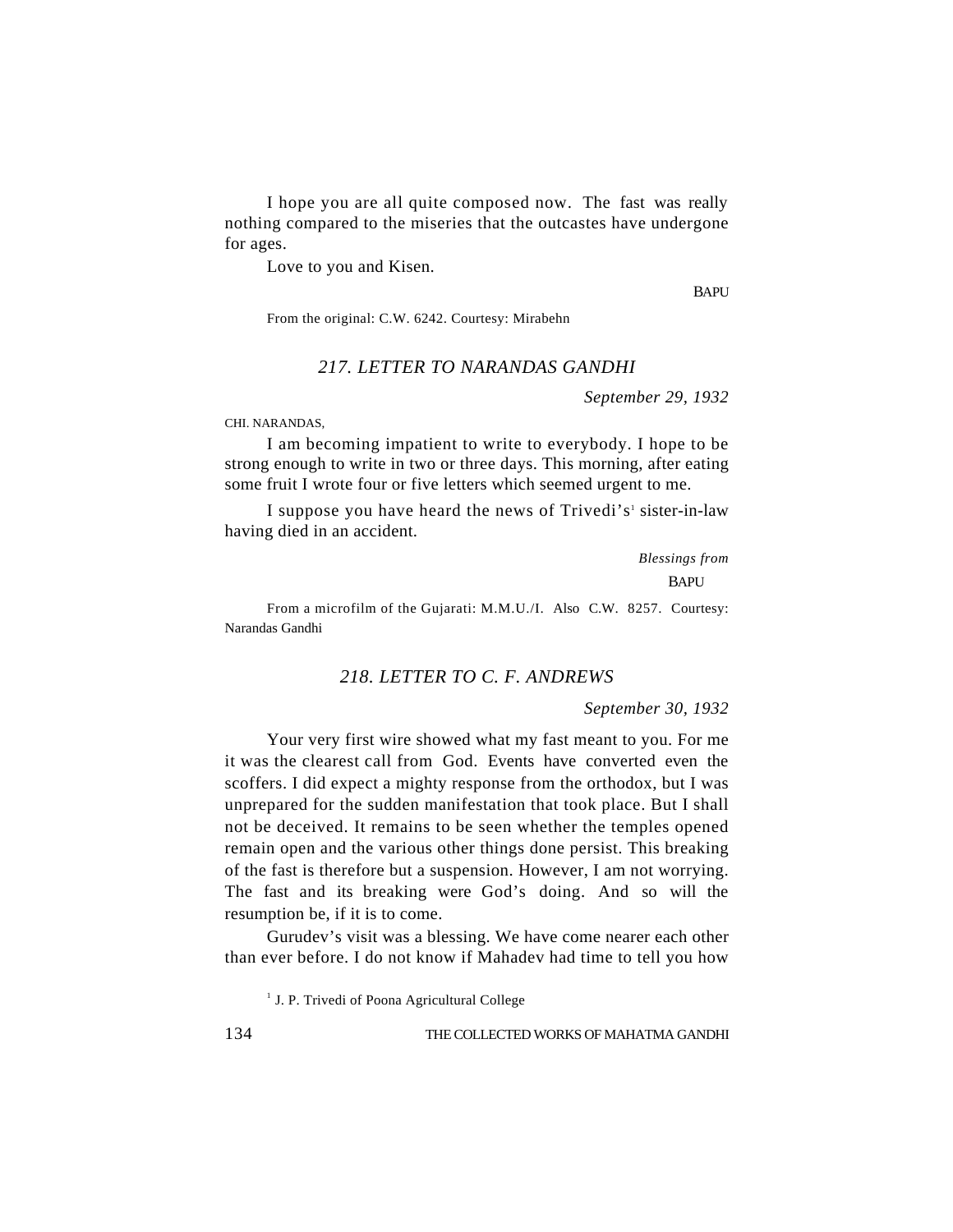I hope you are all quite composed now. The fast was really nothing compared to the miseries that the outcastes have undergone for ages.

Love to you and Kisen.

BAPU

From the original: C.W. 6242. Courtesy: Mirabehn

### *217. LETTER TO NARANDAS GANDHI*

*September 29, 1932*

CHI. NARANDAS,

I am becoming impatient to write to everybody. I hope to be strong enough to write in two or three days. This morning, after eating some fruit I wrote four or five letters which seemed urgent to me.

I suppose you have heard the news of Trivedi's[1] sister-in-law having died in an accident.

*Blessings from*

BAPU

From a microfilm of the Gujarati: M.M.U./I. Also C.W. 8257. Courtesy: Narandas Gandhi

### *218. LETTER TO C. F. ANDREWS*

*September 30, 1932*

Your very first wire showed what my fast meant to you. For me it was the clearest call from God. Events have converted even the scoffers. I did expect a mighty response from the orthodox, but I was unprepared for the sudden manifestation that took place. But I shall not be deceived. It remains to be seen whether the temples opened remain open and the various other things done persist. This breaking of the fast is therefore but a suspension. However, I am not worrying. The fast and its breaking were God's doing. And so will the resumption be, if it is to come.

Gurudev's visit was a blessing. We have come nearer each other than ever before. I do not know if Mahadev had time to tell you how

[1] J. P. Trivedi of Poona Agricultural College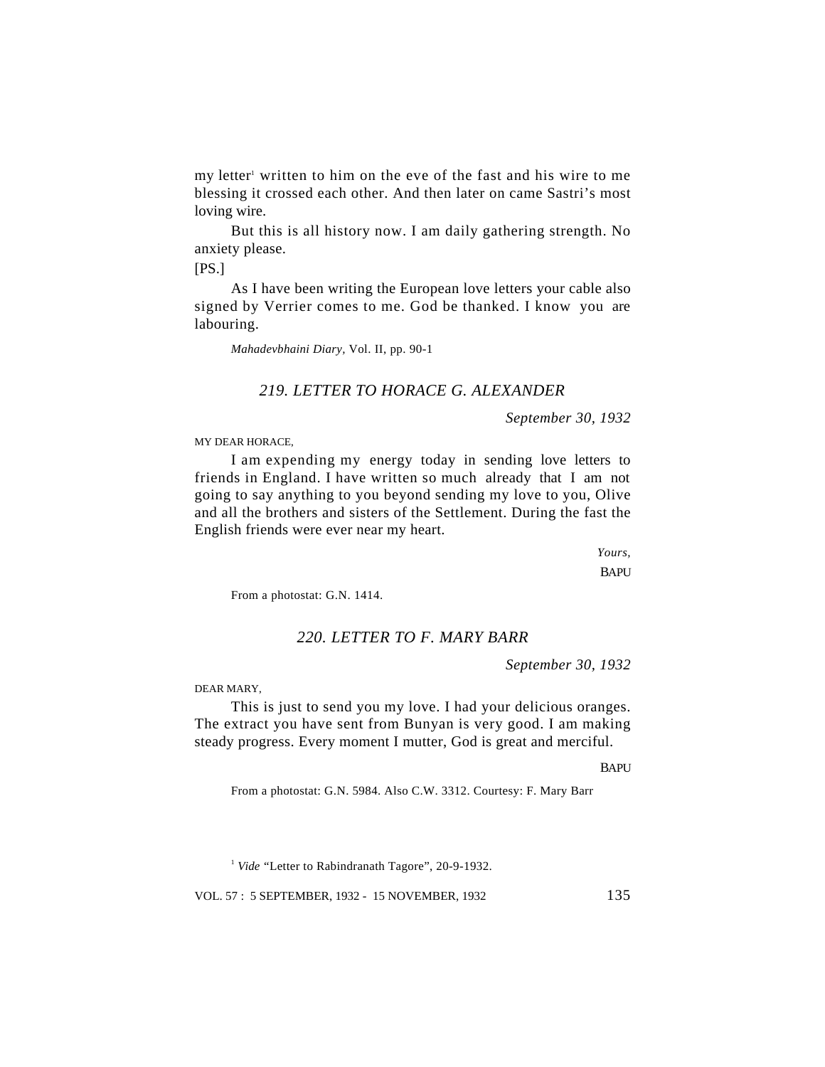my letter[1] written to him on the eve of the fast and his wire to me blessing it crossed each other. And then later on came Sastri's most loving wire.

But this is all history now. I am daily gathering strength. No anxiety please.

[PS.]

As I have been writing the European love letters your cable also signed by Verrier comes to me. God be thanked. I know you are labouring.

*Mahadevbhaini Diary*, Vol. II, pp. 90-1

## *219. LETTER TO HORACE G. ALEXANDER*

*September 30, 1932*

MY DEAR HORACE,

I am expending my energy today in sending love letters to friends in England. I have written so much already that I am not going to say anything to you beyond sending my love to you, Olive and all the brothers and sisters of the Settlement. During the fast the English friends were ever near my heart.

*Yours,*

BAPU

From a photostat: G.N. 1414.

## *220. LETTER TO F. MARY BARR*

*September 30, 1932*

DEAR MARY,

This is just to send you my love. I had your delicious oranges. The extract you have sent from Bunyan is very good. I am making steady progress. Every moment I mutter, God is great and merciful.

BAPU

From a photostat: G.N. 5984. Also C.W. 3312. Courtesy: F. Mary Barr

---

[1] *Vide* "Letter to Rabindranath Tagore", 20-9-1932.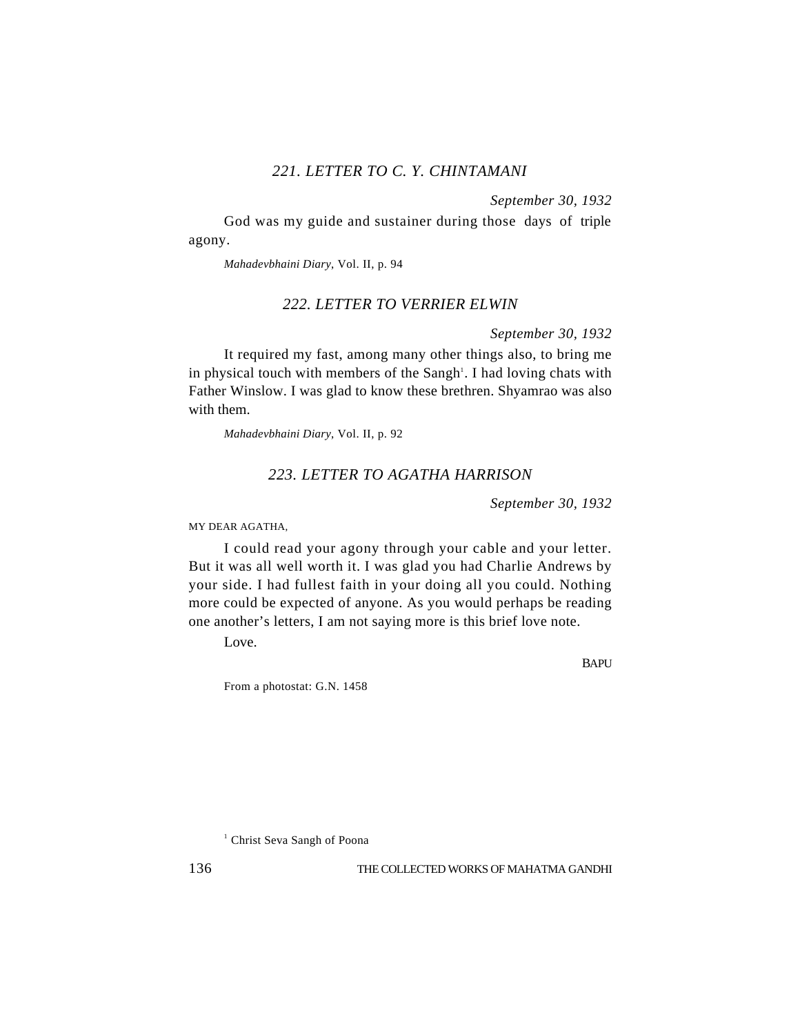### *221. LETTER TO C. Y. CHINTAMANI*

*September 30, 1932*

God was my guide and sustainer during those days of triple agony.

*Mahadevbhaini Diary*, Vol. II, p. 94

### *222. LETTER TO VERRIER ELWIN*

*September 30, 1932*

It required my fast, among many other things also, to bring me in physical touch with members of the Sangh[1]. I had loving chats with Father Winslow. I was glad to know these brethren. Shyamrao was also with them.

*Mahadevbhaini Diary*, Vol. II, p. 92

### *223. LETTER TO AGATHA HARRISON*

*September 30, 1932*

MY DEAR AGATHA,

I could read your agony through your cable and your letter. But it was all well worth it. I was glad you had Charlie Andrews by your side. I had fullest faith in your doing all you could. Nothing more could be expected of anyone. As you would perhaps be reading one another's letters, I am not saying more is this brief love note.

Love.

BAPU

From a photostat: G.N. 1458

[1] Christ Seva Sangh of Poona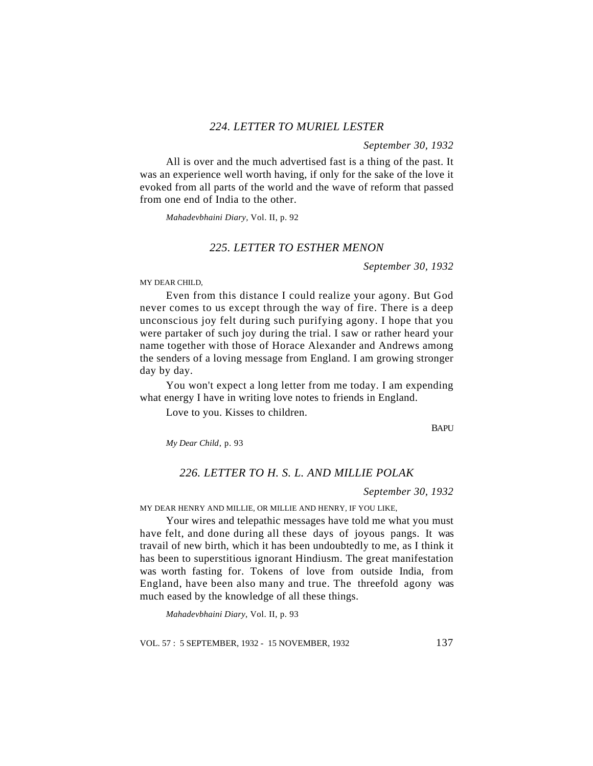## *224. LETTER TO MURIEL LESTER*

*September 30, 1932*

All is over and the much advertised fast is a thing of the past. It was an experience well worth having, if only for the sake of the love it evoked from all parts of the world and the wave of reform that passed from one end of India to the other.

*Mahadevbhaini Diary*, Vol. II, p. 92

## *225. LETTER TO ESTHER MENON*

*September 30, 1932*

MY DEAR CHILD,

Even from this distance I could realize your agony. But God never comes to us except through the way of fire. There is a deep unconscious joy felt during such purifying agony. I hope that you were partaker of such joy during the trial. I saw or rather heard your name together with those of Horace Alexander and Andrews among the senders of a loving message from England. I am growing stronger day by day.

You won't expect a long letter from me today. I am expending what energy I have in writing love notes to friends in England.

Love to you. Kisses to children.

BAPU

*My Dear Child*, p. 93

## *226. LETTER TO H. S. L. AND MILLIE POLAK*

*September 30, 1932*

MY DEAR HENRY AND MILLIE, OR MILLIE AND HENRY, IF YOU LIKE,

Your wires and telepathic messages have told me what you must have felt, and done during all these days of joyous pangs. It was travail of new birth, which it has been undoubtedly to me, as I think it has been to superstitious ignorant Hindiusm. The great manifestation was worth fasting for. Tokens of love from outside India, from England, have been also many and true. The threefold agony was much eased by the knowledge of all these things.

*Mahadevbhaini Diary*, Vol. II, p. 93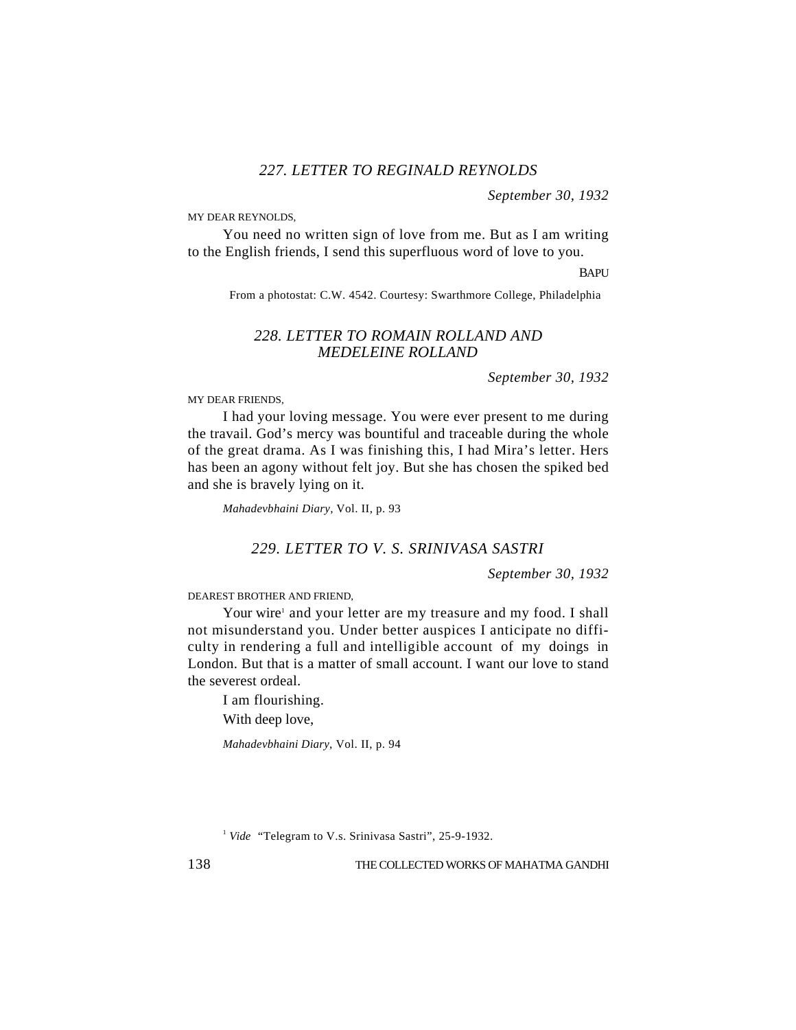## *227. LETTER TO REGINALD REYNOLDS*

*September 30, 1932*

MY DEAR REYNOLDS,

You need no written sign of love from me. But as I am writing to the English friends, I send this superfluous word of love to you.

BAPU

From a photostat: C.W. 4542. Courtesy: Swarthmore College, Philadelphia

## *228. LETTER TO ROMAIN ROLLAND AND MEDELEINE ROLLAND*

*September 30, 1932*

MY DEAR FRIENDS,

I had your loving message. You were ever present to me during the travail. God's mercy was bountiful and traceable during the whole of the great drama. As I was finishing this, I had Mira's letter. Hers has been an agony without felt joy. But she has chosen the spiked bed and she is bravely lying on it.

*Mahadevbhaini Diary*, Vol. II, p. 93

## *229. LETTER TO V. S. SRINIVASA SASTRI*

*September 30, 1932*

DEAREST BROTHER AND FRIEND,

Your wire[1] and your letter are my treasure and my food. I shall not misunderstand you. Under better auspices I anticipate no difficulty in rendering a full and intelligible account of my doings in London. But that is a matter of small account. I want our love to stand the severest ordeal.

I am flourishing.

With deep love,

*Mahadevbhaini Diary*, Vol. II, p. 94

[1] *Vide* "Telegram to V.s. Srinivasa Sastri", 25-9-1932.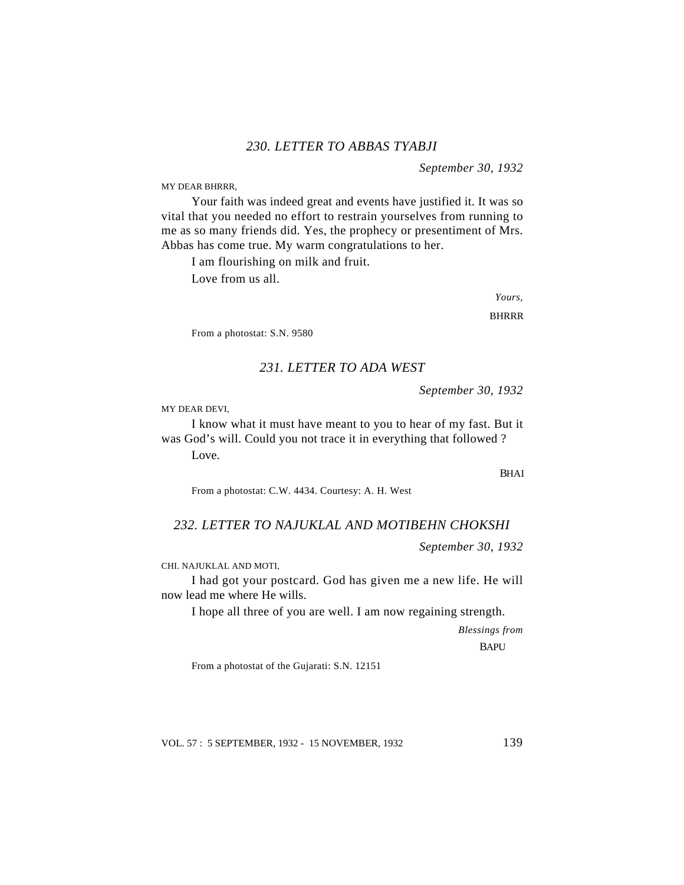## *230. LETTER TO ABBAS TYABJI*

*September 30, 1932*

MY DEAR BHRRR,

Your faith was indeed great and events have justified it. It was so vital that you needed no effort to restrain yourselves from running to me as so many friends did. Yes, the prophecy or presentiment of Mrs. Abbas has come true. My warm congratulations to her.

I am flourishing on milk and fruit.

Love from us all.

*Yours,*

BHRRR

From a photostat: S.N. 9580

## *231. LETTER TO ADA WEST*

*September 30, 1932*

MY DEAR DEVI,

I know what it must have meant to you to hear of my fast. But it was God's will. Could you not trace it in everything that followed ?

Love.

BHAI

From a photostat: C.W. 4434. Courtesy: A. H. West

## *232. LETTER TO NAJUKLAL AND MOTIBEHN CHOKSHI*

*September 30, 1932*

CHI. NAJUKLAL AND MOTI,

I had got your postcard. God has given me a new life. He will now lead me where He wills.

I hope all three of you are well. I am now regaining strength.

*Blessings from*

BAPU

From a photostat of the Gujarati: S.N. 12151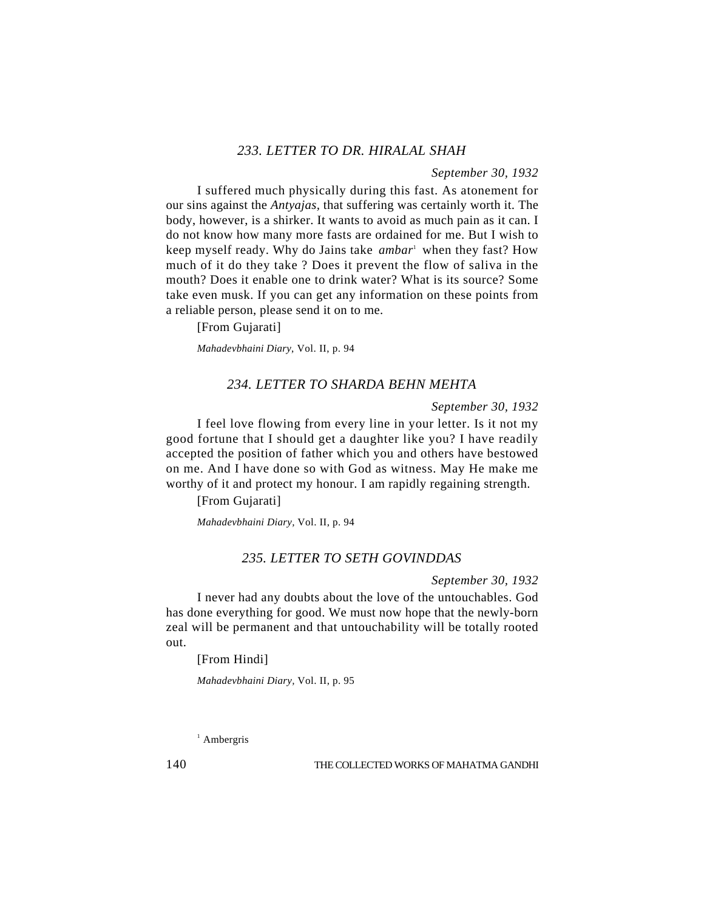### *233. LETTER TO DR. HIRALAL SHAH*

*September 30, 1932*

I suffered much physically during this fast. As atonement for our sins against the *Antyajas*, that suffering was certainly worth it. The body, however, is a shirker. It wants to avoid as much pain as it can. I do not know how many more fasts are ordained for me. But I wish to keep myself ready. Why do Jains take *ambar*[1] when they fast? How much of it do they take ? Does it prevent the flow of saliva in the mouth? Does it enable one to drink water? What is its source? Some take even musk. If you can get any information on these points from a reliable person, please send it on to me.

[From Gujarati]

*Mahadevbhaini Diary*, Vol. II, p. 94

### *234. LETTER TO SHARDA BEHN MEHTA*

*September 30, 1932*

I feel love flowing from every line in your letter. Is it not my good fortune that I should get a daughter like you? I have readily accepted the position of father which you and others have bestowed on me. And I have done so with God as witness. May He make me worthy of it and protect my honour. I am rapidly regaining strength.

[From Gujarati]

*Mahadevbhaini Diary*, Vol. II, p. 94

### *235. LETTER TO SETH GOVINDDAS*

*September 30, 1932*

I never had any doubts about the love of the untouchables. God has done everything for good. We must now hope that the newly-born zeal will be permanent and that untouchability will be totally rooted out.

[From Hindi]

*Mahadevbhaini Diary*, Vol. II, p. 95

[1] Ambergris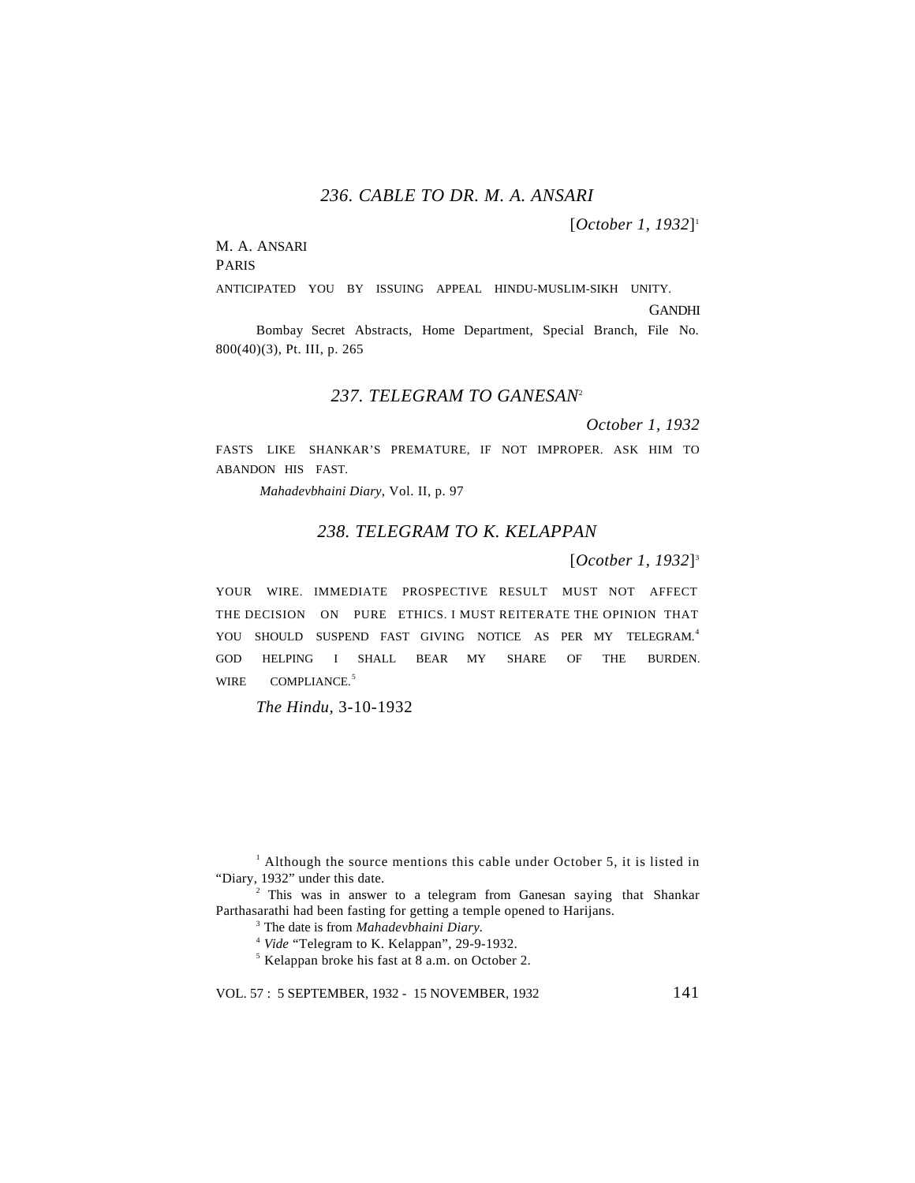### *236. CABLE TO DR. M. A. ANSARI*

[*October 1, 1932*][1]

M. A. ANSARI
PARIS

ANTICIPATED YOU BY ISSUING APPEAL HINDU-MUSLIM-SIKH UNITY.

GANDHI

Bombay Secret Abstracts, Home Department, Special Branch, File No. 800(40)(3), Pt. III, p. 265

### *237. TELEGRAM TO GANESAN*[2]

*October 1, 1932*

FASTS LIKE SHANKAR'S PREMATURE, IF NOT IMPROPER. ASK HIM TO ABANDON HIS FAST.

*Mahadevbhaini Diary*, Vol. II, p. 97

### *238. TELEGRAM TO K. KELAPPAN*

[*Ocotber 1, 1932*][3]

YOUR WIRE. IMMEDIATE PROSPECTIVE RESULT MUST NOT AFFECT THE DECISION ON PURE ETHICS. I MUST REITERATE THE OPINION THAT YOU SHOULD SUSPEND FAST GIVING NOTICE AS PER MY TELEGRAM.[4] GOD HELPING I SHALL BEAR MY SHARE OF THE BURDEN. WIRE COMPLIANCE.[5]

*The Hindu*, 3-10-1932

---

[1] Although the source mentions this cable under October 5, it is listed in "Diary, 1932" under this date.

[2] This was in answer to a telegram from Ganesan saying that Shankar Parthasarathi had been fasting for getting a temple opened to Harijans.

[3] The date is from *Mahadevbhaini Diary*.

[4] *Vide* "Telegram to K. Kelappan", 29-9-1932.

[5] Kelappan broke his fast at 8 a.m. on October 2.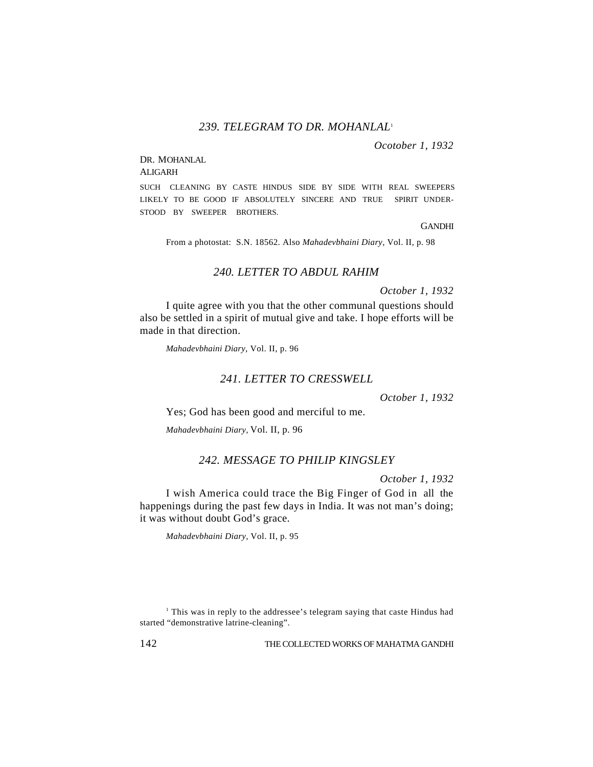### *239. TELEGRAM TO DR. MOHANLAL*[1]

*Ocotober 1, 1932*

DR. MOHANLAL
ALIGARH

SUCH CLEANING BY CASTE HINDUS SIDE BY SIDE WITH REAL SWEEPERS LIKELY TO BE GOOD IF ABSOLUTELY SINCERE AND TRUE SPIRIT UNDER-STOOD BY SWEEPER BROTHERS.

GANDHI

From a photostat: S.N. 18562. Also *Mahadevbhaini Diary,* Vol. II, p. 98

### *240. LETTER TO ABDUL RAHIM*

*October 1, 1932*

I quite agree with you that the other communal questions should also be settled in a spirit of mutual give and take. I hope efforts will be made in that direction.

*Mahadevbhaini Diary,* Vol. II, p. 96

### *241. LETTER TO CRESSWELL*

*October 1, 1932*

Yes; God has been good and merciful to me.

*Mahadevbhaini Diary,* Vol. II, p. 96

### *242. MESSAGE TO PHILIP KINGSLEY*

*October 1, 1932*

I wish America could trace the Big Finger of God in all the happenings during the past few days in India. It was not man's doing; it was without doubt God's grace.

*Mahadevbhaini Diary,* Vol. II, p. 95

[1] This was in reply to the addressee's telegram saying that caste Hindus had started "demonstrative latrine-cleaning".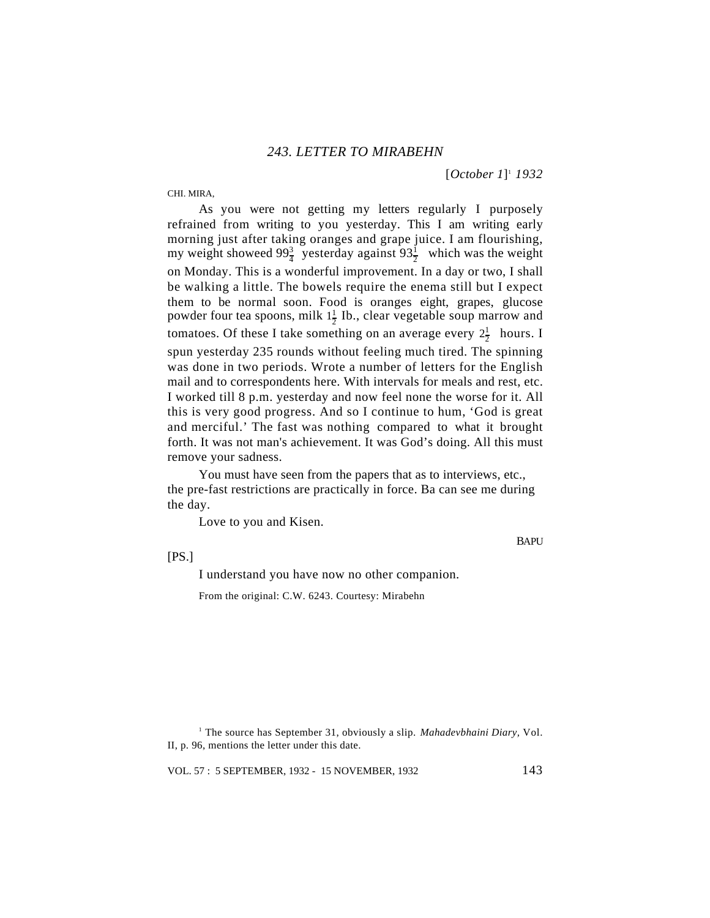### *243. LETTER TO MIRABEHN*

[*October 1*][1] *1932*

CHI. MIRA,

As you were not getting my letters regularly I purposely refrained from writing to you yesterday. This I am writing early morning just after taking oranges and grape juice. I am flourishing, my weight showeed $99\frac{3}{4}$ yesterday against $93\frac{1}{2}$ which was the weight on Monday. This is a wonderful improvement. In a day or two, I shall be walking a little. The bowels require the enema still but I expect them to be normal soon. Food is oranges eight, grapes, glucose powder four tea spoons, milk $1\frac{1}{2}$ Ib., clear vegetable soup marrow and tomatoes. Of these I take something on an average every $2\frac{1}{2}$ hours. I spun yesterday 235 rounds without feeling much tired. The spinning was done in two periods. Wrote a number of letters for the English mail and to correspondents here. With intervals for meals and rest, etc. I worked till 8 p.m. yesterday and now feel none the worse for it. All this is very good progress. And so I continue to hum, 'God is great and merciful.' The fast was nothing compared to what it brought forth. It was not man's achievement. It was God's doing. All this must remove your sadness.

You must have seen from the papers that as to interviews, etc., the pre-fast restrictions are practically in force. Ba can see me during the day.

Love to you and Kisen.

BAPU

[PS.]

I understand you have now no other companion.

From the original: C.W. 6243. Courtesy: Mirabehn

---

[1] The source has September 31, obviously a slip. *Mahadevbhaini Diary,* Vol. II, p. 96, mentions the letter under this date.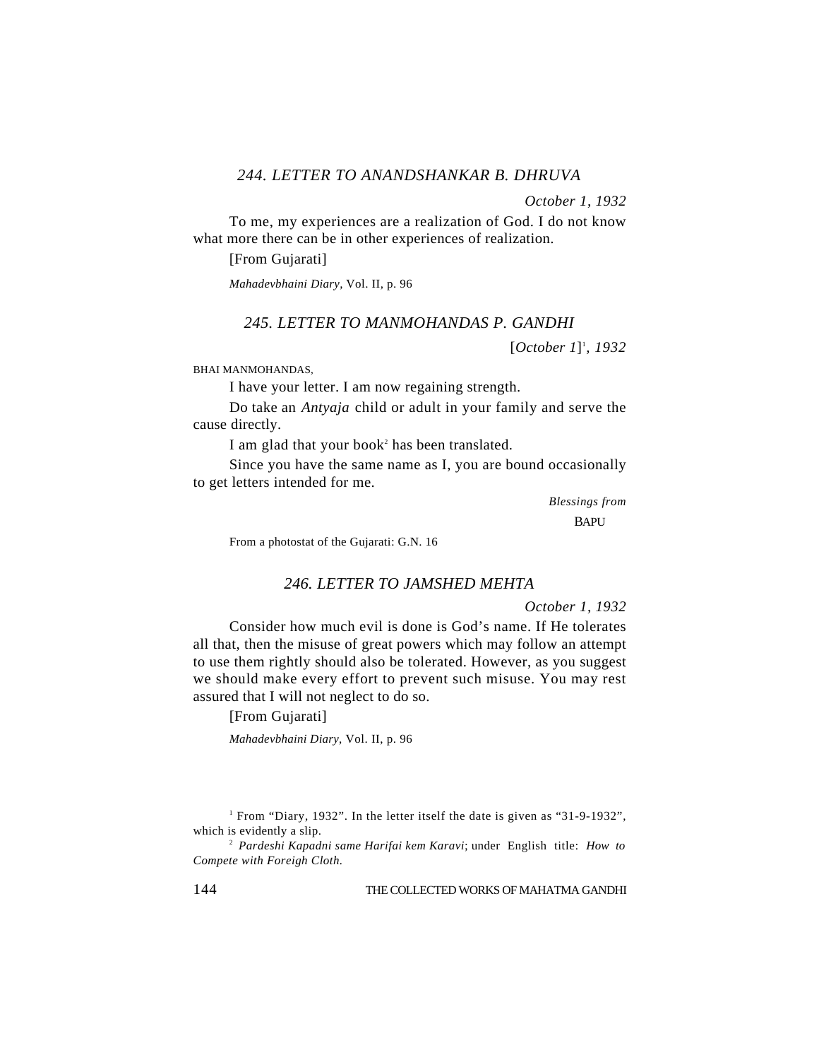### *244. LETTER TO ANANDSHANKAR B. DHRUVA*

*October 1, 1932*

To me, my experiences are a realization of God. I do not know what more there can be in other experiences of realization.

[From Gujarati]

*Mahadevbhaini Diary*, Vol. II, p. 96

### *245. LETTER TO MANMOHANDAS P. GANDHI*

[*October 1*][1]*, 1932*

BHAI MANMOHANDAS,

I have your letter. I am now regaining strength.

Do take an *Antyaja* child or adult in your family and serve the cause directly.

I am glad that your book[2] has been translated.

Since you have the same name as I, you are bound occasionally to get letters intended for me.

*Blessings from*

BAPU

From a photostat of the Gujarati: G.N. 16

### *246. LETTER TO JAMSHED MEHTA*

*October 1, 1932*

Consider how much evil is done is God's name. If He tolerates all that, then the misuse of great powers which may follow an attempt to use them rightly should also be tolerated. However, as you suggest we should make every effort to prevent such misuse. You may rest assured that I will not neglect to do so.

[From Gujarati]

*Mahadevbhaini Diary*, Vol. II, p. 96

[1] From "Diary, 1932". In the letter itself the date is given as "31-9-1932", which is evidently a slip.

[2] *Pardeshi Kapadni same Harifai kem Karavi*; under English title: *How to Compete with Foreigh Cloth.*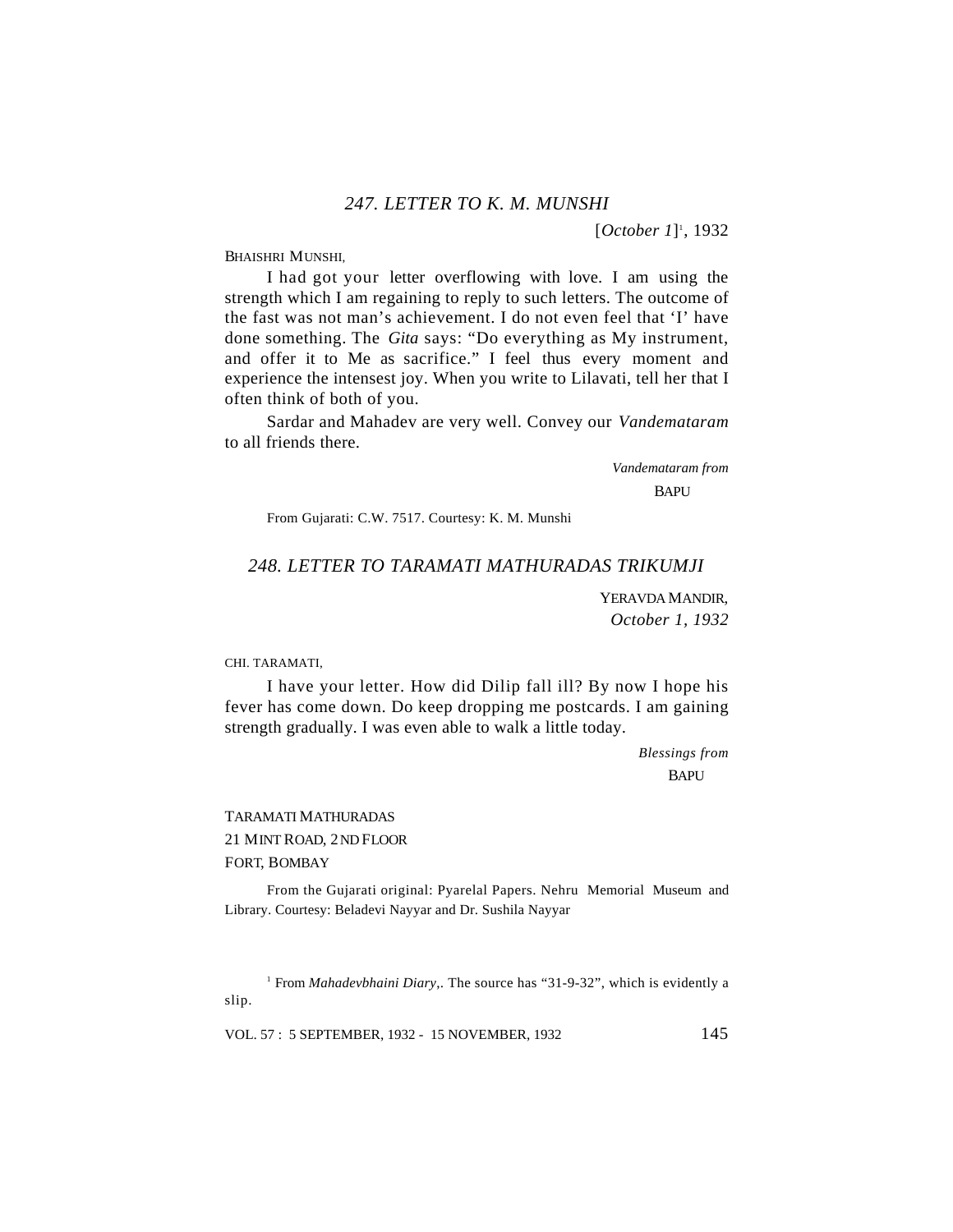## *247. LETTER TO K. M. MUNSHI*

[*October 1*][1], 1932

BHAISHRI MUNSHI,

I had got your letter overflowing with love. I am using the strength which I am regaining to reply to such letters. The outcome of the fast was not man's achievement. I do not even feel that 'I' have done something. The *Gita* says: "Do everything as My instrument, and offer it to Me as sacrifice." I feel thus every moment and experience the intensest joy. When you write to Lilavati, tell her that I often think of both of you.

Sardar and Mahadev are very well. Convey our *Vandemataram* to all friends there.

*Vandemataram from*

BAPU

From Gujarati: C.W. 7517. Courtesy: K. M. Munshi

## *248. LETTER TO TARAMATI MATHURADAS TRIKUMJI*

YERAVDA MANDIR,
*October 1, 1932*

CHI. TARAMATI,

I have your letter. How did Dilip fall ill? By now I hope his fever has come down. Do keep dropping me postcards. I am gaining strength gradually. I was even able to walk a little today.

*Blessings from*

BAPU

TARAMATI MATHURADAS
21 MINT ROAD, 2ND FLOOR
FORT, BOMBAY

From the Gujarati original: Pyarelal Papers. Nehru Memorial Museum and Library. Courtesy: Beladevi Nayyar and Dr. Sushila Nayyar

[1] From *Mahadevbhaini Diary*,. The source has "31-9-32", which is evidently a slip.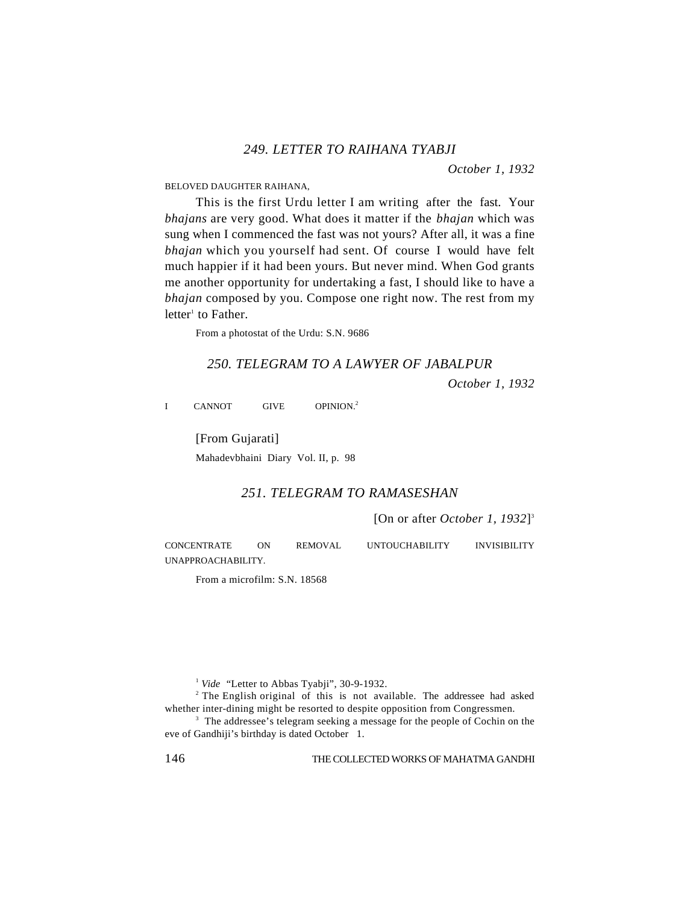### *249. LETTER TO RAIHANA TYABJI*

*October 1, 1932*

BELOVED DAUGHTER RAIHANA,

This is the first Urdu letter I am writing after the fast. Your *bhajans* are very good. What does it matter if the *bhajan* which was sung when I commenced the fast was not yours? After all, it was a fine *bhajan* which you yourself had sent. Of course I would have felt much happier if it had been yours. But never mind. When God grants me another opportunity for undertaking a fast, I should like to have a *bhajan* composed by you. Compose one right now. The rest from my letter[1] to Father.

From a photostat of the Urdu: S.N. 9686

### *250. TELEGRAM TO A LAWYER OF JABALPUR*

*October 1, 1932*

I CANNOT GIVE OPINION.[2]

[From Gujarati]

Mahadevbhaini Diary Vol. II, p. 98

### *251. TELEGRAM TO RAMASESHAN*

[On or after *October 1, 1932*][3]

CONCENTRATE ON REMOVAL UNTOUCHABILITY INVISIBILITY UNAPPROACHABILITY.

From a microfilm: S.N. 18568

---

[1] *Vide* "Letter to Abbas Tyabji", 30-9-1932.

[2] The English original of this is not available. The addressee had asked whether inter-dining might be resorted to despite opposition from Congressmen.

[3] The addressee's telegram seeking a message for the people of Cochin on the eve of Gandhiji's birthday is dated October 1.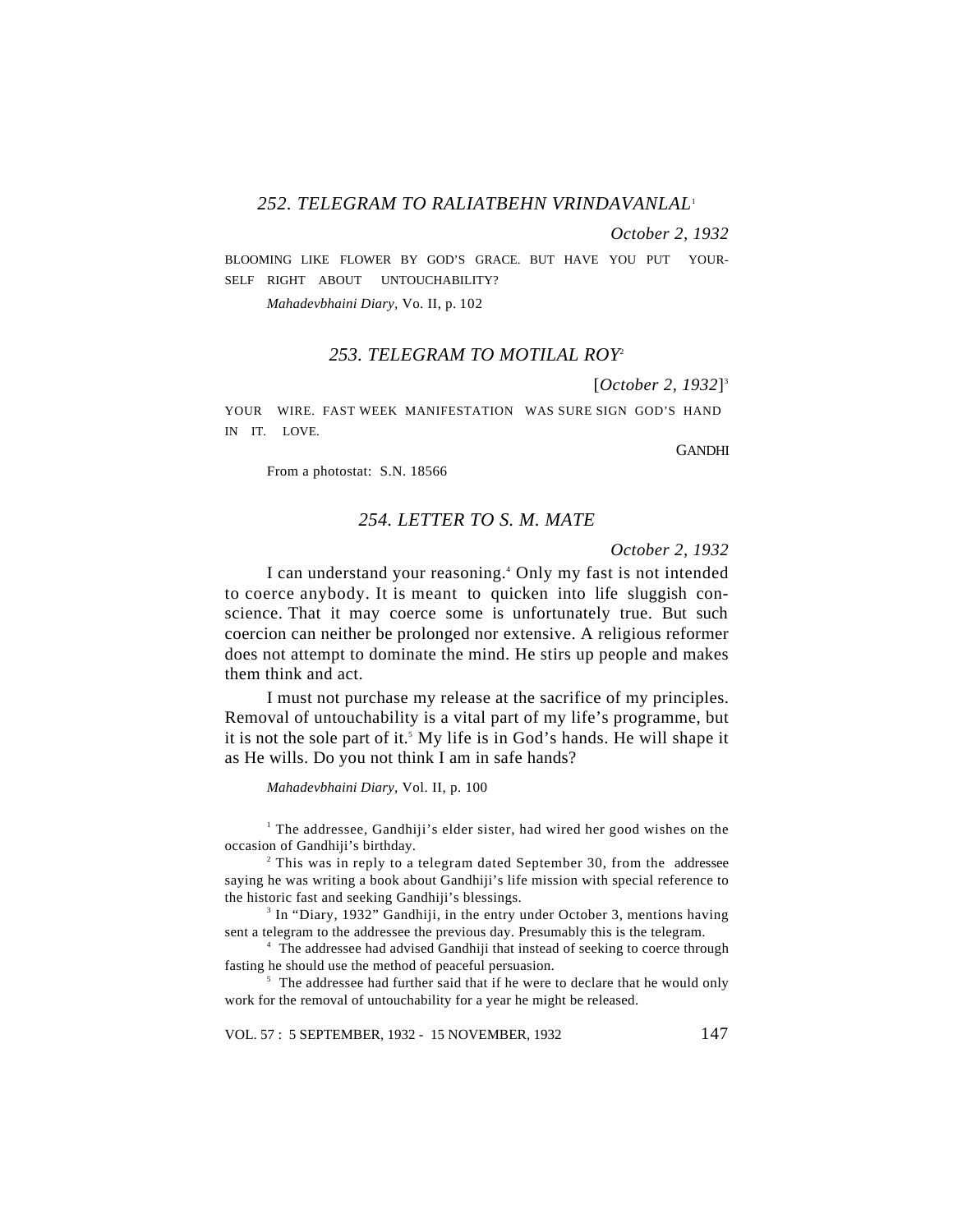### *252. TELEGRAM TO RALIATBEHN VRINDAVANLAL*[1]

*October 2, 1932*

BLOOMING LIKE FLOWER BY GOD'S GRACE. BUT HAVE YOU PUT YOURSELF RIGHT ABOUT UNTOUCHABILITY?

*Mahadevbhaini Diary*, Vo. II, p. 102

### *253. TELEGRAM TO MOTILAL ROY*[2]

[*October 2, 1932*][3]

YOUR WIRE. FAST WEEK MANIFESTATION WAS SURE SIGN GOD'S HAND IN IT. LOVE.

GANDHI

From a photostat: S.N. 18566

### *254. LETTER TO S. M. MATE*

*October 2, 1932*

I can understand your reasoning.[4] Only my fast is not intended to coerce anybody. It is meant to quicken into life sluggish conscience. That it may coerce some is unfortunately true. But such coercion can neither be prolonged nor extensive. A religious reformer does not attempt to dominate the mind. He stirs up people and makes them think and act.

I must not purchase my release at the sacrifice of my principles. Removal of untouchability is a vital part of my life's programme, but it is not the sole part of it.[5] My life is in God's hands. He will shape it as He wills. Do you not think I am in safe hands?

*Mahadevbhaini Diary*, Vol. II, p. 100

---

[1] The addressee, Gandhiji's elder sister, had wired her good wishes on the occasion of Gandhiji's birthday.

[2] This was in reply to a telegram dated September 30, from the addressee saying he was writing a book about Gandhiji's life mission with special reference to the historic fast and seeking Gandhiji's blessings.

[3] In "Diary, 1932" Gandhiji, in the entry under October 3, mentions having sent a telegram to the addressee the previous day. Presumably this is the telegram.

[4] The addressee had advised Gandhiji that instead of seeking to coerce through fasting he should use the method of peaceful persuasion.

[5] The addressee had further said that if he were to declare that he would only work for the removal of untouchability for a year he might be released.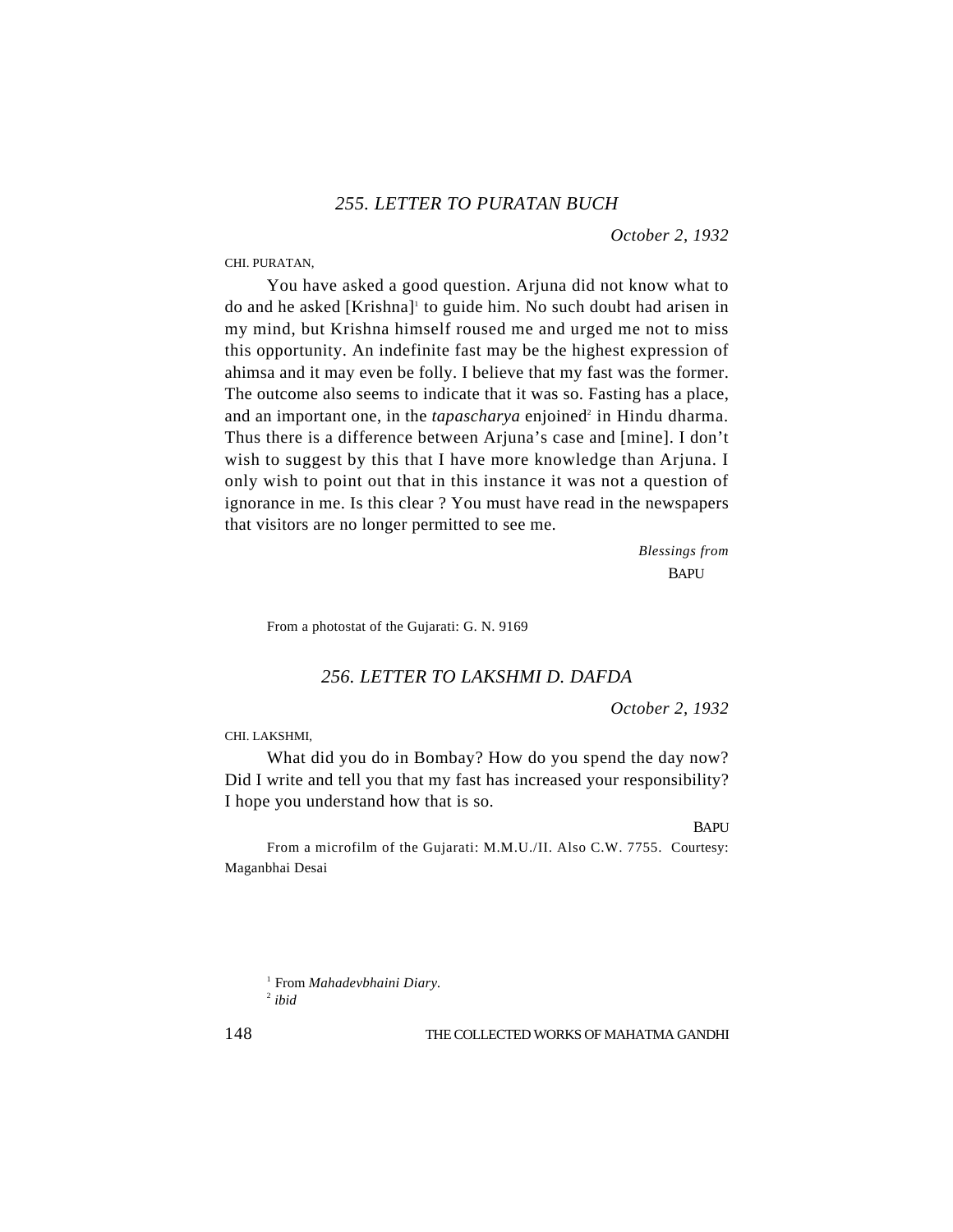## *255. LETTER TO PURATAN BUCH*

*October 2, 1932*

CHI. PURATAN,

You have asked a good question. Arjuna did not know what to do and he asked [Krishna][1] to guide him. No such doubt had arisen in my mind, but Krishna himself roused me and urged me not to miss this opportunity. An indefinite fast may be the highest expression of ahimsa and it may even be folly. I believe that my fast was the former. The outcome also seems to indicate that it was so. Fasting has a place, and an important one, in the *tapascharya* enjoined[2] in Hindu dharma. Thus there is a difference between Arjuna's case and [mine]. I don't wish to suggest by this that I have more knowledge than Arjuna. I only wish to point out that in this instance it was not a question of ignorance in me. Is this clear ? You must have read in the newspapers that visitors are no longer permitted to see me.

*Blessings from*
BAPU

From a photostat of the Gujarati: G. N. 9169

## *256. LETTER TO LAKSHMI D. DAFDA*

*October 2, 1932*

CHI. LAKSHMI,

What did you do in Bombay? How do you spend the day now? Did I write and tell you that my fast has increased your responsibility? I hope you understand how that is so.

BAPU

From a microfilm of the Gujarati: M.M.U./II. Also C.W. 7755. Courtesy: Maganbhai Desai

[1] From *Mahadevbhaini Diary.*
[2] *ibid*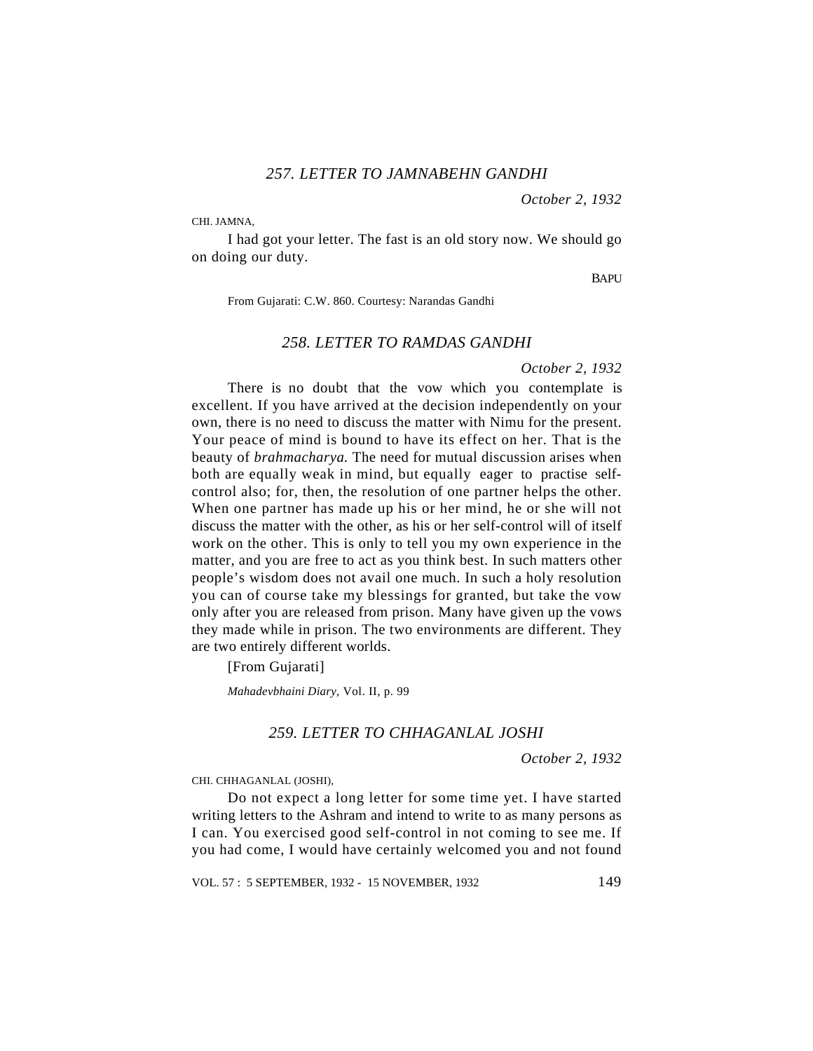## 257. LETTER TO JAMNABEHN GANDHI

*October 2, 1932*

CHI. JAMNA,

I had got your letter. The fast is an old story now. We should go on doing our duty.

BAPU

From Gujarati: C.W. 860. Courtesy: Narandas Gandhi

## 258. LETTER TO RAMDAS GANDHI

*October 2, 1932*

There is no doubt that the vow which you contemplate is excellent. If you have arrived at the decision independently on your own, there is no need to discuss the matter with Nimu for the present. Your peace of mind is bound to have its effect on her. That is the beauty of *brahmacharya.* The need for mutual discussion arises when both are equally weak in mind, but equally eager to practise self-control also; for, then, the resolution of one partner helps the other. When one partner has made up his or her mind, he or she will not discuss the matter with the other, as his or her self-control will of itself work on the other. This is only to tell you my own experience in the matter, and you are free to act as you think best. In such matters other people's wisdom does not avail one much. In such a holy resolution you can of course take my blessings for granted, but take the vow only after you are released from prison. Many have given up the vows they made while in prison. The two environments are different. They are two entirely different worlds.

[From Gujarati]

*Mahadevbhaini Diary,* Vol. II, p. 99

## 259. LETTER TO CHHAGANLAL JOSHI

*October 2, 1932*

CHI. CHHAGANLAL (JOSHI),

Do not expect a long letter for some time yet. I have started writing letters to the Ashram and intend to write to as many persons as I can. You exercised good self-control in not coming to see me. If you had come, I would have certainly welcomed you and not found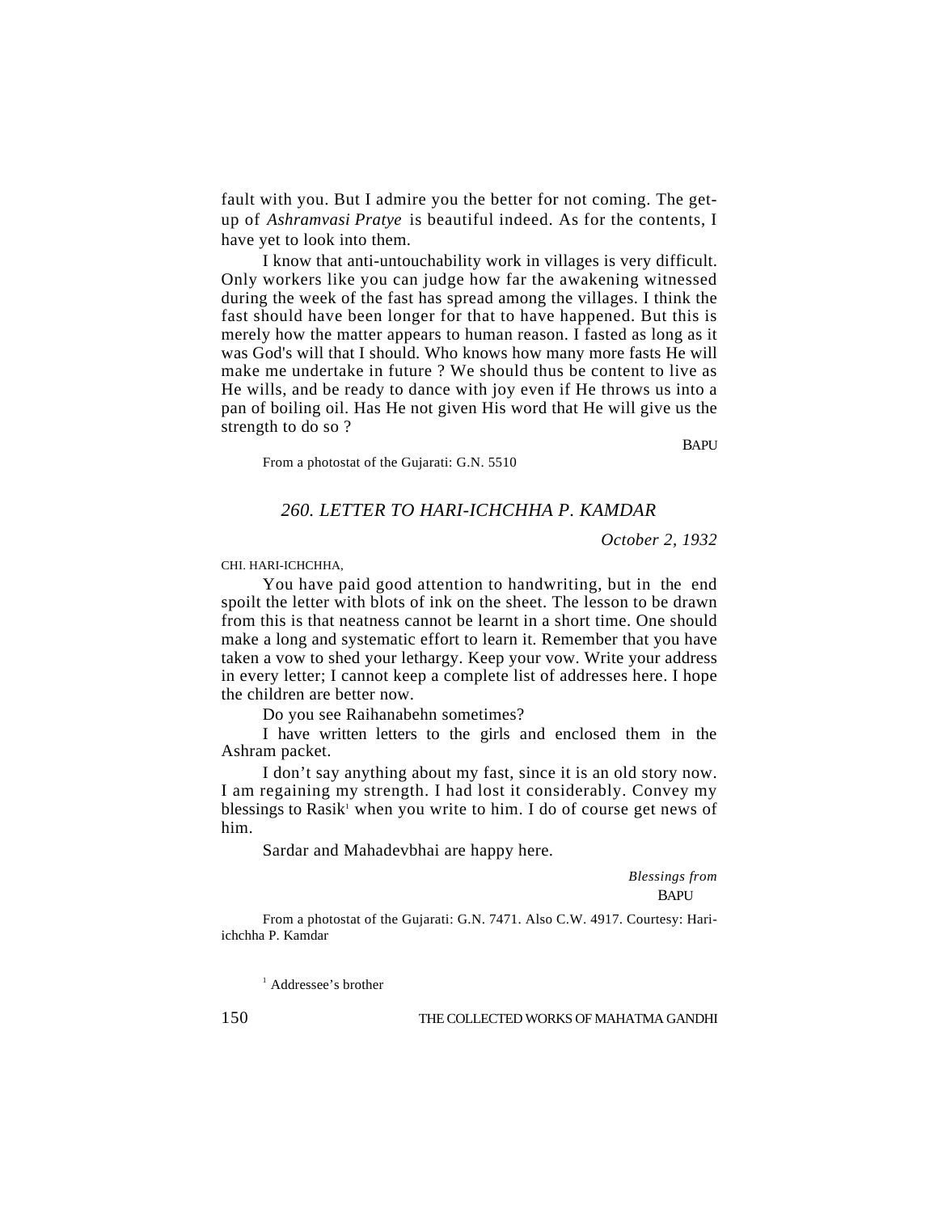fault with you. But I admire you the better for not coming. The get-up of *Ashramvasi Pratye* is beautiful indeed. As for the contents, I have yet to look into them.

I know that anti-untouchability work in villages is very difficult. Only workers like you can judge how far the awakening witnessed during the week of the fast has spread among the villages. I think the fast should have been longer for that to have happened. But this is merely how the matter appears to human reason. I fasted as long as it was God's will that I should. Who knows how many more fasts He will make me undertake in future ? We should thus be content to live as He wills, and be ready to dance with joy even if He throws us into a pan of boiling oil. Has He not given His word that He will give us the strength to do so ?

BAPU

From a photostat of the Gujarati: G.N. 5510

## *260. LETTER TO HARI-ICHCHHA P. KAMDAR*

*October 2, 1932*

CHI. HARI-ICHCHHA,

You have paid good attention to handwriting, but in the end spoilt the letter with blots of ink on the sheet. The lesson to be drawn from this is that neatness cannot be learnt in a short time. One should make a long and systematic effort to learn it. Remember that you have taken a vow to shed your lethargy. Keep your vow. Write your address in every letter; I cannot keep a complete list of addresses here. I hope the children are better now.

Do you see Raihanabehn sometimes?

I have written letters to the girls and enclosed them in the Ashram packet.

I don't say anything about my fast, since it is an old story now. I am regaining my strength. I had lost it considerably. Convey my blessings to Rasik[1] when you write to him. I do of course get news of him.

Sardar and Mahadevbhai are happy here.

*Blessings from*
BAPU

From a photostat of the Gujarati: G.N. 7471. Also C.W. 4917. Courtesy: Hari-ichchha P. Kamdar

[1] Addressee's brother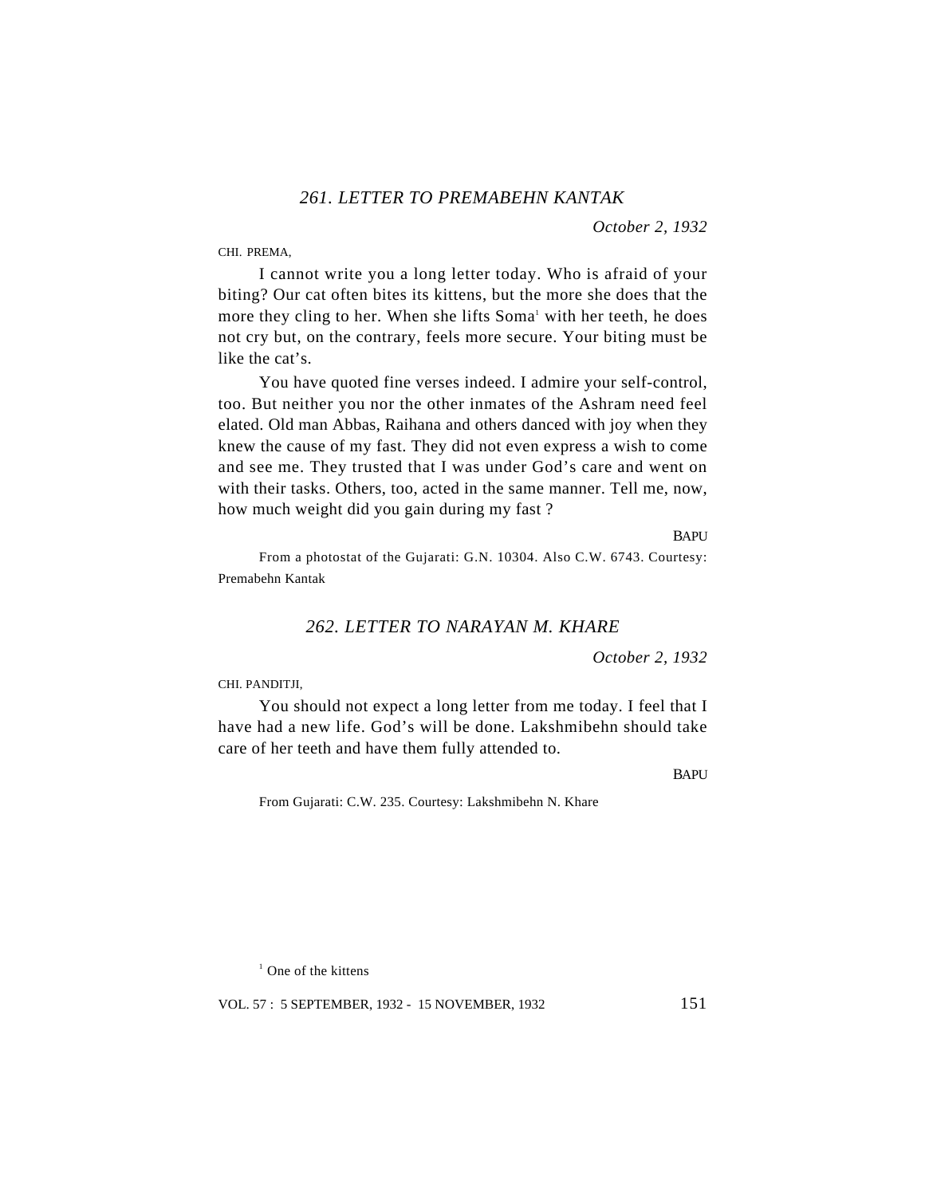## *261. LETTER TO PREMABEHN KANTAK*

*October 2, 1932*

CHI. PREMA,

I cannot write you a long letter today. Who is afraid of your biting? Our cat often bites its kittens, but the more she does that the more they cling to her. When she lifts Soma[1] with her teeth, he does not cry but, on the contrary, feels more secure. Your biting must be like the cat's.

You have quoted fine verses indeed. I admire your self-control, too. But neither you nor the other inmates of the Ashram need feel elated. Old man Abbas, Raihana and others danced with joy when they knew the cause of my fast. They did not even express a wish to come and see me. They trusted that I was under God's care and went on with their tasks. Others, too, acted in the same manner. Tell me, now, how much weight did you gain during my fast ?

BAPU

From a photostat of the Gujarati: G.N. 10304. Also C.W. 6743. Courtesy: Premabehn Kantak

## *262. LETTER TO NARAYAN M. KHARE*

*October 2, 1932*

CHI. PANDITJI,

You should not expect a long letter from me today. I feel that I have had a new life. God's will be done. Lakshmibehn should take care of her teeth and have them fully attended to.

BAPU

From Gujarati: C.W. 235. Courtesy: Lakshmibehn N. Khare

[1] One of the kittens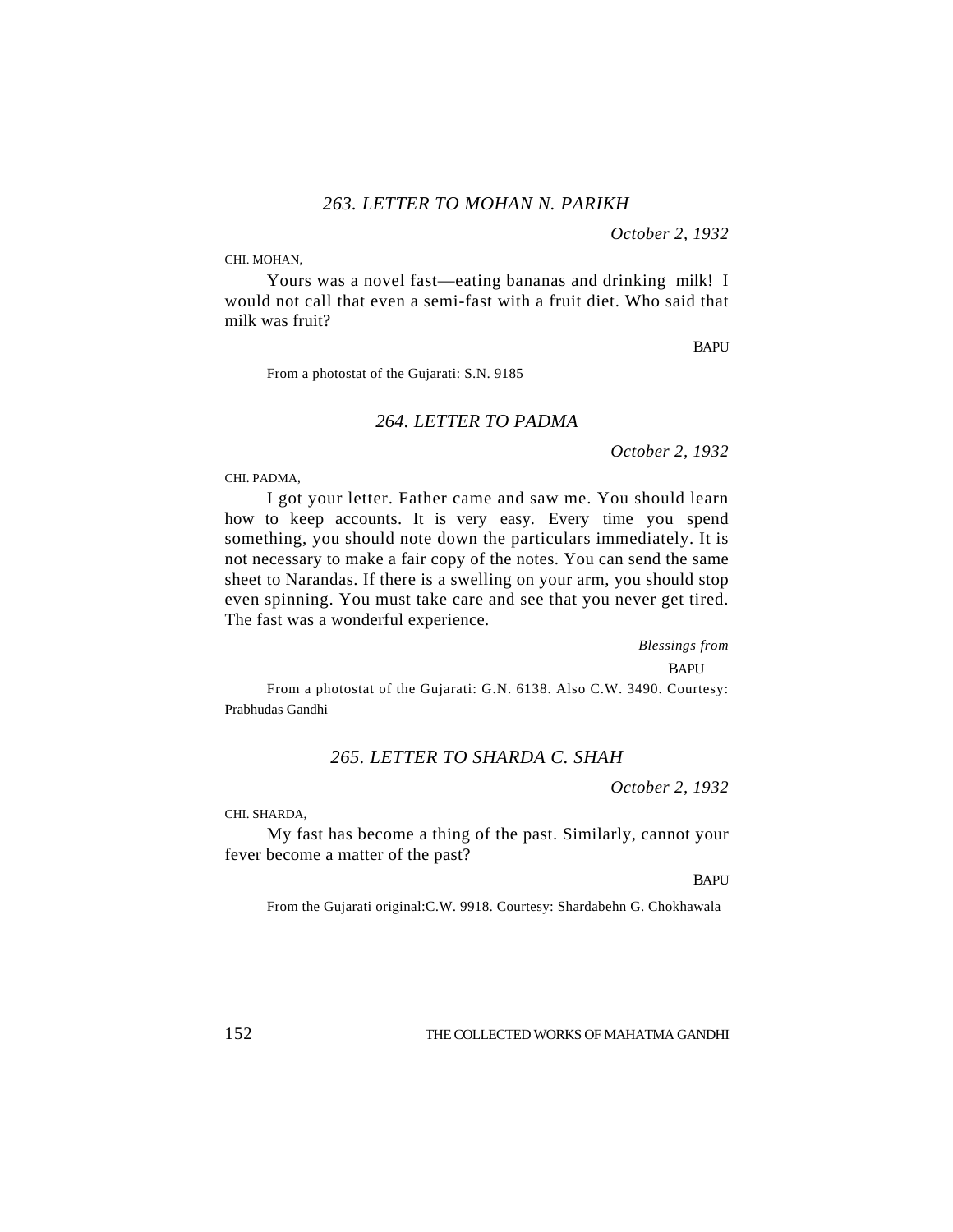### *263. LETTER TO MOHAN N. PARIKH*

*October 2, 1932*

CHI. MOHAN,

Yours was a novel fast—eating bananas and drinking milk! I would not call that even a semi-fast with a fruit diet. Who said that milk was fruit?

BAPU

From a photostat of the Gujarati: S.N. 9185

### *264. LETTER TO PADMA*

*October 2, 1932*

CHI. PADMA,

I got your letter. Father came and saw me. You should learn how to keep accounts. It is very easy. Every time you spend something, you should note down the particulars immediately. It is not necessary to make a fair copy of the notes. You can send the same sheet to Narandas. If there is a swelling on your arm, you should stop even spinning. You must take care and see that you never get tired. The fast was a wonderful experience.

*Blessings from*

BAPU

From a photostat of the Gujarati: G.N. 6138. Also C.W. 3490. Courtesy: Prabhudas Gandhi

### *265. LETTER TO SHARDA C. SHAH*

*October 2, 1932*

CHI. SHARDA,

My fast has become a thing of the past. Similarly, cannot your fever become a matter of the past?

BAPU

From the Gujarati original:C.W. 9918. Courtesy: Shardabehn G. Chokhawala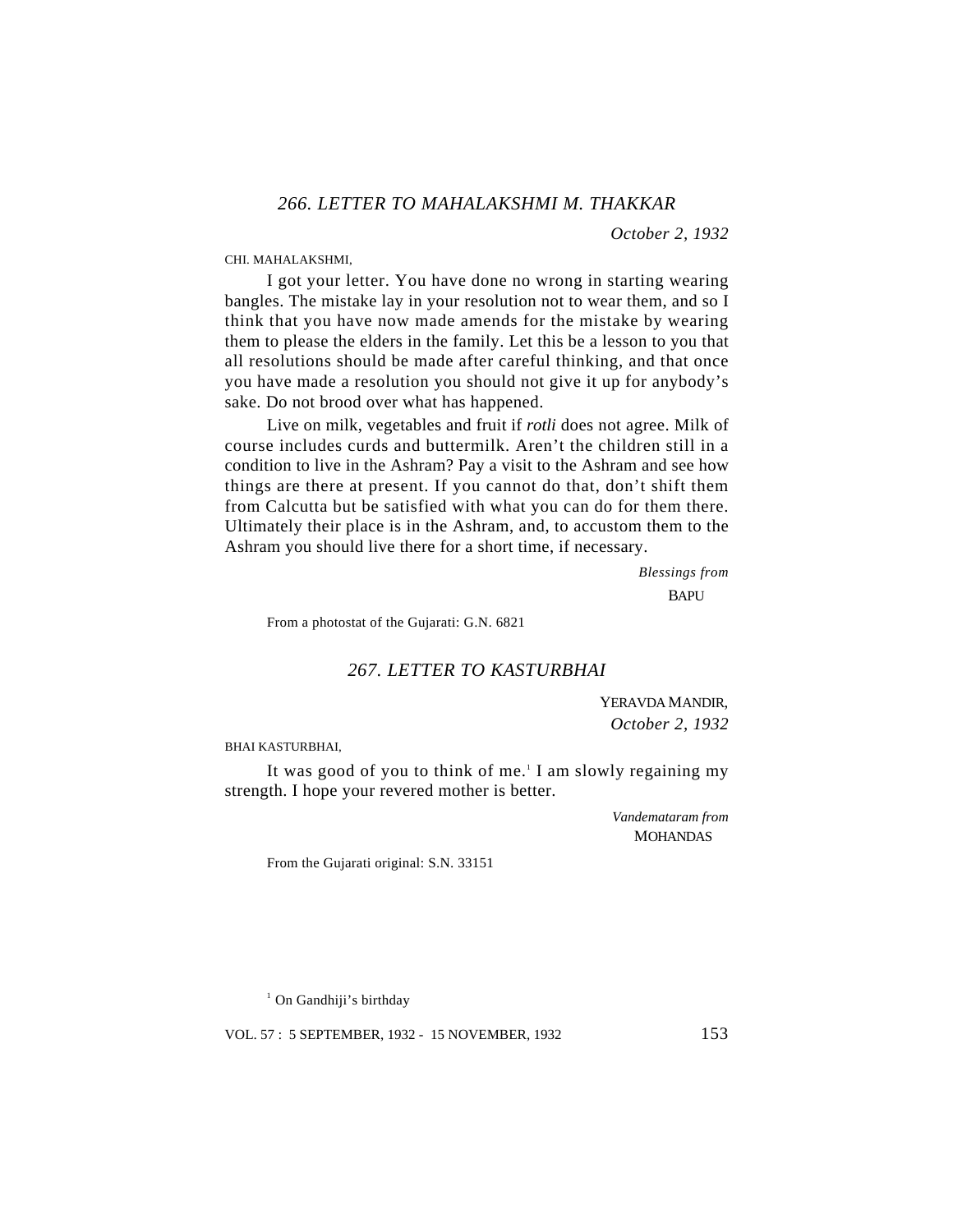### *266. LETTER TO MAHALAKSHMI M. THAKKAR*

*October 2, 1932*

CHI. MAHALAKSHMI,

I got your letter. You have done no wrong in starting wearing bangles. The mistake lay in your resolution not to wear them, and so I think that you have now made amends for the mistake by wearing them to please the elders in the family. Let this be a lesson to you that all resolutions should be made after careful thinking, and that once you have made a resolution you should not give it up for anybody's sake. Do not brood over what has happened.

Live on milk, vegetables and fruit if *rotli* does not agree. Milk of course includes curds and buttermilk. Aren't the children still in a condition to live in the Ashram? Pay a visit to the Ashram and see how things are there at present. If you cannot do that, don't shift them from Calcutta but be satisfied with what you can do for them there. Ultimately their place is in the Ashram, and, to accustom them to the Ashram you should live there for a short time, if necessary.

*Blessings from*
BAPU

From a photostat of the Gujarati: G.N. 6821

### *267. LETTER TO KASTURBHAI*

YERAVDA MANDIR,
*October 2, 1932*

BHAI KASTURBHAI,

It was good of you to think of me.[1] I am slowly regaining my strength. I hope your revered mother is better.

*Vandemataram from*
MOHANDAS

From the Gujarati original: S.N. 33151

[1] On Gandhiji's birthday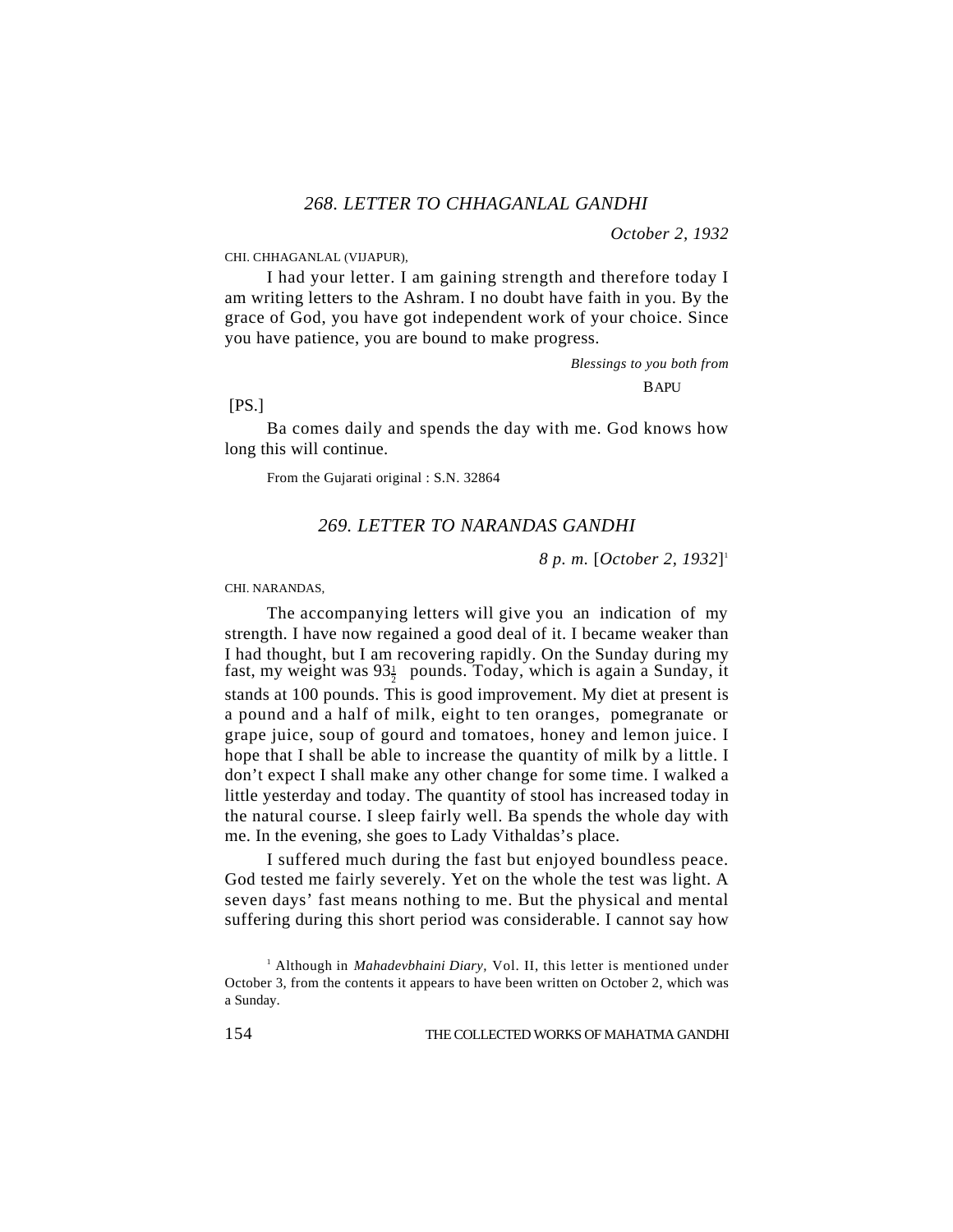## *268. LETTER TO CHHAGANLAL GANDHI*

*October 2, 1932*

CHI. CHHAGANLAL (VIJAPUR),

I had your letter. I am gaining strength and therefore today I am writing letters to the Ashram. I no doubt have faith in you. By the grace of God, you have got independent work of your choice. Since you have patience, you are bound to make progress.

*Blessings to you both from*

BAPU

[PS.]

Ba comes daily and spends the day with me. God knows how long this will continue.

From the Gujarati original : S.N. 32864

## *269. LETTER TO NARANDAS GANDHI*

*8 p. m.* [*October 2, 1932*][1]

CHI. NARANDAS,

The accompanying letters will give you an indication of my strength. I have now regained a good deal of it. I became weaker than I had thought, but I am recovering rapidly. On the Sunday during my fast, my weight was 93½ pounds. Today, which is again a Sunday, it stands at 100 pounds. This is good improvement. My diet at present is a pound and a half of milk, eight to ten oranges, pomegranate or grape juice, soup of gourd and tomatoes, honey and lemon juice. I hope that I shall be able to increase the quantity of milk by a little. I don't expect I shall make any other change for some time. I walked a little yesterday and today. The quantity of stool has increased today in the natural course. I sleep fairly well. Ba spends the whole day with me. In the evening, she goes to Lady Vithaldas's place.

I suffered much during the fast but enjoyed boundless peace. God tested me fairly severely. Yet on the whole the test was light. A seven days' fast means nothing to me. But the physical and mental suffering during this short period was considerable. I cannot say how

[1] Although in *Mahadevbhaini Diary*, Vol. II, this letter is mentioned under October 3, from the contents it appears to have been written on October 2, which was a Sunday.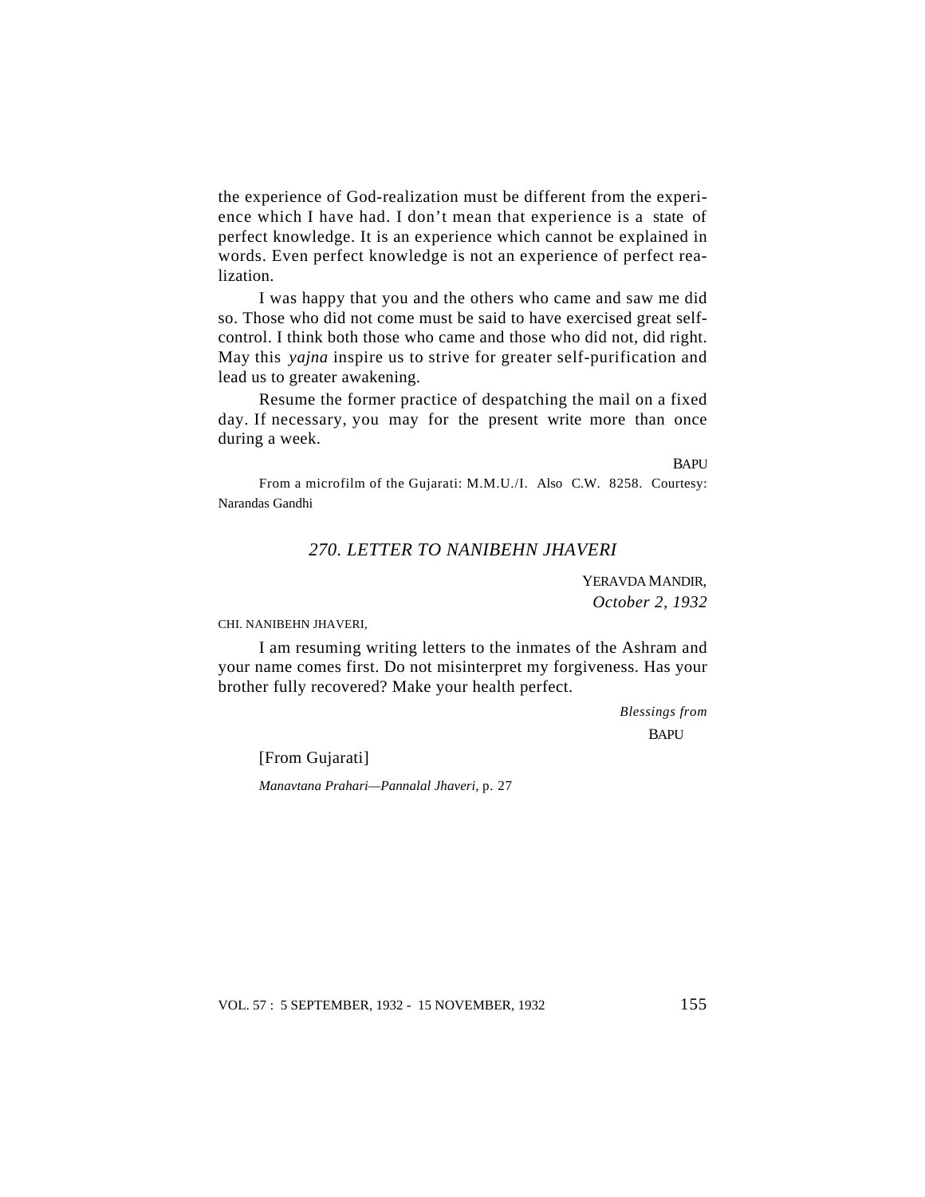the experience of God-realization must be different from the experience which I have had. I don't mean that experience is a state of perfect knowledge. It is an experience which cannot be explained in words. Even perfect knowledge is not an experience of perfect realization.

I was happy that you and the others who came and saw me did so. Those who did not come must be said to have exercised great self-control. I think both those who came and those who did not, did right. May this *yajna* inspire us to strive for greater self-purification and lead us to greater awakening.

Resume the former practice of despatching the mail on a fixed day. If necessary, you may for the present write more than once during a week.

BAPU

From a microfilm of the Gujarati: M.M.U./I. Also C.W. 8258. Courtesy: Narandas Gandhi

### *270. LETTER TO NANIBEHN JHAVERI*

YERAVDA MANDIR,
*October 2, 1932*

CHI. NANIBEHN JHAVERI,

I am resuming writing letters to the inmates of the Ashram and your name comes first. Do not misinterpret my forgiveness. Has your brother fully recovered? Make your health perfect.

*Blessings from*
BAPU

[From Gujarati]

*Manavtana Prahari—Pannalal Jhaveri*, p. 27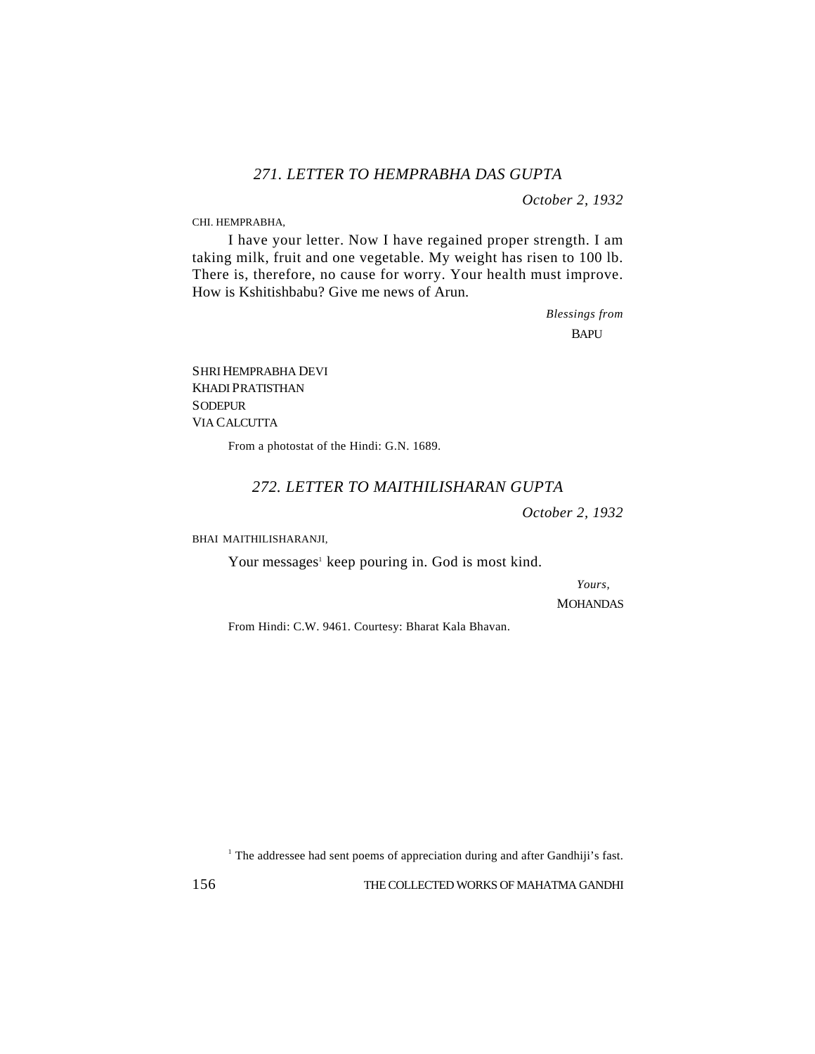### *271. LETTER TO HEMPRABHA DAS GUPTA*

*October 2, 1932*

CHI. HEMPRABHA,

I have your letter. Now I have regained proper strength. I am taking milk, fruit and one vegetable. My weight has risen to 100 lb. There is, therefore, no cause for worry. Your health must improve. How is Kshitishbabu? Give me news of Arun.

*Blessings from*

BAPU

SHRI HEMPRABHA DEVI
KHADI PRATISTHAN
SODEPUR
VIA CALCUTTA

From a photostat of the Hindi: G.N. 1689.

### *272. LETTER TO MAITHILISHARAN GUPTA*

*October 2, 1932*

BHAI MAITHILISHARANJI,

Your messages[1] keep pouring in. God is most kind.

*Yours,*

MOHANDAS

From Hindi: C.W. 9461. Courtesy: Bharat Kala Bhavan.

[1] The addressee had sent poems of appreciation during and after Gandhiji's fast.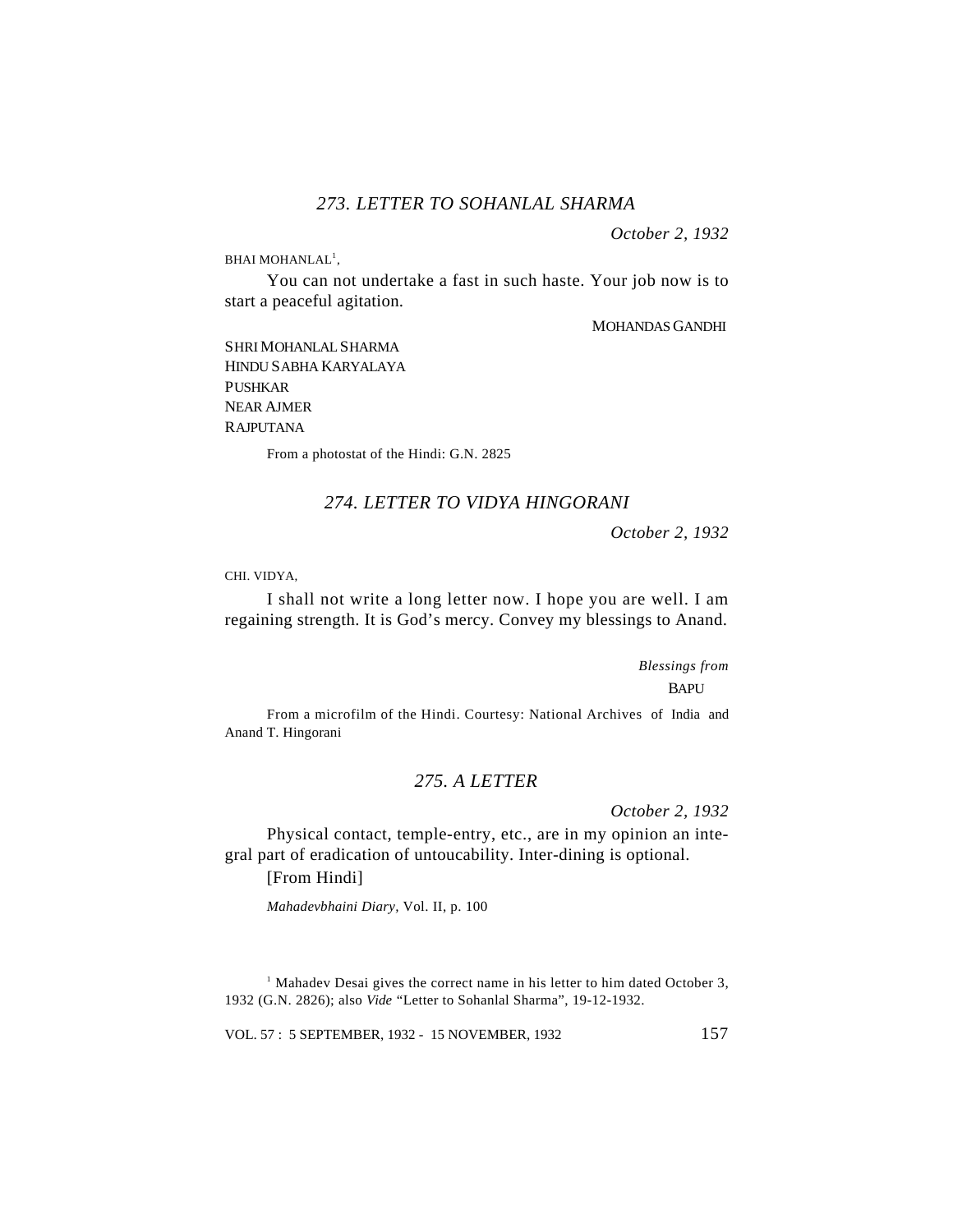## *273. LETTER TO SOHANLAL SHARMA*

*October 2, 1932*

BHAI MOHANLAL[1],

You can not undertake a fast in such haste. Your job now is to start a peaceful agitation.

MOHANDAS GANDHI

SHRI MOHANLAL SHARMA
HINDU SABHA KARYALAYA
PUSHKAR
NEAR AJMER
RAJPUTANA

From a photostat of the Hindi: G.N. 2825

## *274. LETTER TO VIDYA HINGORANI*

*October 2, 1932*

CHI. VIDYA,

I shall not write a long letter now. I hope you are well. I am regaining strength. It is God's mercy. Convey my blessings to Anand.

*Blessings from*
BAPU

From a microfilm of the Hindi. Courtesy: National Archives of India and Anand T. Hingorani

## *275. A LETTER*

*October 2, 1932*

Physical contact, temple-entry, etc., are in my opinion an integral part of eradication of untoucability. Inter-dining is optional.

[From Hindi]

*Mahadevbhaini Diary*, Vol. II, p. 100

---

[1] Mahadev Desai gives the correct name in his letter to him dated October 3, 1932 (G.N. 2826); also *Vide* "Letter to Sohanlal Sharma", 19-12-1932.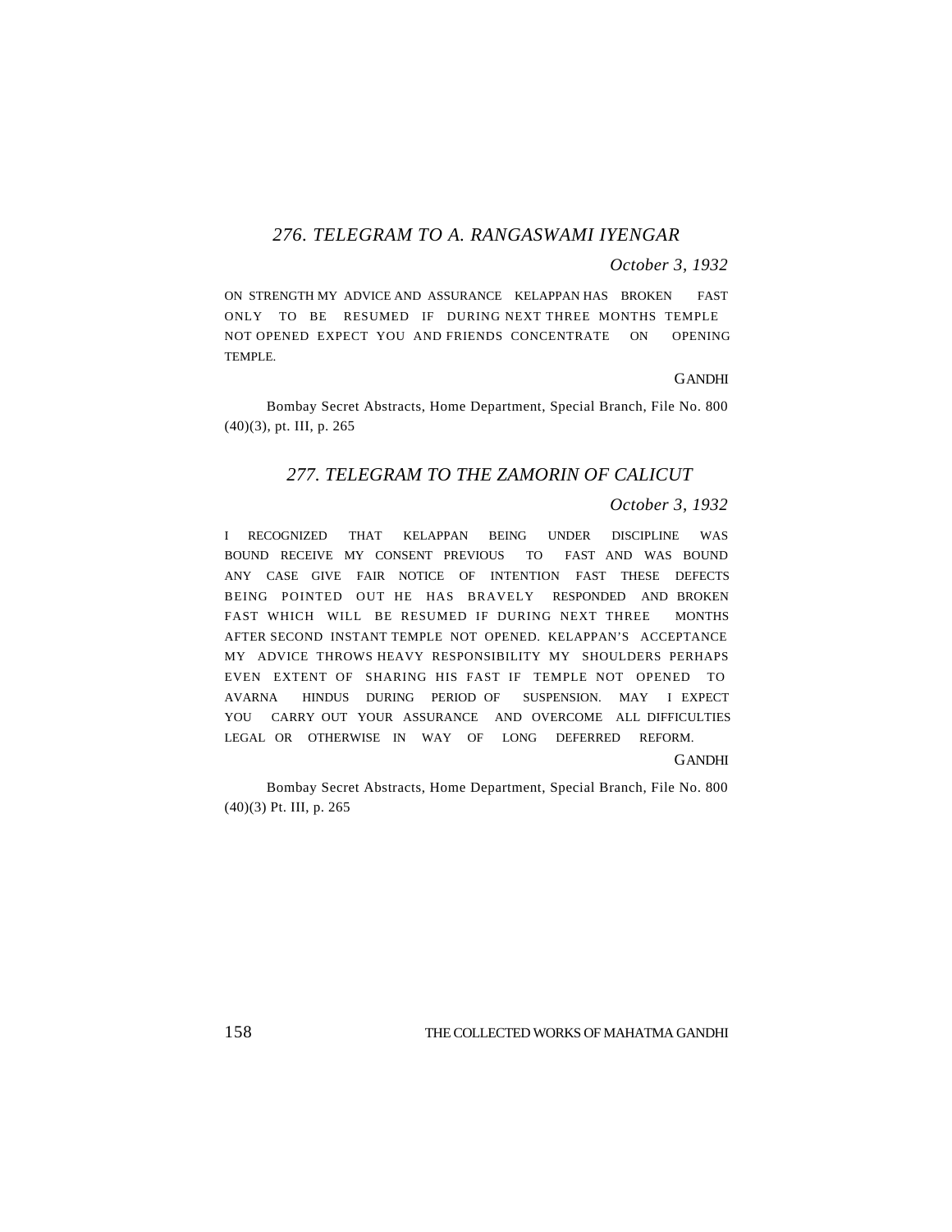### *276. TELEGRAM TO A. RANGASWAMI IYENGAR*

*October 3, 1932*

ON STRENGTH MY ADVICE AND ASSURANCE KELAPPAN HAS BROKEN FAST ONLY TO BE RESUMED IF DURING NEXT THREE MONTHS TEMPLE NOT OPENED EXPECT YOU AND FRIENDS CONCENTRATE ON OPENING TEMPLE.

GANDHI

Bombay Secret Abstracts, Home Department, Special Branch, File No. 800 (40)(3), pt. III, p. 265

### *277. TELEGRAM TO THE ZAMORIN OF CALICUT*

*October 3, 1932*

I RECOGNIZED THAT KELAPPAN BEING UNDER DISCIPLINE WAS BOUND RECEIVE MY CONSENT PREVIOUS TO FAST AND WAS BOUND ANY CASE GIVE FAIR NOTICE OF INTENTION FAST THESE DEFECTS BEING POINTED OUT HE HAS BRAVELY RESPONDED AND BROKEN FAST WHICH WILL BE RESUMED IF DURING NEXT THREE MONTHS AFTER SECOND INSTANT TEMPLE NOT OPENED. KELAPPAN'S ACCEPTANCE MY ADVICE THROWS HEAVY RESPONSIBILITY MY SHOULDERS PERHAPS EVEN EXTENT OF SHARING HIS FAST IF TEMPLE NOT OPENED TO AVARNA HINDUS DURING PERIOD OF SUSPENSION. MAY I EXPECT YOU CARRY OUT YOUR ASSURANCE AND OVERCOME ALL DIFFICULTIES LEGAL OR OTHERWISE IN WAY OF LONG DEFERRED REFORM.

GANDHI

Bombay Secret Abstracts, Home Department, Special Branch, File No. 800 (40)(3) Pt. III, p. 265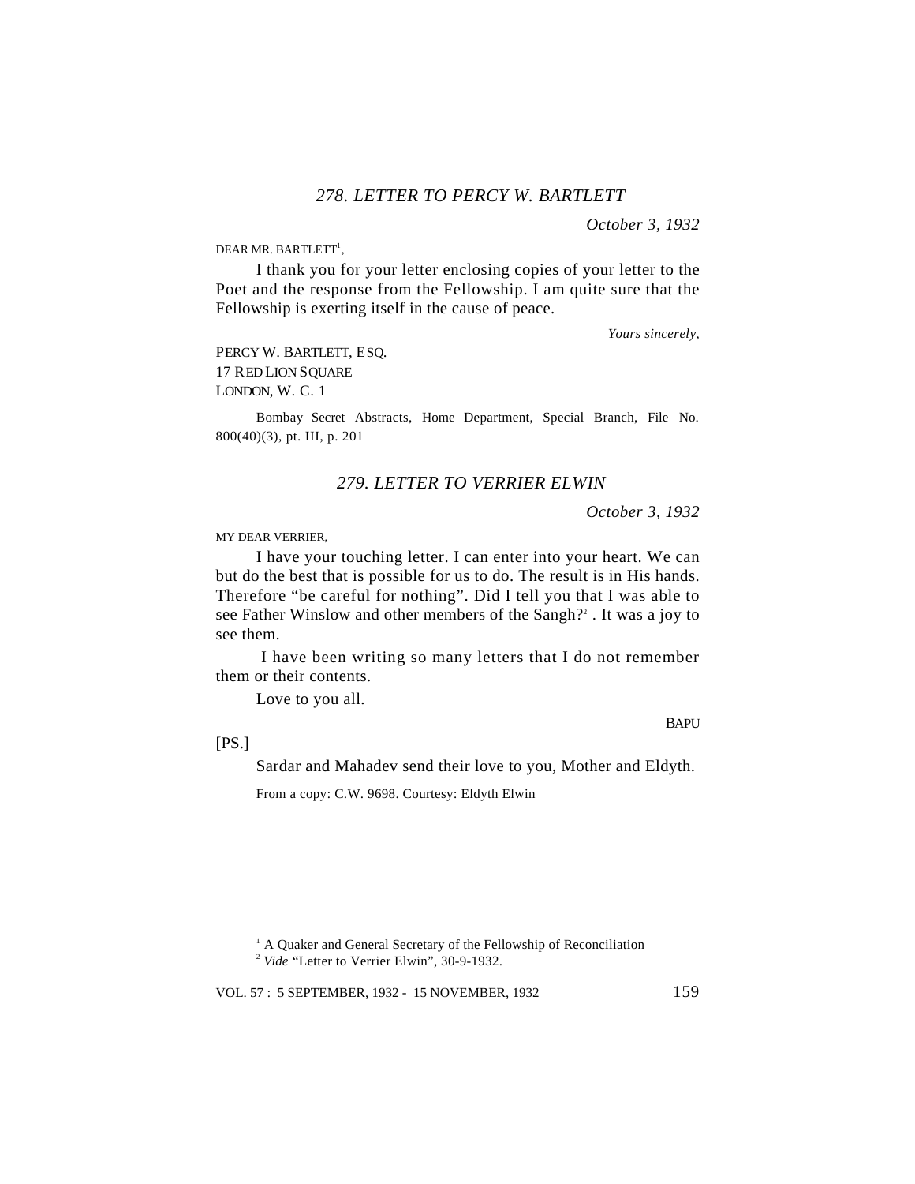### *278. LETTER TO PERCY W. BARTLETT*

*October 3, 1932*

DEAR MR. BARTLETT[1],

I thank you for your letter enclosing copies of your letter to the Poet and the response from the Fellowship. I am quite sure that the Fellowship is exerting itself in the cause of peace.

*Yours sincerely,*

PERCY W. BARTLETT, ESQ.
17 RED LION SQUARE
LONDON, W. C. 1

Bombay Secret Abstracts, Home Department, Special Branch, File No. 800(40)(3), pt. III, p. 201

### *279. LETTER TO VERRIER ELWIN*

*October 3, 1932*

MY DEAR VERRIER,

I have your touching letter. I can enter into your heart. We can but do the best that is possible for us to do. The result is in His hands. Therefore "be careful for nothing". Did I tell you that I was able to see Father Winslow and other members of the Sangh?[2] . It was a joy to see them.

I have been writing so many letters that I do not remember them or their contents.

Love to you all.

BAPU

[PS.]

Sardar and Mahadev send their love to you, Mother and Eldyth.

From a copy: C.W. 9698. Courtesy: Eldyth Elwin

[1] A Quaker and General Secretary of the Fellowship of Reconciliation

[2] *Vide* "Letter to Verrier Elwin", 30-9-1932.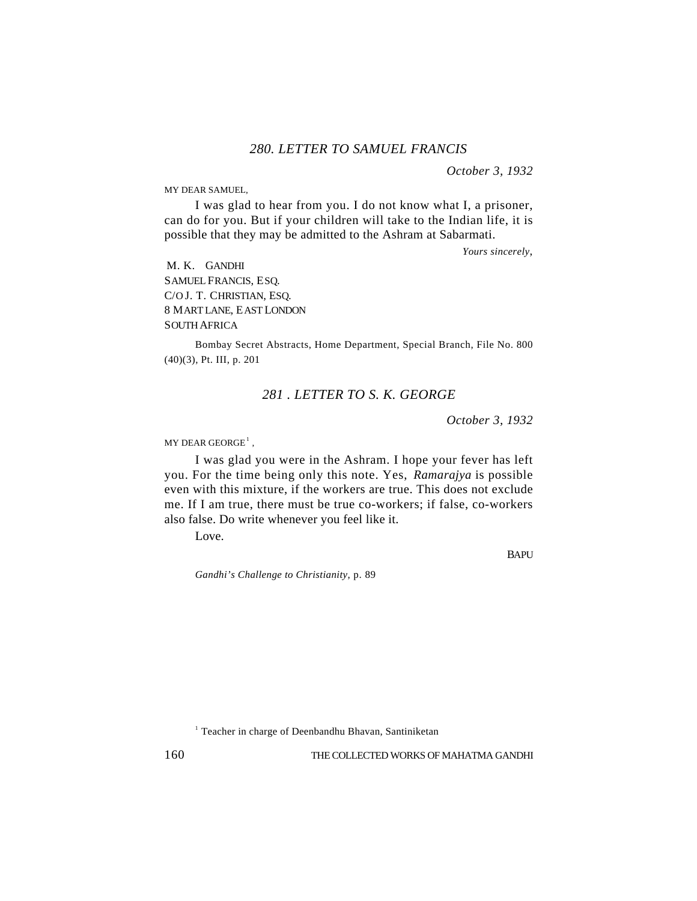## *280. LETTER TO SAMUEL FRANCIS*

*October 3, 1932*

MY DEAR SAMUEL,

I was glad to hear from you. I do not know what I, a prisoner, can do for you. But if your children will take to the Indian life, it is possible that they may be admitted to the Ashram at Sabarmati.

*Yours sincerely,*

M. K. GANDHI

SAMUEL FRANCIS, ESQ.
C/O J. T. CHRISTIAN, ESQ.
8 MART LANE, EAST LONDON
SOUTH AFRICA

Bombay Secret Abstracts, Home Department, Special Branch, File No. 800 (40)(3), Pt. III, p. 201

## *281 . LETTER TO S. K. GEORGE*

*October 3, 1932*

MY DEAR GEORGE[1],

I was glad you were in the Ashram. I hope your fever has left you. For the time being only this note. Yes, *Ramarajya* is possible even with this mixture, if the workers are true. This does not exclude me. If I am true, there must be true co-workers; if false, co-workers also false. Do write whenever you feel like it.

Love.

BAPU

*Gandhi's Challenge to Christianity*, p. 89

[1] Teacher in charge of Deenbandhu Bhavan, Santiniketan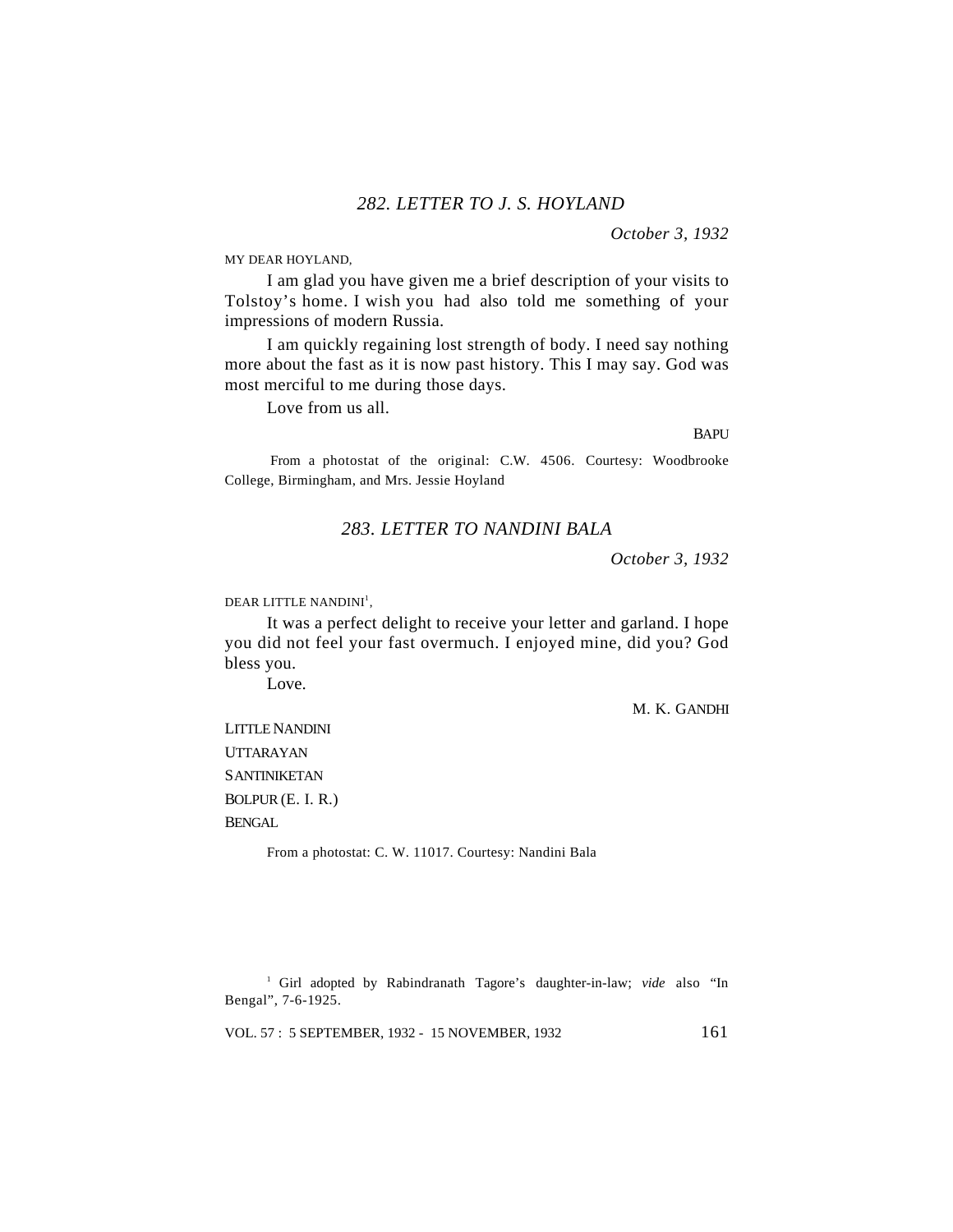## *282. LETTER TO J. S. HOYLAND*

*October 3, 1932*

MY DEAR HOYLAND,

I am glad you have given me a brief description of your visits to Tolstoy's home. I wish you had also told me something of your impressions of modern Russia.

I am quickly regaining lost strength of body. I need say nothing more about the fast as it is now past history. This I may say. God was most merciful to me during those days.

Love from us all.

BAPU

From a photostat of the original: C.W. 4506. Courtesy: Woodbrooke College, Birmingham, and Mrs. Jessie Hoyland

## *283. LETTER TO NANDINI BALA*

*October 3, 1932*

DEAR LITTLE NANDINI[1],

It was a perfect delight to receive your letter and garland. I hope you did not feel your fast overmuch. I enjoyed mine, did you? God bless you.

Love.

M. K. GANDHI

LITTLE NANDINI
UTTARAYAN
SANTINIKETAN
BOLPUR (E. I. R.)
BENGAL

From a photostat: C. W. 11017. Courtesy: Nandini Bala

[1] Girl adopted by Rabindranath Tagore's daughter-in-law; *vide* also "In Bengal", 7-6-1925.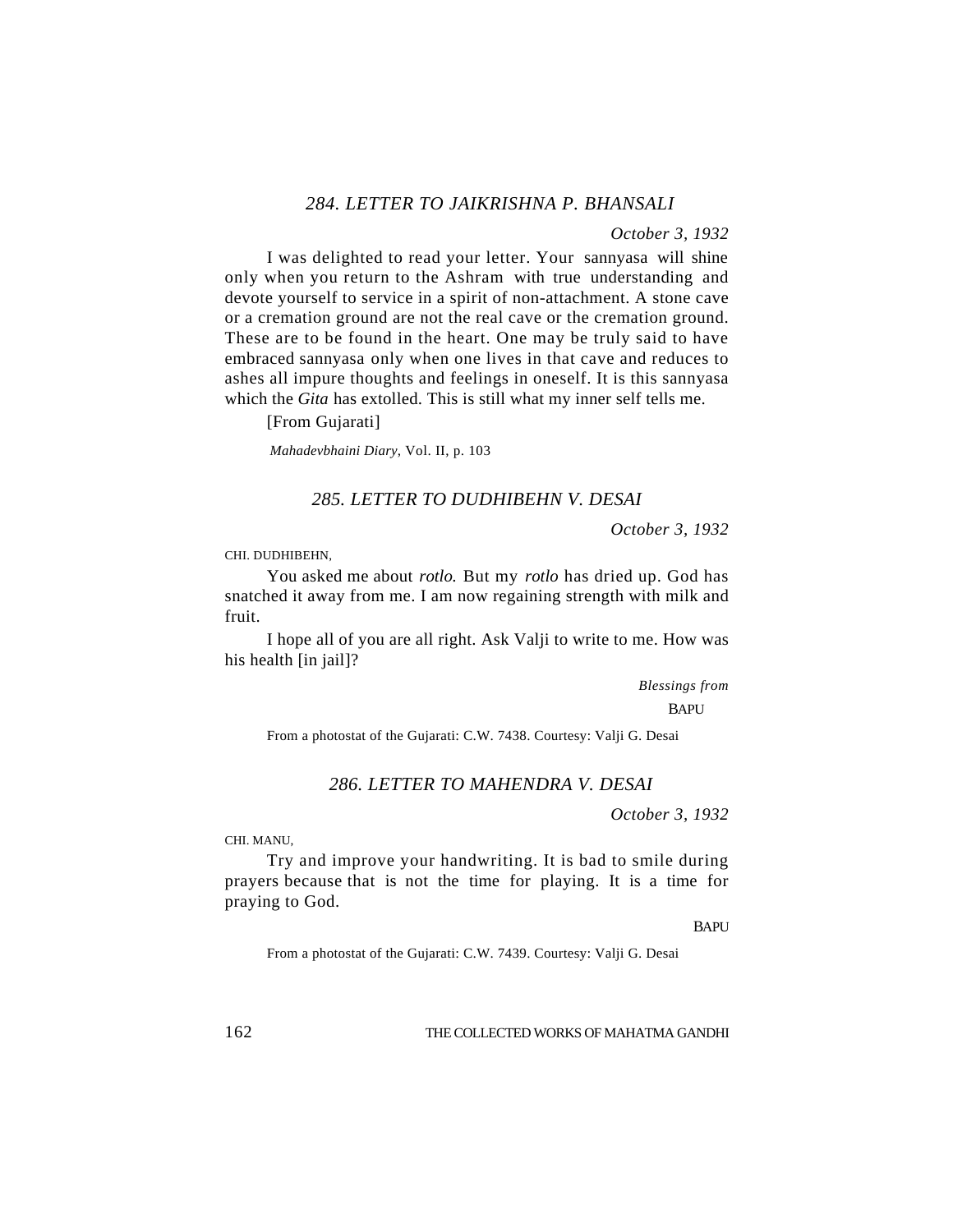### *284. LETTER TO JAIKRISHNA P. BHANSALI*

*October 3, 1932*

I was delighted to read your letter. Your sannyasa will shine only when you return to the Ashram with true understanding and devote yourself to service in a spirit of non-attachment. A stone cave or a cremation ground are not the real cave or the cremation ground. These are to be found in the heart. One may be truly said to have embraced sannyasa only when one lives in that cave and reduces to ashes all impure thoughts and feelings in oneself. It is this sannyasa which the *Gita* has extolled. This is still what my inner self tells me.

[From Gujarati]

*Mahadevbhaini Diary*, Vol. II, p. 103

### *285. LETTER TO DUDHIBEHN V. DESAI*

*October 3, 1932*

CHI. DUDHIBEHN,

You asked me about *rotlo.* But my *rotlo* has dried up. God has snatched it away from me. I am now regaining strength with milk and fruit.

I hope all of you are all right. Ask Valji to write to me. How was his health [in jail]?

*Blessings from*

BAPU

From a photostat of the Gujarati: C.W. 7438. Courtesy: Valji G. Desai

### *286. LETTER TO MAHENDRA V. DESAI*

*October 3, 1932*

CHI. MANU,

Try and improve your handwriting. It is bad to smile during prayers because that is not the time for playing. It is a time for praying to God.

BAPU

From a photostat of the Gujarati: C.W. 7439. Courtesy: Valji G. Desai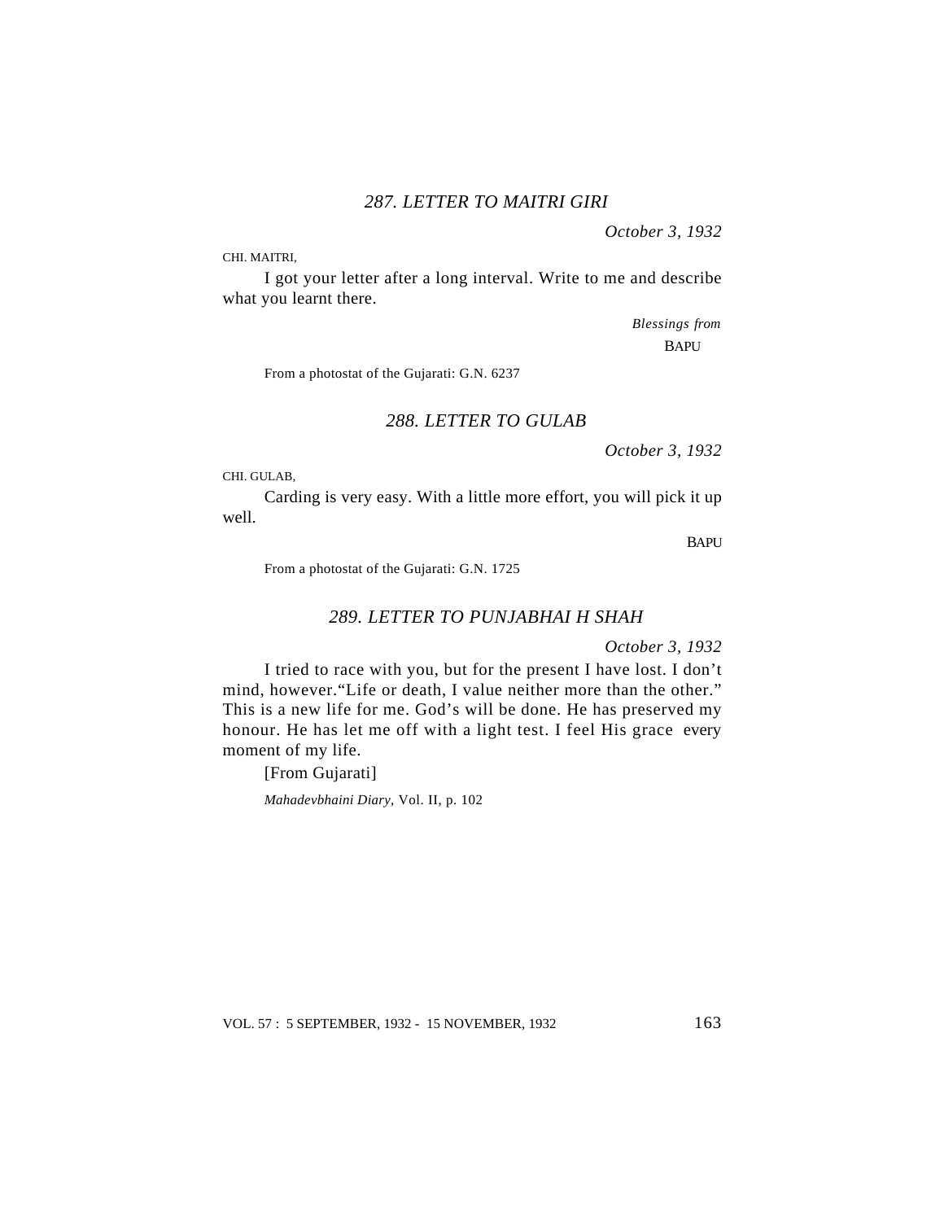## *287. LETTER TO MAITRI GIRI*

*October 3, 1932*

CHI. MAITRI,

I got your letter after a long interval. Write to me and describe what you learnt there.

*Blessings from*
BAPU

From a photostat of the Gujarati: G.N. 6237

## *288. LETTER TO GULAB*

*October 3, 1932*

CHI. GULAB,

Carding is very easy. With a little more effort, you will pick it up well.

BAPU

From a photostat of the Gujarati: G.N. 1725

## *289. LETTER TO PUNJABHAI H SHAH*

*October 3, 1932*

I tried to race with you, but for the present I have lost. I don't mind, however."Life or death, I value neither more than the other." This is a new life for me. God's will be done. He has preserved my honour. He has let me off with a light test. I feel His grace every moment of my life.

[From Gujarati]

*Mahadevbhaini Diary*, Vol. II, p. 102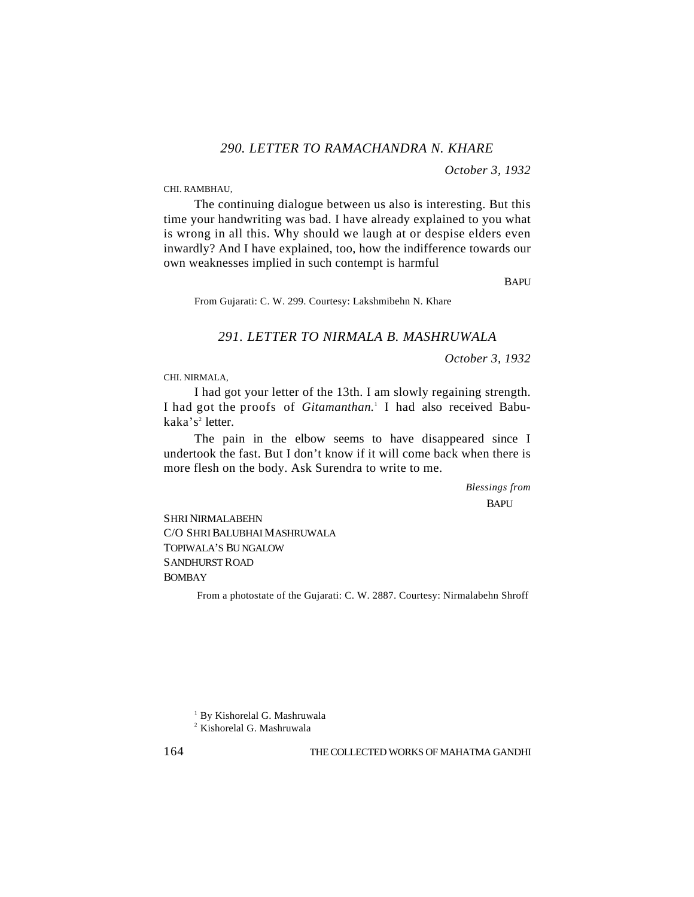## *290. LETTER TO RAMACHANDRA N. KHARE*

*October 3, 1932*

CHI. RAMBHAU,

The continuing dialogue between us also is interesting. But this time your handwriting was bad. I have already explained to you what is wrong in all this. Why should we laugh at or despise elders even inwardly? And I have explained, too, how the indifference towards our own weaknesses implied in such contempt is harmful

BAPU

From Gujarati: C. W. 299. Courtesy: Lakshmibehn N. Khare

## *291. LETTER TO NIRMALA B. MASHRUWALA*

*October 3, 1932*

CHI. NIRMALA,

I had got your letter of the 13th. I am slowly regaining strength. I had got the proofs of *Gitamanthan.*[1] I had also received Babukaka's[2] letter.

The pain in the elbow seems to have disappeared since I undertook the fast. But I don't know if it will come back when there is more flesh on the body. Ask Surendra to write to me.

*Blessings from*

BAPU

SHRI NIRMALABEHN
C/O SHRI BALUBHAI MASHRUWALA
TOPIWALA'S BUNGALOW
SANDHURST ROAD
BOMBAY

From a photostate of the Gujarati: C. W. 2887. Courtesy: Nirmalabehn Shroff

[1] By Kishorelal G. Mashruwala
[2] Kishorelal G. Mashruwala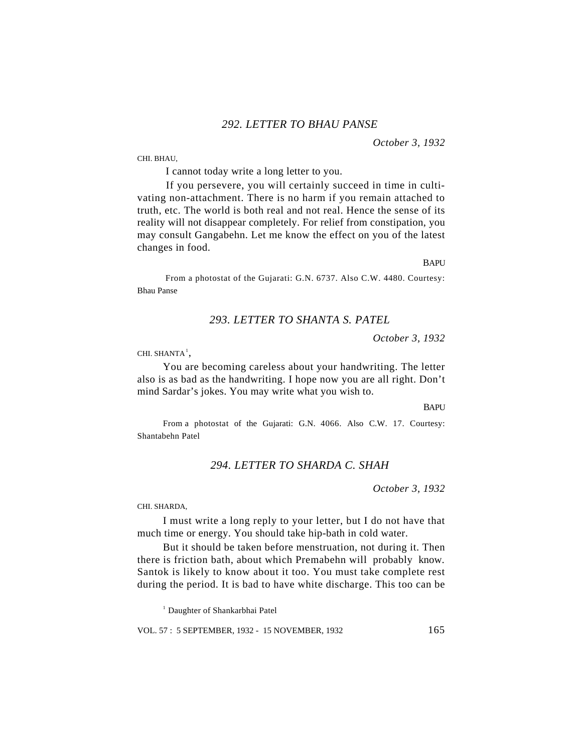## *292. LETTER TO BHAU PANSE*

*October 3, 1932*

CHI. BHAU,

I cannot today write a long letter to you.

If you persevere, you will certainly succeed in time in cultivating non-attachment. There is no harm if you remain attached to truth, etc. The world is both real and not real. Hence the sense of its reality will not disappear completely. For relief from constipation, you may consult Gangabehn. Let me know the effect on you of the latest changes in food.

BAPU

From a photostat of the Gujarati: G.N. 6737. Also C.W. 4480. Courtesy: Bhau Panse

## *293. LETTER TO SHANTA S. PATEL*

*October 3, 1932*

CHI. SHANTA[1],

You are becoming careless about your handwriting. The letter also is as bad as the handwriting. I hope now you are all right. Don't mind Sardar's jokes. You may write what you wish to.

BAPU

From a photostat of the Gujarati: G.N. 4066. Also C.W. 17. Courtesy: Shantabehn Patel

## *294. LETTER TO SHARDA C. SHAH*

*October 3, 1932*

CHI. SHARDA,

I must write a long reply to your letter, but I do not have that much time or energy. You should take hip-bath in cold water.

But it should be taken before menstruation, not during it. Then there is friction bath, about which Premabehn will probably know. Santok is likely to know about it too. You must take complete rest during the period. It is bad to have white discharge. This too can be

[1] Daughter of Shankarbhai Patel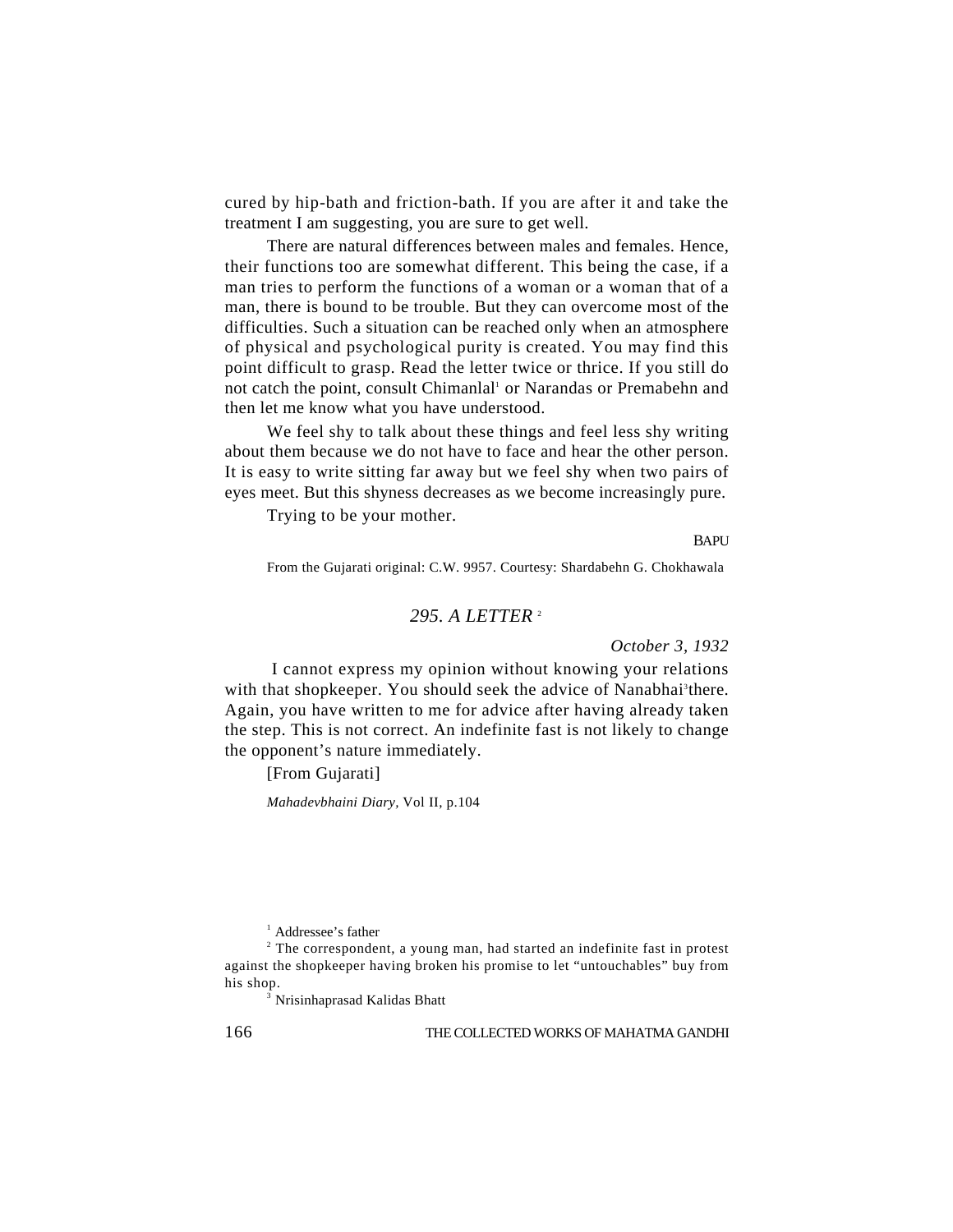cured by hip-bath and friction-bath. If you are after it and take the treatment I am suggesting, you are sure to get well.

There are natural differences between males and females. Hence, their functions too are somewhat different. This being the case, if a man tries to perform the functions of a woman or a woman that of a man, there is bound to be trouble. But they can overcome most of the difficulties. Such a situation can be reached only when an atmosphere of physical and psychological purity is created. You may find this point difficult to grasp. Read the letter twice or thrice. If you still do not catch the point, consult Chimanlal[1] or Narandas or Premabehn and then let me know what you have understood.

We feel shy to talk about these things and feel less shy writing about them because we do not have to face and hear the other person. It is easy to write sitting far away but we feel shy when two pairs of eyes meet. But this shyness decreases as we become increasingly pure.

Trying to be your mother.

BAPU

From the Gujarati original: C.W. 9957. Courtesy: Shardabehn G. Chokhawala

## *295. A LETTER* [2]

*October 3, 1932*

I cannot express my opinion without knowing your relations with that shopkeeper. You should seek the advice of Nanabhai[3] there. Again, you have written to me for advice after having already taken the step. This is not correct. An indefinite fast is not likely to change the opponent's nature immediately.

[From Gujarati]

*Mahadevbhaini Diary*, Vol II, p.104

[1] Addressee's father

[2] The correspondent, a young man, had started an indefinite fast in protest against the shopkeeper having broken his promise to let "untouchables" buy from his shop.

[3] Nrisinhaprasad Kalidas Bhatt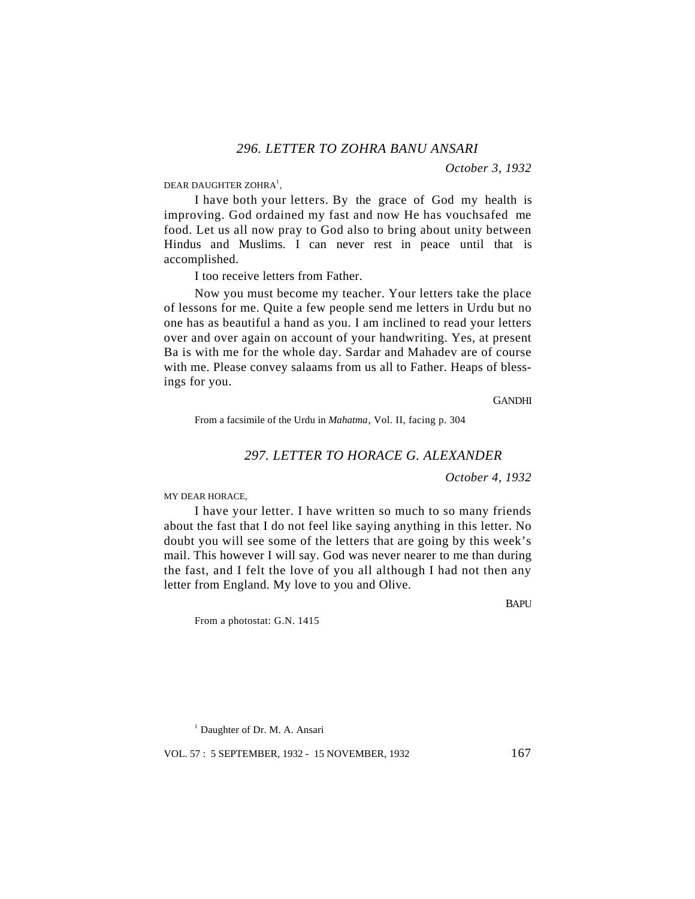## *296. LETTER TO ZOHRA BANU ANSARI*

*October 3, 1932*

DEAR DAUGHTER ZOHRA[1],

I have both your letters. By the grace of God my health is improving. God ordained my fast and now He has vouchsafed me food. Let us all now pray to God also to bring about unity between Hindus and Muslims. I can never rest in peace until that is accomplished.

I too receive letters from Father.

Now you must become my teacher. Your letters take the place of lessons for me. Quite a few people send me letters in Urdu but no one has as beautiful a hand as you. I am inclined to read your letters over and over again on account of your handwriting. Yes, at present Ba is with me for the whole day. Sardar and Mahadev are of course with me. Please convey salaams from us all to Father. Heaps of blessings for you.

GANDHI

From a facsimile of the Urdu in *Mahatma*, Vol. II, facing p. 304

## *297. LETTER TO HORACE G. ALEXANDER*

*October 4, 1932*

MY DEAR HORACE,

I have your letter. I have written so much to so many friends about the fast that I do not feel like saying anything in this letter. No doubt you will see some of the letters that are going by this week's mail. This however I will say. God was never nearer to me than during the fast, and I felt the love of you all although I had not then any letter from England. My love to you and Olive.

BAPU

From a photostat: G.N. 1415

[1] Daughter of Dr. M. A. Ansari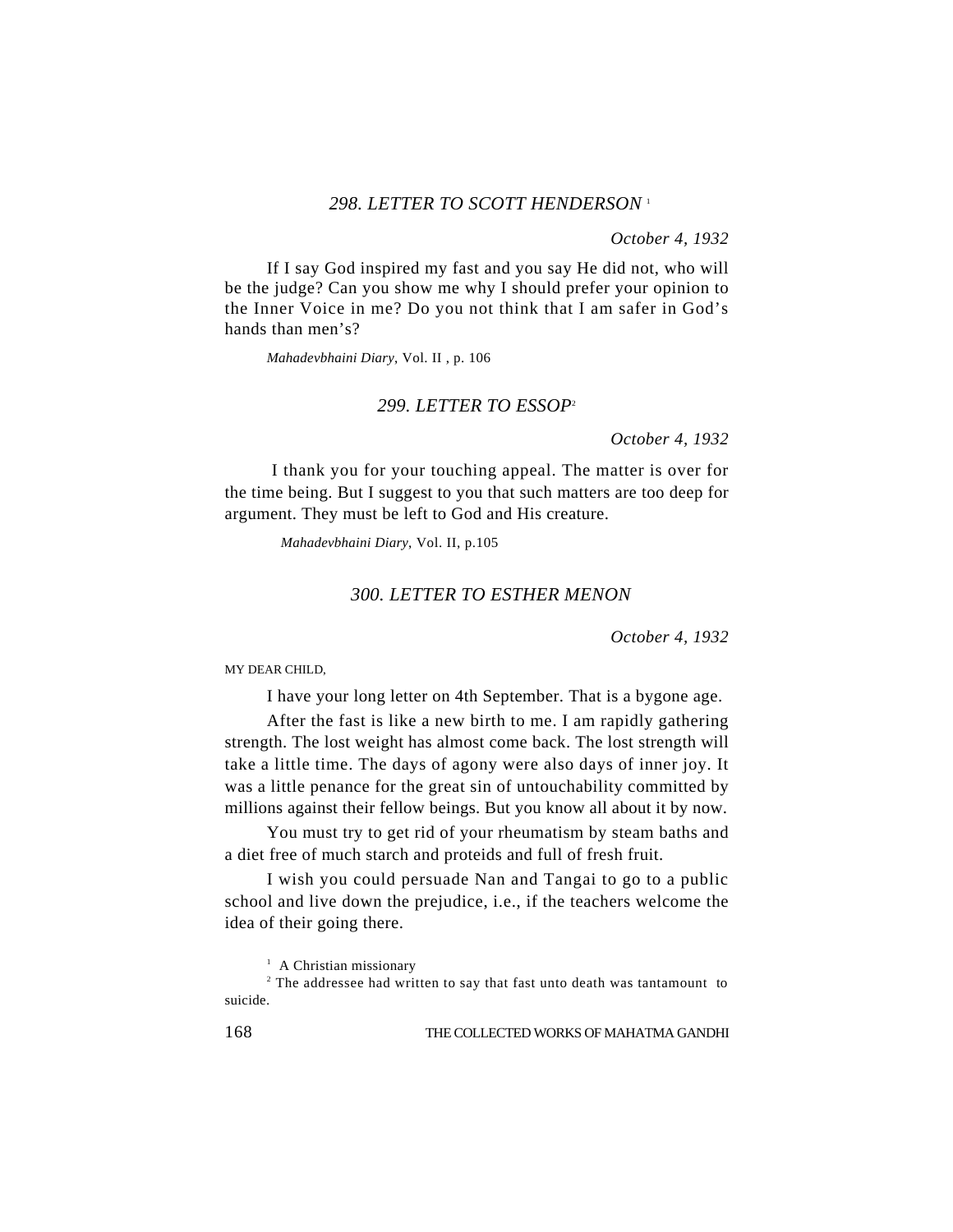### *298. LETTER TO SCOTT HENDERSON* [1]

*October 4, 1932*

If I say God inspired my fast and you say He did not, who will be the judge? Can you show me why I should prefer your opinion to the Inner Voice in me? Do you not think that I am safer in God's hands than men's?

*Mahadevbhaini Diary*, Vol. II , p. 106

### *299. LETTER TO ESSOP* [2]

*October 4, 1932*

I thank you for your touching appeal. The matter is over for the time being. But I suggest to you that such matters are too deep for argument. They must be left to God and His creature.

*Mahadevbhaini Diary*, Vol. II, p.105

### *300. LETTER TO ESTHER MENON*

*October 4, 1932*

MY DEAR CHILD,

I have your long letter on 4th September. That is a bygone age.

After the fast is like a new birth to me. I am rapidly gathering strength. The lost weight has almost come back. The lost strength will take a little time. The days of agony were also days of inner joy. It was a little penance for the great sin of untouchability committed by millions against their fellow beings. But you know all about it by now.

You must try to get rid of your rheumatism by steam baths and a diet free of much starch and proteids and full of fresh fruit.

I wish you could persuade Nan and Tangai to go to a public school and live down the prejudice, i.e., if the teachers welcome the idea of their going there.

[1] A Christian missionary

[2] The addressee had written to say that fast unto death was tantamount to suicide.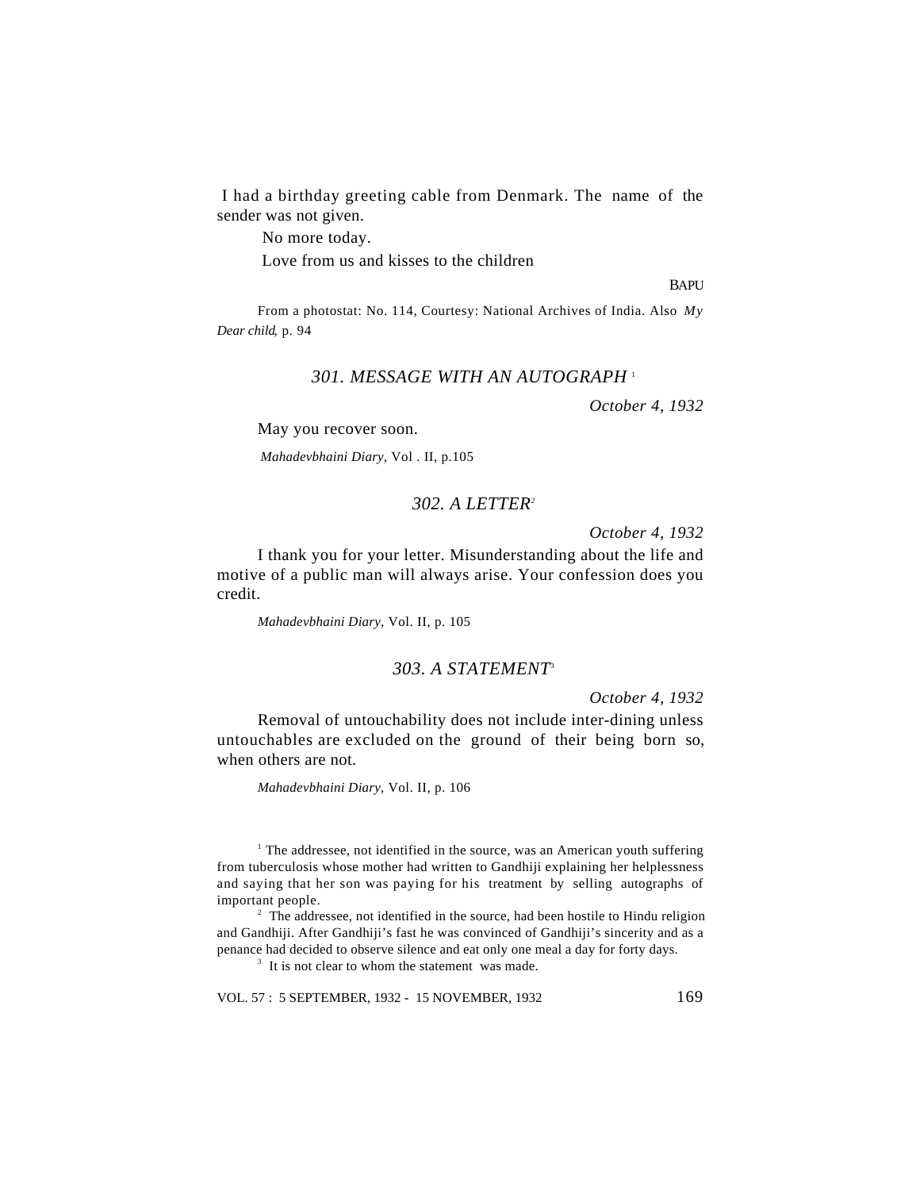I had a birthday greeting cable from Denmark. The name of the sender was not given.

No more today.

Love from us and kisses to the children

BAPU

From a photostat: No. 114, Courtesy: National Archives of India. Also *My Dear child*, p. 94

### *301. MESSAGE WITH AN AUTOGRAPH* [1]

*October 4, 1932*

May you recover soon.

*Mahadevbhaini Diary*, Vol . II, p.105

### *302. A LETTER* [2]

*October 4, 1932*

I thank you for your letter. Misunderstanding about the life and motive of a public man will always arise. Your confession does you credit.

*Mahadevbhaini Diary*, Vol. II, p. 105

### *303. A STATEMENT* [3]

*October 4, 1932*

Removal of untouchability does not include inter-dining unless untouchables are excluded on the ground of their being born so, when others are not.

*Mahadevbhaini Diary*, Vol. II, p. 106

---

[1] The addressee, not identified in the source, was an American youth suffering from tuberculosis whose mother had written to Gandhiji explaining her helplessness and saying that her son was paying for his treatment by selling autographs of important people.

[2] The addressee, not identified in the source, had been hostile to Hindu religion and Gandhiji. After Gandhiji's fast he was convinced of Gandhiji's sincerity and as a penance had decided to observe silence and eat only one meal a day for forty days.

[3] It is not clear to whom the statement was made.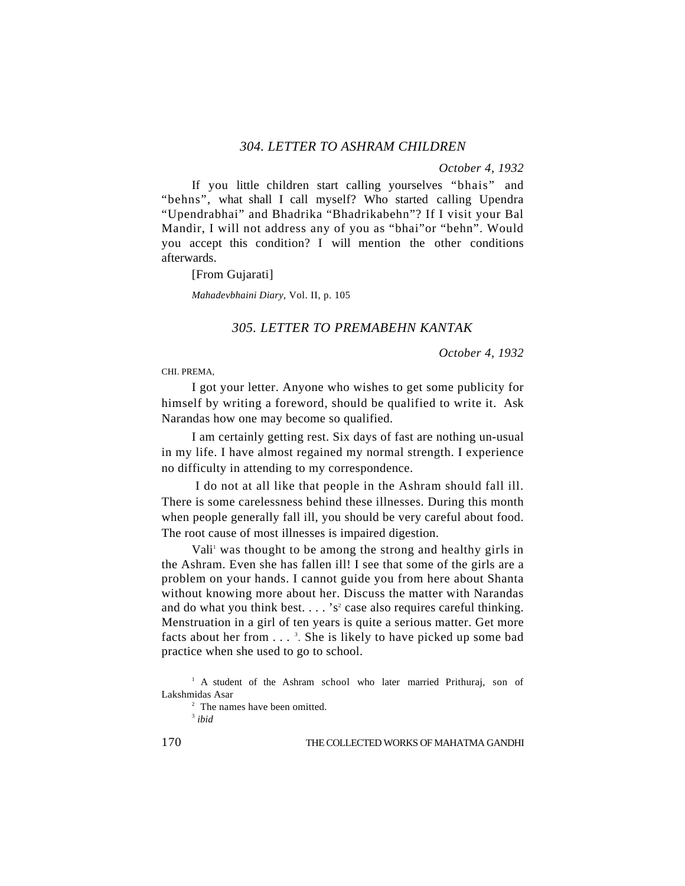## 304. LETTER TO ASHRAM CHILDREN

*October 4, 1932*

If you little children start calling yourselves "bhais" and "behns", what shall I call myself? Who started calling Upendra "Upendrabhai" and Bhadrika "Bhadrikabehn"? If I visit your Bal Mandir, I will not address any of you as "bhai"or "behn". Would you accept this condition? I will mention the other conditions afterwards.

[From Gujarati]

*Mahadevbhaini Diary*, Vol. II, p. 105

## 305. LETTER TO PREMABEHN KANTAK

*October 4, 1932*

CHI. PREMA,

I got your letter. Anyone who wishes to get some publicity for himself by writing a foreword, should be qualified to write it. Ask Narandas how one may become so qualified.

I am certainly getting rest. Six days of fast are nothing un-usual in my life. I have almost regained my normal strength. I experience no difficulty in attending to my correspondence.

I do not at all like that people in the Ashram should fall ill. There is some carelessness behind these illnesses. During this month when people generally fall ill, you should be very careful about food. The root cause of most illnesses is impaired digestion.

Vali[1] was thought to be among the strong and healthy girls in the Ashram. Even she has fallen ill! I see that some of the girls are a problem on your hands. I cannot guide you from here about Shanta without knowing more about her. Discuss the matter with Narandas and do what you think best. . . . 's[2] case also requires careful thinking. Menstruation in a girl of ten years is quite a serious matter. Get more facts about her from . . . [3]. She is likely to have picked up some bad practice when she used to go to school.

---

[1] A student of the Ashram school who later married Prithuraj, son of Lakshmidas Asar

[2] The names have been omitted.

[3] *ibid*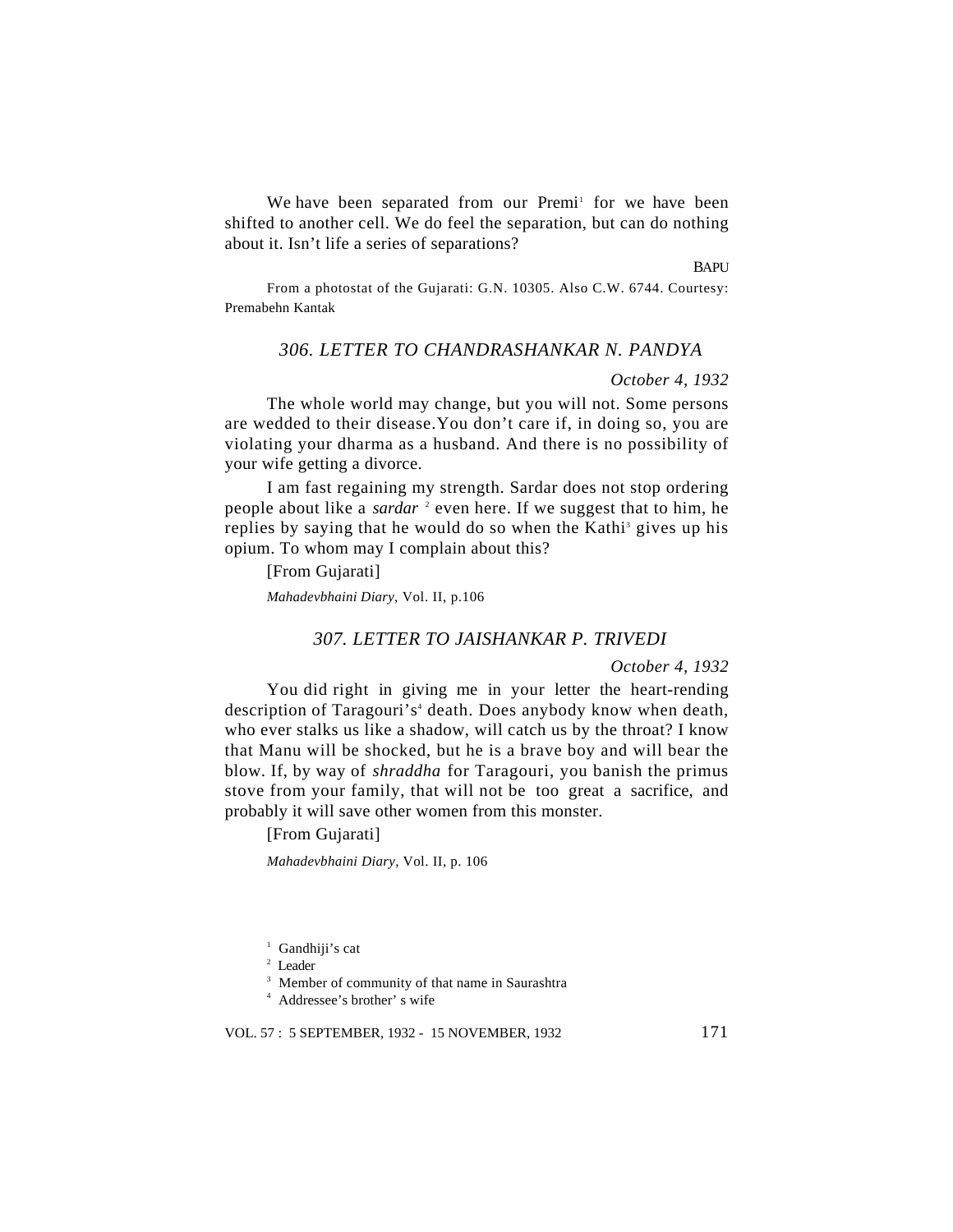We have been separated from our Premi[1] for we have been shifted to another cell. We do feel the separation, but can do nothing about it. Isn't life a series of separations?

BAPU

From a photostat of the Gujarati: G.N. 10305. Also C.W. 6744. Courtesy: Premabehn Kantak

### *306. LETTER TO CHANDRASHANKAR N. PANDYA*

*October 4, 1932*

The whole world may change, but you will not. Some persons are wedded to their disease.You don't care if, in doing so, you are violating your dharma as a husband. And there is no possibility of your wife getting a divorce.

I am fast regaining my strength. Sardar does not stop ordering people about like a *sardar* [2] even here. If we suggest that to him, he replies by saying that he would do so when the Kathi[3] gives up his opium. To whom may I complain about this?

[From Gujarati]

*Mahadevbhaini Diary,* Vol. II, p.106

### *307. LETTER TO JAISHANKAR P. TRIVEDI*

*October 4, 1932*

You did right in giving me in your letter the heart-rending description of Taragouri's[4] death. Does anybody know when death, who ever stalks us like a shadow, will catch us by the throat? I know that Manu will be shocked, but he is a brave boy and will bear the blow. If, by way of *shraddha* for Taragouri, you banish the primus stove from your family, that will not be too great a sacrifice, and probably it will save other women from this monster.

[From Gujarati]

*Mahadevbhaini Diary,* Vol. II, p. 106

[1] Gandhiji's cat

[2] Leader

[3] Member of community of that name in Saurashtra

[4] Addressee's brother' s wife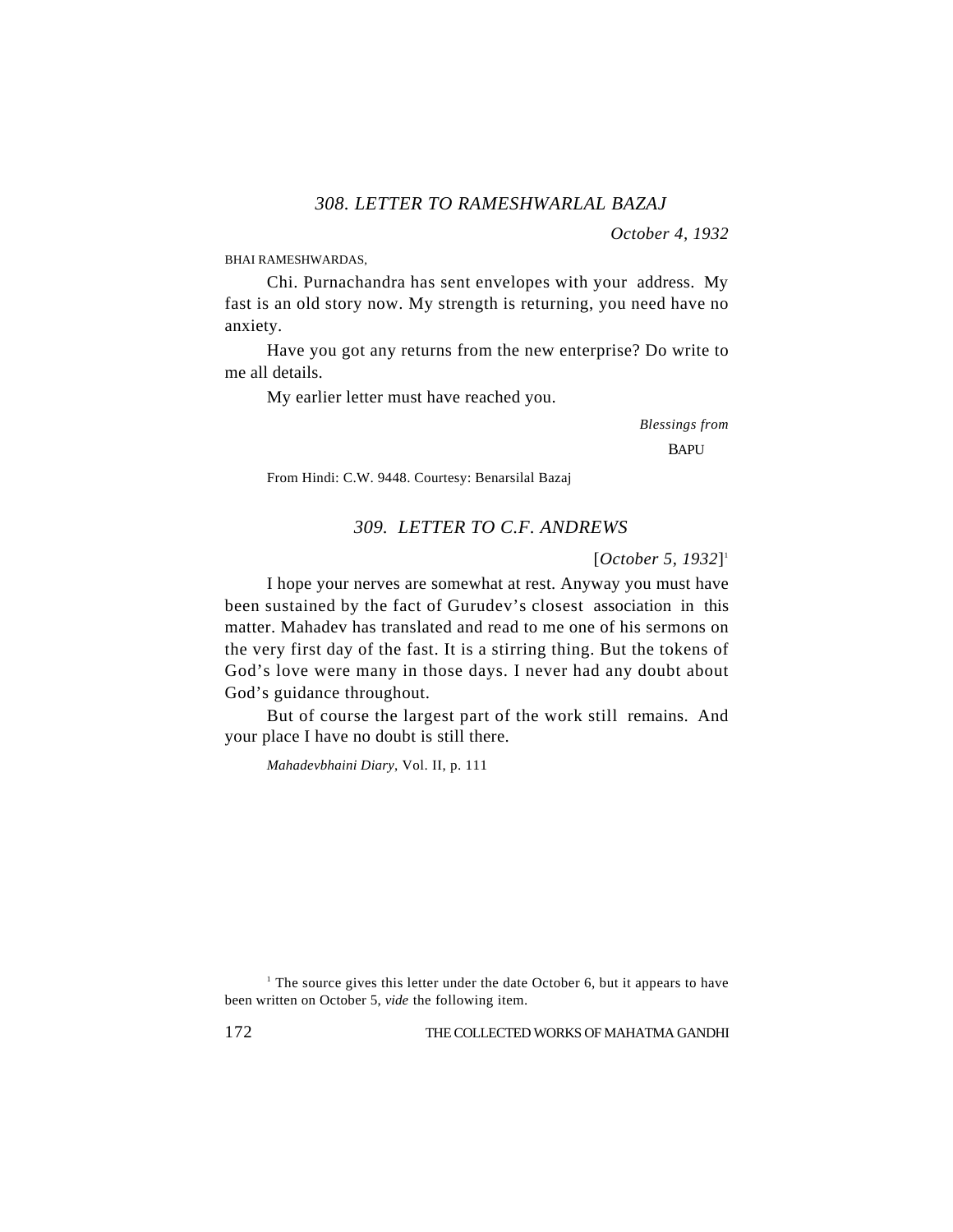### *308. LETTER TO RAMESHWARLAL BAZAJ*

*October 4, 1932*

BHAI RAMESHWARDAS,

Chi. Purnachandra has sent envelopes with your address. My fast is an old story now. My strength is returning, you need have no anxiety.

Have you got any returns from the new enterprise? Do write to me all details.

My earlier letter must have reached you.

*Blessings from*

BAPU

From Hindi: C.W. 9448. Courtesy: Benarsilal Bazaj

### *309. LETTER TO C.F. ANDREWS*

[*October 5, 1932*][1]

I hope your nerves are somewhat at rest. Anyway you must have been sustained by the fact of Gurudev's closest association in this matter. Mahadev has translated and read to me one of his sermons on the very first day of the fast. It is a stirring thing. But the tokens of God's love were many in those days. I never had any doubt about God's guidance throughout.

But of course the largest part of the work still remains. And your place I have no doubt is still there.

*Mahadevbhaini Diary*, Vol. II, p. 111

[1] The source gives this letter under the date October 6, but it appears to have been written on October 5, *vide* the following item.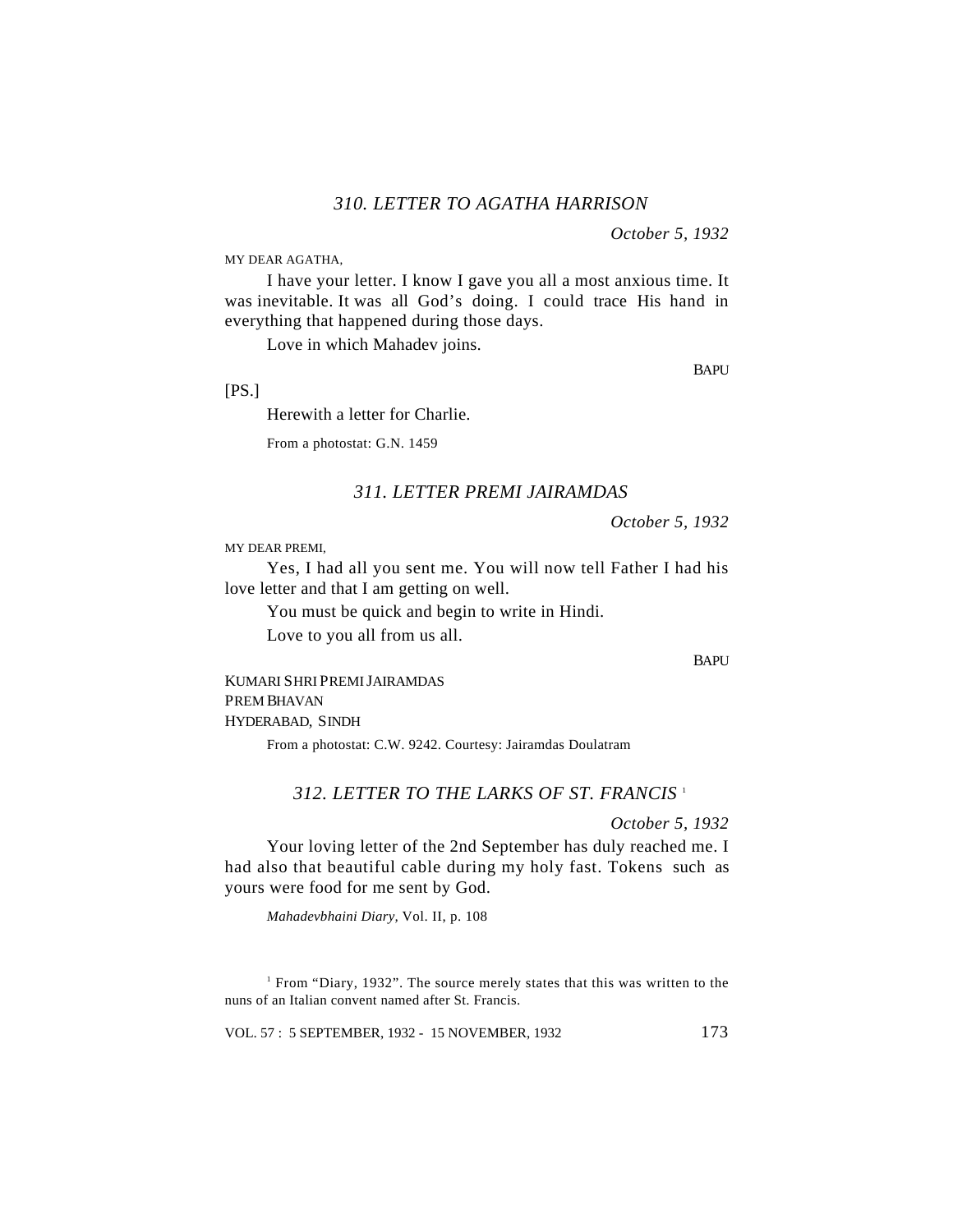### *310. LETTER TO AGATHA HARRISON*

*October 5, 1932*

MY DEAR AGATHA,

I have your letter. I know I gave you all a most anxious time. It was inevitable. It was all God's doing. I could trace His hand in everything that happened during those days.

Love in which Mahadev joins.

BAPU

[PS.]

Herewith a letter for Charlie.

From a photostat: G.N. 1459

### *311. LETTER PREMI JAIRAMDAS*

*October 5, 1932*

MY DEAR PREMI,

Yes, I had all you sent me. You will now tell Father I had his love letter and that I am getting on well.

You must be quick and begin to write in Hindi.

Love to you all from us all.

BAPU

KUMARI SHRI PREMI JAIRAMDAS
PREM BHAVAN
HYDERABAD, SINDH

From a photostat: C.W. 9242. Courtesy: Jairamdas Doulatram

### *312. LETTER TO THE LARKS OF ST. FRANCIS* [1]

*October 5, 1932*

Your loving letter of the 2nd September has duly reached me. I had also that beautiful cable during my holy fast. Tokens such as yours were food for me sent by God.

*Mahadevbhaini Diary,* Vol. II, p. 108

[1] From "Diary, 1932". The source merely states that this was written to the nuns of an Italian convent named after St. Francis.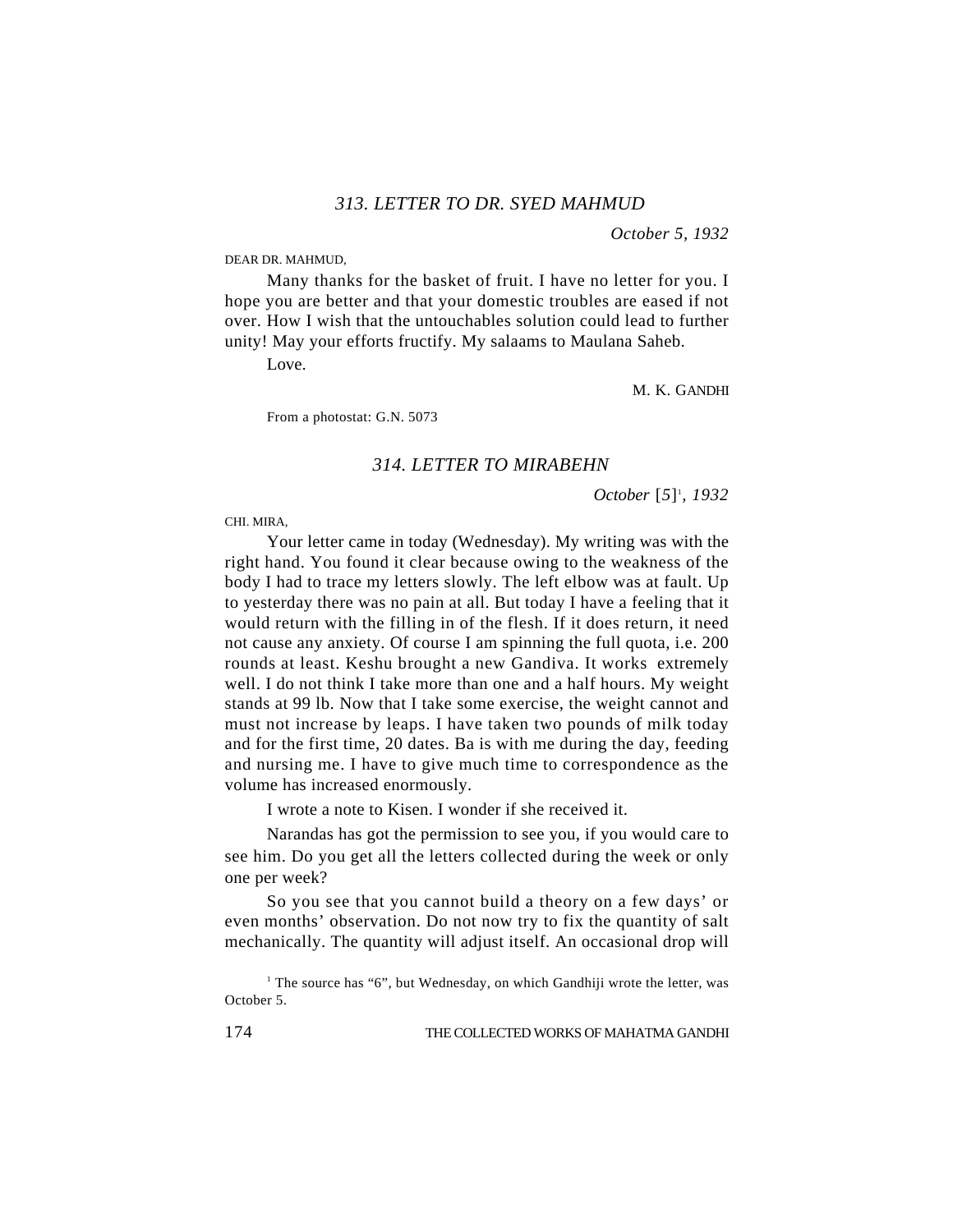### *313. LETTER TO DR. SYED MAHMUD*

*October 5, 1932*

DEAR DR. MAHMUD,

Many thanks for the basket of fruit. I have no letter for you. I hope you are better and that your domestic troubles are eased if not over. How I wish that the untouchables solution could lead to further unity! May your efforts fructify. My salaams to Maulana Saheb.

Love.

M. K. GANDHI

From a photostat: G.N. 5073

### *314. LETTER TO MIRABEHN*

*October [5][1], 1932*

CHI. MIRA,

Your letter came in today (Wednesday). My writing was with the right hand. You found it clear because owing to the weakness of the body I had to trace my letters slowly. The left elbow was at fault. Up to yesterday there was no pain at all. But today I have a feeling that it would return with the filling in of the flesh. If it does return, it need not cause any anxiety. Of course I am spinning the full quota, i.e. 200 rounds at least. Keshu brought a new Gandiva. It works extremely well. I do not think I take more than one and a half hours. My weight stands at 99 lb. Now that I take some exercise, the weight cannot and must not increase by leaps. I have taken two pounds of milk today and for the first time, 20 dates. Ba is with me during the day, feeding and nursing me. I have to give much time to correspondence as the volume has increased enormously.

I wrote a note to Kisen. I wonder if she received it.

Narandas has got the permission to see you, if you would care to see him. Do you get all the letters collected during the week or only one per week?

So you see that you cannot build a theory on a few days' or even months' observation. Do not now try to fix the quantity of salt mechanically. The quantity will adjust itself. An occasional drop will

[1] The source has "6", but Wednesday, on which Gandhiji wrote the letter, was October 5.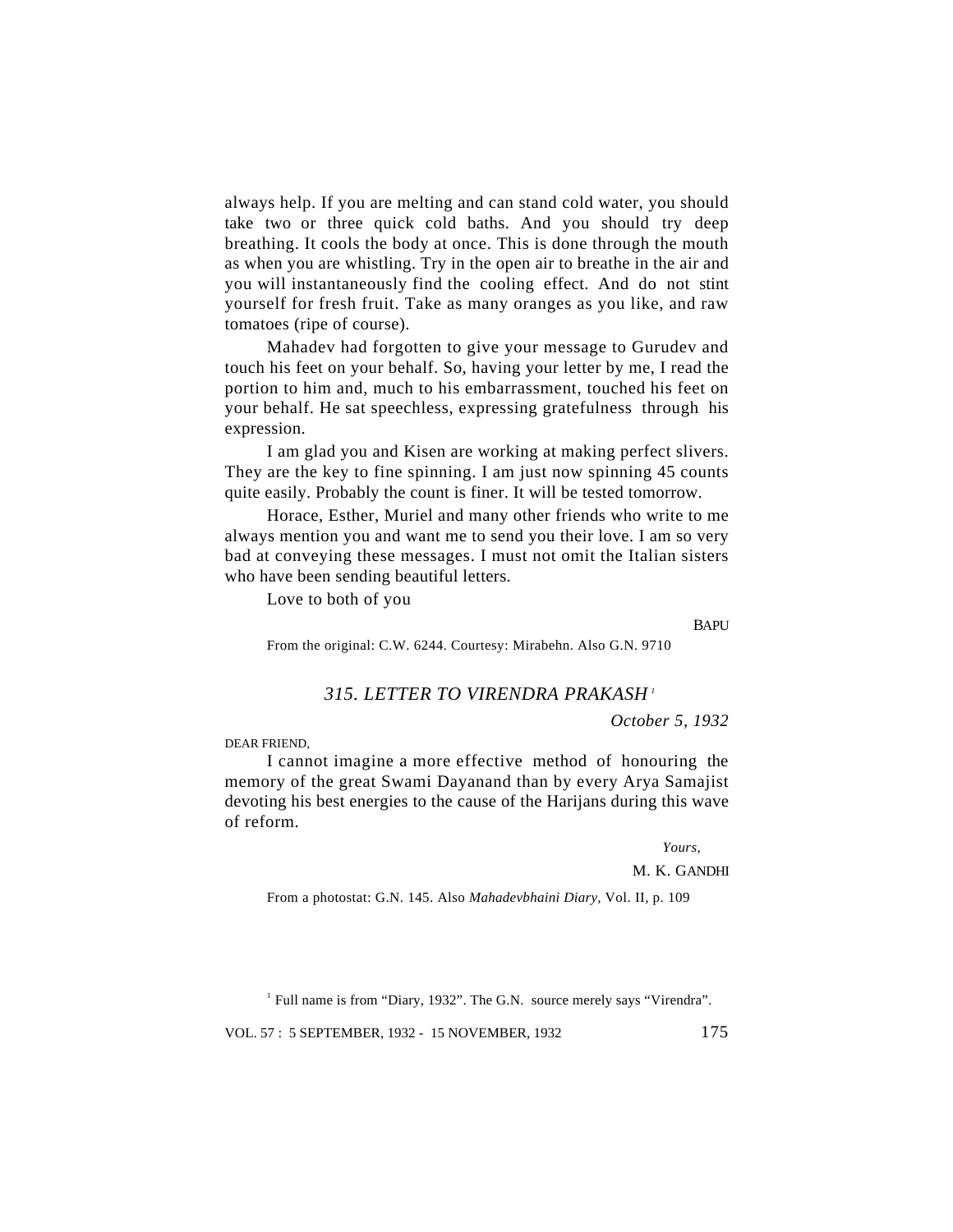always help. If you are melting and can stand cold water, you should take two or three quick cold baths. And you should try deep breathing. It cools the body at once. This is done through the mouth as when you are whistling. Try in the open air to breathe in the air and you will instantaneously find the cooling effect. And do not stint yourself for fresh fruit. Take as many oranges as you like, and raw tomatoes (ripe of course).

Mahadev had forgotten to give your message to Gurudev and touch his feet on your behalf. So, having your letter by me, I read the portion to him and, much to his embarrassment, touched his feet on your behalf. He sat speechless, expressing gratefulness through his expression.

I am glad you and Kisen are working at making perfect slivers. They are the key to fine spinning. I am just now spinning 45 counts quite easily. Probably the count is finer. It will be tested tomorrow.

Horace, Esther, Muriel and many other friends who write to me always mention you and want me to send you their love. I am so very bad at conveying these messages. I must not omit the Italian sisters who have been sending beautiful letters.

Love to both of you

BAPU

From the original: C.W. 6244. Courtesy: Mirabehn. Also G.N. 9710

## *315. LETTER TO VIRENDRA PRAKASH*[1]

*October 5, 1932*

DEAR FRIEND,

I cannot imagine a more effective method of honouring the memory of the great Swami Dayanand than by every Arya Samajist devoting his best energies to the cause of the Harijans during this wave of reform.

*Yours,*

M. K. GANDHI

From a photostat: G.N. 145. Also *Mahadevbhaini Diary*, Vol. II, p. 109

[1] Full name is from "Diary, 1932". The G.N. source merely says "Virendra".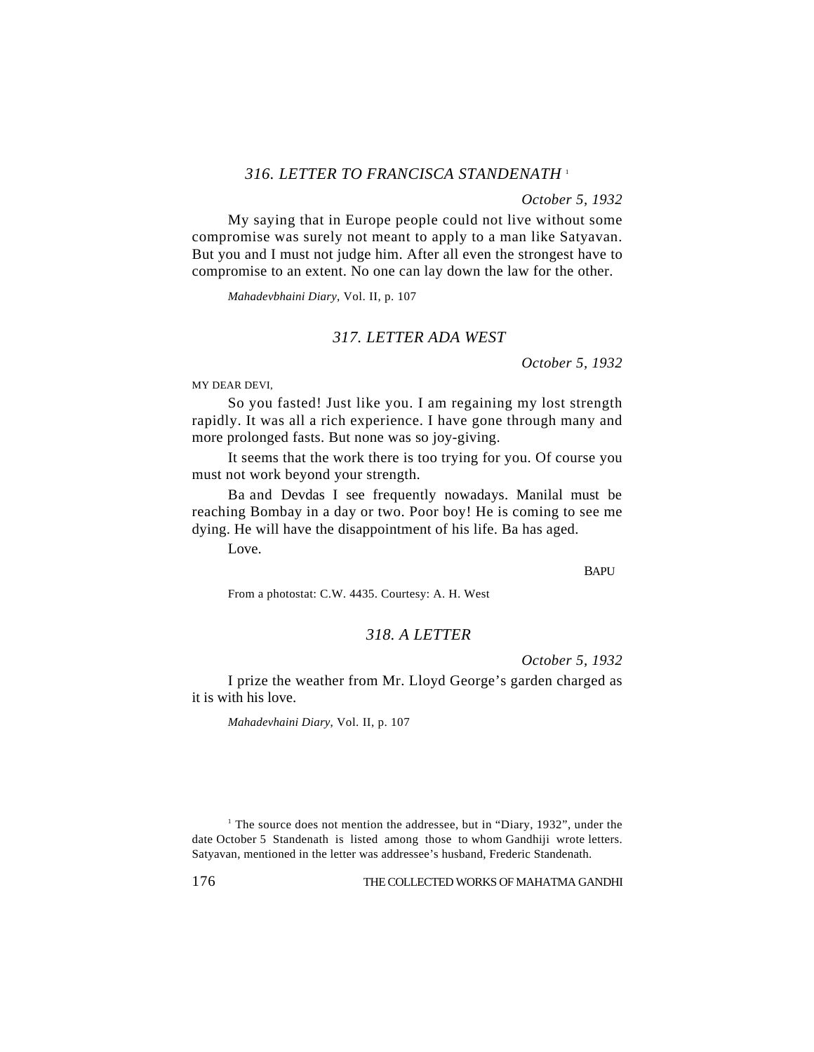### *316. LETTER TO FRANCISCA STANDENATH* [1]

*October 5, 1932*

My saying that in Europe people could not live without some compromise was surely not meant to apply to a man like Satyavan. But you and I must not judge him. After all even the strongest have to compromise to an extent. No one can lay down the law for the other.

*Mahadevbhaini Diary*, Vol. II, p. 107

### *317. LETTER ADA WEST*

*October 5, 1932*

MY DEAR DEVI,

So you fasted! Just like you. I am regaining my lost strength rapidly. It was all a rich experience. I have gone through many and more prolonged fasts. But none was so joy-giving.

It seems that the work there is too trying for you. Of course you must not work beyond your strength.

Ba and Devdas I see frequently nowadays. Manilal must be reaching Bombay in a day or two. Poor boy! He is coming to see me dying. He will have the disappointment of his life. Ba has aged.

Love.

BAPU

From a photostat: C.W. 4435. Courtesy: A. H. West

### *318. A LETTER*

*October 5, 1932*

I prize the weather from Mr. Lloyd George's garden charged as it is with his love.

*Mahadevhaini Diary*, Vol. II, p. 107

---

[1] The source does not mention the addressee, but in "Diary, 1932", under the date October 5 Standenath is listed among those to whom Gandhiji wrote letters. Satyavan, mentioned in the letter was addressee's husband, Frederic Standenath.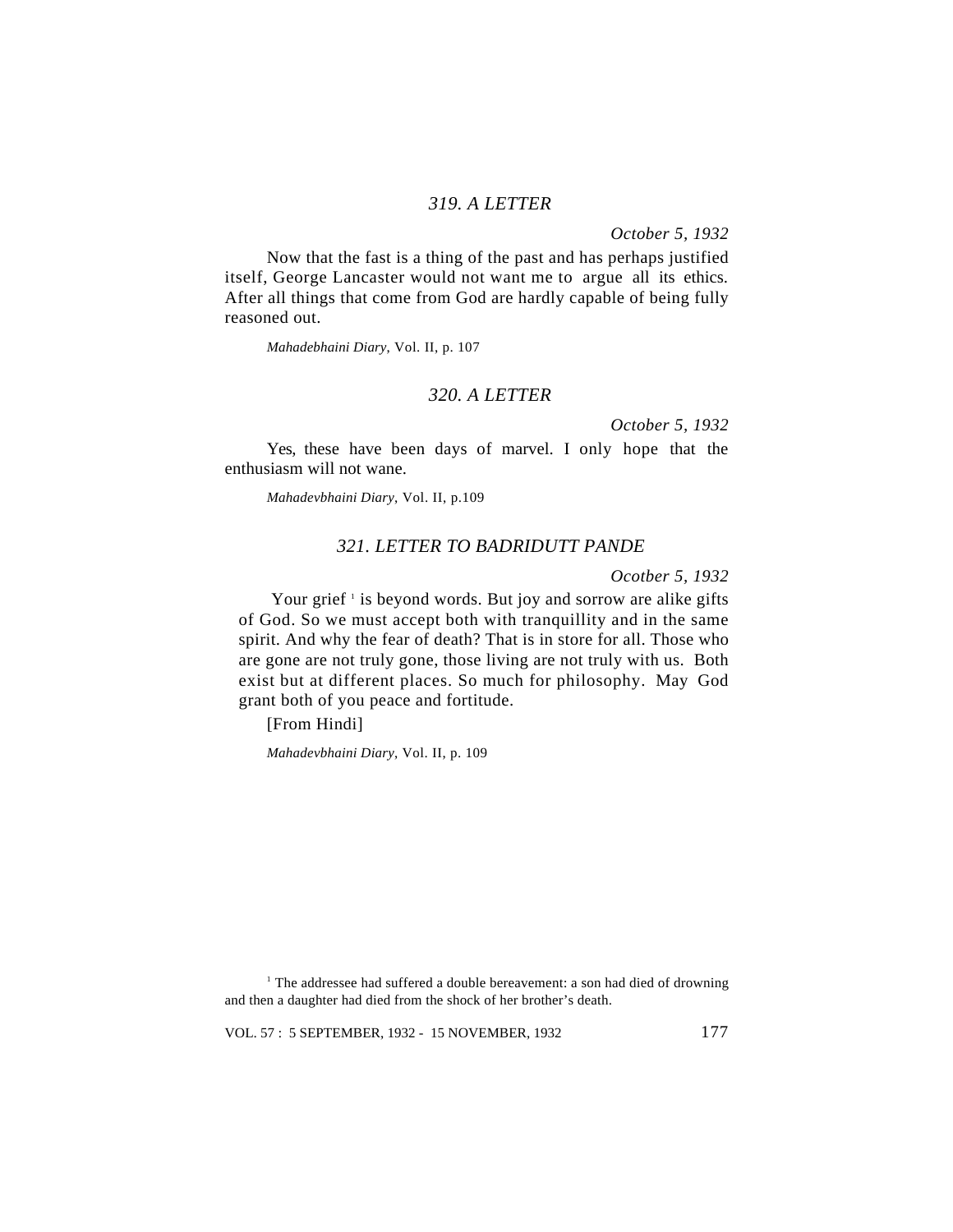### *319. A LETTER*

*October 5, 1932*

Now that the fast is a thing of the past and has perhaps justified itself, George Lancaster would not want me to argue all its ethics. After all things that come from God are hardly capable of being fully reasoned out.

*Mahadebhaini Diary*, Vol. II, p. 107

### *320. A LETTER*

*October 5, 1932*

Yes, these have been days of marvel. I only hope that the enthusiasm will not wane.

*Mahadevbhaini Diary*, Vol. II, p.109

### *321. LETTER TO BADRIDUTT PANDE*

*Ocotber 5, 1932*

Your grief [1] is beyond words. But joy and sorrow are alike gifts of God. So we must accept both with tranquillity and in the same spirit. And why the fear of death? That is in store for all. Those who are gone are not truly gone, those living are not truly with us. Both exist but at different places. So much for philosophy. May God grant both of you peace and fortitude.

[From Hindi]

*Mahadevbhaini Diary*, Vol. II, p. 109

[1] The addressee had suffered a double bereavement: a son had died of drowning and then a daughter had died from the shock of her brother's death.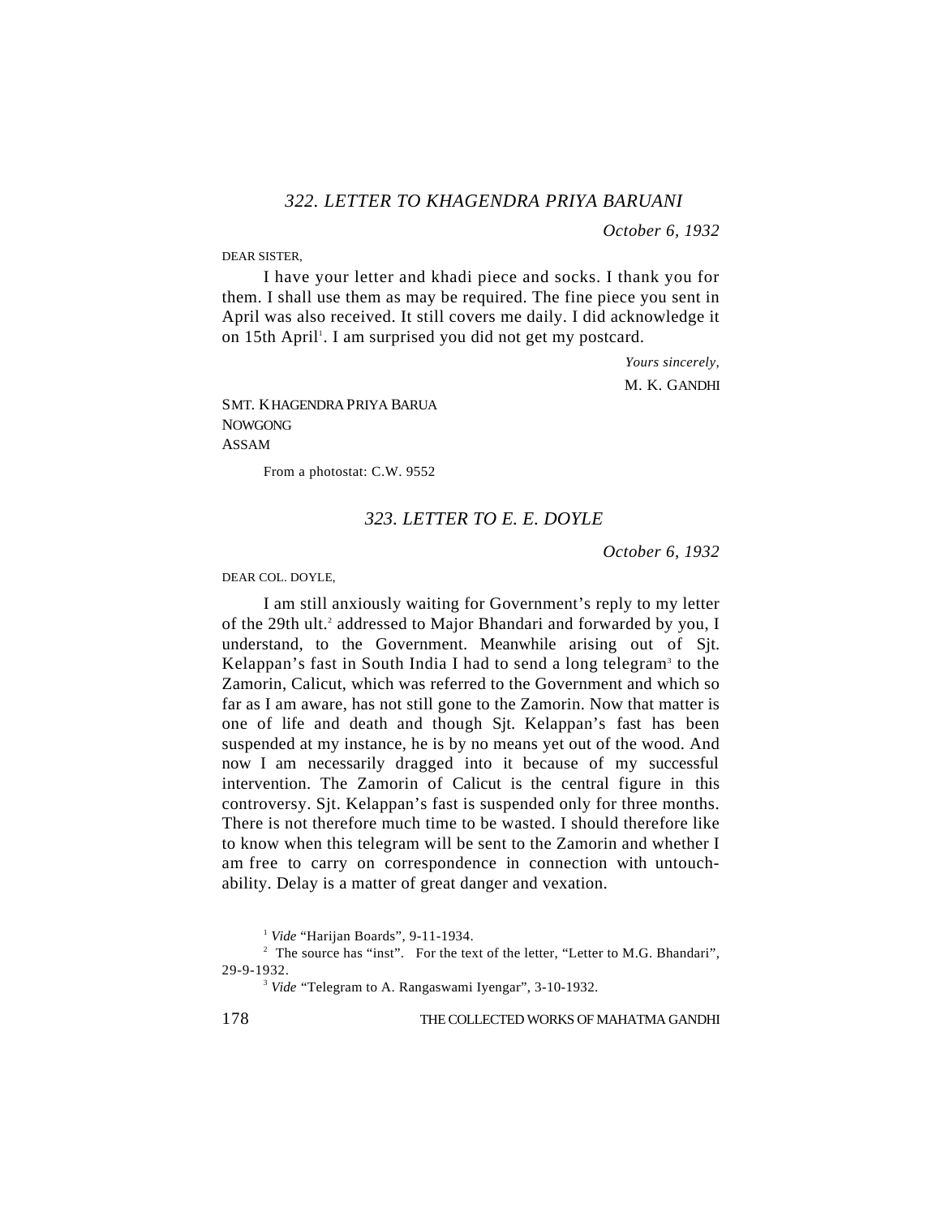### *322. LETTER TO KHAGENDRA PRIYA BARUANI*

*October 6, 1932*

DEAR SISTER,

I have your letter and khadi piece and socks. I thank you for them. I shall use them as may be required. The fine piece you sent in April was also received. It still covers me daily. I did acknowledge it on 15th April[1]. I am surprised you did not get my postcard.

*Yours sincerely,*

M. K. GANDHI

SMT. KHAGENDRA PRIYA BARUA
NOWGONG
ASSAM

From a photostat: C.W. 9552

### *323. LETTER TO E. E. DOYLE*

*October 6, 1932*

DEAR COL. DOYLE,

I am still anxiously waiting for Government's reply to my letter of the 29th ult.[2] addressed to Major Bhandari and forwarded by you, I understand, to the Government. Meanwhile arising out of Sjt. Kelappan's fast in South India I had to send a long telegram[3] to the Zamorin, Calicut, which was referred to the Government and which so far as I am aware, has not still gone to the Zamorin. Now that matter is one of life and death and though Sjt. Kelappan's fast has been suspended at my instance, he is by no means yet out of the wood. And now I am necessarily dragged into it because of my successful intervention. The Zamorin of Calicut is the central figure in this controversy. Sjt. Kelappan's fast is suspended only for three months. There is not therefore much time to be wasted. I should therefore like to know when this telegram will be sent to the Zamorin and whether I am free to carry on correspondence in connection with untouchability. Delay is a matter of great danger and vexation.

[1] *Vide* "Harijan Boards", 9-11-1934.

[2] The source has "inst". For the text of the letter, "Letter to M.G. Bhandari", 29-9-1932.

[3] *Vide* "Telegram to A. Rangaswami Iyengar", 3-10-1932.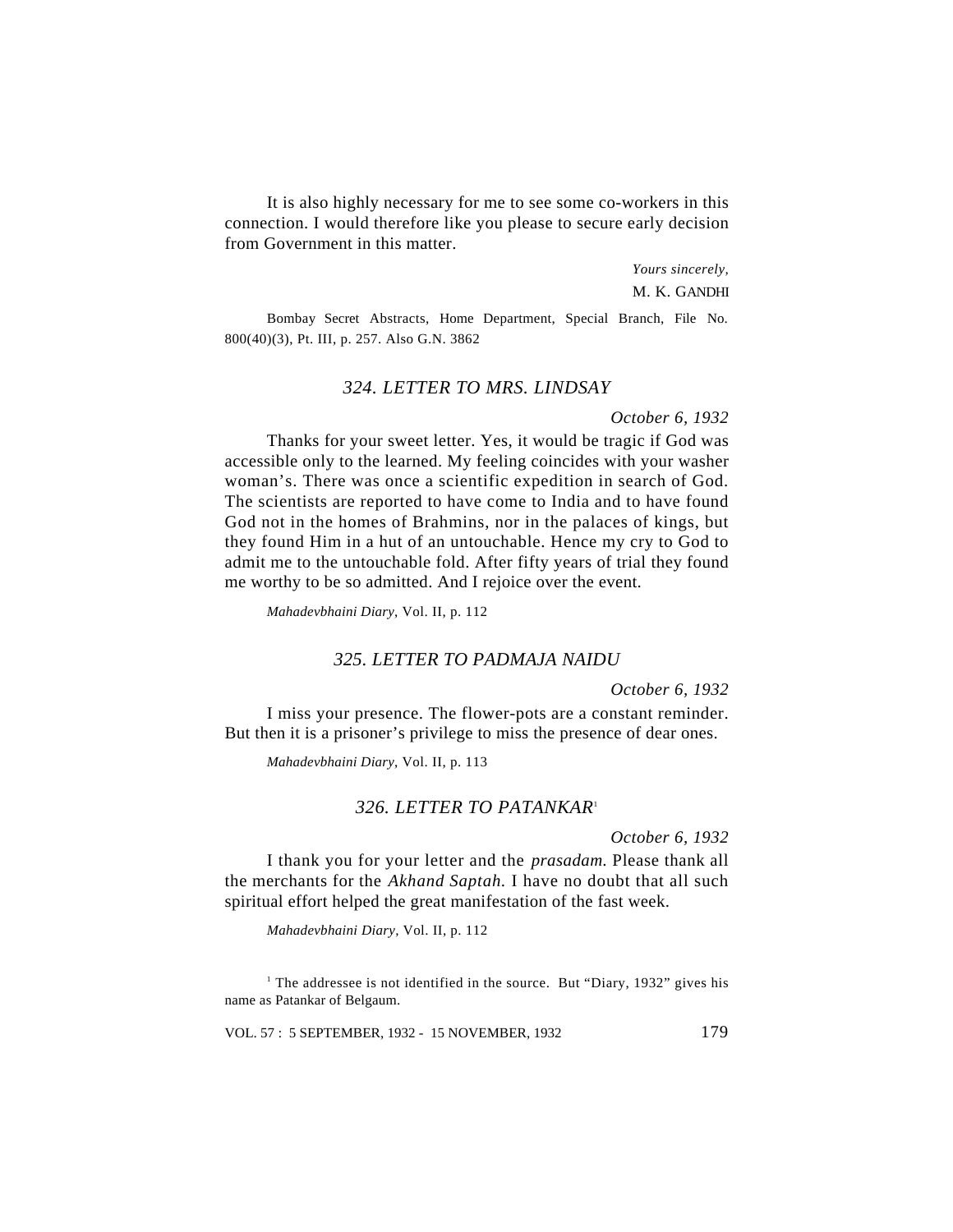It is also highly necessary for me to see some co-workers in this connection. I would therefore like you please to secure early decision from Government in this matter.

*Yours sincerely,*

M. K. GANDHI

Bombay Secret Abstracts, Home Department, Special Branch, File No. 800(40)(3), Pt. III, p. 257. Also G.N. 3862

## *324. LETTER TO MRS. LINDSAY*

*October 6, 1932*

Thanks for your sweet letter. Yes, it would be tragic if God was accessible only to the learned. My feeling coincides with your washer woman's. There was once a scientific expedition in search of God. The scientists are reported to have come to India and to have found God not in the homes of Brahmins, nor in the palaces of kings, but they found Him in a hut of an untouchable. Hence my cry to God to admit me to the untouchable fold. After fifty years of trial they found me worthy to be so admitted. And I rejoice over the event.

*Mahadevbhaini Diary*, Vol. II, p. 112

## *325. LETTER TO PADMAJA NAIDU*

*October 6, 1932*

I miss your presence. The flower-pots are a constant reminder. But then it is a prisoner's privilege to miss the presence of dear ones.

*Mahadevbhaini Diary*, Vol. II, p. 113

## *326. LETTER TO PATANKAR*[1]

*October 6, 1932*

I thank you for your letter and the *prasadam.* Please thank all the merchants for the *Akhand Saptah.* I have no doubt that all such spiritual effort helped the great manifestation of the fast week.

*Mahadevbhaini Diary*, Vol. II, p. 112

[1] The addressee is not identified in the source. But "Diary, 1932" gives his name as Patankar of Belgaum.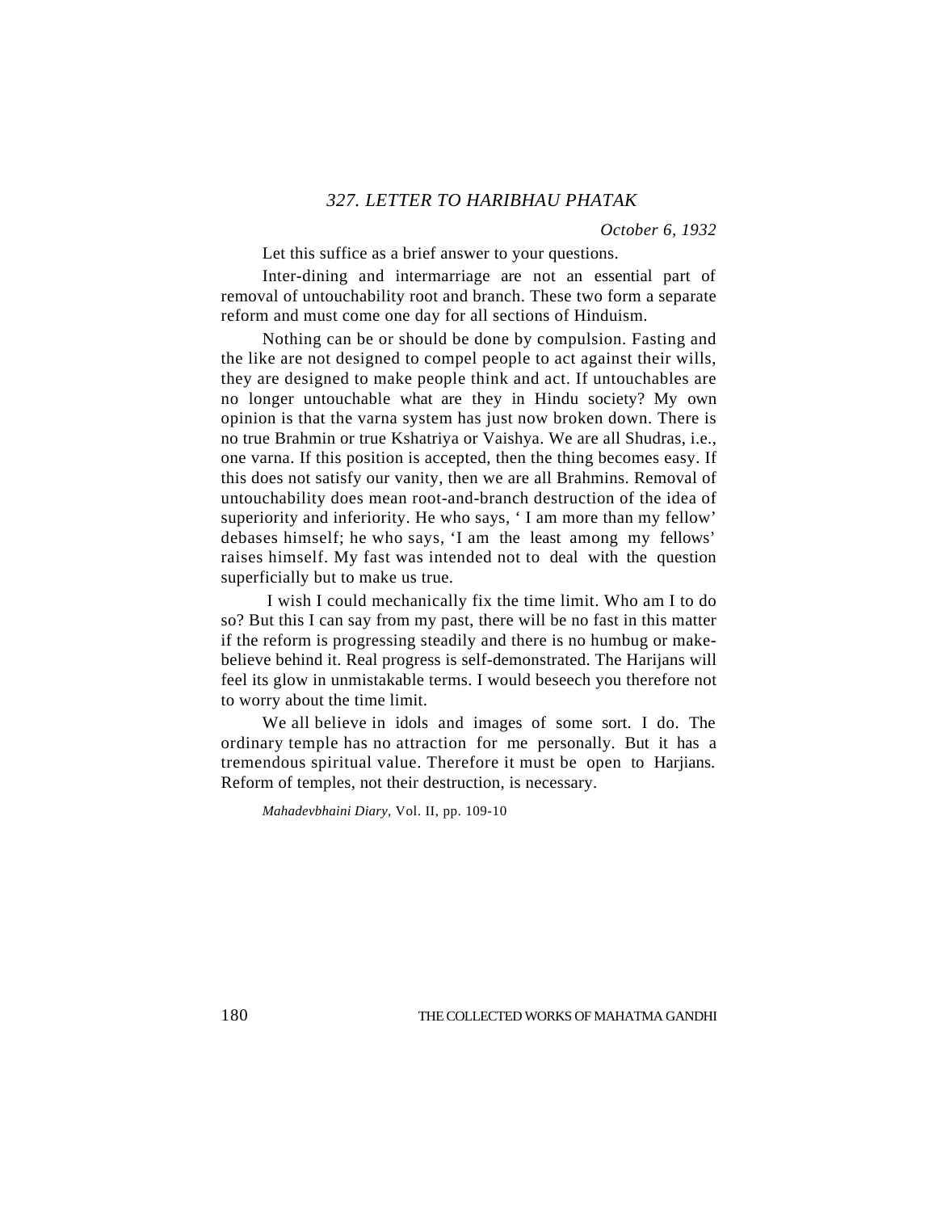## *327. LETTER TO HARIBHAU PHATAK*

*October 6, 1932*

Let this suffice as a brief answer to your questions.

Inter-dining and intermarriage are not an essential part of removal of untouchability root and branch. These two form a separate reform and must come one day for all sections of Hinduism.

Nothing can be or should be done by compulsion. Fasting and the like are not designed to compel people to act against their wills, they are designed to make people think and act. If untouchables are no longer untouchable what are they in Hindu society? My own opinion is that the varna system has just now broken down. There is no true Brahmin or true Kshatriya or Vaishya. We are all Shudras, i.e., one varna. If this position is accepted, then the thing becomes easy. If this does not satisfy our vanity, then we are all Brahmins. Removal of untouchability does mean root-and-branch destruction of the idea of superiority and inferiority. He who says, ' I am more than my fellow' debases himself; he who says, 'I am the least among my fellows' raises himself. My fast was intended not to deal with the question superficially but to make us true.

I wish I could mechanically fix the time limit. Who am I to do so? But this I can say from my past, there will be no fast in this matter if the reform is progressing steadily and there is no humbug or make-believe behind it. Real progress is self-demonstrated. The Harijans will feel its glow in unmistakable terms. I would beseech you therefore not to worry about the time limit.

We all believe in idols and images of some sort. I do. The ordinary temple has no attraction for me personally. But it has a tremendous spiritual value. Therefore it must be open to Harjians. Reform of temples, not their destruction, is necessary.

*Mahadevbhaini Diary*, Vol. II, pp. 109-10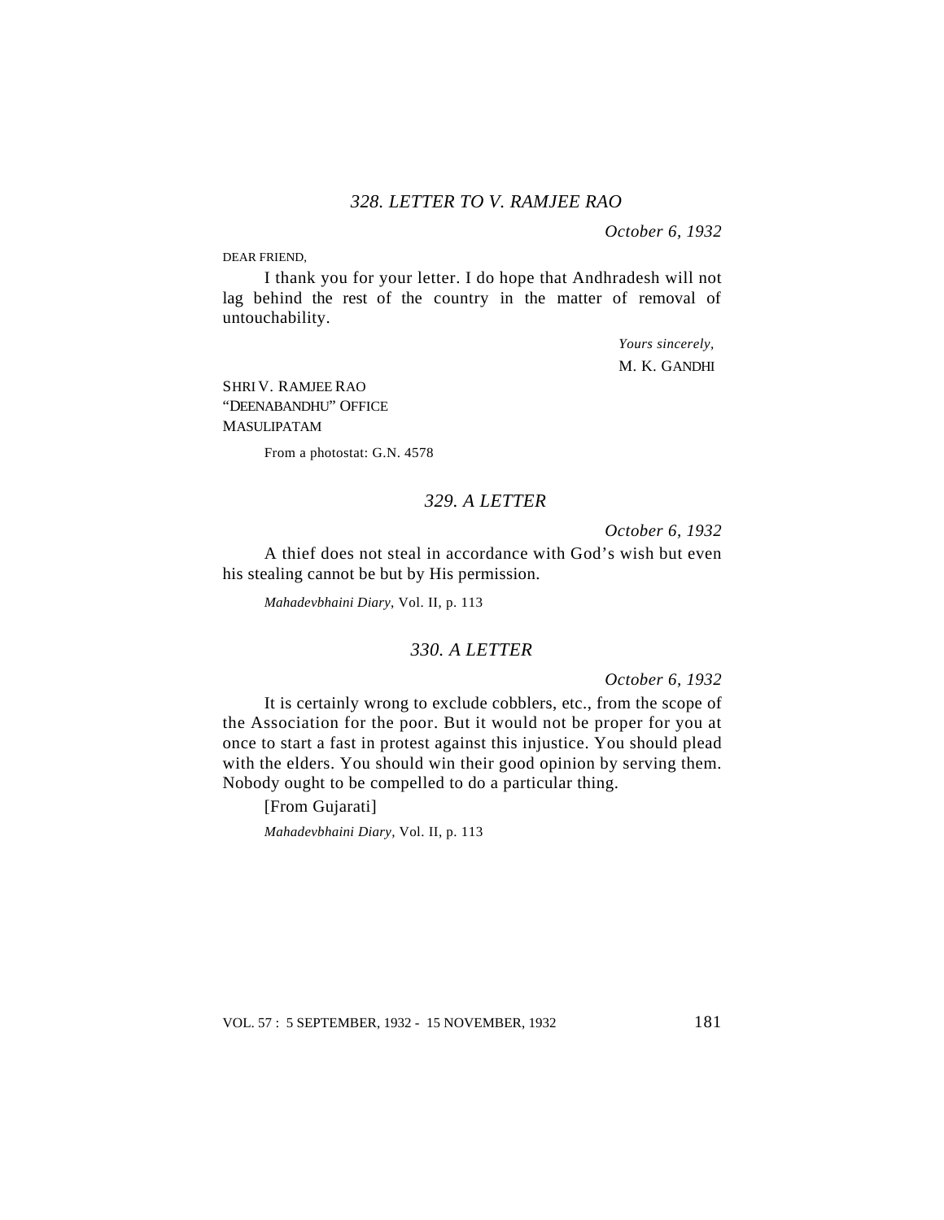## 328. LETTER TO V. RAMJEE RAO

*October 6, 1932*

DEAR FRIEND,

I thank you for your letter. I do hope that Andhradesh will not lag behind the rest of the country in the matter of removal of untouchability.

*Yours sincerely,*
M. K. GANDHI

SHRI V. RAMJEE RAO
"DEENABANDHU" OFFICE
MASULIPATAM

From a photostat: G.N. 4578

## 329. A LETTER

*October 6, 1932*

A thief does not steal in accordance with God's wish but even his stealing cannot be but by His permission.

*Mahadevbhaini Diary*, Vol. II, p. 113

## 330. A LETTER

*October 6, 1932*

It is certainly wrong to exclude cobblers, etc., from the scope of the Association for the poor. But it would not be proper for you at once to start a fast in protest against this injustice. You should plead with the elders. You should win their good opinion by serving them. Nobody ought to be compelled to do a particular thing.

[From Gujarati]

*Mahadevbhaini Diary*, Vol. II, p. 113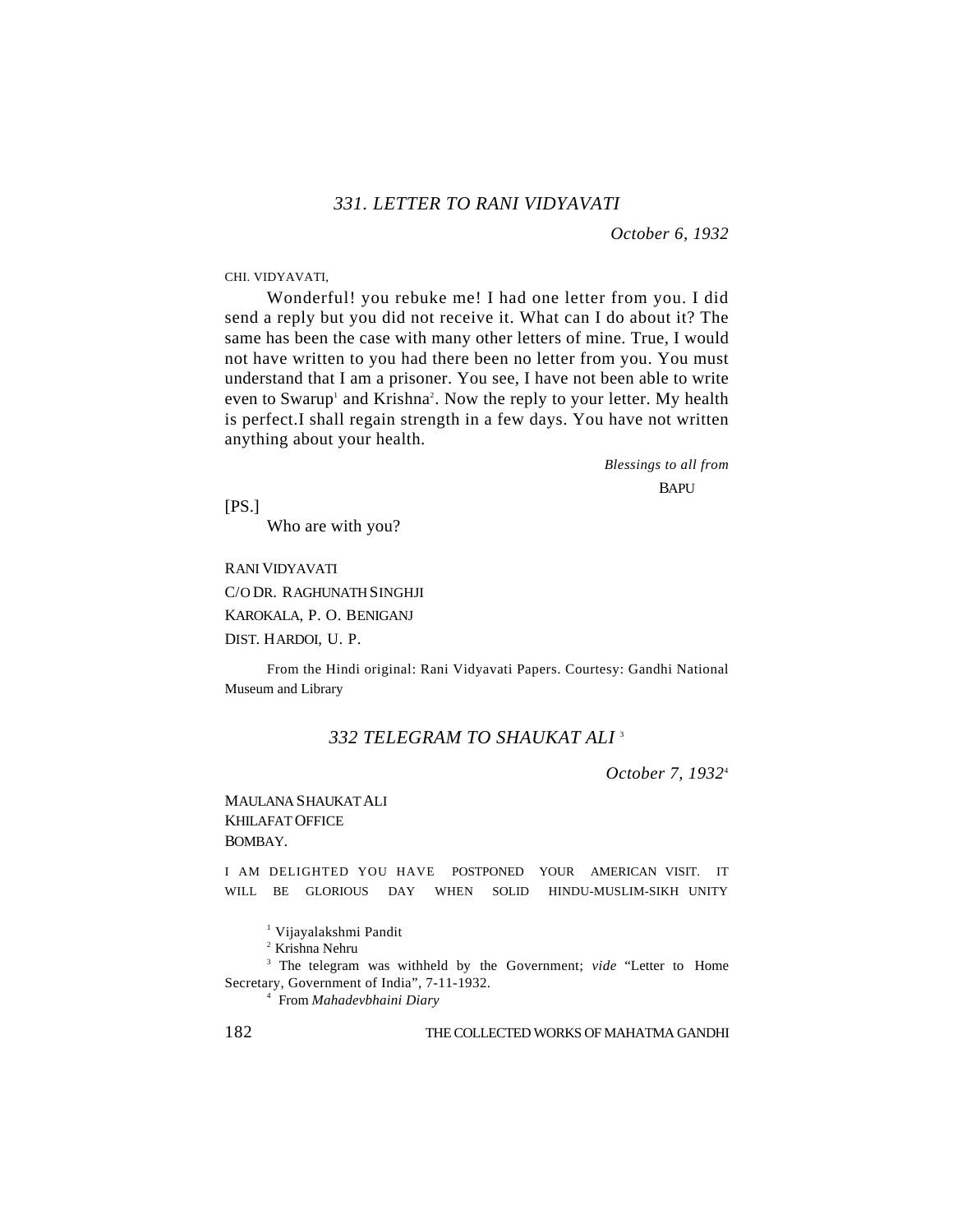### *331. LETTER TO RANI VIDYAVATI*

*October 6, 1932*

CHI. VIDYAVATI,

Wonderful! you rebuke me! I had one letter from you. I did send a reply but you did not receive it. What can I do about it? The same has been the case with many other letters of mine. True, I would not have written to you had there been no letter from you. You must understand that I am a prisoner. You see, I have not been able to write even to Swarup[1] and Krishna[2]. Now the reply to your letter. My health is perfect.I shall regain strength in a few days. You have not written anything about your health.

*Blessings to all from*

BAPU

[PS.]

Who are with you?

RANI VIDYAVATI
C/O DR. RAGHUNATH SINGHJI
KAROKALA, P. O. BENIGANJ
DIST. HARDOI, U. P.

From the Hindi original: Rani Vidyavati Papers. Courtesy: Gandhi National Museum and Library

### *332 TELEGRAM TO SHAUKAT ALI* [3]

*October 7, 1932*[4]

MAULANA SHAUKAT ALI
KHILAFAT OFFICE
BOMBAY.

I AM DELIGHTED YOU HAVE POSTPONED YOUR AMERICAN VISIT. IT WILL BE GLORIOUS DAY WHEN SOLID HINDU-MUSLIM-SIKH UNITY

[1] Vijayalakshmi Pandit

[2] Krishna Nehru

[3] The telegram was withheld by the Government; *vide* "Letter to Home Secretary, Government of India", 7-11-1932.

[4] From *Mahadevbhaini Diary*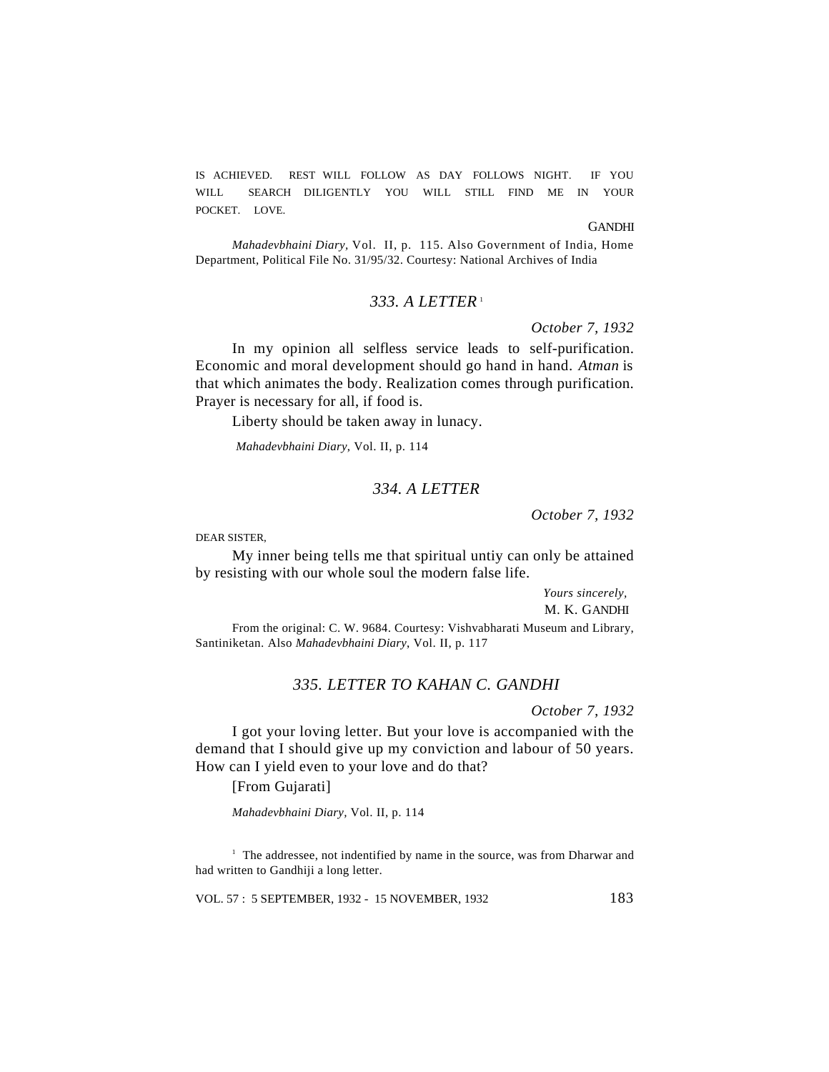IS ACHIEVED. REST WILL FOLLOW AS DAY FOLLOWS NIGHT. IF YOU WILL SEARCH DILIGENTLY YOU WILL STILL FIND ME IN YOUR POCKET. LOVE.

GANDHI

*Mahadevbhaini Diary*, Vol. II, p. 115. Also Government of India, Home Department, Political File No. 31/95/32. Courtesy: National Archives of India

## *333. A LETTER* [1]

*October 7, 1932*

In my opinion all selfless service leads to self-purification. Economic and moral development should go hand in hand. *Atman* is that which animates the body. Realization comes through purification. Prayer is necessary for all, if food is.

Liberty should be taken away in lunacy.

*Mahadevbhaini Diary*, Vol. II, p. 114

## *334. A LETTER*

*October 7, 1932*

DEAR SISTER,

My inner being tells me that spiritual untiy can only be attained by resisting with our whole soul the modern false life.

*Yours sincerely,*
M. K. GANDHI

From the original: C. W. 9684. Courtesy: Vishvabharati Museum and Library, Santiniketan. Also *Mahadevbhaini Diary*, Vol. II, p. 117

## *335. LETTER TO KAHAN C. GANDHI*

*October 7, 1932*

I got your loving letter. But your love is accompanied with the demand that I should give up my conviction and labour of 50 years. How can I yield even to your love and do that?

[From Gujarati]

*Mahadevbhaini Diary*, Vol. II, p. 114

[1] The addressee, not indentified by name in the source, was from Dharwar and had written to Gandhiji a long letter.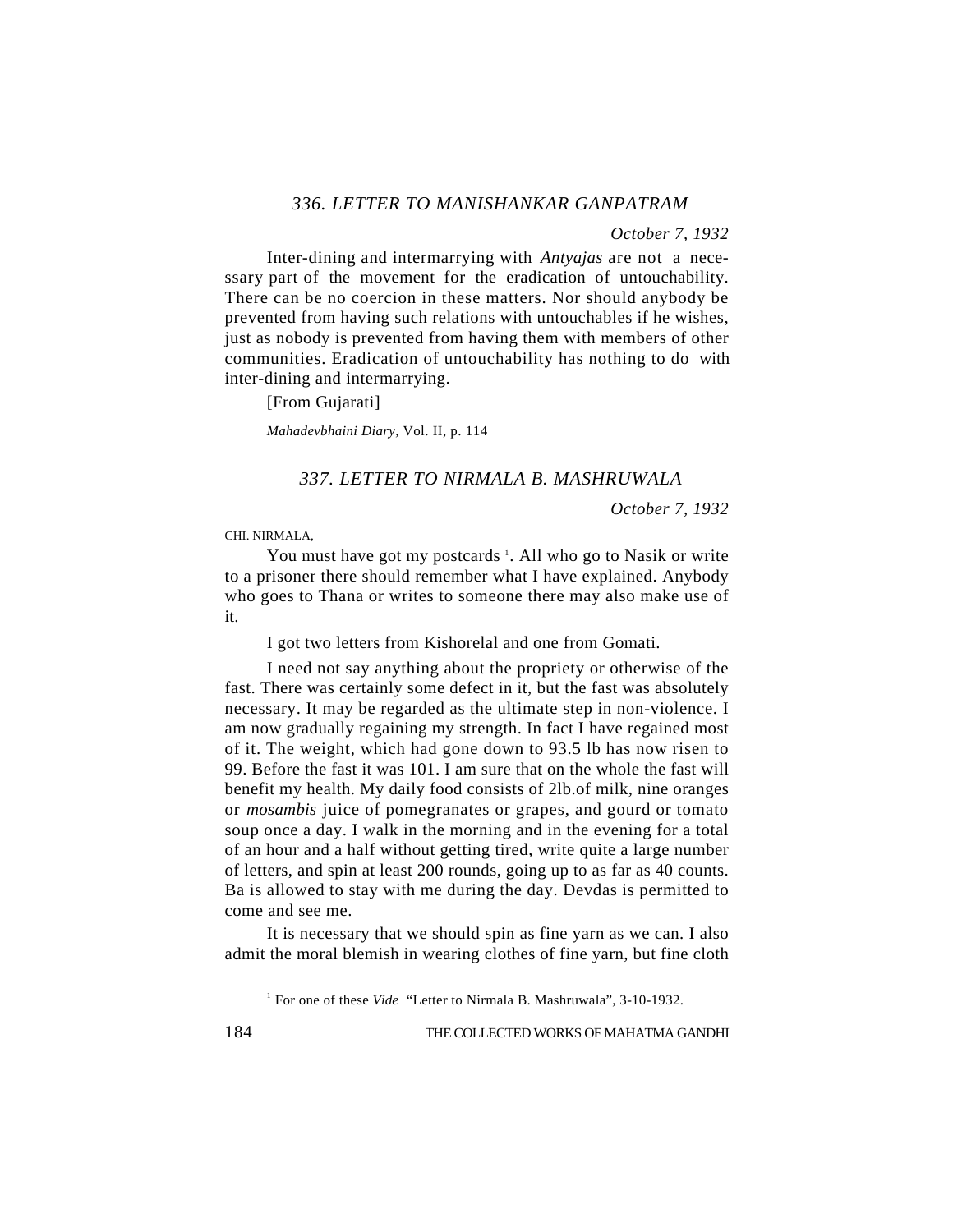### *336. LETTER TO MANISHANKAR GANPATRAM*

*October 7, 1932*

Inter-dining and intermarrying with *Antyajas* are not a necessary part of the movement for the eradication of untouchability. There can be no coercion in these matters. Nor should anybody be prevented from having such relations with untouchables if he wishes, just as nobody is prevented from having them with members of other communities. Eradication of untouchability has nothing to do with inter-dining and intermarrying.

[From Gujarati]

*Mahadevbhaini Diary*, Vol. II, p. 114

### *337. LETTER TO NIRMALA B. MASHRUWALA*

*October 7, 1932*

CHI. NIRMALA,

You must have got my postcards [1]. All who go to Nasik or write to a prisoner there should remember what I have explained. Anybody who goes to Thana or writes to someone there may also make use of it.

I got two letters from Kishorelal and one from Gomati.

I need not say anything about the propriety or otherwise of the fast. There was certainly some defect in it, but the fast was absolutely necessary. It may be regarded as the ultimate step in non-violence. I am now gradually regaining my strength. In fact I have regained most of it. The weight, which had gone down to 93.5 lb has now risen to 99. Before the fast it was 101. I am sure that on the whole the fast will benefit my health. My daily food consists of 2lb.of milk, nine oranges or *mosambis* juice of pomegranates or grapes, and gourd or tomato soup once a day. I walk in the morning and in the evening for a total of an hour and a half without getting tired, write quite a large number of letters, and spin at least 200 rounds, going up to as far as 40 counts. Ba is allowed to stay with me during the day. Devdas is permitted to come and see me.

It is necessary that we should spin as fine yarn as we can. I also admit the moral blemish in wearing clothes of fine yarn, but fine cloth

[1] For one of these *Vide* "Letter to Nirmala B. Mashruwala", 3-10-1932.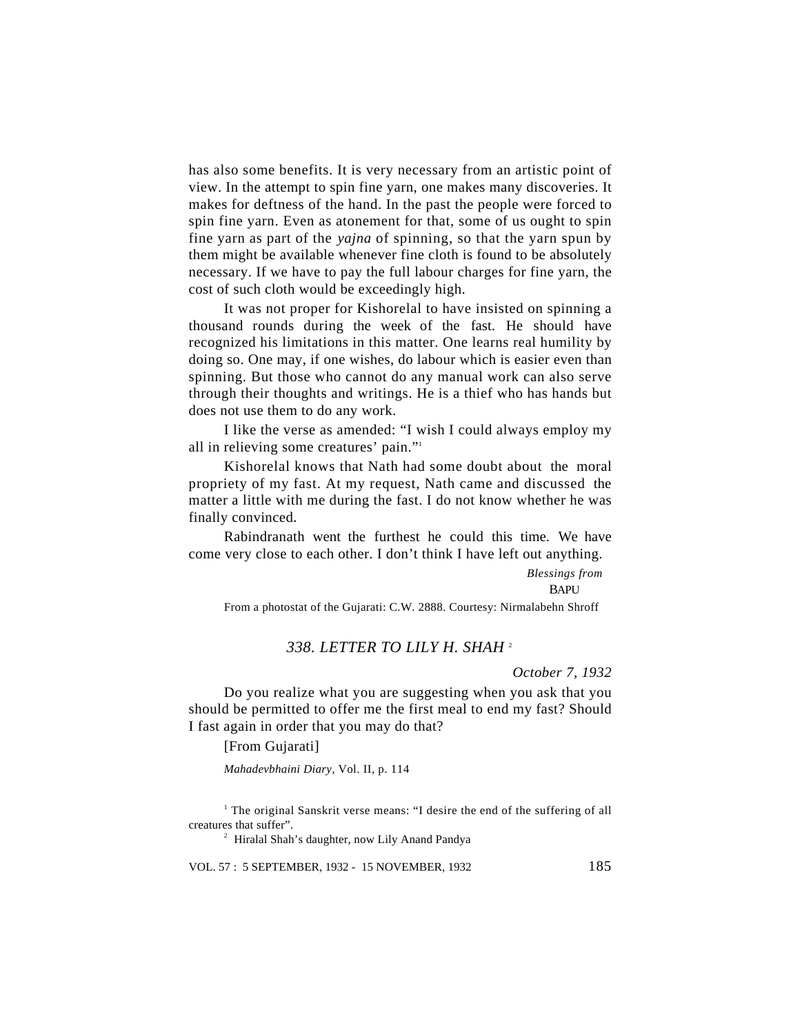has also some benefits. It is very necessary from an artistic point of view. In the attempt to spin fine yarn, one makes many discoveries. It makes for deftness of the hand. In the past the people were forced to spin fine yarn. Even as atonement for that, some of us ought to spin fine yarn as part of the *yajna* of spinning, so that the yarn spun by them might be available whenever fine cloth is found to be absolutely necessary. If we have to pay the full labour charges for fine yarn, the cost of such cloth would be exceedingly high.

It was not proper for Kishorelal to have insisted on spinning a thousand rounds during the week of the fast. He should have recognized his limitations in this matter. One learns real humility by doing so. One may, if one wishes, do labour which is easier even than spinning. But those who cannot do any manual work can also serve through their thoughts and writings. He is a thief who has hands but does not use them to do any work.

I like the verse as amended: "I wish I could always employ my all in relieving some creatures' pain."[1]

Kishorelal knows that Nath had some doubt about the moral propriety of my fast. At my request, Nath came and discussed the matter a little with me during the fast. I do not know whether he was finally convinced.

Rabindranath went the furthest he could this time. We have come very close to each other. I don't think I have left out anything.

*Blessings from*
BAPU

From a photostat of the Gujarati: C.W. 2888. Courtesy: Nirmalabehn Shroff

## *338. LETTER TO LILY H. SHAH*[2]

*October 7, 1932*

Do you realize what you are suggesting when you ask that you should be permitted to offer me the first meal to end my fast? Should I fast again in order that you may do that?

[From Gujarati]

*Mahadevbhaini Diary*, Vol. II, p. 114

[1] The original Sanskrit verse means: "I desire the end of the suffering of all creatures that suffer".

[2] Hiralal Shah's daughter, now Lily Anand Pandya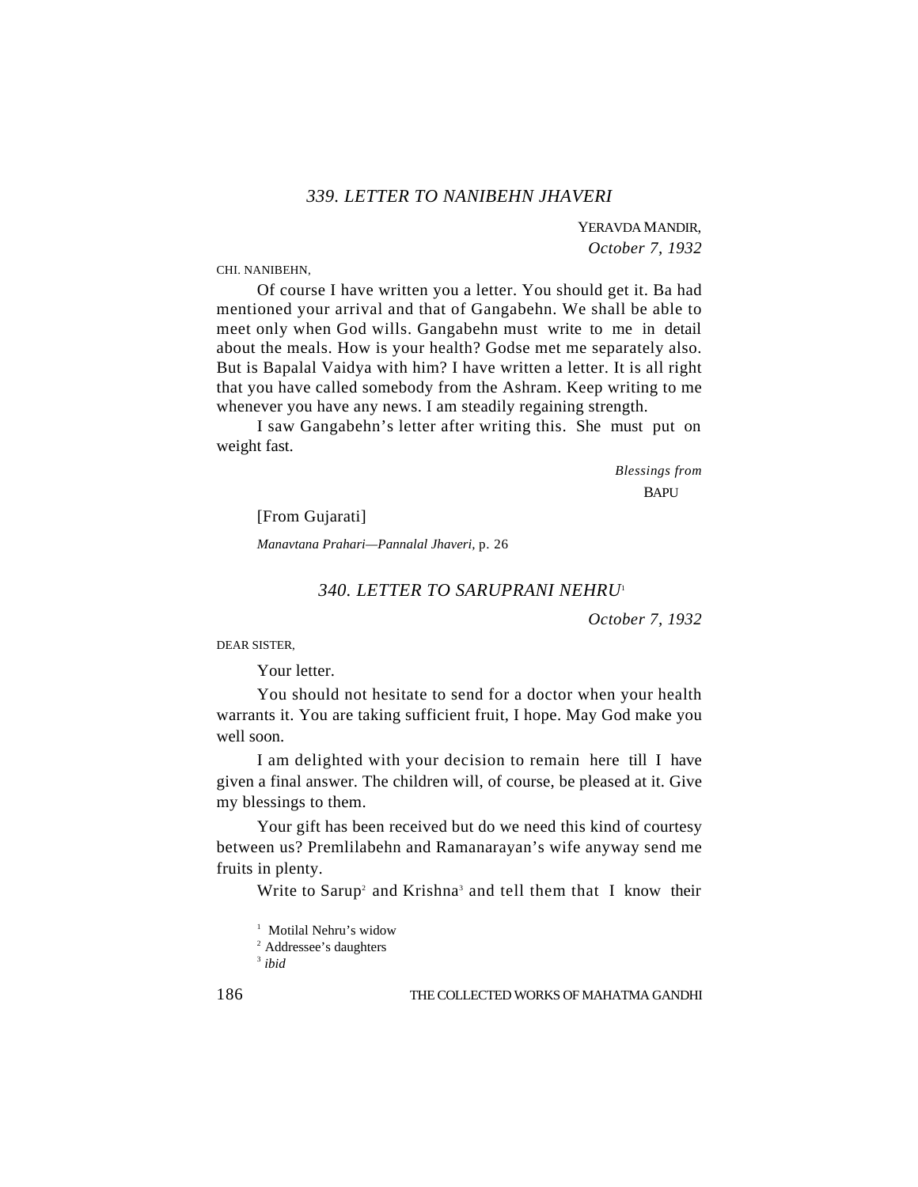### *339. LETTER TO NANIBEHN JHAVERI*

YERAVDA MANDIR,
*October 7, 1932*

CHI. NANIBEHN,

Of course I have written you a letter. You should get it. Ba had mentioned your arrival and that of Gangabehn. We shall be able to meet only when God wills. Gangabehn must write to me in detail about the meals. How is your health? Godse met me separately also. But is Bapalal Vaidya with him? I have written a letter. It is all right that you have called somebody from the Ashram. Keep writing to me whenever you have any news. I am steadily regaining strength.

I saw Gangabehn's letter after writing this. She must put on weight fast.

*Blessings from*
BAPU

[From Gujarati]

*Manavtana Prahari—Pannalal Jhaveri*, p. 26

### *340. LETTER TO SARUPRANI NEHRU*[1]

*October 7, 1932*

DEAR SISTER,

Your letter.

You should not hesitate to send for a doctor when your health warrants it. You are taking sufficient fruit, I hope. May God make you well soon.

I am delighted with your decision to remain here till I have given a final answer. The children will, of course, be pleased at it. Give my blessings to them.

Your gift has been received but do we need this kind of courtesy between us? Premlilabehn and Ramanarayan's wife anyway send me fruits in plenty.

Write to Sarup[2] and Krishna[3] and tell them that I know their

[1] Motilal Nehru's widow

[2] Addressee's daughters

[3] *ibid*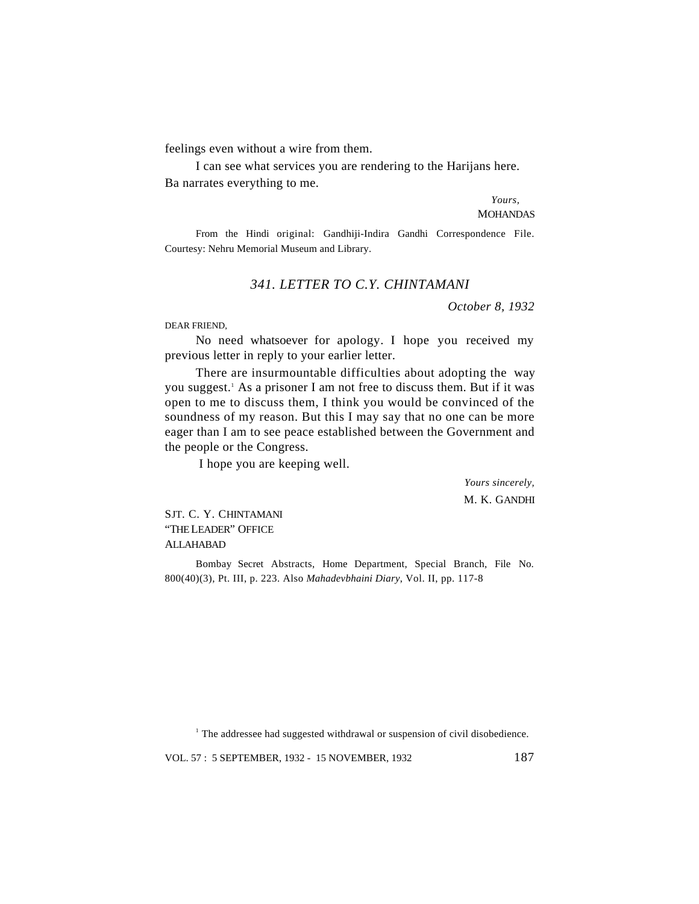feelings even without a wire from them.

I can see what services you are rendering to the Harijans here. Ba narrates everything to me.

*Yours,*
MOHANDAS

From the Hindi original: Gandhiji-Indira Gandhi Correspondence File. Courtesy: Nehru Memorial Museum and Library.

### *341. LETTER TO C.Y. CHINTAMANI*

*October 8, 1932*

DEAR FRIEND,

No need whatsoever for apology. I hope you received my previous letter in reply to your earlier letter.

There are insurmountable difficulties about adopting the way you suggest.[1] As a prisoner I am not free to discuss them. But if it was open to me to discuss them, I think you would be convinced of the soundness of my reason. But this I may say that no one can be more eager than I am to see peace established between the Government and the people or the Congress.

I hope you are keeping well.

*Yours sincerely,*
M. K. GANDHI

SJT. C. Y. CHINTAMANI
"THE LEADER" OFFICE
ALLAHABAD

Bombay Secret Abstracts, Home Department, Special Branch, File No. 800(40)(3), Pt. III, p. 223. Also *Mahadevbhaini Diary*, Vol. II, pp. 117-8

[1] The addressee had suggested withdrawal or suspension of civil disobedience.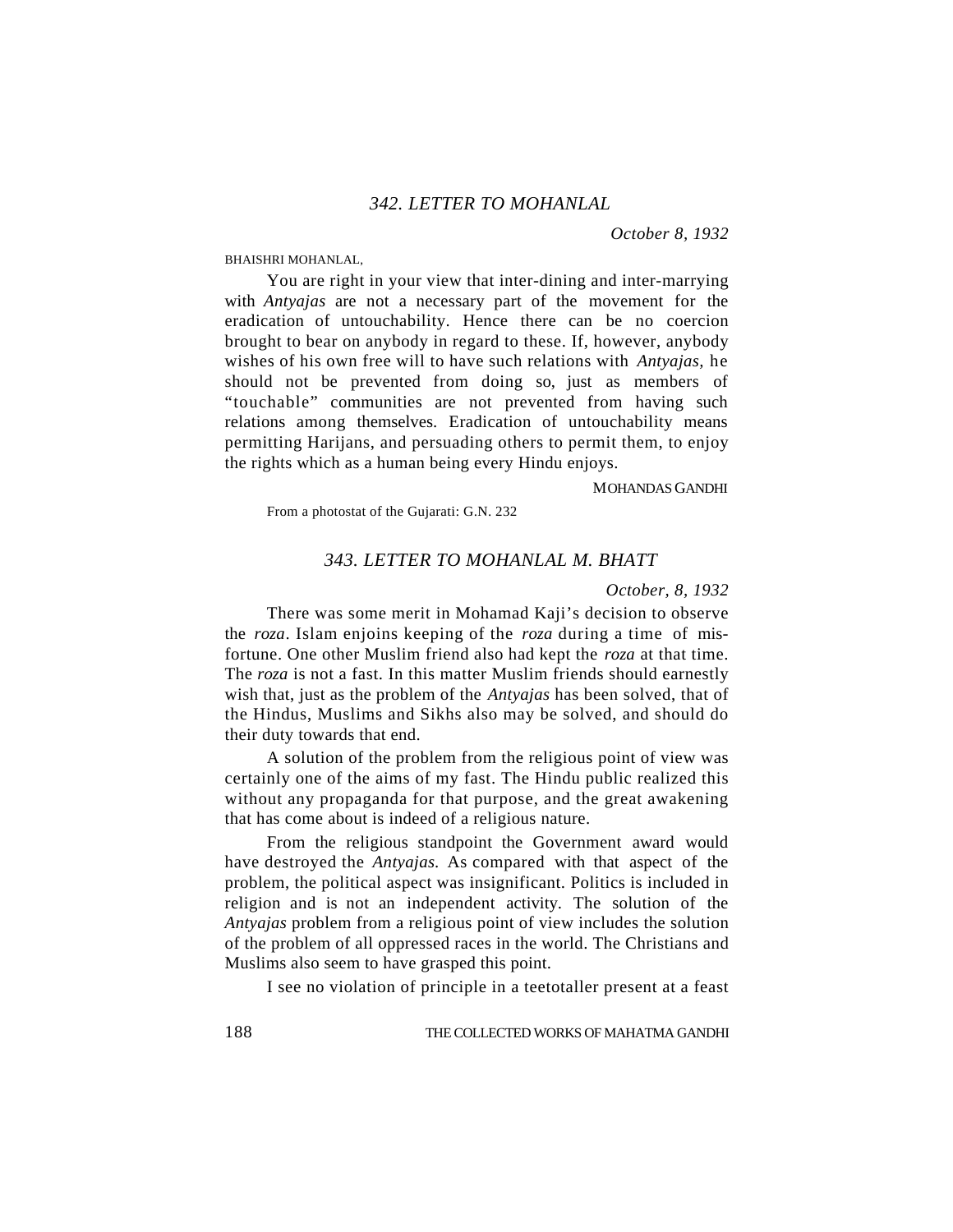### *342. LETTER TO MOHANLAL*

*October 8, 1932*

BHAISHRI MOHANLAL,

You are right in your view that inter-dining and inter-marrying with *Antyajas* are not a necessary part of the movement for the eradication of untouchability. Hence there can be no coercion brought to bear on anybody in regard to these. If, however, anybody wishes of his own free will to have such relations with *Antyajas*, he should not be prevented from doing so, just as members of "touchable" communities are not prevented from having such relations among themselves. Eradication of untouchability means permitting Harijans, and persuading others to permit them, to enjoy the rights which as a human being every Hindu enjoys.

MOHANDAS GANDHI

From a photostat of the Gujarati: G.N. 232

### *343. LETTER TO MOHANLAL M. BHATT*

*October, 8, 1932*

There was some merit in Mohamad Kaji's decision to observe the *roza*. Islam enjoins keeping of the *roza* during a time of misfortune. One other Muslim friend also had kept the *roza* at that time. The *roza* is not a fast. In this matter Muslim friends should earnestly wish that, just as the problem of the *Antyajas* has been solved, that of the Hindus, Muslims and Sikhs also may be solved, and should do their duty towards that end.

A solution of the problem from the religious point of view was certainly one of the aims of my fast. The Hindu public realized this without any propaganda for that purpose, and the great awakening that has come about is indeed of a religious nature.

From the religious standpoint the Government award would have destroyed the *Antyajas.* As compared with that aspect of the problem, the political aspect was insignificant. Politics is included in religion and is not an independent activity. The solution of the *Antyajas* problem from a religious point of view includes the solution of the problem of all oppressed races in the world. The Christians and Muslims also seem to have grasped this point.

I see no violation of principle in a teetotaller present at a feast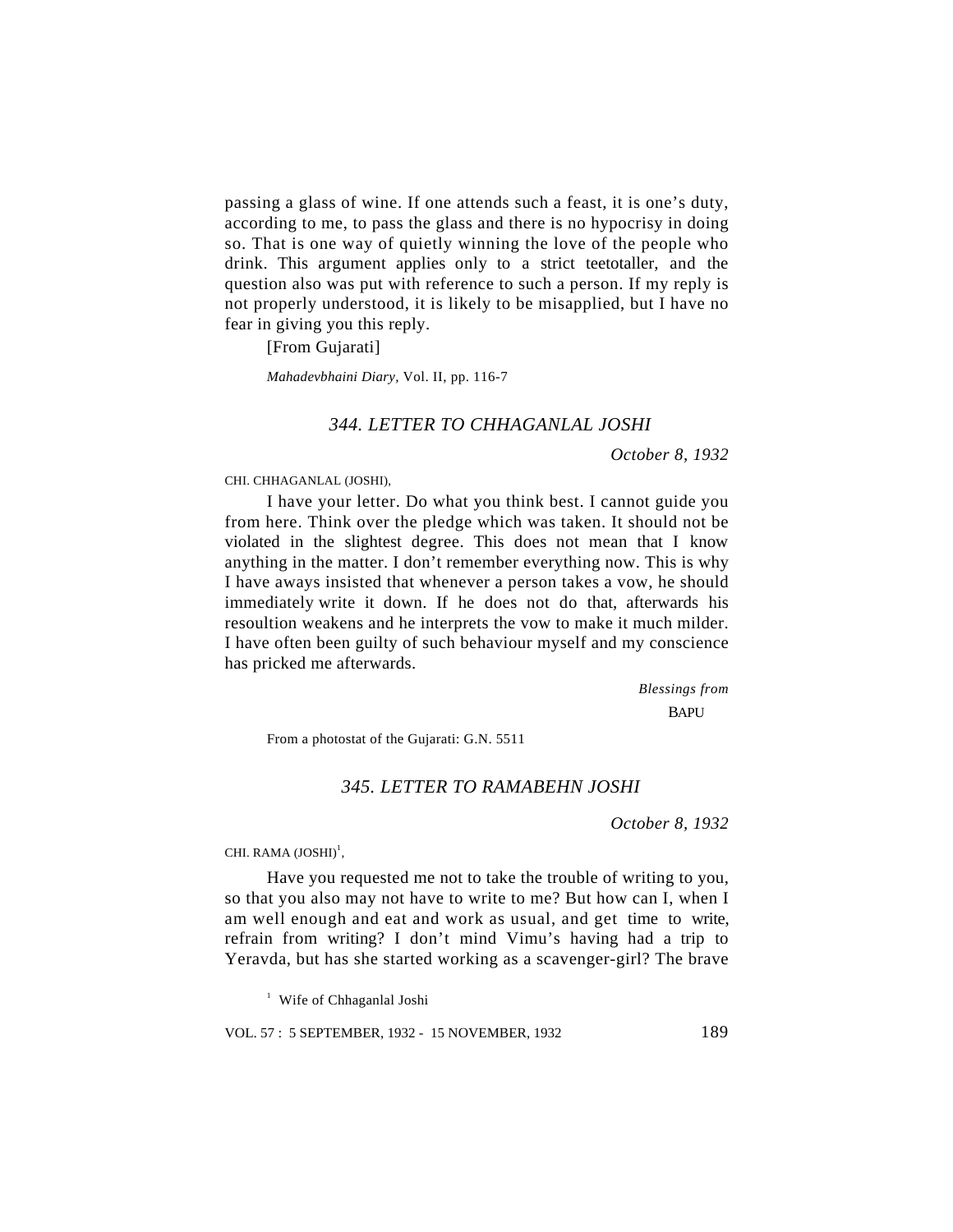passing a glass of wine. If one attends such a feast, it is one's duty, according to me, to pass the glass and there is no hypocrisy in doing so. That is one way of quietly winning the love of the people who drink. This argument applies only to a strict teetotaller, and the question also was put with reference to such a person. If my reply is not properly understood, it is likely to be misapplied, but I have no fear in giving you this reply.

[From Gujarati]

*Mahadevbhaini Diary*, Vol. II, pp. 116-7

### *344. LETTER TO CHHAGANLAL JOSHI*

*October 8, 1932*

CHI. CHHAGANLAL (JOSHI),

I have your letter. Do what you think best. I cannot guide you from here. Think over the pledge which was taken. It should not be violated in the slightest degree. This does not mean that I know anything in the matter. I don't remember everything now. This is why I have aways insisted that whenever a person takes a vow, he should immediately write it down. If he does not do that, afterwards his resoultion weakens and he interprets the vow to make it much milder. I have often been guilty of such behaviour myself and my conscience has pricked me afterwards.

*Blessings from*
BAPU

From a photostat of the Gujarati: G.N. 5511

### *345. LETTER TO RAMABEHN JOSHI*

*October 8, 1932*

CHI. RAMA (JOSHI)[1],

Have you requested me not to take the trouble of writing to you, so that you also may not have to write to me? But how can I, when I am well enough and eat and work as usual, and get time to write, refrain from writing? I don't mind Vimu's having had a trip to Yeravda, but has she started working as a scavenger-girl? The brave

[1] Wife of Chhaganlal Joshi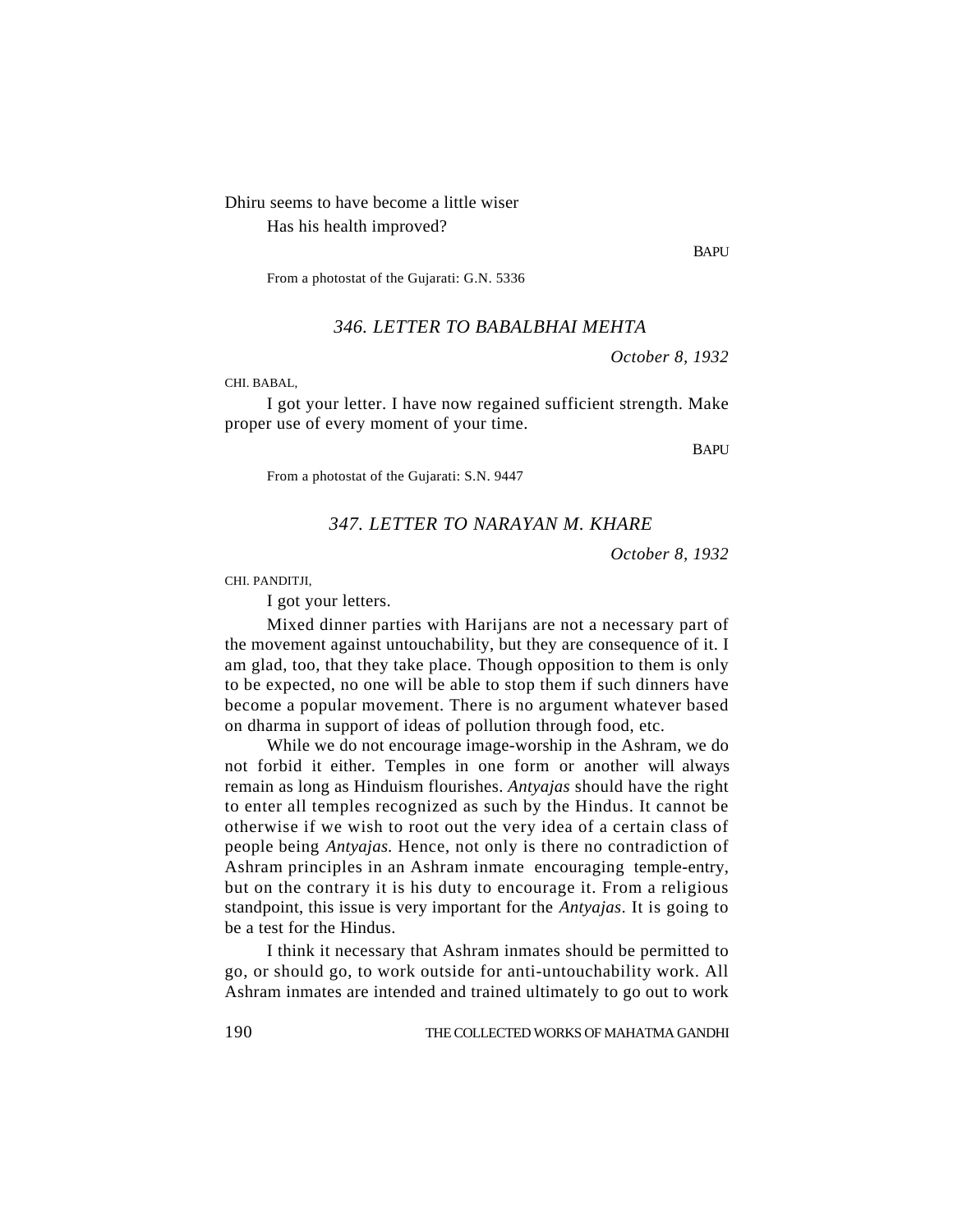Dhiru seems to have become a little wiser

Has his health improved?

BAPU

From a photostat of the Gujarati: G.N. 5336

### *346. LETTER TO BABALBHAI MEHTA*

*October 8, 1932*

CHI. BABAL,

I got your letter. I have now regained sufficient strength. Make proper use of every moment of your time.

BAPU

From a photostat of the Gujarati: S.N. 9447

### *347. LETTER TO NARAYAN M. KHARE*

*October 8, 1932*

CHI. PANDITJI,

I got your letters.

Mixed dinner parties with Harijans are not a necessary part of the movement against untouchability, but they are consequence of it. I am glad, too, that they take place. Though opposition to them is only to be expected, no one will be able to stop them if such dinners have become a popular movement. There is no argument whatever based on dharma in support of ideas of pollution through food, etc.

While we do not encourage image-worship in the Ashram, we do not forbid it either. Temples in one form or another will always remain as long as Hinduism flourishes. *Antyajas* should have the right to enter all temples recognized as such by the Hindus. It cannot be otherwise if we wish to root out the very idea of a certain class of people being *Antyajas.* Hence, not only is there no contradiction of Ashram principles in an Ashram inmate encouraging temple-entry, but on the contrary it is his duty to encourage it. From a religious standpoint, this issue is very important for the *Antyajas*. It is going to be a test for the Hindus.

I think it necessary that Ashram inmates should be permitted to go, or should go, to work outside for anti-untouchability work. All Ashram inmates are intended and trained ultimately to go out to work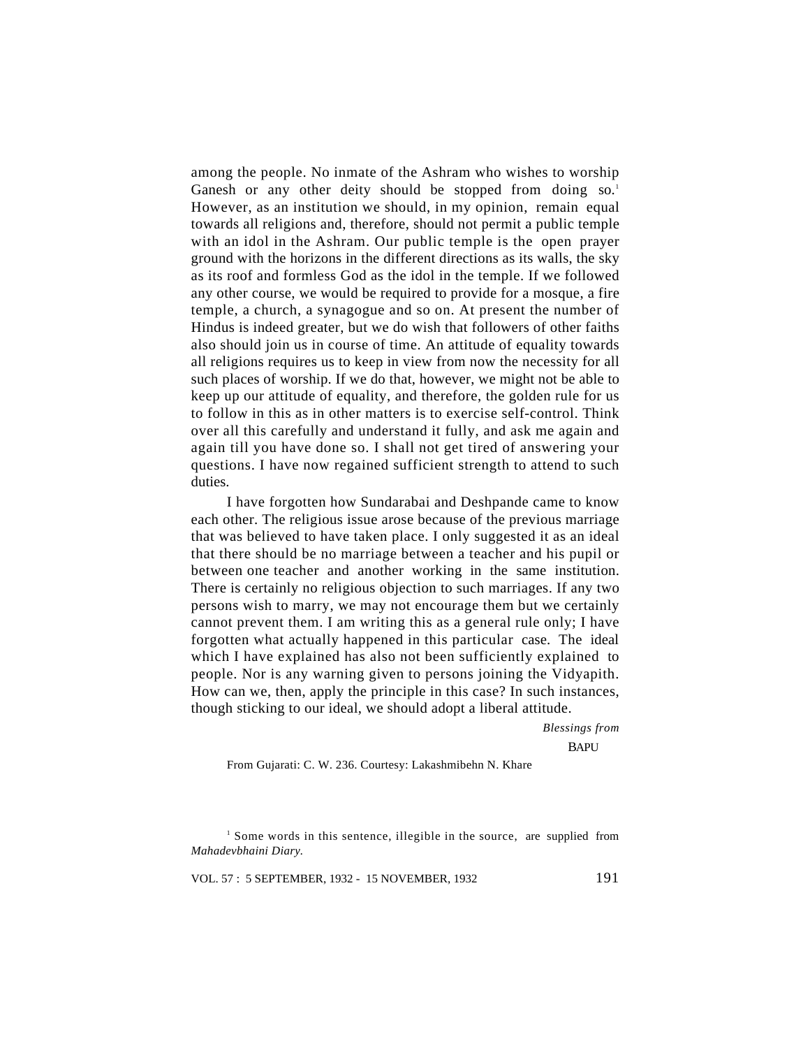among the people. No inmate of the Ashram who wishes to worship Ganesh or any other deity should be stopped from doing so.[1] However, as an institution we should, in my opinion, remain equal towards all religions and, therefore, should not permit a public temple with an idol in the Ashram. Our public temple is the open prayer ground with the horizons in the different directions as its walls, the sky as its roof and formless God as the idol in the temple. If we followed any other course, we would be required to provide for a mosque, a fire temple, a church, a synagogue and so on. At present the number of Hindus is indeed greater, but we do wish that followers of other faiths also should join us in course of time. An attitude of equality towards all religions requires us to keep in view from now the necessity for all such places of worship. If we do that, however, we might not be able to keep up our attitude of equality, and therefore, the golden rule for us to follow in this as in other matters is to exercise self-control. Think over all this carefully and understand it fully, and ask me again and again till you have done so. I shall not get tired of answering your questions. I have now regained sufficient strength to attend to such duties.

I have forgotten how Sundarabai and Deshpande came to know each other. The religious issue arose because of the previous marriage that was believed to have taken place. I only suggested it as an ideal that there should be no marriage between a teacher and his pupil or between one teacher and another working in the same institution. There is certainly no religious objection to such marriages. If any two persons wish to marry, we may not encourage them but we certainly cannot prevent them. I am writing this as a general rule only; I have forgotten what actually happened in this particular case. The ideal which I have explained has also not been sufficiently explained to people. Nor is any warning given to persons joining the Vidyapith. How can we, then, apply the principle in this case? In such instances, though sticking to our ideal, we should adopt a liberal attitude.

*Blessings from*

BAPU

From Gujarati: C. W. 236. Courtesy: Lakashmibehn N. Khare

[1] Some words in this sentence, illegible in the source, are supplied from *Mahadevbhaini Diary*.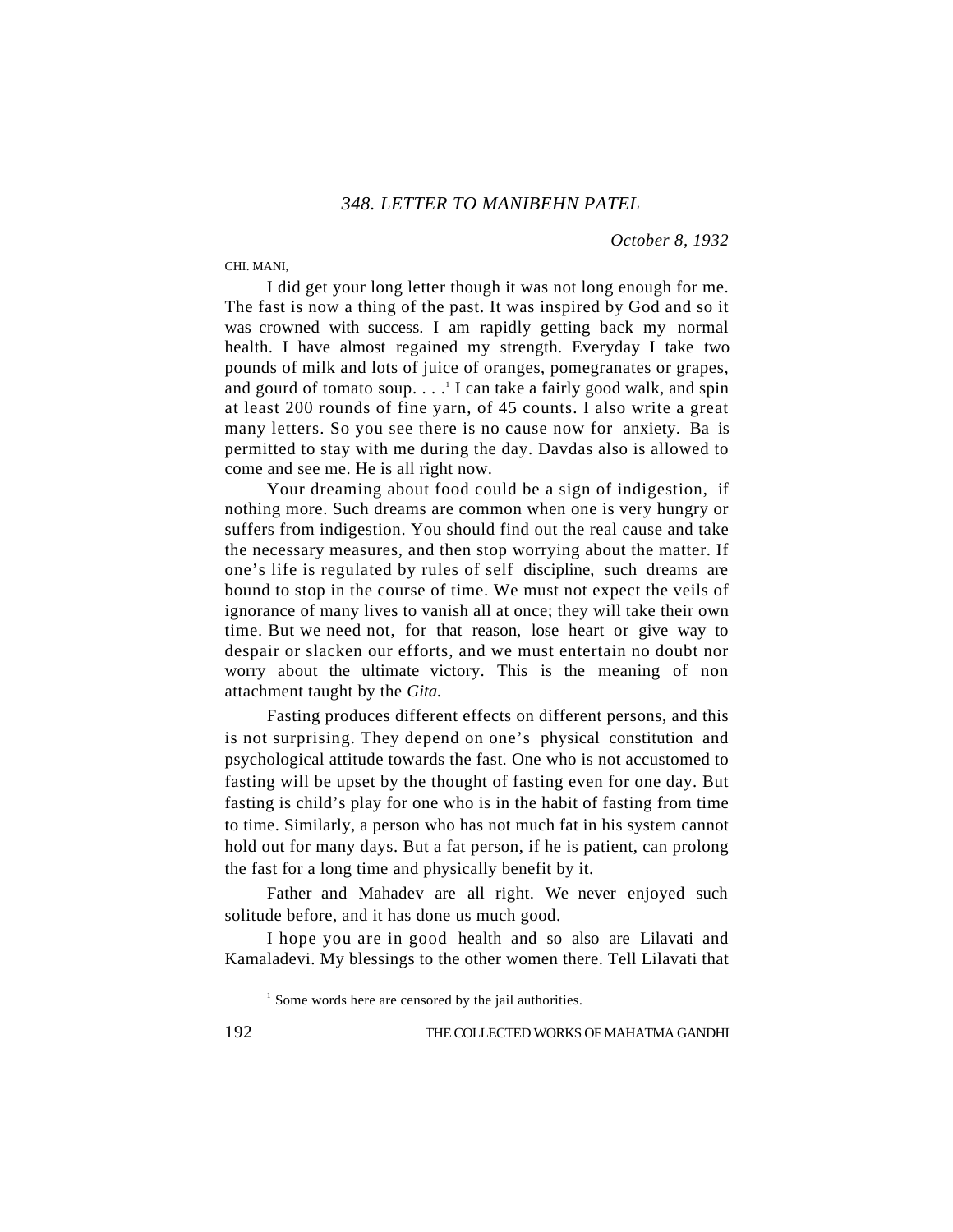### *348. LETTER TO MANIBEHN PATEL*

*October 8, 1932*

CHI. MANI,

I did get your long letter though it was not long enough for me. The fast is now a thing of the past. It was inspired by God and so it was crowned with success. I am rapidly getting back my normal health. I have almost regained my strength. Everyday I take two pounds of milk and lots of juice of oranges, pomegranates or grapes, and gourd of tomato soup. . . .[1] I can take a fairly good walk, and spin at least 200 rounds of fine yarn, of 45 counts. I also write a great many letters. So you see there is no cause now for anxiety. Ba is permitted to stay with me during the day. Davdas also is allowed to come and see me. He is all right now.

Your dreaming about food could be a sign of indigestion, if nothing more. Such dreams are common when one is very hungry or suffers from indigestion. You should find out the real cause and take the necessary measures, and then stop worrying about the matter. If one's life is regulated by rules of self discipline, such dreams are bound to stop in the course of time. We must not expect the veils of ignorance of many lives to vanish all at once; they will take their own time. But we need not, for that reason, lose heart or give way to despair or slacken our efforts, and we must entertain no doubt nor worry about the ultimate victory. This is the meaning of non attachment taught by the *Gita.*

Fasting produces different effects on different persons, and this is not surprising. They depend on one's physical constitution and psychological attitude towards the fast. One who is not accustomed to fasting will be upset by the thought of fasting even for one day. But fasting is child's play for one who is in the habit of fasting from time to time. Similarly, a person who has not much fat in his system cannot hold out for many days. But a fat person, if he is patient, can prolong the fast for a long time and physically benefit by it.

Father and Mahadev are all right. We never enjoyed such solitude before, and it has done us much good.

I hope you are in good health and so also are Lilavati and Kamaladevi. My blessings to the other women there. Tell Lilavati that

[1] Some words here are censored by the jail authorities.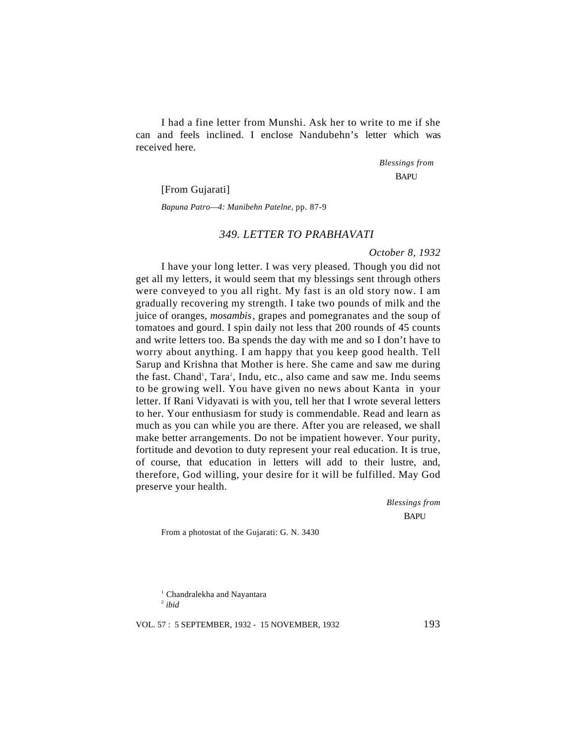I had a fine letter from Munshi. Ask her to write to me if she can and feels inclined. I enclose Nandubehn's letter which was received here.

*Blessings from*
BAPU

[From Gujarati]

*Bapuna Patro—4: Manibehn Patelne,* pp. 87-9

### *349. LETTER TO PRABHAVATI*

*October 8, 1932*

I have your long letter. I was very pleased. Though you did not get all my letters, it would seem that my blessings sent through others were conveyed to you all right. My fast is an old story now. I am gradually recovering my strength. I take two pounds of milk and the juice of oranges, *mosambis*, grapes and pomegranates and the soup of tomatoes and gourd. I spin daily not less that 200 rounds of 45 counts and write letters too. Ba spends the day with me and so I don't have to worry about anything. I am happy that you keep good health. Tell Sarup and Krishna that Mother is here. She came and saw me during the fast. Chand[1], Tara[2], Indu, etc., also came and saw me. Indu seems to be growing well. You have given no news about Kanta in your letter. If Rani Vidyavati is with you, tell her that I wrote several letters to her. Your enthusiasm for study is commendable. Read and learn as much as you can while you are there. After you are released, we shall make better arrangements. Do not be impatient however. Your purity, fortitude and devotion to duty represent your real education. It is true, of course, that education in letters will add to their lustre, and, therefore, God willing, your desire for it will be fulfilled. May God preserve your health.

*Blessings from*
BAPU

From a photostat of the Gujarati: G. N. 3430

[1] Chandralekha and Nayantara
[2] *ibid*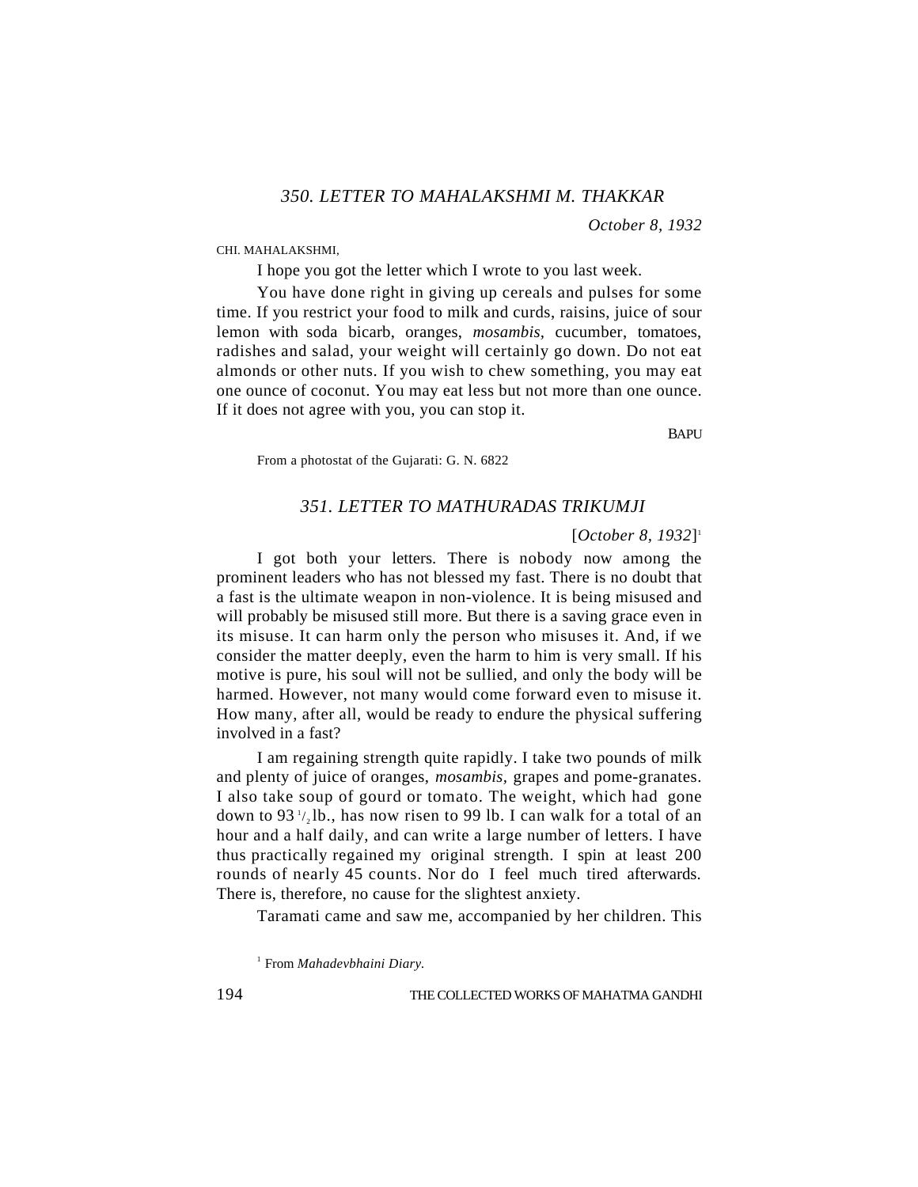### *350. LETTER TO MAHALAKSHMI M. THAKKAR*

*October 8, 1932*

CHI. MAHALAKSHMI,

I hope you got the letter which I wrote to you last week.

You have done right in giving up cereals and pulses for some time. If you restrict your food to milk and curds, raisins, juice of sour lemon with soda bicarb, oranges, *mosambis*, cucumber, tomatoes, radishes and salad, your weight will certainly go down. Do not eat almonds or other nuts. If you wish to chew something, you may eat one ounce of coconut. You may eat less but not more than one ounce. If it does not agree with you, you can stop it.

BAPU

From a photostat of the Gujarati: G. N. 6822

### *351. LETTER TO MATHURADAS TRIKUMJI*

[*October 8, 1932*][1]

I got both your letters. There is nobody now among the prominent leaders who has not blessed my fast. There is no doubt that a fast is the ultimate weapon in non-violence. It is being misused and will probably be misused still more. But there is a saving grace even in its misuse. It can harm only the person who misuses it. And, if we consider the matter deeply, even the harm to him is very small. If his motive is pure, his soul will not be sullied, and only the body will be harmed. However, not many would come forward even to misuse it. How many, after all, would be ready to endure the physical suffering involved in a fast?

I am regaining strength quite rapidly. I take two pounds of milk and plenty of juice of oranges, *mosambis*, grapes and pome-granates. I also take soup of gourd or tomato. The weight, which had gone down to 93 $^1/_2$ lb., has now risen to 99 lb. I can walk for a total of an hour and a half daily, and can write a large number of letters. I have thus practically regained my original strength. I spin at least 200 rounds of nearly 45 counts. Nor do I feel much tired afterwards. There is, therefore, no cause for the slightest anxiety.

Taramati came and saw me, accompanied by her children. This

[1] From *Mahadevbhaini Diary.*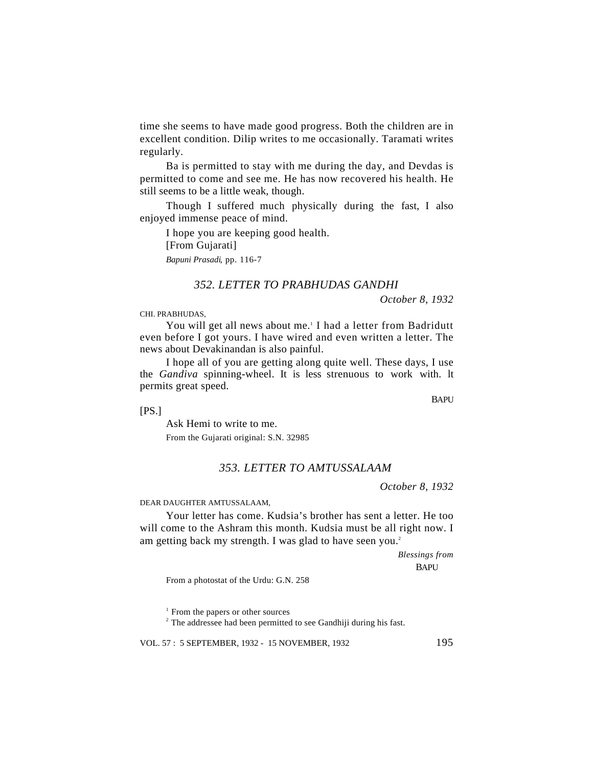time she seems to have made good progress. Both the children are in excellent condition. Dilip writes to me occasionally. Taramati writes regularly.

Ba is permitted to stay with me during the day, and Devdas is permitted to come and see me. He has now recovered his health. He still seems to be a little weak, though.

Though I suffered much physically during the fast, I also enjoyed immense peace of mind.

I hope you are keeping good health.

[From Gujarati]

*Bapuni Prasadi*, pp. 116-7

### *352. LETTER TO PRABHUDAS GANDHI*

*October 8, 1932*

CHI. PRABHUDAS,

You will get all news about me.[1] I had a letter from Badridutt even before I got yours. I have wired and even written a letter. The news about Devakinandan is also painful.

I hope all of you are getting along quite well. These days, I use the *Gandiva* spinning-wheel. It is less strenuous to work with. lt permits great speed.

BAPU

[PS.]

Ask Hemi to write to me.

From the Gujarati original: S.N. 32985

### *353. LETTER TO AMTUSSALAAM*

*October 8, 1932*

DEAR DAUGHTER AMTUSSALAAM,

Your letter has come. Kudsia's brother has sent a letter. He too will come to the Ashram this month. Kudsia must be all right now. I am getting back my strength. I was glad to have seen you.[2]

*Blessings from*

BAPU

From a photostat of the Urdu: G.N. 258

[1] From the papers or other sources

[2] The addressee had been permitted to see Gandhiji during his fast.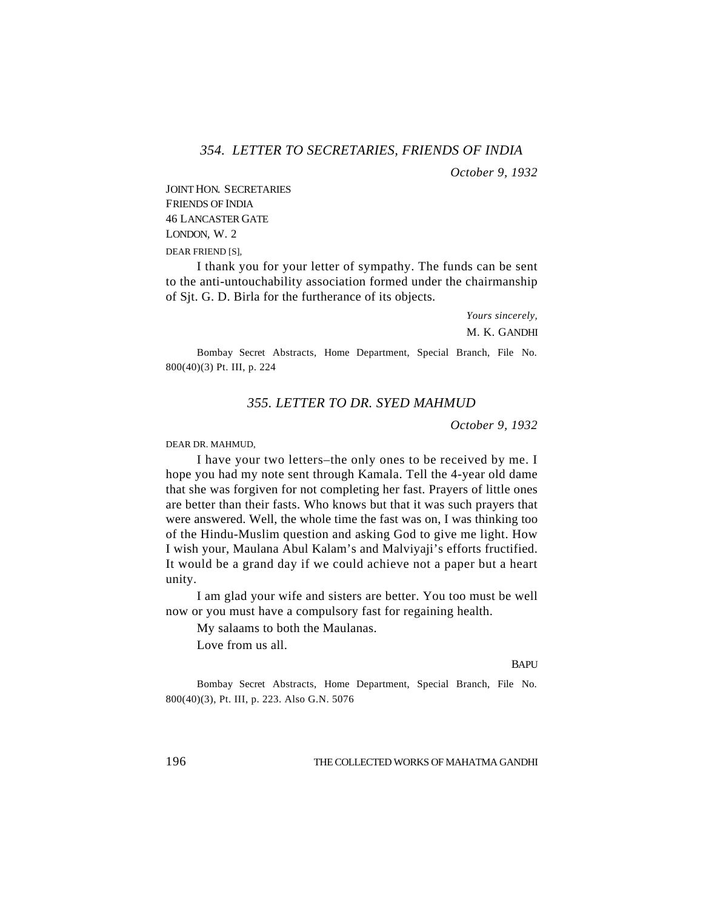## *354. LETTER TO SECRETARIES, FRIENDS OF INDIA*

*October 9, 1932*

JOINT HON. SECRETARIES
FRIENDS OF INDIA
46 LANCASTER GATE
LONDON, W. 2

DEAR FRIEND [S],

I thank you for your letter of sympathy. The funds can be sent to the anti-untouchability association formed under the chairmanship of Sjt. G. D. Birla for the furtherance of its objects.

*Yours sincerely,*
M. K. GANDHI

Bombay Secret Abstracts, Home Department, Special Branch, File No. 800(40)(3) Pt. III, p. 224

## *355. LETTER TO DR. SYED MAHMUD*

*October 9, 1932*

DEAR DR. MAHMUD,

I have your two letters–the only ones to be received by me. I hope you had my note sent through Kamala. Tell the 4-year old dame that she was forgiven for not completing her fast. Prayers of little ones are better than their fasts. Who knows but that it was such prayers that were answered. Well, the whole time the fast was on, I was thinking too of the Hindu-Muslim question and asking God to give me light. How I wish your, Maulana Abul Kalam's and Malviyaji's efforts fructified. It would be a grand day if we could achieve not a paper but a heart unity.

I am glad your wife and sisters are better. You too must be well now or you must have a compulsory fast for regaining health.

My salaams to both the Maulanas.

Love from us all.

BAPU

Bombay Secret Abstracts, Home Department, Special Branch, File No. 800(40)(3), Pt. III, p. 223. Also G.N. 5076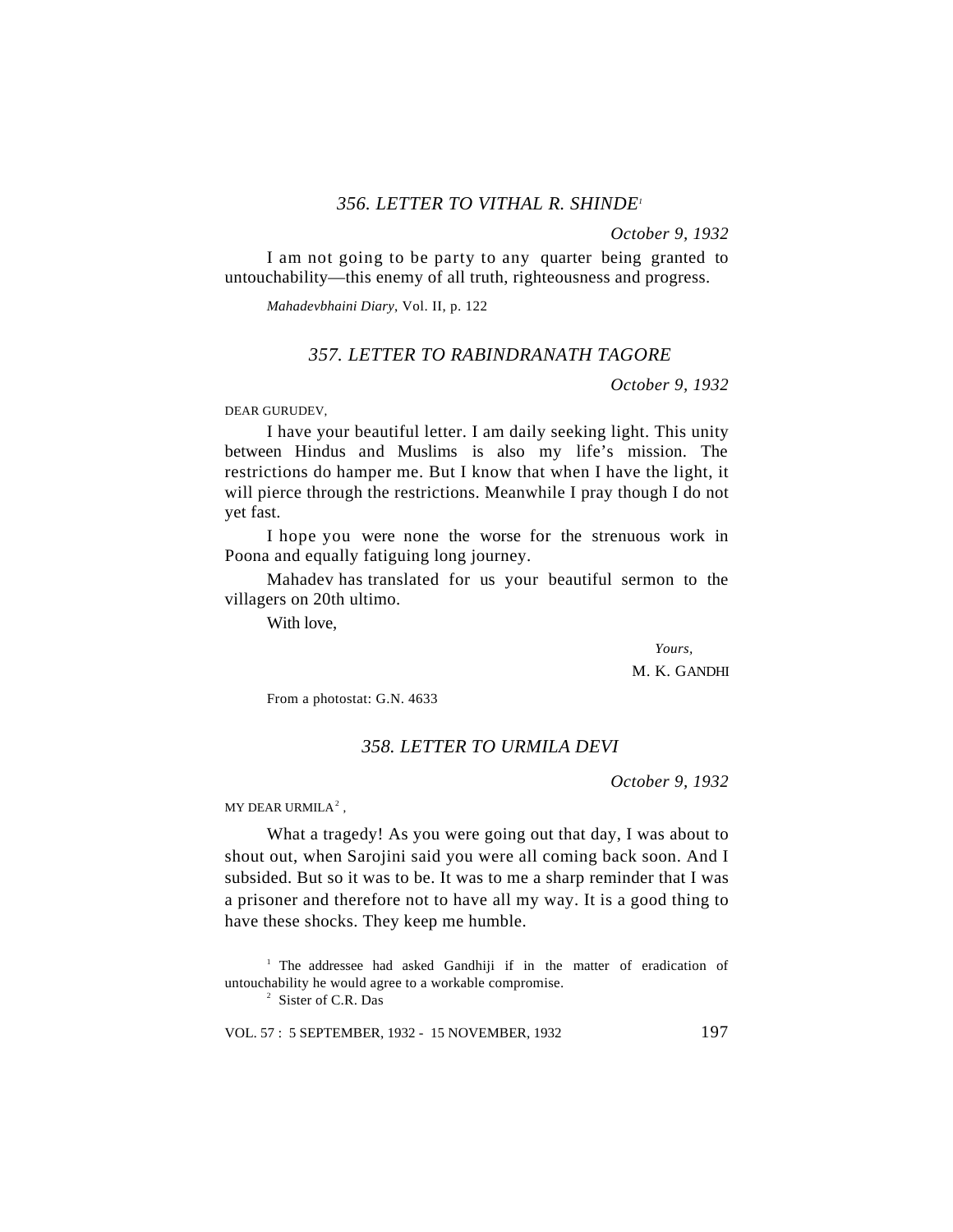### *356. LETTER TO VITHAL R. SHINDE*[1]

*October 9, 1932*

I am not going to be party to any quarter being granted to untouchability—this enemy of all truth, righteousness and progress.

*Mahadevbhaini Diary*, Vol. II, p. 122

### *357. LETTER TO RABINDRANATH TAGORE*

*October 9, 1932*

DEAR GURUDEV,

I have your beautiful letter. I am daily seeking light. This unity between Hindus and Muslims is also my life's mission. The restrictions do hamper me. But I know that when I have the light, it will pierce through the restrictions. Meanwhile I pray though I do not yet fast.

I hope you were none the worse for the strenuous work in Poona and equally fatiguing long journey.

Mahadev has translated for us your beautiful sermon to the villagers on 20th ultimo.

With love,

*Yours,*
M. K. GANDHI

From a photostat: G.N. 4633

### *358. LETTER TO URMILA DEVI*

*October 9, 1932*

MY DEAR URMILA[2],

What a tragedy! As you were going out that day, I was about to shout out, when Sarojini said you were all coming back soon. And I subsided. But so it was to be. It was to me a sharp reminder that I was a prisoner and therefore not to have all my way. It is a good thing to have these shocks. They keep me humble.

---

[1] The addressee had asked Gandhiji if in the matter of eradication of untouchability he would agree to a workable compromise.

[2] Sister of C.R. Das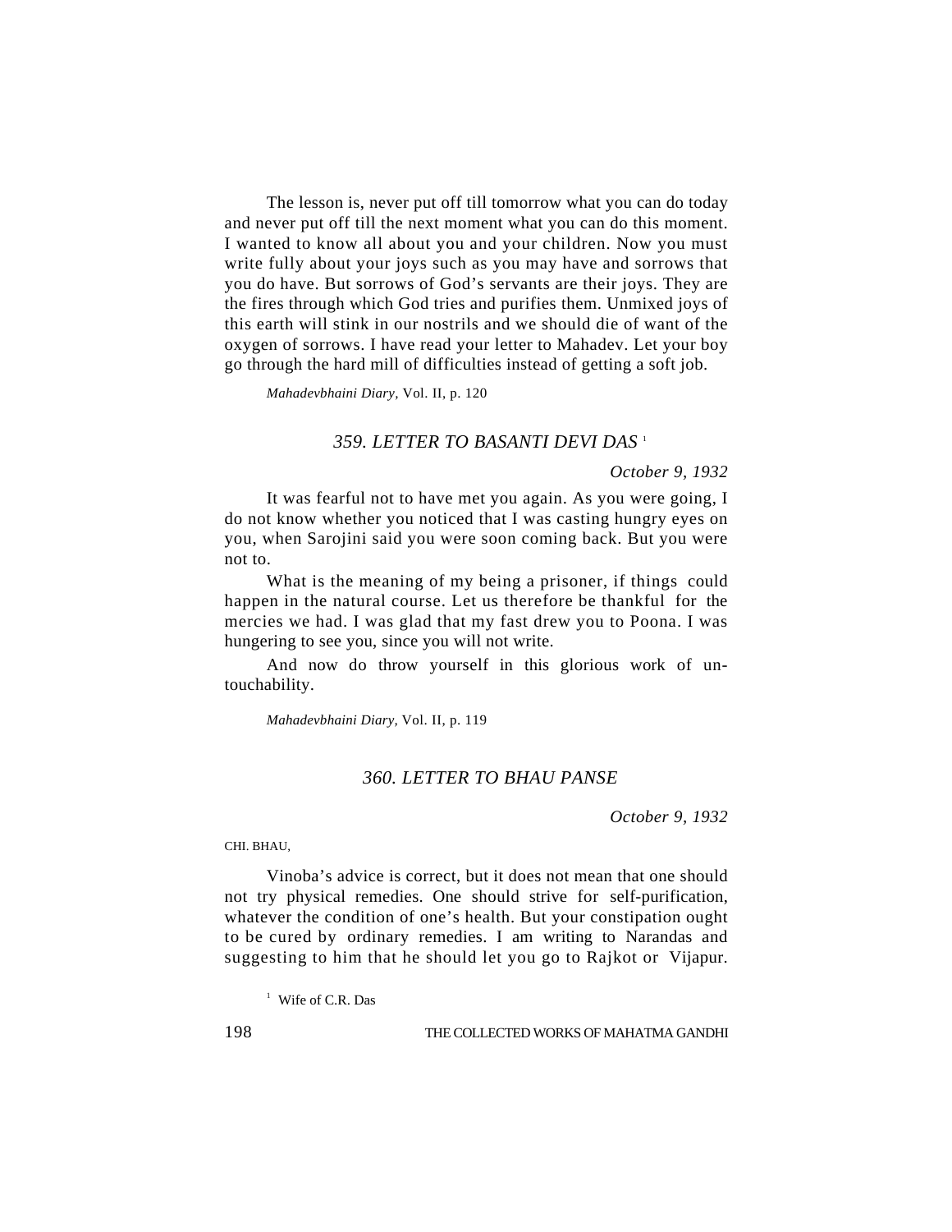The lesson is, never put off till tomorrow what you can do today and never put off till the next moment what you can do this moment. I wanted to know all about you and your children. Now you must write fully about your joys such as you may have and sorrows that you do have. But sorrows of God's servants are their joys. They are the fires through which God tries and purifies them. Unmixed joys of this earth will stink in our nostrils and we should die of want of the oxygen of sorrows. I have read your letter to Mahadev. Let your boy go through the hard mill of difficulties instead of getting a soft job.

*Mahadevbhaini Diary*, Vol. II, p. 120

### *359. LETTER TO BASANTI DEVI DAS* [1]

*October 9, 1932*

It was fearful not to have met you again. As you were going, I do not know whether you noticed that I was casting hungry eyes on you, when Sarojini said you were soon coming back. But you were not to.

What is the meaning of my being a prisoner, if things could happen in the natural course. Let us therefore be thankful for the mercies we had. I was glad that my fast drew you to Poona. I was hungering to see you, since you will not write.

And now do throw yourself in this glorious work of untouchability.

*Mahadevbhaini Diary*, Vol. II, p. 119

### *360. LETTER TO BHAU PANSE*

*October 9, 1932*

CHI. BHAU,

Vinoba's advice is correct, but it does not mean that one should not try physical remedies. One should strive for self-purification, whatever the condition of one's health. But your constipation ought to be cured by ordinary remedies. I am writing to Narandas and suggesting to him that he should let you go to Rajkot or Vijapur.

[1] Wife of C.R. Das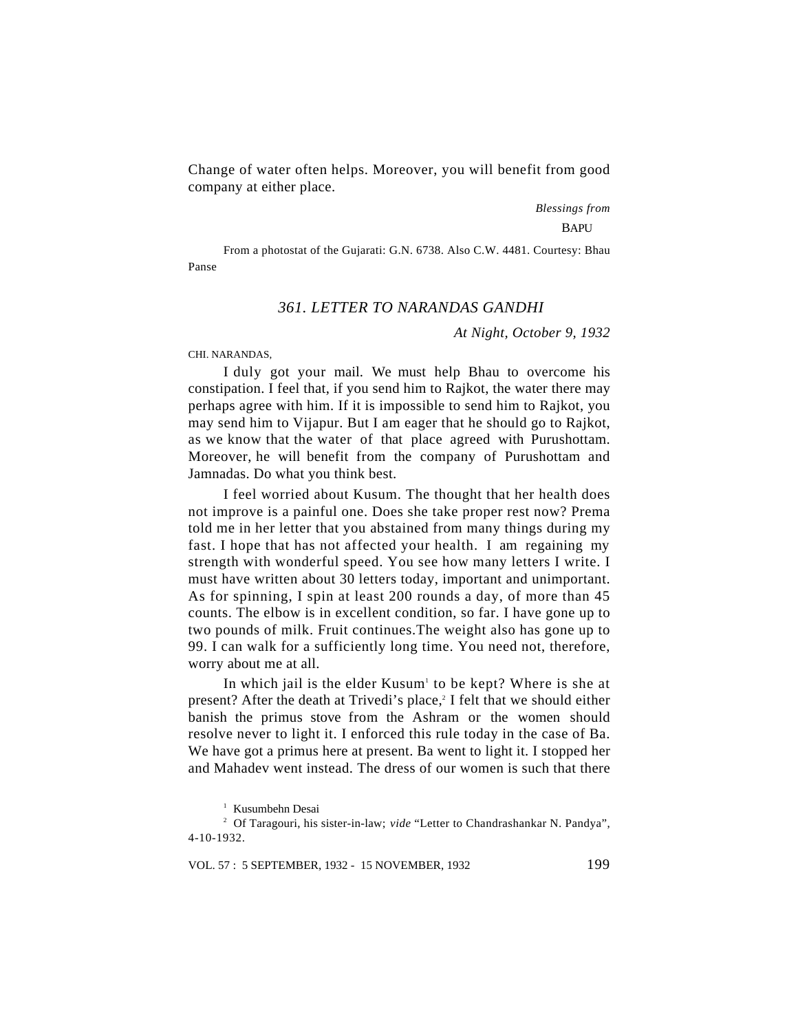Change of water often helps. Moreover, you will benefit from good company at either place.

*Blessings from*

BAPU

From a photostat of the Gujarati: G.N. 6738. Also C.W. 4481. Courtesy: Bhau Panse

### *361. LETTER TO NARANDAS GANDHI*

*At Night, October 9, 1932*

CHI. NARANDAS,

I duly got your mail. We must help Bhau to overcome his constipation. I feel that, if you send him to Rajkot, the water there may perhaps agree with him. If it is impossible to send him to Rajkot, you may send him to Vijapur. But I am eager that he should go to Rajkot, as we know that the water of that place agreed with Purushottam. Moreover, he will benefit from the company of Purushottam and Jamnadas. Do what you think best.

I feel worried about Kusum. The thought that her health does not improve is a painful one. Does she take proper rest now? Prema told me in her letter that you abstained from many things during my fast. I hope that has not affected your health. I am regaining my strength with wonderful speed. You see how many letters I write. I must have written about 30 letters today, important and unimportant. As for spinning, I spin at least 200 rounds a day, of more than 45 counts. The elbow is in excellent condition, so far. I have gone up to two pounds of milk. Fruit continues.The weight also has gone up to 99. I can walk for a sufficiently long time. You need not, therefore, worry about me at all.

In which jail is the elder Kusum[1] to be kept? Where is she at present? After the death at Trivedi's place,[2] I felt that we should either banish the primus stove from the Ashram or the women should resolve never to light it. I enforced this rule today in the case of Ba. We have got a primus here at present. Ba went to light it. I stopped her and Mahadev went instead. The dress of our women is such that there

[1] Kusumbehn Desai

[2] Of Taragouri, his sister-in-law; *vide* "Letter to Chandrashankar N. Pandya", 4-10-1932.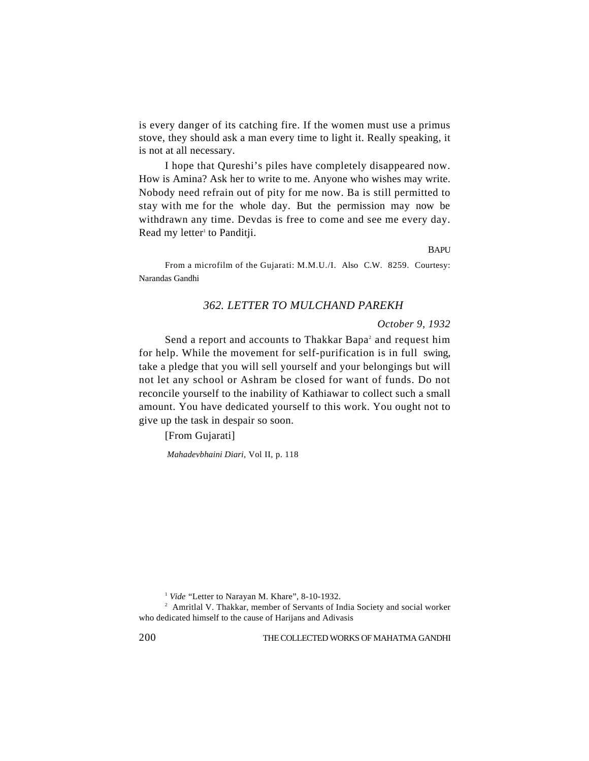is every danger of its catching fire. If the women must use a primus stove, they should ask a man every time to light it. Really speaking, it is not at all necessary.

I hope that Qureshi's piles have completely disappeared now. How is Amina? Ask her to write to me. Anyone who wishes may write. Nobody need refrain out of pity for me now. Ba is still permitted to stay with me for the whole day. But the permission may now be withdrawn any time. Devdas is free to come and see me every day. Read my letter[1] to Panditji.

BAPU

From a microfilm of the Gujarati: M.M.U./I. Also C.W. 8259. Courtesy: Narandas Gandhi

## *362. LETTER TO MULCHAND PAREKH*

*October 9, 1932*

Send a report and accounts to Thakkar Bapa[2] and request him for help. While the movement for self-purification is in full swing, take a pledge that you will sell yourself and your belongings but will not let any school or Ashram be closed for want of funds. Do not reconcile yourself to the inability of Kathiawar to collect such a small amount. You have dedicated yourself to this work. You ought not to give up the task in despair so soon.

[From Gujarati]

*Mahadevbhaini Diari*, Vol II, p. 118

[1] *Vide* "Letter to Narayan M. Khare", 8-10-1932.

[2] Amritlal V. Thakkar, member of Servants of India Society and social worker who dedicated himself to the cause of Harijans and Adivasis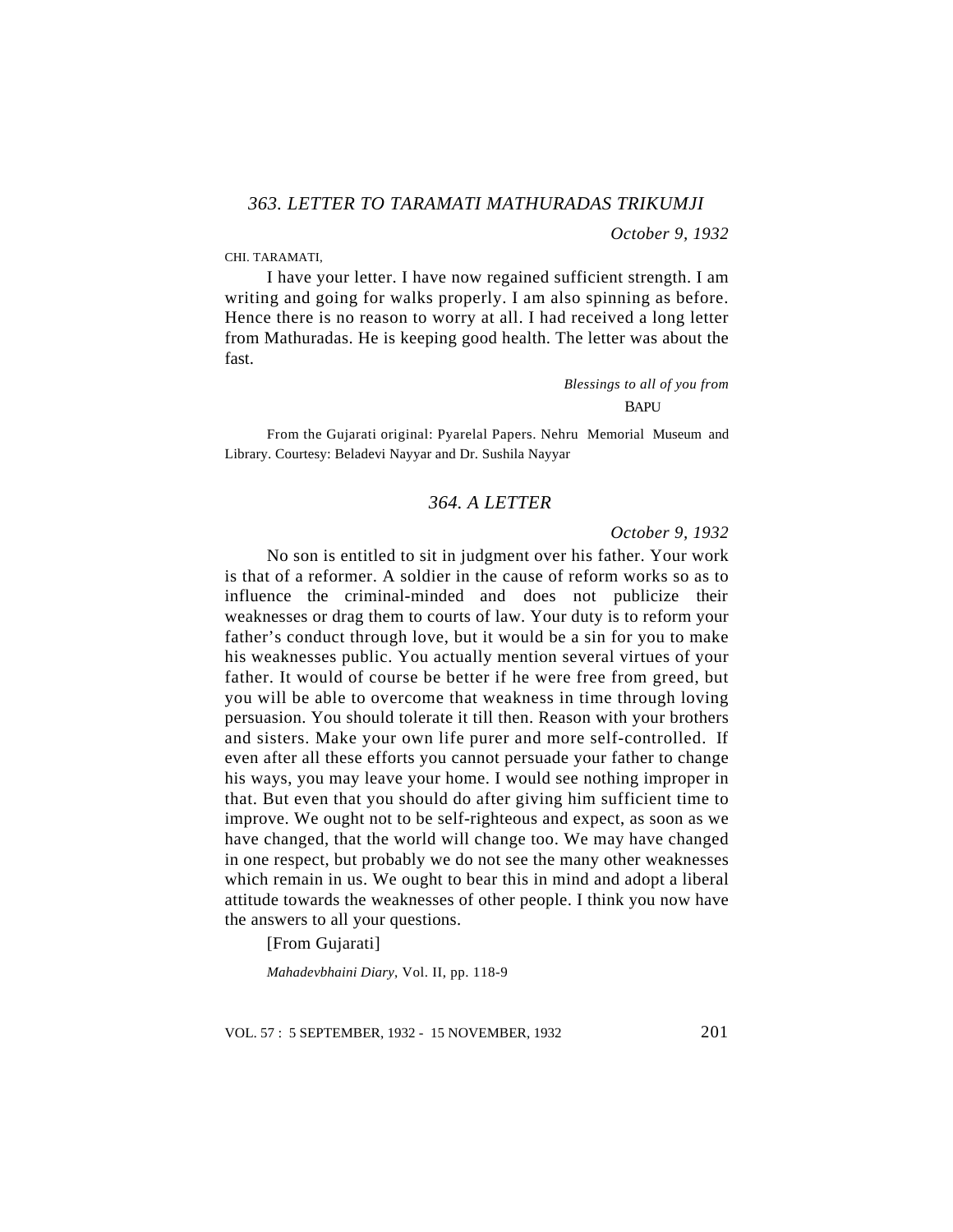## *363. LETTER TO TARAMATI MATHURADAS TRIKUMJI*

*October 9, 1932*

CHI. TARAMATI,

I have your letter. I have now regained sufficient strength. I am writing and going for walks properly. I am also spinning as before. Hence there is no reason to worry at all. I had received a long letter from Mathuradas. He is keeping good health. The letter was about the fast.

*Blessings to all of you from*

BAPU

From the Gujarati original: Pyarelal Papers. Nehru Memorial Museum and Library. Courtesy: Beladevi Nayyar and Dr. Sushila Nayyar

## *364. A LETTER*

*October 9, 1932*

No son is entitled to sit in judgment over his father. Your work is that of a reformer. A soldier in the cause of reform works so as to influence the criminal-minded and does not publicize their weaknesses or drag them to courts of law. Your duty is to reform your father's conduct through love, but it would be a sin for you to make his weaknesses public. You actually mention several virtues of your father. It would of course be better if he were free from greed, but you will be able to overcome that weakness in time through loving persuasion. You should tolerate it till then. Reason with your brothers and sisters. Make your own life purer and more self-controlled. If even after all these efforts you cannot persuade your father to change his ways, you may leave your home. I would see nothing improper in that. But even that you should do after giving him sufficient time to improve. We ought not to be self-righteous and expect, as soon as we have changed, that the world will change too. We may have changed in one respect, but probably we do not see the many other weaknesses which remain in us. We ought to bear this in mind and adopt a liberal attitude towards the weaknesses of other people. I think you now have the answers to all your questions.

[From Gujarati]

*Mahadevbhaini Diary*, Vol. II, pp. 118-9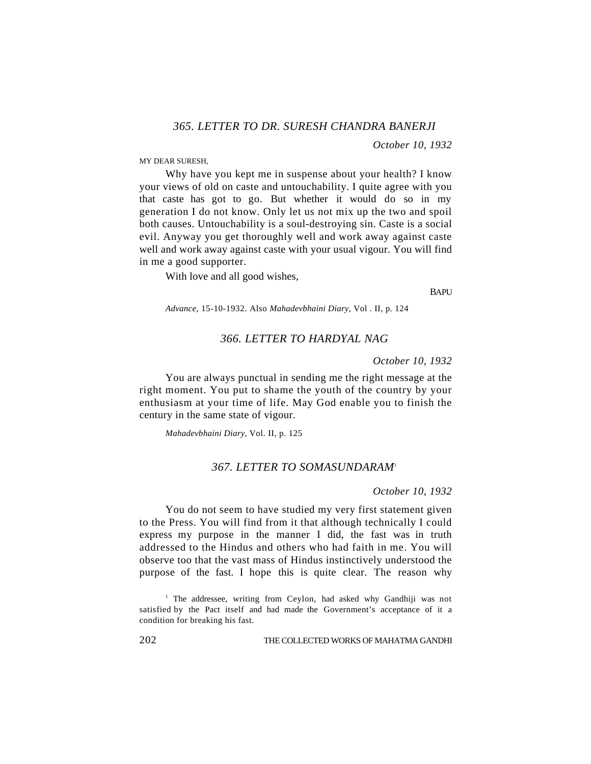### *365. LETTER TO DR. SURESH CHANDRA BANERJI*

*October 10, 1932*

MY DEAR SURESH,

Why have you kept me in suspense about your health? I know your views of old on caste and untouchability. I quite agree with you that caste has got to go. But whether it would do so in my generation I do not know. Only let us not mix up the two and spoil both causes. Untouchability is a soul-destroying sin. Caste is a social evil. Anyway you get thoroughly well and work away against caste well and work away against caste with your usual vigour. You will find in me a good supporter.

With love and all good wishes,

BAPU

*Advance*, 15-10-1932. Also *Mahadevbhaini Diary*, Vol . II, p. 124

### *366. LETTER TO HARDYAL NAG*

*October 10, 1932*

You are always punctual in sending me the right message at the right moment. You put to shame the youth of the country by your enthusiasm at your time of life. May God enable you to finish the century in the same state of vigour.

*Mahadevbhaini Diary*, Vol. II, p. 125

### *367. LETTER TO SOMASUNDARAM*[1]

*October 10, 1932*

You do not seem to have studied my very first statement given to the Press. You will find from it that although technically I could express my purpose in the manner I did, the fast was in truth addressed to the Hindus and others who had faith in me. You will observe too that the vast mass of Hindus instinctively understood the purpose of the fast. I hope this is quite clear. The reason why

[1] The addressee, writing from Ceylon, had asked why Gandhiji was not satisfied by the Pact itself and had made the Government's acceptance of it a condition for breaking his fast.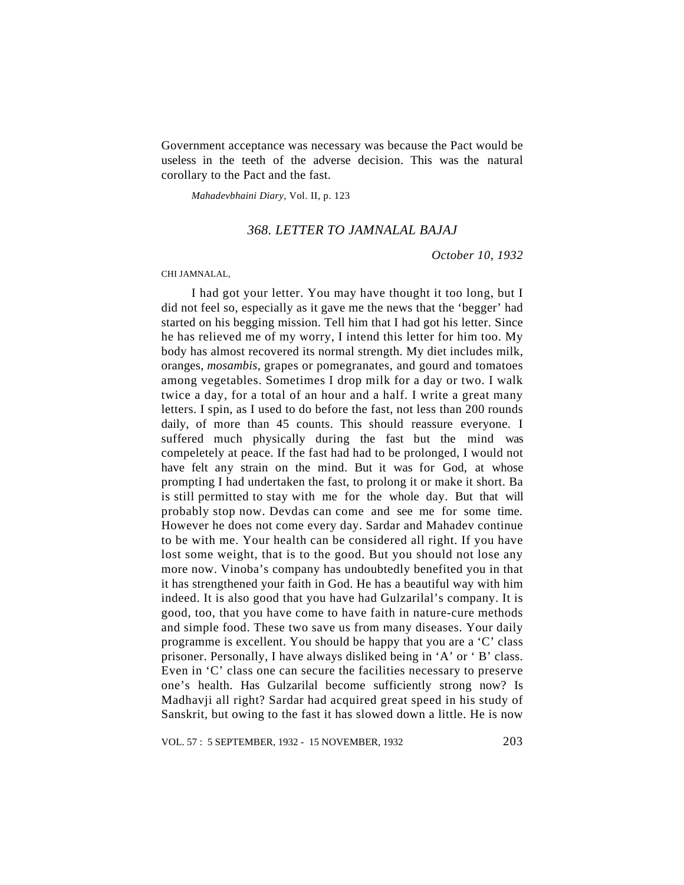Government acceptance was necessary was because the Pact would be useless in the teeth of the adverse decision. This was the natural corollary to the Pact and the fast.

*Mahadevbhaini Diary*, Vol. II, p. 123

### *368. LETTER TO JAMNALAL BAJAJ*

*October 10, 1932*

CHI JAMNALAL,

I had got your letter. You may have thought it too long, but I did not feel so, especially as it gave me the news that the 'begger' had started on his begging mission. Tell him that I had got his letter. Since he has relieved me of my worry, I intend this letter for him too. My body has almost recovered its normal strength. My diet includes milk, oranges, *mosambis*, grapes or pomegranates, and gourd and tomatoes among vegetables. Sometimes I drop milk for a day or two. I walk twice a day, for a total of an hour and a half. I write a great many letters. I spin, as I used to do before the fast, not less than 200 rounds daily, of more than 45 counts. This should reassure everyone. I suffered much physically during the fast but the mind was compeletely at peace. If the fast had had to be prolonged, I would not have felt any strain on the mind. But it was for God, at whose prompting I had undertaken the fast, to prolong it or make it short. Ba is still permitted to stay with me for the whole day. But that will probably stop now. Devdas can come and see me for some time. However he does not come every day. Sardar and Mahadev continue to be with me. Your health can be considered all right. If you have lost some weight, that is to the good. But you should not lose any more now. Vinoba's company has undoubtedly benefited you in that it has strengthened your faith in God. He has a beautiful way with him indeed. It is also good that you have had Gulzarilal's company. It is good, too, that you have come to have faith in nature-cure methods and simple food. These two save us from many diseases. Your daily programme is excellent. You should be happy that you are a 'C' class prisoner. Personally, I have always disliked being in 'A' or ' B' class. Even in 'C' class one can secure the facilities necessary to preserve one's health. Has Gulzarilal become sufficiently strong now? Is Madhavji all right? Sardar had acquired great speed in his study of Sanskrit, but owing to the fast it has slowed down a little. He is now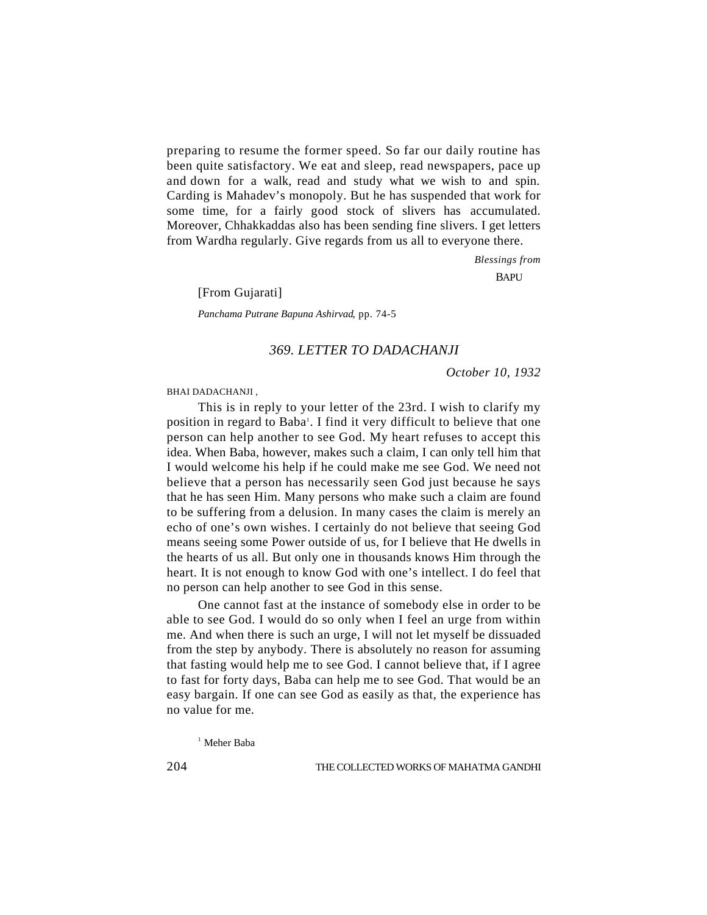preparing to resume the former speed. So far our daily routine has been quite satisfactory. We eat and sleep, read newspapers, pace up and down for a walk, read and study what we wish to and spin. Carding is Mahadev's monopoly. But he has suspended that work for some time, for a fairly good stock of slivers has accumulated. Moreover, Chhakkaddas also has been sending fine slivers. I get letters from Wardha regularly. Give regards from us all to everyone there.

*Blessings from*

BAPU

[From Gujarati]

*Panchama Putrane Bapuna Ashirvad*, pp. 74-5

### *369. LETTER TO DADACHANJI*

*October 10, 1932*

BHAI DADACHANJI ,

This is in reply to your letter of the 23rd. I wish to clarify my position in regard to Baba[1]. I find it very difficult to believe that one person can help another to see God. My heart refuses to accept this idea. When Baba, however, makes such a claim, I can only tell him that I would welcome his help if he could make me see God. We need not believe that a person has necessarily seen God just because he says that he has seen Him. Many persons who make such a claim are found to be suffering from a delusion. In many cases the claim is merely an echo of one's own wishes. I certainly do not believe that seeing God means seeing some Power outside of us, for I believe that He dwells in the hearts of us all. But only one in thousands knows Him through the heart. It is not enough to know God with one's intellect. I do feel that no person can help another to see God in this sense.

One cannot fast at the instance of somebody else in order to be able to see God. I would do so only when I feel an urge from within me. And when there is such an urge, I will not let myself be dissuaded from the step by anybody. There is absolutely no reason for assuming that fasting would help me to see God. I cannot believe that, if I agree to fast for forty days, Baba can help me to see God. That would be an easy bargain. If one can see God as easily as that, the experience has no value for me.

[1] Meher Baba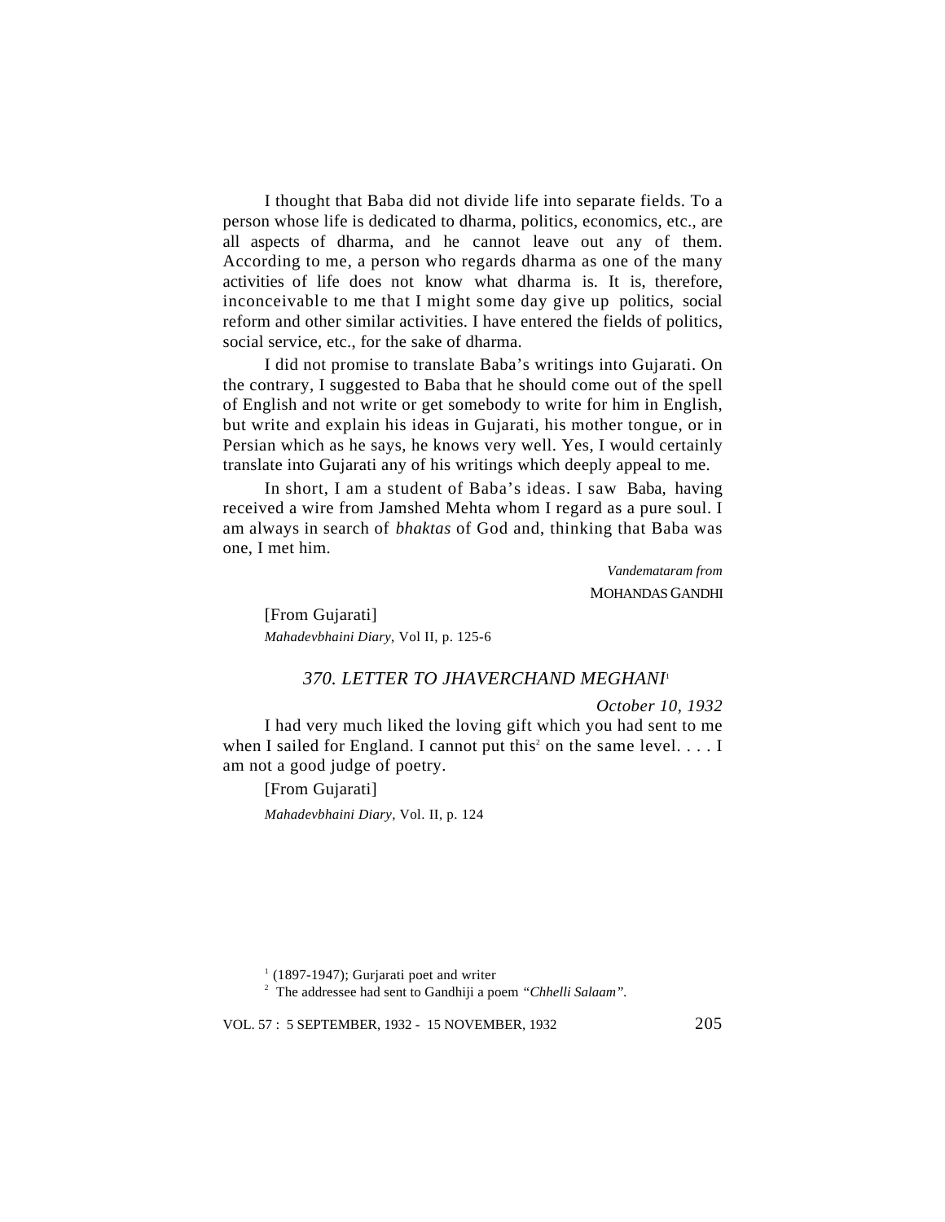I thought that Baba did not divide life into separate fields. To a person whose life is dedicated to dharma, politics, economics, etc., are all aspects of dharma, and he cannot leave out any of them. According to me, a person who regards dharma as one of the many activities of life does not know what dharma is. It is, therefore, inconceivable to me that I might some day give up politics, social reform and other similar activities. I have entered the fields of politics, social service, etc., for the sake of dharma.

I did not promise to translate Baba's writings into Gujarati. On the contrary, I suggested to Baba that he should come out of the spell of English and not write or get somebody to write for him in English, but write and explain his ideas in Gujarati, his mother tongue, or in Persian which as he says, he knows very well. Yes, I would certainly translate into Gujarati any of his writings which deeply appeal to me.

In short, I am a student of Baba's ideas. I saw Baba, having received a wire from Jamshed Mehta whom I regard as a pure soul. I am always in search of *bhaktas* of God and, thinking that Baba was one, I met him.

*Vandemataram from*
MOHANDAS GANDHI

[From Gujarati]
*Mahadevbhaini Diary*, Vol II, p. 125-6

### *370. LETTER TO JHAVERCHAND MEGHANI*[1]

*October 10, 1932*

I had very much liked the loving gift which you had sent to me when I sailed for England. I cannot put this[2] on the same level. . . . I am not a good judge of poetry.

[From Gujarati]
*Mahadevbhaini Diary*, Vol. II, p. 124

[1] (1897-1947); Gurjarati poet and writer

[2] The addressee had sent to Gandhiji a poem *"Chhelli Salaam"*.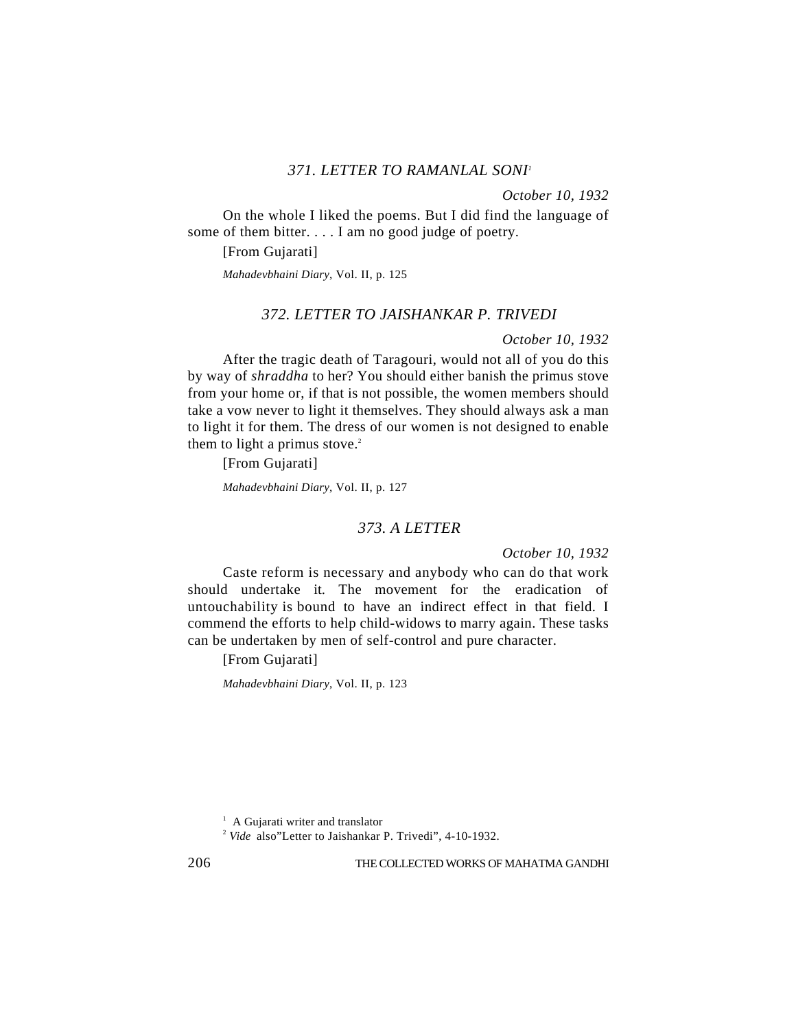### *371. LETTER TO RAMANLAL SONI*[1]

*October 10, 1932*

On the whole I liked the poems. But I did find the language of some of them bitter. . . . I am no good judge of poetry.

[From Gujarati]

*Mahadevbhaini Diary*, Vol. II, p. 125

### *372. LETTER TO JAISHANKAR P. TRIVEDI*

*October 10, 1932*

After the tragic death of Taragouri, would not all of you do this by way of *shraddha* to her? You should either banish the primus stove from your home or, if that is not possible, the women members should take a vow never to light it themselves. They should always ask a man to light it for them. The dress of our women is not designed to enable them to light a primus stove.[2]

[From Gujarati]

*Mahadevbhaini Diary*, Vol. II, p. 127

### *373. A LETTER*

*October 10, 1932*

Caste reform is necessary and anybody who can do that work should undertake it. The movement for the eradication of untouchability is bound to have an indirect effect in that field. I commend the efforts to help child-widows to marry again. These tasks can be undertaken by men of self-control and pure character.

[From Gujarati]

*Mahadevbhaini Diary*, Vol. II, p. 123

[1] A Gujarati writer and translator

[2] *Vide* also"Letter to Jaishankar P. Trivedi", 4-10-1932.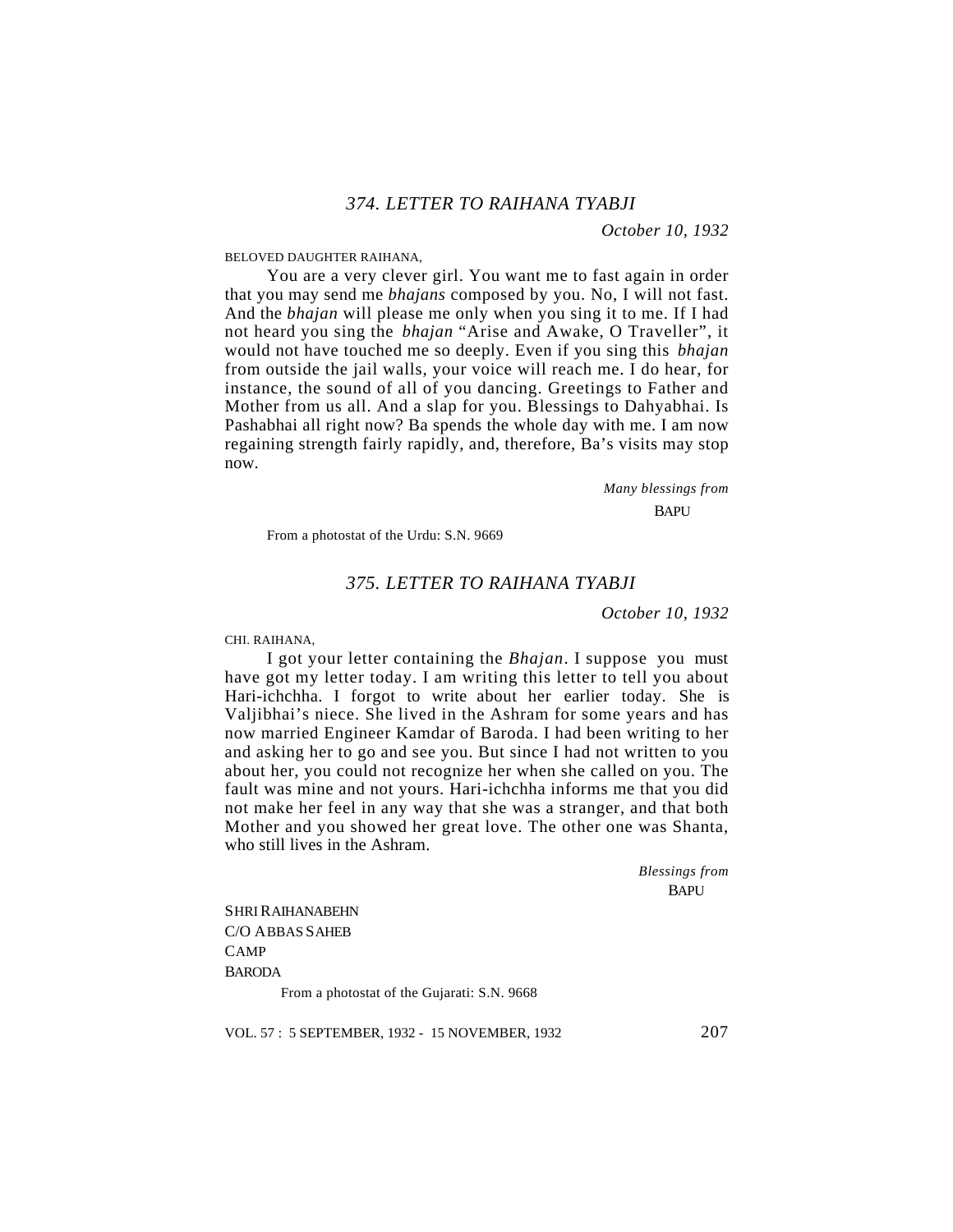## *374. LETTER TO RAIHANA TYABJI*

*October 10, 1932*

BELOVED DAUGHTER RAIHANA,

You are a very clever girl. You want me to fast again in order that you may send me *bhajans* composed by you. No, I will not fast. And the *bhajan* will please me only when you sing it to me. If I had not heard you sing the *bhajan* "Arise and Awake, O Traveller", it would not have touched me so deeply. Even if you sing this *bhajan* from outside the jail walls, your voice will reach me. I do hear, for instance, the sound of all of you dancing. Greetings to Father and Mother from us all. And a slap for you. Blessings to Dahyabhai. Is Pashabhai all right now? Ba spends the whole day with me. I am now regaining strength fairly rapidly, and, therefore, Ba's visits may stop now.

*Many blessings from*

BAPU

From a photostat of the Urdu: S.N. 9669

## *375. LETTER TO RAIHANA TYABJI*

*October 10, 1932*

CHI. RAIHANA,

I got your letter containing the *Bhajan*. I suppose you must have got my letter today. I am writing this letter to tell you about Hari-ichchha. I forgot to write about her earlier today. She is Valjibhai's niece. She lived in the Ashram for some years and has now married Engineer Kamdar of Baroda. I had been writing to her and asking her to go and see you. But since I had not written to you about her, you could not recognize her when she called on you. The fault was mine and not yours. Hari-ichchha informs me that you did not make her feel in any way that she was a stranger, and that both Mother and you showed her great love. The other one was Shanta, who still lives in the Ashram.

*Blessings from*

BAPU

SHRI RAIHANABEHN
C/O ABBAS SAHEB
CAMP
BARODA

From a photostat of the Gujarati: S.N. 9668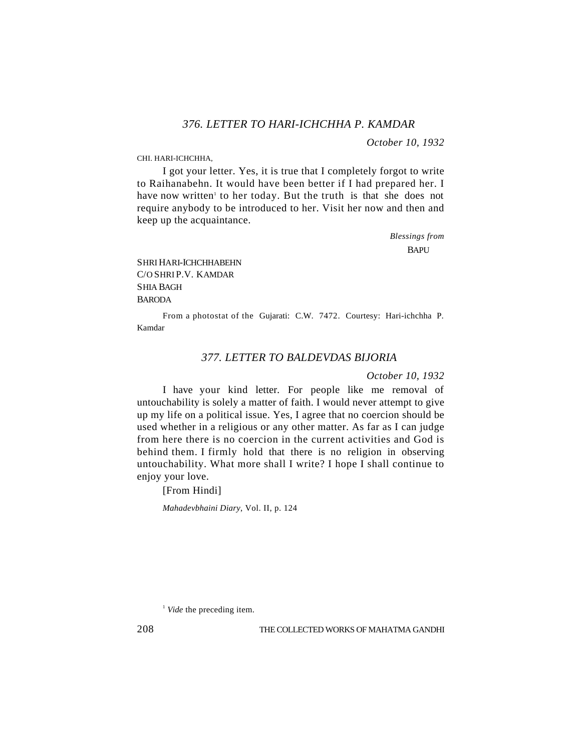### *376. LETTER TO HARI-ICHCHHA P. KAMDAR*

*October 10, 1932*

CHI. HARI-ICHCHHA,

I got your letter. Yes, it is true that I completely forgot to write to Raihanabehn. It would have been better if I had prepared her. I have now written[1] to her today. But the truth is that she does not require anybody to be introduced to her. Visit her now and then and keep up the acquaintance.

*Blessings from*
BAPU

SHRI HARI-ICHCHHABEHN
C/O SHRI P.V. KAMDAR
SHIA BAGH
BARODA

From a photostat of the Gujarati: C.W. 7472. Courtesy: Hari-ichchha P. Kamdar

### *377. LETTER TO BALDEVDAS BIJORIA*

*October 10, 1932*

I have your kind letter. For people like me removal of untouchability is solely a matter of faith. I would never attempt to give up my life on a political issue. Yes, I agree that no coercion should be used whether in a religious or any other matter. As far as I can judge from here there is no coercion in the current activities and God is behind them. I firmly hold that there is no religion in observing untouchability. What more shall I write? I hope I shall continue to enjoy your love.

[From Hindi]

*Mahadevbhaini Diary*, Vol. II, p. 124

[1] *Vide* the preceding item.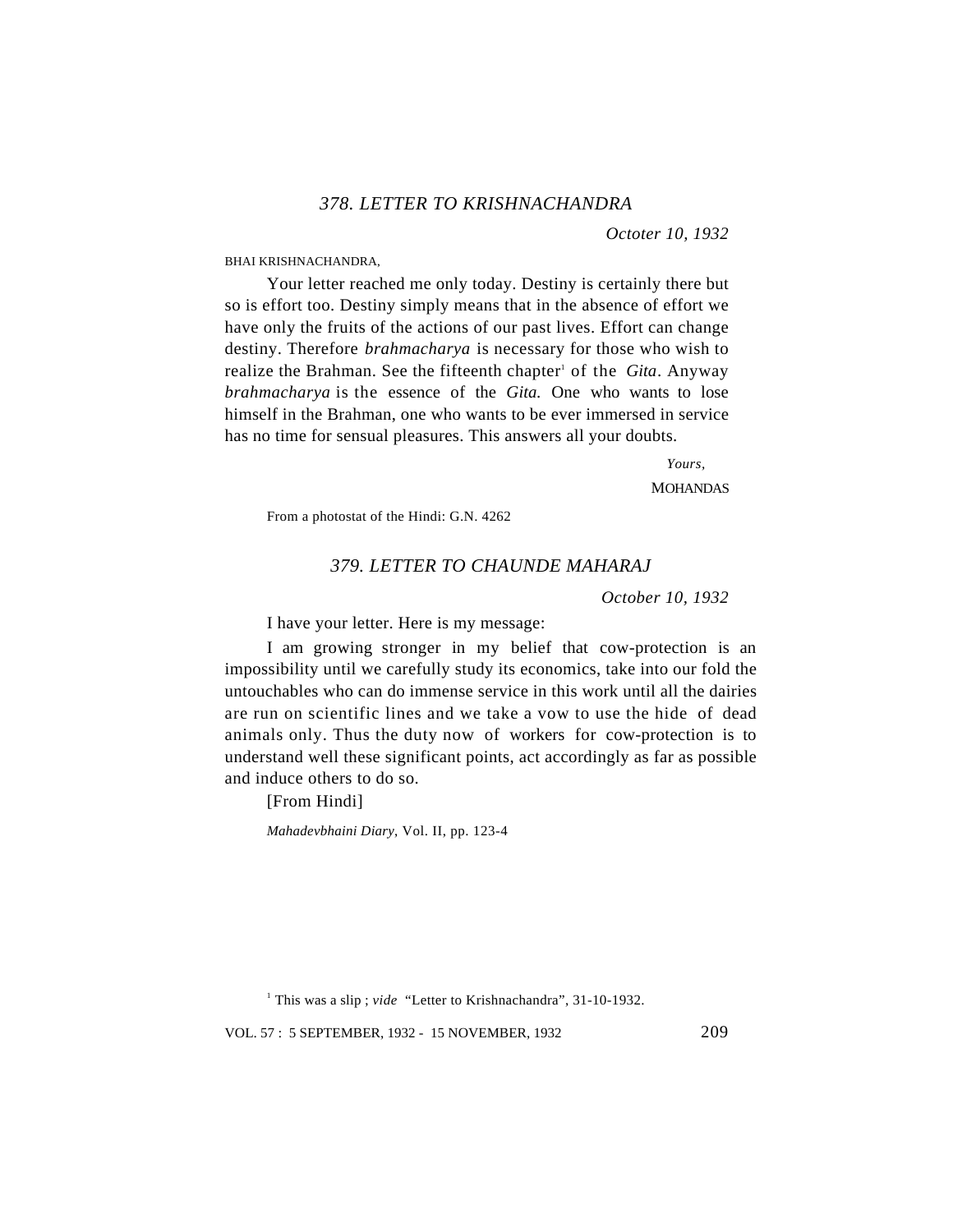### *378. LETTER TO KRISHNACHANDRA*

*Octoter 10, 1932*

BHAI KRISHNACHANDRA,

Your letter reached me only today. Destiny is certainly there but so is effort too. Destiny simply means that in the absence of effort we have only the fruits of the actions of our past lives. Effort can change destiny. Therefore *brahmacharya* is necessary for those who wish to realize the Brahman. See the fifteenth chapter[1] of the *Gita*. Anyway *brahmacharya* is the essence of the *Gita.* One who wants to lose himself in the Brahman, one who wants to be ever immersed in service has no time for sensual pleasures. This answers all your doubts.

*Yours,*

MOHANDAS

From a photostat of the Hindi: G.N. 4262

### *379. LETTER TO CHAUNDE MAHARAJ*

*October 10, 1932*

I have your letter. Here is my message:

I am growing stronger in my belief that cow-protection is an impossibility until we carefully study its economics, take into our fold the untouchables who can do immense service in this work until all the dairies are run on scientific lines and we take a vow to use the hide of dead animals only. Thus the duty now of workers for cow-protection is to understand well these significant points, act accordingly as far as possible and induce others to do so.

[From Hindi]

*Mahadevbhaini Diary*, Vol. II, pp. 123-4

[1] This was a slip ; *vide* "Letter to Krishnachandra", 31-10-1932.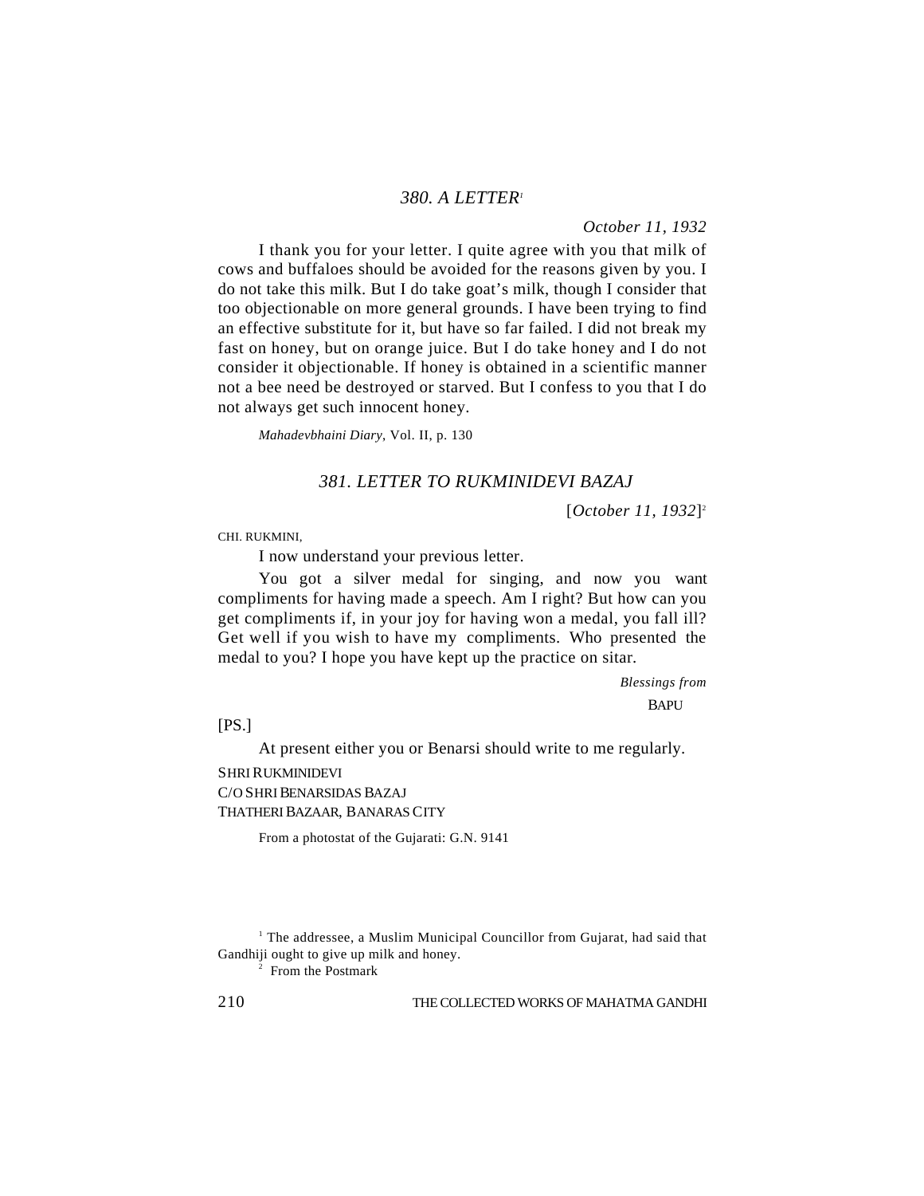### *380. A LETTER*[1]

*October 11, 1932*

I thank you for your letter. I quite agree with you that milk of cows and buffaloes should be avoided for the reasons given by you. I do not take this milk. But I do take goat's milk, though I consider that too objectionable on more general grounds. I have been trying to find an effective substitute for it, but have so far failed. I did not break my fast on honey, but on orange juice. But I do take honey and I do not consider it objectionable. If honey is obtained in a scientific manner not a bee need be destroyed or starved. But I confess to you that I do not always get such innocent honey.

*Mahadevbhaini Diary*, Vol. II, p. 130

### *381. LETTER TO RUKMINIDEVI BAZAJ*

[*October 11, 1932*][2]

CHI. RUKMINI,

I now understand your previous letter.

You got a silver medal for singing, and now you want compliments for having made a speech. Am I right? But how can you get compliments if, in your joy for having won a medal, you fall ill? Get well if you wish to have my compliments. Who presented the medal to you? I hope you have kept up the practice on sitar.

*Blessings from*

BAPU

[PS.]

At present either you or Benarsi should write to me regularly.

SHRI RUKMINIDEVI
C/O SHRI BENARSIDAS BAZAJ
THATHERI BAZAAR, BANARAS CITY

From a photostat of the Gujarati: G.N. 9141

[1] The addressee, a Muslim Municipal Councillor from Gujarat, had said that Gandhiji ought to give up milk and honey.

[2] From the Postmark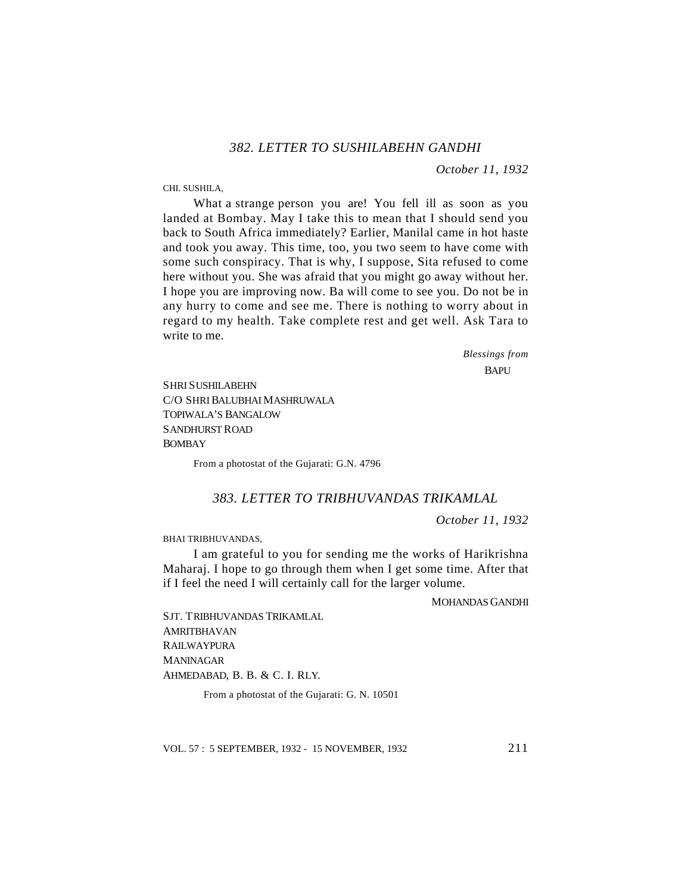## *382. LETTER TO SUSHILABEHN GANDHI*

*October 11, 1932*

CHI. SUSHILA,

What a strange person you are! You fell ill as soon as you landed at Bombay. May I take this to mean that I should send you back to South Africa immediately? Earlier, Manilal came in hot haste and took you away. This time, too, you two seem to have come with some such conspiracy. That is why, I suppose, Sita refused to come here without you. She was afraid that you might go away without her. I hope you are improving now. Ba will come to see you. Do not be in any hurry to come and see me. There is nothing to worry about in regard to my health. Take complete rest and get well. Ask Tara to write to me.

*Blessings from*
BAPU

SHRI SUSHILABEHN
C/O SHRI BALUBHAI MASHRUWALA
TOPIWALA'S BANGALOW
SANDHURST ROAD
BOMBAY

From a photostat of the Gujarati: G.N. 4796

## *383. LETTER TO TRIBHUVANDAS TRIKAMLAL*

*October 11, 1932*

BHAI TRIBHUVANDAS,

I am grateful to you for sending me the works of Harikrishna Maharaj. I hope to go through them when I get some time. After that if I feel the need I will certainly call for the larger volume.

MOHANDAS GANDHI

SJT. TRIBHUVANDAS TRIKAMLAL
AMRITBHAVAN
RAILWAYPURA
MANINAGAR
AHMEDABAD, B. B. & C. I. RLY.

From a photostat of the Gujarati: G. N. 10501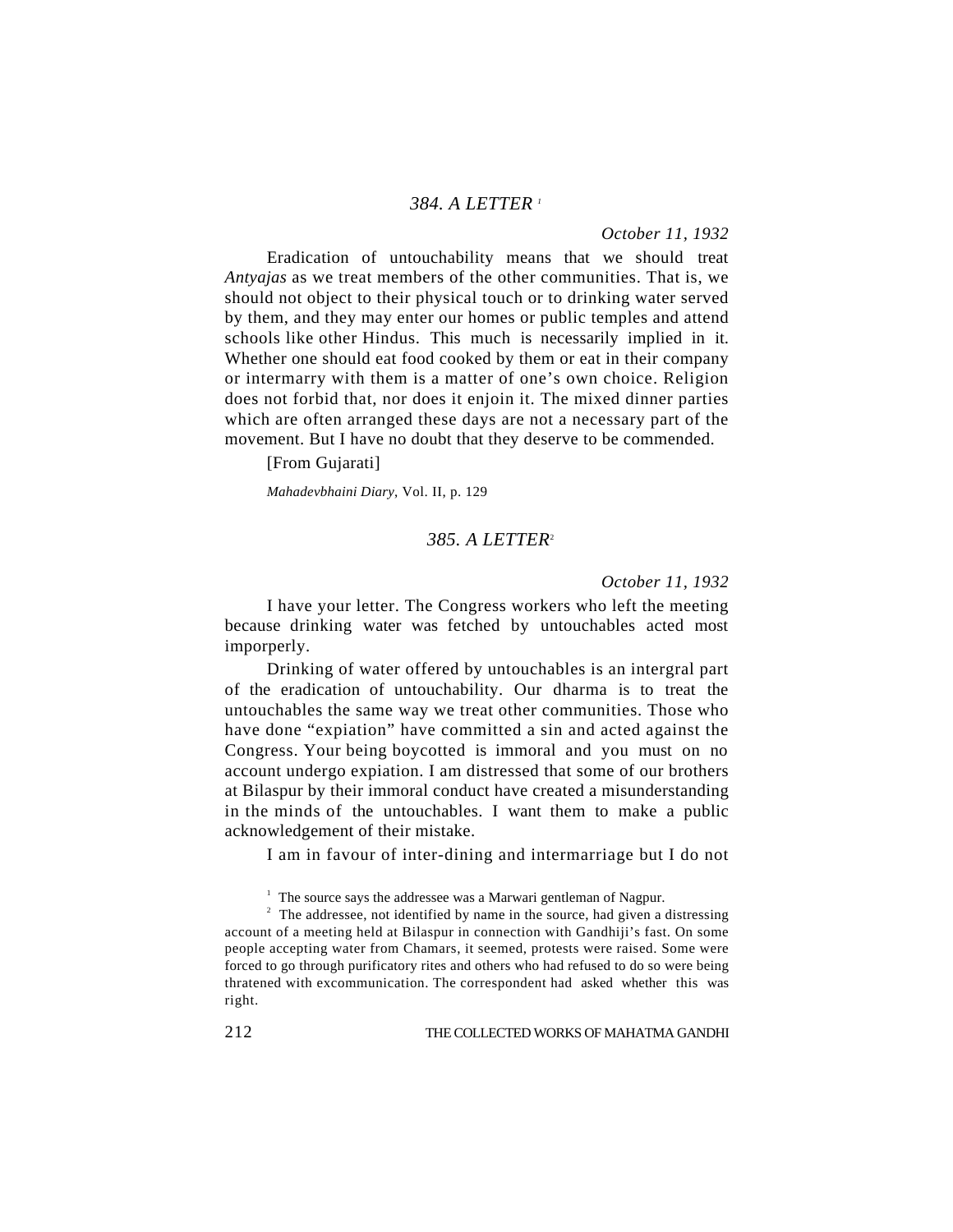### 384. A LETTER [1]

*October 11, 1932*

Eradication of untouchability means that we should treat *Antyajas* as we treat members of the other communities. That is, we should not object to their physical touch or to drinking water served by them, and they may enter our homes or public temples and attend schools like other Hindus. This much is necessarily implied in it. Whether one should eat food cooked by them or eat in their company or intermarry with them is a matter of one's own choice. Religion does not forbid that, nor does it enjoin it. The mixed dinner parties which are often arranged these days are not a necessary part of the movement. But I have no doubt that they deserve to be commended.

[From Gujarati]

*Mahadevbhaini Diary*, Vol. II, p. 129

### 385. A LETTER [2]

*October 11, 1932*

I have your letter. The Congress workers who left the meeting because drinking water was fetched by untouchables acted most imporperly.

Drinking of water offered by untouchables is an intergral part of the eradication of untouchability. Our dharma is to treat the untouchables the same way we treat other communities. Those who have done "expiation" have committed a sin and acted against the Congress. Your being boycotted is immoral and you must on no account undergo expiation. I am distressed that some of our brothers at Bilaspur by their immoral conduct have created a misunderstanding in the minds of the untouchables. I want them to make a public acknowledgement of their mistake.

I am in favour of inter-dining and intermarriage but I do not

---

[1] The source says the addressee was a Marwari gentleman of Nagpur.

[2] The addressee, not identified by name in the source, had given a distressing account of a meeting held at Bilaspur in connection with Gandhiji's fast. On some people accepting water from Chamars, it seemed, protests were raised. Some were forced to go through purificatory rites and others who had refused to do so were being thratened with excommunication. The correspondent had asked whether this was right.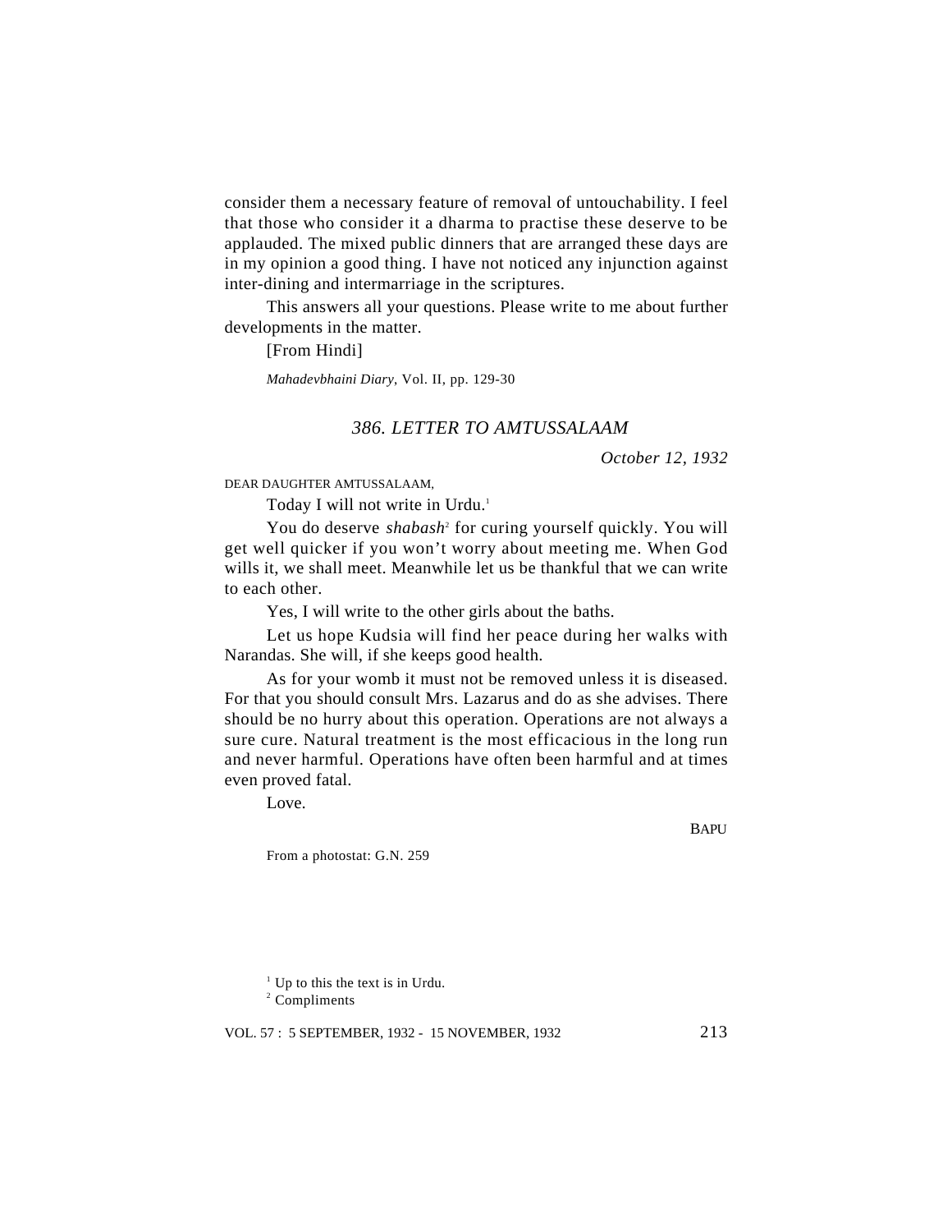consider them a necessary feature of removal of untouchability. I feel that those who consider it a dharma to practise these deserve to be applauded. The mixed public dinners that are arranged these days are in my opinion a good thing. I have not noticed any injunction against inter-dining and intermarriage in the scriptures.

This answers all your questions. Please write to me about further developments in the matter.

[From Hindi]

*Mahadevbhaini Diary*, Vol. II, pp. 129-30

### *386. LETTER TO AMTUSSALAAM*

*October 12, 1932*

DEAR DAUGHTER AMTUSSALAAM,

Today I will not write in Urdu.[1]

You do deserve *shabash*[2] for curing yourself quickly. You will get well quicker if you won't worry about meeting me. When God wills it, we shall meet. Meanwhile let us be thankful that we can write to each other.

Yes, I will write to the other girls about the baths.

Let us hope Kudsia will find her peace during her walks with Narandas. She will, if she keeps good health.

As for your womb it must not be removed unless it is diseased. For that you should consult Mrs. Lazarus and do as she advises. There should be no hurry about this operation. Operations are not always a sure cure. Natural treatment is the most efficacious in the long run and never harmful. Operations have often been harmful and at times even proved fatal.

Love.

BAPU

From a photostat: G.N. 259

[1] Up to this the text is in Urdu.

[2] Compliments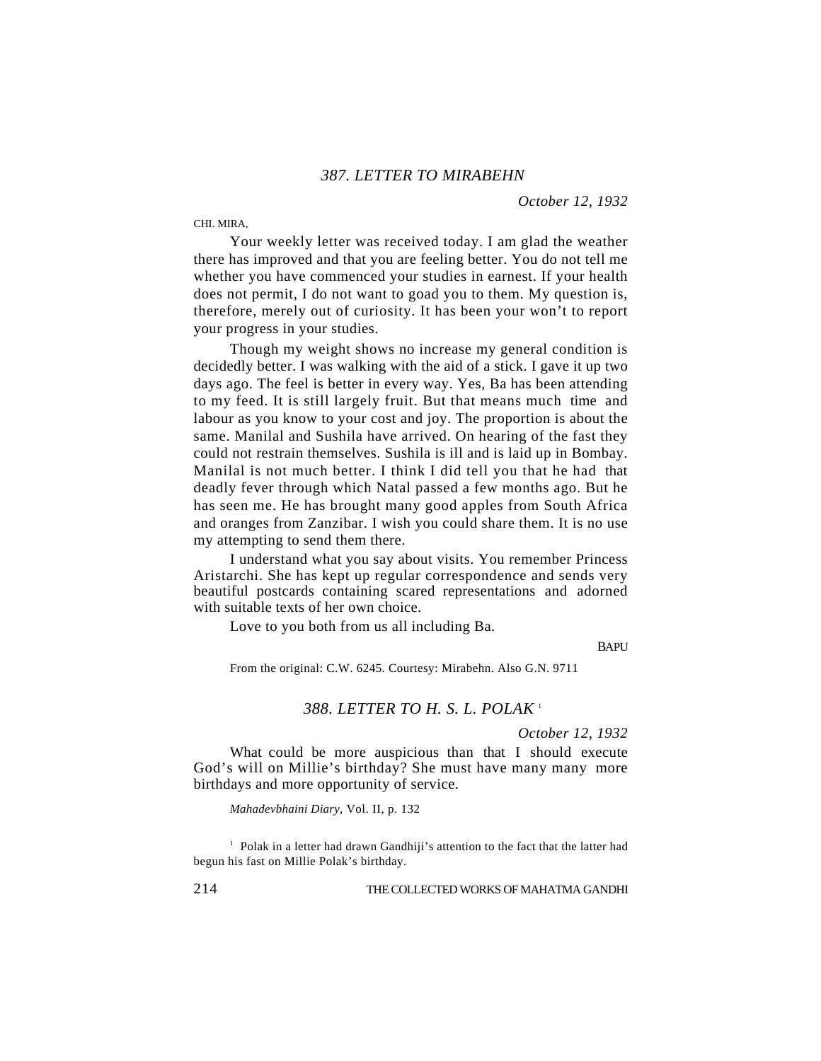### *387. LETTER TO MIRABEHN*

*October 12, 1932*

CHI. MIRA,

Your weekly letter was received today. I am glad the weather there has improved and that you are feeling better. You do not tell me whether you have commenced your studies in earnest. If your health does not permit, I do not want to goad you to them. My question is, therefore, merely out of curiosity. It has been your won't to report your progress in your studies.

Though my weight shows no increase my general condition is decidedly better. I was walking with the aid of a stick. I gave it up two days ago. The feel is better in every way. Yes, Ba has been attending to my feed. It is still largely fruit. But that means much time and labour as you know to your cost and joy. The proportion is about the same. Manilal and Sushila have arrived. On hearing of the fast they could not restrain themselves. Sushila is ill and is laid up in Bombay. Manilal is not much better. I think I did tell you that he had that deadly fever through which Natal passed a few months ago. But he has seen me. He has brought many good apples from South Africa and oranges from Zanzibar. I wish you could share them. It is no use my attempting to send them there.

I understand what you say about visits. You remember Princess Aristarchi. She has kept up regular correspondence and sends very beautiful postcards containing scared representations and adorned with suitable texts of her own choice.

Love to you both from us all including Ba.

BAPU

From the original: C.W. 6245. Courtesy: Mirabehn. Also G.N. 9711

### *388. LETTER TO H. S. L. POLAK* [1]

*October 12, 1932*

What could be more auspicious than that I should execute God's will on Millie's birthday? She must have many many more birthdays and more opportunity of service.

*Mahadevbhaini Diary*, Vol. II, p. 132

[1] Polak in a letter had drawn Gandhiji's attention to the fact that the latter had begun his fast on Millie Polak's birthday.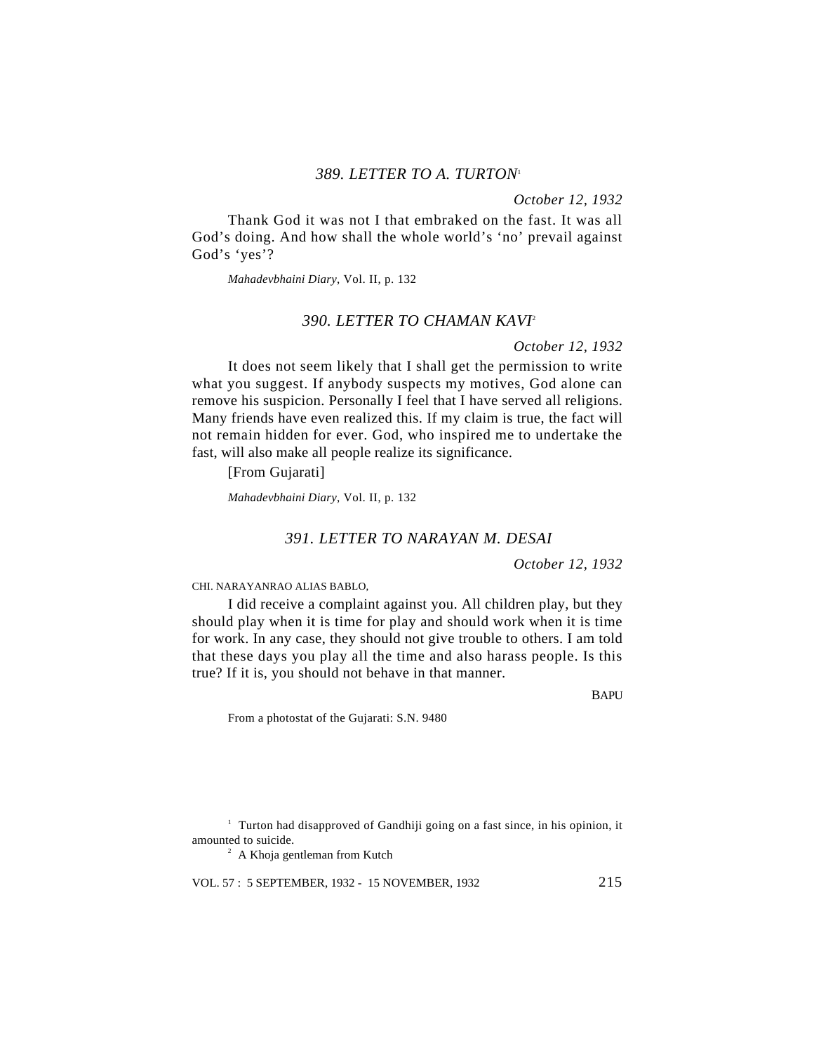### *389. LETTER TO A. TURTON*[1]

*October 12, 1932*

Thank God it was not I that embraked on the fast. It was all God's doing. And how shall the whole world's 'no' prevail against God's 'yes'?

*Mahadevbhaini Diary*, Vol. II, p. 132

### *390. LETTER TO CHAMAN KAVI*[2]

*October 12, 1932*

It does not seem likely that I shall get the permission to write what you suggest. If anybody suspects my motives, God alone can remove his suspicion. Personally I feel that I have served all religions. Many friends have even realized this. If my claim is true, the fact will not remain hidden for ever. God, who inspired me to undertake the fast, will also make all people realize its significance.

[From Gujarati]

*Mahadevbhaini Diary*, Vol. II, p. 132

### *391. LETTER TO NARAYAN M. DESAI*

*October 12, 1932*

CHI. NARAYANRAO ALIAS BABLO,

I did receive a complaint against you. All children play, but they should play when it is time for play and should work when it is time for work. In any case, they should not give trouble to others. I am told that these days you play all the time and also harass people. Is this true? If it is, you should not behave in that manner.

BAPU

From a photostat of the Gujarati: S.N. 9480

[1] Turton had disapproved of Gandhiji going on a fast since, in his opinion, it amounted to suicide.

[2] A Khoja gentleman from Kutch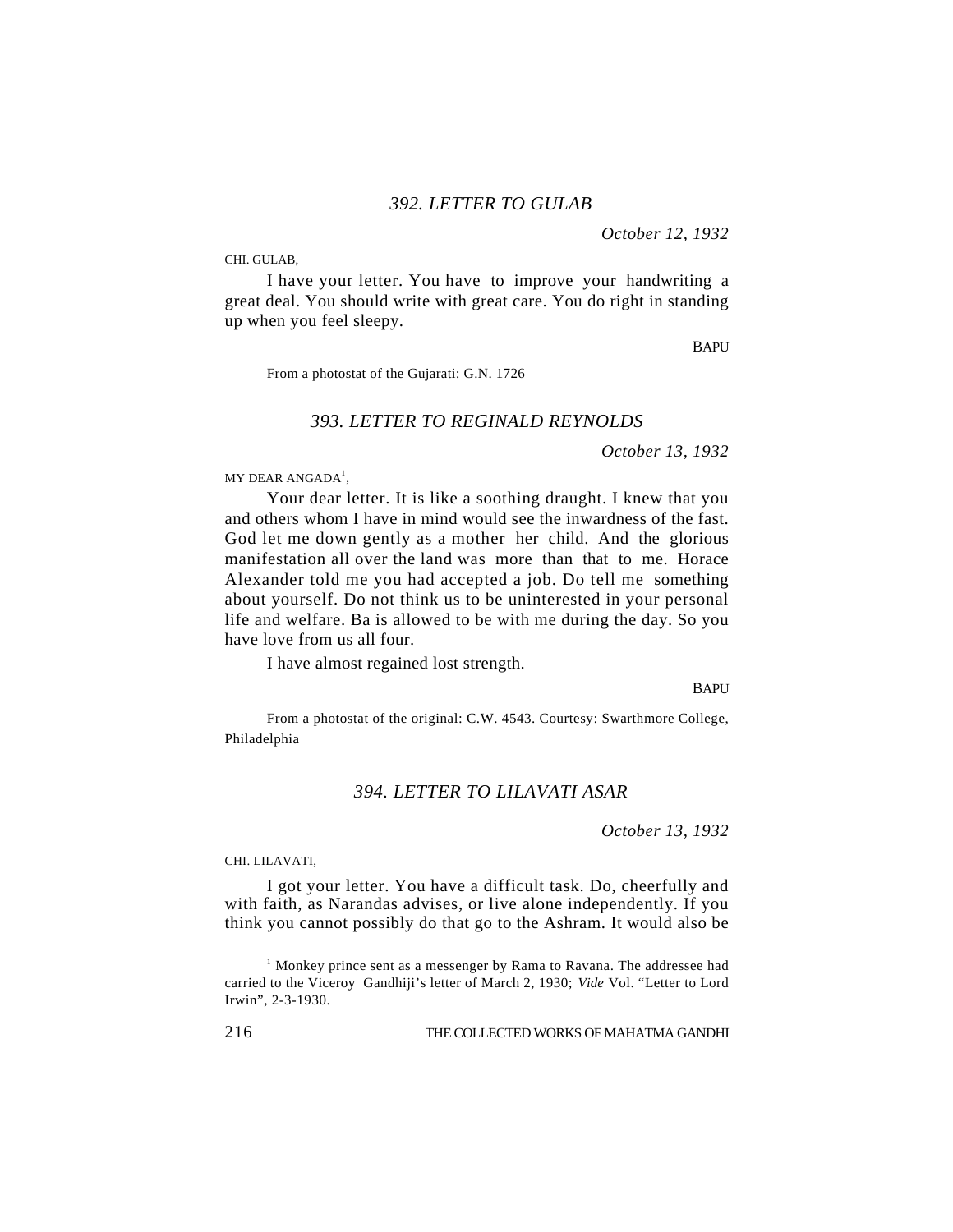### *392. LETTER TO GULAB*

*October 12, 1932*

CHI. GULAB,

I have your letter. You have to improve your handwriting a great deal. You should write with great care. You do right in standing up when you feel sleepy.

BAPU

From a photostat of the Gujarati: G.N. 1726

### *393. LETTER TO REGINALD REYNOLDS*

*October 13, 1932*

MY DEAR ANGADA[1],

Your dear letter. It is like a soothing draught. I knew that you and others whom I have in mind would see the inwardness of the fast. God let me down gently as a mother her child. And the glorious manifestation all over the land was more than that to me. Horace Alexander told me you had accepted a job. Do tell me something about yourself. Do not think us to be uninterested in your personal life and welfare. Ba is allowed to be with me during the day. So you have love from us all four.

I have almost regained lost strength.

BAPU

From a photostat of the original: C.W. 4543. Courtesy: Swarthmore College, Philadelphia

### *394. LETTER TO LILAVATI ASAR*

*October 13, 1932*

CHI. LILAVATI,

I got your letter. You have a difficult task. Do, cheerfully and with faith, as Narandas advises, or live alone independently. If you think you cannot possibly do that go to the Ashram. It would also be

---

[1] Monkey prince sent as a messenger by Rama to Ravana. The addressee had carried to the Viceroy Gandhiji's letter of March 2, 1930; *Vide* Vol. "Letter to Lord Irwin", 2-3-1930.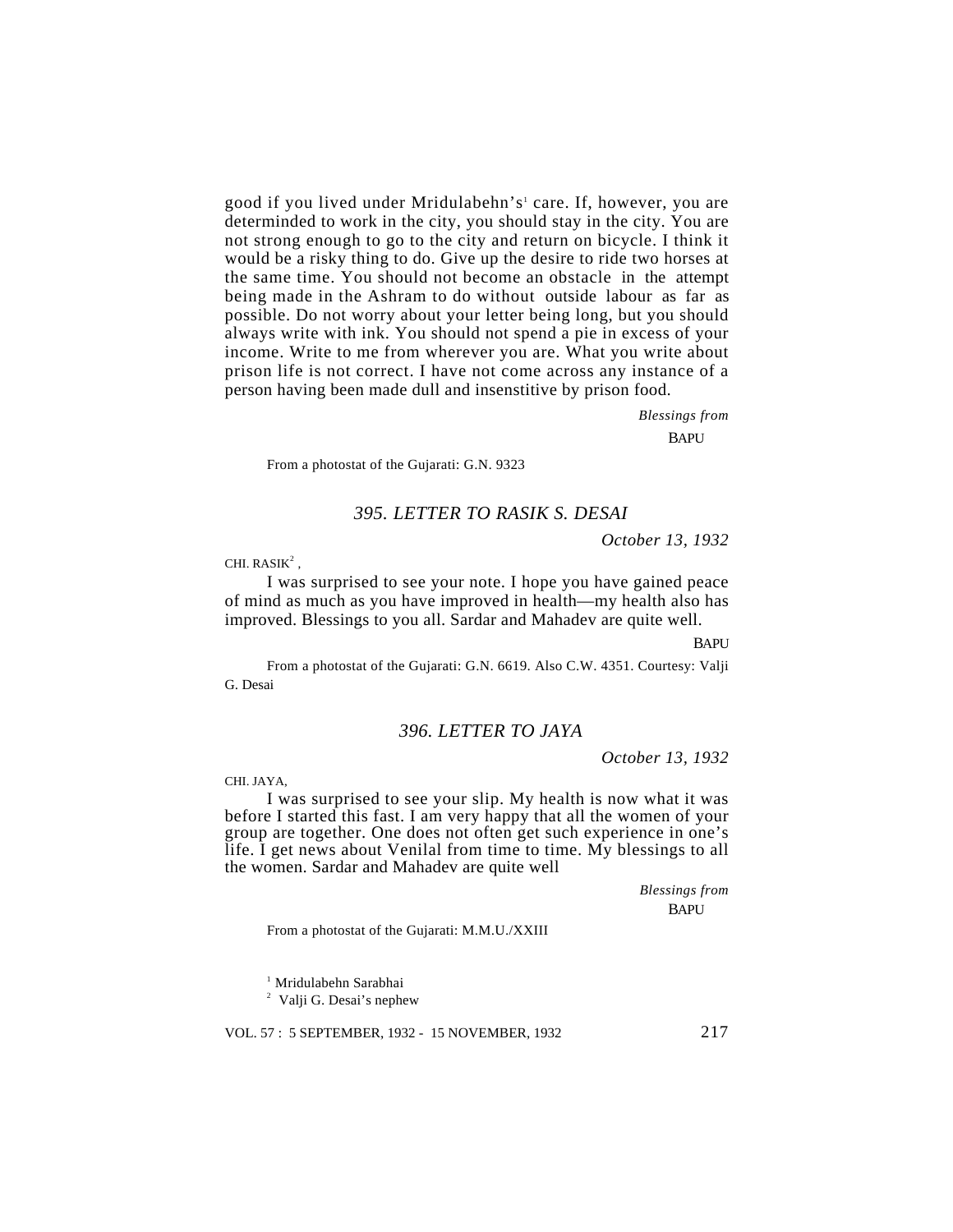good if you lived under Mridulabehn's[1] care. If, however, you are determinded to work in the city, you should stay in the city. You are not strong enough to go to the city and return on bicycle. I think it would be a risky thing to do. Give up the desire to ride two horses at the same time. You should not become an obstacle in the attempt being made in the Ashram to do without outside labour as far as possible. Do not worry about your letter being long, but you should always write with ink. You should not spend a pie in excess of your income. Write to me from wherever you are. What you write about prison life is not correct. I have not come across any instance of a person having been made dull and insenstitive by prison food.

*Blessings from*

BAPU

From a photostat of the Gujarati: G.N. 9323

### *395. LETTER TO RASIK S. DESAI*

*October 13, 1932*

CHI. RASIK[2] ,

I was surprised to see your note. I hope you have gained peace of mind as much as you have improved in health—my health also has improved. Blessings to you all. Sardar and Mahadev are quite well.

BAPU

From a photostat of the Gujarati: G.N. 6619. Also C.W. 4351. Courtesy: Valji G. Desai

### *396. LETTER TO JAYA*

*October 13, 1932*

CHI. JAYA,

I was surprised to see your slip. My health is now what it was before I started this fast. I am very happy that all the women of your group are together. One does not often get such experience in one's life. I get news about Venilal from time to time. My blessings to all the women. Sardar and Mahadev are quite well

*Blessings from*

BAPU

From a photostat of the Gujarati: M.M.U./XXIII

[1] Mridulabehn Sarabhai

[2] Valji G. Desai's nephew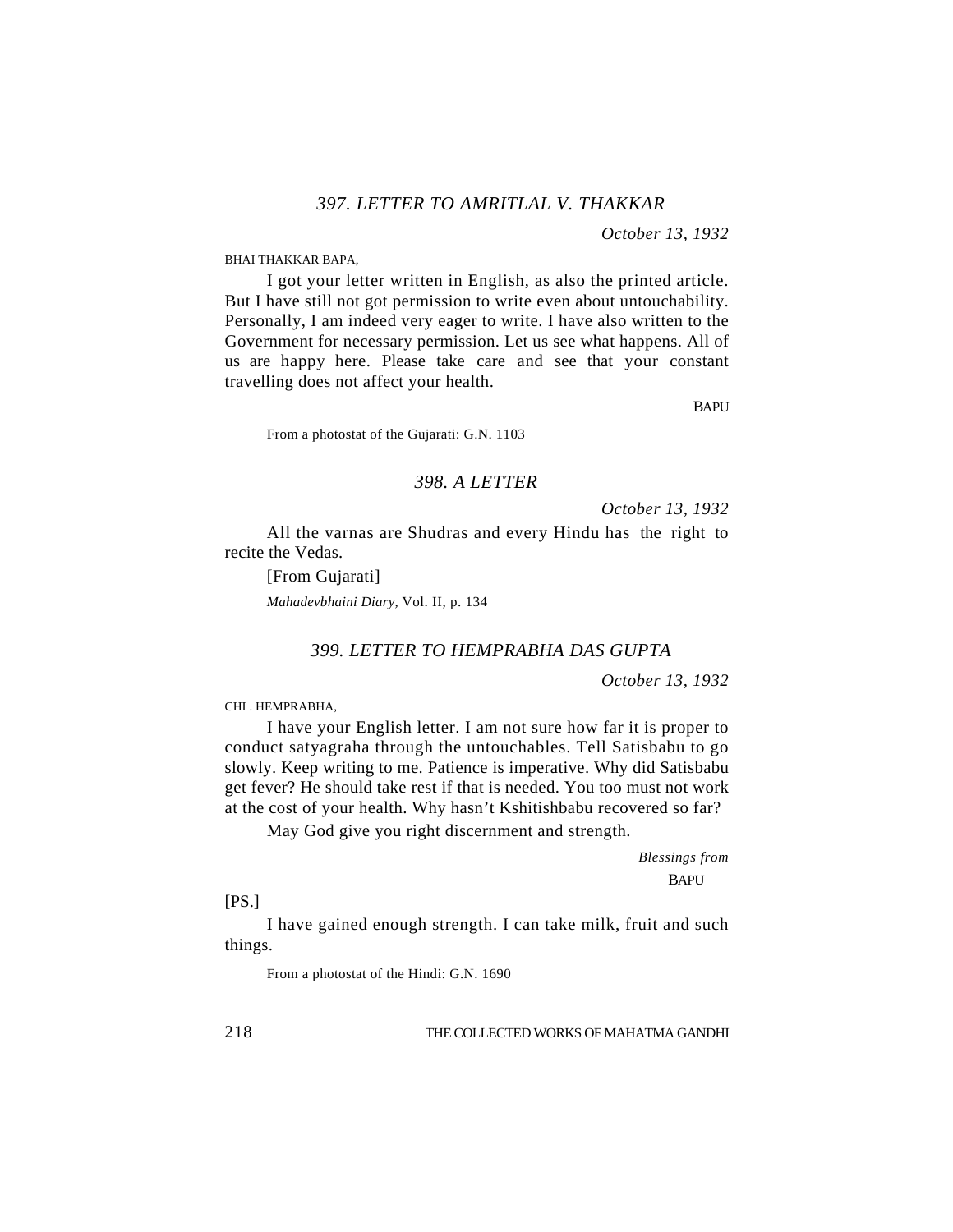## *397. LETTER TO AMRITLAL V. THAKKAR*

*October 13, 1932*

BHAI THAKKAR BAPA,

I got your letter written in English, as also the printed article. But I have still not got permission to write even about untouchability. Personally, I am indeed very eager to write. I have also written to the Government for necessary permission. Let us see what happens. All of us are happy here. Please take care and see that your constant travelling does not affect your health.

BAPU

From a photostat of the Gujarati: G.N. 1103

## *398. A LETTER*

*October 13, 1932*

All the varnas are Shudras and every Hindu has the right to recite the Vedas.

[From Gujarati]

*Mahadevbhaini Diary,* Vol. II, p. 134

## *399. LETTER TO HEMPRABHA DAS GUPTA*

*October 13, 1932*

CHI . HEMPRABHA,

I have your English letter. I am not sure how far it is proper to conduct satyagraha through the untouchables. Tell Satisbabu to go slowly. Keep writing to me. Patience is imperative. Why did Satisbabu get fever? He should take rest if that is needed. You too must not work at the cost of your health. Why hasn't Kshitishbabu recovered so far?

May God give you right discernment and strength.

*Blessings from*

BAPU

[PS.]

I have gained enough strength. I can take milk, fruit and such things.

From a photostat of the Hindi: G.N. 1690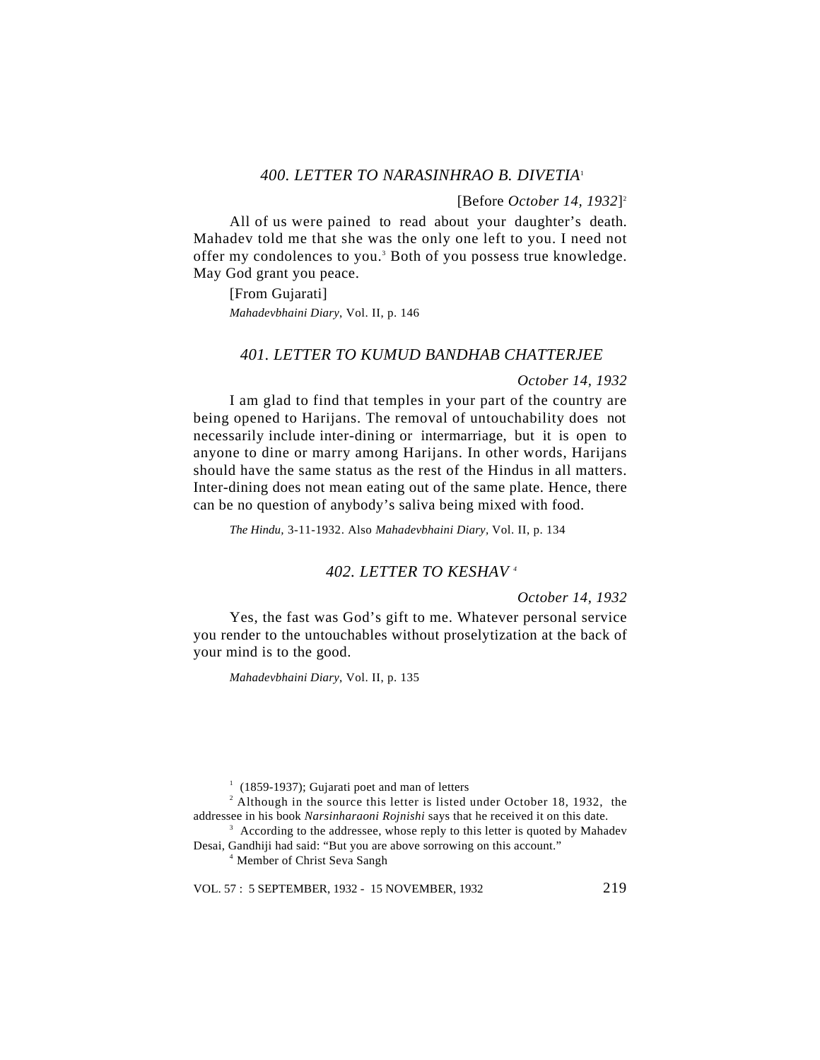### *400. LETTER TO NARASINHRAO B. DIVETIA*[1]

[Before *October 14, 1932*][2]

All of us were pained to read about your daughter's death. Mahadev told me that she was the only one left to you. I need not offer my condolences to you.[3] Both of you possess true knowledge. May God grant you peace.

[From Gujarati]

*Mahadevbhaini Diary*, Vol. II, p. 146

### *401. LETTER TO KUMUD BANDHAB CHATTERJEE*

*October 14, 1932*

I am glad to find that temples in your part of the country are being opened to Harijans. The removal of untouchability does not necessarily include inter-dining or intermarriage, but it is open to anyone to dine or marry among Harijans. In other words, Harijans should have the same status as the rest of the Hindus in all matters. Inter-dining does not mean eating out of the same plate. Hence, there can be no question of anybody's saliva being mixed with food.

*The Hindu*, 3-11-1932. Also *Mahadevbhaini Diary*, Vol. II, p. 134

### *402. LETTER TO KESHAV*[4]

*October 14, 1932*

Yes, the fast was God's gift to me. Whatever personal service you render to the untouchables without proselytization at the back of your mind is to the good.

*Mahadevbhaini Diary*, Vol. II, p. 135

---

[1] (1859-1937); Gujarati poet and man of letters

[2] Although in the source this letter is listed under October 18, 1932, the addressee in his book *Narsinharaoni Rojnishi* says that he received it on this date.

[3] According to the addressee, whose reply to this letter is quoted by Mahadev Desai, Gandhiji had said: "But you are above sorrowing on this account."

[4] Member of Christ Seva Sangh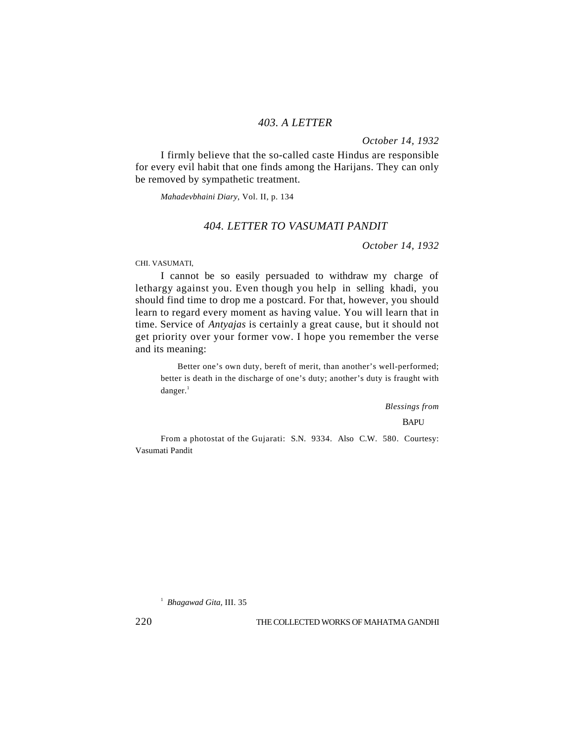### *403. A LETTER*

*October 14, 1932*

I firmly believe that the so-called caste Hindus are responsible for every evil habit that one finds among the Harijans. They can only be removed by sympathetic treatment.

*Mahadevbhaini Diary*, Vol. II, p. 134

### *404. LETTER TO VASUMATI PANDIT*

*October 14, 1932*

CHI. VASUMATI,

I cannot be so easily persuaded to withdraw my charge of lethargy against you. Even though you help in selling khadi, you should find time to drop me a postcard. For that, however, you should learn to regard every moment as having value. You will learn that in time. Service of *Antyajas* is certainly a great cause, but it should not get priority over your former vow. I hope you remember the verse and its meaning:

> Better one's own duty, bereft of merit, than another's well-performed; better is death in the discharge of one's duty; another's duty is fraught with danger.[1]

*Blessings from*

BAPU

From a photostat of the Gujarati: S.N. 9334. Also C.W. 580. Courtesy: Vasumati Pandit

[1] *Bhagawad Gita*, III. 35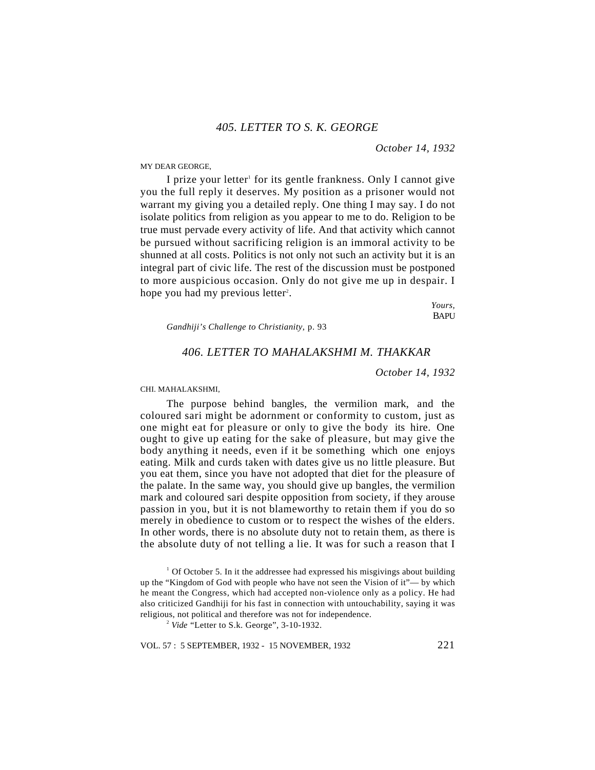## *405. LETTER TO S. K. GEORGE*

*October 14, 1932*

MY DEAR GEORGE,

I prize your letter[1] for its gentle frankness. Only I cannot give you the full reply it deserves. My position as a prisoner would not warrant my giving you a detailed reply. One thing I may say. I do not isolate politics from religion as you appear to me to do. Religion to be true must pervade every activity of life. And that activity which cannot be pursued without sacrificing religion is an immoral activity to be shunned at all costs. Politics is not only not such an activity but it is an integral part of civic life. The rest of the discussion must be postponed to more auspicious occasion. Only do not give me up in despair. I hope you had my previous letter[2].

*Yours,*
BAPU

*Gandhiji's Challenge to Christianity*, p. 93

## *406. LETTER TO MAHALAKSHMI M. THAKKAR*

*October 14, 1932*

CHI. MAHALAKSHMI,

The purpose behind bangles, the vermilion mark, and the coloured sari might be adornment or conformity to custom, just as one might eat for pleasure or only to give the body its hire. One ought to give up eating for the sake of pleasure, but may give the body anything it needs, even if it be something which one enjoys eating. Milk and curds taken with dates give us no little pleasure. But you eat them, since you have not adopted that diet for the pleasure of the palate. In the same way, you should give up bangles, the vermilion mark and coloured sari despite opposition from society, if they arouse passion in you, but it is not blameworthy to retain them if you do so merely in obedience to custom or to respect the wishes of the elders. In other words, there is no absolute duty not to retain them, as there is the absolute duty of not telling a lie. It was for such a reason that I

[1] Of October 5. In it the addressee had expressed his misgivings about building up the "Kingdom of God with people who have not seen the Vision of it"— by which he meant the Congress, which had accepted non-violence only as a policy. He had also criticized Gandhiji for his fast in connection with untouchability, saying it was religious, not political and therefore was not for independence.

[2] *Vide* "Letter to S.k. George", 3-10-1932.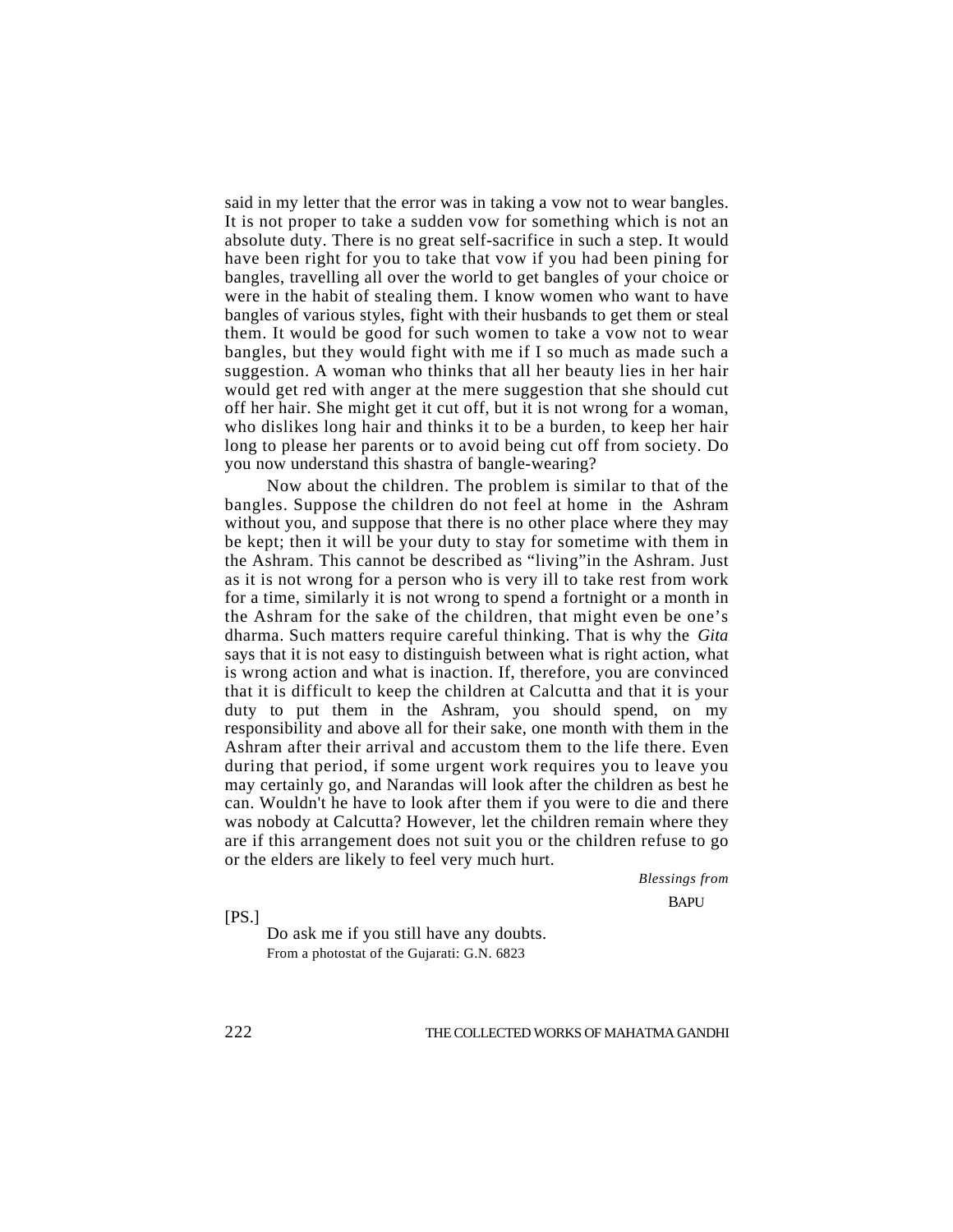said in my letter that the error was in taking a vow not to wear bangles. It is not proper to take a sudden vow for something which is not an absolute duty. There is no great self-sacrifice in such a step. It would have been right for you to take that vow if you had been pining for bangles, travelling all over the world to get bangles of your choice or were in the habit of stealing them. I know women who want to have bangles of various styles, fight with their husbands to get them or steal them. It would be good for such women to take a vow not to wear bangles, but they would fight with me if I so much as made such a suggestion. A woman who thinks that all her beauty lies in her hair would get red with anger at the mere suggestion that she should cut off her hair. She might get it cut off, but it is not wrong for a woman, who dislikes long hair and thinks it to be a burden, to keep her hair long to please her parents or to avoid being cut off from society. Do you now understand this shastra of bangle-wearing?

Now about the children. The problem is similar to that of the bangles. Suppose the children do not feel at home in the Ashram without you, and suppose that there is no other place where they may be kept; then it will be your duty to stay for sometime with them in the Ashram. This cannot be described as "living"in the Ashram. Just as it is not wrong for a person who is very ill to take rest from work for a time, similarly it is not wrong to spend a fortnight or a month in the Ashram for the sake of the children, that might even be one's dharma. Such matters require careful thinking. That is why the *Gita* says that it is not easy to distinguish between what is right action, what is wrong action and what is inaction. If, therefore, you are convinced that it is difficult to keep the children at Calcutta and that it is your duty to put them in the Ashram, you should spend, on my responsibility and above all for their sake, one month with them in the Ashram after their arrival and accustom them to the life there. Even during that period, if some urgent work requires you to leave you may certainly go, and Narandas will look after the children as best he can. Wouldn't he have to look after them if you were to die and there was nobody at Calcutta? However, let the children remain where they are if this arrangement does not suit you or the children refuse to go or the elders are likely to feel very much hurt.

*Blessings from*

BAPU

[PS.]

Do ask me if you still have any doubts.

From a photostat of the Gujarati: G.N. 6823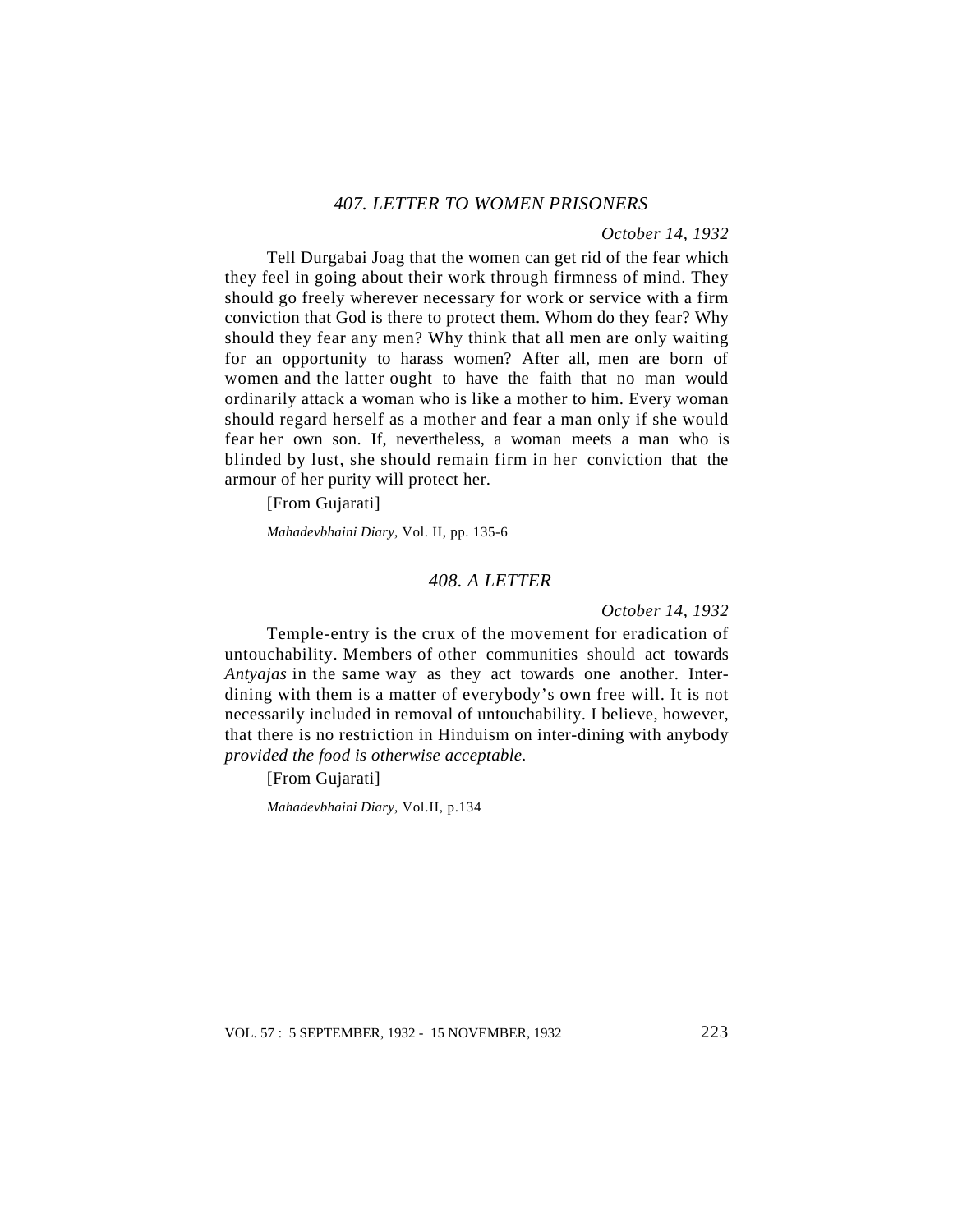## *407. LETTER TO WOMEN PRISONERS*

*October 14, 1932*

Tell Durgabai Joag that the women can get rid of the fear which they feel in going about their work through firmness of mind. They should go freely wherever necessary for work or service with a firm conviction that God is there to protect them. Whom do they fear? Why should they fear any men? Why think that all men are only waiting for an opportunity to harass women? After all, men are born of women and the latter ought to have the faith that no man would ordinarily attack a woman who is like a mother to him. Every woman should regard herself as a mother and fear a man only if she would fear her own son. If, nevertheless, a woman meets a man who is blinded by lust, she should remain firm in her conviction that the armour of her purity will protect her.

[From Gujarati]

*Mahadevbhaini Diary*, Vol. II, pp. 135-6

## *408. A LETTER*

*October 14, 1932*

Temple-entry is the crux of the movement for eradication of untouchability. Members of other communities should act towards *Antyajas* in the same way as they act towards one another. Inter-dining with them is a matter of everybody's own free will. It is not necessarily included in removal of untouchability. I believe, however, that there is no restriction in Hinduism on inter-dining with anybody *provided the food is otherwise acceptable.*

[From Gujarati]

*Mahadevbhaini Diary*, Vol.II, p.134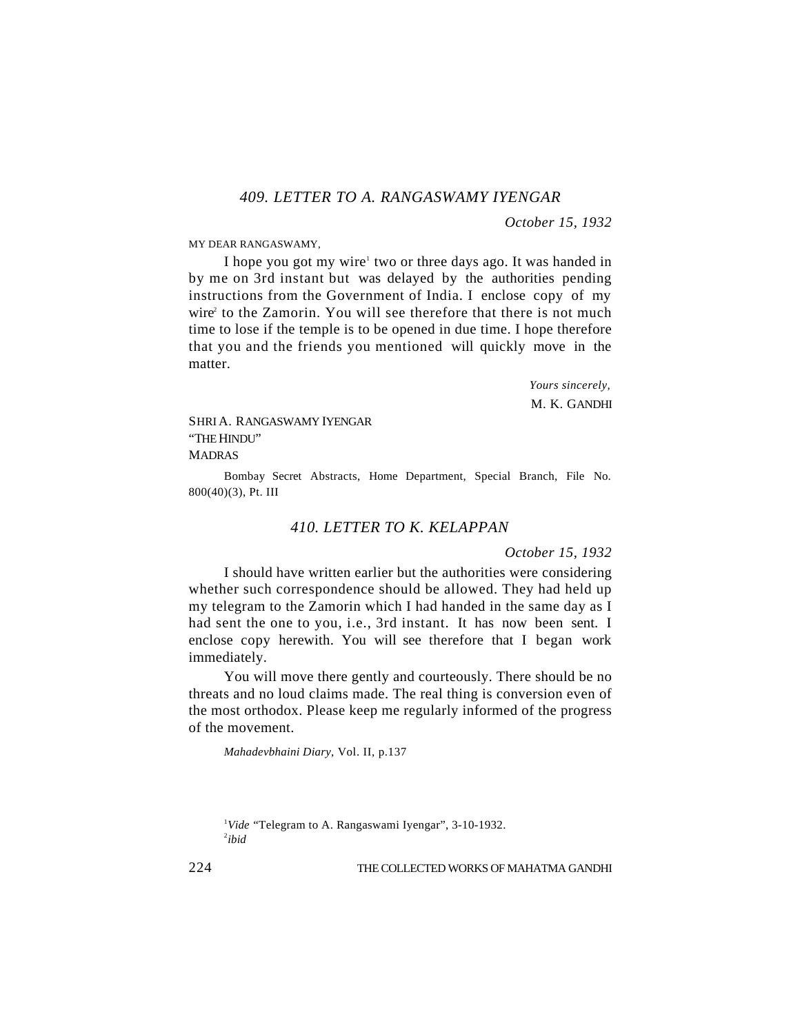## 409. LETTER TO A. RANGASWAMY IYENGAR

*October 15, 1932*

MY DEAR RANGASWAMY,

I hope you got my wire[1] two or three days ago. It was handed in by me on 3rd instant but was delayed by the authorities pending instructions from the Government of India. I enclose copy of my wire[2] to the Zamorin. You will see therefore that there is not much time to lose if the temple is to be opened in due time. I hope therefore that you and the friends you mentioned will quickly move in the matter.

*Yours sincerely,*

M. K. GANDHI

SHRI A. RANGASWAMY IYENGAR
"THE HINDU"
MADRAS

Bombay Secret Abstracts, Home Department, Special Branch, File No. 800(40)(3), Pt. III

## 410. LETTER TO K. KELAPPAN

*October 15, 1932*

I should have written earlier but the authorities were considering whether such correspondence should be allowed. They had held up my telegram to the Zamorin which I had handed in the same day as I had sent the one to you, i.e., 3rd instant. It has now been sent. I enclose copy herewith. You will see therefore that I began work immediately.

You will move there gently and courteously. There should be no threats and no loud claims made. The real thing is conversion even of the most orthodox. Please keep me regularly informed of the progress of the movement.

*Mahadevbhaini Diary*, Vol. II, p.137

[1] *Vide* "Telegram to A. Rangaswami Iyengar", 3-10-1932.
[2] *ibid*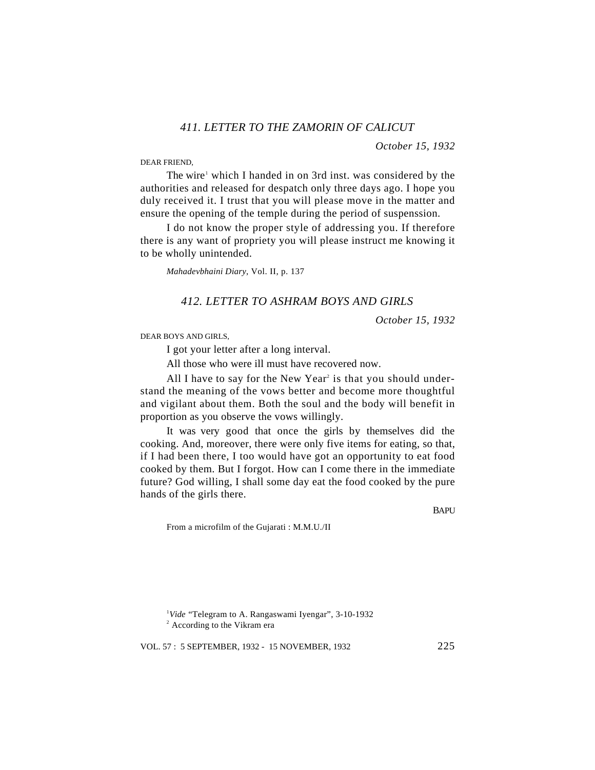### *411. LETTER TO THE ZAMORIN OF CALICUT*

*October 15, 1932*

DEAR FRIEND,

The wire[1] which I handed in on 3rd inst. was considered by the authorities and released for despatch only three days ago. I hope you duly received it. I trust that you will please move in the matter and ensure the opening of the temple during the period of suspenssion.

I do not know the proper style of addressing you. If therefore there is any want of propriety you will please instruct me knowing it to be wholly unintended.

*Mahadevbhaini Diary*, Vol. II, p. 137

### *412. LETTER TO ASHRAM BOYS AND GIRLS*

*October 15, 1932*

DEAR BOYS AND GIRLS,

I got your letter after a long interval.

All those who were ill must have recovered now.

All I have to say for the New Year[2] is that you should understand the meaning of the vows better and become more thoughtful and vigilant about them. Both the soul and the body will benefit in proportion as you observe the vows willingly.

It was very good that once the girls by themselves did the cooking. And, moreover, there were only five items for eating, so that, if I had been there, I too would have got an opportunity to eat food cooked by them. But I forgot. How can I come there in the immediate future? God willing, I shall some day eat the food cooked by the pure hands of the girls there.

BAPU

From a microfilm of the Gujarati : M.M.U./II

[1] *Vide* "Telegram to A. Rangaswami Iyengar", 3-10-1932

[2] According to the Vikram era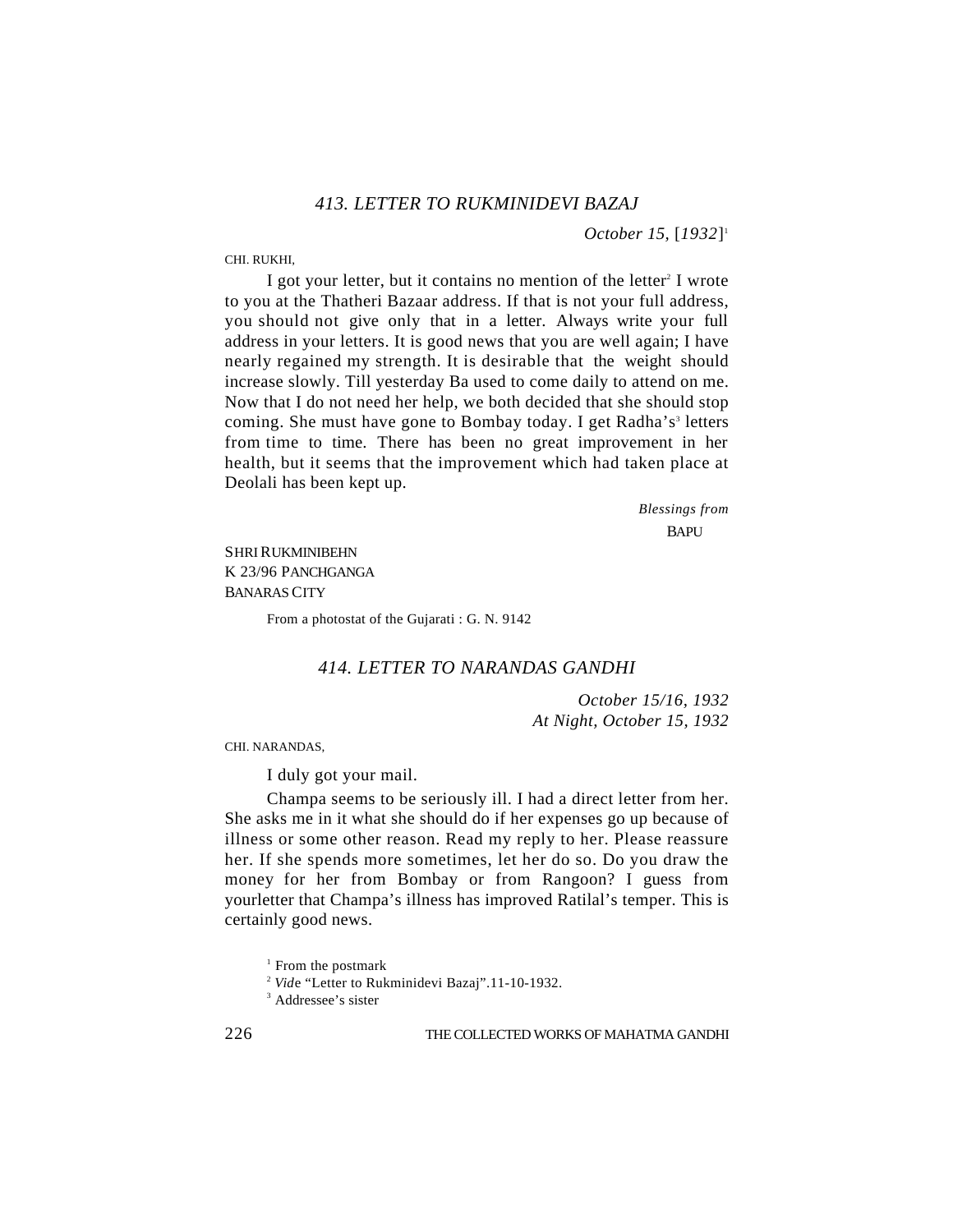## *413. LETTER TO RUKMINIDEVI BAZAJ*

*October 15,* [*1932*][1]

CHI. RUKHI,

I got your letter, but it contains no mention of the letter[2] I wrote to you at the Thatheri Bazaar address. If that is not your full address, you should not give only that in a letter. Always write your full address in your letters. It is good news that you are well again; I have nearly regained my strength. It is desirable that the weight should increase slowly. Till yesterday Ba used to come daily to attend on me. Now that I do not need her help, we both decided that she should stop coming. She must have gone to Bombay today. I get Radha's[3] letters from time to time. There has been no great improvement in her health, but it seems that the improvement which had taken place at Deolali has been kept up.

*Blessings from*

BAPU

SHRI RUKMINIBEHN
K 23/96 PANCHGANGA
BANARAS CITY

From a photostat of the Gujarati : G. N. 9142

## *414. LETTER TO NARANDAS GANDHI*

*October 15/16, 1932*
*At Night, October 15, 1932*

CHI. NARANDAS,

I duly got your mail.

Champa seems to be seriously ill. I had a direct letter from her. She asks me in it what she should do if her expenses go up because of illness or some other reason. Read my reply to her. Please reassure her. If she spends more sometimes, let her do so. Do you draw the money for her from Bombay or from Rangoon? I guess from yourletter that Champa's illness has improved Ratilal's temper. This is certainly good news.

[1] From the postmark

[2] *Vide* "Letter to Rukminidevi Bazaj".11-10-1932.

[3] Addressee's sister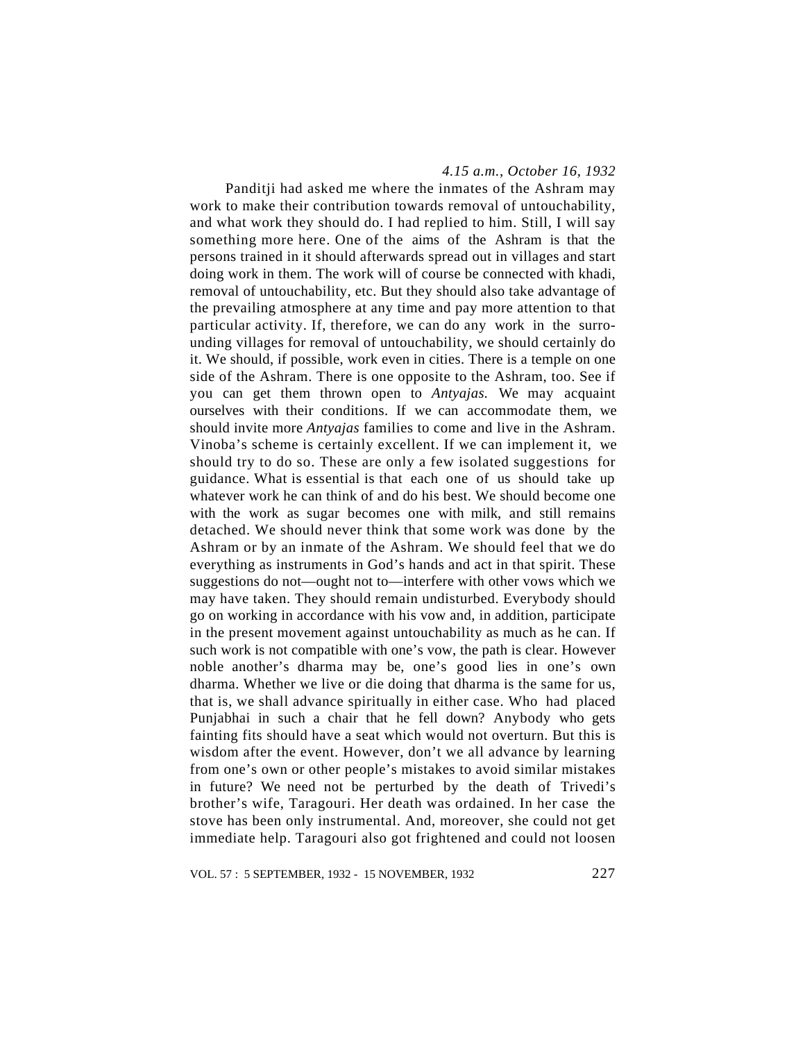*4.15 a.m., October 16, 1932*

Panditji had asked me where the inmates of the Ashram may work to make their contribution towards removal of untouchability, and what work they should do. I had replied to him. Still, I will say something more here. One of the aims of the Ashram is that the persons trained in it should afterwards spread out in villages and start doing work in them. The work will of course be connected with khadi, removal of untouchability, etc. But they should also take advantage of the prevailing atmosphere at any time and pay more attention to that particular activity. If, therefore, we can do any work in the surrounding villages for removal of untouchability, we should certainly do it. We should, if possible, work even in cities. There is a temple on one side of the Ashram. There is one opposite to the Ashram, too. See if you can get them thrown open to *Antyajas.* We may acquaint ourselves with their conditions. If we can accommodate them, we should invite more *Antyajas* families to come and live in the Ashram. Vinoba's scheme is certainly excellent. If we can implement it, we should try to do so. These are only a few isolated suggestions for guidance. What is essential is that each one of us should take up whatever work he can think of and do his best. We should become one with the work as sugar becomes one with milk, and still remains detached. We should never think that some work was done by the Ashram or by an inmate of the Ashram. We should feel that we do everything as instruments in God's hands and act in that spirit. These suggestions do not—ought not to—interfere with other vows which we may have taken. They should remain undisturbed. Everybody should go on working in accordance with his vow and, in addition, participate in the present movement against untouchability as much as he can. If such work is not compatible with one's vow, the path is clear. However noble another's dharma may be, one's good lies in one's own dharma. Whether we live or die doing that dharma is the same for us, that is, we shall advance spiritually in either case. Who had placed Punjabhai in such a chair that he fell down? Anybody who gets fainting fits should have a seat which would not overturn. But this is wisdom after the event. However, don't we all advance by learning from one's own or other people's mistakes to avoid similar mistakes in future? We need not be perturbed by the death of Trivedi's brother's wife, Taragouri. Her death was ordained. In her case the stove has been only instrumental. And, moreover, she could not get immediate help. Taragouri also got frightened and could not loosen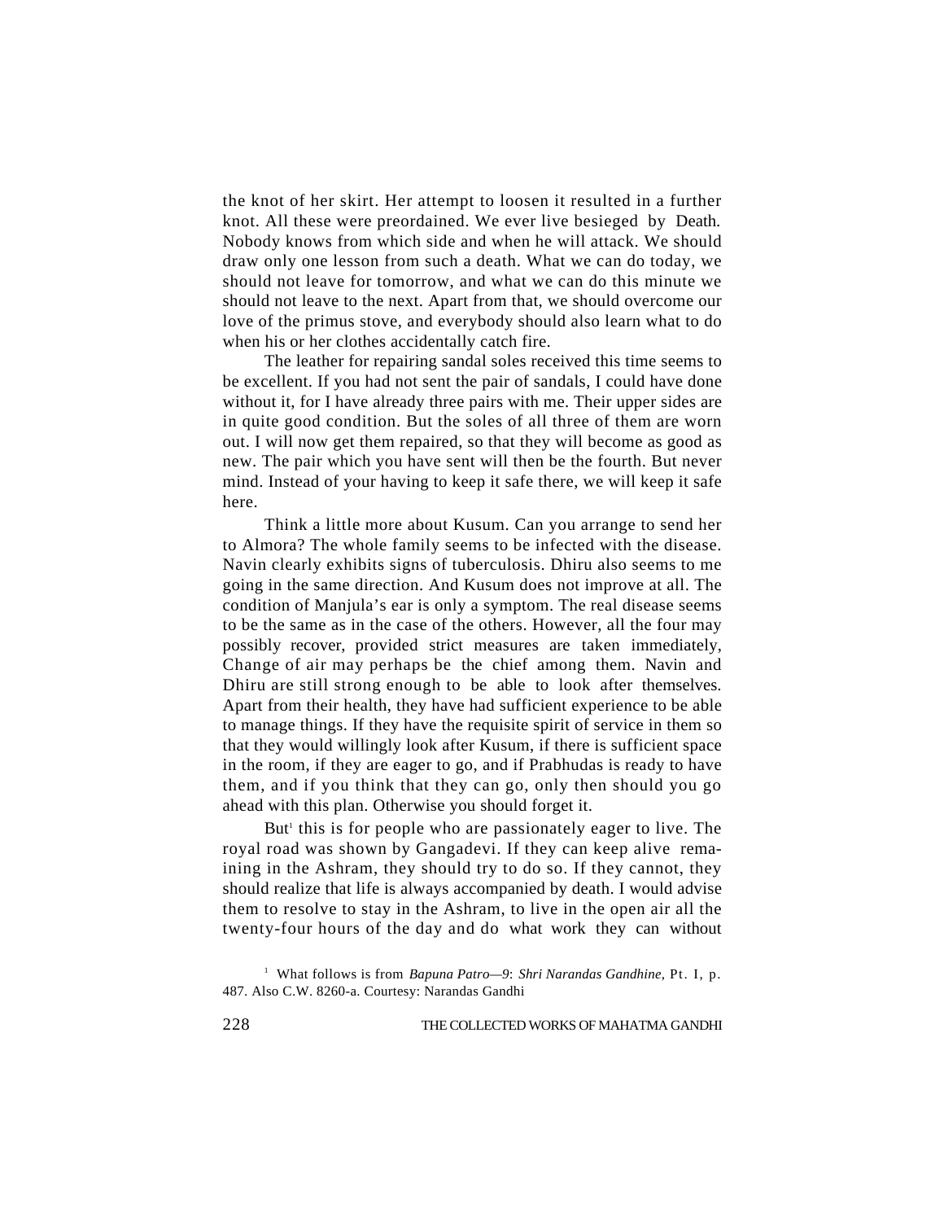the knot of her skirt. Her attempt to loosen it resulted in a further knot. All these were preordained. We ever live besieged by Death. Nobody knows from which side and when he will attack. We should draw only one lesson from such a death. What we can do today, we should not leave for tomorrow, and what we can do this minute we should not leave to the next. Apart from that, we should overcome our love of the primus stove, and everybody should also learn what to do when his or her clothes accidentally catch fire.

The leather for repairing sandal soles received this time seems to be excellent. If you had not sent the pair of sandals, I could have done without it, for I have already three pairs with me. Their upper sides are in quite good condition. But the soles of all three of them are worn out. I will now get them repaired, so that they will become as good as new. The pair which you have sent will then be the fourth. But never mind. Instead of your having to keep it safe there, we will keep it safe here.

Think a little more about Kusum. Can you arrange to send her to Almora? The whole family seems to be infected with the disease. Navin clearly exhibits signs of tuberculosis. Dhiru also seems to me going in the same direction. And Kusum does not improve at all. The condition of Manjula's ear is only a symptom. The real disease seems to be the same as in the case of the others. However, all the four may possibly recover, provided strict measures are taken immediately, Change of air may perhaps be the chief among them. Navin and Dhiru are still strong enough to be able to look after themselves. Apart from their health, they have had sufficient experience to be able to manage things. If they have the requisite spirit of service in them so that they would willingly look after Kusum, if there is sufficient space in the room, if they are eager to go, and if Prabhudas is ready to have them, and if you think that they can go, only then should you go ahead with this plan. Otherwise you should forget it.

But[1] this is for people who are passionately eager to live. The royal road was shown by Gangadevi. If they can keep alive remaining in the Ashram, they should try to do so. If they cannot, they should realize that life is always accompanied by death. I would advise them to resolve to stay in the Ashram, to live in the open air all the twenty-four hours of the day and do what work they can without

[1] What follows is from *Bapuna Patro—9*: *Shri Narandas Gandhine,* Pt. I, p. 487. Also C.W. 8260-a. Courtesy: Narandas Gandhi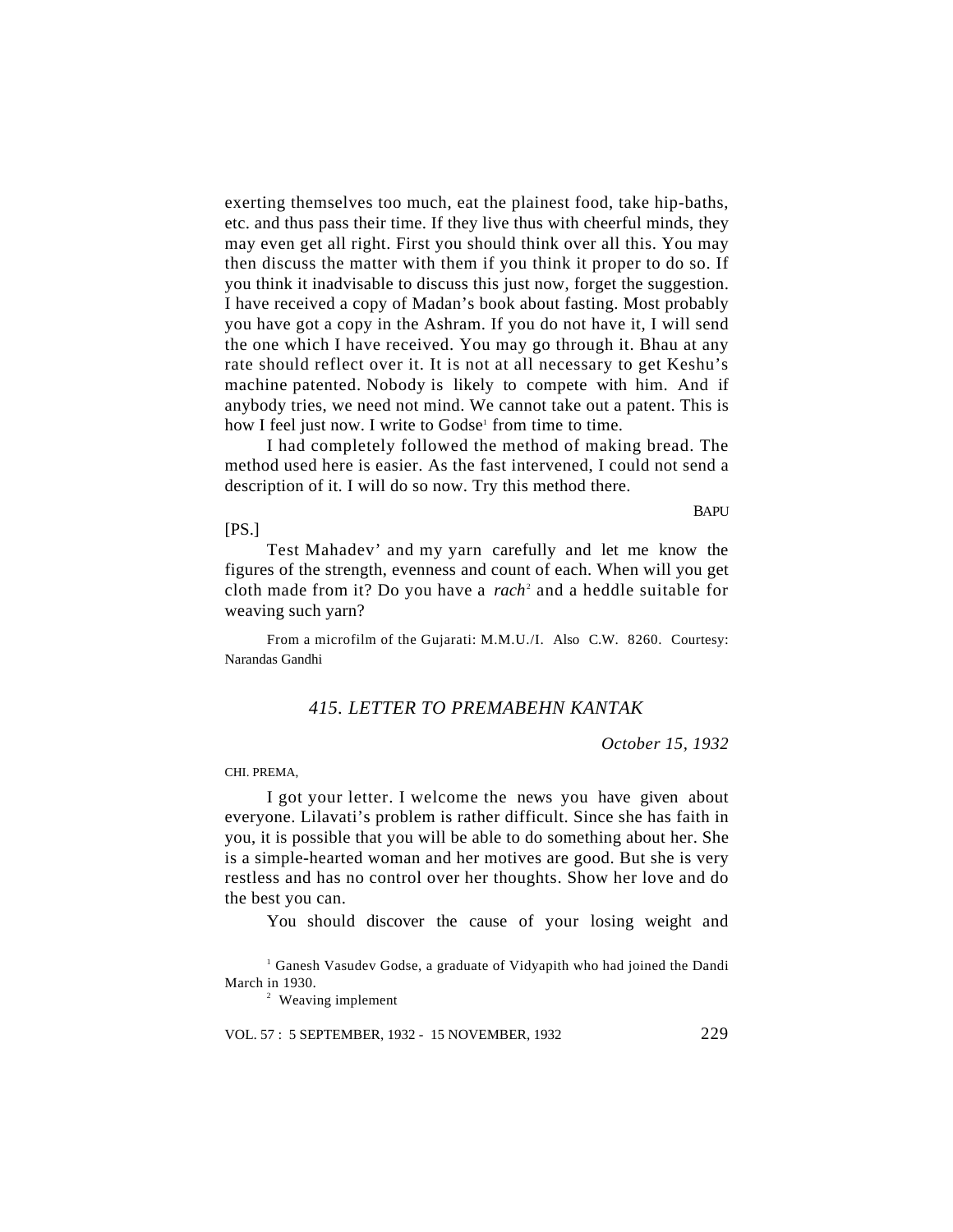exerting themselves too much, eat the plainest food, take hip-baths, etc. and thus pass their time. If they live thus with cheerful minds, they may even get all right. First you should think over all this. You may then discuss the matter with them if you think it proper to do so. If you think it inadvisable to discuss this just now, forget the suggestion. I have received a copy of Madan's book about fasting. Most probably you have got a copy in the Ashram. If you do not have it, I will send the one which I have received. You may go through it. Bhau at any rate should reflect over it. It is not at all necessary to get Keshu's machine patented. Nobody is likely to compete with him. And if anybody tries, we need not mind. We cannot take out a patent. This is how I feel just now. I write to Godse[1] from time to time.

I had completely followed the method of making bread. The method used here is easier. As the fast intervened, I could not send a description of it. I will do so now. Try this method there.

BAPU

[PS.]

Test Mahadev' and my yarn carefully and let me know the figures of the strength, evenness and count of each. When will you get cloth made from it? Do you have a *rach*[2] and a heddle suitable for weaving such yarn?

From a microfilm of the Gujarati: M.M.U./I. Also C.W. 8260. Courtesy: Narandas Gandhi

### *415. LETTER TO PREMABEHN KANTAK*

*October 15, 1932*

CHI. PREMA,

I got your letter. I welcome the news you have given about everyone. Lilavati's problem is rather difficult. Since she has faith in you, it is possible that you will be able to do something about her. She is a simple-hearted woman and her motives are good. But she is very restless and has no control over her thoughts. Show her love and do the best you can.

You should discover the cause of your losing weight and

[1] Ganesh Vasudev Godse, a graduate of Vidyapith who had joined the Dandi March in 1930.

[2] Weaving implement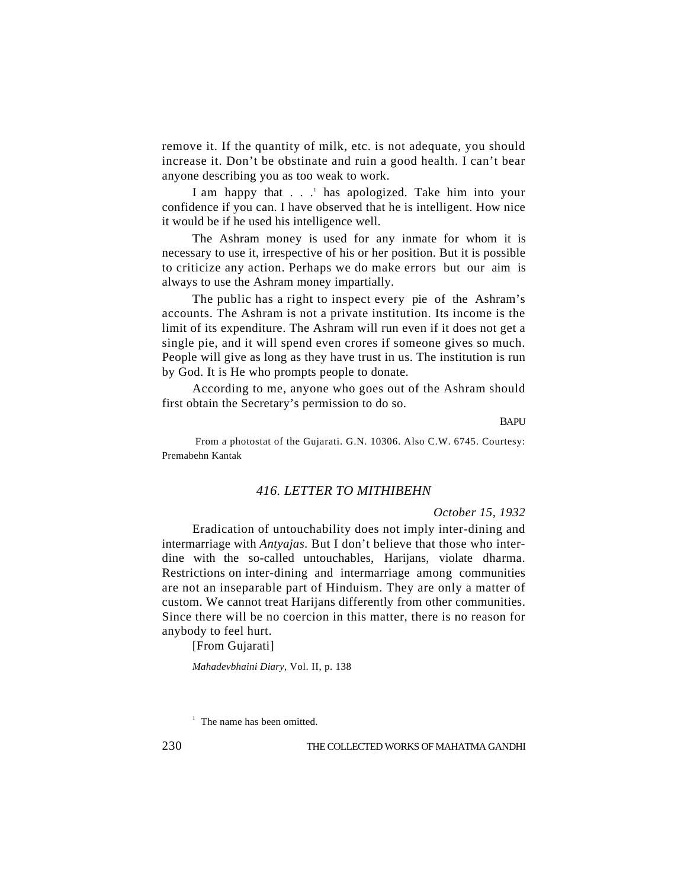remove it. If the quantity of milk, etc. is not adequate, you should increase it. Don't be obstinate and ruin a good health. I can't bear anyone describing you as too weak to work.

I am happy that . . .[1] has apologized. Take him into your confidence if you can. I have observed that he is intelligent. How nice it would be if he used his intelligence well.

The Ashram money is used for any inmate for whom it is necessary to use it, irrespective of his or her position. But it is possible to criticize any action. Perhaps we do make errors but our aim is always to use the Ashram money impartially.

The public has a right to inspect every pie of the Ashram's accounts. The Ashram is not a private institution. Its income is the limit of its expenditure. The Ashram will run even if it does not get a single pie, and it will spend even crores if someone gives so much. People will give as long as they have trust in us. The institution is run by God. It is He who prompts people to donate.

According to me, anyone who goes out of the Ashram should first obtain the Secretary's permission to do so.

BAPU

From a photostat of the Gujarati. G.N. 10306. Also C.W. 6745. Courtesy: Premabehn Kantak

### *416. LETTER TO MITHIBEHN*

*October 15, 1932*

Eradication of untouchability does not imply inter-dining and intermarriage with *Antyajas*. But I don't believe that those who inter-dine with the so-called untouchables, Harijans, violate dharma. Restrictions on inter-dining and intermarriage among communities are not an inseparable part of Hinduism. They are only a matter of custom. We cannot treat Harijans differently from other communities. Since there will be no coercion in this matter, there is no reason for anybody to feel hurt.

[From Gujarati]

*Mahadevbhaini Diary*, Vol. II, p. 138

[1] The name has been omitted.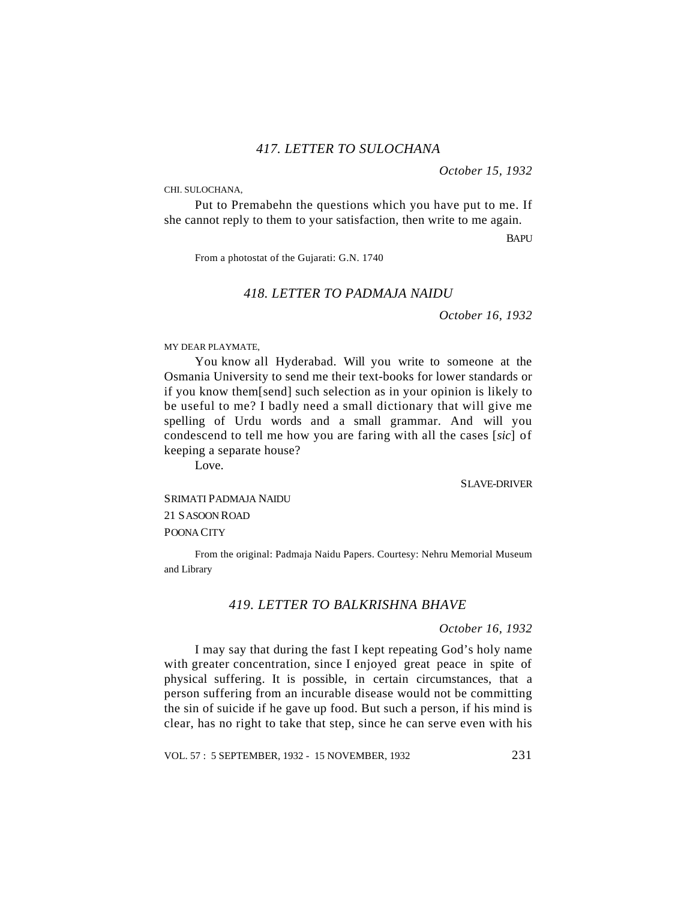### *417. LETTER TO SULOCHANA*

*October 15, 1932*

CHI. SULOCHANA,

Put to Premabehn the questions which you have put to me. If she cannot reply to them to your satisfaction, then write to me again.

BAPU

From a photostat of the Gujarati: G.N. 1740

### *418. LETTER TO PADMAJA NAIDU*

*October 16, 1932*

MY DEAR PLAYMATE,

You know all Hyderabad. Will you write to someone at the Osmania University to send me their text-books for lower standards or if you know them[send] such selection as in your opinion is likely to be useful to me? I badly need a small dictionary that will give me spelling of Urdu words and a small grammar. And will you condescend to tell me how you are faring with all the cases [*sic*] of keeping a separate house?

Love.

SLAVE-DRIVER

SRIMATI PADMAJA NAIDU
21 SASOON ROAD
POONA CITY

From the original: Padmaja Naidu Papers. Courtesy: Nehru Memorial Museum and Library

### *419. LETTER TO BALKRISHNA BHAVE*

*October 16, 1932*

I may say that during the fast I kept repeating God's holy name with greater concentration, since I enjoyed great peace in spite of physical suffering. It is possible, in certain circumstances, that a person suffering from an incurable disease would not be committing the sin of suicide if he gave up food. But such a person, if his mind is clear, has no right to take that step, since he can serve even with his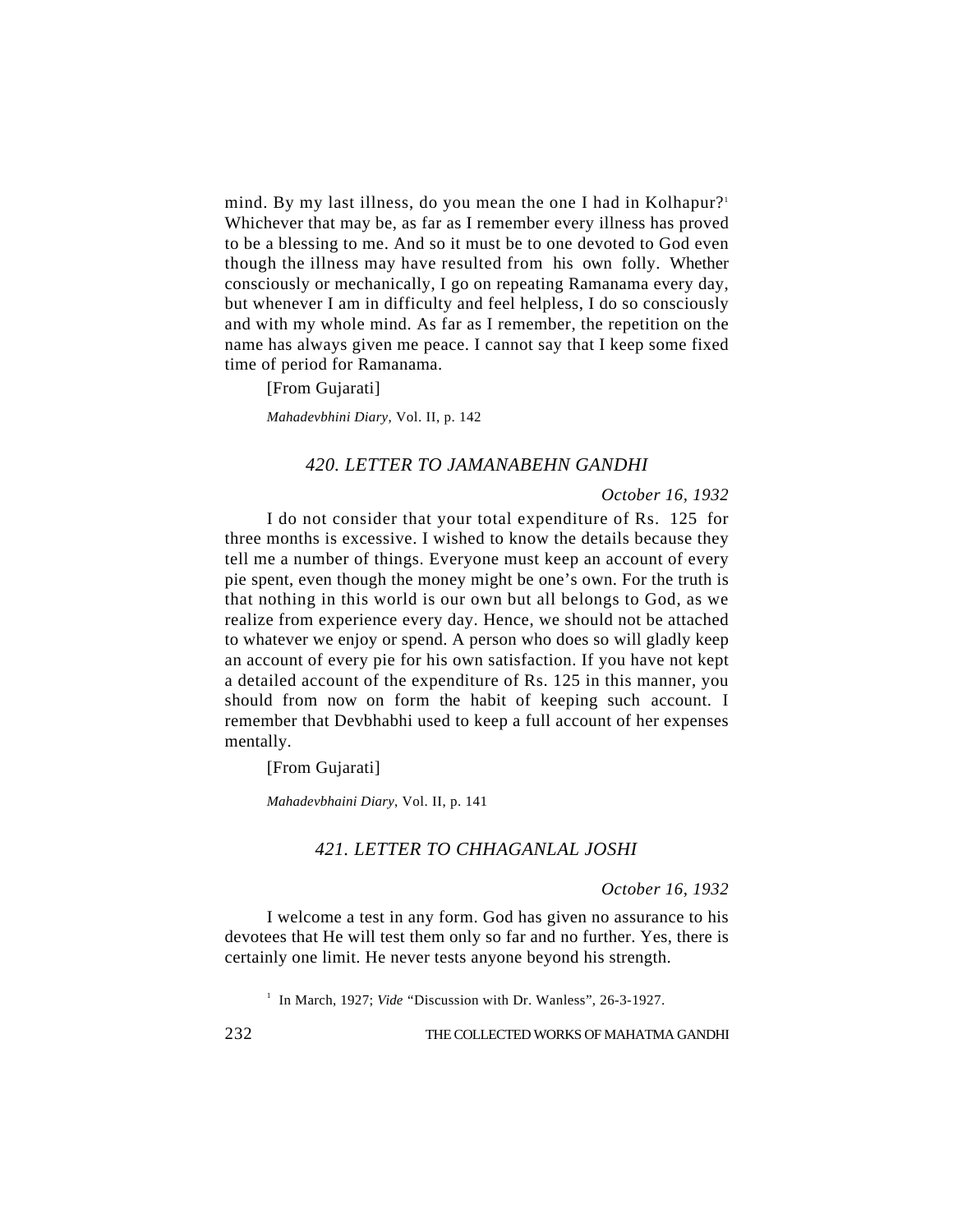mind. By my last illness, do you mean the one I had in Kolhapur?[1] Whichever that may be, as far as I remember every illness has proved to be a blessing to me. And so it must be to one devoted to God even though the illness may have resulted from his own folly. Whether consciously or mechanically, I go on repeating Ramanama every day, but whenever I am in difficulty and feel helpless, I do so consciously and with my whole mind. As far as I remember, the repetition on the name has always given me peace. I cannot say that I keep some fixed time of period for Ramanama.

[From Gujarati]

*Mahadevbhini Diary*, Vol. II, p. 142

### *420. LETTER TO JAMANABEHN GANDHI*

*October 16, 1932*

I do not consider that your total expenditure of Rs. 125 for three months is excessive. I wished to know the details because they tell me a number of things. Everyone must keep an account of every pie spent, even though the money might be one's own. For the truth is that nothing in this world is our own but all belongs to God, as we realize from experience every day. Hence, we should not be attached to whatever we enjoy or spend. A person who does so will gladly keep an account of every pie for his own satisfaction. If you have not kept a detailed account of the expenditure of Rs. 125 in this manner, you should from now on form the habit of keeping such account. I remember that Devbhabhi used to keep a full account of her expenses mentally.

[From Gujarati]

*Mahadevbhaini Diary*, Vol. II, p. 141

### *421. LETTER TO CHHAGANLAL JOSHI*

*October 16, 1932*

I welcome a test in any form. God has given no assurance to his devotees that He will test them only so far and no further. Yes, there is certainly one limit. He never tests anyone beyond his strength.

[1] In March, 1927; *Vide* "Discussion with Dr. Wanless", 26-3-1927.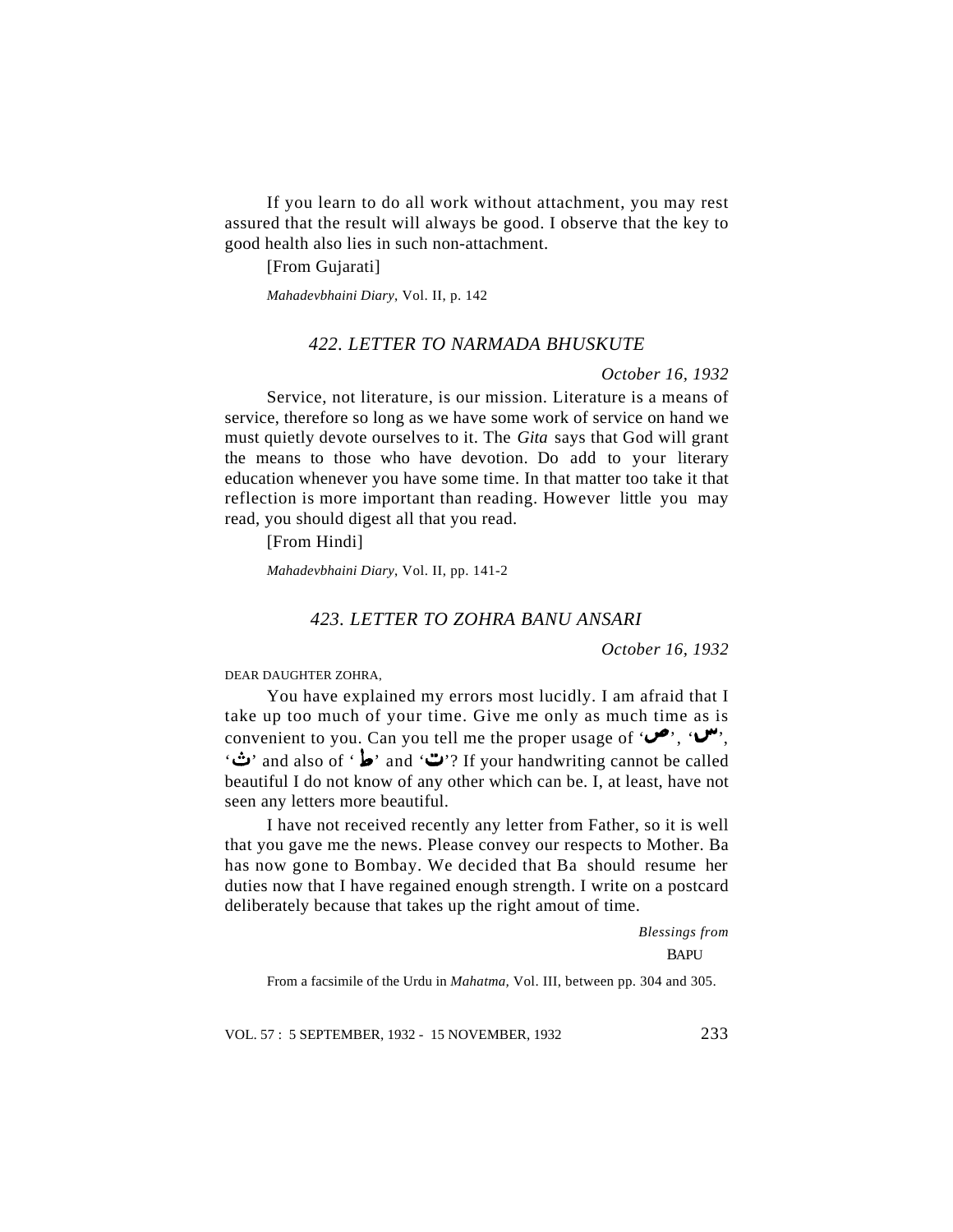If you learn to do all work without attachment, you may rest assured that the result will always be good. I observe that the key to good health also lies in such non-attachment.

[From Gujarati]

*Mahadevbhaini Diary*, Vol. II, p. 142

### *422. LETTER TO NARMADA BHUSKUTE*

*October 16, 1932*

Service, not literature, is our mission. Literature is a means of service, therefore so long as we have some work of service on hand we must quietly devote ourselves to it. The *Gita* says that God will grant the means to those who have devotion. Do add to your literary education whenever you have some time. In that matter too take it that reflection is more important than reading. However little you may read, you should digest all that you read.

[From Hindi]

*Mahadevbhaini Diary*, Vol. II, pp. 141-2

### *423. LETTER TO ZOHRA BANU ANSARI*

*October 16, 1932*

DEAR DAUGHTER ZOHRA,

You have explained my errors most lucidly. I am afraid that I take up too much of your time. Give me only as much time as is convenient to you. Can you tell me the proper usage of 'ص', 'س', 'ث' and also of 'ط' and 'ت'? If your handwriting cannot be called beautiful I do not know of any other which can be. I, at least, have not seen any letters more beautiful.

I have not received recently any letter from Father, so it is well that you gave me the news. Please convey our respects to Mother. Ba has now gone to Bombay. We decided that Ba should resume her duties now that I have regained enough strength. I write on a postcard deliberately because that takes up the right amout of time.

*Blessings from*

BAPU

From a facsimile of the Urdu in *Mahatma*, Vol. III, between pp. 304 and 305.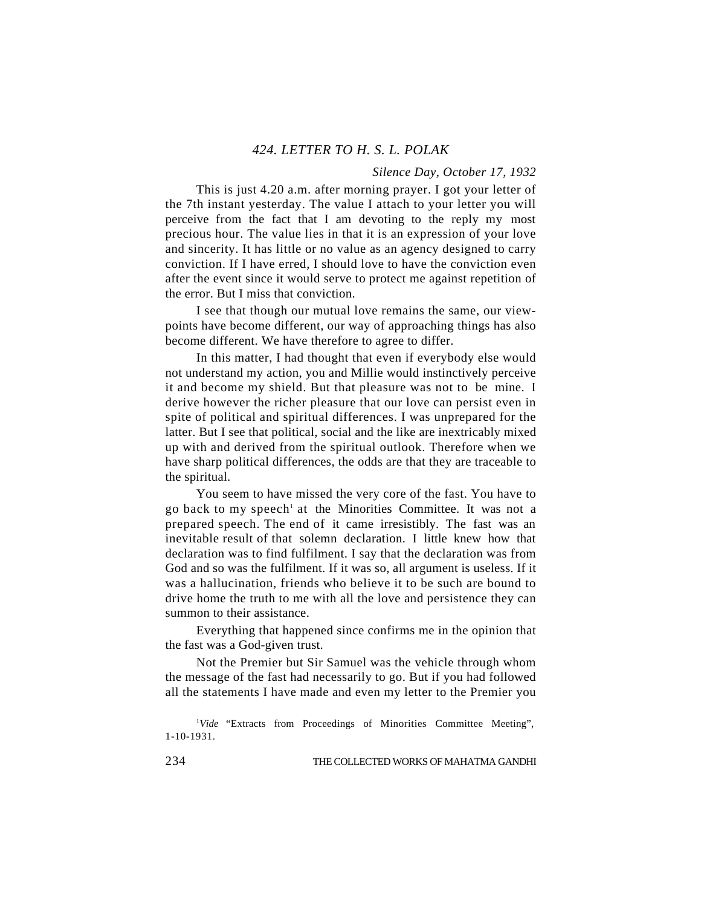## *424. LETTER TO H. S. L. POLAK*

*Silence Day, October 17, 1932*

This is just 4.20 a.m. after morning prayer. I got your letter of the 7th instant yesterday. The value I attach to your letter you will perceive from the fact that I am devoting to the reply my most precious hour. The value lies in that it is an expression of your love and sincerity. It has little or no value as an agency designed to carry conviction. If I have erred, I should love to have the conviction even after the event since it would serve to protect me against repetition of the error. But I miss that conviction.

I see that though our mutual love remains the same, our view-points have become different, our way of approaching things has also become different. We have therefore to agree to differ.

In this matter, I had thought that even if everybody else would not understand my action, you and Millie would instinctively perceive it and become my shield. But that pleasure was not to be mine. I derive however the richer pleasure that our love can persist even in spite of political and spiritual differences. I was unprepared for the latter. But I see that political, social and the like are inextricably mixed up with and derived from the spiritual outlook. Therefore when we have sharp political differences, the odds are that they are traceable to the spiritual.

You seem to have missed the very core of the fast. You have to go back to my speech[1] at the Minorities Committee. It was not a prepared speech. The end of it came irresistibly. The fast was an inevitable result of that solemn declaration. I little knew how that declaration was to find fulfilment. I say that the declaration was from God and so was the fulfilment. If it was so, all argument is useless. If it was a hallucination, friends who believe it to be such are bound to drive home the truth to me with all the love and persistence they can summon to their assistance.

Everything that happened since confirms me in the opinion that the fast was a God-given trust.

Not the Premier but Sir Samuel was the vehicle through whom the message of the fast had necessarily to go. But if you had followed all the statements I have made and even my letter to the Premier you

[1] *Vide* "Extracts from Proceedings of Minorities Committee Meeting", 1-10-1931.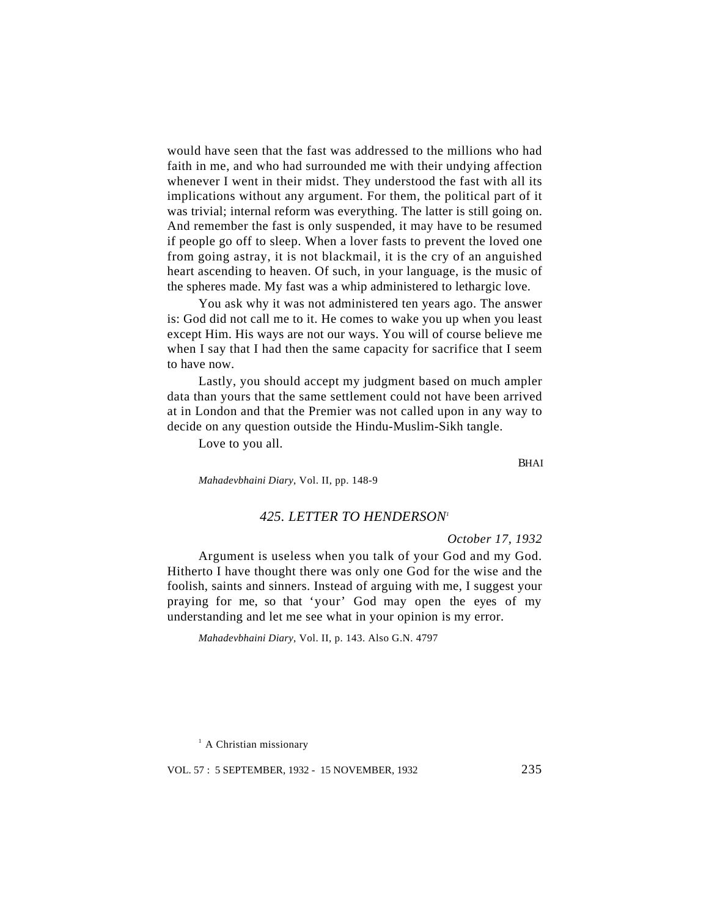would have seen that the fast was addressed to the millions who had faith in me, and who had surrounded me with their undying affection whenever I went in their midst. They understood the fast with all its implications without any argument. For them, the political part of it was trivial; internal reform was everything. The latter is still going on. And remember the fast is only suspended, it may have to be resumed if people go off to sleep. When a lover fasts to prevent the loved one from going astray, it is not blackmail, it is the cry of an anguished heart ascending to heaven. Of such, in your language, is the music of the spheres made. My fast was a whip administered to lethargic love.

You ask why it was not administered ten years ago. The answer is: God did not call me to it. He comes to wake you up when you least except Him. His ways are not our ways. You will of course believe me when I say that I had then the same capacity for sacrifice that I seem to have now.

Lastly, you should accept my judgment based on much ampler data than yours that the same settlement could not have been arrived at in London and that the Premier was not called upon in any way to decide on any question outside the Hindu-Muslim-Sikh tangle.

Love to you all.

BHAI

*Mahadevbhaini Diary*, Vol. II, pp. 148-9

### *425. LETTER TO HENDERSON*[1]

*October 17, 1932*

Argument is useless when you talk of your God and my God. Hitherto I have thought there was only one God for the wise and the foolish, saints and sinners. Instead of arguing with me, I suggest your praying for me, so that 'your' God may open the eyes of my understanding and let me see what in your opinion is my error.

*Mahadevbhaini Diary*, Vol. II, p. 143. Also G.N. 4797

[1] A Christian missionary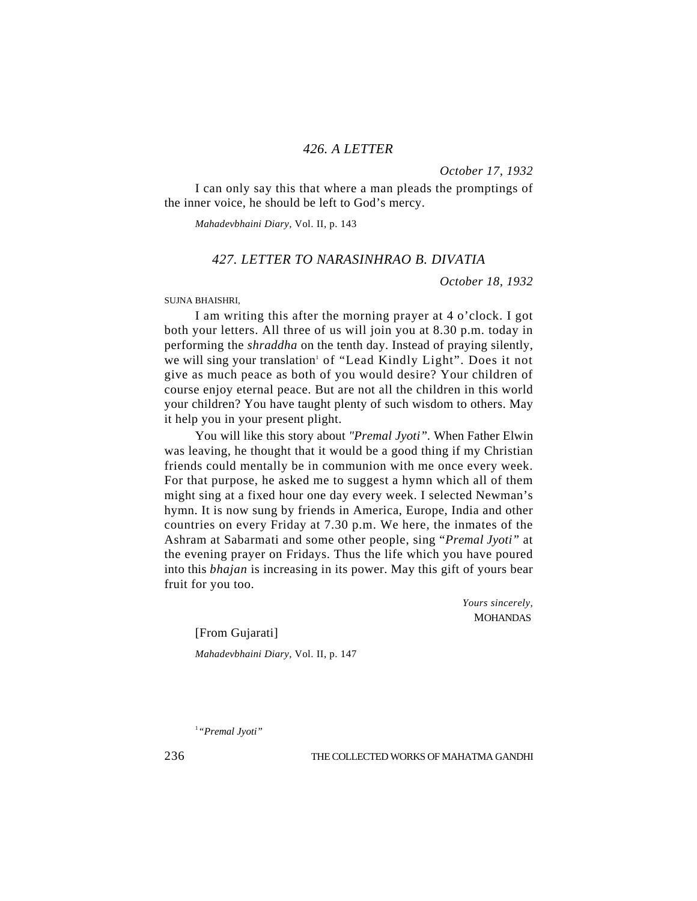## *426. A LETTER*

*October 17, 1932*

I can only say this that where a man pleads the promptings of the inner voice, he should be left to God's mercy.

*Mahadevbhaini Diary,* Vol. II, p. 143

## *427. LETTER TO NARASINHRAO B. DIVATIA*

*October 18, 1932*

SUJNA BHAISHRI,

I am writing this after the morning prayer at 4 o'clock. I got both your letters. All three of us will join you at 8.30 p.m. today in performing the *shraddha* on the tenth day. Instead of praying silently, we will sing your translation[1] of "Lead Kindly Light". Does it not give as much peace as both of you would desire? Your children of course enjoy eternal peace. But are not all the children in this world your children? You have taught plenty of such wisdom to others. May it help you in your present plight.

You will like this story about *"Premal Jyoti"*. When Father Elwin was leaving, he thought that it would be a good thing if my Christian friends could mentally be in communion with me once every week. For that purpose, he asked me to suggest a hymn which all of them might sing at a fixed hour one day every week. I selected Newman's hymn. It is now sung by friends in America, Europe, India and other countries on every Friday at 7.30 p.m. We here, the inmates of the Ashram at Sabarmati and some other people, sing "*Premal Jyoti"* at the evening prayer on Fridays. Thus the life which you have poured into this *bhajan* is increasing in its power. May this gift of yours bear fruit for you too.

*Yours sincerely,*
MOHANDAS

[From Gujarati]

*Mahadevbhaini Diary,* Vol. II, p. 147

[1] *"Premal Jyoti"*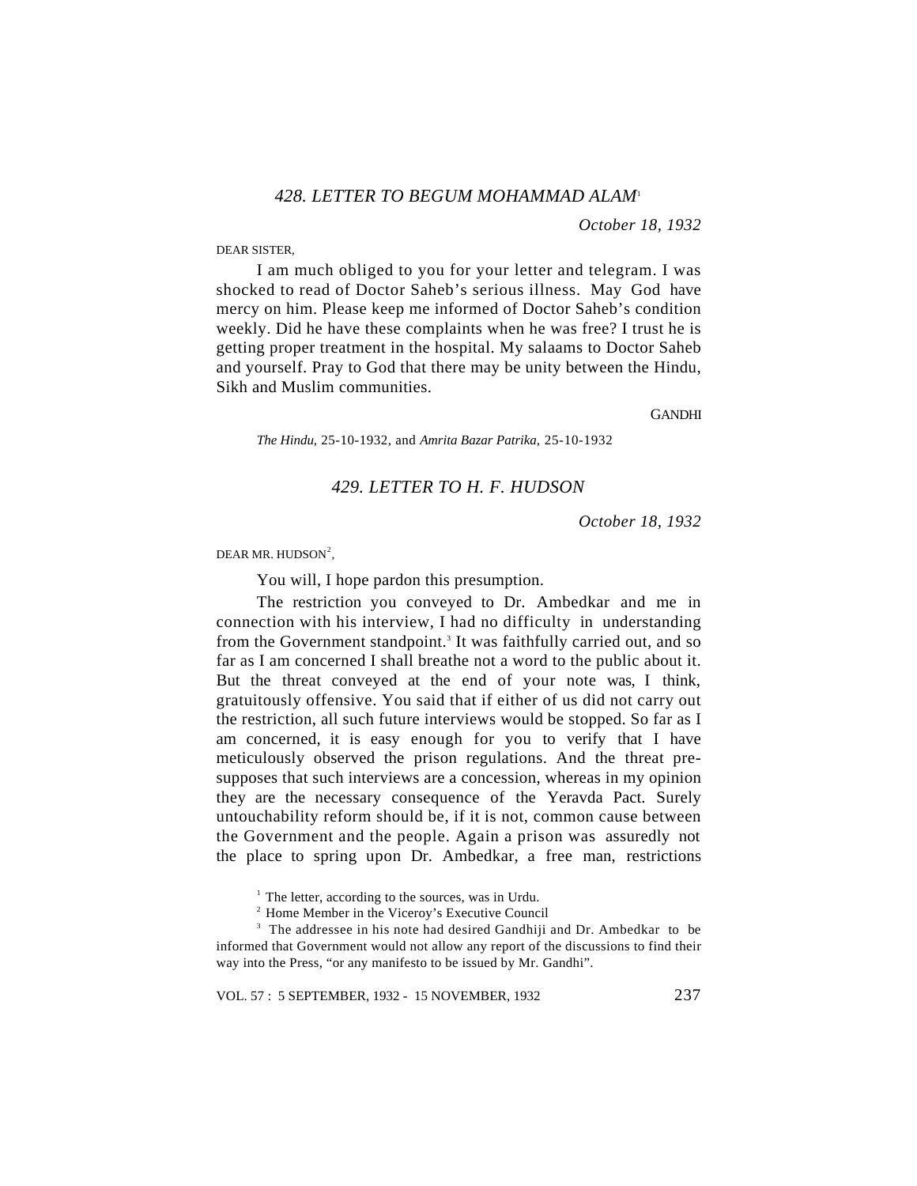### 428. LETTER TO BEGUM MOHAMMAD ALAM[1]

*October 18, 1932*

DEAR SISTER,

I am much obliged to you for your letter and telegram. I was shocked to read of Doctor Saheb's serious illness. May God have mercy on him. Please keep me informed of Doctor Saheb's condition weekly. Did he have these complaints when he was free? I trust he is getting proper treatment in the hospital. My salaams to Doctor Saheb and yourself. Pray to God that there may be unity between the Hindu, Sikh and Muslim communities.

GANDHI

*The Hindu*, 25-10-1932, and *Amrita Bazar Patrika*, 25-10-1932

### 429. LETTER TO H. F. HUDSON

*October 18, 1932*

DEAR MR. HUDSON[2],

You will, I hope pardon this presumption.

The restriction you conveyed to Dr. Ambedkar and me in connection with his interview, I had no difficulty in understanding from the Government standpoint.[3] It was faithfully carried out, and so far as I am concerned I shall breathe not a word to the public about it. But the threat conveyed at the end of your note was, I think, gratuitously offensive. You said that if either of us did not carry out the restriction, all such future interviews would be stopped. So far as I am concerned, it is easy enough for you to verify that I have meticulously observed the prison regulations. And the threat presupposes that such interviews are a concession, whereas in my opinion they are the necessary consequence of the Yeravda Pact. Surely untouchability reform should be, if it is not, common cause between the Government and the people. Again a prison was assuredly not the place to spring upon Dr. Ambedkar, a free man, restrictions

[1] The letter, according to the sources, was in Urdu.

[2] Home Member in the Viceroy's Executive Council

[3] The addressee in his note had desired Gandhiji and Dr. Ambedkar to be informed that Government would not allow any report of the discussions to find their way into the Press, "or any manifesto to be issued by Mr. Gandhi".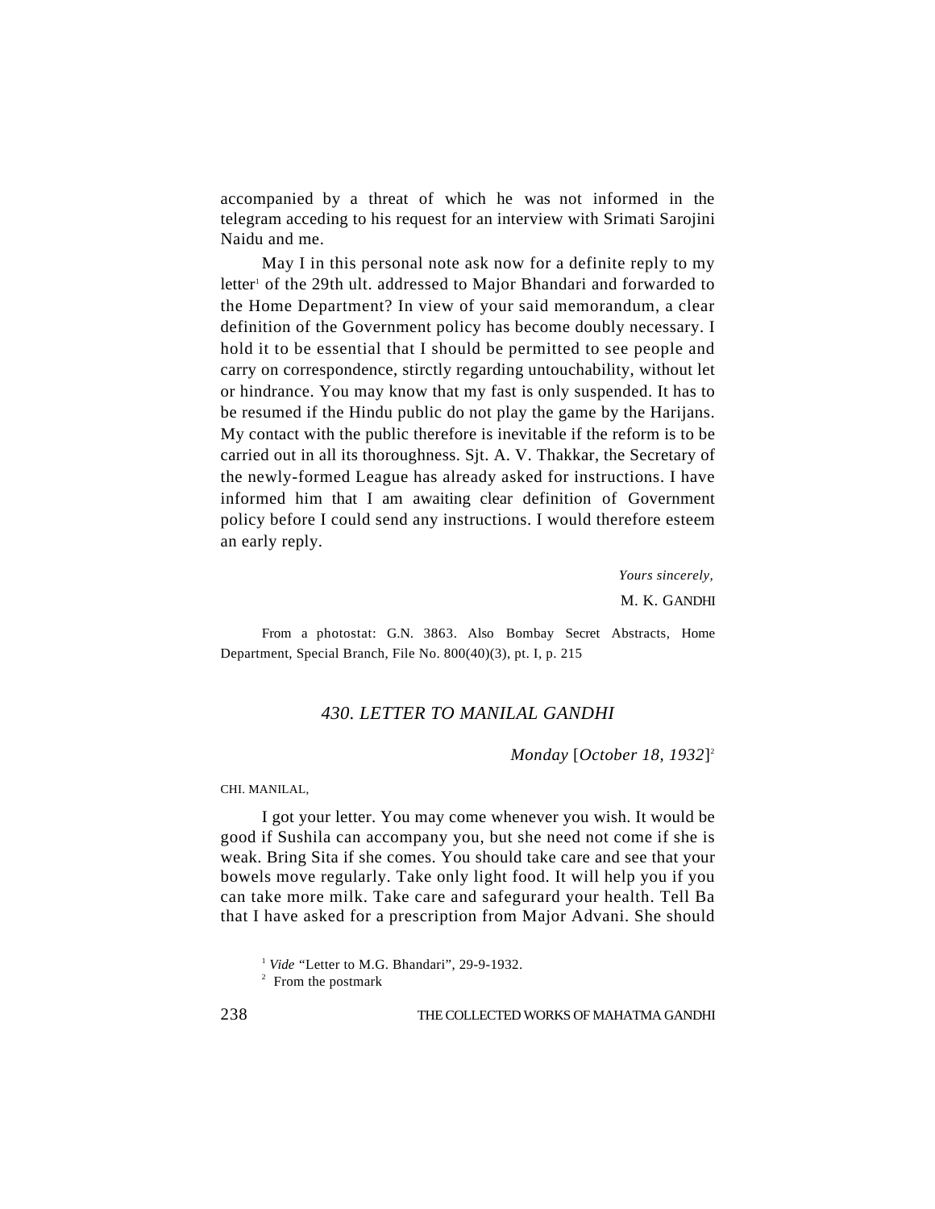accompanied by a threat of which he was not informed in the telegram acceding to his request for an interview with Srimati Sarojini Naidu and me.

May I in this personal note ask now for a definite reply to my letter[1] of the 29th ult. addressed to Major Bhandari and forwarded to the Home Department? In view of your said memorandum, a clear definition of the Government policy has become doubly necessary. I hold it to be essential that I should be permitted to see people and carry on correspondence, stirctly regarding untouchability, without let or hindrance. You may know that my fast is only suspended. It has to be resumed if the Hindu public do not play the game by the Harijans. My contact with the public therefore is inevitable if the reform is to be carried out in all its thoroughness. Sjt. A. V. Thakkar, the Secretary of the newly-formed League has already asked for instructions. I have informed him that I am awaiting clear definition of Government policy before I could send any instructions. I would therefore esteem an early reply.

*Yours sincerely,*

M. K. GANDHI

From a photostat: G.N. 3863. Also Bombay Secret Abstracts, Home Department, Special Branch, File No. 800(40)(3), pt. I, p. 215

## *430. LETTER TO MANILAL GANDHI*

*Monday* [*October 18, 1932*][2]

CHI. MANILAL,

I got your letter. You may come whenever you wish. It would be good if Sushila can accompany you, but she need not come if she is weak. Bring Sita if she comes. You should take care and see that your bowels move regularly. Take only light food. It will help you if you can take more milk. Take care and safegurard your health. Tell Ba that I have asked for a prescription from Major Advani. She should

[1] *Vide* "Letter to M.G. Bhandari", 29-9-1932.

[2] From the postmark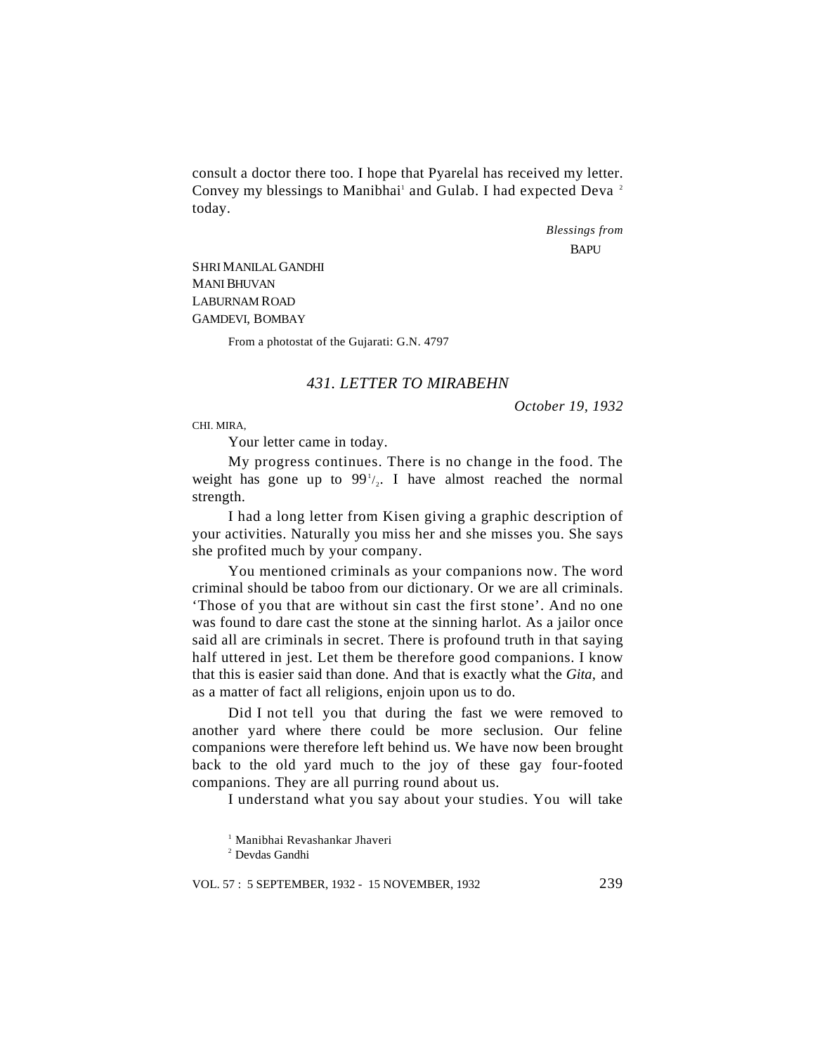consult a doctor there too. I hope that Pyarelal has received my letter. Convey my blessings to Manibhai[1] and Gulab. I had expected Deva [2] today.

*Blessings from*
BAPU

SHRI MANILAL GANDHI
MANI BHUVAN
LABURNAM ROAD
GAMDEVI, BOMBAY

From a photostat of the Gujarati: G.N. 4797

## *431. LETTER TO MIRABEHN*

*October 19, 1932*

CHI. MIRA,

Your letter came in today.

My progress continues. There is no change in the food. The weight has gone up to $99^1/_2$. I have almost reached the normal strength.

I had a long letter from Kisen giving a graphic description of your activities. Naturally you miss her and she misses you. She says she profited much by your company.

You mentioned criminals as your companions now. The word criminal should be taboo from our dictionary. Or we are all criminals. 'Those of you that are without sin cast the first stone'. And no one was found to dare cast the stone at the sinning harlot. As a jailor once said all are criminals in secret. There is profound truth in that saying half uttered in jest. Let them be therefore good companions. I know that this is easier said than done. And that is exactly what the *Gita,* and as a matter of fact all religions, enjoin upon us to do.

Did I not tell you that during the fast we were removed to another yard where there could be more seclusion. Our feline companions were therefore left behind us. We have now been brought back to the old yard much to the joy of these gay four-footed companions. They are all purring round about us.

I understand what you say about your studies. You will take

[1] Manibhai Revashankar Jhaveri
[2] Devdas Gandhi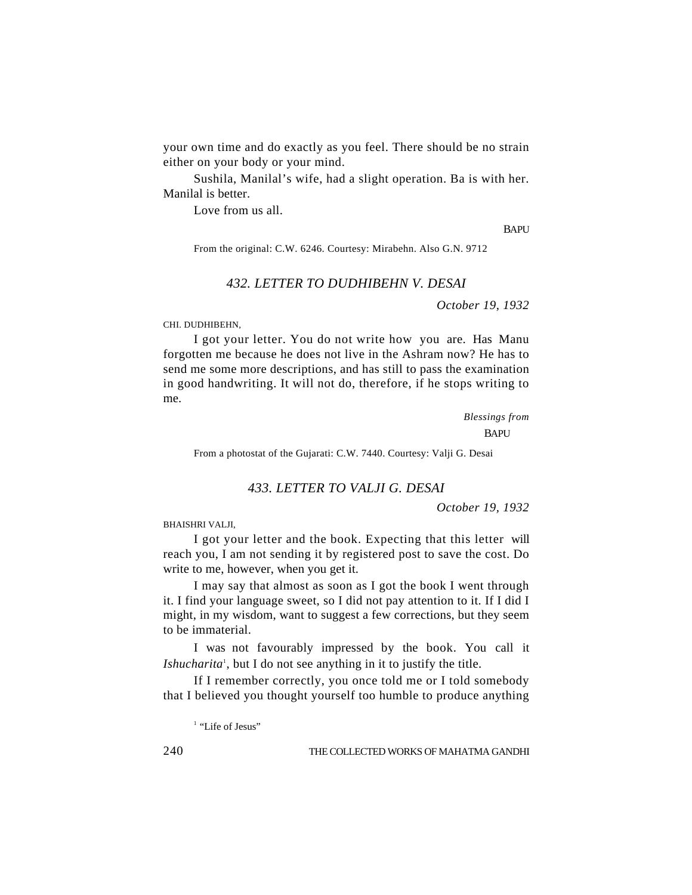your own time and do exactly as you feel. There should be no strain either on your body or your mind.

Sushila, Manilal's wife, had a slight operation. Ba is with her. Manilal is better.

Love from us all.

BAPU

From the original: C.W. 6246. Courtesy: Mirabehn. Also G.N. 9712

## *432. LETTER TO DUDHIBEHN V. DESAI*

*October 19, 1932*

CHI. DUDHIBEHN,

I got your letter. You do not write how you are. Has Manu forgotten me because he does not live in the Ashram now? He has to send me some more descriptions, and has still to pass the examination in good handwriting. It will not do, therefore, if he stops writing to me.

*Blessings from*
BAPU

From a photostat of the Gujarati: C.W. 7440. Courtesy: Valji G. Desai

## *433. LETTER TO VALJI G. DESAI*

*October 19, 1932*

BHAISHRI VALJI,

I got your letter and the book. Expecting that this letter will reach you, I am not sending it by registered post to save the cost. Do write to me, however, when you get it.

I may say that almost as soon as I got the book I went through it. I find your language sweet, so I did not pay attention to it. If I did I might, in my wisdom, want to suggest a few corrections, but they seem to be immaterial.

I was not favourably impressed by the book. You call it *Ishucharita*[1], but I do not see anything in it to justify the title.

If I remember correctly, you once told me or I told somebody that I believed you thought yourself too humble to produce anything

[1] "Life of Jesus"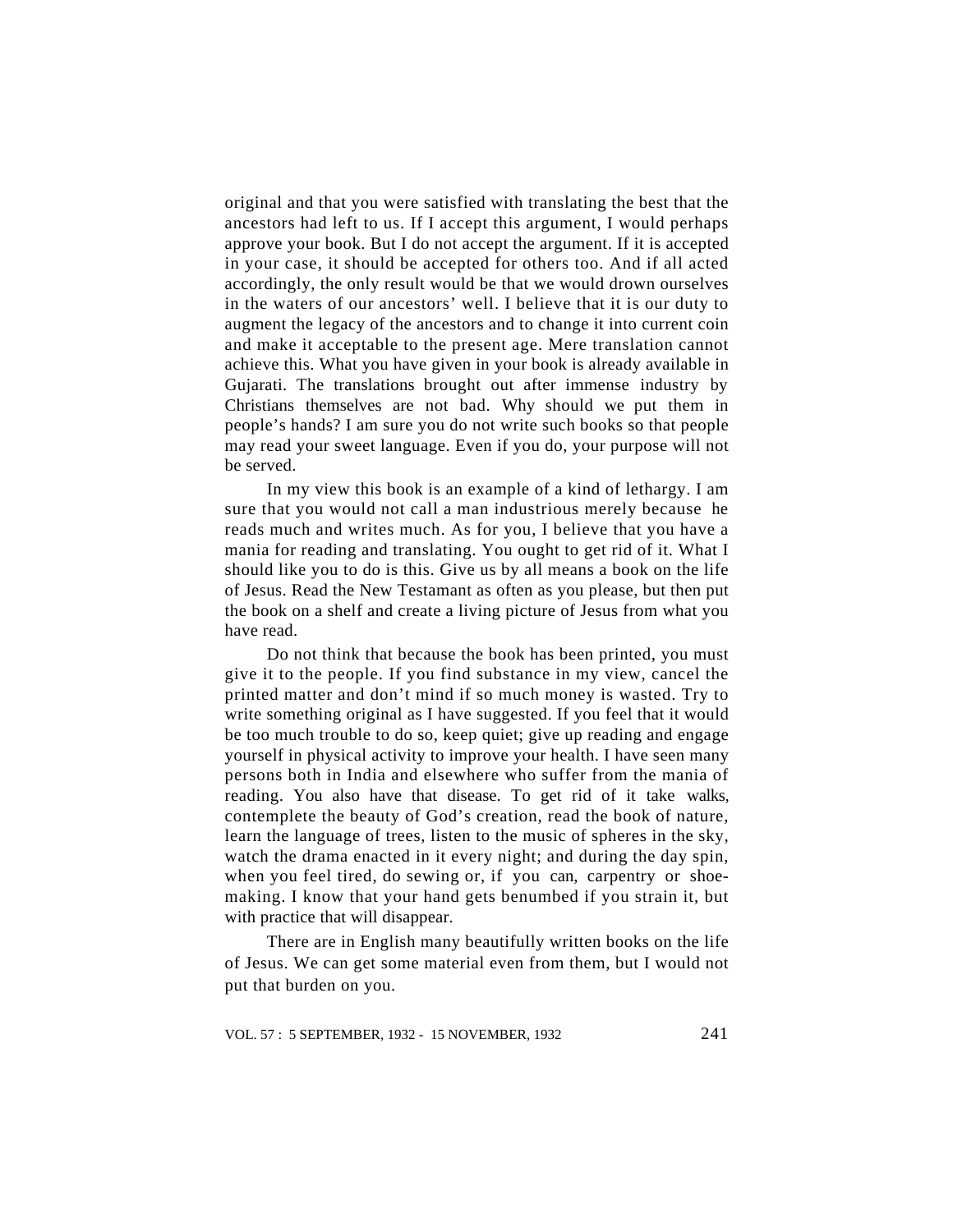original and that you were satisfied with translating the best that the ancestors had left to us. If I accept this argument, I would perhaps approve your book. But I do not accept the argument. If it is accepted in your case, it should be accepted for others too. And if all acted accordingly, the only result would be that we would drown ourselves in the waters of our ancestors' well. I believe that it is our duty to augment the legacy of the ancestors and to change it into current coin and make it acceptable to the present age. Mere translation cannot achieve this. What you have given in your book is already available in Gujarati. The translations brought out after immense industry by Christians themselves are not bad. Why should we put them in people's hands? I am sure you do not write such books so that people may read your sweet language. Even if you do, your purpose will not be served.

In my view this book is an example of a kind of lethargy. I am sure that you would not call a man industrious merely because he reads much and writes much. As for you, I believe that you have a mania for reading and translating. You ought to get rid of it. What I should like you to do is this. Give us by all means a book on the life of Jesus. Read the New Testamant as often as you please, but then put the book on a shelf and create a living picture of Jesus from what you have read.

Do not think that because the book has been printed, you must give it to the people. If you find substance in my view, cancel the printed matter and don't mind if so much money is wasted. Try to write something original as I have suggested. If you feel that it would be too much trouble to do so, keep quiet; give up reading and engage yourself in physical activity to improve your health. I have seen many persons both in India and elsewhere who suffer from the mania of reading. You also have that disease. To get rid of it take walks, contemplete the beauty of God's creation, read the book of nature, learn the language of trees, listen to the music of spheres in the sky, watch the drama enacted in it every night; and during the day spin, when you feel tired, do sewing or, if you can, carpentry or shoe-making. I know that your hand gets benumbed if you strain it, but with practice that will disappear.

There are in English many beautifully written books on the life of Jesus. We can get some material even from them, but I would not put that burden on you.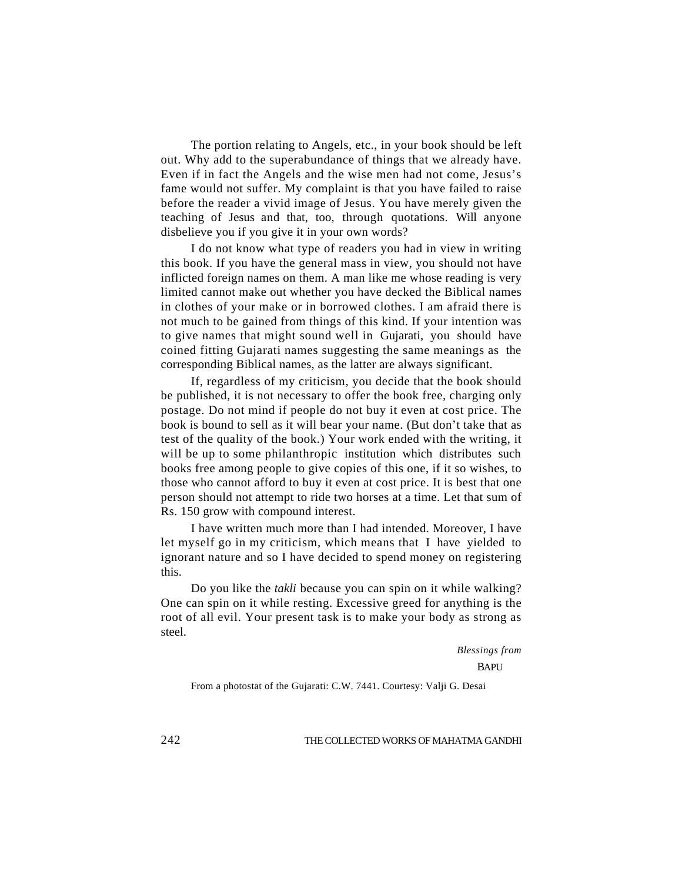The portion relating to Angels, etc., in your book should be left out. Why add to the superabundance of things that we already have. Even if in fact the Angels and the wise men had not come, Jesus's fame would not suffer. My complaint is that you have failed to raise before the reader a vivid image of Jesus. You have merely given the teaching of Jesus and that, too, through quotations. Will anyone disbelieve you if you give it in your own words?

I do not know what type of readers you had in view in writing this book. If you have the general mass in view, you should not have inflicted foreign names on them. A man like me whose reading is very limited cannot make out whether you have decked the Biblical names in clothes of your make or in borrowed clothes. I am afraid there is not much to be gained from things of this kind. If your intention was to give names that might sound well in Gujarati, you should have coined fitting Gujarati names suggesting the same meanings as the corresponding Biblical names, as the latter are always significant.

If, regardless of my criticism, you decide that the book should be published, it is not necessary to offer the book free, charging only postage. Do not mind if people do not buy it even at cost price. The book is bound to sell as it will bear your name. (But don't take that as test of the quality of the book.) Your work ended with the writing, it will be up to some philanthropic institution which distributes such books free among people to give copies of this one, if it so wishes, to those who cannot afford to buy it even at cost price. It is best that one person should not attempt to ride two horses at a time. Let that sum of Rs. 150 grow with compound interest.

I have written much more than I had intended. Moreover, I have let myself go in my criticism, which means that I have yielded to ignorant nature and so I have decided to spend money on registering this.

Do you like the *takli* because you can spin on it while walking? One can spin on it while resting. Excessive greed for anything is the root of all evil. Your present task is to make your body as strong as steel.

*Blessings from*

BAPU

From a photostat of the Gujarati: C.W. 7441. Courtesy: Valji G. Desai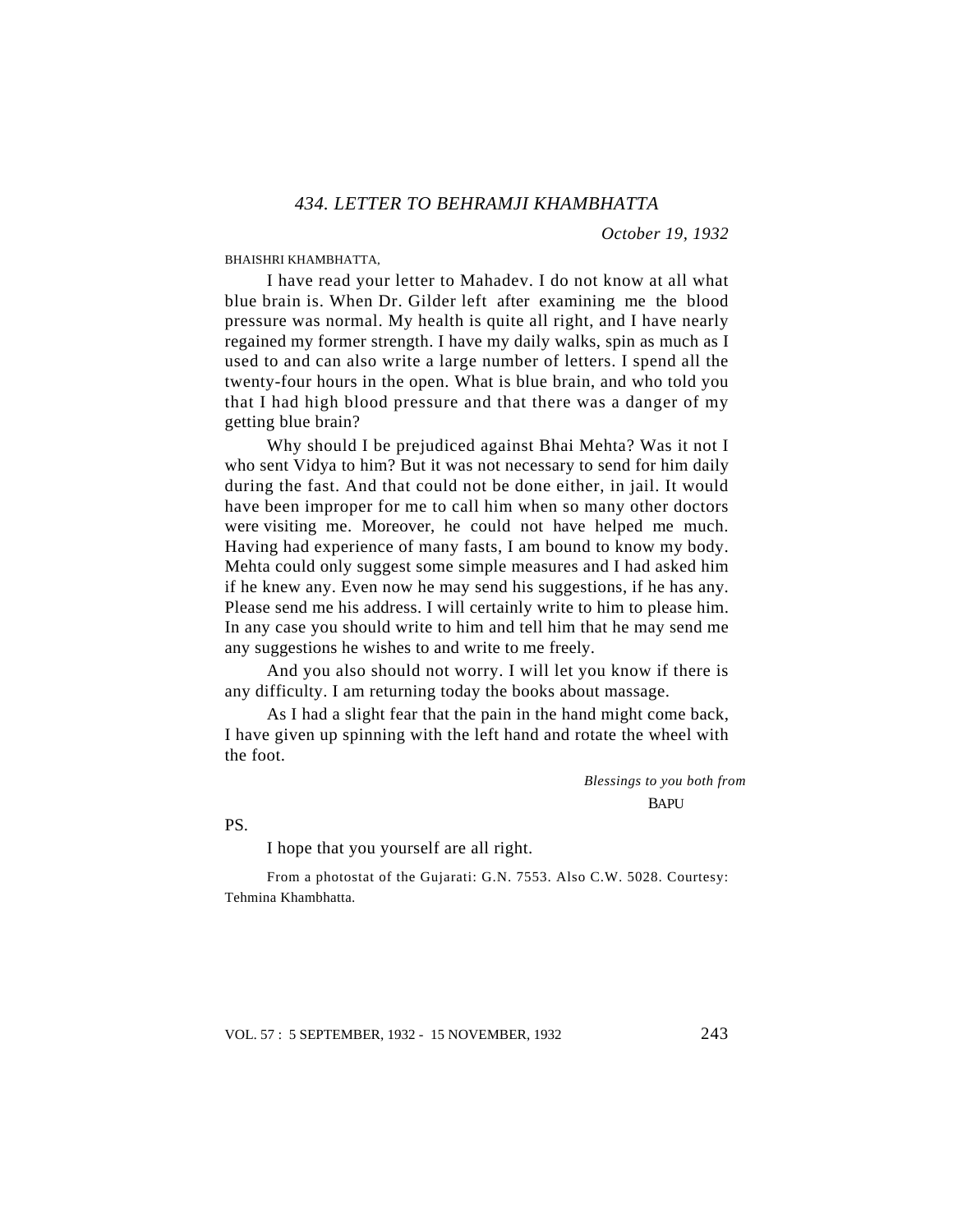## *434. LETTER TO BEHRAMJI KHAMBHATTA*

*October 19, 1932*

BHAISHRI KHAMBHATTA,

I have read your letter to Mahadev. I do not know at all what blue brain is. When Dr. Gilder left after examining me the blood pressure was normal. My health is quite all right, and I have nearly regained my former strength. I have my daily walks, spin as much as I used to and can also write a large number of letters. I spend all the twenty-four hours in the open. What is blue brain, and who told you that I had high blood pressure and that there was a danger of my getting blue brain?

Why should I be prejudiced against Bhai Mehta? Was it not I who sent Vidya to him? But it was not necessary to send for him daily during the fast. And that could not be done either, in jail. It would have been improper for me to call him when so many other doctors were visiting me. Moreover, he could not have helped me much. Having had experience of many fasts, I am bound to know my body. Mehta could only suggest some simple measures and I had asked him if he knew any. Even now he may send his suggestions, if he has any. Please send me his address. I will certainly write to him to please him. In any case you should write to him and tell him that he may send me any suggestions he wishes to and write to me freely.

And you also should not worry. I will let you know if there is any difficulty. I am returning today the books about massage.

As I had a slight fear that the pain in the hand might come back, I have given up spinning with the left hand and rotate the wheel with the foot.

*Blessings to you both from*
BAPU

PS.

I hope that you yourself are all right.

From a photostat of the Gujarati: G.N. 7553. Also C.W. 5028. Courtesy: Tehmina Khambhatta.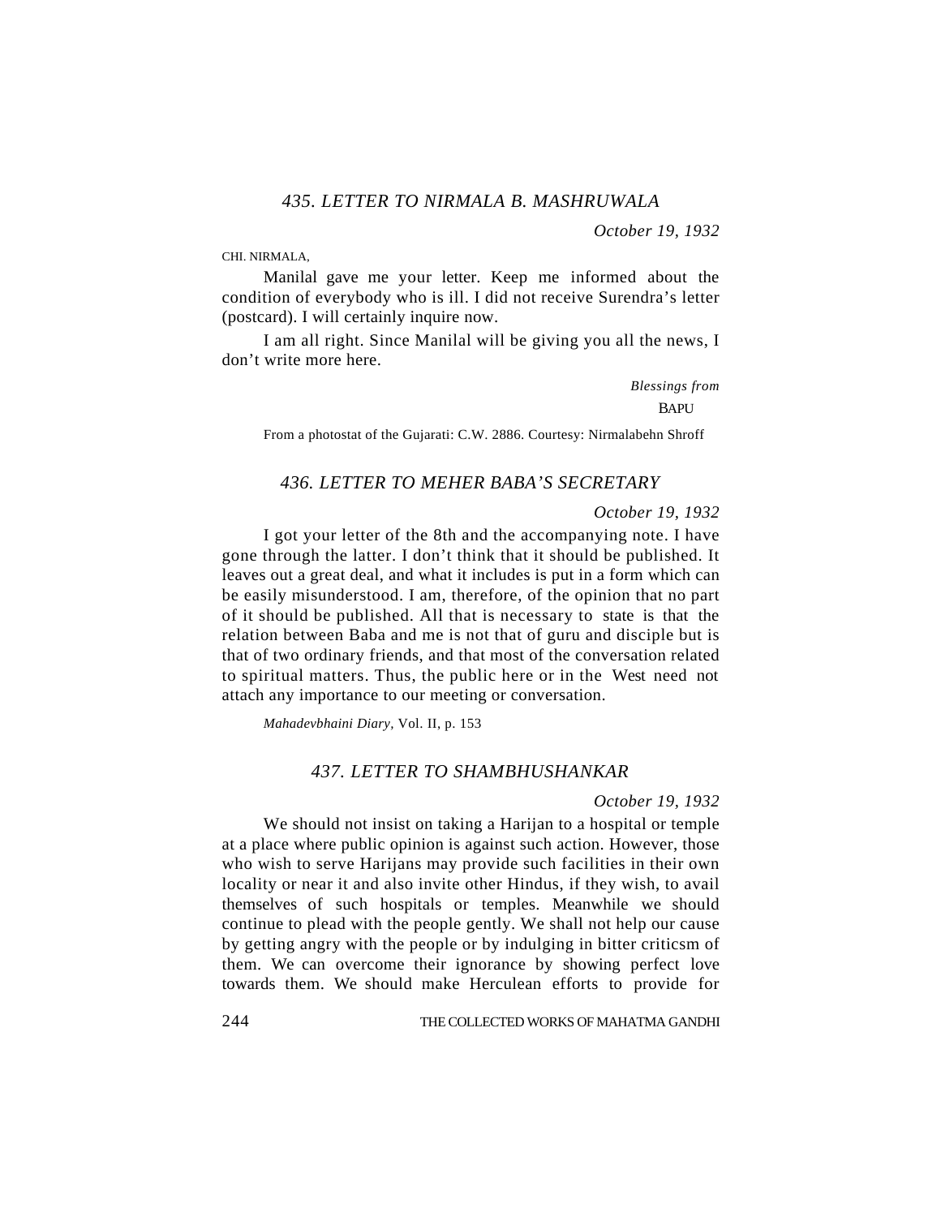### *435. LETTER TO NIRMALA B. MASHRUWALA*

*October 19, 1932*

CHI. NIRMALA,

Manilal gave me your letter. Keep me informed about the condition of everybody who is ill. I did not receive Surendra's letter (postcard). I will certainly inquire now.

I am all right. Since Manilal will be giving you all the news, I don't write more here.

*Blessings from*
BAPU

From a photostat of the Gujarati: C.W. 2886. Courtesy: Nirmalabehn Shroff

### *436. LETTER TO MEHER BABA'S SECRETARY*

*October 19, 1932*

I got your letter of the 8th and the accompanying note. I have gone through the latter. I don't think that it should be published. It leaves out a great deal, and what it includes is put in a form which can be easily misunderstood. I am, therefore, of the opinion that no part of it should be published. All that is necessary to state is that the relation between Baba and me is not that of guru and disciple but is that of two ordinary friends, and that most of the conversation related to spiritual matters. Thus, the public here or in the West need not attach any importance to our meeting or conversation.

*Mahadevbhaini Diary,* Vol. II, p. 153

### *437. LETTER TO SHAMBHUSHANKAR*

*October 19, 1932*

We should not insist on taking a Harijan to a hospital or temple at a place where public opinion is against such action. However, those who wish to serve Harijans may provide such facilities in their own locality or near it and also invite other Hindus, if they wish, to avail themselves of such hospitals or temples. Meanwhile we should continue to plead with the people gently. We shall not help our cause by getting angry with the people or by indulging in bitter criticsm of them. We can overcome their ignorance by showing perfect love towards them. We should make Herculean efforts to provide for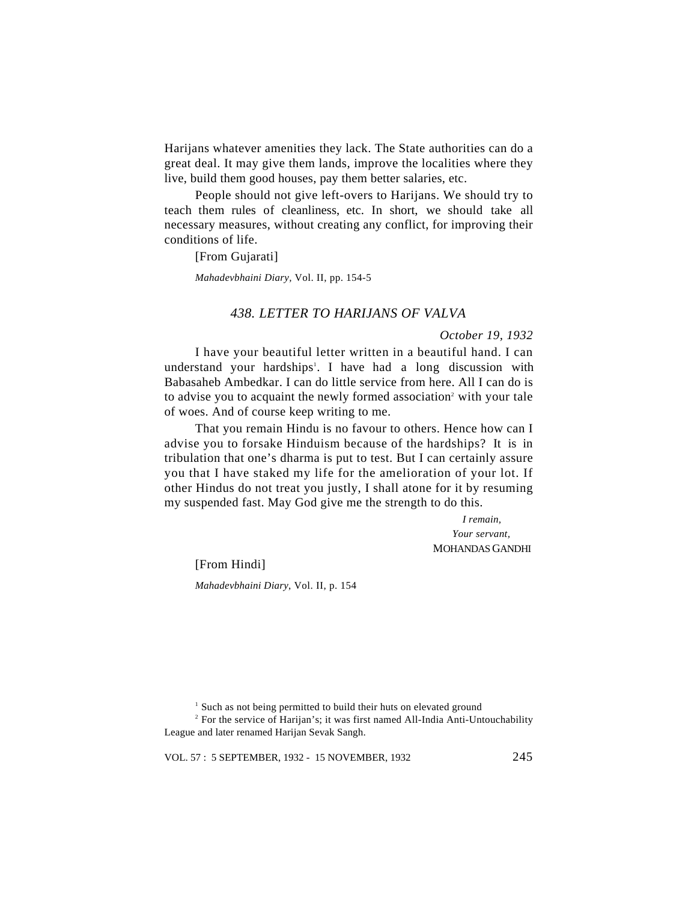Harijans whatever amenities they lack. The State authorities can do a great deal. It may give them lands, improve the localities where they live, build them good houses, pay them better salaries, etc.

People should not give left-overs to Harijans. We should try to teach them rules of cleanliness, etc. In short, we should take all necessary measures, without creating any conflict, for improving their conditions of life.

[From Gujarati]

*Mahadevbhaini Diary*, Vol. II, pp. 154-5

### *438. LETTER TO HARIJANS OF VALVA*

*October 19, 1932*

I have your beautiful letter written in a beautiful hand. I can understand your hardships[1]. I have had a long discussion with Babasaheb Ambedkar. I can do little service from here. All I can do is to advise you to acquaint the newly formed association[2] with your tale of woes. And of course keep writing to me.

That you remain Hindu is no favour to others. Hence how can I advise you to forsake Hinduism because of the hardships? It is in tribulation that one's dharma is put to test. But I can certainly assure you that I have staked my life for the amelioration of your lot. If other Hindus do not treat you justly, I shall atone for it by resuming my suspended fast. May God give me the strength to do this.

*I remain,*
*Your servant,*
MOHANDAS GANDHI

[From Hindi]

*Mahadevbhaini Diary*, Vol. II, p. 154

---

[1] Such as not being permitted to build their huts on elevated ground

[2] For the service of Harijan's; it was first named All-India Anti-Untouchability League and later renamed Harijan Sevak Sangh.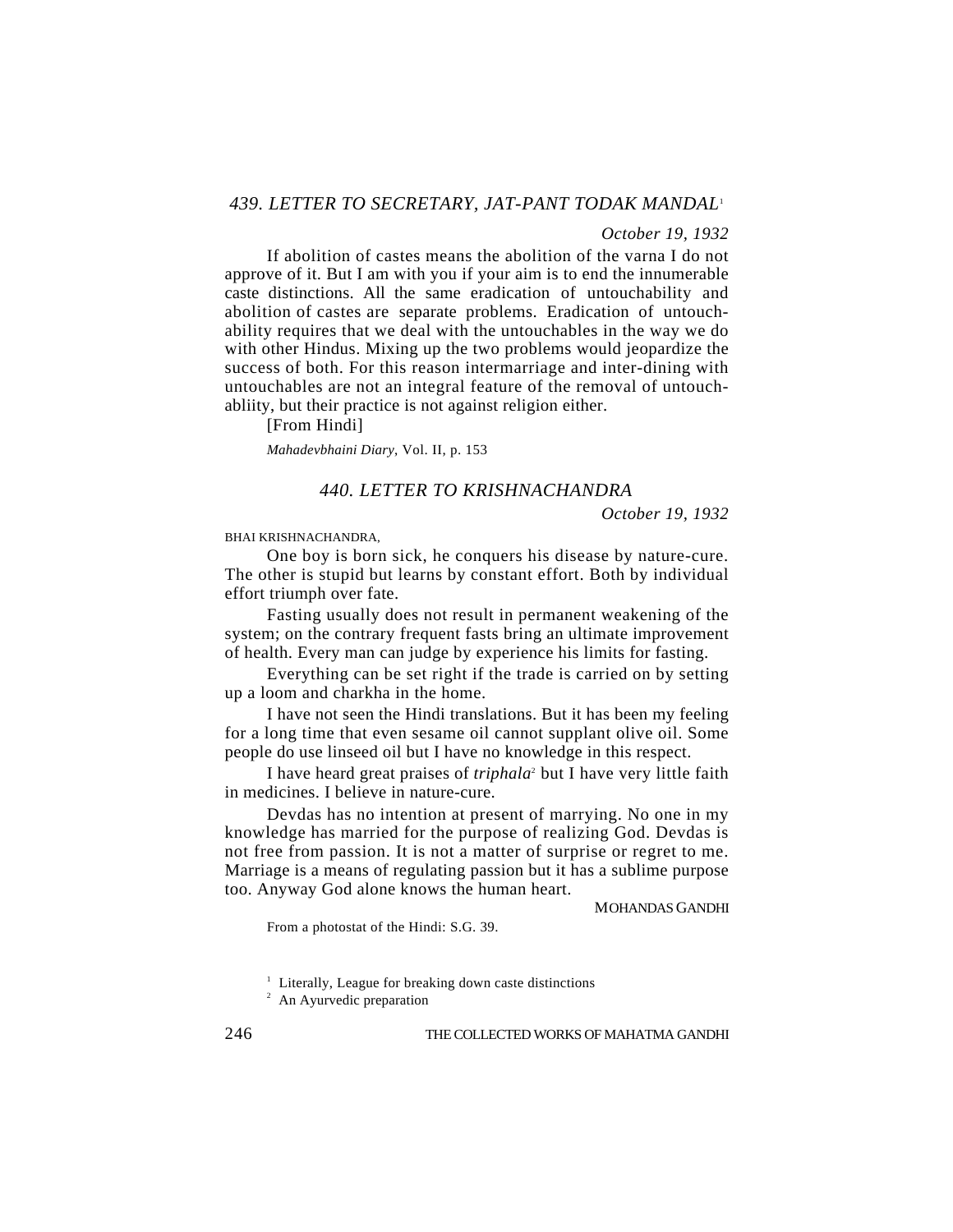### *439. LETTER TO SECRETARY, JAT-PANT TODAK MANDAL*[1]

*October 19, 1932*

If abolition of castes means the abolition of the varna I do not approve of it. But I am with you if your aim is to end the innumerable caste distinctions. All the same eradication of untouchability and abolition of castes are separate problems. Eradication of untouchability requires that we deal with the untouchables in the way we do with other Hindus. Mixing up the two problems would jeopardize the success of both. For this reason intermarriage and inter-dining with untouchables are not an integral feature of the removal of untouchabliity, but their practice is not against religion either.

[From Hindi]

*Mahadevbhaini Diary*, Vol. II, p. 153

### *440. LETTER TO KRISHNACHANDRA*

*October 19, 1932*

BHAI KRISHNACHANDRA,

One boy is born sick, he conquers his disease by nature-cure. The other is stupid but learns by constant effort. Both by individual effort triumph over fate.

Fasting usually does not result in permanent weakening of the system; on the contrary frequent fasts bring an ultimate improvement of health. Every man can judge by experience his limits for fasting.

Everything can be set right if the trade is carried on by setting up a loom and charkha in the home.

I have not seen the Hindi translations. But it has been my feeling for a long time that even sesame oil cannot supplant olive oil. Some people do use linseed oil but I have no knowledge in this respect.

I have heard great praises of *triphala*[2] but I have very little faith in medicines. I believe in nature-cure.

Devdas has no intention at present of marrying. No one in my knowledge has married for the purpose of realizing God. Devdas is not free from passion. It is not a matter of surprise or regret to me. Marriage is a means of regulating passion but it has a sublime purpose too. Anyway God alone knows the human heart.

MOHANDAS GANDHI

From a photostat of the Hindi: S.G. 39.

[1] Literally, League for breaking down caste distinctions

[2] An Ayurvedic preparation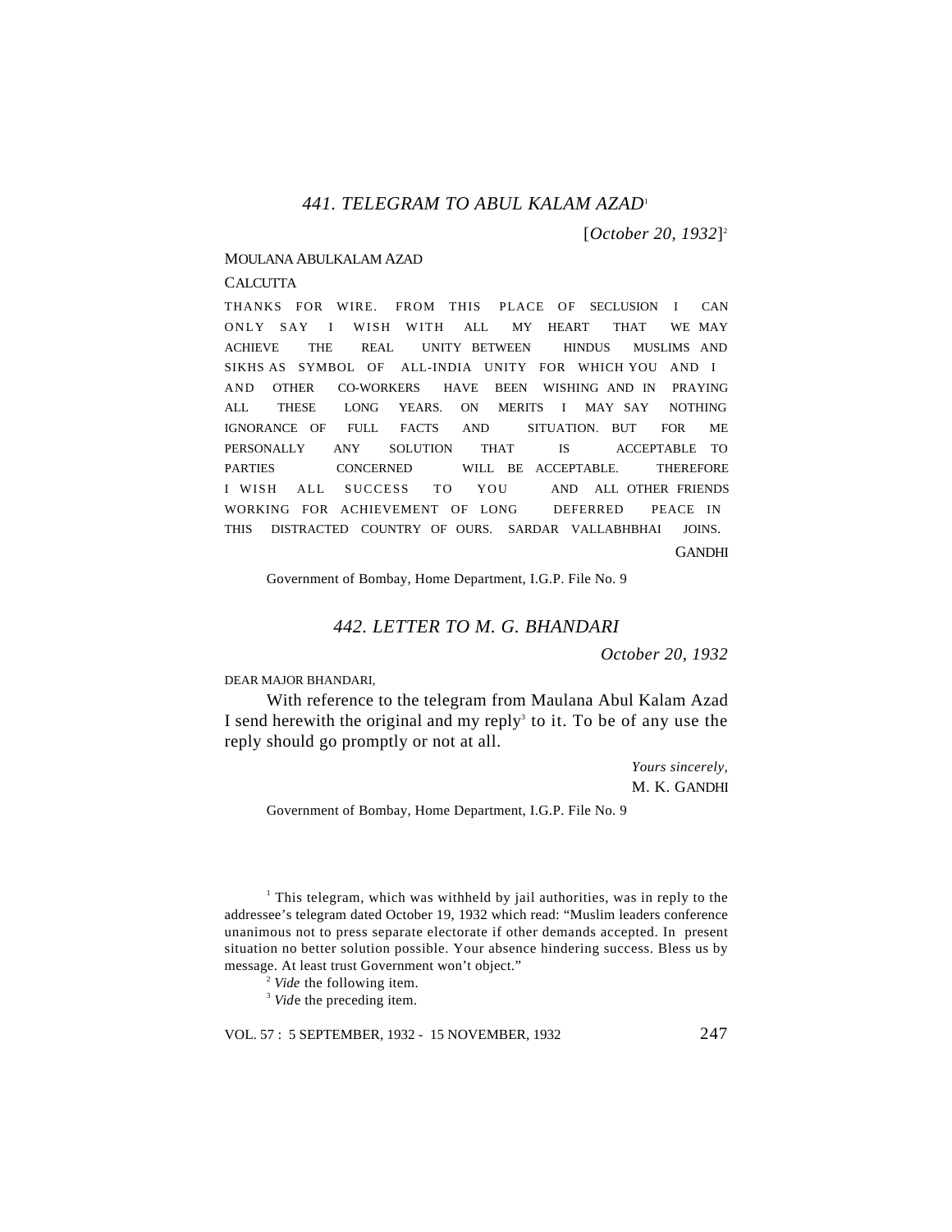## 441. TELEGRAM TO ABUL KALAM AZAD[1]

[*October 20, 1932*][2]

MOULANA ABULKALAM AZAD

CALCUTTA

THANKS FOR WIRE. FROM THIS PLACE OF SECLUSION I CAN ONLY SAY I WISH WITH ALL MY HEART THAT WE MAY ACHIEVE THE REAL UNITY BETWEEN HINDUS MUSLIMS AND SIKHS AS SYMBOL OF ALL-INDIA UNITY FOR WHICH YOU AND I AND OTHER CO-WORKERS HAVE BEEN WISHING AND IN PRAYING ALL THESE LONG YEARS. ON MERITS I MAY SAY NOTHING IGNORANCE OF FULL FACTS AND SITUATION. BUT FOR ME PERSONALLY ANY SOLUTION THAT IS ACCEPTABLE TO PARTIES CONCERNED WILL BE ACCEPTABLE. THEREFORE I WISH ALL SUCCESS TO YOU AND ALL OTHER FRIENDS WORKING FOR ACHIEVEMENT OF LONG DEFERRED PEACE IN THIS DISTRACTED COUNTRY OF OURS. SARDAR VALLABHBHAI JOINS.

GANDHI

Government of Bombay, Home Department, I.G.P. File No. 9

## 442. LETTER TO M. G. BHANDARI

*October 20, 1932*

DEAR MAJOR BHANDARI,

With reference to the telegram from Maulana Abul Kalam Azad I send herewith the original and my reply[3] to it. To be of any use the reply should go promptly or not at all.

*Yours sincerely,*
M. K. GANDHI

Government of Bombay, Home Department, I.G.P. File No. 9

---

[1] This telegram, which was withheld by jail authorities, was in reply to the addressee's telegram dated October 19, 1932 which read: "Muslim leaders conference unanimous not to press separate electorate if other demands accepted. In present situation no better solution possible. Your absence hindering success. Bless us by message. At least trust Government won't object."

[2] *Vide* the following item.

[3] *Vide* the preceding item.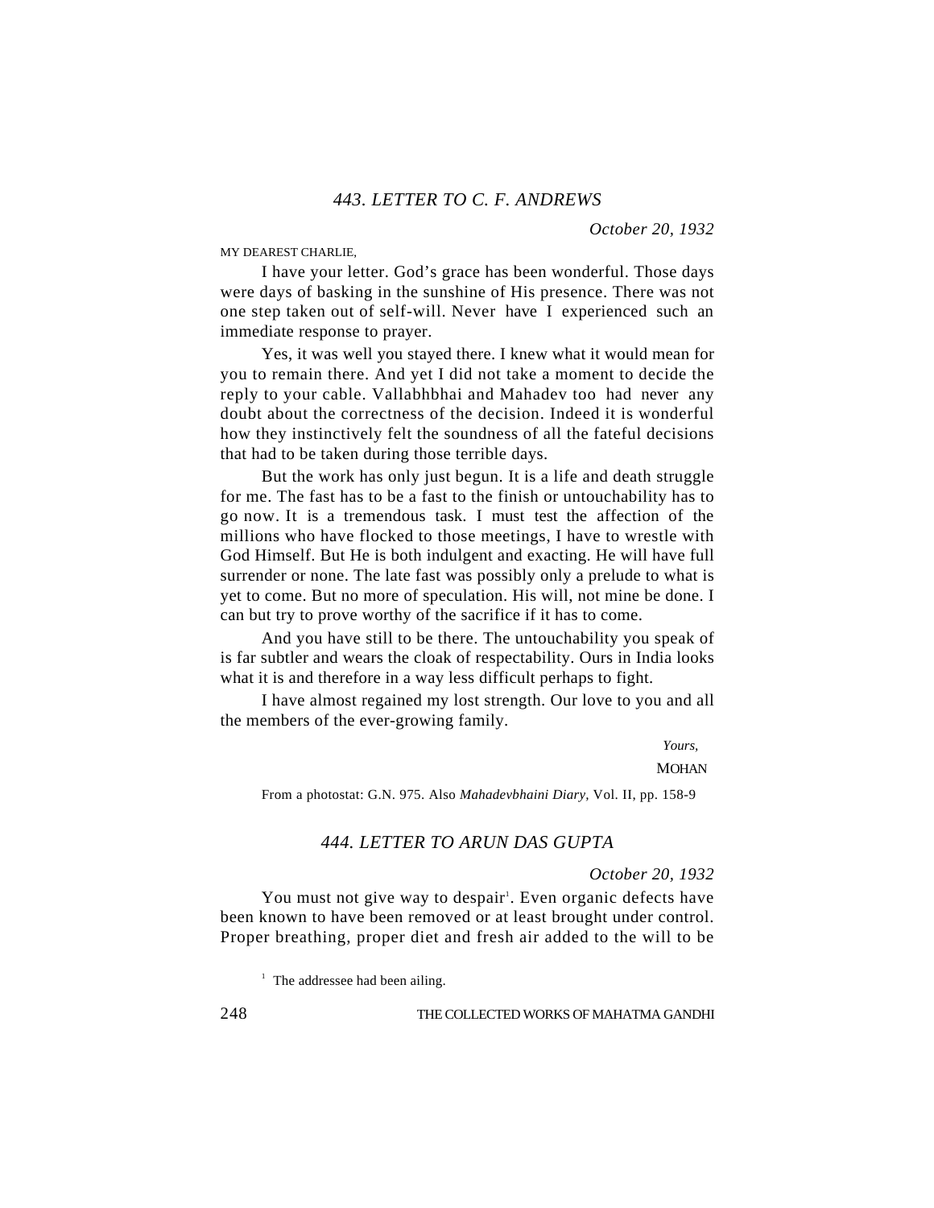### *443. LETTER TO C. F. ANDREWS*

*October 20, 1932*

MY DEAREST CHARLIE,

I have your letter. God's grace has been wonderful. Those days were days of basking in the sunshine of His presence. There was not one step taken out of self-will. Never have I experienced such an immediate response to prayer.

Yes, it was well you stayed there. I knew what it would mean for you to remain there. And yet I did not take a moment to decide the reply to your cable. Vallabhbhai and Mahadev too had never any doubt about the correctness of the decision. Indeed it is wonderful how they instinctively felt the soundness of all the fateful decisions that had to be taken during those terrible days.

But the work has only just begun. It is a life and death struggle for me. The fast has to be a fast to the finish or untouchability has to go now. It is a tremendous task. I must test the affection of the millions who have flocked to those meetings, I have to wrestle with God Himself. But He is both indulgent and exacting. He will have full surrender or none. The late fast was possibly only a prelude to what is yet to come. But no more of speculation. His will, not mine be done. I can but try to prove worthy of the sacrifice if it has to come.

And you have still to be there. The untouchability you speak of is far subtler and wears the cloak of respectability. Ours in India looks what it is and therefore in a way less difficult perhaps to fight.

I have almost regained my lost strength. Our love to you and all the members of the ever-growing family.

*Yours,*

MOHAN

From a photostat: G.N. 975. Also *Mahadevbhaini Diary*, Vol. II, pp. 158-9

### *444. LETTER TO ARUN DAS GUPTA*

*October 20, 1932*

You must not give way to despair[1]. Even organic defects have been known to have been removed or at least brought under control. Proper breathing, proper diet and fresh air added to the will to be

[1] The addressee had been ailing.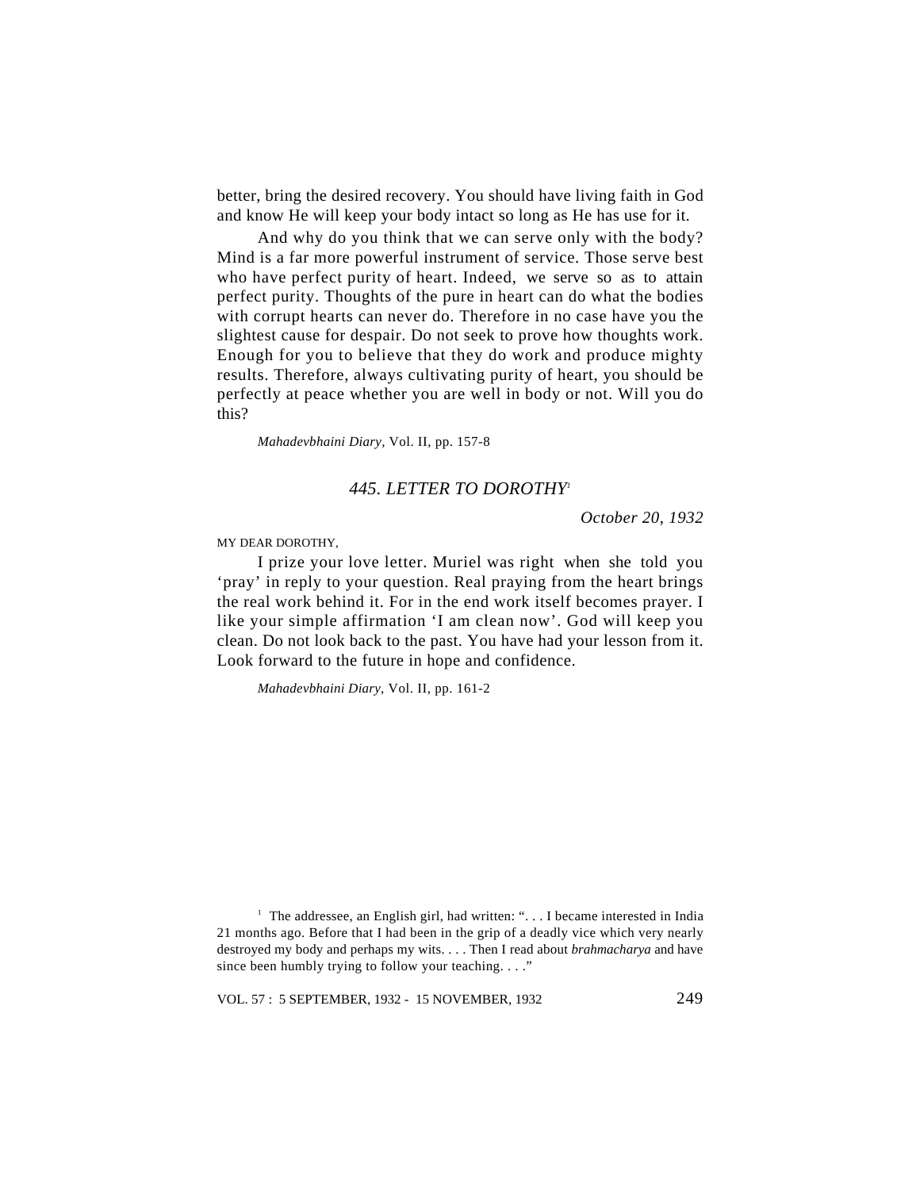better, bring the desired recovery. You should have living faith in God and know He will keep your body intact so long as He has use for it.

And why do you think that we can serve only with the body? Mind is a far more powerful instrument of service. Those serve best who have perfect purity of heart. Indeed, we serve so as to attain perfect purity. Thoughts of the pure in heart can do what the bodies with corrupt hearts can never do. Therefore in no case have you the slightest cause for despair. Do not seek to prove how thoughts work. Enough for you to believe that they do work and produce mighty results. Therefore, always cultivating purity of heart, you should be perfectly at peace whether you are well in body or not. Will you do this?

*Mahadevbhaini Diary*, Vol. II, pp. 157-8

### *445. LETTER TO DOROTHY*[1]

*October 20, 1932*

MY DEAR DOROTHY,

I prize your love letter. Muriel was right when she told you 'pray' in reply to your question. Real praying from the heart brings the real work behind it. For in the end work itself becomes prayer. I like your simple affirmation 'I am clean now'. God will keep you clean. Do not look back to the past. You have had your lesson from it. Look forward to the future in hope and confidence.

*Mahadevbhaini Diary*, Vol. II, pp. 161-2

---

[1] The addressee, an English girl, had written: ". . . I became interested in India 21 months ago. Before that I had been in the grip of a deadly vice which very nearly destroyed my body and perhaps my wits. . . . Then I read about *brahmacharya* and have since been humbly trying to follow your teaching. . . ."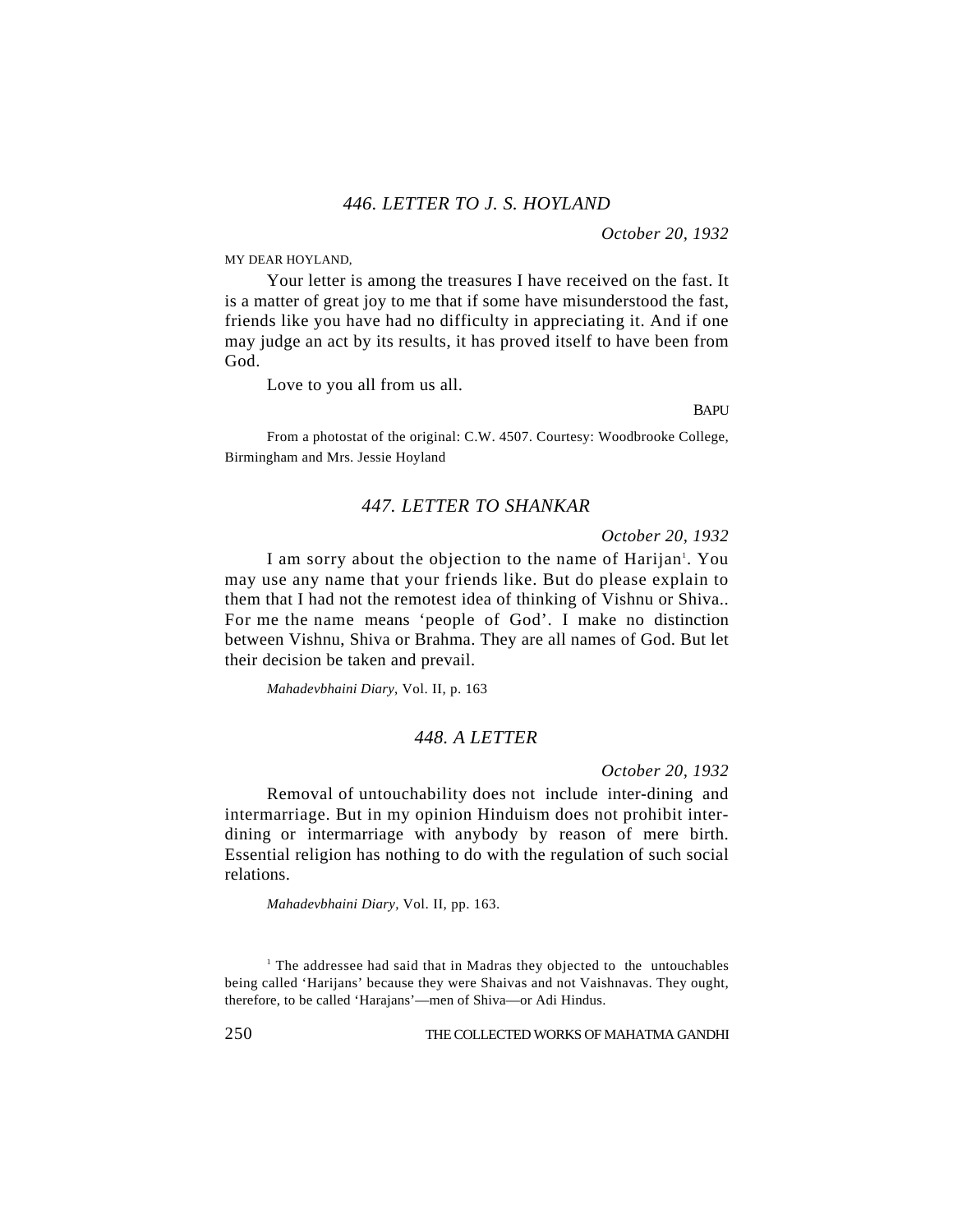### *446. LETTER TO J. S. HOYLAND*

*October 20, 1932*

MY DEAR HOYLAND,

Your letter is among the treasures I have received on the fast. It is a matter of great joy to me that if some have misunderstood the fast, friends like you have had no difficulty in appreciating it. And if one may judge an act by its results, it has proved itself to have been from God.

Love to you all from us all.

BAPU

From a photostat of the original: C.W. 4507. Courtesy: Woodbrooke College, Birmingham and Mrs. Jessie Hoyland

### *447. LETTER TO SHANKAR*

*October 20, 1932*

I am sorry about the objection to the name of Harijan[1]. You may use any name that your friends like. But do please explain to them that I had not the remotest idea of thinking of Vishnu or Shiva.. For me the name means 'people of God'. I make no distinction between Vishnu, Shiva or Brahma. They are all names of God. But let their decision be taken and prevail.

*Mahadevbhaini Diary*, Vol. II, p. 163

### *448. A LETTER*

*October 20, 1932*

Removal of untouchability does not include inter-dining and intermarriage. But in my opinion Hinduism does not prohibit inter-dining or intermarriage with anybody by reason of mere birth. Essential religion has nothing to do with the regulation of such social relations.

*Mahadevbhaini Diary*, Vol. II, pp. 163.

[1] The addressee had said that in Madras they objected to the untouchables being called 'Harijans' because they were Shaivas and not Vaishnavas. They ought, therefore, to be called 'Harajans'—men of Shiva—or Adi Hindus.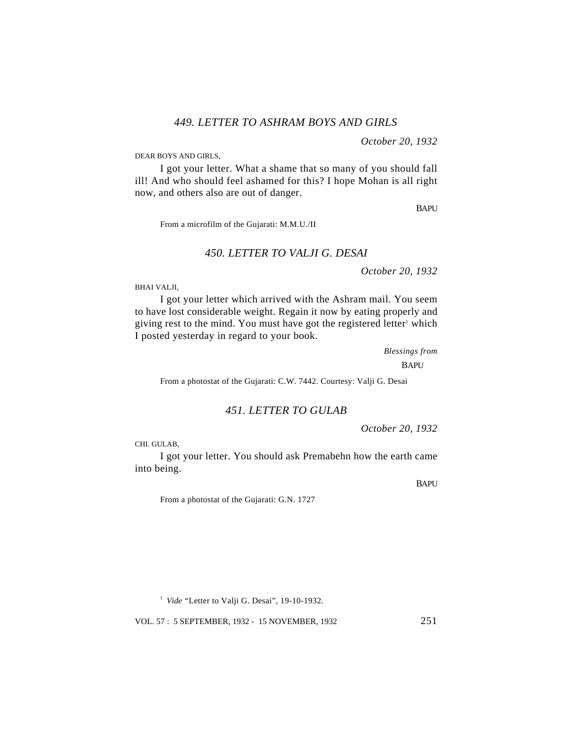## *449. LETTER TO ASHRAM BOYS AND GIRLS*

*October 20, 1932*

DEAR BOYS AND GIRLS,

I got your letter. What a shame that so many of you should fall ill! And who should feel ashamed for this? I hope Mohan is all right now, and others also are out of danger.

BAPU

From a microfilm of the Gujarati: M.M.U./II

## *450. LETTER TO VALJI G. DESAI*

*October 20, 1932*

BHAI VALJI,

I got your letter which arrived with the Ashram mail. You seem to have lost considerable weight. Regain it now by eating properly and giving rest to the mind. You must have got the registered letter[1] which I posted yesterday in regard to your book.

*Blessings from*

BAPU

From a photostat of the Gujarati: C.W. 7442. Courtesy: Valji G. Desai

## *451. LETTER TO GULAB*

*October 20, 1932*

CHI. GULAB,

I got your letter. You should ask Premabehn how the earth came into being.

BAPU

From a photostat of the Gujarati: G.N. 1727

[1] *Vide* "Letter to Valji G. Desai", 19-10-1932.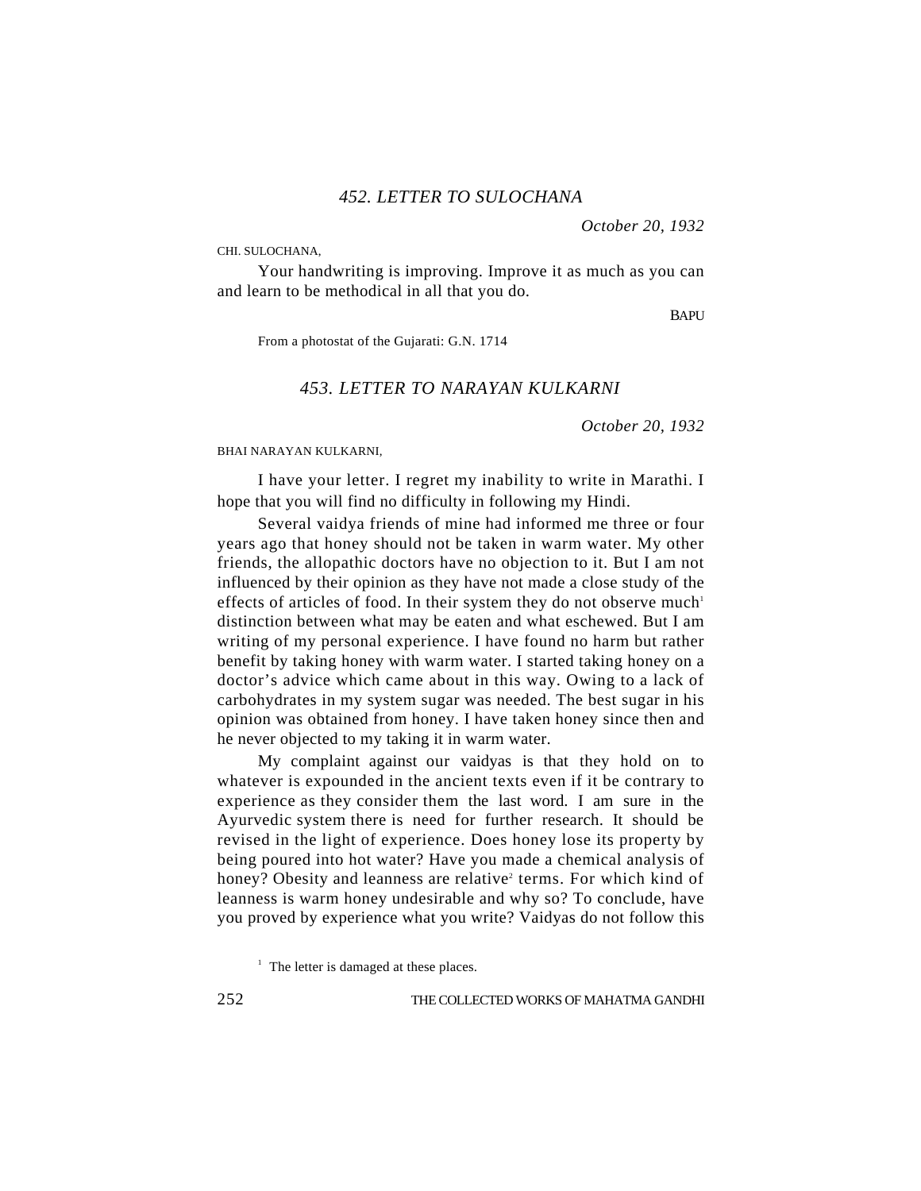### *452. LETTER TO SULOCHANA*

*October 20, 1932*

CHI. SULOCHANA,

Your handwriting is improving. Improve it as much as you can and learn to be methodical in all that you do.

BAPU

From a photostat of the Gujarati: G.N. 1714

### *453. LETTER TO NARAYAN KULKARNI*

*October 20, 1932*

BHAI NARAYAN KULKARNI,

I have your letter. I regret my inability to write in Marathi. I hope that you will find no difficulty in following my Hindi.

Several vaidya friends of mine had informed me three or four years ago that honey should not be taken in warm water. My other friends, the allopathic doctors have no objection to it. But I am not influenced by their opinion as they have not made a close study of the effects of articles of food. In their system they do not observe much[1] distinction between what may be eaten and what eschewed. But I am writing of my personal experience. I have found no harm but rather benefit by taking honey with warm water. I started taking honey on a doctor's advice which came about in this way. Owing to a lack of carbohydrates in my system sugar was needed. The best sugar in his opinion was obtained from honey. I have taken honey since then and he never objected to my taking it in warm water.

My complaint against our vaidyas is that they hold on to whatever is expounded in the ancient texts even if it be contrary to experience as they consider them the last word. I am sure in the Ayurvedic system there is need for further research. It should be revised in the light of experience. Does honey lose its property by being poured into hot water? Have you made a chemical analysis of honey? Obesity and leanness are relative[2] terms. For which kind of leanness is warm honey undesirable and why so? To conclude, have you proved by experience what you write? Vaidyas do not follow this

[1] The letter is damaged at these places.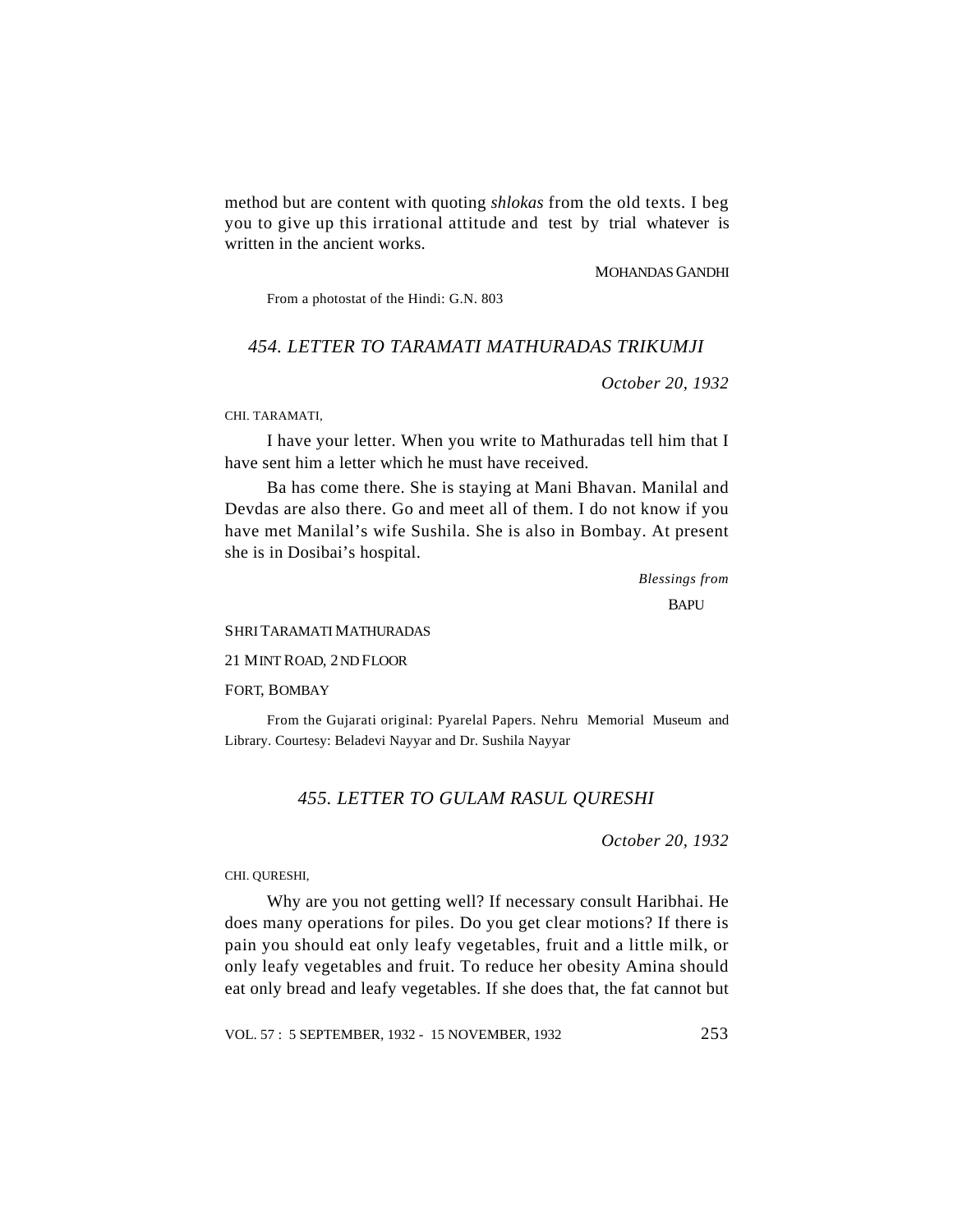method but are content with quoting *shlokas* from the old texts. I beg you to give up this irrational attitude and test by trial whatever is written in the ancient works.

MOHANDAS GANDHI

From a photostat of the Hindi: G.N. 803

## *454. LETTER TO TARAMATI MATHURADAS TRIKUMJI*

*October 20, 1932*

CHI. TARAMATI,

I have your letter. When you write to Mathuradas tell him that I have sent him a letter which he must have received.

Ba has come there. She is staying at Mani Bhavan. Manilal and Devdas are also there. Go and meet all of them. I do not know if you have met Manilal's wife Sushila. She is also in Bombay. At present she is in Dosibai's hospital.

*Blessings from*

BAPU

SHRI TARAMATI MATHURADAS

21 MINT ROAD, 2ND FLOOR

FORT, BOMBAY

From the Gujarati original: Pyarelal Papers. Nehru Memorial Museum and Library. Courtesy: Beladevi Nayyar and Dr. Sushila Nayyar

## *455. LETTER TO GULAM RASUL QURESHI*

*October 20, 1932*

CHI. QURESHI,

Why are you not getting well? If necessary consult Haribhai. He does many operations for piles. Do you get clear motions? If there is pain you should eat only leafy vegetables, fruit and a little milk, or only leafy vegetables and fruit. To reduce her obesity Amina should eat only bread and leafy vegetables. If she does that, the fat cannot but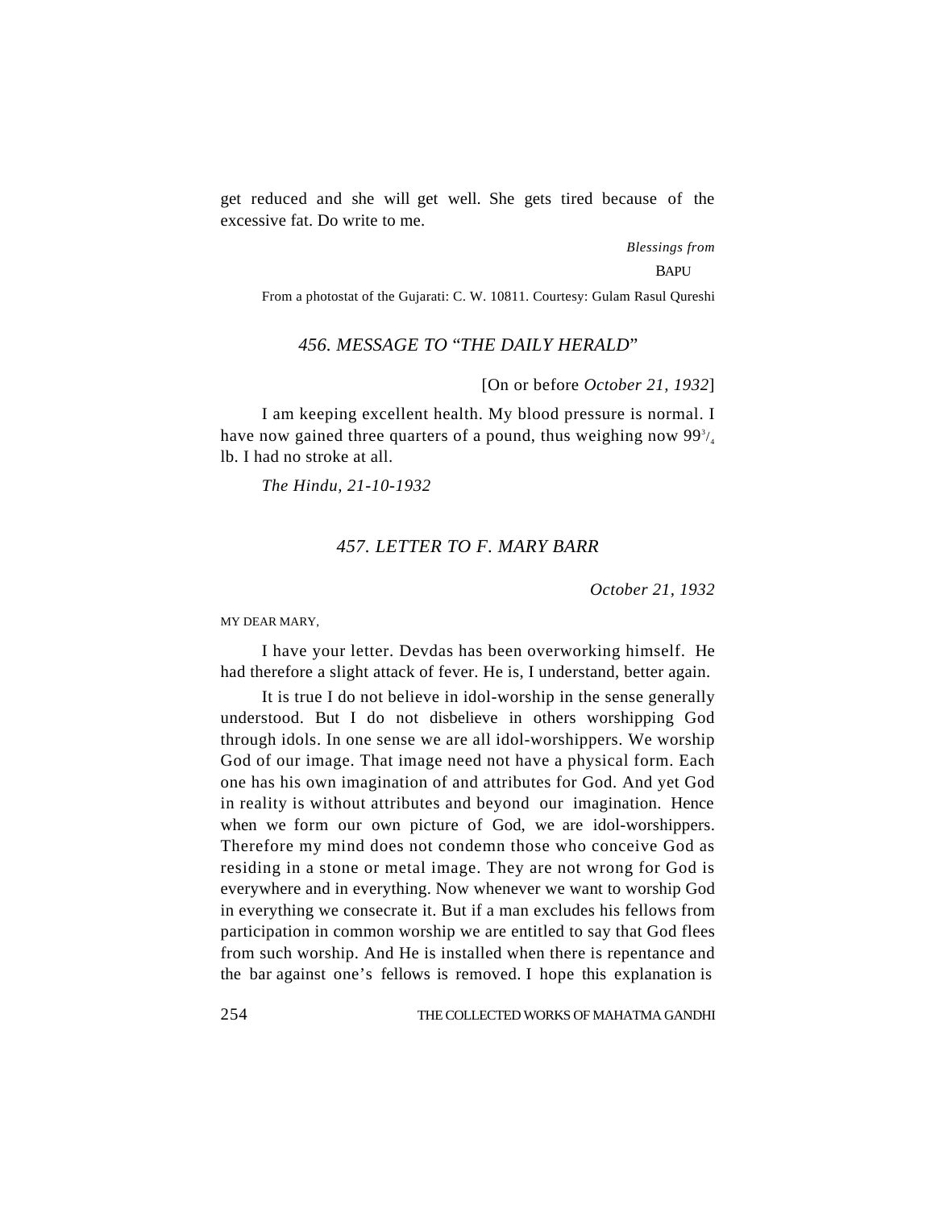get reduced and she will get well. She gets tired because of the excessive fat. Do write to me.

*Blessings from*

BAPU

From a photostat of the Gujarati: C. W. 10811. Courtesy: Gulam Rasul Qureshi

### *456. MESSAGE TO "THE DAILY HERALD"*

[On or before *October 21, 1932*]

I am keeping excellent health. My blood pressure is normal. I have now gained three quarters of a pound, thus weighing now $99^{3}/_{4}$ lb. I had no stroke at all.

*The Hindu, 21-10-1932*

### *457. LETTER TO F. MARY BARR*

*October 21, 1932*

MY DEAR MARY,

I have your letter. Devdas has been overworking himself. He had therefore a slight attack of fever. He is, I understand, better again.

It is true I do not believe in idol-worship in the sense generally understood. But I do not disbelieve in others worshipping God through idols. In one sense we are all idol-worshippers. We worship God of our image. That image need not have a physical form. Each one has his own imagination of and attributes for God. And yet God in reality is without attributes and beyond our imagination. Hence when we form our own picture of God, we are idol-worshippers. Therefore my mind does not condemn those who conceive God as residing in a stone or metal image. They are not wrong for God is everywhere and in everything. Now whenever we want to worship God in everything we consecrate it. But if a man excludes his fellows from participation in common worship we are entitled to say that God flees from such worship. And He is installed when there is repentance and the bar against one's fellows is removed. I hope this explanation is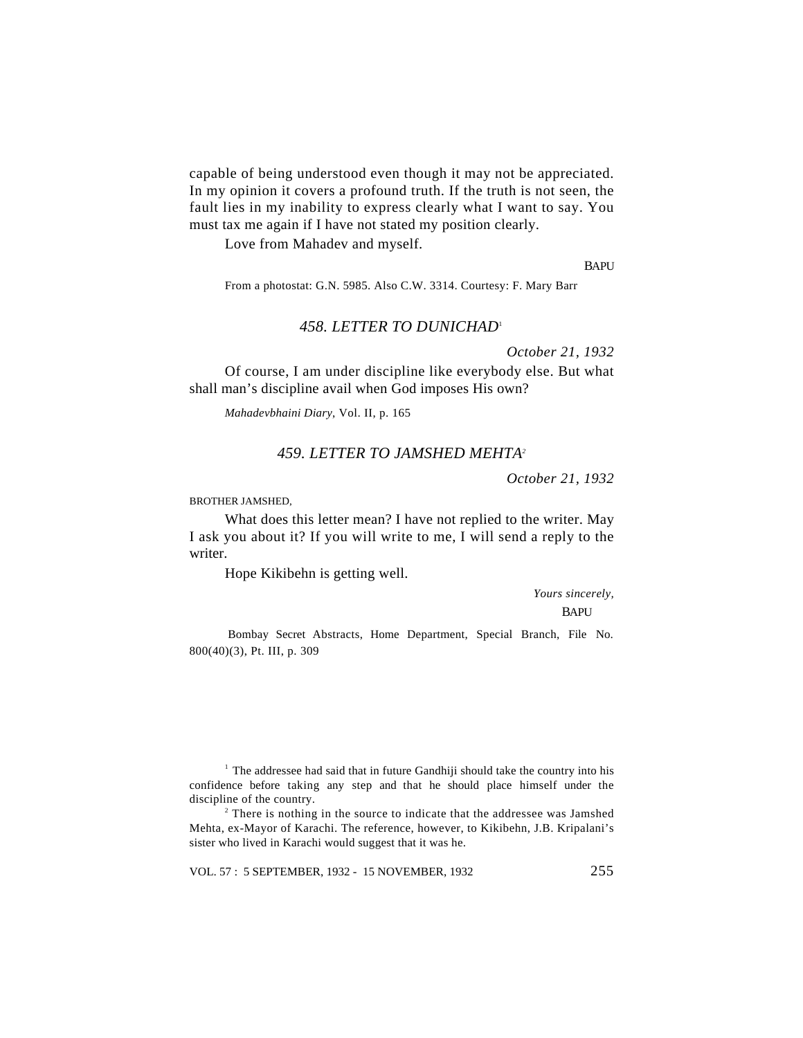capable of being understood even though it may not be appreciated. In my opinion it covers a profound truth. If the truth is not seen, the fault lies in my inability to express clearly what I want to say. You must tax me again if I have not stated my position clearly.

Love from Mahadev and myself.

BAPU

From a photostat: G.N. 5985. Also C.W. 3314. Courtesy: F. Mary Barr

### *458. LETTER TO DUNICHAD*[1]

*October 21, 1932*

Of course, I am under discipline like everybody else. But what shall man's discipline avail when God imposes His own?

*Mahadevbhaini Diary*, Vol. II, p. 165

### *459. LETTER TO JAMSHED MEHTA*[2]

*October 21, 1932*

BROTHER JAMSHED,

What does this letter mean? I have not replied to the writer. May I ask you about it? If you will write to me, I will send a reply to the writer.

Hope Kikibehn is getting well.

*Yours sincerely,*

BAPU

Bombay Secret Abstracts, Home Department, Special Branch, File No. 800(40)(3), Pt. III, p. 309

[1] The addressee had said that in future Gandhiji should take the country into his confidence before taking any step and that he should place himself under the discipline of the country.

[2] There is nothing in the source to indicate that the addressee was Jamshed Mehta, ex-Mayor of Karachi. The reference, however, to Kikibehn, J.B. Kripalani's sister who lived in Karachi would suggest that it was he.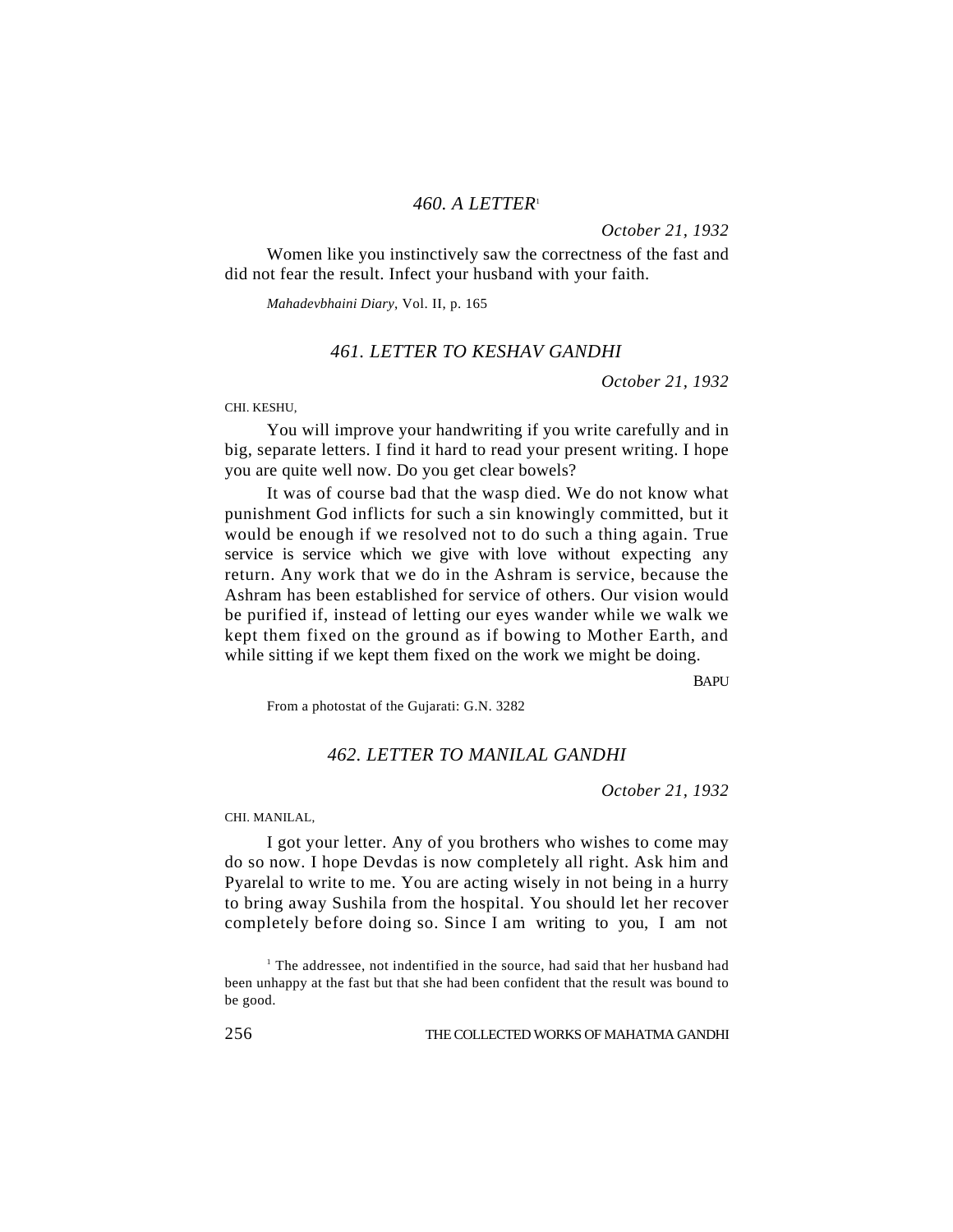### *460. A LETTER*[1]

*October 21, 1932*

Women like you instinctively saw the correctness of the fast and did not fear the result. Infect your husband with your faith.

*Mahadevbhaini Diary*, Vol. II, p. 165

### *461. LETTER TO KESHAV GANDHI*

*October 21, 1932*

CHI. KESHU,

You will improve your handwriting if you write carefully and in big, separate letters. I find it hard to read your present writing. I hope you are quite well now. Do you get clear bowels?

It was of course bad that the wasp died. We do not know what punishment God inflicts for such a sin knowingly committed, but it would be enough if we resolved not to do such a thing again. True service is service which we give with love without expecting any return. Any work that we do in the Ashram is service, because the Ashram has been established for service of others. Our vision would be purified if, instead of letting our eyes wander while we walk we kept them fixed on the ground as if bowing to Mother Earth, and while sitting if we kept them fixed on the work we might be doing.

BAPU

From a photostat of the Gujarati: G.N. 3282

### *462. LETTER TO MANILAL GANDHI*

*October 21, 1932*

CHI. MANILAL,

I got your letter. Any of you brothers who wishes to come may do so now. I hope Devdas is now completely all right. Ask him and Pyarelal to write to me. You are acting wisely in not being in a hurry to bring away Sushila from the hospital. You should let her recover completely before doing so. Since I am writing to you, I am not

[1] The addressee, not indentified in the source, had said that her husband had been unhappy at the fast but that she had been confident that the result was bound to be good.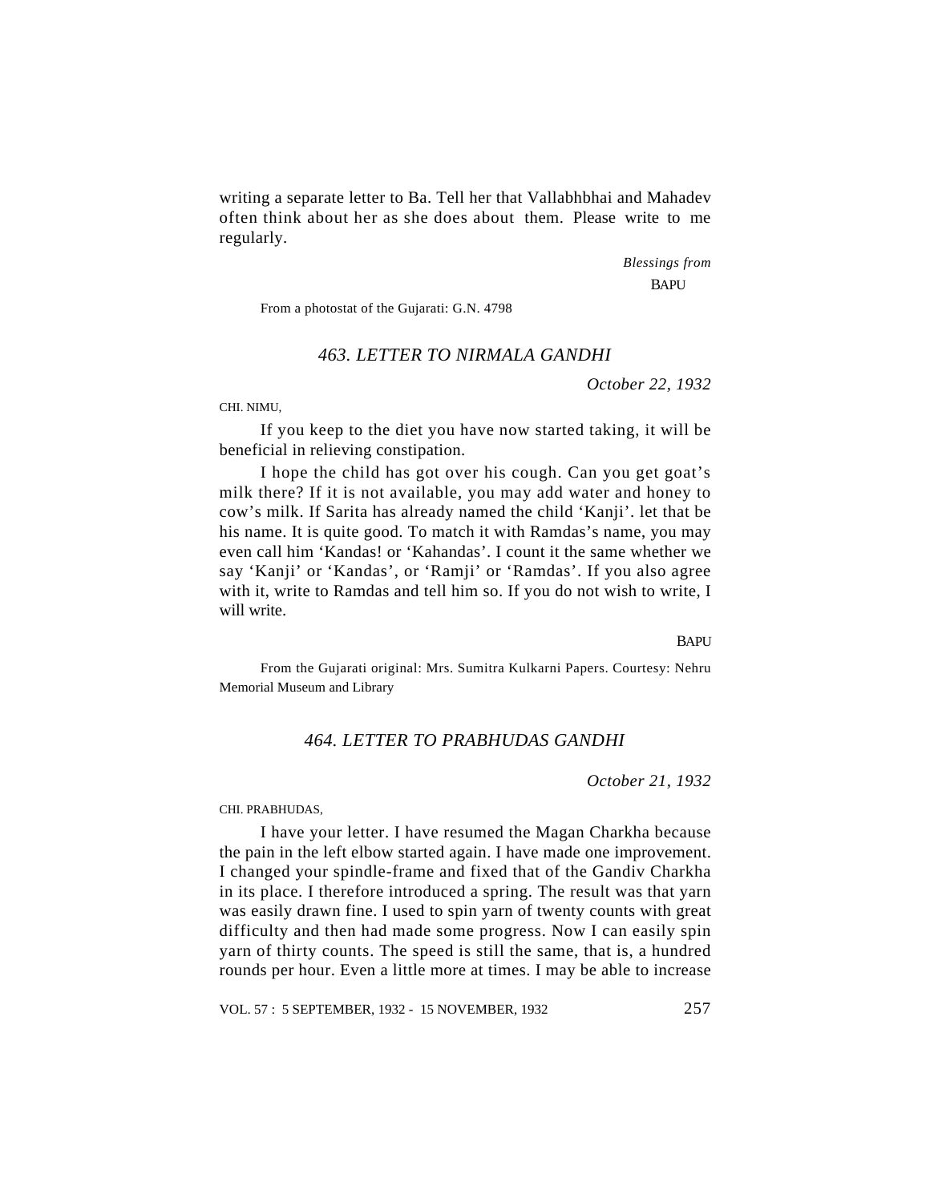writing a separate letter to Ba. Tell her that Vallabhbhai and Mahadev often think about her as she does about them. Please write to me regularly.

*Blessings from*
BAPU

From a photostat of the Gujarati: G.N. 4798

### *463. LETTER TO NIRMALA GANDHI*

*October 22, 1932*

CHI. NIMU,

If you keep to the diet you have now started taking, it will be beneficial in relieving constipation.

I hope the child has got over his cough. Can you get goat's milk there? If it is not available, you may add water and honey to cow's milk. If Sarita has already named the child 'Kanji'. let that be his name. It is quite good. To match it with Ramdas's name, you may even call him 'Kandas! or 'Kahandas'. I count it the same whether we say 'Kanji' or 'Kandas', or 'Ramji' or 'Ramdas'. If you also agree with it, write to Ramdas and tell him so. If you do not wish to write, I will write.

BAPU

From the Gujarati original: Mrs. Sumitra Kulkarni Papers. Courtesy: Nehru Memorial Museum and Library

### *464. LETTER TO PRABHUDAS GANDHI*

*October 21, 1932*

CHI. PRABHUDAS,

I have your letter. I have resumed the Magan Charkha because the pain in the left elbow started again. I have made one improvement. I changed your spindle-frame and fixed that of the Gandiv Charkha in its place. I therefore introduced a spring. The result was that yarn was easily drawn fine. I used to spin yarn of twenty counts with great difficulty and then had made some progress. Now I can easily spin yarn of thirty counts. The speed is still the same, that is, a hundred rounds per hour. Even a little more at times. I may be able to increase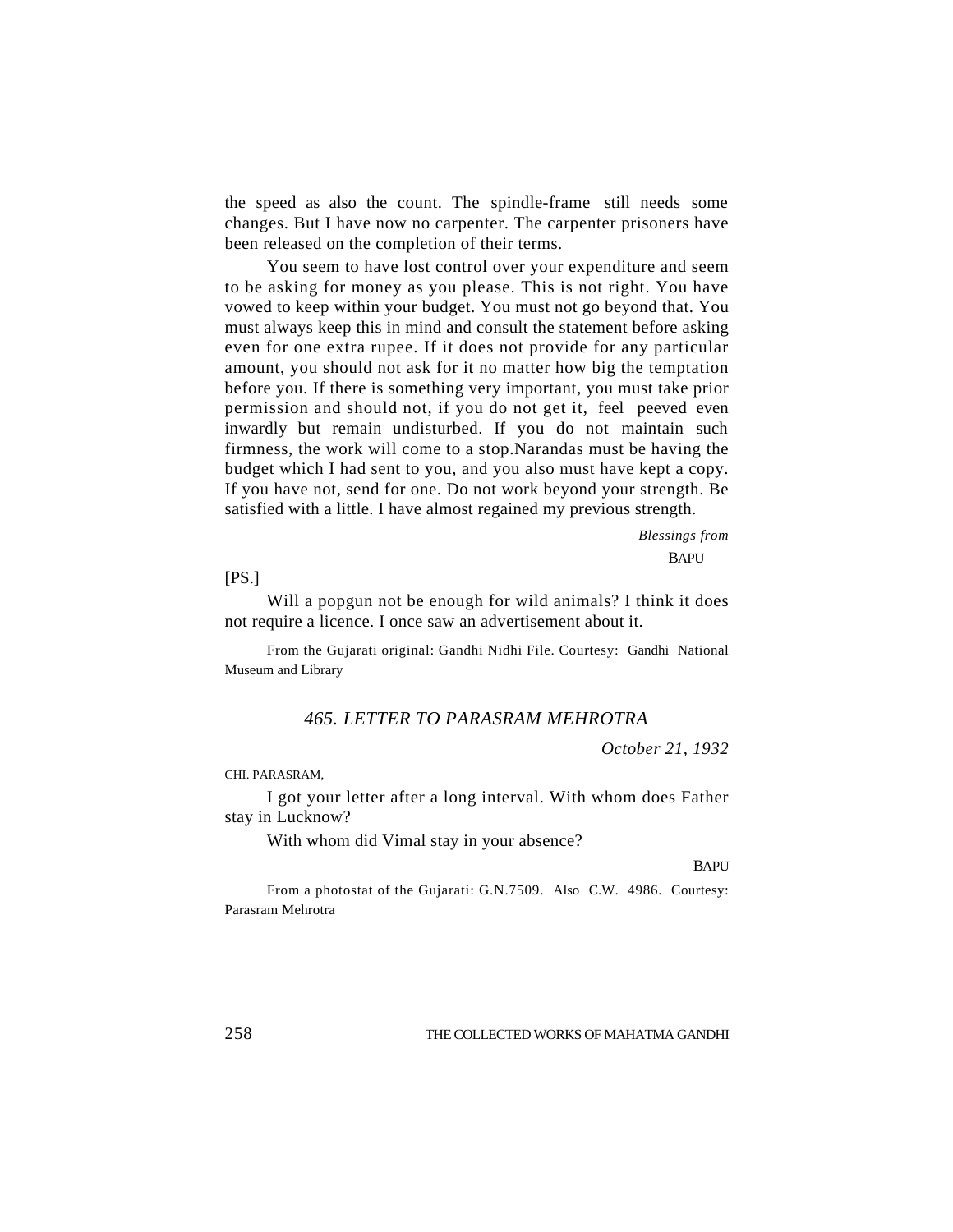the speed as also the count. The spindle-frame still needs some changes. But I have now no carpenter. The carpenter prisoners have been released on the completion of their terms.

You seem to have lost control over your expenditure and seem to be asking for money as you please. This is not right. You have vowed to keep within your budget. You must not go beyond that. You must always keep this in mind and consult the statement before asking even for one extra rupee. If it does not provide for any particular amount, you should not ask for it no matter how big the temptation before you. If there is something very important, you must take prior permission and should not, if you do not get it, feel peeved even inwardly but remain undisturbed. If you do not maintain such firmness, the work will come to a stop.Narandas must be having the budget which I had sent to you, and you also must have kept a copy. If you have not, send for one. Do not work beyond your strength. Be satisfied with a little. I have almost regained my previous strength.

*Blessings from*
BAPU

[PS.]

Will a popgun not be enough for wild animals? I think it does not require a licence. I once saw an advertisement about it.

From the Gujarati original: Gandhi Nidhi File. Courtesy: Gandhi National Museum and Library

## *465. LETTER TO PARASRAM MEHROTRA*

*October 21, 1932*

CHI. PARASRAM,

I got your letter after a long interval. With whom does Father stay in Lucknow?

With whom did Vimal stay in your absence?

BAPU

From a photostat of the Gujarati: G.N.7509. Also C.W. 4986. Courtesy: Parasram Mehrotra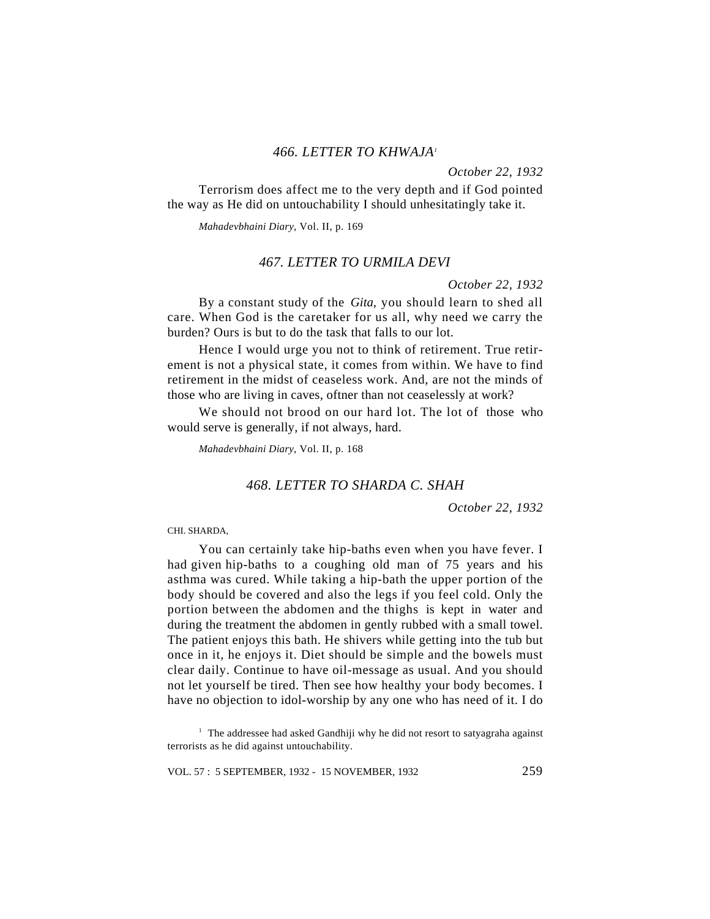### *466. LETTER TO KHWAJA*[1]

*October 22, 1932*

Terrorism does affect me to the very depth and if God pointed the way as He did on untouchability I should unhesitatingly take it.

*Mahadevbhaini Diary*, Vol. II, p. 169

### *467. LETTER TO URMILA DEVI*

*October 22, 1932*

By a constant study of the *Gita*, you should learn to shed all care. When God is the caretaker for us all, why need we carry the burden? Ours is but to do the task that falls to our lot.

Hence I would urge you not to think of retirement. True retirement is not a physical state, it comes from within. We have to find retirement in the midst of ceaseless work. And, are not the minds of those who are living in caves, oftner than not ceaselessly at work?

We should not brood on our hard lot. The lot of those who would serve is generally, if not always, hard.

*Mahadevbhaini Diary*, Vol. II, p. 168

### *468. LETTER TO SHARDA C. SHAH*

*October 22, 1932*

CHI. SHARDA,

You can certainly take hip-baths even when you have fever. I had given hip-baths to a coughing old man of 75 years and his asthma was cured. While taking a hip-bath the upper portion of the body should be covered and also the legs if you feel cold. Only the portion between the abdomen and the thighs is kept in water and during the treatment the abdomen in gently rubbed with a small towel. The patient enjoys this bath. He shivers while getting into the tub but once in it, he enjoys it. Diet should be simple and the bowels must clear daily. Continue to have oil-message as usual. And you should not let yourself be tired. Then see how healthy your body becomes. I have no objection to idol-worship by any one who has need of it. I do

[1] The addressee had asked Gandhiji why he did not resort to satyagraha against terrorists as he did against untouchability.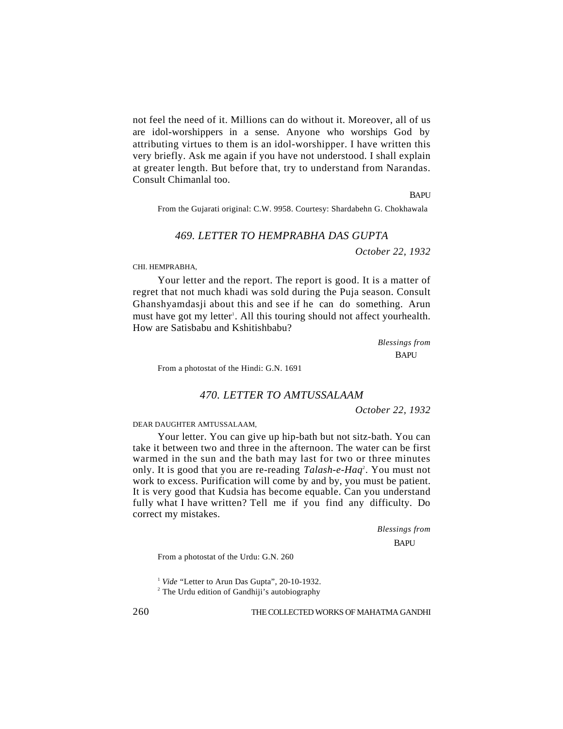not feel the need of it. Millions can do without it. Moreover, all of us are idol-worshippers in a sense. Anyone who worships God by attributing virtues to them is an idol-worshipper. I have written this very briefly. Ask me again if you have not understood. I shall explain at greater length. But before that, try to understand from Narandas. Consult Chimanlal too.

BAPU

From the Gujarati original: C.W. 9958. Courtesy: Shardabehn G. Chokhawala

### *469. LETTER TO HEMPRABHA DAS GUPTA*

*October 22, 1932*

CHI. HEMPRABHA,

Your letter and the report. The report is good. It is a matter of regret that not much khadi was sold during the Puja season. Consult Ghanshyamdasji about this and see if he can do something. Arun must have got my letter[1]. All this touring should not affect yourhealth. How are Satisbabu and Kshitishbabu?

*Blessings from*
BAPU

From a photostat of the Hindi: G.N. 1691

### *470. LETTER TO AMTUSSALAAM*

*October 22, 1932*

DEAR DAUGHTER AMTUSSALAAM,

Your letter. You can give up hip-bath but not sitz-bath. You can take it between two and three in the afternoon. The water can be first warmed in the sun and the bath may last for two or three minutes only. It is good that you are re-reading *Talash-e-Haq*[2]. You must not work to excess. Purification will come by and by, you must be patient. It is very good that Kudsia has become equable. Can you understand fully what I have written? Tell me if you find any difficulty. Do correct my mistakes.

*Blessings from*
BAPU

From a photostat of the Urdu: G.N. 260

[1] *Vide* "Letter to Arun Das Gupta", 20-10-1932.
[2] The Urdu edition of Gandhiji's autobiography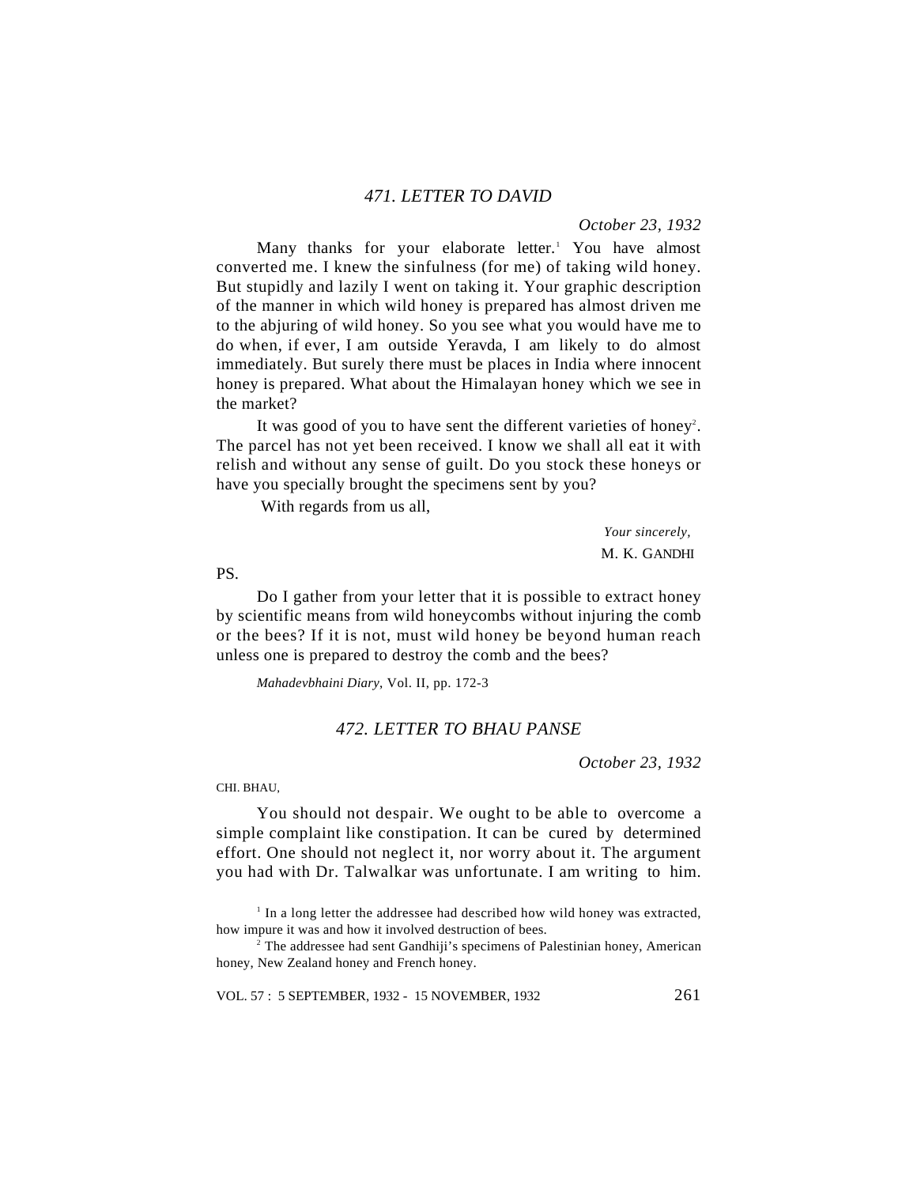## *471. LETTER TO DAVID*

*October 23, 1932*

Many thanks for your elaborate letter.[1] You have almost converted me. I knew the sinfulness (for me) of taking wild honey. But stupidly and lazily I went on taking it. Your graphic description of the manner in which wild honey is prepared has almost driven me to the abjuring of wild honey. So you see what you would have me to do when, if ever, I am outside Yeravda, I am likely to do almost immediately. But surely there must be places in India where innocent honey is prepared. What about the Himalayan honey which we see in the market?

It was good of you to have sent the different varieties of honey[2]. The parcel has not yet been received. I know we shall all eat it with relish and without any sense of guilt. Do you stock these honeys or have you specially brought the specimens sent by you?

With regards from us all,

*Your sincerely,*
M. K. GANDHI

PS.

Do I gather from your letter that it is possible to extract honey by scientific means from wild honeycombs without injuring the comb or the bees? If it is not, must wild honey be beyond human reach unless one is prepared to destroy the comb and the bees?

*Mahadevbhaini Diary*, Vol. II, pp. 172-3

## *472. LETTER TO BHAU PANSE*

*October 23, 1932*

CHI. BHAU,

You should not despair. We ought to be able to overcome a simple complaint like constipation. It can be cured by determined effort. One should not neglect it, nor worry about it. The argument you had with Dr. Talwalkar was unfortunate. I am writing to him.

[1] In a long letter the addressee had described how wild honey was extracted, how impure it was and how it involved destruction of bees.

[2] The addressee had sent Gandhiji's specimens of Palestinian honey, American honey, New Zealand honey and French honey.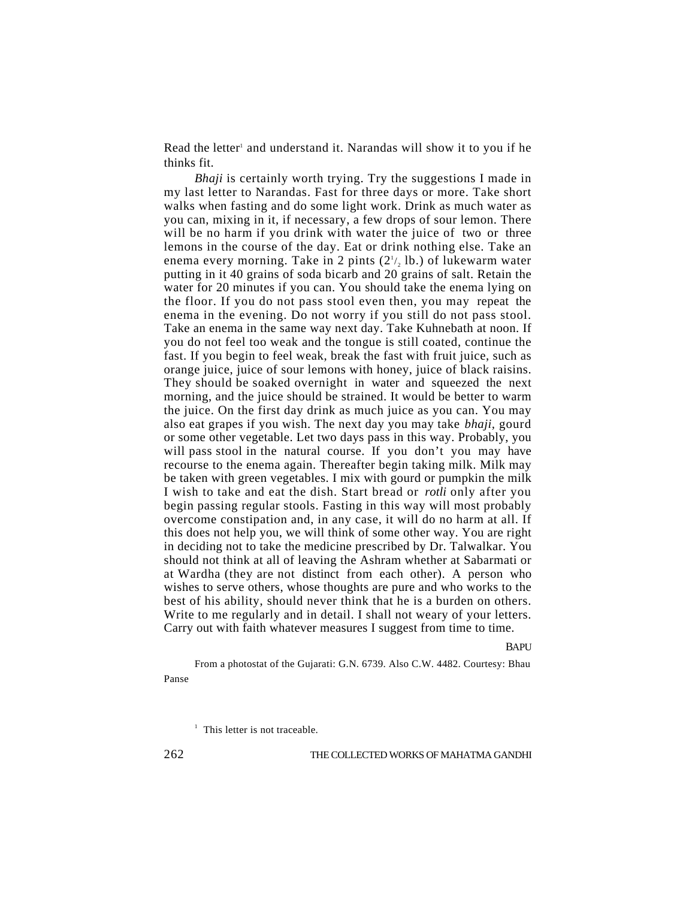Read the letter[1] and understand it. Narandas will show it to you if he thinks fit.

*Bhaji* is certainly worth trying. Try the suggestions I made in my last letter to Narandas. Fast for three days or more. Take short walks when fasting and do some light work. Drink as much water as you can, mixing in it, if necessary, a few drops of sour lemon. There will be no harm if you drink with water the juice of two or three lemons in the course of the day. Eat or drink nothing else. Take an enema every morning. Take in 2 pints ($2^{1}/_{2}$ lb.) of lukewarm water putting in it 40 grains of soda bicarb and 20 grains of salt. Retain the water for 20 minutes if you can. You should take the enema lying on the floor. If you do not pass stool even then, you may repeat the enema in the evening. Do not worry if you still do not pass stool. Take an enema in the same way next day. Take Kuhnebath at noon. If you do not feel too weak and the tongue is still coated, continue the fast. If you begin to feel weak, break the fast with fruit juice, such as orange juice, juice of sour lemons with honey, juice of black raisins. They should be soaked overnight in water and squeezed the next morning, and the juice should be strained. It would be better to warm the juice. On the first day drink as much juice as you can. You may also eat grapes if you wish. The next day you may take *bhaji*, gourd or some other vegetable. Let two days pass in this way. Probably, you will pass stool in the natural course. If you don't you may have recourse to the enema again. Thereafter begin taking milk. Milk may be taken with green vegetables. I mix with gourd or pumpkin the milk I wish to take and eat the dish. Start bread or *rotli* only after you begin passing regular stools. Fasting in this way will most probably overcome constipation and, in any case, it will do no harm at all. If this does not help you, we will think of some other way. You are right in deciding not to take the medicine prescribed by Dr. Talwalkar. You should not think at all of leaving the Ashram whether at Sabarmati or at Wardha (they are not distinct from each other). A person who wishes to serve others, whose thoughts are pure and who works to the best of his ability, should never think that he is a burden on others. Write to me regularly and in detail. I shall not weary of your letters. Carry out with faith whatever measures I suggest from time to time.

BAPU

From a photostat of the Gujarati: G.N. 6739. Also C.W. 4482. Courtesy: Bhau Panse

[1] This letter is not traceable.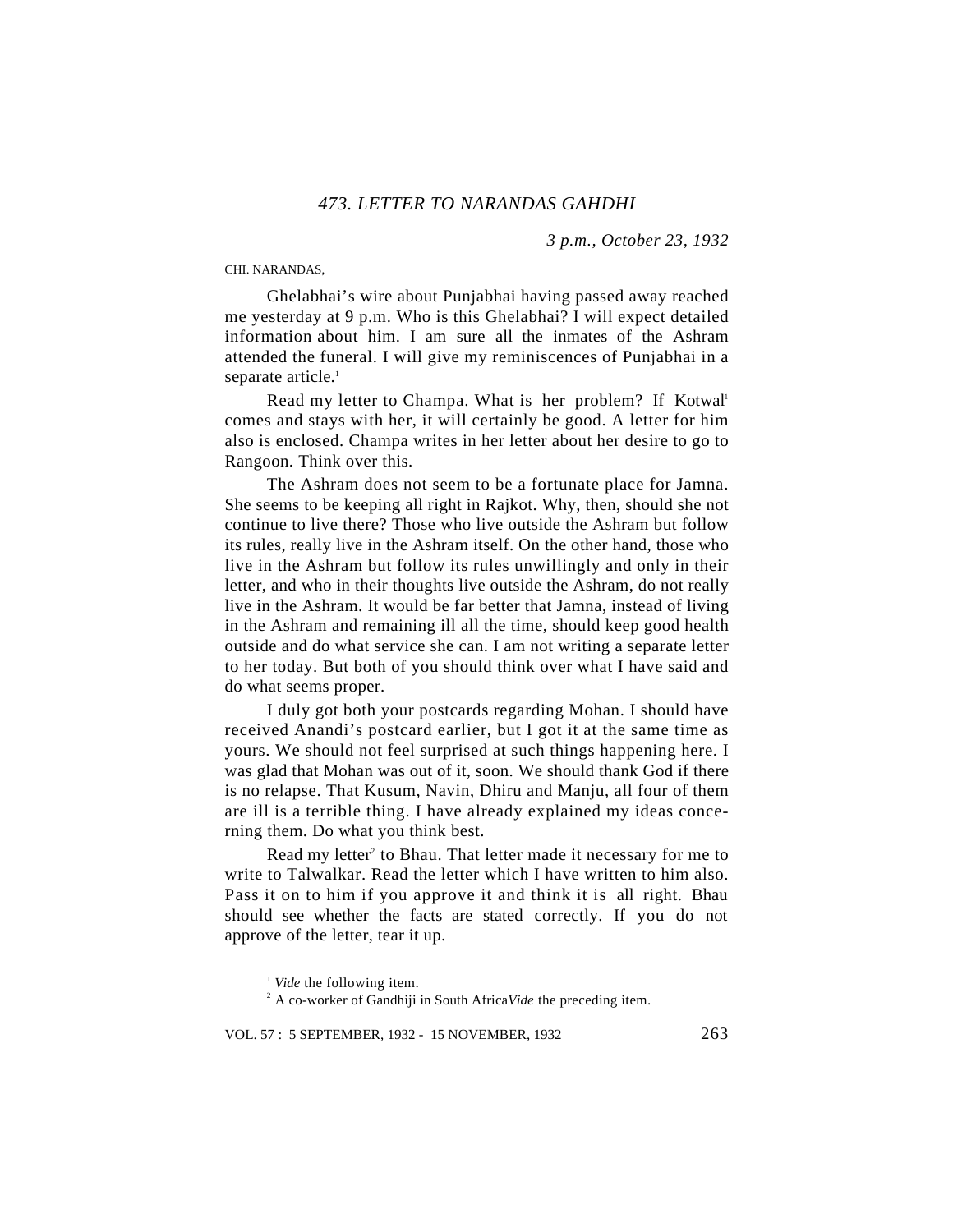# 473. LETTER TO NARANDAS GAHDHI

*3 p.m., October 23, 1932*

CHI. NARANDAS,

Ghelabhai's wire about Punjabhai having passed away reached me yesterday at 9 p.m. Who is this Ghelabhai? I will expect detailed information about him. I am sure all the inmates of the Ashram attended the funeral. I will give my reminiscences of Punjabhai in a separate article.[1]

Read my letter to Champa. What is her problem? If Kotwal[1] comes and stays with her, it will certainly be good. A letter for him also is enclosed. Champa writes in her letter about her desire to go to Rangoon. Think over this.

The Ashram does not seem to be a fortunate place for Jamna. She seems to be keeping all right in Rajkot. Why, then, should she not continue to live there? Those who live outside the Ashram but follow its rules, really live in the Ashram itself. On the other hand, those who live in the Ashram but follow its rules unwillingly and only in their letter, and who in their thoughts live outside the Ashram, do not really live in the Ashram. It would be far better that Jamna, instead of living in the Ashram and remaining ill all the time, should keep good health outside and do what service she can. I am not writing a separate letter to her today. But both of you should think over what I have said and do what seems proper.

I duly got both your postcards regarding Mohan. I should have received Anandi's postcard earlier, but I got it at the same time as yours. We should not feel surprised at such things happening here. I was glad that Mohan was out of it, soon. We should thank God if there is no relapse. That Kusum, Navin, Dhiru and Manju, all four of them are ill is a terrible thing. I have already explained my ideas concerning them. Do what you think best.

Read my letter[2] to Bhau. That letter made it necessary for me to write to Talwalkar. Read the letter which I have written to him also. Pass it on to him if you approve it and think it is all right. Bhau should see whether the facts are stated correctly. If you do not approve of the letter, tear it up.

[1] *Vide* the following item.

[2] A co-worker of Gandhiji in South Africa*Vide* the preceding item.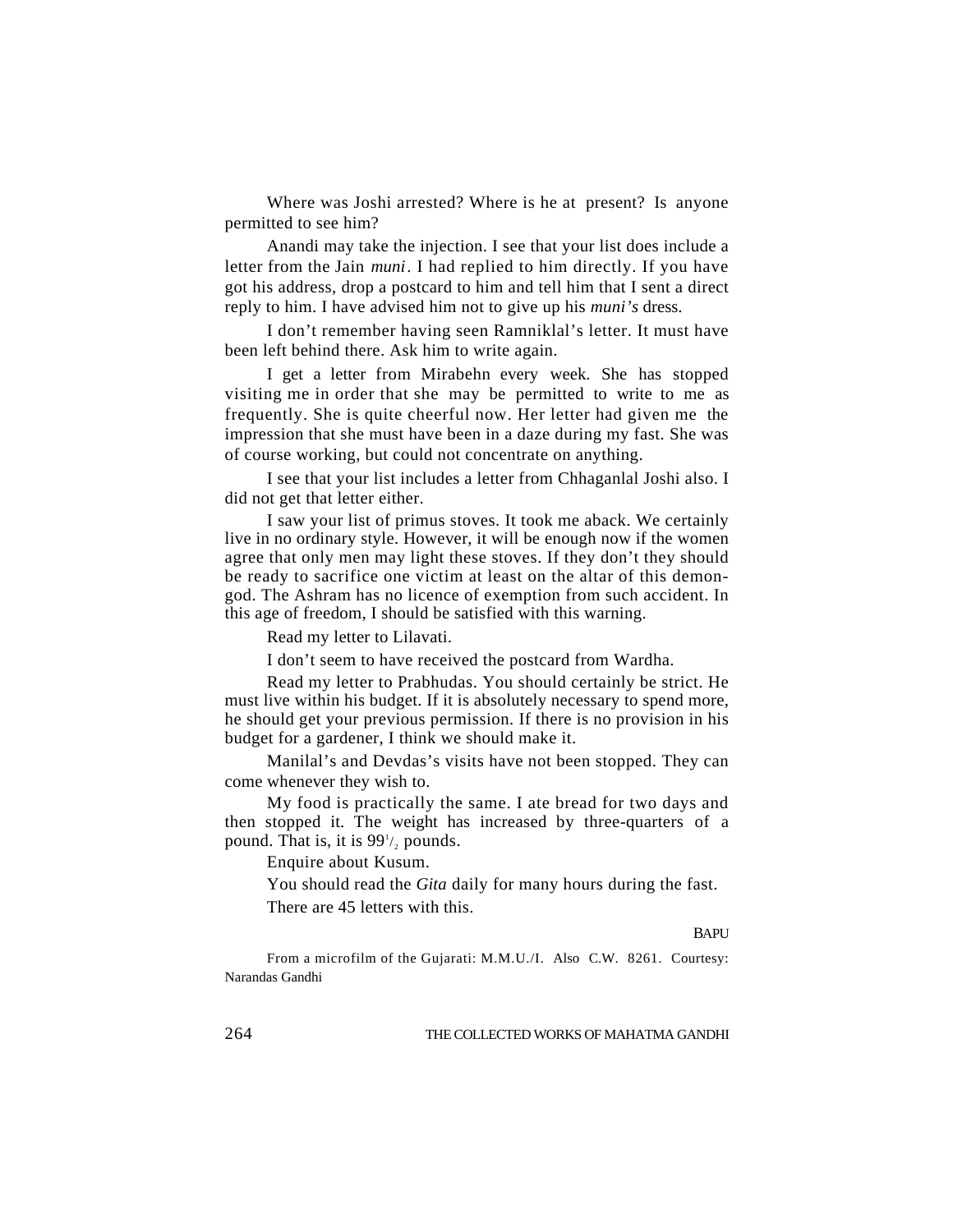Where was Joshi arrested? Where is he at present? Is anyone permitted to see him?

Anandi may take the injection. I see that your list does include a letter from the Jain *muni*. I had replied to him directly. If you have got his address, drop a postcard to him and tell him that I sent a direct reply to him. I have advised him not to give up his *muni's* dress.

I don't remember having seen Ramniklal's letter. It must have been left behind there. Ask him to write again.

I get a letter from Mirabehn every week. She has stopped visiting me in order that she may be permitted to write to me as frequently. She is quite cheerful now. Her letter had given me the impression that she must have been in a daze during my fast. She was of course working, but could not concentrate on anything.

I see that your list includes a letter from Chhaganlal Joshi also. I did not get that letter either.

I saw your list of primus stoves. It took me aback. We certainly live in no ordinary style. However, it will be enough now if the women agree that only men may light these stoves. If they don't they should be ready to sacrifice one victim at least on the altar of this demon-god. The Ashram has no licence of exemption from such accident. In this age of freedom, I should be satisfied with this warning.

Read my letter to Lilavati.

I don't seem to have received the postcard from Wardha.

Read my letter to Prabhudas. You should certainly be strict. He must live within his budget. If it is absolutely necessary to spend more, he should get your previous permission. If there is no provision in his budget for a gardener, I think we should make it.

Manilal's and Devdas's visits have not been stopped. They can come whenever they wish to.

My food is practically the same. I ate bread for two days and then stopped it. The weight has increased by three-quarters of a pound. That is, it is $99^{1}/_{2}$ pounds.

Enquire about Kusum.

You should read the *Gita* daily for many hours during the fast.

There are 45 letters with this.

BAPU

From a microfilm of the Gujarati: M.M.U./I. Also C.W. 8261. Courtesy: Narandas Gandhi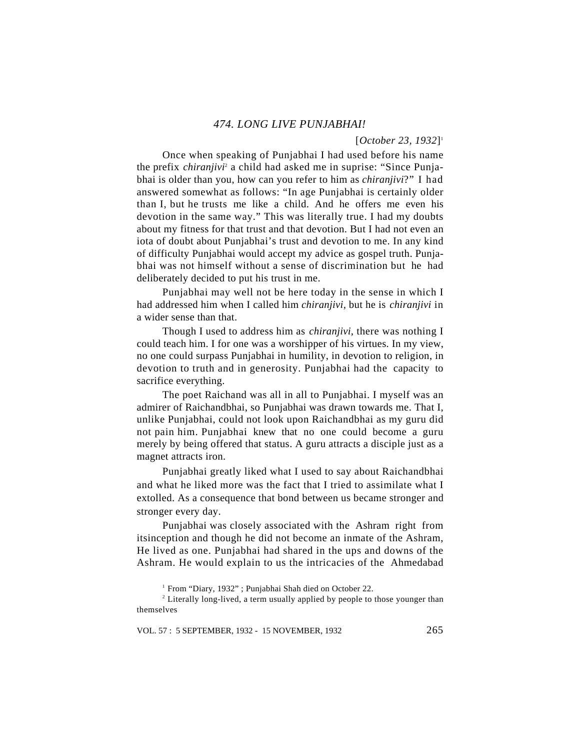## *474. LONG LIVE PUNJABHAI!*

[*October 23, 1932*][1]

Once when speaking of Punjabhai I had used before his name the prefix *chiranjivi*[2] a child had asked me in suprise: "Since Punjabhai is older than you, how can you refer to him as *chiranjivi*?" I had answered somewhat as follows: "In age Punjabhai is certainly older than I, but he trusts me like a child. And he offers me even his devotion in the same way." This was literally true. I had my doubts about my fitness for that trust and that devotion. But I had not even an iota of doubt about Punjabhai's trust and devotion to me. In any kind of difficulty Punjabhai would accept my advice as gospel truth. Punjabhai was not himself without a sense of discrimination but he had deliberately decided to put his trust in me.

Punjabhai may well not be here today in the sense in which I had addressed him when I called him *chiranjivi*, but he is *chiranjivi* in a wider sense than that.

Though I used to address him as *chiranjivi*, there was nothing I could teach him. I for one was a worshipper of his virtues. In my view, no one could surpass Punjabhai in humility, in devotion to religion, in devotion to truth and in generosity. Punjabhai had the capacity to sacrifice everything.

The poet Raichand was all in all to Punjabhai. I myself was an admirer of Raichandbhai, so Punjabhai was drawn towards me. That I, unlike Punjabhai, could not look upon Raichandbhai as my guru did not pain him. Punjabhai knew that no one could become a guru merely by being offered that status. A guru attracts a disciple just as a magnet attracts iron.

Punjabhai greatly liked what I used to say about Raichandbhai and what he liked more was the fact that I tried to assimilate what I extolled. As a consequence that bond between us became stronger and stronger every day.

Punjabhai was closely associated with the Ashram right from itsinception and though he did not become an inmate of the Ashram, He lived as one. Punjabhai had shared in the ups and downs of the Ashram. He would explain to us the intricacies of the Ahmedabad

---

[1] From "Diary, 1932" ; Punjabhai Shah died on October 22.

[2] Literally long-lived, a term usually applied by people to those younger than themselves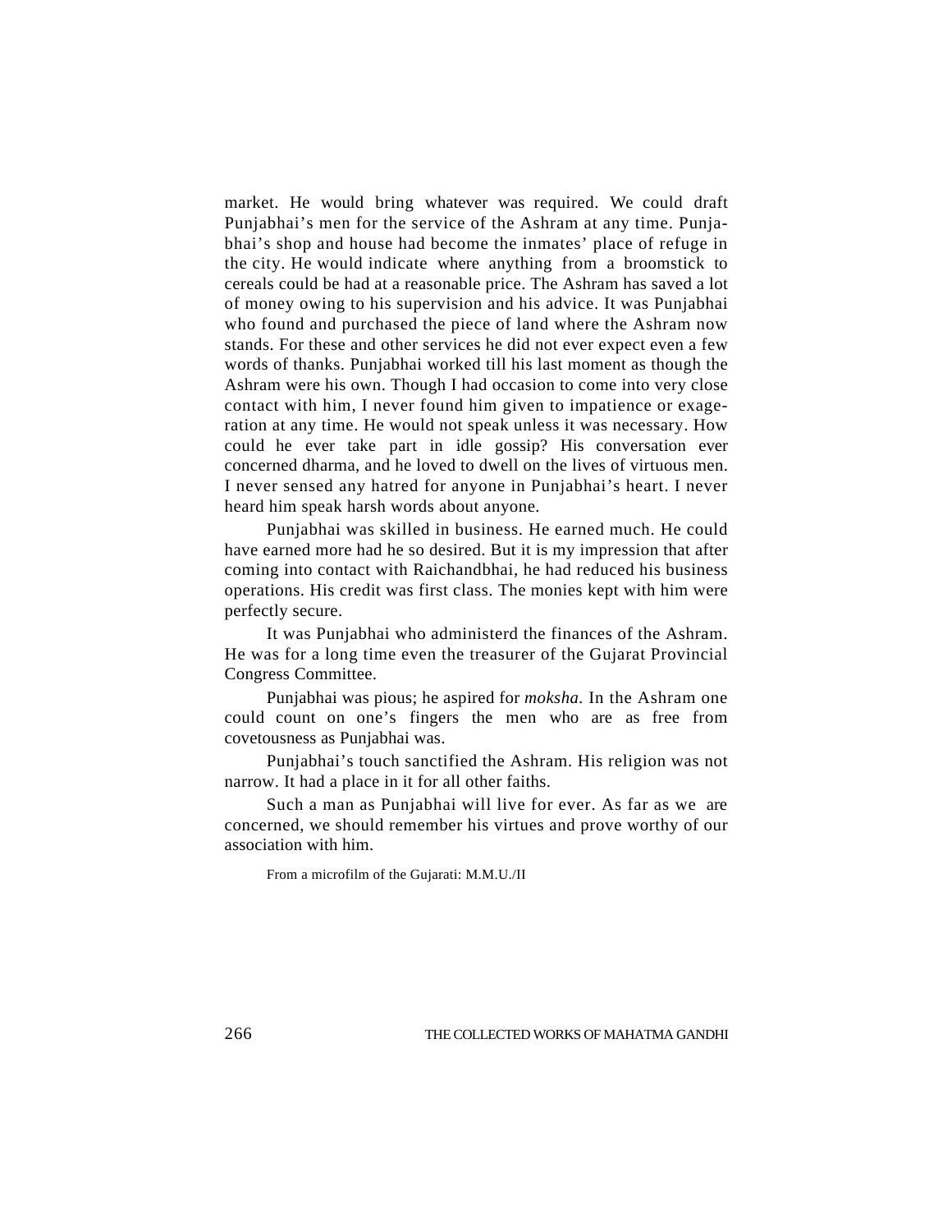market. He would bring whatever was required. We could draft Punjabhai's men for the service of the Ashram at any time. Punjabhai's shop and house had become the inmates' place of refuge in the city. He would indicate where anything from a broomstick to cereals could be had at a reasonable price. The Ashram has saved a lot of money owing to his supervision and his advice. It was Punjabhai who found and purchased the piece of land where the Ashram now stands. For these and other services he did not ever expect even a few words of thanks. Punjabhai worked till his last moment as though the Ashram were his own. Though I had occasion to come into very close contact with him, I never found him given to impatience or exageration at any time. He would not speak unless it was necessary. How could he ever take part in idle gossip? His conversation ever concerned dharma, and he loved to dwell on the lives of virtuous men. I never sensed any hatred for anyone in Punjabhai's heart. I never heard him speak harsh words about anyone.

Punjabhai was skilled in business. He earned much. He could have earned more had he so desired. But it is my impression that after coming into contact with Raichandbhai, he had reduced his business operations. His credit was first class. The monies kept with him were perfectly secure.

It was Punjabhai who administerd the finances of the Ashram. He was for a long time even the treasurer of the Gujarat Provincial Congress Committee.

Punjabhai was pious; he aspired for *moksha*. In the Ashram one could count on one's fingers the men who are as free from covetousness as Punjabhai was.

Punjabhai's touch sanctified the Ashram. His religion was not narrow. It had a place in it for all other faiths.

Such a man as Punjabhai will live for ever. As far as we are concerned, we should remember his virtues and prove worthy of our association with him.

From a microfilm of the Gujarati: M.M.U./II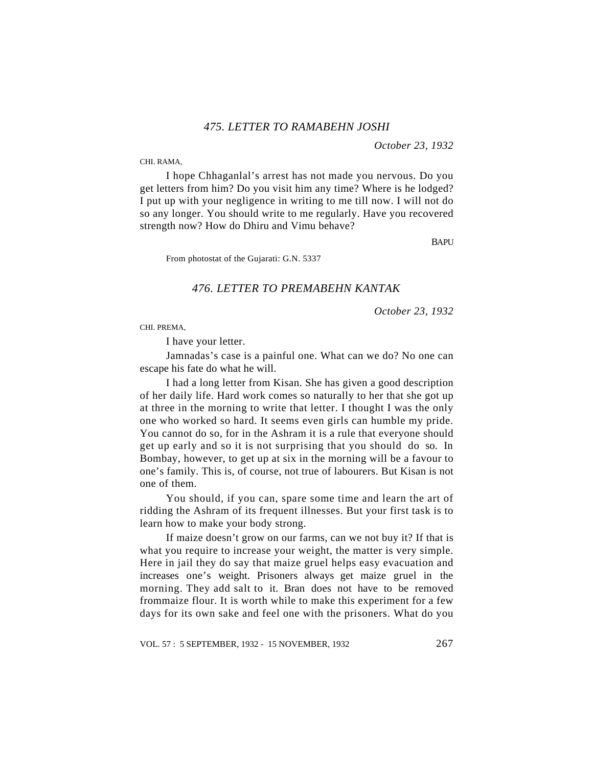## *475. LETTER TO RAMABEHN JOSHI*

*October 23, 1932*

CHI. RAMA,

I hope Chhaganlal's arrest has not made you nervous. Do you get letters from him? Do you visit him any time? Where is he lodged? I put up with your negligence in writing to me till now. I will not do so any longer. You should write to me regularly. Have you recovered strength now? How do Dhiru and Vimu behave?

BAPU

From photostat of the Gujarati: G.N. 5337

## *476. LETTER TO PREMABEHN KANTAK*

*October 23, 1932*

CHI. PREMA,

I have your letter.

Jamnadas's case is a painful one. What can we do? No one can escape his fate do what he will.

I had a long letter from Kisan. She has given a good description of her daily life. Hard work comes so naturally to her that she got up at three in the morning to write that letter. I thought I was the only one who worked so hard. It seems even girls can humble my pride. You cannot do so, for in the Ashram it is a rule that everyone should get up early and so it is not surprising that you should do so. In Bombay, however, to get up at six in the morning will be a favour to one's family. This is, of course, not true of labourers. But Kisan is not one of them.

You should, if you can, spare some time and learn the art of ridding the Ashram of its frequent illnesses. But your first task is to learn how to make your body strong.

If maize doesn't grow on our farms, can we not buy it? If that is what you require to increase your weight, the matter is very simple. Here in jail they do say that maize gruel helps easy evacuation and increases one's weight. Prisoners always get maize gruel in the morning. They add salt to it. Bran does not have to be removed frommaize flour. It is worth while to make this experiment for a few days for its own sake and feel one with the prisoners. What do you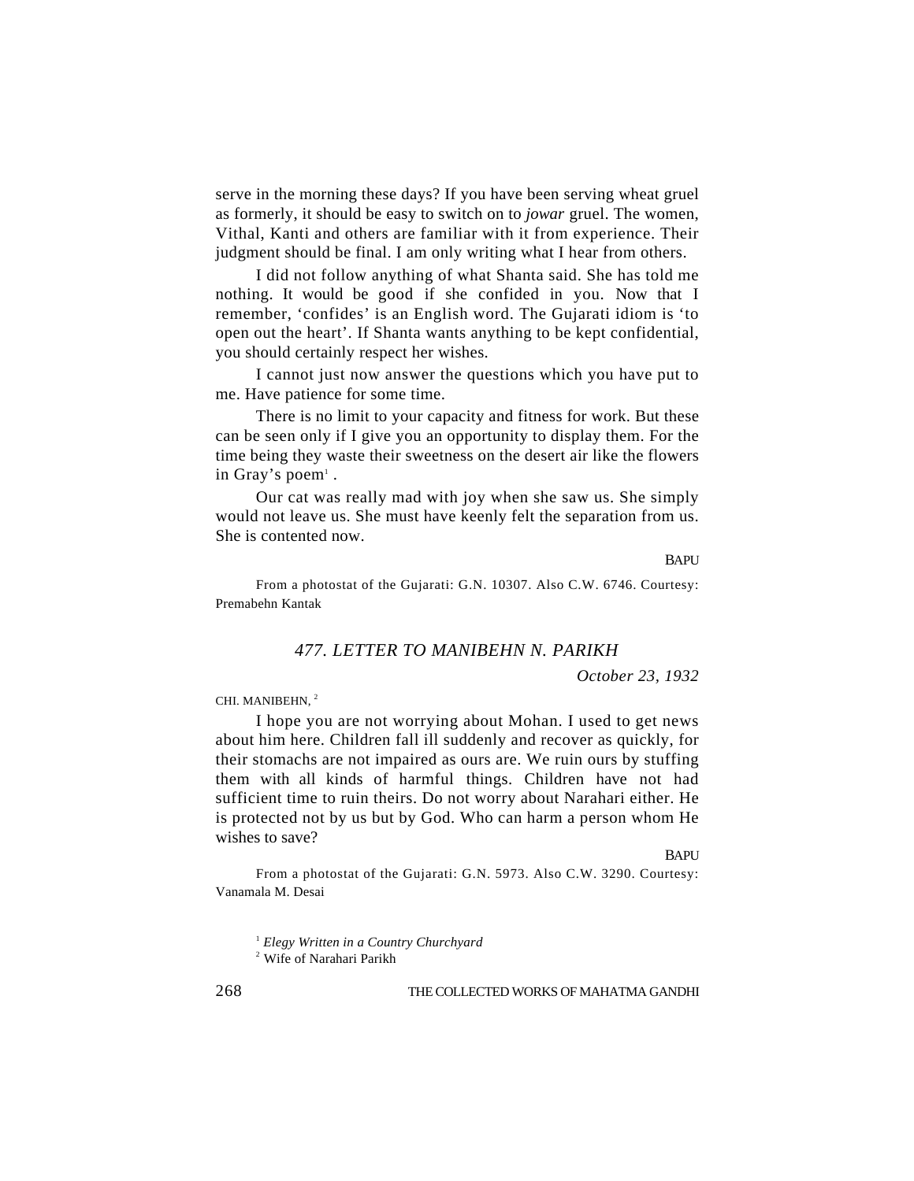serve in the morning these days? If you have been serving wheat gruel as formerly, it should be easy to switch on to *jowar* gruel. The women, Vithal, Kanti and others are familiar with it from experience. Their judgment should be final. I am only writing what I hear from others.

I did not follow anything of what Shanta said. She has told me nothing. It would be good if she confided in you. Now that I remember, 'confides' is an English word. The Gujarati idiom is 'to open out the heart'. If Shanta wants anything to be kept confidential, you should certainly respect her wishes.

I cannot just now answer the questions which you have put to me. Have patience for some time.

There is no limit to your capacity and fitness for work. But these can be seen only if I give you an opportunity to display them. For the time being they waste their sweetness on the desert air like the flowers in Gray's poem[1] .

Our cat was really mad with joy when she saw us. She simply would not leave us. She must have keenly felt the separation from us. She is contented now.

BAPU

From a photostat of the Gujarati: G.N. 10307. Also C.W. 6746. Courtesy: Premabehn Kantak

## *477. LETTER TO MANIBEHN N. PARIKH*

*October 23, 1932*

CHI. MANIBEHN, [2]

I hope you are not worrying about Mohan. I used to get news about him here. Children fall ill suddenly and recover as quickly, for their stomachs are not impaired as ours are. We ruin ours by stuffing them with all kinds of harmful things. Children have not had sufficient time to ruin theirs. Do not worry about Narahari either. He is protected not by us but by God. Who can harm a person whom He wishes to save?

BAPU

From a photostat of the Gujarati: G.N. 5973. Also C.W. 3290. Courtesy: Vanamala M. Desai

[1] *Elegy Written in a Country Churchyard*

[2] Wife of Narahari Parikh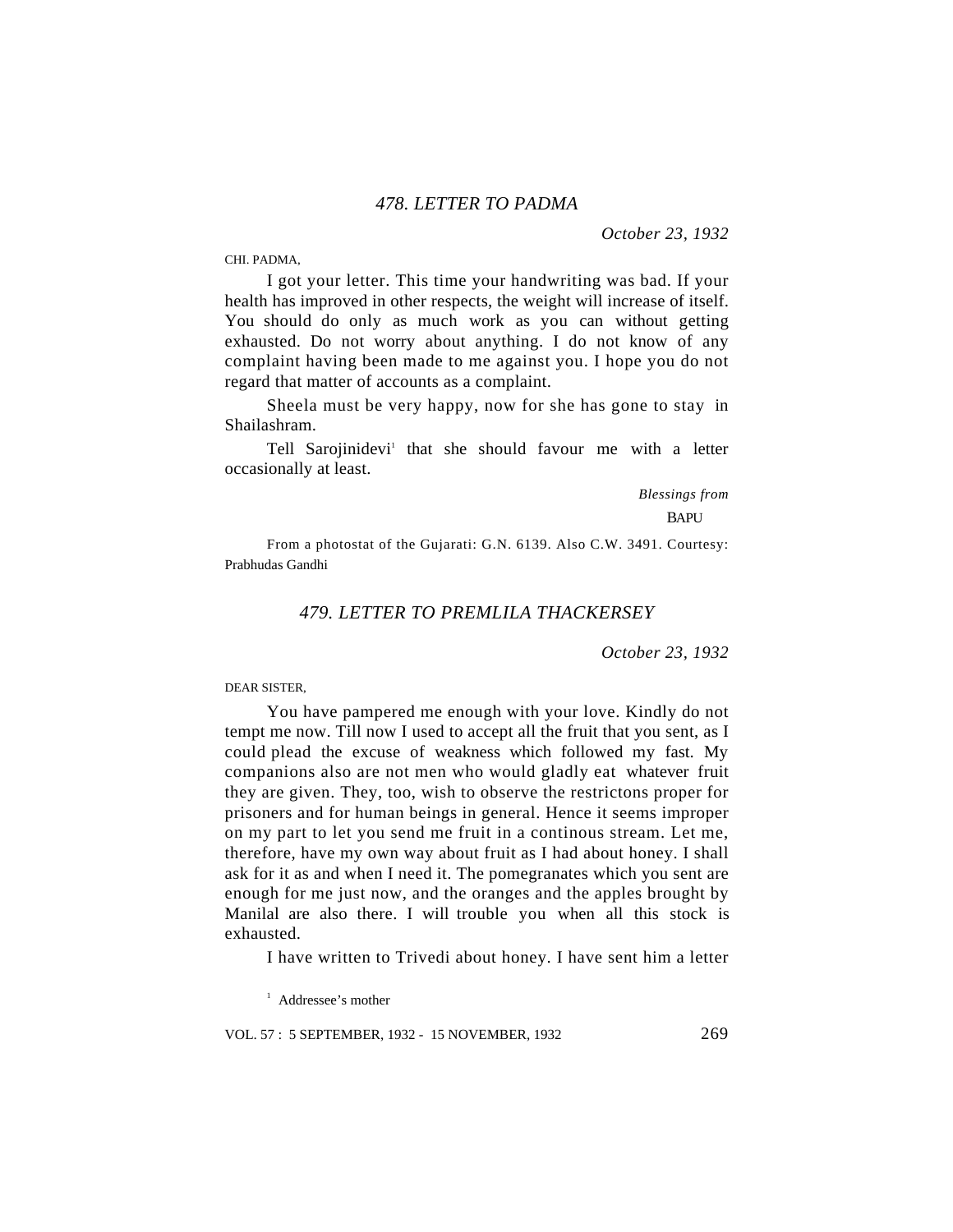## *478. LETTER TO PADMA*

*October 23, 1932*

CHI. PADMA,

I got your letter. This time your handwriting was bad. If your health has improved in other respects, the weight will increase of itself. You should do only as much work as you can without getting exhausted. Do not worry about anything. I do not know of any complaint having been made to me against you. I hope you do not regard that matter of accounts as a complaint.

Sheela must be very happy, now for she has gone to stay in Shailashram.

Tell Sarojinidevi[1] that she should favour me with a letter occasionally at least.

*Blessings from*

BAPU

From a photostat of the Gujarati: G.N. 6139. Also C.W. 3491. Courtesy: Prabhudas Gandhi

## *479. LETTER TO PREMLILA THACKERSEY*

*October 23, 1932*

DEAR SISTER,

You have pampered me enough with your love. Kindly do not tempt me now. Till now I used to accept all the fruit that you sent, as I could plead the excuse of weakness which followed my fast. My companions also are not men who would gladly eat whatever fruit they are given. They, too, wish to observe the restrictons proper for prisoners and for human beings in general. Hence it seems improper on my part to let you send me fruit in a continous stream. Let me, therefore, have my own way about fruit as I had about honey. I shall ask for it as and when I need it. The pomegranates which you sent are enough for me just now, and the oranges and the apples brought by Manilal are also there. I will trouble you when all this stock is exhausted.

I have written to Trivedi about honey. I have sent him a letter

[1] Addressee's mother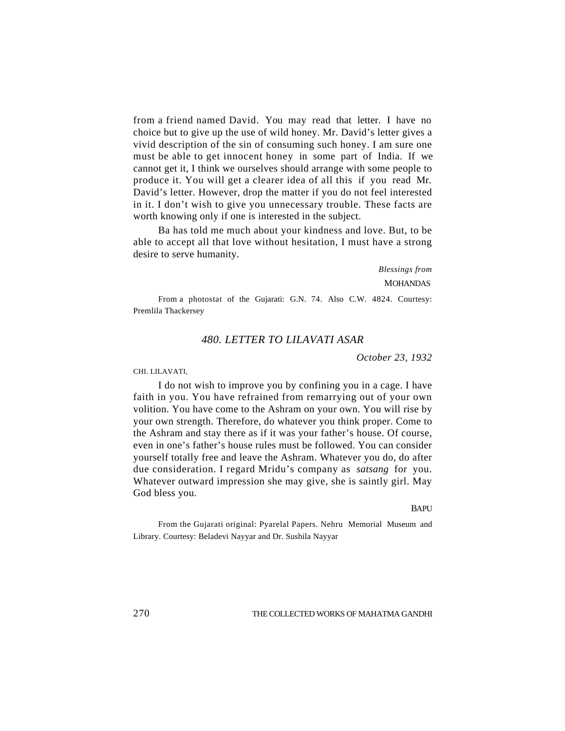from a friend named David. You may read that letter. I have no choice but to give up the use of wild honey. Mr. David's letter gives a vivid description of the sin of consuming such honey. I am sure one must be able to get innocent honey in some part of India. If we cannot get it, I think we ourselves should arrange with some people to produce it. You will get a clearer idea of all this if you read Mr. David's letter. However, drop the matter if you do not feel interested in it. I don't wish to give you unnecessary trouble. These facts are worth knowing only if one is interested in the subject.

Ba has told me much about your kindness and love. But, to be able to accept all that love without hesitation, I must have a strong desire to serve humanity.

*Blessings from*
MOHANDAS

From a photostat of the Gujarati: G.N. 74. Also C.W. 4824. Courtesy: Premlila Thackersey

## *480. LETTER TO LILAVATI ASAR*

*October 23, 1932*

CHI. LILAVATI,

I do not wish to improve you by confining you in a cage. I have faith in you. You have refrained from remarrying out of your own volition. You have come to the Ashram on your own. You will rise by your own strength. Therefore, do whatever you think proper. Come to the Ashram and stay there as if it was your father's house. Of course, even in one's father's house rules must be followed. You can consider yourself totally free and leave the Ashram. Whatever you do, do after due consideration. I regard Mridu's company as *satsang* for you. Whatever outward impression she may give, she is saintly girl. May God bless you.

BAPU

From the Gujarati original: Pyarelal Papers. Nehru Memorial Museum and Library. Courtesy: Beladevi Nayyar and Dr. Sushila Nayyar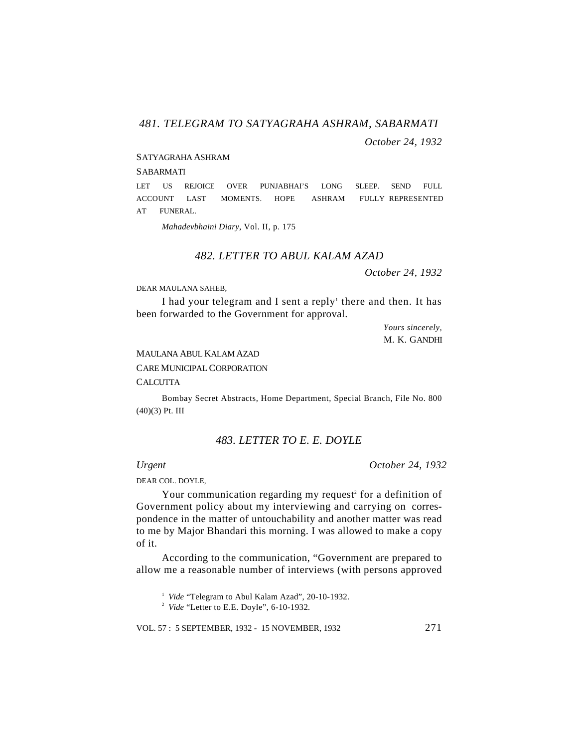### 481. TELEGRAM TO SATYAGRAHA ASHRAM, SABARMATI

*October 24, 1932*

SATYAGRAHA ASHRAM

SABARMATI

LET US REJOICE OVER PUNJABHAI'S LONG SLEEP. SEND FULL ACCOUNT LAST MOMENTS. HOPE ASHRAM FULLY REPRESENTED AT FUNERAL.

*Mahadevbhaini Diary*, Vol. II, p. 175

### 482. LETTER TO ABUL KALAM AZAD

*October 24, 1932*

DEAR MAULANA SAHEB,

I had your telegram and I sent a reply[1] there and then. It has been forwarded to the Government for approval.

*Yours sincerely,*
M. K. GANDHI

MAULANA ABUL KALAM AZAD

CARE MUNICIPAL CORPORATION

CALCUTTA

Bombay Secret Abstracts, Home Department, Special Branch, File No. 800 (40)(3) Pt. III

### 483. LETTER TO E. E. DOYLE

*Urgent* *October 24, 1932*

DEAR COL. DOYLE,

Your communication regarding my request[2] for a definition of Government policy about my interviewing and carrying on correspondence in the matter of untouchability and another matter was read to me by Major Bhandari this morning. I was allowed to make a copy of it.

According to the communication, "Government are prepared to allow me a reasonable number of interviews (with persons approved

[1] *Vide* "Telegram to Abul Kalam Azad", 20-10-1932.

[2] *Vide* "Letter to E.E. Doyle", 6-10-1932.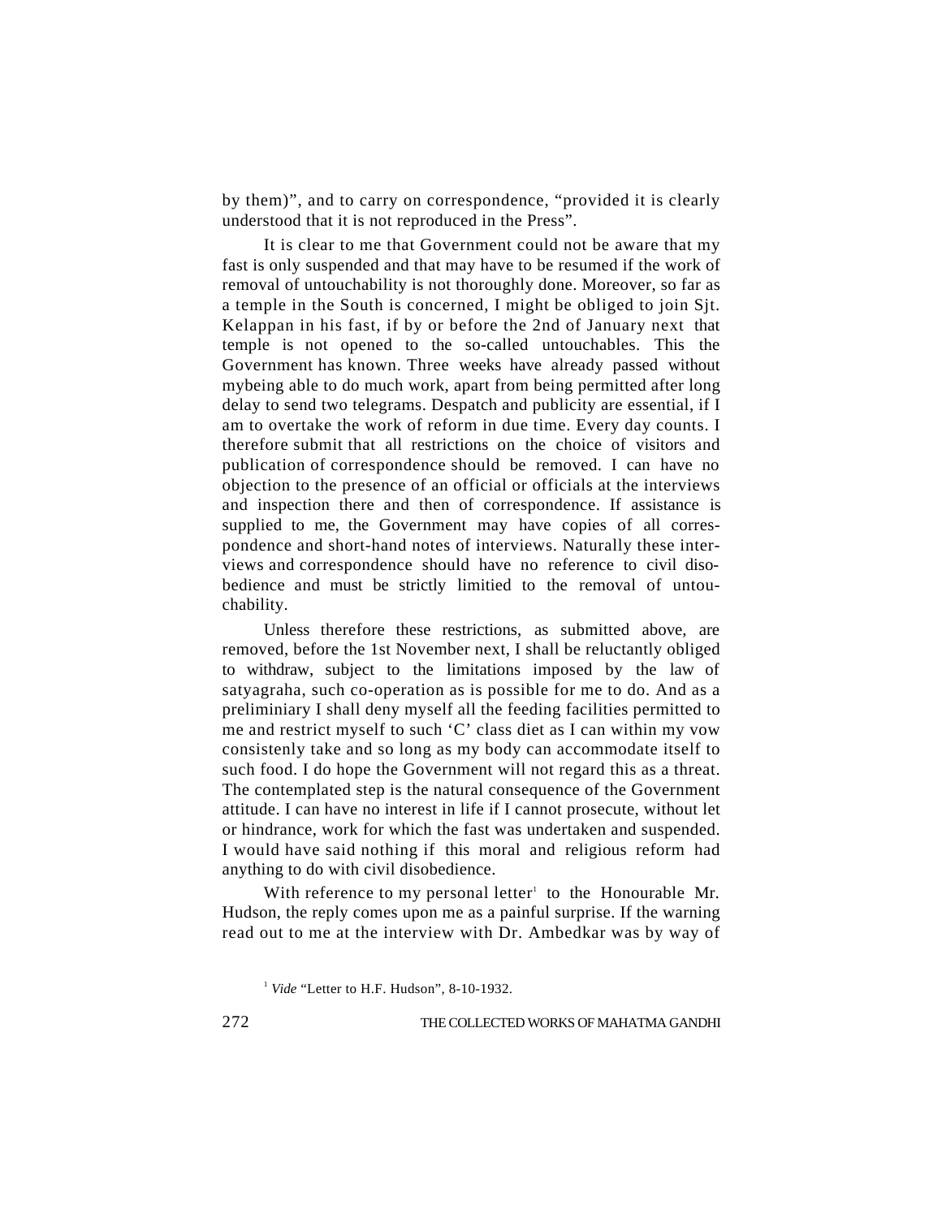by them)", and to carry on correspondence, "provided it is clearly understood that it is not reproduced in the Press".

It is clear to me that Government could not be aware that my fast is only suspended and that may have to be resumed if the work of removal of untouchability is not thoroughly done. Moreover, so far as a temple in the South is concerned, I might be obliged to join Sjt. Kelappan in his fast, if by or before the 2nd of January next that temple is not opened to the so-called untouchables. This the Government has known. Three weeks have already passed without mybeing able to do much work, apart from being permitted after long delay to send two telegrams. Despatch and publicity are essential, if I am to overtake the work of reform in due time. Every day counts. I therefore submit that all restrictions on the choice of visitors and publication of correspondence should be removed. I can have no objection to the presence of an official or officials at the interviews and inspection there and then of correspondence. If assistance is supplied to me, the Government may have copies of all correspondence and short-hand notes of interviews. Naturally these interviews and correspondence should have no reference to civil disobedience and must be strictly limitied to the removal of untouchability.

Unless therefore these restrictions, as submitted above, are removed, before the 1st November next, I shall be reluctantly obliged to withdraw, subject to the limitations imposed by the law of satyagraha, such co-operation as is possible for me to do. And as a preliminiary I shall deny myself all the feeding facilities permitted to me and restrict myself to such 'C' class diet as I can within my vow consistenly take and so long as my body can accommodate itself to such food. I do hope the Government will not regard this as a threat. The contemplated step is the natural consequence of the Government attitude. I can have no interest in life if I cannot prosecute, without let or hindrance, work for which the fast was undertaken and suspended. I would have said nothing if this moral and religious reform had anything to do with civil disobedience.

With reference to my personal letter[1] to the Honourable Mr. Hudson, the reply comes upon me as a painful surprise. If the warning read out to me at the interview with Dr. Ambedkar was by way of

[1] *Vide* "Letter to H.F. Hudson", 8-10-1932.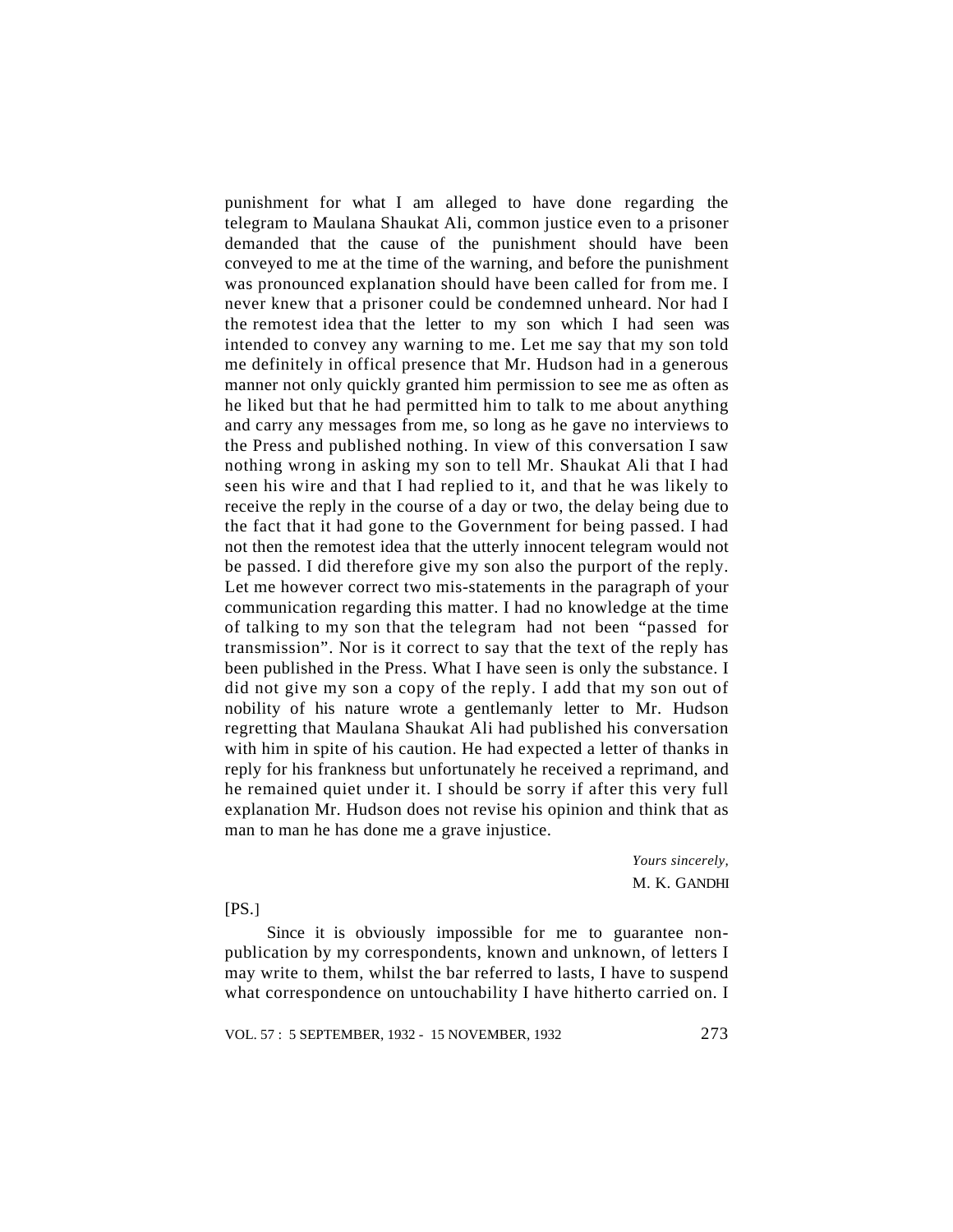punishment for what I am alleged to have done regarding the telegram to Maulana Shaukat Ali, common justice even to a prisoner demanded that the cause of the punishment should have been conveyed to me at the time of the warning, and before the punishment was pronounced explanation should have been called for from me. I never knew that a prisoner could be condemned unheard. Nor had I the remotest idea that the letter to my son which I had seen was intended to convey any warning to me. Let me say that my son told me definitely in offical presence that Mr. Hudson had in a generous manner not only quickly granted him permission to see me as often as he liked but that he had permitted him to talk to me about anything and carry any messages from me, so long as he gave no interviews to the Press and published nothing. In view of this conversation I saw nothing wrong in asking my son to tell Mr. Shaukat Ali that I had seen his wire and that I had replied to it, and that he was likely to receive the reply in the course of a day or two, the delay being due to the fact that it had gone to the Government for being passed. I had not then the remotest idea that the utterly innocent telegram would not be passed. I did therefore give my son also the purport of the reply. Let me however correct two mis-statements in the paragraph of your communication regarding this matter. I had no knowledge at the time of talking to my son that the telegram had not been "passed for transmission". Nor is it correct to say that the text of the reply has been published in the Press. What I have seen is only the substance. I did not give my son a copy of the reply. I add that my son out of nobility of his nature wrote a gentlemanly letter to Mr. Hudson regretting that Maulana Shaukat Ali had published his conversation with him in spite of his caution. He had expected a letter of thanks in reply for his frankness but unfortunately he received a reprimand, and he remained quiet under it. I should be sorry if after this very full explanation Mr. Hudson does not revise his opinion and think that as man to man he has done me a grave injustice.

*Yours sincerely,*
M. K. GANDHI

[PS.]

Since it is obviously impossible for me to guarantee non-publication by my correspondents, known and unknown, of letters I may write to them, whilst the bar referred to lasts, I have to suspend what correspondence on untouchability I have hitherto carried on. I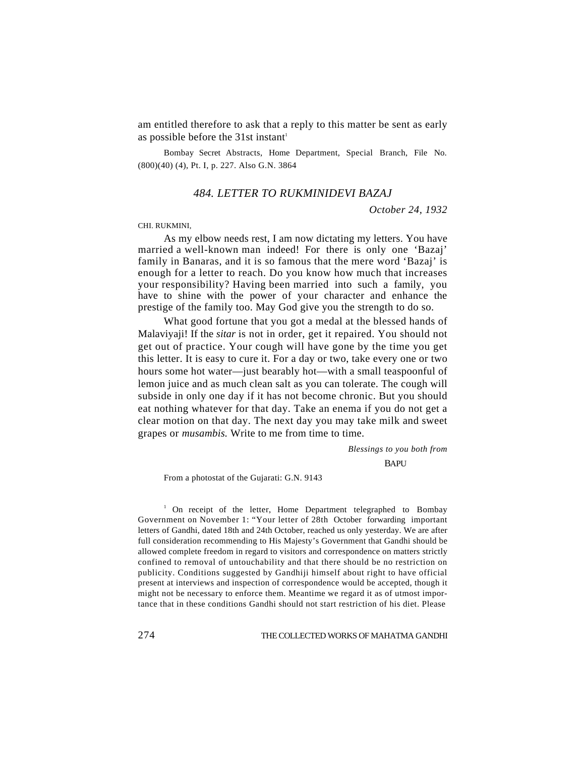am entitled therefore to ask that a reply to this matter be sent as early as possible before the 31st instant[1]

Bombay Secret Abstracts, Home Department, Special Branch, File No. (800)(40) (4), Pt. I, p. 227. Also G.N. 3864

## 484. LETTER TO RUKMINIDEVI BAZAJ

*October 24, 1932*

CHI. RUKMINI,

As my elbow needs rest, I am now dictating my letters. You have married a well-known man indeed! For there is only one 'Bazaj' family in Banaras, and it is so famous that the mere word 'Bazaj' is enough for a letter to reach. Do you know how much that increases your responsibility? Having been married into such a family, you have to shine with the power of your character and enhance the prestige of the family too. May God give you the strength to do so.

What good fortune that you got a medal at the blessed hands of Malaviyaji! If the *sitar* is not in order, get it repaired. You should not get out of practice. Your cough will have gone by the time you get this letter. It is easy to cure it. For a day or two, take every one or two hours some hot water—just bearably hot—with a small teaspoonful of lemon juice and as much clean salt as you can tolerate. The cough will subside in only one day if it has not become chronic. But you should eat nothing whatever for that day. Take an enema if you do not get a clear motion on that day. The next day you may take milk and sweet grapes or *musambis.* Write to me from time to time.

*Blessings to you both from*

BAPU

From a photostat of the Gujarati: G.N. 9143

[1] On receipt of the letter, Home Department telegraphed to Bombay Government on November 1: "Your letter of 28th October forwarding important letters of Gandhi, dated 18th and 24th October, reached us only yesterday. We are after full consideration recommending to His Majesty's Government that Gandhi should be allowed complete freedom in regard to visitors and correspondence on matters strictly confined to removal of untouchability and that there should be no restriction on publicity. Conditions suggested by Gandhiji himself about right to have official present at interviews and inspection of correspondence would be accepted, though it might not be necessary to enforce them. Meantime we regard it as of utmost importance that in these conditions Gandhi should not start restriction of his diet. Please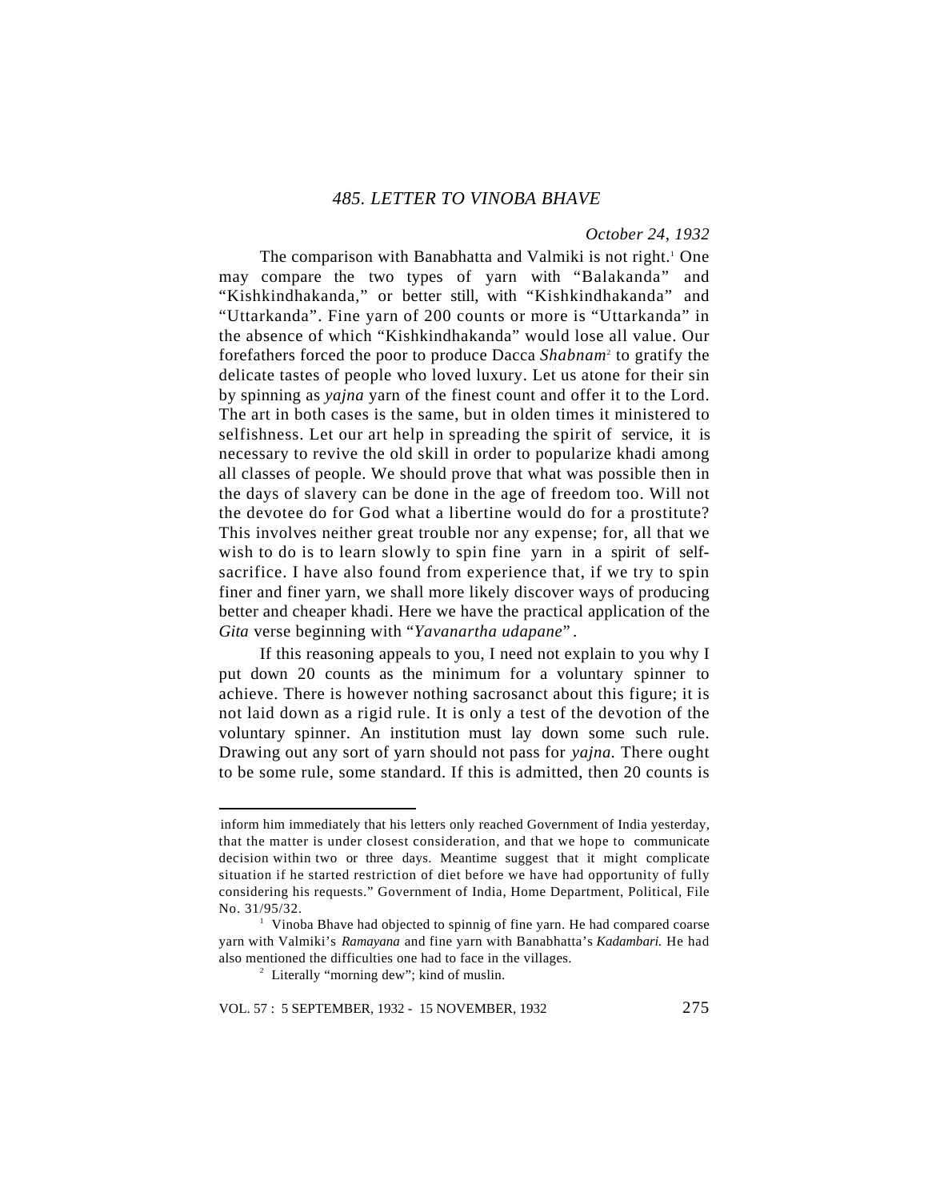## 485. LETTER TO VINOBA BHAVE

*October 24, 1932*

The comparison with Banabhatta and Valmiki is not right.[1] One may compare the two types of yarn with "Balakanda" and "Kishkindhakanda," or better still, with "Kishkindhakanda" and "Uttarkanda". Fine yarn of 200 counts or more is "Uttarkanda" in the absence of which "Kishkindhakanda" would lose all value. Our forefathers forced the poor to produce Dacca *Shabnam*[2] to gratify the delicate tastes of people who loved luxury. Let us atone for their sin by spinning as *yajna* yarn of the finest count and offer it to the Lord. The art in both cases is the same, but in olden times it ministered to selfishness. Let our art help in spreading the spirit of service, it is necessary to revive the old skill in order to popularize khadi among all classes of people. We should prove that what was possible then in the days of slavery can be done in the age of freedom too. Will not the devotee do for God what a libertine would do for a prostitute? This involves neither great trouble nor any expense; for, all that we wish to do is to learn slowly to spin fine yarn in a spirit of self-sacrifice. I have also found from experience that, if we try to spin finer and finer yarn, we shall more likely discover ways of producing better and cheaper khadi. Here we have the practical application of the *Gita* verse beginning with "*Yavanartha udapane*".

If this reasoning appeals to you, I need not explain to you why I put down 20 counts as the minimum for a voluntary spinner to achieve. There is however nothing sacrosanct about this figure; it is not laid down as a rigid rule. It is only a test of the devotion of the voluntary spinner. An institution must lay down some such rule. Drawing out any sort of yarn should not pass for *yajna.* There ought to be some rule, some standard. If this is admitted, then 20 counts is

---

inform him immediately that his letters only reached Government of India yesterday, that the matter is under closest consideration, and that we hope to communicate decision within two or three days. Meantime suggest that it might complicate situation if he started restriction of diet before we have had opportunity of fully considering his requests." Government of India, Home Department, Political, File No. 31/95/32.

[1] Vinoba Bhave had objected to spinnig of fine yarn. He had compared coarse yarn with Valmiki's *Ramayana* and fine yarn with Banabhatta's *Kadambari.* He had also mentioned the difficulties one had to face in the villages.

[2] Literally "morning dew"; kind of muslin.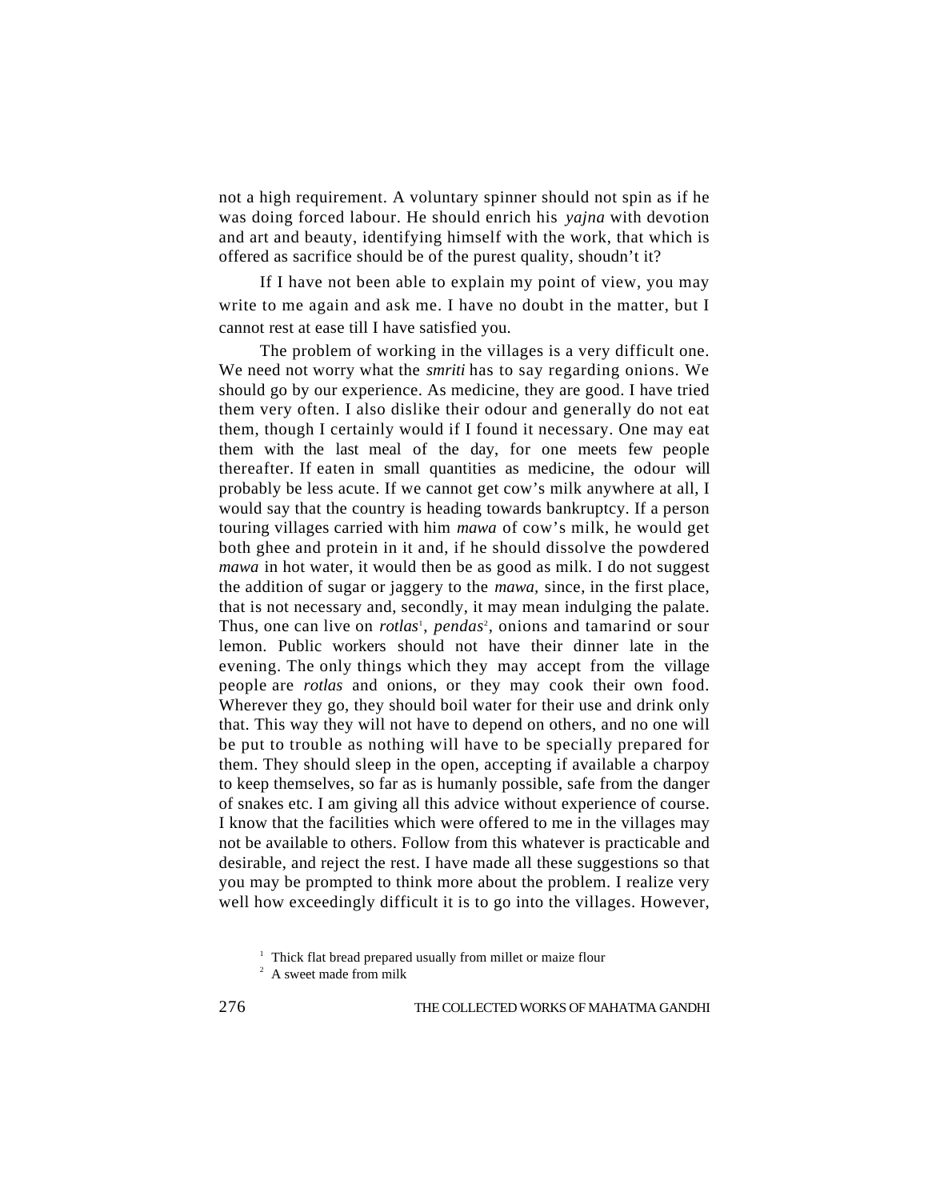not a high requirement. A voluntary spinner should not spin as if he was doing forced labour. He should enrich his *yajna* with devotion and art and beauty, identifying himself with the work, that which is offered as sacrifice should be of the purest quality, shoudn't it?

If I have not been able to explain my point of view, you may write to me again and ask me. I have no doubt in the matter, but I cannot rest at ease till I have satisfied you.

The problem of working in the villages is a very difficult one. We need not worry what the *smriti* has to say regarding onions. We should go by our experience. As medicine, they are good. I have tried them very often. I also dislike their odour and generally do not eat them, though I certainly would if I found it necessary. One may eat them with the last meal of the day, for one meets few people thereafter. If eaten in small quantities as medicine, the odour will probably be less acute. If we cannot get cow's milk anywhere at all, I would say that the country is heading towards bankruptcy. If a person touring villages carried with him *mawa* of cow's milk, he would get both ghee and protein in it and, if he should dissolve the powdered *mawa* in hot water, it would then be as good as milk. I do not suggest the addition of sugar or jaggery to the *mawa*, since, in the first place, that is not necessary and, secondly, it may mean indulging the palate. Thus, one can live on *rotlas*[1], *pendas*[2], onions and tamarind or sour lemon. Public workers should not have their dinner late in the evening. The only things which they may accept from the village people are *rotlas* and onions, or they may cook their own food. Wherever they go, they should boil water for their use and drink only that. This way they will not have to depend on others, and no one will be put to trouble as nothing will have to be specially prepared for them. They should sleep in the open, accepting if available a charpoy to keep themselves, so far as is humanly possible, safe from the danger of snakes etc. I am giving all this advice without experience of course. I know that the facilities which were offered to me in the villages may not be available to others. Follow from this whatever is practicable and desirable, and reject the rest. I have made all these suggestions so that you may be prompted to think more about the problem. I realize very well how exceedingly difficult it is to go into the villages. However,

[1] Thick flat bread prepared usually from millet or maize flour

[2] A sweet made from milk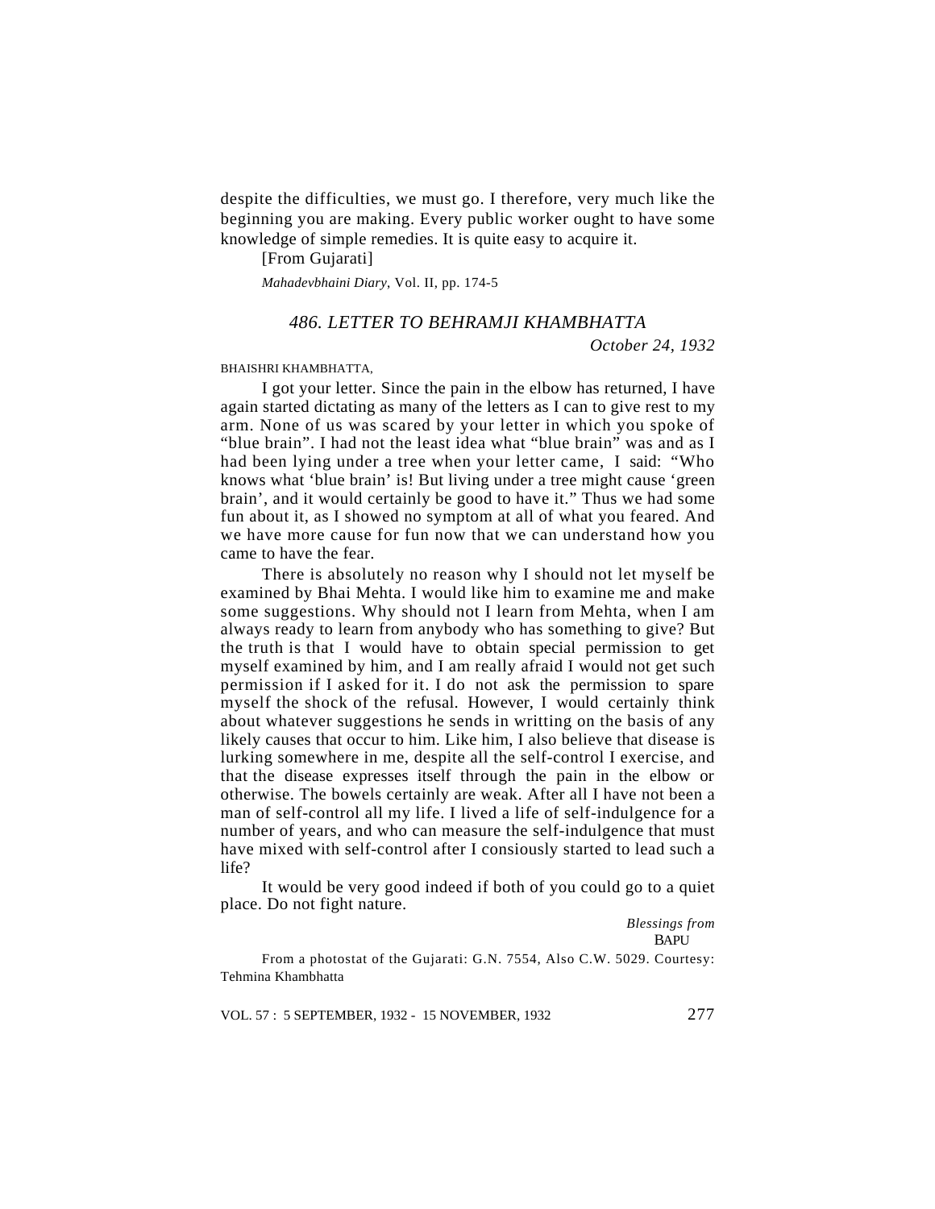despite the difficulties, we must go. I therefore, very much like the beginning you are making. Every public worker ought to have some knowledge of simple remedies. It is quite easy to acquire it.

[From Gujarati]

*Mahadevbhaini Diary*, Vol. II, pp. 174-5

### *486. LETTER TO BEHRAMJI KHAMBHATTA*

*October 24, 1932*

BHAISHRI KHAMBHATTA,

I got your letter. Since the pain in the elbow has returned, I have again started dictating as many of the letters as I can to give rest to my arm. None of us was scared by your letter in which you spoke of "blue brain". I had not the least idea what "blue brain" was and as I had been lying under a tree when your letter came, I said: "Who knows what 'blue brain' is! But living under a tree might cause 'green brain', and it would certainly be good to have it." Thus we had some fun about it, as I showed no symptom at all of what you feared. And we have more cause for fun now that we can understand how you came to have the fear.

There is absolutely no reason why I should not let myself be examined by Bhai Mehta. I would like him to examine me and make some suggestions. Why should not I learn from Mehta, when I am always ready to learn from anybody who has something to give? But the truth is that I would have to obtain special permission to get myself examined by him, and I am really afraid I would not get such permission if I asked for it. I do not ask the permission to spare myself the shock of the refusal. However, I would certainly think about whatever suggestions he sends in writting on the basis of any likely causes that occur to him. Like him, I also believe that disease is lurking somewhere in me, despite all the self-control I exercise, and that the disease expresses itself through the pain in the elbow or otherwise. The bowels certainly are weak. After all I have not been a man of self-control all my life. I lived a life of self-indulgence for a number of years, and who can measure the self-indulgence that must have mixed with self-control after I consiously started to lead such a life?

It would be very good indeed if both of you could go to a quiet place. Do not fight nature.

*Blessings from*
BAPU

From a photostat of the Gujarati: G.N. 7554, Also C.W. 5029. Courtesy: Tehmina Khambhatta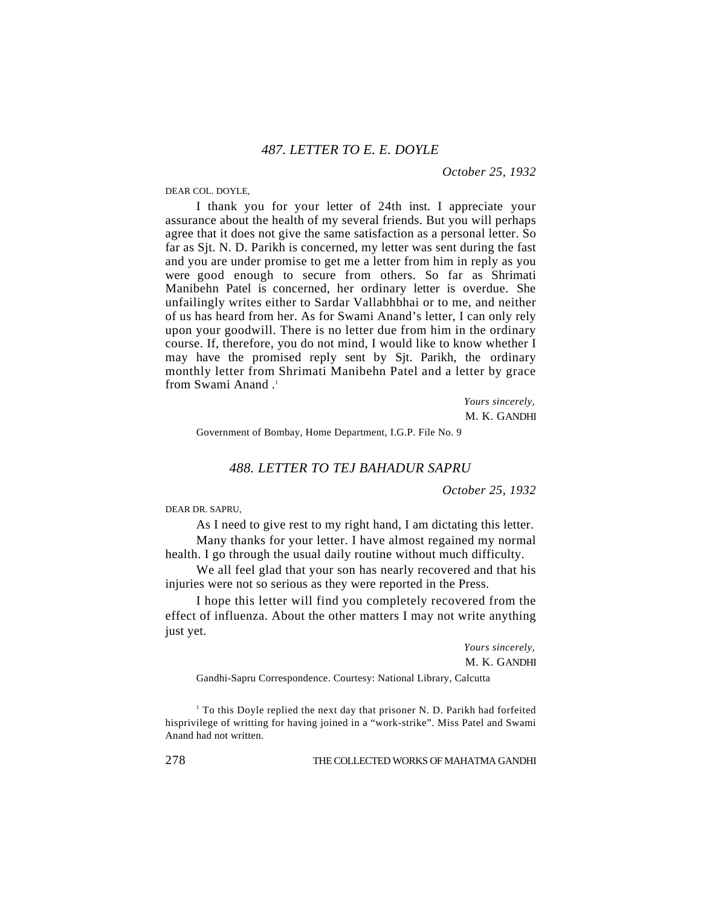## *487. LETTER TO E. E. DOYLE*

*October 25, 1932*

DEAR COL. DOYLE,

I thank you for your letter of 24th inst. I appreciate your assurance about the health of my several friends. But you will perhaps agree that it does not give the same satisfaction as a personal letter. So far as Sjt. N. D. Parikh is concerned, my letter was sent during the fast and you are under promise to get me a letter from him in reply as you were good enough to secure from others. So far as Shrimati Manibehn Patel is concerned, her ordinary letter is overdue. She unfailingly writes either to Sardar Vallabhbhai or to me, and neither of us has heard from her. As for Swami Anand's letter, I can only rely upon your goodwill. There is no letter due from him in the ordinary course. If, therefore, you do not mind, I would like to know whether I may have the promised reply sent by Sjt. Parikh, the ordinary monthly letter from Shrimati Manibehn Patel and a letter by grace from Swami Anand .[1]

*Yours sincerely,*
M. K. GANDHI

Government of Bombay, Home Department, I.G.P. File No. 9

## *488. LETTER TO TEJ BAHADUR SAPRU*

*October 25, 1932*

DEAR DR. SAPRU,

As I need to give rest to my right hand, I am dictating this letter.

Many thanks for your letter. I have almost regained my normal health. I go through the usual daily routine without much difficulty.

We all feel glad that your son has nearly recovered and that his injuries were not so serious as they were reported in the Press.

I hope this letter will find you completely recovered from the effect of influenza. About the other matters I may not write anything just yet.

*Yours sincerely,*
M. K. GANDHI

Gandhi-Sapru Correspondence. Courtesy: National Library, Calcutta

[1] To this Doyle replied the next day that prisoner N. D. Parikh had forfeited hisprivilege of writting for having joined in a "work-strike". Miss Patel and Swami Anand had not written.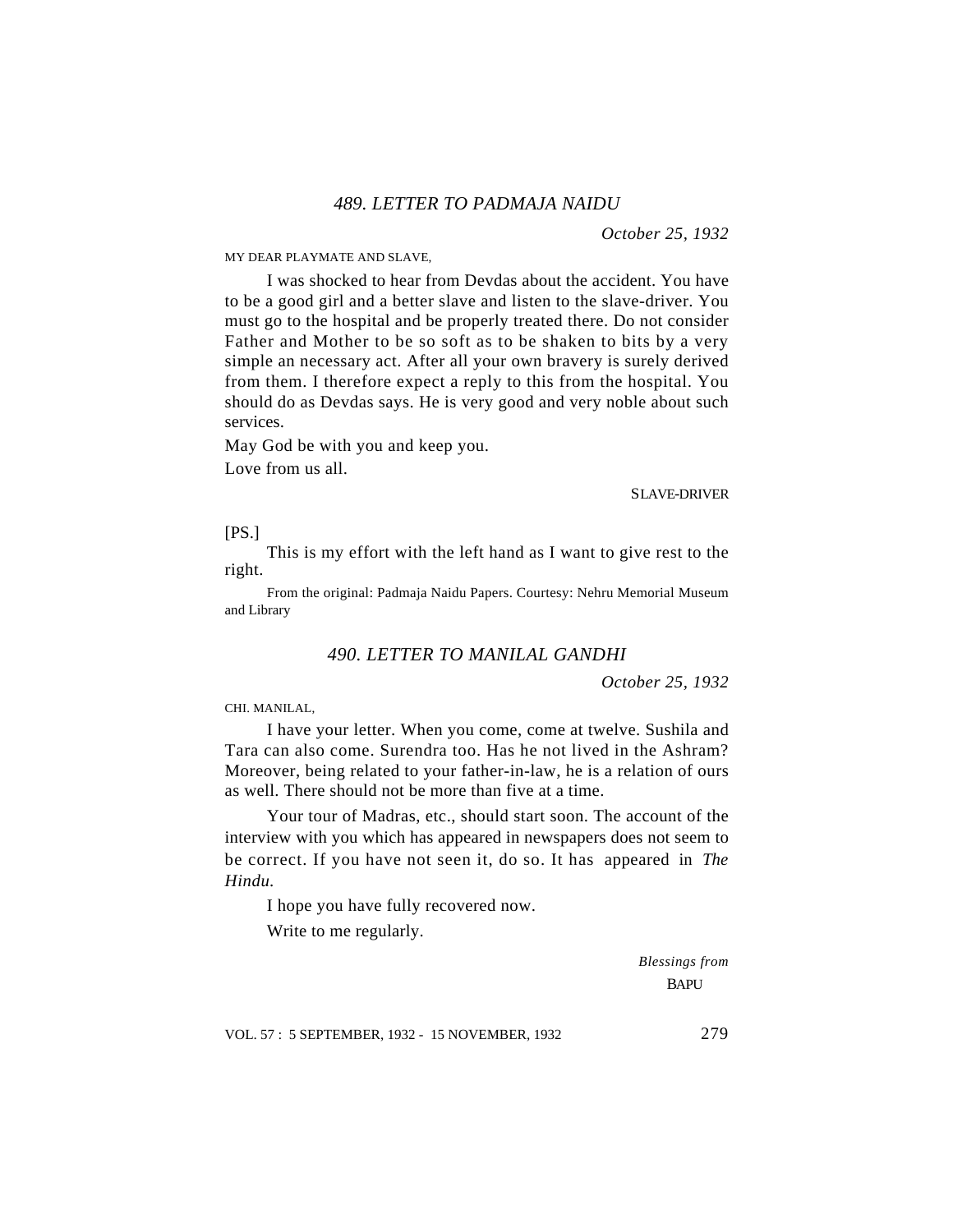## *489. LETTER TO PADMAJA NAIDU*

*October 25, 1932*

MY DEAR PLAYMATE AND SLAVE,

I was shocked to hear from Devdas about the accident. You have to be a good girl and a better slave and listen to the slave-driver. You must go to the hospital and be properly treated there. Do not consider Father and Mother to be so soft as to be shaken to bits by a very simple an necessary act. After all your own bravery is surely derived from them. I therefore expect a reply to this from the hospital. You should do as Devdas says. He is very good and very noble about such services.

May God be with you and keep you.

Love from us all.

SLAVE-DRIVER

[PS.]

This is my effort with the left hand as I want to give rest to the right.

From the original: Padmaja Naidu Papers. Courtesy: Nehru Memorial Museum and Library

## *490. LETTER TO MANILAL GANDHI*

*October 25, 1932*

CHI. MANILAL,

I have your letter. When you come, come at twelve. Sushila and Tara can also come. Surendra too. Has he not lived in the Ashram? Moreover, being related to your father-in-law, he is a relation of ours as well. There should not be more than five at a time.

Your tour of Madras, etc., should start soon. The account of the interview with you which has appeared in newspapers does not seem to be correct. If you have not seen it, do so. It has appeared in *The Hindu.*

I hope you have fully recovered now.

Write to me regularly.

*Blessings from*

BAPU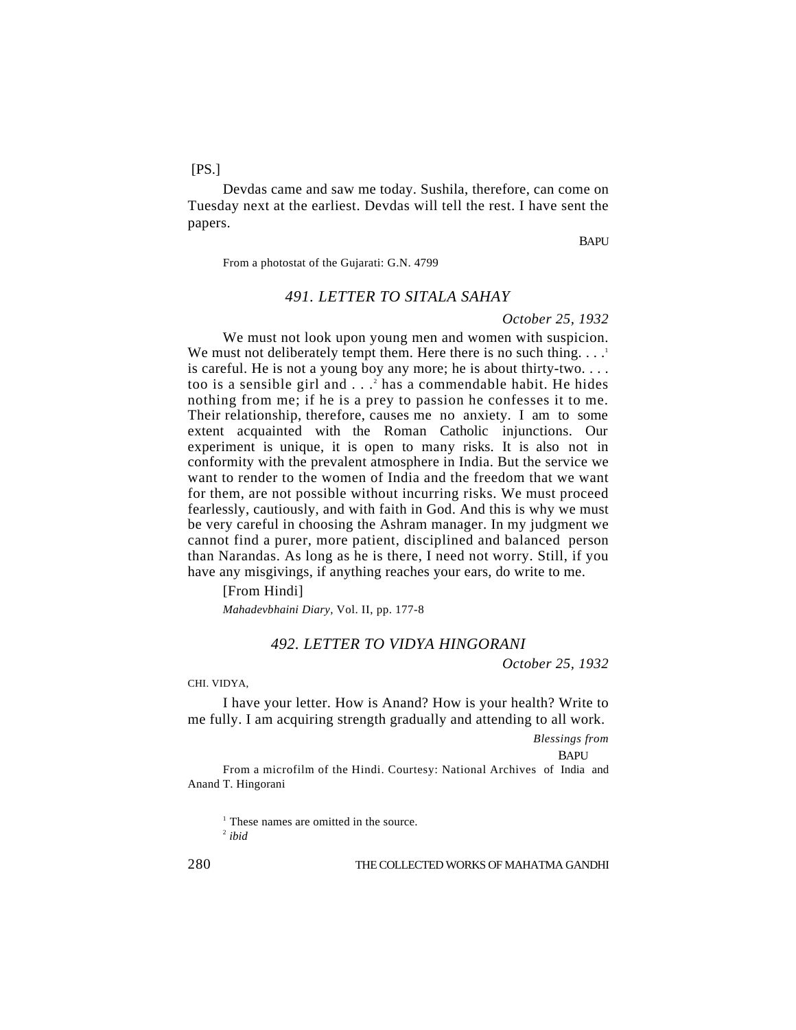[PS.]

Devdas came and saw me today. Sushila, therefore, can come on Tuesday next at the earliest. Devdas will tell the rest. I have sent the papers.

BAPU

From a photostat of the Gujarati: G.N. 4799

### *491. LETTER TO SITALA SAHAY*

*October 25, 1932*

We must not look upon young men and women with suspicion. We must not deliberately tempt them. Here there is no such thing. . . .[1] is careful. He is not a young boy any more; he is about thirty-two. . . . too is a sensible girl and . . .[2] has a commendable habit. He hides nothing from me; if he is a prey to passion he confesses it to me. Their relationship, therefore, causes me no anxiety. I am to some extent acquainted with the Roman Catholic injunctions. Our experiment is unique, it is open to many risks. It is also not in conformity with the prevalent atmosphere in India. But the service we want to render to the women of India and the freedom that we want for them, are not possible without incurring risks. We must proceed fearlessly, cautiously, and with faith in God. And this is why we must be very careful in choosing the Ashram manager. In my judgment we cannot find a purer, more patient, disciplined and balanced person than Narandas. As long as he is there, I need not worry. Still, if you have any misgivings, if anything reaches your ears, do write to me.

[From Hindi]

*Mahadevbhaini Diary*, Vol. II, pp. 177-8

### *492. LETTER TO VIDYA HINGORANI*

*October 25, 1932*

CHI. VIDYA,

I have your letter. How is Anand? How is your health? Write to me fully. I am acquiring strength gradually and attending to all work.

*Blessings from*

BAPU

From a microfilm of the Hindi. Courtesy: National Archives of India and Anand T. Hingorani

[1] These names are omitted in the source.

[2] *ibid*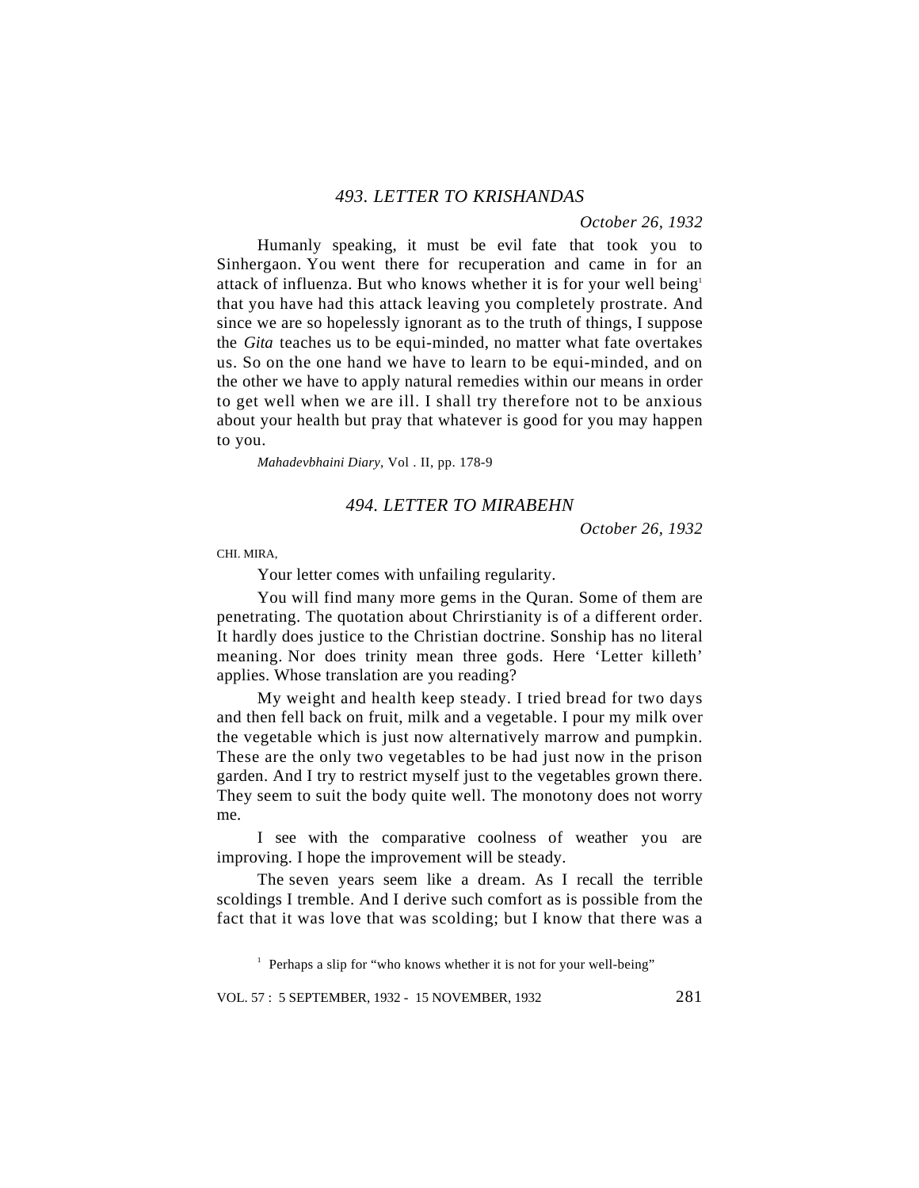### 493. LETTER TO KRISHANDAS

*October 26, 1932*

Humanly speaking, it must be evil fate that took you to Sinhergaon. You went there for recuperation and came in for an attack of influenza. But who knows whether it is for your well being[1] that you have had this attack leaving you completely prostrate. And since we are so hopelessly ignorant as to the truth of things, I suppose the *Gita* teaches us to be equi-minded, no matter what fate overtakes us. So on the one hand we have to learn to be equi-minded, and on the other we have to apply natural remedies within our means in order to get well when we are ill. I shall try therefore not to be anxious about your health but pray that whatever is good for you may happen to you.

*Mahadevbhaini Diary*, Vol . II, pp. 178-9

### 494. LETTER TO MIRABEHN

*October 26, 1932*

CHI. MIRA,

Your letter comes with unfailing regularity.

You will find many more gems in the Quran. Some of them are penetrating. The quotation about Chrirstianity is of a different order. It hardly does justice to the Christian doctrine. Sonship has no literal meaning. Nor does trinity mean three gods. Here 'Letter killeth' applies. Whose translation are you reading?

My weight and health keep steady. I tried bread for two days and then fell back on fruit, milk and a vegetable. I pour my milk over the vegetable which is just now alternatively marrow and pumpkin. These are the only two vegetables to be had just now in the prison garden. And I try to restrict myself just to the vegetables grown there. They seem to suit the body quite well. The monotony does not worry me.

I see with the comparative coolness of weather you are improving. I hope the improvement will be steady.

The seven years seem like a dream. As I recall the terrible scoldings I tremble. And I derive such comfort as is possible from the fact that it was love that was scolding; but I know that there was a

[1] Perhaps a slip for "who knows whether it is not for your well-being"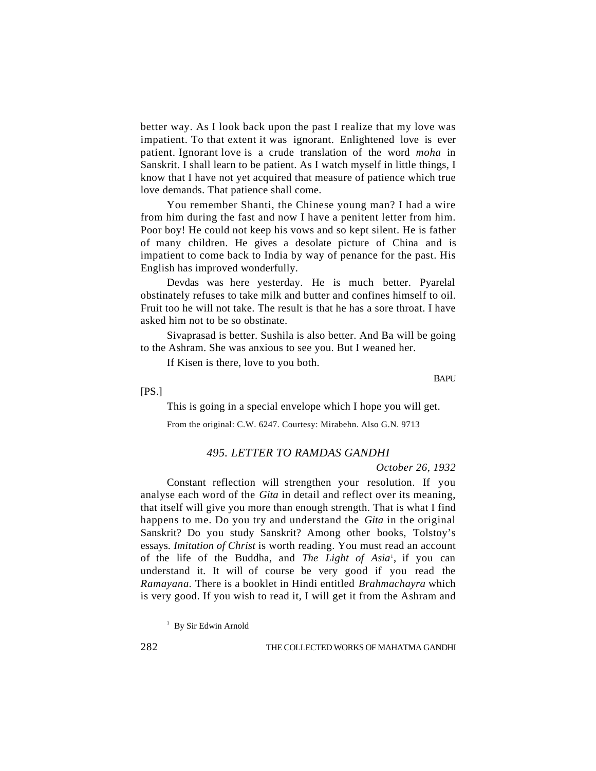better way. As I look back upon the past I realize that my love was impatient. To that extent it was ignorant. Enlightened love is ever patient. Ignorant love is a crude translation of the word *moha* in Sanskrit. I shall learn to be patient. As I watch myself in little things, I know that I have not yet acquired that measure of patience which true love demands. That patience shall come.

You remember Shanti, the Chinese young man? I had a wire from him during the fast and now I have a penitent letter from him. Poor boy! He could not keep his vows and so kept silent. He is father of many children. He gives a desolate picture of China and is impatient to come back to India by way of penance for the past. His English has improved wonderfully.

Devdas was here yesterday. He is much better. Pyarelal obstinately refuses to take milk and butter and confines himself to oil. Fruit too he will not take. The result is that he has a sore throat. I have asked him not to be so obstinate.

Sivaprasad is better. Sushila is also better. And Ba will be going to the Ashram. She was anxious to see you. But I weaned her.

If Kisen is there, love to you both.

BAPU

[PS.]

This is going in a special envelope which I hope you will get.

From the original: C.W. 6247. Courtesy: Mirabehn. Also G.N. 9713

## *495. LETTER TO RAMDAS GANDHI*

*October 26, 1932*

Constant reflection will strengthen your resolution. If you analyse each word of the *Gita* in detail and reflect over its meaning, that itself will give you more than enough strength. That is what I find happens to me. Do you try and understand the *Gita* in the original Sanskrit? Do you study Sanskrit? Among other books, Tolstoy's essays. *Imitation of Christ* is worth reading. You must read an account of the life of the Buddha, and *The Light of Asia*[1], if you can understand it. It will of course be very good if you read the *Ramayana*. There is a booklet in Hindi entitled *Brahmachayra* which is very good. If you wish to read it, I will get it from the Ashram and

[1] By Sir Edwin Arnold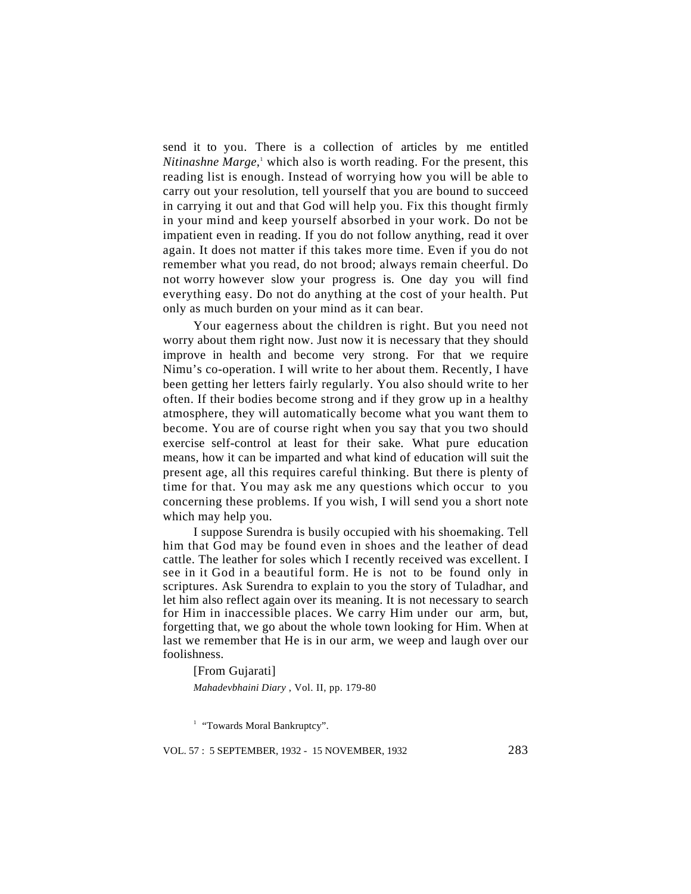send it to you. There is a collection of articles by me entitled *Nitinashne Marge*,[1] which also is worth reading. For the present, this reading list is enough. Instead of worrying how you will be able to carry out your resolution, tell yourself that you are bound to succeed in carrying it out and that God will help you. Fix this thought firmly in your mind and keep yourself absorbed in your work. Do not be impatient even in reading. If you do not follow anything, read it over again. It does not matter if this takes more time. Even if you do not remember what you read, do not brood; always remain cheerful. Do not worry however slow your progress is. One day you will find everything easy. Do not do anything at the cost of your health. Put only as much burden on your mind as it can bear.

Your eagerness about the children is right. But you need not worry about them right now. Just now it is necessary that they should improve in health and become very strong. For that we require Nimu's co-operation. I will write to her about them. Recently, I have been getting her letters fairly regularly. You also should write to her often. If their bodies become strong and if they grow up in a healthy atmosphere, they will automatically become what you want them to become. You are of course right when you say that you two should exercise self-control at least for their sake. What pure education means, how it can be imparted and what kind of education will suit the present age, all this requires careful thinking. But there is plenty of time for that. You may ask me any questions which occur to you concerning these problems. If you wish, I will send you a short note which may help you.

I suppose Surendra is busily occupied with his shoemaking. Tell him that God may be found even in shoes and the leather of dead cattle. The leather for soles which I recently received was excellent. I see in it God in a beautiful form. He is not to be found only in scriptures. Ask Surendra to explain to you the story of Tuladhar, and let him also reflect again over its meaning. It is not necessary to search for Him in inaccessible places. We carry Him under our arm, but, forgetting that, we go about the whole town looking for Him. When at last we remember that He is in our arm, we weep and laugh over our foolishness.

[From Gujarati]

*Mahadevbhaini Diary* , Vol. II, pp. 179-80

[1] "Towards Moral Bankruptcy".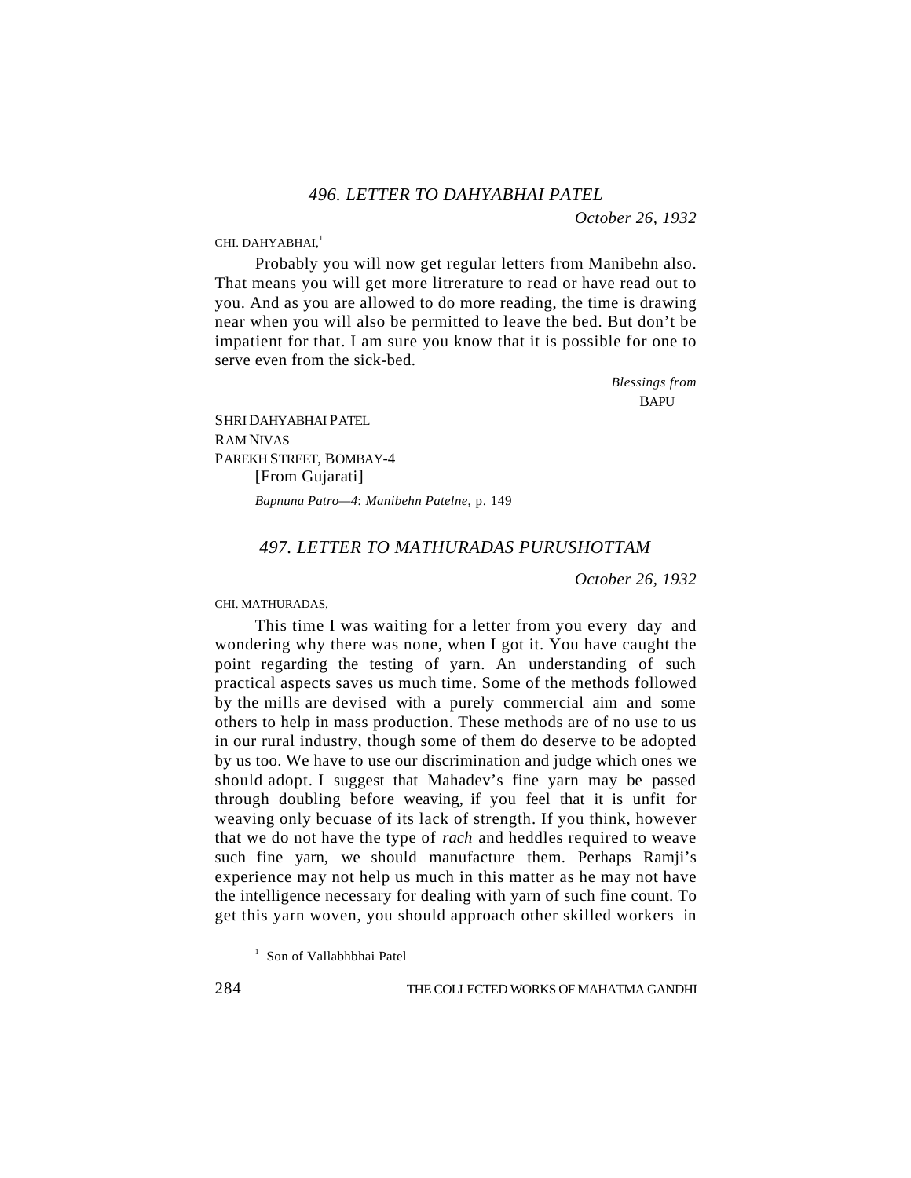### *496. LETTER TO DAHYABHAI PATEL*

*October 26, 1932*

CHI. DAHYABHAI,[1]

Probably you will now get regular letters from Manibehn also. That means you will get more litrerature to read or have read out to you. And as you are allowed to do more reading, the time is drawing near when you will also be permitted to leave the bed. But don't be impatient for that. I am sure you know that it is possible for one to serve even from the sick-bed.

*Blessings from*
BAPU

SHRI DAHYABHAI PATEL
RAM NIVAS
PAREKH STREET, BOMBAY-4
[From Gujarati]

*Bapnuna Patro—4*: *Manibehn Patelne*, p. 149

### *497. LETTER TO MATHURADAS PURUSHOTTAM*

*October 26, 1932*

CHI. MATHURADAS,

This time I was waiting for a letter from you every day and wondering why there was none, when I got it. You have caught the point regarding the testing of yarn. An understanding of such practical aspects saves us much time. Some of the methods followed by the mills are devised with a purely commercial aim and some others to help in mass production. These methods are of no use to us in our rural industry, though some of them do deserve to be adopted by us too. We have to use our discrimination and judge which ones we should adopt. I suggest that Mahadev's fine yarn may be passed through doubling before weaving, if you feel that it is unfit for weaving only becuase of its lack of strength. If you think, however that we do not have the type of *rach* and heddles required to weave such fine yarn, we should manufacture them. Perhaps Ramji's experience may not help us much in this matter as he may not have the intelligence necessary for dealing with yarn of such fine count. To get this yarn woven, you should approach other skilled workers in

[1] Son of Vallabhbhai Patel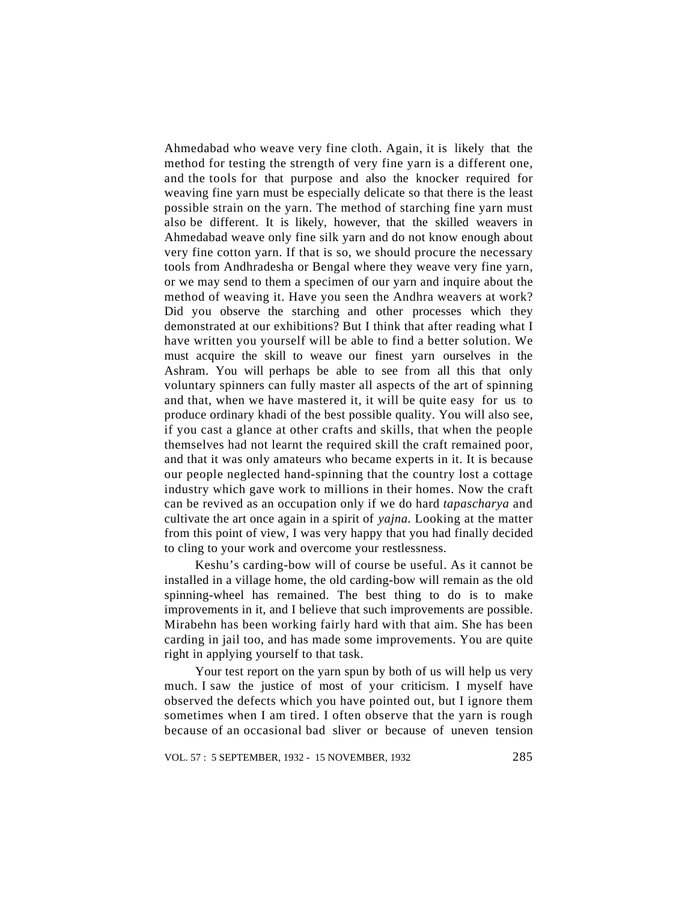Ahmedabad who weave very fine cloth. Again, it is likely that the method for testing the strength of very fine yarn is a different one, and the tools for that purpose and also the knocker required for weaving fine yarn must be especially delicate so that there is the least possible strain on the yarn. The method of starching fine yarn must also be different. It is likely, however, that the skilled weavers in Ahmedabad weave only fine silk yarn and do not know enough about very fine cotton yarn. If that is so, we should procure the necessary tools from Andhradesha or Bengal where they weave very fine yarn, or we may send to them a specimen of our yarn and inquire about the method of weaving it. Have you seen the Andhra weavers at work? Did you observe the starching and other processes which they demonstrated at our exhibitions? But I think that after reading what I have written you yourself will be able to find a better solution. We must acquire the skill to weave our finest yarn ourselves in the Ashram. You will perhaps be able to see from all this that only voluntary spinners can fully master all aspects of the art of spinning and that, when we have mastered it, it will be quite easy for us to produce ordinary khadi of the best possible quality. You will also see, if you cast a glance at other crafts and skills, that when the people themselves had not learnt the required skill the craft remained poor, and that it was only amateurs who became experts in it. It is because our people neglected hand-spinning that the country lost a cottage industry which gave work to millions in their homes. Now the craft can be revived as an occupation only if we do hard *tapascharya* and cultivate the art once again in a spirit of *yajna.* Looking at the matter from this point of view, I was very happy that you had finally decided to cling to your work and overcome your restlessness.

Keshu's carding-bow will of course be useful. As it cannot be installed in a village home, the old carding-bow will remain as the old spinning-wheel has remained. The best thing to do is to make improvements in it, and I believe that such improvements are possible. Mirabehn has been working fairly hard with that aim. She has been carding in jail too, and has made some improvements. You are quite right in applying yourself to that task.

Your test report on the yarn spun by both of us will help us very much. I saw the justice of most of your criticism. I myself have observed the defects which you have pointed out, but I ignore them sometimes when I am tired. I often observe that the yarn is rough because of an occasional bad sliver or because of uneven tension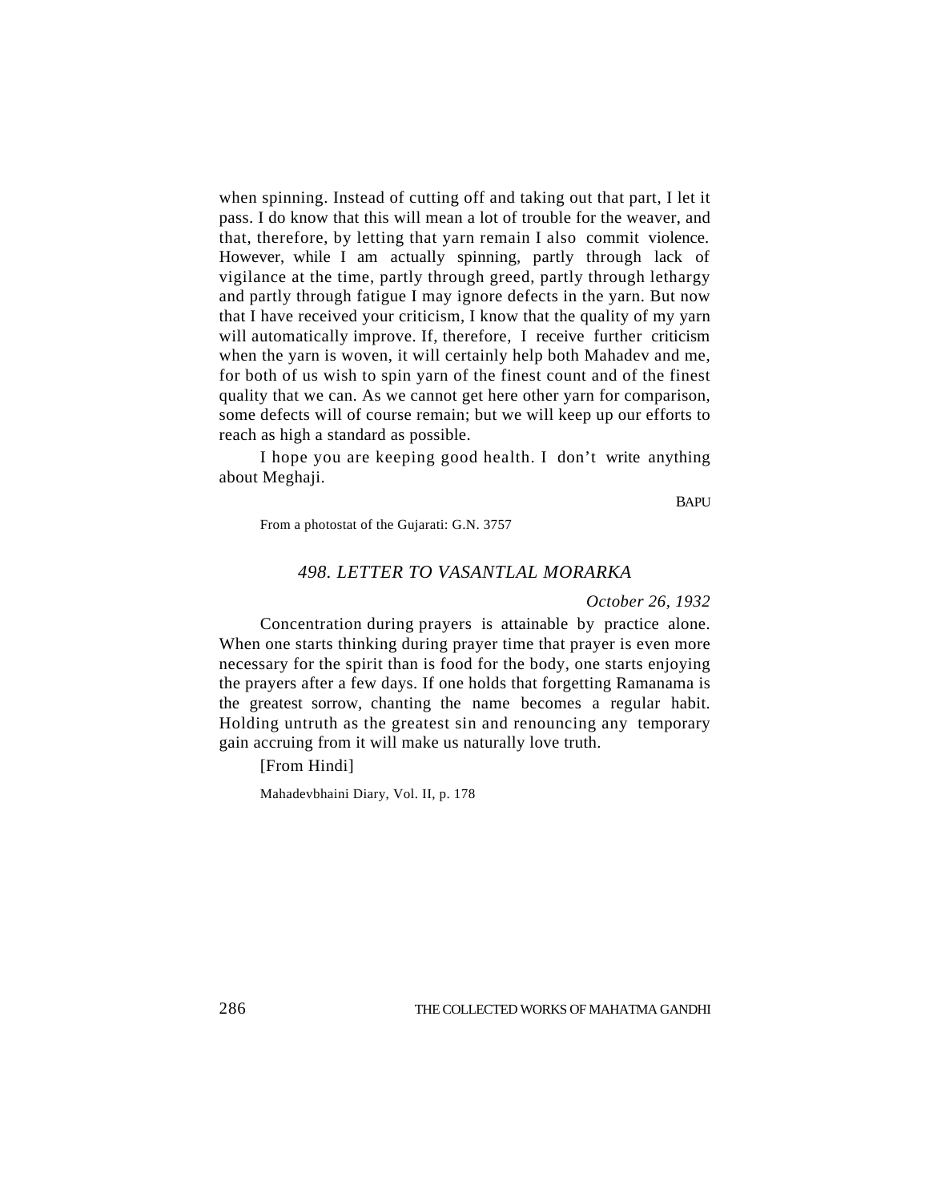when spinning. Instead of cutting off and taking out that part, I let it pass. I do know that this will mean a lot of trouble for the weaver, and that, therefore, by letting that yarn remain I also commit violence. However, while I am actually spinning, partly through lack of vigilance at the time, partly through greed, partly through lethargy and partly through fatigue I may ignore defects in the yarn. But now that I have received your criticism, I know that the quality of my yarn will automatically improve. If, therefore, I receive further criticism when the yarn is woven, it will certainly help both Mahadev and me, for both of us wish to spin yarn of the finest count and of the finest quality that we can. As we cannot get here other yarn for comparison, some defects will of course remain; but we will keep up our efforts to reach as high a standard as possible.

I hope you are keeping good health. I don't write anything about Meghaji.

BAPU

From a photostat of the Gujarati: G.N. 3757

## *498. LETTER TO VASANTLAL MORARKA*

*October 26, 1932*

Concentration during prayers is attainable by practice alone. When one starts thinking during prayer time that prayer is even more necessary for the spirit than is food for the body, one starts enjoying the prayers after a few days. If one holds that forgetting Ramanama is the greatest sorrow, chanting the name becomes a regular habit. Holding untruth as the greatest sin and renouncing any temporary gain accruing from it will make us naturally love truth.

[From Hindi]

Mahadevbhaini Diary, Vol. II, p. 178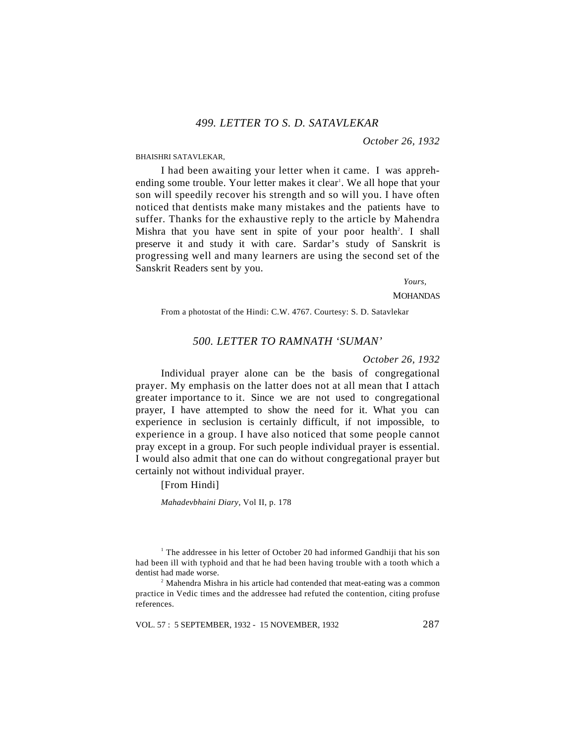## *499. LETTER TO S. D. SATAVLEKAR*

*October 26, 1932*

BHAISHRI SATAVLEKAR,

I had been awaiting your letter when it came. I was apprehending some trouble. Your letter makes it clear[1]. We all hope that your son will speedily recover his strength and so will you. I have often noticed that dentists make many mistakes and the patients have to suffer. Thanks for the exhaustive reply to the article by Mahendra Mishra that you have sent in spite of your poor health[2]. I shall preserve it and study it with care. Sardar's study of Sanskrit is progressing well and many learners are using the second set of the Sanskrit Readers sent by you.

*Yours,*

MOHANDAS

From a photostat of the Hindi: C.W. 4767. Courtesy: S. D. Satavlekar

## *500. LETTER TO RAMNATH 'SUMAN'*

*October 26, 1932*

Individual prayer alone can be the basis of congregational prayer. My emphasis on the latter does not at all mean that I attach greater importance to it. Since we are not used to congregational prayer, I have attempted to show the need for it. What you can experience in seclusion is certainly difficult, if not impossible, to experience in a group. I have also noticed that some people cannot pray except in a group. For such people individual prayer is essential. I would also admit that one can do without congregational prayer but certainly not without individual prayer.

[From Hindi]

*Mahadevbhaini Diary,* Vol II, p. 178

---

[1] The addressee in his letter of October 20 had informed Gandhiji that his son had been ill with typhoid and that he had been having trouble with a tooth which a dentist had made worse.

[2] Mahendra Mishra in his article had contended that meat-eating was a common practice in Vedic times and the addressee had refuted the contention, citing profuse references.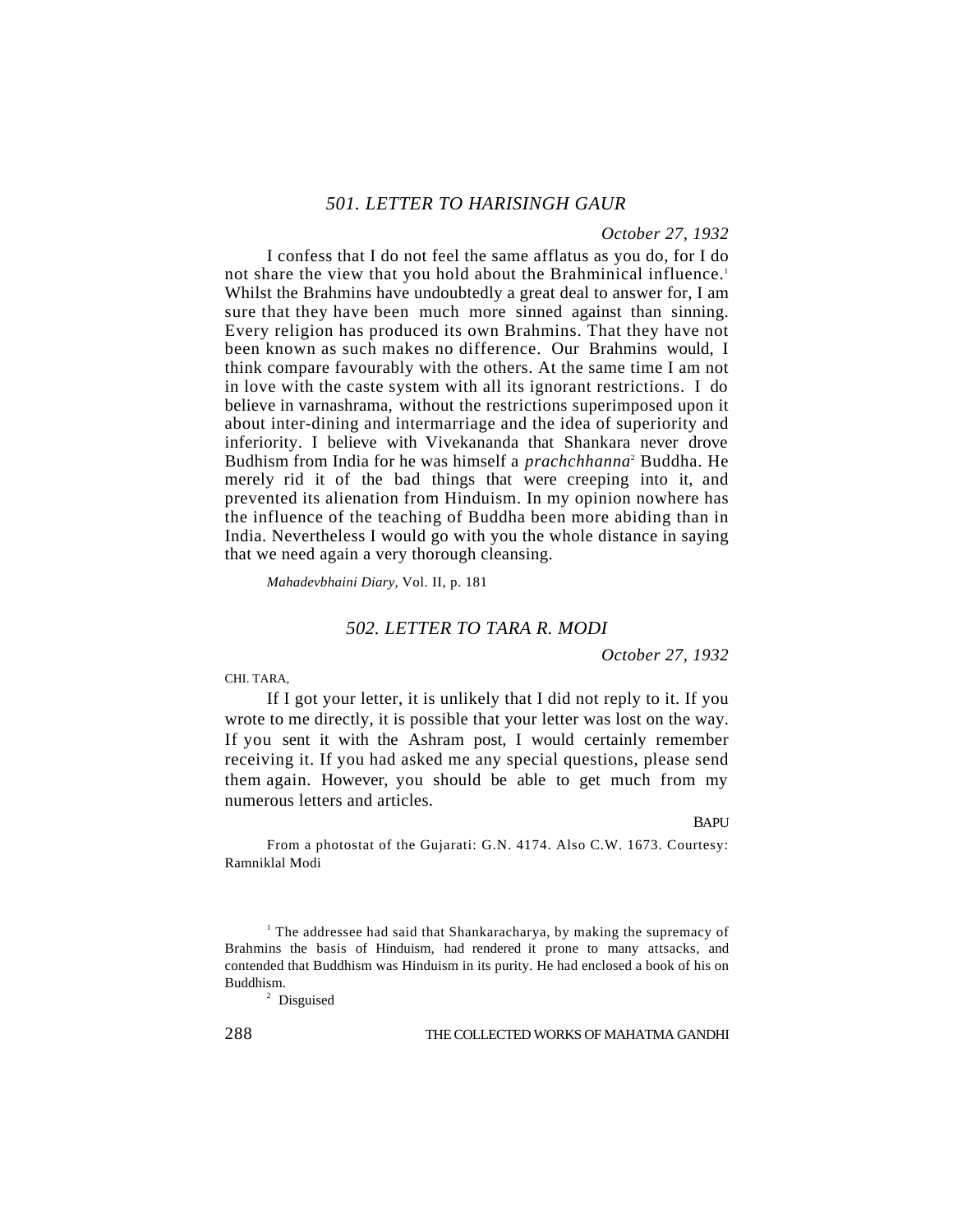### *501. LETTER TO HARISINGH GAUR*

*October 27, 1932*

I confess that I do not feel the same afflatus as you do, for I do not share the view that you hold about the Brahminical influence.[1] Whilst the Brahmins have undoubtedly a great deal to answer for, I am sure that they have been much more sinned against than sinning. Every religion has produced its own Brahmins. That they have not been known as such makes no difference. Our Brahmins would, I think compare favourably with the others. At the same time I am not in love with the caste system with all its ignorant restrictions. I do believe in varnashrama, without the restrictions superimposed upon it about inter-dining and intermarriage and the idea of superiority and inferiority. I believe with Vivekananda that Shankara never drove Budhism from India for he was himself a *prachchhanna*[2] Buddha. He merely rid it of the bad things that were creeping into it, and prevented its alienation from Hinduism. In my opinion nowhere has the influence of the teaching of Buddha been more abiding than in India. Nevertheless I would go with you the whole distance in saying that we need again a very thorough cleansing.

*Mahadevbhaini Diary*, Vol. II, p. 181

### *502. LETTER TO TARA R. MODI*

*October 27, 1932*

CHI. TARA,

If I got your letter, it is unlikely that I did not reply to it. If you wrote to me directly, it is possible that your letter was lost on the way. If you sent it with the Ashram post, I would certainly remember receiving it. If you had asked me any special questions, please send them again. However, you should be able to get much from my numerous letters and articles.

BAPU

From a photostat of the Gujarati: G.N. 4174. Also C.W. 1673. Courtesy: Ramniklal Modi

---

[1] The addressee had said that Shankaracharya, by making the supremacy of Brahmins the basis of Hinduism, had rendered it prone to many attsacks, and contended that Buddhism was Hinduism in its purity. He had enclosed a book of his on Buddhism.

[2] Disguised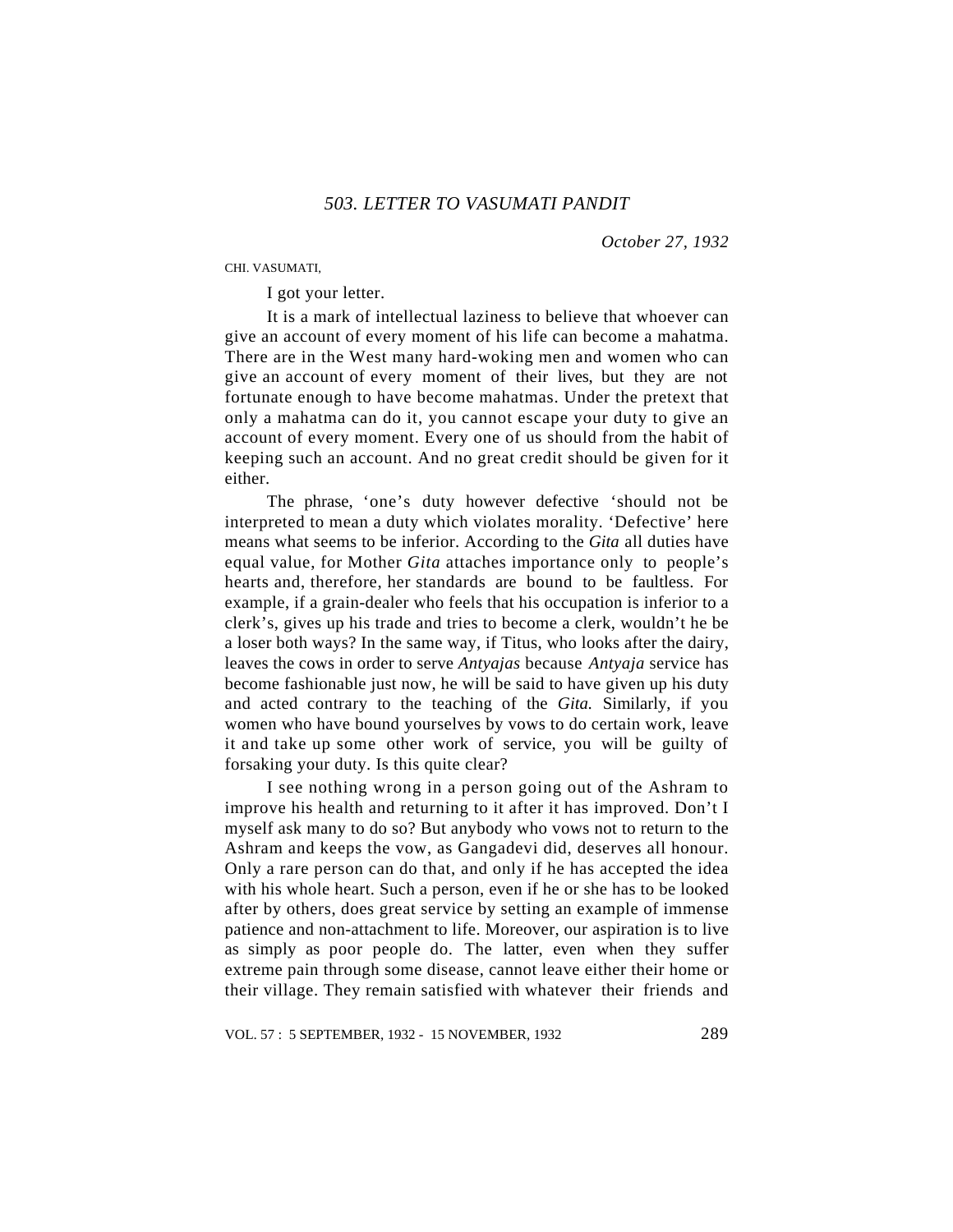# *503. LETTER TO VASUMATI PANDIT*

*October 27, 1932*

CHI. VASUMATI,

I got your letter.

It is a mark of intellectual laziness to believe that whoever can give an account of every moment of his life can become a mahatma. There are in the West many hard-woking men and women who can give an account of every moment of their lives, but they are not fortunate enough to have become mahatmas. Under the pretext that only a mahatma can do it, you cannot escape your duty to give an account of every moment. Every one of us should from the habit of keeping such an account. And no great credit should be given for it either.

The phrase, 'one's duty however defective 'should not be interpreted to mean a duty which violates morality. 'Defective' here means what seems to be inferior. According to the *Gita* all duties have equal value, for Mother *Gita* attaches importance only to people's hearts and, therefore, her standards are bound to be faultless. For example, if a grain-dealer who feels that his occupation is inferior to a clerk's, gives up his trade and tries to become a clerk, wouldn't he be a loser both ways? In the same way, if Titus, who looks after the dairy, leaves the cows in order to serve *Antyajas* because *Antyaja* service has become fashionable just now, he will be said to have given up his duty and acted contrary to the teaching of the *Gita.* Similarly, if you women who have bound yourselves by vows to do certain work, leave it and take up some other work of service, you will be guilty of forsaking your duty. Is this quite clear?

I see nothing wrong in a person going out of the Ashram to improve his health and returning to it after it has improved. Don't I myself ask many to do so? But anybody who vows not to return to the Ashram and keeps the vow, as Gangadevi did, deserves all honour. Only a rare person can do that, and only if he has accepted the idea with his whole heart. Such a person, even if he or she has to be looked after by others, does great service by setting an example of immense patience and non-attachment to life. Moreover, our aspiration is to live as simply as poor people do. The latter, even when they suffer extreme pain through some disease, cannot leave either their home or their village. They remain satisfied with whatever their friends and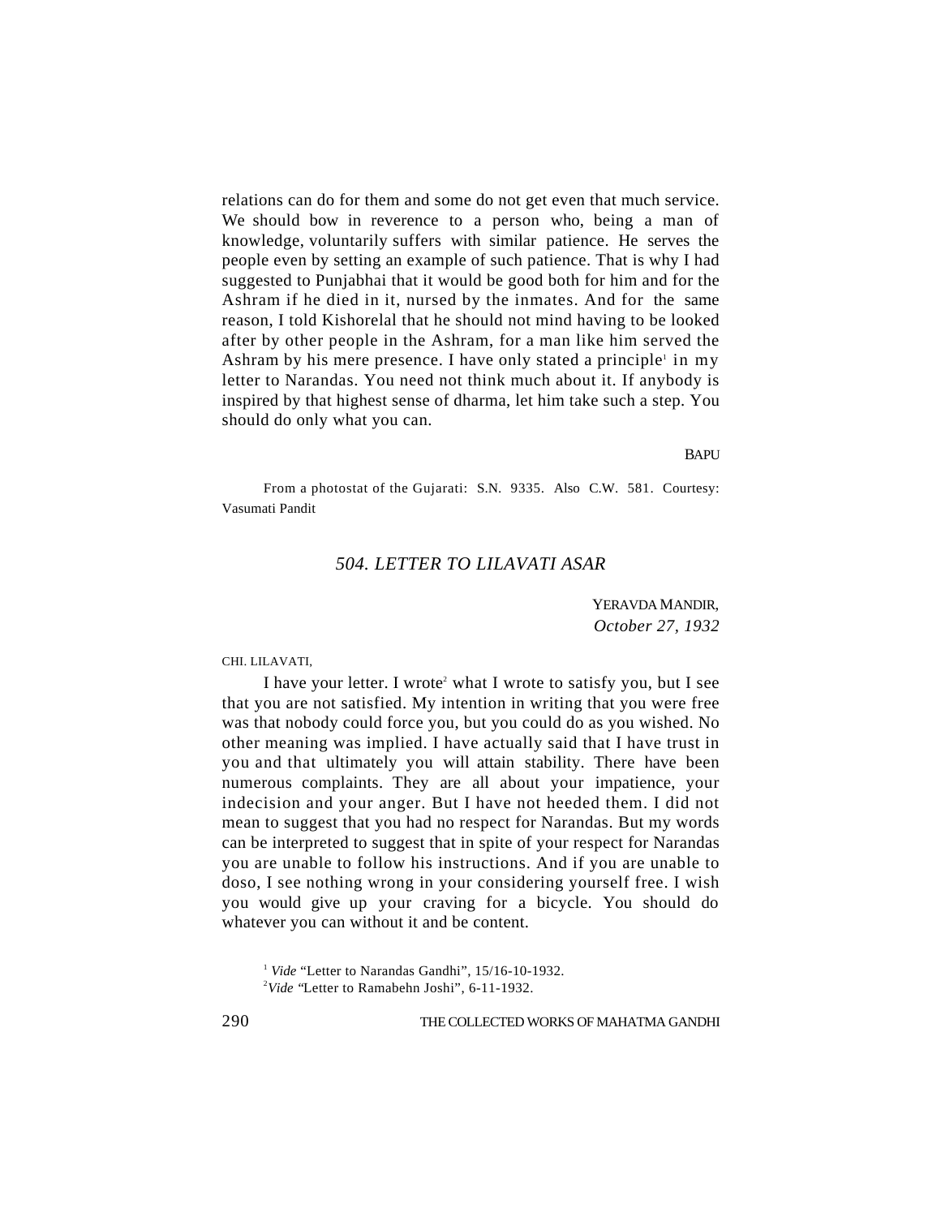relations can do for them and some do not get even that much service. We should bow in reverence to a person who, being a man of knowledge, voluntarily suffers with similar patience. He serves the people even by setting an example of such patience. That is why I had suggested to Punjabhai that it would be good both for him and for the Ashram if he died in it, nursed by the inmates. And for the same reason, I told Kishorelal that he should not mind having to be looked after by other people in the Ashram, for a man like him served the Ashram by his mere presence. I have only stated a principle[1] in my letter to Narandas. You need not think much about it. If anybody is inspired by that highest sense of dharma, let him take such a step. You should do only what you can.

BAPU

From a photostat of the Gujarati: S.N. 9335. Also C.W. 581. Courtesy: Vasumati Pandit

## *504. LETTER TO LILAVATI ASAR*

YERAVDA MANDIR,
*October 27, 1932*

CHI. LILAVATI,

I have your letter. I wrote[2] what I wrote to satisfy you, but I see that you are not satisfied. My intention in writing that you were free was that nobody could force you, but you could do as you wished. No other meaning was implied. I have actually said that I have trust in you and that ultimately you will attain stability. There have been numerous complaints. They are all about your impatience, your indecision and your anger. But I have not heeded them. I did not mean to suggest that you had no respect for Narandas. But my words can be interpreted to suggest that in spite of your respect for Narandas you are unable to follow his instructions. And if you are unable to doso, I see nothing wrong in your considering yourself free. I wish you would give up your craving for a bicycle. You should do whatever you can without it and be content.

[1] *Vide* "Letter to Narandas Gandhi", 15/16-10-1932.

[2] *Vide* "Letter to Ramabehn Joshi", 6-11-1932.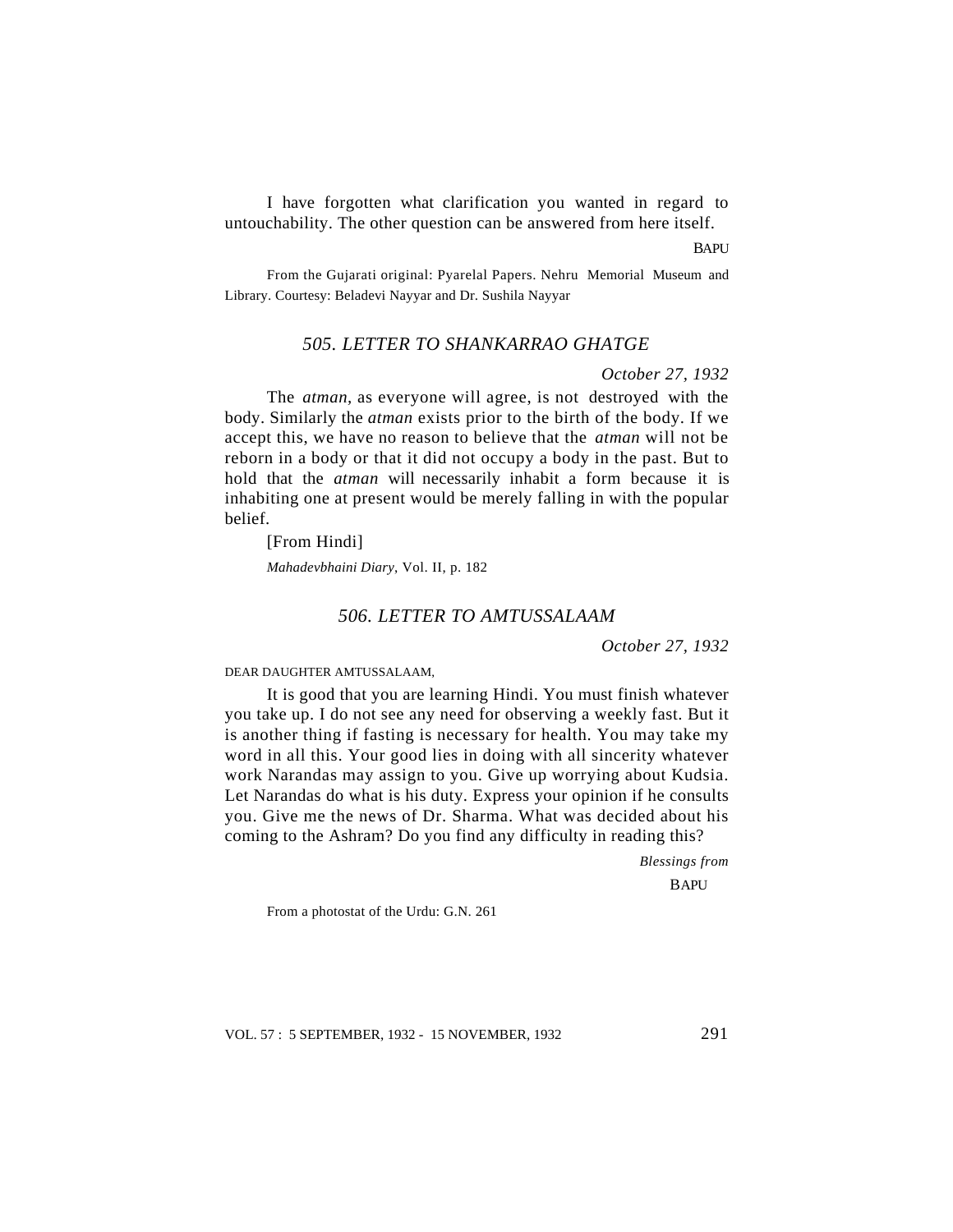I have forgotten what clarification you wanted in regard to untouchability. The other question can be answered from here itself.

BAPU

From the Gujarati original: Pyarelal Papers. Nehru Memorial Museum and Library. Courtesy: Beladevi Nayyar and Dr. Sushila Nayyar

### *505. LETTER TO SHANKARRAO GHATGE*

*October 27, 1932*

The *atman*, as everyone will agree, is not destroyed with the body. Similarly the *atman* exists prior to the birth of the body. If we accept this, we have no reason to believe that the *atman* will not be reborn in a body or that it did not occupy a body in the past. But to hold that the *atman* will necessarily inhabit a form because it is inhabiting one at present would be merely falling in with the popular belief.

[From Hindi]

*Mahadevbhaini Diary*, Vol. II, p. 182

### *506. LETTER TO AMTUSSALAAM*

*October 27, 1932*

DEAR DAUGHTER AMTUSSALAAM,

It is good that you are learning Hindi. You must finish whatever you take up. I do not see any need for observing a weekly fast. But it is another thing if fasting is necessary for health. You may take my word in all this. Your good lies in doing with all sincerity whatever work Narandas may assign to you. Give up worrying about Kudsia. Let Narandas do what is his duty. Express your opinion if he consults you. Give me the news of Dr. Sharma. What was decided about his coming to the Ashram? Do you find any difficulty in reading this?

*Blessings from*

BAPU

From a photostat of the Urdu: G.N. 261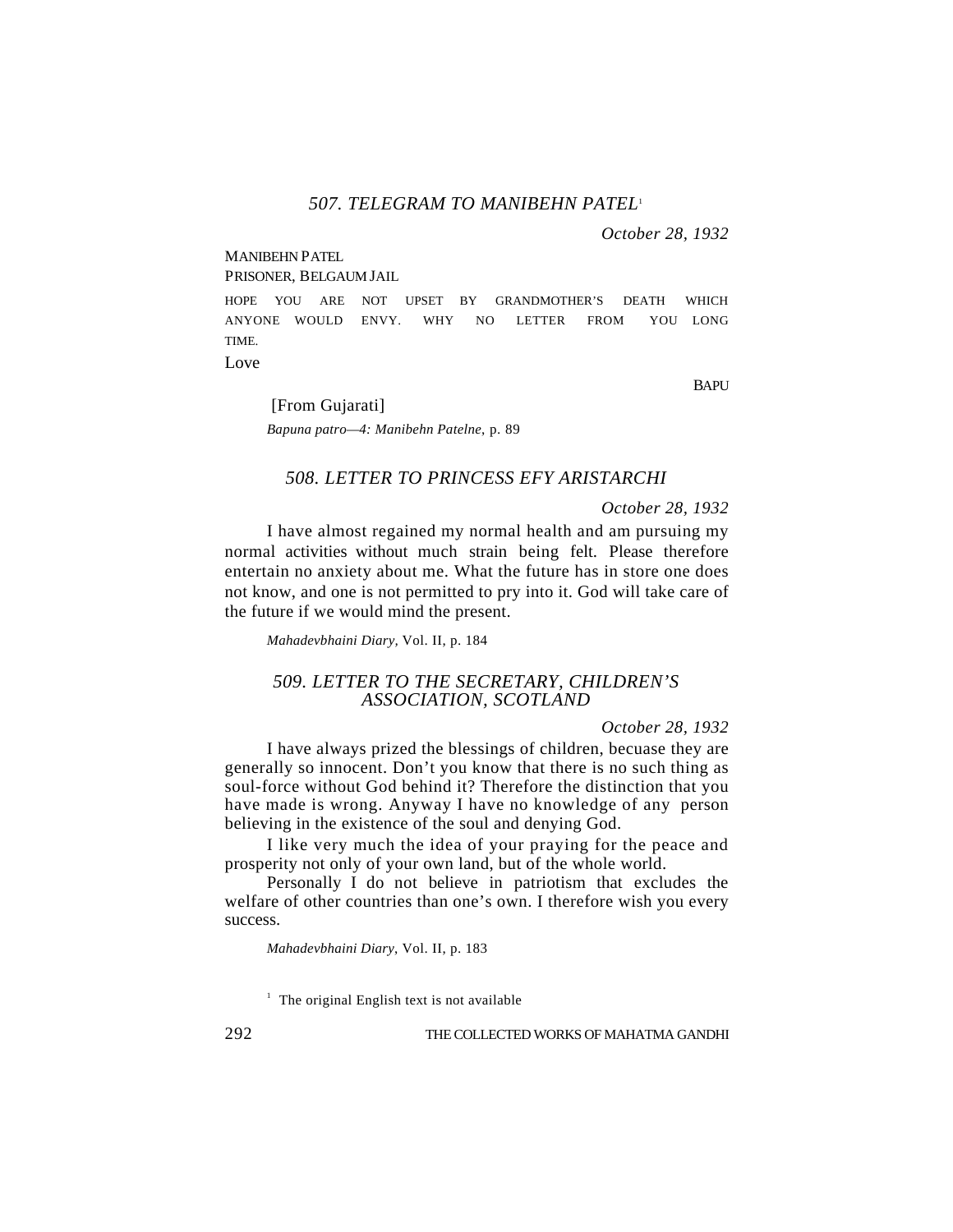### *507. TELEGRAM TO MANIBEHN PATEL*[1]

*October 28, 1932*

MANIBEHN PATEL
PRISONER, BELGAUM JAIL

HOPE YOU ARE NOT UPSET BY GRANDMOTHER'S DEATH WHICH ANYONE WOULD ENVY. WHY NO LETTER FROM YOU LONG TIME.

Love

BAPU

[From Gujarati]

*Bapuna patro—4: Manibehn Patelne*, p. 89

### *508. LETTER TO PRINCESS EFY ARISTARCHI*

*October 28, 1932*

I have almost regained my normal health and am pursuing my normal activities without much strain being felt. Please therefore entertain no anxiety about me. What the future has in store one does not know, and one is not permitted to pry into it. God will take care of the future if we would mind the present.

*Mahadevbhaini Diary*, Vol. II, p. 184

### *509. LETTER TO THE SECRETARY, CHILDREN'S ASSOCIATION, SCOTLAND*

*October 28, 1932*

I have always prized the blessings of children, becuase they are generally so innocent. Don't you know that there is no such thing as soul-force without God behind it? Therefore the distinction that you have made is wrong. Anyway I have no knowledge of any person believing in the existence of the soul and denying God.

I like very much the idea of your praying for the peace and prosperity not only of your own land, but of the whole world.

Personally I do not believe in patriotism that excludes the welfare of other countries than one's own. I therefore wish you every success.

*Mahadevbhaini Diary*, Vol. II, p. 183

[1] The original English text is not available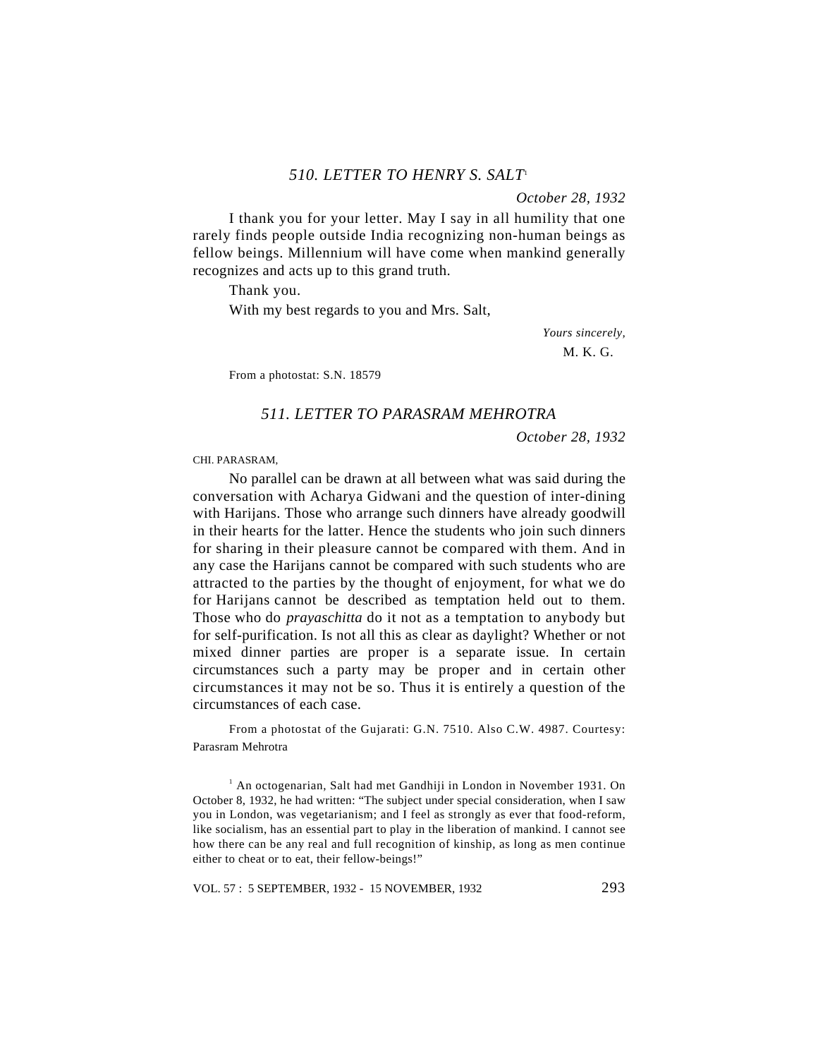### *510. LETTER TO HENRY S. SALT*[1]

*October 28, 1932*

I thank you for your letter. May I say in all humility that one rarely finds people outside India recognizing non-human beings as fellow beings. Millennium will have come when mankind generally recognizes and acts up to this grand truth.

Thank you.

With my best regards to you and Mrs. Salt,

*Yours sincerely,*

M. K. G.

From a photostat: S.N. 18579

### *511. LETTER TO PARASRAM MEHROTRA*

*October 28, 1932*

CHI. PARASRAM,

No parallel can be drawn at all between what was said during the conversation with Acharya Gidwani and the question of inter-dining with Harijans. Those who arrange such dinners have already goodwill in their hearts for the latter. Hence the students who join such dinners for sharing in their pleasure cannot be compared with them. And in any case the Harijans cannot be compared with such students who are attracted to the parties by the thought of enjoyment, for what we do for Harijans cannot be described as temptation held out to them. Those who do *prayaschitta* do it not as a temptation to anybody but for self-purification. Is not all this as clear as daylight? Whether or not mixed dinner parties are proper is a separate issue. In certain circumstances such a party may be proper and in certain other circumstances it may not be so. Thus it is entirely a question of the circumstances of each case.

From a photostat of the Gujarati: G.N. 7510. Also C.W. 4987. Courtesy: Parasram Mehrotra

[1] An octogenarian, Salt had met Gandhiji in London in November 1931. On October 8, 1932, he had written: "The subject under special consideration, when I saw you in London, was vegetarianism; and I feel as strongly as ever that food-reform, like socialism, has an essential part to play in the liberation of mankind. I cannot see how there can be any real and full recognition of kinship, as long as men continue either to cheat or to eat, their fellow-beings!"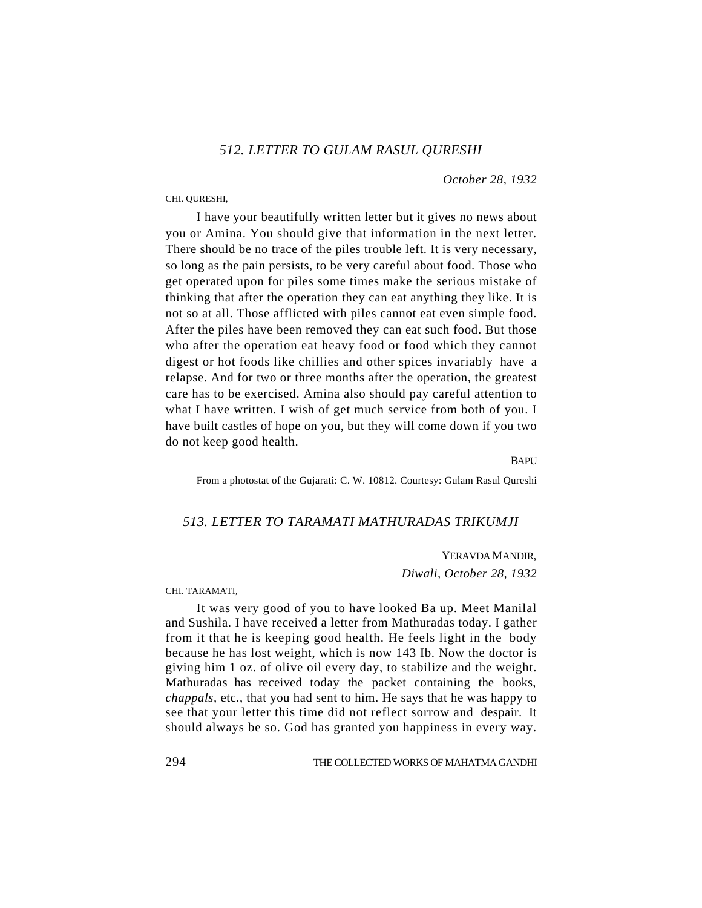## *512. LETTER TO GULAM RASUL QURESHI*

*October 28, 1932*

CHI. QURESHI,

I have your beautifully written letter but it gives no news about you or Amina. You should give that information in the next letter. There should be no trace of the piles trouble left. It is very necessary, so long as the pain persists, to be very careful about food. Those who get operated upon for piles some times make the serious mistake of thinking that after the operation they can eat anything they like. It is not so at all. Those afflicted with piles cannot eat even simple food. After the piles have been removed they can eat such food. But those who after the operation eat heavy food or food which they cannot digest or hot foods like chillies and other spices invariably have a relapse. And for two or three months after the operation, the greatest care has to be exercised. Amina also should pay careful attention to what I have written. I wish of get much service from both of you. I have built castles of hope on you, but they will come down if you two do not keep good health.

BAPU

From a photostat of the Gujarati: C. W. 10812. Courtesy: Gulam Rasul Qureshi

## *513. LETTER TO TARAMATI MATHURADAS TRIKUMJI*

YERAVDA MANDIR,

*Diwali, October 28, 1932*

CHI. TARAMATI,

It was very good of you to have looked Ba up. Meet Manilal and Sushila. I have received a letter from Mathuradas today. I gather from it that he is keeping good health. He feels light in the body because he has lost weight, which is now 143 Ib. Now the doctor is giving him 1 oz. of olive oil every day, to stabilize and the weight. Mathuradas has received today the packet containing the books, *chappals*, etc., that you had sent to him. He says that he was happy to see that your letter this time did not reflect sorrow and despair. It should always be so. God has granted you happiness in every way.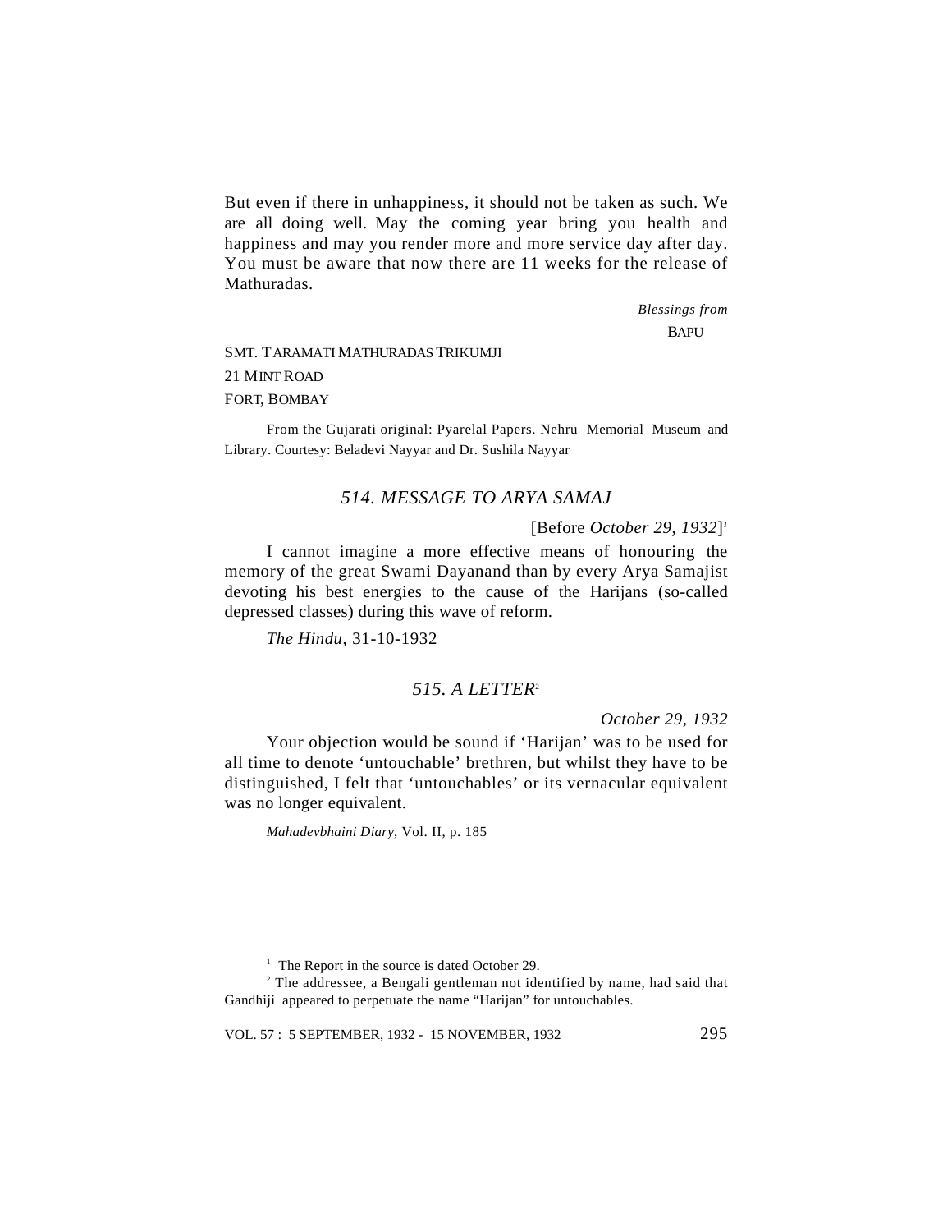But even if there in unhappiness, it should not be taken as such. We are all doing well. May the coming year bring you health and happiness and may you render more and more service day after day. You must be aware that now there are 11 weeks for the release of Mathuradas.

*Blessings from*
BAPU

SMT. TARAMATI MATHURADAS TRIKUMJI
21 MINT ROAD
FORT, BOMBAY

From the Gujarati original: Pyarelal Papers. Nehru Memorial Museum and Library. Courtesy: Beladevi Nayyar and Dr. Sushila Nayyar

## *514. MESSAGE TO ARYA SAMAJ*

[Before *October 29, 1932*][1]

I cannot imagine a more effective means of honouring the memory of the great Swami Dayanand than by every Arya Samajist devoting his best energies to the cause of the Harijans (so-called depressed classes) during this wave of reform.

*The Hindu,* 31-10-1932

## *515. A LETTER*[2]

*October 29, 1932*

Your objection would be sound if 'Harijan' was to be used for all time to denote 'untouchable' brethren, but whilst they have to be distinguished, I felt that 'untouchables' or its vernacular equivalent was no longer equivalent.

*Mahadevbhaini Diary,* Vol. II, p. 185

---

[1] The Report in the source is dated October 29.

[2] The addressee, a Bengali gentleman not identified by name, had said that Gandhiji appeared to perpetuate the name "Harijan" for untouchables.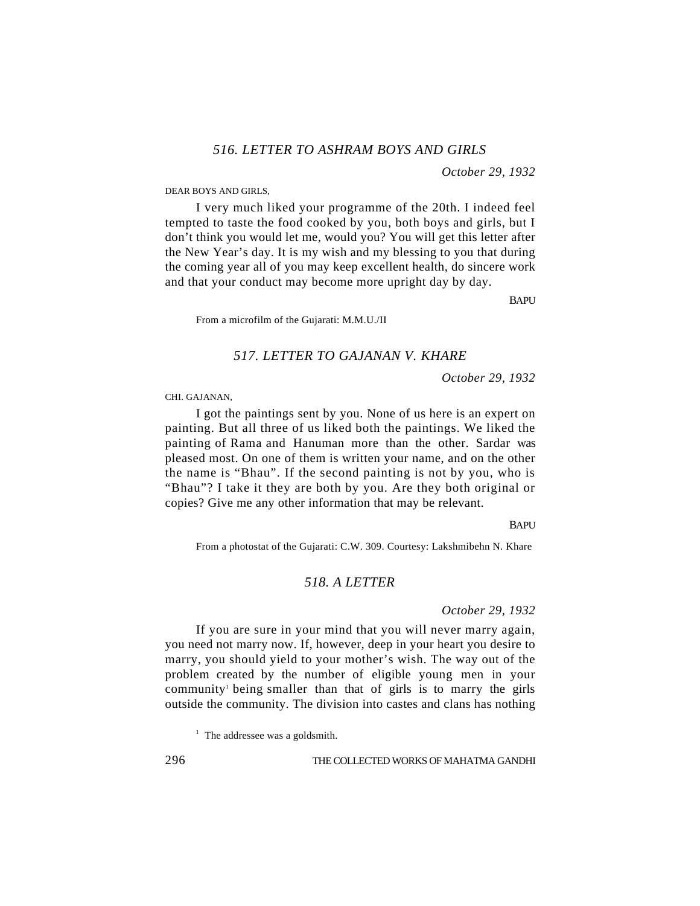### *516. LETTER TO ASHRAM BOYS AND GIRLS*

*October 29, 1932*

DEAR BOYS AND GIRLS,

I very much liked your programme of the 20th. I indeed feel tempted to taste the food cooked by you, both boys and girls, but I don't think you would let me, would you? You will get this letter after the New Year's day. It is my wish and my blessing to you that during the coming year all of you may keep excellent health, do sincere work and that your conduct may become more upright day by day.

BAPU

From a microfilm of the Gujarati: M.M.U./II

### *517. LETTER TO GAJANAN V. KHARE*

*October 29, 1932*

CHI. GAJANAN,

I got the paintings sent by you. None of us here is an expert on painting. But all three of us liked both the paintings. We liked the painting of Rama and Hanuman more than the other. Sardar was pleased most. On one of them is written your name, and on the other the name is "Bhau". If the second painting is not by you, who is "Bhau"? I take it they are both by you. Are they both original or copies? Give me any other information that may be relevant.

BAPU

From a photostat of the Gujarati: C.W. 309. Courtesy: Lakshmibehn N. Khare

### *518. A LETTER*

*October 29, 1932*

If you are sure in your mind that you will never marry again, you need not marry now. If, however, deep in your heart you desire to marry, you should yield to your mother's wish. The way out of the problem created by the number of eligible young men in your community[1] being smaller than that of girls is to marry the girls outside the community. The division into castes and clans has nothing

[1] The addressee was a goldsmith.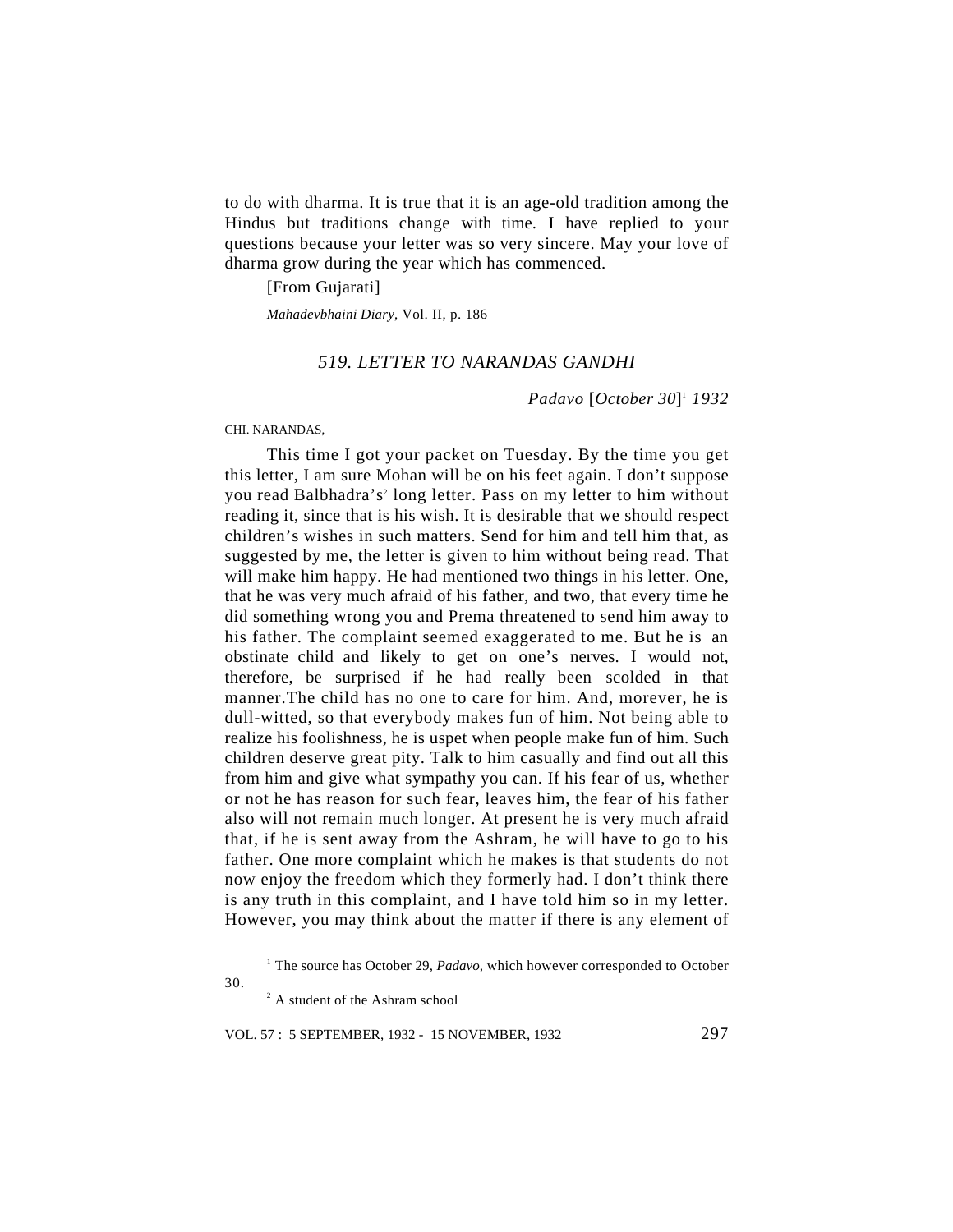to do with dharma. It is true that it is an age-old tradition among the Hindus but traditions change with time. I have replied to your questions because your letter was so very sincere. May your love of dharma grow during the year which has commenced.

[From Gujarati]

*Mahadevbhaini Diary*, Vol. II, p. 186

## *519. LETTER TO NARANDAS GANDHI*

*Padavo* [*October 30*][1] *1932*

CHI. NARANDAS,

This time I got your packet on Tuesday. By the time you get this letter, I am sure Mohan will be on his feet again. I don't suppose you read Balbhadra's[2] long letter. Pass on my letter to him without reading it, since that is his wish. It is desirable that we should respect children's wishes in such matters. Send for him and tell him that, as suggested by me, the letter is given to him without being read. That will make him happy. He had mentioned two things in his letter. One, that he was very much afraid of his father, and two, that every time he did something wrong you and Prema threatened to send him away to his father. The complaint seemed exaggerated to me. But he is an obstinate child and likely to get on one's nerves. I would not, therefore, be surprised if he had really been scolded in that manner.The child has no one to care for him. And, morever, he is dull-witted, so that everybody makes fun of him. Not being able to realize his foolishness, he is uspet when people make fun of him. Such children deserve great pity. Talk to him casually and find out all this from him and give what sympathy you can. If his fear of us, whether or not he has reason for such fear, leaves him, the fear of his father also will not remain much longer. At present he is very much afraid that, if he is sent away from the Ashram, he will have to go to his father. One more complaint which he makes is that students do not now enjoy the freedom which they formerly had. I don't think there is any truth in this complaint, and I have told him so in my letter. However, you may think about the matter if there is any element of

[1] The source has October 29, *Padavo,* which however corresponded to October 30.

[2] A student of the Ashram school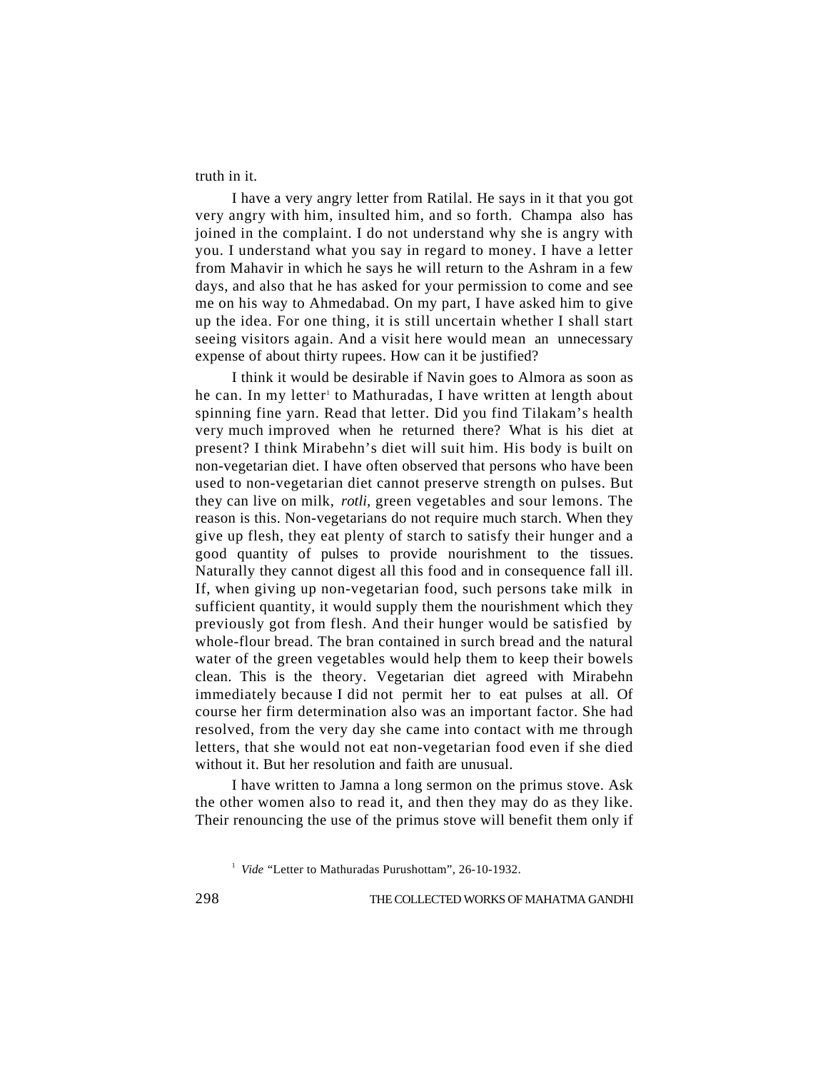truth in it.

I have a very angry letter from Ratilal. He says in it that you got very angry with him, insulted him, and so forth. Champa also has joined in the complaint. I do not understand why she is angry with you. I understand what you say in regard to money. I have a letter from Mahavir in which he says he will return to the Ashram in a few days, and also that he has asked for your permission to come and see me on his way to Ahmedabad. On my part, I have asked him to give up the idea. For one thing, it is still uncertain whether I shall start seeing visitors again. And a visit here would mean an unnecessary expense of about thirty rupees. How can it be justified?

I think it would be desirable if Navin goes to Almora as soon as he can. In my letter[1] to Mathuradas, I have written at length about spinning fine yarn. Read that letter. Did you find Tilakam's health very much improved when he returned there? What is his diet at present? I think Mirabehn's diet will suit him. His body is built on non-vegetarian diet. I have often observed that persons who have been used to non-vegetarian diet cannot preserve strength on pulses. But they can live on milk, *rotli,* green vegetables and sour lemons. The reason is this. Non-vegetarians do not require much starch. When they give up flesh, they eat plenty of starch to satisfy their hunger and a good quantity of pulses to provide nourishment to the tissues. Naturally they cannot digest all this food and in consequence fall ill. If, when giving up non-vegetarian food, such persons take milk in sufficient quantity, it would supply them the nourishment which they previously got from flesh. And their hunger would be satisfied by whole-flour bread. The bran contained in surch bread and the natural water of the green vegetables would help them to keep their bowels clean. This is the theory. Vegetarian diet agreed with Mirabehn immediately because I did not permit her to eat pulses at all. Of course her firm determination also was an important factor. She had resolved, from the very day she came into contact with me through letters, that she would not eat non-vegetarian food even if she died without it. But her resolution and faith are unusual.

I have written to Jamna a long sermon on the primus stove. Ask the other women also to read it, and then they may do as they like. Their renouncing the use of the primus stove will benefit them only if

[1] *Vide* "Letter to Mathuradas Purushottam", 26-10-1932.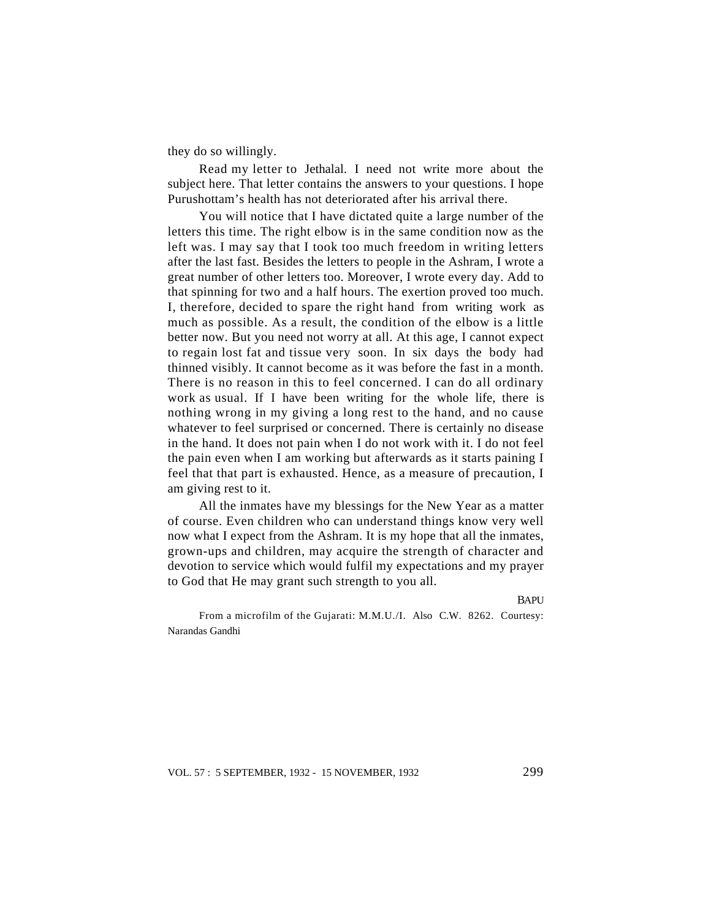they do so willingly.

Read my letter to Jethalal. I need not write more about the subject here. That letter contains the answers to your questions. I hope Purushottam's health has not deteriorated after his arrival there.

You will notice that I have dictated quite a large number of the letters this time. The right elbow is in the same condition now as the left was. I may say that I took too much freedom in writing letters after the last fast. Besides the letters to people in the Ashram, I wrote a great number of other letters too. Moreover, I wrote every day. Add to that spinning for two and a half hours. The exertion proved too much. I, therefore, decided to spare the right hand from writing work as much as possible. As a result, the condition of the elbow is a little better now. But you need not worry at all. At this age, I cannot expect to regain lost fat and tissue very soon. In six days the body had thinned visibly. It cannot become as it was before the fast in a month. There is no reason in this to feel concerned. I can do all ordinary work as usual. If I have been writing for the whole life, there is nothing wrong in my giving a long rest to the hand, and no cause whatever to feel surprised or concerned. There is certainly no disease in the hand. It does not pain when I do not work with it. I do not feel the pain even when I am working but afterwards as it starts paining I feel that that part is exhausted. Hence, as a measure of precaution, I am giving rest to it.

All the inmates have my blessings for the New Year as a matter of course. Even children who can understand things know very well now what I expect from the Ashram. It is my hope that all the inmates, grown-ups and children, may acquire the strength of character and devotion to service which would fulfil my expectations and my prayer to God that He may grant such strength to you all.

BAPU

From a microfilm of the Gujarati: M.M.U./I. Also C.W. 8262. Courtesy: Narandas Gandhi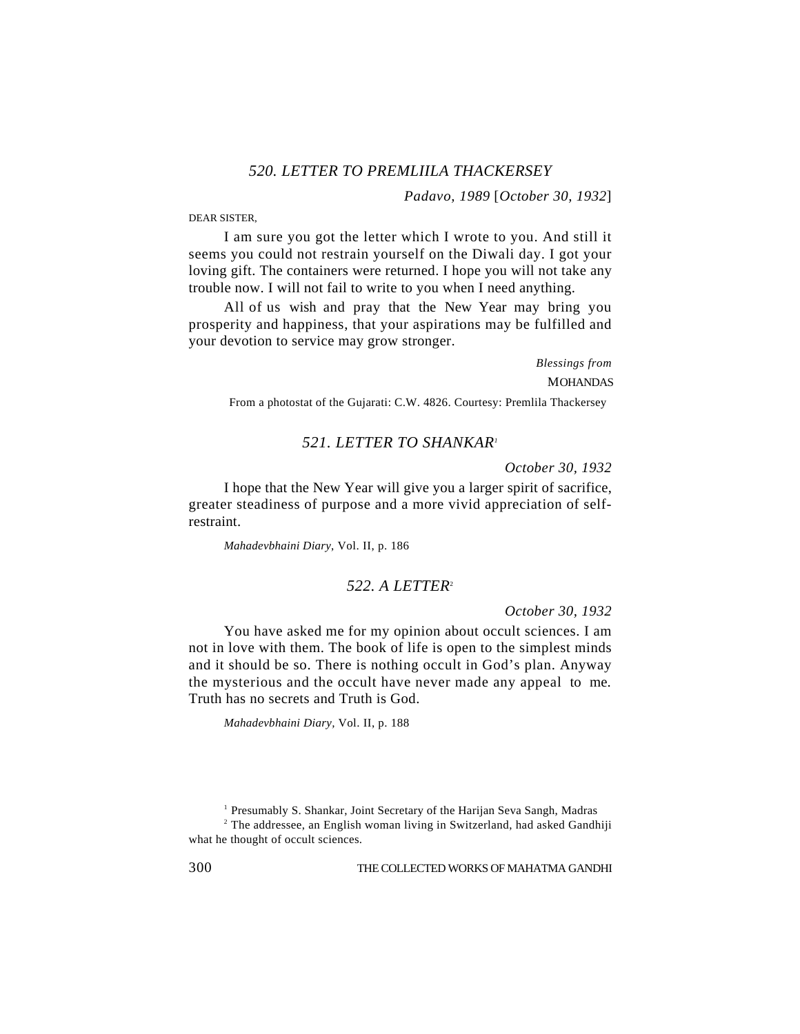## *520. LETTER TO PREMLIILA THACKERSEY*

*Padavo, 1989* [*October 30, 1932*]

DEAR SISTER,

I am sure you got the letter which I wrote to you. And still it seems you could not restrain yourself on the Diwali day. I got your loving gift. The containers were returned. I hope you will not take any trouble now. I will not fail to write to you when I need anything.

All of us wish and pray that the New Year may bring you prosperity and happiness, that your aspirations may be fulfilled and your devotion to service may grow stronger.

*Blessings from*

MOHANDAS

From a photostat of the Gujarati: C.W. 4826. Courtesy: Premlila Thackersey

## *521. LETTER TO SHANKAR*[1]

*October 30, 1932*

I hope that the New Year will give you a larger spirit of sacrifice, greater steadiness of purpose and a more vivid appreciation of self-restraint.

*Mahadevbhaini Diary*, Vol. II, p. 186

## *522. A LETTER*[2]

*October 30, 1932*

You have asked me for my opinion about occult sciences. I am not in love with them. The book of life is open to the simplest minds and it should be so. There is nothing occult in God's plan. Anyway the mysterious and the occult have never made any appeal to me. Truth has no secrets and Truth is God.

*Mahadevbhaini Diary*, Vol. II, p. 188

---

[1] Presumably S. Shankar, Joint Secretary of the Harijan Seva Sangh, Madras

[2] The addressee, an English woman living in Switzerland, had asked Gandhiji what he thought of occult sciences.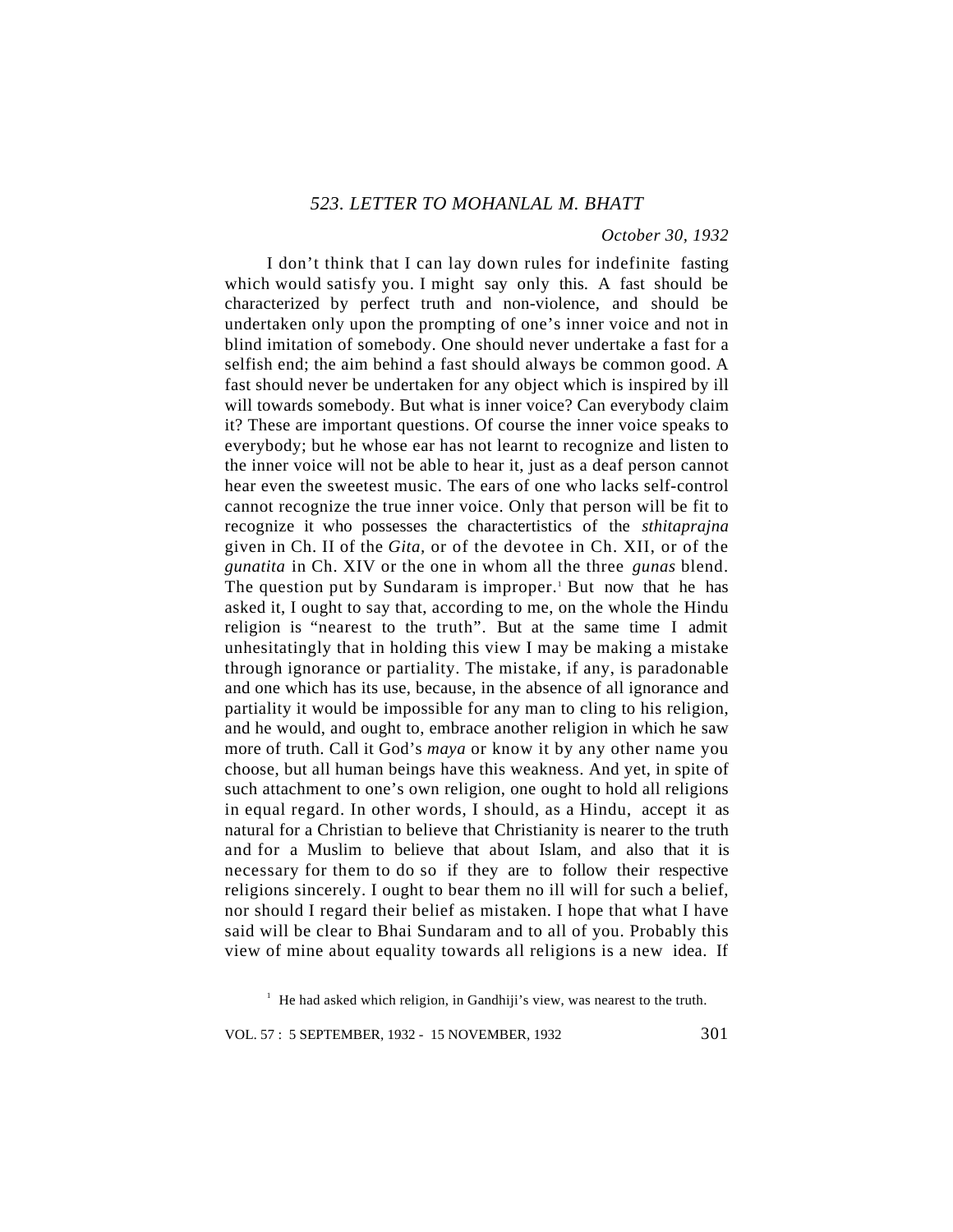## *523. LETTER TO MOHANLAL M. BHATT*

*October 30, 1932*

I don't think that I can lay down rules for indefinite fasting which would satisfy you. I might say only this. A fast should be characterized by perfect truth and non-violence, and should be undertaken only upon the prompting of one's inner voice and not in blind imitation of somebody. One should never undertake a fast for a selfish end; the aim behind a fast should always be common good. A fast should never be undertaken for any object which is inspired by ill will towards somebody. But what is inner voice? Can everybody claim it? These are important questions. Of course the inner voice speaks to everybody; but he whose ear has not learnt to recognize and listen to the inner voice will not be able to hear it, just as a deaf person cannot hear even the sweetest music. The ears of one who lacks self-control cannot recognize the true inner voice. Only that person will be fit to recognize it who possesses the charactertistics of the *sthitaprajna* given in Ch. II of the *Gita*, or of the devotee in Ch. XII, or of the *gunatita* in Ch. XIV or the one in whom all the three *gunas* blend. The question put by Sundaram is improper.[1] But now that he has asked it, I ought to say that, according to me, on the whole the Hindu religion is "nearest to the truth". But at the same time I admit unhesitatingly that in holding this view I may be making a mistake through ignorance or partiality. The mistake, if any, is paradonable and one which has its use, because, in the absence of all ignorance and partiality it would be impossible for any man to cling to his religion, and he would, and ought to, embrace another religion in which he saw more of truth. Call it God's *maya* or know it by any other name you choose, but all human beings have this weakness. And yet, in spite of such attachment to one's own religion, one ought to hold all religions in equal regard. In other words, I should, as a Hindu, accept it as natural for a Christian to believe that Christianity is nearer to the truth and for a Muslim to believe that about Islam, and also that it is necessary for them to do so if they are to follow their respective religions sincerely. I ought to bear them no ill will for such a belief, nor should I regard their belief as mistaken. I hope that what I have said will be clear to Bhai Sundaram and to all of you. Probably this view of mine about equality towards all religions is a new idea. If

[1] He had asked which religion, in Gandhiji's view, was nearest to the truth.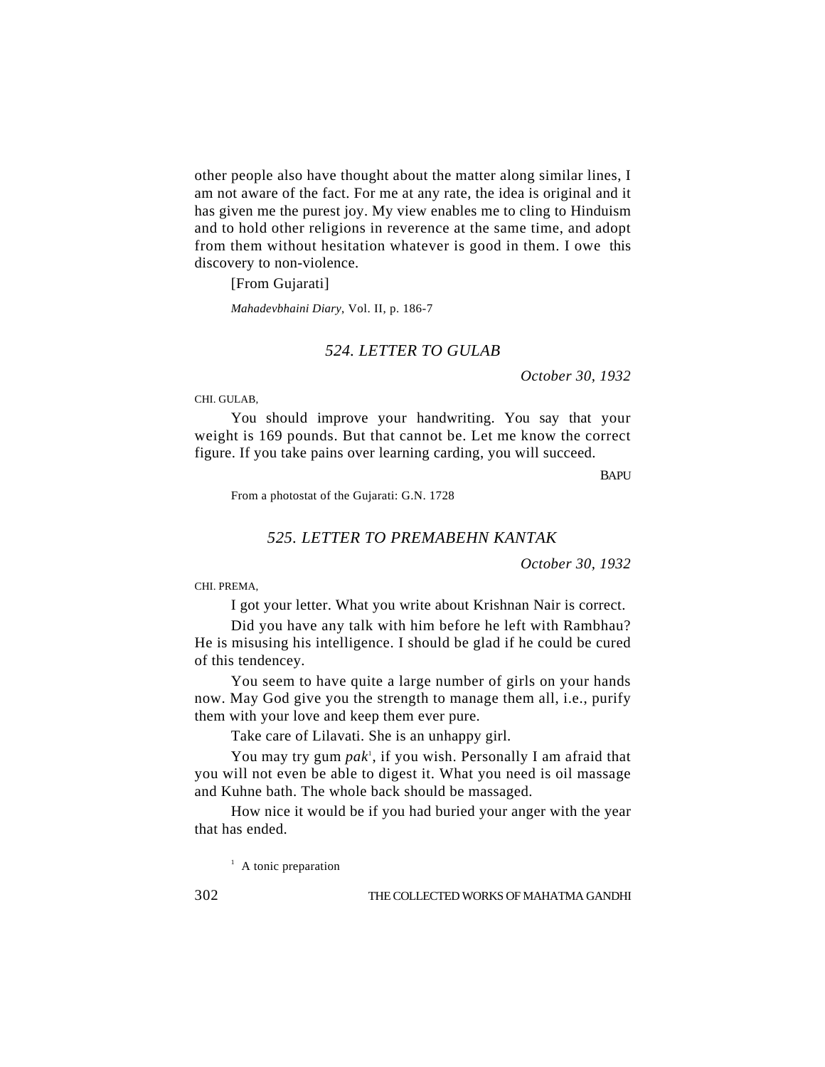other people also have thought about the matter along similar lines, I am not aware of the fact. For me at any rate, the idea is original and it has given me the purest joy. My view enables me to cling to Hinduism and to hold other religions in reverence at the same time, and adopt from them without hesitation whatever is good in them. I owe this discovery to non-violence.

[From Gujarati]

*Mahadevbhaini Diary*, Vol. II, p. 186-7

## *524. LETTER TO GULAB*

*October 30, 1932*

CHI. GULAB,

You should improve your handwriting. You say that your weight is 169 pounds. But that cannot be. Let me know the correct figure. If you take pains over learning carding, you will succeed.

BAPU

From a photostat of the Gujarati: G.N. 1728

## *525. LETTER TO PREMABEHN KANTAK*

*October 30, 1932*

CHI. PREMA,

I got your letter. What you write about Krishnan Nair is correct.

Did you have any talk with him before he left with Rambhau? He is misusing his intelligence. I should be glad if he could be cured of this tendencey.

You seem to have quite a large number of girls on your hands now. May God give you the strength to manage them all, i.e., purify them with your love and keep them ever pure.

Take care of Lilavati. She is an unhappy girl.

You may try gum *pak*[1], if you wish. Personally I am afraid that you will not even be able to digest it. What you need is oil massage and Kuhne bath. The whole back should be massaged.

How nice it would be if you had buried your anger with the year that has ended.

[1] A tonic preparation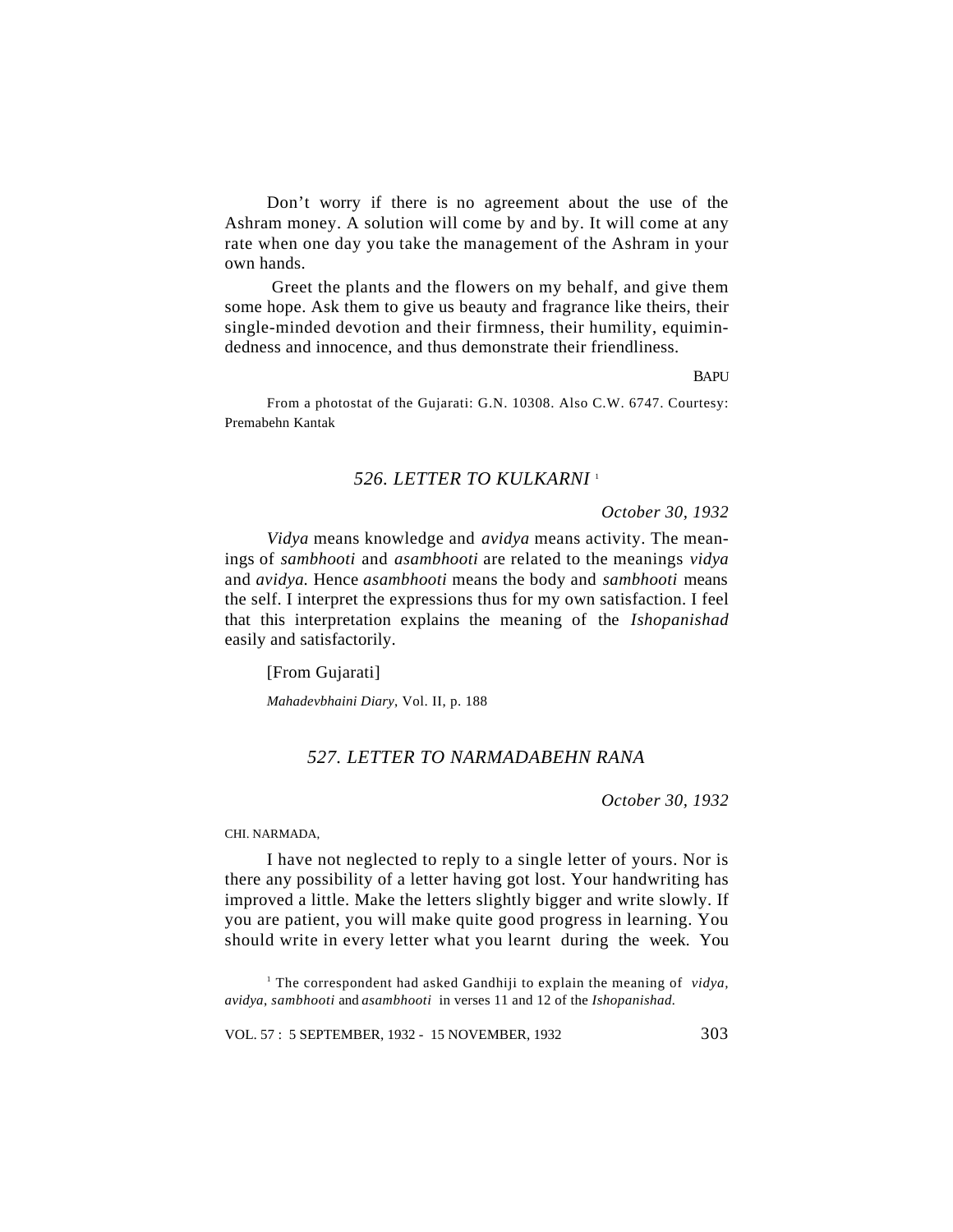Don't worry if there is no agreement about the use of the Ashram money. A solution will come by and by. It will come at any rate when one day you take the management of the Ashram in your own hands.

Greet the plants and the flowers on my behalf, and give them some hope. Ask them to give us beauty and fragrance like theirs, their single-minded devotion and their firmness, their humility, equimindedness and innocence, and thus demonstrate their friendliness.

BAPU

From a photostat of the Gujarati: G.N. 10308. Also C.W. 6747. Courtesy: Premabehn Kantak

## *526. LETTER TO KULKARNI* [1]

*October 30, 1932*

*Vidya* means knowledge and *avidya* means activity. The meanings of *sambhooti* and *asambhooti* are related to the meanings *vidya* and *avidya.* Hence *asambhooti* means the body and *sambhooti* means the self. I interpret the expressions thus for my own satisfaction. I feel that this interpretation explains the meaning of the *Ishopanishad* easily and satisfactorily.

[From Gujarati]

*Mahadevbhaini Diary*, Vol. II, p. 188

## *527. LETTER TO NARMADABEHN RANA*

*October 30, 1932*

CHI. NARMADA,

I have not neglected to reply to a single letter of yours. Nor is there any possibility of a letter having got lost. Your handwriting has improved a little. Make the letters slightly bigger and write slowly. If you are patient, you will make quite good progress in learning. You should write in every letter what you learnt during the week. You

[1] The correspondent had asked Gandhiji to explain the meaning of *vidya, avidya*, *sambhooti* and *asambhooti* in verses 11 and 12 of the *Ishopanishad.*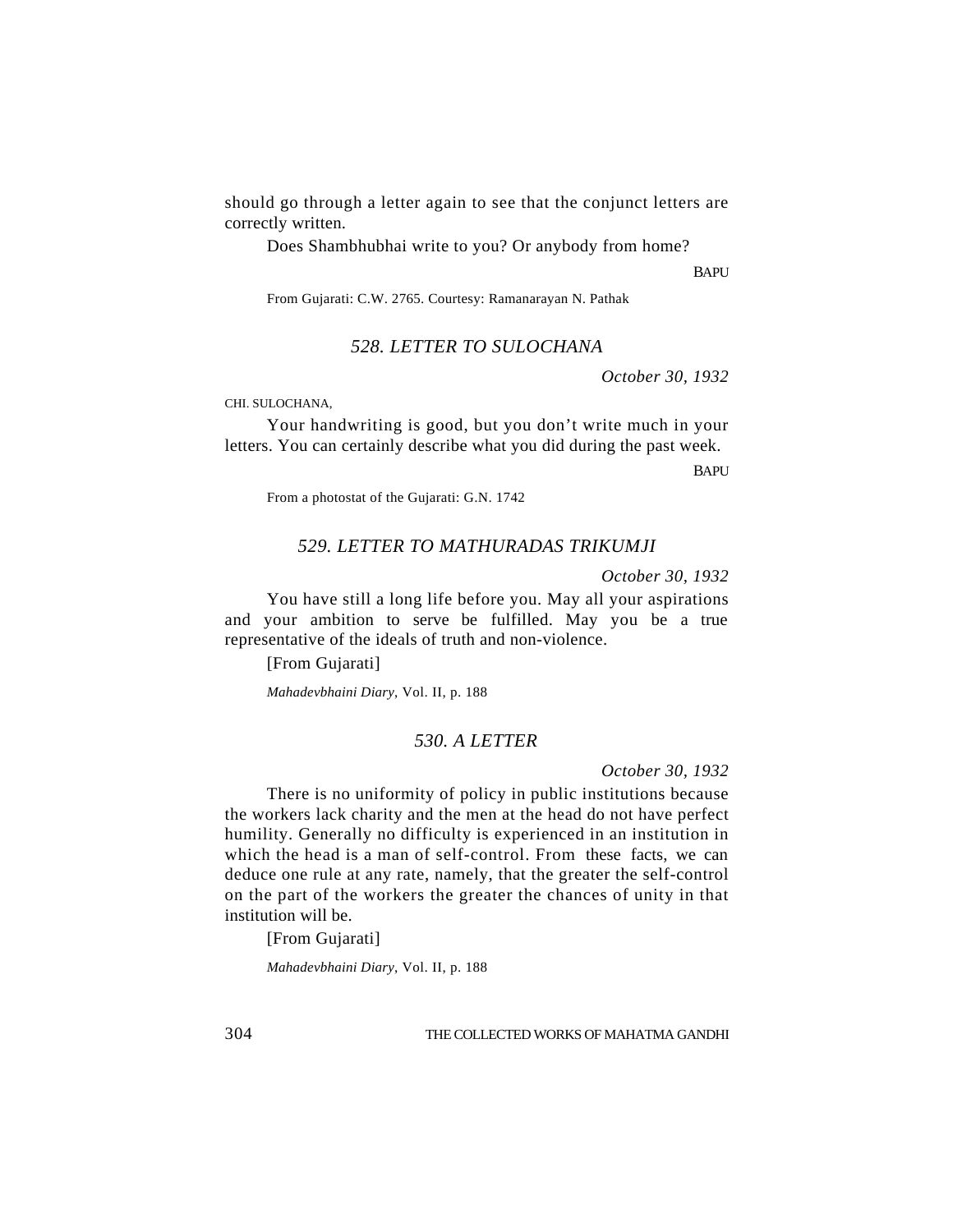should go through a letter again to see that the conjunct letters are correctly written.

Does Shambhubhai write to you? Or anybody from home?

BAPU

From Gujarati: C.W. 2765. Courtesy: Ramanarayan N. Pathak

## *528. LETTER TO SULOCHANA*

*October 30, 1932*

CHI. SULOCHANA,

Your handwriting is good, but you don't write much in your letters. You can certainly describe what you did during the past week.

BAPU

From a photostat of the Gujarati: G.N. 1742

## *529. LETTER TO MATHURADAS TRIKUMJI*

*October 30, 1932*

You have still a long life before you. May all your aspirations and your ambition to serve be fulfilled. May you be a true representative of the ideals of truth and non-violence.

[From Gujarati]

*Mahadevbhaini Diary*, Vol. II, p. 188

## *530. A LETTER*

*October 30, 1932*

There is no uniformity of policy in public institutions because the workers lack charity and the men at the head do not have perfect humility. Generally no difficulty is experienced in an institution in which the head is a man of self-control. From these facts, we can deduce one rule at any rate, namely, that the greater the self-control on the part of the workers the greater the chances of unity in that institution will be.

[From Gujarati]

*Mahadevbhaini Diary*, Vol. II, p. 188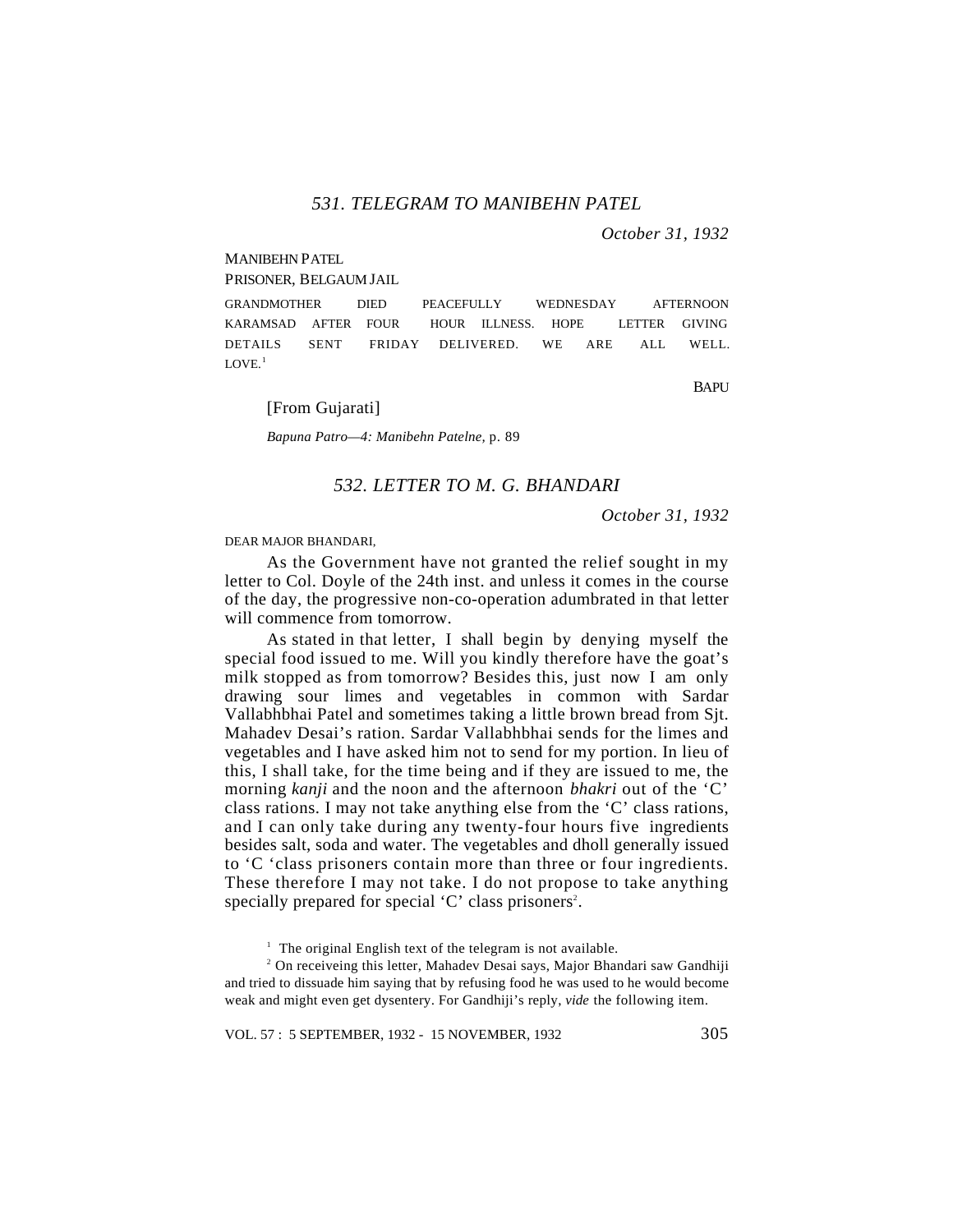## *531. TELEGRAM TO MANIBEHN PATEL*

*October 31, 1932*

MANIBEHN PATEL
PRISONER, BELGAUM JAIL

GRANDMOTHER DIED PEACEFULLY WEDNESDAY AFTERNOON KARAMSAD AFTER FOUR HOUR ILLNESS. HOPE LETTER GIVING DETAILS SENT FRIDAY DELIVERED. WE ARE ALL WELL. LOVE.[1]

BAPU

[From Gujarati]

*Bapuna Patro—4: Manibehn Patelne,* p. 89

## *532. LETTER TO M. G. BHANDARI*

*October 31, 1932*

DEAR MAJOR BHANDARI,

As the Government have not granted the relief sought in my letter to Col. Doyle of the 24th inst. and unless it comes in the course of the day, the progressive non-co-operation adumbrated in that letter will commence from tomorrow.

As stated in that letter, I shall begin by denying myself the special food issued to me. Will you kindly therefore have the goat's milk stopped as from tomorrow? Besides this, just now I am only drawing sour limes and vegetables in common with Sardar Vallabhbhai Patel and sometimes taking a little brown bread from Sjt. Mahadev Desai's ration. Sardar Vallabhbhai sends for the limes and vegetables and I have asked him not to send for my portion. In lieu of this, I shall take, for the time being and if they are issued to me, the morning *kanji* and the noon and the afternoon *bhakri* out of the 'C' class rations. I may not take anything else from the 'C' class rations, and I can only take during any twenty-four hours five ingredients besides salt, soda and water. The vegetables and dholl generally issued to 'C 'class prisoners contain more than three or four ingredients. These therefore I may not take. I do not propose to take anything specially prepared for special 'C' class prisoners[2].

[1] The original English text of the telegram is not available.

[2] On receiveing this letter, Mahadev Desai says, Major Bhandari saw Gandhiji and tried to dissuade him saying that by refusing food he was used to he would become weak and might even get dysentery. For Gandhiji's reply, *vide* the following item.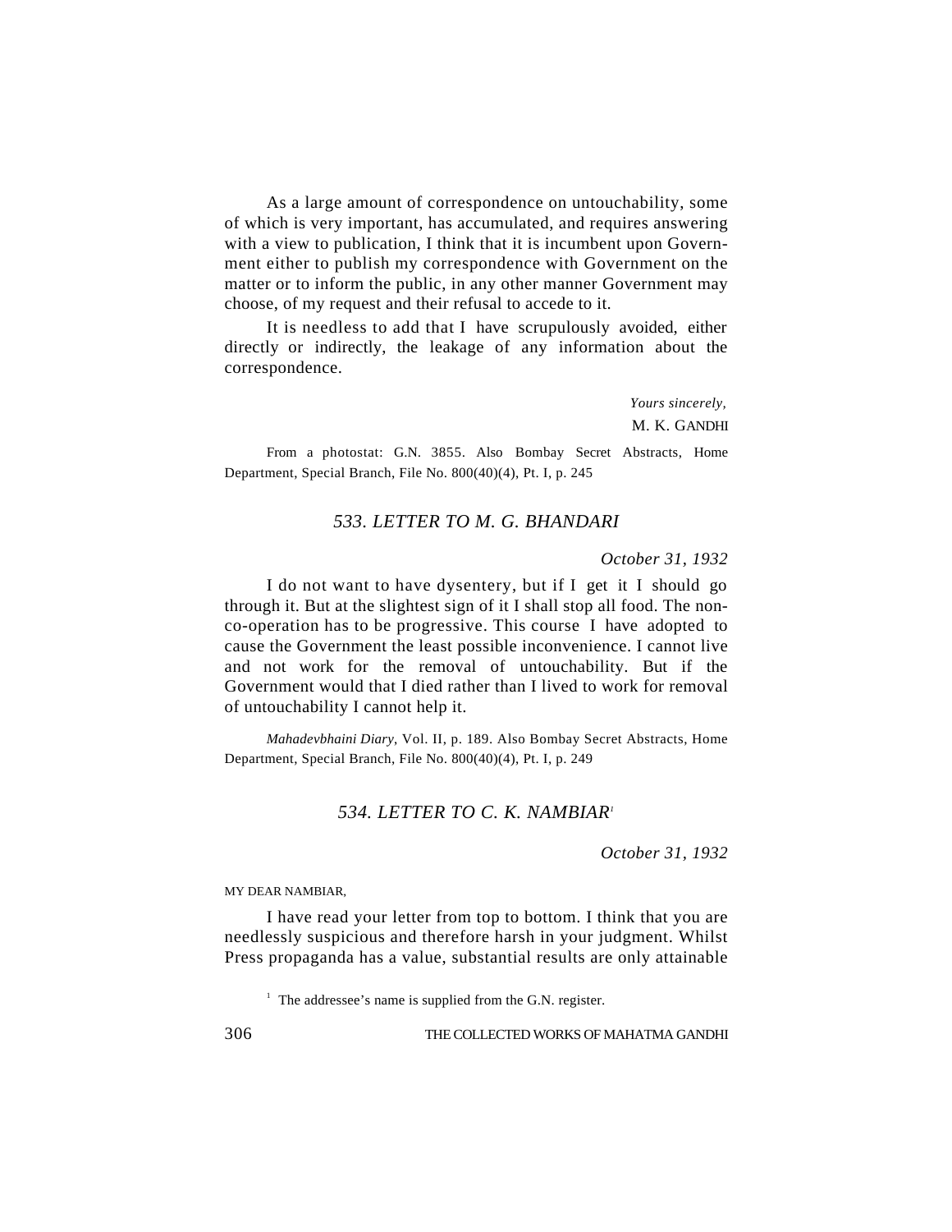As a large amount of correspondence on untouchability, some of which is very important, has accumulated, and requires answering with a view to publication, I think that it is incumbent upon Government either to publish my correspondence with Government on the matter or to inform the public, in any other manner Government may choose, of my request and their refusal to accede to it.

It is needless to add that I have scrupulously avoided, either directly or indirectly, the leakage of any information about the correspondence.

*Yours sincerely,*

M. K. GANDHI

From a photostat: G.N. 3855. Also Bombay Secret Abstracts, Home Department, Special Branch, File No. 800(40)(4), Pt. I, p. 245

## *533. LETTER TO M. G. BHANDARI*

*October 31, 1932*

I do not want to have dysentery, but if I get it I should go through it. But at the slightest sign of it I shall stop all food. The non-co-operation has to be progressive. This course I have adopted to cause the Government the least possible inconvenience. I cannot live and not work for the removal of untouchability. But if the Government would that I died rather than I lived to work for removal of untouchability I cannot help it.

*Mahadevbhaini Diary*, Vol. II, p. 189. Also Bombay Secret Abstracts, Home Department, Special Branch, File No. 800(40)(4), Pt. I, p. 249

## *534. LETTER TO C. K. NAMBIAR*[1]

*October 31, 1932*

MY DEAR NAMBIAR,

I have read your letter from top to bottom. I think that you are needlessly suspicious and therefore harsh in your judgment. Whilst Press propaganda has a value, substantial results are only attainable

[1] The addressee's name is supplied from the G.N. register.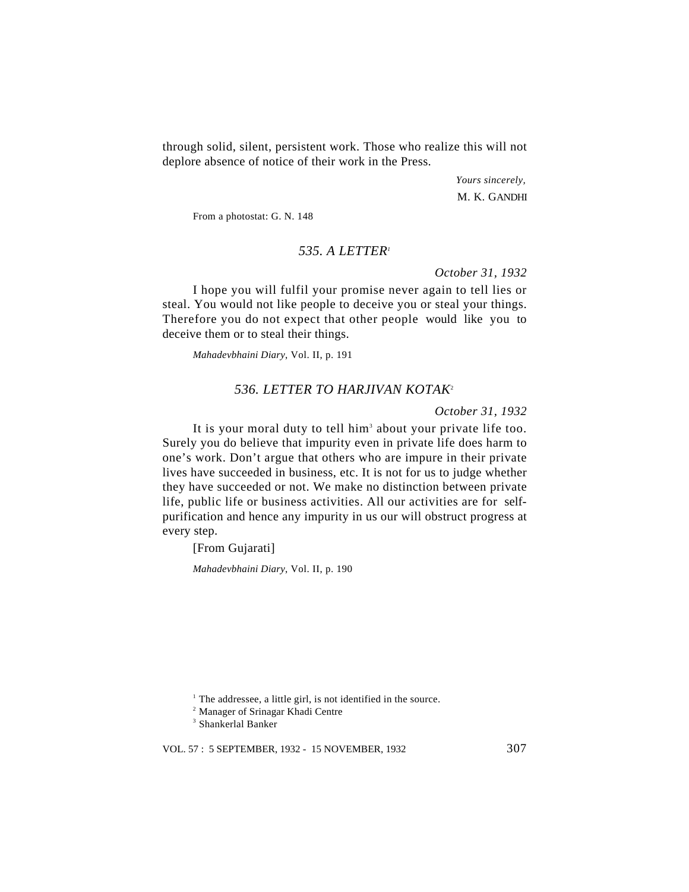through solid, silent, persistent work. Those who realize this will not deplore absence of notice of their work in the Press.

*Yours sincerely,*

M. K. GANDHI

From a photostat: G. N. 148

### *535. A LETTER*[1]

*October 31, 1932*

I hope you will fulfil your promise never again to tell lies or steal. You would not like people to deceive you or steal your things. Therefore you do not expect that other people would like you to deceive them or to steal their things.

*Mahadevbhaini Diary*, Vol. II, p. 191

### *536. LETTER TO HARJIVAN KOTAK*[2]

*October 31, 1932*

It is your moral duty to tell him[3] about your private life too. Surely you do believe that impurity even in private life does harm to one's work. Don't argue that others who are impure in their private lives have succeeded in business, etc. It is not for us to judge whether they have succeeded or not. We make no distinction between private life, public life or business activities. All our activities are for self-purification and hence any impurity in us our will obstruct progress at every step.

[From Gujarati]

*Mahadevbhaini Diary*, Vol. II, p. 190

[1] The addressee, a little girl, is not identified in the source.

[2] Manager of Srinagar Khadi Centre

[3] Shankerlal Banker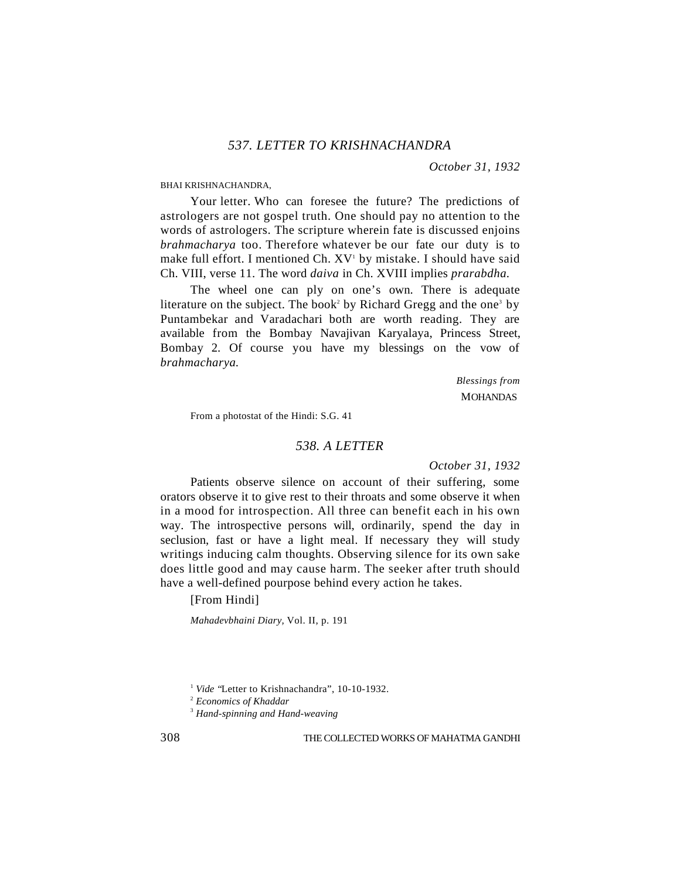## *537. LETTER TO KRISHNACHANDRA*

*October 31, 1932*

BHAI KRISHNACHANDRA,

Your letter. Who can foresee the future? The predictions of astrologers are not gospel truth. One should pay no attention to the words of astrologers. The scripture wherein fate is discussed enjoins *brahmacharya* too. Therefore whatever be our fate our duty is to make full effort. I mentioned Ch. XV[1] by mistake. I should have said Ch. VIII, verse 11. The word *daiva* in Ch. XVIII implies *prarabdha.*

The wheel one can ply on one's own. There is adequate literature on the subject. The book[2] by Richard Gregg and the one[3] by Puntambekar and Varadachari both are worth reading. They are available from the Bombay Navajivan Karyalaya, Princess Street, Bombay 2. Of course you have my blessings on the vow of *brahmacharya.*

*Blessings from*
MOHANDAS

From a photostat of the Hindi: S.G. 41

## *538. A LETTER*

*October 31, 1932*

Patients observe silence on account of their suffering, some orators observe it to give rest to their throats and some observe it when in a mood for introspection. All three can benefit each in his own way. The introspective persons will, ordinarily, spend the day in seclusion, fast or have a light meal. If necessary they will study writings inducing calm thoughts. Observing silence for its own sake does little good and may cause harm. The seeker after truth should have a well-defined pourpose behind every action he takes.

[From Hindi]

*Mahadevbhaini Diary,* Vol. II, p. 191

---

[1] *Vide* "Letter to Krishnachandra", 10-10-1932.

[2] *Economics of Khaddar*

[3] *Hand-spinning and Hand-weaving*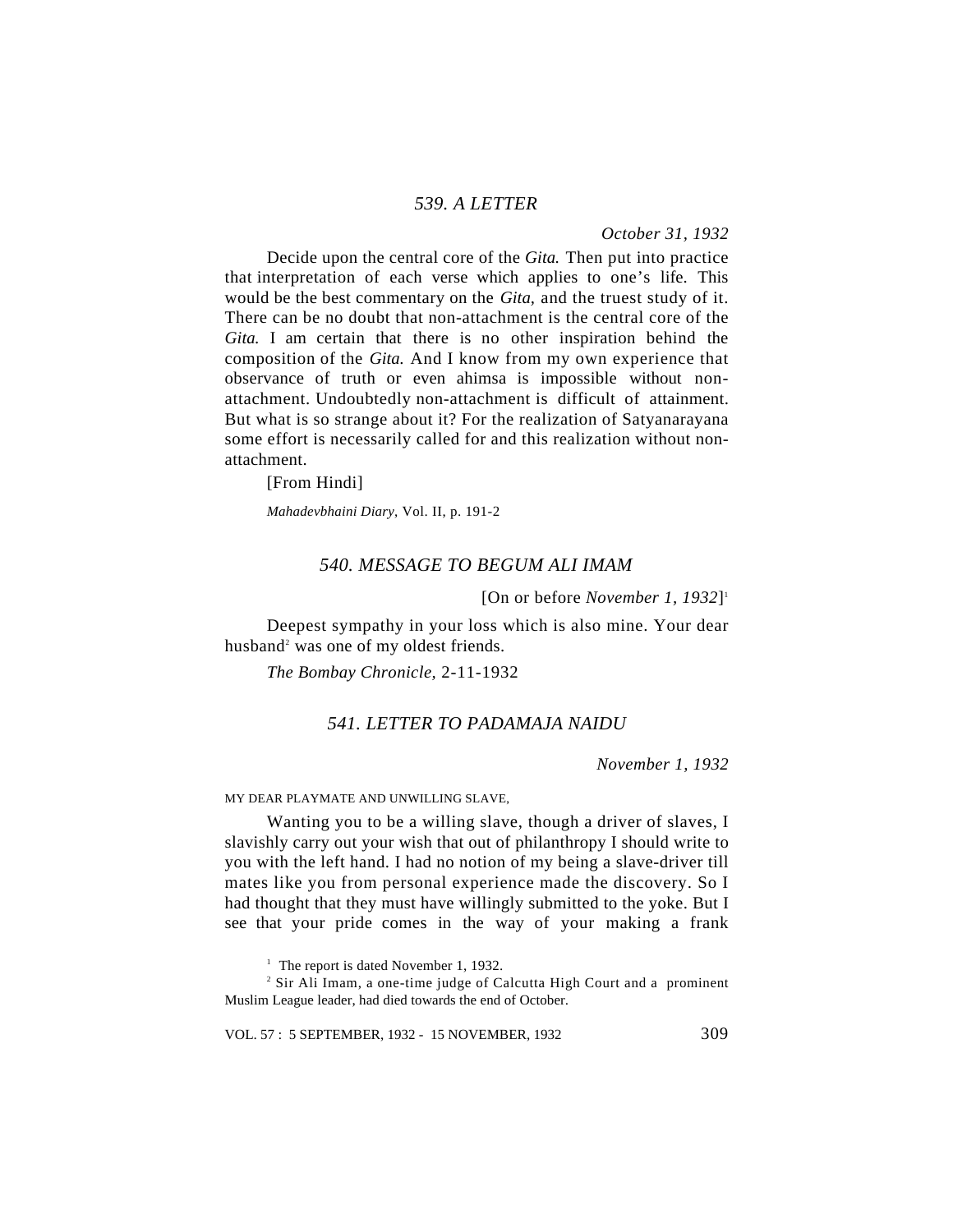## *539. A LETTER*

*October 31, 1932*

Decide upon the central core of the *Gita.* Then put into practice that interpretation of each verse which applies to one's life. This would be the best commentary on the *Gita*, and the truest study of it. There can be no doubt that non-attachment is the central core of the *Gita.* I am certain that there is no other inspiration behind the composition of the *Gita.* And I know from my own experience that observance of truth or even ahimsa is impossible without non-attachment. Undoubtedly non-attachment is difficult of attainment. But what is so strange about it? For the realization of Satyanarayana some effort is necessarily called for and this realization without non-attachment.

[From Hindi]

*Mahadevbhaini Diary*, Vol. II, p. 191-2

## *540. MESSAGE TO BEGUM ALI IMAM*

[On or before *November 1, 1932*][1]

Deepest sympathy in your loss which is also mine. Your dear husband[2] was one of my oldest friends.

*The Bombay Chronicle,* 2-11-1932

## *541. LETTER TO PADAMAJA NAIDU*

*November 1, 1932*

MY DEAR PLAYMATE AND UNWILLING SLAVE,

Wanting you to be a willing slave, though a driver of slaves, I slavishly carry out your wish that out of philanthropy I should write to you with the left hand. I had no notion of my being a slave-driver till mates like you from personal experience made the discovery. So I had thought that they must have willingly submitted to the yoke. But I see that your pride comes in the way of your making a frank

[1] The report is dated November 1, 1932.

[2] Sir Ali Imam, a one-time judge of Calcutta High Court and a prominent Muslim League leader, had died towards the end of October.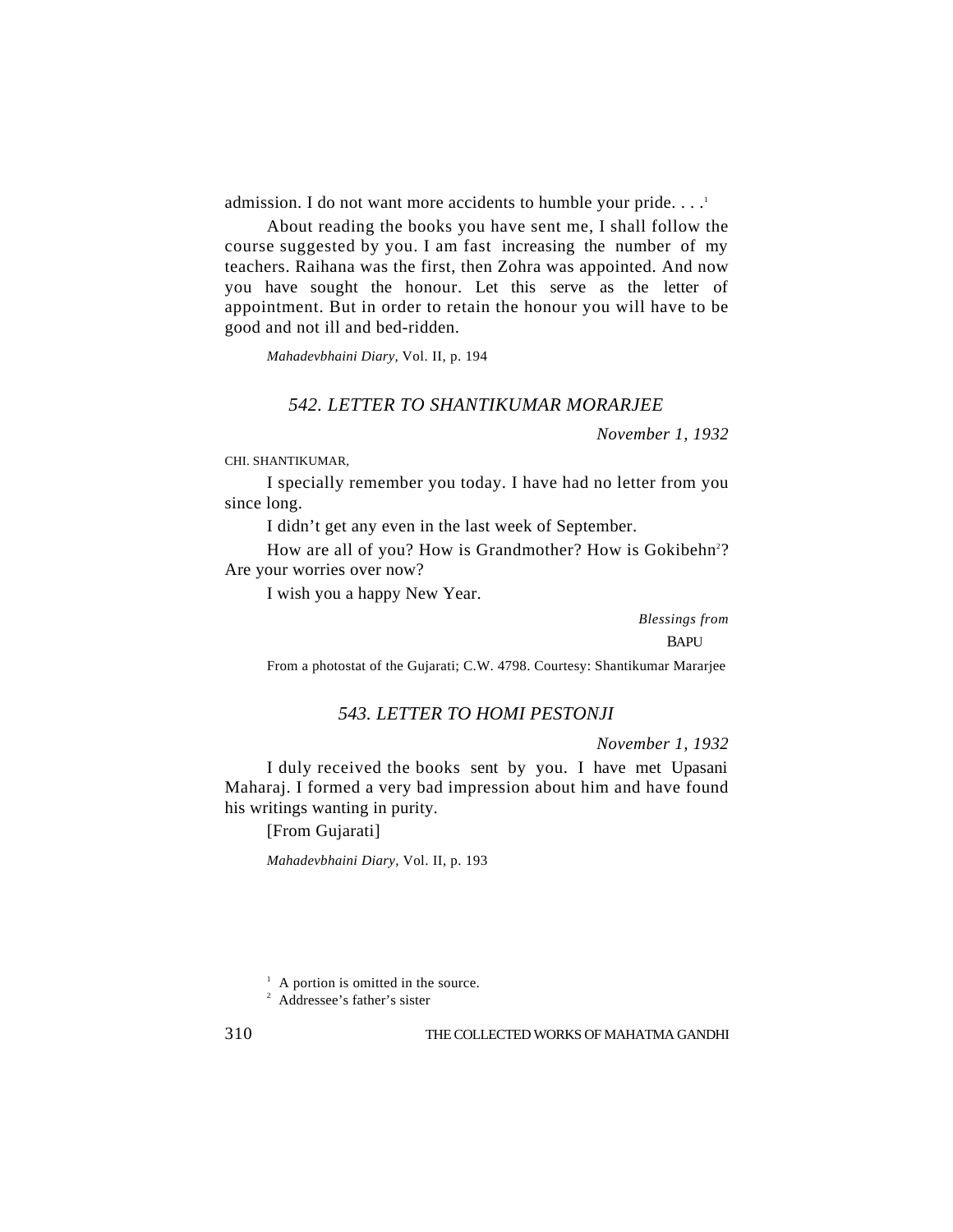admission. I do not want more accidents to humble your pride. . . .[1]

About reading the books you have sent me, I shall follow the course suggested by you. I am fast increasing the number of my teachers. Raihana was the first, then Zohra was appointed. And now you have sought the honour. Let this serve as the letter of appointment. But in order to retain the honour you will have to be good and not ill and bed-ridden.

*Mahadevbhaini Diary,* Vol. II, p. 194

## *542. LETTER TO SHANTIKUMAR MORARJEE*

*November 1, 1932*

CHI. SHANTIKUMAR,

I specially remember you today. I have had no letter from you since long.

I didn't get any even in the last week of September.

How are all of you? How is Grandmother? How is Gokibehn[2]? Are your worries over now?

I wish you a happy New Year.

*Blessings from*
BAPU

From a photostat of the Gujarati; C.W. 4798. Courtesy: Shantikumar Mararjee

## *543. LETTER TO HOMI PESTONJI*

*November 1, 1932*

I duly received the books sent by you. I have met Upasani Maharaj. I formed a very bad impression about him and have found his writings wanting in purity.

[From Gujarati]

*Mahadevbhaini Diary,* Vol. II, p. 193

---

[1] A portion is omitted in the source.

[2] Addressee's father's sister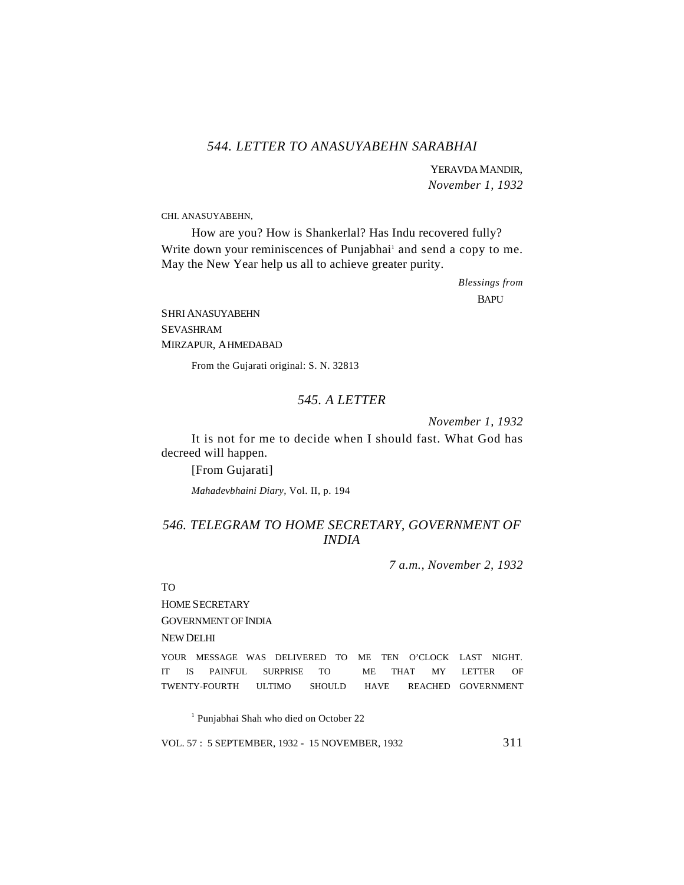## *544. LETTER TO ANASUYABEHN SARABHAI*

YERAVDA MANDIR,
*November 1, 1932*

CHI. ANASUYABEHN,

How are you? How is Shankerlal? Has Indu recovered fully? Write down your reminiscences of Punjabhai[1] and send a copy to me. May the New Year help us all to achieve greater purity.

*Blessings from*
BAPU

SHRI ANASUYABEHN
SEVASHRAM
MIRZAPUR, AHMEDABAD

From the Gujarati original: S. N. 32813

## *545. A LETTER*

*November 1, 1932*

It is not for me to decide when I should fast. What God has decreed will happen.

[From Gujarati]

*Mahadevbhaini Diary*, Vol. II, p. 194

## *546. TELEGRAM TO HOME SECRETARY, GOVERNMENT OF INDIA*

*7 a.m., November 2, 1932*

TO
HOME SECRETARY
GOVERNMENT OF INDIA
NEW DELHI

YOUR MESSAGE WAS DELIVERED TO ME TEN O'CLOCK LAST NIGHT. IT IS PAINFUL SURPRISE TO ME THAT MY LETTER OF TWENTY-FOURTH ULTIMO SHOULD HAVE REACHED GOVERNMENT

[1] Punjabhai Shah who died on October 22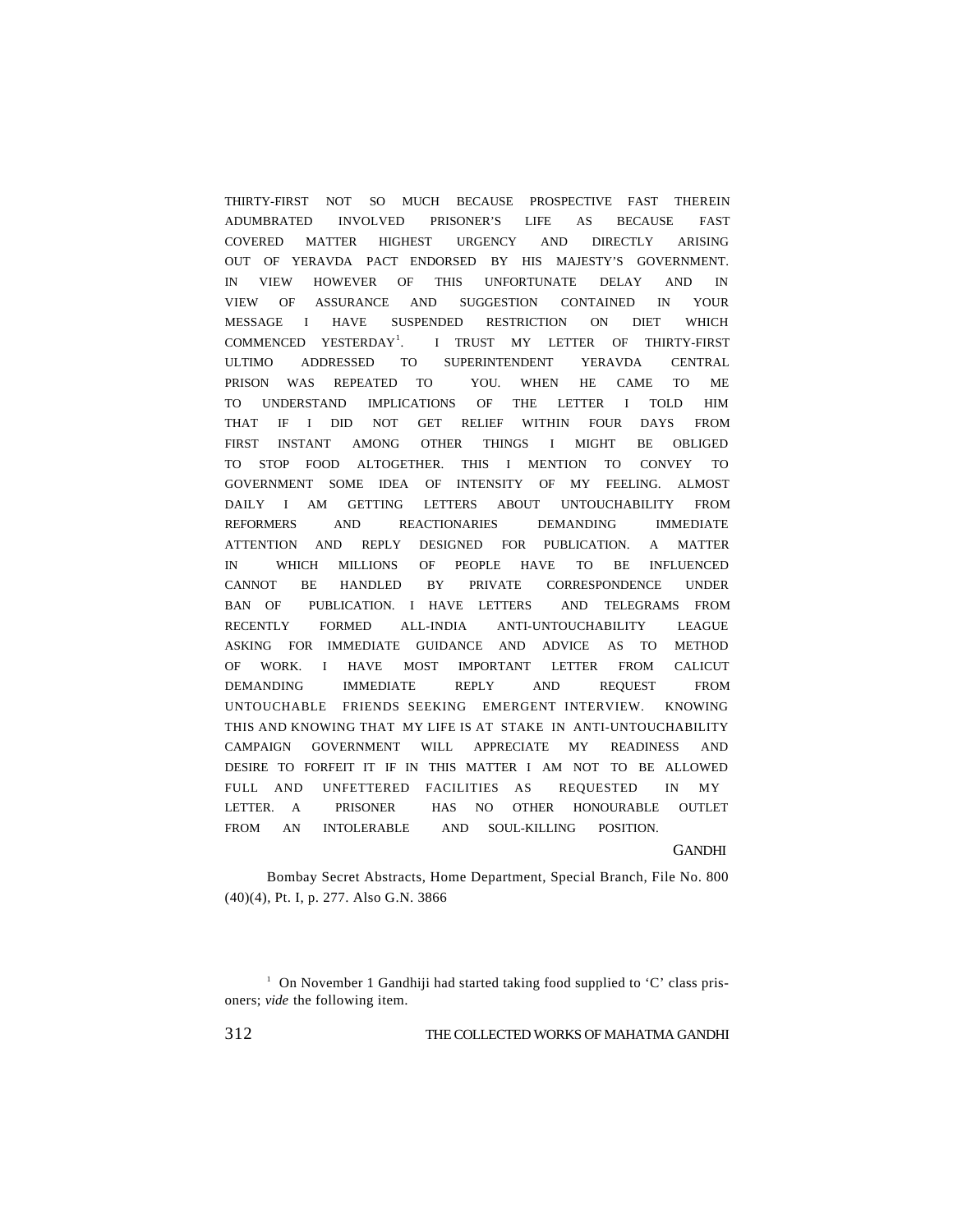THIRTY-FIRST NOT SO MUCH BECAUSE PROSPECTIVE FAST THEREIN ADUMBRATED INVOLVED PRISONER'S LIFE AS BECAUSE FAST COVERED MATTER HIGHEST URGENCY AND DIRECTLY ARISING OUT OF YERAVDA PACT ENDORSED BY HIS MAJESTY'S GOVERNMENT. IN VIEW HOWEVER OF THIS UNFORTUNATE DELAY AND IN VIEW OF ASSURANCE AND SUGGESTION CONTAINED IN YOUR MESSAGE I HAVE SUSPENDED RESTRICTION ON DIET WHICH COMMENCED YESTERDAY[1]. I TRUST MY LETTER OF THIRTY-FIRST ULTIMO ADDRESSED TO SUPERINTENDENT YERAVDA CENTRAL PRISON WAS REPEATED TO YOU. WHEN HE CAME TO ME TO UNDERSTAND IMPLICATIONS OF THE LETTER I TOLD HIM THAT IF I DID NOT GET RELIEF WITHIN FOUR DAYS FROM FIRST INSTANT AMONG OTHER THINGS I MIGHT BE OBLIGED TO STOP FOOD ALTOGETHER. THIS I MENTION TO CONVEY TO GOVERNMENT SOME IDEA OF INTENSITY OF MY FEELING. ALMOST DAILY I AM GETTING LETTERS ABOUT UNTOUCHABILITY FROM REFORMERS AND REACTIONARIES DEMANDING IMMEDIATE ATTENTION AND REPLY DESIGNED FOR PUBLICATION. A MATTER IN WHICH MILLIONS OF PEOPLE HAVE TO BE INFLUENCED CANNOT BE HANDLED BY PRIVATE CORRESPONDENCE UNDER BAN OF PUBLICATION. I HAVE LETTERS AND TELEGRAMS FROM RECENTLY FORMED ALL-INDIA ANTI-UNTOUCHABILITY LEAGUE ASKING FOR IMMEDIATE GUIDANCE AND ADVICE AS TO METHOD OF WORK. I HAVE MOST IMPORTANT LETTER FROM CALICUT DEMANDING IMMEDIATE REPLY AND REQUEST FROM UNTOUCHABLE FRIENDS SEEKING EMERGENT INTERVIEW. KNOWING THIS AND KNOWING THAT MY LIFE IS AT STAKE IN ANTI-UNTOUCHABILITY CAMPAIGN GOVERNMENT WILL APPRECIATE MY READINESS AND DESIRE TO FORFEIT IT IF IN THIS MATTER I AM NOT TO BE ALLOWED FULL AND UNFETTERED FACILITIES AS REQUESTED IN MY LETTER. A PRISONER HAS NO OTHER HONOURABLE OUTLET FROM AN INTOLERABLE AND SOUL-KILLING POSITION.

GANDHI

Bombay Secret Abstracts, Home Department, Special Branch, File No. 800 (40)(4), Pt. I, p. 277. Also G.N. 3866

[1] On November 1 Gandhiji had started taking food supplied to 'C' class prisoners; *vide* the following item.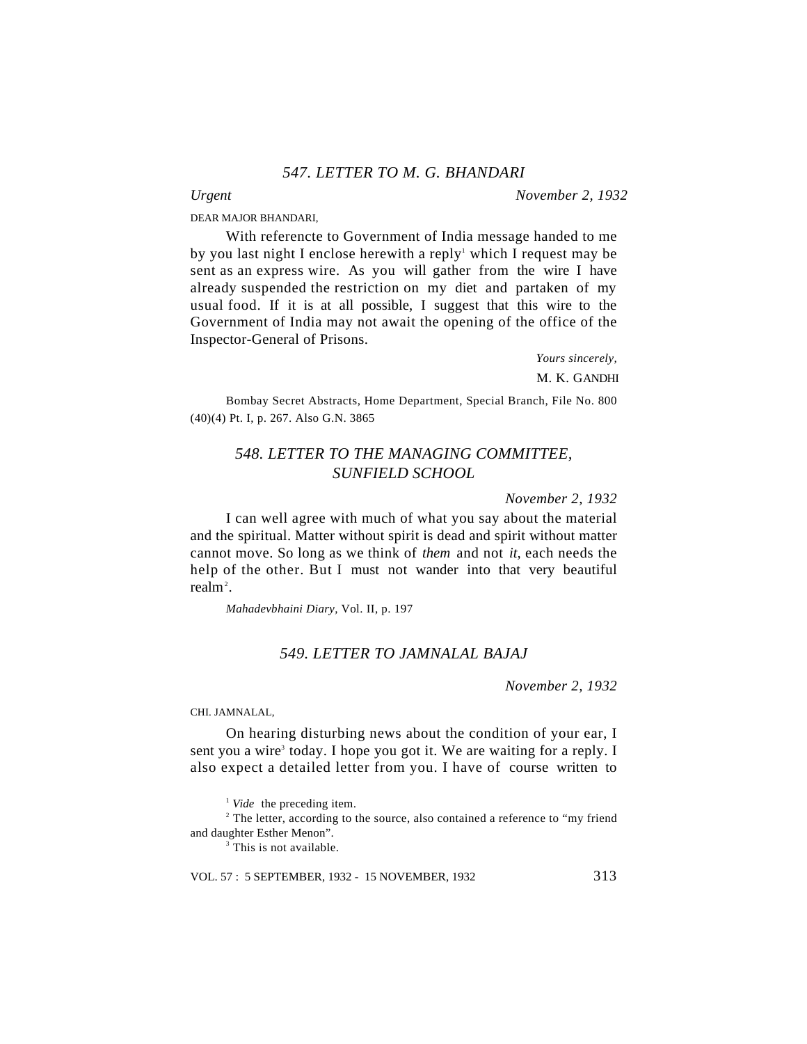### *547. LETTER TO M. G. BHANDARI*

*Urgent* *November 2, 1932*

DEAR MAJOR BHANDARI,

With referencte to Government of India message handed to me by you last night I enclose herewith a reply[1] which I request may be sent as an express wire. As you will gather from the wire I have already suspended the restriction on my diet and partaken of my usual food. If it is at all possible, I suggest that this wire to the Government of India may not await the opening of the office of the Inspector-General of Prisons.

*Yours sincerely,*

M. K. GANDHI

Bombay Secret Abstracts, Home Department, Special Branch, File No. 800 (40)(4) Pt. I, p. 267. Also G.N. 3865

### *548. LETTER TO THE MANAGING COMMITTEE, SUNFIELD SCHOOL*

*November 2, 1932*

I can well agree with much of what you say about the material and the spiritual. Matter without spirit is dead and spirit without matter cannot move. So long as we think of *them* and not *it,* each needs the help of the other. But I must not wander into that very beautiful realm[2].

*Mahadevbhaini Diary*, Vol. II, p. 197

### *549. LETTER TO JAMNALAL BAJAJ*

*November 2, 1932*

CHI. JAMNALAL,

On hearing disturbing news about the condition of your ear, I sent you a wire[3] today. I hope you got it. We are waiting for a reply. I also expect a detailed letter from you. I have of course written to

[1] *Vide* the preceding item.

[2] The letter, according to the source, also contained a reference to "my friend and daughter Esther Menon".

[3] This is not available.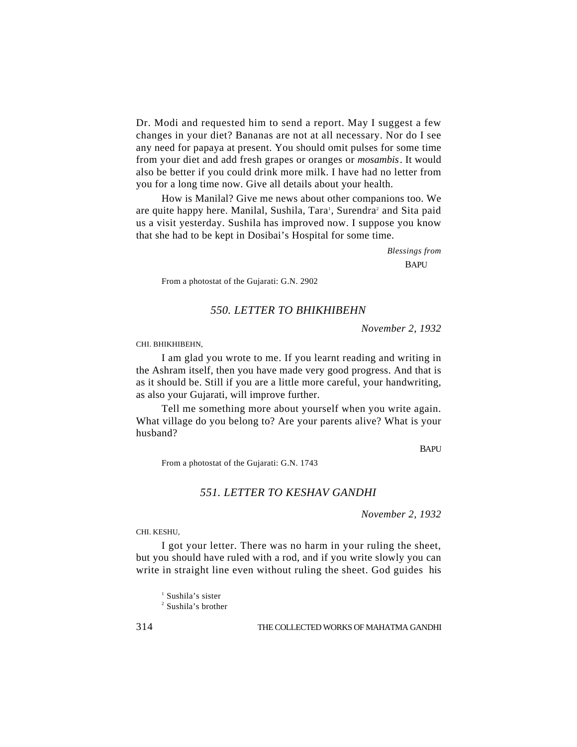Dr. Modi and requested him to send a report. May I suggest a few changes in your diet? Bananas are not at all necessary. Nor do I see any need for papaya at present. You should omit pulses for some time from your diet and add fresh grapes or oranges or *mosambis*. It would also be better if you could drink more milk. I have had no letter from you for a long time now. Give all details about your health.

How is Manilal? Give me news about other companions too. We are quite happy here. Manilal, Sushila, Tara[1], Surendra[2] and Sita paid us a visit yesterday. Sushila has improved now. I suppose you know that she had to be kept in Dosibai's Hospital for some time.

*Blessings from*
BAPU

From a photostat of the Gujarati: G.N. 2902

### *550. LETTER TO BHIKHIBEHN*

*November 2, 1932*

CHI. BHIKHIBEHN,

I am glad you wrote to me. If you learnt reading and writing in the Ashram itself, then you have made very good progress. And that is as it should be. Still if you are a little more careful, your handwriting, as also your Gujarati, will improve further.

Tell me something more about yourself when you write again. What village do you belong to? Are your parents alive? What is your husband?

BAPU

From a photostat of the Gujarati: G.N. 1743

### *551. LETTER TO KESHAV GANDHI*

*November 2, 1932*

CHI. KESHU,

I got your letter. There was no harm in your ruling the sheet, but you should have ruled with a rod, and if you write slowly you can write in straight line even without ruling the sheet. God guides his

[1] Sushila's sister
[2] Sushila's brother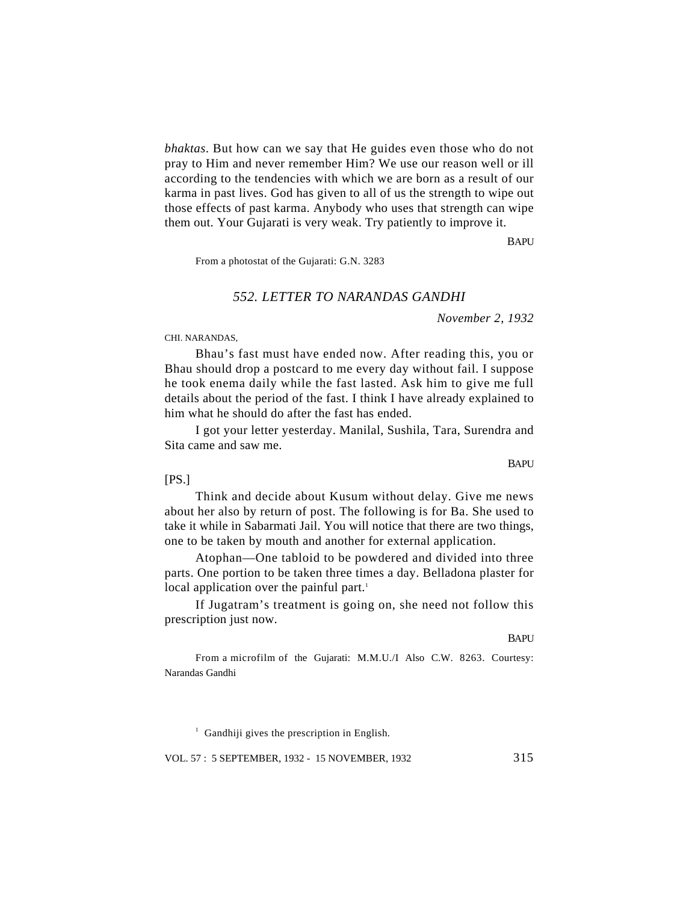*bhaktas*. But how can we say that He guides even those who do not pray to Him and never remember Him? We use our reason well or ill according to the tendencies with which we are born as a result of our karma in past lives. God has given to all of us the strength to wipe out those effects of past karma. Anybody who uses that strength can wipe them out. Your Gujarati is very weak. Try patiently to improve it.

BAPU

From a photostat of the Gujarati: G.N. 3283

## *552. LETTER TO NARANDAS GANDHI*

*November 2, 1932*

CHI. NARANDAS,

Bhau's fast must have ended now. After reading this, you or Bhau should drop a postcard to me every day without fail. I suppose he took enema daily while the fast lasted. Ask him to give me full details about the period of the fast. I think I have already explained to him what he should do after the fast has ended.

I got your letter yesterday. Manilal, Sushila, Tara, Surendra and Sita came and saw me.

BAPU

[PS.]

Think and decide about Kusum without delay. Give me news about her also by return of post. The following is for Ba. She used to take it while in Sabarmati Jail. You will notice that there are two things, one to be taken by mouth and another for external application.

Atophan—One tabloid to be powdered and divided into three parts. One portion to be taken three times a day. Belladona plaster for local application over the painful part.[1]

If Jugatram's treatment is going on, she need not follow this prescription just now.

BAPU

From a microfilm of the Gujarati: M.M.U./I Also C.W. 8263. Courtesy: Narandas Gandhi

[1] Gandhiji gives the prescription in English.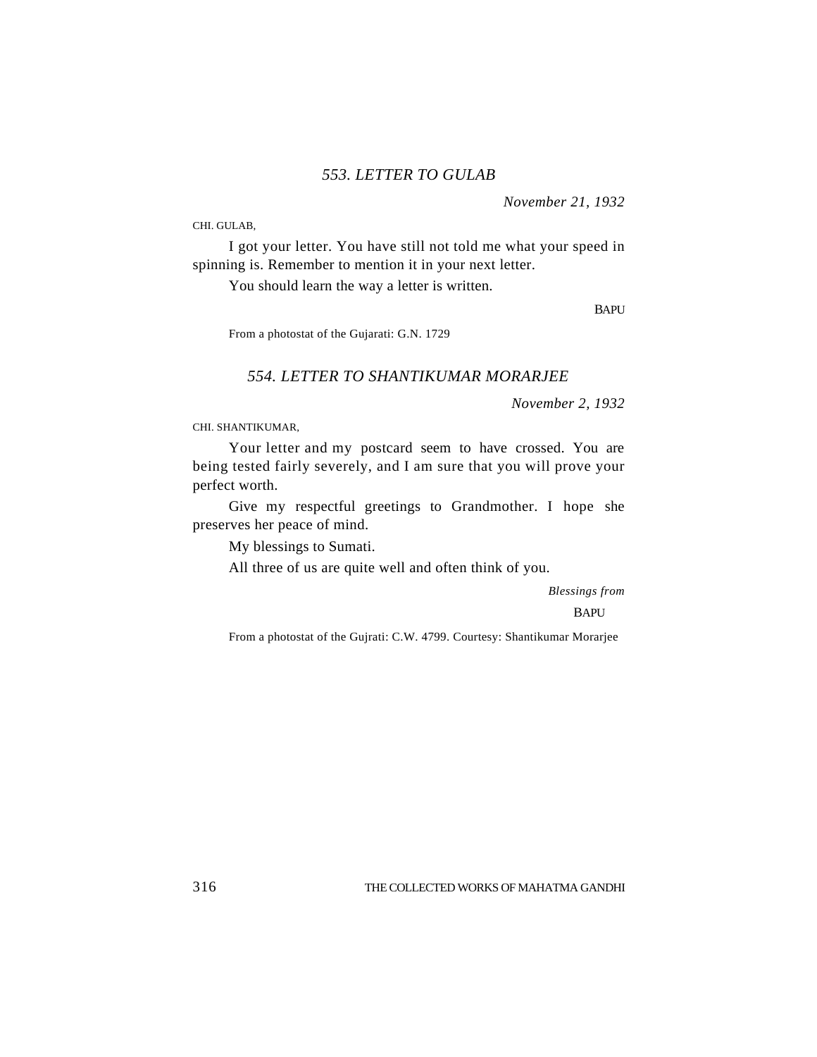## *553. LETTER TO GULAB*

*November 21, 1932*

CHI. GULAB,

I got your letter. You have still not told me what your speed in spinning is. Remember to mention it in your next letter.

You should learn the way a letter is written.

BAPU

From a photostat of the Gujarati: G.N. 1729

## *554. LETTER TO SHANTIKUMAR MORARJEE*

*November 2, 1932*

CHI. SHANTIKUMAR,

Your letter and my postcard seem to have crossed. You are being tested fairly severely, and I am sure that you will prove your perfect worth.

Give my respectful greetings to Grandmother. I hope she preserves her peace of mind.

My blessings to Sumati.

All three of us are quite well and often think of you.

*Blessings from*

BAPU

From a photostat of the Gujrati: C.W. 4799. Courtesy: Shantikumar Morarjee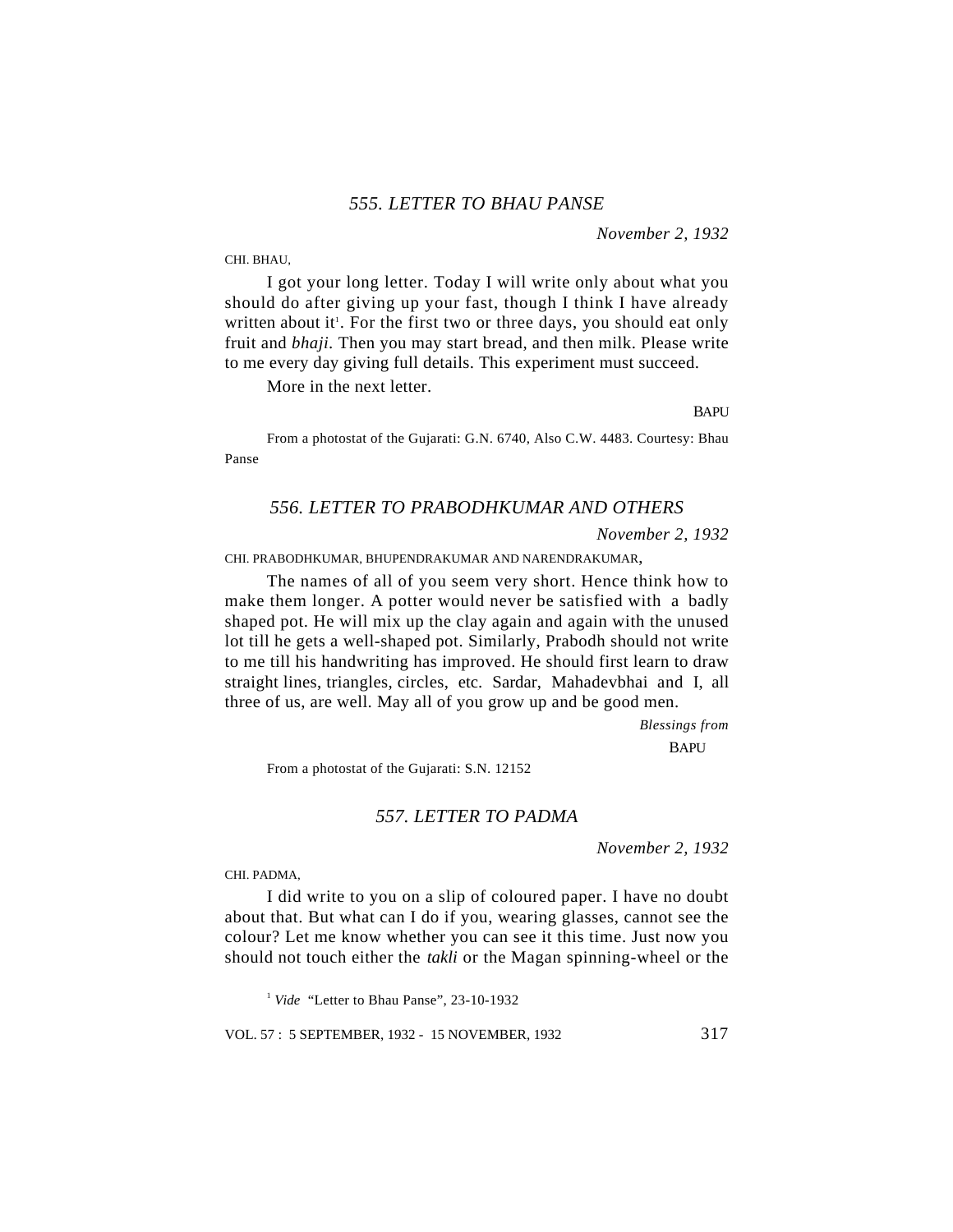### 555. LETTER TO BHAU PANSE

*November 2, 1932*

CHI. BHAU,

I got your long letter. Today I will write only about what you should do after giving up your fast, though I think I have already written about it[1]. For the first two or three days, you should eat only fruit and *bhaji*. Then you may start bread, and then milk. Please write to me every day giving full details. This experiment must succeed.

More in the next letter.

BAPU

From a photostat of the Gujarati: G.N. 6740, Also C.W. 4483. Courtesy: Bhau Panse

### 556. LETTER TO PRABODHKUMAR AND OTHERS

*November 2, 1932*

CHI. PRABODHKUMAR, BHUPENDRAKUMAR AND NARENDRAKUMAR,

The names of all of you seem very short. Hence think how to make them longer. A potter would never be satisfied with a badly shaped pot. He will mix up the clay again and again with the unused lot till he gets a well-shaped pot. Similarly, Prabodh should not write to me till his handwriting has improved. He should first learn to draw straight lines, triangles, circles, etc. Sardar, Mahadevbhai and I, all three of us, are well. May all of you grow up and be good men.

*Blessings from*

BAPU

From a photostat of the Gujarati: S.N. 12152

### 557. LETTER TO PADMA

*November 2, 1932*

CHI. PADMA,

I did write to you on a slip of coloured paper. I have no doubt about that. But what can I do if you, wearing glasses, cannot see the colour? Let me know whether you can see it this time. Just now you should not touch either the *takli* or the Magan spinning-wheel or the

[1] *Vide* "Letter to Bhau Panse", 23-10-1932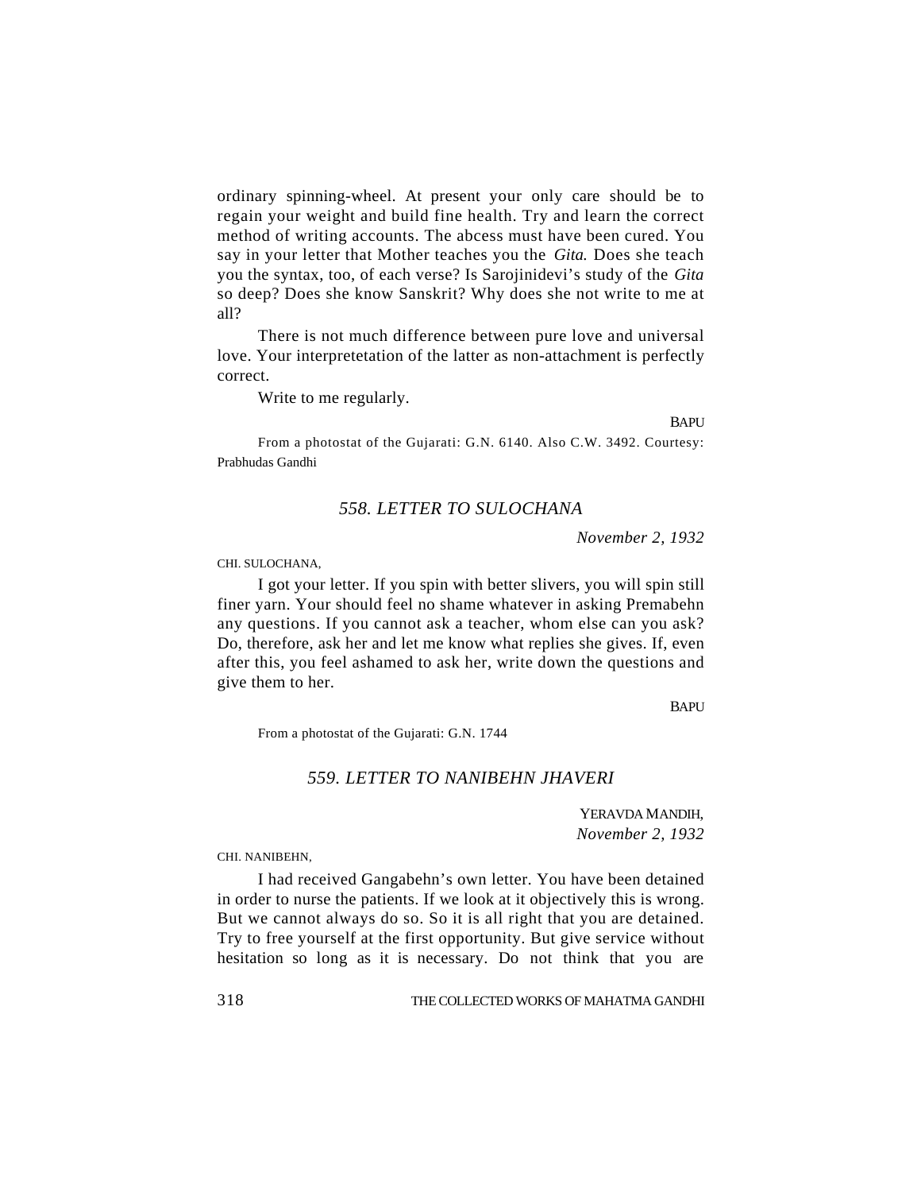ordinary spinning-wheel. At present your only care should be to regain your weight and build fine health. Try and learn the correct method of writing accounts. The abcess must have been cured. You say in your letter that Mother teaches you the *Gita.* Does she teach you the syntax, too, of each verse? Is Sarojinidevi's study of the *Gita* so deep? Does she know Sanskrit? Why does she not write to me at all?

There is not much difference between pure love and universal love. Your interpretetation of the latter as non-attachment is perfectly correct.

Write to me regularly.

BAPU

From a photostat of the Gujarati: G.N. 6140. Also C.W. 3492. Courtesy: Prabhudas Gandhi

## *558. LETTER TO SULOCHANA*

*November 2, 1932*

CHI. SULOCHANA,

I got your letter. If you spin with better slivers, you will spin still finer yarn. Your should feel no shame whatever in asking Premabehn any questions. If you cannot ask a teacher, whom else can you ask? Do, therefore, ask her and let me know what replies she gives. If, even after this, you feel ashamed to ask her, write down the questions and give them to her.

BAPU

From a photostat of the Gujarati: G.N. 1744

## *559. LETTER TO NANIBEHN JHAVERI*

YERAVDA MANDIH,
*November 2, 1932*

CHI. NANIBEHN,

I had received Gangabehn's own letter. You have been detained in order to nurse the patients. If we look at it objectively this is wrong. But we cannot always do so. So it is all right that you are detained. Try to free yourself at the first opportunity. But give service without hesitation so long as it is necessary. Do not think that you are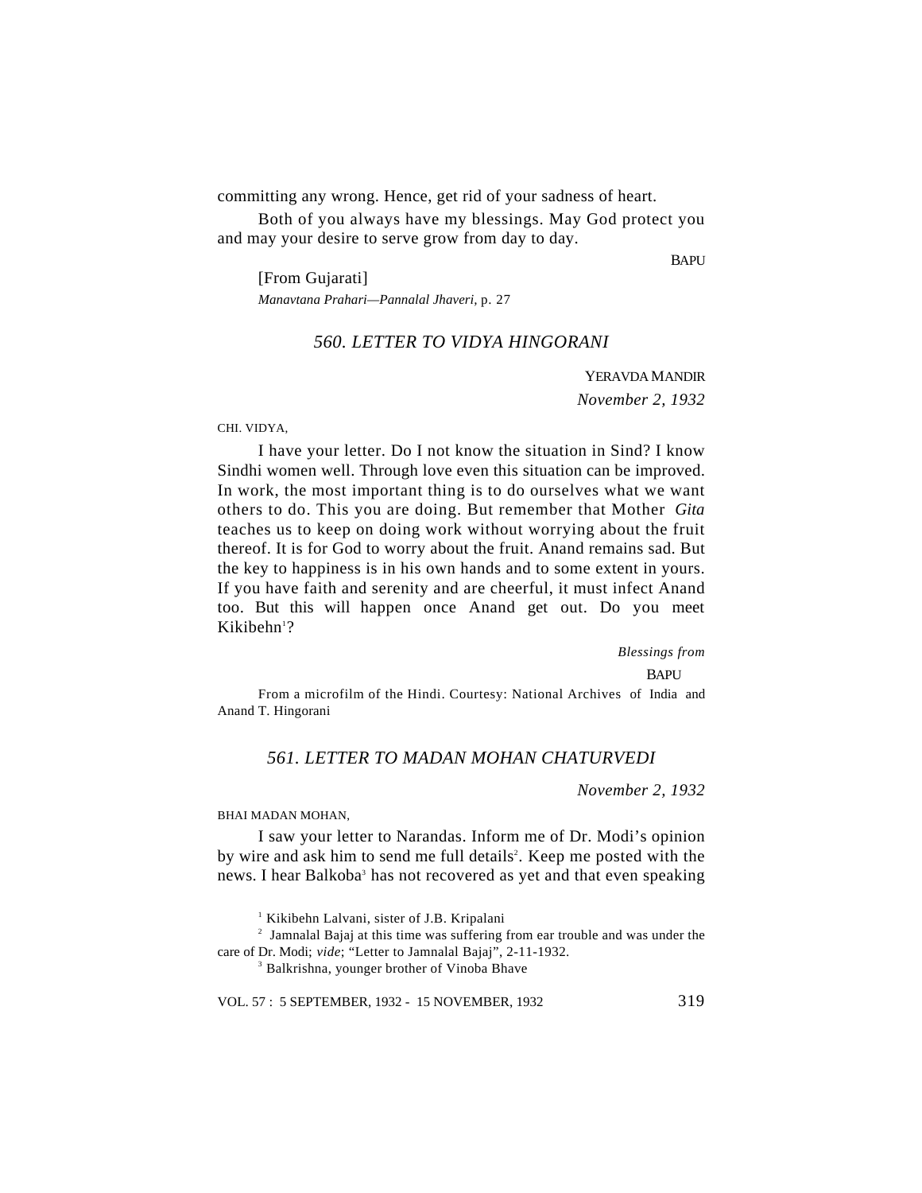committing any wrong. Hence, get rid of your sadness of heart.

Both of you always have my blessings. May God protect you and may your desire to serve grow from day to day.

BAPU

[From Gujarati]

*Manavtana Prahari—Pannalal Jhaveri*, p. 27

### *560. LETTER TO VIDYA HINGORANI*

YERAVDA MANDIR
*November 2, 1932*

CHI. VIDYA,

I have your letter. Do I not know the situation in Sind? I know Sindhi women well. Through love even this situation can be improved. In work, the most important thing is to do ourselves what we want others to do. This you are doing. But remember that Mother *Gita* teaches us to keep on doing work without worrying about the fruit thereof. It is for God to worry about the fruit. Anand remains sad. But the key to happiness is in his own hands and to some extent in yours. If you have faith and serenity and are cheerful, it must infect Anand too. But this will happen once Anand get out. Do you meet Kikibehn[1]?

*Blessings from*
BAPU

From a microfilm of the Hindi. Courtesy: National Archives of India and Anand T. Hingorani

### *561. LETTER TO MADAN MOHAN CHATURVEDI*

*November 2, 1932*

BHAI MADAN MOHAN,

I saw your letter to Narandas. Inform me of Dr. Modi's opinion by wire and ask him to send me full details[2]. Keep me posted with the news. I hear Balkoba[3] has not recovered as yet and that even speaking

---

[1] Kikibehn Lalvani, sister of J.B. Kripalani

[2] Jamnalal Bajaj at this time was suffering from ear trouble and was under the care of Dr. Modi; *vide*; "Letter to Jamnalal Bajaj", 2-11-1932.

[3] Balkrishna, younger brother of Vinoba Bhave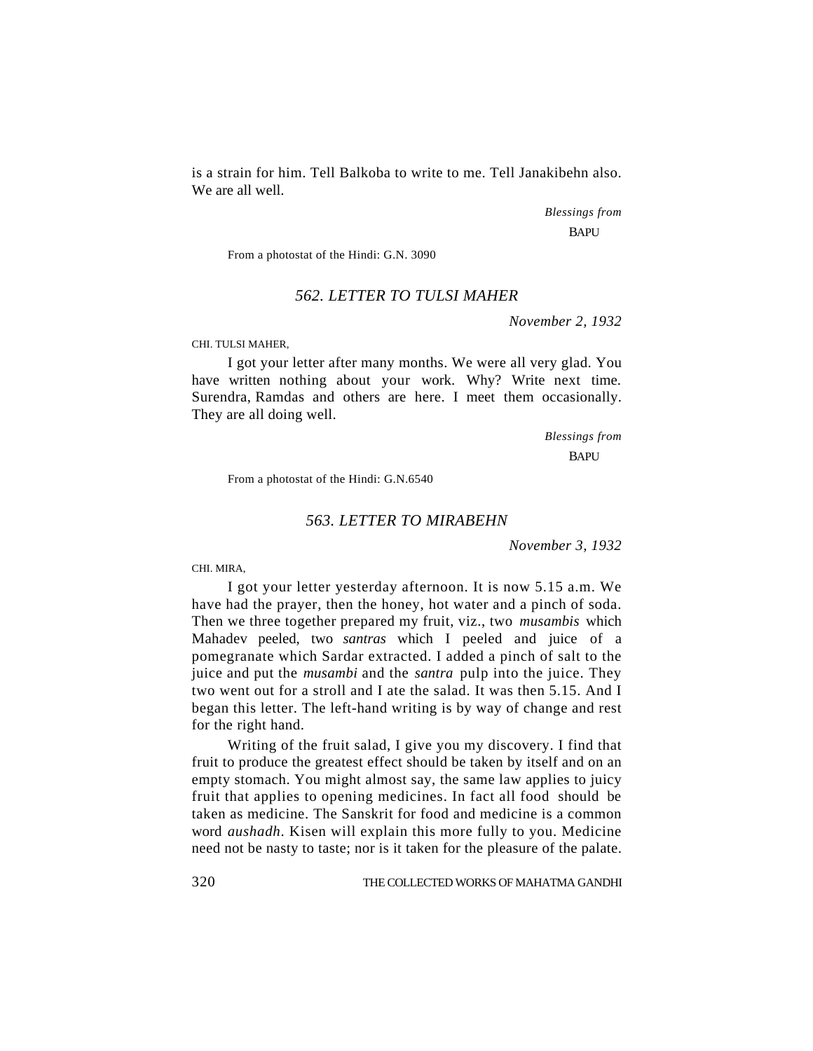is a strain for him. Tell Balkoba to write to me. Tell Janakibehn also. We are all well.

*Blessings from*

BAPU

From a photostat of the Hindi: G.N. 3090

### *562. LETTER TO TULSI MAHER*

*November 2, 1932*

CHI. TULSI MAHER,

I got your letter after many months. We were all very glad. You have written nothing about your work. Why? Write next time. Surendra, Ramdas and others are here. I meet them occasionally. They are all doing well.

*Blessings from*

BAPU

From a photostat of the Hindi: G.N.6540

### *563. LETTER TO MIRABEHN*

*November 3, 1932*

CHI. MIRA,

I got your letter yesterday afternoon. It is now 5.15 a.m. We have had the prayer, then the honey, hot water and a pinch of soda. Then we three together prepared my fruit, viz., two *musambis* which Mahadev peeled, two *santras* which I peeled and juice of a pomegranate which Sardar extracted. I added a pinch of salt to the juice and put the *musambi* and the *santra* pulp into the juice. They two went out for a stroll and I ate the salad. It was then 5.15. And I began this letter. The left-hand writing is by way of change and rest for the right hand.

Writing of the fruit salad, I give you my discovery. I find that fruit to produce the greatest effect should be taken by itself and on an empty stomach. You might almost say, the same law applies to juicy fruit that applies to opening medicines. In fact all food should be taken as medicine. The Sanskrit for food and medicine is a common word *aushadh*. Kisen will explain this more fully to you. Medicine need not be nasty to taste; nor is it taken for the pleasure of the palate.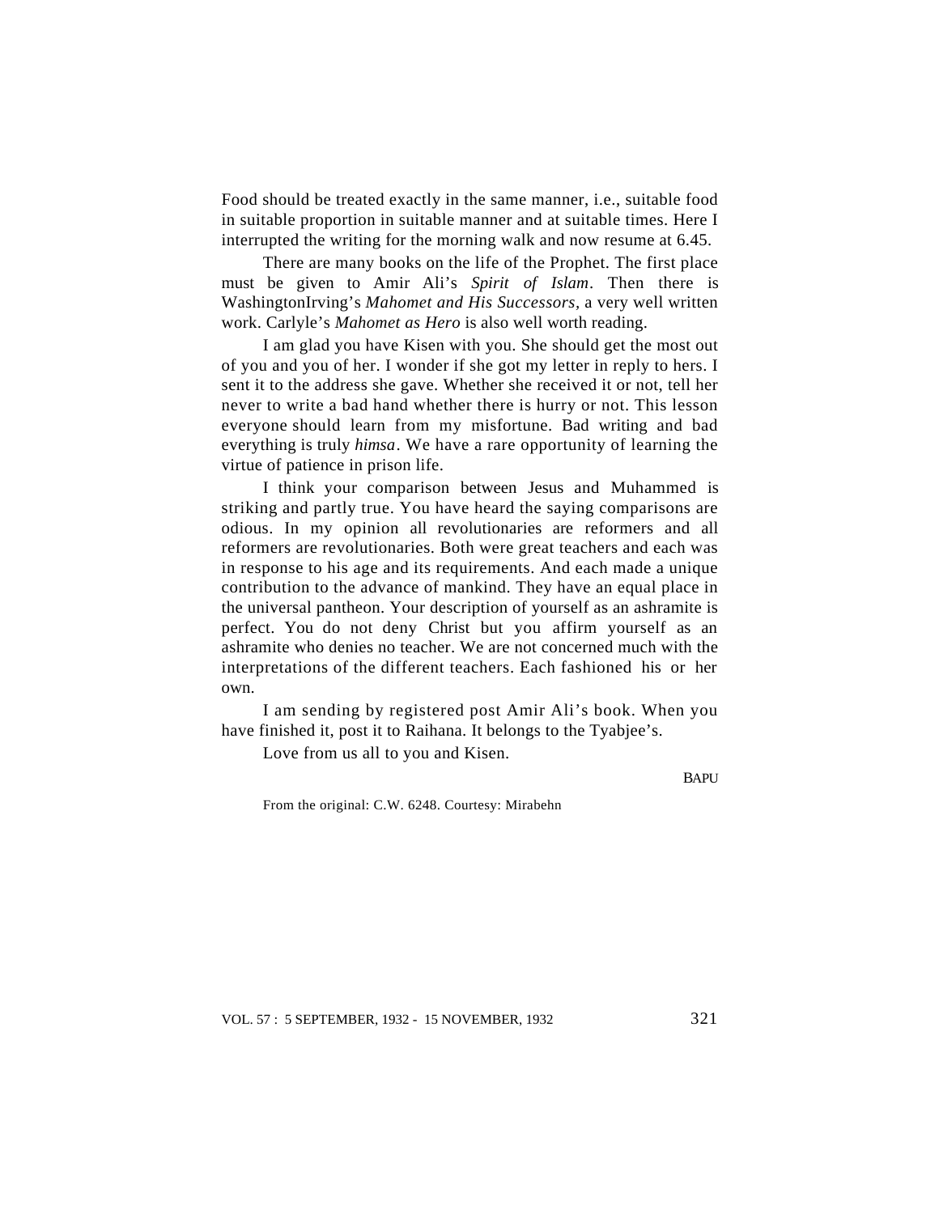Food should be treated exactly in the same manner, i.e., suitable food in suitable proportion in suitable manner and at suitable times. Here I interrupted the writing for the morning walk and now resume at 6.45.

There are many books on the life of the Prophet. The first place must be given to Amir Ali's *Spirit of Islam*. Then there is WashingtonIrving's *Mahomet and His Successors*, a very well written work. Carlyle's *Mahomet as Hero* is also well worth reading.

I am glad you have Kisen with you. She should get the most out of you and you of her. I wonder if she got my letter in reply to hers. I sent it to the address she gave. Whether she received it or not, tell her never to write a bad hand whether there is hurry or not. This lesson everyone should learn from my misfortune. Bad writing and bad everything is truly *himsa*. We have a rare opportunity of learning the virtue of patience in prison life.

I think your comparison between Jesus and Muhammed is striking and partly true. You have heard the saying comparisons are odious. In my opinion all revolutionaries are reformers and all reformers are revolutionaries. Both were great teachers and each was in response to his age and its requirements. And each made a unique contribution to the advance of mankind. They have an equal place in the universal pantheon. Your description of yourself as an ashramite is perfect. You do not deny Christ but you affirm yourself as an ashramite who denies no teacher. We are not concerned much with the interpretations of the different teachers. Each fashioned his or her own.

I am sending by registered post Amir Ali's book. When you have finished it, post it to Raihana. It belongs to the Tyabjee's.

Love from us all to you and Kisen.

BAPU

From the original: C.W. 6248. Courtesy: Mirabehn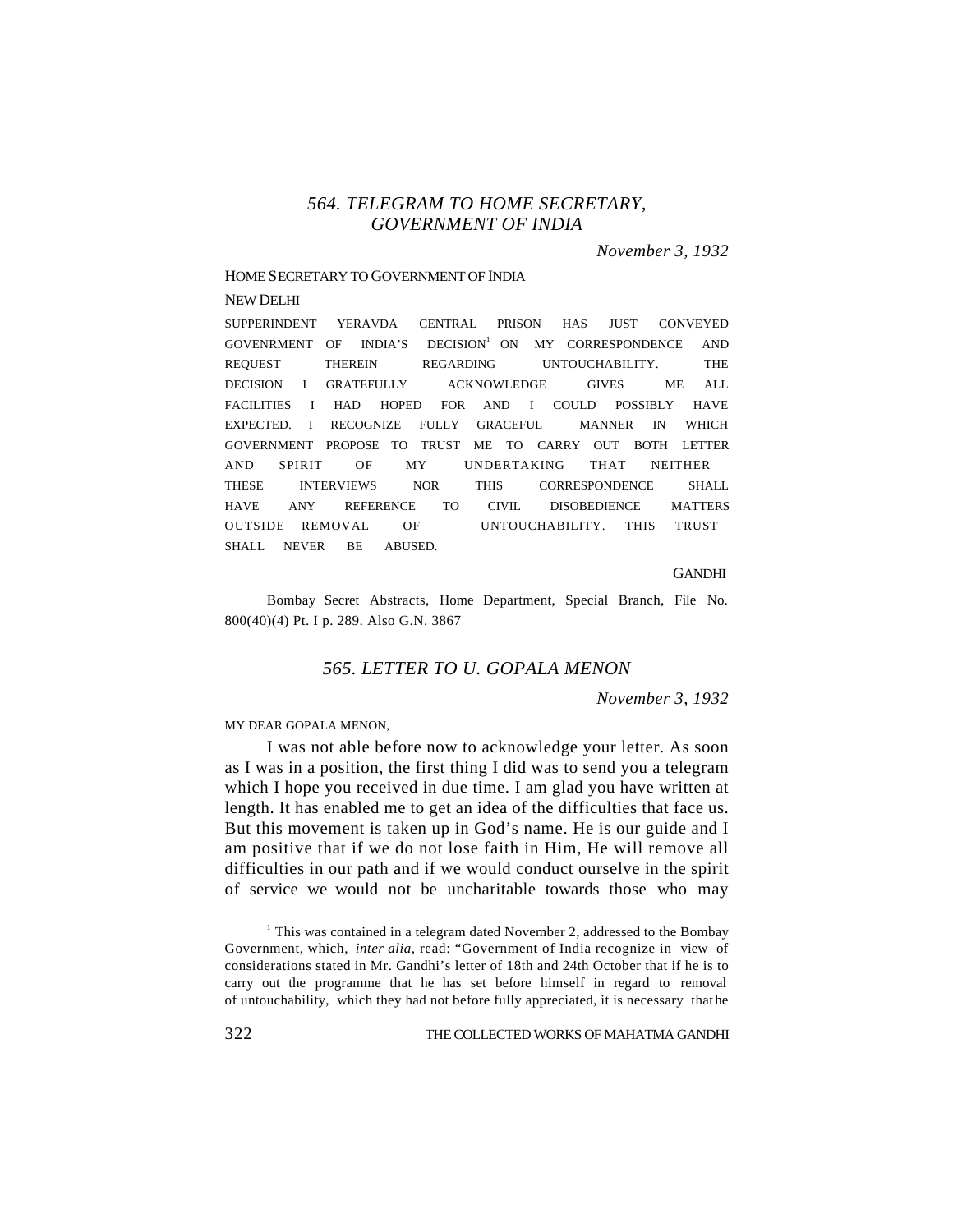### *564. TELEGRAM TO HOME SECRETARY, GOVERNMENT OF INDIA*

*November 3, 1932*

HOME SECRETARY TO GOVERNMENT OF INDIA

NEW DELHI

SUPPERINDENT YERAVDA CENTRAL PRISON HAS JUST CONVEYED GOVENRMENT OF INDIA'S DECISION[1] ON MY CORRESPONDENCE AND REQUEST THEREIN REGARDING UNTOUCHABILITY. THE DECISION I GRATEFULLY ACKNOWLEDGE GIVES ME ALL FACILITIES I HAD HOPED FOR AND I COULD POSSIBLY HAVE EXPECTED. I RECOGNIZE FULLY GRACEFUL MANNER IN WHICH GOVERNMENT PROPOSE TO TRUST ME TO CARRY OUT BOTH LETTER AND SPIRIT OF MY UNDERTAKING THAT NEITHER THESE INTERVIEWS NOR THIS CORRESPONDENCE SHALL HAVE ANY REFERENCE TO CIVIL DISOBEDIENCE MATTERS OUTSIDE REMOVAL OF UNTOUCHABILITY. THIS TRUST SHALL NEVER BE ABUSED.

GANDHI

Bombay Secret Abstracts, Home Department, Special Branch, File No. 800(40)(4) Pt. I p. 289. Also G.N. 3867

### *565. LETTER TO U. GOPALA MENON*

*November 3, 1932*

MY DEAR GOPALA MENON,

I was not able before now to acknowledge your letter. As soon as I was in a position, the first thing I did was to send you a telegram which I hope you received in due time. I am glad you have written at length. It has enabled me to get an idea of the difficulties that face us. But this movement is taken up in God's name. He is our guide and I am positive that if we do not lose faith in Him, He will remove all difficulties in our path and if we would conduct ourselve in the spirit of service we would not be uncharitable towards those who may

[1] This was contained in a telegram dated November 2, addressed to the Bombay Government, which, *inter alia*, read: "Government of India recognize in view of considerations stated in Mr. Gandhi's letter of 18th and 24th October that if he is to carry out the programme that he has set before himself in regard to removal of untouchability, which they had not before fully appreciated, it is necessary that he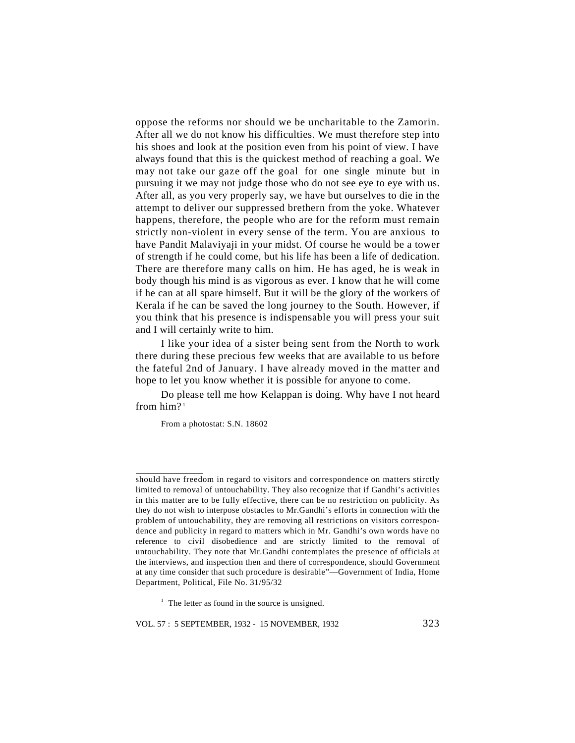oppose the reforms nor should we be uncharitable to the Zamorin. After all we do not know his difficulties. We must therefore step into his shoes and look at the position even from his point of view. I have always found that this is the quickest method of reaching a goal. We may not take our gaze off the goal for one single minute but in pursuing it we may not judge those who do not see eye to eye with us. After all, as you very properly say, we have but ourselves to die in the attempt to deliver our suppressed brethern from the yoke. Whatever happens, therefore, the people who are for the reform must remain strictly non-violent in every sense of the term. You are anxious to have Pandit Malaviyaji in your midst. Of course he would be a tower of strength if he could come, but his life has been a life of dedication. There are therefore many calls on him. He has aged, he is weak in body though his mind is as vigorous as ever. I know that he will come if he can at all spare himself. But it will be the glory of the workers of Kerala if he can be saved the long journey to the South. However, if you think that his presence is indispensable you will press your suit and I will certainly write to him.

I like your idea of a sister being sent from the North to work there during these precious few weeks that are available to us before the fateful 2nd of January. I have already moved in the matter and hope to let you know whether it is possible for anyone to come.

Do please tell me how Kelappan is doing. Why have I not heard from him?[1]

From a photostat: S.N. 18602

---

should have freedom in regard to visitors and correspondence on matters stirctly limited to removal of untouchability. They also recognize that if Gandhi's activities in this matter are to be fully effective, there can be no restriction on publicity. As they do not wish to interpose obstacles to Mr.Gandhi's efforts in connection with the problem of untouchability, they are removing all restrictions on visitors correspondence and publicity in regard to matters which in Mr. Gandhi's own words have no reference to civil disobedience and are strictly limited to the removal of untouchability. They note that Mr.Gandhi contemplates the presence of officials at the interviews, and inspection then and there of correspondence, should Government at any time consider that such procedure is desirable"—Government of India, Home Department, Political, File No. 31/95/32

[1] The letter as found in the source is unsigned.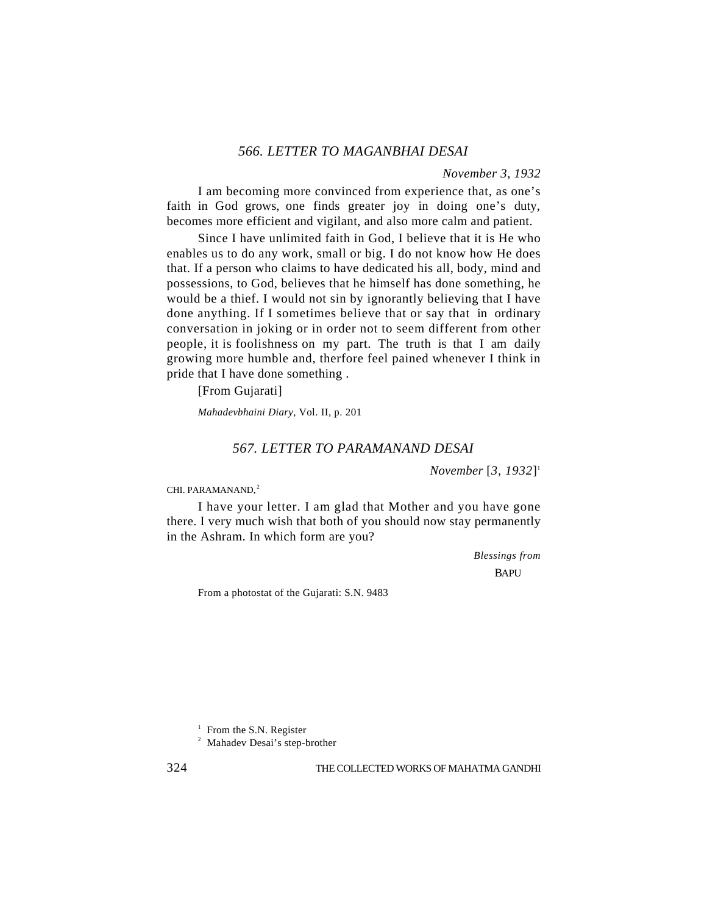## *566. LETTER TO MAGANBHAI DESAI*

*November 3, 1932*

I am becoming more convinced from experience that, as one's faith in God grows, one finds greater joy in doing one's duty, becomes more efficient and vigilant, and also more calm and patient.

Since I have unlimited faith in God, I believe that it is He who enables us to do any work, small or big. I do not know how He does that. If a person who claims to have dedicated his all, body, mind and possessions, to God, believes that he himself has done something, he would be a thief. I would not sin by ignorantly believing that I have done anything. If I sometimes believe that or say that in ordinary conversation in joking or in order not to seem different from other people, it is foolishness on my part. The truth is that I am daily growing more humble and, therfore feel pained whenever I think in pride that I have done something .

[From Gujarati]

*Mahadevbhaini Diary*, Vol. II, p. 201

## *567. LETTER TO PARAMANAND DESAI*

*November* [*3, 1932*][1]

CHI. PARAMANAND,[2]

I have your letter. I am glad that Mother and you have gone there. I very much wish that both of you should now stay permanently in the Ashram. In which form are you?

*Blessings from*

BAPU

From a photostat of the Gujarati: S.N. 9483

[1] From the S.N. Register

[2] Mahadev Desai's step-brother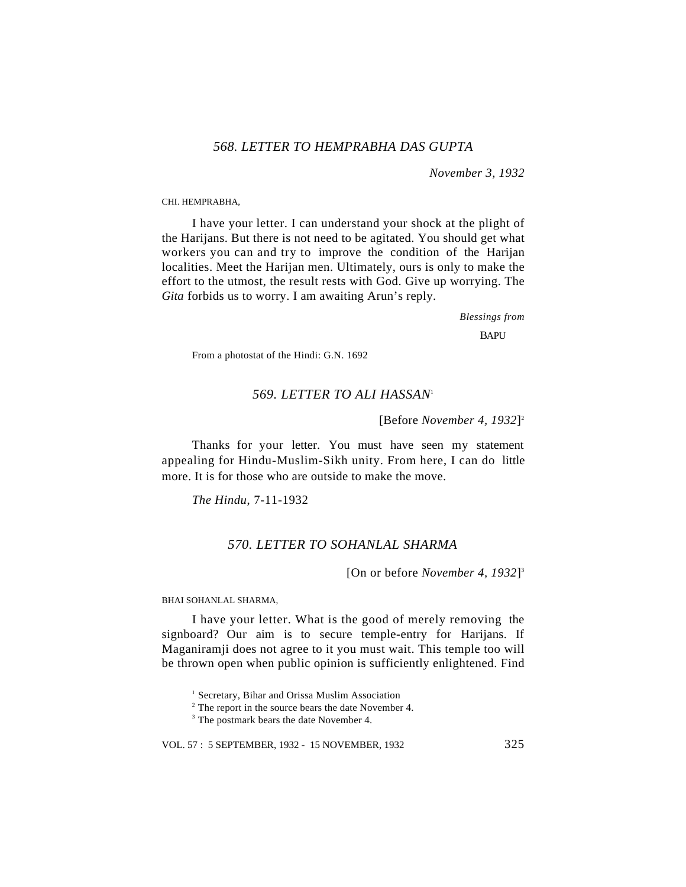## *568. LETTER TO HEMPRABHA DAS GUPTA*

*November 3, 1932*

CHI. HEMPRABHA,

I have your letter. I can understand your shock at the plight of the Harijans. But there is not need to be agitated. You should get what workers you can and try to improve the condition of the Harijan localities. Meet the Harijan men. Ultimately, ours is only to make the effort to the utmost, the result rests with God. Give up worrying. The *Gita* forbids us to worry. I am awaiting Arun's reply.

*Blessings from*

BAPU

From a photostat of the Hindi: G.N. 1692

## *569. LETTER TO ALI HASSAN*[1]

[Before *November 4, 1932*][2]

Thanks for your letter. You must have seen my statement appealing for Hindu-Muslim-Sikh unity. From here, I can do little more. It is for those who are outside to make the move.

*The Hindu*, 7-11-1932

## *570. LETTER TO SOHANLAL SHARMA*

[On or before *November 4, 1932*][3]

BHAI SOHANLAL SHARMA,

I have your letter. What is the good of merely removing the signboard? Our aim is to secure temple-entry for Harijans. If Maganiramji does not agree to it you must wait. This temple too will be thrown open when public opinion is sufficiently enlightened. Find

[1] Secretary, Bihar and Orissa Muslim Association

[2] The report in the source bears the date November 4.

[3] The postmark bears the date November 4.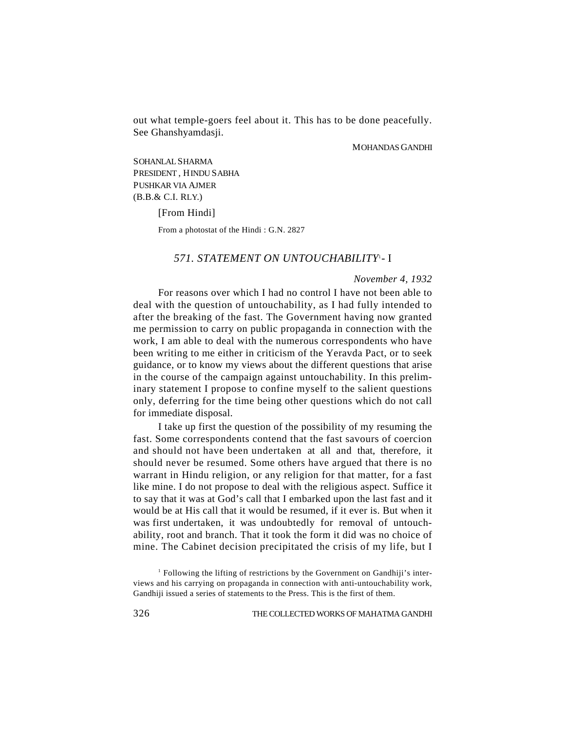out what temple-goers feel about it. This has to be done peacefully. See Ghanshyamdasji.

MOHANDAS GANDHI

SOHANLAL SHARMA
PRESIDENT, HINDU SABHA
PUSHKAR VIA AJMER
(B.B.& C.I. RLY.)

[From Hindi]

From a photostat of the Hindi : G.N. 2827

### 571. STATEMENT ON UNTOUCHABILITY[1] - I

*November 4, 1932*

For reasons over which I had no control I have not been able to deal with the question of untouchability, as I had fully intended to after the breaking of the fast. The Government having now granted me permission to carry on public propaganda in connection with the work, I am able to deal with the numerous correspondents who have been writing to me either in criticism of the Yeravda Pact, or to seek guidance, or to know my views about the different questions that arise in the course of the campaign against untouchability. In this preliminary statement I propose to confine myself to the salient questions only, deferring for the time being other questions which do not call for immediate disposal.

I take up first the question of the possibility of my resuming the fast. Some correspondents contend that the fast savours of coercion and should not have been undertaken at all and that, therefore, it should never be resumed. Some others have argued that there is no warrant in Hindu religion, or any religion for that matter, for a fast like mine. I do not propose to deal with the religious aspect. Suffice it to say that it was at God's call that I embarked upon the last fast and it would be at His call that it would be resumed, if it ever is. But when it was first undertaken, it was undoubtedly for removal of untouchability, root and branch. That it took the form it did was no choice of mine. The Cabinet decision precipitated the crisis of my life, but I

[1] Following the lifting of restrictions by the Government on Gandhiji's interviews and his carrying on propaganda in connection with anti-untouchability work, Gandhiji issued a series of statements to the Press. This is the first of them.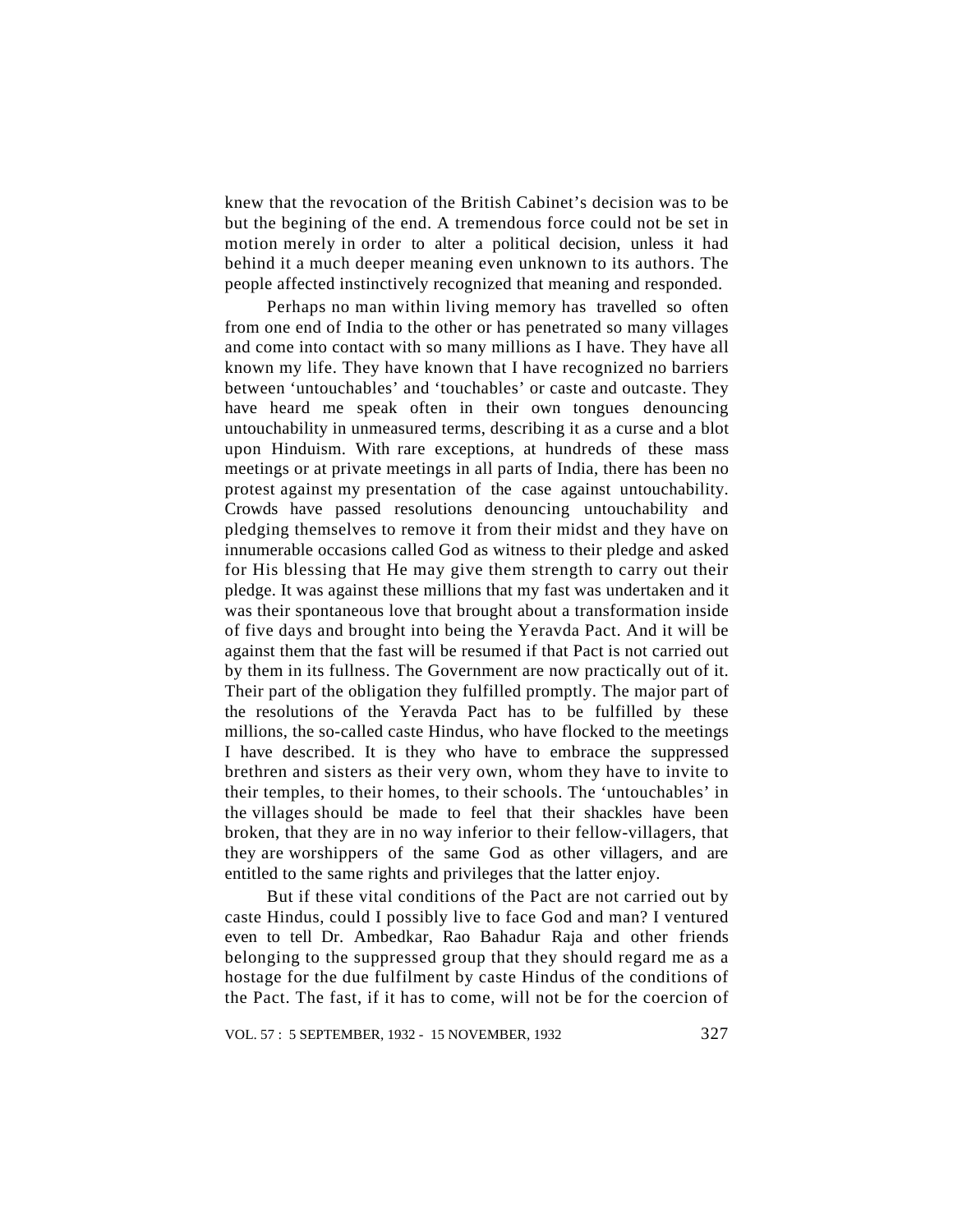knew that the revocation of the British Cabinet's decision was to be but the begining of the end. A tremendous force could not be set in motion merely in order to alter a political decision, unless it had behind it a much deeper meaning even unknown to its authors. The people affected instinctively recognized that meaning and responded.

Perhaps no man within living memory has travelled so often from one end of India to the other or has penetrated so many villages and come into contact with so many millions as I have. They have all known my life. They have known that I have recognized no barriers between 'untouchables' and 'touchables' or caste and outcaste. They have heard me speak often in their own tongues denouncing untouchability in unmeasured terms, describing it as a curse and a blot upon Hinduism. With rare exceptions, at hundreds of these mass meetings or at private meetings in all parts of India, there has been no protest against my presentation of the case against untouchability. Crowds have passed resolutions denouncing untouchability and pledging themselves to remove it from their midst and they have on innumerable occasions called God as witness to their pledge and asked for His blessing that He may give them strength to carry out their pledge. It was against these millions that my fast was undertaken and it was their spontaneous love that brought about a transformation inside of five days and brought into being the Yeravda Pact. And it will be against them that the fast will be resumed if that Pact is not carried out by them in its fullness. The Government are now practically out of it. Their part of the obligation they fulfilled promptly. The major part of the resolutions of the Yeravda Pact has to be fulfilled by these millions, the so-called caste Hindus, who have flocked to the meetings I have described. It is they who have to embrace the suppressed brethren and sisters as their very own, whom they have to invite to their temples, to their homes, to their schools. The 'untouchables' in the villages should be made to feel that their shackles have been broken, that they are in no way inferior to their fellow-villagers, that they are worshippers of the same God as other villagers, and are entitled to the same rights and privileges that the latter enjoy.

But if these vital conditions of the Pact are not carried out by caste Hindus, could I possibly live to face God and man? I ventured even to tell Dr. Ambedkar, Rao Bahadur Raja and other friends belonging to the suppressed group that they should regard me as a hostage for the due fulfilment by caste Hindus of the conditions of the Pact. The fast, if it has to come, will not be for the coercion of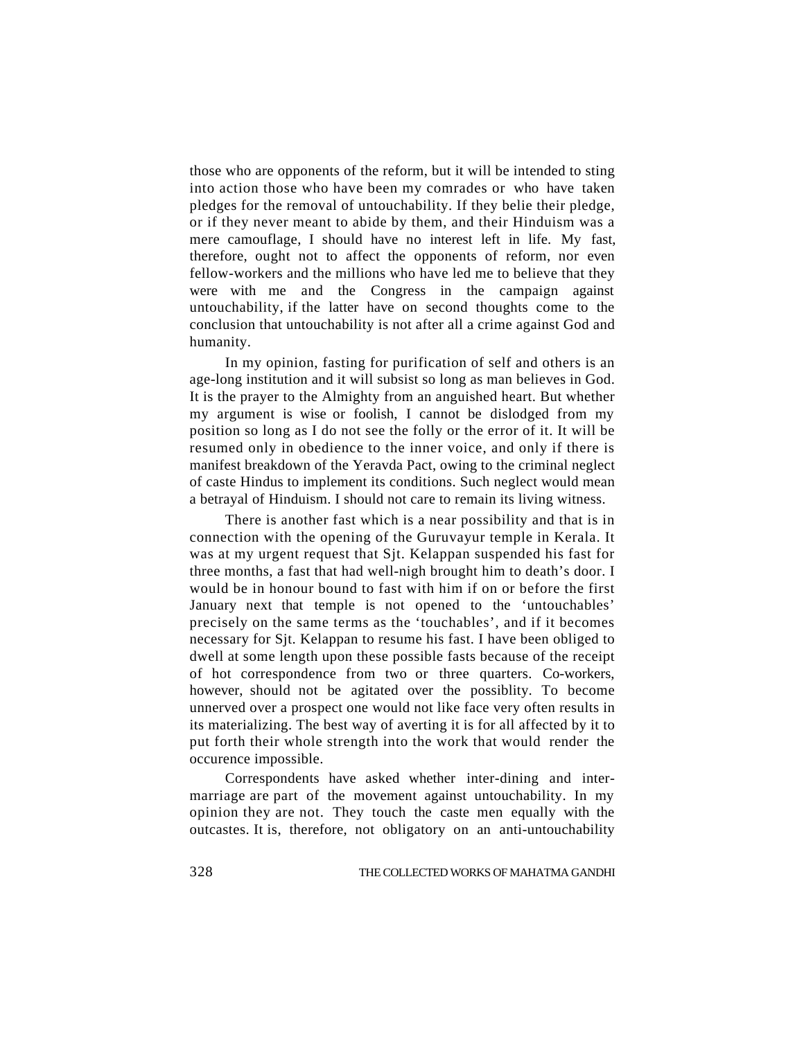those who are opponents of the reform, but it will be intended to sting into action those who have been my comrades or who have taken pledges for the removal of untouchability. If they belie their pledge, or if they never meant to abide by them, and their Hinduism was a mere camouflage, I should have no interest left in life. My fast, therefore, ought not to affect the opponents of reform, nor even fellow-workers and the millions who have led me to believe that they were with me and the Congress in the campaign against untouchability, if the latter have on second thoughts come to the conclusion that untouchability is not after all a crime against God and humanity.

In my opinion, fasting for purification of self and others is an age-long institution and it will subsist so long as man believes in God. It is the prayer to the Almighty from an anguished heart. But whether my argument is wise or foolish, I cannot be dislodged from my position so long as I do not see the folly or the error of it. It will be resumed only in obedience to the inner voice, and only if there is manifest breakdown of the Yeravda Pact, owing to the criminal neglect of caste Hindus to implement its conditions. Such neglect would mean a betrayal of Hinduism. I should not care to remain its living witness.

There is another fast which is a near possibility and that is in connection with the opening of the Guruvayur temple in Kerala. It was at my urgent request that Sjt. Kelappan suspended his fast for three months, a fast that had well-nigh brought him to death's door. I would be in honour bound to fast with him if on or before the first January next that temple is not opened to the 'untouchables' precisely on the same terms as the 'touchables', and if it becomes necessary for Sjt. Kelappan to resume his fast. I have been obliged to dwell at some length upon these possible fasts because of the receipt of hot correspondence from two or three quarters. Co-workers, however, should not be agitated over the possiblity. To become unnerved over a prospect one would not like face very often results in its materializing. The best way of averting it is for all affected by it to put forth their whole strength into the work that would render the occurence impossible.

Correspondents have asked whether inter-dining and inter-marriage are part of the movement against untouchability. In my opinion they are not. They touch the caste men equally with the outcastes. It is, therefore, not obligatory on an anti-untouchability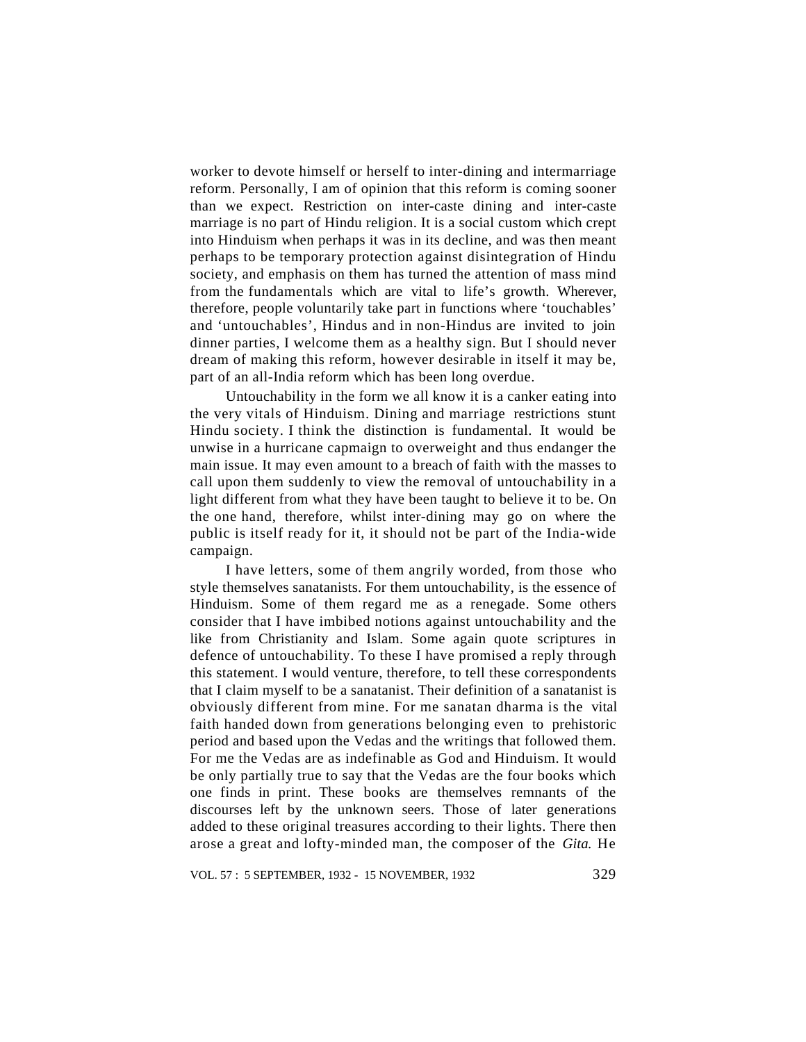worker to devote himself or herself to inter-dining and intermarriage reform. Personally, I am of opinion that this reform is coming sooner than we expect. Restriction on inter-caste dining and inter-caste marriage is no part of Hindu religion. It is a social custom which crept into Hinduism when perhaps it was in its decline, and was then meant perhaps to be temporary protection against disintegration of Hindu society, and emphasis on them has turned the attention of mass mind from the fundamentals which are vital to life's growth. Wherever, therefore, people voluntarily take part in functions where 'touchables' and 'untouchables', Hindus and in non-Hindus are invited to join dinner parties, I welcome them as a healthy sign. But I should never dream of making this reform, however desirable in itself it may be, part of an all-India reform which has been long overdue.

Untouchability in the form we all know it is a canker eating into the very vitals of Hinduism. Dining and marriage restrictions stunt Hindu society. I think the distinction is fundamental. It would be unwise in a hurricane capmaign to overweight and thus endanger the main issue. It may even amount to a breach of faith with the masses to call upon them suddenly to view the removal of untouchability in a light different from what they have been taught to believe it to be. On the one hand, therefore, whilst inter-dining may go on where the public is itself ready for it, it should not be part of the India-wide campaign.

I have letters, some of them angrily worded, from those who style themselves sanatanists. For them untouchability, is the essence of Hinduism. Some of them regard me as a renegade. Some others consider that I have imbibed notions against untouchability and the like from Christianity and Islam. Some again quote scriptures in defence of untouchability. To these I have promised a reply through this statement. I would venture, therefore, to tell these correspondents that I claim myself to be a sanatanist. Their definition of a sanatanist is obviously different from mine. For me sanatan dharma is the vital faith handed down from generations belonging even to prehistoric period and based upon the Vedas and the writings that followed them. For me the Vedas are as indefinable as God and Hinduism. It would be only partially true to say that the Vedas are the four books which one finds in print. These books are themselves remnants of the discourses left by the unknown seers. Those of later generations added to these original treasures according to their lights. There then arose a great and lofty-minded man, the composer of the *Gita.* He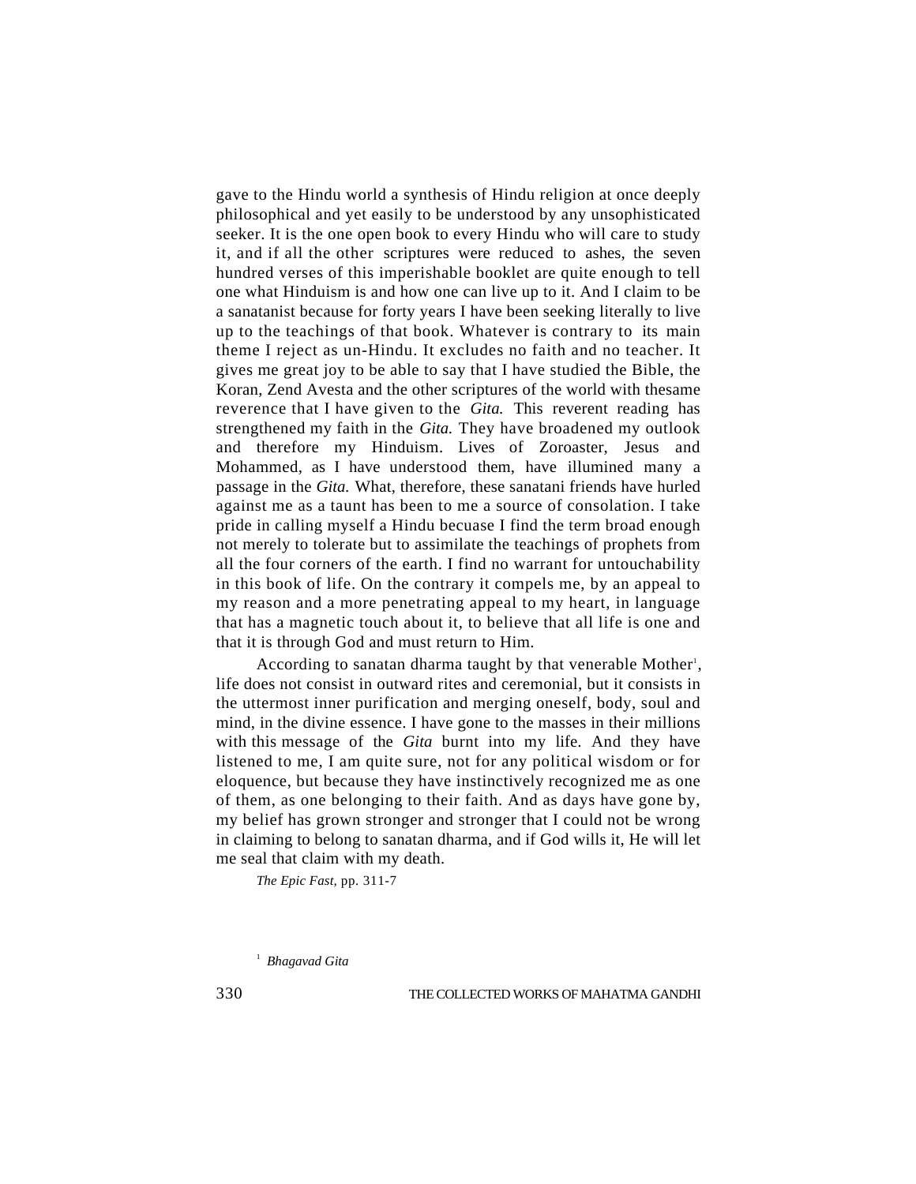gave to the Hindu world a synthesis of Hindu religion at once deeply philosophical and yet easily to be understood by any unsophisticated seeker. It is the one open book to every Hindu who will care to study it, and if all the other scriptures were reduced to ashes, the seven hundred verses of this imperishable booklet are quite enough to tell one what Hinduism is and how one can live up to it. And I claim to be a sanatanist because for forty years I have been seeking literally to live up to the teachings of that book. Whatever is contrary to its main theme I reject as un-Hindu. It excludes no faith and no teacher. It gives me great joy to be able to say that I have studied the Bible, the Koran, Zend Avesta and the other scriptures of the world with thesame reverence that I have given to the *Gita.* This reverent reading has strengthened my faith in the *Gita.* They have broadened my outlook and therefore my Hinduism. Lives of Zoroaster, Jesus and Mohammed, as I have understood them, have illumined many a passage in the *Gita.* What, therefore, these sanatani friends have hurled against me as a taunt has been to me a source of consolation. I take pride in calling myself a Hindu becuase I find the term broad enough not merely to tolerate but to assimilate the teachings of prophets from all the four corners of the earth. I find no warrant for untouchability in this book of life. On the contrary it compels me, by an appeal to my reason and a more penetrating appeal to my heart, in language that has a magnetic touch about it, to believe that all life is one and that it is through God and must return to Him.

According to sanatan dharma taught by that venerable Mother[1], life does not consist in outward rites and ceremonial, but it consists in the uttermost inner purification and merging oneself, body, soul and mind, in the divine essence. I have gone to the masses in their millions with this message of the *Gita* burnt into my life. And they have listened to me, I am quite sure, not for any political wisdom or for eloquence, but because they have instinctively recognized me as one of them, as one belonging to their faith. And as days have gone by, my belief has grown stronger and stronger that I could not be wrong in claiming to belong to sanatan dharma, and if God wills it, He will let me seal that claim with my death.

*The Epic Fast*, pp. 311-7

[1] *Bhagavad Gita*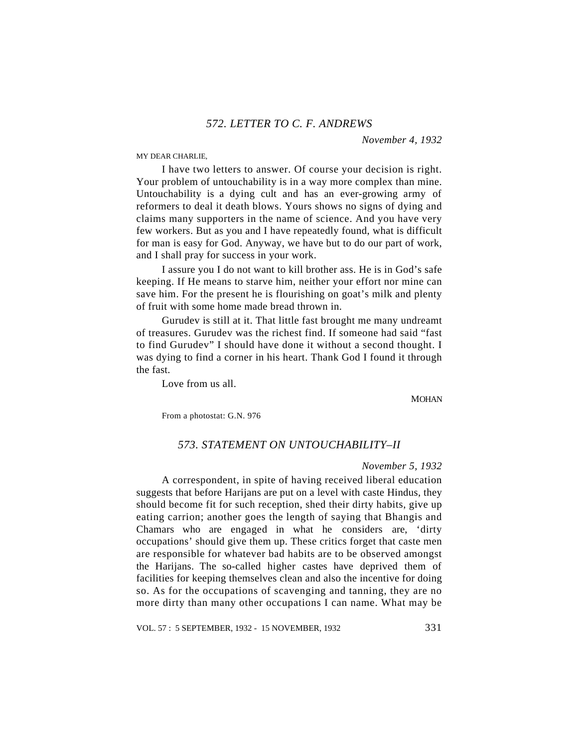## *572. LETTER TO C. F. ANDREWS*

*November 4, 1932*

MY DEAR CHARLIE,

I have two letters to answer. Of course your decision is right. Your problem of untouchability is in a way more complex than mine. Untouchability is a dying cult and has an ever-growing army of reformers to deal it death blows. Yours shows no signs of dying and claims many supporters in the name of science. And you have very few workers. But as you and I have repeatedly found, what is difficult for man is easy for God. Anyway, we have but to do our part of work, and I shall pray for success in your work.

I assure you I do not want to kill brother ass. He is in God's safe keeping. If He means to starve him, neither your effort nor mine can save him. For the present he is flourishing on goat's milk and plenty of fruit with some home made bread thrown in.

Gurudev is still at it. That little fast brought me many undreamt of treasures. Gurudev was the richest find. If someone had said "fast to find Gurudev" I should have done it without a second thought. I was dying to find a corner in his heart. Thank God I found it through the fast.

Love from us all.

MOHAN

From a photostat: G.N. 976

## *573. STATEMENT ON UNTOUCHABILITY–II*

*November 5, 1932*

A correspondent, in spite of having received liberal education suggests that before Harijans are put on a level with caste Hindus, they should become fit for such reception, shed their dirty habits, give up eating carrion; another goes the length of saying that Bhangis and Chamars who are engaged in what he considers are, 'dirty occupations' should give them up. These critics forget that caste men are responsible for whatever bad habits are to be observed amongst the Harijans. The so-called higher castes have deprived them of facilities for keeping themselves clean and also the incentive for doing so. As for the occupations of scavenging and tanning, they are no more dirty than many other occupations I can name. What may be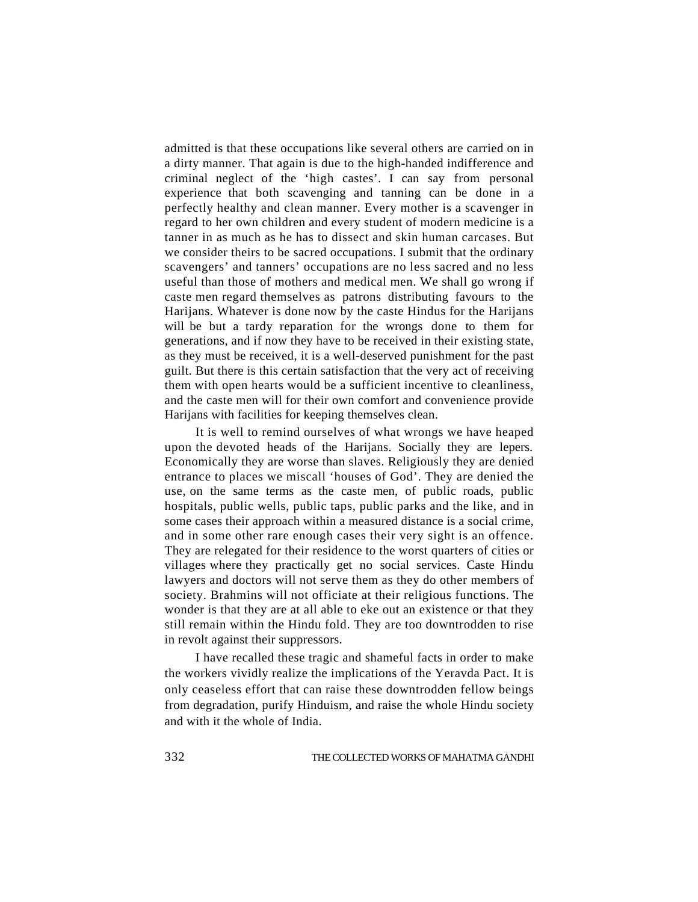admitted is that these occupations like several others are carried on in a dirty manner. That again is due to the high-handed indifference and criminal neglect of the 'high castes'. I can say from personal experience that both scavenging and tanning can be done in a perfectly healthy and clean manner. Every mother is a scavenger in regard to her own children and every student of modern medicine is a tanner in as much as he has to dissect and skin human carcases. But we consider theirs to be sacred occupations. I submit that the ordinary scavengers' and tanners' occupations are no less sacred and no less useful than those of mothers and medical men. We shall go wrong if caste men regard themselves as patrons distributing favours to the Harijans. Whatever is done now by the caste Hindus for the Harijans will be but a tardy reparation for the wrongs done to them for generations, and if now they have to be received in their existing state, as they must be received, it is a well-deserved punishment for the past guilt. But there is this certain satisfaction that the very act of receiving them with open hearts would be a sufficient incentive to cleanliness, and the caste men will for their own comfort and convenience provide Harijans with facilities for keeping themselves clean.

It is well to remind ourselves of what wrongs we have heaped upon the devoted heads of the Harijans. Socially they are lepers. Economically they are worse than slaves. Religiously they are denied entrance to places we miscall 'houses of God'. They are denied the use, on the same terms as the caste men, of public roads, public hospitals, public wells, public taps, public parks and the like, and in some cases their approach within a measured distance is a social crime, and in some other rare enough cases their very sight is an offence. They are relegated for their residence to the worst quarters of cities or villages where they practically get no social services. Caste Hindu lawyers and doctors will not serve them as they do other members of society. Brahmins will not officiate at their religious functions. The wonder is that they are at all able to eke out an existence or that they still remain within the Hindu fold. They are too downtrodden to rise in revolt against their suppressors.

I have recalled these tragic and shameful facts in order to make the workers vividly realize the implications of the Yeravda Pact. It is only ceaseless effort that can raise these downtrodden fellow beings from degradation, purify Hinduism, and raise the whole Hindu society and with it the whole of India.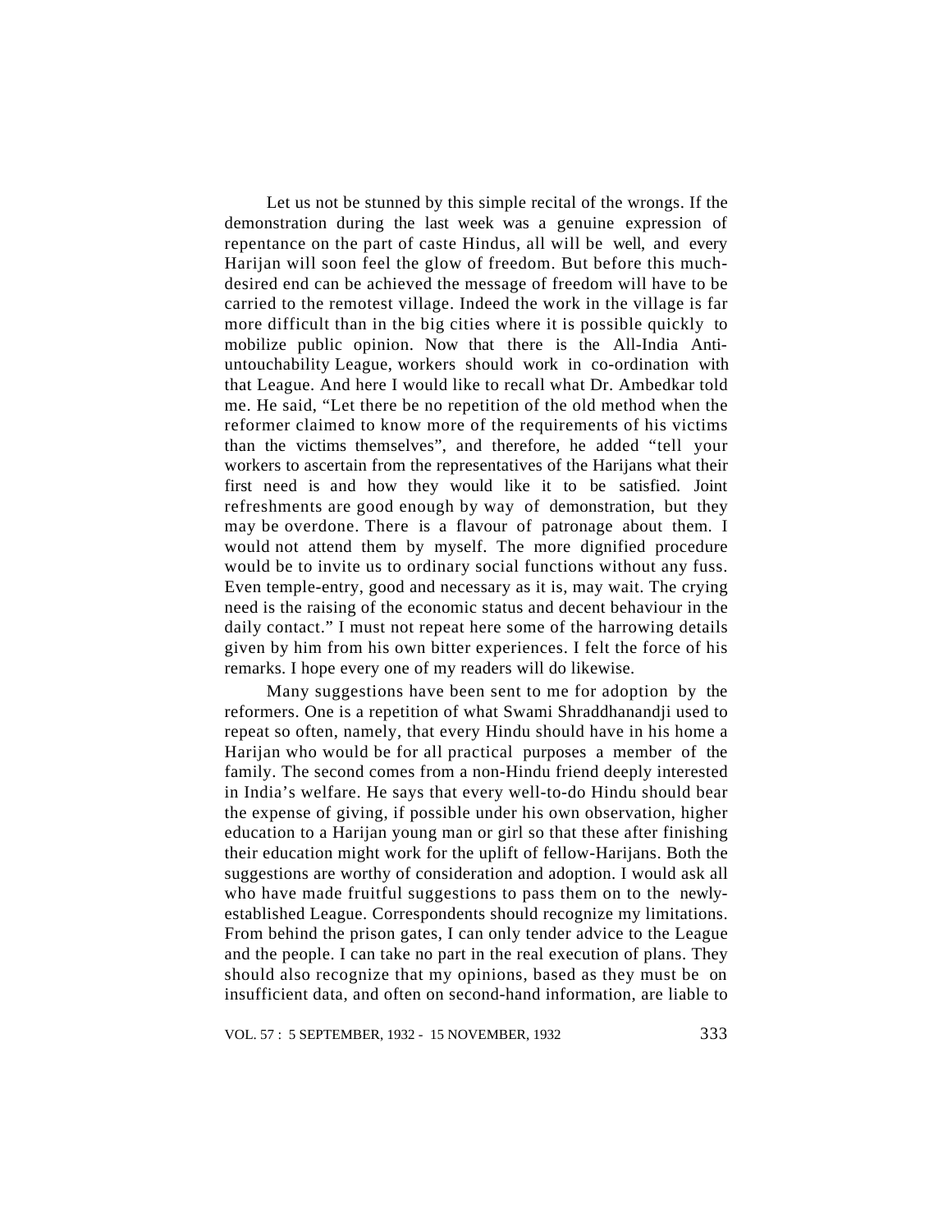Let us not be stunned by this simple recital of the wrongs. If the demonstration during the last week was a genuine expression of repentance on the part of caste Hindus, all will be well, and every Harijan will soon feel the glow of freedom. But before this much-desired end can be achieved the message of freedom will have to be carried to the remotest village. Indeed the work in the village is far more difficult than in the big cities where it is possible quickly to mobilize public opinion. Now that there is the All-India Anti-untouchability League, workers should work in co-ordination with that League. And here I would like to recall what Dr. Ambedkar told me. He said, "Let there be no repetition of the old method when the reformer claimed to know more of the requirements of his victims than the victims themselves", and therefore, he added "tell your workers to ascertain from the representatives of the Harijans what their first need is and how they would like it to be satisfied. Joint refreshments are good enough by way of demonstration, but they may be overdone. There is a flavour of patronage about them. I would not attend them by myself. The more dignified procedure would be to invite us to ordinary social functions without any fuss. Even temple-entry, good and necessary as it is, may wait. The crying need is the raising of the economic status and decent behaviour in the daily contact." I must not repeat here some of the harrowing details given by him from his own bitter experiences. I felt the force of his remarks. I hope every one of my readers will do likewise.

Many suggestions have been sent to me for adoption by the reformers. One is a repetition of what Swami Shraddhanandji used to repeat so often, namely, that every Hindu should have in his home a Harijan who would be for all practical purposes a member of the family. The second comes from a non-Hindu friend deeply interested in India's welfare. He says that every well-to-do Hindu should bear the expense of giving, if possible under his own observation, higher education to a Harijan young man or girl so that these after finishing their education might work for the uplift of fellow-Harijans. Both the suggestions are worthy of consideration and adoption. I would ask all who have made fruitful suggestions to pass them on to the newly-established League. Correspondents should recognize my limitations. From behind the prison gates, I can only tender advice to the League and the people. I can take no part in the real execution of plans. They should also recognize that my opinions, based as they must be on insufficient data, and often on second-hand information, are liable to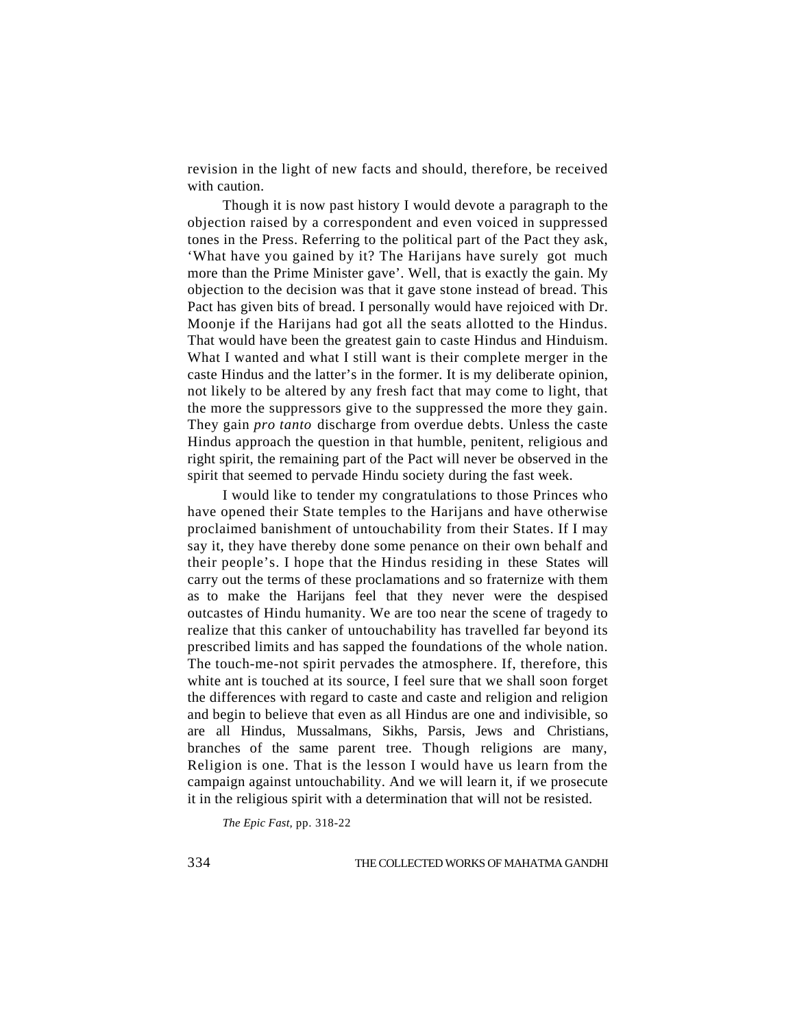revision in the light of new facts and should, therefore, be received with caution.

Though it is now past history I would devote a paragraph to the objection raised by a correspondent and even voiced in suppressed tones in the Press. Referring to the political part of the Pact they ask, 'What have you gained by it? The Harijans have surely got much more than the Prime Minister gave'. Well, that is exactly the gain. My objection to the decision was that it gave stone instead of bread. This Pact has given bits of bread. I personally would have rejoiced with Dr. Moonje if the Harijans had got all the seats allotted to the Hindus. That would have been the greatest gain to caste Hindus and Hinduism. What I wanted and what I still want is their complete merger in the caste Hindus and the latter's in the former. It is my deliberate opinion, not likely to be altered by any fresh fact that may come to light, that the more the suppressors give to the suppressed the more they gain. They gain *pro tanto* discharge from overdue debts. Unless the caste Hindus approach the question in that humble, penitent, religious and right spirit, the remaining part of the Pact will never be observed in the spirit that seemed to pervade Hindu society during the fast week.

I would like to tender my congratulations to those Princes who have opened their State temples to the Harijans and have otherwise proclaimed banishment of untouchability from their States. If I may say it, they have thereby done some penance on their own behalf and their people's. I hope that the Hindus residing in these States will carry out the terms of these proclamations and so fraternize with them as to make the Harijans feel that they never were the despised outcastes of Hindu humanity. We are too near the scene of tragedy to realize that this canker of untouchability has travelled far beyond its prescribed limits and has sapped the foundations of the whole nation. The touch-me-not spirit pervades the atmosphere. If, therefore, this white ant is touched at its source, I feel sure that we shall soon forget the differences with regard to caste and caste and religion and religion and begin to believe that even as all Hindus are one and indivisible, so are all Hindus, Mussalmans, Sikhs, Parsis, Jews and Christians, branches of the same parent tree. Though religions are many, Religion is one. That is the lesson I would have us learn from the campaign against untouchability. And we will learn it, if we prosecute it in the religious spirit with a determination that will not be resisted.

*The Epic Fast*, pp. 318-22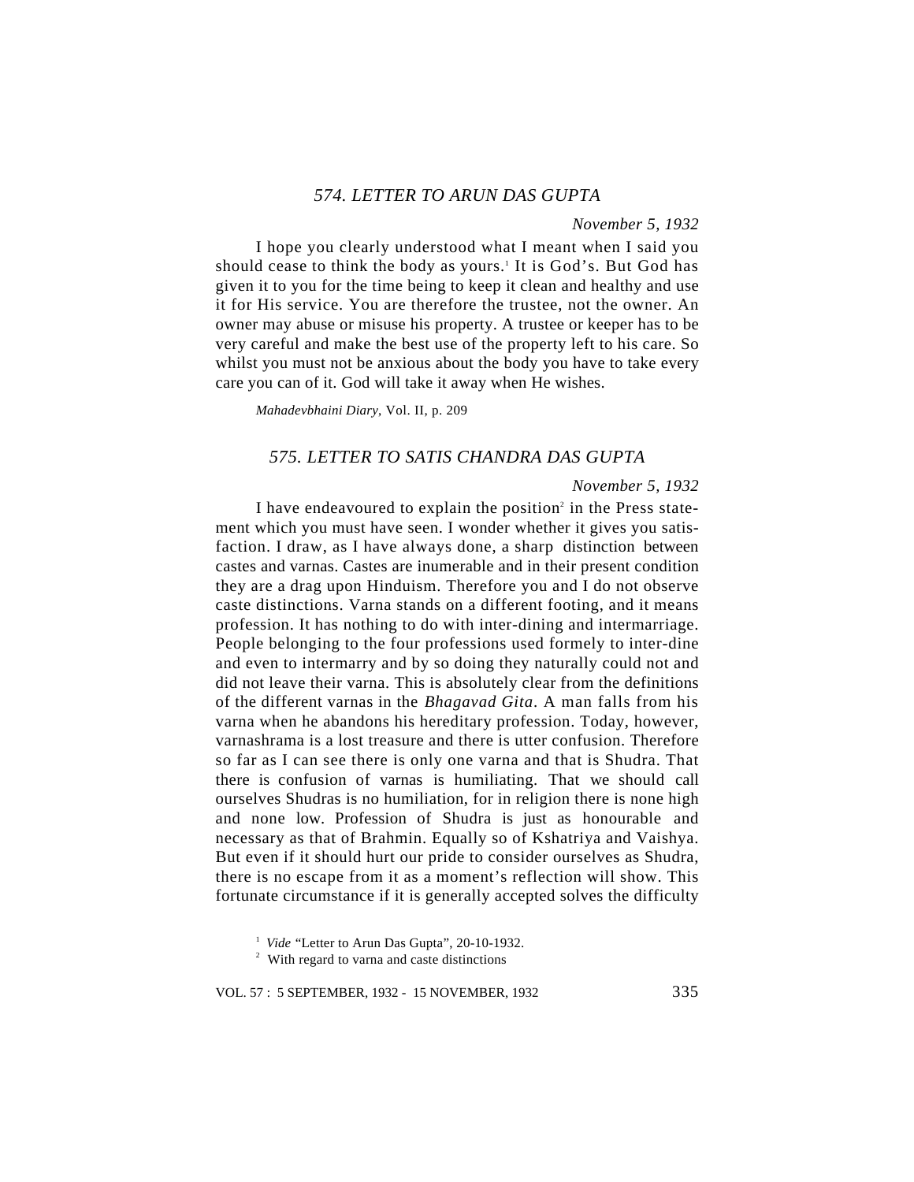## *574. LETTER TO ARUN DAS GUPTA*

*November 5, 1932*

I hope you clearly understood what I meant when I said you should cease to think the body as yours.[1] It is God's. But God has given it to you for the time being to keep it clean and healthy and use it for His service. You are therefore the trustee, not the owner. An owner may abuse or misuse his property. A trustee or keeper has to be very careful and make the best use of the property left to his care. So whilst you must not be anxious about the body you have to take every care you can of it. God will take it away when He wishes.

*Mahadevbhaini Diary*, Vol. II, p. 209

## *575. LETTER TO SATIS CHANDRA DAS GUPTA*

*November 5, 1932*

I have endeavoured to explain the position[2] in the Press statement which you must have seen. I wonder whether it gives you satisfaction. I draw, as I have always done, a sharp distinction between castes and varnas. Castes are inumerable and in their present condition they are a drag upon Hinduism. Therefore you and I do not observe caste distinctions. Varna stands on a different footing, and it means profession. It has nothing to do with inter-dining and intermarriage. People belonging to the four professions used formely to inter-dine and even to intermarry and by so doing they naturally could not and did not leave their varna. This is absolutely clear from the definitions of the different varnas in the *Bhagavad Gita*. A man falls from his varna when he abandons his hereditary profession. Today, however, varnashrama is a lost treasure and there is utter confusion. Therefore so far as I can see there is only one varna and that is Shudra. That there is confusion of varnas is humiliating. That we should call ourselves Shudras is no humiliation, for in religion there is none high and none low. Profession of Shudra is just as honourable and necessary as that of Brahmin. Equally so of Kshatriya and Vaishya. But even if it should hurt our pride to consider ourselves as Shudra, there is no escape from it as a moment's reflection will show. This fortunate circumstance if it is generally accepted solves the difficulty

[1] *Vide* "Letter to Arun Das Gupta", 20-10-1932.

[2] With regard to varna and caste distinctions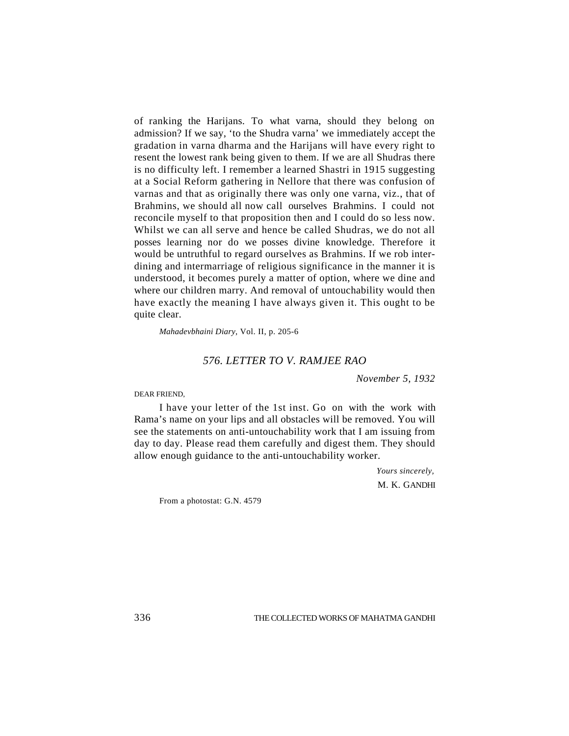of ranking the Harijans. To what varna, should they belong on admission? If we say, 'to the Shudra varna' we immediately accept the gradation in varna dharma and the Harijans will have every right to resent the lowest rank being given to them. If we are all Shudras there is no difficulty left. I remember a learned Shastri in 1915 suggesting at a Social Reform gathering in Nellore that there was confusion of varnas and that as originally there was only one varna, viz., that of Brahmins, we should all now call ourselves Brahmins. I could not reconcile myself to that proposition then and I could do so less now. Whilst we can all serve and hence be called Shudras, we do not all posses learning nor do we posses divine knowledge. Therefore it would be untruthful to regard ourselves as Brahmins. If we rob inter-dining and intermarriage of religious significance in the manner it is understood, it becomes purely a matter of option, where we dine and where our children marry. And removal of untouchability would then have exactly the meaning I have always given it. This ought to be quite clear.

*Mahadevbhaini Diary*, Vol. II, p. 205-6

## *576. LETTER TO V. RAMJEE RAO*

*November 5, 1932*

DEAR FRIEND,

I have your letter of the 1st inst. Go on with the work with Rama's name on your lips and all obstacles will be removed. You will see the statements on anti-untouchability work that I am issuing from day to day. Please read them carefully and digest them. They should allow enough guidance to the anti-untouchability worker.

*Yours sincerely,*

M. K. GANDHI

From a photostat: G.N. 4579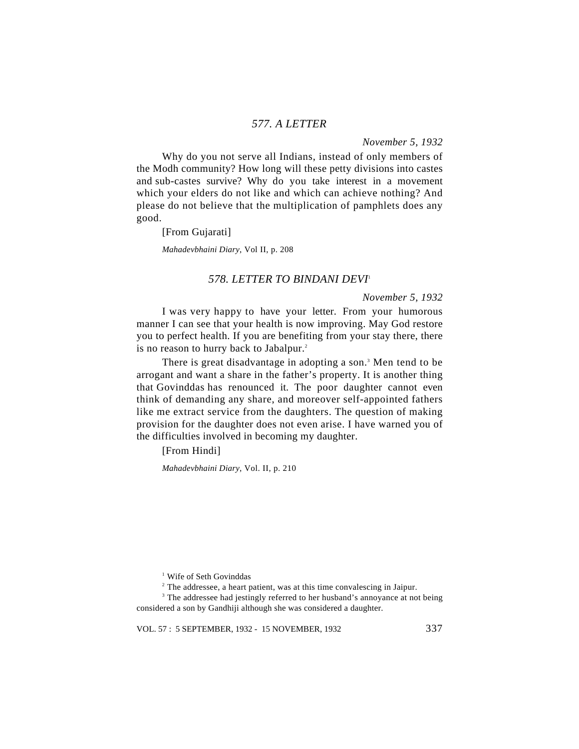## 577. A LETTER

*November 5, 1932*

Why do you not serve all Indians, instead of only members of the Modh community? How long will these petty divisions into castes and sub-castes survive? Why do you take interest in a movement which your elders do not like and which can achieve nothing? And please do not believe that the multiplication of pamphlets does any good.

[From Gujarati]

*Mahadevbhaini Diary*, Vol II, p. 208

## 578. LETTER TO BINDANI DEVI[1]

*November 5, 1932*

I was very happy to have your letter. From your humorous manner I can see that your health is now improving. May God restore you to perfect health. If you are benefiting from your stay there, there is no reason to hurry back to Jabalpur.[2]

There is great disadvantage in adopting a son.[3] Men tend to be arrogant and want a share in the father's property. It is another thing that Govinddas has renounced it. The poor daughter cannot even think of demanding any share, and moreover self-appointed fathers like me extract service from the daughters. The question of making provision for the daughter does not even arise. I have warned you of the difficulties involved in becoming my daughter.

[From Hindi]

*Mahadevbhaini Diary*, Vol. II, p. 210

---

[1] Wife of Seth Govinddas

[2] The addressee, a heart patient, was at this time convalescing in Jaipur.

[3] The addressee had jestingly referred to her husband's annoyance at not being considered a son by Gandhiji although she was considered a daughter.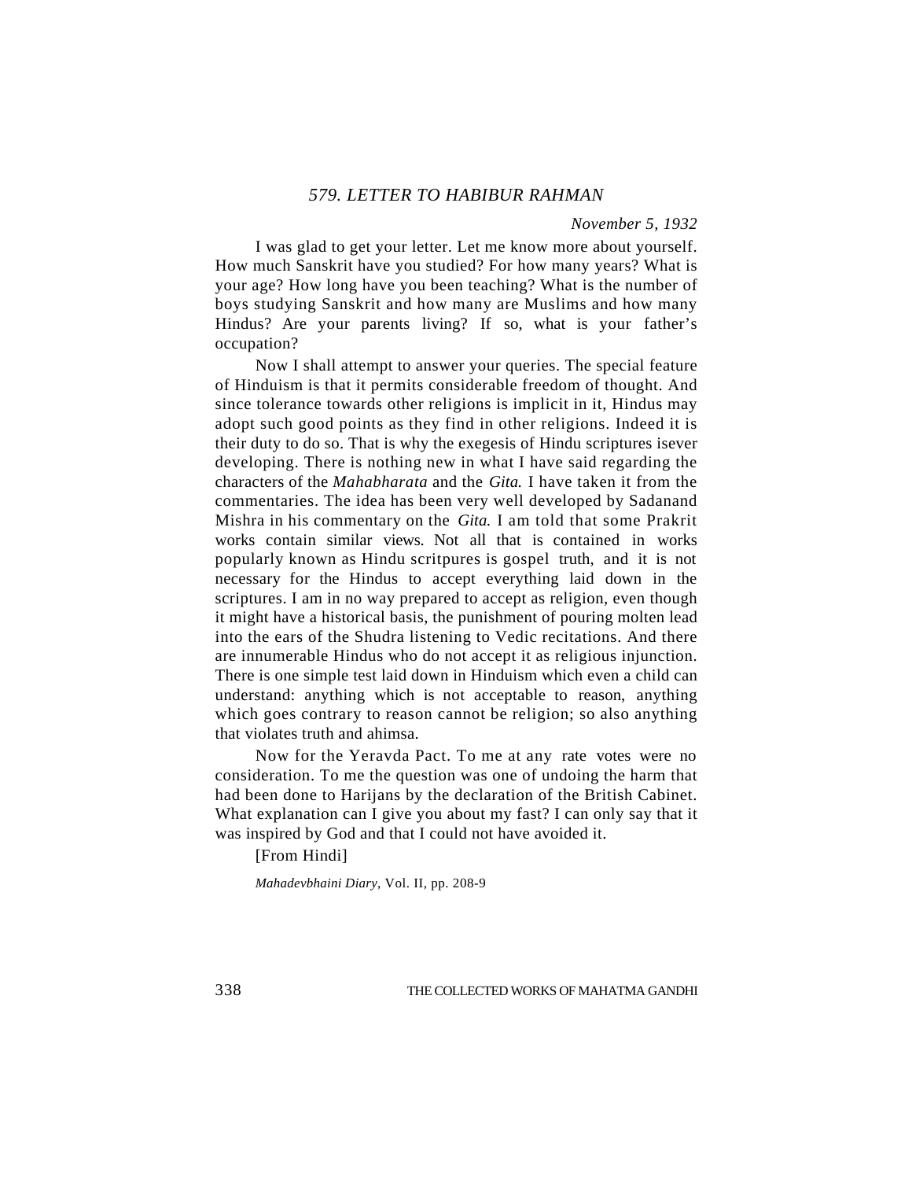## *579. LETTER TO HABIBUR RAHMAN*

*November 5, 1932*

I was glad to get your letter. Let me know more about yourself. How much Sanskrit have you studied? For how many years? What is your age? How long have you been teaching? What is the number of boys studying Sanskrit and how many are Muslims and how many Hindus? Are your parents living? If so, what is your father's occupation?

Now I shall attempt to answer your queries. The special feature of Hinduism is that it permits considerable freedom of thought. And since tolerance towards other religions is implicit in it, Hindus may adopt such good points as they find in other religions. Indeed it is their duty to do so. That is why the exegesis of Hindu scriptures isever developing. There is nothing new in what I have said regarding the characters of the *Mahabharata* and the *Gita.* I have taken it from the commentaries. The idea has been very well developed by Sadanand Mishra in his commentary on the *Gita.* I am told that some Prakrit works contain similar views. Not all that is contained in works popularly known as Hindu scritpures is gospel truth, and it is not necessary for the Hindus to accept everything laid down in the scriptures. I am in no way prepared to accept as religion, even though it might have a historical basis, the punishment of pouring molten lead into the ears of the Shudra listening to Vedic recitations. And there are innumerable Hindus who do not accept it as religious injunction. There is one simple test laid down in Hinduism which even a child can understand: anything which is not acceptable to reason, anything which goes contrary to reason cannot be religion; so also anything that violates truth and ahimsa.

Now for the Yeravda Pact. To me at any rate votes were no consideration. To me the question was one of undoing the harm that had been done to Harijans by the declaration of the British Cabinet. What explanation can I give you about my fast? I can only say that it was inspired by God and that I could not have avoided it.

[From Hindi]

*Mahadevbhaini Diary*, Vol. II, pp. 208-9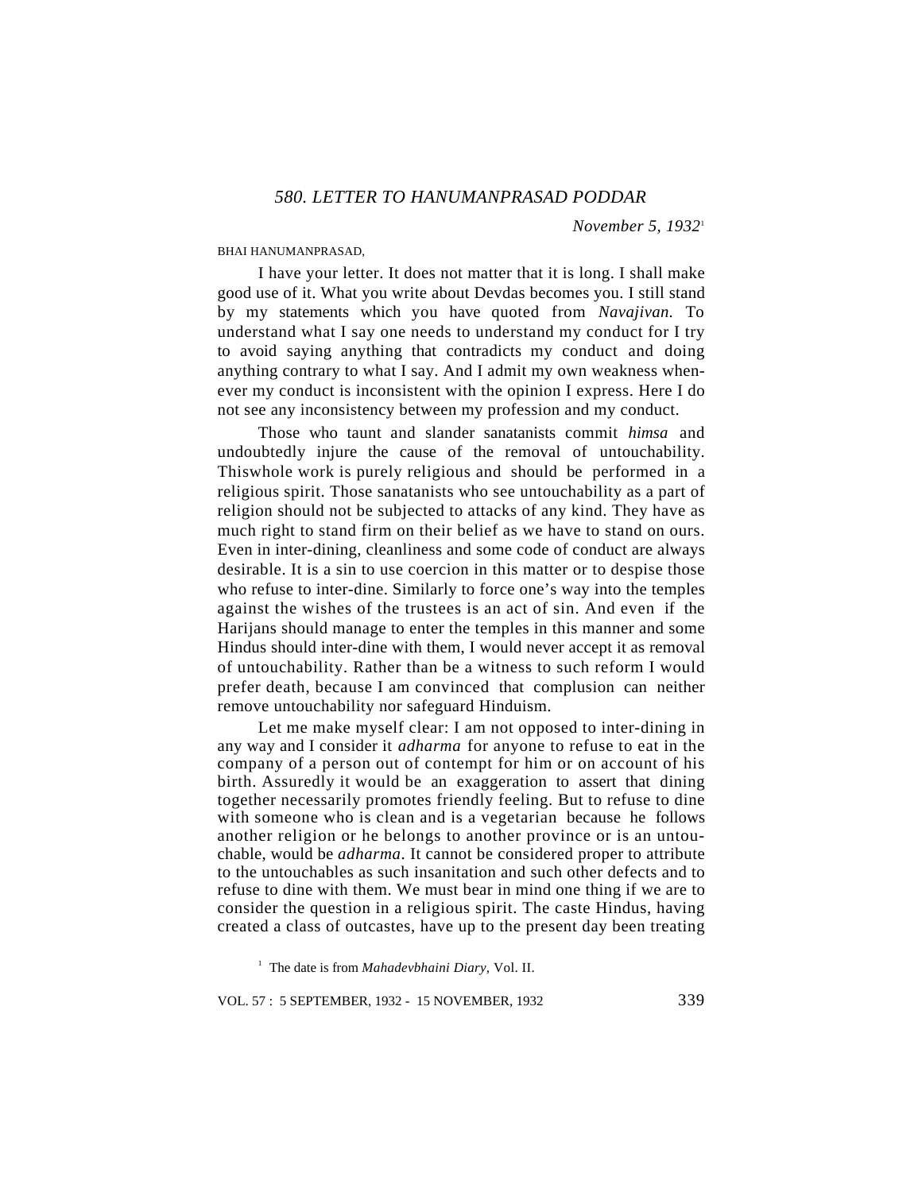## *580. LETTER TO HANUMANPRASAD PODDAR*

*November 5, 1932*[1]

BHAI HANUMANPRASAD,

I have your letter. It does not matter that it is long. I shall make good use of it. What you write about Devdas becomes you. I still stand by my statements which you have quoted from *Navajivan*. To understand what I say one needs to understand my conduct for I try to avoid saying anything that contradicts my conduct and doing anything contrary to what I say. And I admit my own weakness whenever my conduct is inconsistent with the opinion I express. Here I do not see any inconsistency between my profession and my conduct.

Those who taunt and slander sanatanists commit *himsa* and undoubtedly injure the cause of the removal of untouchability. Thiswhole work is purely religious and should be performed in a religious spirit. Those sanatanists who see untouchability as a part of religion should not be subjected to attacks of any kind. They have as much right to stand firm on their belief as we have to stand on ours. Even in inter-dining, cleanliness and some code of conduct are always desirable. It is a sin to use coercion in this matter or to despise those who refuse to inter-dine. Similarly to force one's way into the temples against the wishes of the trustees is an act of sin. And even if the Harijans should manage to enter the temples in this manner and some Hindus should inter-dine with them, I would never accept it as removal of untouchability. Rather than be a witness to such reform I would prefer death, because I am convinced that complusion can neither remove untouchability nor safeguard Hinduism.

Let me make myself clear: I am not opposed to inter-dining in any way and I consider it *adharma* for anyone to refuse to eat in the company of a person out of contempt for him or on account of his birth. Assuredly it would be an exaggeration to assert that dining together necessarily promotes friendly feeling. But to refuse to dine with someone who is clean and is a vegetarian because he follows another religion or he belongs to another province or is an untouchable, would be *adharma*. It cannot be considered proper to attribute to the untouchables as such insanitation and such other defects and to refuse to dine with them. We must bear in mind one thing if we are to consider the question in a religious spirit. The caste Hindus, having created a class of outcastes, have up to the present day been treating

[1] The date is from *Mahadevbhaini Diary*, Vol. II.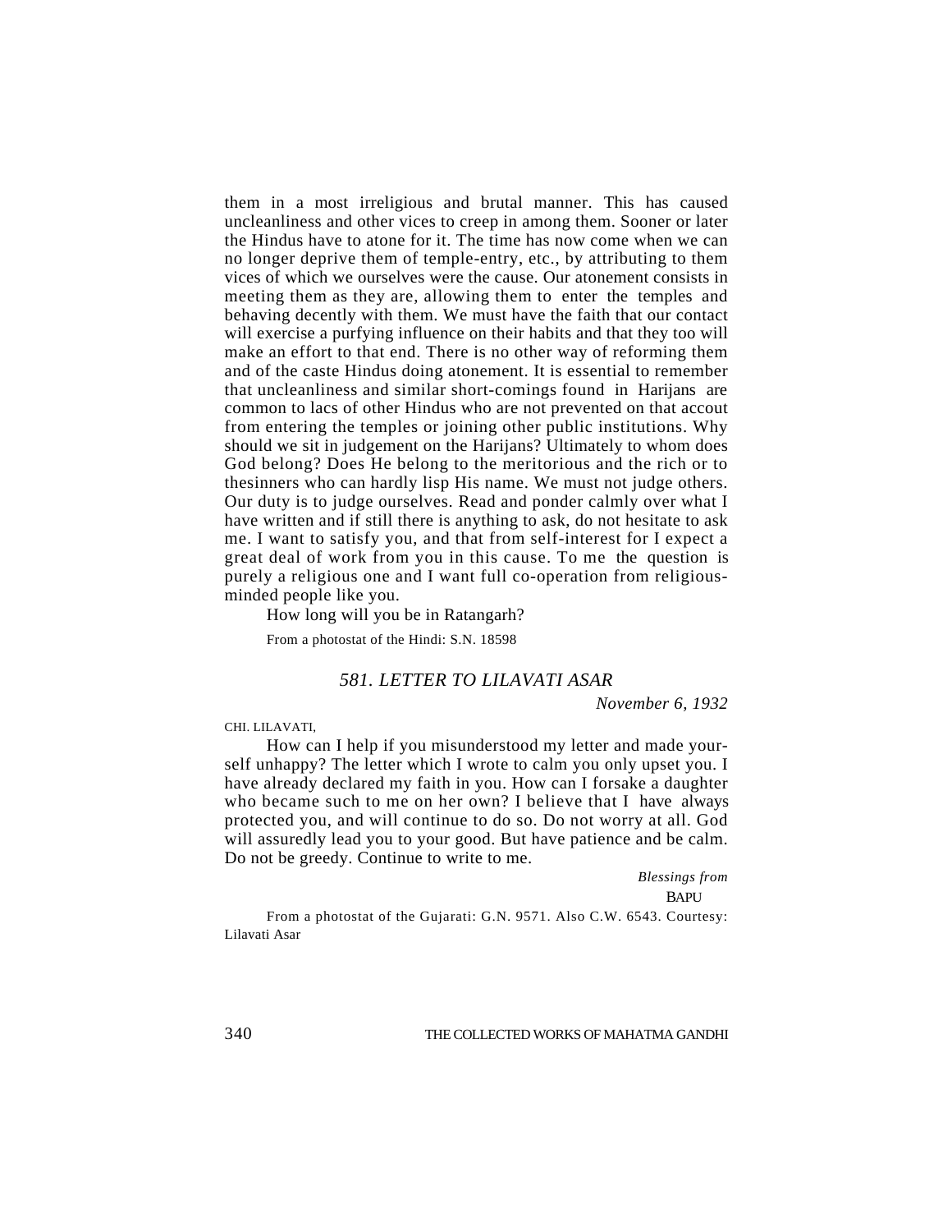them in a most irreligious and brutal manner. This has caused uncleanliness and other vices to creep in among them. Sooner or later the Hindus have to atone for it. The time has now come when we can no longer deprive them of temple-entry, etc., by attributing to them vices of which we ourselves were the cause. Our atonement consists in meeting them as they are, allowing them to enter the temples and behaving decently with them. We must have the faith that our contact will exercise a purfying influence on their habits and that they too will make an effort to that end. There is no other way of reforming them and of the caste Hindus doing atonement. It is essential to remember that uncleanliness and similar short-comings found in Harijans are common to lacs of other Hindus who are not prevented on that accout from entering the temples or joining other public institutions. Why should we sit in judgement on the Harijans? Ultimately to whom does God belong? Does He belong to the meritorious and the rich or to thesinners who can hardly lisp His name. We must not judge others. Our duty is to judge ourselves. Read and ponder calmly over what I have written and if still there is anything to ask, do not hesitate to ask me. I want to satisfy you, and that from self-interest for I expect a great deal of work from you in this cause. To me the question is purely a religious one and I want full co-operation from religious-minded people like you.

How long will you be in Ratangarh?

From a photostat of the Hindi: S.N. 18598

## *581. LETTER TO LILAVATI ASAR*

*November 6, 1932*

CHI. LILAVATI,

How can I help if you misunderstood my letter and made yourself unhappy? The letter which I wrote to calm you only upset you. I have already declared my faith in you. How can I forsake a daughter who became such to me on her own? I believe that I have always protected you, and will continue to do so. Do not worry at all. God will assuredly lead you to your good. But have patience and be calm. Do not be greedy. Continue to write to me.

*Blessings from*

BAPU

From a photostat of the Gujarati: G.N. 9571. Also C.W. 6543. Courtesy: Lilavati Asar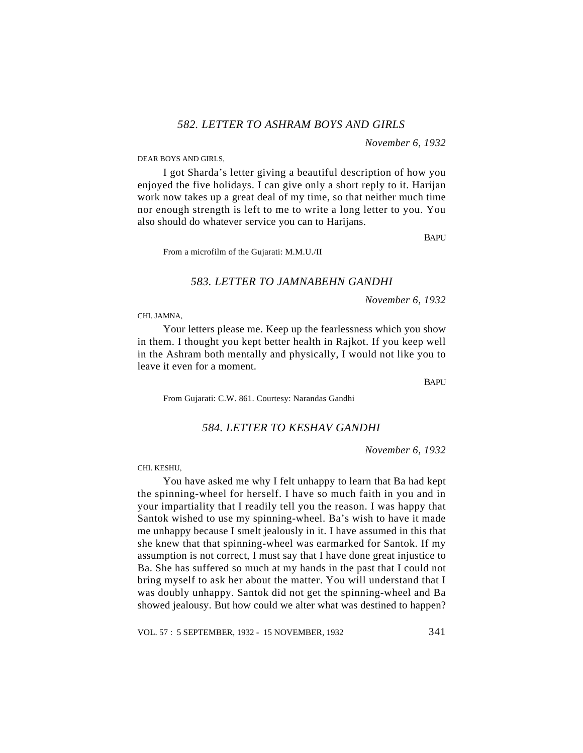## *582. LETTER TO ASHRAM BOYS AND GIRLS*

*November 6, 1932*

DEAR BOYS AND GIRLS,

I got Sharda's letter giving a beautiful description of how you enjoyed the five holidays. I can give only a short reply to it. Harijan work now takes up a great deal of my time, so that neither much time nor enough strength is left to me to write a long letter to you. You also should do whatever service you can to Harijans.

BAPU

From a microfilm of the Gujarati: M.M.U./II

## *583. LETTER TO JAMNABEHN GANDHI*

*November 6, 1932*

CHI. JAMNA,

Your letters please me. Keep up the fearlessness which you show in them. I thought you kept better health in Rajkot. If you keep well in the Ashram both mentally and physically, I would not like you to leave it even for a moment.

BAPU

From Gujarati: C.W. 861. Courtesy: Narandas Gandhi

## *584. LETTER TO KESHAV GANDHI*

*November 6, 1932*

CHI. KESHU,

You have asked me why I felt unhappy to learn that Ba had kept the spinning-wheel for herself. I have so much faith in you and in your impartiality that I readily tell you the reason. I was happy that Santok wished to use my spinning-wheel. Ba's wish to have it made me unhappy because I smelt jealously in it. I have assumed in this that she knew that that spinning-wheel was earmarked for Santok. If my assumption is not correct, I must say that I have done great injustice to Ba. She has suffered so much at my hands in the past that I could not bring myself to ask her about the matter. You will understand that I was doubly unhappy. Santok did not get the spinning-wheel and Ba showed jealousy. But how could we alter what was destined to happen?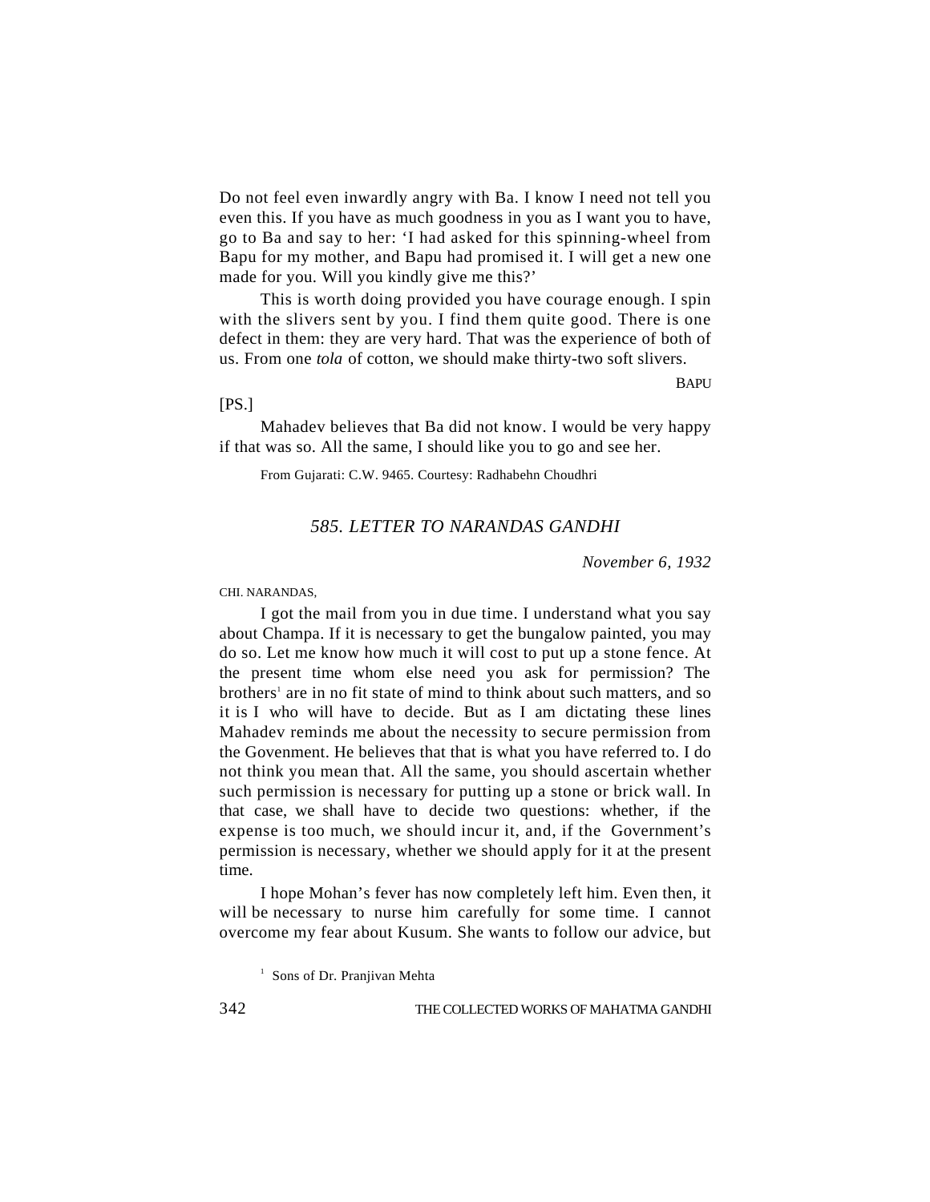Do not feel even inwardly angry with Ba. I know I need not tell you even this. If you have as much goodness in you as I want you to have, go to Ba and say to her: 'I had asked for this spinning-wheel from Bapu for my mother, and Bapu had promised it. I will get a new one made for you. Will you kindly give me this?'

This is worth doing provided you have courage enough. I spin with the slivers sent by you. I find them quite good. There is one defect in them: they are very hard. That was the experience of both of us. From one *tola* of cotton, we should make thirty-two soft slivers.

BAPU

[PS.]

Mahadev believes that Ba did not know. I would be very happy if that was so. All the same, I should like you to go and see her.

From Gujarati: C.W. 9465. Courtesy: Radhabehn Choudhri

## *585. LETTER TO NARANDAS GANDHI*

*November 6, 1932*

CHI. NARANDAS,

I got the mail from you in due time. I understand what you say about Champa. If it is necessary to get the bungalow painted, you may do so. Let me know how much it will cost to put up a stone fence. At the present time whom else need you ask for permission? The brothers[1] are in no fit state of mind to think about such matters, and so it is I who will have to decide. But as I am dictating these lines Mahadev reminds me about the necessity to secure permission from the Govenment. He believes that that is what you have referred to. I do not think you mean that. All the same, you should ascertain whether such permission is necessary for putting up a stone or brick wall. In that case, we shall have to decide two questions: whether, if the expense is too much, we should incur it, and, if the Government's permission is necessary, whether we should apply for it at the present time.

I hope Mohan's fever has now completely left him. Even then, it will be necessary to nurse him carefully for some time. I cannot overcome my fear about Kusum. She wants to follow our advice, but

[1] Sons of Dr. Pranjivan Mehta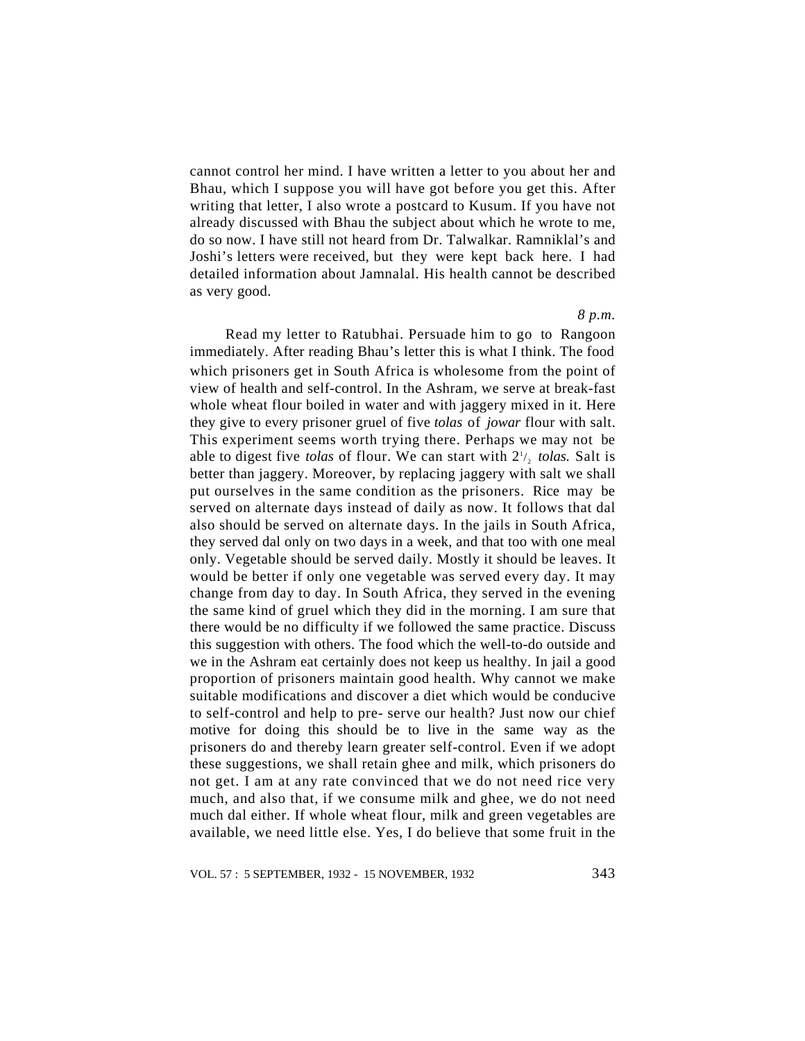cannot control her mind. I have written a letter to you about her and Bhau, which I suppose you will have got before you get this. After writing that letter, I also wrote a postcard to Kusum. If you have not already discussed with Bhau the subject about which he wrote to me, do so now. I have still not heard from Dr. Talwalkar. Ramniklal's and Joshi's letters were received, but they were kept back here. I had detailed information about Jamnalal. His health cannot be described as very good.

*8 p.m.*

Read my letter to Ratubhai. Persuade him to go to Rangoon immediately. After reading Bhau's letter this is what I think. The food which prisoners get in South Africa is wholesome from the point of view of health and self-control. In the Ashram, we serve at break-fast whole wheat flour boiled in water and with jaggery mixed in it. Here they give to every prisoner gruel of five *tolas* of *jowar* flour with salt. This experiment seems worth trying there. Perhaps we may not be able to digest five *tolas* of flour. We can start with $2^1/_2$ *tolas.* Salt is better than jaggery. Moreover, by replacing jaggery with salt we shall put ourselves in the same condition as the prisoners. Rice may be served on alternate days instead of daily as now. It follows that dal also should be served on alternate days. In the jails in South Africa, they served dal only on two days in a week, and that too with one meal only. Vegetable should be served daily. Mostly it should be leaves. It would be better if only one vegetable was served every day. It may change from day to day. In South Africa, they served in the evening the same kind of gruel which they did in the morning. I am sure that there would be no difficulty if we followed the same practice. Discuss this suggestion with others. The food which the well-to-do outside and we in the Ashram eat certainly does not keep us healthy. In jail a good proportion of prisoners maintain good health. Why cannot we make suitable modifications and discover a diet which would be conducive to self-control and help to pre- serve our health? Just now our chief motive for doing this should be to live in the same way as the prisoners do and thereby learn greater self-control. Even if we adopt these suggestions, we shall retain ghee and milk, which prisoners do not get. I am at any rate convinced that we do not need rice very much, and also that, if we consume milk and ghee, we do not need much dal either. If whole wheat flour, milk and green vegetables are available, we need little else. Yes, I do believe that some fruit in the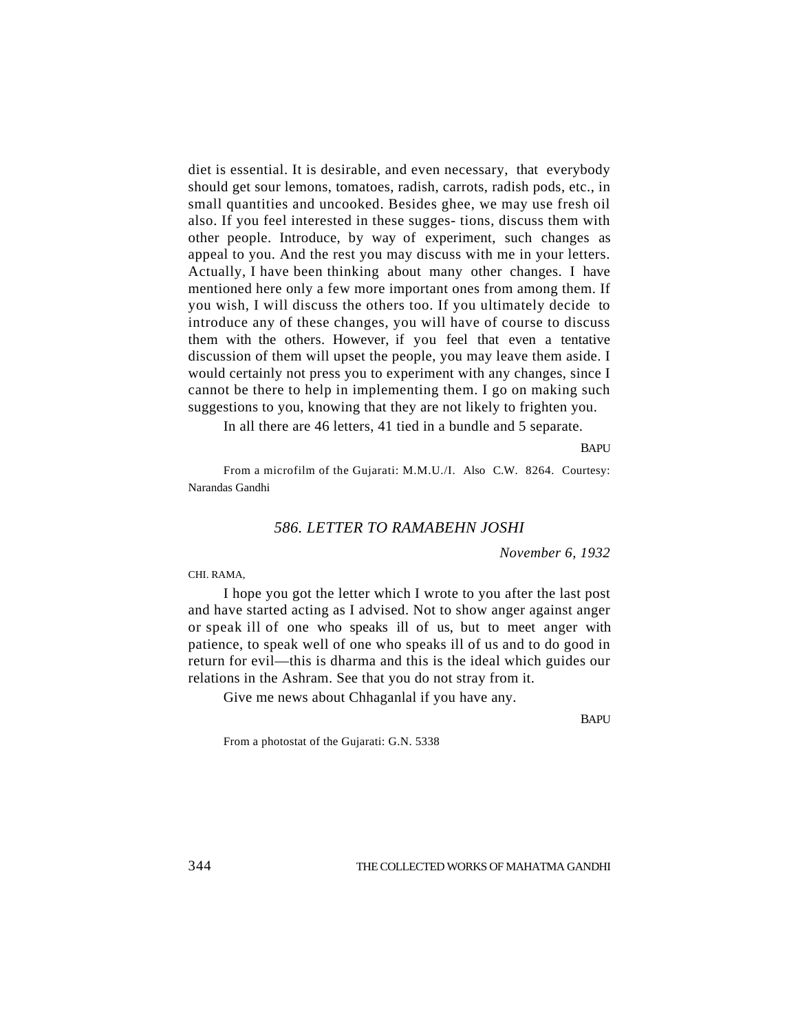diet is essential. It is desirable, and even necessary, that everybody should get sour lemons, tomatoes, radish, carrots, radish pods, etc., in small quantities and uncooked. Besides ghee, we may use fresh oil also. If you feel interested in these suggestions, discuss them with other people. Introduce, by way of experiment, such changes as appeal to you. And the rest you may discuss with me in your letters. Actually, I have been thinking about many other changes. I have mentioned here only a few more important ones from among them. If you wish, I will discuss the others too. If you ultimately decide to introduce any of these changes, you will have of course to discuss them with the others. However, if you feel that even a tentative discussion of them will upset the people, you may leave them aside. I would certainly not press you to experiment with any changes, since I cannot be there to help in implementing them. I go on making such suggestions to you, knowing that they are not likely to frighten you.

In all there are 46 letters, 41 tied in a bundle and 5 separate.

BAPU

From a microfilm of the Gujarati: M.M.U./I. Also C.W. 8264. Courtesy: Narandas Gandhi

### *586. LETTER TO RAMABEHN JOSHI*

*November 6, 1932*

CHI. RAMA,

I hope you got the letter which I wrote to you after the last post and have started acting as I advised. Not to show anger against anger or speak ill of one who speaks ill of us, but to meet anger with patience, to speak well of one who speaks ill of us and to do good in return for evil—this is dharma and this is the ideal which guides our relations in the Ashram. See that you do not stray from it.

Give me news about Chhaganlal if you have any.

BAPU

From a photostat of the Gujarati: G.N. 5338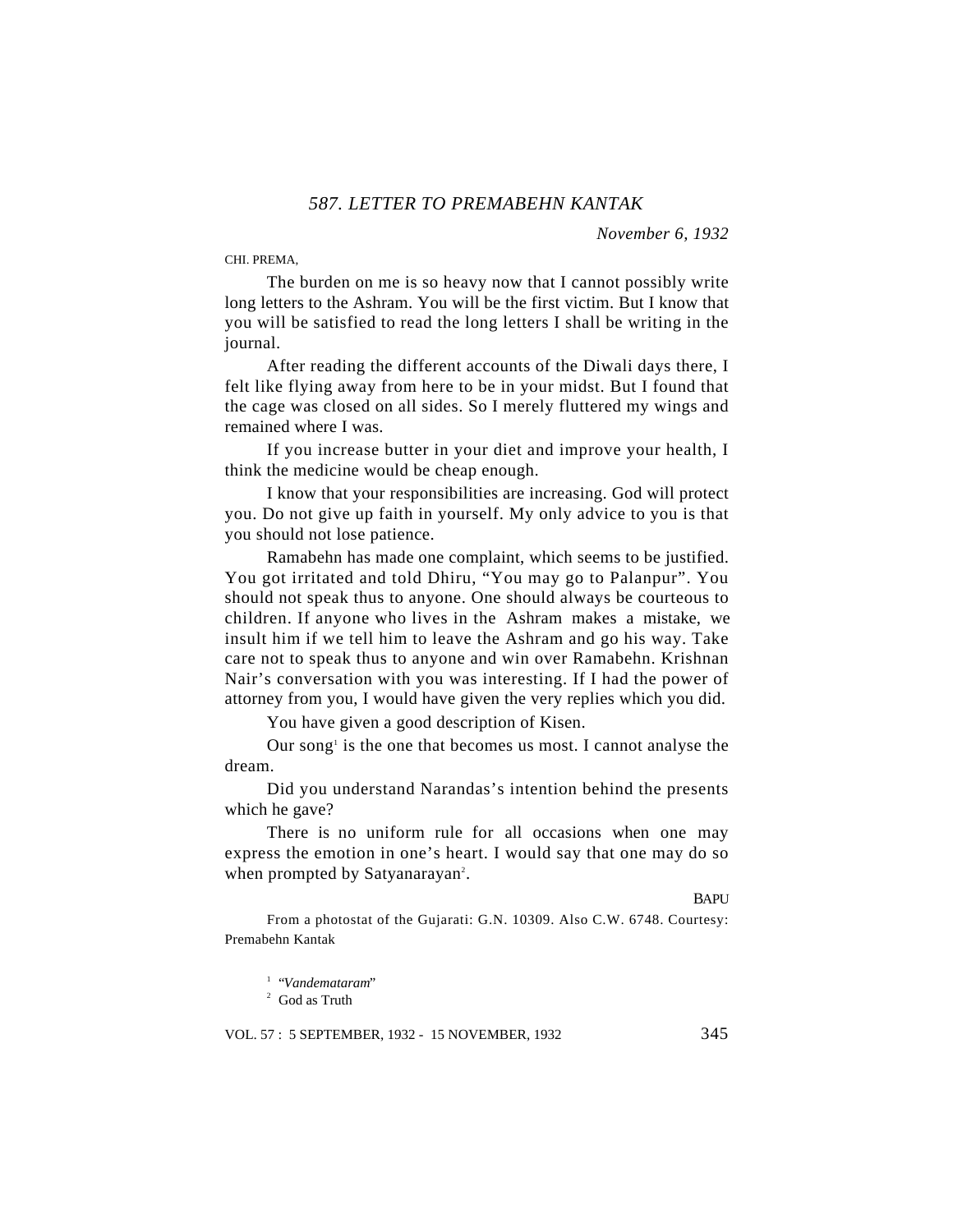## *587. LETTER TO PREMABEHN KANTAK*

*November 6, 1932*

CHI. PREMA,

The burden on me is so heavy now that I cannot possibly write long letters to the Ashram. You will be the first victim. But I know that you will be satisfied to read the long letters I shall be writing in the journal.

After reading the different accounts of the Diwali days there, I felt like flying away from here to be in your midst. But I found that the cage was closed on all sides. So I merely fluttered my wings and remained where I was.

If you increase butter in your diet and improve your health, I think the medicine would be cheap enough.

I know that your responsibilities are increasing. God will protect you. Do not give up faith in yourself. My only advice to you is that you should not lose patience.

Ramabehn has made one complaint, which seems to be justified. You got irritated and told Dhiru, "You may go to Palanpur". You should not speak thus to anyone. One should always be courteous to children. If anyone who lives in the Ashram makes a mistake, we insult him if we tell him to leave the Ashram and go his way. Take care not to speak thus to anyone and win over Ramabehn. Krishnan Nair's conversation with you was interesting. If I had the power of attorney from you, I would have given the very replies which you did.

You have given a good description of Kisen.

Our song[1] is the one that becomes us most. I cannot analyse the dream.

Did you understand Narandas's intention behind the presents which he gave?

There is no uniform rule for all occasions when one may express the emotion in one's heart. I would say that one may do so when prompted by Satyanarayan[2].

BAPU

From a photostat of the Gujarati: G.N. 10309. Also C.W. 6748. Courtesy: Premabehn Kantak

[1] "*Vandemataram*"

[2] God as Truth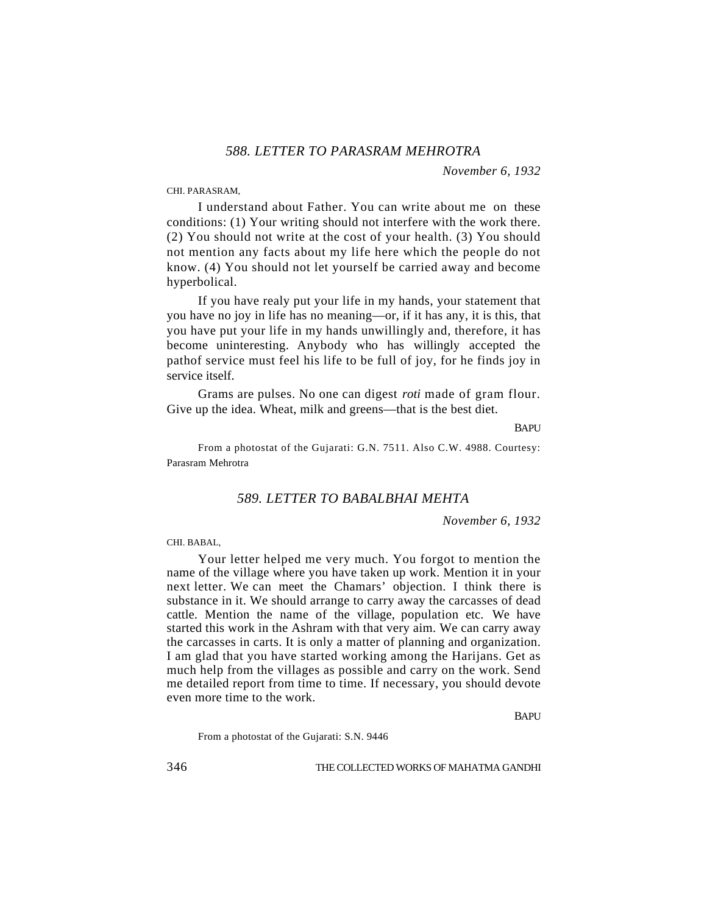### *588. LETTER TO PARASRAM MEHROTRA*

*November 6, 1932*

CHI. PARASRAM,

I understand about Father. You can write about me on these conditions: (1) Your writing should not interfere with the work there. (2) You should not write at the cost of your health. (3) You should not mention any facts about my life here which the people do not know. (4) You should not let yourself be carried away and become hyperbolical.

If you have realy put your life in my hands, your statement that you have no joy in life has no meaning—or, if it has any, it is this, that you have put your life in my hands unwillingly and, therefore, it has become uninteresting. Anybody who has willingly accepted the pathof service must feel his life to be full of joy, for he finds joy in service itself.

Grams are pulses. No one can digest *roti* made of gram flour. Give up the idea. Wheat, milk and greens—that is the best diet.

BAPU

From a photostat of the Gujarati: G.N. 7511. Also C.W. 4988. Courtesy: Parasram Mehrotra

### *589. LETTER TO BABALBHAI MEHTA*

*November 6, 1932*

CHI. BABAL,

Your letter helped me very much. You forgot to mention the name of the village where you have taken up work. Mention it in your next letter. We can meet the Chamars' objection. I think there is substance in it. We should arrange to carry away the carcasses of dead cattle. Mention the name of the village, population etc. We have started this work in the Ashram with that very aim. We can carry away the carcasses in carts. It is only a matter of planning and organization. I am glad that you have started working among the Harijans. Get as much help from the villages as possible and carry on the work. Send me detailed report from time to time. If necessary, you should devote even more time to the work.

BAPU

From a photostat of the Gujarati: S.N. 9446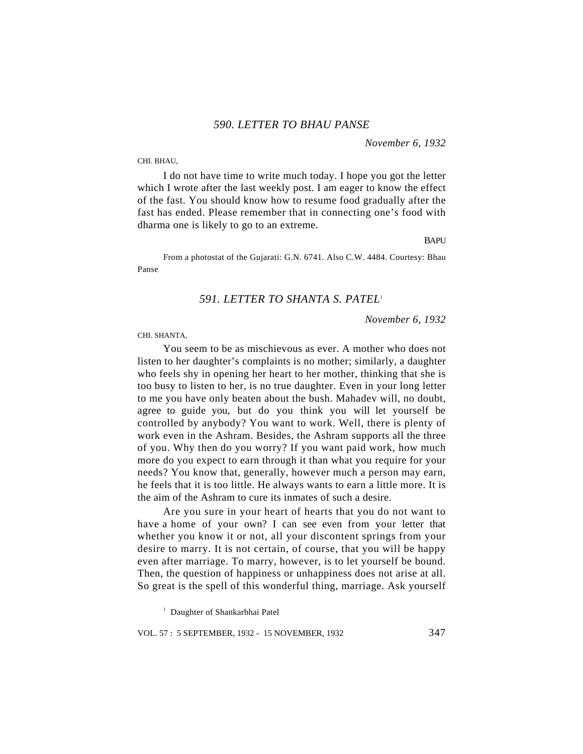### *590. LETTER TO BHAU PANSE*

*November 6, 1932*

CHI. BHAU,

I do not have time to write much today. I hope you got the letter which I wrote after the last weekly post. I am eager to know the effect of the fast. You should know how to resume food gradually after the fast has ended. Please remember that in connecting one's food with dharma one is likely to go to an extreme.

BAPU

From a photostat of the Gujarati: G.N. 6741. Also C.W. 4484. Courtesy: Bhau Panse

### *591. LETTER TO SHANTA S. PATEL*[1]

*November 6, 1932*

CHI. SHANTA,

You seem to be as mischievous as ever. A mother who does not listen to her daughter's complaints is no mother; similarly, a daughter who feels shy in opening her heart to her mother, thinking that she is too busy to listen to her, is no true daughter. Even in your long letter to me you have only beaten about the bush. Mahadev will, no doubt, agree to guide you, but do you think you will let yourself be controlled by anybody? You want to work. Well, there is plenty of work even in the Ashram. Besides, the Ashram supports all the three of you. Why then do you worry? If you want paid work, how much more do you expect to earn through it than what you require for your needs? You know that, generally, however much a person may earn, he feels that it is too little. He always wants to earn a little more. It is the aim of the Ashram to cure its inmates of such a desire.

Are you sure in your heart of hearts that you do not want to have a home of your own? I can see even from your letter that whether you know it or not, all your discontent springs from your desire to marry. It is not certain, of course, that you will be happy even after marriage. To marry, however, is to let yourself be bound. Then, the question of happiness or unhappiness does not arise at all. So great is the spell of this wonderful thing, marriage. Ask yourself

[1] Daughter of Shankarbhai Patel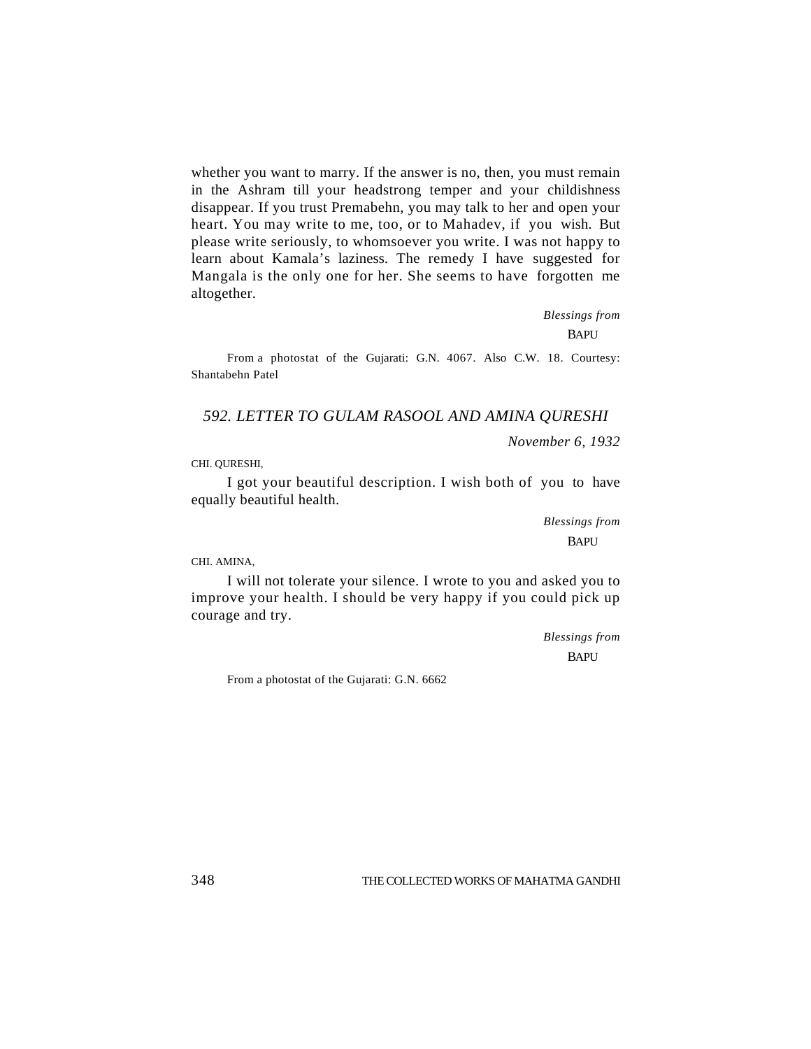whether you want to marry. If the answer is no, then, you must remain in the Ashram till your headstrong temper and your childishness disappear. If you trust Premabehn, you may talk to her and open your heart. You may write to me, too, or to Mahadev, if you wish. But please write seriously, to whomsoever you write. I was not happy to learn about Kamala's laziness. The remedy I have suggested for Mangala is the only one for her. She seems to have forgotten me altogether.

*Blessings from*

BAPU

From a photostat of the Gujarati: G.N. 4067. Also C.W. 18. Courtesy: Shantabehn Patel

## *592. LETTER TO GULAM RASOOL AND AMINA QURESHI*

*November 6, 1932*

CHI. QURESHI,

I got your beautiful description. I wish both of you to have equally beautiful health.

*Blessings from*

BAPU

CHI. AMINA,

I will not tolerate your silence. I wrote to you and asked you to improve your health. I should be very happy if you could pick up courage and try.

*Blessings from*

BAPU

From a photostat of the Gujarati: G.N. 6662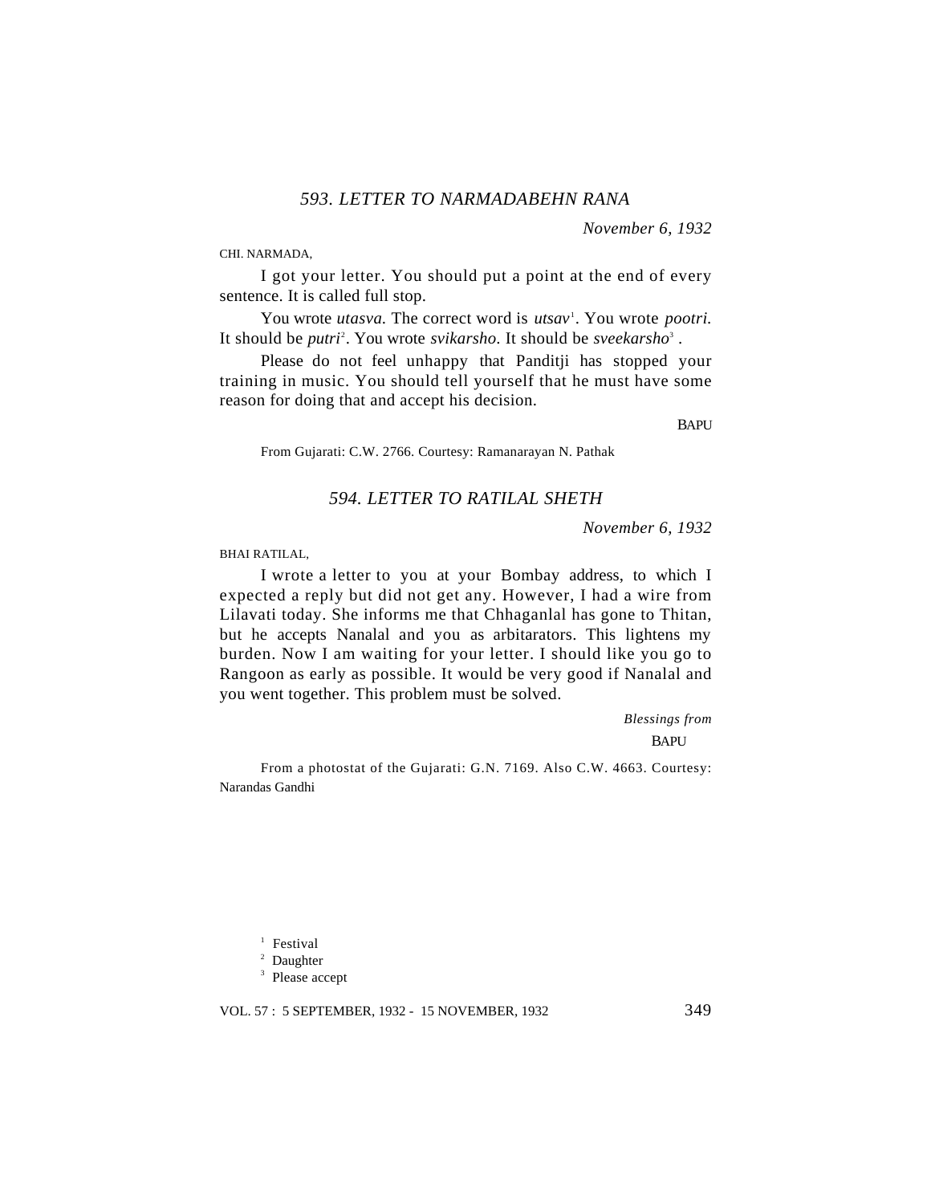### *593. LETTER TO NARMADABEHN RANA*

*November 6, 1932*

CHI. NARMADA,

I got your letter. You should put a point at the end of every sentence. It is called full stop.

You wrote *utasva.* The correct word is *utsav*[1]. You wrote *pootri.* It should be *putri*[2]. You wrote *svikarsho.* It should be *sveekarsho*[3] .

Please do not feel unhappy that Panditji has stopped your training in music. You should tell yourself that he must have some reason for doing that and accept his decision.

BAPU

From Gujarati: C.W. 2766. Courtesy: Ramanarayan N. Pathak

### *594. LETTER TO RATILAL SHETH*

*November 6, 1932*

BHAI RATILAL,

I wrote a letter to you at your Bombay address, to which I expected a reply but did not get any. However, I had a wire from Lilavati today. She informs me that Chhaganlal has gone to Thitan, but he accepts Nanalal and you as arbitarators. This lightens my burden. Now I am waiting for your letter. I should like you go to Rangoon as early as possible. It would be very good if Nanalal and you went together. This problem must be solved.

*Blessings from*

BAPU

From a photostat of the Gujarati: G.N. 7169. Also C.W. 4663. Courtesy: Narandas Gandhi

[1] Festival

[2] Daughter

[3] Please accept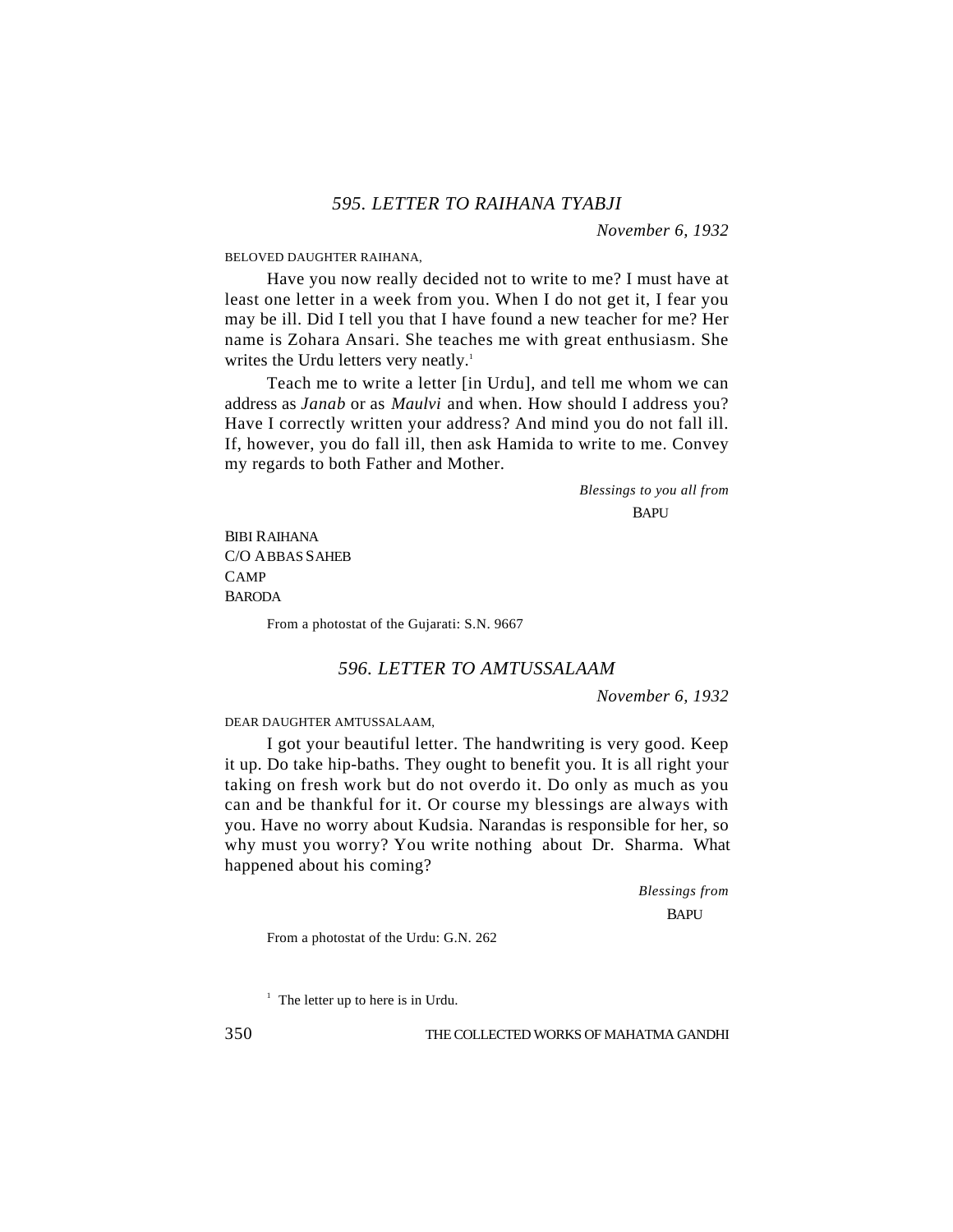## *595. LETTER TO RAIHANA TYABJI*

*November 6, 1932*

BELOVED DAUGHTER RAIHANA,

Have you now really decided not to write to me? I must have at least one letter in a week from you. When I do not get it, I fear you may be ill. Did I tell you that I have found a new teacher for me? Her name is Zohara Ansari. She teaches me with great enthusiasm. She writes the Urdu letters very neatly.[1]

Teach me to write a letter [in Urdu], and tell me whom we can address as *Janab* or as *Maulvi* and when. How should I address you? Have I correctly written your address? And mind you do not fall ill. If, however, you do fall ill, then ask Hamida to write to me. Convey my regards to both Father and Mother.

*Blessings to you all from*

BAPU

BIBI RAIHANA
C/O ABBAS SAHEB
CAMP
BARODA

From a photostat of the Gujarati: S.N. 9667

## *596. LETTER TO AMTUSSALAAM*

*November 6, 1932*

DEAR DAUGHTER AMTUSSALAAM,

I got your beautiful letter. The handwriting is very good. Keep it up. Do take hip-baths. They ought to benefit you. It is all right your taking on fresh work but do not overdo it. Do only as much as you can and be thankful for it. Or course my blessings are always with you. Have no worry about Kudsia. Narandas is responsible for her, so why must you worry? You write nothing about Dr. Sharma. What happened about his coming?

*Blessings from*

BAPU

From a photostat of the Urdu: G.N. 262

[1] The letter up to here is in Urdu.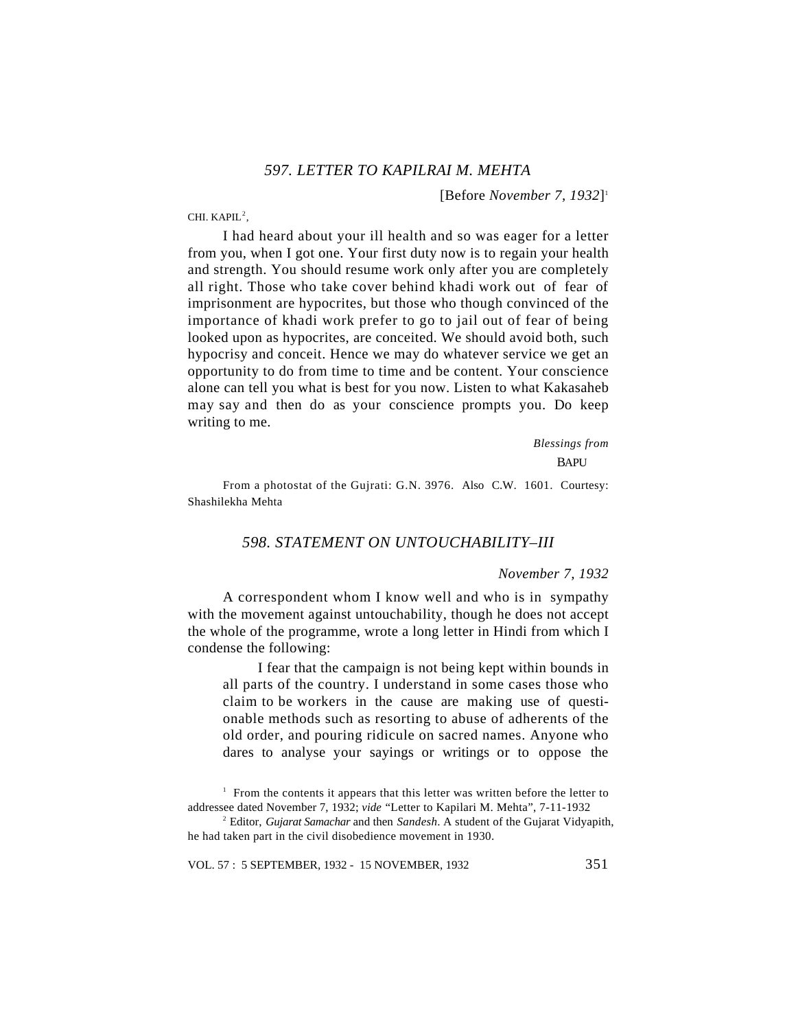## 597. LETTER TO KAPILRAI M. MEHTA

[Before *November 7, 1932*][1]

CHI. KAPIL[2],

I had heard about your ill health and so was eager for a letter from you, when I got one. Your first duty now is to regain your health and strength. You should resume work only after you are completely all right. Those who take cover behind khadi work out of fear of imprisonment are hypocrites, but those who though convinced of the importance of khadi work prefer to go to jail out of fear of being looked upon as hypocrites, are conceited. We should avoid both, such hypocrisy and conceit. Hence we may do whatever service we get an opportunity to do from time to time and be content. Your conscience alone can tell you what is best for you now. Listen to what Kakasaheb may say and then do as your conscience prompts you. Do keep writing to me.

*Blessings from*

BAPU

From a photostat of the Gujrati: G.N. 3976. Also C.W. 1601. Courtesy: Shashilekha Mehta

## 598. STATEMENT ON UNTOUCHABILITY–III

*November 7, 1932*

A correspondent whom I know well and who is in sympathy with the movement against untouchability, though he does not accept the whole of the programme, wrote a long letter in Hindi from which I condense the following:

> I fear that the campaign is not being kept within bounds in all parts of the country. I understand in some cases those who claim to be workers in the cause are making use of questionable methods such as resorting to abuse of adherents of the old order, and pouring ridicule on sacred names. Anyone who dares to analyse your sayings or writings or to oppose the

[1] From the contents it appears that this letter was written before the letter to addressee dated November 7, 1932; *vide* "Letter to Kapilari M. Mehta", 7-11-1932

[2] Editor, *Gujarat Samachar* and then *Sandesh*. A student of the Gujarat Vidyapith, he had taken part in the civil disobedience movement in 1930.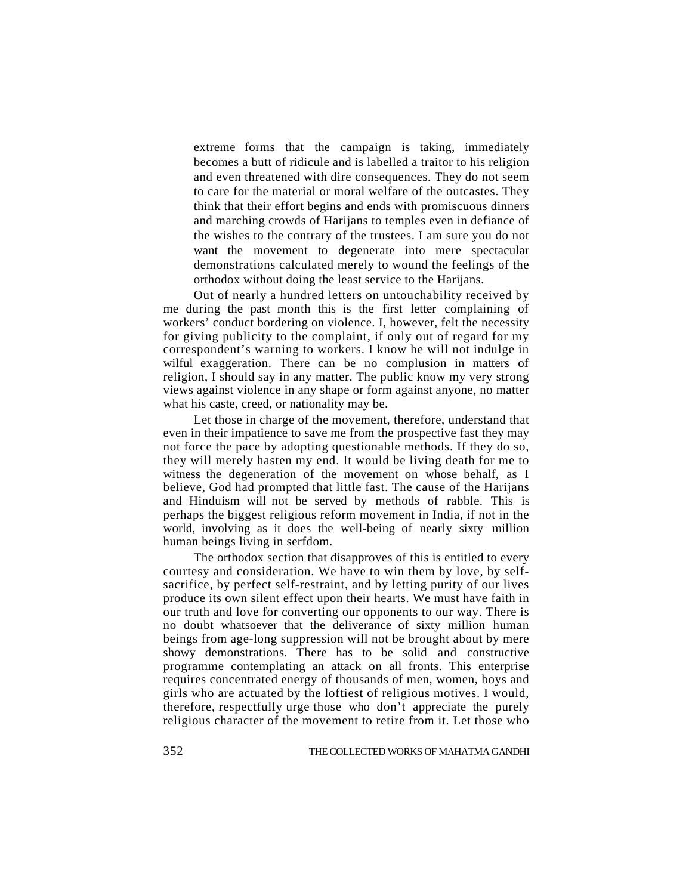> extreme forms that the campaign is taking, immediately becomes a butt of ridicule and is labelled a traitor to his religion and even threatened with dire consequences. They do not seem to care for the material or moral welfare of the outcastes. They think that their effort begins and ends with promiscuous dinners and marching crowds of Harijans to temples even in defiance of the wishes to the contrary of the trustees. I am sure you do not want the movement to degenerate into mere spectacular demonstrations calculated merely to wound the feelings of the orthodox without doing the least service to the Harijans.

Out of nearly a hundred letters on untouchability received by me during the past month this is the first letter complaining of workers' conduct bordering on violence. I, however, felt the necessity for giving publicity to the complaint, if only out of regard for my correspondent's warning to workers. I know he will not indulge in wilful exaggeration. There can be no complusion in matters of religion, I should say in any matter. The public know my very strong views against violence in any shape or form against anyone, no matter what his caste, creed, or nationality may be.

Let those in charge of the movement, therefore, understand that even in their impatience to save me from the prospective fast they may not force the pace by adopting questionable methods. If they do so, they will merely hasten my end. It would be living death for me to witness the degeneration of the movement on whose behalf, as I believe, God had prompted that little fast. The cause of the Harijans and Hinduism will not be served by methods of rabble. This is perhaps the biggest religious reform movement in India, if not in the world, involving as it does the well-being of nearly sixty million human beings living in serfdom.

The orthodox section that disapproves of this is entitled to every courtesy and consideration. We have to win them by love, by self-sacrifice, by perfect self-restraint, and by letting purity of our lives produce its own silent effect upon their hearts. We must have faith in our truth and love for converting our opponents to our way. There is no doubt whatsoever that the deliverance of sixty million human beings from age-long suppression will not be brought about by mere showy demonstrations. There has to be solid and constructive programme contemplating an attack on all fronts. This enterprise requires concentrated energy of thousands of men, women, boys and girls who are actuated by the loftiest of religious motives. I would, therefore, respectfully urge those who don't appreciate the purely religious character of the movement to retire from it. Let those who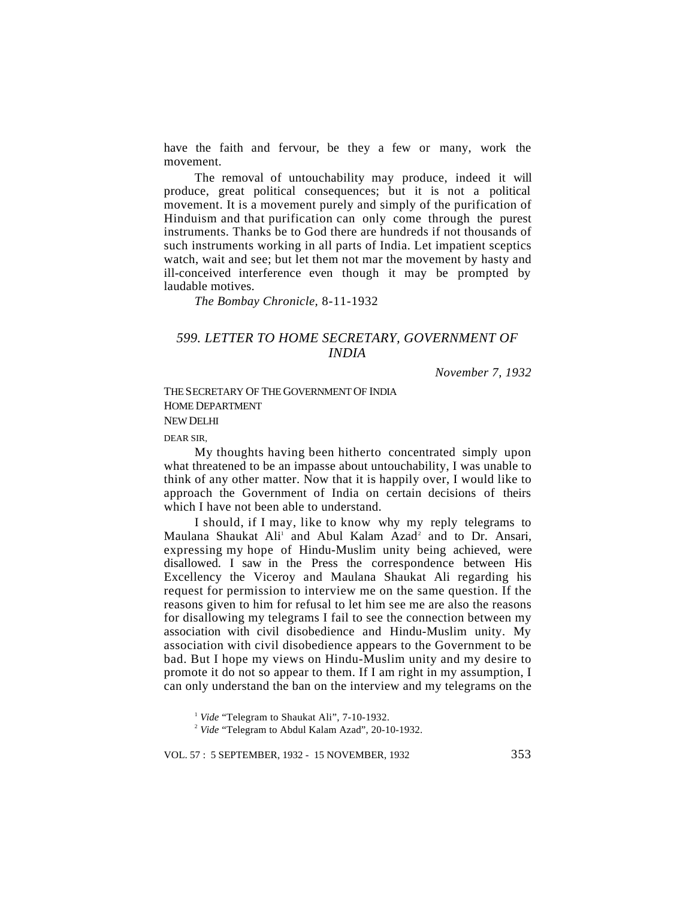have the faith and fervour, be they a few or many, work the movement.

The removal of untouchability may produce, indeed it will produce, great political consequences; but it is not a political movement. It is a movement purely and simply of the purification of Hinduism and that purification can only come through the purest instruments. Thanks be to God there are hundreds if not thousands of such instruments working in all parts of India. Let impatient sceptics watch, wait and see; but let them not mar the movement by hasty and ill-conceived interference even though it may be prompted by laudable motives.

*The Bombay Chronicle,* 8-11-1932

## *599. LETTER TO HOME SECRETARY, GOVERNMENT OF INDIA*

*November 7, 1932*

THE SECRETARY OF THE GOVERNMENT OF INDIA
HOME DEPARTMENT
NEW DELHI

DEAR SIR,

My thoughts having been hitherto concentrated simply upon what threatened to be an impasse about untouchability, I was unable to think of any other matter. Now that it is happily over, I would like to approach the Government of India on certain decisions of theirs which I have not been able to understand.

I should, if I may, like to know why my reply telegrams to Maulana Shaukat Ali[1] and Abul Kalam Azad[2] and to Dr. Ansari, expressing my hope of Hindu-Muslim unity being achieved, were disallowed. I saw in the Press the correspondence between His Excellency the Viceroy and Maulana Shaukat Ali regarding his request for permission to interview me on the same question. If the reasons given to him for refusal to let him see me are also the reasons for disallowing my telegrams I fail to see the connection between my association with civil disobedience and Hindu-Muslim unity. My association with civil disobedience appears to the Government to be bad. But I hope my views on Hindu-Muslim unity and my desire to promote it do not so appear to them. If I am right in my assumption, I can only understand the ban on the interview and my telegrams on the

[1] *Vide* "Telegram to Shaukat Ali", 7-10-1932.

[2] *Vide* "Telegram to Abdul Kalam Azad", 20-10-1932.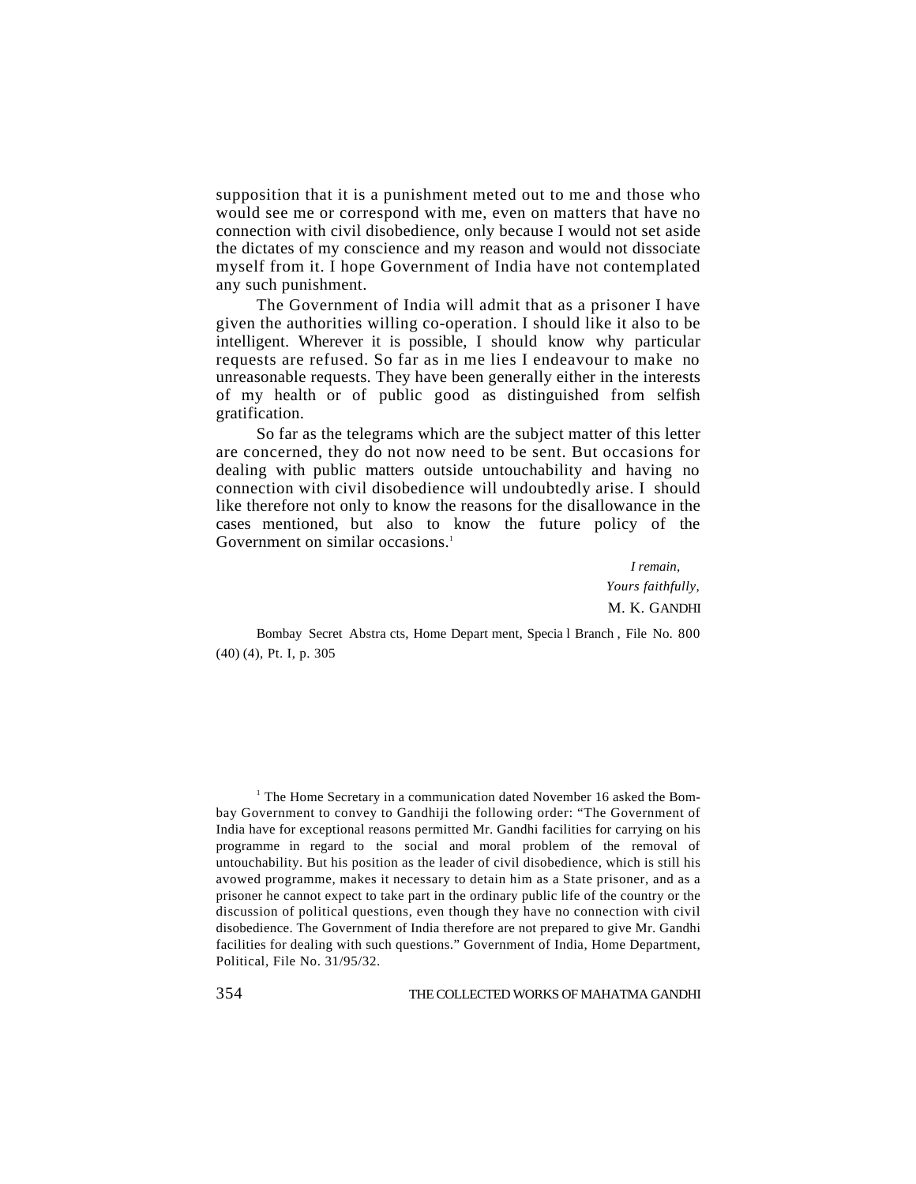supposition that it is a punishment meted out to me and those who would see me or correspond with me, even on matters that have no connection with civil disobedience, only because I would not set aside the dictates of my conscience and my reason and would not dissociate myself from it. I hope Government of India have not contemplated any such punishment.

The Government of India will admit that as a prisoner I have given the authorities willing co-operation. I should like it also to be intelligent. Wherever it is possible, I should know why particular requests are refused. So far as in me lies I endeavour to make no unreasonable requests. They have been generally either in the interests of my health or of public good as distinguished from selfish gratification.

So far as the telegrams which are the subject matter of this letter are concerned, they do not now need to be sent. But occasions for dealing with public matters outside untouchability and having no connection with civil disobedience will undoubtedly arise. I should like therefore not only to know the reasons for the disallowance in the cases mentioned, but also to know the future policy of the Government on similar occasions.[1]

*I remain,*
*Yours faithfully,*
M. K. GANDHI

Bombay Secret Abstracts, Home Department, Special Branch, File No. 800 (40) (4), Pt. I, p. 305

[1] The Home Secretary in a communication dated November 16 asked the Bombay Government to convey to Gandhiji the following order: "The Government of India have for exceptional reasons permitted Mr. Gandhi facilities for carrying on his programme in regard to the social and moral problem of the removal of untouchability. But his position as the leader of civil disobedience, which is still his avowed programme, makes it necessary to detain him as a State prisoner, and as a prisoner he cannot expect to take part in the ordinary public life of the country or the discussion of political questions, even though they have no connection with civil disobedience. The Government of India therefore are not prepared to give Mr. Gandhi facilities for dealing with such questions." Government of India, Home Department, Political, File No. 31/95/32.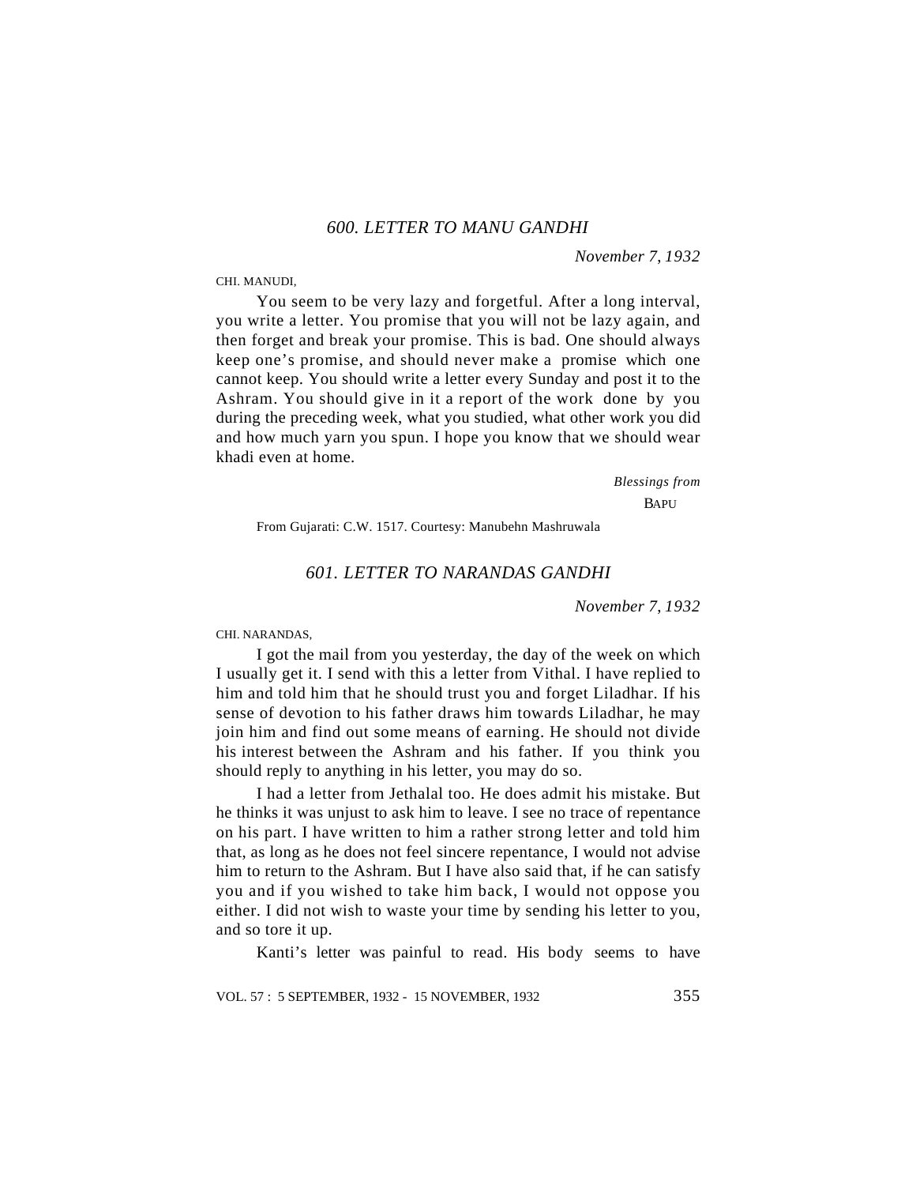## *600. LETTER TO MANU GANDHI*

*November 7, 1932*

CHI. MANUDI,

You seem to be very lazy and forgetful. After a long interval, you write a letter. You promise that you will not be lazy again, and then forget and break your promise. This is bad. One should always keep one's promise, and should never make a promise which one cannot keep. You should write a letter every Sunday and post it to the Ashram. You should give in it a report of the work done by you during the preceding week, what you studied, what other work you did and how much yarn you spun. I hope you know that we should wear khadi even at home.

*Blessings from*

BAPU

From Gujarati: C.W. 1517. Courtesy: Manubehn Mashruwala

## *601. LETTER TO NARANDAS GANDHI*

*November 7, 1932*

CHI. NARANDAS,

I got the mail from you yesterday, the day of the week on which I usually get it. I send with this a letter from Vithal. I have replied to him and told him that he should trust you and forget Liladhar. If his sense of devotion to his father draws him towards Liladhar, he may join him and find out some means of earning. He should not divide his interest between the Ashram and his father. If you think you should reply to anything in his letter, you may do so.

I had a letter from Jethalal too. He does admit his mistake. But he thinks it was unjust to ask him to leave. I see no trace of repentance on his part. I have written to him a rather strong letter and told him that, as long as he does not feel sincere repentance, I would not advise him to return to the Ashram. But I have also said that, if he can satisfy you and if you wished to take him back, I would not oppose you either. I did not wish to waste your time by sending his letter to you, and so tore it up.

Kanti's letter was painful to read. His body seems to have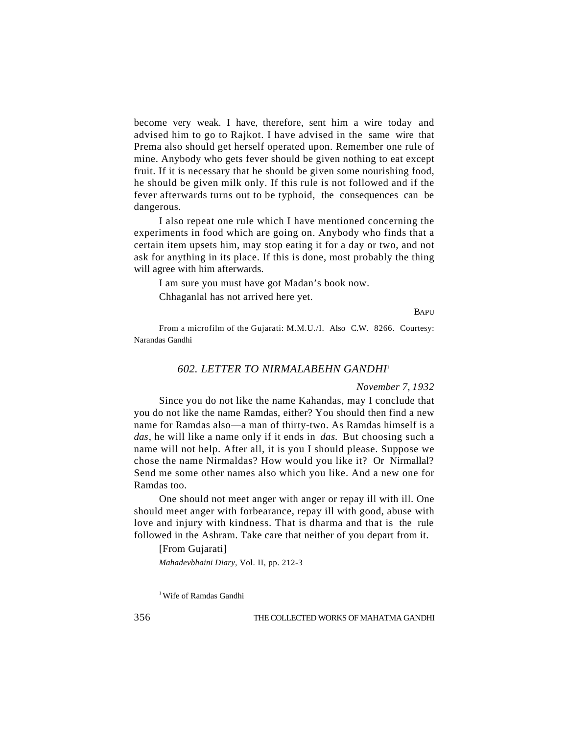become very weak. I have, therefore, sent him a wire today and advised him to go to Rajkot. I have advised in the same wire that Prema also should get herself operated upon. Remember one rule of mine. Anybody who gets fever should be given nothing to eat except fruit. If it is necessary that he should be given some nourishing food, he should be given milk only. If this rule is not followed and if the fever afterwards turns out to be typhoid, the consequences can be dangerous.

I also repeat one rule which I have mentioned concerning the experiments in food which are going on. Anybody who finds that a certain item upsets him, may stop eating it for a day or two, and not ask for anything in its place. If this is done, most probably the thing will agree with him afterwards.

I am sure you must have got Madan's book now.

Chhaganlal has not arrived here yet.

BAPU

From a microfilm of the Gujarati: M.M.U./I. Also C.W. 8266. Courtesy: Narandas Gandhi

### *602. LETTER TO NIRMALABEHN GANDHI*[1]

*November 7, 1932*

Since you do not like the name Kahandas, may I conclude that you do not like the name Ramdas, either? You should then find a new name for Ramdas also—a man of thirty-two. As Ramdas himself is a *das*, he will like a name only if it ends in *das.* But choosing such a name will not help. After all, it is you I should please. Suppose we chose the name Nirmaldas? How would you like it? Or Nirmallal? Send me some other names also which you like. And a new one for Ramdas too.

One should not meet anger with anger or repay ill with ill. One should meet anger with forbearance, repay ill with good, abuse with love and injury with kindness. That is dharma and that is the rule followed in the Ashram. Take care that neither of you depart from it.

[From Gujarati]

*Mahadevbhaini Diary*, Vol. II, pp. 212-3

[1] Wife of Ramdas Gandhi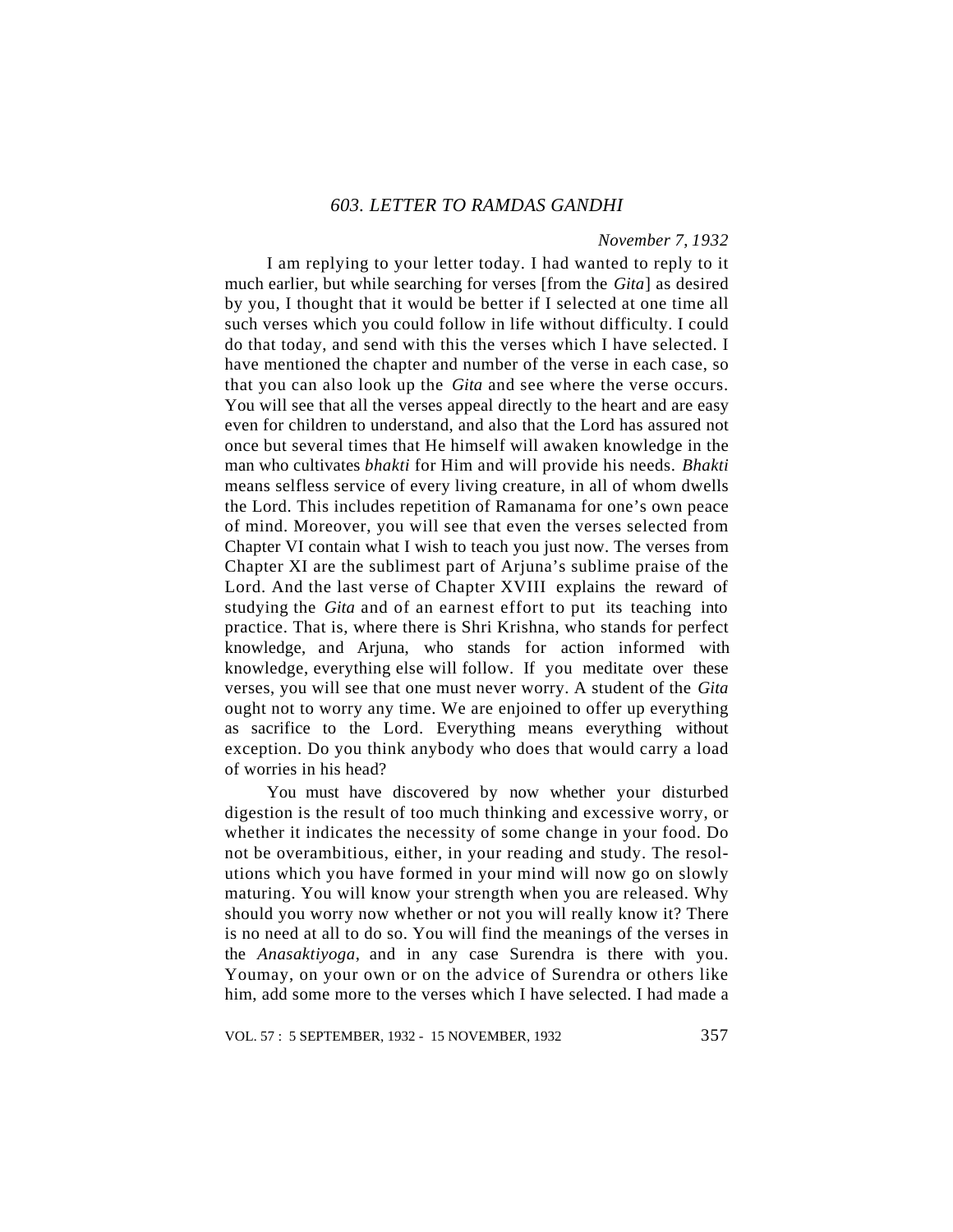## *603. LETTER TO RAMDAS GANDHI*

*November 7, 1932*

I am replying to your letter today. I had wanted to reply to it much earlier, but while searching for verses [from the *Gita*] as desired by you, I thought that it would be better if I selected at one time all such verses which you could follow in life without difficulty. I could do that today, and send with this the verses which I have selected. I have mentioned the chapter and number of the verse in each case, so that you can also look up the *Gita* and see where the verse occurs. You will see that all the verses appeal directly to the heart and are easy even for children to understand, and also that the Lord has assured not once but several times that He himself will awaken knowledge in the man who cultivates *bhakti* for Him and will provide his needs. *Bhakti* means selfless service of every living creature, in all of whom dwells the Lord. This includes repetition of Ramanama for one's own peace of mind. Moreover, you will see that even the verses selected from Chapter VI contain what I wish to teach you just now. The verses from Chapter XI are the sublimest part of Arjuna's sublime praise of the Lord. And the last verse of Chapter XVIII explains the reward of studying the *Gita* and of an earnest effort to put its teaching into practice. That is, where there is Shri Krishna, who stands for perfect knowledge, and Arjuna, who stands for action informed with knowledge, everything else will follow. If you meditate over these verses, you will see that one must never worry. A student of the *Gita* ought not to worry any time. We are enjoined to offer up everything as sacrifice to the Lord. Everything means everything without exception. Do you think anybody who does that would carry a load of worries in his head?

You must have discovered by now whether your disturbed digestion is the result of too much thinking and excessive worry, or whether it indicates the necessity of some change in your food. Do not be overambitious, either, in your reading and study. The resolutions which you have formed in your mind will now go on slowly maturing. You will know your strength when you are released. Why should you worry now whether or not you will really know it? There is no need at all to do so. You will find the meanings of the verses in the *Anasaktiyoga*, and in any case Surendra is there with you. Youmay, on your own or on the advice of Surendra or others like him, add some more to the verses which I have selected. I had made a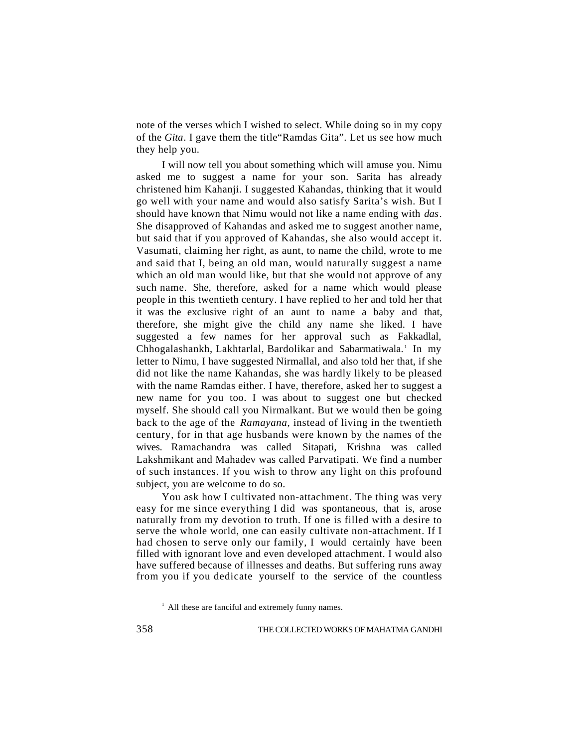note of the verses which I wished to select. While doing so in my copy of the *Gita*. I gave them the title"Ramdas Gita". Let us see how much they help you.

I will now tell you about something which will amuse you. Nimu asked me to suggest a name for your son. Sarita has already christened him Kahanji. I suggested Kahandas, thinking that it would go well with your name and would also satisfy Sarita's wish. But I should have known that Nimu would not like a name ending with *das*. She disapproved of Kahandas and asked me to suggest another name, but said that if you approved of Kahandas, she also would accept it. Vasumati, claiming her right, as aunt, to name the child, wrote to me and said that I, being an old man, would naturally suggest a name which an old man would like, but that she would not approve of any such name. She, therefore, asked for a name which would please people in this twentieth century. I have replied to her and told her that it was the exclusive right of an aunt to name a baby and that, therefore, she might give the child any name she liked. I have suggested a few names for her approval such as Fakkadlal, Chhogalashankh, Lakhtarlal, Bardolikar and Sabarmatiwala.[1] In my letter to Nimu, I have suggested Nirmallal, and also told her that, if she did not like the name Kahandas, she was hardly likely to be pleased with the name Ramdas either. I have, therefore, asked her to suggest a new name for you too. I was about to suggest one but checked myself. She should call you Nirmalkant. But we would then be going back to the age of the *Ramayana*, instead of living in the twentieth century, for in that age husbands were known by the names of the wives. Ramachandra was called Sitapati, Krishna was called Lakshmikant and Mahadev was called Parvatipati. We find a number of such instances. If you wish to throw any light on this profound subject, you are welcome to do so.

You ask how I cultivated non-attachment. The thing was very easy for me since everything I did was spontaneous, that is, arose naturally from my devotion to truth. If one is filled with a desire to serve the whole world, one can easily cultivate non-attachment. If I had chosen to serve only our family, I would certainly have been filled with ignorant love and even developed attachment. I would also have suffered because of illnesses and deaths. But suffering runs away from you if you dedicate yourself to the service of the countless

[1] All these are fanciful and extremely funny names.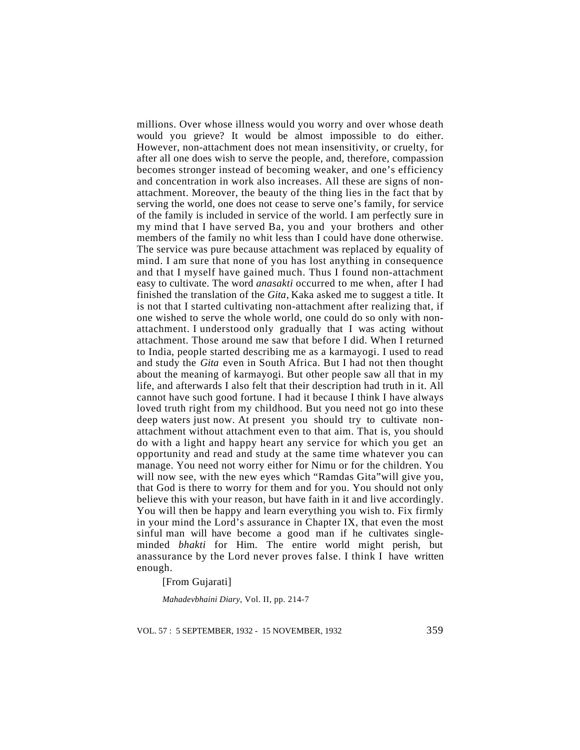millions. Over whose illness would you worry and over whose death would you grieve? It would be almost impossible to do either. However, non-attachment does not mean insensitivity, or cruelty, for after all one does wish to serve the people, and, therefore, compassion becomes stronger instead of becoming weaker, and one's efficiency and concentration in work also increases. All these are signs of non-attachment. Moreover, the beauty of the thing lies in the fact that by serving the world, one does not cease to serve one's family, for service of the family is included in service of the world. I am perfectly sure in my mind that I have served Ba, you and your brothers and other members of the family no whit less than I could have done otherwise. The service was pure because attachment was replaced by equality of mind. I am sure that none of you has lost anything in consequence and that I myself have gained much. Thus I found non-attachment easy to cultivate. The word *anasakti* occurred to me when, after I had finished the translation of the *Gita*, Kaka asked me to suggest a title. It is not that I started cultivating non-attachment after realizing that, if one wished to serve the whole world, one could do so only with non-attachment. I understood only gradually that I was acting without attachment. Those around me saw that before I did. When I returned to India, people started describing me as a karmayogi. I used to read and study the *Gita* even in South Africa. But I had not then thought about the meaning of karmayogi. But other people saw all that in my life, and afterwards I also felt that their description had truth in it. All cannot have such good fortune. I had it because I think I have always loved truth right from my childhood. But you need not go into these deep waters just now. At present you should try to cultivate non-attachment without attachment even to that aim. That is, you should do with a light and happy heart any service for which you get an opportunity and read and study at the same time whatever you can manage. You need not worry either for Nimu or for the children. You will now see, with the new eyes which "Ramdas Gita"will give you, that God is there to worry for them and for you. You should not only believe this with your reason, but have faith in it and live accordingly. You will then be happy and learn everything you wish to. Fix firmly in your mind the Lord's assurance in Chapter IX, that even the most sinful man will have become a good man if he cultivates single-minded *bhakti* for Him. The entire world might perish, but anassurance by the Lord never proves false. I think I have written enough.

[From Gujarati]

*Mahadevbhaini Diary*, Vol. II, pp. 214-7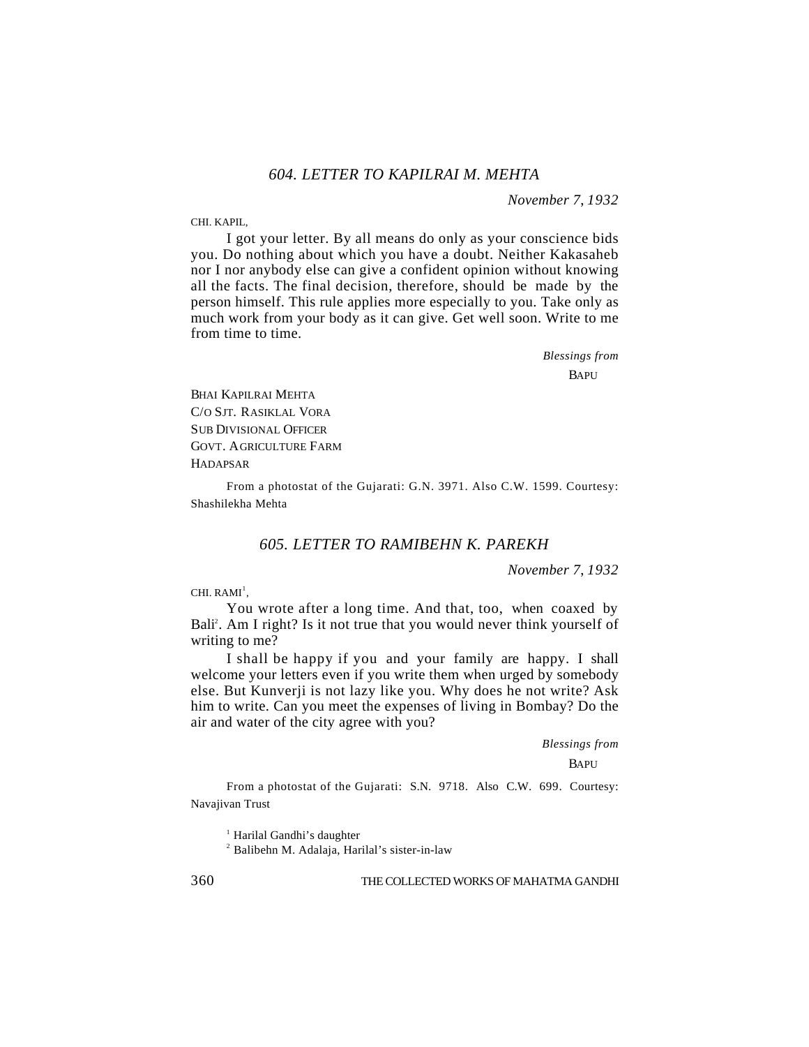## *604. LETTER TO KAPILRAI M. MEHTA*

*November 7, 1932*

CHI. KAPIL,

I got your letter. By all means do only as your conscience bids you. Do nothing about which you have a doubt. Neither Kakasaheb nor I nor anybody else can give a confident opinion without knowing all the facts. The final decision, therefore, should be made by the person himself. This rule applies more especially to you. Take only as much work from your body as it can give. Get well soon. Write to me from time to time.

*Blessings from*

BAPU

BHAI KAPILRAI MEHTA
C/O SJT. RASIKLAL VORA
SUB DIVISIONAL OFFICER
GOVT. AGRICULTURE FARM
HADAPSAR

From a photostat of the Gujarati: G.N. 3971. Also C.W. 1599. Courtesy: Shashilekha Mehta

## *605. LETTER TO RAMIBEHN K. PAREKH*

*November 7, 1932*

CHI. RAMI[1],

You wrote after a long time. And that, too, when coaxed by Bali[2]. Am I right? Is it not true that you would never think yourself of writing to me?

I shall be happy if you and your family are happy. I shall welcome your letters even if you write them when urged by somebody else. But Kunverji is not lazy like you. Why does he not write? Ask him to write. Can you meet the expenses of living in Bombay? Do the air and water of the city agree with you?

*Blessings from*

BAPU

From a photostat of the Gujarati: S.N. 9718. Also C.W. 699. Courtesy: Navajivan Trust

[1] Harilal Gandhi's daughter

[2] Balibehn M. Adalaja, Harilal's sister-in-law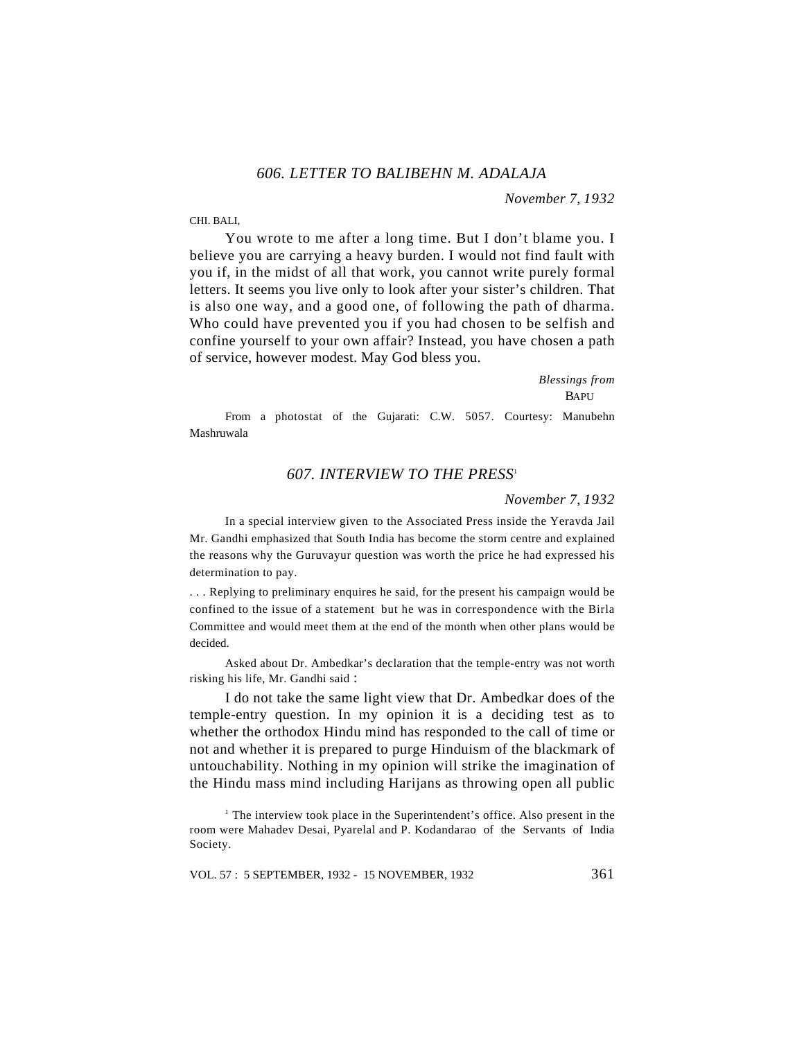### *606. LETTER TO BALIBEHN M. ADALAJA*

*November 7, 1932*

CHI. BALI,

You wrote to me after a long time. But I don't blame you. I believe you are carrying a heavy burden. I would not find fault with you if, in the midst of all that work, you cannot write purely formal letters. It seems you live only to look after your sister's children. That is also one way, and a good one, of following the path of dharma. Who could have prevented you if you had chosen to be selfish and confine yourself to your own affair? Instead, you have chosen a path of service, however modest. May God bless you.

*Blessings from*
BAPU

From a photostat of the Gujarati: C.W. 5057. Courtesy: Manubehn Mashruwala

### *607. INTERVIEW TO THE PRESS*[1]

*November 7, 1932*

In a special interview given to the Associated Press inside the Yeravda Jail Mr. Gandhi emphasized that South India has become the storm centre and explained the reasons why the Guruvayur question was worth the price he had expressed his determination to pay.

. . . Replying to preliminary enquires he said, for the present his campaign would be confined to the issue of a statement but he was in correspondence with the Birla Committee and would meet them at the end of the month when other plans would be decided.

Asked about Dr. Ambedkar's declaration that the temple-entry was not worth risking his life, Mr. Gandhi said :

I do not take the same light view that Dr. Ambedkar does of the temple-entry question. In my opinion it is a deciding test as to whether the orthodox Hindu mind has responded to the call of time or not and whether it is prepared to purge Hinduism of the blackmark of untouchability. Nothing in my opinion will strike the imagination of the Hindu mass mind including Harijans as throwing open all public

[1] The interview took place in the Superintendent's office. Also present in the room were Mahadev Desai, Pyarelal and P. Kodandarao of the Servants of India Society.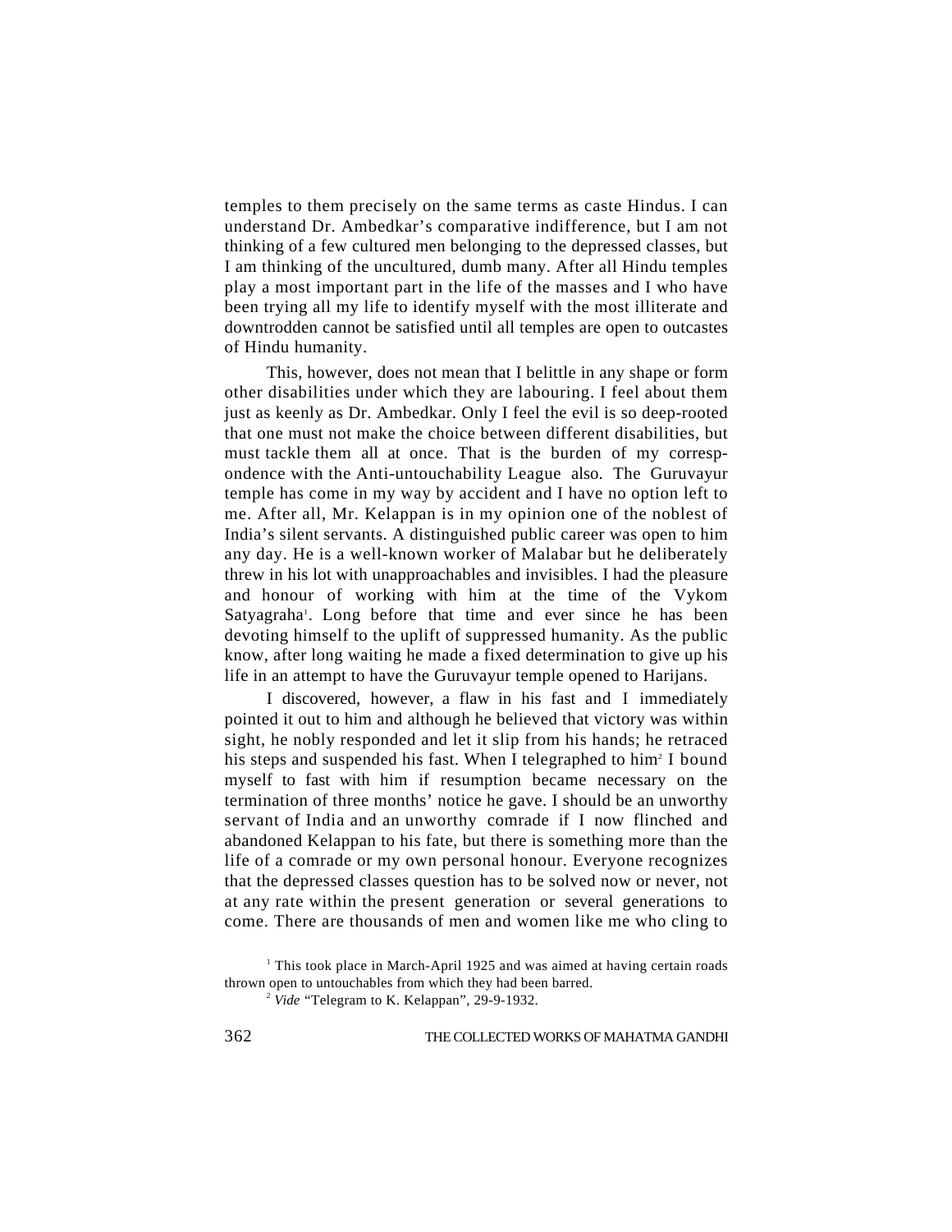temples to them precisely on the same terms as caste Hindus. I can understand Dr. Ambedkar's comparative indifference, but I am not thinking of a few cultured men belonging to the depressed classes, but I am thinking of the uncultured, dumb many. After all Hindu temples play a most important part in the life of the masses and I who have been trying all my life to identify myself with the most illiterate and downtrodden cannot be satisfied until all temples are open to outcastes of Hindu humanity.

This, however, does not mean that I belittle in any shape or form other disabilities under which they are labouring. I feel about them just as keenly as Dr. Ambedkar. Only I feel the evil is so deep-rooted that one must not make the choice between different disabilities, but must tackle them all at once. That is the burden of my correspondence with the Anti-untouchability League also. The Guruvayur temple has come in my way by accident and I have no option left to me. After all, Mr. Kelappan is in my opinion one of the noblest of India's silent servants. A distinguished public career was open to him any day. He is a well-known worker of Malabar but he deliberately threw in his lot with unapproachables and invisibles. I had the pleasure and honour of working with him at the time of the Vykom Satyagraha[1]. Long before that time and ever since he has been devoting himself to the uplift of suppressed humanity. As the public know, after long waiting he made a fixed determination to give up his life in an attempt to have the Guruvayur temple opened to Harijans.

I discovered, however, a flaw in his fast and I immediately pointed it out to him and although he believed that victory was within sight, he nobly responded and let it slip from his hands; he retraced his steps and suspended his fast. When I telegraphed to him[2] I bound myself to fast with him if resumption became necessary on the termination of three months' notice he gave. I should be an unworthy servant of India and an unworthy comrade if I now flinched and abandoned Kelappan to his fate, but there is something more than the life of a comrade or my own personal honour. Everyone recognizes that the depressed classes question has to be solved now or never, not at any rate within the present generation or several generations to come. There are thousands of men and women like me who cling to

[1] This took place in March-April 1925 and was aimed at having certain roads thrown open to untouchables from which they had been barred.

[2] *Vide* "Telegram to K. Kelappan", 29-9-1932.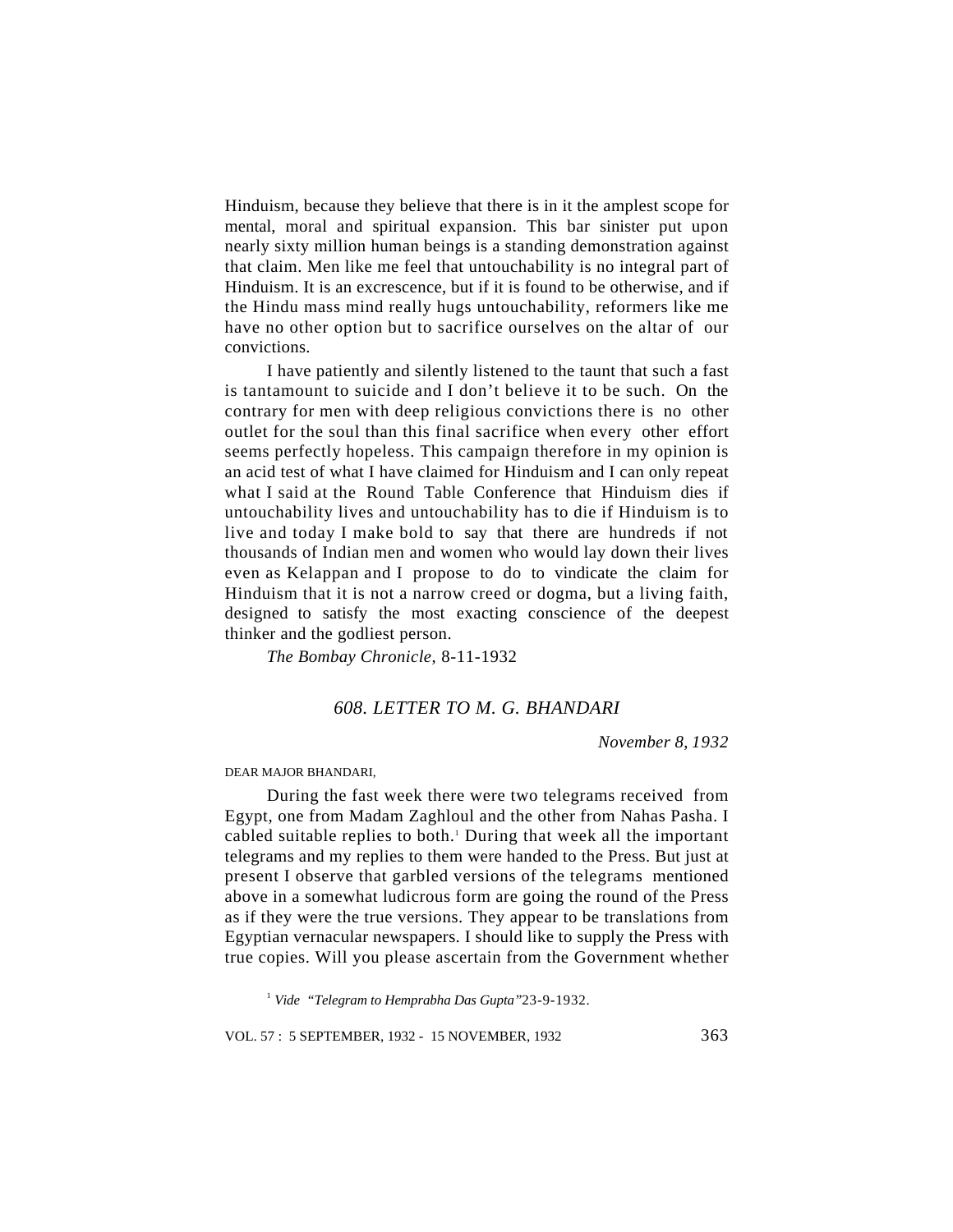Hinduism, because they believe that there is in it the amplest scope for mental, moral and spiritual expansion. This bar sinister put upon nearly sixty million human beings is a standing demonstration against that claim. Men like me feel that untouchability is no integral part of Hinduism. It is an excrescence, but if it is found to be otherwise, and if the Hindu mass mind really hugs untouchability, reformers like me have no other option but to sacrifice ourselves on the altar of our convictions.

I have patiently and silently listened to the taunt that such a fast is tantamount to suicide and I don't believe it to be such. On the contrary for men with deep religious convictions there is no other outlet for the soul than this final sacrifice when every other effort seems perfectly hopeless. This campaign therefore in my opinion is an acid test of what I have claimed for Hinduism and I can only repeat what I said at the Round Table Conference that Hinduism dies if untouchability lives and untouchability has to die if Hinduism is to live and today I make bold to say that there are hundreds if not thousands of Indian men and women who would lay down their lives even as Kelappan and I propose to do to vindicate the claim for Hinduism that it is not a narrow creed or dogma, but a living faith, designed to satisfy the most exacting conscience of the deepest thinker and the godliest person.

*The Bombay Chronicle*, 8-11-1932

## *608. LETTER TO M. G. BHANDARI*

*November 8, 1932*

DEAR MAJOR BHANDARI,

During the fast week there were two telegrams received from Egypt, one from Madam Zaghloul and the other from Nahas Pasha. I cabled suitable replies to both.[1] During that week all the important telegrams and my replies to them were handed to the Press. But just at present I observe that garbled versions of the telegrams mentioned above in a somewhat ludicrous form are going the round of the Press as if they were the true versions. They appear to be translations from Egyptian vernacular newspapers. I should like to supply the Press with true copies. Will you please ascertain from the Government whether

[1] *Vide "Telegram to Hemprabha Das Gupta"* 23-9-1932.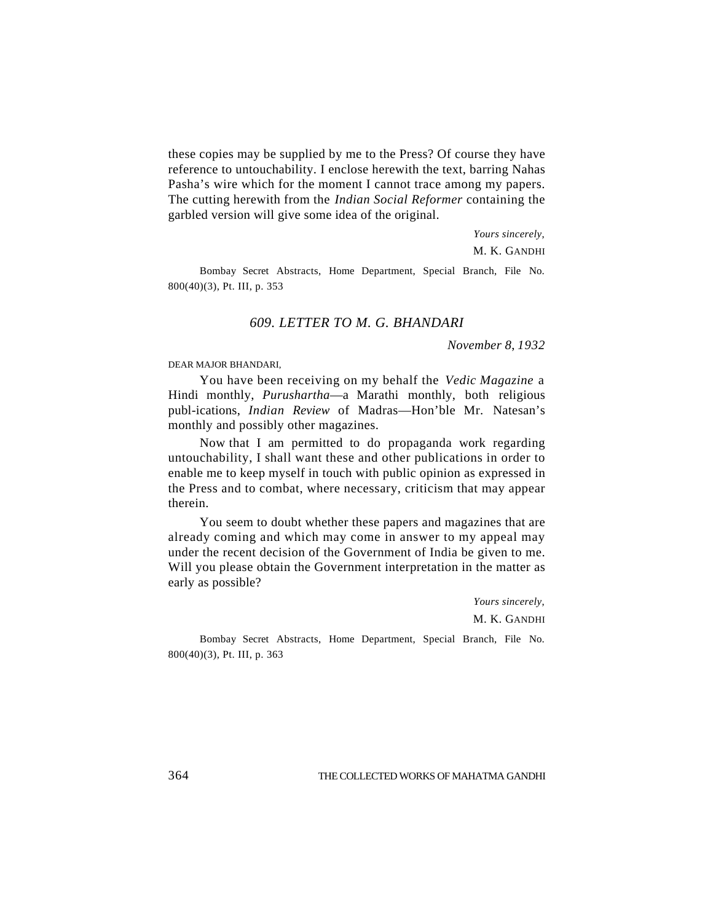these copies may be supplied by me to the Press? Of course they have reference to untouchability. I enclose herewith the text, barring Nahas Pasha's wire which for the moment I cannot trace among my papers. The cutting herewith from the *Indian Social Reformer* containing the garbled version will give some idea of the original.

*Yours sincerely,*

M. K. GANDHI

Bombay Secret Abstracts, Home Department, Special Branch, File No. 800(40)(3), Pt. III, p. 353

## *609. LETTER TO M. G. BHANDARI*

*November 8, 1932*

DEAR MAJOR BHANDARI,

You have been receiving on my behalf the *Vedic Magazine* a Hindi monthly, *Purushartha*—a Marathi monthly, both religious publ-ications, *Indian Review* of Madras—Hon'ble Mr. Natesan's monthly and possibly other magazines.

Now that I am permitted to do propaganda work regarding untouchability, I shall want these and other publications in order to enable me to keep myself in touch with public opinion as expressed in the Press and to combat, where necessary, criticism that may appear therein.

You seem to doubt whether these papers and magazines that are already coming and which may come in answer to my appeal may under the recent decision of the Government of India be given to me. Will you please obtain the Government interpretation in the matter as early as possible?

*Yours sincerely,*

M. K. GANDHI

Bombay Secret Abstracts, Home Department, Special Branch, File No. 800(40)(3), Pt. III, p. 363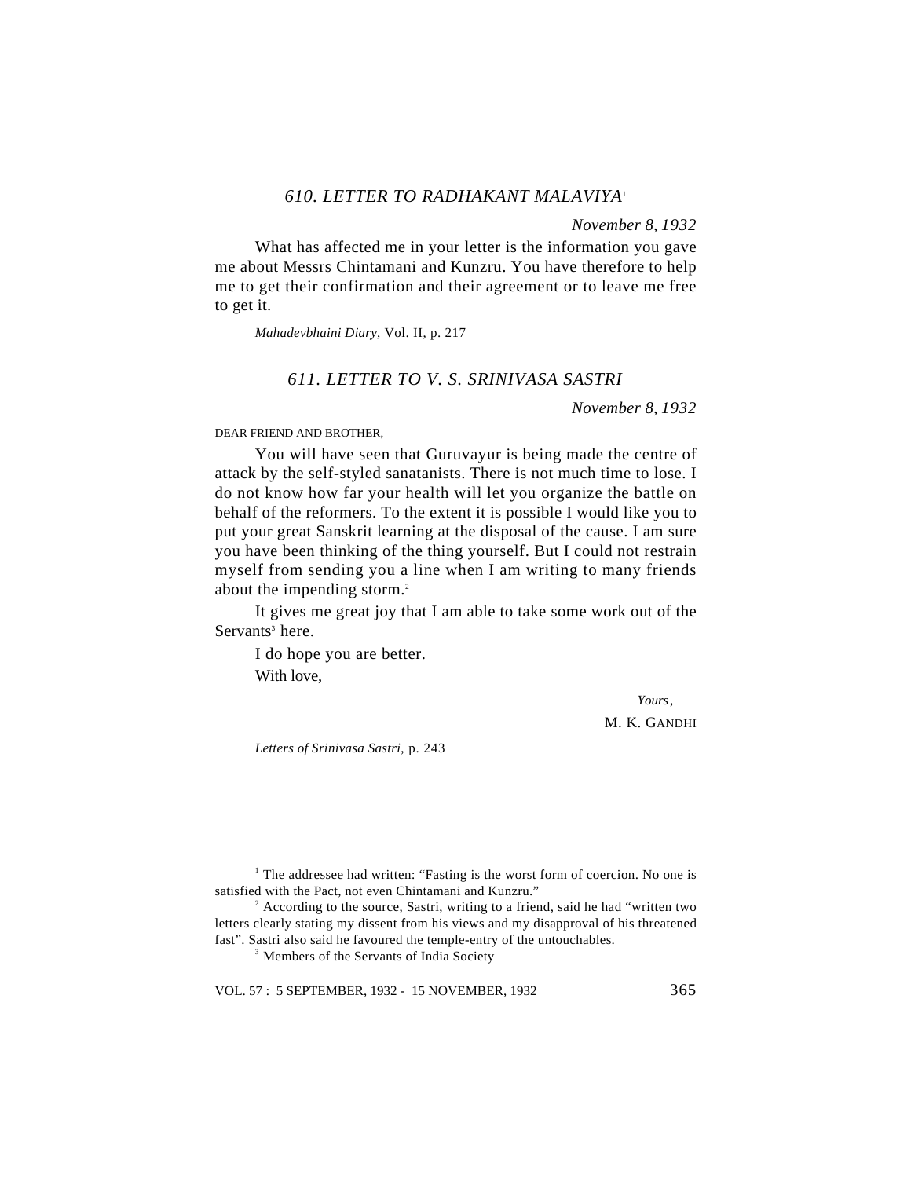## 610. LETTER TO RADHAKANT MALAVIYA[1]

*November 8, 1932*

What has affected me in your letter is the information you gave me about Messrs Chintamani and Kunzru. You have therefore to help me to get their confirmation and their agreement or to leave me free to get it.

*Mahadevbhaini Diary*, Vol. II, p. 217

## 611. LETTER TO V. S. SRINIVASA SASTRI

*November 8, 1932*

DEAR FRIEND AND BROTHER,

You will have seen that Guruvayur is being made the centre of attack by the self-styled sanatanists. There is not much time to lose. I do not know how far your health will let you organize the battle on behalf of the reformers. To the extent it is possible I would like you to put your great Sanskrit learning at the disposal of the cause. I am sure you have been thinking of the thing yourself. But I could not restrain myself from sending you a line when I am writing to many friends about the impending storm.[2]

It gives me great joy that I am able to take some work out of the Servants[3] here.

I do hope you are better.

With love,

*Yours*,

M. K. GANDHI

*Letters of Srinivasa Sastri*, p. 243

---

[1] The addressee had written: "Fasting is the worst form of coercion. No one is satisfied with the Pact, not even Chintamani and Kunzru."

[2] According to the source, Sastri, writing to a friend, said he had "written two letters clearly stating my dissent from his views and my disapproval of his threatened fast". Sastri also said he favoured the temple-entry of the untouchables.

[3] Members of the Servants of India Society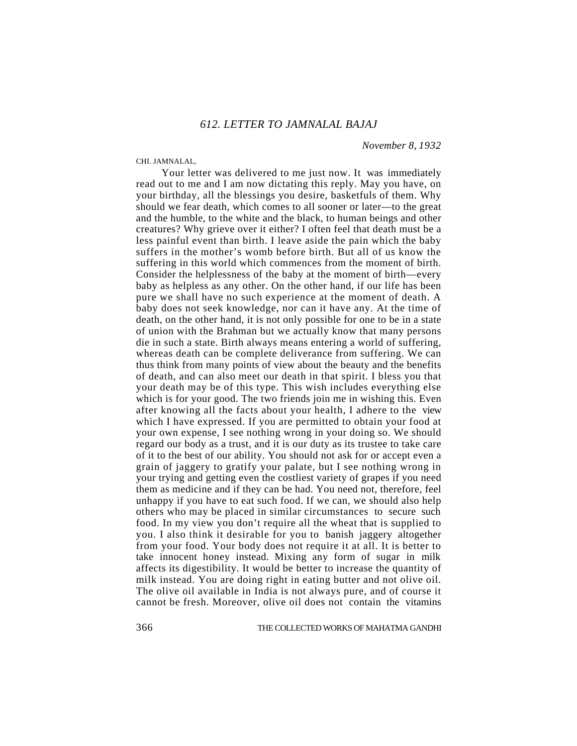## *612. LETTER TO JAMNALAL BAJAJ*

*November 8, 1932*

CHI. JAMNALAL,

Your letter was delivered to me just now. It was immediately read out to me and I am now dictating this reply. May you have, on your birthday, all the blessings you desire, basketfuls of them. Why should we fear death, which comes to all sooner or later—to the great and the humble, to the white and the black, to human beings and other creatures? Why grieve over it either? I often feel that death must be a less painful event than birth. I leave aside the pain which the baby suffers in the mother's womb before birth. But all of us know the suffering in this world which commences from the moment of birth. Consider the helplessness of the baby at the moment of birth—every baby as helpless as any other. On the other hand, if our life has been pure we shall have no such experience at the moment of death. A baby does not seek knowledge, nor can it have any. At the time of death, on the other hand, it is not only possible for one to be in a state of union with the Brahman but we actually know that many persons die in such a state. Birth always means entering a world of suffering, whereas death can be complete deliverance from suffering. We can thus think from many points of view about the beauty and the benefits of death, and can also meet our death in that spirit. I bless you that your death may be of this type. This wish includes everything else which is for your good. The two friends join me in wishing this. Even after knowing all the facts about your health, I adhere to the view which I have expressed. If you are permitted to obtain your food at your own expense, I see nothing wrong in your doing so. We should regard our body as a trust, and it is our duty as its trustee to take care of it to the best of our ability. You should not ask for or accept even a grain of jaggery to gratify your palate, but I see nothing wrong in your trying and getting even the costliest variety of grapes if you need them as medicine and if they can be had. You need not, therefore, feel unhappy if you have to eat such food. If we can, we should also help others who may be placed in similar circumstances to secure such food. In my view you don't require all the wheat that is supplied to you. I also think it desirable for you to banish jaggery altogether from your food. Your body does not require it at all. It is better to take innocent honey instead. Mixing any form of sugar in milk affects its digestibility. It would be better to increase the quantity of milk instead. You are doing right in eating butter and not olive oil. The olive oil available in India is not always pure, and of course it cannot be fresh. Moreover, olive oil does not contain the vitamins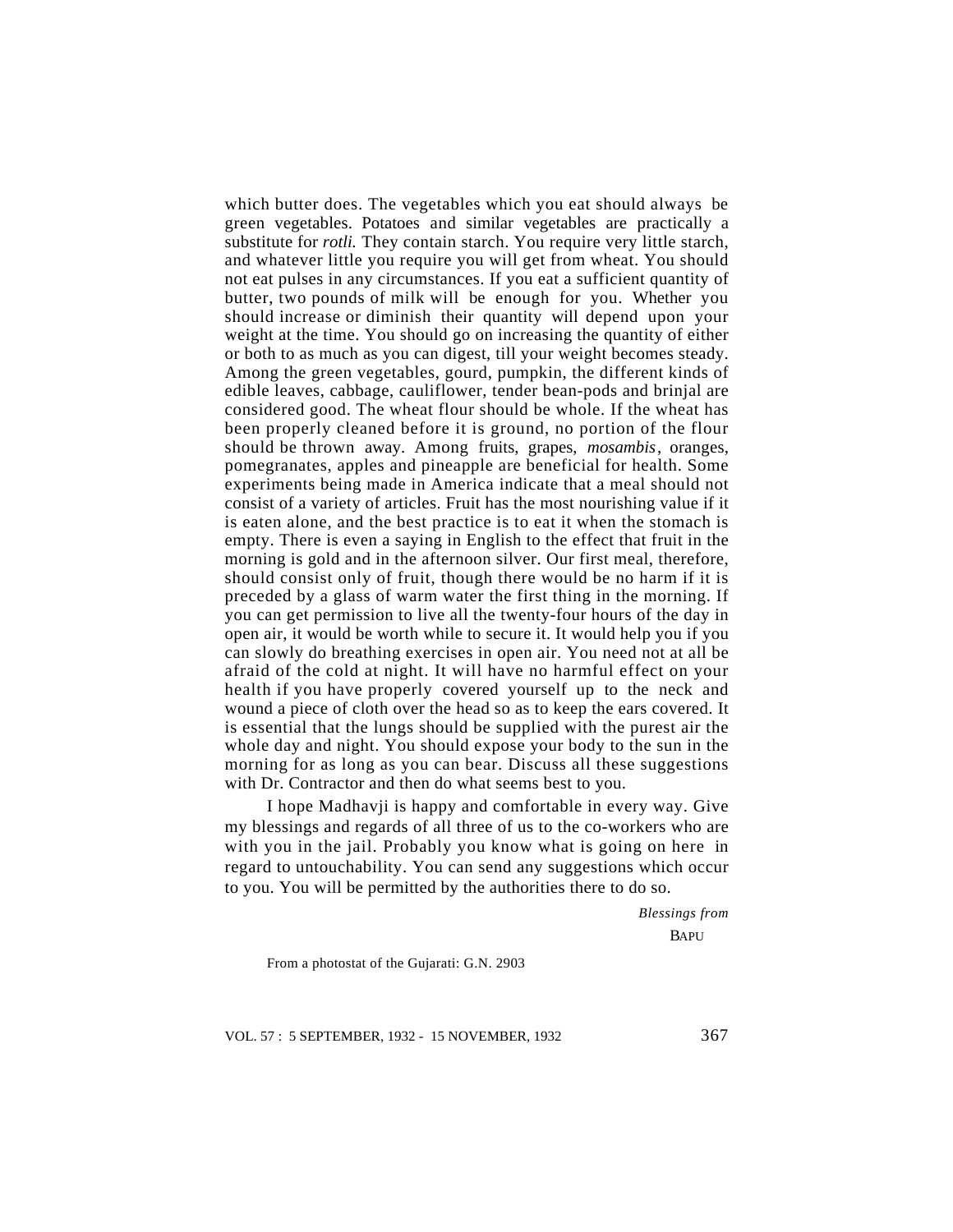which butter does. The vegetables which you eat should always be green vegetables. Potatoes and similar vegetables are practically a substitute for *rotli.* They contain starch. You require very little starch, and whatever little you require you will get from wheat. You should not eat pulses in any circumstances. If you eat a sufficient quantity of butter, two pounds of milk will be enough for you. Whether you should increase or diminish their quantity will depend upon your weight at the time. You should go on increasing the quantity of either or both to as much as you can digest, till your weight becomes steady. Among the green vegetables, gourd, pumpkin, the different kinds of edible leaves, cabbage, cauliflower, tender bean-pods and brinjal are considered good. The wheat flour should be whole. If the wheat has been properly cleaned before it is ground, no portion of the flour should be thrown away. Among fruits, grapes, *mosambis*, oranges, pomegranates, apples and pineapple are beneficial for health. Some experiments being made in America indicate that a meal should not consist of a variety of articles. Fruit has the most nourishing value if it is eaten alone, and the best practice is to eat it when the stomach is empty. There is even a saying in English to the effect that fruit in the morning is gold and in the afternoon silver. Our first meal, therefore, should consist only of fruit, though there would be no harm if it is preceded by a glass of warm water the first thing in the morning. If you can get permission to live all the twenty-four hours of the day in open air, it would be worth while to secure it. It would help you if you can slowly do breathing exercises in open air. You need not at all be afraid of the cold at night. It will have no harmful effect on your health if you have properly covered yourself up to the neck and wound a piece of cloth over the head so as to keep the ears covered. It is essential that the lungs should be supplied with the purest air the whole day and night. You should expose your body to the sun in the morning for as long as you can bear. Discuss all these suggestions with Dr. Contractor and then do what seems best to you.

I hope Madhavji is happy and comfortable in every way. Give my blessings and regards of all three of us to the co-workers who are with you in the jail. Probably you know what is going on here in regard to untouchability. You can send any suggestions which occur to you. You will be permitted by the authorities there to do so.

*Blessings from*

BAPU

From a photostat of the Gujarati: G.N. 2903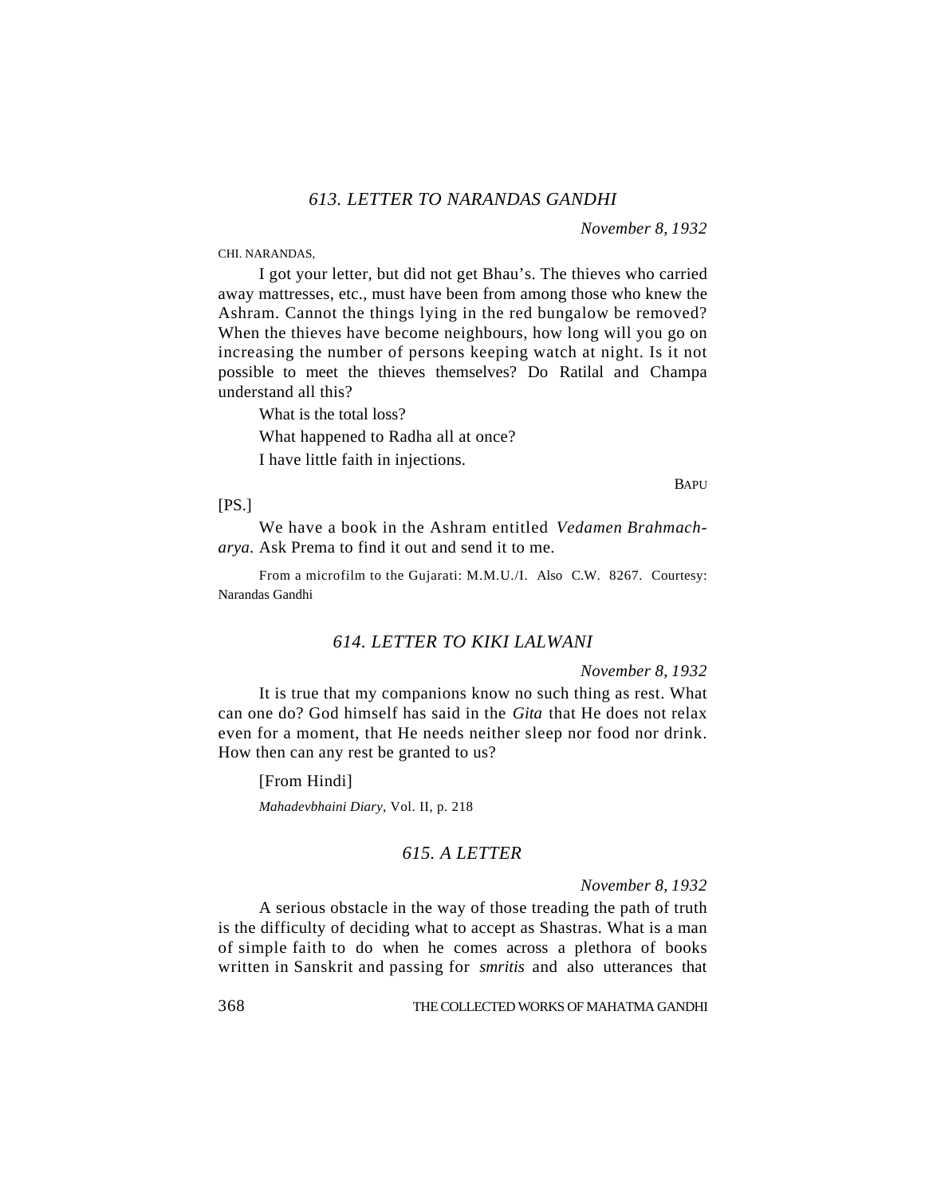## *613. LETTER TO NARANDAS GANDHI*

*November 8, 1932*

CHI. NARANDAS,

I got your letter, but did not get Bhau's. The thieves who carried away mattresses, etc., must have been from among those who knew the Ashram. Cannot the things lying in the red bungalow be removed? When the thieves have become neighbours, how long will you go on increasing the number of persons keeping watch at night. Is it not possible to meet the thieves themselves? Do Ratilal and Champa understand all this?

What is the total loss?

What happened to Radha all at once?

I have little faith in injections.

BAPU

[PS.]

We have a book in the Ashram entitled *Vedamen Brahmacharya*. Ask Prema to find it out and send it to me.

From a microfilm to the Gujarati: M.M.U./I. Also C.W. 8267. Courtesy: Narandas Gandhi

## *614. LETTER TO KIKI LALWANI*

*November 8, 1932*

It is true that my companions know no such thing as rest. What can one do? God himself has said in the *Gita* that He does not relax even for a moment, that He needs neither sleep nor food nor drink. How then can any rest be granted to us?

[From Hindi]

*Mahadevbhaini Diary*, Vol. II, p. 218

## *615. A LETTER*

*November 8, 1932*

A serious obstacle in the way of those treading the path of truth is the difficulty of deciding what to accept as Shastras. What is a man of simple faith to do when he comes across a plethora of books written in Sanskrit and passing for *smritis* and also utterances that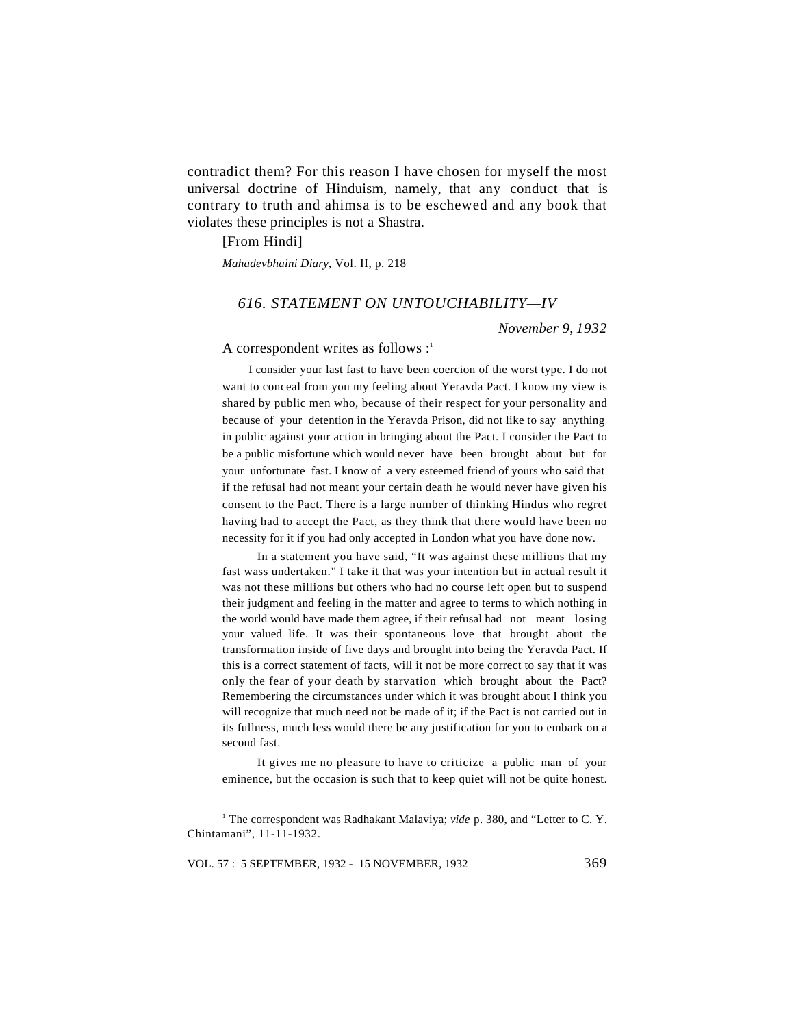contradict them? For this reason I have chosen for myself the most universal doctrine of Hinduism, namely, that any conduct that is contrary to truth and ahimsa is to be eschewed and any book that violates these principles is not a Shastra.

[From Hindi]

*Mahadevbhaini Diary*, Vol. II, p. 218

## 616. STATEMENT ON UNTOUCHABILITY—IV

*November 9, 1932*

A correspondent writes as follows :[1]

> I consider your last fast to have been coercion of the worst type. I do not want to conceal from you my feeling about Yeravda Pact. I know my view is shared by public men who, because of their respect for your personality and because of your detention in the Yeravda Prison, did not like to say anything in public against your action in bringing about the Pact. I consider the Pact to be a public misfortune which would never have been brought about but for your unfortunate fast. I know of a very esteemed friend of yours who said that if the refusal had not meant your certain death he would never have given his consent to the Pact. There is a large number of thinking Hindus who regret having had to accept the Pact, as they think that there would have been no necessity for it if you had only accepted in London what you have done now.
>
> In a statement you have said, "It was against these millions that my fast wass undertaken." I take it that was your intention but in actual result it was not these millions but others who had no course left open but to suspend their judgment and feeling in the matter and agree to terms to which nothing in the world would have made them agree, if their refusal had not meant losing your valued life. It was their spontaneous love that brought about the transformation inside of five days and brought into being the Yeravda Pact. If this is a correct statement of facts, will it not be more correct to say that it was only the fear of your death by starvation which brought about the Pact? Remembering the circumstances under which it was brought about I think you will recognize that much need not be made of it; if the Pact is not carried out in its fullness, much less would there be any justification for you to embark on a second fast.
>
> It gives me no pleasure to have to criticize a public man of your eminence, but the occasion is such that to keep quiet will not be quite honest.

[1] The correspondent was Radhakant Malaviya; *vide* p. 380, and "Letter to C. Y. Chintamani", 11-11-1932.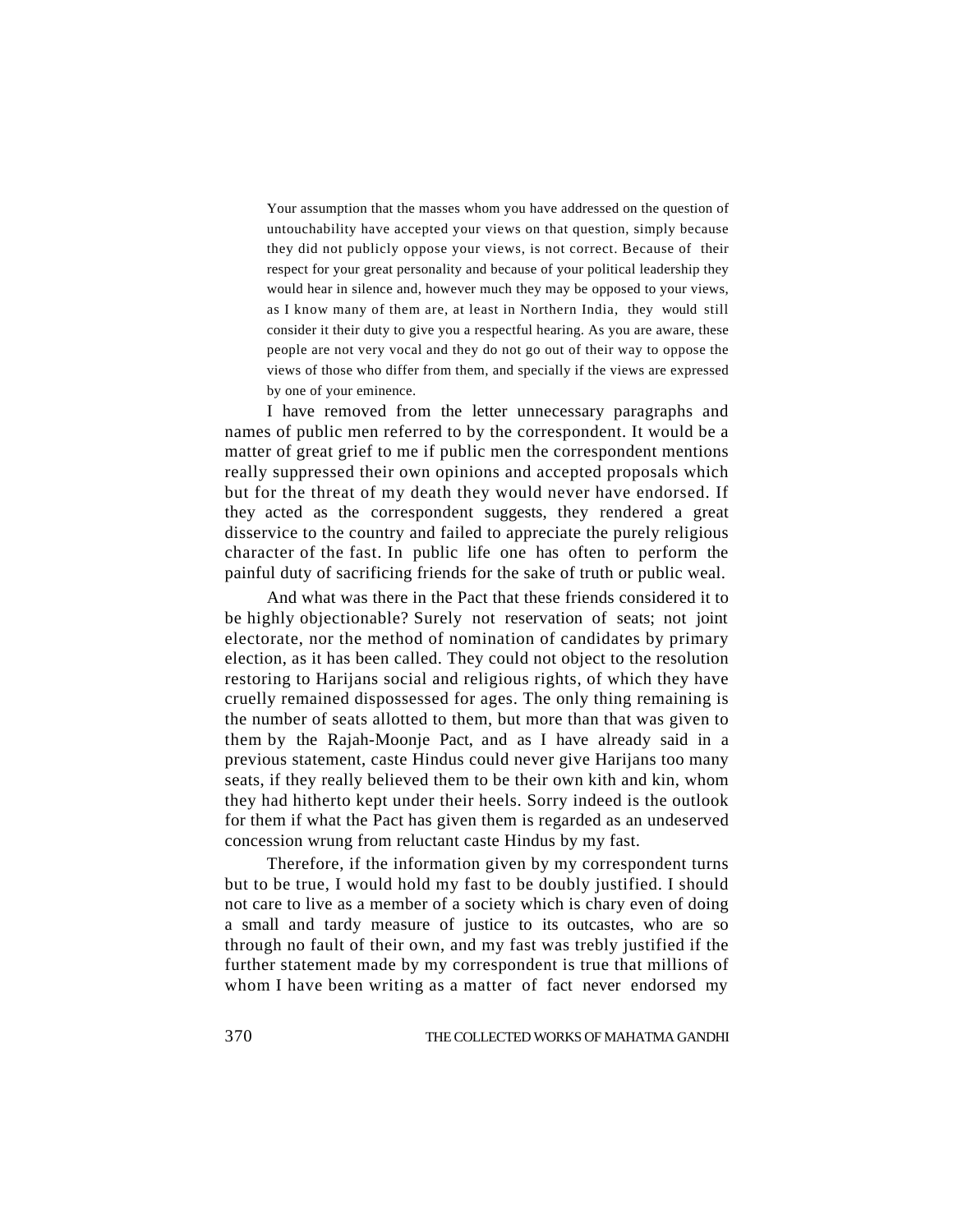> Your assumption that the masses whom you have addressed on the question of untouchability have accepted your views on that question, simply because they did not publicly oppose your views, is not correct. Because of their respect for your great personality and because of your political leadership they would hear in silence and, however much they may be opposed to your views, as I know many of them are, at least in Northern India, they would still consider it their duty to give you a respectful hearing. As you are aware, these people are not very vocal and they do not go out of their way to oppose the views of those who differ from them, and specially if the views are expressed by one of your eminence.

I have removed from the letter unnecessary paragraphs and names of public men referred to by the correspondent. It would be a matter of great grief to me if public men the correspondent mentions really suppressed their own opinions and accepted proposals which but for the threat of my death they would never have endorsed. If they acted as the correspondent suggests, they rendered a great disservice to the country and failed to appreciate the purely religious character of the fast. In public life one has often to perform the painful duty of sacrificing friends for the sake of truth or public weal.

And what was there in the Pact that these friends considered it to be highly objectionable? Surely not reservation of seats; not joint electorate, nor the method of nomination of candidates by primary election, as it has been called. They could not object to the resolution restoring to Harijans social and religious rights, of which they have cruelly remained dispossessed for ages. The only thing remaining is the number of seats allotted to them, but more than that was given to them by the Rajah-Moonje Pact, and as I have already said in a previous statement, caste Hindus could never give Harijans too many seats, if they really believed them to be their own kith and kin, whom they had hitherto kept under their heels. Sorry indeed is the outlook for them if what the Pact has given them is regarded as an undeserved concession wrung from reluctant caste Hindus by my fast.

Therefore, if the information given by my correspondent turns but to be true, I would hold my fast to be doubly justified. I should not care to live as a member of a society which is chary even of doing a small and tardy measure of justice to its outcastes, who are so through no fault of their own, and my fast was trebly justified if the further statement made by my correspondent is true that millions of whom I have been writing as a matter of fact never endorsed my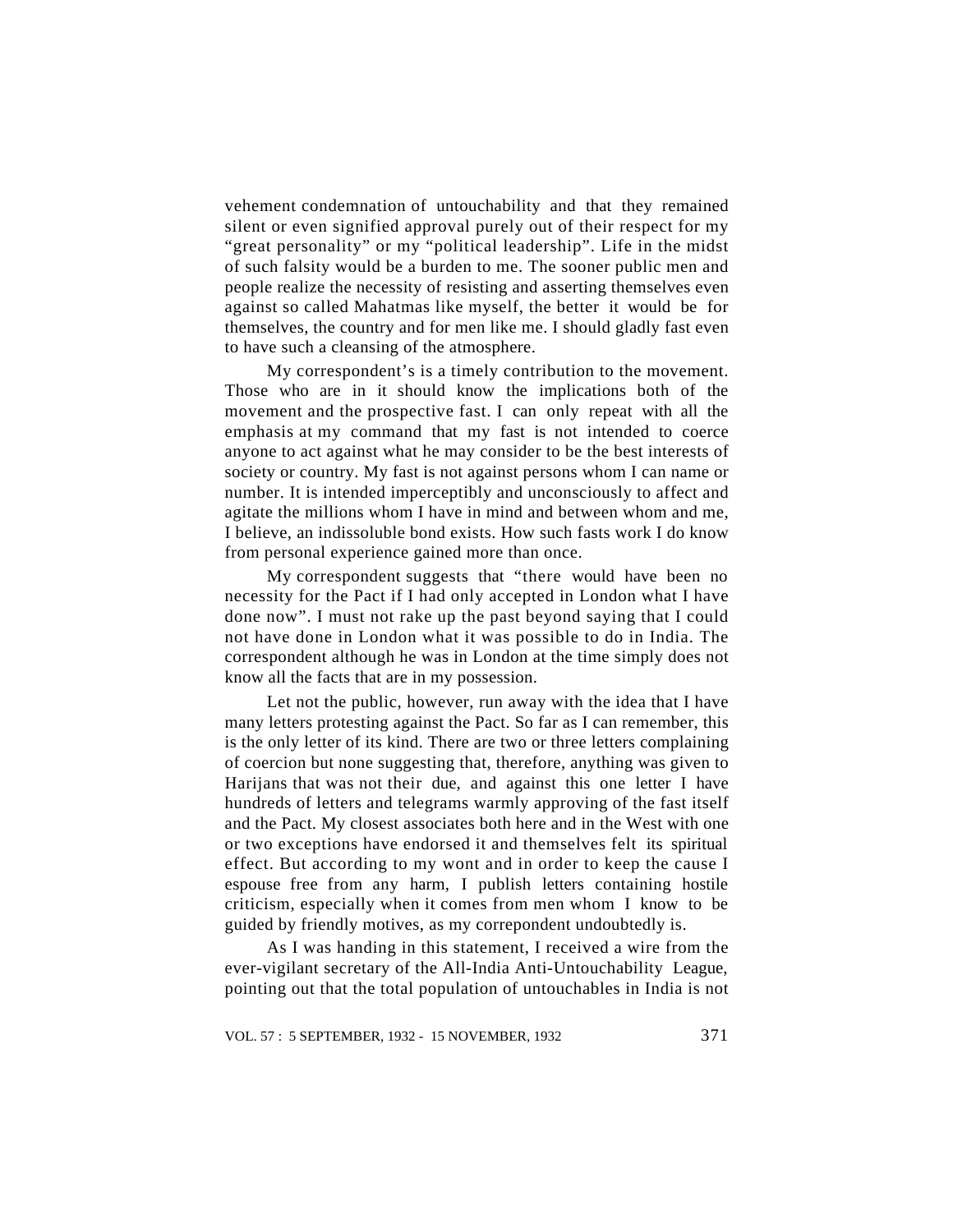vehement condemnation of untouchability and that they remained silent or even signified approval purely out of their respect for my "great personality" or my "political leadership". Life in the midst of such falsity would be a burden to me. The sooner public men and people realize the necessity of resisting and asserting themselves even against so called Mahatmas like myself, the better it would be for themselves, the country and for men like me. I should gladly fast even to have such a cleansing of the atmosphere.

My correspondent's is a timely contribution to the movement. Those who are in it should know the implications both of the movement and the prospective fast. I can only repeat with all the emphasis at my command that my fast is not intended to coerce anyone to act against what he may consider to be the best interests of society or country. My fast is not against persons whom I can name or number. It is intended imperceptibly and unconsciously to affect and agitate the millions whom I have in mind and between whom and me, I believe, an indissoluble bond exists. How such fasts work I do know from personal experience gained more than once.

My correspondent suggests that "there would have been no necessity for the Pact if I had only accepted in London what I have done now". I must not rake up the past beyond saying that I could not have done in London what it was possible to do in India. The correspondent although he was in London at the time simply does not know all the facts that are in my possession.

Let not the public, however, run away with the idea that I have many letters protesting against the Pact. So far as I can remember, this is the only letter of its kind. There are two or three letters complaining of coercion but none suggesting that, therefore, anything was given to Harijans that was not their due, and against this one letter I have hundreds of letters and telegrams warmly approving of the fast itself and the Pact. My closest associates both here and in the West with one or two exceptions have endorsed it and themselves felt its spiritual effect. But according to my wont and in order to keep the cause I espouse free from any harm, I publish letters containing hostile criticism, especially when it comes from men whom I know to be guided by friendly motives, as my correpondent undoubtedly is.

As I was handing in this statement, I received a wire from the ever-vigilant secretary of the All-India Anti-Untouchability League, pointing out that the total population of untouchables in India is not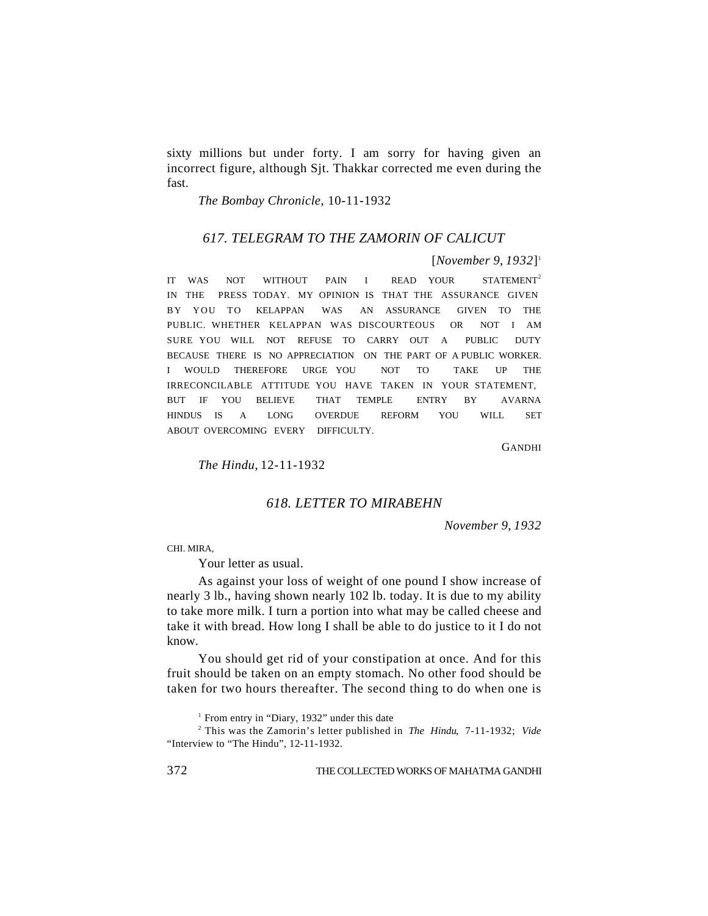sixty millions but under forty. I am sorry for having given an incorrect figure, although Sjt. Thakkar corrected me even during the fast.

*The Bombay Chronicle*, 10-11-1932

## *617. TELEGRAM TO THE ZAMORIN OF CALICUT*

[*November 9, 1932*][1]

IT WAS NOT WITHOUT PAIN I READ YOUR STATEMENT[2] IN THE PRESS TODAY. MY OPINION IS THAT THE ASSURANCE GIVEN BY YOU TO KELAPPAN WAS AN ASSURANCE GIVEN TO THE PUBLIC. WHETHER KELAPPAN WAS DISCOURTEOUS OR NOT I AM SURE YOU WILL NOT REFUSE TO CARRY OUT A PUBLIC DUTY BECAUSE THERE IS NO APPRECIATION ON THE PART OF A PUBLIC WORKER. I WOULD THEREFORE URGE YOU NOT TO TAKE UP THE IRRECONCILABLE ATTITUDE YOU HAVE TAKEN IN YOUR STATEMENT, BUT IF YOU BELIEVE THAT TEMPLE ENTRY BY AVARNA HINDUS IS A LONG OVERDUE REFORM YOU WILL SET ABOUT OVERCOMING EVERY DIFFICULTY.

GANDHI

*The Hindu*, 12-11-1932

## *618. LETTER TO MIRABEHN*

*November 9, 1932*

CHI. MIRA,

Your letter as usual.

As against your loss of weight of one pound I show increase of nearly 3 lb., having shown nearly 102 lb. today. It is due to my ability to take more milk. I turn a portion into what may be called cheese and take it with bread. How long I shall be able to do justice to it I do not know.

You should get rid of your constipation at once. And for this fruit should be taken on an empty stomach. No other food should be taken for two hours thereafter. The second thing to do when one is

---

[1] From entry in "Diary, 1932" under this date

[2] This was the Zamorin's letter published in *The Hindu*, 7-11-1932; *Vide* "Interview to "The Hindu", 12-11-1932.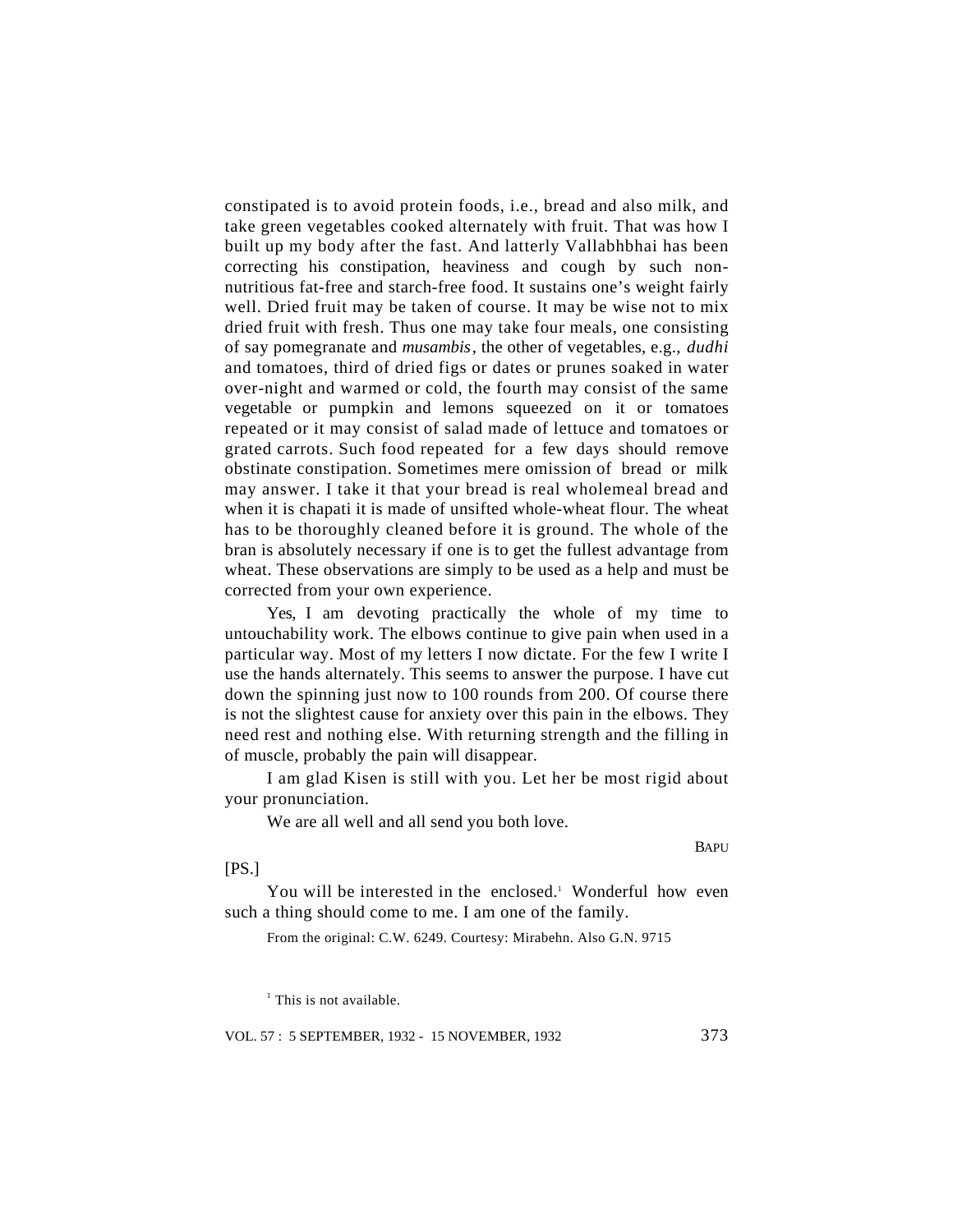constipated is to avoid protein foods, i.e., bread and also milk, and take green vegetables cooked alternately with fruit. That was how I built up my body after the fast. And latterly Vallabhbhai has been correcting his constipation, heaviness and cough by such non-nutritious fat-free and starch-free food. It sustains one's weight fairly well. Dried fruit may be taken of course. It may be wise not to mix dried fruit with fresh. Thus one may take four meals, one consisting of say pomegranate and *musambis*, the other of vegetables, e.g., *dudhi* and tomatoes, third of dried figs or dates or prunes soaked in water over-night and warmed or cold, the fourth may consist of the same vegetable or pumpkin and lemons squeezed on it or tomatoes repeated or it may consist of salad made of lettuce and tomatoes or grated carrots. Such food repeated for a few days should remove obstinate constipation. Sometimes mere omission of bread or milk may answer. I take it that your bread is real wholemeal bread and when it is chapati it is made of unsifted whole-wheat flour. The wheat has to be thoroughly cleaned before it is ground. The whole of the bran is absolutely necessary if one is to get the fullest advantage from wheat. These observations are simply to be used as a help and must be corrected from your own experience.

Yes, I am devoting practically the whole of my time to untouchability work. The elbows continue to give pain when used in a particular way. Most of my letters I now dictate. For the few I write I use the hands alternately. This seems to answer the purpose. I have cut down the spinning just now to 100 rounds from 200. Of course there is not the slightest cause for anxiety over this pain in the elbows. They need rest and nothing else. With returning strength and the filling in of muscle, probably the pain will disappear.

I am glad Kisen is still with you. Let her be most rigid about your pronunciation.

We are all well and all send you both love.

BAPU

[PS.]

You will be interested in the enclosed.[1] Wonderful how even such a thing should come to me. I am one of the family.

From the original: C.W. 6249. Courtesy: Mirabehn. Also G.N. 9715

[1] This is not available.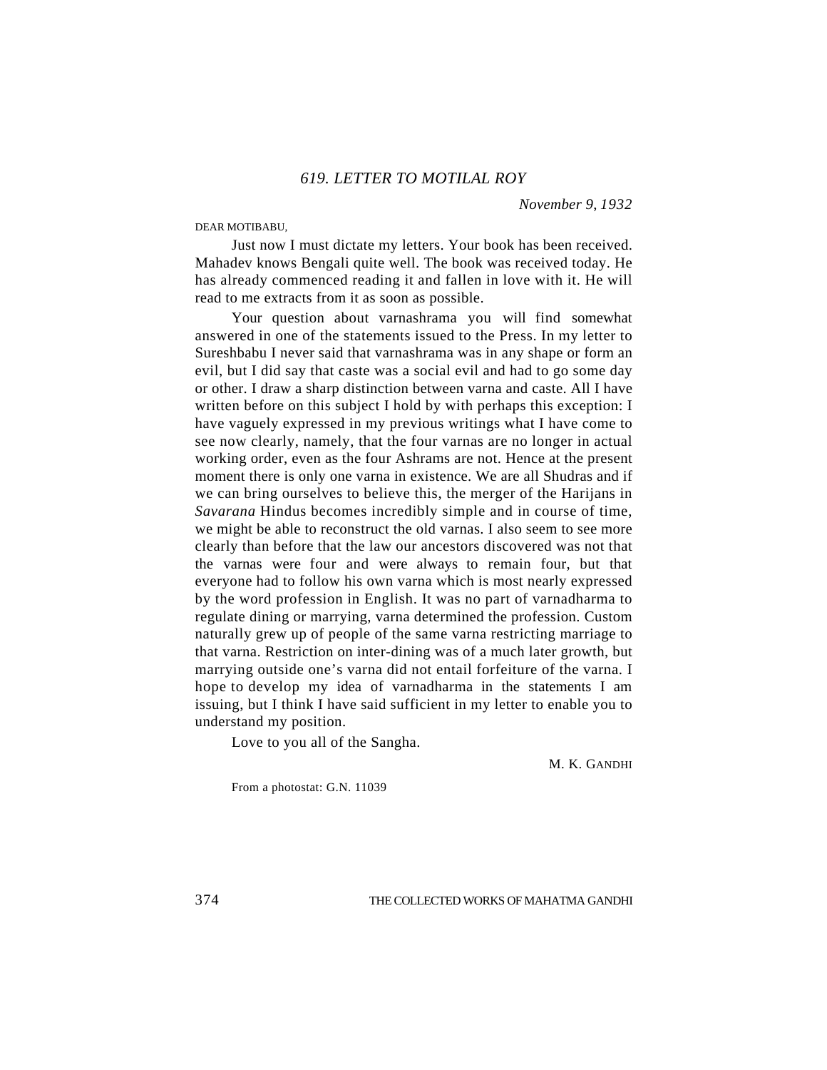## *619. LETTER TO MOTILAL ROY*

*November 9, 1932*

DEAR MOTIBABU,

Just now I must dictate my letters. Your book has been received. Mahadev knows Bengali quite well. The book was received today. He has already commenced reading it and fallen in love with it. He will read to me extracts from it as soon as possible.

Your question about varnashrama you will find somewhat answered in one of the statements issued to the Press. In my letter to Sureshbabu I never said that varnashrama was in any shape or form an evil, but I did say that caste was a social evil and had to go some day or other. I draw a sharp distinction between varna and caste. All I have written before on this subject I hold by with perhaps this exception: I have vaguely expressed in my previous writings what I have come to see now clearly, namely, that the four varnas are no longer in actual working order, even as the four Ashrams are not. Hence at the present moment there is only one varna in existence. We are all Shudras and if we can bring ourselves to believe this, the merger of the Harijans in *Savarana* Hindus becomes incredibly simple and in course of time, we might be able to reconstruct the old varnas. I also seem to see more clearly than before that the law our ancestors discovered was not that the varnas were four and were always to remain four, but that everyone had to follow his own varna which is most nearly expressed by the word profession in English. It was no part of varnadharma to regulate dining or marrying, varna determined the profession. Custom naturally grew up of people of the same varna restricting marriage to that varna. Restriction on inter-dining was of a much later growth, but marrying outside one's varna did not entail forfeiture of the varna. I hope to develop my idea of varnadharma in the statements I am issuing, but I think I have said sufficient in my letter to enable you to understand my position.

Love to you all of the Sangha.

M. K. GANDHI

From a photostat: G.N. 11039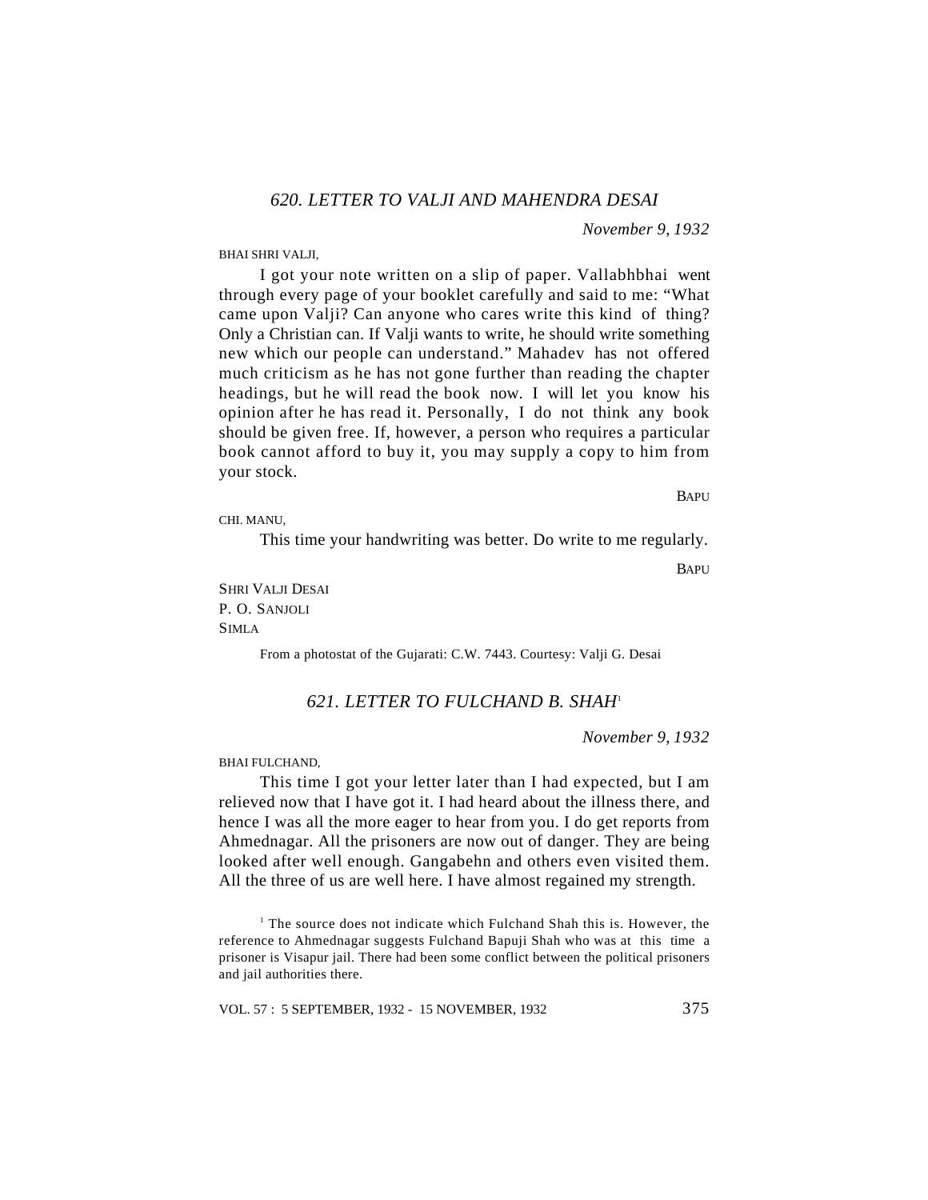### *620. LETTER TO VALJI AND MAHENDRA DESAI*

*November 9, 1932*

BHAI SHRI VALJI,

I got your note written on a slip of paper. Vallabhbhai went through every page of your booklet carefully and said to me: "What came upon Valji? Can anyone who cares write this kind of thing? Only a Christian can. If Valji wants to write, he should write something new which our people can understand." Mahadev has not offered much criticism as he has not gone further than reading the chapter headings, but he will read the book now. I will let you know his opinion after he has read it. Personally, I do not think any book should be given free. If, however, a person who requires a particular book cannot afford to buy it, you may supply a copy to him from your stock.

BAPU

CHI. MANU,

This time your handwriting was better. Do write to me regularly.

BAPU

SHRI VALJI DESAI
P. O. SANJOLI
SIMLA

From a photostat of the Gujarati: C.W. 7443. Courtesy: Valji G. Desai

### *621. LETTER TO FULCHAND B. SHAH*[1]

*November 9, 1932*

BHAI FULCHAND,

This time I got your letter later than I had expected, but I am relieved now that I have got it. I had heard about the illness there, and hence I was all the more eager to hear from you. I do get reports from Ahmednagar. All the prisoners are now out of danger. They are being looked after well enough. Gangabehn and others even visited them. All the three of us are well here. I have almost regained my strength.

[1] The source does not indicate which Fulchand Shah this is. However, the reference to Ahmednagar suggests Fulchand Bapuji Shah who was at this time a prisoner is Visapur jail. There had been some conflict between the political prisoners and jail authorities there.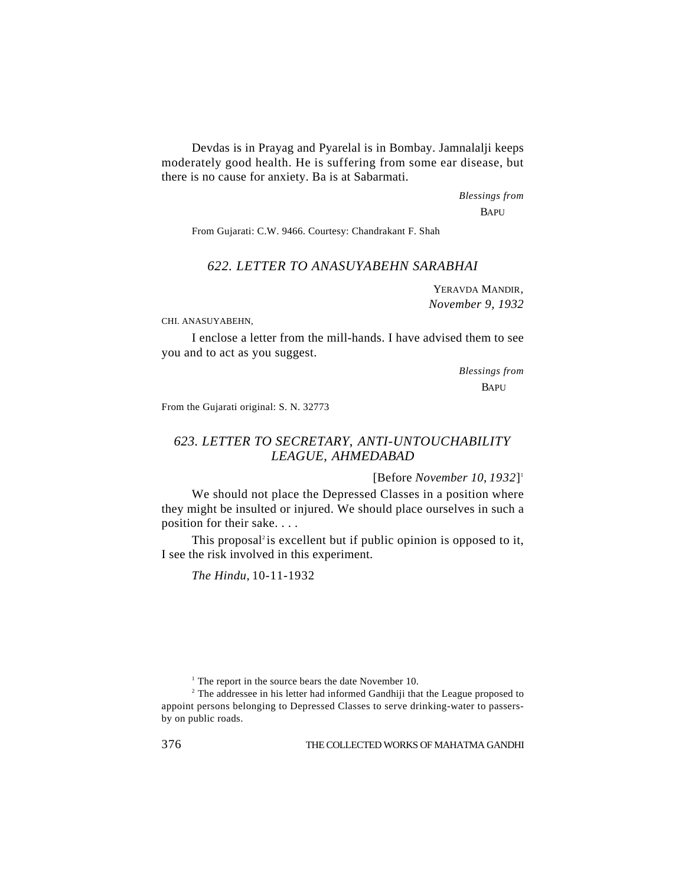Devdas is in Prayag and Pyarelal is in Bombay. Jamnalalji keeps moderately good health. He is suffering from some ear disease, but there is no cause for anxiety. Ba is at Sabarmati.

*Blessings from*

BAPU

From Gujarati: C.W. 9466. Courtesy: Chandrakant F. Shah

## *622. LETTER TO ANASUYABEHN SARABHAI*

YERAVDA MANDIR,
*November 9, 1932*

CHI. ANASUYABEHN,

I enclose a letter from the mill-hands. I have advised them to see you and to act as you suggest.

*Blessings from*

BAPU

From the Gujarati original: S. N. 32773

## *623. LETTER TO SECRETARY, ANTI-UNTOUCHABILITY LEAGUE, AHMEDABAD*

[Before *November 10, 1932*][1]

We should not place the Depressed Classes in a position where they might be insulted or injured. We should place ourselves in such a position for their sake. . . .

This proposal[2] is excellent but if public opinion is opposed to it, I see the risk involved in this experiment.

*The Hindu*, 10-11-1932

[1] The report in the source bears the date November 10.

[2] The addressee in his letter had informed Gandhiji that the League proposed to appoint persons belonging to Depressed Classes to serve drinking-water to passers-by on public roads.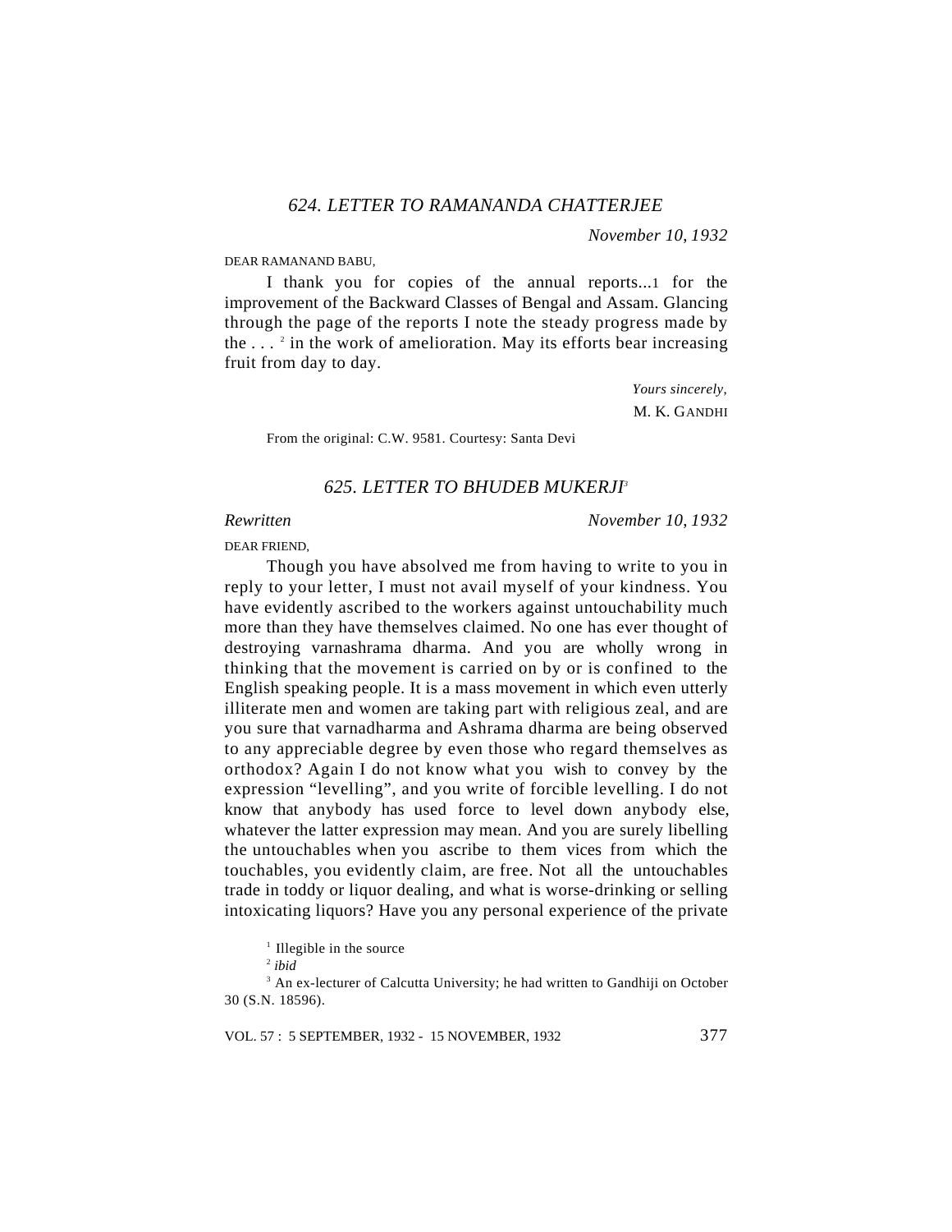### *624. LETTER TO RAMANANDA CHATTERJEE*

*November 10, 1932*

DEAR RAMANAND BABU,

I thank you for copies of the annual reports...[1] for the improvement of the Backward Classes of Bengal and Assam. Glancing through the page of the reports I note the steady progress made by the . . . [2] in the work of amelioration. May its efforts bear increasing fruit from day to day.

*Yours sincerely,*
M. K. GANDHI

From the original: C.W. 9581. Courtesy: Santa Devi

### *625. LETTER TO BHUDEB MUKERJI*[3]

*Rewritten* *November 10, 1932*

DEAR FRIEND,

Though you have absolved me from having to write to you in reply to your letter, I must not avail myself of your kindness. You have evidently ascribed to the workers against untouchability much more than they have themselves claimed. No one has ever thought of destroying varnashrama dharma. And you are wholly wrong in thinking that the movement is carried on by or is confined to the English speaking people. It is a mass movement in which even utterly illiterate men and women are taking part with religious zeal, and are you sure that varnadharma and Ashrama dharma are being observed to any appreciable degree by even those who regard themselves as orthodox? Again I do not know what you wish to convey by the expression "levelling", and you write of forcible levelling. I do not know that anybody has used force to level down anybody else, whatever the latter expression may mean. And you are surely libelling the untouchables when you ascribe to them vices from which the touchables, you evidently claim, are free. Not all the untouchables trade in toddy or liquor dealing, and what is worse-drinking or selling intoxicating liquors? Have you any personal experience of the private

[1] Illegible in the source

[2] *ibid*

[3] An ex-lecturer of Calcutta University; he had written to Gandhiji on October 30 (S.N. 18596).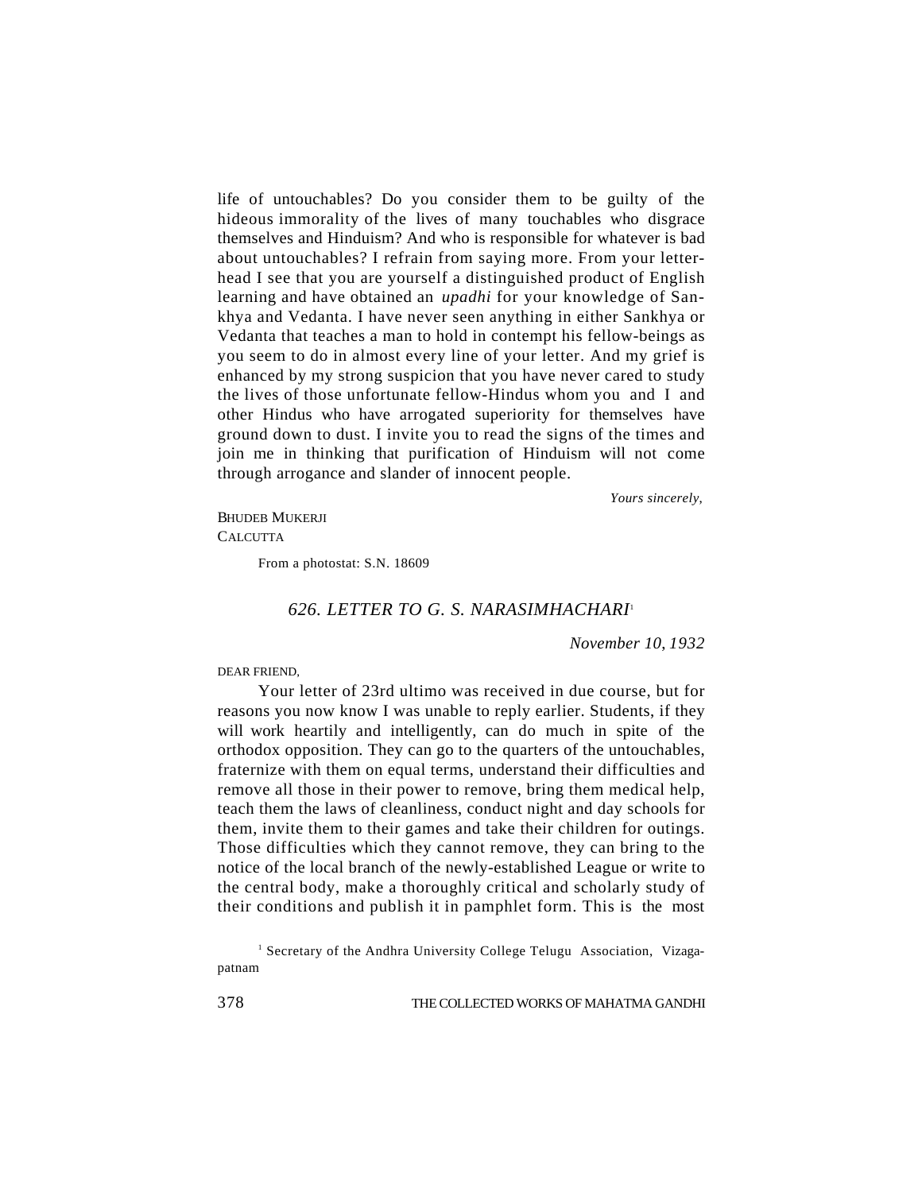life of untouchables? Do you consider them to be guilty of the hideous immorality of the lives of many touchables who disgrace themselves and Hinduism? And who is responsible for whatever is bad about untouchables? I refrain from saying more. From your letter-head I see that you are yourself a distinguished product of English learning and have obtained an *upadhi* for your knowledge of Sankhya and Vedanta. I have never seen anything in either Sankhya or Vedanta that teaches a man to hold in contempt his fellow-beings as you seem to do in almost every line of your letter. And my grief is enhanced by my strong suspicion that you have never cared to study the lives of those unfortunate fellow-Hindus whom you and I and other Hindus who have arrogated superiority for themselves have ground down to dust. I invite you to read the signs of the times and join me in thinking that purification of Hinduism will not come through arrogance and slander of innocent people.

*Yours sincerely,*

BHUDEB MUKERJI
CALCUTTA

From a photostat: S.N. 18609

### *626. LETTER TO G. S. NARASIMHACHARI*[1]

*November 10, 1932*

DEAR FRIEND,

Your letter of 23rd ultimo was received in due course, but for reasons you now know I was unable to reply earlier. Students, if they will work heartily and intelligently, can do much in spite of the orthodox opposition. They can go to the quarters of the untouchables, fraternize with them on equal terms, understand their difficulties and remove all those in their power to remove, bring them medical help, teach them the laws of cleanliness, conduct night and day schools for them, invite them to their games and take their children for outings. Those difficulties which they cannot remove, they can bring to the notice of the local branch of the newly-established League or write to the central body, make a thoroughly critical and scholarly study of their conditions and publish it in pamphlet form. This is the most

[1] Secretary of the Andhra University College Telugu Association, Vizagapatnam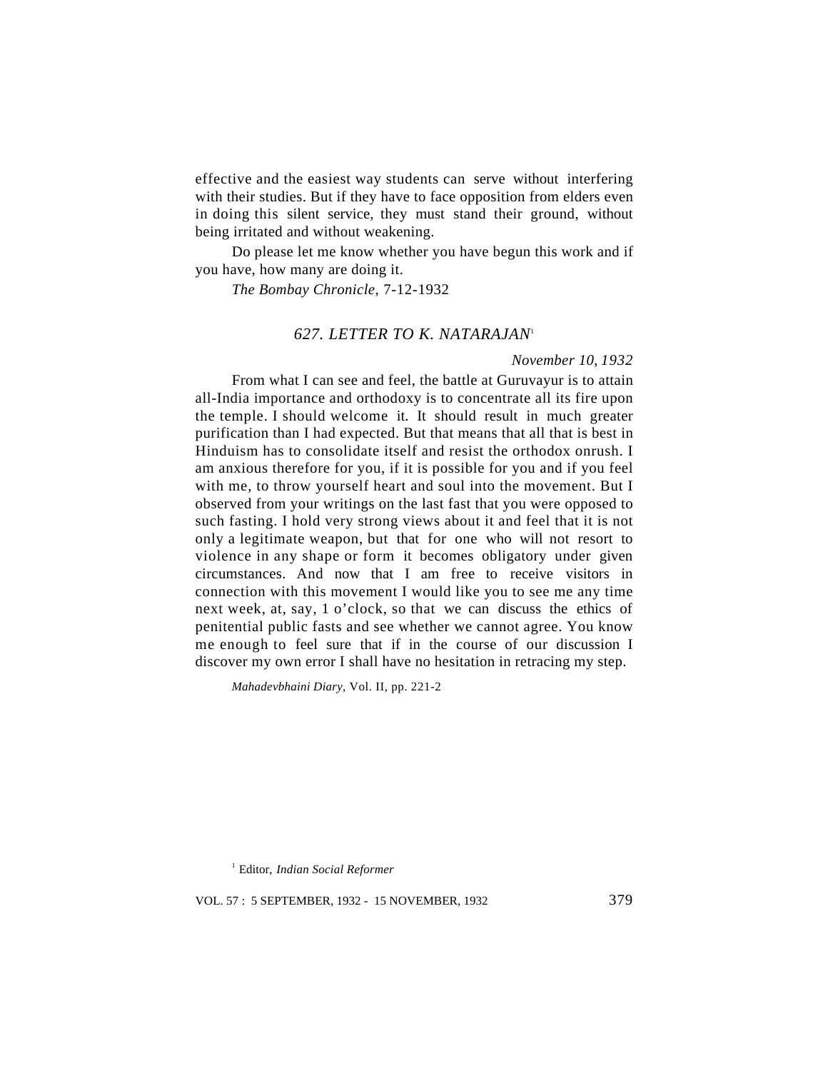effective and the easiest way students can serve without interfering with their studies. But if they have to face opposition from elders even in doing this silent service, they must stand their ground, without being irritated and without weakening.

Do please let me know whether you have begun this work and if you have, how many are doing it.

*The Bombay Chronicle*, 7-12-1932

### *627. LETTER TO K. NATARAJAN*[1]

*November 10, 1932*

From what I can see and feel, the battle at Guruvayur is to attain all-India importance and orthodoxy is to concentrate all its fire upon the temple. I should welcome it. It should result in much greater purification than I had expected. But that means that all that is best in Hinduism has to consolidate itself and resist the orthodox onrush. I am anxious therefore for you, if it is possible for you and if you feel with me, to throw yourself heart and soul into the movement. But I observed from your writings on the last fast that you were opposed to such fasting. I hold very strong views about it and feel that it is not only a legitimate weapon, but that for one who will not resort to violence in any shape or form it becomes obligatory under given circumstances. And now that I am free to receive visitors in connection with this movement I would like you to see me any time next week, at, say, 1 o'clock, so that we can discuss the ethics of penitential public fasts and see whether we cannot agree. You know me enough to feel sure that if in the course of our discussion I discover my own error I shall have no hesitation in retracing my step.

*Mahadevbhaini Diary*, Vol. II, pp. 221-2

[1] Editor, *Indian Social Reformer*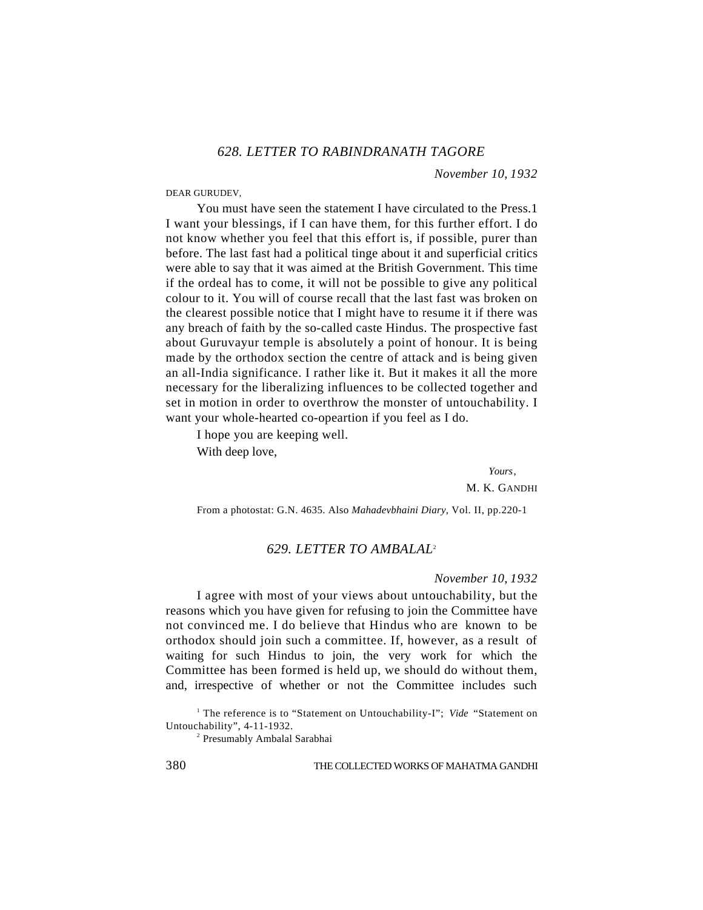### *628. LETTER TO RABINDRANATH TAGORE*

*November 10, 1932*

DEAR GURUDEV,

You must have seen the statement I have circulated to the Press.[1] I want your blessings, if I can have them, for this further effort. I do not know whether you feel that this effort is, if possible, purer than before. The last fast had a political tinge about it and superficial critics were able to say that it was aimed at the British Government. This time if the ordeal has to come, it will not be possible to give any political colour to it. You will of course recall that the last fast was broken on the clearest possible notice that I might have to resume it if there was any breach of faith by the so-called caste Hindus. The prospective fast about Guruvayur temple is absolutely a point of honour. It is being made by the orthodox section the centre of attack and is being given an all-India significance. I rather like it. But it makes it all the more necessary for the liberalizing influences to be collected together and set in motion in order to overthrow the monster of untouchability. I want your whole-hearted co-opeartion if you feel as I do.

I hope you are keeping well.

With deep love,

*Yours*,
M. K. GANDHI

From a photostat: G.N. 4635. Also *Mahadevbhaini Diary*, Vol. II, pp.220-1

### *629. LETTER TO AMBALAL*[2]

*November 10, 1932*

I agree with most of your views about untouchability, but the reasons which you have given for refusing to join the Committee have not convinced me. I do believe that Hindus who are known to be orthodox should join such a committee. If, however, as a result of waiting for such Hindus to join, the very work for which the Committee has been formed is held up, we should do without them, and, irrespective of whether or not the Committee includes such

[1] The reference is to "Statement on Untouchability-I"; *Vide* "Statement on Untouchability", 4-11-1932.

[2] Presumably Ambalal Sarabhai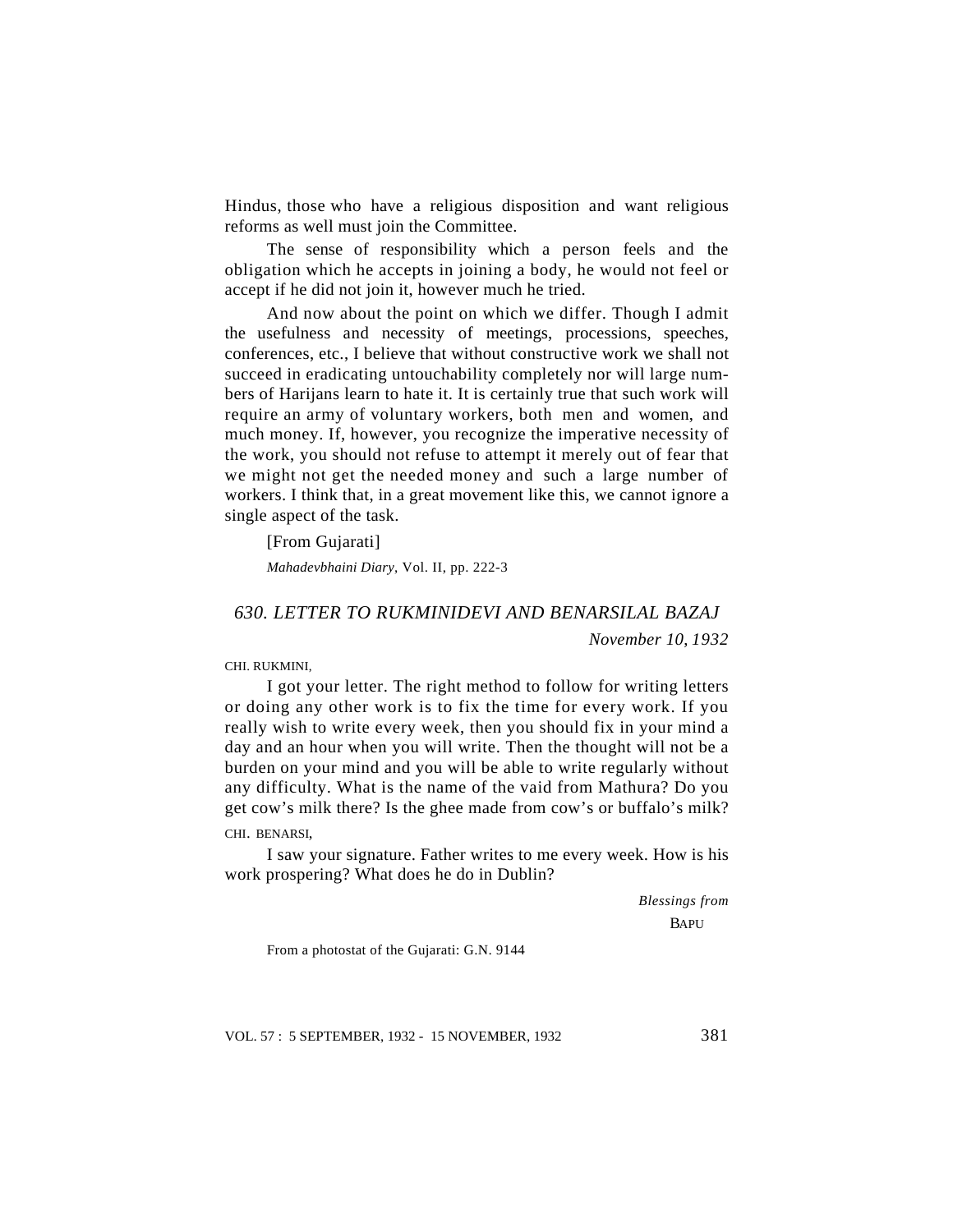Hindus, those who have a religious disposition and want religious reforms as well must join the Committee.

The sense of responsibility which a person feels and the obligation which he accepts in joining a body, he would not feel or accept if he did not join it, however much he tried.

And now about the point on which we differ. Though I admit the usefulness and necessity of meetings, processions, speeches, conferences, etc., I believe that without constructive work we shall not succeed in eradicating untouchability completely nor will large numbers of Harijans learn to hate it. It is certainly true that such work will require an army of voluntary workers, both men and women, and much money. If, however, you recognize the imperative necessity of the work, you should not refuse to attempt it merely out of fear that we might not get the needed money and such a large number of workers. I think that, in a great movement like this, we cannot ignore a single aspect of the task.

[From Gujarati]

*Mahadevbhaini Diary*, Vol. II, pp. 222-3

## *630. LETTER TO RUKMINIDEVI AND BENARSILAL BAZAJ*

*November 10, 1932*

CHI. RUKMINI,

I got your letter. The right method to follow for writing letters or doing any other work is to fix the time for every work. If you really wish to write every week, then you should fix in your mind a day and an hour when you will write. Then the thought will not be a burden on your mind and you will be able to write regularly without any difficulty. What is the name of the vaid from Mathura? Do you get cow's milk there? Is the ghee made from cow's or buffalo's milk?

CHI. BENARSI,

I saw your signature. Father writes to me every week. How is his work prospering? What does he do in Dublin?

*Blessings from*

BAPU

From a photostat of the Gujarati: G.N. 9144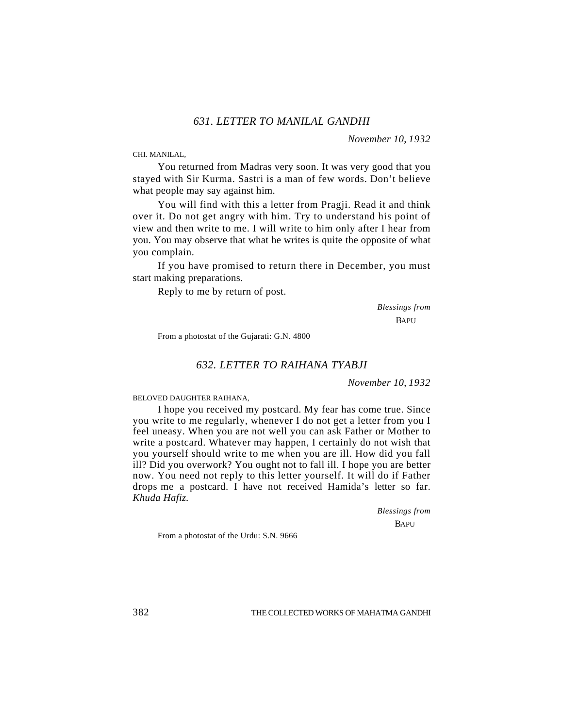### *631. LETTER TO MANILAL GANDHI*

*November 10, 1932*

CHI. MANILAL,

You returned from Madras very soon. It was very good that you stayed with Sir Kurma. Sastri is a man of few words. Don't believe what people may say against him.

You will find with this a letter from Pragji. Read it and think over it. Do not get angry with him. Try to understand his point of view and then write to me. I will write to him only after I hear from you. You may observe that what he writes is quite the opposite of what you complain.

If you have promised to return there in December, you must start making preparations.

Reply to me by return of post.

*Blessings from*
BAPU

From a photostat of the Gujarati: G.N. 4800

### *632. LETTER TO RAIHANA TYABJI*

*November 10, 1932*

BELOVED DAUGHTER RAIHANA,

I hope you received my postcard. My fear has come true. Since you write to me regularly, whenever I do not get a letter from you I feel uneasy. When you are not well you can ask Father or Mother to write a postcard. Whatever may happen, I certainly do not wish that you yourself should write to me when you are ill. How did you fall ill? Did you overwork? You ought not to fall ill. I hope you are better now. You need not reply to this letter yourself. It will do if Father drops me a postcard. I have not received Hamida's letter so far. *Khuda Hafiz.*

*Blessings from*
BAPU

From a photostat of the Urdu: S.N. 9666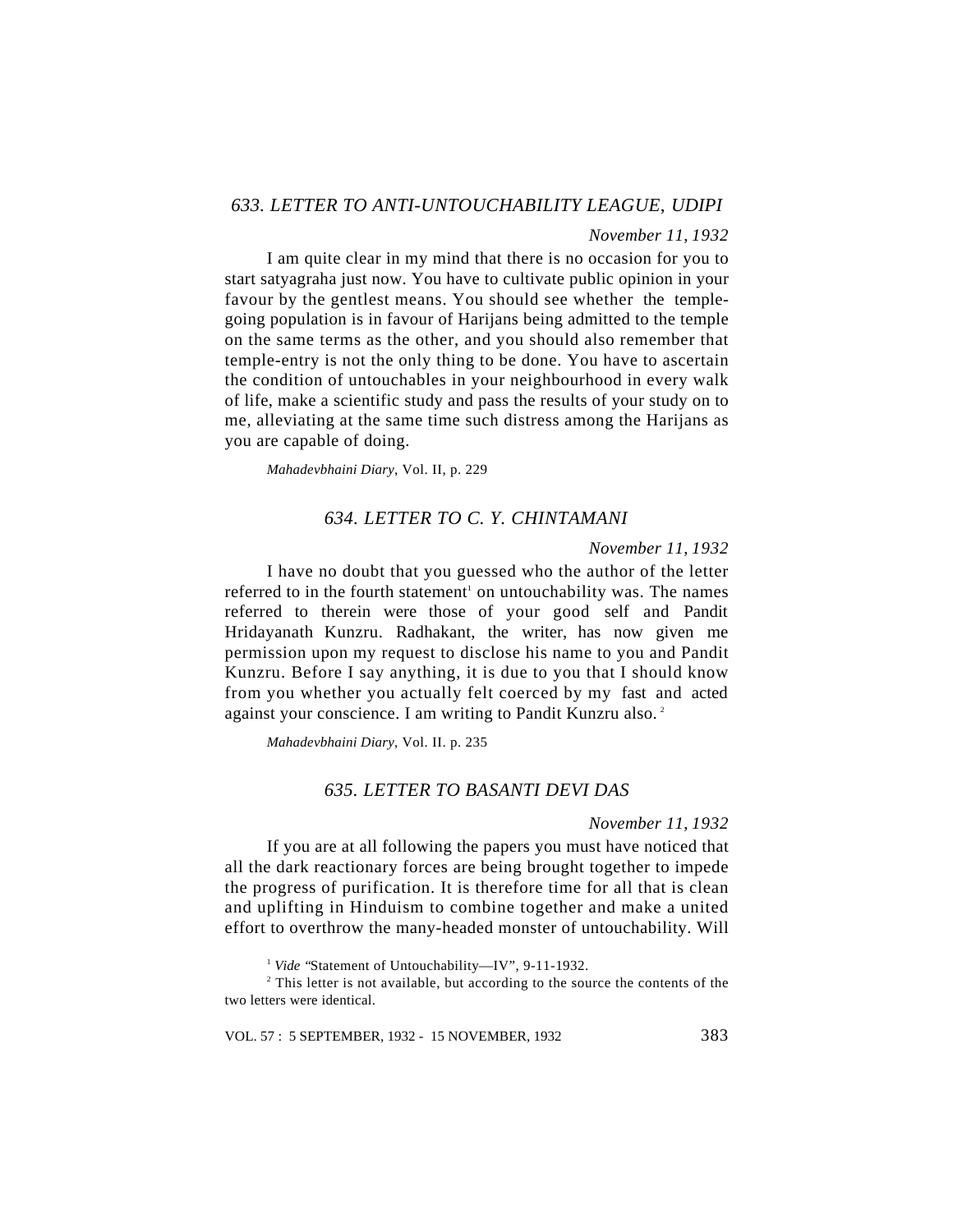## *633. LETTER TO ANTI-UNTOUCHABILITY LEAGUE, UDIPI*

*November 11, 1932*

I am quite clear in my mind that there is no occasion for you to start satyagraha just now. You have to cultivate public opinion in your favour by the gentlest means. You should see whether the temple-going population is in favour of Harijans being admitted to the temple on the same terms as the other, and you should also remember that temple-entry is not the only thing to be done. You have to ascertain the condition of untouchables in your neighbourhood in every walk of life, make a scientific study and pass the results of your study on to me, alleviating at the same time such distress among the Harijans as you are capable of doing.

*Mahadevbhaini Diary*, Vol. II, p. 229

## *634. LETTER TO C. Y. CHINTAMANI*

*November 11, 1932*

I have no doubt that you guessed who the author of the letter referred to in the fourth statement[1] on untouchability was. The names referred to therein were those of your good self and Pandit Hridayanath Kunzru. Radhakant, the writer, has now given me permission upon my request to disclose his name to you and Pandit Kunzru. Before I say anything, it is due to you that I should know from you whether you actually felt coerced by my fast and acted against your conscience. I am writing to Pandit Kunzru also.[2]

*Mahadevbhaini Diary*, Vol. II. p. 235

## *635. LETTER TO BASANTI DEVI DAS*

*November 11, 1932*

If you are at all following the papers you must have noticed that all the dark reactionary forces are being brought together to impede the progress of purification. It is therefore time for all that is clean and uplifting in Hinduism to combine together and make a united effort to overthrow the many-headed monster of untouchability. Will

---

[1] *Vide* "Statement of Untouchability—IV", 9-11-1932.

[2] This letter is not available, but according to the source the contents of the two letters were identical.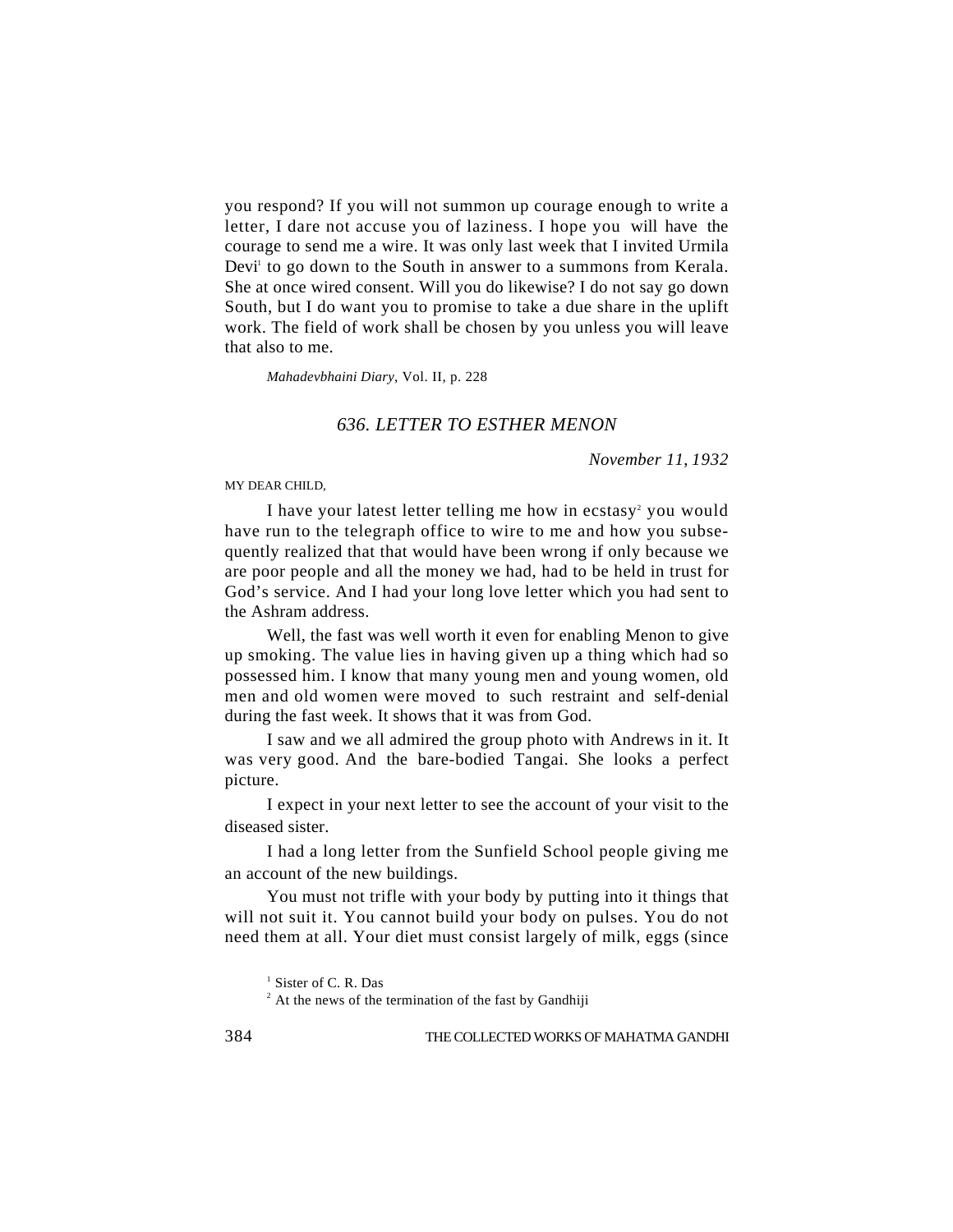you respond? If you will not summon up courage enough to write a letter, I dare not accuse you of laziness. I hope you will have the courage to send me a wire. It was only last week that I invited Urmila Devi[1] to go down to the South in answer to a summons from Kerala. She at once wired consent. Will you do likewise? I do not say go down South, but I do want you to promise to take a due share in the uplift work. The field of work shall be chosen by you unless you will leave that also to me.

*Mahadevbhaini Diary*, Vol. II, p. 228

## *636. LETTER TO ESTHER MENON*

*November 11, 1932*

MY DEAR CHILD,

I have your latest letter telling me how in ecstasy[2] you would have run to the telegraph office to wire to me and how you subsequently realized that that would have been wrong if only because we are poor people and all the money we had, had to be held in trust for God's service. And I had your long love letter which you had sent to the Ashram address.

Well, the fast was well worth it even for enabling Menon to give up smoking. The value lies in having given up a thing which had so possessed him. I know that many young men and young women, old men and old women were moved to such restraint and self-denial during the fast week. It shows that it was from God.

I saw and we all admired the group photo with Andrews in it. It was very good. And the bare-bodied Tangai. She looks a perfect picture.

I expect in your next letter to see the account of your visit to the diseased sister.

I had a long letter from the Sunfield School people giving me an account of the new buildings.

You must not trifle with your body by putting into it things that will not suit it. You cannot build your body on pulses. You do not need them at all. Your diet must consist largely of milk, eggs (since

[1] Sister of C. R. Das

[2] At the news of the termination of the fast by Gandhiji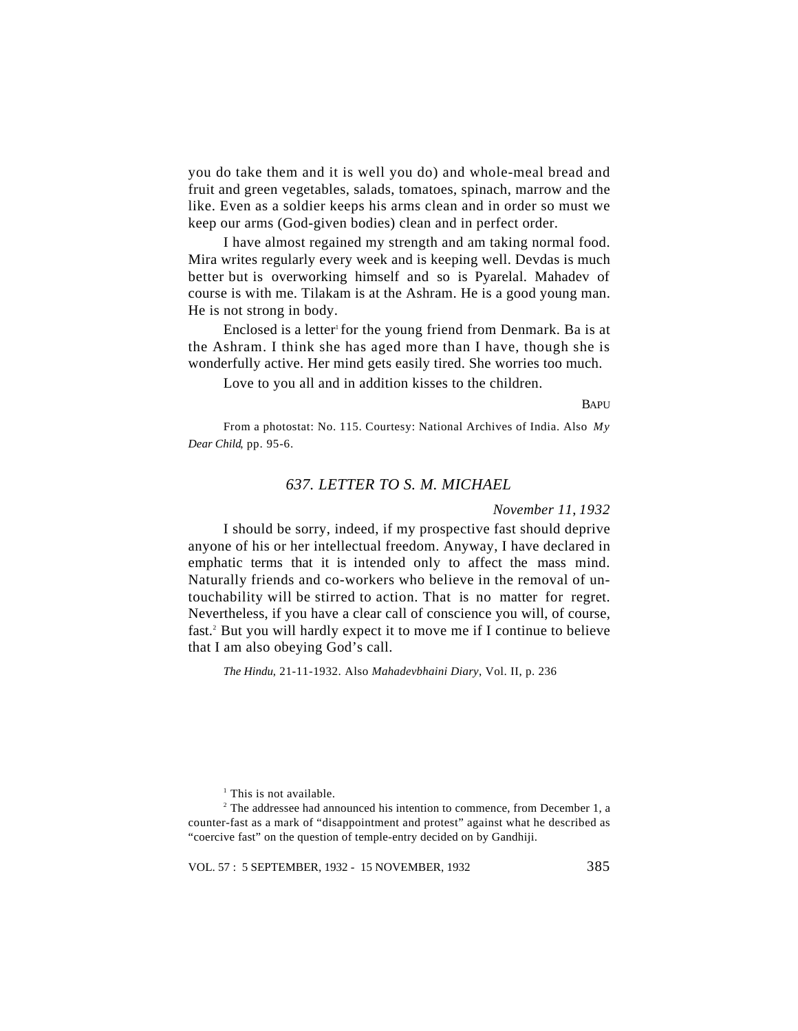you do take them and it is well you do) and whole-meal bread and fruit and green vegetables, salads, tomatoes, spinach, marrow and the like. Even as a soldier keeps his arms clean and in order so must we keep our arms (God-given bodies) clean and in perfect order.

I have almost regained my strength and am taking normal food. Mira writes regularly every week and is keeping well. Devdas is much better but is overworking himself and so is Pyarelal. Mahadev of course is with me. Tilakam is at the Ashram. He is a good young man. He is not strong in body.

Enclosed is a letter[1] for the young friend from Denmark. Ba is at the Ashram. I think she has aged more than I have, though she is wonderfully active. Her mind gets easily tired. She worries too much.

Love to you all and in addition kisses to the children.

BAPU

From a photostat: No. 115. Courtesy: National Archives of India. Also *My Dear Child*, pp. 95-6.

## *637. LETTER TO S. M. MICHAEL*

*November 11, 1932*

I should be sorry, indeed, if my prospective fast should deprive anyone of his or her intellectual freedom. Anyway, I have declared in emphatic terms that it is intended only to affect the mass mind. Naturally friends and co-workers who believe in the removal of untouchability will be stirred to action. That is no matter for regret. Nevertheless, if you have a clear call of conscience you will, of course, fast.[2] But you will hardly expect it to move me if I continue to believe that I am also obeying God's call.

*The Hindu*, 21-11-1932. Also *Mahadevbhaini Diary*, Vol. II, p. 236

[1] This is not available.

[2] The addressee had announced his intention to commence, from December 1, a counter-fast as a mark of "disappointment and protest" against what he described as "coercive fast" on the question of temple-entry decided on by Gandhiji.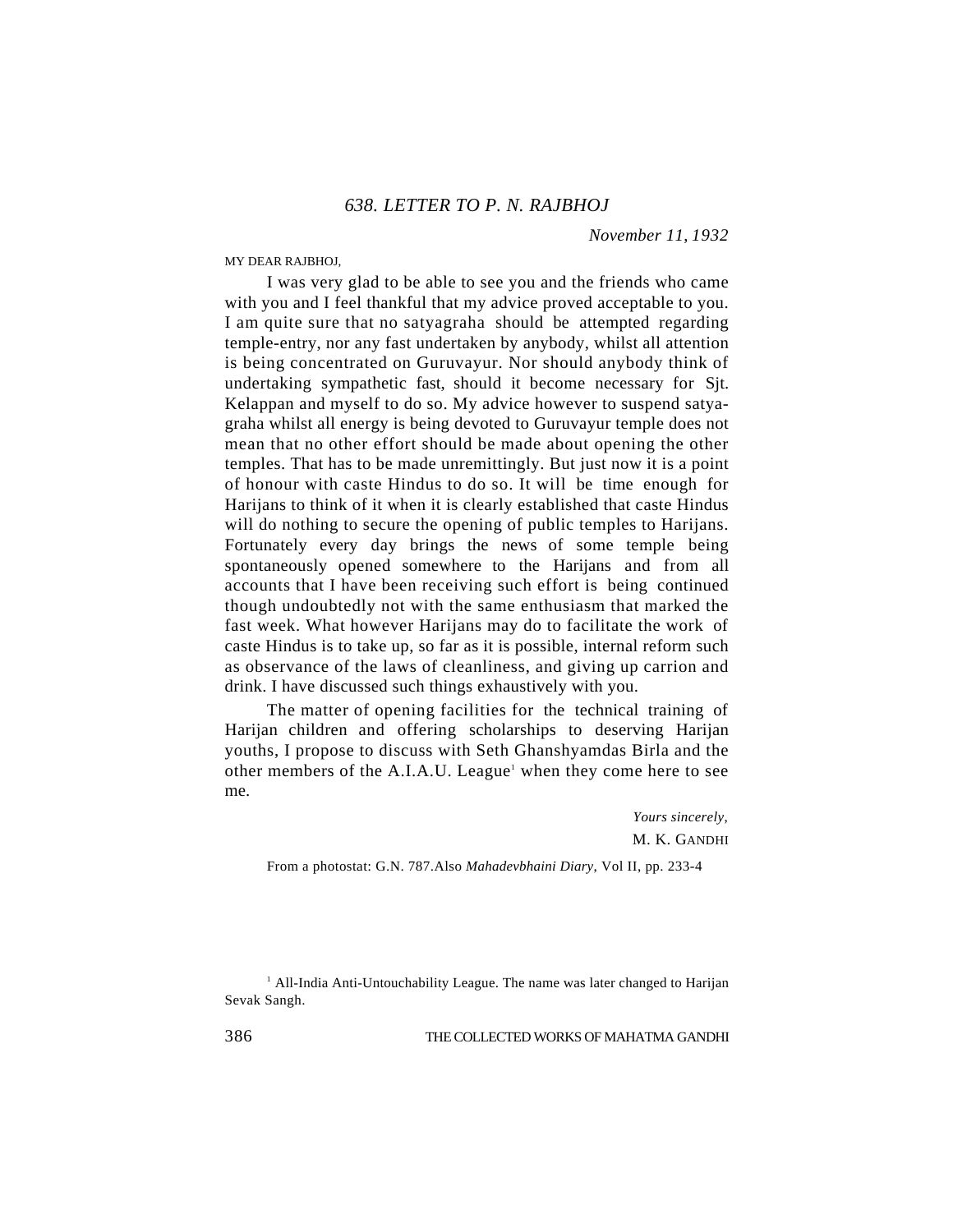## *638. LETTER TO P. N. RAJBHOJ*

*November 11, 1932*

MY DEAR RAJBHOJ,

I was very glad to be able to see you and the friends who came with you and I feel thankful that my advice proved acceptable to you. I am quite sure that no satyagraha should be attempted regarding temple-entry, nor any fast undertaken by anybody, whilst all attention is being concentrated on Guruvayur. Nor should anybody think of undertaking sympathetic fast, should it become necessary for Sjt. Kelappan and myself to do so. My advice however to suspend satyagraha whilst all energy is being devoted to Guruvayur temple does not mean that no other effort should be made about opening the other temples. That has to be made unremittingly. But just now it is a point of honour with caste Hindus to do so. It will be time enough for Harijans to think of it when it is clearly established that caste Hindus will do nothing to secure the opening of public temples to Harijans. Fortunately every day brings the news of some temple being spontaneously opened somewhere to the Harijans and from all accounts that I have been receiving such effort is being continued though undoubtedly not with the same enthusiasm that marked the fast week. What however Harijans may do to facilitate the work of caste Hindus is to take up, so far as it is possible, internal reform such as observance of the laws of cleanliness, and giving up carrion and drink. I have discussed such things exhaustively with you.

The matter of opening facilities for the technical training of Harijan children and offering scholarships to deserving Harijan youths, I propose to discuss with Seth Ghanshyamdas Birla and the other members of the A.I.A.U. League[1] when they come here to see me.

*Yours sincerely,*

M. K. GANDHI

From a photostat: G.N. 787.Also *Mahadevbhaini Diary*, Vol II, pp. 233-4

[1] All-India Anti-Untouchability League. The name was later changed to Harijan Sevak Sangh.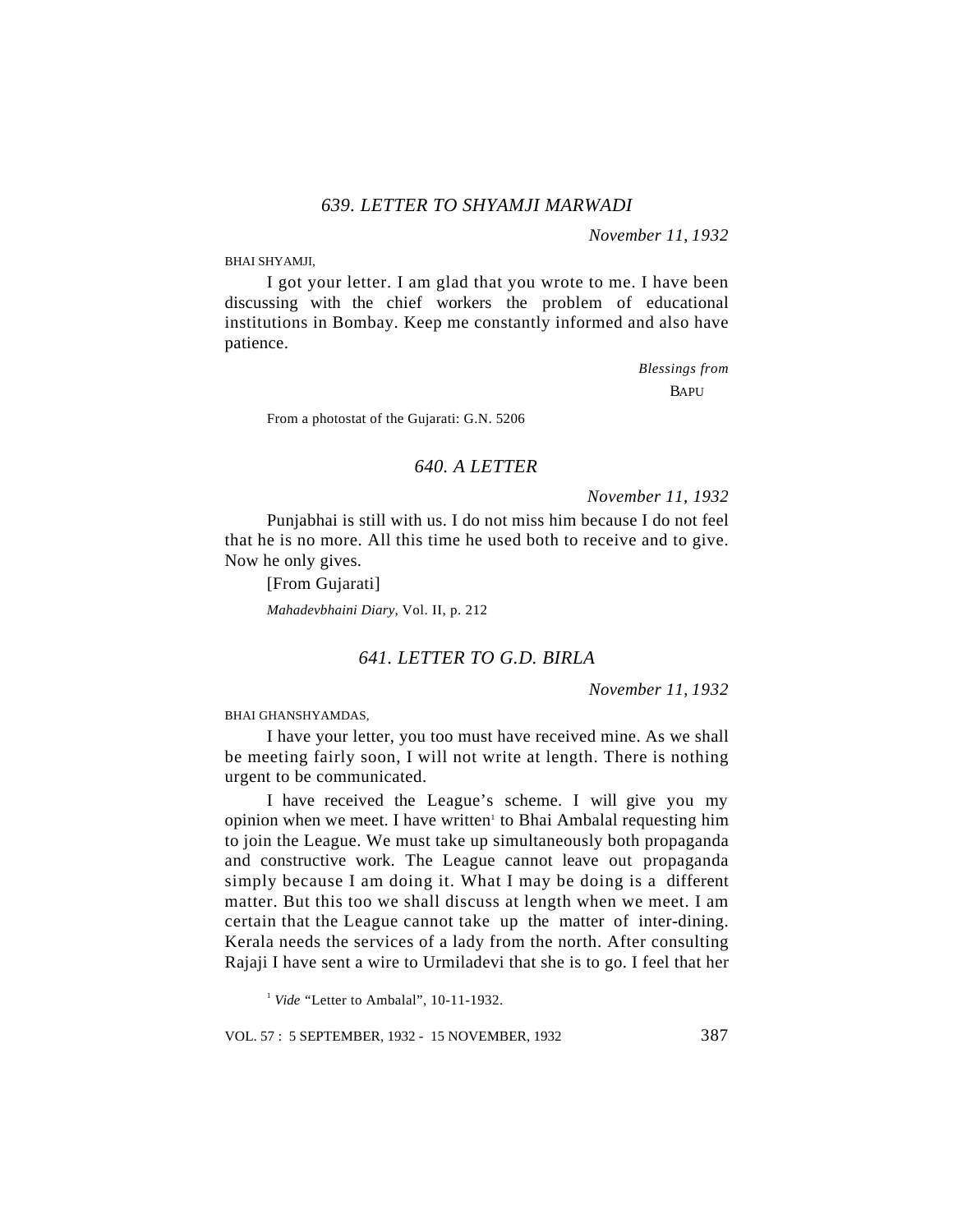### *639. LETTER TO SHYAMJI MARWADI*

*November 11, 1932*

BHAI SHYAMJI,

I got your letter. I am glad that you wrote to me. I have been discussing with the chief workers the problem of educational institutions in Bombay. Keep me constantly informed and also have patience.

*Blessings from*

BAPU

From a photostat of the Gujarati: G.N. 5206

### *640. A LETTER*

*November 11, 1932*

Punjabhai is still with us. I do not miss him because I do not feel that he is no more. All this time he used both to receive and to give. Now he only gives.

[From Gujarati]

*Mahadevbhaini Diary,* Vol. II, p. 212

### *641. LETTER TO G.D. BIRLA*

*November 11, 1932*

BHAI GHANSHYAMDAS,

I have your letter, you too must have received mine. As we shall be meeting fairly soon, I will not write at length. There is nothing urgent to be communicated.

I have received the League's scheme. I will give you my opinion when we meet. I have written[1] to Bhai Ambalal requesting him to join the League. We must take up simultaneously both propaganda and constructive work. The League cannot leave out propaganda simply because I am doing it. What I may be doing is a different matter. But this too we shall discuss at length when we meet. I am certain that the League cannot take up the matter of inter-dining. Kerala needs the services of a lady from the north. After consulting Rajaji I have sent a wire to Urmiladevi that she is to go. I feel that her

[1] *Vide* "Letter to Ambalal", 10-11-1932.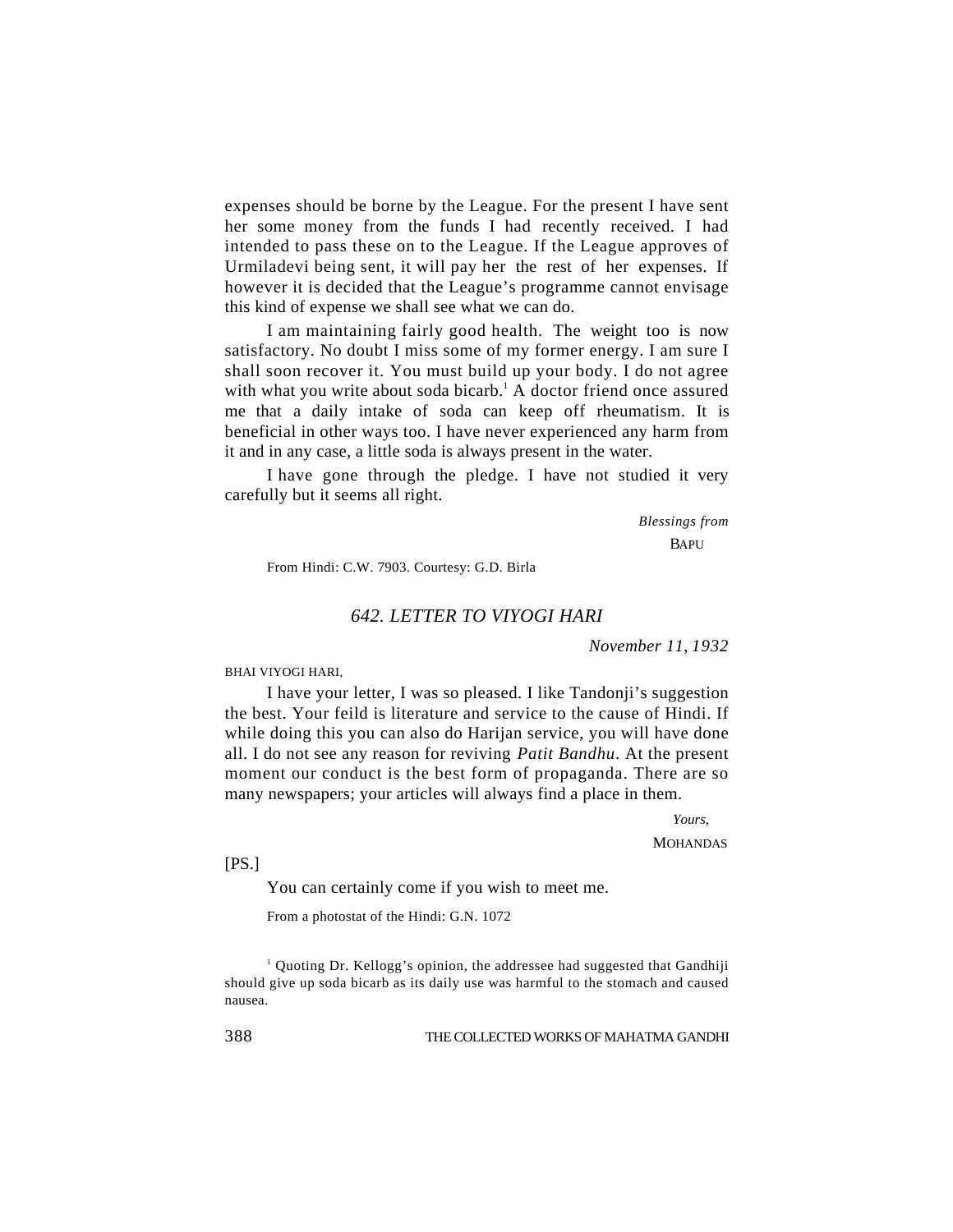expenses should be borne by the League. For the present I have sent her some money from the funds I had recently received. I had intended to pass these on to the League. If the League approves of Urmiladevi being sent, it will pay her the rest of her expenses. If however it is decided that the League's programme cannot envisage this kind of expense we shall see what we can do.

I am maintaining fairly good health. The weight too is now satisfactory. No doubt I miss some of my former energy. I am sure I shall soon recover it. You must build up your body. I do not agree with what you write about soda bicarb.[1] A doctor friend once assured me that a daily intake of soda can keep off rheumatism. It is beneficial in other ways too. I have never experienced any harm from it and in any case, a little soda is always present in the water.

I have gone through the pledge. I have not studied it very carefully but it seems all right.

*Blessings from*
BAPU

From Hindi: C.W. 7903. Courtesy: G.D. Birla

## *642. LETTER TO VIYOGI HARI*

*November 11, 1932*

BHAI VIYOGI HARI,

I have your letter, I was so pleased. I like Tandonji's suggestion the best. Your feild is literature and service to the cause of Hindi. If while doing this you can also do Harijan service, you will have done all. I do not see any reason for reviving *Patit Bandhu*. At the present moment our conduct is the best form of propaganda. There are so many newspapers; your articles will always find a place in them.

*Yours,*
MOHANDAS

[PS.]

You can certainly come if you wish to meet me.

From a photostat of the Hindi: G.N. 1072

[1] Quoting Dr. Kellogg's opinion, the addressee had suggested that Gandhiji should give up soda bicarb as its daily use was harmful to the stomach and caused nausea.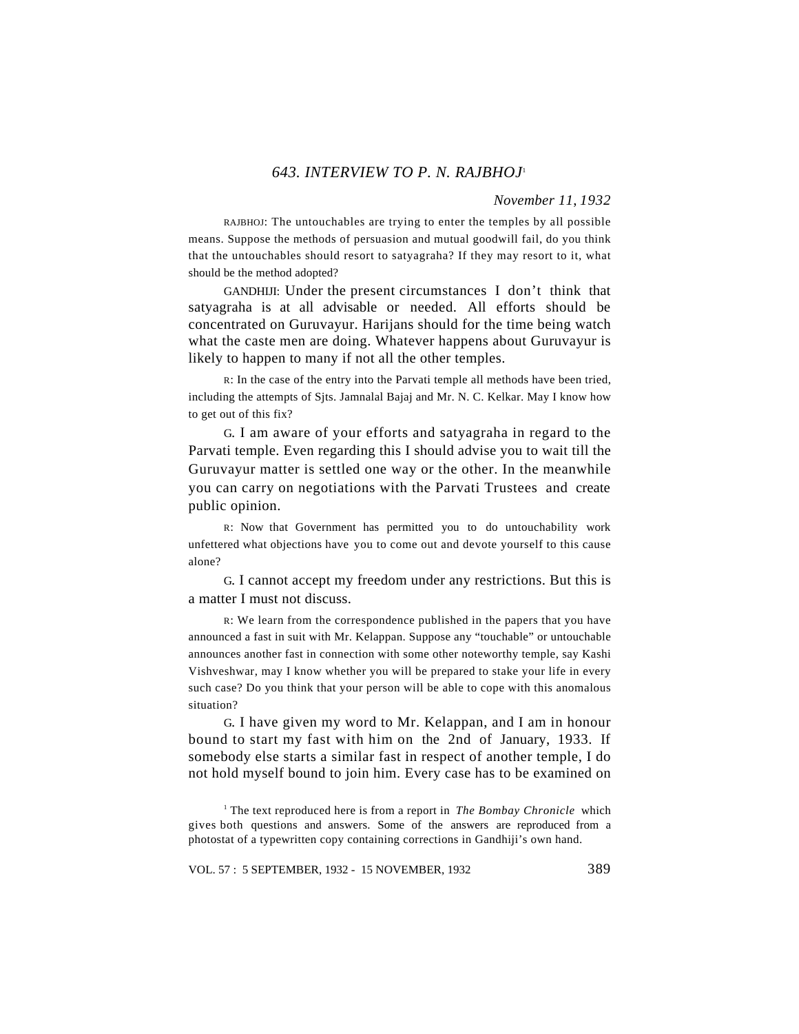### *643. INTERVIEW TO P. N. RAJBHOJ*[1]

*November 11, 1932*

RAJBHOJ: The untouchables are trying to enter the temples by all possible means. Suppose the methods of persuasion and mutual goodwill fail, do you think that the untouchables should resort to satyagraha? If they may resort to it, what should be the method adopted?

GANDHIJI: Under the present circumstances I don't think that satyagraha is at all advisable or needed. All efforts should be concentrated on Guruvayur. Harijans should for the time being watch what the caste men are doing. Whatever happens about Guruvayur is likely to happen to many if not all the other temples.

R: In the case of the entry into the Parvati temple all methods have been tried, including the attempts of Sjts. Jamnalal Bajaj and Mr. N. C. Kelkar. May I know how to get out of this fix?

G. I am aware of your efforts and satyagraha in regard to the Parvati temple. Even regarding this I should advise you to wait till the Guruvayur matter is settled one way or the other. In the meanwhile you can carry on negotiations with the Parvati Trustees and create public opinion.

R: Now that Government has permitted you to do untouchability work unfettered what objections have you to come out and devote yourself to this cause alone?

G. I cannot accept my freedom under any restrictions. But this is a matter I must not discuss.

R: We learn from the correspondence published in the papers that you have announced a fast in suit with Mr. Kelappan. Suppose any "touchable" or untouchable announces another fast in connection with some other noteworthy temple, say Kashi Vishveshwar, may I know whether you will be prepared to stake your life in every such case? Do you think that your person will be able to cope with this anomalous situation?

G. I have given my word to Mr. Kelappan, and I am in honour bound to start my fast with him on the 2nd of January, 1933. If somebody else starts a similar fast in respect of another temple, I do not hold myself bound to join him. Every case has to be examined on

[1] The text reproduced here is from a report in *The Bombay Chronicle* which gives both questions and answers. Some of the answers are reproduced from a photostat of a typewritten copy containing corrections in Gandhiji's own hand.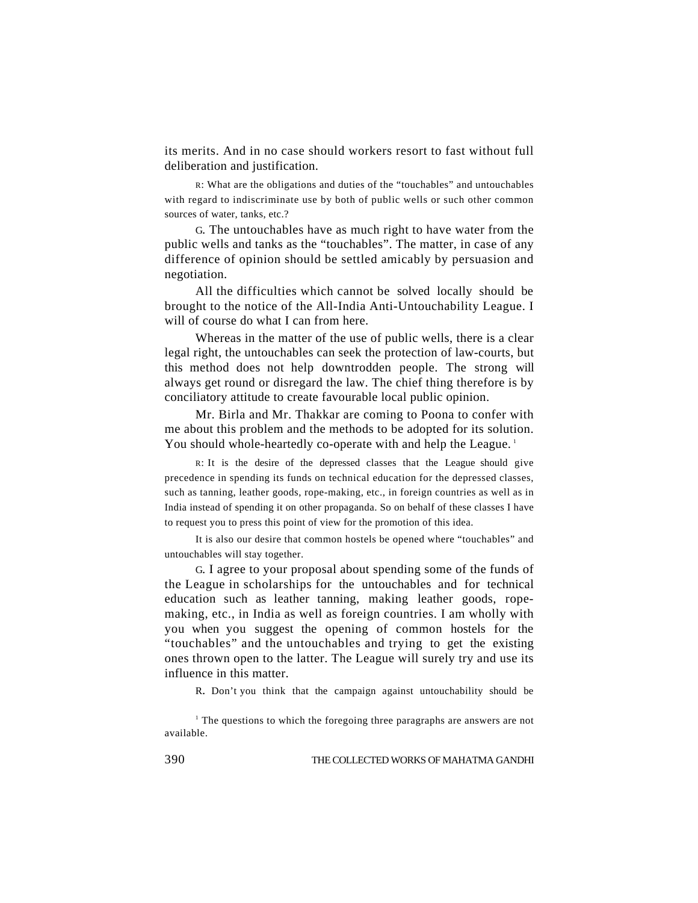its merits. And in no case should workers resort to fast without full deliberation and justification.

R: What are the obligations and duties of the "touchables" and untouchables with regard to indiscriminate use by both of public wells or such other common sources of water, tanks, etc.?

G. The untouchables have as much right to have water from the public wells and tanks as the "touchables". The matter, in case of any difference of opinion should be settled amicably by persuasion and negotiation.

All the difficulties which cannot be solved locally should be brought to the notice of the All-India Anti-Untouchability League. I will of course do what I can from here.

Whereas in the matter of the use of public wells, there is a clear legal right, the untouchables can seek the protection of law-courts, but this method does not help downtrodden people. The strong will always get round or disregard the law. The chief thing therefore is by conciliatory attitude to create favourable local public opinion.

Mr. Birla and Mr. Thakkar are coming to Poona to confer with me about this problem and the methods to be adopted for its solution. You should whole-heartedly co-operate with and help the League. [1]

R: It is the desire of the depressed classes that the League should give precedence in spending its funds on technical education for the depressed classes, such as tanning, leather goods, rope-making, etc., in foreign countries as well as in India instead of spending it on other propaganda. So on behalf of these classes I have to request you to press this point of view for the promotion of this idea.

It is also our desire that common hostels be opened where "touchables" and untouchables will stay together.

G. I agree to your proposal about spending some of the funds of the League in scholarships for the untouchables and for technical education such as leather tanning, making leather goods, rope-making, etc., in India as well as foreign countries. I am wholly with you when you suggest the opening of common hostels for the "touchables" and the untouchables and trying to get the existing ones thrown open to the latter. The League will surely try and use its influence in this matter.

R. Don't you think that the campaign against untouchability should be

[1] The questions to which the foregoing three paragraphs are answers are not available.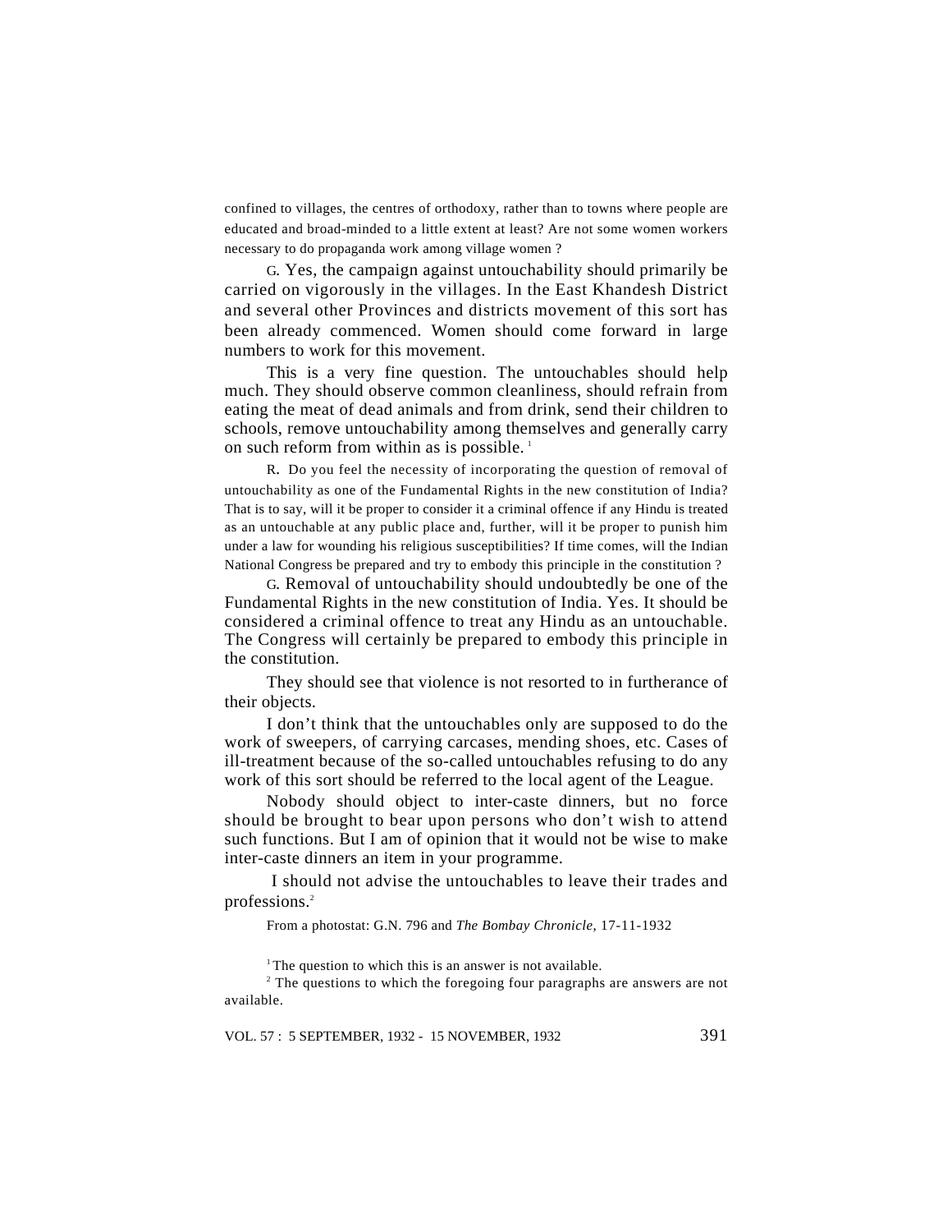confined to villages, the centres of orthodoxy, rather than to towns where people are educated and broad-minded to a little extent at least? Are not some women workers necessary to do propaganda work among village women ?

G. Yes, the campaign against untouchability should primarily be carried on vigorously in the villages. In the East Khandesh District and several other Provinces and districts movement of this sort has been already commenced. Women should come forward in large numbers to work for this movement.

This is a very fine question. The untouchables should help much. They should observe common cleanliness, should refrain from eating the meat of dead animals and from drink, send their children to schools, remove untouchability among themselves and generally carry on such reform from within as is possible. [1]

R. Do you feel the necessity of incorporating the question of removal of untouchability as one of the Fundamental Rights in the new constitution of India? That is to say, will it be proper to consider it a criminal offence if any Hindu is treated as an untouchable at any public place and, further, will it be proper to punish him under a law for wounding his religious susceptibilities? If time comes, will the Indian National Congress be prepared and try to embody this principle in the constitution ?

G. Removal of untouchability should undoubtedly be one of the Fundamental Rights in the new constitution of India. Yes. It should be considered a criminal offence to treat any Hindu as an untouchable. The Congress will certainly be prepared to embody this principle in the constitution.

They should see that violence is not resorted to in furtherance of their objects.

I don't think that the untouchables only are supposed to do the work of sweepers, of carrying carcases, mending shoes, etc. Cases of ill-treatment because of the so-called untouchables refusing to do any work of this sort should be referred to the local agent of the League.

Nobody should object to inter-caste dinners, but no force should be brought to bear upon persons who don't wish to attend such functions. But I am of opinion that it would not be wise to make inter-caste dinners an item in your programme.

I should not advise the untouchables to leave their trades and professions.[2]

From a photostat: G.N. 796 and *The Bombay Chronicle*, 17-11-1932

[1] The question to which this is an answer is not available.

[2] The questions to which the foregoing four paragraphs are answers are not available.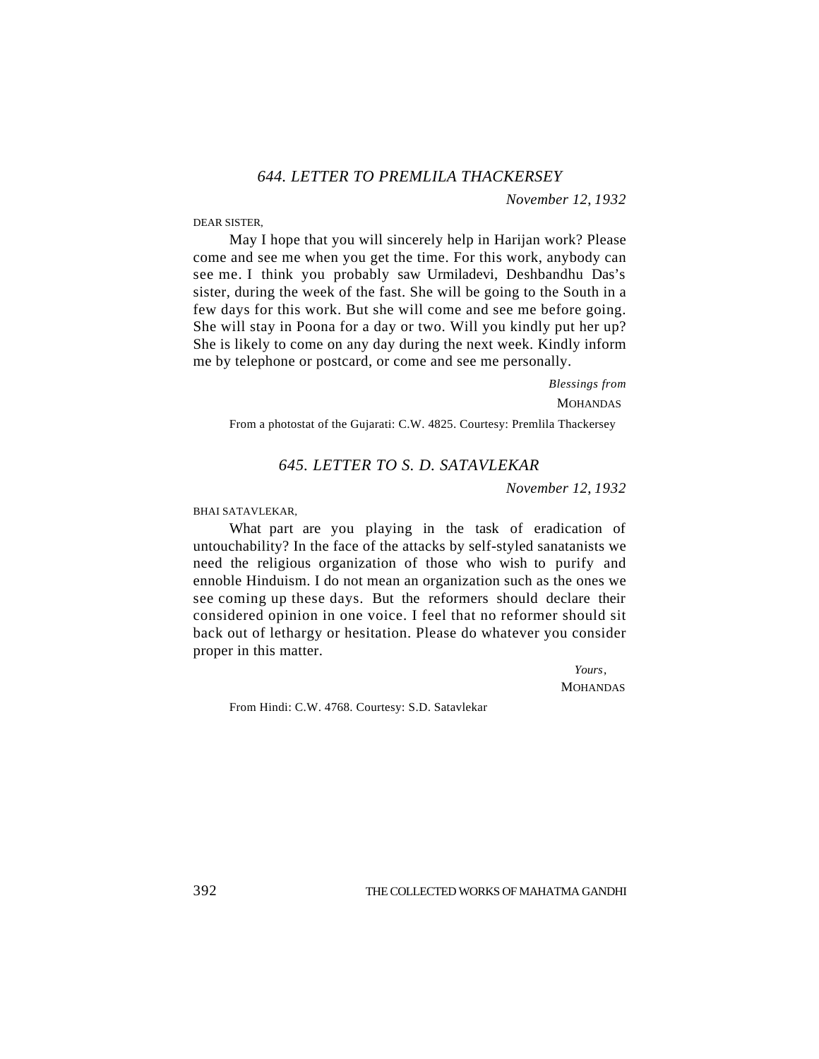## *644. LETTER TO PREMLILA THACKERSEY*

*November 12, 1932*

DEAR SISTER,

May I hope that you will sincerely help in Harijan work? Please come and see me when you get the time. For this work, anybody can see me. I think you probably saw Urmiladevi, Deshbandhu Das's sister, during the week of the fast. She will be going to the South in a few days for this work. But she will come and see me before going. She will stay in Poona for a day or two. Will you kindly put her up? She is likely to come on any day during the next week. Kindly inform me by telephone or postcard, or come and see me personally.

*Blessings from*

MOHANDAS

From a photostat of the Gujarati: C.W. 4825. Courtesy: Premlila Thackersey

## *645. LETTER TO S. D. SATAVLEKAR*

*November 12, 1932*

BHAI SATAVLEKAR,

What part are you playing in the task of eradication of untouchability? In the face of the attacks by self-styled sanatanists we need the religious organization of those who wish to purify and ennoble Hinduism. I do not mean an organization such as the ones we see coming up these days. But the reformers should declare their considered opinion in one voice. I feel that no reformer should sit back out of lethargy or hesitation. Please do whatever you consider proper in this matter.

*Yours,*

MOHANDAS

From Hindi: C.W. 4768. Courtesy: S.D. Satavlekar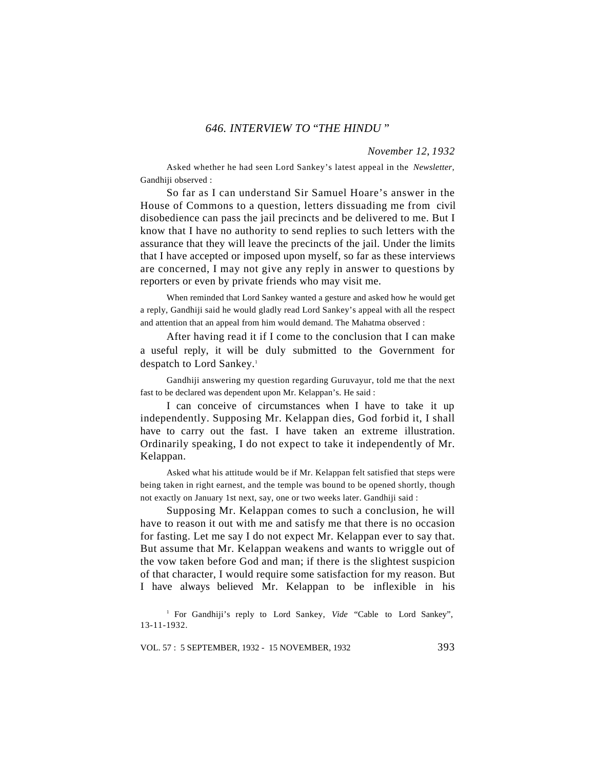## *646. INTERVIEW TO "THE HINDU "*

*November 12, 1932*

Asked whether he had seen Lord Sankey's latest appeal in the *Newsletter*, Gandhiji observed :

So far as I can understand Sir Samuel Hoare's answer in the House of Commons to a question, letters dissuading me from civil disobedience can pass the jail precincts and be delivered to me. But I know that I have no authority to send replies to such letters with the assurance that they will leave the precincts of the jail. Under the limits that I have accepted or imposed upon myself, so far as these interviews are concerned, I may not give any reply in answer to questions by reporters or even by private friends who may visit me.

When reminded that Lord Sankey wanted a gesture and asked how he would get a reply, Gandhiji said he would gladly read Lord Sankey's appeal with all the respect and attention that an appeal from him would demand. The Mahatma observed :

After having read it if I come to the conclusion that I can make a useful reply, it will be duly submitted to the Government for despatch to Lord Sankey.[1]

Gandhiji answering my question regarding Guruvayur, told me that the next fast to be declared was dependent upon Mr. Kelappan's. He said :

I can conceive of circumstances when I have to take it up independently. Supposing Mr. Kelappan dies, God forbid it, I shall have to carry out the fast. I have taken an extreme illustration. Ordinarily speaking, I do not expect to take it independently of Mr. Kelappan.

Asked what his attitude would be if Mr. Kelappan felt satisfied that steps were being taken in right earnest, and the temple was bound to be opened shortly, though not exactly on January 1st next, say, one or two weeks later. Gandhiji said :

Supposing Mr. Kelappan comes to such a conclusion, he will have to reason it out with me and satisfy me that there is no occasion for fasting. Let me say I do not expect Mr. Kelappan ever to say that. But assume that Mr. Kelappan weakens and wants to wriggle out of the vow taken before God and man; if there is the slightest suspicion of that character, I would require some satisfaction for my reason. But I have always believed Mr. Kelappan to be inflexible in his

[1] For Gandhiji's reply to Lord Sankey, *Vide* "Cable to Lord Sankey", 13-11-1932.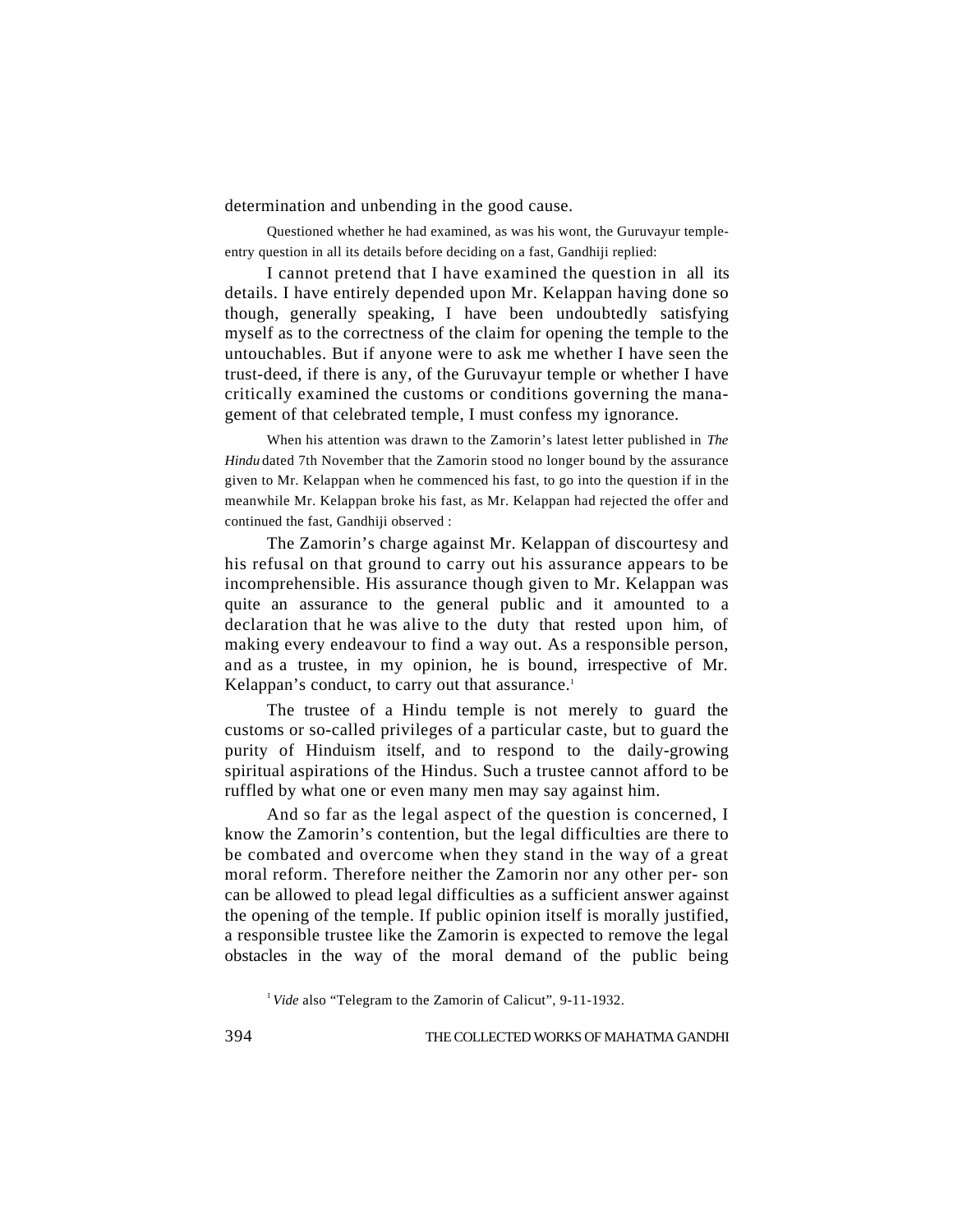determination and unbending in the good cause.

Questioned whether he had examined, as was his wont, the Guruvayur temple-entry question in all its details before deciding on a fast, Gandhiji replied:

I cannot pretend that I have examined the question in all its details. I have entirely depended upon Mr. Kelappan having done so though, generally speaking, I have been undoubtedly satisfying myself as to the correctness of the claim for opening the temple to the untouchables. But if anyone were to ask me whether I have seen the trust-deed, if there is any, of the Guruvayur temple or whether I have critically examined the customs or conditions governing the management of that celebrated temple, I must confess my ignorance.

When his attention was drawn to the Zamorin's latest letter published in *The Hindu* dated 7th November that the Zamorin stood no longer bound by the assurance given to Mr. Kelappan when he commenced his fast, to go into the question if in the meanwhile Mr. Kelappan broke his fast, as Mr. Kelappan had rejected the offer and continued the fast, Gandhiji observed :

The Zamorin's charge against Mr. Kelappan of discourtesy and his refusal on that ground to carry out his assurance appears to be incomprehensible. His assurance though given to Mr. Kelappan was quite an assurance to the general public and it amounted to a declaration that he was alive to the duty that rested upon him, of making every endeavour to find a way out. As a responsible person, and as a trustee, in my opinion, he is bound, irrespective of Mr. Kelappan's conduct, to carry out that assurance.[1]

The trustee of a Hindu temple is not merely to guard the customs or so-called privileges of a particular caste, but to guard the purity of Hinduism itself, and to respond to the daily-growing spiritual aspirations of the Hindus. Such a trustee cannot afford to be ruffled by what one or even many men may say against him.

And so far as the legal aspect of the question is concerned, I know the Zamorin's contention, but the legal difficulties are there to be combated and overcome when they stand in the way of a great moral reform. Therefore neither the Zamorin nor any other person can be allowed to plead legal difficulties as a sufficient answer against the opening of the temple. If public opinion itself is morally justified, a responsible trustee like the Zamorin is expected to remove the legal obstacles in the way of the moral demand of the public being

[1] *Vide* also "Telegram to the Zamorin of Calicut", 9-11-1932.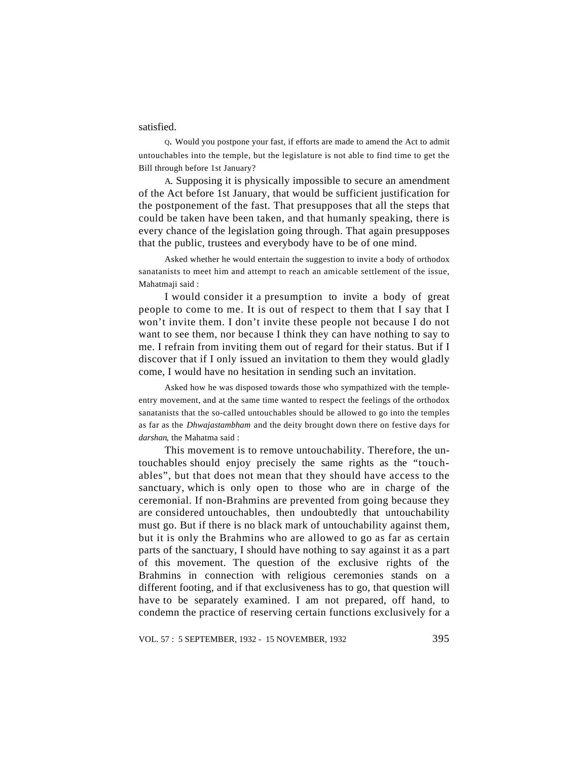satisfied.

Q. Would you postpone your fast, if efforts are made to amend the Act to admit untouchables into the temple, but the legislature is not able to find time to get the Bill through before 1st January?

A. Supposing it is physically impossible to secure an amendment of the Act before 1st January, that would be sufficient justification for the postponement of the fast. That presupposes that all the steps that could be taken have been taken, and that humanly speaking, there is every chance of the legislation going through. That again presupposes that the public, trustees and everybody have to be of one mind.

Asked whether he would entertain the suggestion to invite a body of orthodox sanatanists to meet him and attempt to reach an amicable settlement of the issue, Mahatmaji said :

I would consider it a presumption to invite a body of great people to come to me. It is out of respect to them that I say that I won't invite them. I don't invite these people not because I do not want to see them, nor because I think they can have nothing to say to me. I refrain from inviting them out of regard for their status. But if I discover that if I only issued an invitation to them they would gladly come, I would have no hesitation in sending such an invitation.

Asked how he was disposed towards those who sympathized with the temple-entry movement, and at the same time wanted to respect the feelings of the orthodox sanatanists that the so-called untouchables should be allowed to go into the temples as far as the *Dhwajastambham* and the deity brought down there on festive days for *darshan*, the Mahatma said :

This movement is to remove untouchability. Therefore, the untouchables should enjoy precisely the same rights as the "touchables", but that does not mean that they should have access to the sanctuary, which is only open to those who are in charge of the ceremonial. If non-Brahmins are prevented from going because they are considered untouchables, then undoubtedly that untouchability must go. But if there is no black mark of untouchability against them, but it is only the Brahmins who are allowed to go as far as certain parts of the sanctuary, I should have nothing to say against it as a part of this movement. The question of the exclusive rights of the Brahmins in connection with religious ceremonies stands on a different footing, and if that exclusiveness has to go, that question will have to be separately examined. I am not prepared, off hand, to condemn the practice of reserving certain functions exclusively for a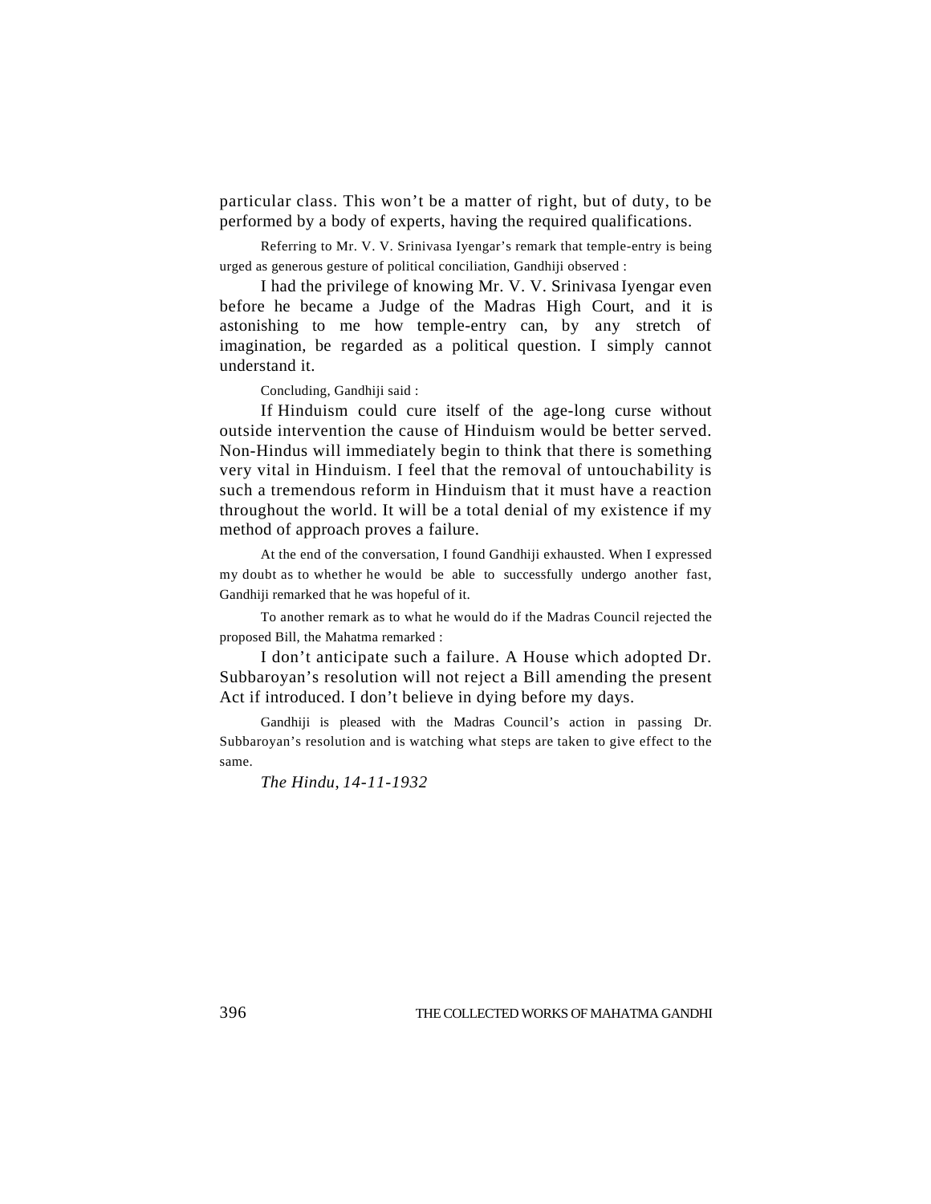particular class. This won't be a matter of right, but of duty, to be performed by a body of experts, having the required qualifications.

Referring to Mr. V. V. Srinivasa Iyengar's remark that temple-entry is being urged as generous gesture of political conciliation, Gandhiji observed :

I had the privilege of knowing Mr. V. V. Srinivasa Iyengar even before he became a Judge of the Madras High Court, and it is astonishing to me how temple-entry can, by any stretch of imagination, be regarded as a political question. I simply cannot understand it.

Concluding, Gandhiji said :

If Hinduism could cure itself of the age-long curse without outside intervention the cause of Hinduism would be better served. Non-Hindus will immediately begin to think that there is something very vital in Hinduism. I feel that the removal of untouchability is such a tremendous reform in Hinduism that it must have a reaction throughout the world. It will be a total denial of my existence if my method of approach proves a failure.

At the end of the conversation, I found Gandhiji exhausted. When I expressed my doubt as to whether he would be able to successfully undergo another fast, Gandhiji remarked that he was hopeful of it.

To another remark as to what he would do if the Madras Council rejected the proposed Bill, the Mahatma remarked :

I don't anticipate such a failure. A House which adopted Dr. Subbaroyan's resolution will not reject a Bill amending the present Act if introduced. I don't believe in dying before my days.

Gandhiji is pleased with the Madras Council's action in passing Dr. Subbaroyan's resolution and is watching what steps are taken to give effect to the same.

*The Hindu*, *14-11-1932*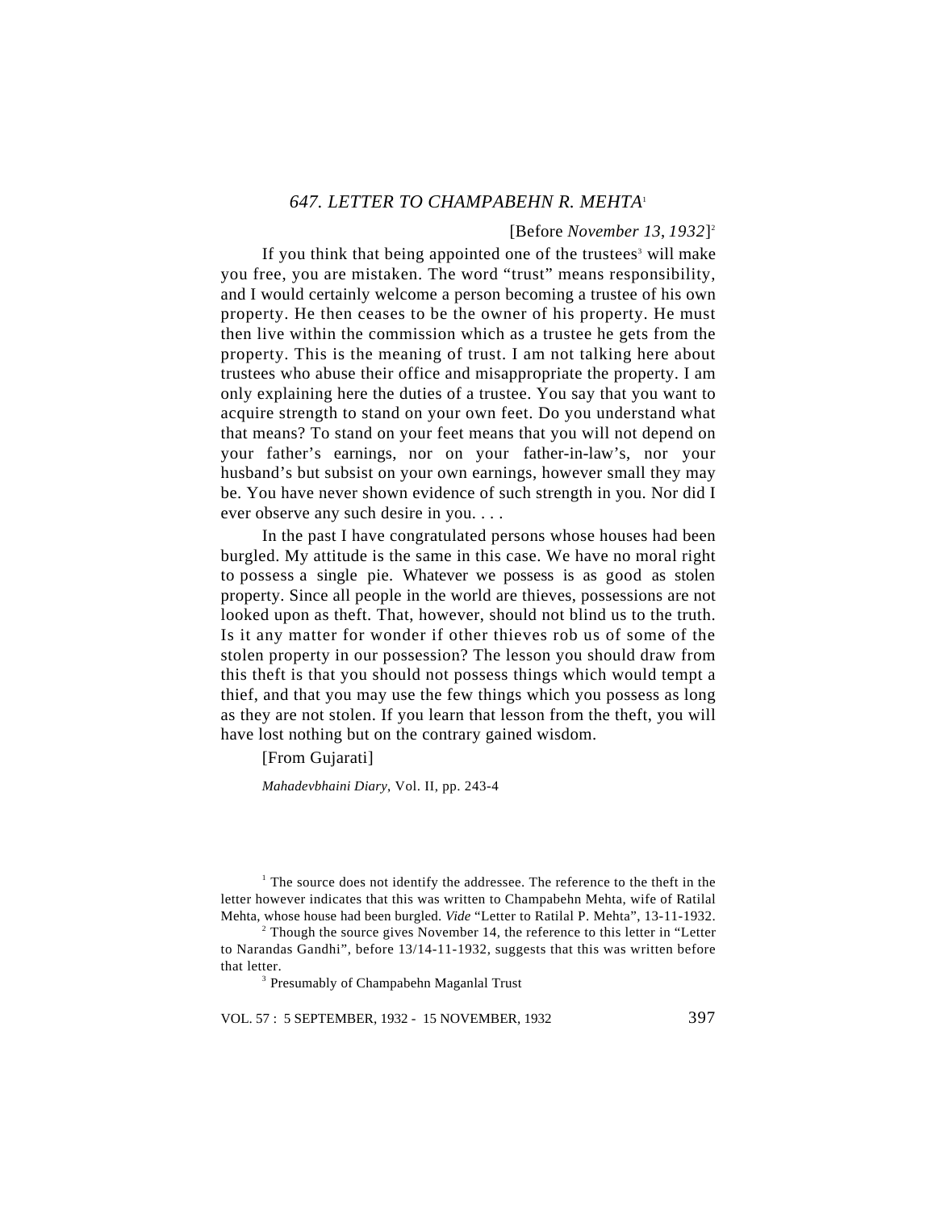### *647. LETTER TO CHAMPABEHN R. MEHTA*[1]

[Before *November 13, 1932*][2]

If you think that being appointed one of the trustees[3] will make you free, you are mistaken. The word "trust" means responsibility, and I would certainly welcome a person becoming a trustee of his own property. He then ceases to be the owner of his property. He must then live within the commission which as a trustee he gets from the property. This is the meaning of trust. I am not talking here about trustees who abuse their office and misappropriate the property. I am only explaining here the duties of a trustee. You say that you want to acquire strength to stand on your own feet. Do you understand what that means? To stand on your feet means that you will not depend on your father's earnings, nor on your father-in-law's, nor your husband's but subsist on your own earnings, however small they may be. You have never shown evidence of such strength in you. Nor did I ever observe any such desire in you. . . .

In the past I have congratulated persons whose houses had been burgled. My attitude is the same in this case. We have no moral right to possess a single pie. Whatever we possess is as good as stolen property. Since all people in the world are thieves, possessions are not looked upon as theft. That, however, should not blind us to the truth. Is it any matter for wonder if other thieves rob us of some of the stolen property in our possession? The lesson you should draw from this theft is that you should not possess things which would tempt a thief, and that you may use the few things which you possess as long as they are not stolen. If you learn that lesson from the theft, you will have lost nothing but on the contrary gained wisdom.

[From Gujarati]

*Mahadevbhaini Diary*, Vol. II, pp. 243-4

---

[1] The source does not identify the addressee. The reference to the theft in the letter however indicates that this was written to Champabehn Mehta, wife of Ratilal Mehta, whose house had been burgled. *Vide* "Letter to Ratilal P. Mehta", 13-11-1932.

[2] Though the source gives November 14, the reference to this letter in "Letter to Narandas Gandhi", before 13/14-11-1932, suggests that this was written before that letter.

[3] Presumably of Champabehn Maganlal Trust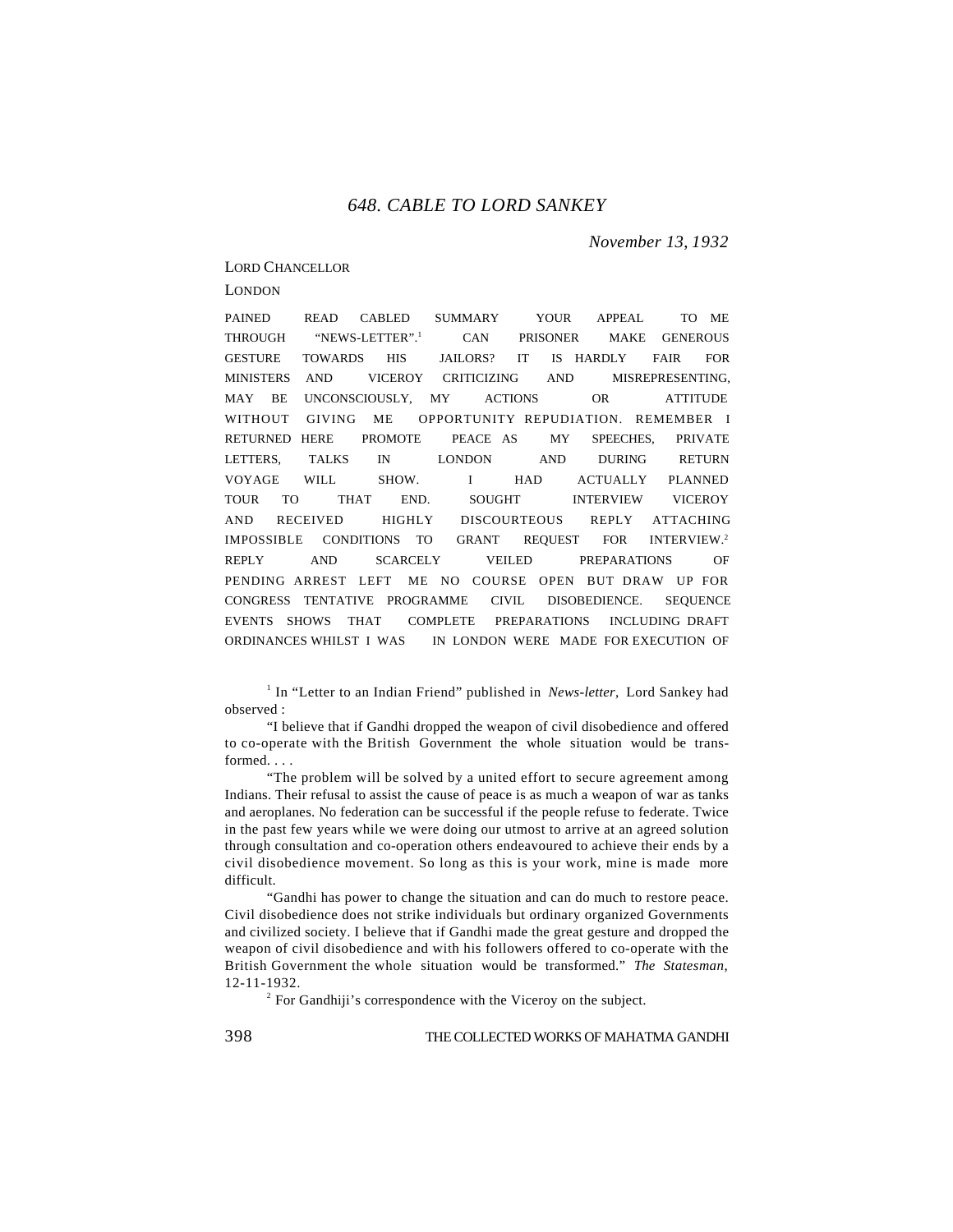## *648. CABLE TO LORD SANKEY*

*November 13, 1932*

LORD CHANCELLOR

LONDON

PAINED READ CABLED SUMMARY YOUR APPEAL TO ME THROUGH "NEWS-LETTER".[1] CAN PRISONER MAKE GENEROUS GESTURE TOWARDS HIS JAILORS? IT IS HARDLY FAIR FOR MINISTERS AND VICEROY CRITICIZING AND MISREPRESENTING, MAY BE UNCONSCIOUSLY, MY ACTIONS OR ATTITUDE WITHOUT GIVING ME OPPORTUNITY REPUDIATION. REMEMBER I RETURNED HERE PROMOTE PEACE AS MY SPEECHES, PRIVATE LETTERS, TALKS IN LONDON AND DURING RETURN VOYAGE WILL SHOW. I HAD ACTUALLY PLANNED TOUR TO THAT END. SOUGHT INTERVIEW VICEROY AND RECEIVED HIGHLY DISCOURTEOUS REPLY ATTACHING IMPOSSIBLE CONDITIONS TO GRANT REQUEST FOR INTERVIEW.[2] REPLY AND SCARCELY VEILED PREPARATIONS OF PENDING ARREST LEFT ME NO COURSE OPEN BUT DRAW UP FOR CONGRESS TENTATIVE PROGRAMME CIVIL DISOBEDIENCE. SEQUENCE EVENTS SHOWS THAT COMPLETE PREPARATIONS INCLUDING DRAFT ORDINANCES WHILST I WAS IN LONDON WERE MADE FOR EXECUTION OF

---

[1] In "Letter to an Indian Friend" published in *News-letter*, Lord Sankey had observed :

"I believe that if Gandhi dropped the weapon of civil disobedience and offered to co-operate with the British Government the whole situation would be transformed. . . .

"The problem will be solved by a united effort to secure agreement among Indians. Their refusal to assist the cause of peace is as much a weapon of war as tanks and aeroplanes. No federation can be successful if the people refuse to federate. Twice in the past few years while we were doing our utmost to arrive at an agreed solution through consultation and co-operation others endeavoured to achieve their ends by a civil disobedience movement. So long as this is your work, mine is made more difficult.

"Gandhi has power to change the situation and can do much to restore peace. Civil disobedience does not strike individuals but ordinary organized Governments and civilized society. I believe that if Gandhi made the great gesture and dropped the weapon of civil disobedience and with his followers offered to co-operate with the British Government the whole situation would be transformed." *The Statesman*, 12-11-1932.

[2] For Gandhiji's correspondence with the Viceroy on the subject.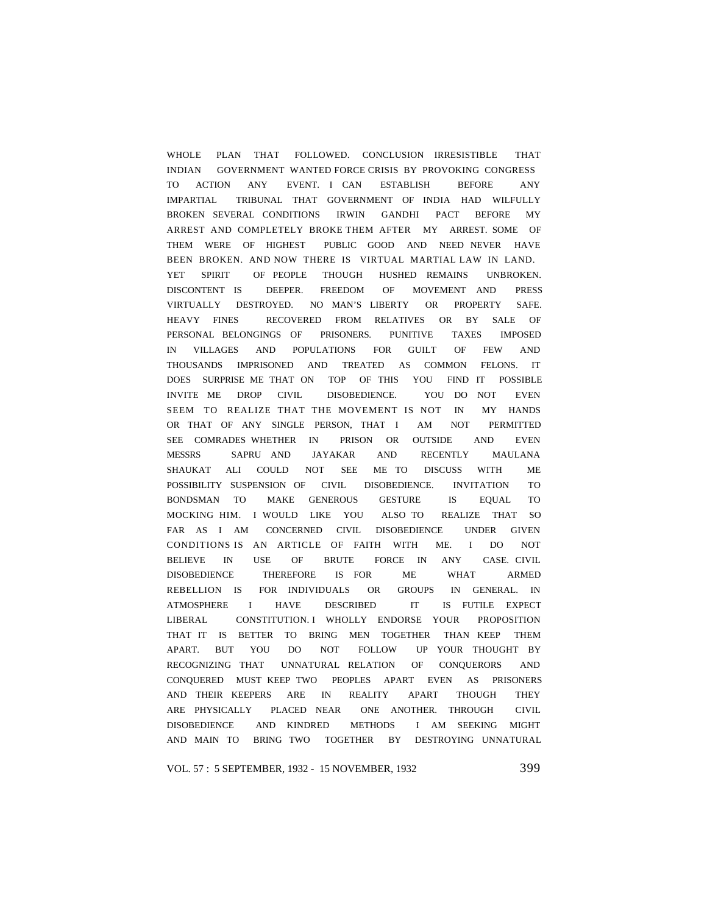WHOLE PLAN THAT FOLLOWED. CONCLUSION IRRESISTIBLE THAT INDIAN GOVERNMENT WANTED FORCE CRISIS BY PROVOKING CONGRESS TO ACTION ANY EVENT. I CAN ESTABLISH BEFORE ANY IMPARTIAL TRIBUNAL THAT GOVERNMENT OF INDIA HAD WILFULLY BROKEN SEVERAL CONDITIONS IRWIN GANDHI PACT BEFORE MY ARREST AND COMPLETELY BROKE THEM AFTER MY ARREST. SOME OF THEM WERE OF HIGHEST PUBLIC GOOD AND NEED NEVER HAVE BEEN BROKEN. AND NOW THERE IS VIRTUAL MARTIAL LAW IN LAND. YET SPIRIT OF PEOPLE THOUGH HUSHED REMAINS UNBROKEN. DISCONTENT IS DEEPER. FREEDOM OF MOVEMENT AND PRESS VIRTUALLY DESTROYED. NO MAN'S LIBERTY OR PROPERTY SAFE. HEAVY FINES RECOVERED FROM RELATIVES OR BY SALE OF PERSONAL BELONGINGS OF PRISONERS. PUNITIVE TAXES IMPOSED IN VILLAGES AND POPULATIONS FOR GUILT OF FEW AND THOUSANDS IMPRISONED AND TREATED AS COMMON FELONS. IT DOES SURPRISE ME THAT ON TOP OF THIS YOU FIND IT POSSIBLE INVITE ME DROP CIVIL DISOBEDIENCE. YOU DO NOT EVEN SEEM TO REALIZE THAT THE MOVEMENT IS NOT IN MY HANDS OR THAT OF ANY SINGLE PERSON, THAT I AM NOT PERMITTED SEE COMRADES WHETHER IN PRISON OR OUTSIDE AND EVEN MESSRS SAPRU AND JAYAKAR AND RECENTLY MAULANA SHAUKAT ALI COULD NOT SEE ME TO DISCUSS WITH ME POSSIBILITY SUSPENSION OF CIVIL DISOBEDIENCE. INVITATION TO BONDSMAN TO MAKE GENEROUS GESTURE IS EQUAL TO MOCKING HIM. I WOULD LIKE YOU ALSO TO REALIZE THAT SO FAR AS I AM CONCERNED CIVIL DISOBEDIENCE UNDER GIVEN CONDITIONS IS AN ARTICLE OF FAITH WITH ME. I DO NOT BELIEVE IN USE OF BRUTE FORCE IN ANY CASE. CIVIL DISOBEDIENCE THEREFORE IS FOR ME WHAT ARMED REBELLION IS FOR INDIVIDUALS OR GROUPS IN GENERAL. IN ATMOSPHERE I HAVE DESCRIBED IT IS FUTILE EXPECT LIBERAL CONSTITUTION. I WHOLLY ENDORSE YOUR PROPOSITION THAT IT IS BETTER TO BRING MEN TOGETHER THAN KEEP THEM APART. BUT YOU DO NOT FOLLOW UP YOUR THOUGHT BY RECOGNIZING THAT UNNATURAL RELATION OF CONQUERORS AND CONQUERED MUST KEEP TWO PEOPLES APART EVEN AS PRISONERS AND THEIR KEEPERS ARE IN REALITY APART THOUGH THEY ARE PHYSICALLY PLACED NEAR ONE ANOTHER. THROUGH CIVIL DISOBEDIENCE AND KINDRED METHODS I AM SEEKING MIGHT AND MAIN TO BRING TWO TOGETHER BY DESTROYING UNNATURAL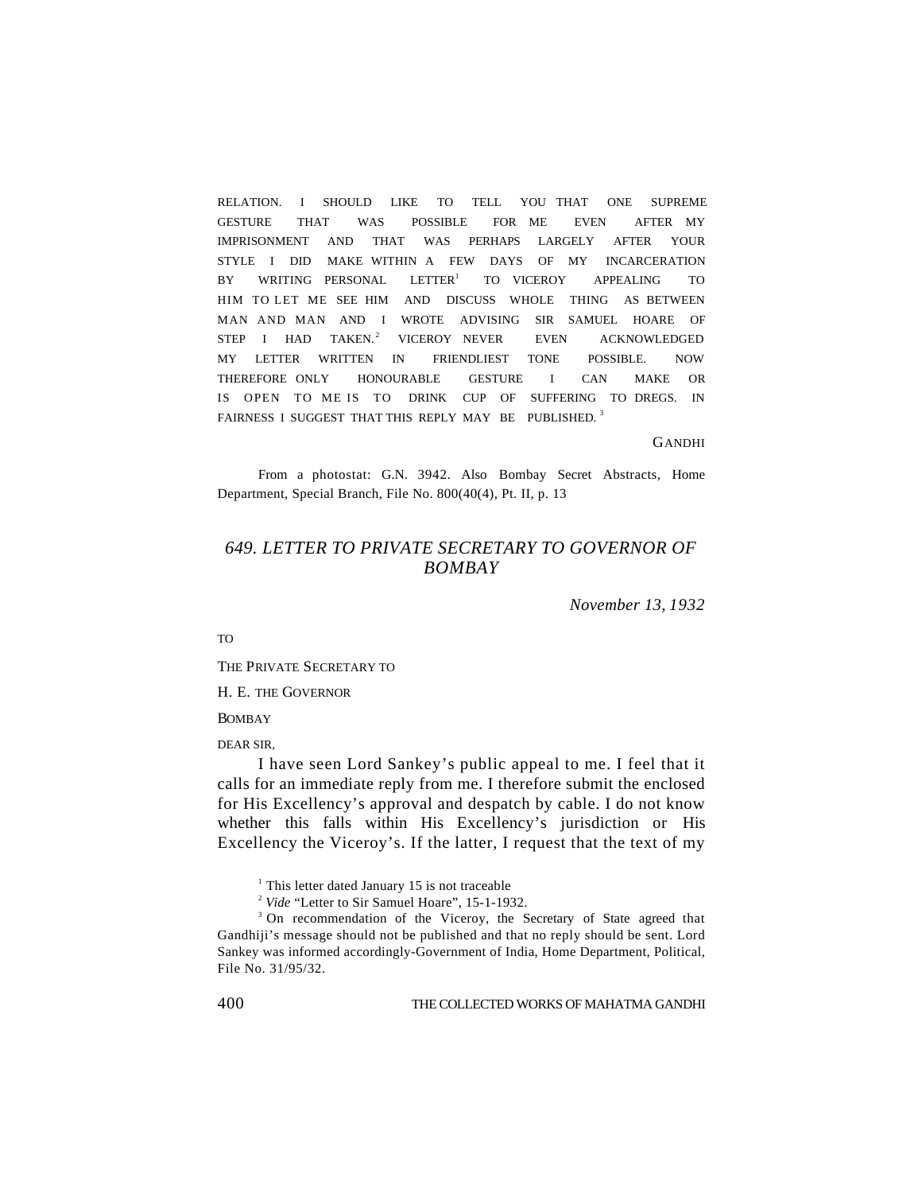RELATION. I SHOULD LIKE TO TELL YOU THAT ONE SUPREME GESTURE THAT WAS POSSIBLE FOR ME EVEN AFTER MY IMPRISONMENT AND THAT WAS PERHAPS LARGELY AFTER YOUR STYLE I DID MAKE WITHIN A FEW DAYS OF MY INCARCERATION BY WRITING PERSONAL LETTER[1] TO VICEROY APPEALING TO HIM TO LET ME SEE HIM AND DISCUSS WHOLE THING AS BETWEEN MAN AND MAN AND I WROTE ADVISING SIR SAMUEL HOARE OF STEP I HAD TAKEN.[2] VICEROY NEVER EVEN ACKNOWLEDGED MY LETTER WRITTEN IN FRIENDLIEST TONE POSSIBLE. NOW THEREFORE ONLY HONOURABLE GESTURE I CAN MAKE OR IS OPEN TO ME IS TO DRINK CUP OF SUFFERING TO DREGS. IN FAIRNESS I SUGGEST THAT THIS REPLY MAY BE PUBLISHED.[3]

GANDHI

From a photostat: G.N. 3942. Also Bombay Secret Abstracts, Home Department, Special Branch, File No. 800(40(4), Pt. II, p. 13

## *649. LETTER TO PRIVATE SECRETARY TO GOVERNOR OF BOMBAY*

*November 13, 1932*

TO

THE PRIVATE SECRETARY TO

H. E. THE GOVERNOR

BOMBAY

DEAR SIR,

I have seen Lord Sankey's public appeal to me. I feel that it calls for an immediate reply from me. I therefore submit the enclosed for His Excellency's approval and despatch by cable. I do not know whether this falls within His Excellency's jurisdiction or His Excellency the Viceroy's. If the latter, I request that the text of my

[1] This letter dated January 15 is not traceable

[2] *Vide* "Letter to Sir Samuel Hoare", 15-1-1932.

[3] On recommendation of the Viceroy, the Secretary of State agreed that Gandhiji's message should not be published and that no reply should be sent. Lord Sankey was informed accordingly-Government of India, Home Department, Political, File No. 31/95/32.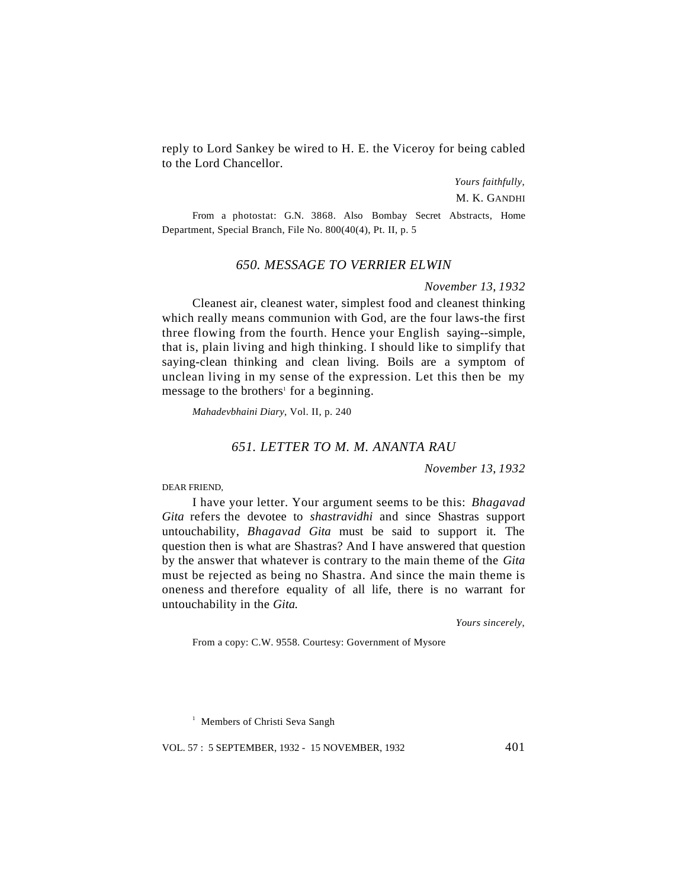reply to Lord Sankey be wired to H. E. the Viceroy for being cabled to the Lord Chancellor.

*Yours faithfully,*

M. K. GANDHI

From a photostat: G.N. 3868. Also Bombay Secret Abstracts, Home Department, Special Branch, File No. 800(40(4), Pt. II, p. 5

## *650. MESSAGE TO VERRIER ELWIN*

*November 13, 1932*

Cleanest air, cleanest water, simplest food and cleanest thinking which really means communion with God, are the four laws-the first three flowing from the fourth. Hence your English saying--simple, that is, plain living and high thinking. I should like to simplify that saying-clean thinking and clean living. Boils are a symptom of unclean living in my sense of the expression. Let this then be my message to the brothers[1] for a beginning.

*Mahadevbhaini Diary*, Vol. II, p. 240

## *651. LETTER TO M. M. ANANTA RAU*

*November 13, 1932*

DEAR FRIEND,

I have your letter. Your argument seems to be this: *Bhagavad Gita* refers the devotee to *shastravidhi* and since Shastras support untouchability, *Bhagavad Gita* must be said to support it. The question then is what are Shastras? And I have answered that question by the answer that whatever is contrary to the main theme of the *Gita* must be rejected as being no Shastra. And since the main theme is oneness and therefore equality of all life, there is no warrant for untouchability in the *Gita.*

*Yours sincerely,*

From a copy: C.W. 9558. Courtesy: Government of Mysore

[1] Members of Christi Seva Sangh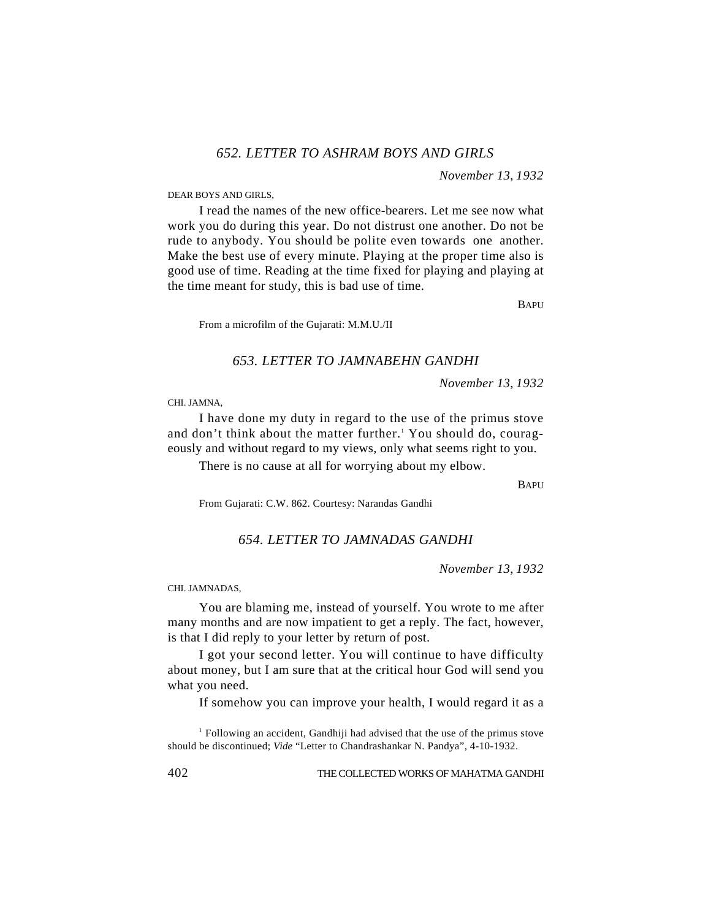### *652. LETTER TO ASHRAM BOYS AND GIRLS*

*November 13, 1932*

DEAR BOYS AND GIRLS,

I read the names of the new office-bearers. Let me see now what work you do during this year. Do not distrust one another. Do not be rude to anybody. You should be polite even towards one another. Make the best use of every minute. Playing at the proper time also is good use of time. Reading at the time fixed for playing and playing at the time meant for study, this is bad use of time.

BAPU

From a microfilm of the Gujarati: M.M.U./II

### *653. LETTER TO JAMNABEHN GANDHI*

*November 13, 1932*

CHI. JAMNA,

I have done my duty in regard to the use of the primus stove and don't think about the matter further.[1] You should do, courageously and without regard to my views, only what seems right to you.

There is no cause at all for worrying about my elbow.

BAPU

From Gujarati: C.W. 862. Courtesy: Narandas Gandhi

### *654. LETTER TO JAMNADAS GANDHI*

*November 13, 1932*

CHI. JAMNADAS,

You are blaming me, instead of yourself. You wrote to me after many months and are now impatient to get a reply. The fact, however, is that I did reply to your letter by return of post.

I got your second letter. You will continue to have difficulty about money, but I am sure that at the critical hour God will send you what you need.

If somehow you can improve your health, I would regard it as a

[1] Following an accident, Gandhiji had advised that the use of the primus stove should be discontinued; *Vide* "Letter to Chandrashankar N. Pandya", 4-10-1932.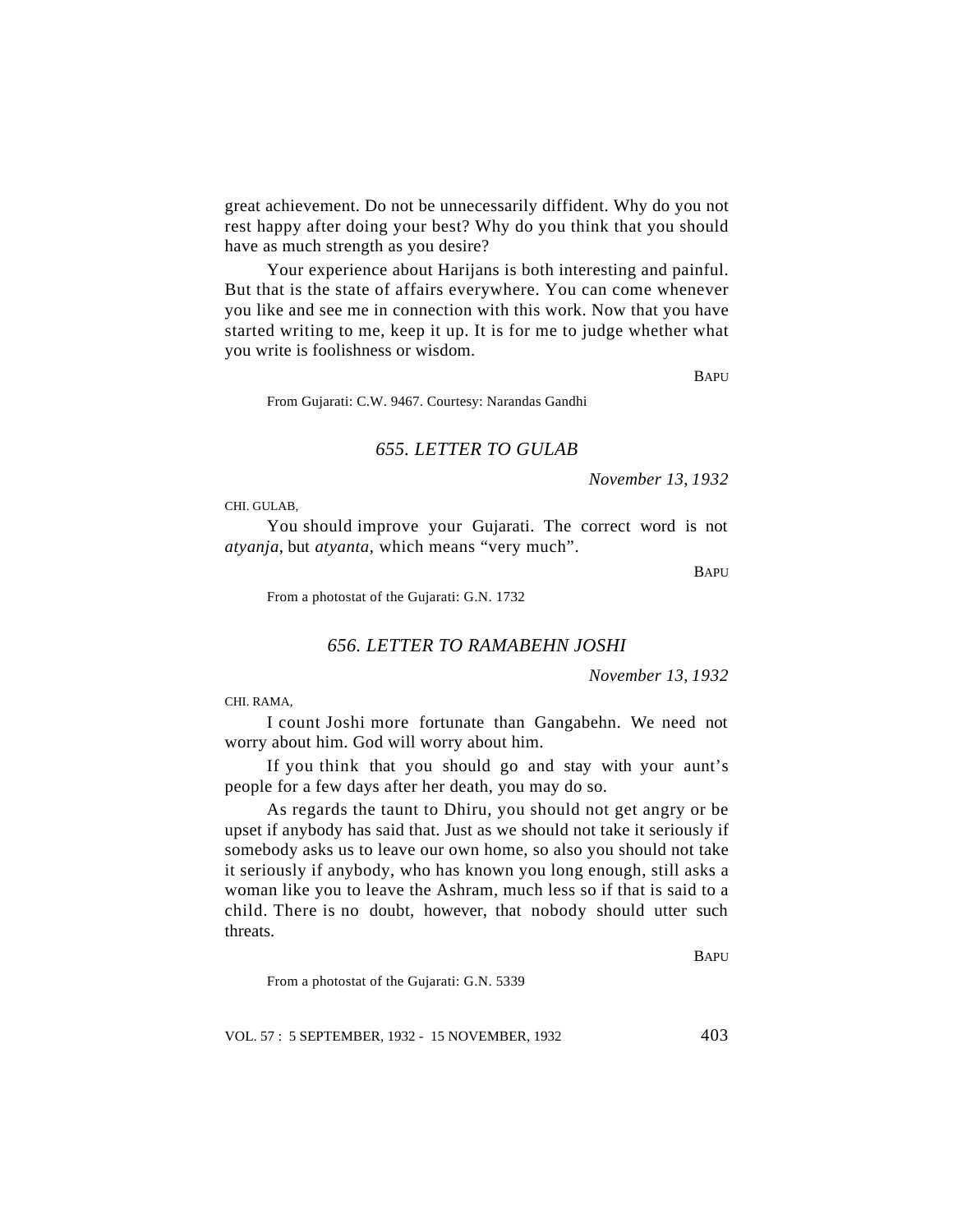great achievement. Do not be unnecessarily diffident. Why do you not rest happy after doing your best? Why do you think that you should have as much strength as you desire?

Your experience about Harijans is both interesting and painful. But that is the state of affairs everywhere. You can come whenever you like and see me in connection with this work. Now that you have started writing to me, keep it up. It is for me to judge whether what you write is foolishness or wisdom.

BAPU

From Gujarati: C.W. 9467. Courtesy: Narandas Gandhi

### *655. LETTER TO GULAB*

*November 13, 1932*

CHI. GULAB,

You should improve your Gujarati. The correct word is not *atyanja*, but *atyanta*, which means "very much".

BAPU

From a photostat of the Gujarati: G.N. 1732

### *656. LETTER TO RAMABEHN JOSHI*

*November 13, 1932*

CHI. RAMA,

I count Joshi more fortunate than Gangabehn. We need not worry about him. God will worry about him.

If you think that you should go and stay with your aunt's people for a few days after her death, you may do so.

As regards the taunt to Dhiru, you should not get angry or be upset if anybody has said that. Just as we should not take it seriously if somebody asks us to leave our own home, so also you should not take it seriously if anybody, who has known you long enough, still asks a woman like you to leave the Ashram, much less so if that is said to a child. There is no doubt, however, that nobody should utter such threats.

BAPU

From a photostat of the Gujarati: G.N. 5339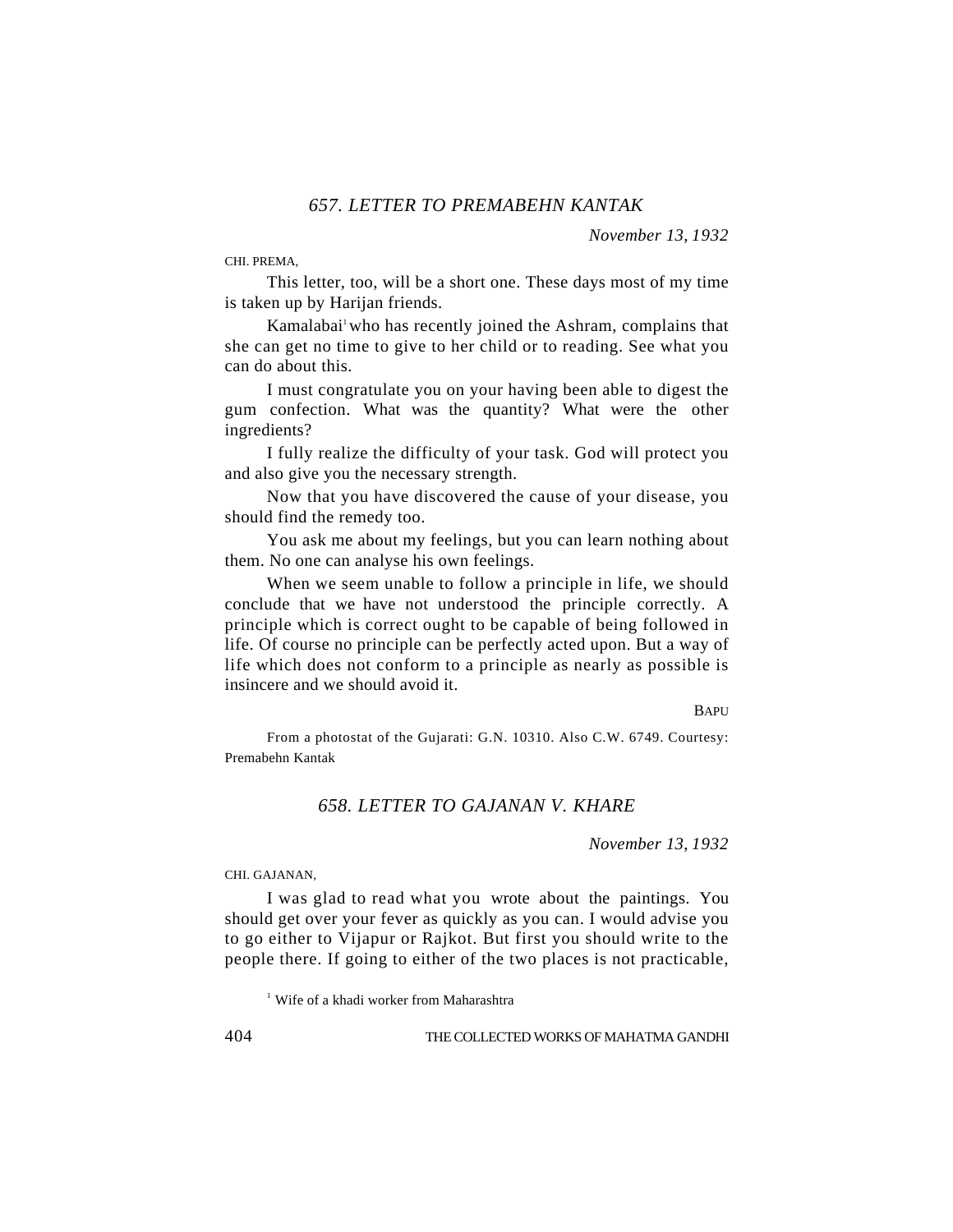### 657. LETTER TO PREMABEHN KANTAK

*November 13, 1932*

CHI. PREMA,

This letter, too, will be a short one. These days most of my time is taken up by Harijan friends.

Kamalabai[1] who has recently joined the Ashram, complains that she can get no time to give to her child or to reading. See what you can do about this.

I must congratulate you on your having been able to digest the gum confection. What was the quantity? What were the other ingredients?

I fully realize the difficulty of your task. God will protect you and also give you the necessary strength.

Now that you have discovered the cause of your disease, you should find the remedy too.

You ask me about my feelings, but you can learn nothing about them. No one can analyse his own feelings.

When we seem unable to follow a principle in life, we should conclude that we have not understood the principle correctly. A principle which is correct ought to be capable of being followed in life. Of course no principle can be perfectly acted upon. But a way of life which does not conform to a principle as nearly as possible is insincere and we should avoid it.

BAPU

From a photostat of the Gujarati: G.N. 10310. Also C.W. 6749. Courtesy: Premabehn Kantak

### 658. LETTER TO GAJANAN V. KHARE

*November 13, 1932*

CHI. GAJANAN,

I was glad to read what you wrote about the paintings. You should get over your fever as quickly as you can. I would advise you to go either to Vijapur or Rajkot. But first you should write to the people there. If going to either of the two places is not practicable,

[1] Wife of a khadi worker from Maharashtra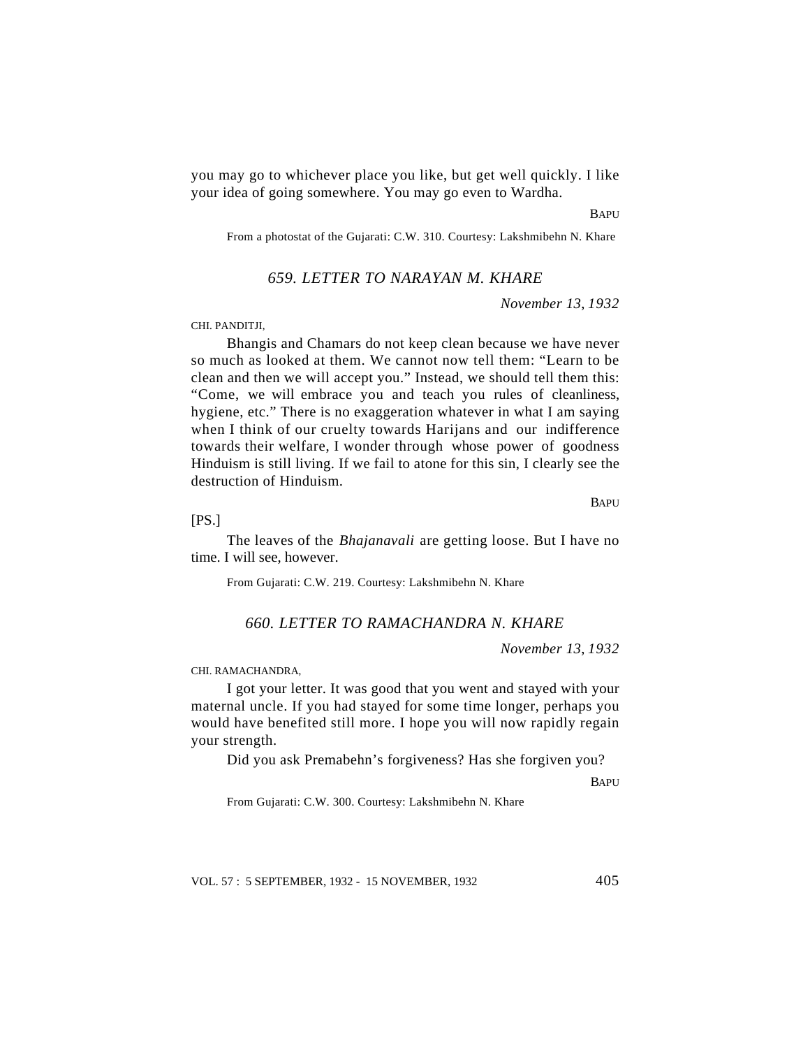you may go to whichever place you like, but get well quickly. I like your idea of going somewhere. You may go even to Wardha.

BAPU

From a photostat of the Gujarati: C.W. 310. Courtesy: Lakshmibehn N. Khare

### *659. LETTER TO NARAYAN M. KHARE*

*November 13, 1932*

CHI. PANDITJI,

Bhangis and Chamars do not keep clean because we have never so much as looked at them. We cannot now tell them: "Learn to be clean and then we will accept you." Instead, we should tell them this: "Come, we will embrace you and teach you rules of cleanliness, hygiene, etc." There is no exaggeration whatever in what I am saying when I think of our cruelty towards Harijans and our indifference towards their welfare, I wonder through whose power of goodness Hinduism is still living. If we fail to atone for this sin, I clearly see the destruction of Hinduism.

BAPU

[PS.]

The leaves of the *Bhajanavali* are getting loose. But I have no time. I will see, however.

From Gujarati: C.W. 219. Courtesy: Lakshmibehn N. Khare

### *660. LETTER TO RAMACHANDRA N. KHARE*

*November 13, 1932*

CHI. RAMACHANDRA,

I got your letter. It was good that you went and stayed with your maternal uncle. If you had stayed for some time longer, perhaps you would have benefited still more. I hope you will now rapidly regain your strength.

Did you ask Premabehn's forgiveness? Has she forgiven you?

BAPU

From Gujarati: C.W. 300. Courtesy: Lakshmibehn N. Khare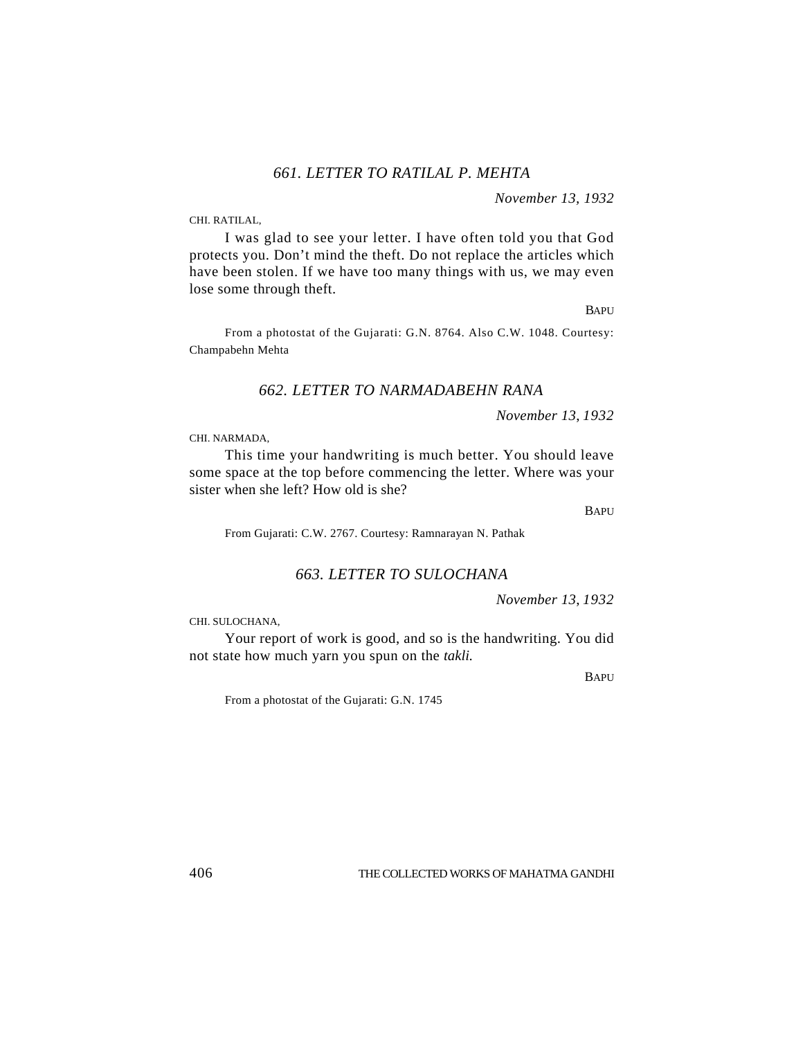### *661. LETTER TO RATILAL P. MEHTA*

*November 13, 1932*

CHI. RATILAL,

I was glad to see your letter. I have often told you that God protects you. Don't mind the theft. Do not replace the articles which have been stolen. If we have too many things with us, we may even lose some through theft.

BAPU

From a photostat of the Gujarati: G.N. 8764. Also C.W. 1048. Courtesy: Champabehn Mehta

### *662. LETTER TO NARMADABEHN RANA*

*November 13, 1932*

CHI. NARMADA,

This time your handwriting is much better. You should leave some space at the top before commencing the letter. Where was your sister when she left? How old is she?

BAPU

From Gujarati: C.W. 2767. Courtesy: Ramnarayan N. Pathak

### *663. LETTER TO SULOCHANA*

*November 13, 1932*

CHI. SULOCHANA,

Your report of work is good, and so is the handwriting. You did not state how much yarn you spun on the *takli.*

BAPU

From a photostat of the Gujarati: G.N. 1745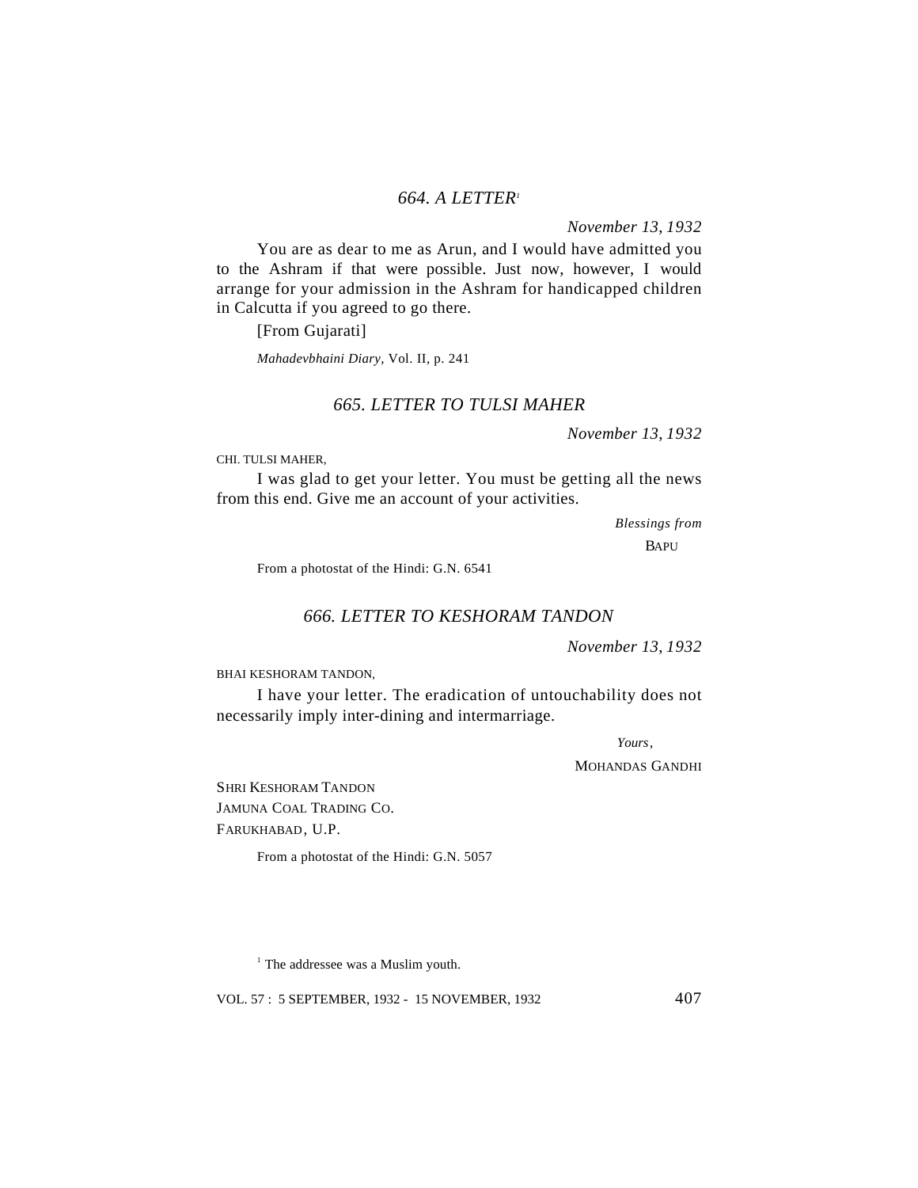### *664. A LETTER*[1]

*November 13, 1932*

You are as dear to me as Arun, and I would have admitted you to the Ashram if that were possible. Just now, however, I would arrange for your admission in the Ashram for handicapped children in Calcutta if you agreed to go there.

[From Gujarati]

*Mahadevbhaini Diary*, Vol. II, p. 241

### *665. LETTER TO TULSI MAHER*

*November 13, 1932*

CHI. TULSI MAHER,

I was glad to get your letter. You must be getting all the news from this end. Give me an account of your activities.

*Blessings from*

BAPU

From a photostat of the Hindi: G.N. 6541

### *666. LETTER TO KESHORAM TANDON*

*November 13, 1932*

BHAI KESHORAM TANDON,

I have your letter. The eradication of untouchability does not necessarily imply inter-dining and intermarriage.

*Yours*,

MOHANDAS GANDHI

SHRI KESHORAM TANDON
JAMUNA COAL TRADING CO.
FARUKHABAD, U.P.

From a photostat of the Hindi: G.N. 5057

[1] The addressee was a Muslim youth.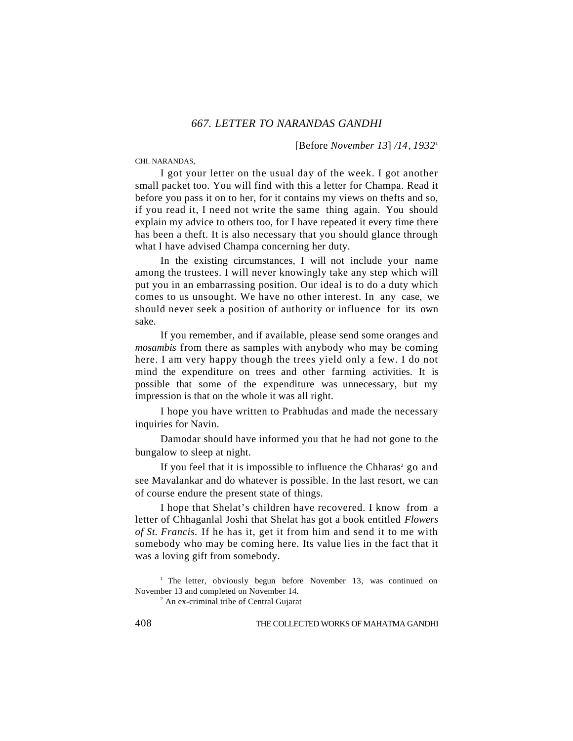## *667. LETTER TO NARANDAS GANDHI*

[Before *November 13*] */14, 1932*[1]

CHI. NARANDAS,

I got your letter on the usual day of the week. I got another small packet too. You will find with this a letter for Champa. Read it before you pass it on to her, for it contains my views on thefts and so, if you read it, I need not write the same thing again. You should explain my advice to others too, for I have repeated it every time there has been a theft. It is also necessary that you should glance through what I have advised Champa concerning her duty.

In the existing circumstances, I will not include your name among the trustees. I will never knowingly take any step which will put you in an embarrassing position. Our ideal is to do a duty which comes to us unsought. We have no other interest. In any case, we should never seek a position of authority or influence for its own sake.

If you remember, and if available, please send some oranges and *mosambis* from there as samples with anybody who may be coming here. I am very happy though the trees yield only a few. I do not mind the expenditure on trees and other farming activities. It is possible that some of the expenditure was unnecessary, but my impression is that on the whole it was all right.

I hope you have written to Prabhudas and made the necessary inquiries for Navin.

Damodar should have informed you that he had not gone to the bungalow to sleep at night.

If you feel that it is impossible to influence the Chharas[2] go and see Mavalankar and do whatever is possible. In the last resort, we can of course endure the present state of things.

I hope that Shelat's children have recovered. I know from a letter of Chhaganlal Joshi that Shelat has got a book entitled *Flowers of St. Francis.* If he has it, get it from him and send it to me with somebody who may be coming here. Its value lies in the fact that it was a loving gift from somebody.

[1] The letter, obviously begun before November 13, was continued on November 13 and completed on November 14.

[2] An ex-criminal tribe of Central Gujarat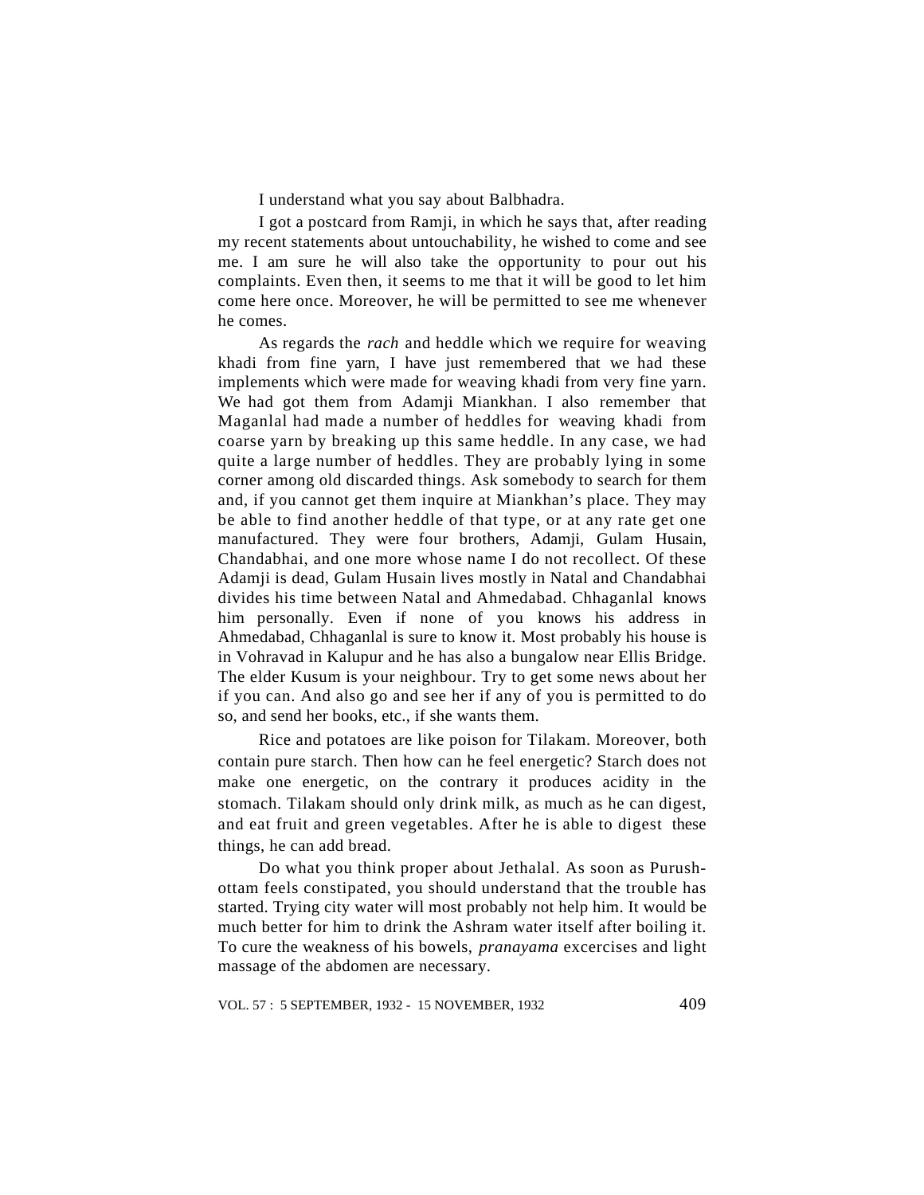I understand what you say about Balbhadra.

I got a postcard from Ramji, in which he says that, after reading my recent statements about untouchability, he wished to come and see me. I am sure he will also take the opportunity to pour out his complaints. Even then, it seems to me that it will be good to let him come here once. Moreover, he will be permitted to see me whenever he comes.

As regards the *rach* and heddle which we require for weaving khadi from fine yarn, I have just remembered that we had these implements which were made for weaving khadi from very fine yarn. We had got them from Adamji Miankhan. I also remember that Maganlal had made a number of heddles for weaving khadi from coarse yarn by breaking up this same heddle. In any case, we had quite a large number of heddles. They are probably lying in some corner among old discarded things. Ask somebody to search for them and, if you cannot get them inquire at Miankhan's place. They may be able to find another heddle of that type, or at any rate get one manufactured. They were four brothers, Adamji, Gulam Husain, Chandabhai, and one more whose name I do not recollect. Of these Adamji is dead, Gulam Husain lives mostly in Natal and Chandabhai divides his time between Natal and Ahmedabad. Chhaganlal knows him personally. Even if none of you knows his address in Ahmedabad, Chhaganlal is sure to know it. Most probably his house is in Vohravad in Kalupur and he has also a bungalow near Ellis Bridge. The elder Kusum is your neighbour. Try to get some news about her if you can. And also go and see her if any of you is permitted to do so, and send her books, etc., if she wants them.

Rice and potatoes are like poison for Tilakam. Moreover, both contain pure starch. Then how can he feel energetic? Starch does not make one energetic, on the contrary it produces acidity in the stomach. Tilakam should only drink milk, as much as he can digest, and eat fruit and green vegetables. After he is able to digest these things, he can add bread.

Do what you think proper about Jethalal. As soon as Purushottam feels constipated, you should understand that the trouble has started. Trying city water will most probably not help him. It would be much better for him to drink the Ashram water itself after boiling it. To cure the weakness of his bowels, *pranayama* excercises and light massage of the abdomen are necessary.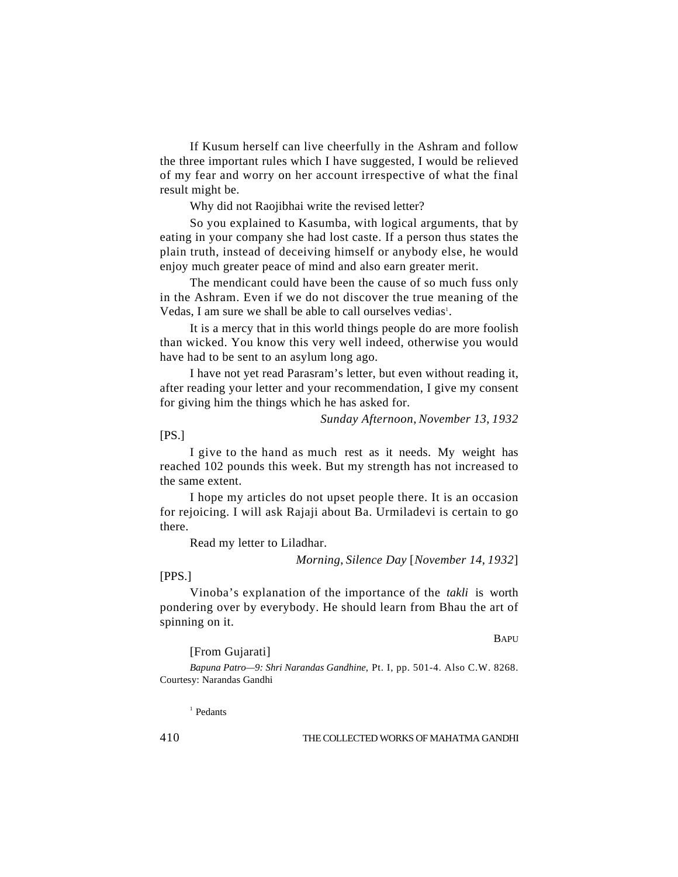If Kusum herself can live cheerfully in the Ashram and follow the three important rules which I have suggested, I would be relieved of my fear and worry on her account irrespective of what the final result might be.

Why did not Raojibhai write the revised letter?

So you explained to Kasumba, with logical arguments, that by eating in your company she had lost caste. If a person thus states the plain truth, instead of deceiving himself or anybody else, he would enjoy much greater peace of mind and also earn greater merit.

The mendicant could have been the cause of so much fuss only in the Ashram. Even if we do not discover the true meaning of the Vedas, I am sure we shall be able to call ourselves vedias[1].

It is a mercy that in this world things people do are more foolish than wicked. You know this very well indeed, otherwise you would have had to be sent to an asylum long ago.

I have not yet read Parasram's letter, but even without reading it, after reading your letter and your recommendation, I give my consent for giving him the things which he has asked for.

*Sunday Afternoon, November 13, 1932*

[PS.]

I give to the hand as much rest as it needs. My weight has reached 102 pounds this week. But my strength has not increased to the same extent.

I hope my articles do not upset people there. It is an occasion for rejoicing. I will ask Rajaji about Ba. Urmiladevi is certain to go there.

Read my letter to Liladhar.

*Morning, Silence Day* [*November 14, 1932*]

[PPS.]

Vinoba's explanation of the importance of the *takli* is worth pondering over by everybody. He should learn from Bhau the art of spinning on it.

BAPU

[From Gujarati]

*Bapuna Patro—9: Shri Narandas Gandhine*, Pt. I, pp. 501-4. Also C.W. 8268. Courtesy: Narandas Gandhi

[1] Pedants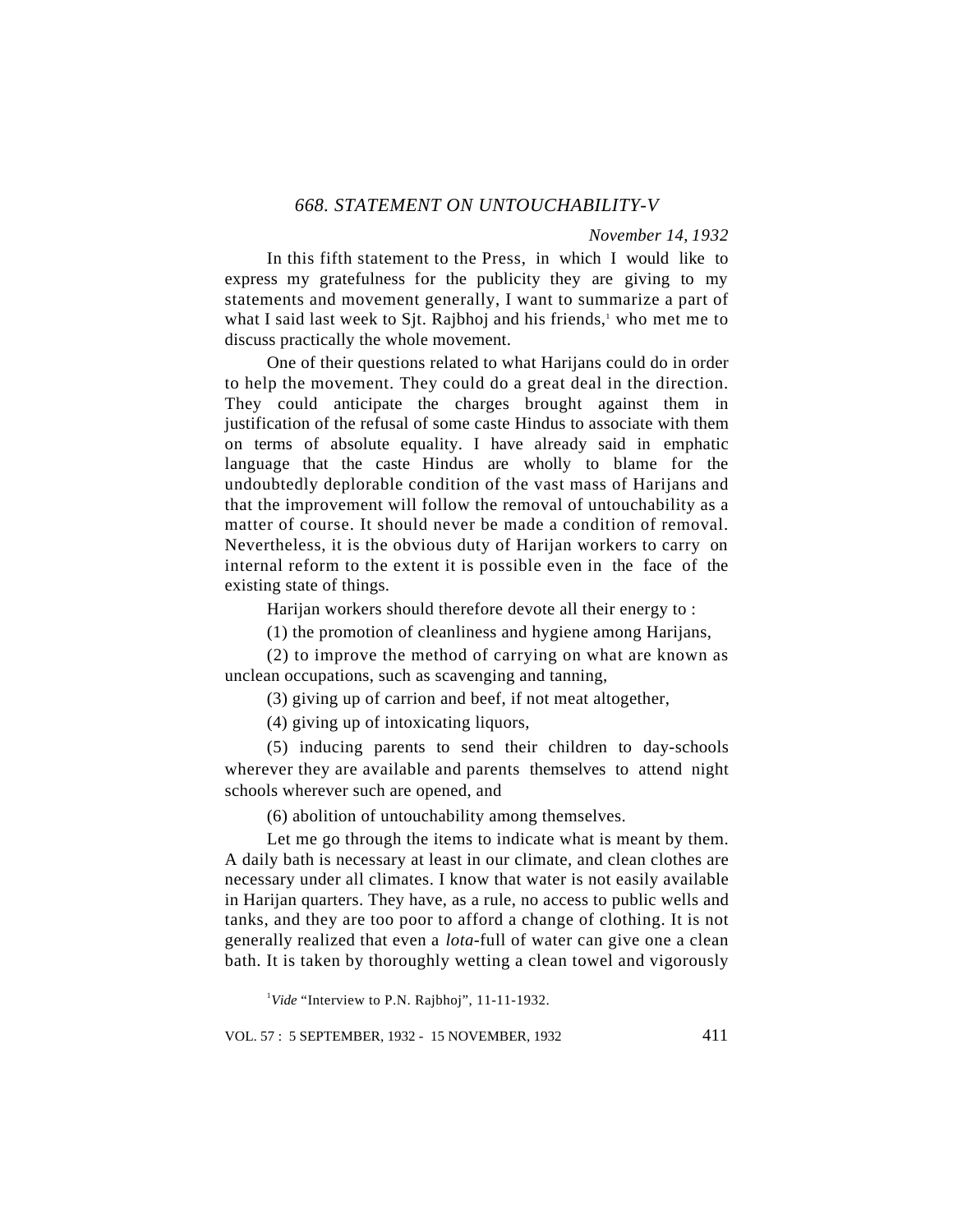## *668. STATEMENT ON UNTOUCHABILITY-V*

*November 14, 1932*

In this fifth statement to the Press, in which I would like to express my gratefulness for the publicity they are giving to my statements and movement generally, I want to summarize a part of what I said last week to Sjt. Rajbhoj and his friends,[1] who met me to discuss practically the whole movement.

One of their questions related to what Harijans could do in order to help the movement. They could do a great deal in the direction. They could anticipate the charges brought against them in justification of the refusal of some caste Hindus to associate with them on terms of absolute equality. I have already said in emphatic language that the caste Hindus are wholly to blame for the undoubtedly deplorable condition of the vast mass of Harijans and that the improvement will follow the removal of untouchability as a matter of course. It should never be made a condition of removal. Nevertheless, it is the obvious duty of Harijan workers to carry on internal reform to the extent it is possible even in the face of the existing state of things.

Harijan workers should therefore devote all their energy to :

(1) the promotion of cleanliness and hygiene among Harijans,

(2) to improve the method of carrying on what are known as unclean occupations, such as scavenging and tanning,

(3) giving up of carrion and beef, if not meat altogether,

(4) giving up of intoxicating liquors,

(5) inducing parents to send their children to day-schools wherever they are available and parents themselves to attend night schools wherever such are opened, and

(6) abolition of untouchability among themselves.

Let me go through the items to indicate what is meant by them. A daily bath is necessary at least in our climate, and clean clothes are necessary under all climates. I know that water is not easily available in Harijan quarters. They have, as a rule, no access to public wells and tanks, and they are too poor to afford a change of clothing. It is not generally realized that even a *lota*-full of water can give one a clean bath. It is taken by thoroughly wetting a clean towel and vigorously

[1] *Vide* "Interview to P.N. Rajbhoj", 11-11-1932.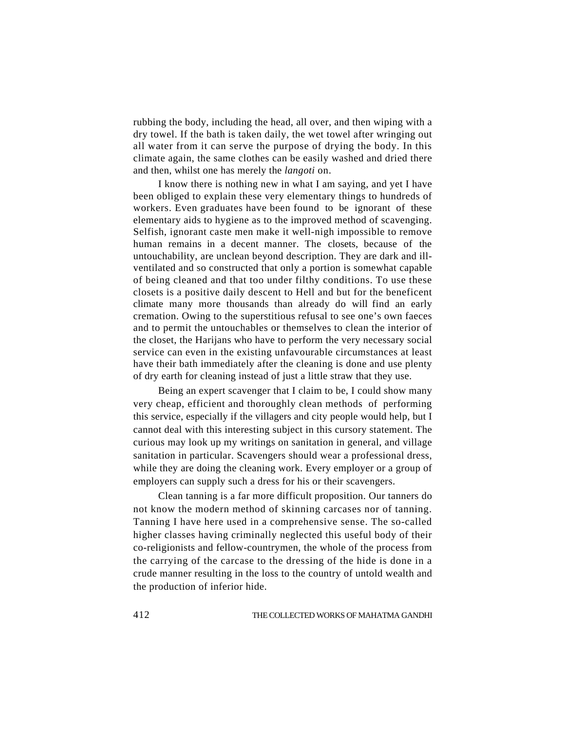rubbing the body, including the head, all over, and then wiping with a dry towel. If the bath is taken daily, the wet towel after wringing out all water from it can serve the purpose of drying the body. In this climate again, the same clothes can be easily washed and dried there and then, whilst one has merely the *langoti* on.

I know there is nothing new in what I am saying, and yet I have been obliged to explain these very elementary things to hundreds of workers. Even graduates have been found to be ignorant of these elementary aids to hygiene as to the improved method of scavenging. Selfish, ignorant caste men make it well-nigh impossible to remove human remains in a decent manner. The closets, because of the untouchability, are unclean beyond description. They are dark and ill-ventilated and so constructed that only a portion is somewhat capable of being cleaned and that too under filthy conditions. To use these closets is a positive daily descent to Hell and but for the beneficent climate many more thousands than already do will find an early cremation. Owing to the superstitious refusal to see one's own faeces and to permit the untouchables or themselves to clean the interior of the closet, the Harijans who have to perform the very necessary social service can even in the existing unfavourable circumstances at least have their bath immediately after the cleaning is done and use plenty of dry earth for cleaning instead of just a little straw that they use.

Being an expert scavenger that I claim to be, I could show many very cheap, efficient and thoroughly clean methods of performing this service, especially if the villagers and city people would help, but I cannot deal with this interesting subject in this cursory statement. The curious may look up my writings on sanitation in general, and village sanitation in particular. Scavengers should wear a professional dress, while they are doing the cleaning work. Every employer or a group of employers can supply such a dress for his or their scavengers.

Clean tanning is a far more difficult proposition. Our tanners do not know the modern method of skinning carcases nor of tanning. Tanning I have here used in a comprehensive sense. The so-called higher classes having criminally neglected this useful body of their co-religionists and fellow-countrymen, the whole of the process from the carrying of the carcase to the dressing of the hide is done in a crude manner resulting in the loss to the country of untold wealth and the production of inferior hide.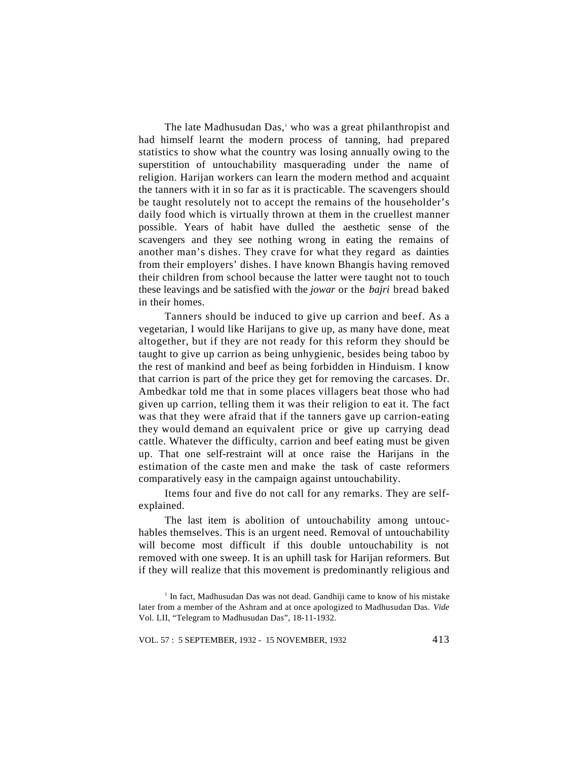The late Madhusudan Das,[1] who was a great philanthropist and had himself learnt the modern process of tanning, had prepared statistics to show what the country was losing annually owing to the superstition of untouchability masquerading under the name of religion. Harijan workers can learn the modern method and acquaint the tanners with it in so far as it is practicable. The scavengers should be taught resolutely not to accept the remains of the householder's daily food which is virtually thrown at them in the cruellest manner possible. Years of habit have dulled the aesthetic sense of the scavengers and they see nothing wrong in eating the remains of another man's dishes. They crave for what they regard as dainties from their employers' dishes. I have known Bhangis having removed their children from school because the latter were taught not to touch these leavings and be satisfied with the *jowar* or the *bajri* bread baked in their homes.

Tanners should be induced to give up carrion and beef. As a vegetarian, I would like Harijans to give up, as many have done, meat altogether, but if they are not ready for this reform they should be taught to give up carrion as being unhygienic, besides being taboo by the rest of mankind and beef as being forbidden in Hinduism. I know that carrion is part of the price they get for removing the carcases. Dr. Ambedkar told me that in some places villagers beat those who had given up carrion, telling them it was their religion to eat it. The fact was that they were afraid that if the tanners gave up carrion-eating they would demand an equivalent price or give up carrying dead cattle. Whatever the difficulty, carrion and beef eating must be given up. That one self-restraint will at once raise the Harijans in the estimation of the caste men and make the task of caste reformers comparatively easy in the campaign against untouchability.

Items four and five do not call for any remarks. They are self-explained.

The last item is abolition of untouchability among untouchables themselves. This is an urgent need. Removal of untouchability will become most difficult if this double untouchability is not removed with one sweep. It is an uphill task for Harijan reformers. But if they will realize that this movement is predominantly religious and

[1] In fact, Madhusudan Das was not dead. Gandhiji came to know of his mistake later from a member of the Ashram and at once apologized to Madhusudan Das. *Vide* Vol. LII, "Telegram to Madhusudan Das", 18-11-1932.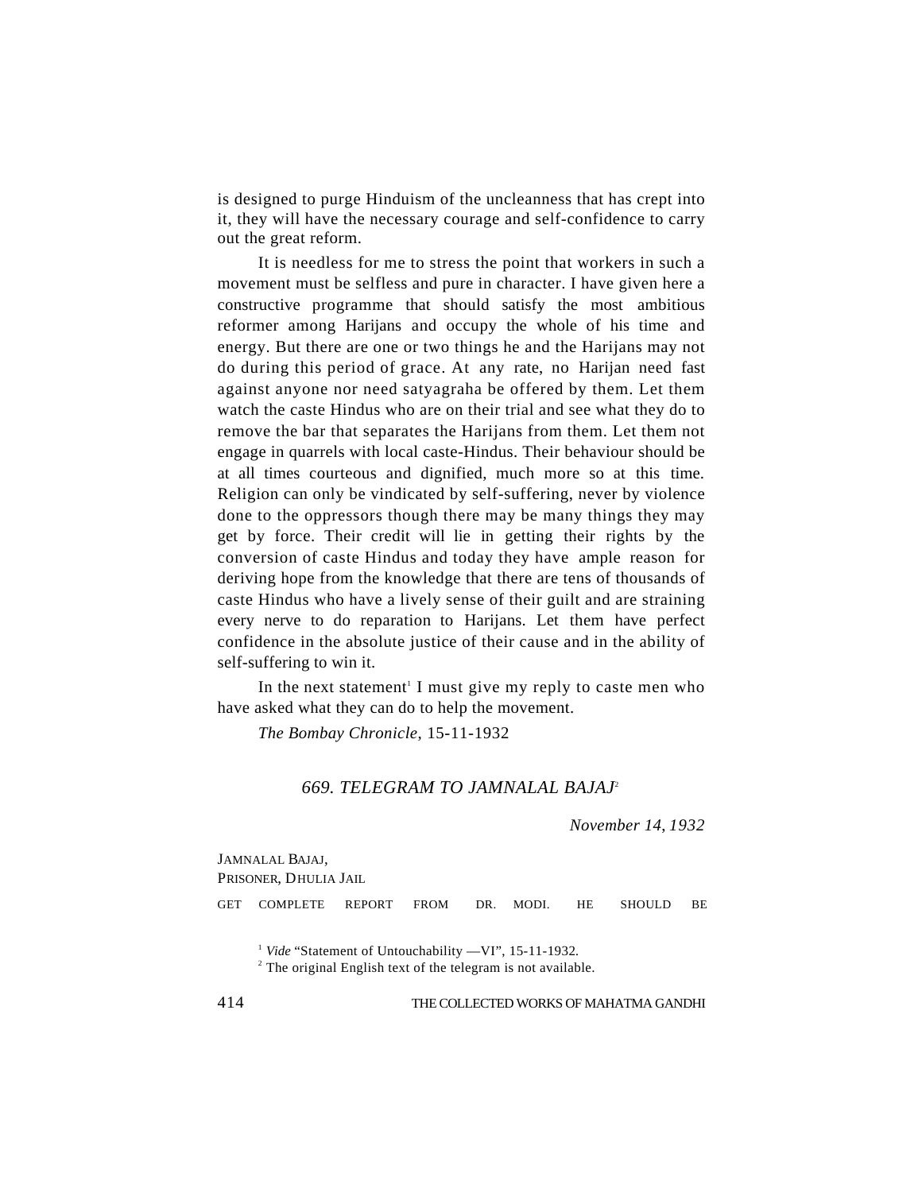is designed to purge Hinduism of the uncleanness that has crept into it, they will have the necessary courage and self-confidence to carry out the great reform.

It is needless for me to stress the point that workers in such a movement must be selfless and pure in character. I have given here a constructive programme that should satisfy the most ambitious reformer among Harijans and occupy the whole of his time and energy. But there are one or two things he and the Harijans may not do during this period of grace. At any rate, no Harijan need fast against anyone nor need satyagraha be offered by them. Let them watch the caste Hindus who are on their trial and see what they do to remove the bar that separates the Harijans from them. Let them not engage in quarrels with local caste-Hindus. Their behaviour should be at all times courteous and dignified, much more so at this time. Religion can only be vindicated by self-suffering, never by violence done to the oppressors though there may be many things they may get by force. Their credit will lie in getting their rights by the conversion of caste Hindus and today they have ample reason for deriving hope from the knowledge that there are tens of thousands of caste Hindus who have a lively sense of their guilt and are straining every nerve to do reparation to Harijans. Let them have perfect confidence in the absolute justice of their cause and in the ability of self-suffering to win it.

In the next statement[1] I must give my reply to caste men who have asked what they can do to help the movement.

*The Bombay Chronicle*, 15-11-1932

### *669. TELEGRAM TO JAMNALAL BAJAJ*[2]

*November 14, 1932*

JAMNALAL BAJAJ,
PRISONER, DHULIA JAIL

GET COMPLETE REPORT FROM DR. MODI. HE SHOULD BE

[1] *Vide* "Statement of Untouchability —VI", 15-11-1932.

[2] The original English text of the telegram is not available.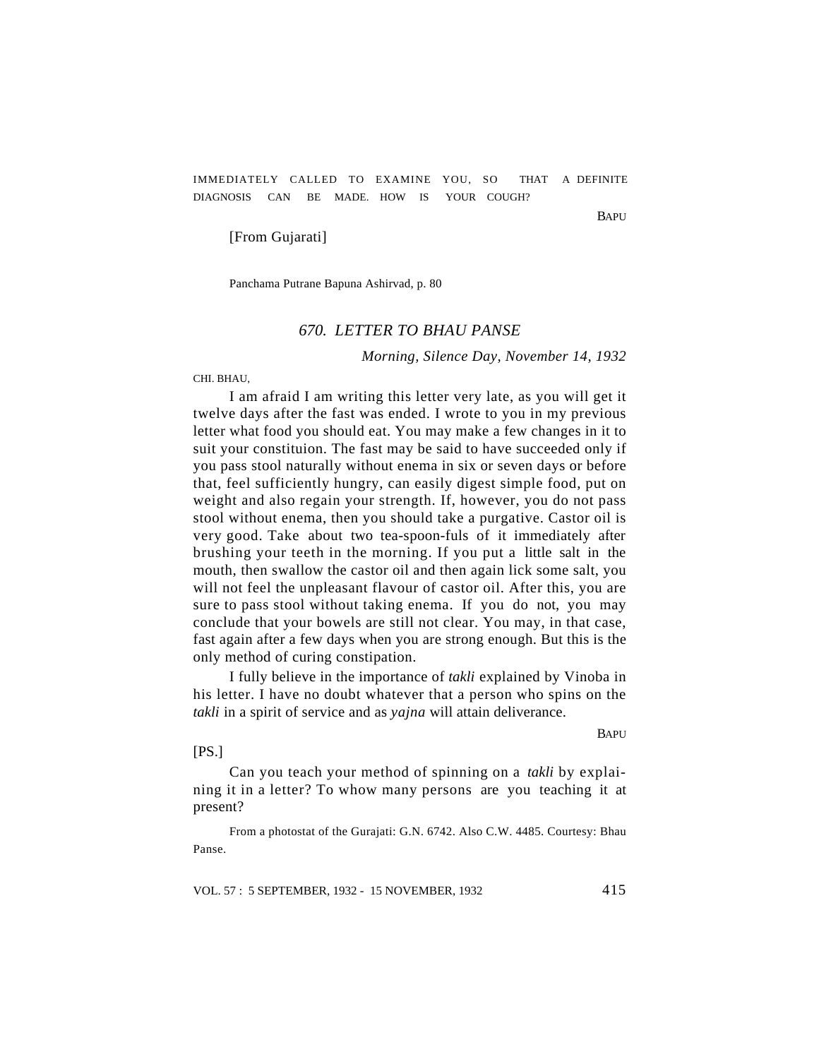IMMEDIATELY CALLED TO EXAMINE YOU, SO THAT A DEFINITE DIAGNOSIS CAN BE MADE. HOW IS YOUR COUGH?

BAPU

[From Gujarati]

Panchama Putrane Bapuna Ashirvad, p. 80

### *670. LETTER TO BHAU PANSE*

*Morning, Silence Day, November 14, 1932*

CHI. BHAU,

I am afraid I am writing this letter very late, as you will get it twelve days after the fast was ended. I wrote to you in my previous letter what food you should eat. You may make a few changes in it to suit your constituion. The fast may be said to have succeeded only if you pass stool naturally without enema in six or seven days or before that, feel sufficiently hungry, can easily digest simple food, put on weight and also regain your strength. If, however, you do not pass stool without enema, then you should take a purgative. Castor oil is very good. Take about two tea-spoon-fuls of it immediately after brushing your teeth in the morning. If you put a little salt in the mouth, then swallow the castor oil and then again lick some salt, you will not feel the unpleasant flavour of castor oil. After this, you are sure to pass stool without taking enema. If you do not, you may conclude that your bowels are still not clear. You may, in that case, fast again after a few days when you are strong enough. But this is the only method of curing constipation.

I fully believe in the importance of *takli* explained by Vinoba in his letter. I have no doubt whatever that a person who spins on the *takli* in a spirit of service and as *yajna* will attain deliverance.

BAPU

[PS.]

Can you teach your method of spinning on a *takli* by explaining it in a letter? To whow many persons are you teaching it at present?

From a photostat of the Gurajati: G.N. 6742. Also C.W. 4485. Courtesy: Bhau Panse.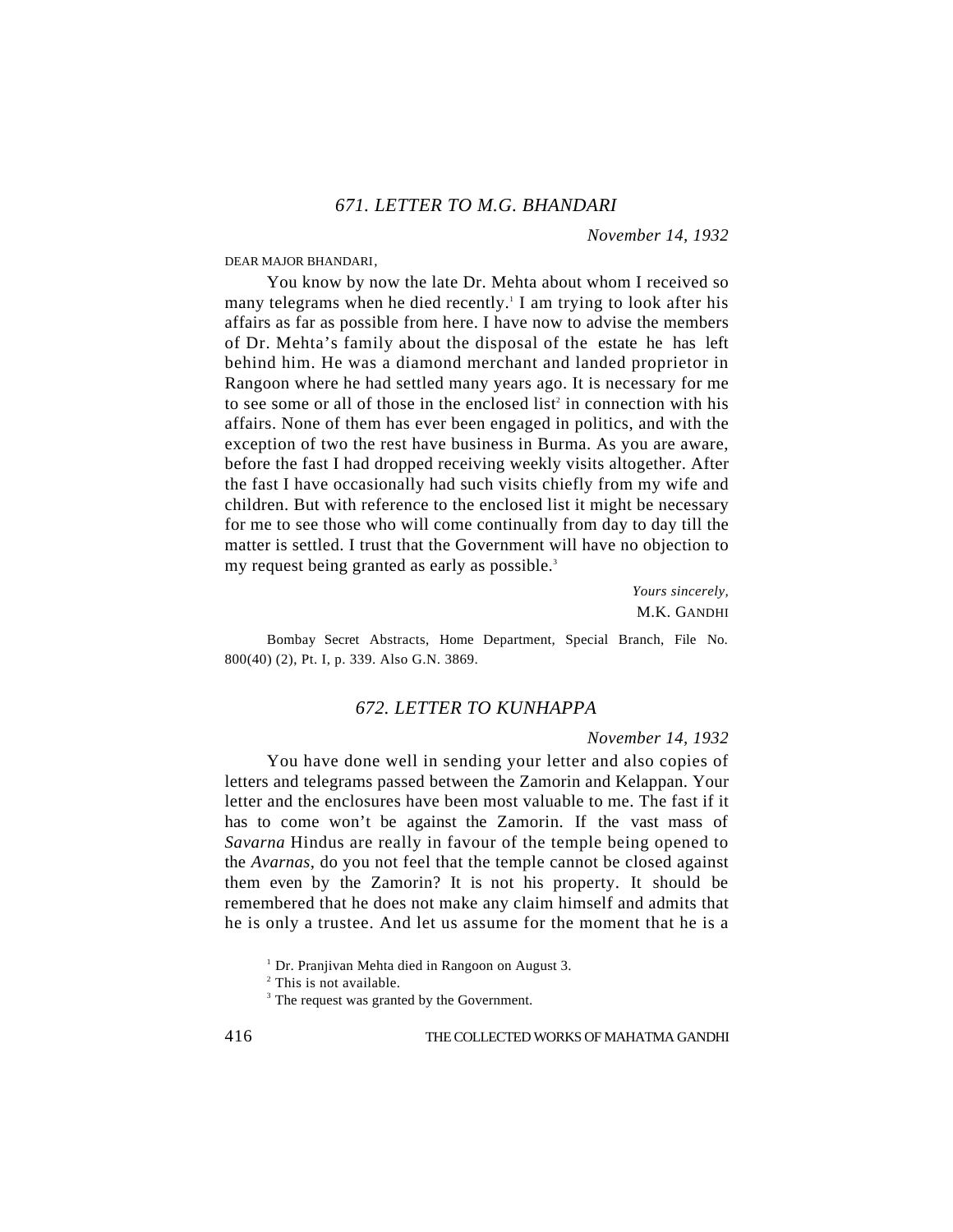### *671. LETTER TO M.G. BHANDARI*

*November 14, 1932*

DEAR MAJOR BHANDARI,

You know by now the late Dr. Mehta about whom I received so many telegrams when he died recently.[1] I am trying to look after his affairs as far as possible from here. I have now to advise the members of Dr. Mehta's family about the disposal of the estate he has left behind him. He was a diamond merchant and landed proprietor in Rangoon where he had settled many years ago. It is necessary for me to see some or all of those in the enclosed list[2] in connection with his affairs. None of them has ever been engaged in politics, and with the exception of two the rest have business in Burma. As you are aware, before the fast I had dropped receiving weekly visits altogether. After the fast I have occasionally had such visits chiefly from my wife and children. But with reference to the enclosed list it might be necessary for me to see those who will come continually from day to day till the matter is settled. I trust that the Government will have no objection to my request being granted as early as possible.[3]

*Yours sincerely,*
M.K. GANDHI

Bombay Secret Abstracts, Home Department, Special Branch, File No. 800(40) (2), Pt. I, p. 339. Also G.N. 3869.

### *672. LETTER TO KUNHAPPA*

*November 14, 1932*

You have done well in sending your letter and also copies of letters and telegrams passed between the Zamorin and Kelappan. Your letter and the enclosures have been most valuable to me. The fast if it has to come won't be against the Zamorin. If the vast mass of *Savarna* Hindus are really in favour of the temple being opened to the *Avarnas*, do you not feel that the temple cannot be closed against them even by the Zamorin? It is not his property. It should be remembered that he does not make any claim himself and admits that he is only a trustee. And let us assume for the moment that he is a

[1] Dr. Pranjivan Mehta died in Rangoon on August 3.

[2] This is not available.

[3] The request was granted by the Government.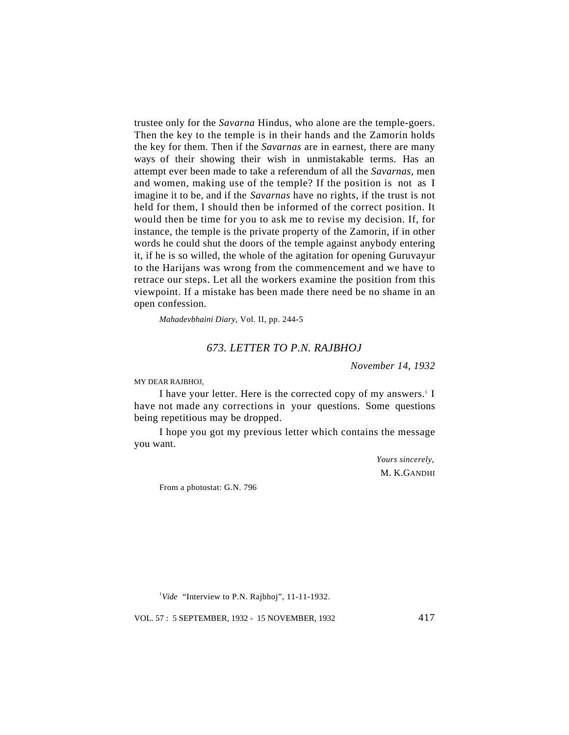trustee only for the *Savarna* Hindus, who alone are the temple-goers. Then the key to the temple is in their hands and the Zamorin holds the key for them. Then if the *Savarnas* are in earnest, there are many ways of their showing their wish in unmistakable terms. Has an attempt ever been made to take a referendum of all the *Savarnas*, men and women, making use of the temple? If the position is not as I imagine it to be, and if the *Savarnas* have no rights, if the trust is not held for them, I should then be informed of the correct position. It would then be time for you to ask me to revise my decision. If, for instance, the temple is the private property of the Zamorin, if in other words he could shut the doors of the temple against anybody entering it, if he is so willed, the whole of the agitation for opening Guruvayur to the Harijans was wrong from the commencement and we have to retrace our steps. Let all the workers examine the position from this viewpoint. If a mistake has been made there need be no shame in an open confession.

*Mahadevbhaini Diary*, Vol. II, pp. 244-5

## 673. LETTER TO P.N. RAJBHOJ

*November 14, 1932*

MY DEAR RAJBHOJ,

I have your letter. Here is the corrected copy of my answers.[1] I have not made any corrections in your questions. Some questions being repetitious may be dropped.

I hope you got my previous letter which contains the message you want.

*Yours sincerely,*
M. K. GANDHI

From a photostat: G.N. 796

[1] *Vide* "Interview to P.N. Rajbhoj", 11-11-1932.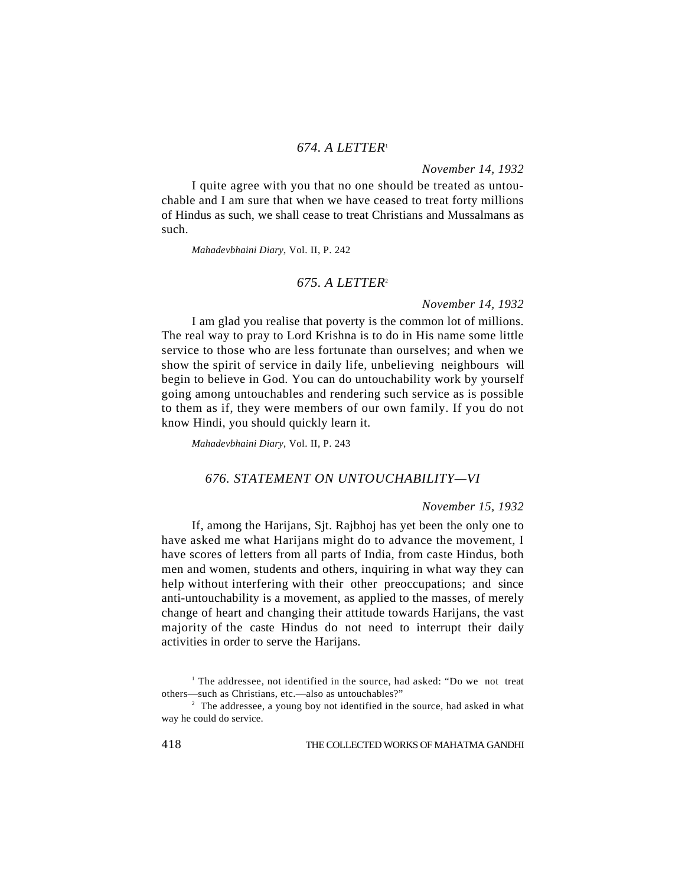### *674. A LETTER*[1]

*November 14, 1932*

I quite agree with you that no one should be treated as untouchable and I am sure that when we have ceased to treat forty millions of Hindus as such, we shall cease to treat Christians and Mussalmans as such.

*Mahadevbhaini Diary*, Vol. II, P. 242

### *675. A LETTER*[2]

*November 14, 1932*

I am glad you realise that poverty is the common lot of millions. The real way to pray to Lord Krishna is to do in His name some little service to those who are less fortunate than ourselves; and when we show the spirit of service in daily life, unbelieving neighbours will begin to believe in God. You can do untouchability work by yourself going among untouchables and rendering such service as is possible to them as if, they were members of our own family. If you do not know Hindi, you should quickly learn it.

*Mahadevbhaini Diary*, Vol. II, P. 243

### *676. STATEMENT ON UNTOUCHABILITY—VI*

*November 15, 1932*

If, among the Harijans, Sjt. Rajbhoj has yet been the only one to have asked me what Harijans might do to advance the movement, I have scores of letters from all parts of India, from caste Hindus, both men and women, students and others, inquiring in what way they can help without interfering with their other preoccupations; and since anti-untouchability is a movement, as applied to the masses, of merely change of heart and changing their attitude towards Harijans, the vast majority of the caste Hindus do not need to interrupt their daily activities in order to serve the Harijans.

[1] The addressee, not identified in the source, had asked: "Do we not treat others—such as Christians, etc.—also as untouchables?"

[2] The addressee, a young boy not identified in the source, had asked in what way he could do service.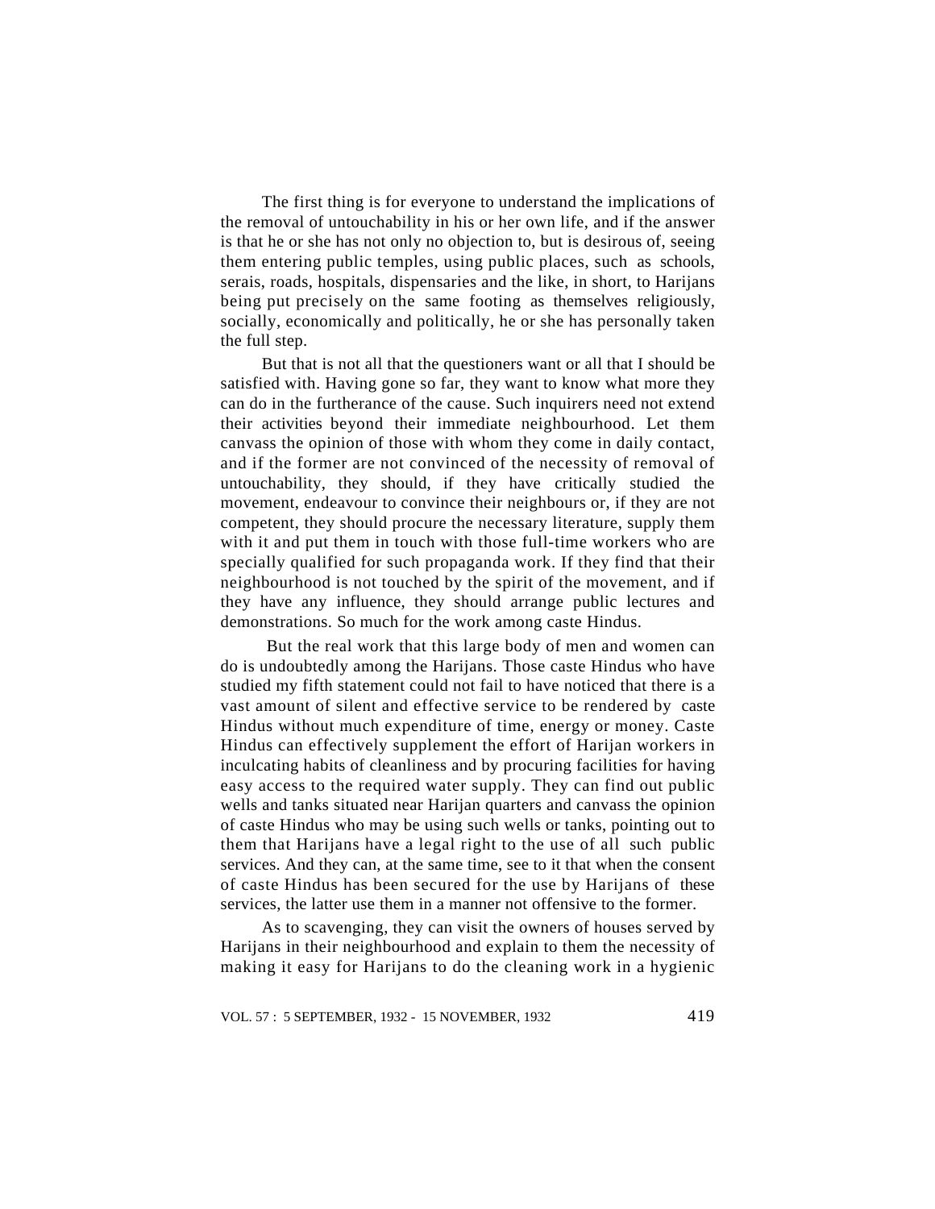The first thing is for everyone to understand the implications of the removal of untouchability in his or her own life, and if the answer is that he or she has not only no objection to, but is desirous of, seeing them entering public temples, using public places, such as schools, serais, roads, hospitals, dispensaries and the like, in short, to Harijans being put precisely on the same footing as themselves religiously, socially, economically and politically, he or she has personally taken the full step.

But that is not all that the questioners want or all that I should be satisfied with. Having gone so far, they want to know what more they can do in the furtherance of the cause. Such inquirers need not extend their activities beyond their immediate neighbourhood. Let them canvass the opinion of those with whom they come in daily contact, and if the former are not convinced of the necessity of removal of untouchability, they should, if they have critically studied the movement, endeavour to convince their neighbours or, if they are not competent, they should procure the necessary literature, supply them with it and put them in touch with those full-time workers who are specially qualified for such propaganda work. If they find that their neighbourhood is not touched by the spirit of the movement, and if they have any influence, they should arrange public lectures and demonstrations. So much for the work among caste Hindus.

But the real work that this large body of men and women can do is undoubtedly among the Harijans. Those caste Hindus who have studied my fifth statement could not fail to have noticed that there is a vast amount of silent and effective service to be rendered by caste Hindus without much expenditure of time, energy or money. Caste Hindus can effectively supplement the effort of Harijan workers in inculcating habits of cleanliness and by procuring facilities for having easy access to the required water supply. They can find out public wells and tanks situated near Harijan quarters and canvass the opinion of caste Hindus who may be using such wells or tanks, pointing out to them that Harijans have a legal right to the use of all such public services. And they can, at the same time, see to it that when the consent of caste Hindus has been secured for the use by Harijans of these services, the latter use them in a manner not offensive to the former.

As to scavenging, they can visit the owners of houses served by Harijans in their neighbourhood and explain to them the necessity of making it easy for Harijans to do the cleaning work in a hygienic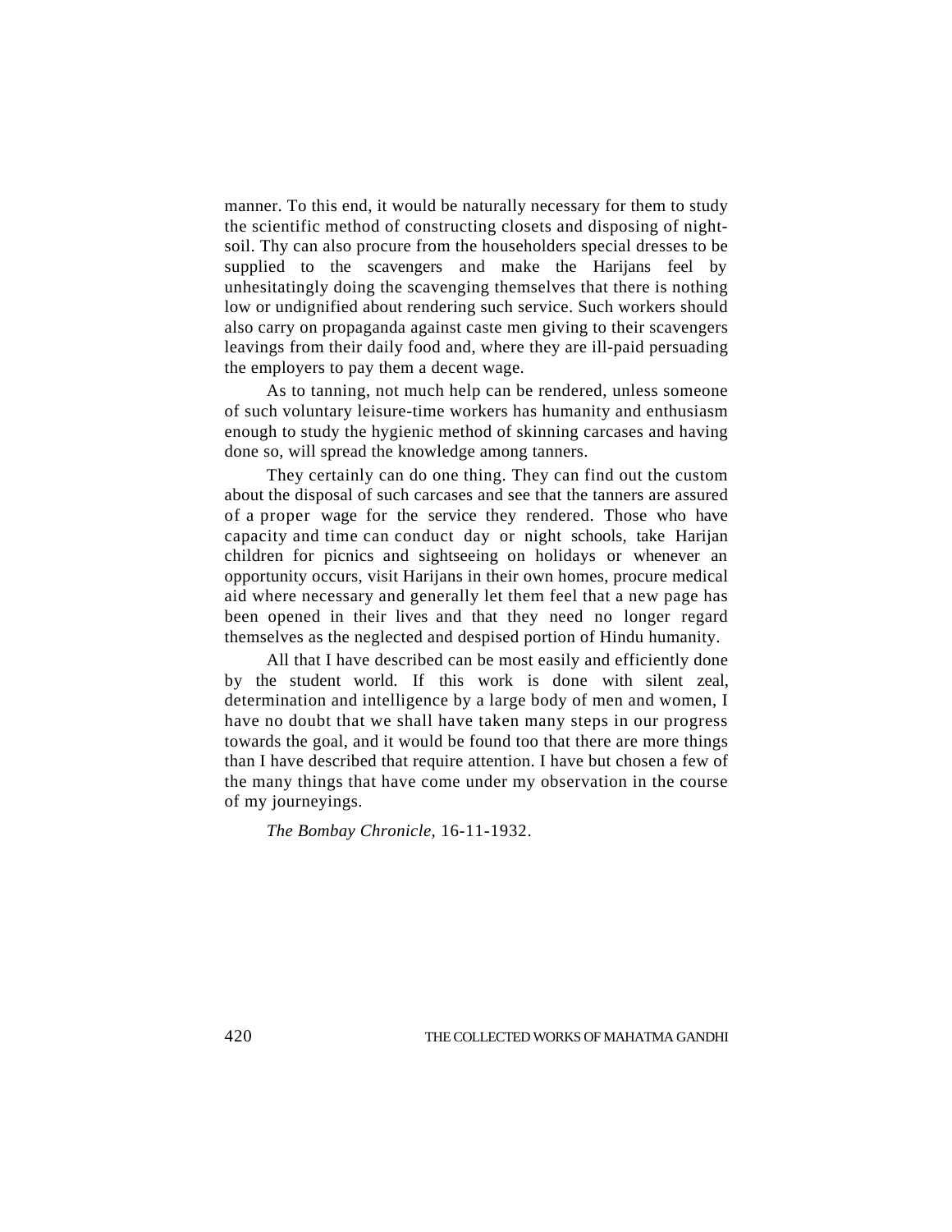manner. To this end, it would be naturally necessary for them to study the scientific method of constructing closets and disposing of night-soil. Thy can also procure from the householders special dresses to be supplied to the scavengers and make the Harijans feel by unhesitatingly doing the scavenging themselves that there is nothing low or undignified about rendering such service. Such workers should also carry on propaganda against caste men giving to their scavengers leavings from their daily food and, where they are ill-paid persuading the employers to pay them a decent wage.

As to tanning, not much help can be rendered, unless someone of such voluntary leisure-time workers has humanity and enthusiasm enough to study the hygienic method of skinning carcases and having done so, will spread the knowledge among tanners.

They certainly can do one thing. They can find out the custom about the disposal of such carcases and see that the tanners are assured of a proper wage for the service they rendered. Those who have capacity and time can conduct day or night schools, take Harijan children for picnics and sightseeing on holidays or whenever an opportunity occurs, visit Harijans in their own homes, procure medical aid where necessary and generally let them feel that a new page has been opened in their lives and that they need no longer regard themselves as the neglected and despised portion of Hindu humanity.

All that I have described can be most easily and efficiently done by the student world. If this work is done with silent zeal, determination and intelligence by a large body of men and women, I have no doubt that we shall have taken many steps in our progress towards the goal, and it would be found too that there are more things than I have described that require attention. I have but chosen a few of the many things that have come under my observation in the course of my journeyings.

*The Bombay Chronicle*, 16-11-1932.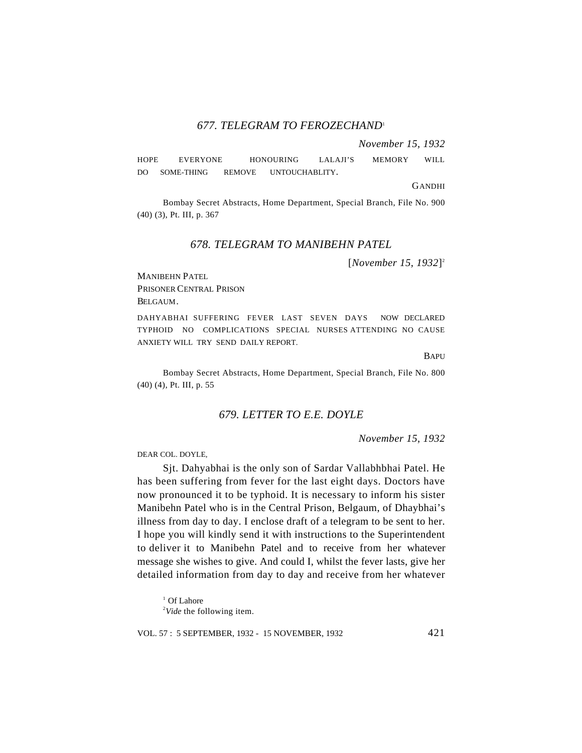## *677. TELEGRAM TO FEROZECHAND*[1]

*November 15, 1932*

HOPE EVERYONE HONOURING LALAJI'S MEMORY WILL DO SOME-THING REMOVE UNTOUCHABLITY.

GANDHI

Bombay Secret Abstracts, Home Department, Special Branch, File No. 900 (40) (3), Pt. III, p. 367

## *678. TELEGRAM TO MANIBEHN PATEL*

[*November 15, 1932*][2]

MANIBEHN PATEL
PRISONER CENTRAL PRISON
BELGAUM.

DAHYABHAI SUFFERING FEVER LAST SEVEN DAYS NOW DECLARED TYPHOID NO COMPLICATIONS SPECIAL NURSES ATTENDING NO CAUSE ANXIETY WILL TRY SEND DAILY REPORT.

BAPU

Bombay Secret Abstracts, Home Department, Special Branch, File No. 800 (40) (4), Pt. III, p. 55

## *679. LETTER TO E.E. DOYLE*

*November 15, 1932*

DEAR COL. DOYLE,

Sjt. Dahyabhai is the only son of Sardar Vallabhbhai Patel. He has been suffering from fever for the last eight days. Doctors have now pronounced it to be typhoid. It is necessary to inform his sister Manibehn Patel who is in the Central Prison, Belgaum, of Dhaybhai's illness from day to day. I enclose draft of a telegram to be sent to her. I hope you will kindly send it with instructions to the Superintendent to deliver it to Manibehn Patel and to receive from her whatever message she wishes to give. And could I, whilst the fever lasts, give her detailed information from day to day and receive from her whatever

[1] Of Lahore
[2] *Vide* the following item.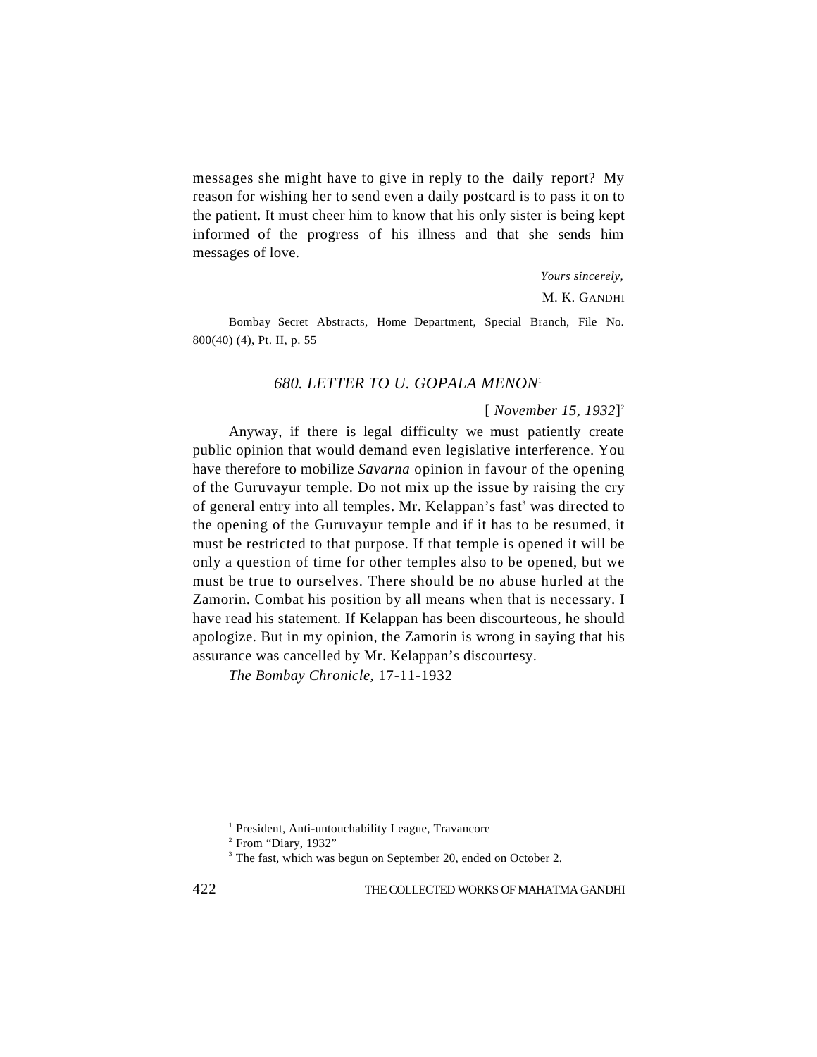messages she might have to give in reply to the daily report? My reason for wishing her to send even a daily postcard is to pass it on to the patient. It must cheer him to know that his only sister is being kept informed of the progress of his illness and that she sends him messages of love.

*Yours sincerely,*

M. K. GANDHI

Bombay Secret Abstracts, Home Department, Special Branch, File No. 800(40) (4), Pt. II, p. 55

### *680. LETTER TO U. GOPALA MENON*[1]

[ *November 15, 1932*][2]

Anyway, if there is legal difficulty we must patiently create public opinion that would demand even legislative interference. You have therefore to mobilize *Savarna* opinion in favour of the opening of the Guruvayur temple. Do not mix up the issue by raising the cry of general entry into all temples. Mr. Kelappan's fast[3] was directed to the opening of the Guruvayur temple and if it has to be resumed, it must be restricted to that purpose. If that temple is opened it will be only a question of time for other temples also to be opened, but we must be true to ourselves. There should be no abuse hurled at the Zamorin. Combat his position by all means when that is necessary. I have read his statement. If Kelappan has been discourteous, he should apologize. But in my opinion, the Zamorin is wrong in saying that his assurance was cancelled by Mr. Kelappan's discourtesy.

*The Bombay Chronicle,* 17-11-1932

[1] President, Anti-untouchability League, Travancore

[2] From "Diary, 1932"

[3] The fast, which was begun on September 20, ended on October 2.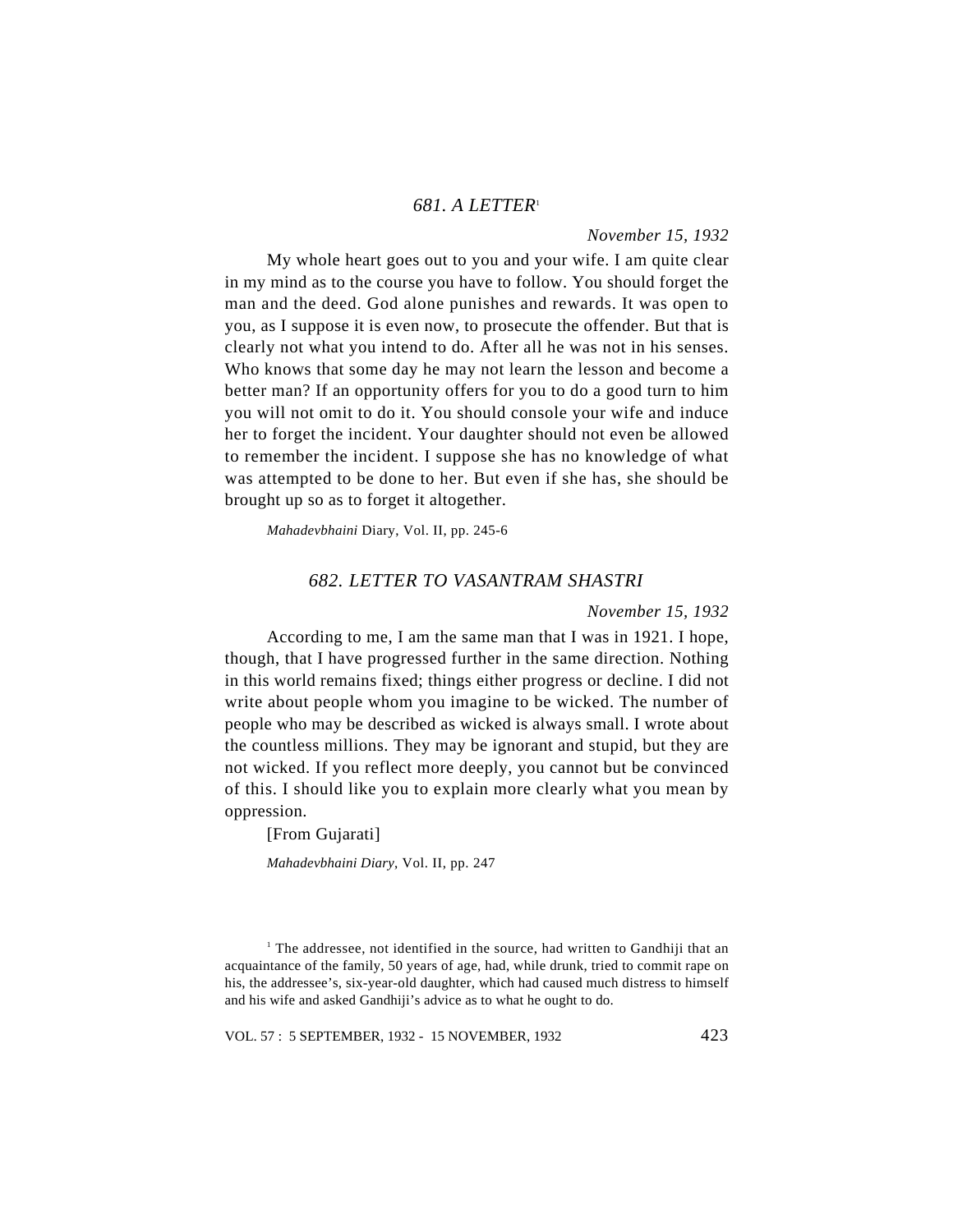### *681. A LETTER*[1]

*November 15, 1932*

My whole heart goes out to you and your wife. I am quite clear in my mind as to the course you have to follow. You should forget the man and the deed. God alone punishes and rewards. It was open to you, as I suppose it is even now, to prosecute the offender. But that is clearly not what you intend to do. After all he was not in his senses. Who knows that some day he may not learn the lesson and become a better man? If an opportunity offers for you to do a good turn to him you will not omit to do it. You should console your wife and induce her to forget the incident. Your daughter should not even be allowed to remember the incident. I suppose she has no knowledge of what was attempted to be done to her. But even if she has, she should be brought up so as to forget it altogether.

*Mahadevbhaini* Diary, Vol. II, pp. 245-6

### *682. LETTER TO VASANTRAM SHASTRI*

*November 15, 1932*

According to me, I am the same man that I was in 1921. I hope, though, that I have progressed further in the same direction. Nothing in this world remains fixed; things either progress or decline. I did not write about people whom you imagine to be wicked. The number of people who may be described as wicked is always small. I wrote about the countless millions. They may be ignorant and stupid, but they are not wicked. If you reflect more deeply, you cannot but be convinced of this. I should like you to explain more clearly what you mean by oppression.

[From Gujarati]

*Mahadevbhaini Diary*, Vol. II, pp. 247

[1] The addressee, not identified in the source, had written to Gandhiji that an acquaintance of the family, 50 years of age, had, while drunk, tried to commit rape on his, the addressee's, six-year-old daughter, which had caused much distress to himself and his wife and asked Gandhiji's advice as to what he ought to do.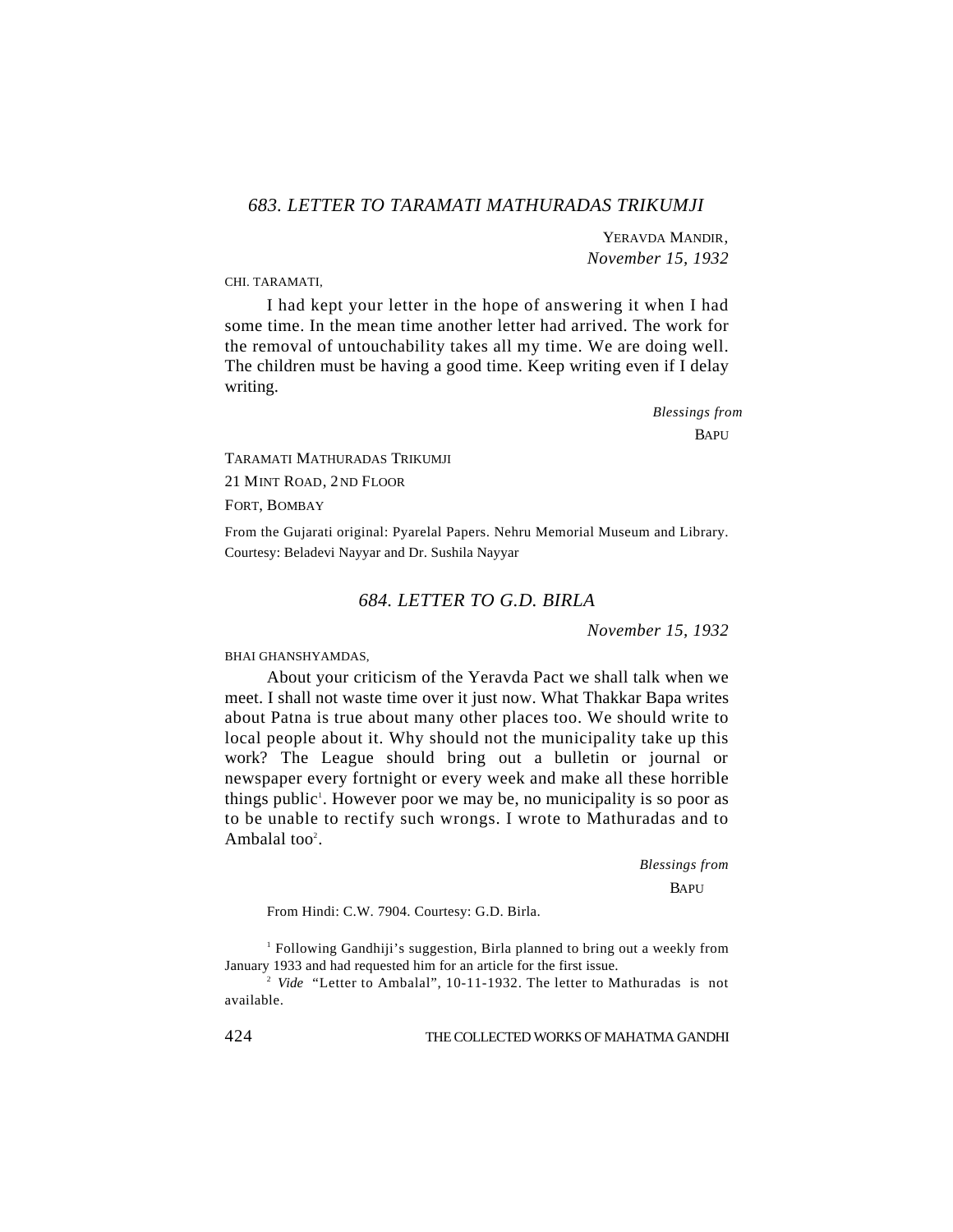## *683. LETTER TO TARAMATI MATHURADAS TRIKUMJI*

YERAVDA MANDIR,
*November 15, 1932*

CHI. TARAMATI,

I had kept your letter in the hope of answering it when I had some time. In the mean time another letter had arrived. The work for the removal of untouchability takes all my time. We are doing well. The children must be having a good time. Keep writing even if I delay writing.

*Blessings from*
BAPU

TARAMATI MATHURADAS TRIKUMJI
21 MINT ROAD, 2ND FLOOR
FORT, BOMBAY

From the Gujarati original: Pyarelal Papers. Nehru Memorial Museum and Library. Courtesy: Beladevi Nayyar and Dr. Sushila Nayyar

## *684. LETTER TO G.D. BIRLA*

*November 15, 1932*

BHAI GHANSHYAMDAS,

About your criticism of the Yeravda Pact we shall talk when we meet. I shall not waste time over it just now. What Thakkar Bapa writes about Patna is true about many other places too. We should write to local people about it. Why should not the municipality take up this work? The League should bring out a bulletin or journal or newspaper every fortnight or every week and make all these horrible things public[1]. However poor we may be, no municipality is so poor as to be unable to rectify such wrongs. I wrote to Mathuradas and to Ambalal too[2].

*Blessings from*
BAPU

From Hindi: C.W. 7904. Courtesy: G.D. Birla.

[1] Following Gandhiji's suggestion, Birla planned to bring out a weekly from January 1933 and had requested him for an article for the first issue.

[2] *Vide* "Letter to Ambalal", 10-11-1932. The letter to Mathuradas is not available.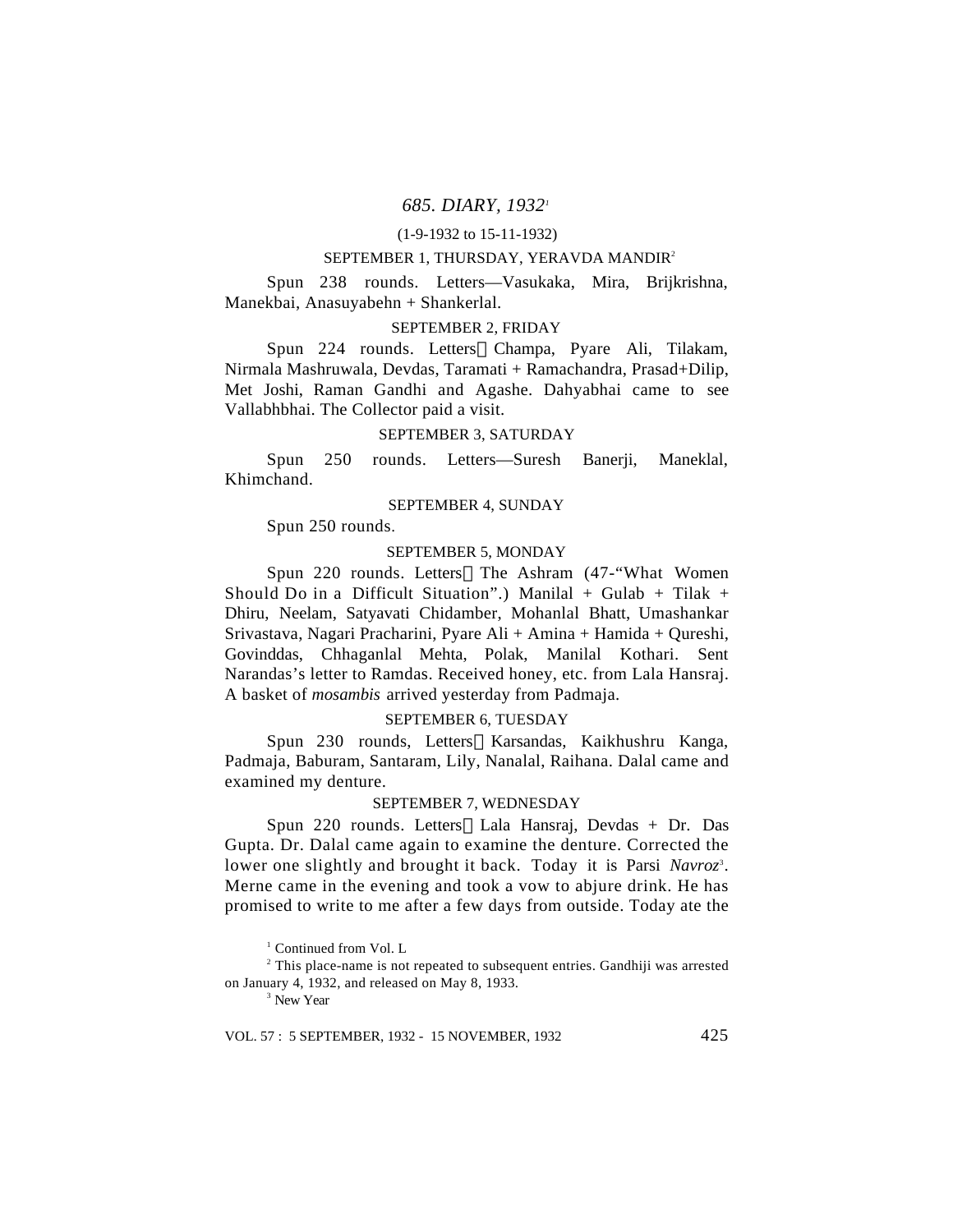# *685. DIARY, 1932*[1]

(1-9-1932 to 15-11-1932)

SEPTEMBER 1, THURSDAY, YERAVDA MANDIR[2]

Spun 238 rounds. Letters—Vasukaka, Mira, Brijkrishna, Manekbai, Anasuyabehn + Shankerlal.

SEPTEMBER 2, FRIDAY

Spun 224 rounds. Letters—Champa, Pyare Ali, Tilakam, Nirmala Mashruwala, Devdas, Taramati + Ramachandra, Prasad+Dilip, Met Joshi, Raman Gandhi and Agashe. Dahyabhai came to see Vallabhbhai. The Collector paid a visit.

SEPTEMBER 3, SATURDAY

Spun 250 rounds. Letters—Suresh Banerji, Maneklal, Khimchand.

SEPTEMBER 4, SUNDAY

Spun 250 rounds.

SEPTEMBER 5, MONDAY

Spun 220 rounds. Letters—The Ashram (47-"What Women Should Do in a Difficult Situation".) Manilal + Gulab + Tilak + Dhiru, Neelam, Satyavati Chidamber, Mohanlal Bhatt, Umashankar Srivastava, Nagari Pracharini, Pyare Ali + Amina + Hamida + Qureshi, Govinddas, Chhaganlal Mehta, Polak, Manilal Kothari. Sent Narandas's letter to Ramdas. Received honey, etc. from Lala Hansraj. A basket of *mosambis* arrived yesterday from Padmaja.

SEPTEMBER 6, TUESDAY

Spun 230 rounds, Letters—Karsandas, Kaikhushru Kanga, Padmaja, Baburam, Santaram, Lily, Nanalal, Raihana. Dalal came and examined my denture.

SEPTEMBER 7, WEDNESDAY

Spun 220 rounds. Letters—Lala Hansraj, Devdas + Dr. Das Gupta. Dr. Dalal came again to examine the denture. Corrected the lower one slightly and brought it back. Today it is Parsi *Navroz*[3]. Merne came in the evening and took a vow to abjure drink. He has promised to write to me after a few days from outside. Today ate the

[1] Continued from Vol. L

[2] This place-name is not repeated to subsequent entries. Gandhiji was arrested on January 4, 1932, and released on May 8, 1933.

[3] New Year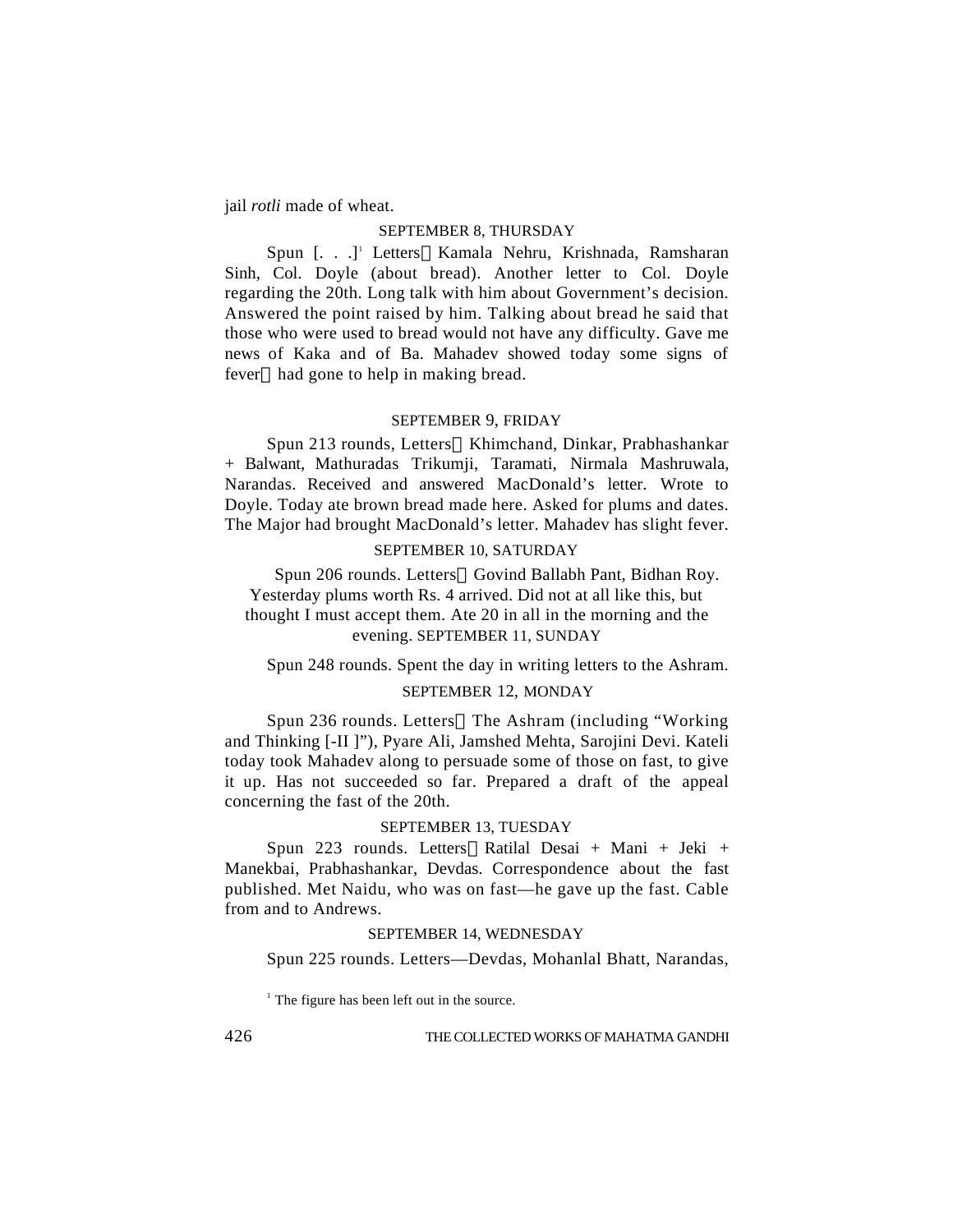jail *rotli* made of wheat.

SEPTEMBER 8, THURSDAY

Spun [. . .][1] Letters—Kamala Nehru, Krishnada, Ramsharan Sinh, Col. Doyle (about bread). Another letter to Col. Doyle regarding the 20th. Long talk with him about Government's decision. Answered the point raised by him. Talking about bread he said that those who were used to bread would not have any difficulty. Gave me news of Kaka and of Ba. Mahadev showed today some signs of fever—had gone to help in making bread.

SEPTEMBER 9, FRIDAY

Spun 213 rounds, Letters—Khimchand, Dinkar, Prabhashankar + Balwant, Mathuradas Trikumji, Taramati, Nirmala Mashruwala, Narandas. Received and answered MacDonald's letter. Wrote to Doyle. Today ate brown bread made here. Asked for plums and dates. The Major had brought MacDonald's letter. Mahadev has slight fever.

SEPTEMBER 10, SATURDAY

Spun 206 rounds. Letters—Govind Ballabh Pant, Bidhan Roy. Yesterday plums worth Rs. 4 arrived. Did not at all like this, but thought I must accept them. Ate 20 in all in the morning and the evening.

SEPTEMBER 11, SUNDAY

Spun 248 rounds. Spent the day in writing letters to the Ashram.

SEPTEMBER 12, MONDAY

Spun 236 rounds. Letters—The Ashram (including "Working and Thinking [-II ]"), Pyare Ali, Jamshed Mehta, Sarojini Devi. Kateli today took Mahadev along to persuade some of those on fast, to give it up. Has not succeeded so far. Prepared a draft of the appeal concerning the fast of the 20th.

SEPTEMBER 13, TUESDAY

Spun 223 rounds. Letters—Ratilal Desai + Mani + Jeki + Manekbai, Prabhashankar, Devdas. Correspondence about the fast published. Met Naidu, who was on fast—he gave up the fast. Cable from and to Andrews.

SEPTEMBER 14, WEDNESDAY

Spun 225 rounds. Letters—Devdas, Mohanlal Bhatt, Narandas,

[1] The figure has been left out in the source.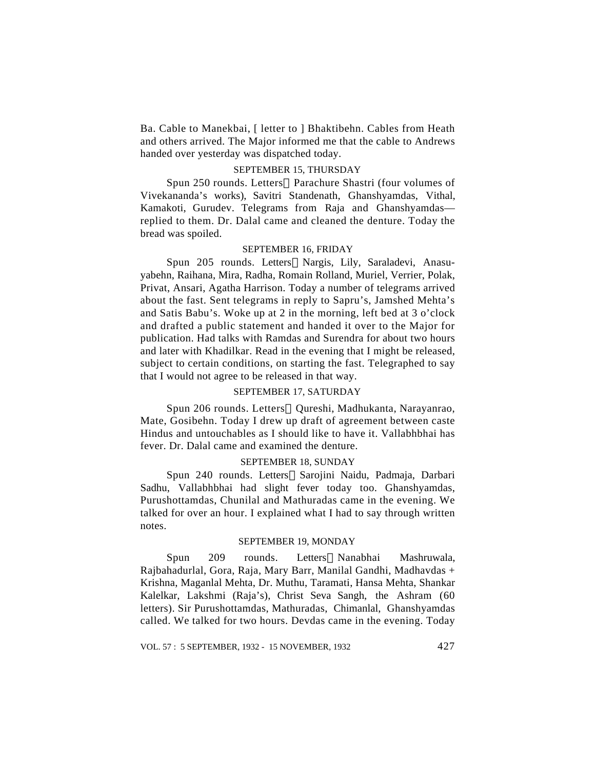Ba. Cable to Manekbai, [ letter to ] Bhaktibehn. Cables from Heath and others arrived. The Major informed me that the cable to Andrews handed over yesterday was dispatched today.

SEPTEMBER 15, THURSDAY

Spun 250 rounds. Letters: Parachure Shastri (four volumes of Vivekananda's works), Savitri Standenath, Ghanshyamdas, Vithal, Kamakoti, Gurudev. Telegrams from Raja and Ghanshyamdas—replied to them. Dr. Dalal came and cleaned the denture. Today the bread was spoiled.

SEPTEMBER 16, FRIDAY

Spun 205 rounds. Letters: Nargis, Lily, Saraladevi, Anasuyabehn, Raihana, Mira, Radha, Romain Rolland, Muriel, Verrier, Polak, Privat, Ansari, Agatha Harrison. Today a number of telegrams arrived about the fast. Sent telegrams in reply to Sapru's, Jamshed Mehta's and Satis Babu's. Woke up at 2 in the morning, left bed at 3 o'clock and drafted a public statement and handed it over to the Major for publication. Had talks with Ramdas and Surendra for about two hours and later with Khadilkar. Read in the evening that I might be released, subject to certain conditions, on starting the fast. Telegraphed to say that I would not agree to be released in that way.

SEPTEMBER 17, SATURDAY

Spun 206 rounds. Letters: Qureshi, Madhukanta, Narayanrao, Mate, Gosibehn. Today I drew up draft of agreement between caste Hindus and untouchables as I should like to have it. Vallabhbhai has fever. Dr. Dalal came and examined the denture.

SEPTEMBER 18, SUNDAY

Spun 240 rounds. Letters: Sarojini Naidu, Padmaja, Darbari Sadhu, Vallabhbhai had slight fever today too. Ghanshyamdas, Purushottamdas, Chunilal and Mathuradas came in the evening. We talked for over an hour. I explained what I had to say through written notes.

SEPTEMBER 19, MONDAY

Spun 209 rounds. Letters: Nanabhai Mashruwala, Rajbahadurlal, Gora, Raja, Mary Barr, Manilal Gandhi, Madhavdas + Krishna, Maganlal Mehta, Dr. Muthu, Taramati, Hansa Mehta, Shankar Kalelkar, Lakshmi (Raja's), Christ Seva Sangh, the Ashram (60 letters). Sir Purushottamdas, Mathuradas, Chimanlal, Ghanshyamdas called. We talked for two hours. Devdas came in the evening. Today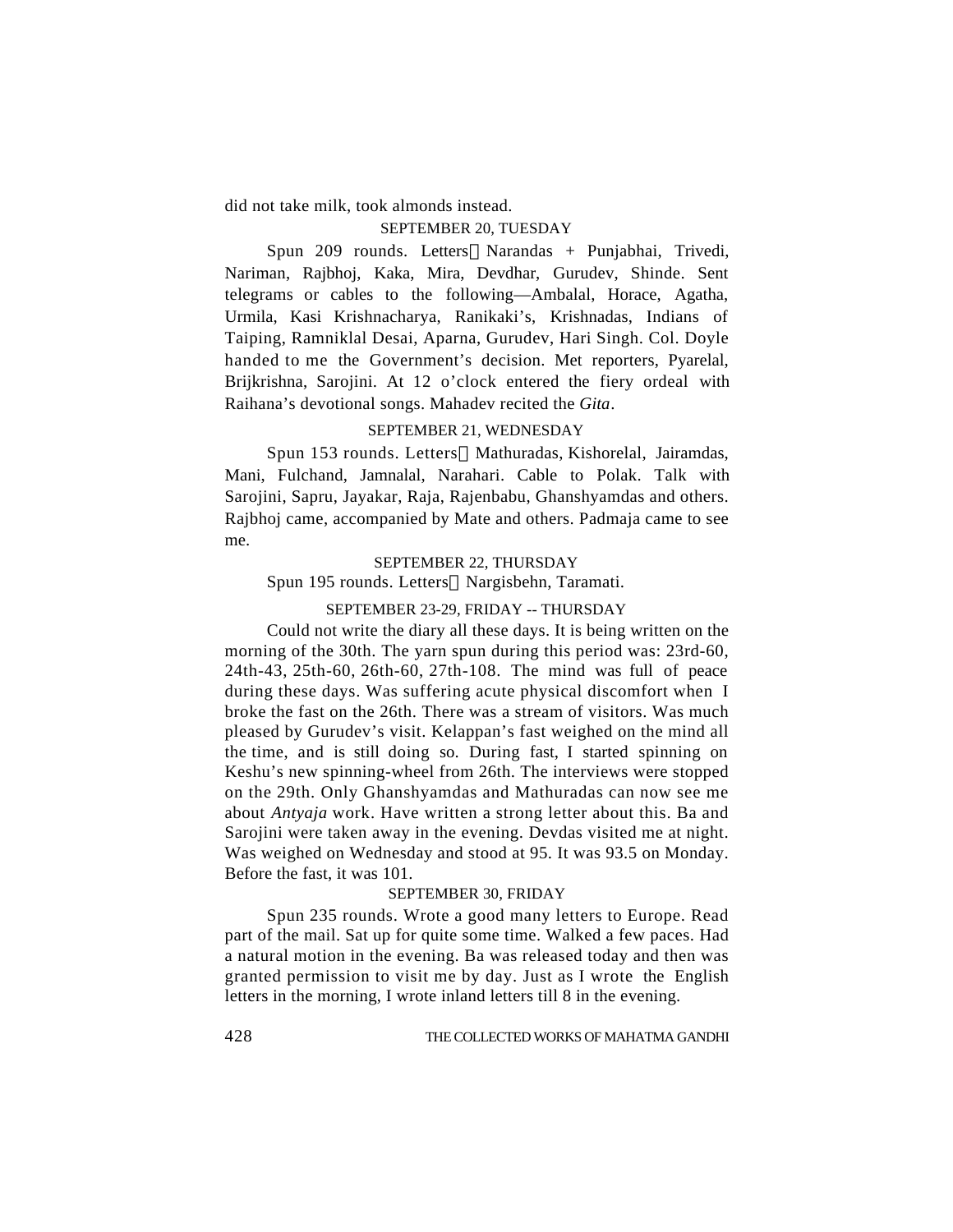did not take milk, took almonds instead.

SEPTEMBER 20, TUESDAY

Spun 209 rounds. Letters—Narandas + Punjabhai, Trivedi, Nariman, Rajbhoj, Kaka, Mira, Devdhar, Gurudev, Shinde. Sent telegrams or cables to the following—Ambalal, Horace, Agatha, Urmila, Kasi Krishnacharya, Ranikaki's, Krishnadas, Indians of Taiping, Ramniklal Desai, Aparna, Gurudev, Hari Singh. Col. Doyle handed to me the Government's decision. Met reporters, Pyarelal, Brijkrishna, Sarojini. At 12 o'clock entered the fiery ordeal with Raihana's devotional songs. Mahadev recited the *Gita*.

SEPTEMBER 21, WEDNESDAY

Spun 153 rounds. Letters—Mathuradas, Kishorelal, Jairamdas, Mani, Fulchand, Jamnalal, Narahari. Cable to Polak. Talk with Sarojini, Sapru, Jayakar, Raja, Rajenbabu, Ghanshyamdas and others. Rajbhoj came, accompanied by Mate and others. Padmaja came to see me.

SEPTEMBER 22, THURSDAY

Spun 195 rounds. Letters—Nargisbehn, Taramati.

SEPTEMBER 23-29, FRIDAY -- THURSDAY

Could not write the diary all these days. It is being written on the morning of the 30th. The yarn spun during this period was: 23rd-60, 24th-43, 25th-60, 26th-60, 27th-108. The mind was full of peace during these days. Was suffering acute physical discomfort when I broke the fast on the 26th. There was a stream of visitors. Was much pleased by Gurudev's visit. Kelappan's fast weighed on the mind all the time, and is still doing so. During fast, I started spinning on Keshu's new spinning-wheel from 26th. The interviews were stopped on the 29th. Only Ghanshyamdas and Mathuradas can now see me about *Antyaja* work. Have written a strong letter about this. Ba and Sarojini were taken away in the evening. Devdas visited me at night. Was weighed on Wednesday and stood at 95. It was 93.5 on Monday. Before the fast, it was 101.

SEPTEMBER 30, FRIDAY

Spun 235 rounds. Wrote a good many letters to Europe. Read part of the mail. Sat up for quite some time. Walked a few paces. Had a natural motion in the evening. Ba was released today and then was granted permission to visit me by day. Just as I wrote the English letters in the morning, I wrote inland letters till 8 in the evening.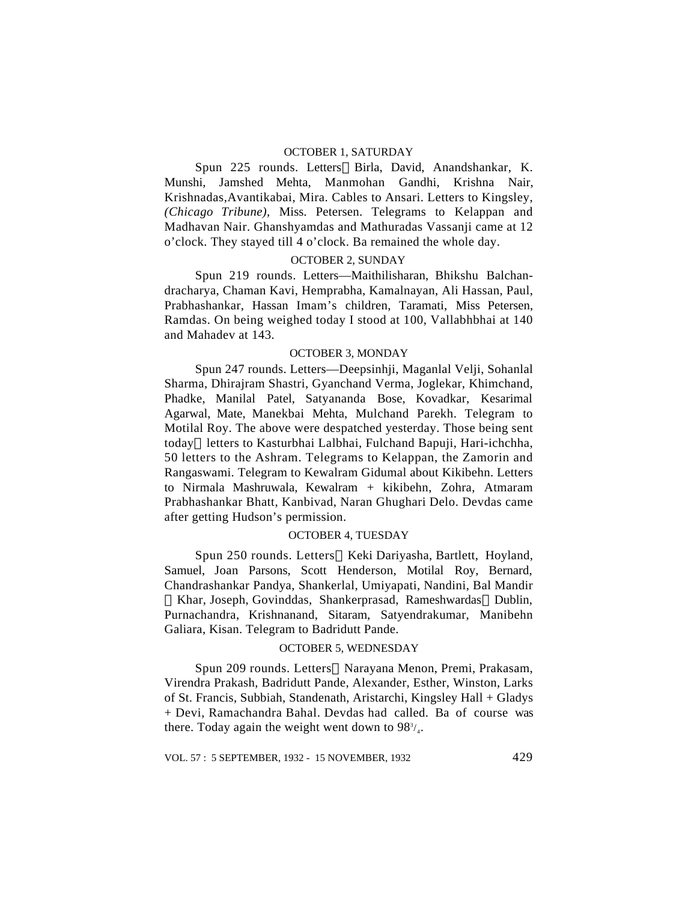OCTOBER 1, SATURDAY

Spun 225 rounds. Letters—Birla, David, Anandshankar, K. Munshi, Jamshed Mehta, Manmohan Gandhi, Krishna Nair, Krishnadas,Avantikabai, Mira. Cables to Ansari. Letters to Kingsley, *(Chicago Tribune),* Miss. Petersen. Telegrams to Kelappan and Madhavan Nair. Ghanshyamdas and Mathuradas Vassanji came at 12 o'clock. They stayed till 4 o'clock. Ba remained the whole day.

OCTOBER 2, SUNDAY

Spun 219 rounds. Letters—Maithilisharan, Bhikshu Balchandracharya, Chaman Kavi, Hemprabha, Kamalnayan, Ali Hassan, Paul, Prabhashankar, Hassan Imam's children, Taramati, Miss Petersen, Ramdas. On being weighed today I stood at 100, Vallabhbhai at 140 and Mahadev at 143.

OCTOBER 3, MONDAY

Spun 247 rounds. Letters—Deepsinhji, Maganlal Velji, Sohanlal Sharma, Dhirajram Shastri, Gyanchand Verma, Joglekar, Khimchand, Phadke, Manilal Patel, Satyananda Bose, Kovadkar, Kesarimal Agarwal, Mate, Manekbai Mehta, Mulchand Parekh. Telegram to Motilal Roy. The above were despatched yesterday. Those being sent today—letters to Kasturbhai Lalbhai, Fulchand Bapuji, Hari-ichchha, 50 letters to the Ashram. Telegrams to Kelappan, the Zamorin and Rangaswami. Telegram to Kewalram Gidumal about Kikibehn. Letters to Nirmala Mashruwala, Kewalram + kikibehn, Zohra, Atmaram Prabhashankar Bhatt, Kanbivad, Naran Ghughari Delo. Devdas came after getting Hudson's permission.

OCTOBER 4, TUESDAY

Spun 250 rounds. Letters—Keki Dariyasha, Bartlett, Hoyland, Samuel, Joan Parsons, Scott Henderson, Motilal Roy, Bernard, Chandrashankar Pandya, Shankerlal, Umiyapati, Nandini, Bal Mandir—Khar, Joseph, Govinddas, Shankerprasad, Rameshwardas—Dublin, Purnachandra, Krishnanand, Sitaram, Satyendrakumar, Manibehn Galiara, Kisan. Telegram to Badridutt Pande.

OCTOBER 5, WEDNESDAY

Spun 209 rounds. Letters—Narayana Menon, Premi, Prakasam, Virendra Prakash, Badridutt Pande, Alexander, Esther, Winston, Larks of St. Francis, Subbiah, Standenath, Aristarchi, Kingsley Hall + Gladys + Devi, Ramachandra Bahal. Devdas had called. Ba of course was there. Today again the weight went down to $98^{3}/_{4}$.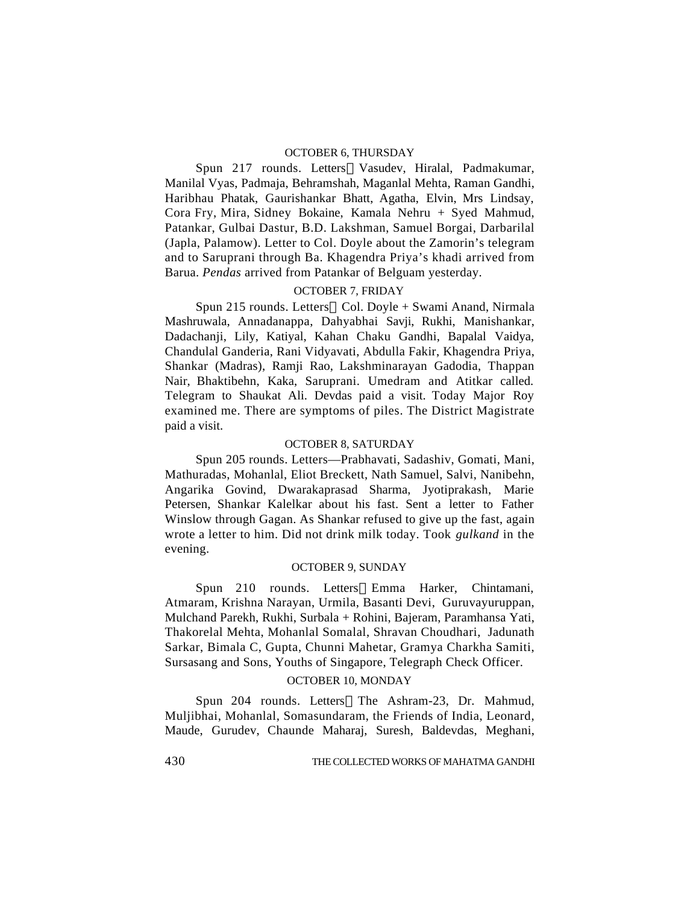OCTOBER 6, THURSDAY

Spun 217 rounds. Letters—Vasudev, Hiralal, Padmakumar, Manilal Vyas, Padmaja, Behramshah, Maganlal Mehta, Raman Gandhi, Haribhau Phatak, Gaurishankar Bhatt, Agatha, Elvin, Mrs Lindsay, Cora Fry, Mira, Sidney Bokaine, Kamala Nehru + Syed Mahmud, Patankar, Gulbai Dastur, B.D. Lakshman, Samuel Borgai, Darbarilal (Japla, Palamow). Letter to Col. Doyle about the Zamorin's telegram and to Saruprani through Ba. Khagendra Priya's khadi arrived from Barua. *Pendas* arrived from Patankar of Belguam yesterday.

OCTOBER 7, FRIDAY

Spun 215 rounds. Letters—Col. Doyle + Swami Anand, Nirmala Mashruwala, Annadanappa, Dahyabhai Savji, Rukhi, Manishankar, Dadachanji, Lily, Katiyal, Kahan Chaku Gandhi, Bapalal Vaidya, Chandulal Ganderia, Rani Vidyavati, Abdulla Fakir, Khagendra Priya, Shankar (Madras), Ramji Rao, Lakshminarayan Gadodia, Thappan Nair, Bhaktibehn, Kaka, Saruprani. Umedram and Atitkar called. Telegram to Shaukat Ali. Devdas paid a visit. Today Major Roy examined me. There are symptoms of piles. The District Magistrate paid a visit.

OCTOBER 8, SATURDAY

Spun 205 rounds. Letters—Prabhavati, Sadashiv, Gomati, Mani, Mathuradas, Mohanlal, Eliot Breckett, Nath Samuel, Salvi, Nanibehn, Angarika Govind, Dwarakaprasad Sharma, Jyotiprakash, Marie Petersen, Shankar Kalelkar about his fast. Sent a letter to Father Winslow through Gagan. As Shankar refused to give up the fast, again wrote a letter to him. Did not drink milk today. Took *gulkand* in the evening.

OCTOBER 9, SUNDAY

Spun 210 rounds. Letters—Emma Harker, Chintamani, Atmaram, Krishna Narayan, Urmila, Basanti Devi, Guruvayuruppan, Mulchand Parekh, Rukhi, Surbala + Rohini, Bajeram, Paramhansa Yati, Thakorelal Mehta, Mohanlal Somalal, Shravan Choudhari, Jadunath Sarkar, Bimala C, Gupta, Chunni Mahetar, Gramya Charkha Samiti, Sursasang and Sons, Youths of Singapore, Telegraph Check Officer.

OCTOBER 10, MONDAY

Spun 204 rounds. Letters—The Ashram-23, Dr. Mahmud, Muljibhai, Mohanlal, Somasundaram, the Friends of India, Leonard, Maude, Gurudev, Chaunde Maharaj, Suresh, Baldevdas, Meghani,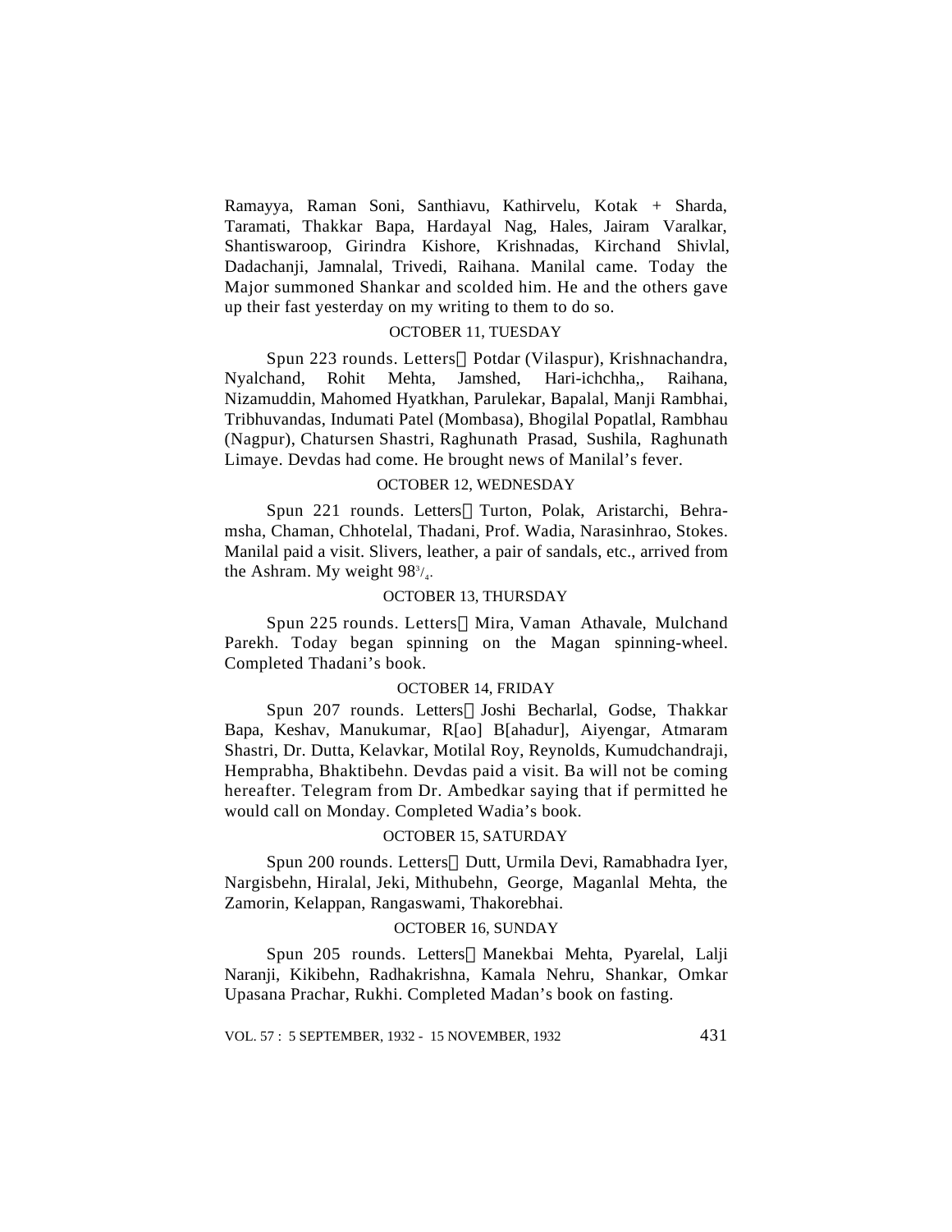Ramayya, Raman Soni, Santhiavu, Kathirvelu, Kotak + Sharda, Taramati, Thakkar Bapa, Hardayal Nag, Hales, Jairam Varalkar, Shantiswaroop, Girindra Kishore, Krishnadas, Kirchand Shivlal, Dadachanji, Jamnalal, Trivedi, Raihana. Manilal came. Today the Major summoned Shankar and scolded him. He and the others gave up their fast yesterday on my writing to them to do so.

OCTOBER 11, TUESDAY

Spun 223 rounds. Letters: Potdar (Vilaspur), Krishnachandra, Nyalchand, Rohit Mehta, Jamshed, Hari-ichchha,, Raihana, Nizamuddin, Mahomed Hyatkhan, Parulekar, Bapalal, Manji Rambhai, Tribhuvandas, Indumati Patel (Mombasa), Bhogilal Popatlal, Rambhau (Nagpur), Chatursen Shastri, Raghunath Prasad, Sushila, Raghunath Limaye. Devdas had come. He brought news of Manilal's fever.

OCTOBER 12, WEDNESDAY

Spun 221 rounds. Letters: Turton, Polak, Aristarchi, Behramsha, Chaman, Chhotelal, Thadani, Prof. Wadia, Narasinhrao, Stokes. Manilal paid a visit. Slivers, leather, a pair of sandals, etc., arrived from the Ashram. My weight 98$^3/_4$.

OCTOBER 13, THURSDAY

Spun 225 rounds. Letters: Mira, Vaman Athavale, Mulchand Parekh. Today began spinning on the Magan spinning-wheel. Completed Thadani's book.

OCTOBER 14, FRIDAY

Spun 207 rounds. Letters: Joshi Becharlal, Godse, Thakkar Bapa, Keshav, Manukumar, R[ao] B[ahadur], Aiyengar, Atmaram Shastri, Dr. Dutta, Kelavkar, Motilal Roy, Reynolds, Kumudchandraji, Hemprabha, Bhaktibehn. Devdas paid a visit. Ba will not be coming hereafter. Telegram from Dr. Ambedkar saying that if permitted he would call on Monday. Completed Wadia's book.

OCTOBER 15, SATURDAY

Spun 200 rounds. Letters: Dutt, Urmila Devi, Ramabhadra Iyer, Nargisbehn, Hiralal, Jeki, Mithubehn, George, Maganlal Mehta, the Zamorin, Kelappan, Rangaswami, Thakorebhai.

OCTOBER 16, SUNDAY

Spun 205 rounds. Letters: Manekbai Mehta, Pyarelal, Lalji Naranji, Kikibehn, Radhakrishna, Kamala Nehru, Shankar, Omkar Upasana Prachar, Rukhi. Completed Madan's book on fasting.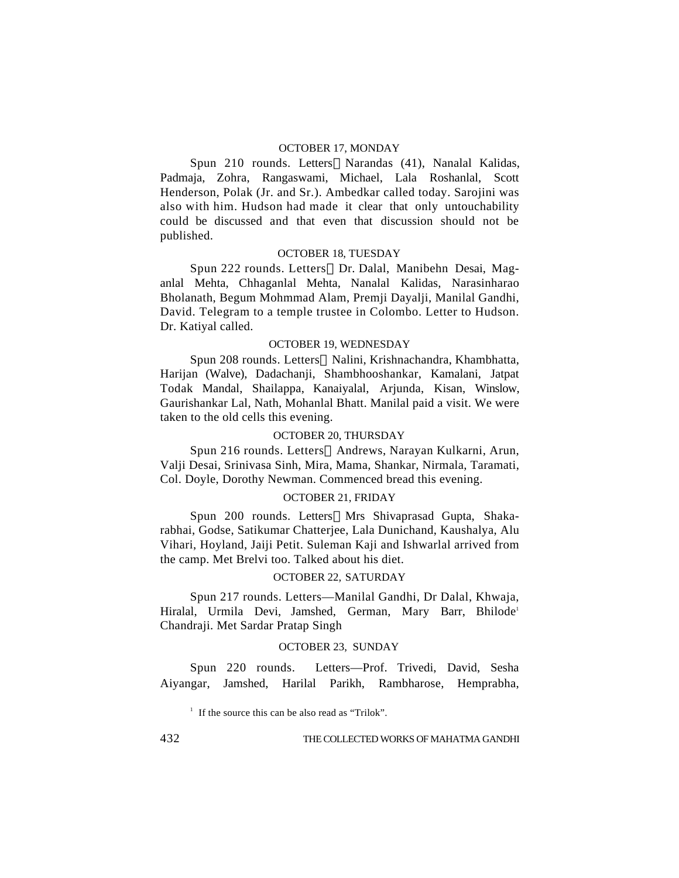OCTOBER 17, MONDAY

Spun 210 rounds. Letters—Narandas (41), Nanalal Kalidas, Padmaja, Zohra, Rangaswami, Michael, Lala Roshanlal, Scott Henderson, Polak (Jr. and Sr.). Ambedkar called today. Sarojini was also with him. Hudson had made it clear that only untouchability could be discussed and that even that discussion should not be published.

OCTOBER 18, TUESDAY

Spun 222 rounds. Letters—Dr. Dalal, Manibehn Desai, Maganlal Mehta, Chhaganlal Mehta, Nanalal Kalidas, Narasinharao Bholanath, Begum Mohmmad Alam, Premji Dayalji, Manilal Gandhi, David. Telegram to a temple trustee in Colombo. Letter to Hudson. Dr. Katiyal called.

OCTOBER 19, WEDNESDAY

Spun 208 rounds. Letters—Nalini, Krishnachandra, Khambhatta, Harijan (Walve), Dadachanji, Shambhooshankar, Kamalani, Jatpat Todak Mandal, Shailappa, Kanaiyalal, Arjunda, Kisan, Winslow, Gaurishankar Lal, Nath, Mohanlal Bhatt. Manilal paid a visit. We were taken to the old cells this evening.

OCTOBER 20, THURSDAY

Spun 216 rounds. Letters—Andrews, Narayan Kulkarni, Arun, Valji Desai, Srinivasa Sinh, Mira, Mama, Shankar, Nirmala, Taramati, Col. Doyle, Dorothy Newman. Commenced bread this evening.

OCTOBER 21, FRIDAY

Spun 200 rounds. Letters—Mrs Shivaprasad Gupta, Shakarabhai, Godse, Satikumar Chatterjee, Lala Dunichand, Kaushalya, Alu Vihari, Hoyland, Jaiji Petit. Suleman Kaji and Ishwarlal arrived from the camp. Met Brelvi too. Talked about his diet.

OCTOBER 22, SATURDAY

Spun 217 rounds. Letters—Manilal Gandhi, Dr Dalal, Khwaja, Hiralal, Urmila Devi, Jamshed, German, Mary Barr, Bhilode[1] Chandraji. Met Sardar Pratap Singh

OCTOBER 23, SUNDAY

Spun 220 rounds. Letters—Prof. Trivedi, David, Sesha Aiyangar, Jamshed, Harilal Parikh, Rambharose, Hemprabha,

[1] If the source this can be also read as "Trilok".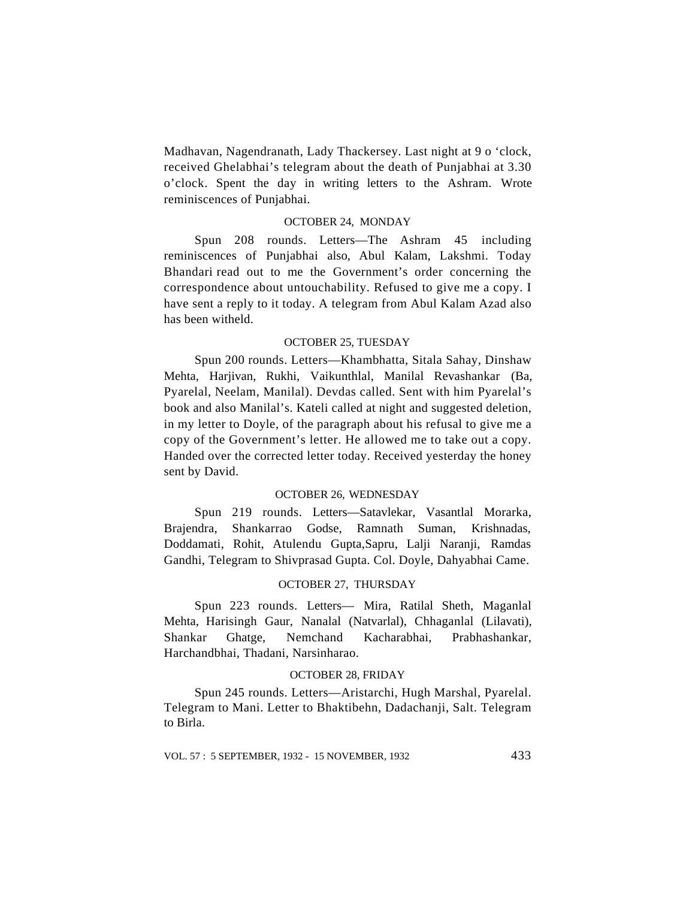Madhavan, Nagendranath, Lady Thackersey. Last night at 9 o 'clock, received Ghelabhai's telegram about the death of Punjabhai at 3.30 o'clock. Spent the day in writing letters to the Ashram. Wrote reminiscences of Punjabhai.

OCTOBER 24, MONDAY

Spun 208 rounds. Letters—The Ashram 45 including reminiscences of Punjabhai also, Abul Kalam, Lakshmi. Today Bhandari read out to me the Government's order concerning the correspondence about untouchability. Refused to give me a copy. I have sent a reply to it today. A telegram from Abul Kalam Azad also has been witheld.

OCTOBER 25, TUESDAY

Spun 200 rounds. Letters—Khambhatta, Sitala Sahay, Dinshaw Mehta, Harjivan, Rukhi, Vaikunthlal, Manilal Revashankar (Ba, Pyarelal, Neelam, Manilal). Devdas called. Sent with him Pyarelal's book and also Manilal's. Kateli called at night and suggested deletion, in my letter to Doyle, of the paragraph about his refusal to give me a copy of the Government's letter. He allowed me to take out a copy. Handed over the corrected letter today. Received yesterday the honey sent by David.

OCTOBER 26, WEDNESDAY

Spun 219 rounds. Letters—Satavlekar, Vasantlal Morarka, Brajendra, Shankarrao Godse, Ramnath Suman, Krishnadas, Doddamati, Rohit, Atulendu Gupta,Sapru, Lalji Naranji, Ramdas Gandhi, Telegram to Shivprasad Gupta. Col. Doyle, Dahyabhai Came.

OCTOBER 27, THURSDAY

Spun 223 rounds. Letters— Mira, Ratilal Sheth, Maganlal Mehta, Harisingh Gaur, Nanalal (Natvarlal), Chhaganlal (Lilavati), Shankar Ghatge, Nemchand Kacharabhai, Prabhashankar, Harchandbhai, Thadani, Narsinharao.

OCTOBER 28, FRIDAY

Spun 245 rounds. Letters—Aristarchi, Hugh Marshal, Pyarelal. Telegram to Mani. Letter to Bhaktibehn, Dadachanji, Salt. Telegram to Birla.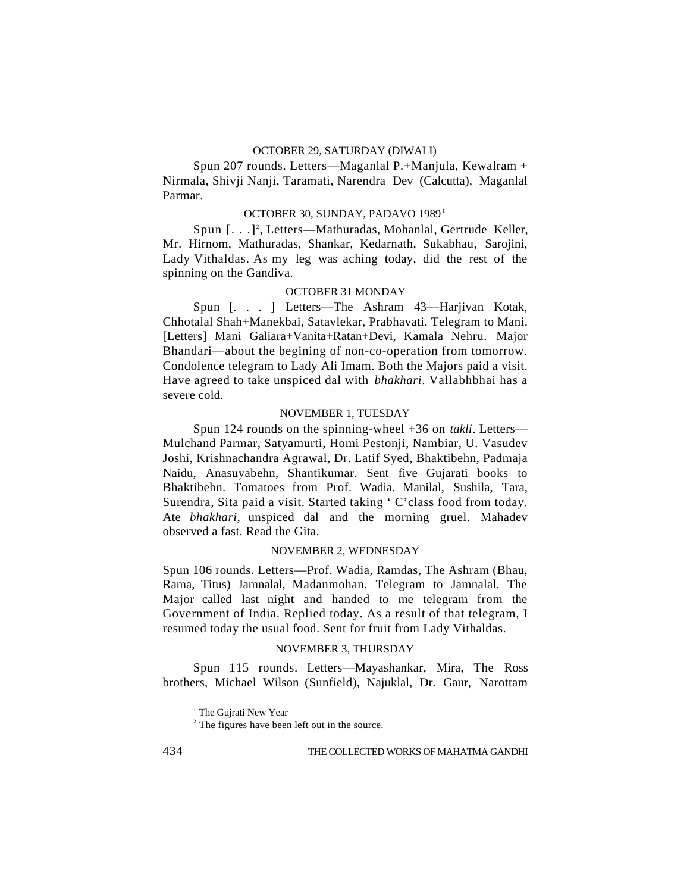OCTOBER 29, SATURDAY (DIWALI)

Spun 207 rounds. Letters—Maganlal P.+Manjula, Kewalram + Nirmala, Shivji Nanji, Taramati, Narendra Dev (Calcutta), Maganlal Parmar.

OCTOBER 30, SUNDAY, PADAVO 1989[1]

Spun [. . .][2], Letters—Mathuradas, Mohanlal, Gertrude Keller, Mr. Hirnom, Mathuradas, Shankar, Kedarnath, Sukabhau, Sarojini, Lady Vithaldas. As my leg was aching today, did the rest of the spinning on the Gandiva.

OCTOBER 31 MONDAY

Spun [. . . ] Letters—The Ashram 43—Harjivan Kotak, Chhotalal Shah+Manekbai, Satavlekar, Prabhavati. Telegram to Mani. [Letters] Mani Galiara+Vanita+Ratan+Devi, Kamala Nehru. Major Bhandari—about the begining of non-co-operation from tomorrow. Condolence telegram to Lady Ali Imam. Both the Majors paid a visit. Have agreed to take unspiced dal with *bhakhari*. Vallabhbhai has a severe cold.

NOVEMBER 1, TUESDAY

Spun 124 rounds on the spinning-wheel +36 on *takli*. Letters—Mulchand Parmar, Satyamurti, Homi Pestonji, Nambiar, U. Vasudev Joshi, Krishnachandra Agrawal, Dr. Latif Syed, Bhaktibehn, Padmaja Naidu, Anasuyabehn, Shantikumar. Sent five Gujarati books to Bhaktibehn. Tomatoes from Prof. Wadia. Manilal, Sushila, Tara, Surendra, Sita paid a visit. Started taking ' C'class food from today. Ate *bhakhari*, unspiced dal and the morning gruel. Mahadev observed a fast. Read the Gita.

NOVEMBER 2, WEDNESDAY

Spun 106 rounds. Letters—Prof. Wadia, Ramdas, The Ashram (Bhau, Rama, Titus) Jamnalal, Madanmohan. Telegram to Jamnalal. The Major called last night and handed to me telegram from the Government of India. Replied today. As a result of that telegram, I resumed today the usual food. Sent for fruit from Lady Vithaldas.

NOVEMBER 3, THURSDAY

Spun 115 rounds. Letters—Mayashankar, Mira, The Ross brothers, Michael Wilson (Sunfield), Najuklal, Dr. Gaur, Narottam

[1] The Gujrati New Year

[2] The figures have been left out in the source.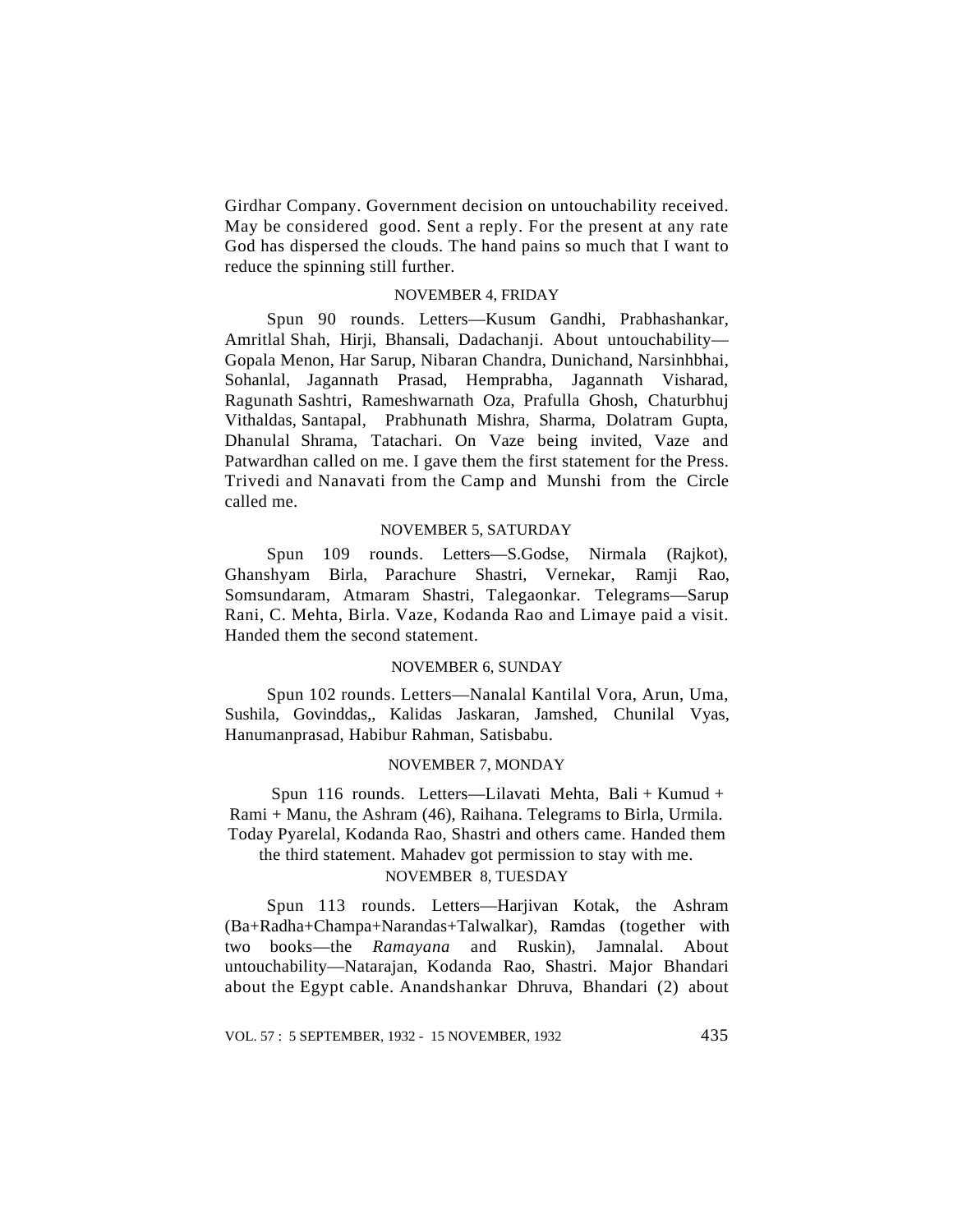Girdhar Company. Government decision on untouchability received. May be considered good. Sent a reply. For the present at any rate God has dispersed the clouds. The hand pains so much that I want to reduce the spinning still further.

NOVEMBER 4, FRIDAY

Spun 90 rounds. Letters—Kusum Gandhi, Prabhashankar, Amritlal Shah, Hirji, Bhansali, Dadachanji. About untouchability—Gopala Menon, Har Sarup, Nibaran Chandra, Dunichand, Narsinhbhai, Sohanlal, Jagannath Prasad, Hemprabha, Jagannath Visharad, Ragunath Sashtri, Rameshwarnath Oza, Prafulla Ghosh, Chaturbhuj Vithaldas, Santapal, Prabhunath Mishra, Sharma, Dolatram Gupta, Dhanulal Shrama, Tatachari. On Vaze being invited, Vaze and Patwardhan called on me. I gave them the first statement for the Press. Trivedi and Nanavati from the Camp and Munshi from the Circle called me.

NOVEMBER 5, SATURDAY

Spun 109 rounds. Letters—S.Godse, Nirmala (Rajkot), Ghanshyam Birla, Parachure Shastri, Vernekar, Ramji Rao, Somsundaram, Atmaram Shastri, Talegaonkar. Telegrams—Sarup Rani, C. Mehta, Birla. Vaze, Kodanda Rao and Limaye paid a visit. Handed them the second statement.

NOVEMBER 6, SUNDAY

Spun 102 rounds. Letters—Nanalal Kantilal Vora, Arun, Uma, Sushila, Govinddas,, Kalidas Jaskaran, Jamshed, Chunilal Vyas, Hanumanprasad, Habibur Rahman, Satisbabu.

NOVEMBER 7, MONDAY

Spun 116 rounds. Letters—Lilavati Mehta, Bali + Kumud + Rami + Manu, the Ashram (46), Raihana. Telegrams to Birla, Urmila. Today Pyarelal, Kodanda Rao, Shastri and others came. Handed them the third statement. Mahadev got permission to stay with me.

NOVEMBER 8, TUESDAY

Spun 113 rounds. Letters—Harjivan Kotak, the Ashram (Ba+Radha+Champa+Narandas+Talwalkar), Ramdas (together with two books—the *Ramayana* and Ruskin), Jamnalal. About untouchability—Natarajan, Kodanda Rao, Shastri. Major Bhandari about the Egypt cable. Anandshankar Dhruva, Bhandari (2) about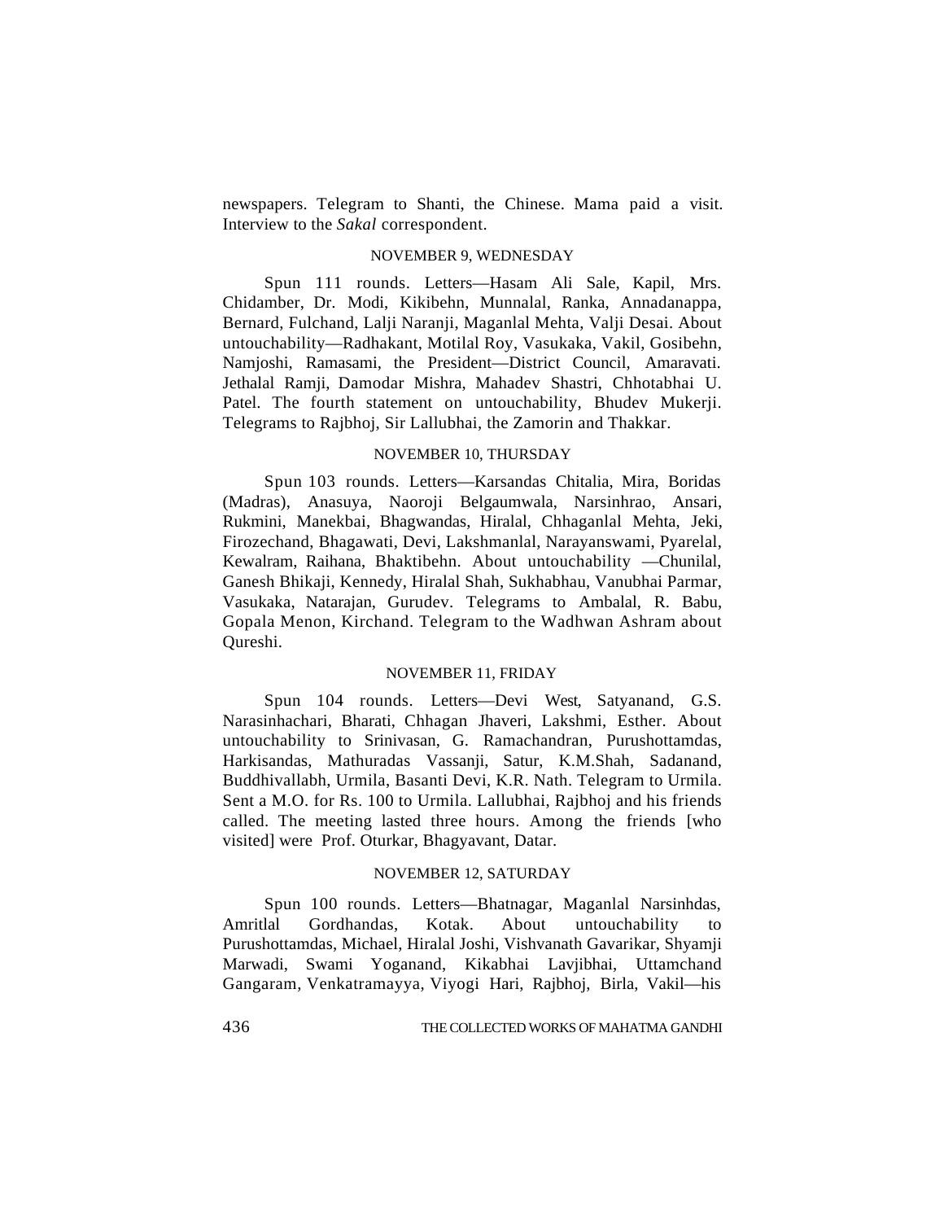newspapers. Telegram to Shanti, the Chinese. Mama paid a visit. Interview to the *Sakal* correspondent.

NOVEMBER 9, WEDNESDAY

Spun 111 rounds. Letters—Hasam Ali Sale, Kapil, Mrs. Chidamber, Dr. Modi, Kikibehn, Munnalal, Ranka, Annadanappa, Bernard, Fulchand, Lalji Naranji, Maganlal Mehta, Valji Desai. About untouchability—Radhakant, Motilal Roy, Vasukaka, Vakil, Gosibehn, Namjoshi, Ramasami, the President—District Council, Amaravati. Jethalal Ramji, Damodar Mishra, Mahadev Shastri, Chhotabhai U. Patel. The fourth statement on untouchability, Bhudev Mukerji. Telegrams to Rajbhoj, Sir Lallubhai, the Zamorin and Thakkar.

NOVEMBER 10, THURSDAY

Spun 103 rounds. Letters—Karsandas Chitalia, Mira, Boridas (Madras), Anasuya, Naoroji Belgaumwala, Narsinhrao, Ansari, Rukmini, Manekbai, Bhagwandas, Hiralal, Chhaganlal Mehta, Jeki, Firozechand, Bhagawati, Devi, Lakshmanlal, Narayanswami, Pyarelal, Kewalram, Raihana, Bhaktibehn. About untouchability —Chunilal, Ganesh Bhikaji, Kennedy, Hiralal Shah, Sukhabhau, Vanubhai Parmar, Vasukaka, Natarajan, Gurudev. Telegrams to Ambalal, R. Babu, Gopala Menon, Kirchand. Telegram to the Wadhwan Ashram about Qureshi.

NOVEMBER 11, FRIDAY

Spun 104 rounds. Letters—Devi West, Satyanand, G.S. Narasinhachari, Bharati, Chhagan Jhaveri, Lakshmi, Esther. About untouchability to Srinivasan, G. Ramachandran, Purushottamdas, Harkisandas, Mathuradas Vassanji, Satur, K.M.Shah, Sadanand, Buddhivallabh, Urmila, Basanti Devi, K.R. Nath. Telegram to Urmila. Sent a M.O. for Rs. 100 to Urmila. Lallubhai, Rajbhoj and his friends called. The meeting lasted three hours. Among the friends [who visited] were Prof. Oturkar, Bhagyavant, Datar.

NOVEMBER 12, SATURDAY

Spun 100 rounds. Letters—Bhatnagar, Maganlal Narsinhdas, Amritlal Gordhandas, Kotak. About untouchability to Purushottamdas, Michael, Hiralal Joshi, Vishvanath Gavarikar, Shyamji Marwadi, Swami Yoganand, Kikabhai Lavjibhai, Uttamchand Gangaram, Venkatramayya, Viyogi Hari, Rajbhoj, Birla, Vakil—his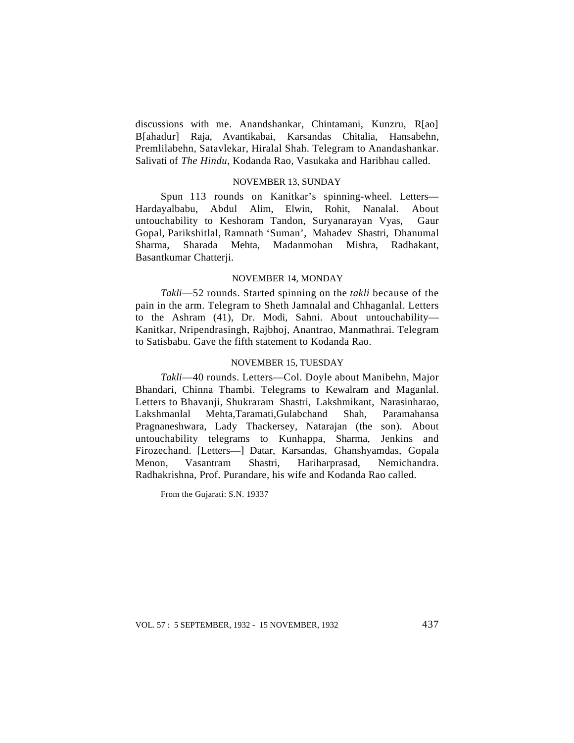discussions with me. Anandshankar, Chintamani, Kunzru, R[ao] B[ahadur] Raja, Avantikabai, Karsandas Chitalia, Hansabehn, Premlilabehn, Satavlekar, Hiralal Shah. Telegram to Anandashankar. Salivati of *The Hindu*, Kodanda Rao, Vasukaka and Haribhau called.

NOVEMBER 13, SUNDAY

Spun 113 rounds on Kanitkar's spinning-wheel. Letters—Hardayalbabu, Abdul Alim, Elwin, Rohit, Nanalal. About untouchability to Keshoram Tandon, Suryanarayan Vyas, Gaur Gopal, Parikshitlal, Ramnath 'Suman', Mahadev Shastri, Dhanumal Sharma, Sharada Mehta, Madanmohan Mishra, Radhakant, Basantkumar Chatterji.

NOVEMBER 14, MONDAY

*Takli*—52 rounds. Started spinning on the *takli* because of the pain in the arm. Telegram to Sheth Jamnalal and Chhaganlal. Letters to the Ashram (41), Dr. Modi, Sahni. About untouchability—Kanitkar, Nripendrasingh, Rajbhoj, Anantrao, Manmathrai. Telegram to Satisbabu. Gave the fifth statement to Kodanda Rao.

NOVEMBER 15, TUESDAY

*Takli*—40 rounds. Letters—Col. Doyle about Manibehn, Major Bhandari, Chinna Thambi. Telegrams to Kewalram and Maganlal. Letters to Bhavanji, Shukraram Shastri, Lakshmikant, Narasinharao, Lakshmanlal Mehta,Taramati,Gulabchand Shah, Paramahansa Pragnaneshwara, Lady Thackersey, Natarajan (the son). About untouchability telegrams to Kunhappa, Sharma, Jenkins and Firozechand. [Letters—] Datar, Karsandas, Ghanshyamdas, Gopala Menon, Vasantram Shastri, Hariharprasad, Nemichandra. Radhakrishna, Prof. Purandare, his wife and Kodanda Rao called.

From the Gujarati: S.N. 19337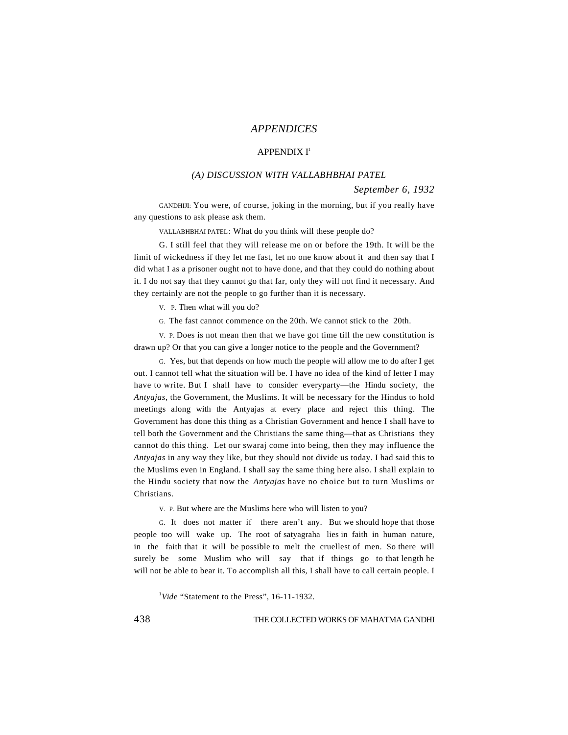# *APPENDICES*

## APPENDIX I[1]

### *(A) DISCUSSION WITH VALLABHBHAI PATEL*

*September 6, 1932*

GANDHIJI: You were, of course, joking in the morning, but if you really have any questions to ask please ask them.

VALLABHBHAI PATEL: What do you think will these people do?

G. I still feel that they will release me on or before the 19th. It will be the limit of wickedness if they let me fast, let no one know about it and then say that I did what I as a prisoner ought not to have done, and that they could do nothing about it. I do not say that they cannot go that far, only they will not find it necessary. And they certainly are not the people to go further than it is necessary.

V. P. Then what will you do?

G. The fast cannot commence on the 20th. We cannot stick to the 20th.

V. P. Does is not mean then that we have got time till the new constitution is drawn up? Or that you can give a longer notice to the people and the Government?

G. Yes, but that depends on how much the people will allow me to do after I get out. I cannot tell what the situation will be. I have no idea of the kind of letter I may have to write. But I shall have to consider everyparty—the Hindu society, the *Antyajas*, the Government, the Muslims. It will be necessary for the Hindus to hold meetings along with the Antyajas at every place and reject this thing. The Government has done this thing as a Christian Government and hence I shall have to tell both the Government and the Christians the same thing—that as Christians they cannot do this thing. Let our swaraj come into being, then they may influence the *Antyajas* in any way they like, but they should not divide us today. I had said this to the Muslims even in England. I shall say the same thing here also. I shall explain to the Hindu society that now the *Antyajas* have no choice but to turn Muslims or Christians.

V. P. But where are the Muslims here who will listen to you?

G. It does not matter if there aren't any. But we should hope that those people too will wake up. The root of satyagraha lies in faith in human nature, in the faith that it will be possible to melt the cruellest of men. So there will surely be some Muslim who will say that if things go to that length he will not be able to bear it. To accomplish all this, I shall have to call certain people. I

[1] *Vide* "Statement to the Press", 16-11-1932.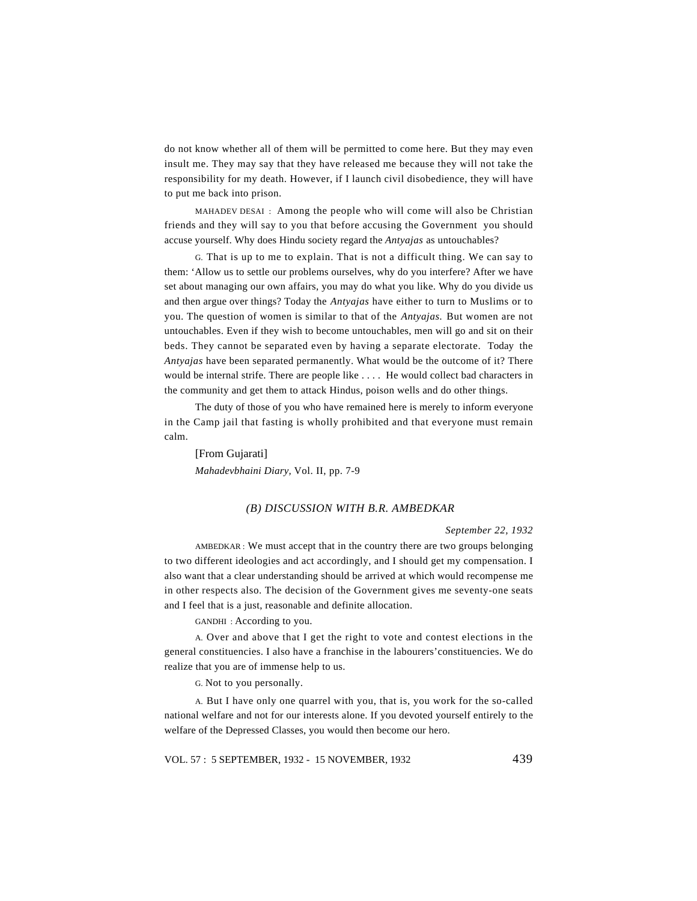do not know whether all of them will be permitted to come here. But they may even insult me. They may say that they have released me because they will not take the responsibility for my death. However, if I launch civil disobedience, they will have to put me back into prison.

MAHADEV DESAI : Among the people who will come will also be Christian friends and they will say to you that before accusing the Government you should accuse yourself. Why does Hindu society regard the *Antyajas* as untouchables?

G. That is up to me to explain. That is not a difficult thing. We can say to them: 'Allow us to settle our problems ourselves, why do you interfere? After we have set about managing our own affairs, you may do what you like. Why do you divide us and then argue over things? Today the *Antyajas* have either to turn to Muslims or to you. The question of women is similar to that of the *Antyajas.* But women are not untouchables. Even if they wish to become untouchables, men will go and sit on their beds. They cannot be separated even by having a separate electorate. Today the *Antyajas* have been separated permanently. What would be the outcome of it? There would be internal strife. There are people like . . . . He would collect bad characters in the community and get them to attack Hindus, poison wells and do other things.

The duty of those of you who have remained here is merely to inform everyone in the Camp jail that fasting is wholly prohibited and that everyone must remain calm.

[From Gujarati]

*Mahadevbhaini Diary,* Vol. II, pp. 7-9

### *(B) DISCUSSION WITH B.R. AMBEDKAR*

*September 22, 1932*

AMBEDKAR : We must accept that in the country there are two groups belonging to two different ideologies and act accordingly, and I should get my compensation. I also want that a clear understanding should be arrived at which would recompense me in other respects also. The decision of the Government gives me seventy-one seats and I feel that is a just, reasonable and definite allocation.

GANDHI : According to you.

A. Over and above that I get the right to vote and contest elections in the general constituencies. I also have a franchise in the labourers' constituencies. We do realize that you are of immense help to us.

G. Not to you personally.

A. But I have only one quarrel with you, that is, you work for the so-called national welfare and not for our interests alone. If you devoted yourself entirely to the welfare of the Depressed Classes, you would then become our hero.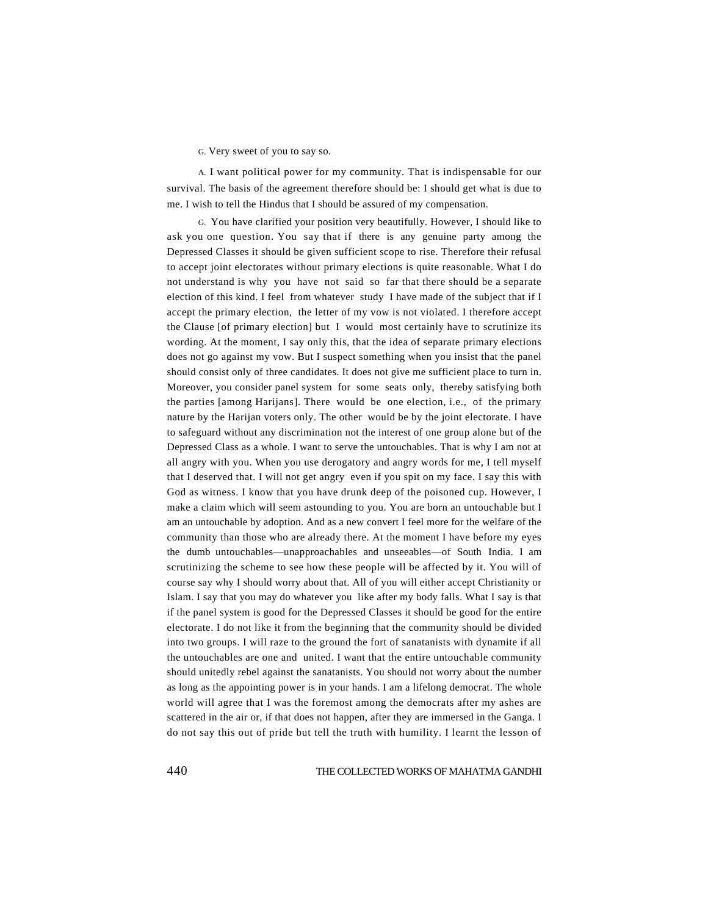G. Very sweet of you to say so.

A. I want political power for my community. That is indispensable for our survival. The basis of the agreement therefore should be: I should get what is due to me. I wish to tell the Hindus that I should be assured of my compensation.

G. You have clarified your position very beautifully. However, I should like to ask you one question. You say that if there is any genuine party among the Depressed Classes it should be given sufficient scope to rise. Therefore their refusal to accept joint electorates without primary elections is quite reasonable. What I do not understand is why you have not said so far that there should be a separate election of this kind. I feel from whatever study I have made of the subject that if I accept the primary election, the letter of my vow is not violated. I therefore accept the Clause [of primary election] but I would most certainly have to scrutinize its wording. At the moment, I say only this, that the idea of separate primary elections does not go against my vow. But I suspect something when you insist that the panel should consist only of three candidates. It does not give me sufficient place to turn in. Moreover, you consider panel system for some seats only, thereby satisfying both the parties [among Harijans]. There would be one election, i.e., of the primary nature by the Harijan voters only. The other would be by the joint electorate. I have to safeguard without any discrimination not the interest of one group alone but of the Depressed Class as a whole. I want to serve the untouchables. That is why I am not at all angry with you. When you use derogatory and angry words for me, I tell myself that I deserved that. I will not get angry even if you spit on my face. I say this with God as witness. I know that you have drunk deep of the poisoned cup. However, I make a claim which will seem astounding to you. You are born an untouchable but I am an untouchable by adoption. And as a new convert I feel more for the welfare of the community than those who are already there. At the moment I have before my eyes the dumb untouchables—unapproachables and unseeables—of South India. I am scrutinizing the scheme to see how these people will be affected by it. You will of course say why I should worry about that. All of you will either accept Christianity or Islam. I say that you may do whatever you like after my body falls. What I say is that if the panel system is good for the Depressed Classes it should be good for the entire electorate. I do not like it from the beginning that the community should be divided into two groups. I will raze to the ground the fort of sanatanists with dynamite if all the untouchables are one and united. I want that the entire untouchable community should unitedly rebel against the sanatanists. You should not worry about the number as long as the appointing power is in your hands. I am a lifelong democrat. The whole world will agree that I was the foremost among the democrats after my ashes are scattered in the air or, if that does not happen, after they are immersed in the Ganga. I do not say this out of pride but tell the truth with humility. I learnt the lesson of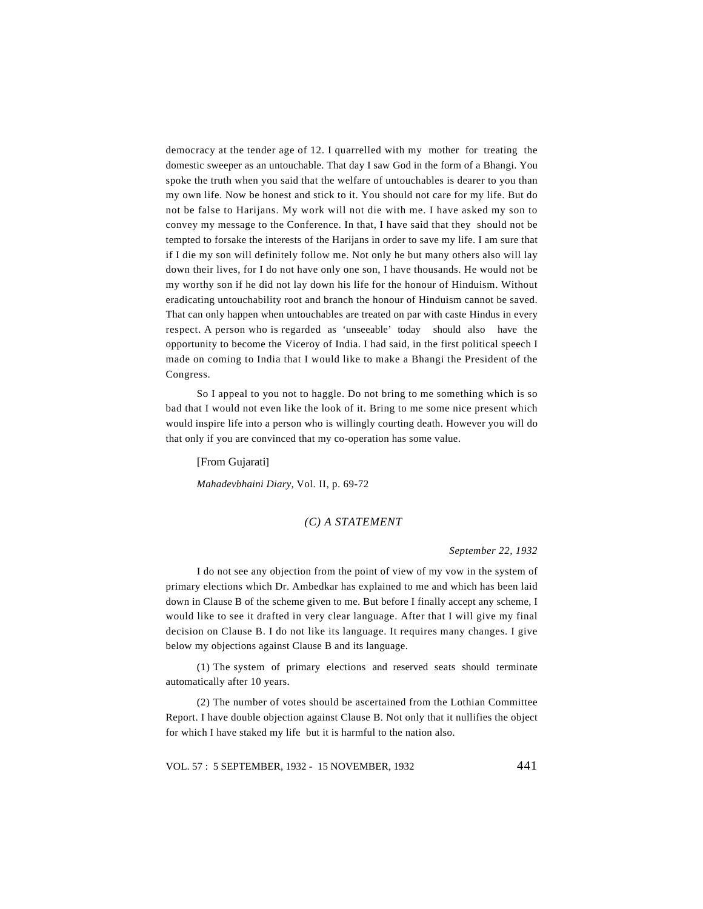democracy at the tender age of 12. I quarrelled with my mother for treating the domestic sweeper as an untouchable. That day I saw God in the form of a Bhangi. You spoke the truth when you said that the welfare of untouchables is dearer to you than my own life. Now be honest and stick to it. You should not care for my life. But do not be false to Harijans. My work will not die with me. I have asked my son to convey my message to the Conference. In that, I have said that they should not be tempted to forsake the interests of the Harijans in order to save my life. I am sure that if I die my son will definitely follow me. Not only he but many others also will lay down their lives, for I do not have only one son, I have thousands. He would not be my worthy son if he did not lay down his life for the honour of Hinduism. Without eradicating untouchability root and branch the honour of Hinduism cannot be saved. That can only happen when untouchables are treated on par with caste Hindus in every respect. A person who is regarded as 'unseeable' today should also have the opportunity to become the Viceroy of India. I had said, in the first political speech I made on coming to India that I would like to make a Bhangi the President of the Congress.

So I appeal to you not to haggle. Do not bring to me something which is so bad that I would not even like the look of it. Bring to me some nice present which would inspire life into a person who is willingly courting death. However you will do that only if you are convinced that my co-operation has some value.

[From Gujarati]

*Mahadevbhaini Diary,* Vol. II, p. 69-72

### *(C) A STATEMENT*

*September 22, 1932*

I do not see any objection from the point of view of my vow in the system of primary elections which Dr. Ambedkar has explained to me and which has been laid down in Clause B of the scheme given to me. But before I finally accept any scheme, I would like to see it drafted in very clear language. After that I will give my final decision on Clause B. I do not like its language. It requires many changes. I give below my objections against Clause B and its language.

(1) The system of primary elections and reserved seats should terminate automatically after 10 years.

(2) The number of votes should be ascertained from the Lothian Committee Report. I have double objection against Clause B. Not only that it nullifies the object for which I have staked my life but it is harmful to the nation also.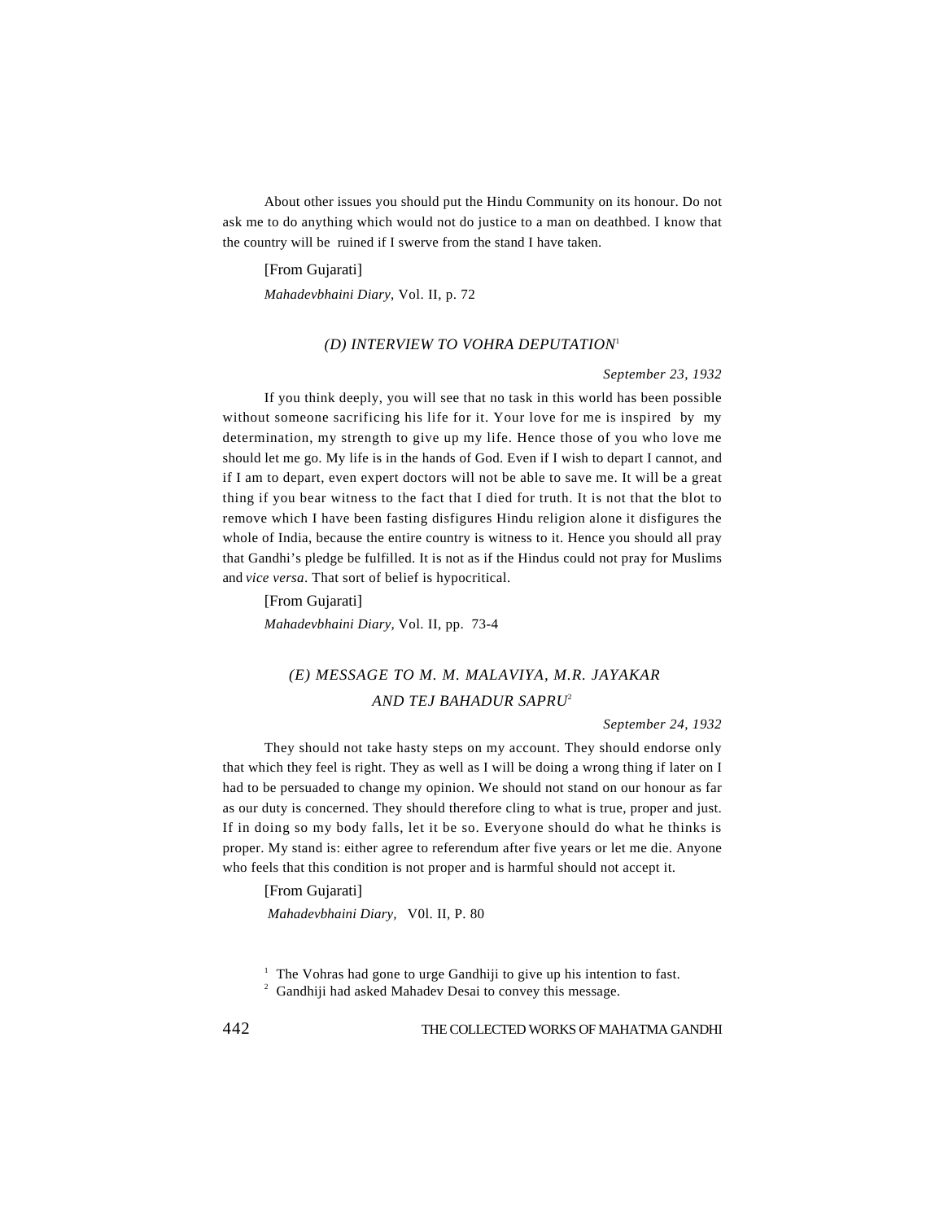About other issues you should put the Hindu Community on its honour. Do not ask me to do anything which would not do justice to a man on deathbed. I know that the country will be ruined if I swerve from the stand I have taken.

[From Gujarati]

*Mahadevbhaini Diary*, Vol. II, p. 72

### *(D) INTERVIEW TO VOHRA DEPUTATION*[1]

*September 23, 1932*

If you think deeply, you will see that no task in this world has been possible without someone sacrificing his life for it. Your love for me is inspired by my determination, my strength to give up my life. Hence those of you who love me should let me go. My life is in the hands of God. Even if I wish to depart I cannot, and if I am to depart, even expert doctors will not be able to save me. It will be a great thing if you bear witness to the fact that I died for truth. It is not that the blot to remove which I have been fasting disfigures Hindu religion alone it disfigures the whole of India, because the entire country is witness to it. Hence you should all pray that Gandhi's pledge be fulfilled. It is not as if the Hindus could not pray for Muslims and *vice versa*. That sort of belief is hypocritical.

[From Gujarati]

*Mahadevbhaini Diary*, Vol. II, pp. 73-4

### *(E) MESSAGE TO M. M. MALAVIYA, M.R. JAYAKAR AND TEJ BAHADUR SAPRU*[2]

*September 24, 1932*

They should not take hasty steps on my account. They should endorse only that which they feel is right. They as well as I will be doing a wrong thing if later on I had to be persuaded to change my opinion. We should not stand on our honour as far as our duty is concerned. They should therefore cling to what is true, proper and just. If in doing so my body falls, let it be so. Everyone should do what he thinks is proper. My stand is: either agree to referendum after five years or let me die. Anyone who feels that this condition is not proper and is harmful should not accept it.

[From Gujarati]

*Mahadevbhaini Diary*, V0l. II, P. 80

[1] The Vohras had gone to urge Gandhiji to give up his intention to fast.

[2] Gandhiji had asked Mahadev Desai to convey this message.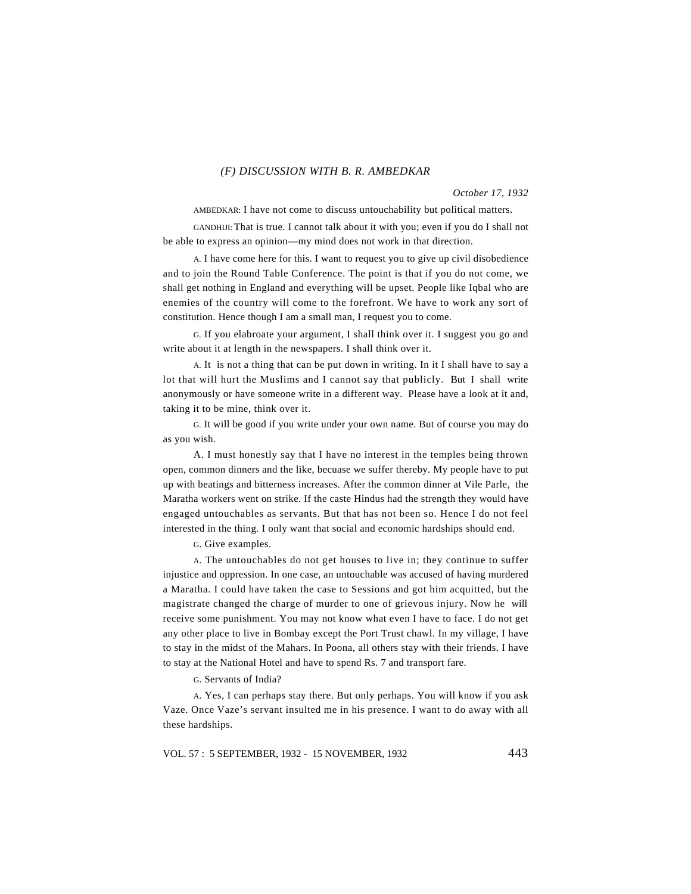### *(F) DISCUSSION WITH B. R. AMBEDKAR*

*October 17, 1932*

AMBEDKAR: I have not come to discuss untouchability but political matters.

GANDHIJI: That is true. I cannot talk about it with you; even if you do I shall not be able to express an opinion—my mind does not work in that direction.

A. I have come here for this. I want to request you to give up civil disobedience and to join the Round Table Conference. The point is that if you do not come, we shall get nothing in England and everything will be upset. People like Iqbal who are enemies of the country will come to the forefront. We have to work any sort of constitution. Hence though I am a small man, I request you to come.

G. If you elabroate your argument, I shall think over it. I suggest you go and write about it at length in the newspapers. I shall think over it.

A. It is not a thing that can be put down in writing. In it I shall have to say a lot that will hurt the Muslims and I cannot say that publicly. But I shall write anonymously or have someone write in a different way. Please have a look at it and, taking it to be mine, think over it.

G. It will be good if you write under your own name. But of course you may do as you wish.

A. I must honestly say that I have no interest in the temples being thrown open, common dinners and the like, becuase we suffer thereby. My people have to put up with beatings and bitterness increases. After the common dinner at Vile Parle, the Maratha workers went on strike. If the caste Hindus had the strength they would have engaged untouchables as servants. But that has not been so. Hence I do not feel interested in the thing. I only want that social and economic hardships should end.

G. Give examples.

A. The untouchables do not get houses to live in; they continue to suffer injustice and oppression. In one case, an untouchable was accused of having murdered a Maratha. I could have taken the case to Sessions and got him acquitted, but the magistrate changed the charge of murder to one of grievous injury. Now he will receive some punishment. You may not know what even I have to face. I do not get any other place to live in Bombay except the Port Trust chawl. In my village, I have to stay in the midst of the Mahars. In Poona, all others stay with their friends. I have to stay at the National Hotel and have to spend Rs. 7 and transport fare.

G. Servants of India?

A. Yes, I can perhaps stay there. But only perhaps. You will know if you ask Vaze. Once Vaze's servant insulted me in his presence. I want to do away with all these hardships.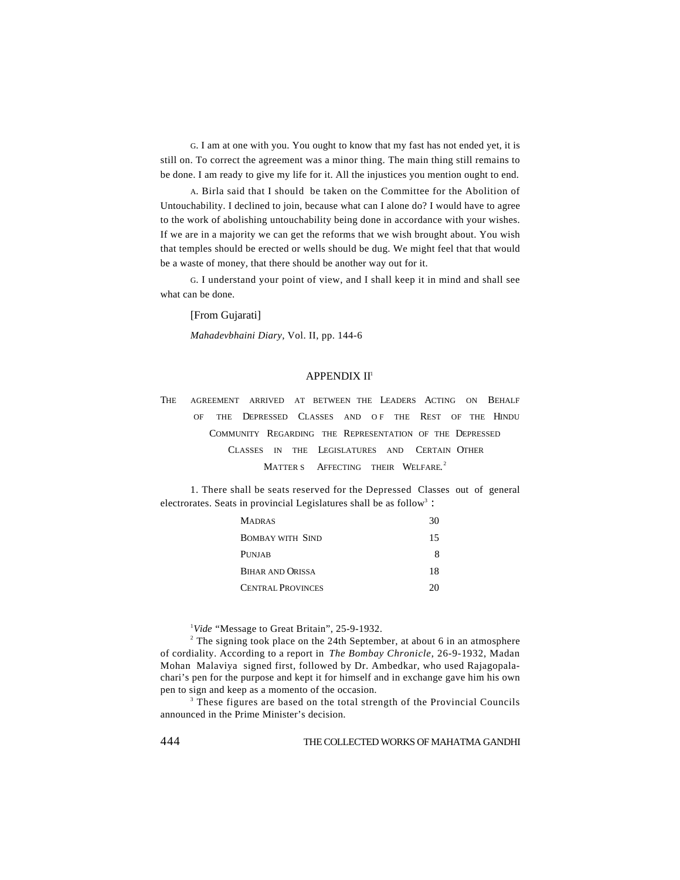G. I am at one with you. You ought to know that my fast has not ended yet, it is still on. To correct the agreement was a minor thing. The main thing still remains to be done. I am ready to give my life for it. All the injustices you mention ought to end.

A. Birla said that I should be taken on the Committee for the Abolition of Untouchability. I declined to join, because what can I alone do? I would have to agree to the work of abolishing untouchability being done in accordance with your wishes. If we are in a majority we can get the reforms that we wish brought about. You wish that temples should be erected or wells should be dug. We might feel that that would be a waste of money, that there should be another way out for it.

G. I understand your point of view, and I shall keep it in mind and shall see what can be done.

[From Gujarati]

*Mahadevbhaini Diary*, Vol. II, pp. 144-6

## APPENDIX II[1]

THE AGREEMENT ARRIVED AT BETWEEN THE LEADERS ACTING ON BEHALF OF THE DEPRESSED CLASSES AND OF THE REST OF THE HINDU COMMUNITY REGARDING THE REPRESENTATION OF THE DEPRESSED CLASSES IN THE LEGISLATURES AND CERTAIN OTHER MATTERS AFFECTING THEIR WELFARE.[2]

1. There shall be seats reserved for the Depressed Classes out of general electorates. Seats in provincial Legislatures shall be as follow[3] :

| | |
|---|---|
| MADRAS | 30 |
| BOMBAY WITH SIND | 15 |
| PUNJAB | 8 |
| BIHAR AND ORISSA | 18 |
| CENTRAL PROVINCES | 20 |

[1] *Vide* "Message to Great Britain", 25-9-1932.

[2] The signing took place on the 24th September, at about 6 in an atmosphere of cordiality. According to a report in *The Bombay Chronicle*, 26-9-1932, Madan Mohan Malaviya signed first, followed by Dr. Ambedkar, who used Rajagopalachari's pen for the purpose and kept it for himself and in exchange gave him his own pen to sign and keep as a momento of the occasion.

[3] These figures are based on the total strength of the Provincial Councils announced in the Prime Minister's decision.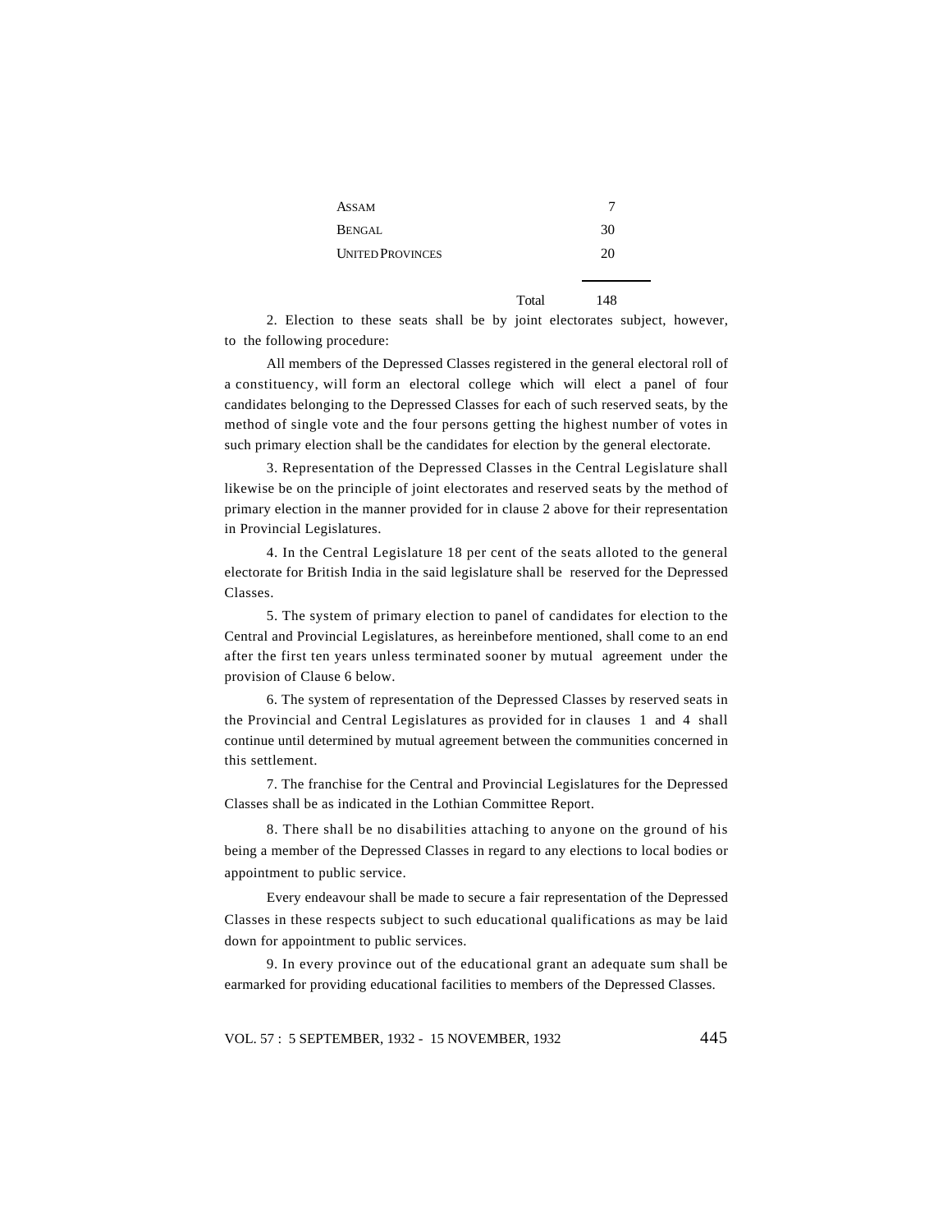| | |
|---|---|
| Assam | 7 |
| Bengal | 30 |
| United Provinces | 20 |
| Total | 148 |

2. Election to these seats shall be by joint electorates subject, however, to the following procedure:

All members of the Depressed Classes registered in the general electoral roll of a constituency, will form an electoral college which will elect a panel of four candidates belonging to the Depressed Classes for each of such reserved seats, by the method of single vote and the four persons getting the highest number of votes in such primary election shall be the candidates for election by the general electorate.

3. Representation of the Depressed Classes in the Central Legislature shall likewise be on the principle of joint electorates and reserved seats by the method of primary election in the manner provided for in clause 2 above for their representation in Provincial Legislatures.

4. In the Central Legislature 18 per cent of the seats alloted to the general electorate for British India in the said legislature shall be reserved for the Depressed Classes.

5. The system of primary election to panel of candidates for election to the Central and Provincial Legislatures, as hereinbefore mentioned, shall come to an end after the first ten years unless terminated sooner by mutual agreement under the provision of Clause 6 below.

6. The system of representation of the Depressed Classes by reserved seats in the Provincial and Central Legislatures as provided for in clauses 1 and 4 shall continue until determined by mutual agreement between the communities concerned in this settlement.

7. The franchise for the Central and Provincial Legislatures for the Depressed Classes shall be as indicated in the Lothian Committee Report.

8. There shall be no disabilities attaching to anyone on the ground of his being a member of the Depressed Classes in regard to any elections to local bodies or appointment to public service.

Every endeavour shall be made to secure a fair representation of the Depressed Classes in these respects subject to such educational qualifications as may be laid down for appointment to public services.

9. In every province out of the educational grant an adequate sum shall be earmarked for providing educational facilities to members of the Depressed Classes.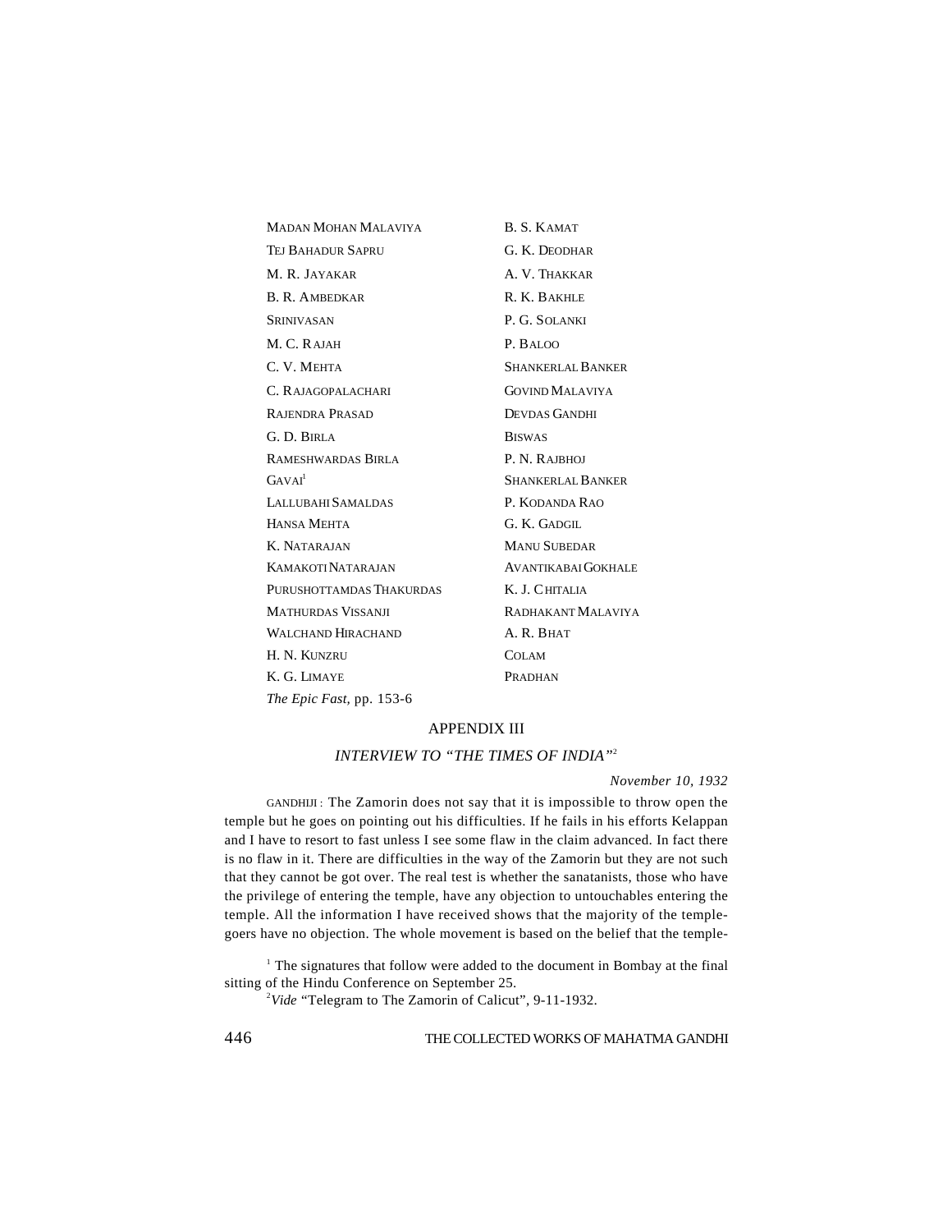| | |
|---|---|
| MADAN MOHAN MALAVIYA | B. S. KAMAT |
| TEJ BAHADUR SAPRU | G. K. DEODHAR |
| M. R. JAYAKAR | A. V. THAKKAR |
| B. R. AMBEDKAR | R. K. BAKHLE |
| SRINIVASAN | P. G. SOLANKI |
| M. C. RAJAH | P. BALOO |
| C. V. MEHTA | SHANKERLAL BANKER |
| C. RAJAGOPALACHARI | GOVIND MALAVIYA |
| RAJENDRA PRASAD | DEVDAS GANDHI |
| G. D. BIRLA | BISWAS |
| RAMESHWARDAS BIRLA | P. N. RAJBHOJ |
| GAVAI[1] | SHANKERLAL BANKER |
| LALLUBAHI SAMALDAS | P. KODANDA RAO |
| HANSA MEHTA | G. K. GADGIL |
| K. NATARAJAN | MANU SUBEDAR |
| KAMAKOTI NATARAJAN | AVANTIKABAI GOKHALE |
| PURUSHOTTAMDAS THAKURDAS | K. J. CHITALIA |
| MATHURDAS VISSANJI | RADHAKANT MALAVIYA |
| WALCHAND HIRACHAND | A. R. BHAT |
| H. N. KUNZRU | COLAM |
| K. G. LIMAYE | PRADHAN |

*The Epic Fast*, pp. 153-6

## APPENDIX III

### *INTERVIEW TO "THE TIMES OF INDIA"*[2]

*November 10, 1932*

GANDHIJI : The Zamorin does not say that it is impossible to throw open the temple but he goes on pointing out his difficulties. If he fails in his efforts Kelappan and I have to resort to fast unless I see some flaw in the claim advanced. In fact there is no flaw in it. There are difficulties in the way of the Zamorin but they are not such that they cannot be got over. The real test is whether the sanatanists, those who have the privilege of entering the temple, have any objection to untouchables entering the temple. All the information I have received shows that the majority of the temple-goers have no objection. The whole movement is based on the belief that the temple-

[1] The signatures that follow were added to the document in Bombay at the final sitting of the Hindu Conference on September 25.

[2] *Vide* "Telegram to The Zamorin of Calicut", 9-11-1932.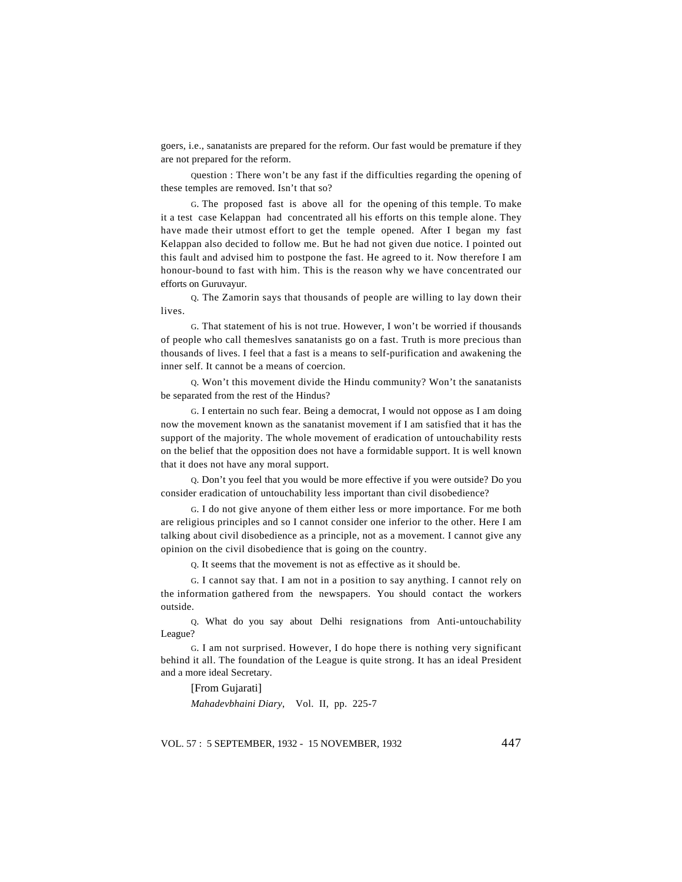goers, i.e., sanatanists are prepared for the reform. Our fast would be premature if they are not prepared for the reform.

Question : There won't be any fast if the difficulties regarding the opening of these temples are removed. Isn't that so?

G. The proposed fast is above all for the opening of this temple. To make it a test case Kelappan had concentrated all his efforts on this temple alone. They have made their utmost effort to get the temple opened. After I began my fast Kelappan also decided to follow me. But he had not given due notice. I pointed out this fault and advised him to postpone the fast. He agreed to it. Now therefore I am honour-bound to fast with him. This is the reason why we have concentrated our efforts on Guruvayur.

Q. The Zamorin says that thousands of people are willing to lay down their lives.

G. That statement of his is not true. However, I won't be worried if thousands of people who call themeslves sanatanists go on a fast. Truth is more precious than thousands of lives. I feel that a fast is a means to self-purification and awakening the inner self. It cannot be a means of coercion.

Q. Won't this movement divide the Hindu community? Won't the sanatanists be separated from the rest of the Hindus?

G. I entertain no such fear. Being a democrat, I would not oppose as I am doing now the movement known as the sanatanist movement if I am satisfied that it has the support of the majority. The whole movement of eradication of untouchability rests on the belief that the opposition does not have a formidable support. It is well known that it does not have any moral support.

Q. Don't you feel that you would be more effective if you were outside? Do you consider eradication of untouchability less important than civil disobedience?

G. I do not give anyone of them either less or more importance. For me both are religious principles and so I cannot consider one inferior to the other. Here I am talking about civil disobedience as a principle, not as a movement. I cannot give any opinion on the civil disobedience that is going on the country.

Q. It seems that the movement is not as effective as it should be.

G. I cannot say that. I am not in a position to say anything. I cannot rely on the information gathered from the newspapers. You should contact the workers outside.

Q. What do you say about Delhi resignations from Anti-untouchability League?

G. I am not surprised. However, I do hope there is nothing very significant behind it all. The foundation of the League is quite strong. It has an ideal President and a more ideal Secretary.

[From Gujarati]

*Mahadevbhaini Diary*, Vol. II, pp. 225-7